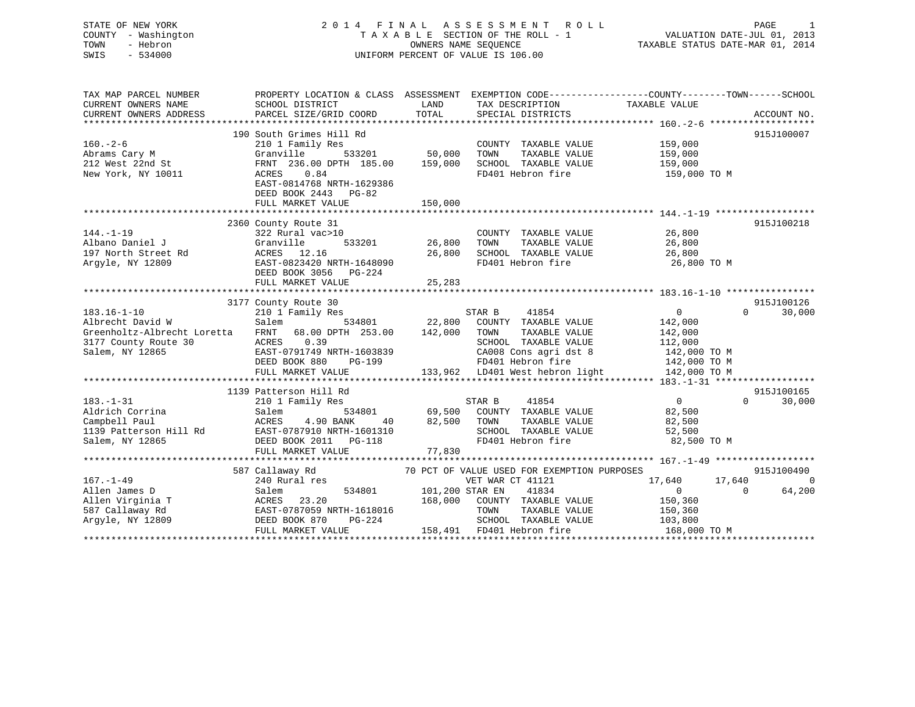STATE OF NEW YORK
COUNTY - Washington
TOWN - Hebron
SWIS - 534000

# 2014 FINAL ASSESSMENT ROLL

TAXABLE SECTION OF THE ROLL - 1
OWNERS NAME SEQUENCE
UNIFORM PERCENT OF VALUE IS 106.00

VALUATION DATE-JUL 01, 2013
TAXABLE STATUS DATE-MAR 01, 2014

```
TAX MAP PARCEL NUMBER          PROPERTY LOCATION & CLASS  ASSESSMENT  EXEMPTION CODE-----------------COUNTY--------TOWN------SCHOOL
CURRENT OWNERS NAME            SCHOOL DISTRICT               LAND      TAX DESCRIPTION             TAXABLE VALUE
CURRENT OWNERS ADDRESS         PARCEL SIZE/GRID COORD        TOTAL     SPECIAL DISTRICTS                                  ACCOUNT NO.
******************************************************************************************************* 160.-2-6 *******************
                               190 South Grimes Hill Rd                                                                  915J100007
160.-2-6                       210 1 Family Res                        COUNTY  TAXABLE VALUE           159,000
Abrams Cary M                  Granville       533201       50,000     TOWN    TAXABLE VALUE           159,000
212 West 22nd St               FRNT  236.00 DPTH  185.00   159,000     SCHOOL  TAXABLE VALUE           159,000
New York, NY 10011             ACRES    0.84                           FD401 Hebron fire                159,000 TO M
                               EAST-0814768 NRTH-1629386
                               DEED BOOK 2443   PG-82
                               FULL MARKET VALUE           150,000
******************************************************************************************************* 144.-1-19 ******************
                               2360 County Route 31                                                                      915J100218
144.-1-19                      322 Rural vac>10                        COUNTY  TAXABLE VALUE            26,800
Albano Daniel J                Granville       533201       26,800     TOWN    TAXABLE VALUE            26,800
197 North Street Rd            ACRES   12.16                26,800     SCHOOL  TAXABLE VALUE            26,800
Argyle, NY 12809               EAST-0823420 NRTH-1648090               FD401 Hebron fire                 26,800 TO M
                               DEED BOOK 3056   PG-224
                               FULL MARKET VALUE            25,283
******************************************************************************************************* 183.16-1-10 ****************
                               3177 County Route 30                                                                      915J100126
183.16-1-10                    210 1 Family Res                        STAR B      41854                    0          0     30,000
Albrecht David W               Salem           534801       22,800     COUNTY  TAXABLE VALUE           142,000
Greenholtz-Albrecht Loretta    FRNT   68.00 DPTH  253.00   142,000     TOWN    TAXABLE VALUE           142,000
3177 County Route 30           ACRES    0.39                           SCHOOL  TAXABLE VALUE           112,000
Salem, NY 12865                EAST-0791749 NRTH-1603839               CA008 Cons agri dst 8            142,000 TO M
                               DEED BOOK 880    PG-199                 FD401 Hebron fire                142,000 TO M
                               FULL MARKET VALUE           133,962     LD401 West hebron light          142,000 TO M
******************************************************************************************************* 183.-1-31 ******************
                               1139 Patterson Hill Rd                                                                    915J100165
183.-1-31                      210 1 Family Res                        STAR B      41854                    0          0     30,000
Aldrich Corrina                Salem           534801       69,500     COUNTY  TAXABLE VALUE            82,500
Campbell Paul                  ACRES    4.90 BANK     40    82,500     TOWN    TAXABLE VALUE            82,500
1139 Patterson Hill Rd         EAST-0787910 NRTH-1601310               SCHOOL  TAXABLE VALUE            52,500
Salem, NY 12865                DEED BOOK 2011   PG-118                 FD401 Hebron fire                 82,500 TO M
                               FULL MARKET VALUE            77,830
******************************************************************************************************* 167.-1-49 ******************
                               587 Callaway Rd            70 PCT OF VALUE USED FOR EXEMPTION PURPOSES                    915J100490
167.-1-49                      240 Rural res                           VET WAR CT 41121                17,640     17,640          0
Allen James D                  Salem           534801      101,200 STAR EN     41834                    0          0     64,200
Allen Virginia T               ACRES   23.20               168,000     COUNTY  TAXABLE VALUE           150,360
587 Callaway Rd                EAST-0787059 NRTH-1618016               TOWN    TAXABLE VALUE           150,360
Argyle, NY 12809               DEED BOOK 870    PG-224                 SCHOOL  TAXABLE VALUE           103,800
                               FULL MARKET VALUE           158,491     FD401 Hebron fire                168,000 TO M
************************************************************************************************************************************
```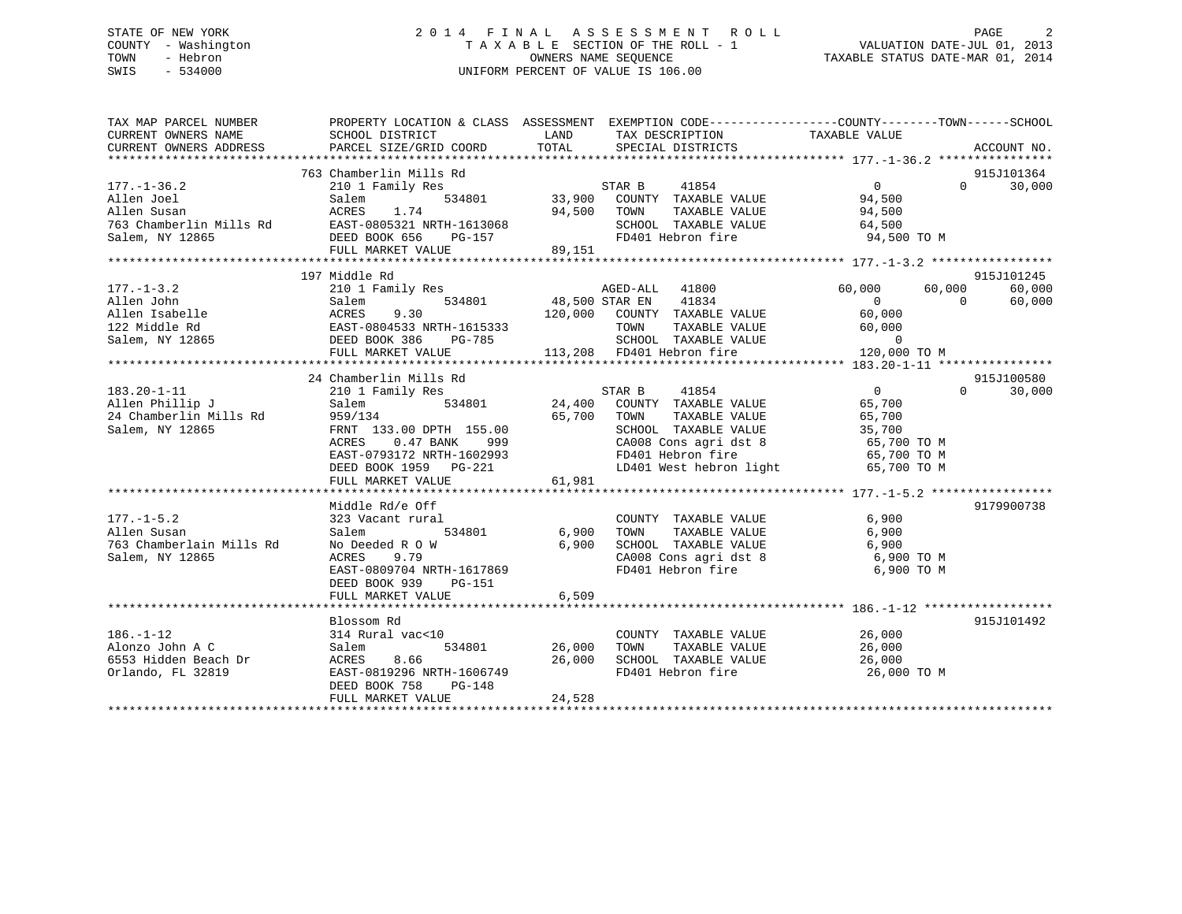STATE OF NEW YORK
COUNTY - Washington
TOWN - Hebron
SWIS - 534000

2014 FINAL ASSESSMENT ROLL
TAXABLE SECTION OF THE ROLL - 1
OWNERS NAME SEQUENCE
UNIFORM PERCENT OF VALUE IS 106.00

VALUATION DATE-JUL 01, 2013
TAXABLE STATUS DATE-MAR 01, 2014

```
TAX MAP PARCEL NUMBER        PROPERTY LOCATION & CLASS  ASSESSMENT  EXEMPTION CODE------------------COUNTY--------TOWN------SCHOOL
CURRENT OWNERS NAME          SCHOOL DISTRICT               LAND      TAX DESCRIPTION             TAXABLE VALUE
CURRENT OWNERS ADDRESS       PARCEL SIZE/GRID COORD       TOTAL      SPECIAL DISTRICTS                                    ACCOUNT NO.
******************************************************************************************************* 177.-1-36.2 ****************
                             763 Chamberlin Mills Rd                                                                       915J101364
177.-1-36.2                  210 1 Family Res                         STAR B      41854                  0            0       30,000
Allen Joel                   Salem          534801       33,900    COUNTY  TAXABLE VALUE              94,500
Allen Susan                  ACRES    1.74               94,500    TOWN    TAXABLE VALUE              94,500
763 Chamberlin Mills Rd      EAST-0805321 NRTH-1613068             SCHOOL  TAXABLE VALUE              64,500
Salem, NY 12865              DEED BOOK 656    PG-157               FD401 Hebron fire                  94,500 TO M
                             FULL MARKET VALUE           89,151
******************************************************************************************************* 177.-1-3.2 *****************
                             197 Middle Rd                                                                                 915J101245
177.-1-3.2                   210 1 Family Res                         AGED-ALL    41800              60,000       60,000       60,000
Allen John                   Salem          534801       48,500 STAR EN     41834                  0            0       60,000
Allen Isabelle               ACRES    9.30              120,000    COUNTY  TAXABLE VALUE              60,000
122 Middle Rd                EAST-0804533 NRTH-1615333             TOWN    TAXABLE VALUE              60,000
Salem, NY 12865              DEED BOOK 386    PG-785               SCHOOL  TAXABLE VALUE                   0
                             FULL MARKET VALUE          113,208    FD401 Hebron fire                 120,000 TO M
******************************************************************************************************* 183.20-1-11 ****************
                             24 Chamberlin Mills Rd                                                                        915J100580
183.20-1-11                  210 1 Family Res                         STAR B      41854                  0            0       30,000
Allen Phillip J              Salem          534801       24,400    COUNTY  TAXABLE VALUE              65,700
24 Chamberlin Mills Rd       959/134                     65,700    TOWN    TAXABLE VALUE              65,700
Salem, NY 12865              FRNT 133.00 DPTH 155.00               SCHOOL  TAXABLE VALUE              35,700
                             ACRES    0.47 BANK    999              CA008 Cons agri dst 8              65,700 TO M
                             EAST-0793172 NRTH-1602993             FD401 Hebron fire                  65,700 TO M
                             DEED BOOK 1959   PG-221               LD401 West hebron light            65,700 TO M
                             FULL MARKET VALUE           61,981
******************************************************************************************************* 177.-1-5.2 *****************
                             Middle Rd/e Off                                                                               9179900738
177.-1-5.2                   323 Vacant rural                        COUNTY  TAXABLE VALUE               6,900
Allen Susan                  Salem          534801        6,900    TOWN    TAXABLE VALUE               6,900
763 Chamberlain Mills Rd     No Deeded R O W              6,900    SCHOOL  TAXABLE VALUE               6,900
Salem, NY 12865              ACRES    9.79                          CA008 Cons agri dst 8               6,900 TO M
                             EAST-0809704 NRTH-1617869             FD401 Hebron fire                   6,900 TO M
                             DEED BOOK 939    PG-151
                             FULL MARKET VALUE            6,509
******************************************************************************************************* 186.-1-12 ******************
                             Blossom Rd                                                                                    915J101492
186.-1-12                    314 Rural vac<10                        COUNTY  TAXABLE VALUE              26,000
Alonzo John A C              Salem          534801       26,000    TOWN    TAXABLE VALUE              26,000
6553 Hidden Beach Dr         ACRES    8.66               26,000    SCHOOL  TAXABLE VALUE              26,000
Orlando, FL 32819            EAST-0819296 NRTH-1606749             FD401 Hebron fire                  26,000 TO M
                             DEED BOOK 758    PG-148
                             FULL MARKET VALUE           24,528
************************************************************************************************************************************
```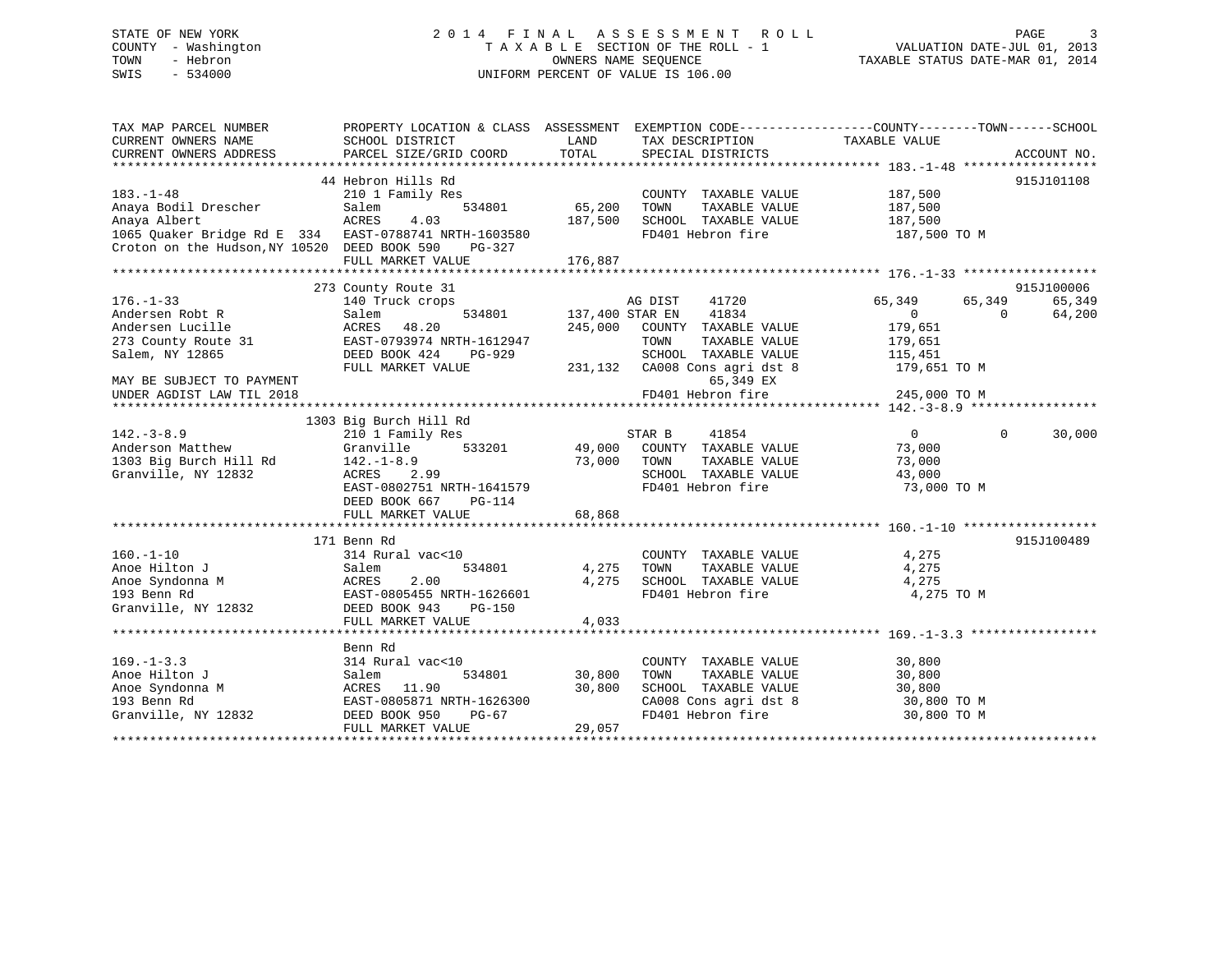STATE OF NEW YORK
COUNTY - Washington
TOWN - Hebron
SWIS - 534000

2014 FINAL ASSESSMENT ROLL
TAXABLE SECTION OF THE ROLL - 1
OWNERS NAME SEQUENCE
UNIFORM PERCENT OF VALUE IS 106.00

VALUATION DATE-JUL 01, 2013
TAXABLE STATUS DATE-MAR 01, 2014

```
TAX MAP PARCEL NUMBER          PROPERTY LOCATION & CLASS  ASSESSMENT  EXEMPTION CODE------------------COUNTY--------TOWN------SCHOOL
CURRENT OWNERS NAME            SCHOOL DISTRICT               LAND      TAX DESCRIPTION             TAXABLE VALUE
CURRENT OWNERS ADDRESS         PARCEL SIZE/GRID COORD        TOTAL     SPECIAL DISTRICTS                                    ACCOUNT NO.
****************************************************************************************************** 183.-1-48 ******************
                               44 Hebron Hills Rd                                                                           915J101108
183.-1-48                      210 1 Family Res                        COUNTY  TAXABLE VALUE          187,500
Anaya Bodil Drescher           Salem          534801       65,200      TOWN    TAXABLE VALUE          187,500
Anaya Albert                   ACRES    4.03              187,500      SCHOOL  TAXABLE VALUE          187,500
1065 Quaker Bridge Rd E  334   EAST-0788741 NRTH-1603580               FD401 Hebron fire               187,500 TO M
Croton on the Hudson,NY 10520  DEED BOOK 590    PG-327
                               FULL MARKET VALUE          176,887
****************************************************************************************************** 176.-1-33 ******************
                               273 County Route 31                                                                          915J100006
176.-1-33                      140 Truck crops                         AG DIST     41720            65,349      65,349      65,349
Andersen Robt R                Salem          534801      137,400 STAR EN     41834                 0           0      64,200
Andersen Lucille               ACRES   48.20              245,000      COUNTY  TAXABLE VALUE          179,651
273 County Route 31            EAST-0793974 NRTH-1612947               TOWN    TAXABLE VALUE          179,651
Salem, NY 12865                DEED BOOK 424    PG-929                 SCHOOL  TAXABLE VALUE          115,451
                               FULL MARKET VALUE          231,132      CA008 Cons agri dst 8           179,651 TO M
MAY BE SUBJECT TO PAYMENT                                                    65,349 EX
UNDER AGDIST LAW TIL 2018                                              FD401 Hebron fire               245,000 TO M
****************************************************************************************************** 142.-3-8.9 *****************
                               1303 Big Burch Hill Rd
142.-3-8.9                     210 1 Family Res                        STAR B      41854                 0           0      30,000
Anderson Matthew               Granville      533201       49,000      COUNTY  TAXABLE VALUE           73,000
1303 Big Burch Hill Rd         142.-1-8.9                  73,000      TOWN    TAXABLE VALUE           73,000
Granville, NY 12832            ACRES    2.99                           SCHOOL  TAXABLE VALUE           43,000
                               EAST-0802751 NRTH-1641579               FD401 Hebron fire                73,000 TO M
                               DEED BOOK 667    PG-114
                               FULL MARKET VALUE           68,868
****************************************************************************************************** 160.-1-10 ******************
                               171 Benn Rd                                                                                  915J100489
160.-1-10                      314 Rural vac<10                        COUNTY  TAXABLE VALUE            4,275
Anoe Hilton J                  Salem          534801        4,275      TOWN    TAXABLE VALUE            4,275
Anoe Syndonna M                ACRES    2.00                4,275      SCHOOL  TAXABLE VALUE            4,275
193 Benn Rd                    EAST-0805455 NRTH-1626601               FD401 Hebron fire                 4,275 TO M
Granville, NY 12832            DEED BOOK 943    PG-150
                               FULL MARKET VALUE            4,033
****************************************************************************************************** 169.-1-3.3 *****************
                               Benn Rd
169.-1-3.3                     314 Rural vac<10                        COUNTY  TAXABLE VALUE           30,800
Anoe Hilton J                  Salem          534801       30,800      TOWN    TAXABLE VALUE           30,800
Anoe Syndonna M                ACRES   11.90               30,800      SCHOOL  TAXABLE VALUE           30,800
193 Benn Rd                    EAST-0805871 NRTH-1626300               CA008 Cons agri dst 8            30,800 TO M
Granville, NY 12832            DEED BOOK 950    PG-67                  FD401 Hebron fire                30,800 TO M
                               FULL MARKET VALUE           29,057
************************************************************************************************************************************
```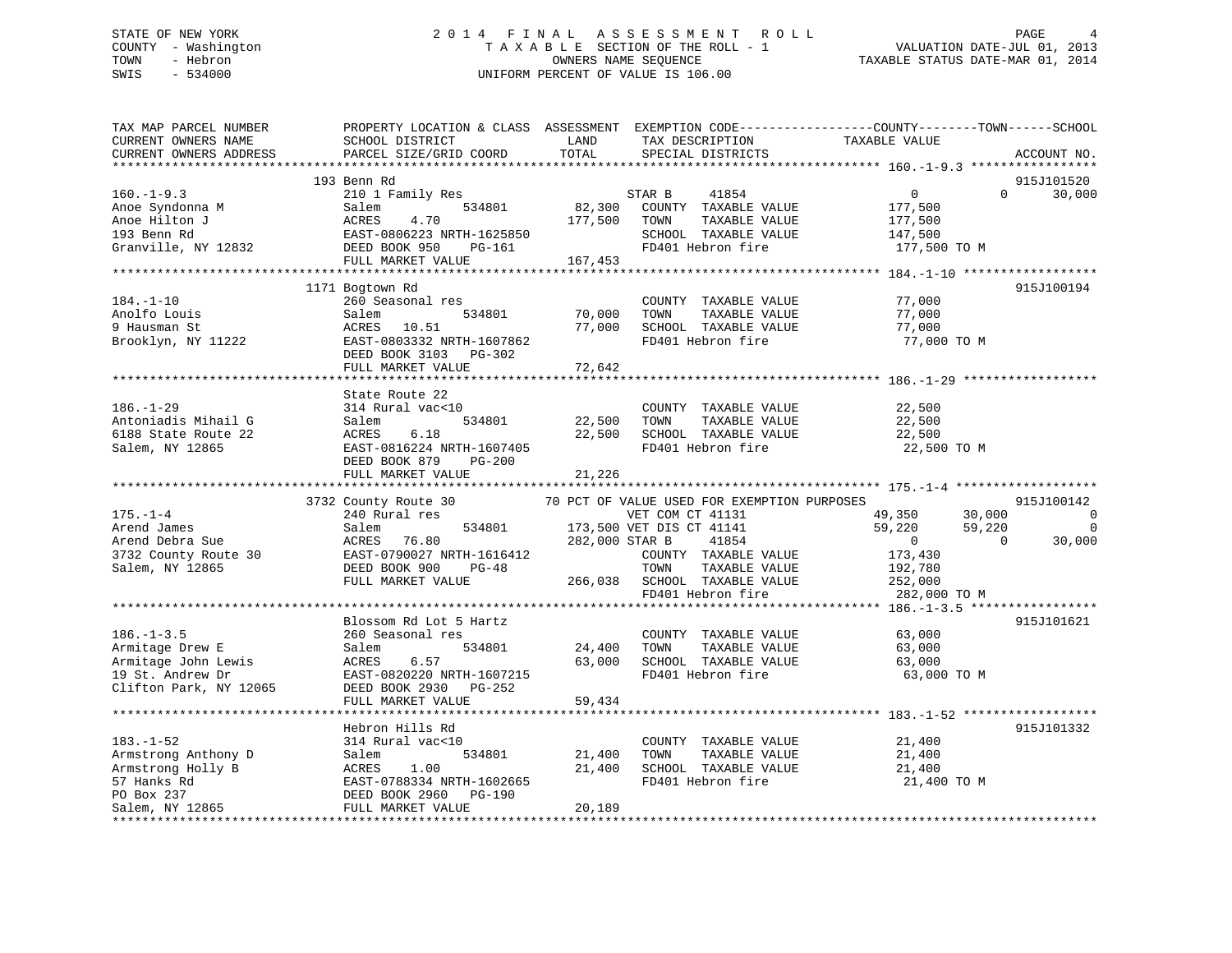STATE OF NEW YORK
COUNTY - Washington
TOWN - Hebron
SWIS - 534000

# 2014 FINAL ASSESSMENT ROLL

TAXABLE SECTION OF THE ROLL - 1
OWNERS NAME SEQUENCE
UNIFORM PERCENT OF VALUE IS 106.00

VALUATION DATE-JUL 01, 2013
TAXABLE STATUS DATE-MAR 01, 2014

| TAX MAP PARCEL NUMBER / CURRENT OWNERS NAME / CURRENT OWNERS ADDRESS | PROPERTY LOCATION & CLASS / SCHOOL DISTRICT / PARCEL SIZE/GRID COORD | ASSESSMENT LAND | TOTAL | EXEMPTION CODE / TAX DESCRIPTION / SPECIAL DISTRICTS | COUNTY TAXABLE VALUE | TOWN | SCHOOL | ACCOUNT NO. |
|---|---|---|---|---|---|---|---|---|
| 160.-1-9.3 | 193 Benn Rd | | | | | | | 915J101520 |
| Anoe Syndonna M | 210 1 Family Res | | | STAR B 41854 | 0 | 0 | 30,000 | |
| Anoe Hilton J | Salem 534801 | 82,300 | | COUNTY TAXABLE VALUE | 177,500 | | | |
| 193 Benn Rd | ACRES 4.70 | | 177,500 | TOWN TAXABLE VALUE | 177,500 | | | |
| Granville, NY 12832 | EAST-0806223 NRTH-1625850 | | | SCHOOL TAXABLE VALUE | 147,500 | | | |
| | DEED BOOK 950 PG-161 | | | FD401 Hebron fire | 177,500 TO M | | | |
| | FULL MARKET VALUE | | 167,453 | | | | | |
| 184.-1-10 | 1171 Bogtown Rd | | | | | | | 915J100194 |
| Anolfo Louis | 260 Seasonal res | | | COUNTY TAXABLE VALUE | 77,000 | | | |
| 9 Hausman St | Salem 534801 | 70,000 | | TOWN TAXABLE VALUE | 77,000 | | | |
| Brooklyn, NY 11222 | ACRES 10.51 | | 77,000 | SCHOOL TAXABLE VALUE | 77,000 | | | |
| | EAST-0803332 NRTH-1607862 | | | FD401 Hebron fire | 77,000 TO M | | | |
| | DEED BOOK 3103 PG-302 | | | | | | | |
| | FULL MARKET VALUE | | 72,642 | | | | | |
| 186.-1-29 | State Route 22 | | | | | | | |
| Antoniadis Mihail G | 314 Rural vac<10 | | | COUNTY TAXABLE VALUE | 22,500 | | | |
| 6188 State Route 22 | Salem 534801 | 22,500 | | TOWN TAXABLE VALUE | 22,500 | | | |
| Salem, NY 12865 | ACRES 6.18 | | 22,500 | SCHOOL TAXABLE VALUE | 22,500 | | | |
| | EAST-0816224 NRTH-1607405 | | | FD401 Hebron fire | 22,500 TO M | | | |
| | DEED BOOK 879 PG-200 | | | | | | | |
| | FULL MARKET VALUE | | 21,226 | | | | | |
| 175.-1-4 | 3732 County Route 30 | | | 70 PCT OF VALUE USED FOR EXEMPTION PURPOSES | | | | 915J100142 |
| Arend James | 240 Rural res | | | VET COM CT 41131 | 49,350 | 30,000 | 0 | |
| Arend Debra Sue | Salem 534801 | 173,500 | | VET DIS CT 41141 | 59,220 | 59,220 | 0 | |
| 3732 County Route 30 | ACRES 76.80 | | 282,000 | STAR B 41854 | 0 | 0 | 30,000 | |
| Salem, NY 12865 | EAST-0790027 NRTH-1616412 | | | COUNTY TAXABLE VALUE | 173,430 | | | |
| | DEED BOOK 900 PG-48 | | | TOWN TAXABLE VALUE | 192,780 | | | |
| | FULL MARKET VALUE | | 266,038 | SCHOOL TAXABLE VALUE | 252,000 | | | |
| | | | | FD401 Hebron fire | 282,000 TO M | | | |
| 186.-1-3.5 | Blossom Rd Lot 5 Hartz | | | | | | | 915J101621 |
| Armitage Drew E | 260 Seasonal res | | | COUNTY TAXABLE VALUE | 63,000 | | | |
| Armitage John Lewis | Salem 534801 | 24,400 | | TOWN TAXABLE VALUE | 63,000 | | | |
| 19 St. Andrew Dr | ACRES 6.57 | | 63,000 | SCHOOL TAXABLE VALUE | 63,000 | | | |
| Clifton Park, NY 12065 | EAST-0820220 NRTH-1607215 | | | FD401 Hebron fire | 63,000 TO M | | | |
| | DEED BOOK 2930 PG-252 | | | | | | | |
| | FULL MARKET VALUE | | 59,434 | | | | | |
| 183.-1-52 | Hebron Hills Rd | | | | | | | 915J101332 |
| Armstrong Anthony D | 314 Rural vac<10 | | | COUNTY TAXABLE VALUE | 21,400 | | | |
| Armstrong Holly B | Salem 534801 | 21,400 | | TOWN TAXABLE VALUE | 21,400 | | | |
| 57 Hanks Rd | ACRES 1.00 | | 21,400 | SCHOOL TAXABLE VALUE | 21,400 | | | |
| PO Box 237 | EAST-0788334 NRTH-1602665 | | | FD401 Hebron fire | 21,400 TO M | | | |
| Salem, NY 12865 | DEED BOOK 2960 PG-190 | | | | | | | |
| | FULL MARKET VALUE | | 20,189 | | | | | |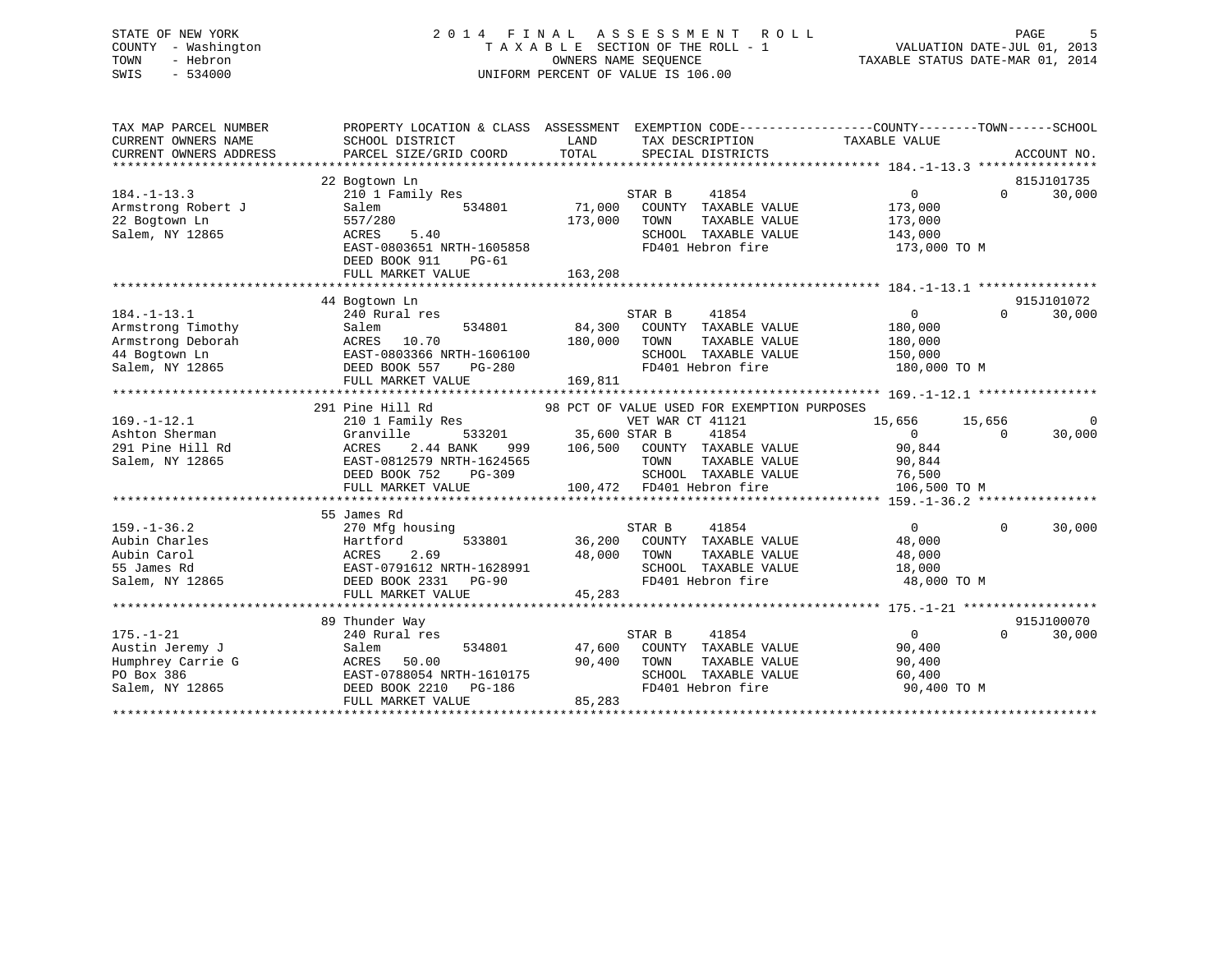STATE OF NEW YORK
COUNTY - Washington
TOWN - Hebron
SWIS - 534000

# 2014 FINAL ASSESSMENT ROLL

TAXABLE SECTION OF THE ROLL - 1
OWNERS NAME SEQUENCE
UNIFORM PERCENT OF VALUE IS 106.00

VALUATION DATE-JUL 01, 2013
TAXABLE STATUS DATE-MAR 01, 2014

```
TAX MAP PARCEL NUMBER          PROPERTY LOCATION & CLASS  ASSESSMENT  EXEMPTION CODE------------------COUNTY--------TOWN------SCHOOL
CURRENT OWNERS NAME            SCHOOL DISTRICT               LAND      TAX DESCRIPTION             TAXABLE VALUE
CURRENT OWNERS ADDRESS         PARCEL SIZE/GRID COORD       TOTAL      SPECIAL DISTRICTS                                    ACCOUNT NO.
******************************************************************************************************* 184.-1-13.3 ****************
                               22 Bogtown Ln                                                                              815J101735
184.-1-13.3                    210 1 Family Res                      STAR B     41854                  0          0      30,000
Armstrong Robert J             Salem          534801       71,000    COUNTY  TAXABLE VALUE        173,000
22 Bogtown Ln                  557/280                    173,000    TOWN    TAXABLE VALUE        173,000
Salem, NY 12865                ACRES    5.40                         SCHOOL  TAXABLE VALUE        143,000
                               EAST-0803651 NRTH-1605858             FD401 Hebron fire             173,000 TO M
                               DEED BOOK 911    PG-61
                               FULL MARKET VALUE          163,208
******************************************************************************************************* 184.-1-13.1 ****************
                               44 Bogtown Ln                                                                              915J101072
184.-1-13.1                    240 Rural res                         STAR B     41854                  0          0      30,000
Armstrong Timothy              Salem          534801       84,300    COUNTY  TAXABLE VALUE        180,000
Armstrong Deborah              ACRES   10.70              180,000    TOWN    TAXABLE VALUE        180,000
44 Bogtown Ln                  EAST-0803366 NRTH-1606100             SCHOOL  TAXABLE VALUE        150,000
Salem, NY 12865                DEED BOOK 557    PG-280               FD401 Hebron fire             180,000 TO M
                               FULL MARKET VALUE          169,811
******************************************************************************************************* 169.-1-12.1 ****************
                               291 Pine Hill Rd             98 PCT OF VALUE USED FOR EXEMPTION PURPOSES
169.-1-12.1                    210 1 Family Res                      VET WAR CT 41121             15,656     15,656           0
Ashton Sherman                 Granville      533201       35,600 STAR B     41854                  0          0      30,000
291 Pine Hill Rd               ACRES    2.44 BANK    999  106,500    COUNTY  TAXABLE VALUE         90,844
Salem, NY 12865                EAST-0812579 NRTH-1624565             TOWN    TAXABLE VALUE         90,844
                               DEED BOOK 752    PG-309               SCHOOL  TAXABLE VALUE         76,500
                               FULL MARKET VALUE          100,472    FD401 Hebron fire             106,500 TO M
******************************************************************************************************* 159.-1-36.2 ****************
                               55 James Rd
159.-1-36.2                    270 Mfg housing                       STAR B     41854                  0          0      30,000
Aubin Charles                  Hartford       533801       36,200    COUNTY  TAXABLE VALUE         48,000
Aubin Carol                    ACRES    2.69               48,000    TOWN    TAXABLE VALUE         48,000
55 James Rd                    EAST-0791612 NRTH-1628991             SCHOOL  TAXABLE VALUE         18,000
Salem, NY 12865                DEED BOOK 2331   PG-90                FD401 Hebron fire              48,000 TO M
                               FULL MARKET VALUE           45,283
******************************************************************************************************* 175.-1-21 ******************
                               89 Thunder Way                                                                             915J100070
175.-1-21                      240 Rural res                         STAR B     41854                  0          0      30,000
Austin Jeremy J                Salem          534801       47,600    COUNTY  TAXABLE VALUE         90,400
Humphrey Carrie G              ACRES   50.00               90,400    TOWN    TAXABLE VALUE         90,400
PO Box 386                     EAST-0788054 NRTH-1610175             SCHOOL  TAXABLE VALUE         60,400
Salem, NY 12865                DEED BOOK 2210   PG-186               FD401 Hebron fire              90,400 TO M
                               FULL MARKET VALUE           85,283
************************************************************************************************************************************
```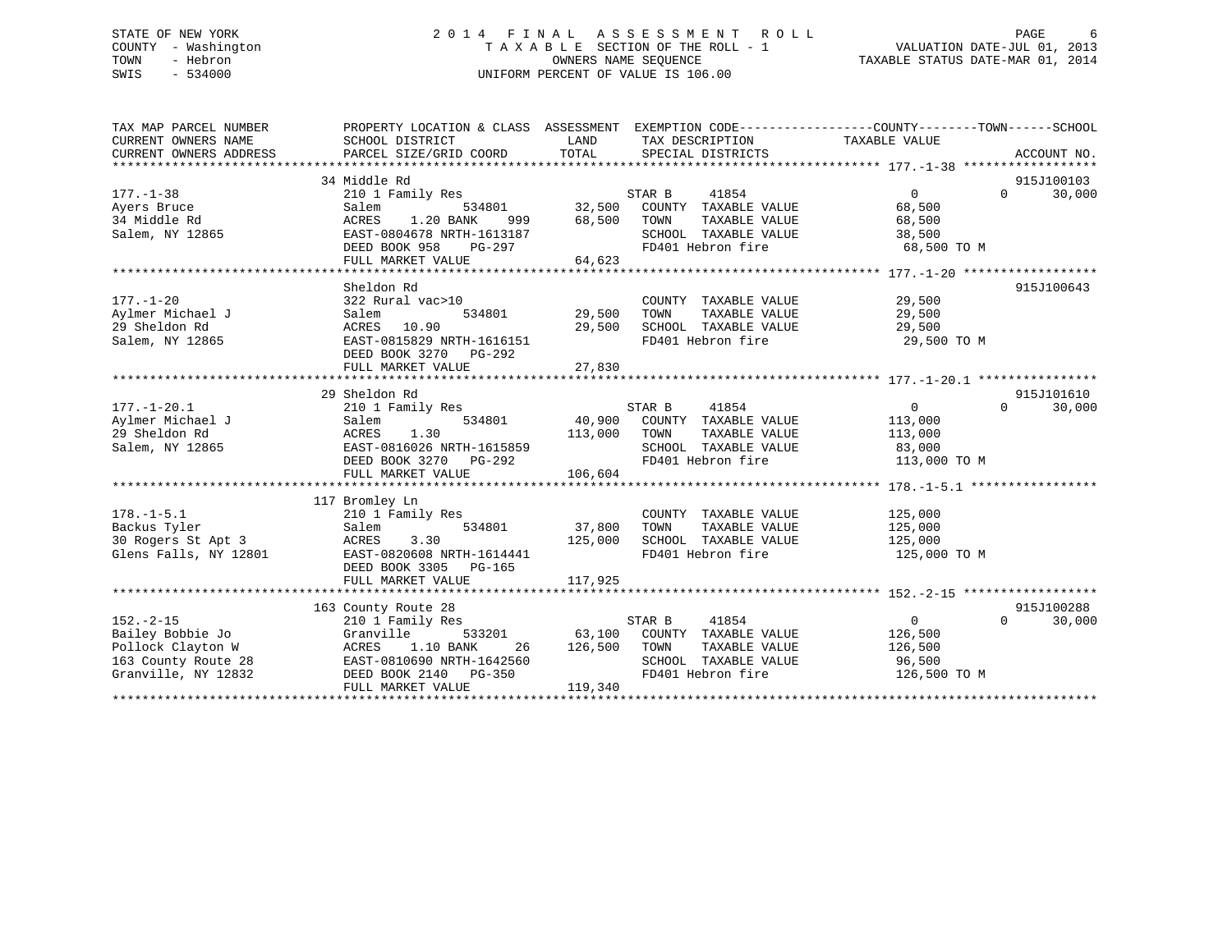STATE OF NEW YORK
COUNTY - Washington
TOWN - Hebron
SWIS - 534000

# 2014 FINAL ASSESSMENT ROLL

TAXABLE SECTION OF THE ROLL - 1
OWNERS NAME SEQUENCE
UNIFORM PERCENT OF VALUE IS 106.00

VALUATION DATE-JUL 01, 2013
TAXABLE STATUS DATE-MAR 01, 2014

| TAX MAP PARCEL NUMBER / CURRENT OWNERS NAME / CURRENT OWNERS ADDRESS | PROPERTY LOCATION & CLASS / SCHOOL DISTRICT / PARCEL SIZE/GRID COORD | ASSESSMENT LAND | TOTAL | EXEMPTION CODE / TAX DESCRIPTION / SPECIAL DISTRICTS | COUNTY TAXABLE VALUE | TOWN | SCHOOL | ACCOUNT NO. |
|---|---|---|---|---|---|---|---|---|
| 177.-1-38 | 34 Middle Rd | | | | | | | 915J100103 |
| 177.-1-38 | 210 1 Family Res | | | STAR B 41854 | 0 | 0 | 30,000 | |
| Ayers Bruce | Salem 534801 | 32,500 | | COUNTY TAXABLE VALUE | 68,500 | | | |
| 34 Middle Rd | ACRES 1.20 BANK 999 | | 68,500 | TOWN TAXABLE VALUE | 68,500 | | | |
| Salem, NY 12865 | EAST-0804678 NRTH-1613187 | | | SCHOOL TAXABLE VALUE | 38,500 | | | |
| | DEED BOOK 958 PG-297 | | | FD401 Hebron fire | 68,500 TO M | | | |
| | FULL MARKET VALUE | | 64,623 | | | | | |
| 177.-1-20 | Sheldon Rd | | | | | | | 915J100643 |
| 177.-1-20 | 322 Rural vac>10 | | | COUNTY TAXABLE VALUE | 29,500 | | | |
| Aylmer Michael J | Salem 534801 | 29,500 | | TOWN TAXABLE VALUE | 29,500 | | | |
| 29 Sheldon Rd | ACRES 10.90 | | 29,500 | SCHOOL TAXABLE VALUE | 29,500 | | | |
| Salem, NY 12865 | EAST-0815829 NRTH-1616151 | | | FD401 Hebron fire | 29,500 TO M | | | |
| | DEED BOOK 3270 PG-292 | | | | | | | |
| | FULL MARKET VALUE | | 27,830 | | | | | |
| 177.-1-20.1 | 29 Sheldon Rd | | | | | | | 915J101610 |
| 177.-1-20.1 | 210 1 Family Res | | | STAR B 41854 | 0 | 0 | 30,000 | |
| Aylmer Michael J | Salem 534801 | 40,900 | | COUNTY TAXABLE VALUE | 113,000 | | | |
| 29 Sheldon Rd | ACRES 1.30 | | 113,000 | TOWN TAXABLE VALUE | 113,000 | | | |
| Salem, NY 12865 | EAST-0816026 NRTH-1615859 | | | SCHOOL TAXABLE VALUE | 83,000 | | | |
| | DEED BOOK 3270 PG-292 | | | FD401 Hebron fire | 113,000 TO M | | | |
| | FULL MARKET VALUE | | 106,604 | | | | | |
| 178.-1-5.1 | 117 Bromley Ln | | | | | | | |
| 178.-1-5.1 | 210 1 Family Res | | | COUNTY TAXABLE VALUE | 125,000 | | | |
| Backus Tyler | Salem 534801 | 37,800 | | TOWN TAXABLE VALUE | 125,000 | | | |
| 30 Rogers St Apt 3 | ACRES 3.30 | | 125,000 | SCHOOL TAXABLE VALUE | 125,000 | | | |
| Glens Falls, NY 12801 | EAST-0820608 NRTH-1614441 | | | FD401 Hebron fire | 125,000 TO M | | | |
| | DEED BOOK 3305 PG-165 | | | | | | | |
| | FULL MARKET VALUE | | 117,925 | | | | | |
| 152.-2-15 | 163 County Route 28 | | | | | | | 915J100288 |
| 152.-2-15 | 210 1 Family Res | | | STAR B 41854 | 0 | 0 | 30,000 | |
| Bailey Bobbie Jo | Granville 533201 | 63,100 | | COUNTY TAXABLE VALUE | 126,500 | | | |
| Pollock Clayton W | ACRES 1.10 BANK 26 | | 126,500 | TOWN TAXABLE VALUE | 126,500 | | | |
| 163 County Route 28 | EAST-0810690 NRTH-1642560 | | | SCHOOL TAXABLE VALUE | 96,500 | | | |
| Granville, NY 12832 | DEED BOOK 2140 PG-350 | | | FD401 Hebron fire | 126,500 TO M | | | |
| | FULL MARKET VALUE | | 119,340 | | | | | |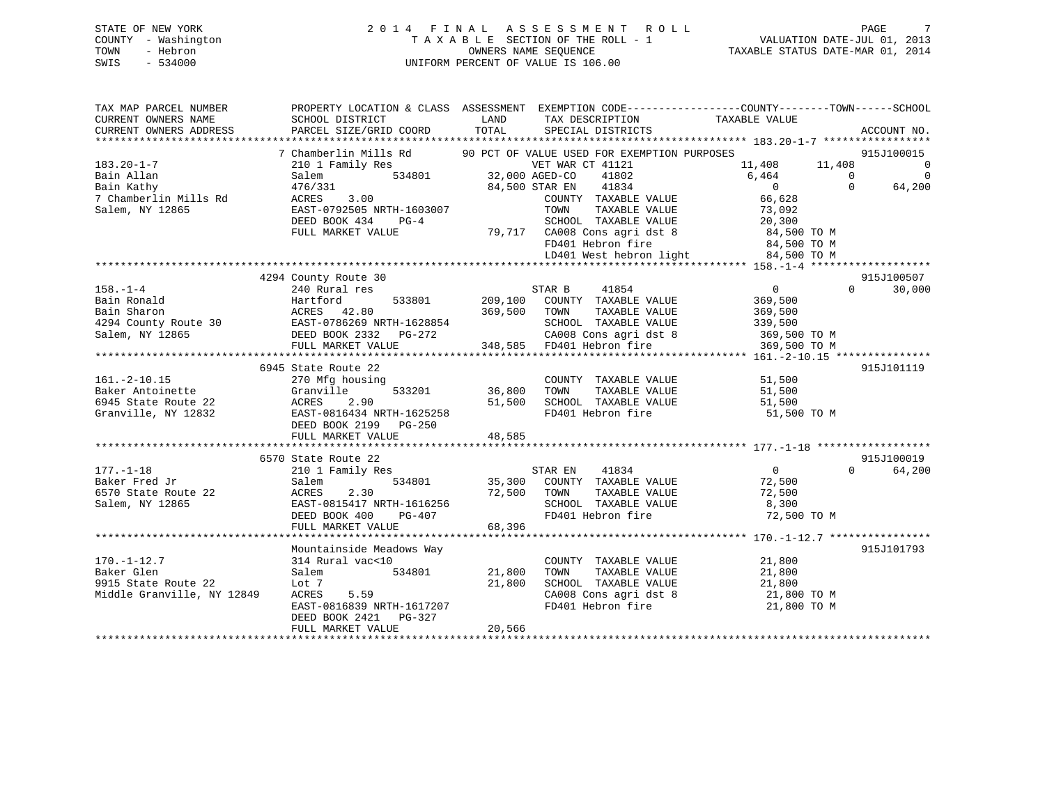STATE OF NEW YORK
COUNTY - Washington
TOWN - Hebron
SWIS - 534000

# 2014 FINAL ASSESSMENT ROLL

TAXABLE SECTION OF THE ROLL - 1
OWNERS NAME SEQUENCE
UNIFORM PERCENT OF VALUE IS 106.00

VALUATION DATE-JUL 01, 2013
TAXABLE STATUS DATE-MAR 01, 2014

```
TAX MAP PARCEL NUMBER          PROPERTY LOCATION & CLASS  ASSESSMENT  EXEMPTION CODE-----------------COUNTY--------TOWN------SCHOOL
CURRENT OWNERS NAME            SCHOOL DISTRICT               LAND      TAX DESCRIPTION            TAXABLE VALUE
CURRENT OWNERS ADDRESS         PARCEL SIZE/GRID COORD        TOTAL     SPECIAL DISTRICTS                                      ACCOUNT NO.
******************************************************************************************************* 183.20-1-7 *****************
                               7 Chamberlin Mills Rd       90 PCT OF VALUE USED FOR EXEMPTION PURPOSES                      915J100015
183.20-1-7                     210 1 Family Res                        VET WAR CT 41121           11,408      11,408             0
Bain Allan                     Salem          534801       32,000 AGED-CO     41802            6,464            0             0
Bain Kathy                     476/331                     84,500 STAR EN     41834                0            0        64,200
7 Chamberlin Mills Rd          ACRES     3.00                      COUNTY  TAXABLE VALUE          66,628
Salem, NY 12865                EAST-0792505 NRTH-1603007           TOWN    TAXABLE VALUE          73,092
                               DEED BOOK 434    PG-4               SCHOOL  TAXABLE VALUE          20,300
                               FULL MARKET VALUE            79,717 CA008 Cons agri dst 8           84,500 TO M
                                                                   FD401 Hebron fire               84,500 TO M
                                                                   LD401 West hebron light         84,500 TO M
******************************************************************************************************* 158.-1-4 *******************
                               4294 County Route 30                                                                      915J100507
158.-1-4                       240 Rural res                           STAR B     41854                0            0        30,000
Bain Ronald                    Hartford       533801      209,100   COUNTY  TAXABLE VALUE         369,500
Bain Sharon                    ACRES    42.80             369,500   TOWN    TAXABLE VALUE         369,500
4294 County Route 30           EAST-0786269 NRTH-1628854            SCHOOL  TAXABLE VALUE         339,500
Salem, NY 12865                DEED BOOK 2332   PG-272              CA008 Cons agri dst 8          369,500 TO M
                               FULL MARKET VALUE           348,585  FD401 Hebron fire              369,500 TO M
******************************************************************************************************* 161.-2-10.15 ***************
                               6945 State Route 22                                                                       915J101119
161.-2-10.15                   270 Mfg housing                         COUNTY  TAXABLE VALUE          51,500
Baker Antoinette               Granville      533201       36,800   TOWN    TAXABLE VALUE          51,500
6945 State Route 22            ACRES     2.90              51,500   SCHOOL  TAXABLE VALUE          51,500
Granville, NY 12832            EAST-0816434 NRTH-1625258            FD401 Hebron fire               51,500 TO M
                               DEED BOOK 2199   PG-250
                               FULL MARKET VALUE            48,585
******************************************************************************************************* 177.-1-18 ******************
                               6570 State Route 22                                                                       915J100019
177.-1-18                      210 1 Family Res                        STAR EN    41834                0            0        64,200
Baker Fred Jr                  Salem          534801       35,300   COUNTY  TAXABLE VALUE          72,500
6570 State Route 22            ACRES     2.30              72,500   TOWN    TAXABLE VALUE          72,500
Salem, NY 12865                EAST-0815417 NRTH-1616256            SCHOOL  TAXABLE VALUE           8,300
                               DEED BOOK 400    PG-407              FD401 Hebron fire               72,500 TO M
                               FULL MARKET VALUE            68,396
******************************************************************************************************* 170.-1-12.7 ****************
                               Mountainside Meadows Way                                                                  915J101793
170.-1-12.7                    314 Rural vac<10                        COUNTY  TAXABLE VALUE          21,800
Baker Glen                     Salem          534801       21,800   TOWN    TAXABLE VALUE          21,800
9915 State Route 22            Lot 7                       21,800   SCHOOL  TAXABLE VALUE          21,800
Middle Granville, NY 12849     ACRES     5.59                       CA008 Cons agri dst 8           21,800 TO M
                               EAST-0816839 NRTH-1617207            FD401 Hebron fire               21,800 TO M
                               DEED BOOK 2421   PG-327
                               FULL MARKET VALUE            20,566
************************************************************************************************************************************
```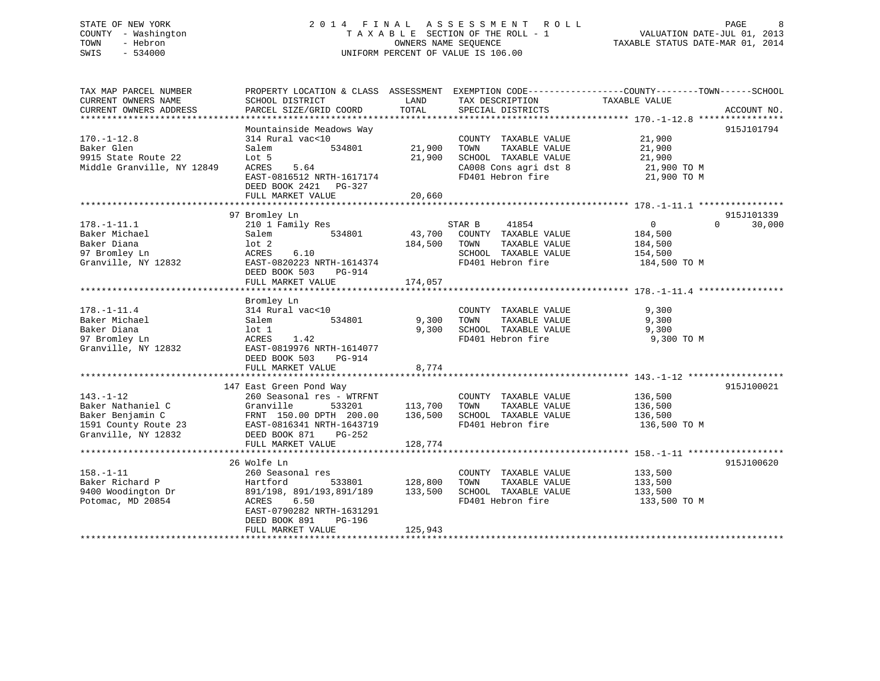STATE OF NEW YORK
COUNTY - Washington
TOWN - Hebron
SWIS - 534000

# 2014 FINAL ASSESSMENT ROLL

TAXABLE SECTION OF THE ROLL - 1
OWNERS NAME SEQUENCE
UNIFORM PERCENT OF VALUE IS 106.00

VALUATION DATE-JUL 01, 2013
TAXABLE STATUS DATE-MAR 01, 2014

| TAX MAP PARCEL NUMBER / CURRENT OWNERS NAME / CURRENT OWNERS ADDRESS | PROPERTY LOCATION & CLASS / SCHOOL DISTRICT / PARCEL SIZE/GRID COORD | ASSESSMENT LAND / TOTAL | EXEMPTION CODE / TAX DESCRIPTION / SPECIAL DISTRICTS | COUNTY TAXABLE VALUE | TOWN | SCHOOL | ACCOUNT NO. |
|---|---|---|---|---|---|---|---|
| **170.-1-12.8** | Mountainside Meadows Way | | | | | | 915J101794 |
| 170.-1-12.8 | 314 Rural vac<10 | | COUNTY TAXABLE VALUE | 21,900 | | | |
| Baker Glen | Salem 534801 | 21,900 | TOWN TAXABLE VALUE | 21,900 | | | |
| 9915 State Route 22 | Lot 5 | 21,900 | SCHOOL TAXABLE VALUE | 21,900 | | | |
| Middle Granville, NY 12849 | ACRES 5.64 | | CA008 Cons agri dst 8 | 21,900 TO M | | | |
| | EAST-0816512 NRTH-1617174 | | FD401 Hebron fire | 21,900 TO M | | | |
| | DEED BOOK 2421 PG-327 | | | | | | |
| | FULL MARKET VALUE | 20,660 | | | | | |
| **178.-1-11.1** | 97 Bromley Ln | | | | | | 915J101339 |
| 178.-1-11.1 | 210 1 Family Res | | STAR B 41854 | 0 | 0 | 30,000 | |
| Baker Michael | Salem 534801 | 43,700 | COUNTY TAXABLE VALUE | 184,500 | | | |
| Baker Diana | lot 2 | 184,500 | TOWN TAXABLE VALUE | 184,500 | | | |
| 97 Bromley Ln | ACRES 6.10 | | SCHOOL TAXABLE VALUE | 154,500 | | | |
| Granville, NY 12832 | EAST-0820223 NRTH-1614374 | | FD401 Hebron fire | 184,500 TO M | | | |
| | DEED BOOK 503 PG-914 | | | | | | |
| | FULL MARKET VALUE | 174,057 | | | | | |
| **178.-1-11.4** | Bromley Ln | | | | | | |
| 178.-1-11.4 | 314 Rural vac<10 | | COUNTY TAXABLE VALUE | 9,300 | | | |
| Baker Michael | Salem 534801 | 9,300 | TOWN TAXABLE VALUE | 9,300 | | | |
| Baker Diana | lot 1 | 9,300 | SCHOOL TAXABLE VALUE | 9,300 | | | |
| 97 Bromley Ln | ACRES 1.42 | | FD401 Hebron fire | 9,300 TO M | | | |
| Granville, NY 12832 | EAST-0819976 NRTH-1614077 | | | | | | |
| | DEED BOOK 503 PG-914 | | | | | | |
| | FULL MARKET VALUE | 8,774 | | | | | |
| **143.-1-12** | 147 East Green Pond Way | | | | | | 915J100021 |
| 143.-1-12 | 260 Seasonal res - WTRFNT | | COUNTY TAXABLE VALUE | 136,500 | | | |
| Baker Nathaniel C | Granville 533201 | 113,700 | TOWN TAXABLE VALUE | 136,500 | | | |
| Baker Benjamin C | FRNT 150.00 DPTH 200.00 | 136,500 | SCHOOL TAXABLE VALUE | 136,500 | | | |
| 1591 County Route 23 | EAST-0816341 NRTH-1643719 | | FD401 Hebron fire | 136,500 TO M | | | |
| Granville, NY 12832 | DEED BOOK 871 PG-252 | | | | | | |
| | FULL MARKET VALUE | 128,774 | | | | | |
| **158.-1-11** | 26 Wolfe Ln | | | | | | 915J100620 |
| 158.-1-11 | 260 Seasonal res | | COUNTY TAXABLE VALUE | 133,500 | | | |
| Baker Richard P | Hartford 533801 | 128,800 | TOWN TAXABLE VALUE | 133,500 | | | |
| 9400 Woodington Dr | 891/198, 891/193,891/189 | 133,500 | SCHOOL TAXABLE VALUE | 133,500 | | | |
| Potomac, MD 20854 | ACRES 6.50 | | FD401 Hebron fire | 133,500 TO M | | | |
| | EAST-0790282 NRTH-1631291 | | | | | | |
| | DEED BOOK 891 PG-196 | | | | | | |
| | FULL MARKET VALUE | 125,943 | | | | | |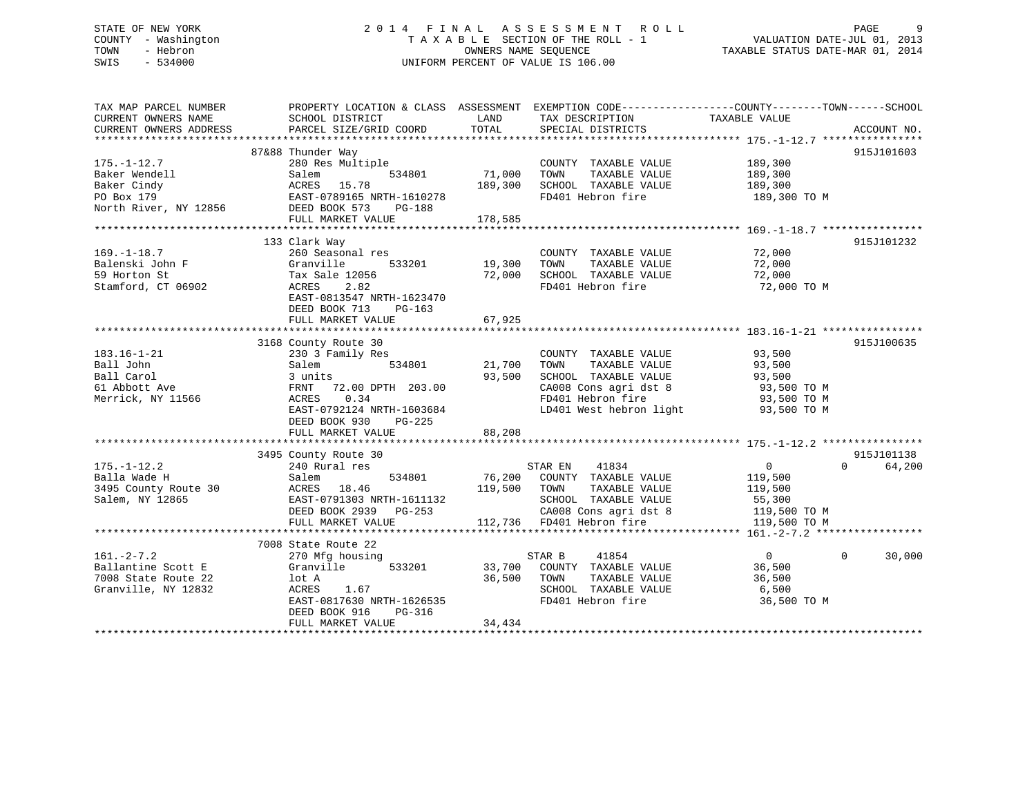STATE OF NEW YORK
COUNTY - Washington
TOWN - Hebron
SWIS - 534000

2014 FINAL ASSESSMENT ROLL
TAXABLE SECTION OF THE ROLL - 1
OWNERS NAME SEQUENCE
UNIFORM PERCENT OF VALUE IS 106.00

VALUATION DATE-JUL 01, 2013
TAXABLE STATUS DATE-MAR 01, 2014

```
TAX MAP PARCEL NUMBER        PROPERTY LOCATION & CLASS  ASSESSMENT  EXEMPTION CODE------------------COUNTY--------TOWN------SCHOOL
CURRENT OWNERS NAME          SCHOOL DISTRICT               LAND      TAX DESCRIPTION              TAXABLE VALUE
CURRENT OWNERS ADDRESS       PARCEL SIZE/GRID COORD        TOTAL     SPECIAL DISTRICTS                                   ACCOUNT NO.
******************************************************************************************************* 175.-1-12.7 ****************
                          87&88 Thunder Way                                                                               915J101603
175.-1-12.7                  280 Res Multiple                        COUNTY  TAXABLE VALUE            189,300
Baker Wendell                Salem          534801        71,000     TOWN    TAXABLE VALUE            189,300
Baker Cindy                  ACRES  15.78                189,300     SCHOOL  TAXABLE VALUE            189,300
PO Box 179                   EAST-0789165 NRTH-1610278               FD401 Hebron fire                 189,300 TO M
North River, NY 12856        DEED BOOK 573    PG-188
                             FULL MARKET VALUE           178,585
******************************************************************************************************* 169.-1-18.7 ****************
                          133 Clark Way                                                                                   915J101232
169.-1-18.7                  260 Seasonal res                        COUNTY  TAXABLE VALUE             72,000
Balenski John F              Granville      533201        19,300     TOWN    TAXABLE VALUE             72,000
59 Horton St                 Tax Sale 12056               72,000     SCHOOL  TAXABLE VALUE             72,000
Stamford, CT 06902           ACRES   2.82                            FD401 Hebron fire                  72,000 TO M
                             EAST-0813547 NRTH-1623470
                             DEED BOOK 713    PG-163
                             FULL MARKET VALUE            67,925
******************************************************************************************************* 183.16-1-21 ****************
                          3168 County Route 30                                                                            915J100635
183.16-1-21                  230 3 Family Res                        COUNTY  TAXABLE VALUE             93,500
Ball John                    Salem          534801        21,700     TOWN    TAXABLE VALUE             93,500
Ball Carol                   3 units                      93,500     SCHOOL  TAXABLE VALUE             93,500
61 Abbott Ave                FRNT   72.00 DPTH 203.00                CA008 Cons agri dst 8              93,500 TO M
Merrick, NY 11566            ACRES   0.34                            FD401 Hebron fire                  93,500 TO M
                             EAST-0792124 NRTH-1603684               LD401 West hebron light            93,500 TO M
                             DEED BOOK 930    PG-225
                             FULL MARKET VALUE            88,208
******************************************************************************************************* 175.-1-12.2 ****************
                          3495 County Route 30                                                                            915J101138
175.-1-12.2                  240 Rural res                           STAR EN    41834                     0            0      64,200
Balla Wade H                 Salem          534801        76,200     COUNTY  TAXABLE VALUE            119,500
3495 County Route 30         ACRES  18.46                119,500     TOWN    TAXABLE VALUE            119,500
Salem, NY 12865              EAST-0791303 NRTH-1611132               SCHOOL  TAXABLE VALUE             55,300
                             DEED BOOK 2939   PG-253                 CA008 Cons agri dst 8             119,500 TO M
                             FULL MARKET VALUE           112,736     FD401 Hebron fire                 119,500 TO M
******************************************************************************************************* 161.-2-7.2 *****************
                          7008 State Route 22
161.-2-7.2                   270 Mfg housing                         STAR B     41854                     0            0      30,000
Ballantine Scott E           Granville      533201        33,700     COUNTY  TAXABLE VALUE             36,500
7008 State Route 22          lot A                        36,500     TOWN    TAXABLE VALUE             36,500
Granville, NY 12832          ACRES   1.67                            SCHOOL  TAXABLE VALUE              6,500
                             EAST-0817630 NRTH-1626535               FD401 Hebron fire                  36,500 TO M
                             DEED BOOK 916    PG-316
                             FULL MARKET VALUE            34,434
************************************************************************************************************************************
```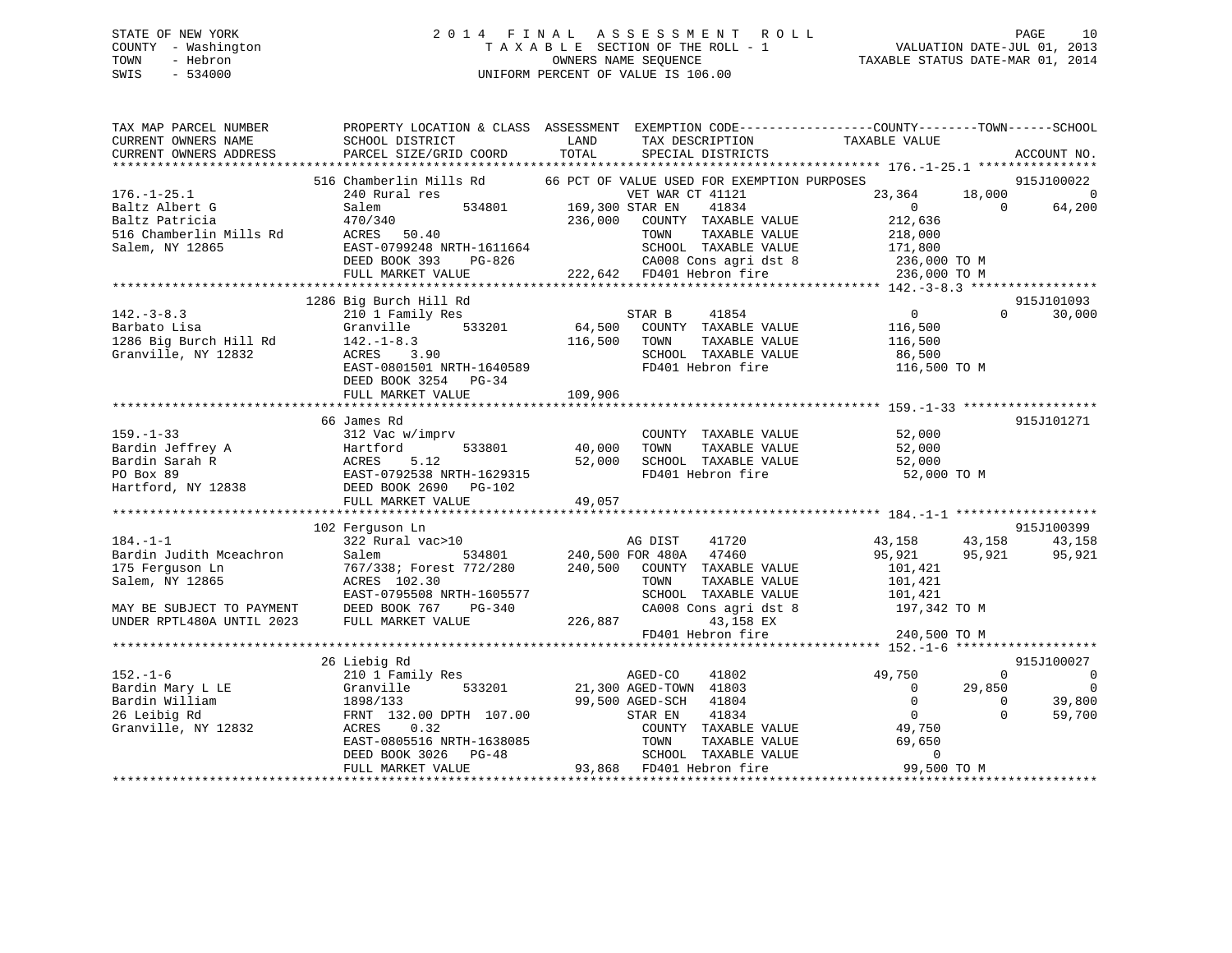STATE OF NEW YORK
COUNTY - Washington
TOWN - Hebron
SWIS - 534000

# 2014 FINAL ASSESSMENT ROLL
TAXABLE SECTION OF THE ROLL - 1
OWNERS NAME SEQUENCE
UNIFORM PERCENT OF VALUE IS 106.00

VALUATION DATE-JUL 01, 2013
TAXABLE STATUS DATE-MAR 01, 2014

```
TAX MAP PARCEL NUMBER          PROPERTY LOCATION & CLASS  ASSESSMENT  EXEMPTION CODE------------------COUNTY--------TOWN------SCHOOL
CURRENT OWNERS NAME            SCHOOL DISTRICT              LAND       TAX DESCRIPTION              TAXABLE VALUE
CURRENT OWNERS ADDRESS         PARCEL SIZE/GRID COORD       TOTAL      SPECIAL DISTRICTS                                       ACCOUNT NO.
******************************************************************************************************* 176.-1-25.1 ****************
                       516 Chamberlin Mills Rd        66 PCT OF VALUE USED FOR EXEMPTION PURPOSES                                915J100022
176.-1-25.1                    240 Rural res                      VET WAR CT 41121                  23,364      18,000           0
Baltz Albert G                 Salem          534801      169,300 STAR EN     41834                      0           0      64,200
Baltz Patricia                 470/340                    236,000   COUNTY  TAXABLE VALUE            212,636
516 Chamberlin Mills Rd        ACRES   50.40                         TOWN    TAXABLE VALUE            218,000
Salem, NY 12865                EAST-0799248 NRTH-1611664             SCHOOL  TAXABLE VALUE            171,800
                               DEED BOOK 393    PG-826               CA008 Cons agri dst 8             236,000 TO M
                               FULL MARKET VALUE          222,642   FD401 Hebron fire                 236,000 TO M
******************************************************************************************************* 142.-3-8.3 *****************
                       1286 Big Burch Hill Rd                                                                                915J101093
142.-3-8.3                     210 1 Family Res                   STAR B      41854                      0           0      30,000
Barbato Lisa                   Granville      533201       64,500   COUNTY  TAXABLE VALUE            116,500
1286 Big Burch Hill Rd         142.-1-8.3                 116,500   TOWN    TAXABLE VALUE            116,500
Granville, NY 12832            ACRES    3.90                         SCHOOL  TAXABLE VALUE             86,500
                               EAST-0801501 NRTH-1640589             FD401 Hebron fire                 116,500 TO M
                               DEED BOOK 3254   PG-34
                               FULL MARKET VALUE          109,906
******************************************************************************************************* 159.-1-33 ******************
                       66 James Rd                                                                                           915J101271
159.-1-33                      312 Vac w/imprv                      COUNTY  TAXABLE VALUE             52,000
Bardin Jeffrey A               Hartford       533801       40,000   TOWN    TAXABLE VALUE             52,000
Bardin Sarah R                 ACRES    5.12               52,000   SCHOOL  TAXABLE VALUE             52,000
PO Box 89                      EAST-0792538 NRTH-1629315             FD401 Hebron fire                  52,000 TO M
Hartford, NY 12838             DEED BOOK 2690   PG-102
                               FULL MARKET VALUE           49,057
******************************************************************************************************* 184.-1-1 *******************
                       102 Ferguson Ln                                                                                       915J100399
184.-1-1                       322 Rural vac>10                   AG DIST     41720                 43,158      43,158      43,158
Bardin Judith Mceachron        Salem          534801      240,500 FOR 480A    47460                 95,921      95,921      95,921
175 Ferguson Ln                767/338; Forest 772/280    240,500   COUNTY  TAXABLE VALUE            101,421
Salem, NY 12865                ACRES  102.30                         TOWN    TAXABLE VALUE            101,421
                               EAST-0795508 NRTH-1605577             SCHOOL  TAXABLE VALUE            101,421
MAY BE SUBJECT TO PAYMENT      DEED BOOK 767    PG-340               CA008 Cons agri dst 8             197,342 TO M
UNDER RPTL480A UNTIL 2023      FULL MARKET VALUE          226,887        43,158 EX
                                                                    FD401 Hebron fire                 240,500 TO M
******************************************************************************************************* 152.-1-6 *******************
                       26 Liebig Rd                                                                                          915J100027
152.-1-6                       210 1 Family Res                   AGED-CO     41802                 49,750           0           0
Bardin Mary L LE               Granville      533201       21,300 AGED-TOWN   41803                      0      29,850           0
Bardin William                 1898/133                    99,500 AGED-SCH    41804                      0           0      39,800
26 Leibig Rd                   FRNT 132.00 DPTH 107.00            STAR EN     41834                      0           0      59,700
Granville, NY 12832            ACRES    0.32                         COUNTY  TAXABLE VALUE             49,750
                               EAST-0805516 NRTH-1638085             TOWN    TAXABLE VALUE             69,650
                               DEED BOOK 3026   PG-48                SCHOOL  TAXABLE VALUE                  0
                               FULL MARKET VALUE           93,868   FD401 Hebron fire                  99,500 TO M
************************************************************************************************************************************
```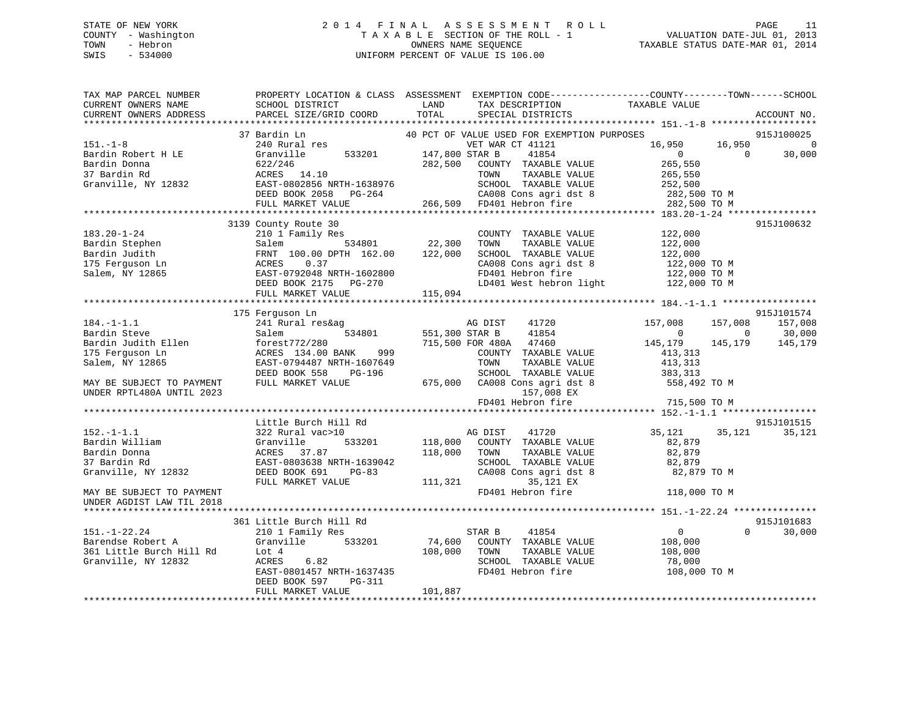STATE OF NEW YORK
COUNTY - Washington
TOWN - Hebron
SWIS - 534000

2014 FINAL ASSESSMENT ROLL
TAXABLE SECTION OF THE ROLL - 1
OWNERS NAME SEQUENCE
UNIFORM PERCENT OF VALUE IS 106.00

VALUATION DATE-JUL 01, 2013
TAXABLE STATUS DATE-MAR 01, 2014

```
TAX MAP PARCEL NUMBER          PROPERTY LOCATION & CLASS  ASSESSMENT  EXEMPTION CODE------------------COUNTY--------TOWN------SCHOOL
CURRENT OWNERS NAME            SCHOOL DISTRICT               LAND      TAX DESCRIPTION                TAXABLE VALUE
CURRENT OWNERS ADDRESS         PARCEL SIZE/GRID COORD        TOTAL     SPECIAL DISTRICTS                                   ACCOUNT NO.
******************************************************************************************************* 151.-1-8 *******************
                            37 Bardin Ln                          40 PCT OF VALUE USED FOR EXEMPTION PURPOSES                   915J100025
151.-1-8                    240 Rural res                              VET WAR CT 41121           16,950      16,950           0
Bardin Robert H LE          Granville      533201     147,800 STAR B    41854                     0           0       30,000
Bardin Donna                622/246                   282,500   COUNTY  TAXABLE VALUE           265,550
37 Bardin Rd                ACRES   14.10                        TOWN    TAXABLE VALUE           265,550
Granville, NY 12832         EAST-0802856 NRTH-1638976            SCHOOL  TAXABLE VALUE           252,500
                            DEED BOOK 2058   PG-264              CA008 Cons agri dst 8            282,500 TO M
                            FULL MARKET VALUE         266,509   FD401 Hebron fire                282,500 TO M
******************************************************************************************************* 183.20-1-24 ****************
                            3139 County Route 30                                                                        915J100632
183.20-1-24                 210 1 Family Res                     COUNTY  TAXABLE VALUE           122,000
Bardin Stephen              Salem          534801      22,300   TOWN    TAXABLE VALUE           122,000
Bardin Judith               FRNT 100.00 DPTH 162.00   122,000   SCHOOL  TAXABLE VALUE           122,000
175 Ferguson Ln             ACRES    0.37                        CA008 Cons agri dst 8            122,000 TO M
Salem, NY 12865             EAST-0792048 NRTH-1602800            FD401 Hebron fire                122,000 TO M
                            DEED BOOK 2175   PG-270              LD401 West hebron light          122,000 TO M
                            FULL MARKET VALUE         115,094
******************************************************************************************************* 184.-1-1.1 *****************
                            175 Ferguson Ln                                                                             915J101574
184.-1-1.1                  241 Rural res&ag                     AG DIST    41720                157,008     157,008     157,008
Bardin Steve                Salem          534801     551,300 STAR B    41854                     0           0       30,000
Bardin Judith Ellen         forest772/280             715,500 FOR 480A  47460               145,179     145,179     145,179
175 Ferguson Ln             ACRES  134.00 BANK    999            COUNTY  TAXABLE VALUE           413,313
Salem, NY 12865             EAST-0794487 NRTH-1607649            TOWN    TAXABLE VALUE           413,313
                            DEED BOOK 558    PG-196              SCHOOL  TAXABLE VALUE           383,313
MAY BE SUBJECT TO PAYMENT   FULL MARKET VALUE         675,000   CA008 Cons agri dst 8            558,492 TO M
UNDER RPTL480A UNTIL 2023                                             157,008 EX
                                                                 FD401 Hebron fire                715,500 TO M
******************************************************************************************************* 152.-1-1.1 *****************
                            Little Burch Hill Rd                                                                        915J101515
152.-1-1.1                  322 Rural vac>10                     AG DIST    41720                 35,121      35,121      35,121
Bardin William              Granville      533201     118,000   COUNTY  TAXABLE VALUE            82,879
Bardin Donna                ACRES   37.87             118,000   TOWN    TAXABLE VALUE            82,879
37 Bardin Rd                EAST-0803638 NRTH-1639042            SCHOOL  TAXABLE VALUE            82,879
Granville, NY 12832         DEED BOOK 691    PG-83               CA008 Cons agri dst 8             82,879 TO M
                            FULL MARKET VALUE         111,321             35,121 EX
MAY BE SUBJECT TO PAYMENT                                        FD401 Hebron fire                118,000 TO M
UNDER AGDIST LAW TIL 2018
******************************************************************************************************* 151.-1-22.24 ***************
                            361 Little Burch Hill Rd                                                                    915J101683
151.-1-22.24                210 1 Family Res                     STAR B     41854                     0           0       30,000
Barendse Robert A           Granville      533201      74,600   COUNTY  TAXABLE VALUE           108,000
361 Little Burch Hill Rd    Lot 4                     108,000   TOWN    TAXABLE VALUE           108,000
Granville, NY 12832         ACRES    6.82                        SCHOOL  TAXABLE VALUE            78,000
                            EAST-0801457 NRTH-1637435            FD401 Hebron fire                108,000 TO M
                            DEED BOOK 597    PG-311
                            FULL MARKET VALUE         101,887
************************************************************************************************************************************
```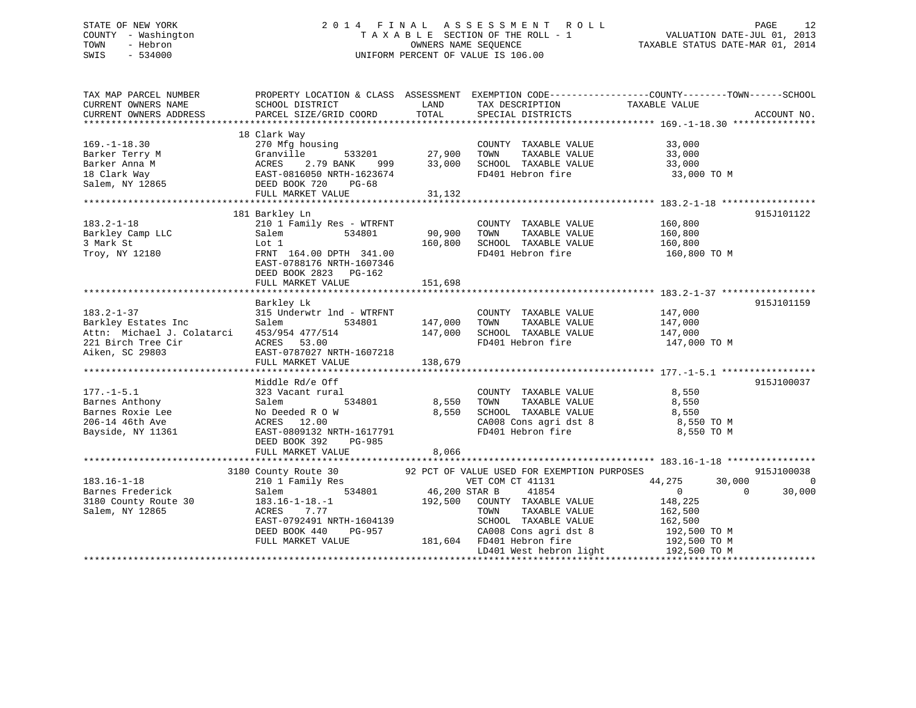STATE OF NEW YORK
COUNTY - Washington
TOWN - Hebron
SWIS - 534000

2014 FINAL ASSESSMENT ROLL
TAXABLE SECTION OF THE ROLL - 1
OWNERS NAME SEQUENCE
UNIFORM PERCENT OF VALUE IS 106.00

VALUATION DATE-JUL 01, 2013
TAXABLE STATUS DATE-MAR 01, 2014

| TAX MAP PARCEL NUMBER / CURRENT OWNERS NAME / CURRENT OWNERS ADDRESS | PROPERTY LOCATION & CLASS / SCHOOL DISTRICT / PARCEL SIZE/GRID COORD | ASSESSMENT LAND | TOTAL | EXEMPTION CODE / TAX DESCRIPTION / SPECIAL DISTRICTS | COUNTY TAXABLE VALUE | TOWN | SCHOOL | ACCOUNT NO. |
|---|---|---|---|---|---|---|---|---|
| **169.-1-18.30** | 18 Clark Way | | | | | | | |
| 169.-1-18.30 | 270 Mfg housing | | | COUNTY TAXABLE VALUE | 33,000 | | | |
| Barker Terry M | Granville 533201 | 27,900 | | TOWN TAXABLE VALUE | 33,000 | | | |
| Barker Anna M | ACRES 2.79 BANK 999 | | 33,000 | SCHOOL TAXABLE VALUE | 33,000 | | | |
| 18 Clark Way | EAST-0816050 NRTH-1623674 | | | FD401 Hebron fire | 33,000 TO M | | | |
| Salem, NY 12865 | DEED BOOK 720 PG-68 | | | | | | | |
| | FULL MARKET VALUE | | 31,132 | | | | | |
| **183.2-1-18** | 181 Barkley Ln | | | | | | | 915J101122 |
| 183.2-1-18 | 210 1 Family Res - WTRFNT | | | COUNTY TAXABLE VALUE | 160,800 | | | |
| Barkley Camp LLC | Salem 534801 | 90,900 | | TOWN TAXABLE VALUE | 160,800 | | | |
| 3 Mark St | Lot 1 | | 160,800 | SCHOOL TAXABLE VALUE | 160,800 | | | |
| Troy, NY 12180 | FRNT 164.00 DPTH 341.00 | | | FD401 Hebron fire | 160,800 TO M | | | |
| | EAST-0788176 NRTH-1607346 | | | | | | | |
| | DEED BOOK 2823 PG-162 | | | | | | | |
| | FULL MARKET VALUE | | 151,698 | | | | | |
| **183.2-1-37** | Barkley Lk | | | | | | | 915J101159 |
| 183.2-1-37 | 315 Underwtr lnd - WTRFNT | | | COUNTY TAXABLE VALUE | 147,000 | | | |
| Barkley Estates Inc | Salem 534801 | 147,000 | | TOWN TAXABLE VALUE | 147,000 | | | |
| Attn: Michael J. Colatarci | 453/954 477/514 | | 147,000 | SCHOOL TAXABLE VALUE | 147,000 | | | |
| 221 Birch Tree Cir | ACRES 53.00 | | | FD401 Hebron fire | 147,000 TO M | | | |
| Aiken, SC 29803 | EAST-0787027 NRTH-1607218 | | | | | | | |
| | FULL MARKET VALUE | | 138,679 | | | | | |
| **177.-1-5.1** | Middle Rd/e Off | | | | | | | 915J100037 |
| 177.-1-5.1 | 323 Vacant rural | | | COUNTY TAXABLE VALUE | 8,550 | | | |
| Barnes Anthony | Salem 534801 | 8,550 | | TOWN TAXABLE VALUE | 8,550 | | | |
| Barnes Roxie Lee | No Deeded R O W | | 8,550 | SCHOOL TAXABLE VALUE | 8,550 | | | |
| 206-14 46th Ave | ACRES 12.00 | | | CA008 Cons agri dst 8 | 8,550 TO M | | | |
| Bayside, NY 11361 | EAST-0809132 NRTH-1617791 | | | FD401 Hebron fire | 8,550 TO M | | | |
| | DEED BOOK 392 PG-985 | | | | | | | |
| | FULL MARKET VALUE | | 8,066 | | | | | |
| **183.16-1-18** | 3180 County Route 30 | | | 92 PCT OF VALUE USED FOR EXEMPTION PURPOSES | | | | 915J100038 |
| 183.16-1-18 | 210 1 Family Res | | | VET COM CT 41131 | 44,275 | 30,000 | 0 | |
| Barnes Frederick | Salem 534801 | 46,200 | | STAR B 41854 | 0 | 0 | 30,000 | |
| 3180 County Route 30 | 183.16-1-18.-1 | | 192,500 | COUNTY TAXABLE VALUE | 148,225 | | | |
| Salem, NY 12865 | ACRES 7.77 | | | TOWN TAXABLE VALUE | 162,500 | | | |
| | EAST-0792491 NRTH-1604139 | | | SCHOOL TAXABLE VALUE | 162,500 | | | |
| | DEED BOOK 440 PG-957 | | | CA008 Cons agri dst 8 | 192,500 TO M | | | |
| | FULL MARKET VALUE | | 181,604 | FD401 Hebron fire | 192,500 TO M | | | |
| | | | | LD401 West hebron light | 192,500 TO M | | | |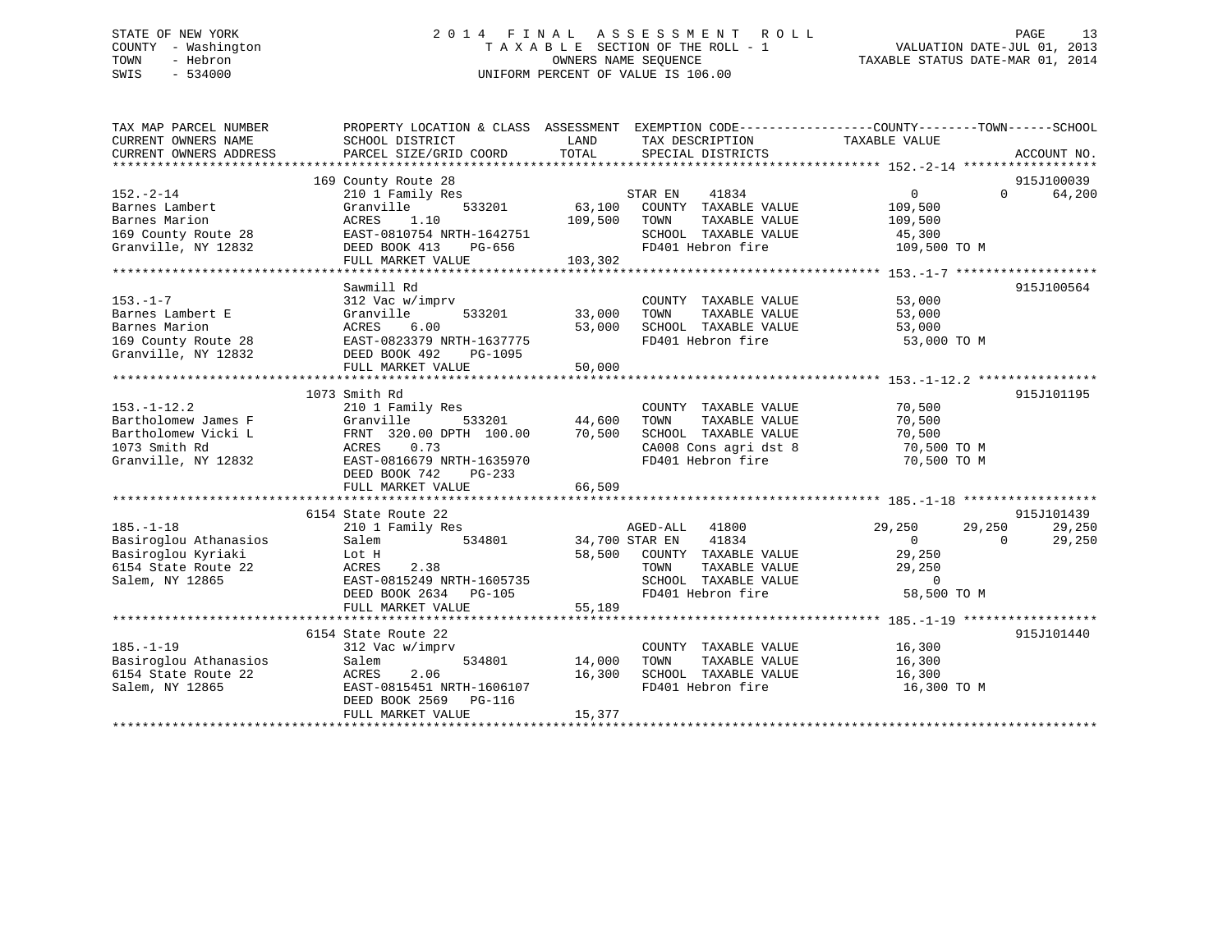STATE OF NEW YORK
COUNTY - Washington
TOWN - Hebron
SWIS - 534000

2014 FINAL ASSESSMENT ROLL
TAXABLE SECTION OF THE ROLL - 1
OWNERS NAME SEQUENCE
UNIFORM PERCENT OF VALUE IS 106.00

VALUATION DATE-JUL 01, 2013
TAXABLE STATUS DATE-MAR 01, 2014

| TAX MAP PARCEL NUMBER / CURRENT OWNERS NAME / CURRENT OWNERS ADDRESS | PROPERTY LOCATION & CLASS / SCHOOL DISTRICT / PARCEL SIZE/GRID COORD | ASSESSMENT LAND / TOTAL | EXEMPTION CODE / TAX DESCRIPTION / SPECIAL DISTRICTS | COUNTY TAXABLE VALUE | TOWN | SCHOOL | ACCOUNT NO. |
|---|---|---|---|---|---|---|---|
| **152.-2-14** | 169 County Route 28 | | | | | | 915J100039 |
| 152.-2-14 | 210 1 Family Res | | STAR EN 41834 | 0 | 0 | 64,200 | |
| Barnes Lambert | Granville 533201 | 63,100 | COUNTY TAXABLE VALUE | 109,500 | | | |
| Barnes Marion | ACRES 1.10 | 109,500 | TOWN TAXABLE VALUE | 109,500 | | | |
| 169 County Route 28 | EAST-0810754 NRTH-1642751 | | SCHOOL TAXABLE VALUE | 45,300 | | | |
| Granville, NY 12832 | DEED BOOK 413 PG-656 | | FD401 Hebron fire | 109,500 TO M | | | |
| | FULL MARKET VALUE | 103,302 | | | | | |
| **153.-1-7** | Sawmill Rd | | | | | | 915J100564 |
| 153.-1-7 | 312 Vac w/imprv | | COUNTY TAXABLE VALUE | 53,000 | | | |
| Barnes Lambert E | Granville 533201 | 33,000 | TOWN TAXABLE VALUE | 53,000 | | | |
| Barnes Marion | ACRES 6.00 | 53,000 | SCHOOL TAXABLE VALUE | 53,000 | | | |
| 169 County Route 28 | EAST-0823379 NRTH-1637775 | | FD401 Hebron fire | 53,000 TO M | | | |
| Granville, NY 12832 | DEED BOOK 492 PG-1095 | | | | | | |
| | FULL MARKET VALUE | 50,000 | | | | | |
| **153.-1-12.2** | 1073 Smith Rd | | | | | | 915J101195 |
| 153.-1-12.2 | 210 1 Family Res | | COUNTY TAXABLE VALUE | 70,500 | | | |
| Bartholomew James F | Granville 533201 | 44,600 | TOWN TAXABLE VALUE | 70,500 | | | |
| Bartholomew Vicki L | FRNT 320.00 DPTH 100.00 | 70,500 | SCHOOL TAXABLE VALUE | 70,500 | | | |
| 1073 Smith Rd | ACRES 0.73 | | CA008 Cons agri dst 8 | 70,500 TO M | | | |
| Granville, NY 12832 | EAST-0816679 NRTH-1635970 | | FD401 Hebron fire | 70,500 TO M | | | |
| | DEED BOOK 742 PG-233 | | | | | | |
| | FULL MARKET VALUE | 66,509 | | | | | |
| **185.-1-18** | 6154 State Route 22 | | | | | | 915J101439 |
| 185.-1-18 | 210 1 Family Res | | AGED-ALL 41800 | 29,250 | 29,250 | 29,250 | |
| Basiroglou Athanasios | Salem 534801 | 34,700 | STAR EN 41834 | 0 | 0 | 29,250 | |
| Basiroglou Kyriaki | Lot H | 58,500 | COUNTY TAXABLE VALUE | 29,250 | | | |
| 6154 State Route 22 | ACRES 2.38 | | TOWN TAXABLE VALUE | 29,250 | | | |
| Salem, NY 12865 | EAST-0815249 NRTH-1605735 | | SCHOOL TAXABLE VALUE | 0 | | | |
| | DEED BOOK 2634 PG-105 | | FD401 Hebron fire | 58,500 TO M | | | |
| | FULL MARKET VALUE | 55,189 | | | | | |
| **185.-1-19** | 6154 State Route 22 | | | | | | 915J101440 |
| 185.-1-19 | 312 Vac w/imprv | | COUNTY TAXABLE VALUE | 16,300 | | | |
| Basiroglou Athanasios | Salem 534801 | 14,000 | TOWN TAXABLE VALUE | 16,300 | | | |
| 6154 State Route 22 | ACRES 2.06 | 16,300 | SCHOOL TAXABLE VALUE | 16,300 | | | |
| Salem, NY 12865 | EAST-0815451 NRTH-1606107 | | FD401 Hebron fire | 16,300 TO M | | | |
| | DEED BOOK 2569 PG-116 | | | | | | |
| | FULL MARKET VALUE | 15,377 | | | | | |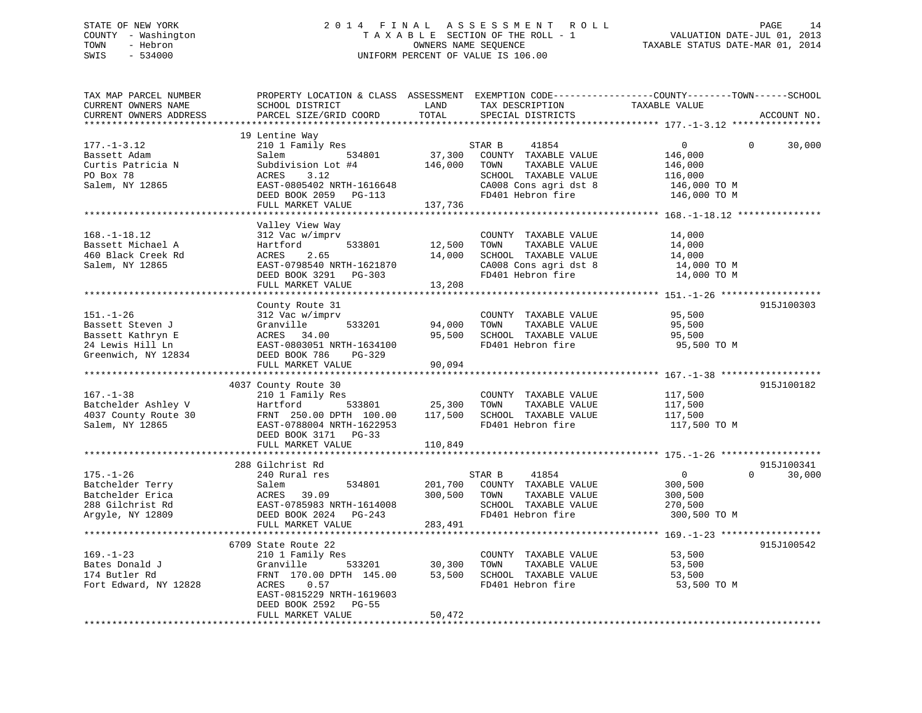STATE OF NEW YORK
COUNTY - Washington
TOWN - Hebron
SWIS - 534000

2014 FINAL ASSESSMENT ROLL
TAXABLE SECTION OF THE ROLL - 1
OWNERS NAME SEQUENCE
UNIFORM PERCENT OF VALUE IS 106.00

VALUATION DATE-JUL 01, 2013
TAXABLE STATUS DATE-MAR 01, 2014

| TAX MAP PARCEL NUMBER / CURRENT OWNERS NAME / CURRENT OWNERS ADDRESS | PROPERTY LOCATION & CLASS / SCHOOL DISTRICT / PARCEL SIZE/GRID COORD | ASSESSMENT LAND | TOTAL | EXEMPTION CODE / TAX DESCRIPTION / SPECIAL DISTRICTS | COUNTY / TAXABLE VALUE | TOWN | SCHOOL | ACCOUNT NO. |
|---|---|---|---|---|---|---|---|---|
| **177.-1-3.12** | 19 Lentine Way | | | | | | | |
| 177.-1-3.12 | 210 1 Family Res | | | STAR B 41854 | 0 | 0 | 30,000 | |
| Bassett Adam | Salem 534801 | 37,300 | | COUNTY TAXABLE VALUE | 146,000 | | | |
| Curtis Patricia N | Subdivision Lot #4 | | 146,000 | TOWN TAXABLE VALUE | 146,000 | | | |
| PO Box 78 | ACRES 3.12 | | | SCHOOL TAXABLE VALUE | 116,000 | | | |
| Salem, NY 12865 | EAST-0805402 NRTH-1616648 | | | CA008 Cons agri dst 8 | 146,000 TO M | | | |
| | DEED BOOK 2059 PG-113 | | | FD401 Hebron fire | 146,000 TO M | | | |
| | FULL MARKET VALUE | | 137,736 | | | | | |
| **168.-1-18.12** | Valley View Way | | | | | | | |
| 168.-1-18.12 | 312 Vac w/imprv | | | COUNTY TAXABLE VALUE | 14,000 | | | |
| Bassett Michael A | Hartford 533801 | 12,500 | | TOWN TAXABLE VALUE | 14,000 | | | |
| 460 Black Creek Rd | ACRES 2.65 | | 14,000 | SCHOOL TAXABLE VALUE | 14,000 | | | |
| Salem, NY 12865 | EAST-0798540 NRTH-1621870 | | | CA008 Cons agri dst 8 | 14,000 TO M | | | |
| | DEED BOOK 3291 PG-303 | | | FD401 Hebron fire | 14,000 TO M | | | |
| | FULL MARKET VALUE | | 13,208 | | | | | |
| **151.-1-26** | County Route 31 | | | | | | | 915J100303 |
| 151.-1-26 | 312 Vac w/imprv | | | COUNTY TAXABLE VALUE | 95,500 | | | |
| Bassett Steven J | Granville 533201 | 94,000 | | TOWN TAXABLE VALUE | 95,500 | | | |
| Bassett Kathryn E | ACRES 34.00 | | 95,500 | SCHOOL TAXABLE VALUE | 95,500 | | | |
| 24 Lewis Hill Ln | EAST-0803051 NRTH-1634100 | | | FD401 Hebron fire | 95,500 TO M | | | |
| Greenwich, NY 12834 | DEED BOOK 786 PG-329 | | | | | | | |
| | FULL MARKET VALUE | | 90,094 | | | | | |
| **167.-1-38** | 4037 County Route 30 | | | | | | | 915J100182 |
| 167.-1-38 | 210 1 Family Res | | | COUNTY TAXABLE VALUE | 117,500 | | | |
| Batchelder Ashley V | Hartford 533801 | 25,300 | | TOWN TAXABLE VALUE | 117,500 | | | |
| 4037 County Route 30 | FRNT 250.00 DPTH 100.00 | | 117,500 | SCHOOL TAXABLE VALUE | 117,500 | | | |
| Salem, NY 12865 | EAST-0788004 NRTH-1622953 | | | FD401 Hebron fire | 117,500 TO M | | | |
| | DEED BOOK 3171 PG-33 | | | | | | | |
| | FULL MARKET VALUE | | 110,849 | | | | | |
| **175.-1-26** | 288 Gilchrist Rd | | | | | | | 915J100341 |
| 175.-1-26 | 240 Rural res | | | STAR B 41854 | 0 | 0 | 30,000 | |
| Batchelder Terry | Salem 534801 | 201,700 | | COUNTY TAXABLE VALUE | 300,500 | | | |
| Batchelder Erica | ACRES 39.09 | | 300,500 | TOWN TAXABLE VALUE | 300,500 | | | |
| 288 Gilchrist Rd | EAST-0785983 NRTH-1614008 | | | SCHOOL TAXABLE VALUE | 270,500 | | | |
| Argyle, NY 12809 | DEED BOOK 2024 PG-243 | | | FD401 Hebron fire | 300,500 TO M | | | |
| | FULL MARKET VALUE | | 283,491 | | | | | |
| **169.-1-23** | 6709 State Route 22 | | | | | | | 915J100542 |
| 169.-1-23 | 210 1 Family Res | | | COUNTY TAXABLE VALUE | 53,500 | | | |
| Bates Donald J | Granville 533201 | 30,300 | | TOWN TAXABLE VALUE | 53,500 | | | |
| 174 Butler Rd | FRNT 170.00 DPTH 145.00 | | 53,500 | SCHOOL TAXABLE VALUE | 53,500 | | | |
| Fort Edward, NY 12828 | ACRES 0.57 | | | FD401 Hebron fire | 53,500 TO M | | | |
| | EAST-0815229 NRTH-1619603 | | | | | | | |
| | DEED BOOK 2592 PG-55 | | | | | | | |
| | FULL MARKET VALUE | | 50,472 | | | | | |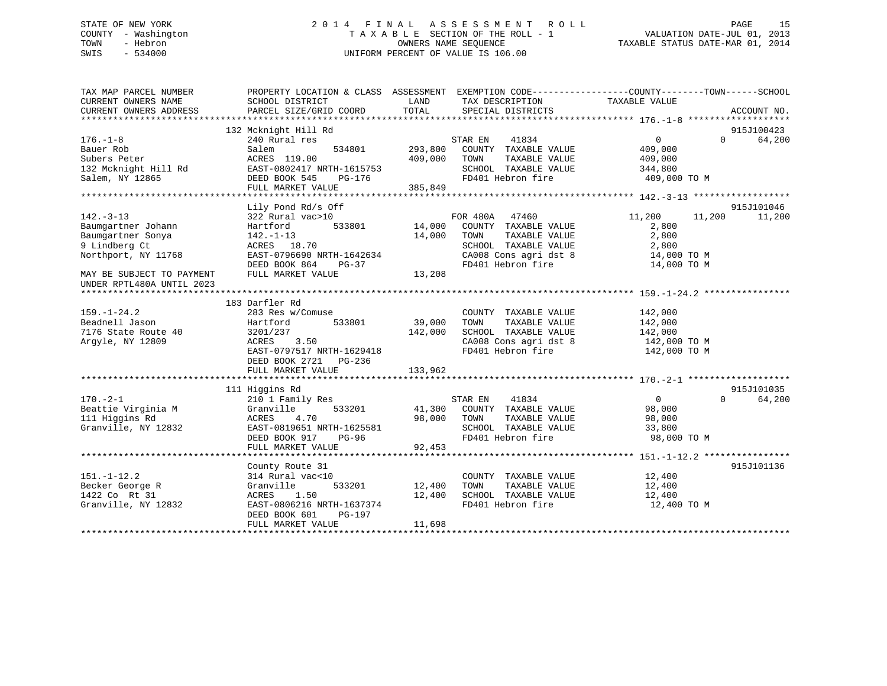STATE OF NEW YORK
COUNTY - Washington
TOWN - Hebron
SWIS - 534000

# 2014 FINAL ASSESSMENT ROLL

TAXABLE SECTION OF THE ROLL - 1
OWNERS NAME SEQUENCE
UNIFORM PERCENT OF VALUE IS 106.00

VALUATION DATE-JUL 01, 2013
TAXABLE STATUS DATE-MAR 01, 2014

| TAX MAP PARCEL NUMBER / CURRENT OWNERS NAME / CURRENT OWNERS ADDRESS | PROPERTY LOCATION & CLASS / SCHOOL DISTRICT / PARCEL SIZE/GRID COORD | ASSESSMENT LAND / TOTAL | EXEMPTION CODE / TAX DESCRIPTION / SPECIAL DISTRICTS | COUNTY TAXABLE VALUE | TOWN | SCHOOL | ACCOUNT NO. |
|---|---|---|---|---|---|---|---|
| **176.-1-8** | 132 Mcknight Hill Rd | | | | | | 915J100423 |
| 176.-1-8 | 240 Rural res | | STAR EN 41834 | 0 | 0 | 64,200 | |
| Bauer Rob | Salem 534801 | 293,800 | COUNTY TAXABLE VALUE | 409,000 | | | |
| Subers Peter | ACRES 119.00 | 409,000 | TOWN TAXABLE VALUE | 409,000 | | | |
| 132 Mcknight Hill Rd | EAST-0802417 NRTH-1615753 | | SCHOOL TAXABLE VALUE | 344,800 | | | |
| Salem, NY 12865 | DEED BOOK 545 PG-176 | | FD401 Hebron fire | 409,000 TO M | | | |
| | FULL MARKET VALUE | 385,849 | | | | | |
| **142.-3-13** | Lily Pond Rd/s Off | | | | | | 915J101046 |
| 142.-3-13 | 322 Rural vac>10 | | FOR 480A 47460 | 11,200 | 11,200 | 11,200 | |
| Baumgartner Johann | Hartford 533801 | 14,000 | COUNTY TAXABLE VALUE | 2,800 | | | |
| Baumgartner Sonya | 142.-1-13 | 14,000 | TOWN TAXABLE VALUE | 2,800 | | | |
| 9 Lindberg Ct | ACRES 18.70 | | SCHOOL TAXABLE VALUE | 2,800 | | | |
| Northport, NY 11768 | EAST-0796690 NRTH-1642634 | | CA008 Cons agri dst 8 | 14,000 TO M | | | |
| | DEED BOOK 864 PG-37 | | FD401 Hebron fire | 14,000 TO M | | | |
| MAY BE SUBJECT TO PAYMENT UNDER RPTL480A UNTIL 2023 | FULL MARKET VALUE | 13,208 | | | | | |
| **159.-1-24.2** | 183 Darfler Rd | | | | | | |
| 159.-1-24.2 | 283 Res w/Comuse | | COUNTY TAXABLE VALUE | 142,000 | | | |
| Beadnell Jason | Hartford 533801 | 39,000 | TOWN TAXABLE VALUE | 142,000 | | | |
| 7176 State Route 40 | 3201/237 | 142,000 | SCHOOL TAXABLE VALUE | 142,000 | | | |
| Argyle, NY 12809 | ACRES 3.50 | | CA008 Cons agri dst 8 | 142,000 TO M | | | |
| | EAST-0797517 NRTH-1629418 | | FD401 Hebron fire | 142,000 TO M | | | |
| | DEED BOOK 2721 PG-236 | | | | | | |
| | FULL MARKET VALUE | 133,962 | | | | | |
| **170.-2-1** | 111 Higgins Rd | | | | | | 915J101035 |
| 170.-2-1 | 210 1 Family Res | | STAR EN 41834 | 0 | 0 | 64,200 | |
| Beattie Virginia M | Granville 533201 | 41,300 | COUNTY TAXABLE VALUE | 98,000 | | | |
| 111 Higgins Rd | ACRES 4.70 | 98,000 | TOWN TAXABLE VALUE | 98,000 | | | |
| Granville, NY 12832 | EAST-0819651 NRTH-1625581 | | SCHOOL TAXABLE VALUE | 33,800 | | | |
| | DEED BOOK 917 PG-96 | | FD401 Hebron fire | 98,000 TO M | | | |
| | FULL MARKET VALUE | 92,453 | | | | | |
| **151.-1-12.2** | County Route 31 | | | | | | 915J101136 |
| 151.-1-12.2 | 314 Rural vac<10 | | COUNTY TAXABLE VALUE | 12,400 | | | |
| Becker George R | Granville 533201 | 12,400 | TOWN TAXABLE VALUE | 12,400 | | | |
| 1422 Co Rt 31 | ACRES 1.50 | 12,400 | SCHOOL TAXABLE VALUE | 12,400 | | | |
| Granville, NY 12832 | EAST-0806216 NRTH-1637374 | | FD401 Hebron fire | 12,400 TO M | | | |
| | DEED BOOK 601 PG-197 | | | | | | |
| | FULL MARKET VALUE | 11,698 | | | | | |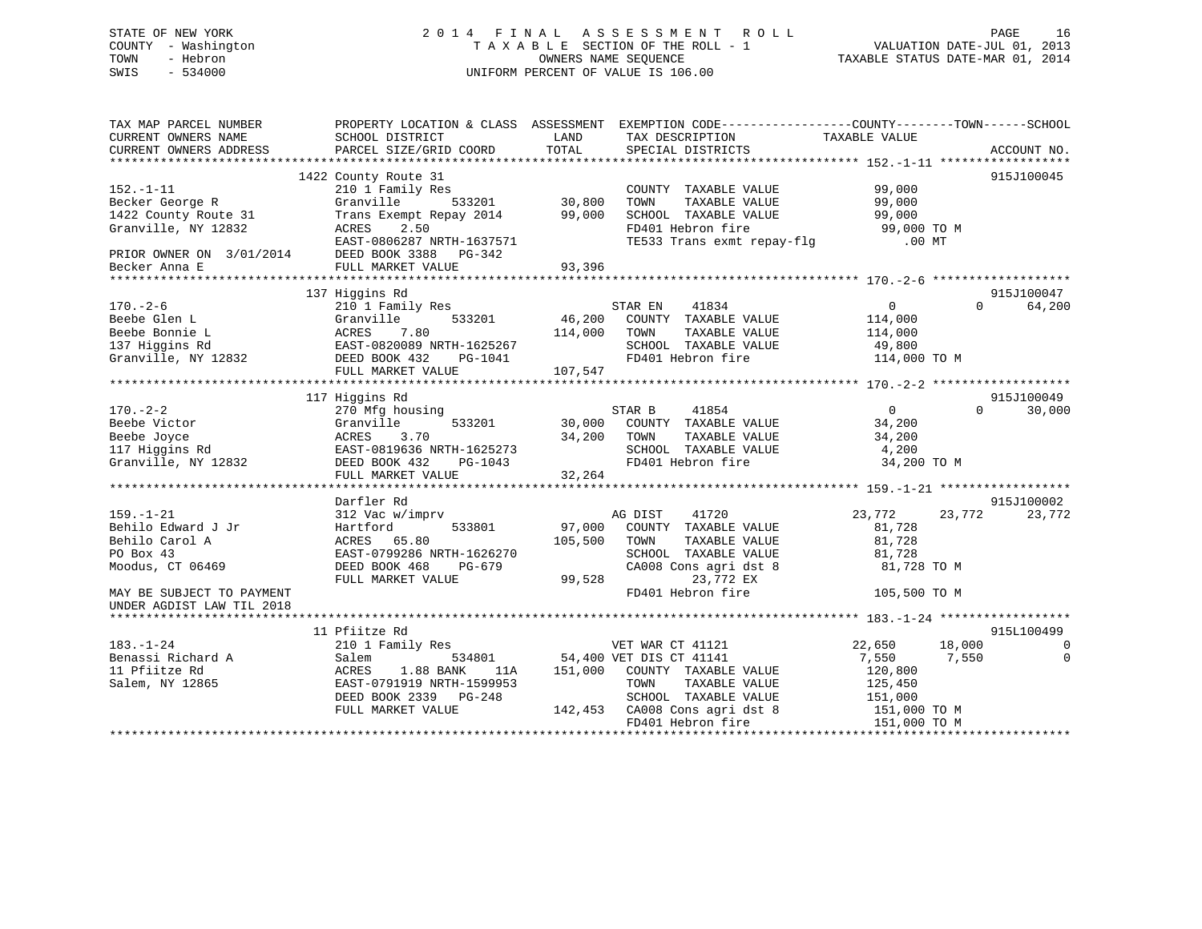STATE OF NEW YORK
COUNTY - Washington
TOWN - Hebron
SWIS - 534000

# 2014 FINAL ASSESSMENT ROLL
TAXABLE SECTION OF THE ROLL - 1
OWNERS NAME SEQUENCE
UNIFORM PERCENT OF VALUE IS 106.00

VALUATION DATE-JUL 01, 2013
TAXABLE STATUS DATE-MAR 01, 2014

```
TAX MAP PARCEL NUMBER          PROPERTY LOCATION & CLASS  ASSESSMENT  EXEMPTION CODE------------------COUNTY--------TOWN------SCHOOL
CURRENT OWNERS NAME            SCHOOL DISTRICT               LAND      TAX DESCRIPTION              TAXABLE VALUE
CURRENT OWNERS ADDRESS         PARCEL SIZE/GRID COORD        TOTAL     SPECIAL DISTRICTS                                      ACCOUNT NO.
******************************************************************************************************* 152.-1-11 ******************
                               1422 County Route 31                                                                       915J100045
152.-1-11                      210 1 Family Res                        COUNTY  TAXABLE VALUE            99,000
Becker George R                Granville        533201      30,800     TOWN    TAXABLE VALUE            99,000
1422 County Route 31           Trans Exempt Repay 2014      99,000     SCHOOL  TAXABLE VALUE            99,000
Granville, NY 12832            ACRES     2.50                          FD401 Hebron fire                 99,000 TO M
                               EAST-0806287 NRTH-1637571               TE533 Trans exmt repay-flg           .00 MT
PRIOR OWNER ON  3/01/2014      DEED BOOK 3388   PG-342
Becker Anna E                  FULL MARKET VALUE            93,396
******************************************************************************************************* 170.-2-6 *******************
                               137 Higgins Rd                                                                             915J100047
170.-2-6                       210 1 Family Res                        STAR EN    41834                  0          0      64,200
Beebe Glen L                   Granville        533201      46,200     COUNTY  TAXABLE VALUE           114,000
Beebe Bonnie L                 ACRES     7.80              114,000     TOWN    TAXABLE VALUE           114,000
137 Higgins Rd                 EAST-0820089 NRTH-1625267               SCHOOL  TAXABLE VALUE            49,800
Granville, NY 12832            DEED BOOK 432    PG-1041                FD401 Hebron fire                114,000 TO M
                               FULL MARKET VALUE           107,547
******************************************************************************************************* 170.-2-2 *******************
                               117 Higgins Rd                                                                             915J100049
170.-2-2                       270 Mfg housing                         STAR B     41854                  0          0      30,000
Beebe Victor                   Granville        533201      30,000     COUNTY  TAXABLE VALUE            34,200
Beebe Joyce                    ACRES     3.70               34,200     TOWN    TAXABLE VALUE            34,200
117 Higgins Rd                 EAST-0819636 NRTH-1625273               SCHOOL  TAXABLE VALUE             4,200
Granville, NY 12832            DEED BOOK 432    PG-1043                FD401 Hebron fire                 34,200 TO M
                               FULL MARKET VALUE            32,264
******************************************************************************************************* 159.-1-21 ******************
                               Darfler Rd                                                                                 915J100002
159.-1-21                      312 Vac w/imprv                         AG DIST    41720             23,772     23,772      23,772
Behilo Edward J Jr             Hartford         533801      97,000     COUNTY  TAXABLE VALUE            81,728
Behilo Carol A                 ACRES    65.80              105,500     TOWN    TAXABLE VALUE            81,728
PO Box 43                      EAST-0799286 NRTH-1626270               SCHOOL  TAXABLE VALUE            81,728
Moodus, CT 06469               DEED BOOK 468    PG-679                 CA008 Cons agri dst 8             81,728 TO M
                               FULL MARKET VALUE            99,528             23,772 EX
MAY BE SUBJECT TO PAYMENT                                              FD401 Hebron fire                105,500 TO M
UNDER AGDIST LAW TIL 2018
******************************************************************************************************* 183.-1-24 ******************
                               11 Pfiitze Rd                                                                              915L100499
183.-1-24                      210 1 Family Res                        VET WAR CT 41121             22,650     18,000           0
Benassi Richard A              Salem            534801      54,400 VET DIS CT 41141                  7,550      7,550           0
11 Pfiitze Rd                  ACRES     1.88 BANK     11A 151,000     COUNTY  TAXABLE VALUE           120,800
Salem, NY 12865                EAST-0791919 NRTH-1599953               TOWN    TAXABLE VALUE           125,450
                               DEED BOOK 2339   PG-248                 SCHOOL  TAXABLE VALUE           151,000
                               FULL MARKET VALUE           142,453     CA008 Cons agri dst 8            151,000 TO M
                                                                       FD401 Hebron fire                151,000 TO M
************************************************************************************************************************************
```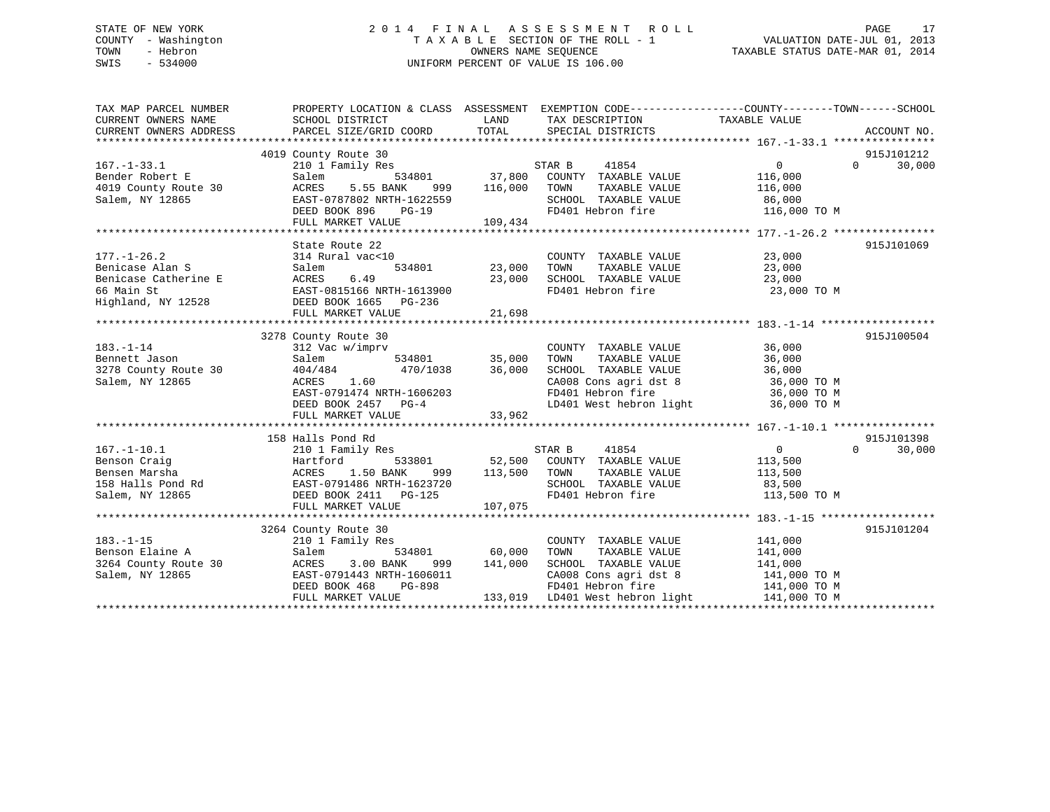STATE OF NEW YORK
COUNTY - Washington
TOWN - Hebron
SWIS - 534000

# 2014 FINAL ASSESSMENT ROLL
TAXABLE SECTION OF THE ROLL - 1
OWNERS NAME SEQUENCE
UNIFORM PERCENT OF VALUE IS 106.00

VALUATION DATE-JUL 01, 2013
TAXABLE STATUS DATE-MAR 01, 2014

| TAX MAP PARCEL NUMBER / CURRENT OWNERS NAME / CURRENT OWNERS ADDRESS | PROPERTY LOCATION & CLASS / SCHOOL DISTRICT / PARCEL SIZE/GRID COORD | ASSESSMENT LAND / TOTAL | EXEMPTION CODE / TAX DESCRIPTION / SPECIAL DISTRICTS | COUNTY TAXABLE VALUE | TOWN | SCHOOL | ACCOUNT NO. |
|---|---|---|---|---|---|---|---|
| **167.-1-33.1** | 4019 County Route 30 | | | | | | 915J101212 |
| | 210 1 Family Res | | STAR B 41854 | 0 | 0 | 30,000 | |
| Bender Robert E | Salem 534801 | 37,800 | COUNTY TAXABLE VALUE | 116,000 | | | |
| 4019 County Route 30 | ACRES 5.55 BANK 999 | 116,000 | TOWN TAXABLE VALUE | 116,000 | | | |
| Salem, NY 12865 | EAST-0787802 NRTH-1622559 | | SCHOOL TAXABLE VALUE | 86,000 | | | |
| | DEED BOOK 896 PG-19 | | FD401 Hebron fire | 116,000 TO M | | | |
| | FULL MARKET VALUE | 109,434 | | | | | |
| **177.-1-26.2** | State Route 22 | | | | | | 915J101069 |
| | 314 Rural vac<10 | | COUNTY TAXABLE VALUE | 23,000 | | | |
| Benicase Alan S | Salem 534801 | 23,000 | TOWN TAXABLE VALUE | 23,000 | | | |
| Benicase Catherine E | ACRES 6.49 | 23,000 | SCHOOL TAXABLE VALUE | 23,000 | | | |
| 66 Main St | EAST-0815166 NRTH-1613900 | | FD401 Hebron fire | 23,000 TO M | | | |
| Highland, NY 12528 | DEED BOOK 1665 PG-236 | | | | | | |
| | FULL MARKET VALUE | 21,698 | | | | | |
| **183.-1-14** | 3278 County Route 30 | | | | | | 915J100504 |
| | 312 Vac w/imprv | | COUNTY TAXABLE VALUE | 36,000 | | | |
| Bennett Jason | Salem 534801 | 35,000 | TOWN TAXABLE VALUE | 36,000 | | | |
| 3278 County Route 30 | 404/484 470/1038 | 36,000 | SCHOOL TAXABLE VALUE | 36,000 | | | |
| Salem, NY 12865 | ACRES 1.60 | | CA008 Cons agri dst 8 | 36,000 TO M | | | |
| | EAST-0791474 NRTH-1606203 | | FD401 Hebron fire | 36,000 TO M | | | |
| | DEED BOOK 2457 PG-4 | | LD401 West hebron light | 36,000 TO M | | | |
| | FULL MARKET VALUE | 33,962 | | | | | |
| **167.-1-10.1** | 158 Halls Pond Rd | | | | | | 915J101398 |
| | 210 1 Family Res | | STAR B 41854 | 0 | 0 | 30,000 | |
| Benson Craig | Hartford 533801 | 52,500 | COUNTY TAXABLE VALUE | 113,500 | | | |
| Bensen Marsha | ACRES 1.50 BANK 999 | 113,500 | TOWN TAXABLE VALUE | 113,500 | | | |
| 158 Halls Pond Rd | EAST-0791486 NRTH-1623720 | | SCHOOL TAXABLE VALUE | 83,500 | | | |
| Salem, NY 12865 | DEED BOOK 2411 PG-125 | | FD401 Hebron fire | 113,500 TO M | | | |
| | FULL MARKET VALUE | 107,075 | | | | | |
| **183.-1-15** | 3264 County Route 30 | | | | | | 915J101204 |
| | 210 1 Family Res | | COUNTY TAXABLE VALUE | 141,000 | | | |
| Benson Elaine A | Salem 534801 | 60,000 | TOWN TAXABLE VALUE | 141,000 | | | |
| 3264 County Route 30 | ACRES 3.00 BANK 999 | 141,000 | SCHOOL TAXABLE VALUE | 141,000 | | | |
| Salem, NY 12865 | EAST-0791443 NRTH-1606011 | | CA008 Cons agri dst 8 | 141,000 TO M | | | |
| | DEED BOOK 468 PG-898 | | FD401 Hebron fire | 141,000 TO M | | | |
| | FULL MARKET VALUE | 133,019 | LD401 West hebron light | 141,000 TO M | | | |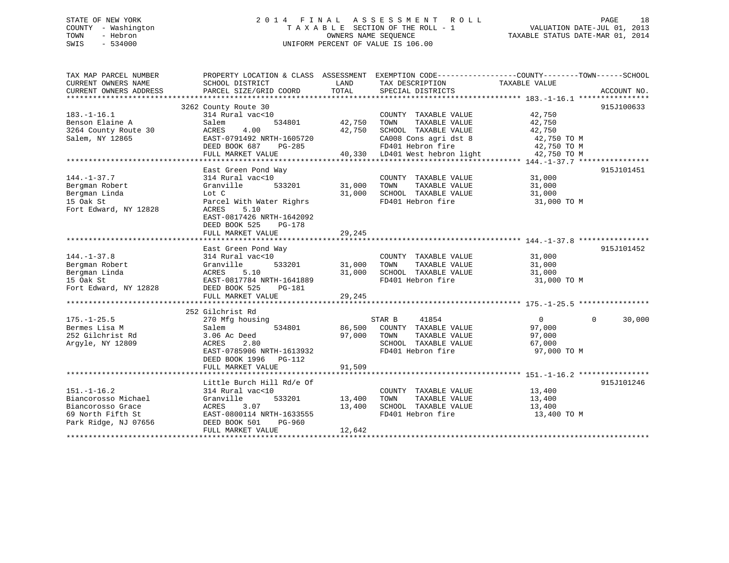STATE OF NEW YORK
COUNTY - Washington
TOWN - Hebron
SWIS - 534000

2014 FINAL ASSESSMENT ROLL
TAXABLE SECTION OF THE ROLL - 1
OWNERS NAME SEQUENCE
UNIFORM PERCENT OF VALUE IS 106.00

VALUATION DATE-JUL 01, 2013
TAXABLE STATUS DATE-MAR 01, 2014

```
TAX MAP PARCEL NUMBER          PROPERTY LOCATION & CLASS  ASSESSMENT  EXEMPTION CODE------------------COUNTY--------TOWN------SCHOOL
CURRENT OWNERS NAME            SCHOOL DISTRICT               LAND      TAX DESCRIPTION             TAXABLE VALUE
CURRENT OWNERS ADDRESS         PARCEL SIZE/GRID COORD        TOTAL     SPECIAL DISTRICTS                                     ACCOUNT NO.
******************************************************************************************************* 183.-1-16.1 ****************
                               3262 County Route 30                                                                          915J100633
183.-1-16.1                    314 Rural vac<10                        COUNTY  TAXABLE VALUE              42,750
Benson Elaine A                Salem            534801       42,750    TOWN    TAXABLE VALUE              42,750
3264 County Route 30           ACRES    4.00                 42,750    SCHOOL  TAXABLE VALUE              42,750
Salem, NY 12865                EAST-0791492 NRTH-1605720               CA008 Cons agri dst 8              42,750 TO M
                               DEED BOOK 687    PG-285                 FD401 Hebron fire                  42,750 TO M
                               FULL MARKET VALUE             40,330    LD401 West hebron light            42,750 TO M
******************************************************************************************************* 144.-1-37.7 ****************
                               East Green Pond Way                                                                           915J101451
144.-1-37.7                    314 Rural vac<10                        COUNTY  TAXABLE VALUE              31,000
Bergman Robert                 Granville        533201       31,000    TOWN    TAXABLE VALUE              31,000
Bergman Linda                  Lot C                         31,000    SCHOOL  TAXABLE VALUE              31,000
15 Oak St                      Parcel With Water Righrs                FD401 Hebron fire                  31,000 TO M
Fort Edward, NY 12828          ACRES    5.10
                               EAST-0817426 NRTH-1642092
                               DEED BOOK 525    PG-178
                               FULL MARKET VALUE             29,245
******************************************************************************************************* 144.-1-37.8 ****************
                               East Green Pond Way                                                                           915J101452
144.-1-37.8                    314 Rural vac<10                        COUNTY  TAXABLE VALUE              31,000
Bergman Robert                 Granville        533201       31,000    TOWN    TAXABLE VALUE              31,000
Bergman Linda                  ACRES    5.10                 31,000    SCHOOL  TAXABLE VALUE              31,000
15 Oak St                      EAST-0817784 NRTH-1641889               FD401 Hebron fire                  31,000 TO M
Fort Edward, NY 12828          DEED BOOK 525    PG-181
                               FULL MARKET VALUE             29,245
******************************************************************************************************* 175.-1-25.5 ****************
                               252 Gilchrist Rd
175.-1-25.5                    270 Mfg housing                         STAR B     41854                      0            0      30,000
Bermes Lisa M                  Salem            534801       86,500    COUNTY  TAXABLE VALUE              97,000
252 Gilchrist Rd               3.06 Ac Deed                  97,000    TOWN    TAXABLE VALUE              97,000
Argyle, NY 12809               ACRES    2.80                           SCHOOL  TAXABLE VALUE              67,000
                               EAST-0785906 NRTH-1613932               FD401 Hebron fire                  97,000 TO M
                               DEED BOOK 1996   PG-112
                               FULL MARKET VALUE             91,509
******************************************************************************************************* 151.-1-16.2 ****************
                               Little Burch Hill Rd/e Of                                                                     915J101246
151.-1-16.2                    314 Rural vac<10                        COUNTY  TAXABLE VALUE              13,400
Biancorosso Michael            Granville        533201       13,400    TOWN    TAXABLE VALUE              13,400
Biancorosso Grace              ACRES    3.07                 13,400    SCHOOL  TAXABLE VALUE              13,400
69 North Fifth St              EAST-0800114 NRTH-1633555               FD401 Hebron fire                  13,400 TO M
Park Ridge, NJ 07656           DEED BOOK 501    PG-960
                               FULL MARKET VALUE             12,642
************************************************************************************************************************************
```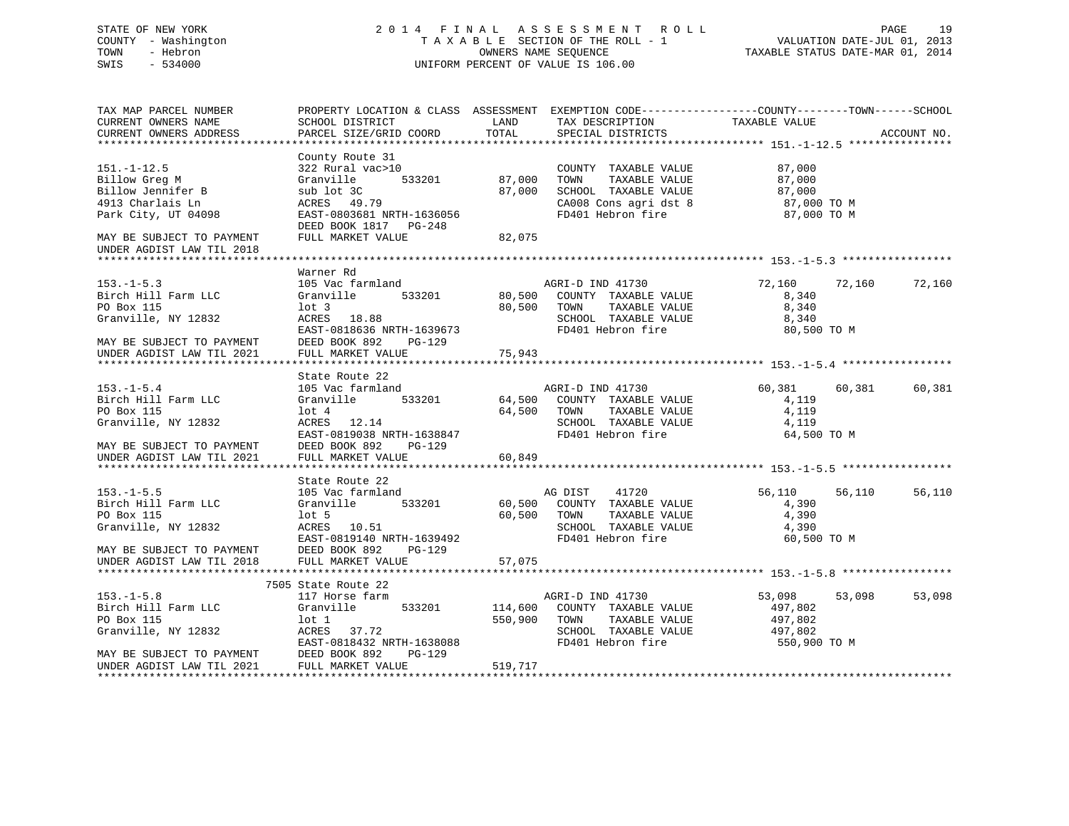STATE OF NEW YORK
COUNTY - Washington
TOWN - Hebron
SWIS - 534000

2014 FINAL ASSESSMENT ROLL
TAXABLE SECTION OF THE ROLL - 1
OWNERS NAME SEQUENCE
UNIFORM PERCENT OF VALUE IS 106.00

VALUATION DATE-JUL 01, 2013
TAXABLE STATUS DATE-MAR 01, 2014

```
TAX MAP PARCEL NUMBER          PROPERTY LOCATION & CLASS  ASSESSMENT  EXEMPTION CODE------------------COUNTY--------TOWN------SCHOOL
CURRENT OWNERS NAME            SCHOOL DISTRICT              LAND       TAX DESCRIPTION              TAXABLE VALUE
CURRENT OWNERS ADDRESS         PARCEL SIZE/GRID COORD       TOTAL      SPECIAL DISTRICTS                                        ACCOUNT NO.
******************************************************************************************************* 151.-1-12.5 ****************
                               County Route 31
151.-1-12.5                    322 Rural vac>10                        COUNTY  TAXABLE VALUE             87,000
Billow Greg M                  Granville      533201      87,000       TOWN    TAXABLE VALUE             87,000
Billow Jennifer B              sub lot 3C                 87,000       SCHOOL  TAXABLE VALUE             87,000
4913 Charlais Ln               ACRES   49.79                           CA008 Cons agri dst 8              87,000 TO M
Park City, UT 04098            EAST-0803681 NRTH-1636056               FD401 Hebron fire                  87,000 TO M
                               DEED BOOK 1817   PG-248
MAY BE SUBJECT TO PAYMENT      FULL MARKET VALUE          82,075
UNDER AGDIST LAW TIL 2018
******************************************************************************************************* 153.-1-5.3 *****************
                               Warner Rd
153.-1-5.3                     105 Vac farmland                        AGRI-D IND 41730              72,160      72,160      72,160
Birch Hill Farm LLC            Granville      533201      80,500       COUNTY  TAXABLE VALUE              8,340
PO Box 115                     lot 3                      80,500       TOWN    TAXABLE VALUE              8,340
Granville, NY 12832            ACRES   18.88                           SCHOOL  TAXABLE VALUE              8,340
                               EAST-0818636 NRTH-1639673               FD401 Hebron fire                  80,500 TO M
MAY BE SUBJECT TO PAYMENT      DEED BOOK 892    PG-129
UNDER AGDIST LAW TIL 2021      FULL MARKET VALUE          75,943
******************************************************************************************************* 153.-1-5.4 *****************
                               State Route 22
153.-1-5.4                     105 Vac farmland                        AGRI-D IND 41730              60,381      60,381      60,381
Birch Hill Farm LLC            Granville      533201      64,500       COUNTY  TAXABLE VALUE              4,119
PO Box 115                     lot 4                      64,500       TOWN    TAXABLE VALUE              4,119
Granville, NY 12832            ACRES   12.14                           SCHOOL  TAXABLE VALUE              4,119
                               EAST-0819038 NRTH-1638847               FD401 Hebron fire                  64,500 TO M
MAY BE SUBJECT TO PAYMENT      DEED BOOK 892    PG-129
UNDER AGDIST LAW TIL 2021      FULL MARKET VALUE          60,849
******************************************************************************************************* 153.-1-5.5 *****************
                               State Route 22
153.-1-5.5                     105 Vac farmland                        AG DIST     41720             56,110      56,110      56,110
Birch Hill Farm LLC            Granville      533201      60,500       COUNTY  TAXABLE VALUE              4,390
PO Box 115                     lot 5                      60,500       TOWN    TAXABLE VALUE              4,390
Granville, NY 12832            ACRES   10.51                           SCHOOL  TAXABLE VALUE              4,390
                               EAST-0819140 NRTH-1639492               FD401 Hebron fire                  60,500 TO M
MAY BE SUBJECT TO PAYMENT      DEED BOOK 892    PG-129
UNDER AGDIST LAW TIL 2018      FULL MARKET VALUE          57,075
******************************************************************************************************* 153.-1-5.8 *****************
                          7505 State Route 22
153.-1-5.8                     117 Horse farm                          AGRI-D IND 41730              53,098      53,098      53,098
Birch Hill Farm LLC            Granville      533201     114,600       COUNTY  TAXABLE VALUE            497,802
PO Box 115                     lot 1                     550,900       TOWN    TAXABLE VALUE            497,802
Granville, NY 12832            ACRES   37.72                           SCHOOL  TAXABLE VALUE            497,802
                               EAST-0818432 NRTH-1638088               FD401 Hebron fire                 550,900 TO M
MAY BE SUBJECT TO PAYMENT      DEED BOOK 892    PG-129
UNDER AGDIST LAW TIL 2021      FULL MARKET VALUE         519,717
************************************************************************************************************************************
```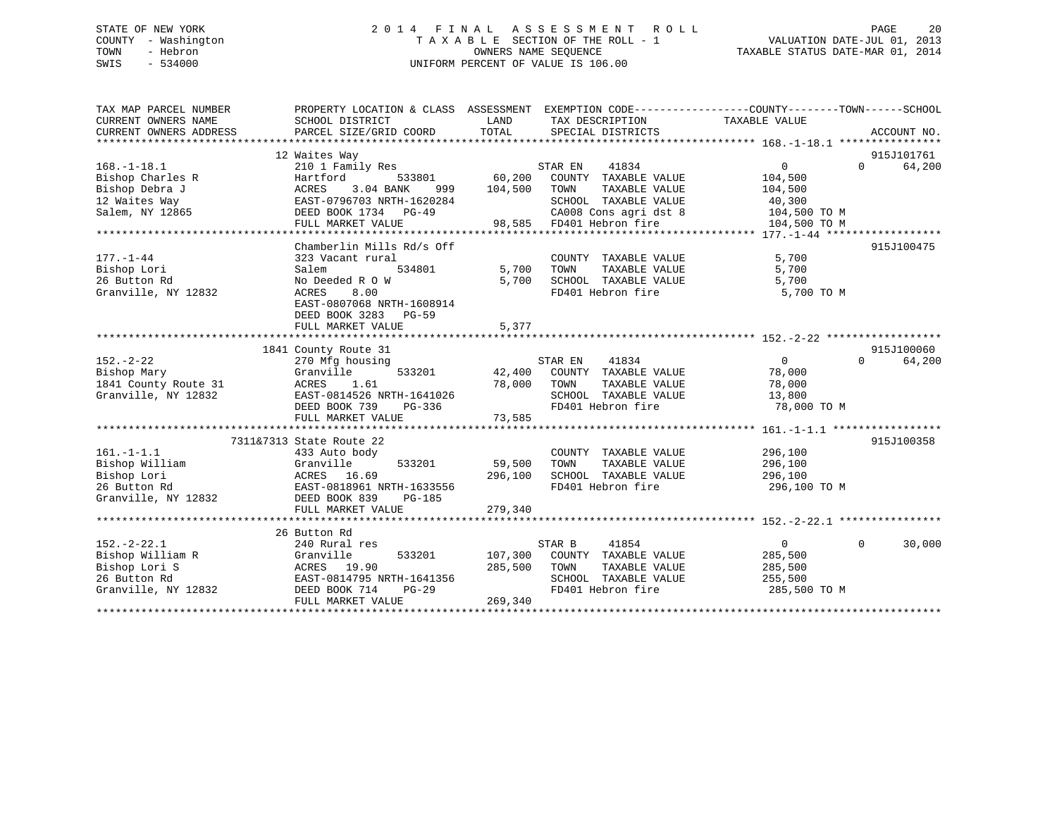STATE OF NEW YORK
COUNTY - Washington
TOWN - Hebron
SWIS - 534000

2014 FINAL ASSESSMENT ROLL
TAXABLE SECTION OF THE ROLL - 1
OWNERS NAME SEQUENCE
UNIFORM PERCENT OF VALUE IS 106.00

VALUATION DATE-JUL 01, 2013
TAXABLE STATUS DATE-MAR 01, 2014

| TAX MAP PARCEL NUMBER / CURRENT OWNERS NAME / CURRENT OWNERS ADDRESS | PROPERTY LOCATION & CLASS / SCHOOL DISTRICT / PARCEL SIZE/GRID COORD | ASSESSMENT LAND / TOTAL | EXEMPTION CODE / TAX DESCRIPTION / SPECIAL DISTRICTS | COUNTY TAXABLE VALUE | TOWN | SCHOOL | ACCOUNT NO. |
|---|---|---|---|---|---|---|---|
| **168.-1-18.1** | 12 Waites Way | | | | | | 915J101761 |
| 168.-1-18.1 | 210 1 Family Res | | STAR EN 41834 | 0 | 0 | 64,200 | |
| Bishop Charles R | Hartford 533801 | 60,200 | COUNTY TAXABLE VALUE | 104,500 | | | |
| Bishop Debra J | ACRES 3.04 BANK 999 | 104,500 | TOWN TAXABLE VALUE | 104,500 | | | |
| 12 Waites Way | EAST-0796703 NRTH-1620284 | | SCHOOL TAXABLE VALUE | 40,300 | | | |
| Salem, NY 12865 | DEED BOOK 1734 PG-49 | | CA008 Cons agri dst 8 | 104,500 TO M | | | |
| | FULL MARKET VALUE | 98,585 | FD401 Hebron fire | 104,500 TO M | | | |
| **177.-1-44** | Chamberlin Mills Rd/s Off | | | | | | 915J100475 |
| 177.-1-44 | 323 Vacant rural | | COUNTY TAXABLE VALUE | 5,700 | | | |
| Bishop Lori | Salem 534801 | 5,700 | TOWN TAXABLE VALUE | 5,700 | | | |
| 26 Button Rd | No Deeded R O W | 5,700 | SCHOOL TAXABLE VALUE | 5,700 | | | |
| Granville, NY 12832 | ACRES 8.00 | | FD401 Hebron fire | 5,700 TO M | | | |
| | EAST-0807068 NRTH-1608914 | | | | | | |
| | DEED BOOK 3283 PG-59 | | | | | | |
| | FULL MARKET VALUE | 5,377 | | | | | |
| **152.-2-22** | 1841 County Route 31 | | | | | | 915J100060 |
| 152.-2-22 | 270 Mfg housing | | STAR EN 41834 | 0 | 0 | 64,200 | |
| Bishop Mary | Granville 533201 | 42,400 | COUNTY TAXABLE VALUE | 78,000 | | | |
| 1841 County Route 31 | ACRES 1.61 | 78,000 | TOWN TAXABLE VALUE | 78,000 | | | |
| Granville, NY 12832 | EAST-0814526 NRTH-1641026 | | SCHOOL TAXABLE VALUE | 13,800 | | | |
| | DEED BOOK 739 PG-336 | | FD401 Hebron fire | 78,000 TO M | | | |
| | FULL MARKET VALUE | 73,585 | | | | | |
| **161.-1-1.1** | 7311&7313 State Route 22 | | | | | | 915J100358 |
| 161.-1-1.1 | 433 Auto body | | COUNTY TAXABLE VALUE | 296,100 | | | |
| Bishop William | Granville 533201 | 59,500 | TOWN TAXABLE VALUE | 296,100 | | | |
| Bishop Lori | ACRES 16.69 | 296,100 | SCHOOL TAXABLE VALUE | 296,100 | | | |
| 26 Button Rd | EAST-0818961 NRTH-1633556 | | FD401 Hebron fire | 296,100 TO M | | | |
| Granville, NY 12832 | DEED BOOK 839 PG-185 | | | | | | |
| | FULL MARKET VALUE | 279,340 | | | | | |
| **152.-2-22.1** | 26 Button Rd | | | | | | |
| 152.-2-22.1 | 240 Rural res | | STAR B 41854 | 0 | 0 | 30,000 | |
| Bishop William R | Granville 533201 | 107,300 | COUNTY TAXABLE VALUE | 285,500 | | | |
| Bishop Lori S | ACRES 19.90 | 285,500 | TOWN TAXABLE VALUE | 285,500 | | | |
| 26 Button Rd | EAST-0814795 NRTH-1641356 | | SCHOOL TAXABLE VALUE | 255,500 | | | |
| Granville, NY 12832 | DEED BOOK 714 PG-29 | | FD401 Hebron fire | 285,500 TO M | | | |
| | FULL MARKET VALUE | 269,340 | | | | | |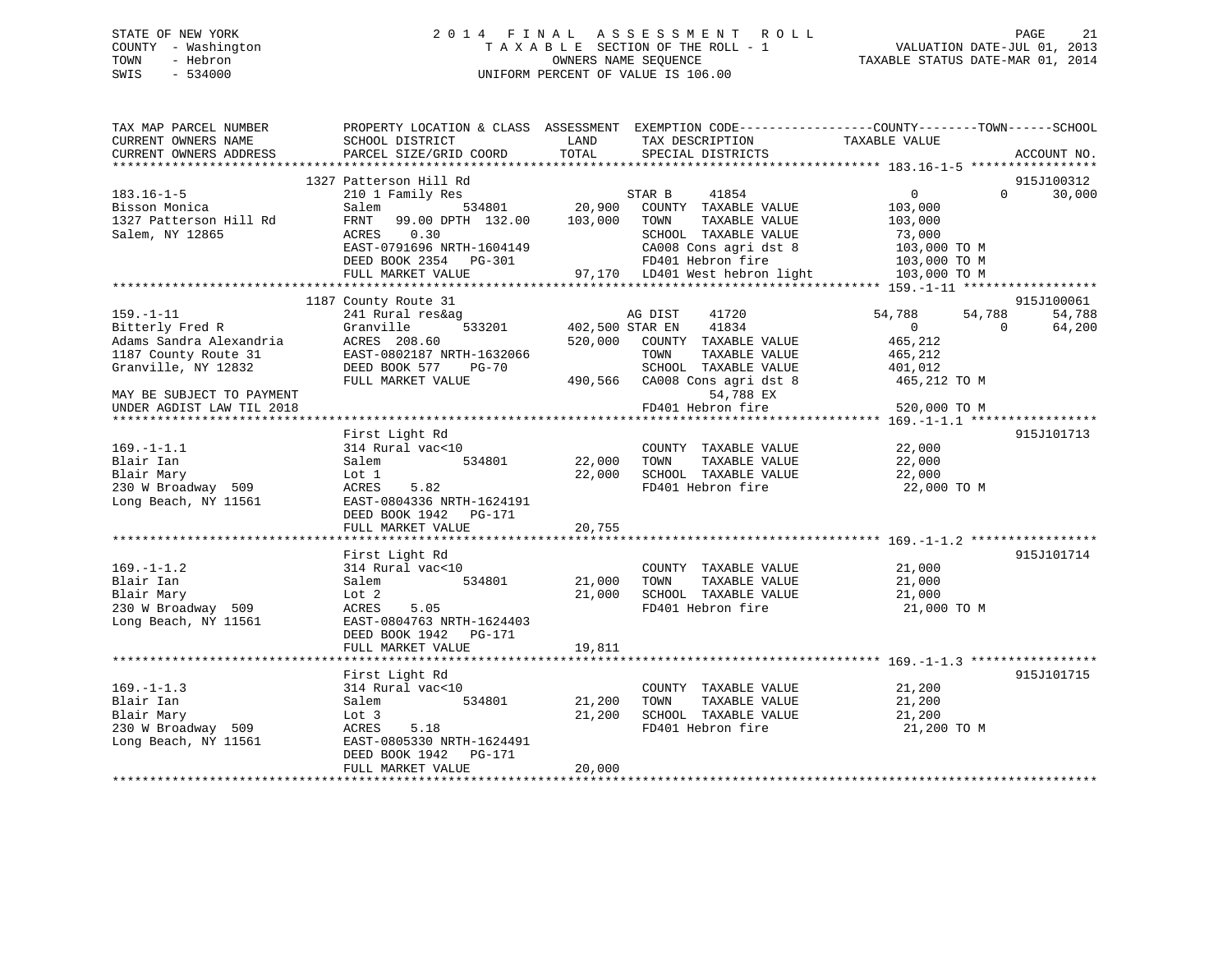STATE OF NEW YORK
COUNTY - Washington
TOWN - Hebron
SWIS - 534000

# 2014 FINAL ASSESSMENT ROLL

TAXABLE SECTION OF THE ROLL - 1
OWNERS NAME SEQUENCE
UNIFORM PERCENT OF VALUE IS 106.00

VALUATION DATE-JUL 01, 2013
TAXABLE STATUS DATE-MAR 01, 2014

```
TAX MAP PARCEL NUMBER          PROPERTY LOCATION & CLASS  ASSESSMENT  EXEMPTION CODE------------------COUNTY--------TOWN------SCHOOL
CURRENT OWNERS NAME            SCHOOL DISTRICT               LAND      TAX DESCRIPTION              TAXABLE VALUE
CURRENT OWNERS ADDRESS         PARCEL SIZE/GRID COORD       TOTAL      SPECIAL DISTRICTS                                     ACCOUNT NO.
******************************************************************************************************* 183.16-1-5 *****************
                               1327 Patterson Hill Rd                                                                       915J100312
183.16-1-5                     210 1 Family Res                    STAR B     41854                0           0       30,000
Bisson Monica                  Salem          534801        20,900    COUNTY  TAXABLE VALUE          103,000
1327 Patterson Hill Rd         FRNT   99.00 DPTH 132.00    103,000    TOWN    TAXABLE VALUE          103,000
Salem, NY 12865                ACRES    0.30                          SCHOOL  TAXABLE VALUE           73,000
                               EAST-0791696 NRTH-1604149              CA008 Cons agri dst 8          103,000 TO M
                               DEED BOOK 2354   PG-301                FD401 Hebron fire              103,000 TO M
                               FULL MARKET VALUE            97,170    LD401 West hebron light        103,000 TO M
******************************************************************************************************* 159.-1-11 ******************
                               1187 County Route 31                                                                         915J100061
159.-1-11                      241 Rural res&ag                    AG DIST    41720           54,788      54,788       54,788
Bitterly Fred R                Granville      533201       402,500 STAR EN    41834                0           0       64,200
Adams Sandra Alexandria        ACRES 208.60                520,000    COUNTY  TAXABLE VALUE          465,212
1187 County Route 31           EAST-0802187 NRTH-1632066              TOWN    TAXABLE VALUE          465,212
Granville, NY 12832            DEED BOOK 577    PG-70                 SCHOOL  TAXABLE VALUE          401,012
                               FULL MARKET VALUE           490,566    CA008 Cons agri dst 8          465,212 TO M
MAY BE SUBJECT TO PAYMENT                                                     54,788 EX
UNDER AGDIST LAW TIL 2018                                             FD401 Hebron fire              520,000 TO M
******************************************************************************************************* 169.-1-1.1 *****************
                               First Light Rd                                                                               915J101713
169.-1-1.1                     314 Rural vac<10                       COUNTY  TAXABLE VALUE           22,000
Blair Ian                      Salem          534801        22,000    TOWN    TAXABLE VALUE           22,000
Blair Mary                     Lot 1                        22,000    SCHOOL  TAXABLE VALUE           22,000
230 W Broadway  509            ACRES    5.82                          FD401 Hebron fire               22,000 TO M
Long Beach, NY 11561           EAST-0804336 NRTH-1624191
                               DEED BOOK 1942   PG-171
                               FULL MARKET VALUE            20,755
******************************************************************************************************* 169.-1-1.2 *****************
                               First Light Rd                                                                               915J101714
169.-1-1.2                     314 Rural vac<10                       COUNTY  TAXABLE VALUE           21,000
Blair Ian                      Salem          534801        21,000    TOWN    TAXABLE VALUE           21,000
Blair Mary                     Lot 2                        21,000    SCHOOL  TAXABLE VALUE           21,000
230 W Broadway  509            ACRES    5.05                          FD401 Hebron fire               21,000 TO M
Long Beach, NY 11561           EAST-0804763 NRTH-1624403
                               DEED BOOK 1942   PG-171
                               FULL MARKET VALUE            19,811
******************************************************************************************************* 169.-1-1.3 *****************
                               First Light Rd                                                                               915J101715
169.-1-1.3                     314 Rural vac<10                       COUNTY  TAXABLE VALUE           21,200
Blair Ian                      Salem          534801        21,200    TOWN    TAXABLE VALUE           21,200
Blair Mary                     Lot 3                        21,200    SCHOOL  TAXABLE VALUE           21,200
230 W Broadway  509            ACRES    5.18                          FD401 Hebron fire               21,200 TO M
Long Beach, NY 11561           EAST-0805330 NRTH-1624491
                               DEED BOOK 1942   PG-171
                               FULL MARKET VALUE            20,000
************************************************************************************************************************************
```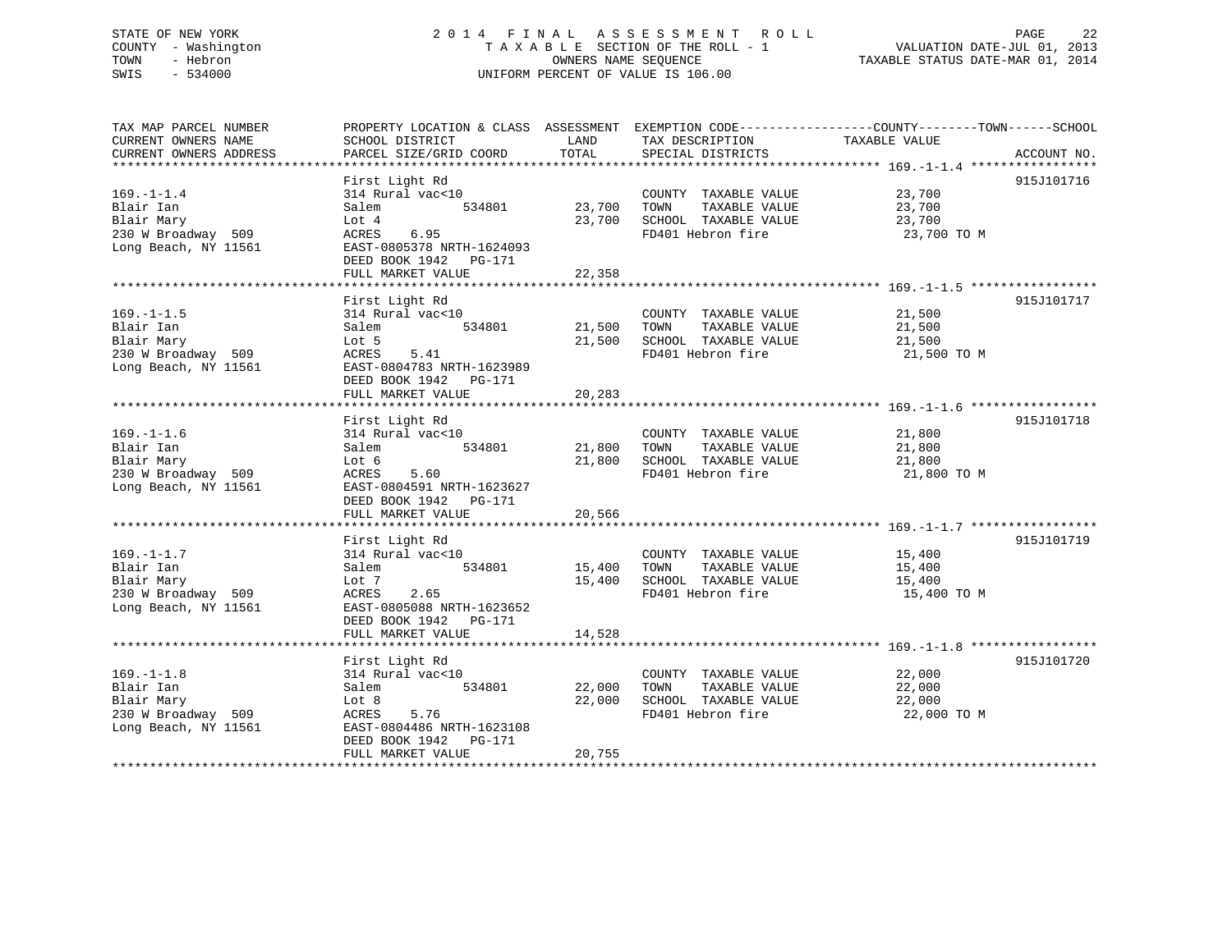STATE OF NEW YORK
COUNTY - Washington
TOWN - Hebron
SWIS - 534000

2014 FINAL ASSESSMENT ROLL
TAXABLE SECTION OF THE ROLL - 1
OWNERS NAME SEQUENCE
UNIFORM PERCENT OF VALUE IS 106.00

VALUATION DATE-JUL 01, 2013
TAXABLE STATUS DATE-MAR 01, 2014

| TAX MAP PARCEL NUMBER / CURRENT OWNERS NAME / CURRENT OWNERS ADDRESS | PROPERTY LOCATION & CLASS / SCHOOL DISTRICT / PARCEL SIZE/GRID COORD | ASSESSMENT LAND / TOTAL | EXEMPTION CODE / TAX DESCRIPTION / SPECIAL DISTRICTS | COUNTY--------TOWN------SCHOOL TAXABLE VALUE | ACCOUNT NO. |
|---|---|---|---|---|---|
| 169.-1-1.4 | First Light Rd | | | | 915J101716 |
| Blair Ian | 314 Rural vac<10 | | COUNTY TAXABLE VALUE | 23,700 | |
| Blair Mary | Salem 534801 | 23,700 | TOWN TAXABLE VALUE | 23,700 | |
| 230 W Broadway 509 | Lot 4 | 23,700 | SCHOOL TAXABLE VALUE | 23,700 | |
| Long Beach, NY 11561 | ACRES 6.95 | | FD401 Hebron fire | 23,700 TO M | |
| | EAST-0805378 NRTH-1624093 | | | | |
| | DEED BOOK 1942 PG-171 | | | | |
| | FULL MARKET VALUE | 22,358 | | | |
| 169.-1-1.5 | First Light Rd | | | | 915J101717 |
| Blair Ian | 314 Rural vac<10 | | COUNTY TAXABLE VALUE | 21,500 | |
| Blair Mary | Salem 534801 | 21,500 | TOWN TAXABLE VALUE | 21,500 | |
| 230 W Broadway 509 | Lot 5 | 21,500 | SCHOOL TAXABLE VALUE | 21,500 | |
| Long Beach, NY 11561 | ACRES 5.41 | | FD401 Hebron fire | 21,500 TO M | |
| | EAST-0804783 NRTH-1623989 | | | | |
| | DEED BOOK 1942 PG-171 | | | | |
| | FULL MARKET VALUE | 20,283 | | | |
| 169.-1-1.6 | First Light Rd | | | | 915J101718 |
| Blair Ian | 314 Rural vac<10 | | COUNTY TAXABLE VALUE | 21,800 | |
| Blair Mary | Salem 534801 | 21,800 | TOWN TAXABLE VALUE | 21,800 | |
| 230 W Broadway 509 | Lot 6 | 21,800 | SCHOOL TAXABLE VALUE | 21,800 | |
| Long Beach, NY 11561 | ACRES 5.60 | | FD401 Hebron fire | 21,800 TO M | |
| | EAST-0804591 NRTH-1623627 | | | | |
| | DEED BOOK 1942 PG-171 | | | | |
| | FULL MARKET VALUE | 20,566 | | | |
| 169.-1-1.7 | First Light Rd | | | | 915J101719 |
| Blair Ian | 314 Rural vac<10 | | COUNTY TAXABLE VALUE | 15,400 | |
| Blair Mary | Salem 534801 | 15,400 | TOWN TAXABLE VALUE | 15,400 | |
| 230 W Broadway 509 | Lot 7 | 15,400 | SCHOOL TAXABLE VALUE | 15,400 | |
| Long Beach, NY 11561 | ACRES 2.65 | | FD401 Hebron fire | 15,400 TO M | |
| | EAST-0805088 NRTH-1623652 | | | | |
| | DEED BOOK 1942 PG-171 | | | | |
| | FULL MARKET VALUE | 14,528 | | | |
| 169.-1-1.8 | First Light Rd | | | | 915J101720 |
| Blair Ian | 314 Rural vac<10 | | COUNTY TAXABLE VALUE | 22,000 | |
| Blair Mary | Salem 534801 | 22,000 | TOWN TAXABLE VALUE | 22,000 | |
| 230 W Broadway 509 | Lot 8 | 22,000 | SCHOOL TAXABLE VALUE | 22,000 | |
| Long Beach, NY 11561 | ACRES 5.76 | | FD401 Hebron fire | 22,000 TO M | |
| | EAST-0804486 NRTH-1623108 | | | | |
| | DEED BOOK 1942 PG-171 | | | | |
| | FULL MARKET VALUE | 20,755 | | | |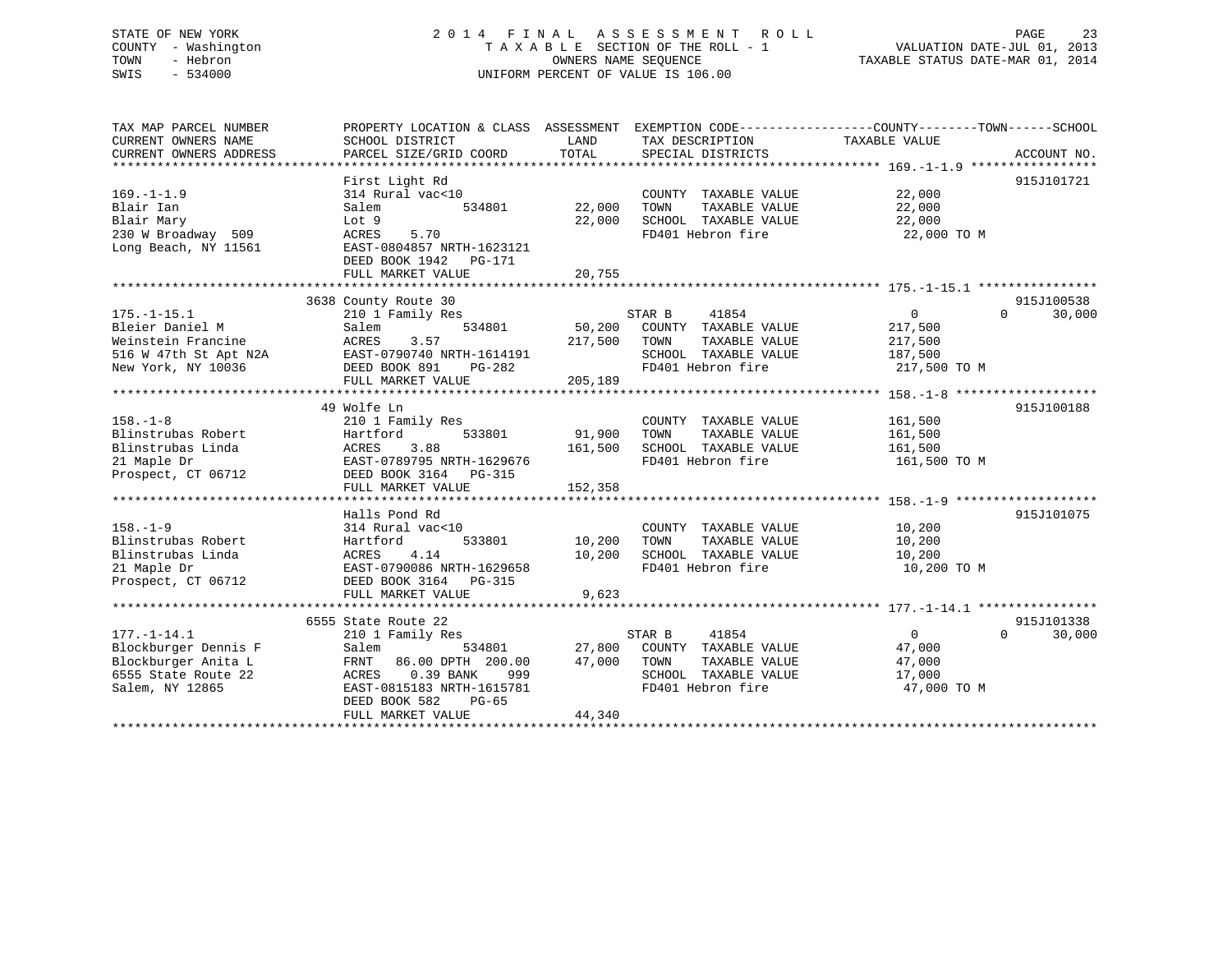STATE OF NEW YORK
COUNTY - Washington
TOWN - Hebron
SWIS - 534000

2014 FINAL ASSESSMENT ROLL
TAXABLE SECTION OF THE ROLL - 1
OWNERS NAME SEQUENCE
UNIFORM PERCENT OF VALUE IS 106.00

VALUATION DATE-JUL 01, 2013
TAXABLE STATUS DATE-MAR 01, 2014

| TAX MAP PARCEL NUMBER / CURRENT OWNERS NAME / CURRENT OWNERS ADDRESS | PROPERTY LOCATION & CLASS / SCHOOL DISTRICT / PARCEL SIZE/GRID COORD | ASSESSMENT LAND / TOTAL | EXEMPTION CODE / TAX DESCRIPTION / SPECIAL DISTRICTS | COUNTY / TOWN / SCHOOL TAXABLE VALUE | ACCOUNT NO. |
|---|---|---|---|---|---|
| **169.-1-1.9** | First Light Rd | | | | 915J101721 |
| 169.-1-1.9 | 314 Rural vac<10 | | COUNTY TAXABLE VALUE | 22,000 | |
| Blair Ian | Salem 534801 | 22,000 | TOWN TAXABLE VALUE | 22,000 | |
| Blair Mary | Lot 9 | 22,000 | SCHOOL TAXABLE VALUE | 22,000 | |
| 230 W Broadway 509 | ACRES 5.70 | | FD401 Hebron fire | 22,000 TO M | |
| Long Beach, NY 11561 | EAST-0804857 NRTH-1623121 | | | | |
| | DEED BOOK 1942 PG-171 | | | | |
| | FULL MARKET VALUE | 20,755 | | | |
| **175.-1-15.1** | 3638 County Route 30 | | | | 915J100538 |
| 175.-1-15.1 | 210 1 Family Res | | STAR B 41854 | 0 0 30,000 | |
| Bleier Daniel M | Salem 534801 | 50,200 | COUNTY TAXABLE VALUE | 217,500 | |
| Weinstein Francine | ACRES 3.57 | 217,500 | TOWN TAXABLE VALUE | 217,500 | |
| 516 W 47th St Apt N2A | EAST-0790740 NRTH-1614191 | | SCHOOL TAXABLE VALUE | 187,500 | |
| New York, NY 10036 | DEED BOOK 891 PG-282 | | FD401 Hebron fire | 217,500 TO M | |
| | FULL MARKET VALUE | 205,189 | | | |
| **158.-1-8** | 49 Wolfe Ln | | | | 915J100188 |
| 158.-1-8 | 210 1 Family Res | | COUNTY TAXABLE VALUE | 161,500 | |
| Blinstrubas Robert | Hartford 533801 | 91,900 | TOWN TAXABLE VALUE | 161,500 | |
| Blinstrubas Linda | ACRES 3.88 | 161,500 | SCHOOL TAXABLE VALUE | 161,500 | |
| 21 Maple Dr | EAST-0789795 NRTH-1629676 | | FD401 Hebron fire | 161,500 TO M | |
| Prospect, CT 06712 | DEED BOOK 3164 PG-315 | | | | |
| | FULL MARKET VALUE | 152,358 | | | |
| **158.-1-9** | Halls Pond Rd | | | | 915J101075 |
| 158.-1-9 | 314 Rural vac<10 | | COUNTY TAXABLE VALUE | 10,200 | |
| Blinstrubas Robert | Hartford 533801 | 10,200 | TOWN TAXABLE VALUE | 10,200 | |
| Blinstrubas Linda | ACRES 4.14 | 10,200 | SCHOOL TAXABLE VALUE | 10,200 | |
| 21 Maple Dr | EAST-0790086 NRTH-1629658 | | FD401 Hebron fire | 10,200 TO M | |
| Prospect, CT 06712 | DEED BOOK 3164 PG-315 | | | | |
| | FULL MARKET VALUE | 9,623 | | | |
| **177.-1-14.1** | 6555 State Route 22 | | | | 915J101338 |
| 177.-1-14.1 | 210 1 Family Res | | STAR B 41854 | 0 0 30,000 | |
| Blockburger Dennis F | Salem 534801 | 27,800 | COUNTY TAXABLE VALUE | 47,000 | |
| Blockburger Anita L | FRNT 86.00 DPTH 200.00 | 47,000 | TOWN TAXABLE VALUE | 47,000 | |
| 6555 State Route 22 | ACRES 0.39 BANK 999 | | SCHOOL TAXABLE VALUE | 17,000 | |
| Salem, NY 12865 | EAST-0815183 NRTH-1615781 | | FD401 Hebron fire | 47,000 TO M | |
| | DEED BOOK 582 PG-65 | | | | |
| | FULL MARKET VALUE | 44,340 | | | |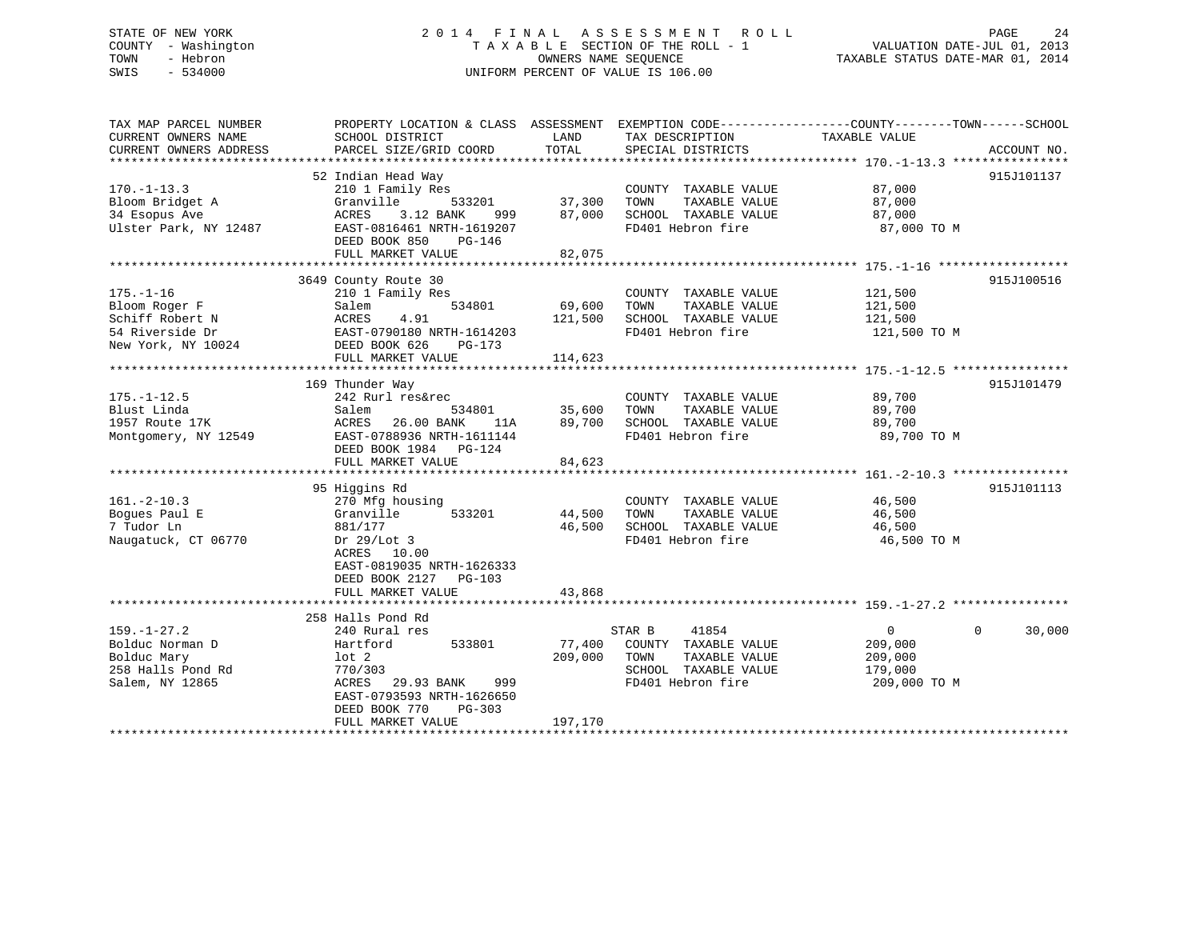STATE OF NEW YORK
COUNTY - Washington
TOWN - Hebron
SWIS - 534000

# 2014 FINAL ASSESSMENT ROLL

TAXABLE SECTION OF THE ROLL - 1
OWNERS NAME SEQUENCE
UNIFORM PERCENT OF VALUE IS 106.00

VALUATION DATE-JUL 01, 2013
TAXABLE STATUS DATE-MAR 01, 2014

| TAX MAP PARCEL NUMBER / CURRENT OWNERS NAME / CURRENT OWNERS ADDRESS | PROPERTY LOCATION & CLASS / SCHOOL DISTRICT / PARCEL SIZE/GRID COORD | ASSESSMENT LAND | TOTAL | EXEMPTION CODE / TAX DESCRIPTION / SPECIAL DISTRICTS | COUNTY / TOWN TAXABLE VALUE | SCHOOL | ACCOUNT NO. |
|---|---|---|---|---|---|---|---|
| **170.-1-13.3** | 52 Indian Head Way | | | | | | 915J101137 |
| 170.-1-13.3 | 210 1 Family Res | | | COUNTY TAXABLE VALUE | 87,000 | | |
| Bloom Bridget A | Granville 533201 | 37,300 | | TOWN TAXABLE VALUE | 87,000 | | |
| 34 Esopus Ave | ACRES 3.12 BANK 999 | | 87,000 | SCHOOL TAXABLE VALUE | 87,000 | | |
| Ulster Park, NY 12487 | EAST-0816461 NRTH-1619207 | | | FD401 Hebron fire | 87,000 TO M | | |
| | DEED BOOK 850 PG-146 | | | | | | |
| | FULL MARKET VALUE | | 82,075 | | | | |
| **175.-1-16** | 3649 County Route 30 | | | | | | 915J100516 |
| 175.-1-16 | 210 1 Family Res | | | COUNTY TAXABLE VALUE | 121,500 | | |
| Bloom Roger F | Salem 534801 | 69,600 | | TOWN TAXABLE VALUE | 121,500 | | |
| Schiff Robert N | ACRES 4.91 | | 121,500 | SCHOOL TAXABLE VALUE | 121,500 | | |
| 54 Riverside Dr | EAST-0790180 NRTH-1614203 | | | FD401 Hebron fire | 121,500 TO M | | |
| New York, NY 10024 | DEED BOOK 626 PG-173 | | | | | | |
| | FULL MARKET VALUE | | 114,623 | | | | |
| **175.-1-12.5** | 169 Thunder Way | | | | | | 915J101479 |
| 175.-1-12.5 | 242 Rurl res&rec | | | COUNTY TAXABLE VALUE | 89,700 | | |
| Blust Linda | Salem 534801 | 35,600 | | TOWN TAXABLE VALUE | 89,700 | | |
| 1957 Route 17K | ACRES 26.00 BANK 11A | | 89,700 | SCHOOL TAXABLE VALUE | 89,700 | | |
| Montgomery, NY 12549 | EAST-0788936 NRTH-1611144 | | | FD401 Hebron fire | 89,700 TO M | | |
| | DEED BOOK 1984 PG-124 | | | | | | |
| | FULL MARKET VALUE | | 84,623 | | | | |
| **161.-2-10.3** | 95 Higgins Rd | | | | | | 915J101113 |
| 161.-2-10.3 | 270 Mfg housing | | | COUNTY TAXABLE VALUE | 46,500 | | |
| Bogues Paul E | Granville 533201 | 44,500 | | TOWN TAXABLE VALUE | 46,500 | | |
| 7 Tudor Ln | 881/177 | | 46,500 | SCHOOL TAXABLE VALUE | 46,500 | | |
| Naugatuck, CT 06770 | Dr 29/Lot 3 | | | FD401 Hebron fire | 46,500 TO M | | |
| | ACRES 10.00 | | | | | | |
| | EAST-0819035 NRTH-1626333 | | | | | | |
| | DEED BOOK 2127 PG-103 | | | | | | |
| | FULL MARKET VALUE | | 43,868 | | | | |
| **159.-1-27.2** | 258 Halls Pond Rd | | | | | | |
| 159.-1-27.2 | 240 Rural res | | | STAR B 41854 | 0 / 0 | 30,000 | |
| Bolduc Norman D | Hartford 533801 | 77,400 | | COUNTY TAXABLE VALUE | 209,000 | | |
| Bolduc Mary | lot 2 | | 209,000 | TOWN TAXABLE VALUE | 209,000 | | |
| 258 Halls Pond Rd | 770/303 | | | SCHOOL TAXABLE VALUE | 179,000 | | |
| Salem, NY 12865 | ACRES 29.93 BANK 999 | | | FD401 Hebron fire | 209,000 TO M | | |
| | EAST-0793593 NRTH-1626650 | | | | | | |
| | DEED BOOK 770 PG-303 | | | | | | |
| | FULL MARKET VALUE | | 197,170 | | | | |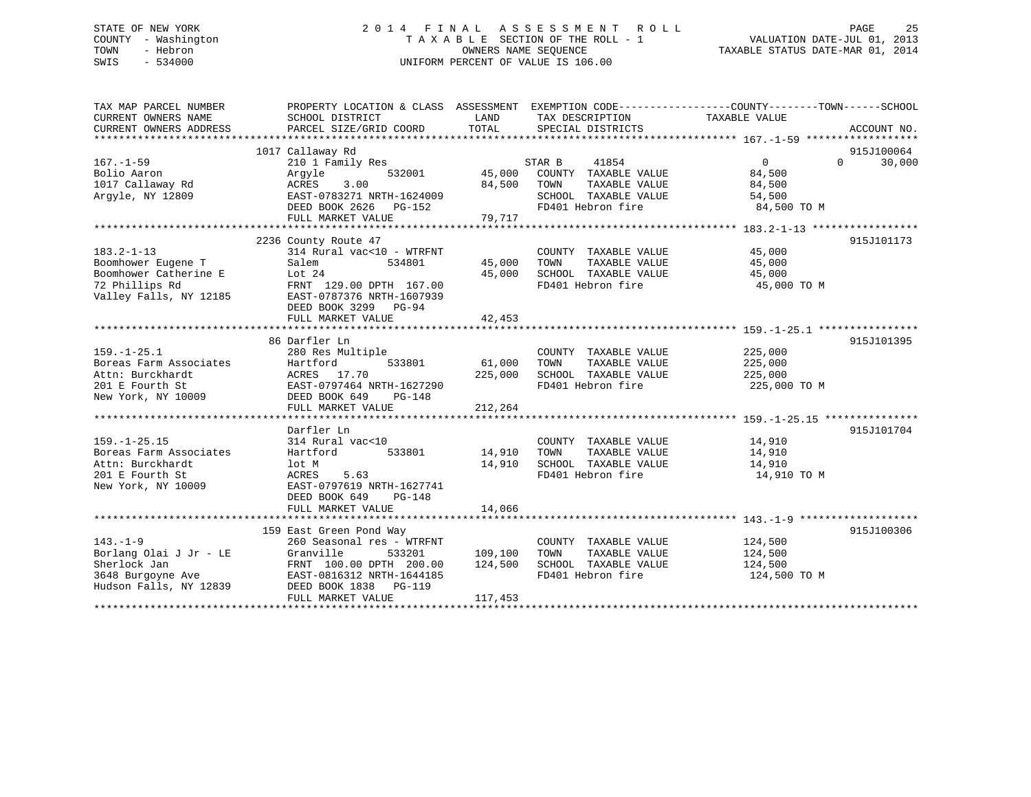STATE OF NEW YORK
COUNTY - Washington
TOWN - Hebron
SWIS - 534000

2014 FINAL ASSESSMENT ROLL
TAXABLE SECTION OF THE ROLL - 1
OWNERS NAME SEQUENCE
UNIFORM PERCENT OF VALUE IS 106.00

VALUATION DATE-JUL 01, 2013
TAXABLE STATUS DATE-MAR 01, 2014

| TAX MAP PARCEL NUMBER / CURRENT OWNERS NAME / CURRENT OWNERS ADDRESS | PROPERTY LOCATION & CLASS / SCHOOL DISTRICT / PARCEL SIZE/GRID COORD | ASSESSMENT LAND / TOTAL | EXEMPTION CODE / TAX DESCRIPTION / SPECIAL DISTRICTS | COUNTY | TOWN | SCHOOL TAXABLE VALUE | ACCOUNT NO. |
|---|---|---|---|---|---|---|---|
| 167.-1-59 | 1017 Callaway Rd | | | | | | 915J100064 |
| Bolio Aaron | 210 1 Family Res | | STAR B 41854 | 0 | 0 | 30,000 | |
| 1017 Callaway Rd | Argyle 532001 | 45,000 | COUNTY TAXABLE VALUE | 84,500 | | | |
| Argyle, NY 12809 | ACRES 3.00 | 84,500 | TOWN TAXABLE VALUE | | 84,500 | | |
| | EAST-0783271 NRTH-1624009 | | SCHOOL TAXABLE VALUE | | | 54,500 | |
| | DEED BOOK 2626 PG-152 | | FD401 Hebron fire | 84,500 TO M | | | |
| | FULL MARKET VALUE | 79,717 | | | | | |
| 183.2-1-13 | 2236 County Route 47 | | | | | | 915J101173 |
| Boomhower Eugene T | 314 Rural vac<10 - WTRFNT | | COUNTY TAXABLE VALUE | 45,000 | | | |
| Boomhower Catherine E | Salem 534801 | 45,000 | TOWN TAXABLE VALUE | | 45,000 | | |
| 72 Phillips Rd | Lot 24 | 45,000 | SCHOOL TAXABLE VALUE | | | 45,000 | |
| Valley Falls, NY 12185 | FRNT 129.00 DPTH 167.00 | | FD401 Hebron fire | 45,000 TO M | | | |
| | EAST-0787376 NRTH-1607939 | | | | | | |
| | DEED BOOK 3299 PG-94 | | | | | | |
| | FULL MARKET VALUE | 42,453 | | | | | |
| 159.-1-25.1 | 86 Darfler Ln | | | | | | 915J101395 |
| Boreas Farm Associates | 280 Res Multiple | | COUNTY TAXABLE VALUE | 225,000 | | | |
| Attn: Burckhardt | Hartford 533801 | 61,000 | TOWN TAXABLE VALUE | | 225,000 | | |
| 201 E Fourth St | ACRES 17.70 | 225,000 | SCHOOL TAXABLE VALUE | | | 225,000 | |
| New York, NY 10009 | EAST-0797464 NRTH-1627290 | | FD401 Hebron fire | 225,000 TO M | | | |
| | DEED BOOK 649 PG-148 | | | | | | |
| | FULL MARKET VALUE | 212,264 | | | | | |
| 159.-1-25.15 | Darfler Ln | | | | | | 915J101704 |
| Boreas Farm Associates | 314 Rural vac<10 | | COUNTY TAXABLE VALUE | 14,910 | | | |
| Attn: Burckhardt | Hartford 533801 | 14,910 | TOWN TAXABLE VALUE | | 14,910 | | |
| 201 E Fourth St | lot M | 14,910 | SCHOOL TAXABLE VALUE | | | 14,910 | |
| New York, NY 10009 | ACRES 5.63 | | FD401 Hebron fire | 14,910 TO M | | | |
| | EAST-0797619 NRTH-1627741 | | | | | | |
| | DEED BOOK 649 PG-148 | | | | | | |
| | FULL MARKET VALUE | 14,066 | | | | | |
| 143.-1-9 | 159 East Green Pond Way | | | | | | 915J100306 |
| Borlang Olai J Jr - LE | 260 Seasonal res - WTRFNT | | COUNTY TAXABLE VALUE | 124,500 | | | |
| Sherlock Jan | Granville 533201 | 109,100 | TOWN TAXABLE VALUE | | 124,500 | | |
| 3648 Burgoyne Ave | FRNT 100.00 DPTH 200.00 | 124,500 | SCHOOL TAXABLE VALUE | | | 124,500 | |
| Hudson Falls, NY 12839 | EAST-0816312 NRTH-1644185 | | FD401 Hebron fire | 124,500 TO M | | | |
| | DEED BOOK 1838 PG-119 | | | | | | |
| | FULL MARKET VALUE | 117,453 | | | | | |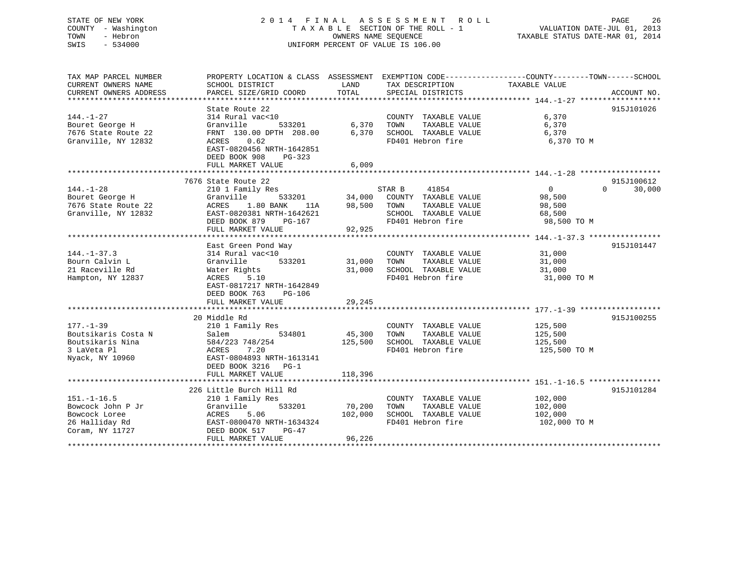STATE OF NEW YORK
COUNTY - Washington
TOWN - Hebron
SWIS - 534000

2014 FINAL ASSESSMENT ROLL
TAXABLE SECTION OF THE ROLL - 1
OWNERS NAME SEQUENCE
UNIFORM PERCENT OF VALUE IS 106.00

VALUATION DATE-JUL 01, 2013
TAXABLE STATUS DATE-MAR 01, 2014

| TAX MAP PARCEL NUMBER / CURRENT OWNERS NAME / CURRENT OWNERS ADDRESS | PROPERTY LOCATION & CLASS / SCHOOL DISTRICT / PARCEL SIZE/GRID COORD | ASSESSMENT LAND / TOTAL | EXEMPTION CODE / TAX DESCRIPTION / SPECIAL DISTRICTS | COUNTY | TOWN | SCHOOL TAXABLE VALUE | ACCOUNT NO. |
|---|---|---|---|---|---|---|---|
| **144.-1-27** | State Route 22 | | | | | | 915J101026 |
| Bouret George H | 314 Rural vac<10 | | COUNTY TAXABLE VALUE | 6,370 | | | |
| 7676 State Route 22 | Granville 533201 | 6,370 | TOWN TAXABLE VALUE | | 6,370 | | |
| Granville, NY 12832 | FRNT 130.00 DPTH 208.00 | 6,370 | SCHOOL TAXABLE VALUE | | | 6,370 | |
| | ACRES 0.62 | | FD401 Hebron fire | 6,370 TO M | | | |
| | EAST-0820456 NRTH-1642851 | | | | | | |
| | DEED BOOK 908 PG-323 | | | | | | |
| | FULL MARKET VALUE | 6,009 | | | | | |
| **144.-1-28** | 7676 State Route 22 | | | | | | 915J100612 |
| Bouret George H | 210 1 Family Res | | STAR B 41854 | 0 | 0 | 30,000 | |
| 7676 State Route 22 | Granville 533201 | 34,000 | COUNTY TAXABLE VALUE | 98,500 | | | |
| Granville, NY 12832 | ACRES 1.80 BANK 11A | 98,500 | TOWN TAXABLE VALUE | | 98,500 | | |
| | EAST-0820381 NRTH-1642621 | | SCHOOL TAXABLE VALUE | | | 68,500 | |
| | DEED BOOK 879 PG-167 | | FD401 Hebron fire | 98,500 TO M | | | |
| | FULL MARKET VALUE | 92,925 | | | | | |
| **144.-1-37.3** | East Green Pond Way | | | | | | 915J101447 |
| Bourn Calvin L | 314 Rural vac<10 | | COUNTY TAXABLE VALUE | 31,000 | | | |
| 21 Raceville Rd | Granville 533201 | 31,000 | TOWN TAXABLE VALUE | | 31,000 | | |
| Hampton, NY 12837 | Water Rights | 31,000 | SCHOOL TAXABLE VALUE | | | 31,000 | |
| | ACRES 5.10 | | FD401 Hebron fire | 31,000 TO M | | | |
| | EAST-0817217 NRTH-1642849 | | | | | | |
| | DEED BOOK 763 PG-106 | | | | | | |
| | FULL MARKET VALUE | 29,245 | | | | | |
| **177.-1-39** | 20 Middle Rd | | | | | | 915J100255 |
| Boutsikaris Costa N | 210 1 Family Res | | COUNTY TAXABLE VALUE | 125,500 | | | |
| Boutsikaris Nina | Salem 534801 | 45,300 | TOWN TAXABLE VALUE | | 125,500 | | |
| 3 LaVeta Pl | 584/223 748/254 | 125,500 | SCHOOL TAXABLE VALUE | | | 125,500 | |
| Nyack, NY 10960 | ACRES 7.20 | | FD401 Hebron fire | 125,500 TO M | | | |
| | EAST-0804893 NRTH-1613141 | | | | | | |
| | DEED BOOK 3216 PG-1 | | | | | | |
| | FULL MARKET VALUE | 118,396 | | | | | |
| **151.-1-16.5** | 226 Little Burch Hill Rd | | | | | | 915J101284 |
| Bowcock John P Jr | 210 1 Family Res | | COUNTY TAXABLE VALUE | 102,000 | | | |
| Bowcock Loree | Granville 533201 | 70,200 | TOWN TAXABLE VALUE | | 102,000 | | |
| 26 Halliday Rd | ACRES 5.06 | 102,000 | SCHOOL TAXABLE VALUE | | | 102,000 | |
| Coram, NY 11727 | EAST-0800470 NRTH-1634324 | | FD401 Hebron fire | 102,000 TO M | | | |
| | DEED BOOK 517 PG-47 | | | | | | |
| | FULL MARKET VALUE | 96,226 | | | | | |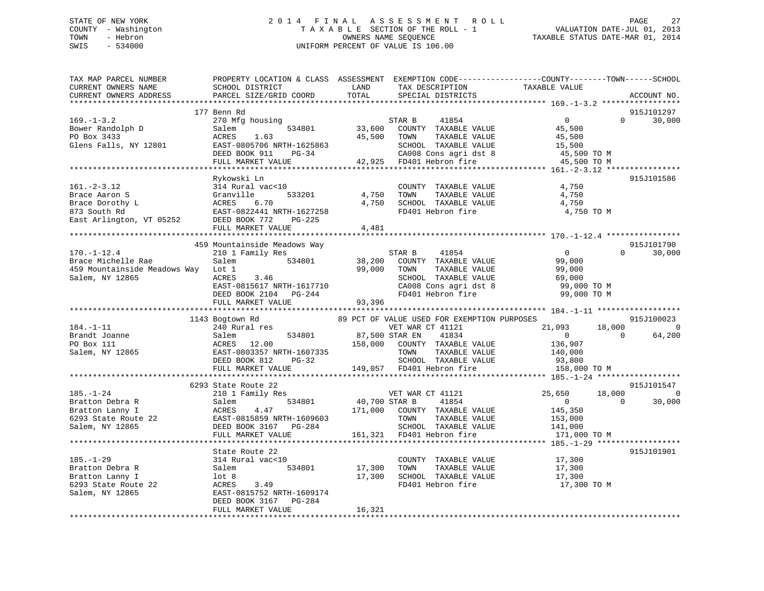STATE OF NEW YORK
COUNTY - Washington
TOWN - Hebron
SWIS - 534000

2 0 1 4 F I N A L A S S E S S M E N T R O L L
T A X A B L E SECTION OF THE ROLL - 1
OWNERS NAME SEQUENCE
UNIFORM PERCENT OF VALUE IS 106.00

VALUATION DATE-JUL 01, 2013
TAXABLE STATUS DATE-MAR 01, 2014

```
TAX MAP PARCEL NUMBER          PROPERTY LOCATION & CLASS  ASSESSMENT  EXEMPTION CODE------------------COUNTY--------TOWN------SCHOOL
CURRENT OWNERS NAME            SCHOOL DISTRICT               LAND      TAX DESCRIPTION            TAXABLE VALUE
CURRENT OWNERS ADDRESS         PARCEL SIZE/GRID COORD        TOTAL     SPECIAL DISTRICTS                                 ACCOUNT NO.
******************************************************************************************************* 169.-1-3.2 *****************
                               177 Benn Rd                                                                              915J101297
169.-1-3.2                     270 Mfg housing                         STAR B     41854              0             0       30,000
Bower Randolph D               Salem          534801        33,600    COUNTY  TAXABLE VALUE          45,500
PO Box 3433                    ACRES    1.63                45,500    TOWN    TAXABLE VALUE          45,500
Glens Falls, NY 12801          EAST-0805706 NRTH-1625863              SCHOOL  TAXABLE VALUE          15,500
                               DEED BOOK 911    PG-34                 CA008 Cons agri dst 8           45,500 TO M
                               FULL MARKET VALUE            42,925    FD401 Hebron fire               45,500 TO M
******************************************************************************************************* 161.-2-3.12 ****************
                               Rykowski Ln                                                                              915J101586
161.-2-3.12                    314 Rural vac<10                       COUNTY  TAXABLE VALUE           4,750
Brace Aaron S                  Granville      533201         4,750    TOWN    TAXABLE VALUE           4,750
Brace Dorothy L                ACRES    6.70                 4,750    SCHOOL  TAXABLE VALUE           4,750
873 South Rd                   EAST-0822441 NRTH-1627258              FD401 Hebron fire                4,750 TO M
East Arlington, VT 05252       DEED BOOK 772    PG-225
                               FULL MARKET VALUE             4,481
******************************************************************************************************* 170.-1-12.4 ****************
                               459 Mountainside Meadows Way                                                             915J101790
170.-1-12.4                    210 1 Family Res                        STAR B     41854              0             0       30,000
Brace Michelle Rae             Salem          534801        38,200    COUNTY  TAXABLE VALUE          99,000
459 Mountainside Meadows Way   Lot 1                        99,000    TOWN    TAXABLE VALUE          99,000
Salem, NY 12865                ACRES    3.46                          SCHOOL  TAXABLE VALUE          69,000
                               EAST-0815617 NRTH-1617710              CA008 Cons agri dst 8           99,000 TO M
                               DEED BOOK 2104   PG-244                FD401 Hebron fire               99,000 TO M
                               FULL MARKET VALUE            93,396
******************************************************************************************************* 184.-1-11 ******************
                               1143 Bogtown Rd                 89 PCT OF VALUE USED FOR EXEMPTION PURPOSES              915J100023
184.-1-11                      240 Rural res                           VET WAR CT 41121          21,093        18,000            0
Brandt Joanne                  Salem          534801        87,500 STAR EN    41834              0             0       64,200
PO Box 111                     ACRES   12.00               158,000    COUNTY  TAXABLE VALUE         136,907
Salem, NY 12865                EAST-0803357 NRTH-1607335              TOWN    TAXABLE VALUE         140,000
                               DEED BOOK 812    PG-32                 SCHOOL  TAXABLE VALUE          93,800
                               FULL MARKET VALUE           149,057    FD401 Hebron fire              158,000 TO M
******************************************************************************************************* 185.-1-24 ******************
                               6293 State Route 22                                                                      915J101547
185.-1-24                      210 1 Family Res                        VET WAR CT 41121          25,650        18,000            0
Bratton Debra R                Salem          534801        40,700 STAR B     41854              0             0       30,000
Bratton Lanny I                ACRES    4.47               171,000    COUNTY  TAXABLE VALUE         145,350
6293 State Route 22            EAST-0815859 NRTH-1609603              TOWN    TAXABLE VALUE         153,000
Salem, NY 12865                DEED BOOK 3167   PG-284                SCHOOL  TAXABLE VALUE         141,000
                               FULL MARKET VALUE           161,321    FD401 Hebron fire              171,000 TO M
******************************************************************************************************* 185.-1-29 ******************
                               State Route 22                                                                           915J101901
185.-1-29                      314 Rural vac<10                       COUNTY  TAXABLE VALUE          17,300
Bratton Debra R                Salem          534801        17,300    TOWN    TAXABLE VALUE          17,300
Bratton Lanny I                lot 8                        17,300    SCHOOL  TAXABLE VALUE          17,300
6293 State Route 22            ACRES    3.49                          FD401 Hebron fire               17,300 TO M
Salem, NY 12865                EAST-0815752 NRTH-1609174
                               DEED BOOK 3167   PG-284
                               FULL MARKET VALUE            16,321
************************************************************************************************************************************
```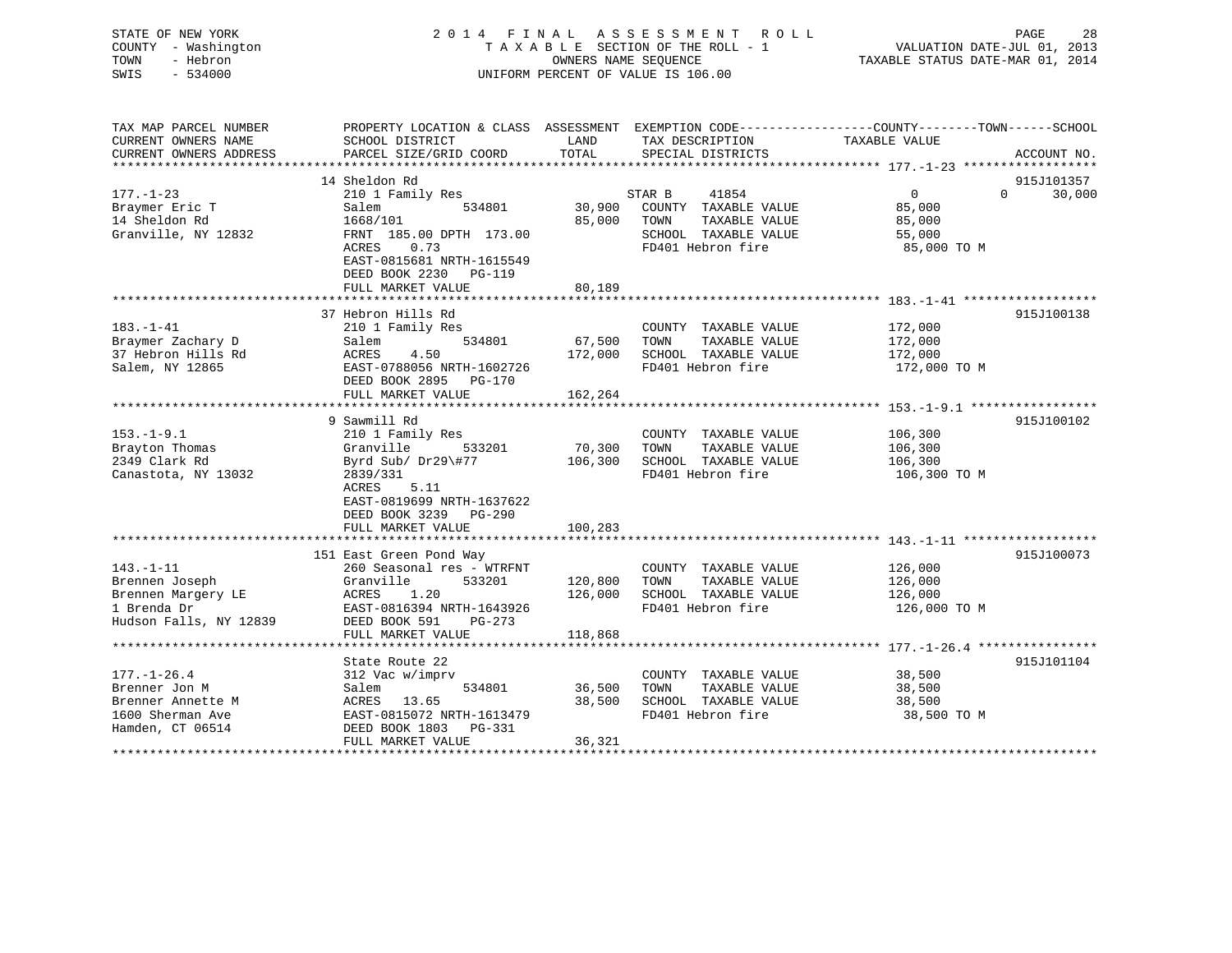STATE OF NEW YORK
COUNTY - Washington
TOWN - Hebron
SWIS - 534000

# 2014 FINAL ASSESSMENT ROLL

TAXABLE SECTION OF THE ROLL - 1
OWNERS NAME SEQUENCE
UNIFORM PERCENT OF VALUE IS 106.00

VALUATION DATE-JUL 01, 2013
TAXABLE STATUS DATE-MAR 01, 2014

| TAX MAP PARCEL NUMBER / CURRENT OWNERS NAME / CURRENT OWNERS ADDRESS | PROPERTY LOCATION & CLASS / SCHOOL DISTRICT / PARCEL SIZE/GRID COORD | ASSESSMENT LAND | TOTAL | EXEMPTION CODE / TAX DESCRIPTION / SPECIAL DISTRICTS | COUNTY TAXABLE VALUE | TOWN | SCHOOL | ACCOUNT NO. |
|---|---|---|---|---|---|---|---|---|
| 177.-1-23 | 14 Sheldon Rd | | | | | | | 915J101357 |
| Braymer Eric T | 210 1 Family Res | | | STAR B 41854 | 0 | 0 | 30,000 | |
| 14 Sheldon Rd | Salem 534801 | 30,900 | | COUNTY TAXABLE VALUE | 85,000 | | | |
| Granville, NY 12832 | 1668/101 | | 85,000 | TOWN TAXABLE VALUE | 85,000 | | | |
| | FRNT 185.00 DPTH 173.00 | | | SCHOOL TAXABLE VALUE | 55,000 | | | |
| | ACRES 0.73 | | | FD401 Hebron fire | 85,000 TO M | | | |
| | EAST-0815681 NRTH-1615549 | | | | | | | |
| | DEED BOOK 2230 PG-119 | | | | | | | |
| | FULL MARKET VALUE | | 80,189 | | | | | |
| 183.-1-41 | 37 Hebron Hills Rd | | | | | | | 915J100138 |
| Braymer Zachary D | 210 1 Family Res | | | COUNTY TAXABLE VALUE | 172,000 | | | |
| 37 Hebron Hills Rd | Salem 534801 | 67,500 | | TOWN TAXABLE VALUE | 172,000 | | | |
| Salem, NY 12865 | ACRES 4.50 | | 172,000 | SCHOOL TAXABLE VALUE | 172,000 | | | |
| | EAST-0788056 NRTH-1602726 | | | FD401 Hebron fire | 172,000 TO M | | | |
| | DEED BOOK 2895 PG-170 | | | | | | | |
| | FULL MARKET VALUE | | 162,264 | | | | | |
| 153.-1-9.1 | 9 Sawmill Rd | | | | | | | 915J100102 |
| Brayton Thomas | 210 1 Family Res | | | COUNTY TAXABLE VALUE | 106,300 | | | |
| 2349 Clark Rd | Granville 533201 | 70,300 | | TOWN TAXABLE VALUE | 106,300 | | | |
| Canastota, NY 13032 | Byrd Sub/ Dr29\#77 | | 106,300 | SCHOOL TAXABLE VALUE | 106,300 | | | |
| | 2839/331 | | | FD401 Hebron fire | 106,300 TO M | | | |
| | ACRES 5.11 | | | | | | | |
| | EAST-0819699 NRTH-1637622 | | | | | | | |
| | DEED BOOK 3239 PG-290 | | | | | | | |
| | FULL MARKET VALUE | | 100,283 | | | | | |
| 143.-1-11 | 151 East Green Pond Way | | | | | | | 915J100073 |
| Brennen Joseph | 260 Seasonal res - WTRFNT | | | COUNTY TAXABLE VALUE | 126,000 | | | |
| Brennen Margery LE | Granville 533201 | 120,800 | | TOWN TAXABLE VALUE | 126,000 | | | |
| 1 Brenda Dr | ACRES 1.20 | | 126,000 | SCHOOL TAXABLE VALUE | 126,000 | | | |
| Hudson Falls, NY 12839 | EAST-0816394 NRTH-1643926 | | | FD401 Hebron fire | 126,000 TO M | | | |
| | DEED BOOK 591 PG-273 | | | | | | | |
| | FULL MARKET VALUE | | 118,868 | | | | | |
| 177.-1-26.4 | State Route 22 | | | | | | | 915J101104 |
| Brenner Jon M | 312 Vac w/imprv | | | COUNTY TAXABLE VALUE | 38,500 | | | |
| Brenner Annette M | Salem 534801 | 36,500 | | TOWN TAXABLE VALUE | 38,500 | | | |
| 1600 Sherman Ave | ACRES 13.65 | | 38,500 | SCHOOL TAXABLE VALUE | 38,500 | | | |
| Hamden, CT 06514 | EAST-0815072 NRTH-1613479 | | | FD401 Hebron fire | 38,500 TO M | | | |
| | DEED BOOK 1803 PG-331 | | | | | | | |
| | FULL MARKET VALUE | | 36,321 | | | | | |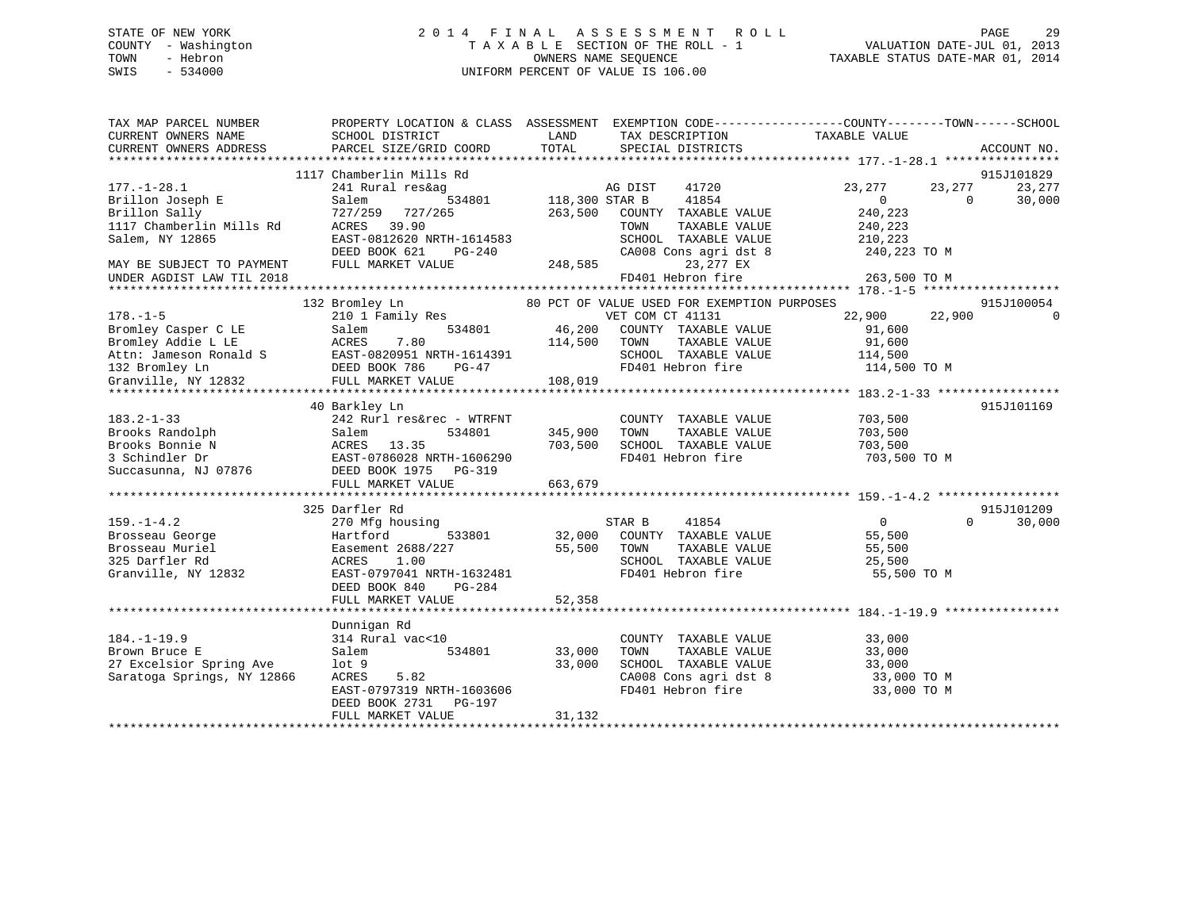STATE OF NEW YORK
COUNTY - Washington
TOWN - Hebron
SWIS - 534000

# 2014 FINAL ASSESSMENT ROLL

TAXABLE SECTION OF THE ROLL - 1
OWNERS NAME SEQUENCE
UNIFORM PERCENT OF VALUE IS 106.00

VALUATION DATE-JUL 01, 2013
TAXABLE STATUS DATE-MAR 01, 2014

```
TAX MAP PARCEL NUMBER          PROPERTY LOCATION & CLASS  ASSESSMENT  EXEMPTION CODE------------------COUNTY--------TOWN------SCHOOL
CURRENT OWNERS NAME            SCHOOL DISTRICT               LAND      TAX DESCRIPTION              TAXABLE VALUE
CURRENT OWNERS ADDRESS         PARCEL SIZE/GRID COORD        TOTAL     SPECIAL DISTRICTS                                          ACCOUNT NO.
*********************************************************************************************************** 177.-1-28.1 ****************
                           1117 Chamberlin Mills Rd                                                                               915J101829
177.-1-28.1                    241 Rural res&ag                     AG DIST     41720             23,277      23,277      23,277
Brillon Joseph E               Salem          534801      118,300 STAR B      41854                  0           0      30,000
Brillon Sally                  727/259   727/265          263,500   COUNTY  TAXABLE VALUE          240,223
1117 Chamberlin Mills Rd       ACRES   39.90                        TOWN    TAXABLE VALUE          240,223
Salem, NY 12865                EAST-0812620 NRTH-1614583            SCHOOL  TAXABLE VALUE          210,223
                               DEED BOOK 621    PG-240              CA008 Cons agri dst 8          240,223 TO M
MAY BE SUBJECT TO PAYMENT      FULL MARKET VALUE          248,585        23,277 EX
UNDER AGDIST LAW TIL 2018                                           FD401 Hebron fire              263,500 TO M
*********************************************************************************************************** 178.-1-5 *******************
                           132 Bromley Ln                     80 PCT OF VALUE USED FOR EXEMPTION PURPOSES                         915J100054
178.-1-5                       210 1 Family Res                     VET COM CT 41131              22,900      22,900           0
Bromley Casper C LE            Salem          534801       46,200   COUNTY  TAXABLE VALUE           91,600
Bromley Addie L LE             ACRES    7.80              114,500   TOWN    TAXABLE VALUE           91,600
Attn: Jameson Ronald S         EAST-0820951 NRTH-1614391            SCHOOL  TAXABLE VALUE          114,500
132 Bromley Ln                 DEED BOOK 786    PG-47               FD401 Hebron fire              114,500 TO M
Granville, NY 12832            FULL MARKET VALUE          108,019
*********************************************************************************************************** 183.2-1-33 *****************
                           40 Barkley Ln                                                                                          915J101169
183.2-1-33                     242 Rurl res&rec - WTRFNT            COUNTY  TAXABLE VALUE          703,500
Brooks Randolph                Salem          534801      345,900   TOWN    TAXABLE VALUE          703,500
Brooks Bonnie N                ACRES   13.35              703,500   SCHOOL  TAXABLE VALUE          703,500
3 Schindler Dr                 EAST-0786028 NRTH-1606290            FD401 Hebron fire              703,500 TO M
Succasunna, NJ 07876           DEED BOOK 1975   PG-319
                               FULL MARKET VALUE          663,679
*********************************************************************************************************** 159.-1-4.2 *****************
                           325 Darfler Rd                                                                                         915J101209
159.-1-4.2                     270 Mfg housing                      STAR B      41854                  0           0      30,000
Brosseau George                Hartford       533801       32,000   COUNTY  TAXABLE VALUE           55,500
Brosseau Muriel                Easement 2688/227           55,500   TOWN    TAXABLE VALUE           55,500
325 Darfler Rd                 ACRES    1.00                        SCHOOL  TAXABLE VALUE           25,500
Granville, NY 12832            EAST-0797041 NRTH-1632481            FD401 Hebron fire               55,500 TO M
                               DEED BOOK 840    PG-284
                               FULL MARKET VALUE           52,358
*********************************************************************************************************** 184.-1-19.9 ****************
                           Dunnigan Rd
184.-1-19.9                    314 Rural vac<10                     COUNTY  TAXABLE VALUE           33,000
Brown Bruce E                  Salem          534801       33,000   TOWN    TAXABLE VALUE           33,000
27 Excelsior Spring Ave        lot 9                       33,000   SCHOOL  TAXABLE VALUE           33,000
Saratoga Springs, NY 12866     ACRES    5.82                        CA008 Cons agri dst 8           33,000 TO M
                               EAST-0797319 NRTH-1603606            FD401 Hebron fire               33,000 TO M
                               DEED BOOK 2731   PG-197
                               FULL MARKET VALUE           31,132
****************************************************************************************************************************************
```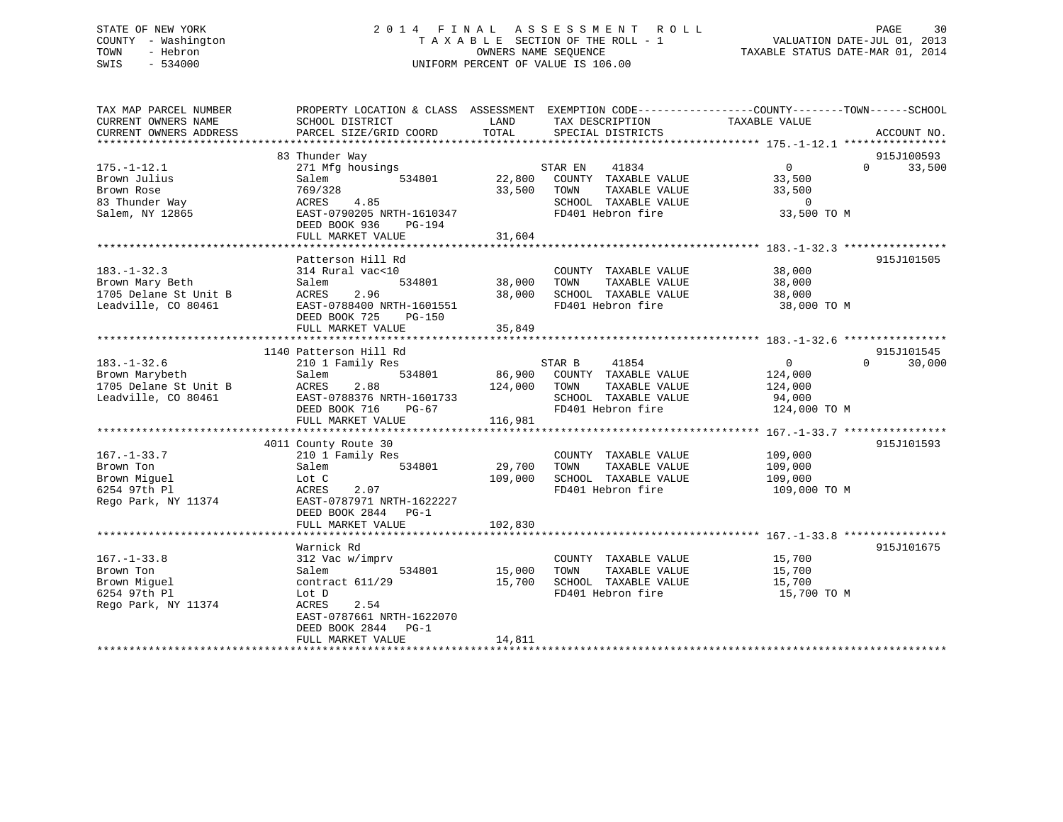STATE OF NEW YORK
COUNTY - Washington
TOWN - Hebron
SWIS - 534000

2014 FINAL ASSESSMENT ROLL
TAXABLE SECTION OF THE ROLL - 1
OWNERS NAME SEQUENCE
UNIFORM PERCENT OF VALUE IS 106.00

VALUATION DATE-JUL 01, 2013
TAXABLE STATUS DATE-MAR 01, 2014

| TAX MAP PARCEL NUMBER / CURRENT OWNERS NAME / CURRENT OWNERS ADDRESS | PROPERTY LOCATION & CLASS / SCHOOL DISTRICT / PARCEL SIZE/GRID COORD | ASSESSMENT LAND / TOTAL | EXEMPTION CODE / TAX DESCRIPTION / SPECIAL DISTRICTS | COUNTY TAXABLE VALUE | TOWN | SCHOOL | ACCOUNT NO. |
|---|---|---|---|---|---|---|---|
| 175.-1-12.1 | 83 Thunder Way | | | | | | 915J100593 |
| Brown Julius | 271 Mfg housings | | STAR EN 41834 | 0 | 0 | 33,500 | |
| Brown Rose | Salem 534801 | 22,800 | COUNTY TAXABLE VALUE | 33,500 | | | |
| 83 Thunder Way | 769/328 | 33,500 | TOWN TAXABLE VALUE | 33,500 | | | |
| Salem, NY 12865 | ACRES 4.85 | | SCHOOL TAXABLE VALUE | 0 | | | |
| | EAST-0790205 NRTH-1610347 | | FD401 Hebron fire | 33,500 TO M | | | |
| | DEED BOOK 936 PG-194 | | | | | | |
| | FULL MARKET VALUE | 31,604 | | | | | |
| 183.-1-32.3 | Patterson Hill Rd | | | | | | 915J101505 |
| Brown Mary Beth | 314 Rural vac<10 | | COUNTY TAXABLE VALUE | 38,000 | | | |
| 1705 Delane St Unit B | Salem 534801 | 38,000 | TOWN TAXABLE VALUE | 38,000 | | | |
| Leadville, CO 80461 | ACRES 2.96 | 38,000 | SCHOOL TAXABLE VALUE | 38,000 | | | |
| | EAST-0788400 NRTH-1601551 | | FD401 Hebron fire | 38,000 TO M | | | |
| | DEED BOOK 725 PG-150 | | | | | | |
| | FULL MARKET VALUE | 35,849 | | | | | |
| 183.-1-32.6 | 1140 Patterson Hill Rd | | | | | | 915J101545 |
| Brown Marybeth | 210 1 Family Res | | STAR B 41854 | 0 | 0 | 30,000 | |
| 1705 Delane St Unit B | Salem 534801 | 86,900 | COUNTY TAXABLE VALUE | 124,000 | | | |
| Leadville, CO 80461 | ACRES 2.88 | 124,000 | TOWN TAXABLE VALUE | 124,000 | | | |
| | EAST-0788376 NRTH-1601733 | | SCHOOL TAXABLE VALUE | 94,000 | | | |
| | DEED BOOK 716 PG-67 | | FD401 Hebron fire | 124,000 TO M | | | |
| | FULL MARKET VALUE | 116,981 | | | | | |
| 167.-1-33.7 | 4011 County Route 30 | | | | | | 915J101593 |
| Brown Ton | 210 1 Family Res | | COUNTY TAXABLE VALUE | 109,000 | | | |
| Brown Miguel | Salem 534801 | 29,700 | TOWN TAXABLE VALUE | 109,000 | | | |
| 6254 97th Pl | Lot C | 109,000 | SCHOOL TAXABLE VALUE | 109,000 | | | |
| Rego Park, NY 11374 | ACRES 2.07 | | FD401 Hebron fire | 109,000 TO M | | | |
| | EAST-0787971 NRTH-1622227 | | | | | | |
| | DEED BOOK 2844 PG-1 | | | | | | |
| | FULL MARKET VALUE | 102,830 | | | | | |
| 167.-1-33.8 | Warnick Rd | | | | | | 915J101675 |
| Brown Ton | 312 Vac w/imprv | | COUNTY TAXABLE VALUE | 15,700 | | | |
| Brown Miguel | Salem 534801 | 15,000 | TOWN TAXABLE VALUE | 15,700 | | | |
| 6254 97th Pl | contract 611/29 | 15,700 | SCHOOL TAXABLE VALUE | 15,700 | | | |
| Rego Park, NY 11374 | Lot D | | FD401 Hebron fire | 15,700 TO M | | | |
| | ACRES 2.54 | | | | | | |
| | EAST-0787661 NRTH-1622070 | | | | | | |
| | DEED BOOK 2844 PG-1 | | | | | | |
| | FULL MARKET VALUE | 14,811 | | | | | |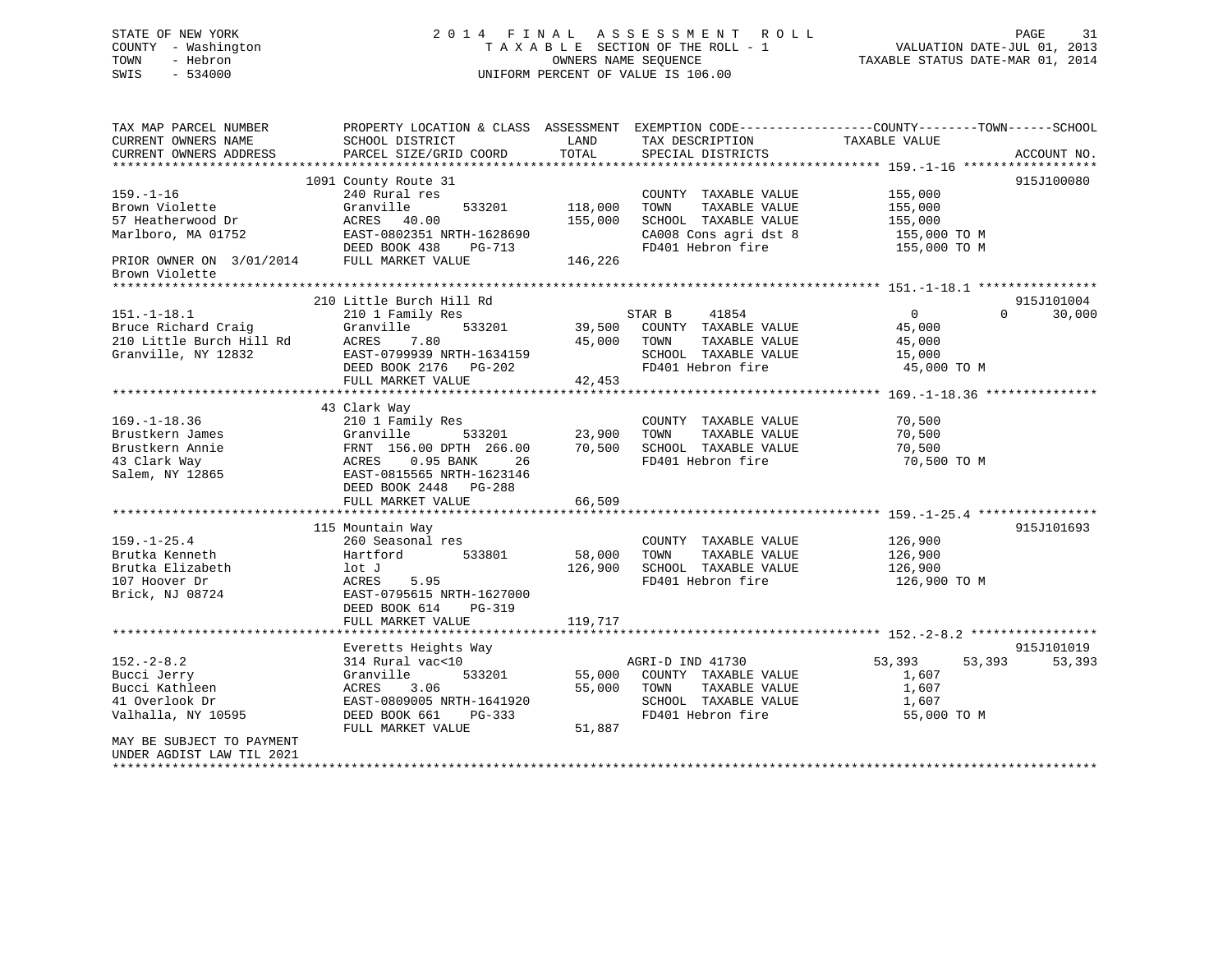STATE OF NEW YORK
COUNTY - Washington
TOWN - Hebron
SWIS - 534000

2014 FINAL ASSESSMENT ROLL
TAXABLE SECTION OF THE ROLL - 1
OWNERS NAME SEQUENCE
UNIFORM PERCENT OF VALUE IS 106.00

VALUATION DATE-JUL 01, 2013
TAXABLE STATUS DATE-MAR 01, 2014

| TAX MAP PARCEL NUMBER / CURRENT OWNERS NAME / CURRENT OWNERS ADDRESS | PROPERTY LOCATION & CLASS / SCHOOL DISTRICT / PARCEL SIZE/GRID COORD | ASSESSMENT LAND / TOTAL | EXEMPTION CODE / TAX DESCRIPTION / SPECIAL DISTRICTS | COUNTY TAXABLE VALUE | TOWN | SCHOOL | ACCOUNT NO. |
|---|---|---|---|---|---|---|---|
| 159.-1-16 | 1091 County Route 31 | | | | | | 915J100080 |
| Brown Violette | 240 Rural res | | COUNTY TAXABLE VALUE | 155,000 | | | |
| 57 Heatherwood Dr | Granville 533201 | 118,000 | TOWN TAXABLE VALUE | 155,000 | | | |
| Marlboro, MA 01752 | ACRES 40.00 | 155,000 | SCHOOL TAXABLE VALUE | 155,000 | | | |
| | EAST-0802351 NRTH-1628690 | | CA008 Cons agri dst 8 | 155,000 TO M | | | |
| | DEED BOOK 438 PG-713 | | FD401 Hebron fire | 155,000 TO M | | | |
| PRIOR OWNER ON 3/01/2014 | FULL MARKET VALUE | 146,226 | | | | | |
| Brown Violette | | | | | | | |
| 151.-1-18.1 | 210 Little Burch Hill Rd | | | | | | 915J101004 |
| Bruce Richard Craig | 210 1 Family Res | | STAR B 41854 | 0 | 0 | 30,000 | |
| 210 Little Burch Hill Rd | Granville 533201 | 39,500 | COUNTY TAXABLE VALUE | 45,000 | | | |
| Granville, NY 12832 | ACRES 7.80 | 45,000 | TOWN TAXABLE VALUE | 45,000 | | | |
| | EAST-0799939 NRTH-1634159 | | SCHOOL TAXABLE VALUE | 15,000 | | | |
| | DEED BOOK 2176 PG-202 | | FD401 Hebron fire | 45,000 TO M | | | |
| | FULL MARKET VALUE | 42,453 | | | | | |
| 169.-1-18.36 | 43 Clark Way | | | | | | |
| Brustkern James | 210 1 Family Res | | COUNTY TAXABLE VALUE | 70,500 | | | |
| Brustkern Annie | Granville 533201 | 23,900 | TOWN TAXABLE VALUE | 70,500 | | | |
| 43 Clark Way | FRNT 156.00 DPTH 266.00 | 70,500 | SCHOOL TAXABLE VALUE | 70,500 | | | |
| Salem, NY 12865 | ACRES 0.95 BANK 26 | | FD401 Hebron fire | 70,500 TO M | | | |
| | EAST-0815565 NRTH-1623146 | | | | | | |
| | DEED BOOK 2448 PG-288 | | | | | | |
| | FULL MARKET VALUE | 66,509 | | | | | |
| 159.-1-25.4 | 115 Mountain Way | | | | | | 915J101693 |
| Brutka Kenneth | 260 Seasonal res | | COUNTY TAXABLE VALUE | 126,900 | | | |
| Brutka Elizabeth | Hartford 533801 | 58,000 | TOWN TAXABLE VALUE | 126,900 | | | |
| 107 Hoover Dr | lot J | 126,900 | SCHOOL TAXABLE VALUE | 126,900 | | | |
| Brick, NJ 08724 | ACRES 5.95 | | FD401 Hebron fire | 126,900 TO M | | | |
| | EAST-0795615 NRTH-1627000 | | | | | | |
| | DEED BOOK 614 PG-319 | | | | | | |
| | FULL MARKET VALUE | 119,717 | | | | | |
| 152.-2-8.2 | Everetts Heights Way | | | | | | 915J101019 |
| Bucci Jerry | 314 Rural vac<10 | | AGRI-D IND 41730 | 53,393 | 53,393 | 53,393 | |
| Bucci Kathleen | Granville 533201 | 55,000 | COUNTY TAXABLE VALUE | 1,607 | | | |
| 41 Overlook Dr | ACRES 3.06 | 55,000 | TOWN TAXABLE VALUE | 1,607 | | | |
| Valhalla, NY 10595 | EAST-0809005 NRTH-1641920 | | SCHOOL TAXABLE VALUE | 1,607 | | | |
| | DEED BOOK 661 PG-333 | | FD401 Hebron fire | 55,000 TO M | | | |
| | FULL MARKET VALUE | 51,887 | | | | | |
| MAY BE SUBJECT TO PAYMENT | | | | | | | |
| UNDER AGDIST LAW TIL 2021 | | | | | | | |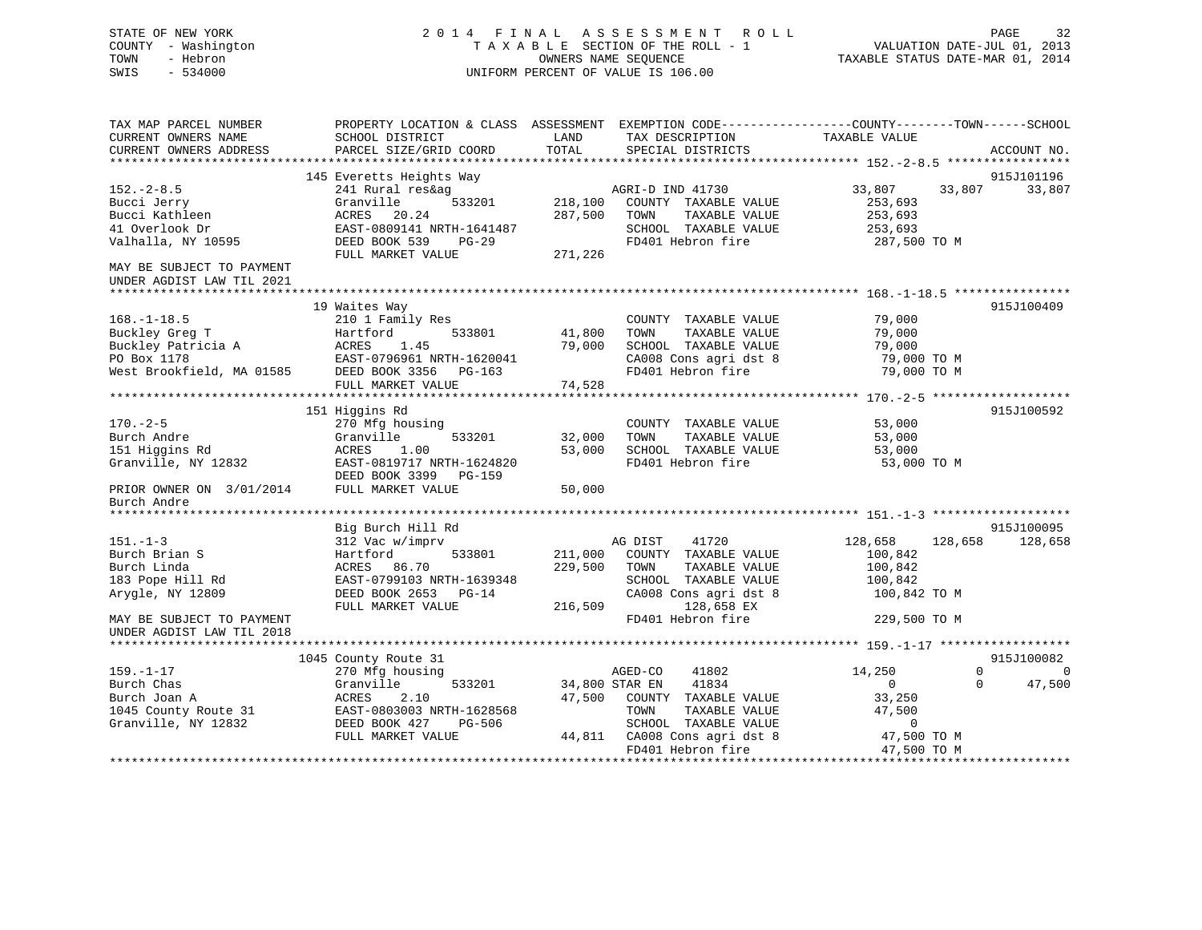STATE OF NEW YORK
COUNTY - Washington
TOWN - Hebron
SWIS - 534000

2014 FINAL ASSESSMENT ROLL
TAXABLE SECTION OF THE ROLL - 1
OWNERS NAME SEQUENCE
UNIFORM PERCENT OF VALUE IS 106.00

VALUATION DATE-JUL 01, 2013
TAXABLE STATUS DATE-MAR 01, 2014

```
TAX MAP PARCEL NUMBER          PROPERTY LOCATION & CLASS  ASSESSMENT  EXEMPTION CODE------------------COUNTY--------TOWN------SCHOOL
CURRENT OWNERS NAME            SCHOOL DISTRICT               LAND      TAX DESCRIPTION            TAXABLE VALUE
CURRENT OWNERS ADDRESS         PARCEL SIZE/GRID COORD        TOTAL     SPECIAL DISTRICTS                                     ACCOUNT NO.
******************************************************************************************************* 152.-2-8.5 *****************
                              145 Everetts Heights Way                                                                  915J101196
152.-2-8.5                     241 Rural res&ag                    AGRI-D IND 41730              33,807     33,807     33,807
Bucci Jerry                    Granville       533201     218,100   COUNTY  TAXABLE VALUE          253,693
Bucci Kathleen                 ACRES  20.24               287,500   TOWN    TAXABLE VALUE          253,693
41 Overlook Dr                 EAST-0809141 NRTH-1641487            SCHOOL  TAXABLE VALUE          253,693
Valhalla, NY 10595             DEED BOOK 539    PG-29               FD401 Hebron fire             287,500 TO M
                               FULL MARKET VALUE          271,226
MAY BE SUBJECT TO PAYMENT
UNDER AGDIST LAW TIL 2021
******************************************************************************************************* 168.-1-18.5 ****************
                              19 Waites Way                                                                             915J100409
168.-1-18.5                    210 1 Family Res                     COUNTY  TAXABLE VALUE           79,000
Buckley Greg T                 Hartford        533801      41,800   TOWN    TAXABLE VALUE           79,000
Buckley Patricia A             ACRES   1.45                79,000   SCHOOL  TAXABLE VALUE           79,000
PO Box 1178                    EAST-0796961 NRTH-1620041            CA008 Cons agri dst 8          79,000 TO M
West Brookfield, MA 01585      DEED BOOK 3356   PG-163              FD401 Hebron fire              79,000 TO M
                               FULL MARKET VALUE           74,528
******************************************************************************************************* 170.-2-5 *******************
                              151 Higgins Rd                                                                            915J100592
170.-2-5                       270 Mfg housing                      COUNTY  TAXABLE VALUE           53,000
Burch Andre                    Granville       533201      32,000   TOWN    TAXABLE VALUE           53,000
151 Higgins Rd                 ACRES   1.00                53,000   SCHOOL  TAXABLE VALUE           53,000
Granville, NY 12832            EAST-0819717 NRTH-1624820            FD401 Hebron fire              53,000 TO M
                               DEED BOOK 3399   PG-159
PRIOR OWNER ON  3/01/2014      FULL MARKET VALUE           50,000
Burch Andre
******************************************************************************************************* 151.-1-3 *******************
                              Big Burch Hill Rd                                                                         915J100095
151.-1-3                       312 Vac w/imprv                     AG DIST    41720             128,658    128,658    128,658
Burch Brian S                  Hartford        533801     211,000   COUNTY  TAXABLE VALUE          100,842
Burch Linda                    ACRES  86.70               229,500   TOWN    TAXABLE VALUE          100,842
183 Pope Hill Rd               EAST-0799103 NRTH-1639348            SCHOOL  TAXABLE VALUE          100,842
Arygle, NY 12809               DEED BOOK 2653   PG-14               CA008 Cons agri dst 8         100,842 TO M
                               FULL MARKET VALUE          216,509            128,658 EX
MAY BE SUBJECT TO PAYMENT                                           FD401 Hebron fire             229,500 TO M
UNDER AGDIST LAW TIL 2018
******************************************************************************************************* 159.-1-17 ******************
                             1045 County Route 31                                                                       915J100082
159.-1-17                      270 Mfg housing                     AGED-CO    41802              14,250          0          0
Burch Chas                     Granville       533201      34,800 STAR EN     41834                   0          0     47,500
Burch Joan A                   ACRES   2.10                47,500   COUNTY  TAXABLE VALUE           33,250
1045 County Route 31           EAST-0803003 NRTH-1628568            TOWN    TAXABLE VALUE           47,500
Granville, NY 12832            DEED BOOK 427    PG-506              SCHOOL  TAXABLE VALUE                0
                               FULL MARKET VALUE           44,811   CA008 Cons agri dst 8          47,500 TO M
                                                                    FD401 Hebron fire              47,500 TO M
************************************************************************************************************************************
```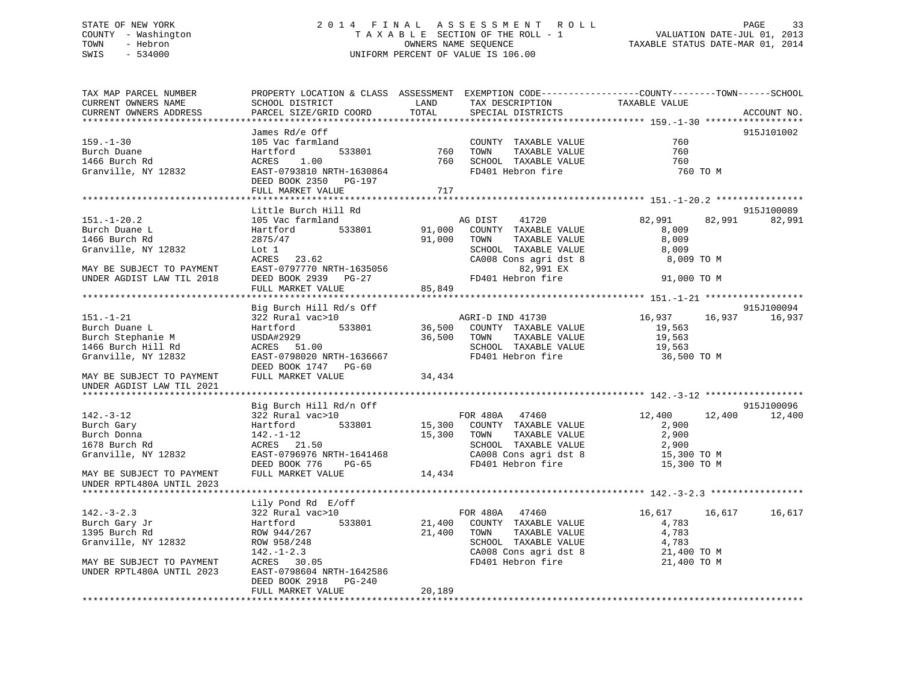STATE OF NEW YORK
COUNTY - Washington
TOWN - Hebron
SWIS - 534000

# 2014 FINAL ASSESSMENT ROLL

TAXABLE SECTION OF THE ROLL - 1
OWNERS NAME SEQUENCE
UNIFORM PERCENT OF VALUE IS 106.00

VALUATION DATE-JUL 01, 2013
TAXABLE STATUS DATE-MAR 01, 2014

```
TAX MAP PARCEL NUMBER          PROPERTY LOCATION & CLASS  ASSESSMENT  EXEMPTION CODE-----------------COUNTY--------TOWN------SCHOOL
CURRENT OWNERS NAME            SCHOOL DISTRICT             LAND       TAX DESCRIPTION             TAXABLE VALUE
CURRENT OWNERS ADDRESS         PARCEL SIZE/GRID COORD      TOTAL      SPECIAL DISTRICTS                                   ACCOUNT NO.
******************************************************************************************************* 159.-1-30 ******************
                               James Rd/e Off                                                                              915J101002
159.-1-30                      105 Vac farmland                       COUNTY  TAXABLE VALUE            760
Burch Duane                    Hartford        533801         760     TOWN    TAXABLE VALUE            760
1466 Burch Rd                  ACRES    1.00                  760     SCHOOL  TAXABLE VALUE            760
Granville, NY 12832            EAST-0793810 NRTH-1630864              FD401 Hebron fire                  760 TO M
                               DEED BOOK 2350   PG-197
                               FULL MARKET VALUE              717
******************************************************************************************************* 151.-1-20.2 ****************
                               Little Burch Hill Rd                                                                        915J100089
151.-1-20.2                    105 Vac farmland                   AG DIST     41720               82,991      82,991      82,991
Burch Duane L                  Hartford        533801      91,000   COUNTY  TAXABLE VALUE          8,009
1466 Burch Rd                  2875/47                     91,000   TOWN    TAXABLE VALUE          8,009
Granville, NY 12832            Lot 1                                SCHOOL  TAXABLE VALUE          8,009
                               ACRES   23.62                        CA008 Cons agri dst 8            8,009 TO M
MAY BE SUBJECT TO PAYMENT      EAST-0797770 NRTH-1635056                  82,991 EX
UNDER AGDIST LAW TIL 2018      DEED BOOK 2939   PG-27               FD401 Hebron fire               91,000 TO M
                               FULL MARKET VALUE           85,849
******************************************************************************************************* 151.-1-21 ******************
                               Big Burch Hill Rd/s Off                                                                     915J100094
151.-1-21                      322 Rural vac>10                   AGRI-D IND 41730                16,937      16,937      16,937
Burch Duane L                  Hartford        533801      36,500   COUNTY  TAXABLE VALUE         19,563
Burch Stephanie M              USDA#2929                   36,500   TOWN    TAXABLE VALUE         19,563
1466 Burch Hill Rd             ACRES   51.00                        SCHOOL  TAXABLE VALUE         19,563
Granville, NY 12832            EAST-0798020 NRTH-1636667            FD401 Hebron fire               36,500 TO M
                               DEED BOOK 1747   PG-60
MAY BE SUBJECT TO PAYMENT      FULL MARKET VALUE           34,434
UNDER AGDIST LAW TIL 2021
******************************************************************************************************* 142.-3-12 ******************
                               Big Burch Hill Rd/n Off                                                                     915J100096
142.-3-12                      322 Rural vac>10                   FOR 480A    47460               12,400      12,400      12,400
Burch Gary                     Hartford        533801      15,300   COUNTY  TAXABLE VALUE          2,900
Burch Donna                    142.-1-12                   15,300   TOWN    TAXABLE VALUE          2,900
1678 Burch Rd                  ACRES   21.50                        SCHOOL  TAXABLE VALUE          2,900
Granville, NY 12832            EAST-0796976 NRTH-1641468            CA008 Cons agri dst 8           15,300 TO M
                               DEED BOOK 776    PG-65               FD401 Hebron fire               15,300 TO M
MAY BE SUBJECT TO PAYMENT      FULL MARKET VALUE           14,434
UNDER RPTL480A UNTIL 2023
******************************************************************************************************* 142.-3-2.3 *****************
                               Lily Pond Rd  E/off
142.-3-2.3                     322 Rural vac>10                   FOR 480A    47460               16,617      16,617      16,617
Burch Gary Jr                  Hartford        533801      21,400   COUNTY  TAXABLE VALUE          4,783
1395 Burch Rd                  ROW 944/267                 21,400   TOWN    TAXABLE VALUE          4,783
Granville, NY 12832            ROW 958/248                          SCHOOL  TAXABLE VALUE          4,783
                               142.-1-2.3                           CA008 Cons agri dst 8           21,400 TO M
MAY BE SUBJECT TO PAYMENT      ACRES   30.05                        FD401 Hebron fire               21,400 TO M
UNDER RPTL480A UNTIL 2023      EAST-0798604 NRTH-1642586
                               DEED BOOK 2918   PG-240
                               FULL MARKET VALUE           20,189
************************************************************************************************************************************
```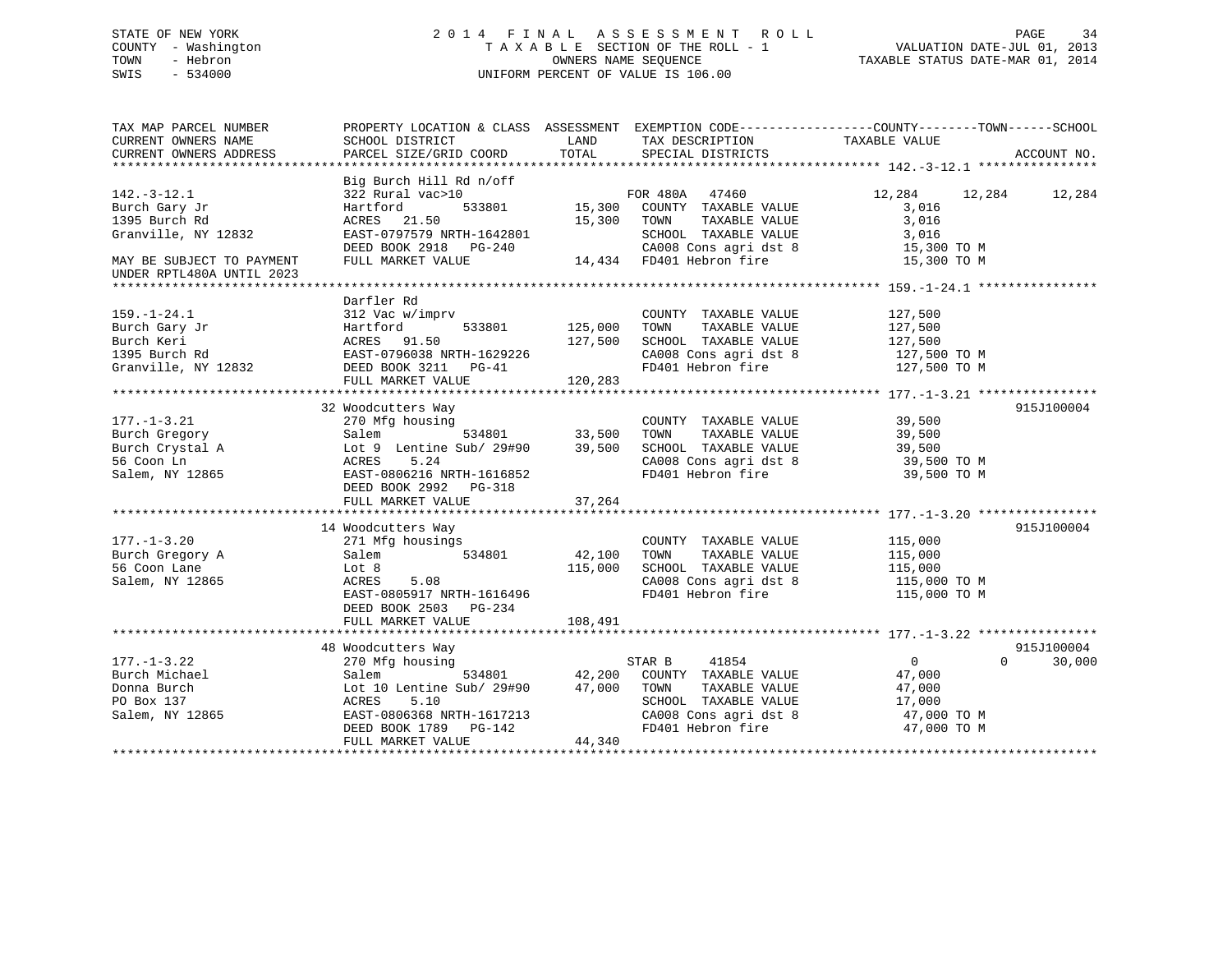STATE OF NEW YORK
COUNTY - Washington
TOWN - Hebron
SWIS - 534000

# 2014 FINAL ASSESSMENT ROLL

TAXABLE SECTION OF THE ROLL - 1
OWNERS NAME SEQUENCE
UNIFORM PERCENT OF VALUE IS 106.00

VALUATION DATE-JUL 01, 2013
TAXABLE STATUS DATE-MAR 01, 2014

```
TAX MAP PARCEL NUMBER          PROPERTY LOCATION & CLASS  ASSESSMENT  EXEMPTION CODE------------------COUNTY--------TOWN------SCHOOL
CURRENT OWNERS NAME            SCHOOL DISTRICT               LAND      TAX DESCRIPTION            TAXABLE VALUE
CURRENT OWNERS ADDRESS         PARCEL SIZE/GRID COORD        TOTAL     SPECIAL DISTRICTS                                   ACCOUNT NO.
******************************************************************************************************* 142.-3-12.1 ****************
                               Big Burch Hill Rd n/off
142.-3-12.1                    322 Rural vac>10                        FOR 480A   47460              12,284     12,284     12,284
Burch Gary Jr                  Hartford         533801       15,300    COUNTY  TAXABLE VALUE            3,016
1395 Burch Rd                  ACRES   21.50                 15,300    TOWN    TAXABLE VALUE            3,016
Granville, NY 12832            EAST-0797579 NRTH-1642801               SCHOOL  TAXABLE VALUE            3,016
                               DEED BOOK 2918   PG-240                 CA008 Cons agri dst 8           15,300 TO M
MAY BE SUBJECT TO PAYMENT      FULL MARKET VALUE             14,434    FD401 Hebron fire               15,300 TO M
UNDER RPTL480A UNTIL 2023
******************************************************************************************************* 159.-1-24.1 ****************
                               Darfler Rd
159.-1-24.1                    312 Vac w/imprv                         COUNTY  TAXABLE VALUE          127,500
Burch Gary Jr                  Hartford         533801      125,000    TOWN    TAXABLE VALUE          127,500
Burch Keri                     ACRES   91.50                127,500    SCHOOL  TAXABLE VALUE          127,500
1395 Burch Rd                  EAST-0796038 NRTH-1629226               CA008 Cons agri dst 8          127,500 TO M
Granville, NY 12832            DEED BOOK 3211   PG-41                  FD401 Hebron fire              127,500 TO M
                               FULL MARKET VALUE            120,283
******************************************************************************************************* 177.-1-3.21 ****************
                               32 Woodcutters Way                                                                    915J100004
177.-1-3.21                    270 Mfg housing                         COUNTY  TAXABLE VALUE           39,500
Burch Gregory                  Salem            534801       33,500    TOWN    TAXABLE VALUE           39,500
Burch Crystal A                Lot 9  Lentine Sub/ 29#90     39,500    SCHOOL  TAXABLE VALUE           39,500
56 Coon Ln                     ACRES    5.24                           CA008 Cons agri dst 8           39,500 TO M
Salem, NY 12865                EAST-0806216 NRTH-1616852               FD401 Hebron fire               39,500 TO M
                               DEED BOOK 2992   PG-318
                               FULL MARKET VALUE             37,264
******************************************************************************************************* 177.-1-3.20 ****************
                               14 Woodcutters Way                                                                    915J100004
177.-1-3.20                    271 Mfg housings                        COUNTY  TAXABLE VALUE          115,000
Burch Gregory A                Salem            534801       42,100    TOWN    TAXABLE VALUE          115,000
56 Coon Lane                   Lot 8                        115,000    SCHOOL  TAXABLE VALUE          115,000
Salem, NY 12865                ACRES    5.08                           CA008 Cons agri dst 8          115,000 TO M
                               EAST-0805917 NRTH-1616496               FD401 Hebron fire              115,000 TO M
                               DEED BOOK 2503   PG-234
                               FULL MARKET VALUE            108,491
******************************************************************************************************* 177.-1-3.22 ****************
                               48 Woodcutters Way                                                                    915J100004
177.-1-3.22                    270 Mfg housing                         STAR B     41854                   0          0     30,000
Burch Michael                  Salem            534801       42,200    COUNTY  TAXABLE VALUE           47,000
Donna Burch                    Lot 10 Lentine Sub/ 29#90     47,000    TOWN    TAXABLE VALUE           47,000
PO Box 137                     ACRES    5.10                           SCHOOL  TAXABLE VALUE           17,000
Salem, NY 12865                EAST-0806368 NRTH-1617213               CA008 Cons agri dst 8           47,000 TO M
                               DEED BOOK 1789   PG-142                 FD401 Hebron fire               47,000 TO M
                               FULL MARKET VALUE             44,340
************************************************************************************************************************************
```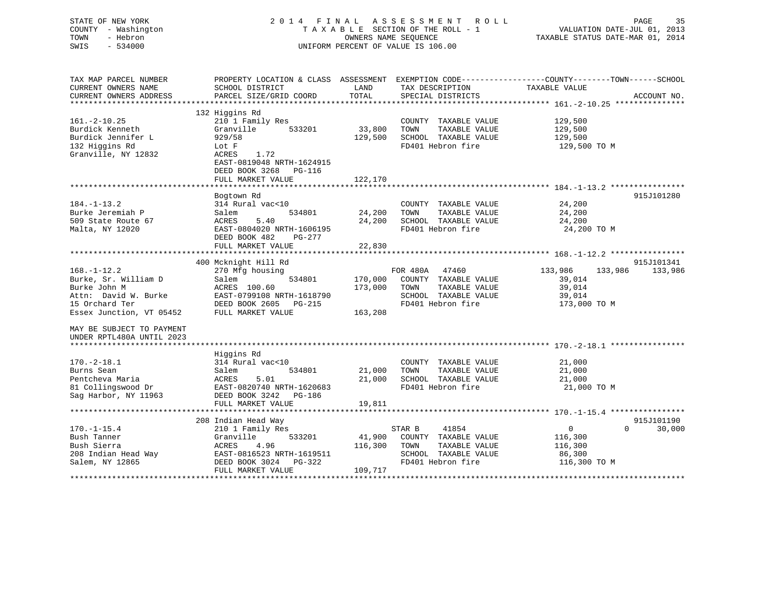STATE OF NEW YORK
COUNTY - Washington
TOWN - Hebron
SWIS - 534000

2014 FINAL ASSESSMENT ROLL
TAXABLE SECTION OF THE ROLL - 1
OWNERS NAME SEQUENCE
UNIFORM PERCENT OF VALUE IS 106.00

VALUATION DATE-JUL 01, 2013
TAXABLE STATUS DATE-MAR 01, 2014

```
TAX MAP PARCEL NUMBER          PROPERTY LOCATION & CLASS  ASSESSMENT  EXEMPTION CODE------------------COUNTY--------TOWN------SCHOOL
CURRENT OWNERS NAME            SCHOOL DISTRICT               LAND      TAX DESCRIPTION             TAXABLE VALUE
CURRENT OWNERS ADDRESS         PARCEL SIZE/GRID COORD        TOTAL     SPECIAL DISTRICTS                                  ACCOUNT NO.
******************************************************************************************************* 161.-2-10.25 ***************
                               132 Higgins Rd
161.-2-10.25                   210 1 Family Res                        COUNTY  TAXABLE VALUE          129,500
Burdick Kenneth                Granville        533201      33,800     TOWN    TAXABLE VALUE          129,500
Burdick Jennifer L             929/58                      129,500     SCHOOL  TAXABLE VALUE          129,500
132 Higgins Rd                 Lot F                                   FD401 Hebron fire               129,500 TO M
Granville, NY 12832            ACRES    1.72
                               EAST-0819048 NRTH-1624915
                               DEED BOOK 3268   PG-116
                               FULL MARKET VALUE           122,170
******************************************************************************************************* 184.-1-13.2 ****************
                               Bogtown Rd                                                                            915J101280
184.-1-13.2                    314 Rural vac<10                        COUNTY  TAXABLE VALUE           24,200
Burke Jeremiah P               Salem            534801      24,200     TOWN    TAXABLE VALUE           24,200
509 State Route 67             ACRES    5.40                24,200     SCHOOL  TAXABLE VALUE           24,200
Malta, NY 12020                EAST-0804020 NRTH-1606195               FD401 Hebron fire                24,200 TO M
                               DEED BOOK 482    PG-277
                               FULL MARKET VALUE            22,830
******************************************************************************************************* 168.-1-12.2 ****************
                               400 Mcknight Hill Rd                                                                  915J101341
168.-1-12.2                    270 Mfg housing                         FOR 480A   47460               133,986    133,986    133,986
Burke, Sr. William D           Salem            534801     170,000     COUNTY  TAXABLE VALUE           39,014
Burke John M                   ACRES  100.60               173,000     TOWN    TAXABLE VALUE           39,014
Attn:  David W. Burke          EAST-0799108 NRTH-1618790               SCHOOL  TAXABLE VALUE           39,014
15 Orchard Ter                 DEED BOOK 2605   PG-215                 FD401 Hebron fire               173,000 TO M
Essex Junction, VT 05452       FULL MARKET VALUE           163,208

MAY BE SUBJECT TO PAYMENT
UNDER RPTL480A UNTIL 2023
******************************************************************************************************* 170.-2-18.1 ****************
                               Higgins Rd
170.-2-18.1                    314 Rural vac<10                        COUNTY  TAXABLE VALUE           21,000
Burns Sean                     Salem            534801      21,000     TOWN    TAXABLE VALUE           21,000
Pentcheva Maria                ACRES    5.01                21,000     SCHOOL  TAXABLE VALUE           21,000
81 Collingswood Dr             EAST-0820740 NRTH-1620683               FD401 Hebron fire                21,000 TO M
Sag Harbor, NY 11963           DEED BOOK 3242   PG-186
                               FULL MARKET VALUE            19,811
******************************************************************************************************* 170.-1-15.4 ****************
                               208 Indian Head Way                                                                   915J101190
170.-1-15.4                    210 1 Family Res                        STAR B     41854                    0          0     30,000
Bush Tanner                    Granville        533201      41,900     COUNTY  TAXABLE VALUE          116,300
Bush Sierra                    ACRES    4.96               116,300     TOWN    TAXABLE VALUE          116,300
208 Indian Head Way            EAST-0816523 NRTH-1619511               SCHOOL  TAXABLE VALUE           86,300
Salem, NY 12865                DEED BOOK 3024   PG-322                 FD401 Hebron fire               116,300 TO M
                               FULL MARKET VALUE           109,717
************************************************************************************************************************************
```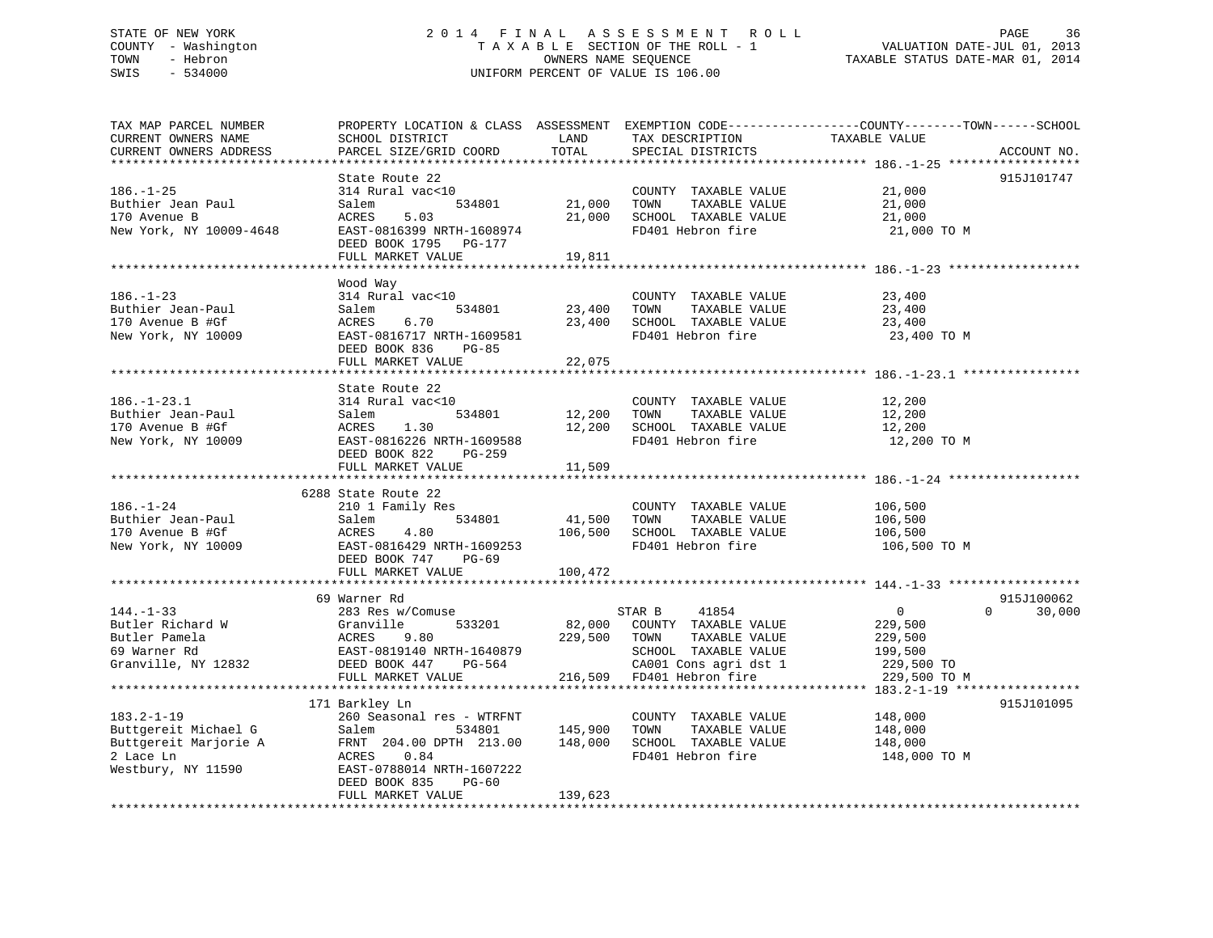STATE OF NEW YORK
COUNTY - Washington
TOWN - Hebron
SWIS - 534000

2 0 1 4 F I N A L A S S E S S M E N T R O L L
T A X A B L E SECTION OF THE ROLL - 1
OWNERS NAME SEQUENCE
UNIFORM PERCENT OF VALUE IS 106.00

VALUATION DATE-JUL 01, 2013
TAXABLE STATUS DATE-MAR 01, 2014

```
TAX MAP PARCEL NUMBER          PROPERTY LOCATION & CLASS  ASSESSMENT  EXEMPTION CODE------------------COUNTY--------TOWN------SCHOOL
CURRENT OWNERS NAME            SCHOOL DISTRICT               LAND      TAX DESCRIPTION             TAXABLE VALUE
CURRENT OWNERS ADDRESS         PARCEL SIZE/GRID COORD        TOTAL     SPECIAL DISTRICTS                                      ACCOUNT NO.
******************************************************************************************************* 186.-1-25 ******************
                               State Route 22                                                                           915J101747
186.-1-25                      314 Rural vac<10                        COUNTY  TAXABLE VALUE             21,000
Buthier Jean Paul              Salem          534801       21,000      TOWN    TAXABLE VALUE             21,000
170 Avenue B                   ACRES     5.03              21,000      SCHOOL  TAXABLE VALUE             21,000
New York, NY 10009-4648        EAST-0816399 NRTH-1608974               FD401 Hebron fire                  21,000 TO M
                               DEED BOOK 1795   PG-177
                               FULL MARKET VALUE           19,811
******************************************************************************************************* 186.-1-23 ******************
                               Wood Way
186.-1-23                      314 Rural vac<10                        COUNTY  TAXABLE VALUE             23,400
Buthier Jean-Paul              Salem          534801       23,400      TOWN    TAXABLE VALUE             23,400
170 Avenue B #Gf               ACRES     6.70              23,400      SCHOOL  TAXABLE VALUE             23,400
New York, NY 10009             EAST-0816717 NRTH-1609581               FD401 Hebron fire                  23,400 TO M
                               DEED BOOK 836    PG-85
                               FULL MARKET VALUE           22,075
******************************************************************************************************* 186.-1-23.1 ****************
                               State Route 22
186.-1-23.1                    314 Rural vac<10                        COUNTY  TAXABLE VALUE             12,200
Buthier Jean-Paul              Salem          534801       12,200      TOWN    TAXABLE VALUE             12,200
170 Avenue B #Gf               ACRES     1.30              12,200      SCHOOL  TAXABLE VALUE             12,200
New York, NY 10009             EAST-0816226 NRTH-1609588               FD401 Hebron fire                  12,200 TO M
                               DEED BOOK 822    PG-259
                               FULL MARKET VALUE           11,509
******************************************************************************************************* 186.-1-24 ******************
                          6288 State Route 22
186.-1-24                      210 1 Family Res                        COUNTY  TAXABLE VALUE            106,500
Buthier Jean-Paul              Salem          534801       41,500      TOWN    TAXABLE VALUE            106,500
170 Avenue B #Gf               ACRES     4.80             106,500      SCHOOL  TAXABLE VALUE            106,500
New York, NY 10009             EAST-0816429 NRTH-1609253               FD401 Hebron fire                 106,500 TO M
                               DEED BOOK 747    PG-69
                               FULL MARKET VALUE          100,472
******************************************************************************************************* 144.-1-33 ******************
                            69 Warner Rd                                                                                915J100062
144.-1-33                      283 Res w/Comuse                        STAR B     41854                   0             0     30,000
Butler Richard W               Granville      533201       82,000      COUNTY  TAXABLE VALUE            229,500
Butler Pamela                  ACRES     9.80             229,500      TOWN    TAXABLE VALUE            229,500
69 Warner Rd                   EAST-0819140 NRTH-1640879               SCHOOL  TAXABLE VALUE            199,500
Granville, NY 12832            DEED BOOK 447    PG-564                 CA001 Cons agri dst 1             229,500 TO
                               FULL MARKET VALUE          216,509      FD401 Hebron fire                 229,500 TO M
******************************************************************************************************* 183.2-1-19 *****************
                           171 Barkley Ln                                                                               915J101095
183.2-1-19                     260 Seasonal res - WTRFNT               COUNTY  TAXABLE VALUE            148,000
Buttgereit Michael G           Salem          534801      145,900      TOWN    TAXABLE VALUE            148,000
Buttgereit Marjorie A          FRNT 204.00 DPTH 213.00    148,000      SCHOOL  TAXABLE VALUE            148,000
2 Lace Ln                      ACRES     0.84                          FD401 Hebron fire                 148,000 TO M
Westbury, NY 11590             EAST-0788014 NRTH-1607222
                               DEED BOOK 835    PG-60
                               FULL MARKET VALUE          139,623
************************************************************************************************************************************
```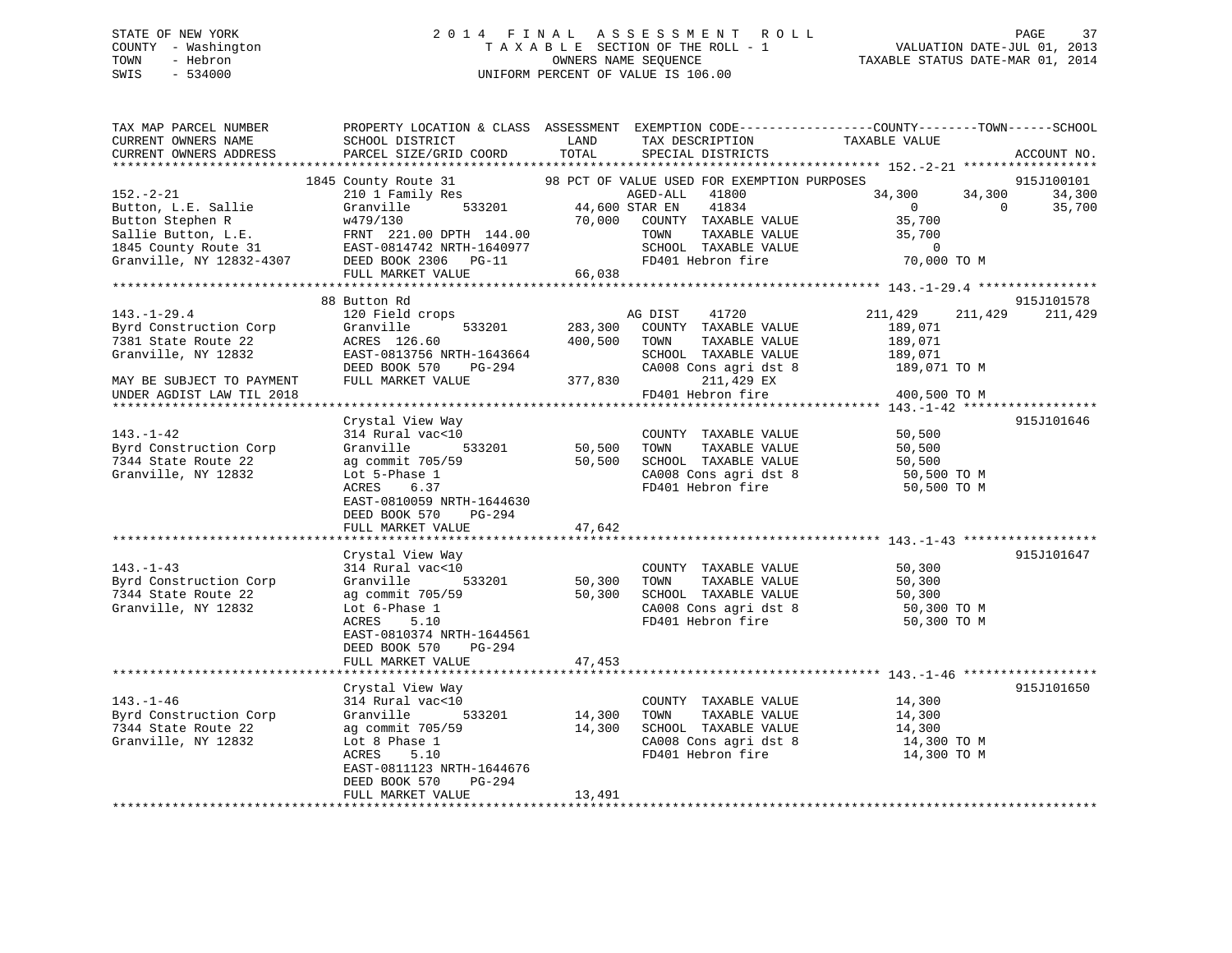STATE OF NEW YORK
COUNTY - Washington
TOWN - Hebron
SWIS - 534000

2014 FINAL ASSESSMENT ROLL
TAXABLE SECTION OF THE ROLL - 1
OWNERS NAME SEQUENCE
UNIFORM PERCENT OF VALUE IS 106.00

VALUATION DATE-JUL 01, 2013
TAXABLE STATUS DATE-MAR 01, 2014

```
TAX MAP PARCEL NUMBER          PROPERTY LOCATION & CLASS  ASSESSMENT  EXEMPTION CODE------------------COUNTY--------TOWN------SCHOOL
CURRENT OWNERS NAME            SCHOOL DISTRICT              LAND      TAX DESCRIPTION             TAXABLE VALUE
CURRENT OWNERS ADDRESS         PARCEL SIZE/GRID COORD       TOTAL     SPECIAL DISTRICTS                                          ACCOUNT NO.
******************************************************************************************************* 152.-2-21 *****************
                1845 County Route 31          98 PCT OF VALUE USED FOR EXEMPTION PURPOSES                                  915J100101
152.-2-21                      210 1 Family Res                  AGED-ALL    41800             34,300      34,300      34,300
Button, L.E. Sallie            Granville        533201     44,600 STAR EN     41834                  0           0      35,700
Button Stephen R               w479/130                    70,000  COUNTY  TAXABLE VALUE           35,700
Sallie Button, L.E.            FRNT 221.00 DPTH 144.00             TOWN    TAXABLE VALUE           35,700
1845 County Route 31           EAST-0814742 NRTH-1640977           SCHOOL  TAXABLE VALUE                0
Granville, NY 12832-4307       DEED BOOK 2306   PG-11              FD401 Hebron fire               70,000 TO M
                               FULL MARKET VALUE           66,038
******************************************************************************************************* 143.-1-29.4 ****************
                88 Button Rd                                                                                             915J101578
143.-1-29.4                    120 Field crops                     AG DIST     41720            211,429     211,429     211,429
Byrd Construction Corp         Granville        533201    283,300  COUNTY  TAXABLE VALUE          189,071
7381 State Route 22            ACRES 126.60               400,500  TOWN    TAXABLE VALUE          189,071
Granville, NY 12832            EAST-0813756 NRTH-1643664           SCHOOL  TAXABLE VALUE          189,071
                               DEED BOOK 570    PG-294             CA008 Cons agri dst 8          189,071 TO M
MAY BE SUBJECT TO PAYMENT      FULL MARKET VALUE          377,830        211,429 EX
UNDER AGDIST LAW TIL 2018                                          FD401 Hebron fire              400,500 TO M
******************************************************************************************************* 143.-1-42 ******************
                Crystal View Way                                                                                         915J101646
143.-1-42                      314 Rural vac<10                    COUNTY  TAXABLE VALUE           50,500
Byrd Construction Corp         Granville        533201     50,500  TOWN    TAXABLE VALUE           50,500
7344 State Route 22            ag commit 705/59            50,500  SCHOOL  TAXABLE VALUE           50,500
Granville, NY 12832            Lot 5-Phase 1                       CA008 Cons agri dst 8           50,500 TO M
                               ACRES    6.37                       FD401 Hebron fire               50,500 TO M
                               EAST-0810059 NRTH-1644630
                               DEED BOOK 570    PG-294
                               FULL MARKET VALUE           47,642
******************************************************************************************************* 143.-1-43 ******************
                Crystal View Way                                                                                         915J101647
143.-1-43                      314 Rural vac<10                    COUNTY  TAXABLE VALUE           50,300
Byrd Construction Corp         Granville        533201     50,300  TOWN    TAXABLE VALUE           50,300
7344 State Route 22            ag commit 705/59            50,300  SCHOOL  TAXABLE VALUE           50,300
Granville, NY 12832            Lot 6-Phase 1                       CA008 Cons agri dst 8           50,300 TO M
                               ACRES    5.10                       FD401 Hebron fire               50,300 TO M
                               EAST-0810374 NRTH-1644561
                               DEED BOOK 570    PG-294
                               FULL MARKET VALUE           47,453
******************************************************************************************************* 143.-1-46 ******************
                Crystal View Way                                                                                         915J101650
143.-1-46                      314 Rural vac<10                    COUNTY  TAXABLE VALUE           14,300
Byrd Construction Corp         Granville        533201     14,300  TOWN    TAXABLE VALUE           14,300
7344 State Route 22            ag commit 705/59            14,300  SCHOOL  TAXABLE VALUE           14,300
Granville, NY 12832            Lot 8 Phase 1                       CA008 Cons agri dst 8           14,300 TO M
                               ACRES    5.10                       FD401 Hebron fire               14,300 TO M
                               EAST-0811123 NRTH-1644676
                               DEED BOOK 570    PG-294
                               FULL MARKET VALUE           13,491
************************************************************************************************************************************
```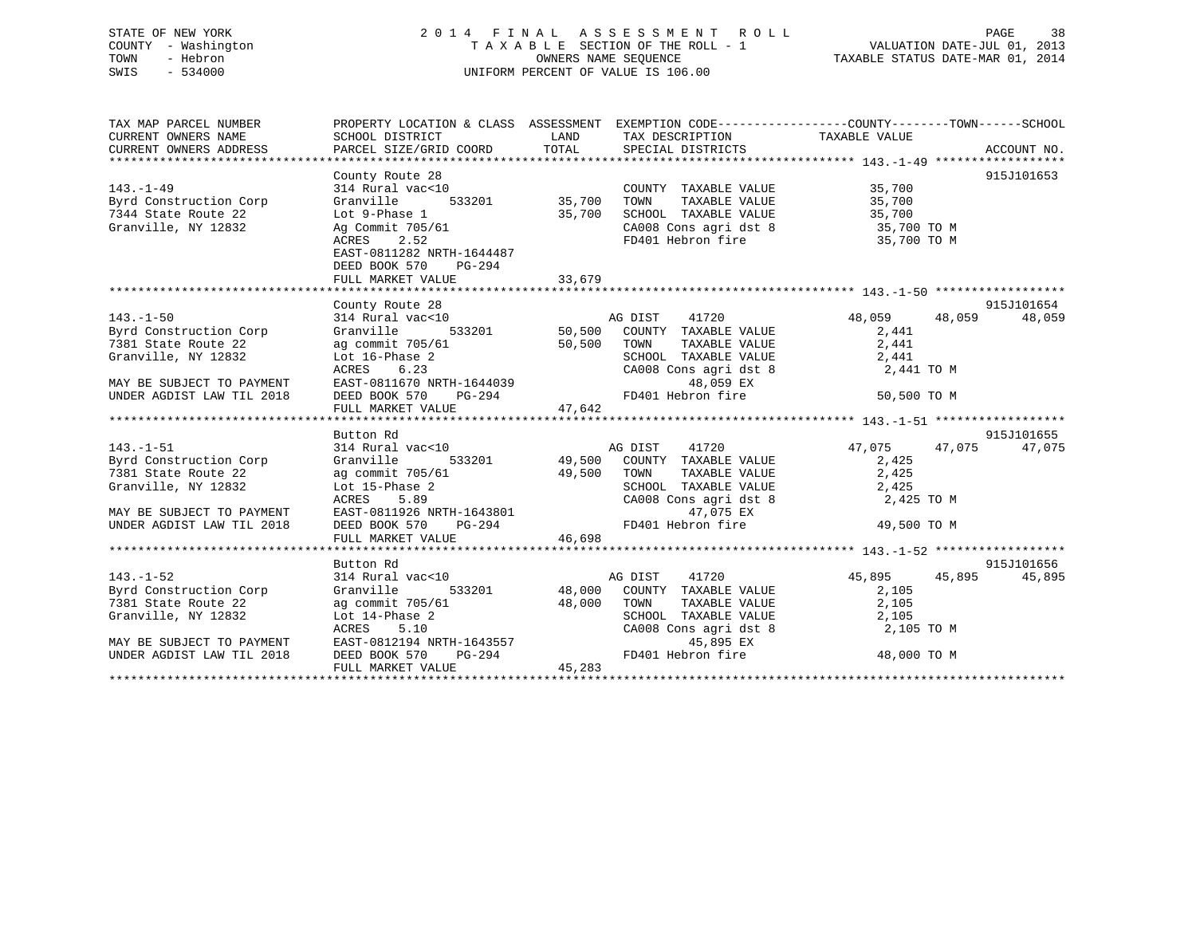STATE OF NEW YORK
COUNTY - Washington
TOWN - Hebron
SWIS - 534000

2014 FINAL ASSESSMENT ROLL
TAXABLE SECTION OF THE ROLL - 1
OWNERS NAME SEQUENCE
UNIFORM PERCENT OF VALUE IS 106.00

VALUATION DATE-JUL 01, 2013
TAXABLE STATUS DATE-MAR 01, 2014

| TAX MAP PARCEL NUMBER / CURRENT OWNERS NAME / CURRENT OWNERS ADDRESS | PROPERTY LOCATION & CLASS / SCHOOL DISTRICT / PARCEL SIZE/GRID COORD | ASSESSMENT LAND / TOTAL | EXEMPTION CODE / TAX DESCRIPTION / SPECIAL DISTRICTS | COUNTY TAXABLE VALUE | TOWN | SCHOOL | ACCOUNT NO. |
|---|---|---|---|---|---|---|---|
| **143.-1-49** | County Route 28 | | | | | | 915J101653 |
| 143.-1-49 | 314 Rural vac<10 | | COUNTY TAXABLE VALUE | 35,700 | | | |
| Byrd Construction Corp | Granville 533201 | 35,700 | TOWN TAXABLE VALUE | 35,700 | | | |
| 7344 State Route 22 | Lot 9-Phase 1 | 35,700 | SCHOOL TAXABLE VALUE | 35,700 | | | |
| Granville, NY 12832 | Ag Commit 705/61 | | CA008 Cons agri dst 8 | 35,700 TO M | | | |
| | ACRES 2.52 | | FD401 Hebron fire | 35,700 TO M | | | |
| | EAST-0811282 NRTH-1644487 | | | | | | |
| | DEED BOOK 570 PG-294 | | | | | | |
| | FULL MARKET VALUE | 33,679 | | | | | |
| **143.-1-50** | County Route 28 | | | | | | 915J101654 |
| 143.-1-50 | 314 Rural vac<10 | | AG DIST 41720 | 48,059 | 48,059 | 48,059 | |
| Byrd Construction Corp | Granville 533201 | 50,500 | COUNTY TAXABLE VALUE | 2,441 | | | |
| 7381 State Route 22 | ag commit 705/61 | 50,500 | TOWN TAXABLE VALUE | 2,441 | | | |
| Granville, NY 12832 | Lot 16-Phase 2 | | SCHOOL TAXABLE VALUE | 2,441 | | | |
| | ACRES 6.23 | | CA008 Cons agri dst 8 | 2,441 TO M | | | |
| MAY BE SUBJECT TO PAYMENT | EAST-0811670 NRTH-1644039 | | 48,059 EX | | | | |
| UNDER AGDIST LAW TIL 2018 | DEED BOOK 570 PG-294 | | FD401 Hebron fire | 50,500 TO M | | | |
| | FULL MARKET VALUE | 47,642 | | | | | |
| **143.-1-51** | Button Rd | | | | | | 915J101655 |
| 143.-1-51 | 314 Rural vac<10 | | AG DIST 41720 | 47,075 | 47,075 | 47,075 | |
| Byrd Construction Corp | Granville 533201 | 49,500 | COUNTY TAXABLE VALUE | 2,425 | | | |
| 7381 State Route 22 | ag commit 705/61 | 49,500 | TOWN TAXABLE VALUE | 2,425 | | | |
| Granville, NY 12832 | Lot 15-Phase 2 | | SCHOOL TAXABLE VALUE | 2,425 | | | |
| | ACRES 5.89 | | CA008 Cons agri dst 8 | 2,425 TO M | | | |
| MAY BE SUBJECT TO PAYMENT | EAST-0811926 NRTH-1643801 | | 47,075 EX | | | | |
| UNDER AGDIST LAW TIL 2018 | DEED BOOK 570 PG-294 | | FD401 Hebron fire | 49,500 TO M | | | |
| | FULL MARKET VALUE | 46,698 | | | | | |
| **143.-1-52** | Button Rd | | | | | | 915J101656 |
| 143.-1-52 | 314 Rural vac<10 | | AG DIST 41720 | 45,895 | 45,895 | 45,895 | |
| Byrd Construction Corp | Granville 533201 | 48,000 | COUNTY TAXABLE VALUE | 2,105 | | | |
| 7381 State Route 22 | ag commit 705/61 | 48,000 | TOWN TAXABLE VALUE | 2,105 | | | |
| Granville, NY 12832 | Lot 14-Phase 2 | | SCHOOL TAXABLE VALUE | 2,105 | | | |
| | ACRES 5.10 | | CA008 Cons agri dst 8 | 2,105 TO M | | | |
| MAY BE SUBJECT TO PAYMENT | EAST-0812194 NRTH-1643557 | | 45,895 EX | | | | |
| UNDER AGDIST LAW TIL 2018 | DEED BOOK 570 PG-294 | | FD401 Hebron fire | 48,000 TO M | | | |
| | FULL MARKET VALUE | 45,283 | | | | | |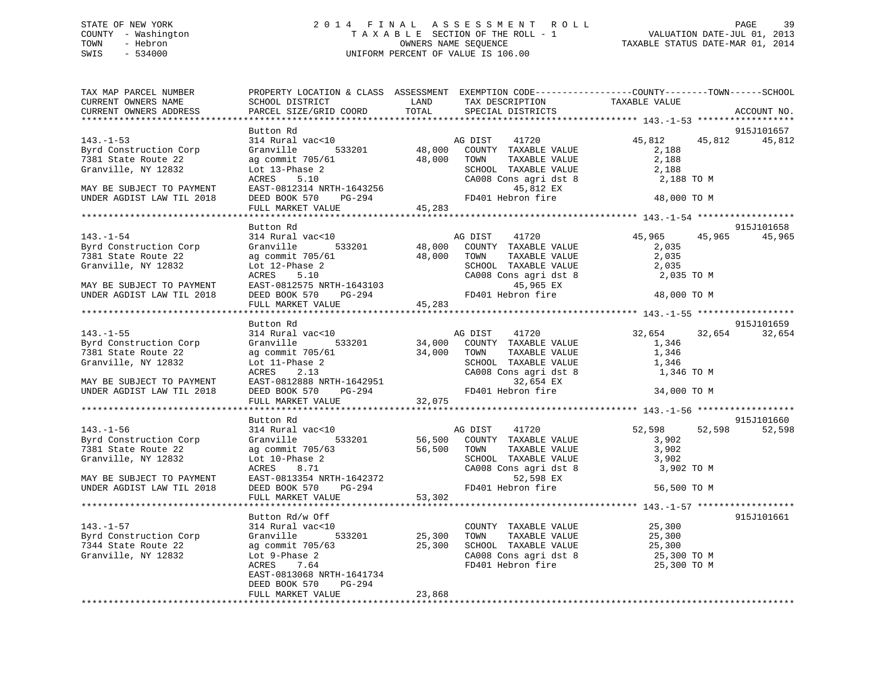STATE OF NEW YORK
COUNTY - Washington
TOWN - Hebron
SWIS - 534000

2014 FINAL ASSESSMENT ROLL
TAXABLE SECTION OF THE ROLL - 1
OWNERS NAME SEQUENCE
UNIFORM PERCENT OF VALUE IS 106.00

VALUATION DATE-JUL 01, 2013
TAXABLE STATUS DATE-MAR 01, 2014

```
TAX MAP PARCEL NUMBER      PROPERTY LOCATION & CLASS  ASSESSMENT  EXEMPTION CODE------------------COUNTY--------TOWN------SCHOOL
CURRENT OWNERS NAME        SCHOOL DISTRICT              LAND      TAX DESCRIPTION              TAXABLE VALUE
CURRENT OWNERS ADDRESS     PARCEL SIZE/GRID COORD       TOTAL     SPECIAL DISTRICTS                                        ACCOUNT NO.
******************************************************************************************************* 143.-1-53 ******************
                           Button Rd                                                                                 915J101657
143.-1-53                  314 Rural vac<10                        AG DIST      41720          45,812       45,812       45,812
Byrd Construction Corp     Granville          533201      48,000   COUNTY  TAXABLE VALUE            2,188
7381 State Route 22        ag commit 705/61               48,000   TOWN    TAXABLE VALUE            2,188
Granville, NY 12832        Lot 13-Phase 2                          SCHOOL  TAXABLE VALUE            2,188
                           ACRES     5.10                          CA008 Cons agri dst 8            2,188 TO M
MAY BE SUBJECT TO PAYMENT  EAST-0812314 NRTH-1643256                      45,812 EX
UNDER AGDIST LAW TIL 2018  DEED BOOK 570    PG-294                 FD401 Hebron fire               48,000 TO M
                           FULL MARKET VALUE              45,283
******************************************************************************************************* 143.-1-54 ******************
                           Button Rd                                                                                 915J101658
143.-1-54                  314 Rural vac<10                        AG DIST      41720          45,965       45,965       45,965
Byrd Construction Corp     Granville          533201      48,000   COUNTY  TAXABLE VALUE            2,035
7381 State Route 22        ag commit 705/61               48,000   TOWN    TAXABLE VALUE            2,035
Granville, NY 12832        Lot 12-Phase 2                          SCHOOL  TAXABLE VALUE            2,035
                           ACRES     5.10                          CA008 Cons agri dst 8            2,035 TO M
MAY BE SUBJECT TO PAYMENT  EAST-0812575 NRTH-1643103                      45,965 EX
UNDER AGDIST LAW TIL 2018  DEED BOOK 570    PG-294                 FD401 Hebron fire               48,000 TO M
                           FULL MARKET VALUE              45,283
******************************************************************************************************* 143.-1-55 ******************
                           Button Rd                                                                                 915J101659
143.-1-55                  314 Rural vac<10                        AG DIST      41720          32,654       32,654       32,654
Byrd Construction Corp     Granville          533201      34,000   COUNTY  TAXABLE VALUE            1,346
7381 State Route 22        ag commit 705/61               34,000   TOWN    TAXABLE VALUE            1,346
Granville, NY 12832        Lot 11-Phase 2                          SCHOOL  TAXABLE VALUE            1,346
                           ACRES     2.13                          CA008 Cons agri dst 8            1,346 TO M
MAY BE SUBJECT TO PAYMENT  EAST-0812888 NRTH-1642951                      32,654 EX
UNDER AGDIST LAW TIL 2018  DEED BOOK 570    PG-294                 FD401 Hebron fire               34,000 TO M
                           FULL MARKET VALUE              32,075
******************************************************************************************************* 143.-1-56 ******************
                           Button Rd                                                                                 915J101660
143.-1-56                  314 Rural vac<10                        AG DIST      41720          52,598       52,598       52,598
Byrd Construction Corp     Granville          533201      56,500   COUNTY  TAXABLE VALUE            3,902
7381 State Route 22        ag commit 705/63               56,500   TOWN    TAXABLE VALUE            3,902
Granville, NY 12832        Lot 10-Phase 2                          SCHOOL  TAXABLE VALUE            3,902
                           ACRES     8.71                          CA008 Cons agri dst 8            3,902 TO M
MAY BE SUBJECT TO PAYMENT  EAST-0813354 NRTH-1642372                      52,598 EX
UNDER AGDIST LAW TIL 2018  DEED BOOK 570    PG-294                 FD401 Hebron fire               56,500 TO M
                           FULL MARKET VALUE              53,302
******************************************************************************************************* 143.-1-57 ******************
                           Button Rd/w Off                                                                           915J101661
143.-1-57                  314 Rural vac<10                        COUNTY  TAXABLE VALUE           25,300
Byrd Construction Corp     Granville          533201      25,300   TOWN    TAXABLE VALUE           25,300
7344 State Route 22        ag commit 705/63               25,300   SCHOOL  TAXABLE VALUE           25,300
Granville, NY 12832        Lot 9-Phase 2                           CA008 Cons agri dst 8           25,300 TO M
                           ACRES     7.64                          FD401 Hebron fire               25,300 TO M
                           EAST-0813068 NRTH-1641734
                           DEED BOOK 570    PG-294
                           FULL MARKET VALUE              23,868
************************************************************************************************************************************
```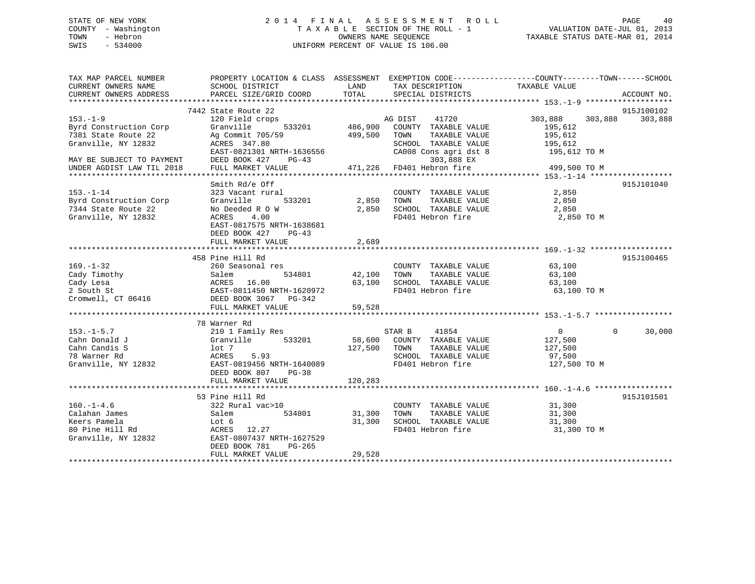STATE OF NEW YORK
COUNTY - Washington
TOWN - Hebron
SWIS - 534000

# 2014 FINAL ASSESSMENT ROLL

TAXABLE SECTION OF THE ROLL - 1
OWNERS NAME SEQUENCE
UNIFORM PERCENT OF VALUE IS 106.00

VALUATION DATE-JUL 01, 2013
TAXABLE STATUS DATE-MAR 01, 2014

```
TAX MAP PARCEL NUMBER          PROPERTY LOCATION & CLASS  ASSESSMENT  EXEMPTION CODE------------------COUNTY--------TOWN------SCHOOL
CURRENT OWNERS NAME            SCHOOL DISTRICT              LAND      TAX DESCRIPTION              TAXABLE VALUE
CURRENT OWNERS ADDRESS         PARCEL SIZE/GRID COORD       TOTAL     SPECIAL DISTRICTS                                      ACCOUNT NO.
******************************************************************************************************* 153.-1-9 *******************
                            7442 State Route 22                                                                         915J100102
153.-1-9                       120 Field crops                       AG DIST    41720             303,888    303,888    303,888
Byrd Construction Corp         Granville        533201     486,900   COUNTY  TAXABLE VALUE          195,612
7381 State Route 22            Ag Commit 705/59            499,500   TOWN    TAXABLE VALUE          195,612
Granville, NY 12832            ACRES 347.80                          SCHOOL  TAXABLE VALUE          195,612
                               EAST-0821301 NRTH-1636556             CA008 Cons agri dst 8           195,612 TO M
MAY BE SUBJECT TO PAYMENT      DEED BOOK 427    PG-43                       303,888 EX
UNDER AGDIST LAW TIL 2018      FULL MARKET VALUE           471,226   FD401 Hebron fire               499,500 TO M
******************************************************************************************************* 153.-1-14 ******************
                               Smith Rd/e Off                                                                           915J101040
153.-1-14                      323 Vacant rural                      COUNTY  TAXABLE VALUE            2,850
Byrd Construction Corp         Granville        533201       2,850   TOWN    TAXABLE VALUE            2,850
7344 State Route 22            No Deeded R O W               2,850   SCHOOL  TAXABLE VALUE            2,850
Granville, NY 12832            ACRES    4.00                         FD401 Hebron fire                 2,850 TO M
                               EAST-0817575 NRTH-1638681
                               DEED BOOK 427    PG-43
                               FULL MARKET VALUE             2,689
******************************************************************************************************* 169.-1-32 ******************
                            458 Pine Hill Rd                                                                            915J100465
169.-1-32                      260 Seasonal res                      COUNTY  TAXABLE VALUE           63,100
Cady Timothy                   Salem            534801      42,100   TOWN    TAXABLE VALUE           63,100
Cady Lesa                      ACRES   16.00                63,100   SCHOOL  TAXABLE VALUE           63,100
2 South St                     EAST-0811450 NRTH-1620972             FD401 Hebron fire                63,100 TO M
Cromwell, CT 06416             DEED BOOK 3067   PG-342
                               FULL MARKET VALUE            59,528
******************************************************************************************************* 153.-1-5.7 *****************
                            78 Warner Rd
153.-1-5.7                     210 1 Family Res                      STAR B     41854                  0          0     30,000
Cahn Donald J                  Granville        533201      58,600   COUNTY  TAXABLE VALUE          127,500
Cahn Candis S                  lot 7                       127,500   TOWN    TAXABLE VALUE          127,500
78 Warner Rd                   ACRES    5.93                         SCHOOL  TAXABLE VALUE           97,500
Granville, NY 12832            EAST-0819456 NRTH-1640089             FD401 Hebron fire               127,500 TO M
                               DEED BOOK 807    PG-38
                               FULL MARKET VALUE           120,283
******************************************************************************************************* 160.-1-4.6 *****************
                            53 Pine Hill Rd                                                                             915J101501
160.-1-4.6                     322 Rural vac>10                      COUNTY  TAXABLE VALUE           31,300
Calahan James                  Salem            534801      31,300   TOWN    TAXABLE VALUE           31,300
Keers Pamela                   Lot 6                        31,300   SCHOOL  TAXABLE VALUE           31,300
80 Pine Hill Rd                ACRES   12.27                         FD401 Hebron fire                31,300 TO M
Granville, NY 12832            EAST-0807437 NRTH-1627529
                               DEED BOOK 781    PG-265
                               FULL MARKET VALUE            29,528
************************************************************************************************************************************
```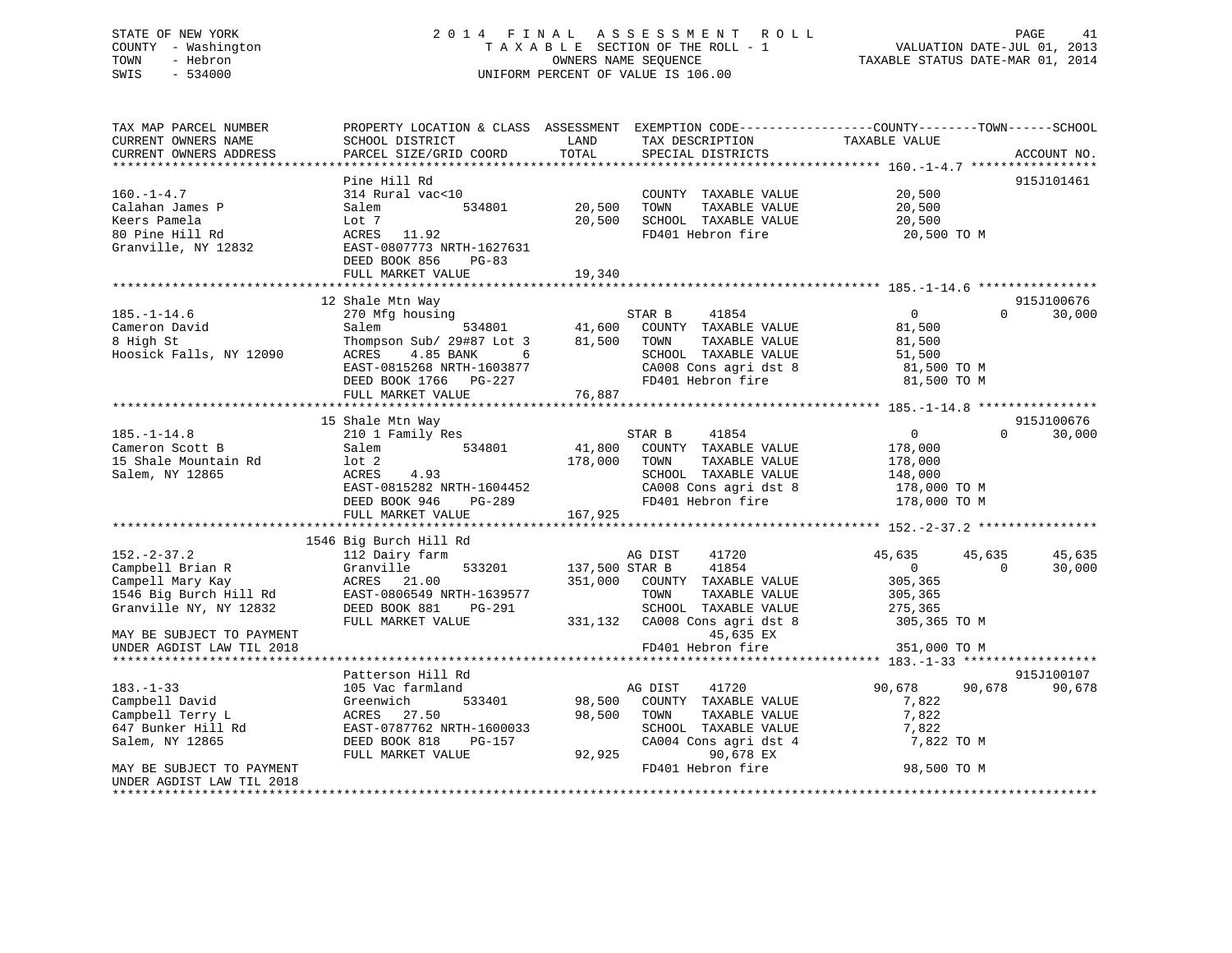STATE OF NEW YORK
COUNTY - Washington
TOWN - Hebron
SWIS - 534000

# 2014 FINAL ASSESSMENT ROLL
TAXABLE SECTION OF THE ROLL - 1
OWNERS NAME SEQUENCE
UNIFORM PERCENT OF VALUE IS 106.00

VALUATION DATE-JUL 01, 2013
TAXABLE STATUS DATE-MAR 01, 2014

```
TAX MAP PARCEL NUMBER          PROPERTY LOCATION & CLASS  ASSESSMENT  EXEMPTION CODE------------------COUNTY--------TOWN------SCHOOL
CURRENT OWNERS NAME            SCHOOL DISTRICT               LAND      TAX DESCRIPTION              TAXABLE VALUE
CURRENT OWNERS ADDRESS         PARCEL SIZE/GRID COORD        TOTAL     SPECIAL DISTRICTS                                  ACCOUNT NO.
******************************************************************************************************* 160.-1-4.7 *****************
                               Pine Hill Rd                                                                                915J101461
160.-1-4.7                     314 Rural vac<10                        COUNTY  TAXABLE VALUE          20,500
Calahan James P                Salem           534801       20,500     TOWN    TAXABLE VALUE          20,500
Keers Pamela                   Lot 7                        20,500     SCHOOL  TAXABLE VALUE          20,500
80 Pine Hill Rd                ACRES   11.92                           FD401 Hebron fire               20,500 TO M
Granville, NY 12832            EAST-0807773 NRTH-1627631
                               DEED BOOK 856     PG-83
                               FULL MARKET VALUE            19,340
******************************************************************************************************* 185.-1-14.6 ****************
                               12 Shale Mtn Way                                                                            915J100676
185.-1-14.6                    270 Mfg housing                         STAR B      41854                   0           0      30,000
Cameron David                  Salem           534801       41,600     COUNTY  TAXABLE VALUE          81,500
8 High St                      Thompson Sub/ 29#87 Lot 3    81,500     TOWN    TAXABLE VALUE          81,500
Hoosick Falls, NY 12090        ACRES    4.85 BANK      6               SCHOOL  TAXABLE VALUE          51,500
                               EAST-0815268 NRTH-1603877               CA008 Cons agri dst 8           81,500 TO M
                               DEED BOOK 1766   PG-227                 FD401 Hebron fire               81,500 TO M
                               FULL MARKET VALUE            76,887
******************************************************************************************************* 185.-1-14.8 ****************
                               15 Shale Mtn Way                                                                            915J100676
185.-1-14.8                    210 1 Family Res                        STAR B      41854                   0           0      30,000
Cameron Scott B                Salem           534801       41,800     COUNTY  TAXABLE VALUE         178,000
15 Shale Mountain Rd           lot 2                       178,000     TOWN    TAXABLE VALUE         178,000
Salem, NY 12865                ACRES    4.93                           SCHOOL  TAXABLE VALUE         148,000
                               EAST-0815282 NRTH-1604452               CA008 Cons agri dst 8          178,000 TO M
                               DEED BOOK 946     PG-289                FD401 Hebron fire              178,000 TO M
                               FULL MARKET VALUE           167,925
******************************************************************************************************* 152.-2-37.2 ****************
                               1546 Big Burch Hill Rd
152.-2-37.2                    112 Dairy farm                          AG DIST     41720              45,635      45,635      45,635
Campbell Brian R               Granville       533201      137,500 STAR B      41854                   0           0      30,000
Campbell Mary Kay              ACRES   21.00               351,000     COUNTY  TAXABLE VALUE         305,365
1546 Big Burch Hill Rd         EAST-0806549 NRTH-1639577               TOWN    TAXABLE VALUE         305,365
Granville NY, NY 12832         DEED BOOK 881     PG-291                SCHOOL  TAXABLE VALUE         275,365
                               FULL MARKET VALUE           331,132     CA008 Cons agri dst 8          305,365 TO M
MAY BE SUBJECT TO PAYMENT                                                        45,635 EX
UNDER AGDIST LAW TIL 2018                                              FD401 Hebron fire              351,000 TO M
******************************************************************************************************* 183.-1-33 ******************
                               Patterson Hill Rd                                                                           915J100107
183.-1-33                      105 Vac farmland                        AG DIST     41720              90,678      90,678      90,678
Campbell David                 Greenwich       533401       98,500     COUNTY  TAXABLE VALUE           7,822
Campbell Terry L               ACRES   27.50                98,500     TOWN    TAXABLE VALUE           7,822
647 Bunker Hill Rd             EAST-0787762 NRTH-1600033               SCHOOL  TAXABLE VALUE           7,822
Salem, NY 12865                DEED BOOK 818     PG-157                CA004 Cons agri dst 4            7,822 TO M
                               FULL MARKET VALUE            92,925               90,678 EX
MAY BE SUBJECT TO PAYMENT                                              FD401 Hebron fire               98,500 TO M
UNDER AGDIST LAW TIL 2018
************************************************************************************************************************************
```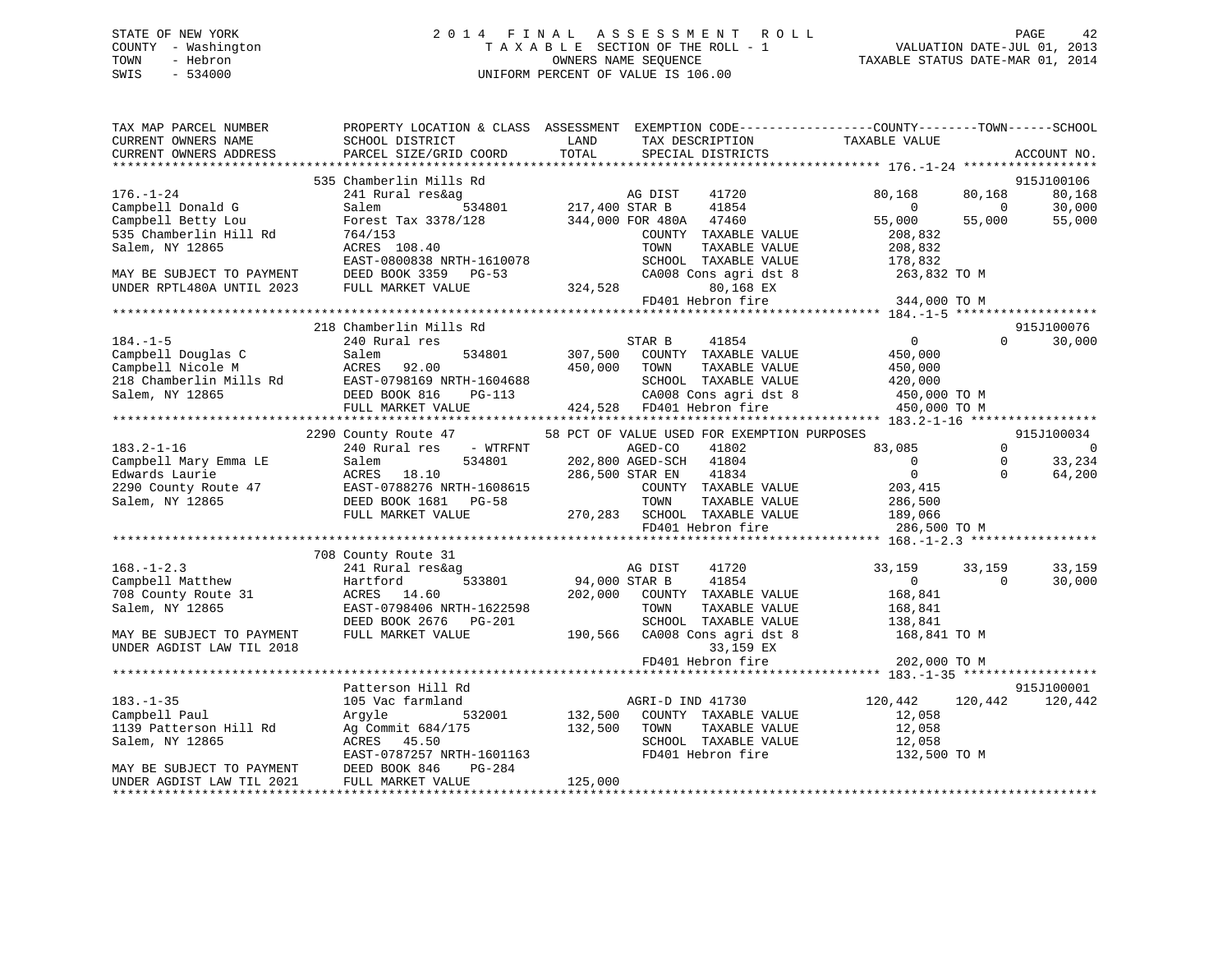STATE OF NEW YORK
COUNTY - Washington
TOWN - Hebron
SWIS - 534000

2014 FINAL ASSESSMENT ROLL
TAXABLE SECTION OF THE ROLL - 1
OWNERS NAME SEQUENCE
UNIFORM PERCENT OF VALUE IS 106.00

VALUATION DATE-JUL 01, 2013
TAXABLE STATUS DATE-MAR 01, 2014

```
TAX MAP PARCEL NUMBER          PROPERTY LOCATION & CLASS  ASSESSMENT  EXEMPTION CODE------------------COUNTY--------TOWN------SCHOOL
CURRENT OWNERS NAME            SCHOOL DISTRICT              LAND       TAX DESCRIPTION            TAXABLE VALUE
CURRENT OWNERS ADDRESS         PARCEL SIZE/GRID COORD       TOTAL      SPECIAL DISTRICTS                                    ACCOUNT NO.
******************************************************************************************************* 176.-1-24 ******************
                               535 Chamberlin Mills Rd                                                                      915J100106
176.-1-24                      241 Rural res&ag                  AG DIST      41720             80,168       80,168       80,168
Campbell Donald G              Salem           534801    217,400 STAR B       41854                  0            0       30,000
Campbell Betty Lou             Forest Tax 3378/128       344,000 FOR 480A     47460             55,000       55,000       55,000
535 Chamberlin Hill Rd         764/153                            COUNTY  TAXABLE VALUE           208,832
Salem, NY 12865                ACRES  108.40                      TOWN    TAXABLE VALUE           208,832
                               EAST-0800838 NRTH-1610078          SCHOOL  TAXABLE VALUE           178,832
MAY BE SUBJECT TO PAYMENT      DEED BOOK 3359   PG-53             CA008 Cons agri dst 8           263,832 TO M
UNDER RPTL480A UNTIL 2023      FULL MARKET VALUE         324,528        80,168 EX
                                                                  FD401 Hebron fire               344,000 TO M
******************************************************************************************************* 184.-1-5 *******************
                               218 Chamberlin Mills Rd                                                                      915J100076
184.-1-5                       240 Rural res                      STAR B       41854                  0            0       30,000
Campbell Douglas C             Salem           534801    307,500  COUNTY  TAXABLE VALUE           450,000
Campbell Nicole M              ACRES   92.00             450,000  TOWN    TAXABLE VALUE           450,000
218 Chamberlin Mills Rd        EAST-0798169 NRTH-1604688          SCHOOL  TAXABLE VALUE           420,000
Salem, NY 12865                DEED BOOK 816    PG-113            CA008 Cons agri dst 8           450,000 TO M
                               FULL MARKET VALUE         424,528  FD401 Hebron fire               450,000 TO M
******************************************************************************************************* 183.2-1-16 *****************
                               2290 County Route 47          58 PCT OF VALUE USED FOR EXEMPTION PURPOSES                    915J100034
183.2-1-16                     240 Rural res    - WTRFNT          AGED-CO      41802             83,085            0            0
Campbell Mary Emma LE          Salem           534801    202,800 AGED-SCH     41804                  0            0       33,234
Edwards Laurie                 ACRES   18.10             286,500 STAR EN      41834                  0            0       64,200
2290 County Route 47           EAST-0788276 NRTH-1608615          COUNTY  TAXABLE VALUE           203,415
Salem, NY 12865                DEED BOOK 1681   PG-58             TOWN    TAXABLE VALUE           286,500
                               FULL MARKET VALUE         270,283  SCHOOL  TAXABLE VALUE           189,066
                                                                  FD401 Hebron fire               286,500 TO M
******************************************************************************************************* 168.-1-2.3 *****************
                               708 County Route 31
168.-1-2.3                     241 Rural res&ag                   AG DIST      41720             33,159       33,159       33,159
Campbell Matthew               Hartford        533801     94,000 STAR B       41854                  0            0       30,000
708 County Route 31            ACRES   14.60             202,000  COUNTY  TAXABLE VALUE           168,841
Salem, NY 12865                EAST-0798406 NRTH-1622598          TOWN    TAXABLE VALUE           168,841
                               DEED BOOK 2676   PG-201            SCHOOL  TAXABLE VALUE           138,841
MAY BE SUBJECT TO PAYMENT      FULL MARKET VALUE         190,566  CA008 Cons agri dst 8           168,841 TO M
UNDER AGDIST LAW TIL 2018                                               33,159 EX
                                                                  FD401 Hebron fire               202,000 TO M
******************************************************************************************************* 183.-1-35 ******************
                               Patterson Hill Rd                                                                            915J100001
183.-1-35                      105 Vac farmland                   AGRI-D IND 41730              120,442      120,442      120,442
Campbell Paul                  Argyle          532001    132,500  COUNTY  TAXABLE VALUE            12,058
1139 Patterson Hill Rd         Ag Commit 684/175         132,500  TOWN    TAXABLE VALUE            12,058
Salem, NY 12865                ACRES   45.50                      SCHOOL  TAXABLE VALUE            12,058
                               EAST-0787257 NRTH-1601163          FD401 Hebron fire               132,500 TO M
MAY BE SUBJECT TO PAYMENT      DEED BOOK 846    PG-284
UNDER AGDIST LAW TIL 2021      FULL MARKET VALUE         125,000
************************************************************************************************************************************
```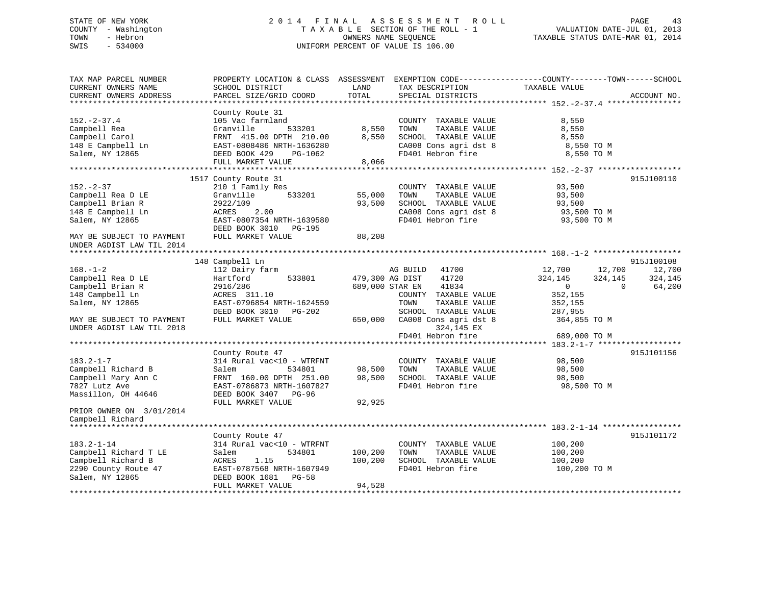STATE OF NEW YORK
COUNTY - Washington
TOWN - Hebron
SWIS - 534000

# 2014 FINAL ASSESSMENT ROLL
TAXABLE SECTION OF THE ROLL - 1
OWNERS NAME SEQUENCE
UNIFORM PERCENT OF VALUE IS 106.00

VALUATION DATE-JUL 01, 2013
TAXABLE STATUS DATE-MAR 01, 2014

```
TAX MAP PARCEL NUMBER          PROPERTY LOCATION & CLASS  ASSESSMENT  EXEMPTION CODE------------------COUNTY--------TOWN------SCHOOL
CURRENT OWNERS NAME            SCHOOL DISTRICT               LAND      TAX DESCRIPTION            TAXABLE VALUE
CURRENT OWNERS ADDRESS         PARCEL SIZE/GRID COORD        TOTAL     SPECIAL DISTRICTS                                   ACCOUNT NO.
******************************************************************************************************* 152.-2-37.4 ****************
                               County Route 31
152.-2-37.4                    105 Vac farmland                        COUNTY  TAXABLE VALUE           8,550
Campbell Rea                   Granville      533201         8,550     TOWN    TAXABLE VALUE           8,550
Campbell Carol                 FRNT 415.00 DPTH 210.00       8,550     SCHOOL  TAXABLE VALUE           8,550
148 E Campbell Ln              EAST-0808486 NRTH-1636280               CA008 Cons agri dst 8            8,550 TO M
Salem, NY 12865                DEED BOOK 429    PG-1062                FD401 Hebron fire                8,550 TO M
                               FULL MARKET VALUE             8,066
******************************************************************************************************* 152.-2-37 ******************
                            1517 County Route 31                                                                   915J100110
152.-2-37                      210 1 Family Res                        COUNTY  TAXABLE VALUE          93,500
Campbell Rea D LE              Granville      533201        55,000     TOWN    TAXABLE VALUE          93,500
Campbell Brian R               2922/109                     93,500     SCHOOL  TAXABLE VALUE          93,500
148 E Campbell Ln              ACRES    2.00                           CA008 Cons agri dst 8           93,500 TO M
Salem, NY 12865                EAST-0807354 NRTH-1639580               FD401 Hebron fire               93,500 TO M
                               DEED BOOK 3010   PG-195
MAY BE SUBJECT TO PAYMENT      FULL MARKET VALUE            88,208
UNDER AGDIST LAW TIL 2014
******************************************************************************************************* 168.-1-2 *******************
                             148 Campbell Ln                                                                       915J100108
168.-1-2                       112 Dairy farm                          AG BUILD   41700           12,700      12,700      12,700
Campbell Rea D LE              Hartford       533801       479,300 AG DIST    41720          324,145     324,145     324,145
Campbell Brian R               2916/286                    689,000 STAR EN    41834                0           0      64,200
148 Campbell Ln                ACRES  311.10                           COUNTY  TAXABLE VALUE         352,155
Salem, NY 12865                EAST-0796854 NRTH-1624559               TOWN    TAXABLE VALUE         352,155
                               DEED BOOK 3010   PG-202                 SCHOOL  TAXABLE VALUE         287,955
MAY BE SUBJECT TO PAYMENT      FULL MARKET VALUE           650,000     CA008 Cons agri dst 8          364,855 TO M
UNDER AGDIST LAW TIL 2018                                                   324,145 EX
                                                                       FD401 Hebron fire              689,000 TO M
******************************************************************************************************* 183.2-1-7 ******************
                               County Route 47                                                                     915J101156
183.2-1-7                      314 Rural vac<10 - WTRFNT               COUNTY  TAXABLE VALUE          98,500
Campbell Richard B             Salem          534801        98,500     TOWN    TAXABLE VALUE          98,500
Campbell Mary Ann C            FRNT 160.00 DPTH 251.00      98,500     SCHOOL  TAXABLE VALUE          98,500
7827 Lutz Ave                  EAST-0786873 NRTH-1607827               FD401 Hebron fire               98,500 TO M
Massillon, OH 44646            DEED BOOK 3407   PG-96
                               FULL MARKET VALUE            92,925
PRIOR OWNER ON 3/01/2014
Campbell Richard
******************************************************************************************************* 183.2-1-14 *****************
                               County Route 47                                                                     915J101172
183.2-1-14                     314 Rural vac<10 - WTRFNT               COUNTY  TAXABLE VALUE         100,200
Campbell Richard T LE          Salem          534801       100,200     TOWN    TAXABLE VALUE         100,200
Campbell Richard B             ACRES    1.15               100,200     SCHOOL  TAXABLE VALUE         100,200
2290 County Route 47           EAST-0787568 NRTH-1607949               FD401 Hebron fire              100,200 TO M
Salem, NY 12865                DEED BOOK 1681   PG-58
                               FULL MARKET VALUE            94,528
************************************************************************************************************************************
```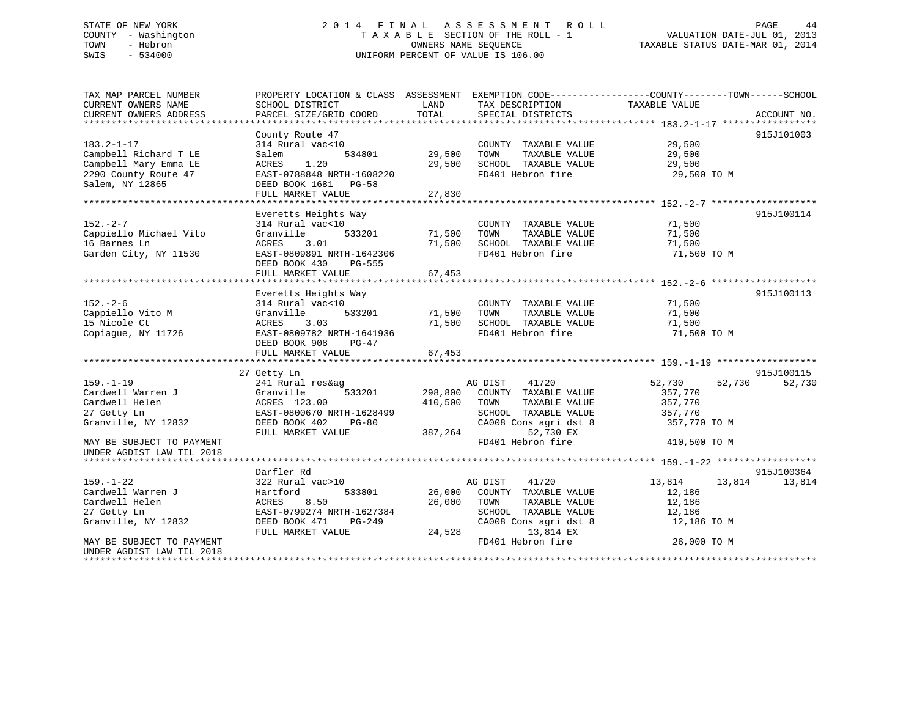STATE OF NEW YORK
COUNTY - Washington
TOWN - Hebron
SWIS - 534000

# 2014 FINAL ASSESSMENT ROLL
TAXABLE SECTION OF THE ROLL - 1
OWNERS NAME SEQUENCE
UNIFORM PERCENT OF VALUE IS 106.00

VALUATION DATE-JUL 01, 2013
TAXABLE STATUS DATE-MAR 01, 2014

| TAX MAP PARCEL NUMBER / CURRENT OWNERS NAME / CURRENT OWNERS ADDRESS | PROPERTY LOCATION & CLASS / SCHOOL DISTRICT / PARCEL SIZE/GRID COORD | ASSESSMENT LAND | TOTAL | EXEMPTION CODE / TAX DESCRIPTION / SPECIAL DISTRICTS | COUNTY | TOWN | SCHOOL | ACCOUNT NO. |
|---|---|---|---|---|---|---|---|---|
| **183.2-1-17** | County Route 47 | | | | | | | 915J101003 |
| 183.2-1-17 | 314 Rural vac<10 | | | COUNTY TAXABLE VALUE | 29,500 | | | |
| Campbell Richard T LE | Salem 534801 | 29,500 | | TOWN TAXABLE VALUE | | 29,500 | | |
| Campbell Mary Emma LE | ACRES 1.20 | | 29,500 | SCHOOL TAXABLE VALUE | | | 29,500 | |
| 2290 County Route 47 | EAST-0788848 NRTH-1608220 | | | FD401 Hebron fire | 29,500 TO M | | | |
| Salem, NY 12865 | DEED BOOK 1681 PG-58 | | | | | | | |
| | FULL MARKET VALUE | | 27,830 | | | | | |
| **152.-2-7** | Everetts Heights Way | | | | | | | 915J100114 |
| 152.-2-7 | 314 Rural vac<10 | | | COUNTY TAXABLE VALUE | 71,500 | | | |
| Cappiello Michael Vito | Granville 533201 | 71,500 | | TOWN TAXABLE VALUE | | 71,500 | | |
| 16 Barnes Ln | ACRES 3.01 | | 71,500 | SCHOOL TAXABLE VALUE | | | 71,500 | |
| Garden City, NY 11530 | EAST-0809891 NRTH-1642306 | | | FD401 Hebron fire | 71,500 TO M | | | |
| | DEED BOOK 430 PG-555 | | | | | | | |
| | FULL MARKET VALUE | | 67,453 | | | | | |
| **152.-2-6** | Everetts Heights Way | | | | | | | 915J100113 |
| 152.-2-6 | 314 Rural vac<10 | | | COUNTY TAXABLE VALUE | 71,500 | | | |
| Cappiello Vito M | Granville 533201 | 71,500 | | TOWN TAXABLE VALUE | | 71,500 | | |
| 15 Nicole Ct | ACRES 3.03 | | 71,500 | SCHOOL TAXABLE VALUE | | | 71,500 | |
| Copiague, NY 11726 | EAST-0809782 NRTH-1641936 | | | FD401 Hebron fire | 71,500 TO M | | | |
| | DEED BOOK 908 PG-47 | | | | | | | |
| | FULL MARKET VALUE | | 67,453 | | | | | |
| **159.-1-19** | 27 Getty Ln | | | | | | | 915J100115 |
| 159.-1-19 | 241 Rural res&ag | | | AG DIST 41720 | 52,730 | 52,730 | 52,730 | |
| Cardwell Warren J | Granville 533201 | 298,800 | | COUNTY TAXABLE VALUE | 357,770 | | | |
| Cardwell Helen | ACRES 123.00 | | 410,500 | TOWN TAXABLE VALUE | | 357,770 | | |
| 27 Getty Ln | EAST-0800670 NRTH-1628499 | | | SCHOOL TAXABLE VALUE | | | 357,770 | |
| Granville, NY 12832 | DEED BOOK 402 PG-80 | | | CA008 Cons agri dst 8 | 357,770 TO M | | | |
| | FULL MARKET VALUE | | 387,264 | 52,730 EX | | | | |
| MAY BE SUBJECT TO PAYMENT UNDER AGDIST LAW TIL 2018 | | | | FD401 Hebron fire | 410,500 TO M | | | |
| **159.-1-22** | Darfler Rd | | | | | | | 915J100364 |
| 159.-1-22 | 322 Rural vac>10 | | | AG DIST 41720 | 13,814 | 13,814 | 13,814 | |
| Cardwell Warren J | Hartford 533801 | 26,000 | | COUNTY TAXABLE VALUE | 12,186 | | | |
| Cardwell Helen | ACRES 8.50 | | 26,000 | TOWN TAXABLE VALUE | | 12,186 | | |
| 27 Getty Ln | EAST-0799274 NRTH-1627384 | | | SCHOOL TAXABLE VALUE | | | 12,186 | |
| Granville, NY 12832 | DEED BOOK 471 PG-249 | | | CA008 Cons agri dst 8 | 12,186 TO M | | | |
| | FULL MARKET VALUE | | 24,528 | 13,814 EX | | | | |
| MAY BE SUBJECT TO PAYMENT UNDER AGDIST LAW TIL 2018 | | | | FD401 Hebron fire | 26,000 TO M | | | |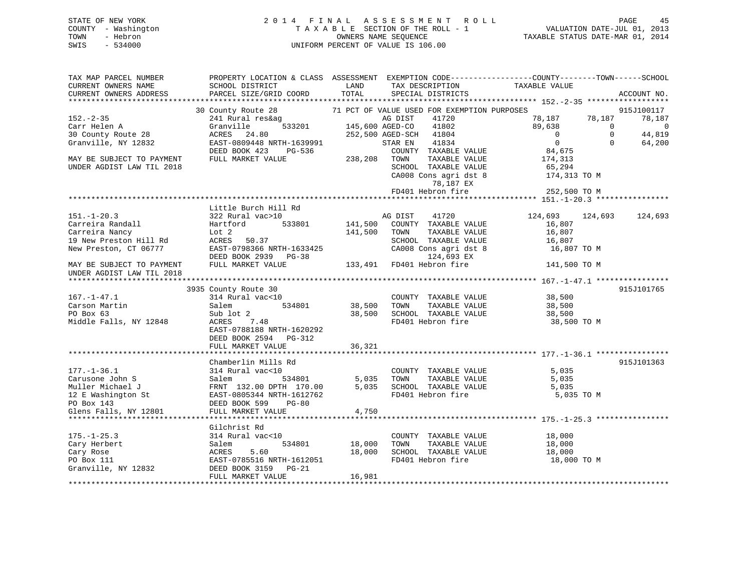STATE OF NEW YORK
COUNTY - Washington
TOWN - Hebron
SWIS - 534000

2014 FINAL ASSESSMENT ROLL
TAXABLE SECTION OF THE ROLL - 1
OWNERS NAME SEQUENCE
UNIFORM PERCENT OF VALUE IS 106.00

VALUATION DATE-JUL 01, 2013
TAXABLE STATUS DATE-MAR 01, 2014

```
TAX MAP PARCEL NUMBER          PROPERTY LOCATION & CLASS  ASSESSMENT  EXEMPTION CODE------------------COUNTY--------TOWN------SCHOOL
CURRENT OWNERS NAME            SCHOOL DISTRICT               LAND      TAX DESCRIPTION             TAXABLE VALUE
CURRENT OWNERS ADDRESS         PARCEL SIZE/GRID COORD        TOTAL     SPECIAL DISTRICTS                                         ACCOUNT NO.
********************************************************************************************* 152.-2-35 ******************
                               30 County Route 28             71 PCT OF VALUE USED FOR EXEMPTION PURPOSES                          915J100117
152.-2-35                      241 Rural res&ag                   AG DIST      41720            78,187       78,187       78,187
Carr Helen A                   Granville        533201     145,600 AGED-CO      41802            89,638            0            0
30 County Route 28             ACRES   24.80               252,500 AGED-SCH     41804                 0            0       44,819
Granville, NY 12832            EAST-0809448 NRTH-1639991           STAR EN      41834                 0            0       64,200
                               DEED BOOK 423    PG-536             COUNTY  TAXABLE VALUE            84,675
MAY BE SUBJECT TO PAYMENT      FULL MARKET VALUE           238,208  TOWN    TAXABLE VALUE           174,313
UNDER AGDIST LAW TIL 2018                                          SCHOOL  TAXABLE VALUE            65,294
                                                                   CA008 Cons agri dst 8           174,313 TO M
                                                                        78,187 EX
                                                                   FD401 Hebron fire               252,500 TO M
********************************************************************************************* 151.-1-20.3 ****************
                               Little Burch Hill Rd
151.-1-20.3                    322 Rural vac>10                    AG DIST      41720           124,693      124,693      124,693
Carreira Randall               Hartford         533801     141,500  COUNTY  TAXABLE VALUE            16,807
Carreira Nancy                 Lot 2                       141,500  TOWN    TAXABLE VALUE            16,807
19 New Preston Hill Rd         ACRES   50.37                        SCHOOL  TAXABLE VALUE            16,807
New Preston, CT 06777          EAST-0798366 NRTH-1633425            CA008 Cons agri dst 8            16,807 TO M
                               DEED BOOK 2939   PG-38                    124,693 EX
MAY BE SUBJECT TO PAYMENT      FULL MARKET VALUE           133,491  FD401 Hebron fire               141,500 TO M
UNDER AGDIST LAW TIL 2018
********************************************************************************************* 167.-1-47.1 ****************
                               3935 County Route 30                                                                         915J101765
167.-1-47.1                    314 Rural vac<10                     COUNTY  TAXABLE VALUE            38,500
Carson Martin                  Salem            534801      38,500  TOWN    TAXABLE VALUE            38,500
PO Box 63                      Sub lot 2                    38,500  SCHOOL  TAXABLE VALUE            38,500
Middle Falls, NY 12848         ACRES    7.48                        FD401 Hebron fire                38,500 TO M
                               EAST-0788188 NRTH-1620292
                               DEED BOOK 2594   PG-312
                               FULL MARKET VALUE            36,321
********************************************************************************************* 177.-1-36.1 ****************
                               Chamberlin Mills Rd                                                                          915J101363
177.-1-36.1                    314 Rural vac<10                     COUNTY  TAXABLE VALUE             5,035
Carusone John S                Salem            534801       5,035  TOWN    TAXABLE VALUE             5,035
Muller Michael J               FRNT 132.00 DPTH 170.00       5,035  SCHOOL  TAXABLE VALUE             5,035
12 E Washington St             EAST-0805344 NRTH-1612762            FD401 Hebron fire                 5,035 TO M
PO Box 143                     DEED BOOK 599    PG-80
Glens Falls, NY 12801          FULL MARKET VALUE             4,750
********************************************************************************************* 175.-1-25.3 ****************
                               Gilchrist Rd
175.-1-25.3                    314 Rural vac<10                     COUNTY  TAXABLE VALUE            18,000
Cary Herbert                   Salem            534801      18,000  TOWN    TAXABLE VALUE            18,000
Cary Rose                      ACRES    5.60                18,000  SCHOOL  TAXABLE VALUE            18,000
PO Box 111                     EAST-0785516 NRTH-1612051            FD401 Hebron fire                18,000 TO M
Granville, NY 12832            DEED BOOK 3159   PG-21
                               FULL MARKET VALUE            16,981
****************************************************************************************************************************
```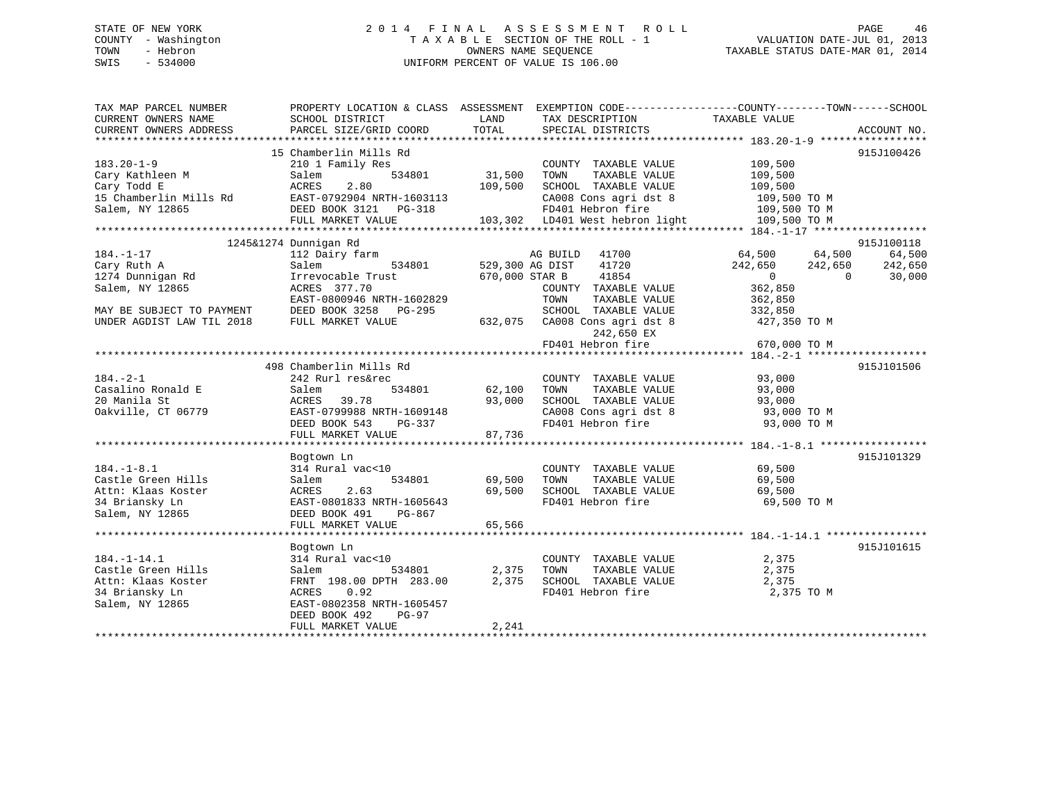STATE OF NEW YORK
COUNTY - Washington
TOWN - Hebron
SWIS - 534000

# 2014 FINAL ASSESSMENT ROLL

TAXABLE SECTION OF THE ROLL - 1
OWNERS NAME SEQUENCE
UNIFORM PERCENT OF VALUE IS 106.00

VALUATION DATE-JUL 01, 2013
TAXABLE STATUS DATE-MAR 01, 2014

```
TAX MAP PARCEL NUMBER          PROPERTY LOCATION & CLASS  ASSESSMENT  EXEMPTION CODE------------------COUNTY--------TOWN------SCHOOL
CURRENT OWNERS NAME            SCHOOL DISTRICT               LAND      TAX DESCRIPTION              TAXABLE VALUE
CURRENT OWNERS ADDRESS         PARCEL SIZE/GRID COORD        TOTAL     SPECIAL DISTRICTS                                     ACCOUNT NO.
******************************************************************************************************* 183.20-1-9 *****************
                               15 Chamberlin Mills Rd                                                                        915J100426
183.20-1-9                     210 1 Family Res                       COUNTY  TAXABLE VALUE          109,500
Cary Kathleen M                Salem          534801       31,500     TOWN    TAXABLE VALUE          109,500
Cary Todd E                    ACRES    2.80               109,500    SCHOOL  TAXABLE VALUE          109,500
15 Chamberlin Mills Rd         EAST-0792904 NRTH-1603113              CA008 Cons agri dst 8           109,500 TO M
Salem, NY 12865                DEED BOOK 3121   PG-318                FD401 Hebron fire               109,500 TO M
                               FULL MARKET VALUE           103,302    LD401 West hebron light         109,500 TO M
******************************************************************************************************* 184.-1-17 ******************
                               1245&1274 Dunnigan Rd                                                                         915J100118
184.-1-17                      112 Dairy farm                         AG BUILD   41700              64,500      64,500      64,500
Cary Ruth A                    Salem          534801      529,300 AG DIST    41720              242,650     242,650     242,650
1274 Dunnigan Rd               Irrevocable Trust          670,000 STAR B     41854                    0           0      30,000
Salem, NY 12865                ACRES  377.70                          COUNTY  TAXABLE VALUE          362,850
                               EAST-0800946 NRTH-1602829              TOWN    TAXABLE VALUE          362,850
MAY BE SUBJECT TO PAYMENT      DEED BOOK 3258   PG-295                SCHOOL  TAXABLE VALUE          332,850
UNDER AGDIST LAW TIL 2018      FULL MARKET VALUE           632,075    CA008 Cons agri dst 8           427,350 TO M
                                                                           242,650 EX
                                                                      FD401 Hebron fire               670,000 TO M
******************************************************************************************************* 184.-2-1 *******************
                               498 Chamberlin Mills Rd                                                                       915J101506
184.-2-1                       242 Rurl res&rec                       COUNTY  TAXABLE VALUE           93,000
Casalino Ronald E              Salem          534801       62,100     TOWN    TAXABLE VALUE           93,000
20 Manila St                   ACRES   39.78                93,000    SCHOOL  TAXABLE VALUE           93,000
Oakville, CT 06779             EAST-0799988 NRTH-1609148              CA008 Cons agri dst 8            93,000 TO M
                               DEED BOOK 543    PG-337                FD401 Hebron fire                93,000 TO M
                               FULL MARKET VALUE            87,736
******************************************************************************************************* 184.-1-8.1 *****************
                               Bogtown Ln                                                                                    915J101329
184.-1-8.1                     314 Rural vac<10                       COUNTY  TAXABLE VALUE           69,500
Castle Green Hills             Salem          534801       69,500     TOWN    TAXABLE VALUE           69,500
Attn: Klaas Koster             ACRES    2.63                69,500    SCHOOL  TAXABLE VALUE           69,500
34 Briansky Ln                 EAST-0801833 NRTH-1605643              FD401 Hebron fire                69,500 TO M
Salem, NY 12865                DEED BOOK 491    PG-867
                               FULL MARKET VALUE            65,566
******************************************************************************************************* 184.-1-14.1 ****************
                               Bogtown Ln                                                                                    915J101615
184.-1-14.1                    314 Rural vac<10                       COUNTY  TAXABLE VALUE            2,375
Castle Green Hills             Salem          534801        2,375     TOWN    TAXABLE VALUE            2,375
Attn: Klaas Koster             FRNT 198.00 DPTH 283.00      2,375     SCHOOL  TAXABLE VALUE            2,375
34 Briansky Ln                 ACRES    0.92                          FD401 Hebron fire                 2,375 TO M
Salem, NY 12865                EAST-0802358 NRTH-1605457
                               DEED BOOK 492    PG-97
                               FULL MARKET VALUE             2,241
************************************************************************************************************************************
```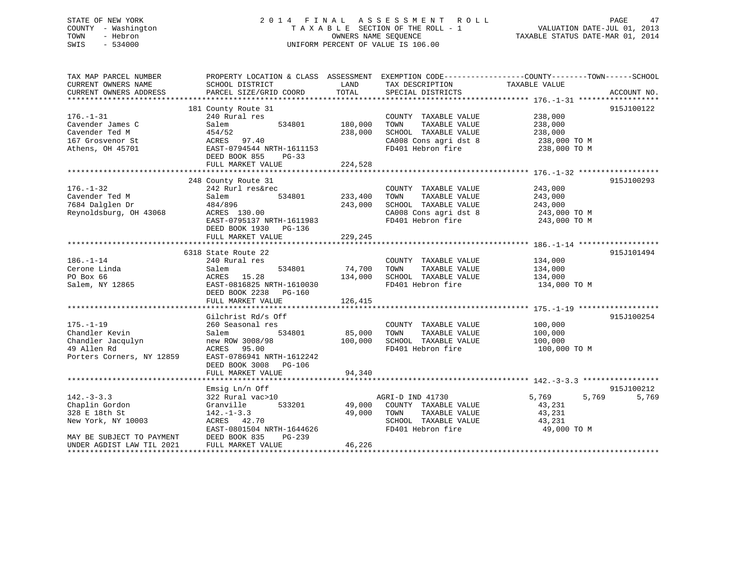STATE OF NEW YORK
COUNTY - Washington
TOWN - Hebron
SWIS - 534000

2014 FINAL ASSESSMENT ROLL
TAXABLE SECTION OF THE ROLL - 1
OWNERS NAME SEQUENCE
UNIFORM PERCENT OF VALUE IS 106.00

VALUATION DATE-JUL 01, 2013
TAXABLE STATUS DATE-MAR 01, 2014

| TAX MAP PARCEL NUMBER<br>CURRENT OWNERS NAME<br>CURRENT OWNERS ADDRESS | PROPERTY LOCATION & CLASS<br>SCHOOL DISTRICT<br>PARCEL SIZE/GRID COORD | ASSESSMENT<br>LAND<br>TOTAL | EXEMPTION CODE<br>TAX DESCRIPTION<br>SPECIAL DISTRICTS | COUNTY / TOWN / SCHOOL<br>TAXABLE VALUE | ACCOUNT NO. |
|---|---|---|---|---|---|
| **176.-1-31** | 181 County Route 31 | | | | 915J100122 |
| 176.-1-31 | 240 Rural res | | COUNTY TAXABLE VALUE | 238,000 | |
| Cavender James C | Salem 534801 | 180,000 | TOWN TAXABLE VALUE | 238,000 | |
| Cavender Ted M | 454/52 | 238,000 | SCHOOL TAXABLE VALUE | 238,000 | |
| 167 Grosvenor St | ACRES 97.40 | | CA008 Cons agri dst 8 | 238,000 TO M | |
| Athens, OH 45701 | EAST-0794544 NRTH-1611153 | | FD401 Hebron fire | 238,000 TO M | |
| | DEED BOOK 855 PG-33 | | | | |
| | FULL MARKET VALUE | 224,528 | | | |
| **176.-1-32** | 248 County Route 31 | | | | 915J100293 |
| 176.-1-32 | 242 Rurl res&rec | | COUNTY TAXABLE VALUE | 243,000 | |
| Cavender Ted M | Salem 534801 | 233,400 | TOWN TAXABLE VALUE | 243,000 | |
| 7684 Dalglen Dr | 484/896 | 243,000 | SCHOOL TAXABLE VALUE | 243,000 | |
| Reynoldsburg, OH 43068 | ACRES 130.00 | | CA008 Cons agri dst 8 | 243,000 TO M | |
| | EAST-0795137 NRTH-1611983 | | FD401 Hebron fire | 243,000 TO M | |
| | DEED BOOK 1930 PG-136 | | | | |
| | FULL MARKET VALUE | 229,245 | | | |
| **186.-1-14** | 6318 State Route 22 | | | | 915J101494 |
| 186.-1-14 | 240 Rural res | | COUNTY TAXABLE VALUE | 134,000 | |
| Cerone Linda | Salem 534801 | 74,700 | TOWN TAXABLE VALUE | 134,000 | |
| PO Box 66 | ACRES 15.28 | 134,000 | SCHOOL TAXABLE VALUE | 134,000 | |
| Salem, NY 12865 | EAST-0816825 NRTH-1610030 | | FD401 Hebron fire | 134,000 TO M | |
| | DEED BOOK 2238 PG-160 | | | | |
| | FULL MARKET VALUE | 126,415 | | | |
| **175.-1-19** | Gilchrist Rd/s Off | | | | 915J100254 |
| 175.-1-19 | 260 Seasonal res | | COUNTY TAXABLE VALUE | 100,000 | |
| Chandler Kevin | Salem 534801 | 85,000 | TOWN TAXABLE VALUE | 100,000 | |
| Chandler Jacqulyn | new ROW 3008/98 | 100,000 | SCHOOL TAXABLE VALUE | 100,000 | |
| 49 Allen Rd | ACRES 95.00 | | FD401 Hebron fire | 100,000 TO M | |
| Porters Corners, NY 12859 | EAST-0786941 NRTH-1612242 | | | | |
| | DEED BOOK 3008 PG-106 | | | | |
| | FULL MARKET VALUE | 94,340 | | | |
| **142.-3-3.3** | Emsig Ln/n Off | | | | 915J100212 |
| 142.-3-3.3 | 322 Rural vac>10 | | AGRI-D IND 41730 | 5,769 5,769 5,769 | |
| Chaplin Gordon | Granville 533201 | 49,000 | COUNTY TAXABLE VALUE | 43,231 | |
| 328 E 18th St | 142.-1-3.3 | 49,000 | TOWN TAXABLE VALUE | 43,231 | |
| New York, NY 10003 | ACRES 42.70 | | SCHOOL TAXABLE VALUE | 43,231 | |
| | EAST-0801504 NRTH-1644626 | | FD401 Hebron fire | 49,000 TO M | |
| MAY BE SUBJECT TO PAYMENT | DEED BOOK 835 PG-239 | | | | |
| UNDER AGDIST LAW TIL 2021 | FULL MARKET VALUE | 46,226 | | | |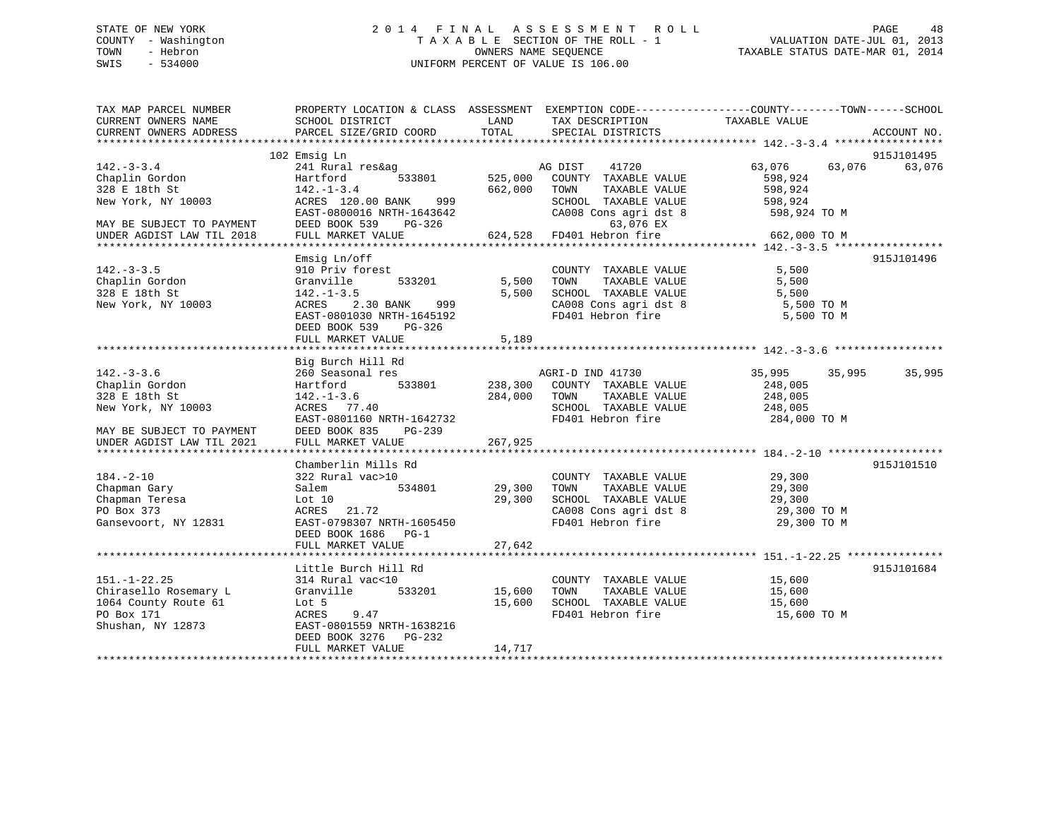STATE OF NEW YORK
COUNTY - Washington
TOWN - Hebron
SWIS - 534000

2014 FINAL ASSESSMENT ROLL
TAXABLE SECTION OF THE ROLL - 1
OWNERS NAME SEQUENCE
UNIFORM PERCENT OF VALUE IS 106.00

VALUATION DATE-JUL 01, 2013
TAXABLE STATUS DATE-MAR 01, 2014

```
TAX MAP PARCEL NUMBER          PROPERTY LOCATION & CLASS  ASSESSMENT  EXEMPTION CODE------------------COUNTY--------TOWN------SCHOOL
CURRENT OWNERS NAME            SCHOOL DISTRICT               LAND      TAX DESCRIPTION            TAXABLE VALUE
CURRENT OWNERS ADDRESS         PARCEL SIZE/GRID COORD        TOTAL     SPECIAL DISTRICTS                                       ACCOUNT NO.
******************************************************************************************************* 142.-3-3.4 *****************
                               102 Emsig Ln                                                                                 915J101495
142.-3-3.4                     241 Rural res&ag                       AG DIST    41720              63,076      63,076      63,076
Chaplin Gordon                 Hartford          533801      525,000   COUNTY  TAXABLE VALUE          598,924
328 E 18th St                  142.-1-3.4                    662,000   TOWN    TAXABLE VALUE          598,924
New York, NY 10003             ACRES 120.00 BANK     999               SCHOOL  TAXABLE VALUE          598,924
                               EAST-0800016 NRTH-1643642               CA008 Cons agri dst 8           598,924 TO M
MAY BE SUBJECT TO PAYMENT      DEED BOOK 539    PG-326                      63,076 EX
UNDER AGDIST LAW TIL 2018      FULL MARKET VALUE             624,528   FD401 Hebron fire               662,000 TO M
******************************************************************************************************* 142.-3-3.5 *****************
                               Emsig Ln/off                                                                                 915J101496
142.-3-3.5                     910 Priv forest                         COUNTY  TAXABLE VALUE            5,500
Chaplin Gordon                 Granville         533201        5,500   TOWN    TAXABLE VALUE            5,500
328 E 18th St                  142.-1-3.5                      5,500   SCHOOL  TAXABLE VALUE            5,500
New York, NY 10003             ACRES    2.30 BANK     999              CA008 Cons agri dst 8             5,500 TO M
                               EAST-0801030 NRTH-1645192               FD401 Hebron fire                 5,500 TO M
                               DEED BOOK 539    PG-326
                               FULL MARKET VALUE               5,189
******************************************************************************************************* 142.-3-3.6 *****************
                               Big Burch Hill Rd
142.-3-3.6                     260 Seasonal res                       AGRI-D IND 41730                  35,995      35,995      35,995
Chaplin Gordon                 Hartford          533801      238,300   COUNTY  TAXABLE VALUE          248,005
328 E 18th St                  142.-1-3.6                    284,000   TOWN    TAXABLE VALUE          248,005
New York, NY 10003             ACRES   77.40                           SCHOOL  TAXABLE VALUE          248,005
                               EAST-0801160 NRTH-1642732               FD401 Hebron fire               284,000 TO M
MAY BE SUBJECT TO PAYMENT      DEED BOOK 835    PG-239
UNDER AGDIST LAW TIL 2021      FULL MARKET VALUE             267,925
******************************************************************************************************* 184.-2-10 ******************
                               Chamberlin Mills Rd                                                                          915J101510
184.-2-10                      322 Rural vac>10                        COUNTY  TAXABLE VALUE           29,300
Chapman Gary                   Salem             534801       29,300   TOWN    TAXABLE VALUE           29,300
Chapman Teresa                 Lot 10                         29,300   SCHOOL  TAXABLE VALUE           29,300
PO Box 373                     ACRES   21.72                           CA008 Cons agri dst 8            29,300 TO M
Gansevoort, NY 12831           EAST-0798307 NRTH-1605450               FD401 Hebron fire                29,300 TO M
                               DEED BOOK 1686   PG-1
                               FULL MARKET VALUE              27,642
******************************************************************************************************* 151.-1-22.25 ***************
                               Little Burch Hill Rd                                                                         915J101684
151.-1-22.25                   314 Rural vac<10                        COUNTY  TAXABLE VALUE           15,600
Chirasello Rosemary L          Granville         533201       15,600   TOWN    TAXABLE VALUE           15,600
1064 County Route 61           Lot 5                          15,600   SCHOOL  TAXABLE VALUE           15,600
PO Box 171                     ACRES    9.47                           FD401 Hebron fire                15,600 TO M
Shushan, NY 12873              EAST-0801559 NRTH-1638216
                               DEED BOOK 3276   PG-232
                               FULL MARKET VALUE              14,717
************************************************************************************************************************************
```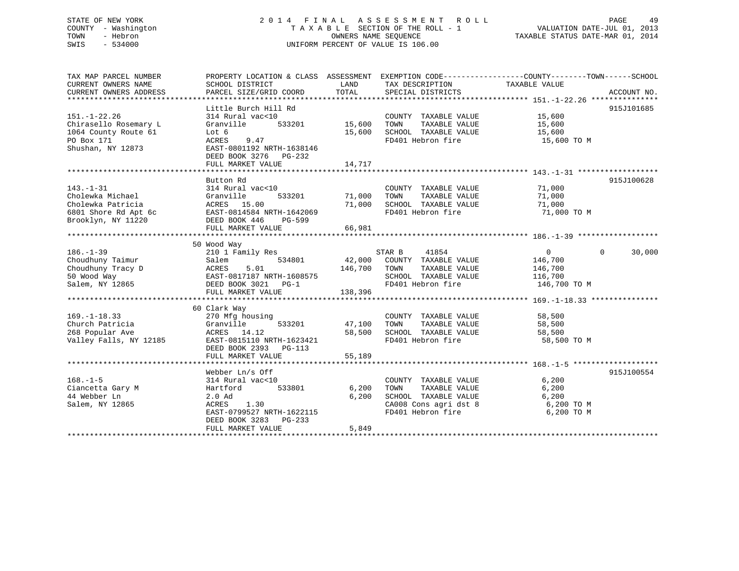STATE OF NEW YORK
COUNTY - Washington
TOWN - Hebron
SWIS - 534000

2014 FINAL ASSESSMENT ROLL
TAXABLE SECTION OF THE ROLL - 1
OWNERS NAME SEQUENCE
UNIFORM PERCENT OF VALUE IS 106.00

VALUATION DATE-JUL 01, 2013
TAXABLE STATUS DATE-MAR 01, 2014

| TAX MAP PARCEL NUMBER / CURRENT OWNERS NAME / CURRENT OWNERS ADDRESS | PROPERTY LOCATION & CLASS / SCHOOL DISTRICT / PARCEL SIZE/GRID COORD | ASSESSMENT LAND / TOTAL | EXEMPTION CODE / TAX DESCRIPTION / SPECIAL DISTRICTS | COUNTY TAXABLE VALUE | TOWN | SCHOOL | ACCOUNT NO. |
|---|---|---|---|---|---|---|---|
| 151.-1-22.26 | Little Burch Hill Rd | | | | | | 915J101685 |
| | 314 Rural vac<10 | | COUNTY TAXABLE VALUE | 15,600 | | | |
| Chiraselloi Rosemary L | Granville 533201 | 15,600 | TOWN TAXABLE VALUE | 15,600 | | | |
| 1064 County Route 61 | Lot 6 | 15,600 | SCHOOL TAXABLE VALUE | 15,600 | | | |
| PO Box 171 | ACRES 9.47 | | FD401 Hebron fire | 15,600 TO M | | | |
| Shushan, NY 12873 | EAST-0801192 NRTH-1638146 | | | | | | |
| | DEED BOOK 3276 PG-232 | | | | | | |
| | FULL MARKET VALUE | 14,717 | | | | | |
| 143.-1-31 | Button Rd | | | | | | 915J100628 |
| | 314 Rural vac<10 | | COUNTY TAXABLE VALUE | 71,000 | | | |
| Cholewka Michael | Granville 533201 | 71,000 | TOWN TAXABLE VALUE | 71,000 | | | |
| Cholewka Patricia | ACRES 15.00 | 71,000 | SCHOOL TAXABLE VALUE | 71,000 | | | |
| 6801 Shore Rd Apt 6c | EAST-0814584 NRTH-1642069 | | FD401 Hebron fire | 71,000 TO M | | | |
| Brooklyn, NY 11220 | DEED BOOK 446 PG-599 | | | | | | |
| | FULL MARKET VALUE | 66,981 | | | | | |
| 186.-1-39 | 50 Wood Way | | | | | | |
| | 210 1 Family Res | | STAR B 41854 | 0 | 0 | 30,000 | |
| Choudhuny Taimur | Salem 534801 | 42,000 | COUNTY TAXABLE VALUE | 146,700 | | | |
| Choudhuny Tracy D | ACRES 5.01 | 146,700 | TOWN TAXABLE VALUE | 146,700 | | | |
| 50 Wood Way | EAST-0817187 NRTH-1608575 | | SCHOOL TAXABLE VALUE | 116,700 | | | |
| Salem, NY 12865 | DEED BOOK 3021 PG-1 | | FD401 Hebron fire | 146,700 TO M | | | |
| | FULL MARKET VALUE | 138,396 | | | | | |
| 169.-1-18.33 | 60 Clark Way | | | | | | |
| | 270 Mfg housing | | COUNTY TAXABLE VALUE | 58,500 | | | |
| Church Patricia | Granville 533201 | 47,100 | TOWN TAXABLE VALUE | 58,500 | | | |
| 268 Popular Ave | ACRES 14.12 | 58,500 | SCHOOL TAXABLE VALUE | 58,500 | | | |
| Valley Falls, NY 12185 | EAST-0815110 NRTH-1623421 | | FD401 Hebron fire | 58,500 TO M | | | |
| | DEED BOOK 2393 PG-113 | | | | | | |
| | FULL MARKET VALUE | 55,189 | | | | | |
| 168.-1-5 | Webber Ln/s Off | | | | | | 915J100554 |
| | 314 Rural vac<10 | | COUNTY TAXABLE VALUE | 6,200 | | | |
| Ciancetta Gary M | Hartford 533801 | 6,200 | TOWN TAXABLE VALUE | 6,200 | | | |
| 44 Webber Ln | 2.0 Ad | 6,200 | SCHOOL TAXABLE VALUE | 6,200 | | | |
| Salem, NY 12865 | ACRES 1.30 | | CA008 Cons agri dst 8 | 6,200 TO M | | | |
| | EAST-0799527 NRTH-1622115 | | FD401 Hebron fire | 6,200 TO M | | | |
| | DEED BOOK 3283 PG-233 | | | | | | |
| | FULL MARKET VALUE | 5,849 | | | | | |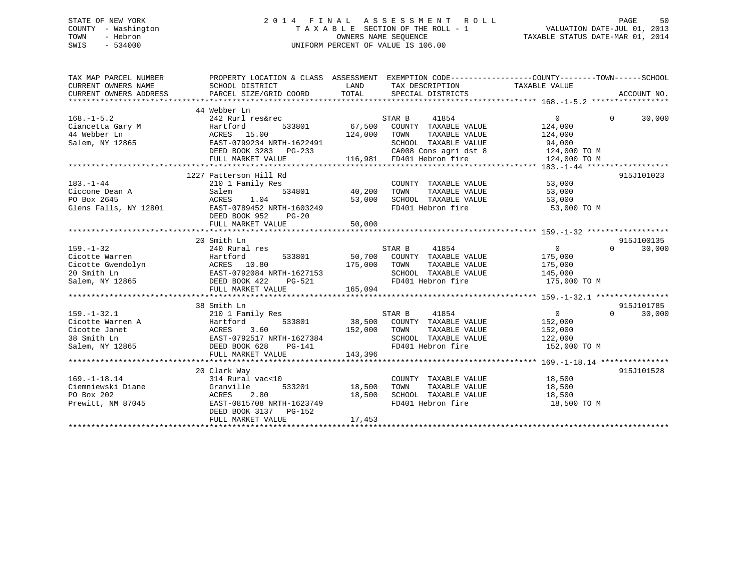STATE OF NEW YORK
COUNTY - Washington
TOWN - Hebron
SWIS - 534000

# 2014 FINAL ASSESSMENT ROLL

TAXABLE SECTION OF THE ROLL - 1
OWNERS NAME SEQUENCE
UNIFORM PERCENT OF VALUE IS 106.00

VALUATION DATE-JUL 01, 2013
TAXABLE STATUS DATE-MAR 01, 2014

| TAX MAP PARCEL NUMBER / CURRENT OWNERS NAME / CURRENT OWNERS ADDRESS | PROPERTY LOCATION & CLASS / SCHOOL DISTRICT / PARCEL SIZE/GRID COORD | ASSESSMENT LAND | ASSESSMENT TOTAL | EXEMPTION CODE / TAX DESCRIPTION / SPECIAL DISTRICTS | COUNTY TAXABLE VALUE | TOWN | SCHOOL | ACCOUNT NO. |
|---|---|---|---|---|---|---|---|---|
| 168.-1-5.2 | 44 Webber Ln | | | | | | | |
| Ciancetta Gary M | 242 Rurl res&rec | | | STAR B 41854 | 0 | 0 | 30,000 | |
| 44 Webber Ln | Hartford 533801 | 67,500 | | COUNTY TAXABLE VALUE | 124,000 | | | |
| Salem, NY 12865 | ACRES 15.00 | | 124,000 | TOWN TAXABLE VALUE | 124,000 | | | |
| | EAST-0799234 NRTH-1622491 | | | SCHOOL TAXABLE VALUE | 94,000 | | | |
| | DEED BOOK 3283 PG-233 | | | CA008 Cons agri dst 8 | 124,000 TO M | | | |
| | FULL MARKET VALUE | | 116,981 | FD401 Hebron fire | 124,000 TO M | | | |
| 183.-1-44 | 1227 Patterson Hill Rd | | | | | | | 915J101023 |
| Ciccone Dean A | 210 1 Family Res | | | COUNTY TAXABLE VALUE | 53,000 | | | |
| PO Box 2645 | Salem 534801 | 40,200 | | TOWN TAXABLE VALUE | 53,000 | | | |
| Glens Falls, NY 12801 | ACRES 1.04 | | 53,000 | SCHOOL TAXABLE VALUE | 53,000 | | | |
| | EAST-0789452 NRTH-1603249 | | | FD401 Hebron fire | 53,000 TO M | | | |
| | DEED BOOK 952 PG-20 | | | | | | | |
| | FULL MARKET VALUE | | 50,000 | | | | | |
| 159.-1-32 | 20 Smith Ln | | | | | | | 915J100135 |
| Cicotte Warren | 240 Rural res | | | STAR B 41854 | 0 | 0 | 30,000 | |
| Cicotte Gwendolyn | Hartford 533801 | 50,700 | | COUNTY TAXABLE VALUE | 175,000 | | | |
| 20 Smith Ln | ACRES 10.80 | | 175,000 | TOWN TAXABLE VALUE | 175,000 | | | |
| Salem, NY 12865 | EAST-0792084 NRTH-1627153 | | | SCHOOL TAXABLE VALUE | 145,000 | | | |
| | DEED BOOK 422 PG-521 | | | FD401 Hebron fire | 175,000 TO M | | | |
| | FULL MARKET VALUE | | 165,094 | | | | | |
| 159.-1-32.1 | 38 Smith Ln | | | | | | | 915J101785 |
| Cicotte Warren A | 210 1 Family Res | | | STAR B 41854 | 0 | 0 | 30,000 | |
| Cicotte Janet | Hartford 533801 | 38,500 | | COUNTY TAXABLE VALUE | 152,000 | | | |
| 38 Smith Ln | ACRES 3.60 | | 152,000 | TOWN TAXABLE VALUE | 152,000 | | | |
| Salem, NY 12865 | EAST-0792517 NRTH-1627384 | | | SCHOOL TAXABLE VALUE | 122,000 | | | |
| | DEED BOOK 628 PG-141 | | | FD401 Hebron fire | 152,000 TO M | | | |
| | FULL MARKET VALUE | | 143,396 | | | | | |
| 169.-1-18.14 | 20 Clark Way | | | | | | | 915J101528 |
| Ciemniewski Diane | 314 Rural vac<10 | | | COUNTY TAXABLE VALUE | 18,500 | | | |
| PO Box 202 | Granville 533201 | 18,500 | | TOWN TAXABLE VALUE | 18,500 | | | |
| Prewitt, NM 87045 | ACRES 2.80 | | 18,500 | SCHOOL TAXABLE VALUE | 18,500 | | | |
| | EAST-0815708 NRTH-1623749 | | | FD401 Hebron fire | 18,500 TO M | | | |
| | DEED BOOK 3137 PG-152 | | | | | | | |
| | FULL MARKET VALUE | | 17,453 | | | | | |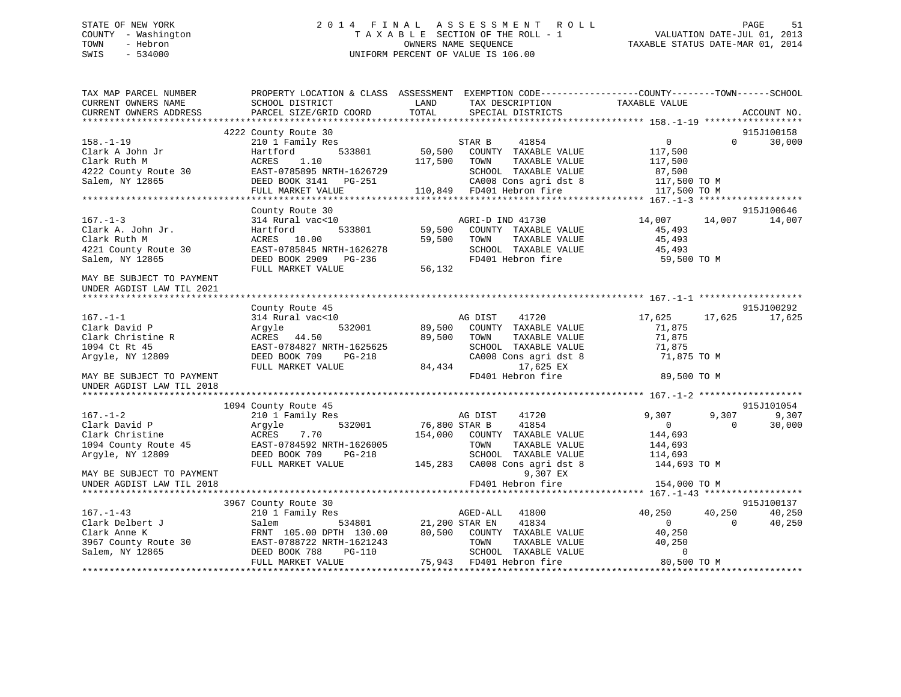STATE OF NEW YORK
COUNTY - Washington
TOWN - Hebron
SWIS - 534000

2014 FINAL ASSESSMENT ROLL
TAXABLE SECTION OF THE ROLL - 1
OWNERS NAME SEQUENCE
UNIFORM PERCENT OF VALUE IS 106.00

VALUATION DATE-JUL 01, 2013
TAXABLE STATUS DATE-MAR 01, 2014

```
TAX MAP PARCEL NUMBER          PROPERTY LOCATION & CLASS  ASSESSMENT  EXEMPTION CODE------------------COUNTY--------TOWN------SCHOOL
CURRENT OWNERS NAME            SCHOOL DISTRICT               LAND      TAX DESCRIPTION             TAXABLE VALUE
CURRENT OWNERS ADDRESS         PARCEL SIZE/GRID COORD        TOTAL     SPECIAL DISTRICTS                                    ACCOUNT NO.
*********************************************************************************************** 158.-1-19 ******************
                      4222 County Route 30                                                                            915J100158
158.-1-19                      210 1 Family Res                     STAR B     41854                0          0       30,000
Clark A John Jr                Hartford          533801     50,500   COUNTY  TAXABLE VALUE         117,500
Clark Ruth M                   ACRES    1.10              117,500   TOWN    TAXABLE VALUE         117,500
4222 County Route 30           EAST-0785895 NRTH-1626729             SCHOOL  TAXABLE VALUE          87,500
Salem, NY 12865                DEED BOOK 3141   PG-251                CA008 Cons agri dst 8        117,500 TO M
                               FULL MARKET VALUE         110,849   FD401 Hebron fire            117,500 TO M
*********************************************************************************************** 167.-1-3 *******************
                      County Route 30                                                                                 915J100646
167.-1-3                       314 Rural vac<10                     AGRI-D IND 41730            14,007     14,007      14,007
Clark A. John Jr.              Hartford          533801     59,500   COUNTY  TAXABLE VALUE          45,493
Clark Ruth M                   ACRES   10.00               59,500   TOWN    TAXABLE VALUE          45,493
4221 County Route 30           EAST-0785845 NRTH-1626278             SCHOOL  TAXABLE VALUE          45,493
Salem, NY 12865                DEED BOOK 2909   PG-236                FD401 Hebron fire             59,500 TO M
                               FULL MARKET VALUE          56,132
MAY BE SUBJECT TO PAYMENT
UNDER AGDIST LAW TIL 2021
*********************************************************************************************** 167.-1-1 *******************
                      County Route 45                                                                                 915J100292
167.-1-1                       314 Rural vac<10                     AG DIST    41720            17,625     17,625      17,625
Clark David P                  Argyle            532001     89,500   COUNTY  TAXABLE VALUE          71,875
Clark Christine R              ACRES   44.50               89,500   TOWN    TAXABLE VALUE          71,875
1094 Ct Rt 45                  EAST-0784827 NRTH-1625625             SCHOOL  TAXABLE VALUE          71,875
Argyle, NY 12809               DEED BOOK 709    PG-218                CA008 Cons agri dst 8         71,875 TO M
                               FULL MARKET VALUE          84,434            17,625 EX
MAY BE SUBJECT TO PAYMENT                                             FD401 Hebron fire             89,500 TO M
UNDER AGDIST LAW TIL 2018
*********************************************************************************************** 167.-1-2 *******************
                      1094 County Route 45                                                                            915J101054
167.-1-2                       210 1 Family Res                     AG DIST    41720             9,307      9,307       9,307
Clark David P                  Argyle            532001     76,800 STAR B     41854                0          0       30,000
Clark Christine                ACRES    7.70              154,000   COUNTY  TAXABLE VALUE         144,693
1094 County Route 45           EAST-0784592 NRTH-1626005             TOWN    TAXABLE VALUE         144,693
Argyle, NY 12809               DEED BOOK 709    PG-218                SCHOOL  TAXABLE VALUE         114,693
                               FULL MARKET VALUE         145,283   CA008 Cons agri dst 8        144,693 TO M
MAY BE SUBJECT TO PAYMENT                                                    9,307 EX
UNDER AGDIST LAW TIL 2018                                             FD401 Hebron fire            154,000 TO M
*********************************************************************************************** 167.-1-43 ******************
                      3967 County Route 30                                                                            915J100137
167.-1-43                      210 1 Family Res                     AGED-ALL   41800            40,250     40,250      40,250
Clark Delbert J                Salem             534801     21,200 STAR EN    41834                0          0       40,250
Clark Anne K                   FRNT 105.00 DPTH 130.00     80,500   COUNTY  TAXABLE VALUE          40,250
3967 County Route 30           EAST-0788722 NRTH-1621243             TOWN    TAXABLE VALUE          40,250
Salem, NY 12865                DEED BOOK 788    PG-110                SCHOOL  TAXABLE VALUE               0
                               FULL MARKET VALUE          75,943   FD401 Hebron fire             80,500 TO M
****************************************************************************************************************************
```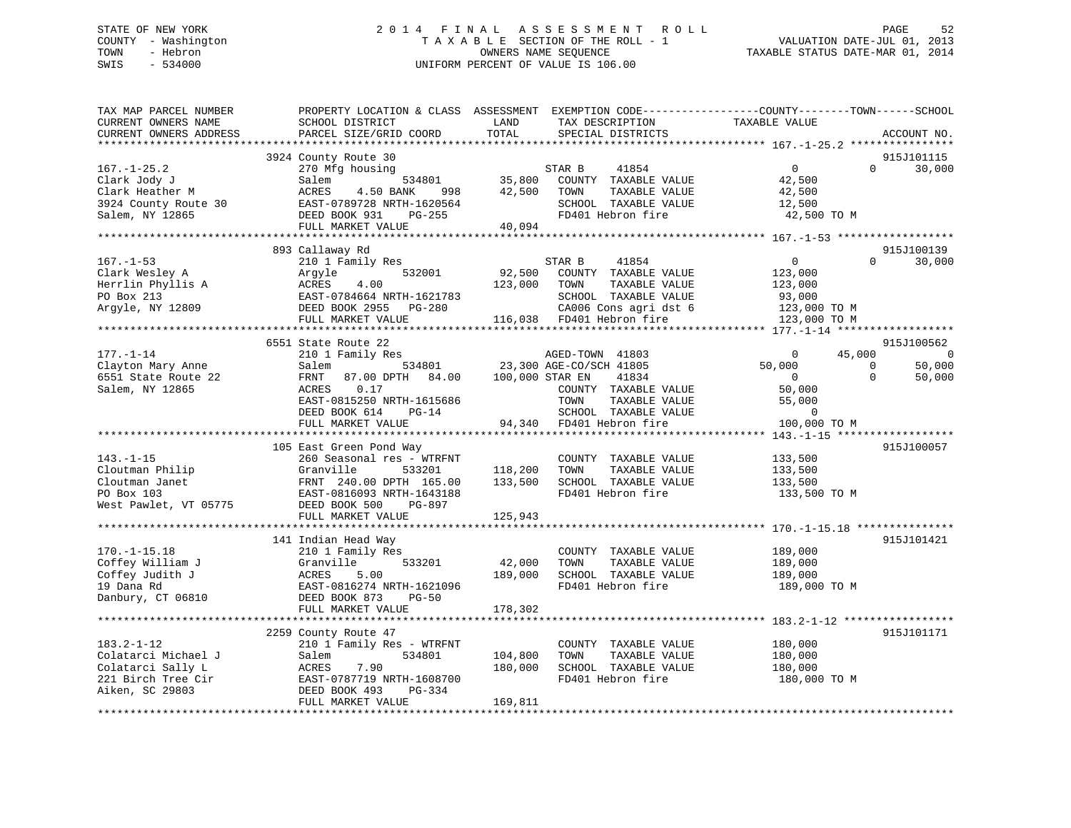STATE OF NEW YORK
COUNTY - Washington
TOWN - Hebron
SWIS - 534000

2014 FINAL ASSESSMENT ROLL
TAXABLE SECTION OF THE ROLL - 1
OWNERS NAME SEQUENCE
UNIFORM PERCENT OF VALUE IS 106.00

VALUATION DATE-JUL 01, 2013
TAXABLE STATUS DATE-MAR 01, 2014

```
TAX MAP PARCEL NUMBER          PROPERTY LOCATION & CLASS  ASSESSMENT  EXEMPTION CODE------------------COUNTY--------TOWN------SCHOOL
CURRENT OWNERS NAME            SCHOOL DISTRICT              LAND      TAX DESCRIPTION            TAXABLE VALUE
CURRENT OWNERS ADDRESS         PARCEL SIZE/GRID COORD       TOTAL     SPECIAL DISTRICTS                                  ACCOUNT NO.
******************************************************************************************************* 167.-1-25.2 ****************
                            3924 County Route 30                                                                         915J101115
167.-1-25.2                 270 Mfg housing                          STAR B      41854                 0             0      30,000
Clark Jody J                Salem            534801        35,800    COUNTY  TAXABLE VALUE          42,500
Clark Heather M             ACRES     4.50 BANK    998     42,500    TOWN    TAXABLE VALUE          42,500
3924 County Route 30        EAST-0789728 NRTH-1620564               SCHOOL  TAXABLE VALUE          12,500
Salem, NY 12865             DEED BOOK 931    PG-255                 FD401 Hebron fire               42,500 TO M
                            FULL MARKET VALUE              40,094
******************************************************************************************************* 167.-1-53 ******************
                            893 Callaway Rd                                                                              915J100139
167.-1-53                   210 1 Family Res                         STAR B      41854                 0             0      30,000
Clark Wesley A              Argyle           532001        92,500    COUNTY  TAXABLE VALUE         123,000
Herrlin Phyllis A           ACRES     4.00                123,000    TOWN    TAXABLE VALUE         123,000
PO Box 213                  EAST-0784664 NRTH-1621783               SCHOOL  TAXABLE VALUE          93,000
Argyle, NY 12809            DEED BOOK 2955   PG-280                 CA006 Cons agri dst 6          123,000 TO M
                            FULL MARKET VALUE             116,038   FD401 Hebron fire              123,000 TO M
******************************************************************************************************* 177.-1-14 ******************
                            6551 State Route 22                                                                          915J100562
177.-1-14                   210 1 Family Res                         AGED-TOWN  41803                  0        45,000           0
Clayton Mary Anne           Salem            534801        23,300 AGE-CO/SCH 41805                50,000             0      50,000
6551 State Route 22         FRNT   87.00 DPTH   84.00     100,000 STAR EN     41834                    0             0      50,000
Salem, NY 12865             ACRES     0.17                          COUNTY  TAXABLE VALUE          50,000
                            EAST-0815250 NRTH-1615686               TOWN    TAXABLE VALUE          55,000
                            DEED BOOK 614    PG-14                  SCHOOL  TAXABLE VALUE               0
                            FULL MARKET VALUE              94,340   FD401 Hebron fire              100,000 TO M
******************************************************************************************************* 143.-1-15 ******************
                            105 East Green Pond Way                                                                      915J100057
143.-1-15                   260 Seasonal res - WTRFNT                COUNTY  TAXABLE VALUE         133,500
Cloutman Philip             Granville        533201       118,200    TOWN    TAXABLE VALUE         133,500
Cloutman Janet              FRNT  240.00 DPTH  165.00     133,500    SCHOOL  TAXABLE VALUE         133,500
PO Box 103                  EAST-0816093 NRTH-1643188               FD401 Hebron fire              133,500 TO M
West Pawlet, VT 05775       DEED BOOK 500    PG-897
                            FULL MARKET VALUE             125,943
******************************************************************************************************* 170.-1-15.18 ***************
                            141 Indian Head Way                                                                          915J101421
170.-1-15.18                210 1 Family Res                         COUNTY  TAXABLE VALUE         189,000
Coffey William J            Granville        533201        42,000    TOWN    TAXABLE VALUE         189,000
Coffey Judith J             ACRES     5.00                189,000    SCHOOL  TAXABLE VALUE         189,000
19 Dana Rd                  EAST-0816274 NRTH-1621096               FD401 Hebron fire              189,000 TO M
Danbury, CT 06810           DEED BOOK 873    PG-50
                            FULL MARKET VALUE             178,302
******************************************************************************************************* 183.2-1-12 *****************
                            2259 County Route 47                                                                         915J101171
183.2-1-12                  210 1 Family Res - WTRFNT                COUNTY  TAXABLE VALUE         180,000
Colatarci Michael J         Salem            534801       104,800    TOWN    TAXABLE VALUE         180,000
Colatarci Sally L           ACRES     7.90                180,000    SCHOOL  TAXABLE VALUE         180,000
221 Birch Tree Cir          EAST-0787719 NRTH-1608700               FD401 Hebron fire              180,000 TO M
Aiken, SC 29803             DEED BOOK 493    PG-334
                            FULL MARKET VALUE             169,811
************************************************************************************************************************************
```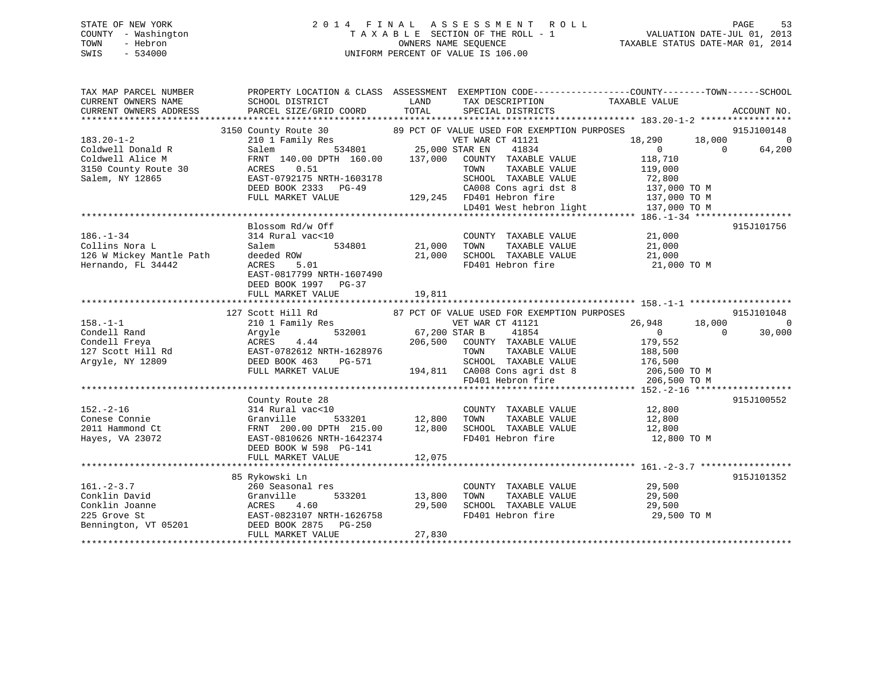STATE OF NEW YORK
COUNTY - Washington
TOWN - Hebron
SWIS - 534000

2014 FINAL ASSESSMENT ROLL
TAXABLE SECTION OF THE ROLL - 1
OWNERS NAME SEQUENCE
UNIFORM PERCENT OF VALUE IS 106.00

VALUATION DATE-JUL 01, 2013
TAXABLE STATUS DATE-MAR 01, 2014

```
TAX MAP PARCEL NUMBER          PROPERTY LOCATION & CLASS  ASSESSMENT  EXEMPTION CODE------------------COUNTY--------TOWN------SCHOOL
CURRENT OWNERS NAME            SCHOOL DISTRICT              LAND       TAX DESCRIPTION              TAXABLE VALUE
CURRENT OWNERS ADDRESS         PARCEL SIZE/GRID COORD       TOTAL      SPECIAL DISTRICTS                                    ACCOUNT NO.
****************************************************************************************************** 183.20-1-2 *****************
                        3150 County Route 30              89 PCT OF VALUE USED FOR EXEMPTION PURPOSES                      915J100148
183.20-1-2                     210 1 Family Res                  VET WAR CT 41121          18,290      18,000            0
Coldwell Donald R              Salem          534801      25,000 STAR EN     41834              0           0       64,200
Coldwell Alice M               FRNT 140.00 DPTH 160.00   137,000   COUNTY  TAXABLE VALUE        118,710
3150 County Route 30           ACRES    0.51                        TOWN    TAXABLE VALUE        119,000
Salem, NY 12865                EAST-0792175 NRTH-1603178            SCHOOL  TAXABLE VALUE         72,800
                               DEED BOOK 2333   PG-49               CA008 Cons agri dst 8        137,000 TO M
                               FULL MARKET VALUE         129,245   FD401 Hebron fire            137,000 TO M
                                                                    LD401 West hebron light      137,000 TO M
****************************************************************************************************** 186.-1-34 ******************
                        Blossom Rd/w Off                                                                            915J101756
186.-1-34                      314 Rural vac<10                     COUNTY  TAXABLE VALUE         21,000
Collins Nora L                 Salem          534801      21,000   TOWN    TAXABLE VALUE         21,000
126 W Mickey Mantle Path       deeded ROW                  21,000   SCHOOL  TAXABLE VALUE         21,000
Hernando, FL 34442             ACRES    5.01                        FD401 Hebron fire             21,000 TO M
                               EAST-0817799 NRTH-1607490
                               DEED BOOK 1997   PG-37
                               FULL MARKET VALUE          19,811
****************************************************************************************************** 158.-1-1 *******************
                        127 Scott Hill Rd                 87 PCT OF VALUE USED FOR EXEMPTION PURPOSES                      915J101048
158.-1-1                       210 1 Family Res                  VET WAR CT 41121          26,948      18,000            0
Condell Rand                   Argyle         532001      67,200 STAR B      41854              0           0       30,000
Condell Freya                  ACRES    4.44              206,500   COUNTY  TAXABLE VALUE        179,552
127 Scott Hill Rd              EAST-0782612 NRTH-1628976            TOWN    TAXABLE VALUE        188,500
Argyle, NY 12809               DEED BOOK 463    PG-571              SCHOOL  TAXABLE VALUE        176,500
                               FULL MARKET VALUE         194,811   CA008 Cons agri dst 8        206,500 TO M
                                                                    FD401 Hebron fire            206,500 TO M
****************************************************************************************************** 152.-2-16 ******************
                        County Route 28                                                                             915J100552
152.-2-16                      314 Rural vac<10                     COUNTY  TAXABLE VALUE         12,800
Conese Connie                  Granville      533201      12,800   TOWN    TAXABLE VALUE         12,800
2011 Hammond Ct                FRNT 200.00 DPTH 215.00    12,800   SCHOOL  TAXABLE VALUE         12,800
Hayes, VA 23072                EAST-0810626 NRTH-1642374            FD401 Hebron fire             12,800 TO M
                               DEED BOOK W 598  PG-141
                               FULL MARKET VALUE          12,075
****************************************************************************************************** 161.-2-3.7 *****************
                        85 Rykowski Ln                                                                              915J101352
161.-2-3.7                     260 Seasonal res                     COUNTY  TAXABLE VALUE         29,500
Conklin David                  Granville      533201      13,800   TOWN    TAXABLE VALUE         29,500
Conklin Joanne                 ACRES    4.60               29,500   SCHOOL  TAXABLE VALUE         29,500
225 Grove St                   EAST-0823107 NRTH-1626758            FD401 Hebron fire             29,500 TO M
Bennington, VT 05201           DEED BOOK 2875   PG-250
                               FULL MARKET VALUE          27,830
************************************************************************************************************************************
```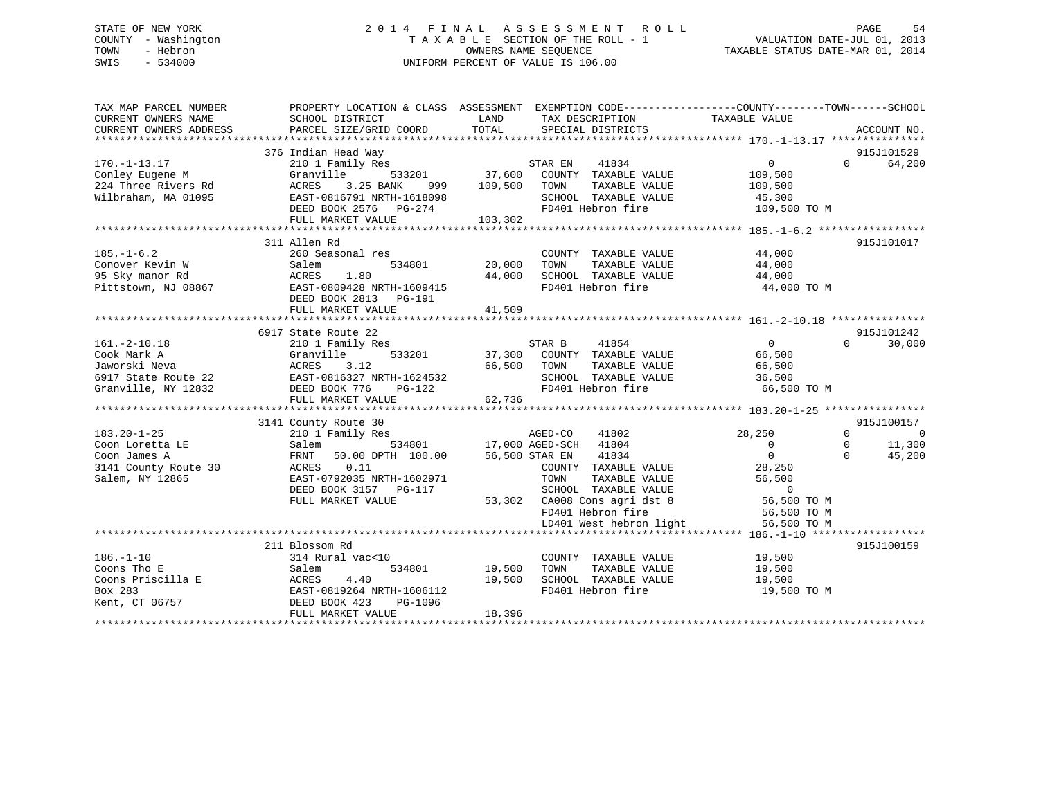STATE OF NEW YORK
COUNTY - Washington
TOWN - Hebron
SWIS - 534000

2014 FINAL ASSESSMENT ROLL
TAXABLE SECTION OF THE ROLL - 1
OWNERS NAME SEQUENCE
UNIFORM PERCENT OF VALUE IS 106.00

VALUATION DATE-JUL 01, 2013
TAXABLE STATUS DATE-MAR 01, 2014

| TAX MAP PARCEL NUMBER / CURRENT OWNERS NAME / CURRENT OWNERS ADDRESS | PROPERTY LOCATION & CLASS / SCHOOL DISTRICT / PARCEL SIZE/GRID COORD | ASSESSMENT LAND / TOTAL | EXEMPTION CODE / TAX DESCRIPTION / SPECIAL DISTRICTS | COUNTY TAXABLE VALUE | TOWN | SCHOOL | ACCOUNT NO. |
|---|---|---|---|---|---|---|---|
| **170.-1-13.17** | 376 Indian Head Way | | | | | | 915J101529 |
| 170.-1-13.17 | 210 1 Family Res | | STAR EN 41834 | 0 | 0 | 64,200 | |
| Conley Eugene M | Granville 533201 | 37,600 | COUNTY TAXABLE VALUE | 109,500 | | | |
| 224 Three Rivers Rd | ACRES 3.25 BANK 999 | 109,500 | TOWN TAXABLE VALUE | 109,500 | | | |
| Wilbraham, MA 01095 | EAST-0816791 NRTH-1618098 | | SCHOOL TAXABLE VALUE | 45,300 | | | |
| | DEED BOOK 2576 PG-274 | | FD401 Hebron fire | 109,500 TO M | | | |
| | FULL MARKET VALUE | 103,302 | | | | | |
| **185.-1-6.2** | 311 Allen Rd | | | | | | 915J101017 |
| 185.-1-6.2 | 260 Seasonal res | | COUNTY TAXABLE VALUE | 44,000 | | | |
| Conover Kevin W | Salem 534801 | 20,000 | TOWN TAXABLE VALUE | 44,000 | | | |
| 95 Sky manor Rd | ACRES 1.80 | 44,000 | SCHOOL TAXABLE VALUE | 44,000 | | | |
| Pittstown, NJ 08867 | EAST-0809428 NRTH-1609415 | | FD401 Hebron fire | 44,000 TO M | | | |
| | DEED BOOK 2813 PG-191 | | | | | | |
| | FULL MARKET VALUE | 41,509 | | | | | |
| **161.-2-10.18** | 6917 State Route 22 | | | | | | 915J101242 |
| 161.-2-10.18 | 210 1 Family Res | | STAR B 41854 | 0 | 0 | 30,000 | |
| Cook Mark A | Granville 533201 | 37,300 | COUNTY TAXABLE VALUE | 66,500 | | | |
| Jaworski Neva | ACRES 3.12 | 66,500 | TOWN TAXABLE VALUE | 66,500 | | | |
| 6917 State Route 22 | EAST-0816327 NRTH-1624532 | | SCHOOL TAXABLE VALUE | 36,500 | | | |
| Granville, NY 12832 | DEED BOOK 776 PG-122 | | FD401 Hebron fire | 66,500 TO M | | | |
| | FULL MARKET VALUE | 62,736 | | | | | |
| **183.20-1-25** | 3141 County Route 30 | | | | | | 915J100157 |
| 183.20-1-25 | 210 1 Family Res | | AGED-CO 41802 | 28,250 | 0 | 0 | |
| Coon Loretta LE | Salem 534801 | 17,000 | AGED-SCH 41804 | 0 | 0 | 11,300 | |
| Coon James A | FRNT 50.00 DPTH 100.00 | 56,500 | STAR EN 41834 | 0 | 0 | 45,200 | |
| 3141 County Route 30 | ACRES 0.11 | | COUNTY TAXABLE VALUE | 28,250 | | | |
| Salem, NY 12865 | EAST-0792035 NRTH-1602971 | | TOWN TAXABLE VALUE | 56,500 | | | |
| | DEED BOOK 3157 PG-117 | | SCHOOL TAXABLE VALUE | 0 | | | |
| | FULL MARKET VALUE | 53,302 | CA008 Cons agri dst 8 | 56,500 TO M | | | |
| | | | FD401 Hebron fire | 56,500 TO M | | | |
| | | | LD401 West hebron light | 56,500 TO M | | | |
| **186.-1-10** | 211 Blossom Rd | | | | | | 915J100159 |
| 186.-1-10 | 314 Rural vac<10 | | COUNTY TAXABLE VALUE | 19,500 | | | |
| Coons Tho E | Salem 534801 | 19,500 | TOWN TAXABLE VALUE | 19,500 | | | |
| Coons Priscilla E | ACRES 4.40 | 19,500 | SCHOOL TAXABLE VALUE | 19,500 | | | |
| Box 283 | EAST-0819264 NRTH-1606112 | | FD401 Hebron fire | 19,500 TO M | | | |
| Kent, CT 06757 | DEED BOOK 423 PG-1096 | | | | | | |
| | FULL MARKET VALUE | 18,396 | | | | | |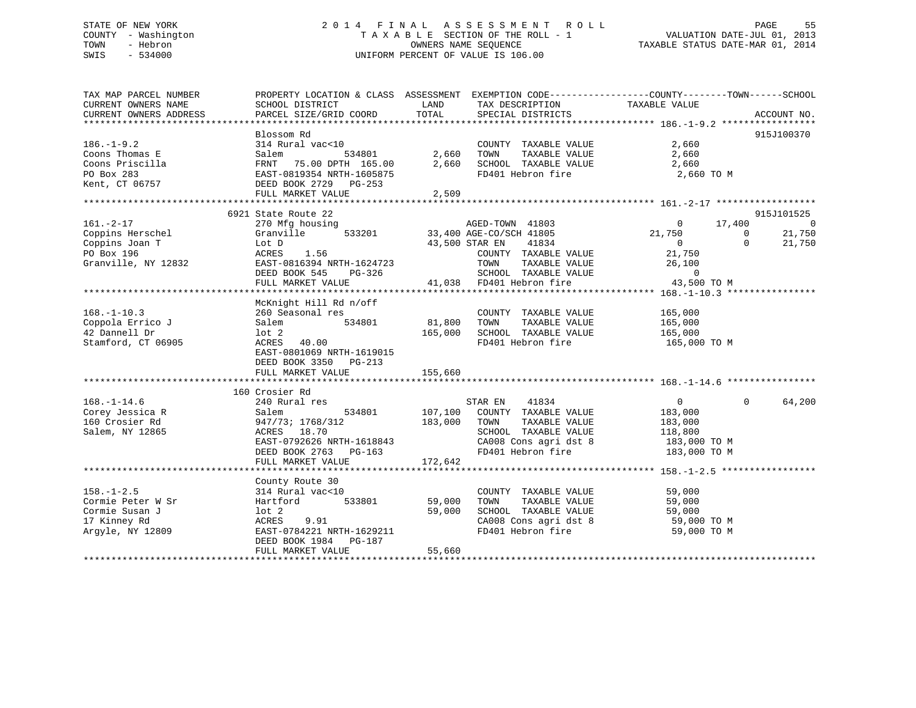STATE OF NEW YORK — 2014 FINAL ASSESSMENT ROLL
COUNTY - Washington — TAXABLE SECTION OF THE ROLL - 1 — VALUATION DATE-JUL 01, 2013
TOWN - Hebron — OWNERS NAME SEQUENCE — TAXABLE STATUS DATE-MAR 01, 2014
SWIS - 534000 — UNIFORM PERCENT OF VALUE IS 106.00

```
TAX MAP PARCEL NUMBER          PROPERTY LOCATION & CLASS  ASSESSMENT  EXEMPTION CODE-----------------COUNTY--------TOWN------SCHOOL
CURRENT OWNERS NAME            SCHOOL DISTRICT               LAND      TAX DESCRIPTION             TAXABLE VALUE
CURRENT OWNERS ADDRESS         PARCEL SIZE/GRID COORD        TOTAL     SPECIAL DISTRICTS                                    ACCOUNT NO.
******************************************************************************************************* 186.-1-9.2 *****************
                               Blossom Rd                                                                                915J100370
186.-1-9.2                     314 Rural vac<10                        COUNTY  TAXABLE VALUE          2,660
Coons Thomas E                 Salem            534801         2,660   TOWN    TAXABLE VALUE          2,660
Coons Priscilla                FRNT  75.00 DPTH 165.00         2,660   SCHOOL  TAXABLE VALUE          2,660
PO Box 283                     EAST-0819354 NRTH-1605875               FD401 Hebron fire               2,660 TO M
Kent, CT 06757                 DEED BOOK 2729   PG-253
                               FULL MARKET VALUE               2,509
******************************************************************************************************* 161.-2-17 ******************
                               6921 State Route 22                                                                       915J101525
161.-2-17                      270 Mfg housing                        AGED-TOWN  41803                   0      17,400          0
Coppins Herschel               Granville        533201        33,400 AGE-CO/SCH 41805               21,750           0     21,750
Coppins Joan T                 Lot D                          43,500 STAR EN    41834                   0            0     21,750
PO Box 196                     ACRES    1.56                          COUNTY  TAXABLE VALUE         21,750
Granville, NY 12832            EAST-0816394 NRTH-1624723              TOWN    TAXABLE VALUE         26,100
                               DEED BOOK 545    PG-326                SCHOOL  TAXABLE VALUE              0
                               FULL MARKET VALUE              41,038  FD401 Hebron fire              43,500 TO M
******************************************************************************************************* 168.-1-10.3 ****************
                               McKnight Hill Rd n/off
168.-1-10.3                    260 Seasonal res                        COUNTY  TAXABLE VALUE        165,000
Coppola Errico J               Salem            534801        81,800   TOWN    TAXABLE VALUE        165,000
42 Dannell Dr                  lot 2                         165,000   SCHOOL  TAXABLE VALUE        165,000
Stamford, CT 06905             ACRES   40.00                           FD401 Hebron fire             165,000 TO M
                               EAST-0801069 NRTH-1619015
                               DEED BOOK 3350   PG-213
                               FULL MARKET VALUE             155,660
******************************************************************************************************* 168.-1-14.6 ****************
                               160 Crosier Rd
168.-1-14.6                    240 Rural res                          STAR EN    41834                   0            0     64,200
Corey Jessica R                Salem            534801       107,100   COUNTY  TAXABLE VALUE        183,000
160 Crosier Rd                 947/73; 1768/312              183,000   TOWN    TAXABLE VALUE        183,000
Salem, NY 12865                ACRES   18.70                           SCHOOL  TAXABLE VALUE        118,800
                               EAST-0792626 NRTH-1618843               CA008 Cons agri dst 8         183,000 TO M
                               DEED BOOK 2763   PG-163                 FD401 Hebron fire             183,000 TO M
                               FULL MARKET VALUE             172,642
******************************************************************************************************* 158.-1-2.5 *****************
                               County Route 30
158.-1-2.5                     314 Rural vac<10                        COUNTY  TAXABLE VALUE         59,000
Cormie Peter W Sr              Hartford         533801        59,000   TOWN    TAXABLE VALUE         59,000
Cormie Susan J                 lot 2                          59,000   SCHOOL  TAXABLE VALUE         59,000
17 Kinney Rd                   ACRES    9.91                           CA008 Cons agri dst 8          59,000 TO M
Argyle, NY 12809               EAST-0784221 NRTH-1629211               FD401 Hebron fire              59,000 TO M
                               DEED BOOK 1984   PG-187
                               FULL MARKET VALUE              55,660
************************************************************************************************************************************
```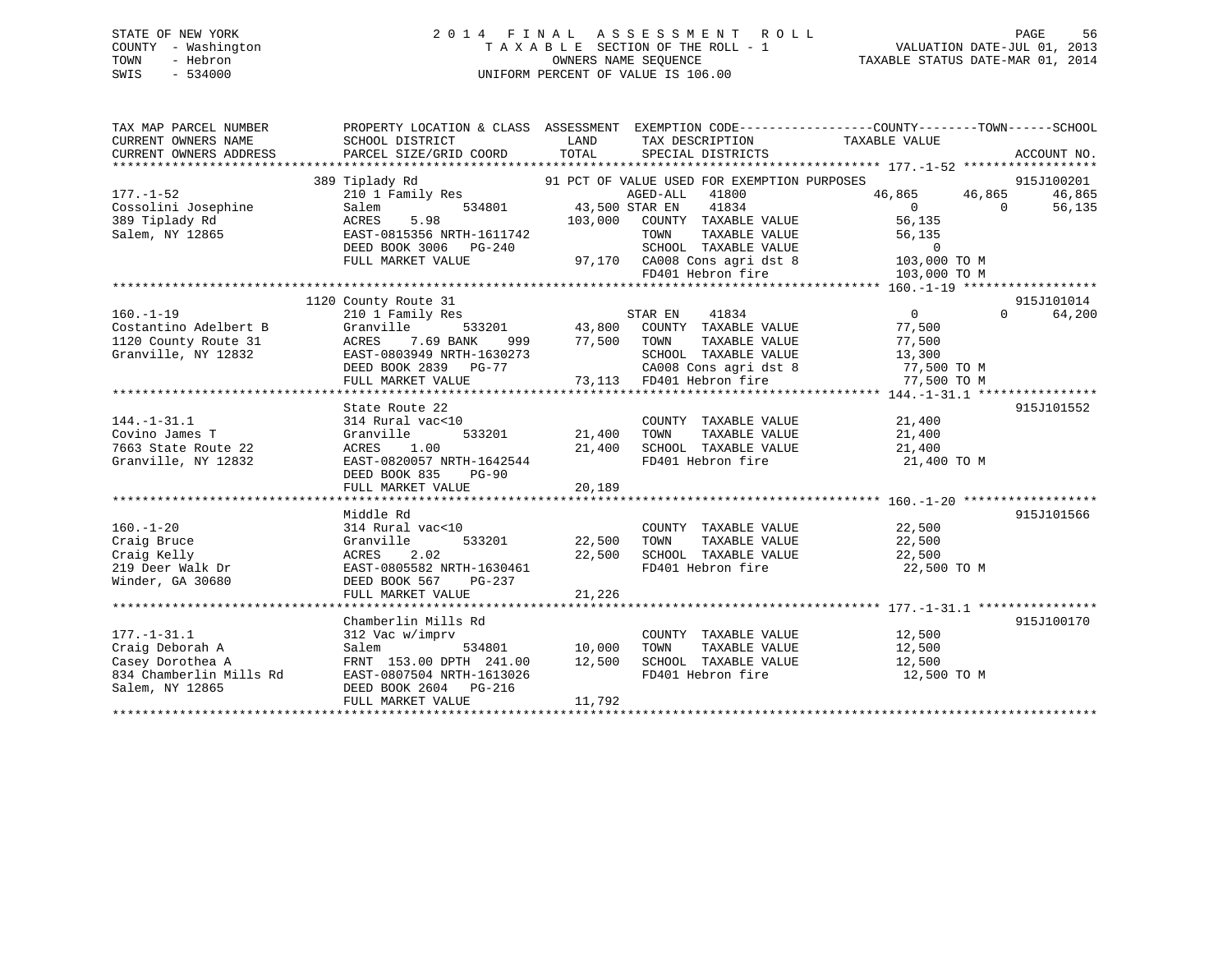STATE OF NEW YORK
COUNTY - Washington
TOWN - Hebron
SWIS - 534000

# 2014 FINAL ASSESSMENT ROLL

TAXABLE SECTION OF THE ROLL - 1
OWNERS NAME SEQUENCE
UNIFORM PERCENT OF VALUE IS 106.00

VALUATION DATE-JUL 01, 2013
TAXABLE STATUS DATE-MAR 01, 2014

```
TAX MAP PARCEL NUMBER          PROPERTY LOCATION & CLASS  ASSESSMENT  EXEMPTION CODE------------------COUNTY--------TOWN------SCHOOL
CURRENT OWNERS NAME            SCHOOL DISTRICT            LAND        TAX DESCRIPTION              TAXABLE VALUE
CURRENT OWNERS ADDRESS         PARCEL SIZE/GRID COORD     TOTAL       SPECIAL DISTRICTS                                        ACCOUNT NO.
*********************************************************************************************** 177.-1-52 ******************
                   389 Tiplady Rd                         91 PCT OF VALUE USED FOR EXEMPTION PURPOSES                     915J100201
177.-1-52                      210 1 Family Res                    AGED-ALL  41800               46,865      46,865       46,865
Cossolini Josephine            Salem        534801       43,500 STAR EN    41834                    0           0       56,135
389 Tiplady Rd                 ACRES    5.98            103,000   COUNTY  TAXABLE VALUE          56,135
Salem, NY 12865                EAST-0815356 NRTH-1611742           TOWN    TAXABLE VALUE          56,135
                               DEED BOOK 3006   PG-240             SCHOOL  TAXABLE VALUE               0
                               FULL MARKET VALUE          97,170   CA008 Cons agri dst 8         103,000 TO M
                                                                   FD401 Hebron fire             103,000 TO M
*********************************************************************************************** 160.-1-19 ******************
                  1120 County Route 31                                                                               915J101014
160.-1-19                      210 1 Family Res                    STAR EN    41834                    0           0       64,200
Costantino Adelbert B          Granville      533201     43,800   COUNTY  TAXABLE VALUE          77,500
1120 County Route 31           ACRES    7.69 BANK    999  77,500   TOWN    TAXABLE VALUE          77,500
Granville, NY 12832            EAST-0803949 NRTH-1630273           SCHOOL  TAXABLE VALUE          13,300
                               DEED BOOK 2839   PG-77              CA008 Cons agri dst 8          77,500 TO M
                               FULL MARKET VALUE          73,113   FD401 Hebron fire              77,500 TO M
*********************************************************************************************** 144.-1-31.1 ****************
                               State Route 22                                                                        915J101552
144.-1-31.1                    314 Rural vac<10                    COUNTY  TAXABLE VALUE          21,400
Covino James T                 Granville      533201     21,400   TOWN    TAXABLE VALUE          21,400
7663 State Route 22            ACRES    1.00              21,400   SCHOOL  TAXABLE VALUE          21,400
Granville, NY 12832            EAST-0820057 NRTH-1642544           FD401 Hebron fire              21,400 TO M
                               DEED BOOK 835    PG-90
                               FULL MARKET VALUE          20,189
*********************************************************************************************** 160.-1-20 ******************
                               Middle Rd                                                                             915J101566
160.-1-20                      314 Rural vac<10                    COUNTY  TAXABLE VALUE          22,500
Craig Bruce                    Granville      533201     22,500   TOWN    TAXABLE VALUE          22,500
Craig Kelly                    ACRES    2.02              22,500   SCHOOL  TAXABLE VALUE          22,500
219 Deer Walk Dr               EAST-0805582 NRTH-1630461           FD401 Hebron fire              22,500 TO M
Winder, GA 30680               DEED BOOK 567    PG-237
                               FULL MARKET VALUE          21,226
*********************************************************************************************** 177.-1-31.1 ****************
                               Chamberlin Mills Rd                                                                   915J100170
177.-1-31.1                    312 Vac w/imprv                     COUNTY  TAXABLE VALUE          12,500
Craig Deborah A                Salem        534801       10,000   TOWN    TAXABLE VALUE          12,500
Casey Dorothea A               FRNT 153.00 DPTH 241.00    12,500   SCHOOL  TAXABLE VALUE          12,500
834 Chamberlin Mills Rd        EAST-0807504 NRTH-1613026           FD401 Hebron fire              12,500 TO M
Salem, NY 12865                DEED BOOK 2604   PG-216
                               FULL MARKET VALUE          11,792
****************************************************************************************************************************
```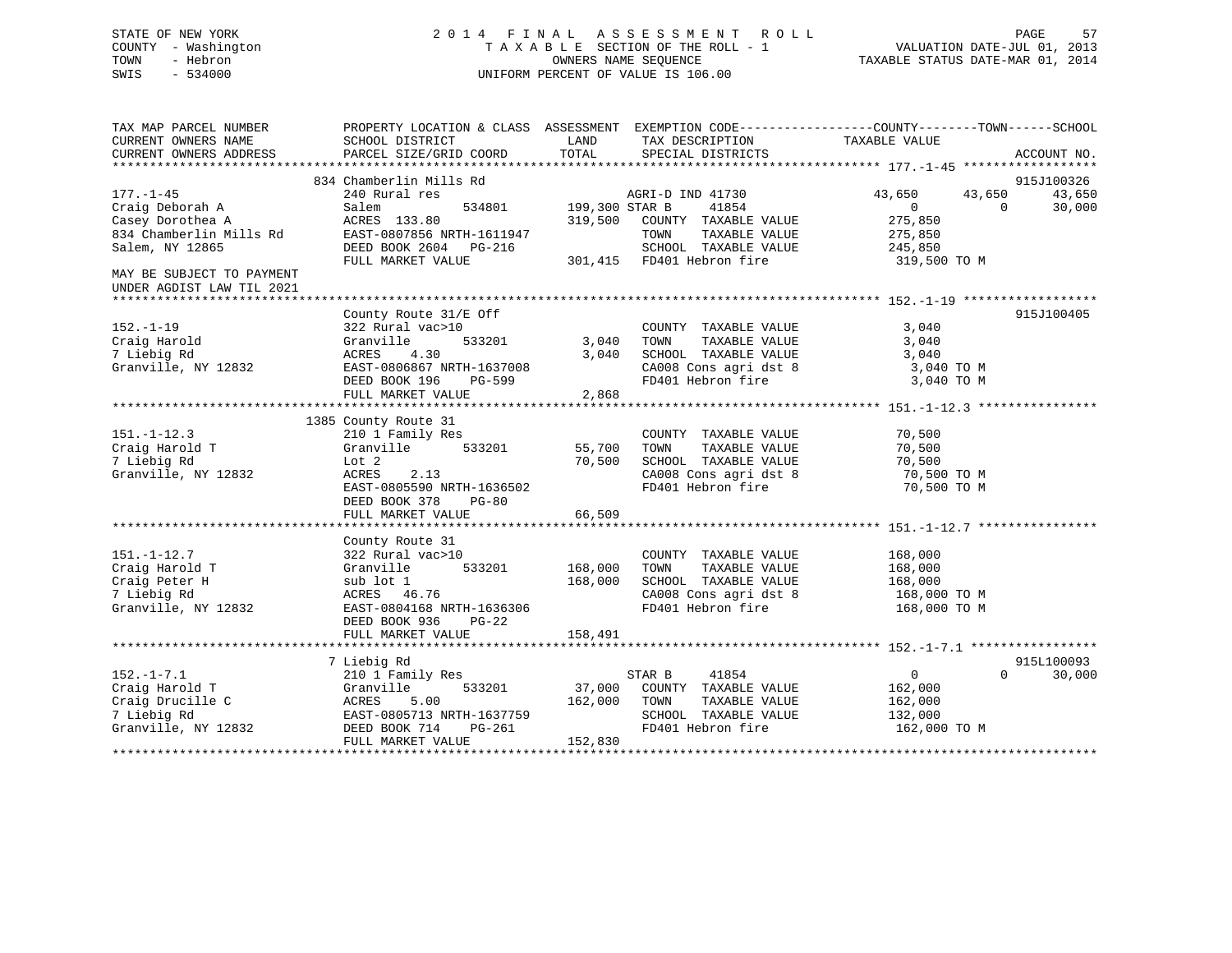STATE OF NEW YORK
COUNTY - Washington
TOWN - Hebron
SWIS - 534000

# 2014 FINAL ASSESSMENT ROLL

TAXABLE SECTION OF THE ROLL - 1
OWNERS NAME SEQUENCE
UNIFORM PERCENT OF VALUE IS 106.00

VALUATION DATE-JUL 01, 2013
TAXABLE STATUS DATE-MAR 01, 2014

```
TAX MAP PARCEL NUMBER      PROPERTY LOCATION & CLASS  ASSESSMENT  EXEMPTION CODE-----------------COUNTY--------TOWN------SCHOOL
CURRENT OWNERS NAME        SCHOOL DISTRICT              LAND      TAX DESCRIPTION             TAXABLE VALUE
CURRENT OWNERS ADDRESS     PARCEL SIZE/GRID COORD       TOTAL     SPECIAL DISTRICTS                                    ACCOUNT NO.
******************************************************************************************** 177.-1-45 ******************
                       834 Chamberlin Mills Rd                                                                         915J100326
177.-1-45                  240 Rural res                          AGRI-D IND 41730             43,650       43,650       43,650
Craig Deborah A            Salem          534801     199,300 STAR B       41854                     0            0       30,000
Casey Dorothea A           ACRES  133.80             319,500   COUNTY  TAXABLE VALUE           275,850
834 Chamberlin Mills Rd    EAST-0807856 NRTH-1611947           TOWN    TAXABLE VALUE           275,850
Salem, NY 12865            DEED BOOK 2604   PG-216             SCHOOL  TAXABLE VALUE           245,850
                           FULL MARKET VALUE         301,415   FD401 Hebron fire               319,500 TO M
MAY BE SUBJECT TO PAYMENT
UNDER AGDIST LAW TIL 2021
******************************************************************************************** 152.-1-19 ******************
                           County Route 31/E Off                                                                       915J100405
152.-1-19                  322 Rural vac>10                       COUNTY  TAXABLE VALUE             3,040
Craig Harold               Granville      533201       3,040   TOWN    TAXABLE VALUE             3,040
7 Liebig Rd                ACRES    4.30                3,040   SCHOOL  TAXABLE VALUE             3,040
Granville, NY 12832        EAST-0806867 NRTH-1637008           CA008 Cons agri dst 8             3,040 TO M
                           DEED BOOK 196    PG-599             FD401 Hebron fire                 3,040 TO M
                           FULL MARKET VALUE           2,868
******************************************************************************************** 151.-1-12.3 ****************
                      1385 County Route 31
151.-1-12.3                210 1 Family Res                       COUNTY  TAXABLE VALUE            70,500
Craig Harold T             Granville      533201      55,700   TOWN    TAXABLE VALUE            70,500
7 Liebig Rd                Lot 2                      70,500   SCHOOL  TAXABLE VALUE            70,500
Granville, NY 12832        ACRES    2.13                       CA008 Cons agri dst 8            70,500 TO M
                           EAST-0805590 NRTH-1636502           FD401 Hebron fire                70,500 TO M
                           DEED BOOK 378    PG-80
                           FULL MARKET VALUE          66,509
******************************************************************************************** 151.-1-12.7 ****************
                           County Route 31
151.-1-12.7                322 Rural vac>10                       COUNTY  TAXABLE VALUE           168,000
Craig Harold T             Granville      533201     168,000   TOWN    TAXABLE VALUE           168,000
Craig Peter H              sub lot 1                 168,000   SCHOOL  TAXABLE VALUE           168,000
7 Liebig Rd                ACRES   46.76                       CA008 Cons agri dst 8           168,000 TO M
Granville, NY 12832        EAST-0804168 NRTH-1636306           FD401 Hebron fire               168,000 TO M
                           DEED BOOK 936    PG-22
                           FULL MARKET VALUE         158,491
******************************************************************************************** 152.-1-7.1 *****************
                         7 Liebig Rd                                                                                   915L100093
152.-1-7.1                 210 1 Family Res                       STAR B       41854                     0            0       30,000
Craig Harold T             Granville      533201      37,000   COUNTY  TAXABLE VALUE           162,000
Craig Drucille C           ACRES    5.00             162,000   TOWN    TAXABLE VALUE           162,000
7 Liebig Rd                EAST-0805713 NRTH-1637759           SCHOOL  TAXABLE VALUE           132,000
Granville, NY 12832        DEED BOOK 714    PG-261             FD401 Hebron fire               162,000 TO M
                           FULL MARKET VALUE         152,830
************************************************************************************************************************
```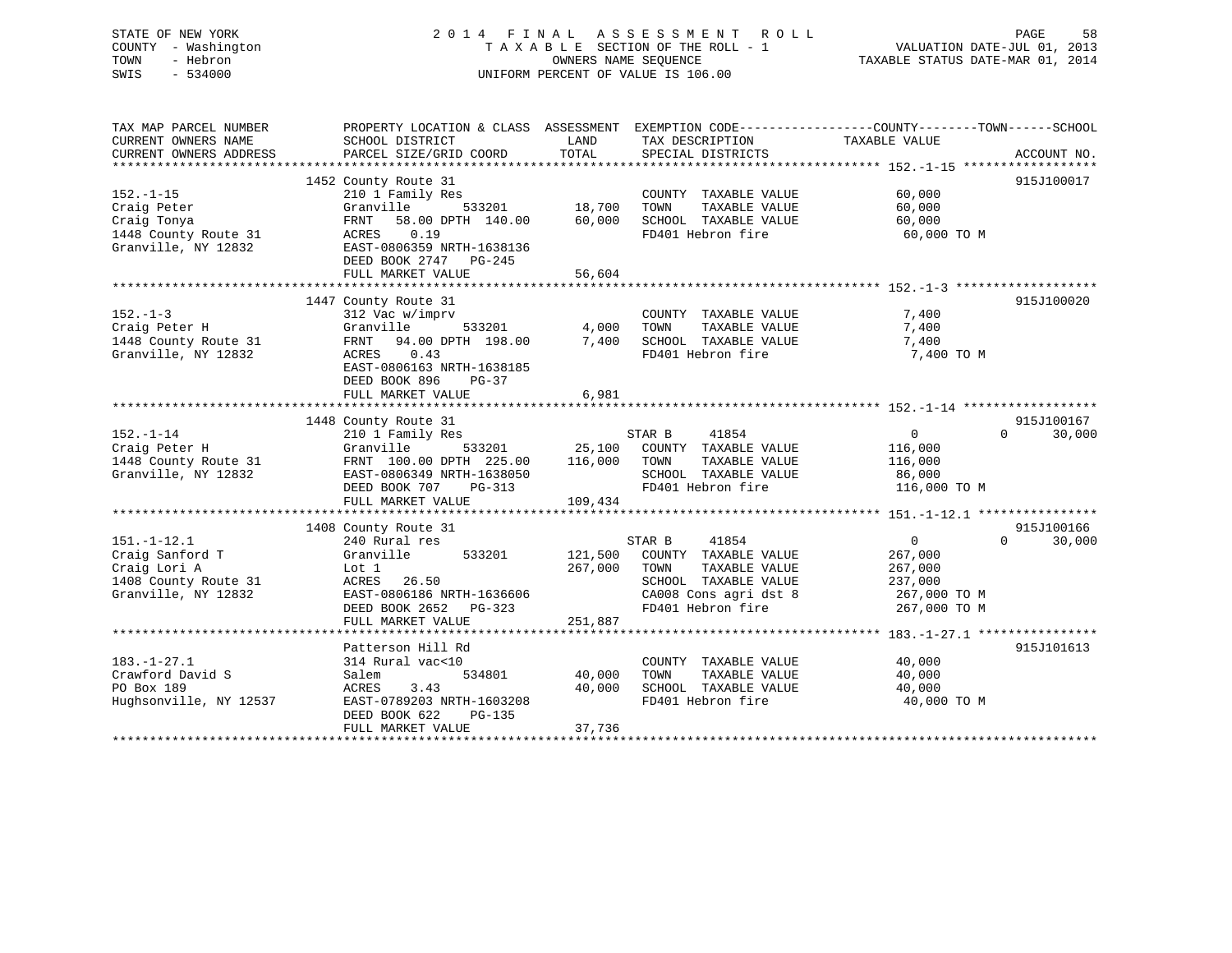STATE OF NEW YORK
COUNTY - Washington
TOWN - Hebron
SWIS - 534000

# 2014 FINAL ASSESSMENT ROLL
TAXABLE SECTION OF THE ROLL - 1
OWNERS NAME SEQUENCE
UNIFORM PERCENT OF VALUE IS 106.00

VALUATION DATE-JUL 01, 2013
TAXABLE STATUS DATE-MAR 01, 2014

| TAX MAP PARCEL NUMBER / CURRENT OWNERS NAME / CURRENT OWNERS ADDRESS | PROPERTY LOCATION & CLASS / SCHOOL DISTRICT / PARCEL SIZE/GRID COORD | ASSESSMENT LAND | TOTAL | EXEMPTION CODE / TAX DESCRIPTION / SPECIAL DISTRICTS | COUNTY TOWN TAXABLE VALUE | SCHOOL | ACCOUNT NO. |
|---|---|---|---|---|---|---|---|
| **152.-1-15** | 1452 County Route 31 | | | | | | 915J100017 |
| Craig Peter | 210 1 Family Res | | | COUNTY TAXABLE VALUE | 60,000 | | |
| Craig Tonya | Granville 533201 | 18,700 | | TOWN TAXABLE VALUE | 60,000 | | |
| 1448 County Route 31 | FRNT 58.00 DPTH 140.00 | | 60,000 | SCHOOL TAXABLE VALUE | 60,000 | | |
| Granville, NY 12832 | ACRES 0.19 | | | FD401 Hebron fire | 60,000 TO M | | |
| | EAST-0806359 NRTH-1638136 | | | | | | |
| | DEED BOOK 2747 PG-245 | | | | | | |
| | FULL MARKET VALUE | | 56,604 | | | | |
| **152.-1-3** | 1447 County Route 31 | | | | | | 915J100020 |
| Craig Peter H | 312 Vac w/imprv | | | COUNTY TAXABLE VALUE | 7,400 | | |
| 1448 County Route 31 | Granville 533201 | 4,000 | | TOWN TAXABLE VALUE | 7,400 | | |
| Granville, NY 12832 | FRNT 94.00 DPTH 198.00 | | 7,400 | SCHOOL TAXABLE VALUE | 7,400 | | |
| | ACRES 0.43 | | | FD401 Hebron fire | 7,400 TO M | | |
| | EAST-0806163 NRTH-1638185 | | | | | | |
| | DEED BOOK 896 PG-37 | | | | | | |
| | FULL MARKET VALUE | | 6,981 | | | | |
| **152.-1-14** | 1448 County Route 31 | | | | | | 915J100167 |
| Craig Peter H | 210 1 Family Res | | | STAR B 41854 | 0 | 0 30,000 | |
| 1448 County Route 31 | Granville 533201 | 25,100 | | COUNTY TAXABLE VALUE | 116,000 | | |
| Granville, NY 12832 | FRNT 100.00 DPTH 225.00 | | 116,000 | TOWN TAXABLE VALUE | 116,000 | | |
| | EAST-0806349 NRTH-1638050 | | | SCHOOL TAXABLE VALUE | 86,000 | | |
| | DEED BOOK 707 PG-313 | | | FD401 Hebron fire | 116,000 TO M | | |
| | FULL MARKET VALUE | | 109,434 | | | | |
| **151.-1-12.1** | 1408 County Route 31 | | | | | | 915J100166 |
| Craig Sanford T | 240 Rural res | | | STAR B 41854 | 0 | 0 30,000 | |
| Craig Lori A | Granville 533201 | 121,500 | | COUNTY TAXABLE VALUE | 267,000 | | |
| 1408 County Route 31 | Lot 1 | | 267,000 | TOWN TAXABLE VALUE | 267,000 | | |
| Granville, NY 12832 | ACRES 26.50 | | | SCHOOL TAXABLE VALUE | 237,000 | | |
| | EAST-0806186 NRTH-1636606 | | | CA008 Cons agri dst 8 | 267,000 TO M | | |
| | DEED BOOK 2652 PG-323 | | | FD401 Hebron fire | 267,000 TO M | | |
| | FULL MARKET VALUE | | 251,887 | | | | |
| **183.-1-27.1** | Patterson Hill Rd | | | | | | 915J101613 |
| Crawford David S | 314 Rural vac<10 | | | COUNTY TAXABLE VALUE | 40,000 | | |
| PO Box 189 | Salem 534801 | 40,000 | | TOWN TAXABLE VALUE | 40,000 | | |
| Hughsonville, NY 12537 | ACRES 3.43 | | 40,000 | SCHOOL TAXABLE VALUE | 40,000 | | |
| | EAST-0789203 NRTH-1603208 | | | FD401 Hebron fire | 40,000 TO M | | |
| | DEED BOOK 622 PG-135 | | | | | | |
| | FULL MARKET VALUE | | 37,736 | | | | |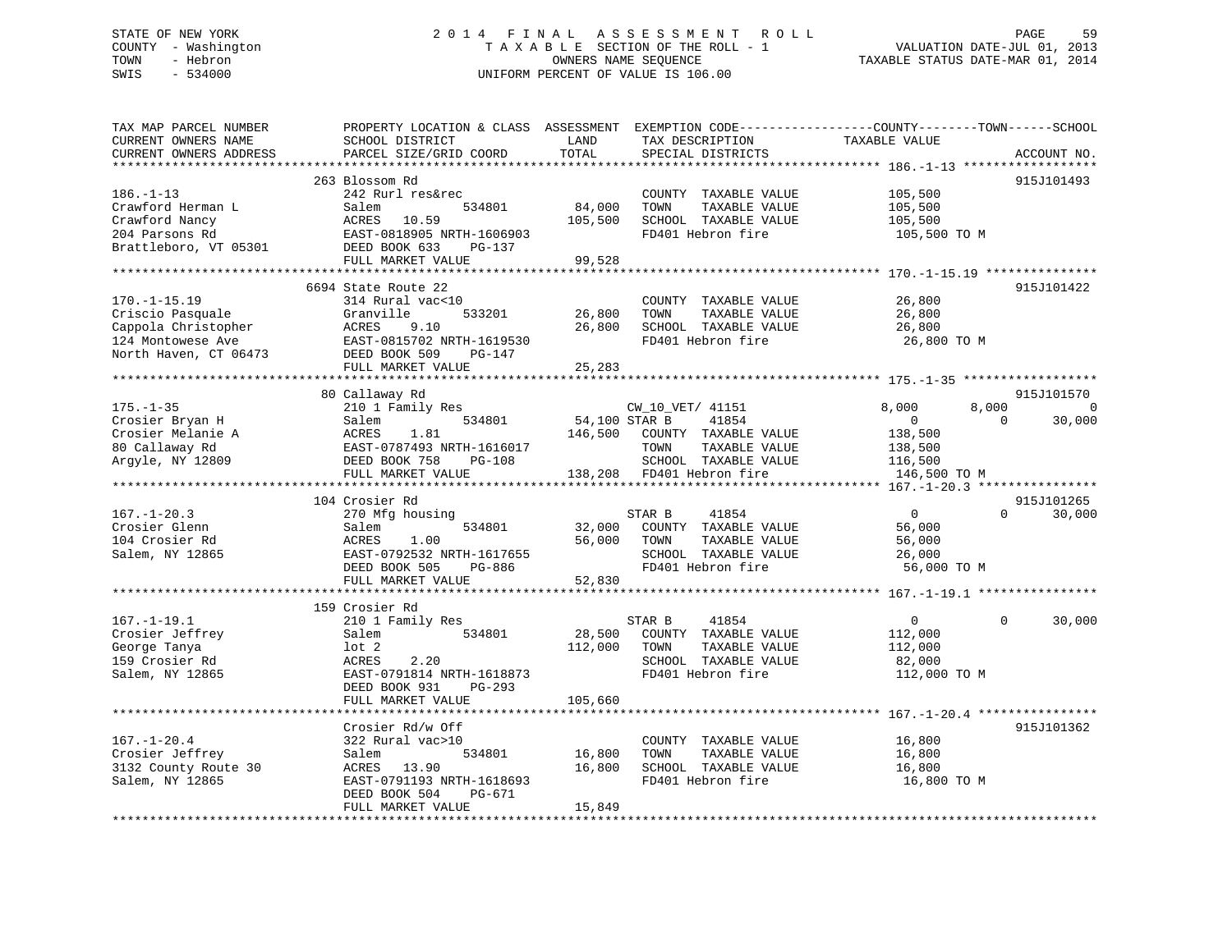STATE OF NEW YORK  
COUNTY - Washington  
TOWN - Hebron  
SWIS - 534000

2014 FINAL ASSESSMENT ROLL  
TAXABLE SECTION OF THE ROLL - 1  
OWNERS NAME SEQUENCE  
UNIFORM PERCENT OF VALUE IS 106.00

VALUATION DATE-JUL 01, 2013  
TAXABLE STATUS DATE-MAR 01, 2014

```
TAX MAP PARCEL NUMBER          PROPERTY LOCATION & CLASS  ASSESSMENT  EXEMPTION CODE-----------------COUNTY--------TOWN------SCHOOL
CURRENT OWNERS NAME            SCHOOL DISTRICT               LAND      TAX DESCRIPTION             TAXABLE VALUE
CURRENT OWNERS ADDRESS         PARCEL SIZE/GRID COORD        TOTAL     SPECIAL DISTRICTS                                  ACCOUNT NO.
******************************************************************************************************* 186.-1-13 *****************
                       263 Blossom Rd                                                                                 915J101493
186.-1-13              242 Rurl res&rec                        COUNTY  TAXABLE VALUE         105,500
Crawford Herman L      Salem          534801       84,000      TOWN    TAXABLE VALUE         105,500
Crawford Nancy         ACRES  10.59               105,500      SCHOOL  TAXABLE VALUE         105,500
204 Parsons Rd         EAST-0818905 NRTH-1606903               FD401 Hebron fire              105,500 TO M
Brattleboro, VT 05301  DEED BOOK 633    PG-137
                       FULL MARKET VALUE           99,528
******************************************************************************************************* 170.-1-15.19 **************
                       6694 State Route 22                                                                            915J101422
170.-1-15.19           314 Rural vac<10                        COUNTY  TAXABLE VALUE          26,800
Criscio Pasquale       Granville      533201       26,800      TOWN    TAXABLE VALUE          26,800
Cappola Christopher    ACRES   9.10                26,800      SCHOOL  TAXABLE VALUE          26,800
124 Montowese Ave      EAST-0815702 NRTH-1619530               FD401 Hebron fire               26,800 TO M
North Haven, CT 06473  DEED BOOK 509    PG-147
                       FULL MARKET VALUE           25,283
******************************************************************************************************* 175.-1-35 *****************
                       80 Callaway Rd                                                                                 915J101570
175.-1-35              210 1 Family Res                   CW_10_VET/ 41151               8,000       8,000           0
Crosier Bryan H        Salem          534801       54,100 STAR B     41854                   0           0      30,000
Crosier Melanie A      ACRES   1.81               146,500      COUNTY  TAXABLE VALUE         138,500
80 Callaway Rd         EAST-0787493 NRTH-1616017               TOWN    TAXABLE VALUE         138,500
Argyle, NY 12809       DEED BOOK 758    PG-108                 SCHOOL  TAXABLE VALUE         116,500
                       FULL MARKET VALUE          138,208      FD401 Hebron fire              146,500 TO M
******************************************************************************************************* 167.-1-20.3 ***************
                       104 Crosier Rd                                                                                 915J101265
167.-1-20.3            270 Mfg housing                    STAR B     41854                   0           0      30,000
Crosier Glenn          Salem          534801       32,000      COUNTY  TAXABLE VALUE          56,000
104 Crosier Rd         ACRES   1.00                56,000      TOWN    TAXABLE VALUE          56,000
Salem, NY 12865        EAST-0792532 NRTH-1617655               SCHOOL  TAXABLE VALUE          26,000
                       DEED BOOK 505    PG-886                 FD401 Hebron fire               56,000 TO M
                       FULL MARKET VALUE           52,830
******************************************************************************************************* 167.-1-19.1 ***************
                       159 Crosier Rd
167.-1-19.1            210 1 Family Res                   STAR B     41854                   0           0      30,000
Crosier Jeffrey        Salem          534801       28,500      COUNTY  TAXABLE VALUE         112,000
George Tanya           lot 2                      112,000      TOWN    TAXABLE VALUE         112,000
159 Crosier Rd         ACRES   2.20                            SCHOOL  TAXABLE VALUE          82,000
Salem, NY 12865        EAST-0791814 NRTH-1618873               FD401 Hebron fire              112,000 TO M
                       DEED BOOK 931    PG-293
                       FULL MARKET VALUE          105,660
******************************************************************************************************* 167.-1-20.4 ***************
                       Crosier Rd/w Off                                                                               915J101362
167.-1-20.4            322 Rural vac>10                        COUNTY  TAXABLE VALUE          16,800
Crosier Jeffrey        Salem          534801       16,800      TOWN    TAXABLE VALUE          16,800
3132 County Route 30   ACRES  13.90                16,800      SCHOOL  TAXABLE VALUE          16,800
Salem, NY 12865        EAST-0791193 NRTH-1618693               FD401 Hebron fire               16,800 TO M
                       DEED BOOK 504    PG-671
                       FULL MARKET VALUE           15,849
************************************************************************************************************************************
```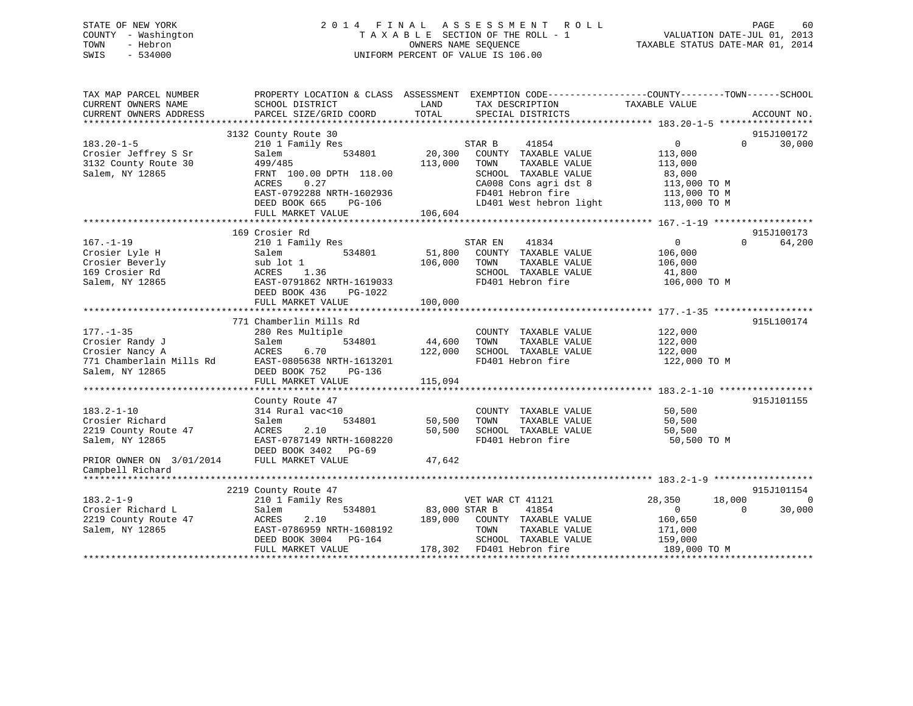STATE OF NEW YORK
COUNTY - Washington
TOWN - Hebron
SWIS - 534000

2 0 1 4 F I N A L A S S E S S M E N T R O L L
T A X A B L E SECTION OF THE ROLL - 1
OWNERS NAME SEQUENCE
UNIFORM PERCENT OF VALUE IS 106.00

VALUATION DATE-JUL 01, 2013
TAXABLE STATUS DATE-MAR 01, 2014

```
TAX MAP PARCEL NUMBER         PROPERTY LOCATION & CLASS  ASSESSMENT  EXEMPTION CODE------------------COUNTY--------TOWN------SCHOOL
CURRENT OWNERS NAME           SCHOOL DISTRICT             LAND       TAX DESCRIPTION             TAXABLE VALUE
CURRENT OWNERS ADDRESS        PARCEL SIZE/GRID COORD      TOTAL      SPECIAL DISTRICTS                                      ACCOUNT NO.
******************************************************************************************************* 183.20-1-5 *****************
                   3132 County Route 30                                                                                  915J100172
183.20-1-5                    210 1 Family Res                       STAR B     41854                   0            0     30,000
Crosier Jeffrey S Sr          Salem            534801      20,300    COUNTY  TAXABLE VALUE           113,000
3132 County Route 30          499/485                     113,000    TOWN    TAXABLE VALUE           113,000
Salem, NY 12865               FRNT 100.00 DPTH 118.00                SCHOOL  TAXABLE VALUE            83,000
                              ACRES    0.27                          CA008 Cons agri dst 8           113,000 TO M
                              EAST-0792288 NRTH-1602936              FD401 Hebron fire               113,000 TO M
                              DEED BOOK 665    PG-106                LD401 West hebron light         113,000 TO M
                              FULL MARKET VALUE           106,604
******************************************************************************************************* 167.-1-19 ******************
                   169 Crosier Rd                                                                                        915J100173
167.-1-19                     210 1 Family Res                       STAR EN    41834                   0            0     64,200
Crosier Lyle H                Salem            534801      51,800    COUNTY  TAXABLE VALUE           106,000
Crosier Beverly               sub lot 1                   106,000    TOWN    TAXABLE VALUE           106,000
169 Crosier Rd                ACRES    1.36                          SCHOOL  TAXABLE VALUE            41,800
Salem, NY 12865               EAST-0791862 NRTH-1619033              FD401 Hebron fire               106,000 TO M
                              DEED BOOK 436    PG-1022
                              FULL MARKET VALUE           100,000
******************************************************************************************************* 177.-1-35 ******************
                   771 Chamberlin Mills Rd                                                                               915L100174
177.-1-35                     280 Res Multiple                       COUNTY  TAXABLE VALUE           122,000
Crosier Randy J               Salem            534801      44,600    TOWN    TAXABLE VALUE           122,000
Crosier Nancy A               ACRES    6.70               122,000    SCHOOL  TAXABLE VALUE           122,000
771 Chamberlain Mills Rd      EAST-0805638 NRTH-1613201              FD401 Hebron fire               122,000 TO M
Salem, NY 12865               DEED BOOK 752    PG-136
                              FULL MARKET VALUE           115,094
******************************************************************************************************* 183.2-1-10 *****************
                   County Route 47                                                                                       915J101155
183.2-1-10                    314 Rural vac<10                       COUNTY  TAXABLE VALUE            50,500
Crosier Richard               Salem            534801      50,500    TOWN    TAXABLE VALUE            50,500
2219 County Route 47          ACRES    2.10                50,500    SCHOOL  TAXABLE VALUE            50,500
Salem, NY 12865               EAST-0787149 NRTH-1608220              FD401 Hebron fire                50,500 TO M
                              DEED BOOK 3402   PG-69
PRIOR OWNER ON  3/01/2014     FULL MARKET VALUE            47,642
Campbell Richard
******************************************************************************************************* 183.2-1-9 ******************
                   2219 County Route 47                                                                                  915J101154
183.2-1-9                     210 1 Family Res                       VET WAR CT 41121              28,350       18,000          0
Crosier Richard L             Salem            534801      83,000 STAR B     41854                   0            0     30,000
2219 County Route 47          ACRES    2.10               189,000    COUNTY  TAXABLE VALUE           160,650
Salem, NY 12865               EAST-0786959 NRTH-1608192              TOWN    TAXABLE VALUE           171,000
                              DEED BOOK 3004   PG-164                SCHOOL  TAXABLE VALUE           159,000
                              FULL MARKET VALUE           178,302    FD401 Hebron fire               189,000 TO M
************************************************************************************************************************************
```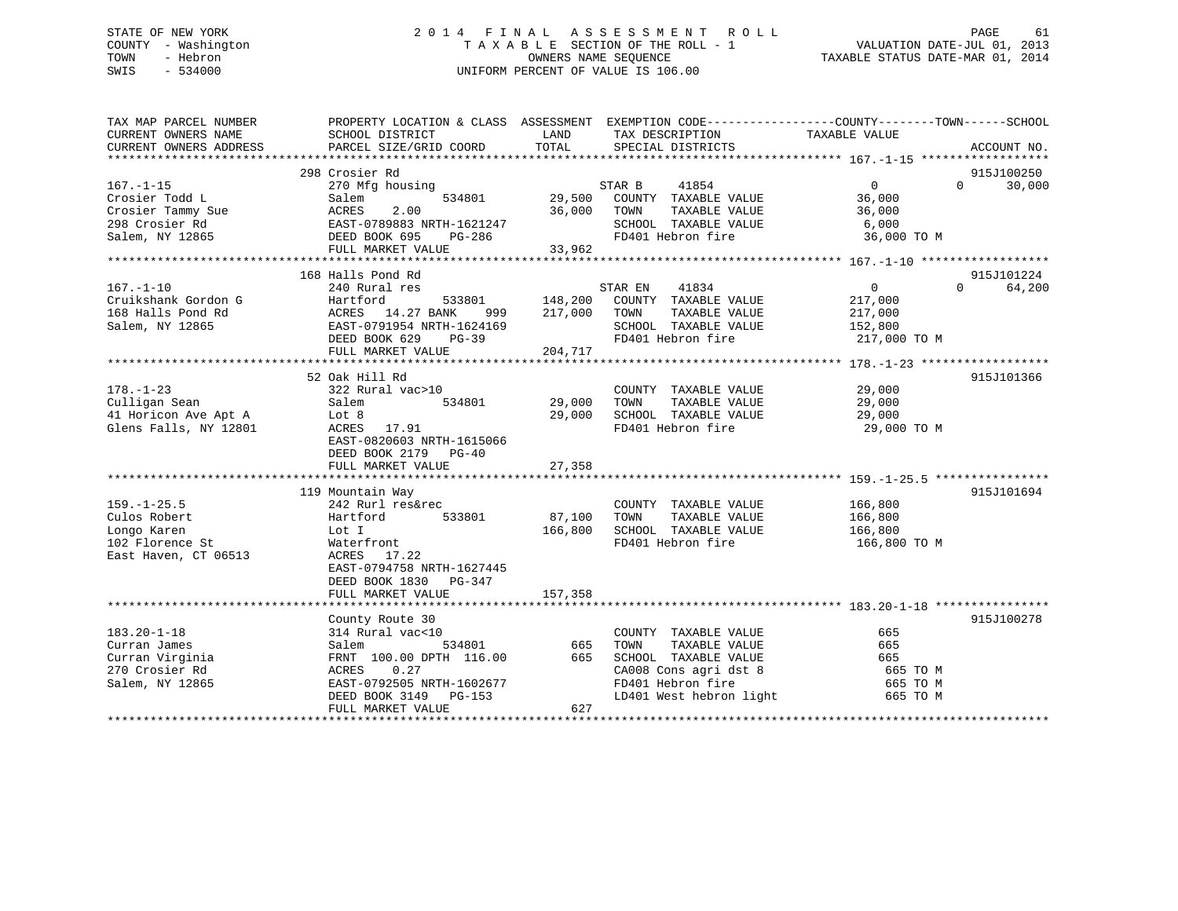STATE OF NEW YORK | COUNTY - Washington | TOWN - Hebron | SWIS - 534000

# 2014 FINAL ASSESSMENT ROLL

TAXABLE SECTION OF THE ROLL - 1
OWNERS NAME SEQUENCE
UNIFORM PERCENT OF VALUE IS 106.00

VALUATION DATE-JUL 01, 2013
TAXABLE STATUS DATE-MAR 01, 2014

```
TAX MAP PARCEL NUMBER          PROPERTY LOCATION & CLASS  ASSESSMENT  EXEMPTION CODE------------------COUNTY--------TOWN------SCHOOL
CURRENT OWNERS NAME            SCHOOL DISTRICT            LAND        TAX DESCRIPTION            TAXABLE VALUE
CURRENT OWNERS ADDRESS         PARCEL SIZE/GRID COORD     TOTAL       SPECIAL DISTRICTS                                   ACCOUNT NO.
******************************************************************************************************* 167.-1-15 ******************
                               298 Crosier Rd                                                                          915J100250
167.-1-15                      270 Mfg housing                        STAR B     41854               0             0      30,000
Crosier Todd L                 Salem          534801      29,500     COUNTY  TAXABLE VALUE          36,000
Crosier Tammy Sue              ACRES    2.00              36,000     TOWN    TAXABLE VALUE          36,000
298 Crosier Rd                 EAST-0789883 NRTH-1621247             SCHOOL  TAXABLE VALUE           6,000
Salem, NY 12865                DEED BOOK 695    PG-286               FD401 Hebron fire              36,000 TO M
                               FULL MARKET VALUE          33,962
******************************************************************************************************* 167.-1-10 ******************
                               168 Halls Pond Rd                                                                       915J101224
167.-1-10                      240 Rural res                          STAR EN    41834               0             0      64,200
Cruikshank Gordon G            Hartford       533801     148,200     COUNTY  TAXABLE VALUE         217,000
168 Halls Pond Rd              ACRES  14.27 BANK   999   217,000     TOWN    TAXABLE VALUE         217,000
Salem, NY 12865                EAST-0791954 NRTH-1624169             SCHOOL  TAXABLE VALUE         152,800
                               DEED BOOK 629    PG-39                FD401 Hebron fire             217,000 TO M
                               FULL MARKET VALUE         204,717
******************************************************************************************************* 178.-1-23 ******************
                               52 Oak Hill Rd                                                                          915J101366
178.-1-23                      322 Rural vac>10                       COUNTY  TAXABLE VALUE          29,000
Culligan Sean                  Salem          534801      29,000     TOWN    TAXABLE VALUE          29,000
41 Horicon Ave Apt A           Lot 8                      29,000     SCHOOL  TAXABLE VALUE          29,000
Glens Falls, NY 12801          ACRES  17.91                           FD401 Hebron fire              29,000 TO M
                               EAST-0820603 NRTH-1615066
                               DEED BOOK 2179   PG-40
                               FULL MARKET VALUE          27,358
******************************************************************************************************* 159.-1-25.5 ****************
                               119 Mountain Way                                                                        915J101694
159.-1-25.5                    242 Rurl res&rec                       COUNTY  TAXABLE VALUE         166,800
Culos Robert                   Hartford       533801      87,100     TOWN    TAXABLE VALUE         166,800
Longo Karen                    Lot I                     166,800     SCHOOL  TAXABLE VALUE         166,800
102 Florence St                Waterfront                             FD401 Hebron fire             166,800 TO M
East Haven, CT 06513           ACRES  17.22
                               EAST-0794758 NRTH-1627445
                               DEED BOOK 1830   PG-347
                               FULL MARKET VALUE         157,358
******************************************************************************************************* 183.20-1-18 ****************
                               County Route 30                                                                         915J100278
183.20-1-18                    314 Rural vac<10                       COUNTY  TAXABLE VALUE             665
Curran James                   Salem          534801         665     TOWN    TAXABLE VALUE             665
Curran Virginia                FRNT 100.00 DPTH 116.00       665     SCHOOL  TAXABLE VALUE             665
270 Crosier Rd                 ACRES    0.27                          CA008 Cons agri dst 8              665 TO M
Salem, NY 12865                EAST-0792505 NRTH-1602677             FD401 Hebron fire                  665 TO M
                               DEED BOOK 3149   PG-153               LD401 West hebron light            665 TO M
                               FULL MARKET VALUE             627
************************************************************************************************************************************
```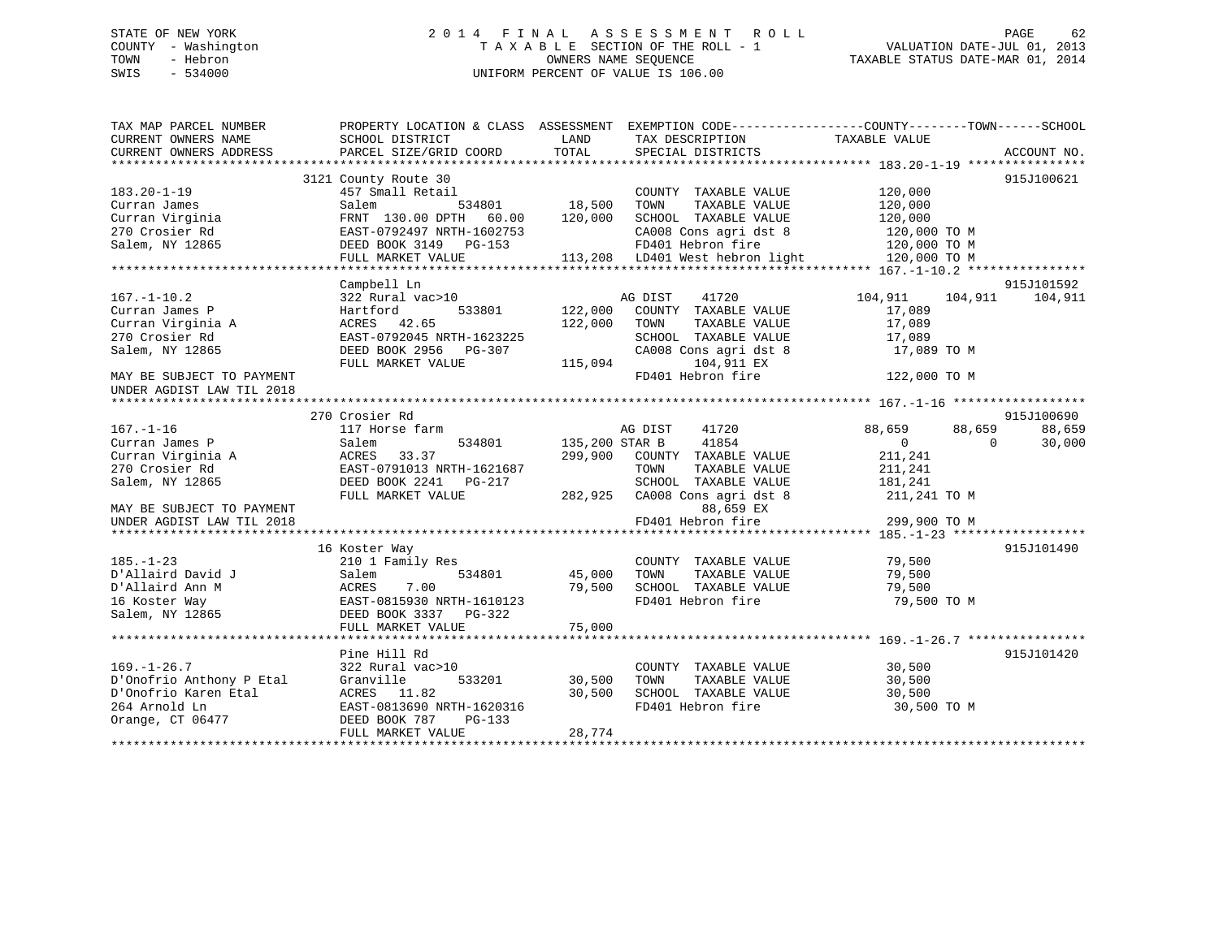STATE OF NEW YORK
COUNTY - Washington
TOWN - Hebron
SWIS - 534000

# 2014 FINAL ASSESSMENT ROLL

TAXABLE SECTION OF THE ROLL - 1
OWNERS NAME SEQUENCE
UNIFORM PERCENT OF VALUE IS 106.00

VALUATION DATE-JUL 01, 2013
TAXABLE STATUS DATE-MAR 01, 2014

```
TAX MAP PARCEL NUMBER          PROPERTY LOCATION & CLASS  ASSESSMENT  EXEMPTION CODE------------------COUNTY--------TOWN------SCHOOL
CURRENT OWNERS NAME            SCHOOL DISTRICT               LAND      TAX DESCRIPTION            TAXABLE VALUE
CURRENT OWNERS ADDRESS         PARCEL SIZE/GRID COORD        TOTAL     SPECIAL DISTRICTS                                    ACCOUNT NO.
******************************************************************************************************* 183.20-1-19 ****************
                              3121 County Route 30                                                                  915J100621
183.20-1-19                    457 Small Retail                        COUNTY  TAXABLE VALUE          120,000
Curran James                   Salem            534801      18,500     TOWN    TAXABLE VALUE          120,000
Curran Virginia                FRNT 130.00 DPTH  60.00     120,000     SCHOOL  TAXABLE VALUE          120,000
270 Crosier Rd                 EAST-0792497 NRTH-1602753               CA008 Cons agri dst 8           120,000 TO M
Salem, NY 12865                DEED BOOK 3149   PG-153                 FD401 Hebron fire               120,000 TO M
                               FULL MARKET VALUE            113,208    LD401 West hebron light         120,000 TO M
******************************************************************************************************* 167.-1-10.2 ****************
                              Campbell Ln                                                                           915J101592
167.-1-10.2                    322 Rural vac>10                    AG DIST     41720          104,911     104,911     104,911
Curran James P                 Hartford         533801     122,000     COUNTY  TAXABLE VALUE           17,089
Curran Virginia A              ACRES  42.65                122,000     TOWN    TAXABLE VALUE           17,089
270 Crosier Rd                 EAST-0792045 NRTH-1623225               SCHOOL  TAXABLE VALUE           17,089
Salem, NY 12865                DEED BOOK 2956   PG-307                 CA008 Cons agri dst 8            17,089 TO M
                               FULL MARKET VALUE            115,094             104,911 EX
MAY BE SUBJECT TO PAYMENT                                              FD401 Hebron fire               122,000 TO M
UNDER AGDIST LAW TIL 2018
******************************************************************************************************* 167.-1-16 ******************
                              270 Crosier Rd                                                                        915J100690
167.-1-16                      117 Horse farm                      AG DIST     41720           88,659      88,659      88,659
Curran James P                 Salem            534801     135,200 STAR B      41854                0           0      30,000
Curran Virginia A              ACRES  33.37                299,900     COUNTY  TAXABLE VALUE          211,241
270 Crosier Rd                 EAST-0791013 NRTH-1621687               TOWN    TAXABLE VALUE          211,241
Salem, NY 12865                DEED BOOK 2241   PG-217                 SCHOOL  TAXABLE VALUE          181,241
                               FULL MARKET VALUE            282,925    CA008 Cons agri dst 8           211,241 TO M
MAY BE SUBJECT TO PAYMENT                                                        88,659 EX
UNDER AGDIST LAW TIL 2018                                              FD401 Hebron fire               299,900 TO M
******************************************************************************************************* 185.-1-23 ******************
                              16 Koster Way                                                                         915J101490
185.-1-23                      210 1 Family Res                        COUNTY  TAXABLE VALUE           79,500
D'Allaird David J              Salem            534801      45,000     TOWN    TAXABLE VALUE           79,500
D'Allaird Ann M                ACRES   7.00                 79,500     SCHOOL  TAXABLE VALUE           79,500
16 Koster Way                  EAST-0815930 NRTH-1610123               FD401 Hebron fire                79,500 TO M
Salem, NY 12865                DEED BOOK 3337   PG-322
                               FULL MARKET VALUE             75,000
******************************************************************************************************* 169.-1-26.7 ****************
                              Pine Hill Rd                                                                          915J101420
169.-1-26.7                    322 Rural vac>10                        COUNTY  TAXABLE VALUE           30,500
D'Onofrio Anthony P Etal       Granville        533201      30,500     TOWN    TAXABLE VALUE           30,500
D'Onofrio Karen Etal           ACRES  11.82                 30,500     SCHOOL  TAXABLE VALUE           30,500
264 Arnold Ln                  EAST-0813690 NRTH-1620316               FD401 Hebron fire                30,500 TO M
Orange, CT 06477               DEED BOOK 787    PG-133
                               FULL MARKET VALUE             28,774
************************************************************************************************************************************
```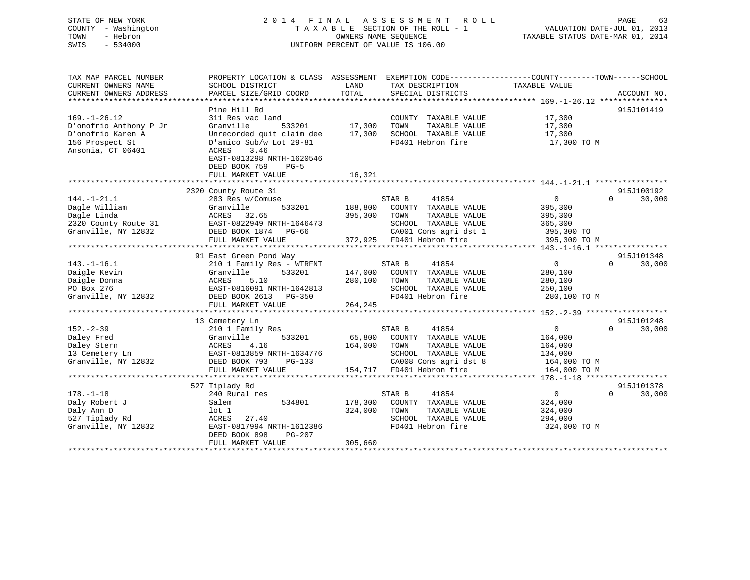STATE OF NEW YORK
COUNTY - Washington
TOWN - Hebron
SWIS - 534000

2014 FINAL ASSESSMENT ROLL
TAXABLE SECTION OF THE ROLL - 1
OWNERS NAME SEQUENCE
UNIFORM PERCENT OF VALUE IS 106.00

VALUATION DATE-JUL 01, 2013
TAXABLE STATUS DATE-MAR 01, 2014

```
TAX MAP PARCEL NUMBER          PROPERTY LOCATION & CLASS  ASSESSMENT  EXEMPTION CODE------------------COUNTY--------TOWN------SCHOOL
CURRENT OWNERS NAME            SCHOOL DISTRICT              LAND       TAX DESCRIPTION            TAXABLE VALUE
CURRENT OWNERS ADDRESS         PARCEL SIZE/GRID COORD       TOTAL      SPECIAL DISTRICTS                                    ACCOUNT NO.
******************************************************************************************************* 169.-1-26.12 ***************
                               Pine Hill Rd                                                                                 915J101419
169.-1-26.12                   311 Res vac land                        COUNTY  TAXABLE VALUE           17,300
D'onofrio Anthony P Jr         Granville        533201       17,300    TOWN    TAXABLE VALUE           17,300
D'onofrio Karen A              Unrecorded quit claim dee     17,300    SCHOOL  TAXABLE VALUE           17,300
156 Prospect St                D'amico Sub/w Lot 29-81                 FD401 Hebron fire                17,300 TO M
Ansonia, CT 06401              ACRES    3.46
                               EAST-0813298 NRTH-1620546
                               DEED BOOK 759    PG-5
                               FULL MARKET VALUE             16,321
******************************************************************************************************* 144.-1-21.1 ****************
                               2320 County Route 31                                                                         915J100192
144.-1-21.1                    283 Res w/Comuse                  STAR B     41854                  0            0       30,000
Dagle William                  Granville        533201      188,800    COUNTY  TAXABLE VALUE          395,300
Dagle Linda                    ACRES   32.65                395,300    TOWN    TAXABLE VALUE          395,300
2320 County Route 31           EAST-0822949 NRTH-1646473               SCHOOL  TAXABLE VALUE          365,300
Granville, NY 12832            DEED BOOK 1874   PG-66                  CA001 Cons agri dst 1           395,300 TO
                               FULL MARKET VALUE            372,925    FD401 Hebron fire               395,300 TO M
******************************************************************************************************* 143.-1-16.1 ****************
                               91 East Green Pond Way                                                                       915J101348
143.-1-16.1                    210 1 Family Res - WTRFNT         STAR B     41854                  0            0       30,000
Daigle Kevin                   Granville        533201      147,000    COUNTY  TAXABLE VALUE          280,100
Daigle Donna                   ACRES    5.10                280,100    TOWN    TAXABLE VALUE          280,100
PO Box 276                     EAST-0816091 NRTH-1642813               SCHOOL  TAXABLE VALUE          250,100
Granville, NY 12832            DEED BOOK 2613   PG-350                 FD401 Hebron fire               280,100 TO M
                               FULL MARKET VALUE            264,245
******************************************************************************************************* 152.-2-39 ******************
                               13 Cemetery Ln                                                                               915J101248
152.-2-39                      210 1 Family Res                  STAR B     41854                  0            0       30,000
Daley Fred                     Granville        533201       65,800    COUNTY  TAXABLE VALUE          164,000
Daley Stern                    ACRES    4.16                164,000    TOWN    TAXABLE VALUE          164,000
13 Cemetery Ln                 EAST-0813859 NRTH-1634776               SCHOOL  TAXABLE VALUE          134,000
Granville, NY 12832            DEED BOOK 793    PG-133                 CA008 Cons agri dst 8           164,000 TO M
                               FULL MARKET VALUE            154,717    FD401 Hebron fire               164,000 TO M
******************************************************************************************************* 178.-1-18 ******************
                               527 Tiplady Rd                                                                               915J101378
178.-1-18                      240 Rural res                     STAR B     41854                  0            0       30,000
Daly Robert J                  Salem            534801      178,300    COUNTY  TAXABLE VALUE          324,000
Daly Ann D                     lot 1                        324,000    TOWN    TAXABLE VALUE          324,000
527 Tiplady Rd                 ACRES   27.40                           SCHOOL  TAXABLE VALUE          294,000
Granville, NY 12832            EAST-0817994 NRTH-1612386               FD401 Hebron fire               324,000 TO M
                               DEED BOOK 898    PG-207
                               FULL MARKET VALUE            305,660
************************************************************************************************************************************
```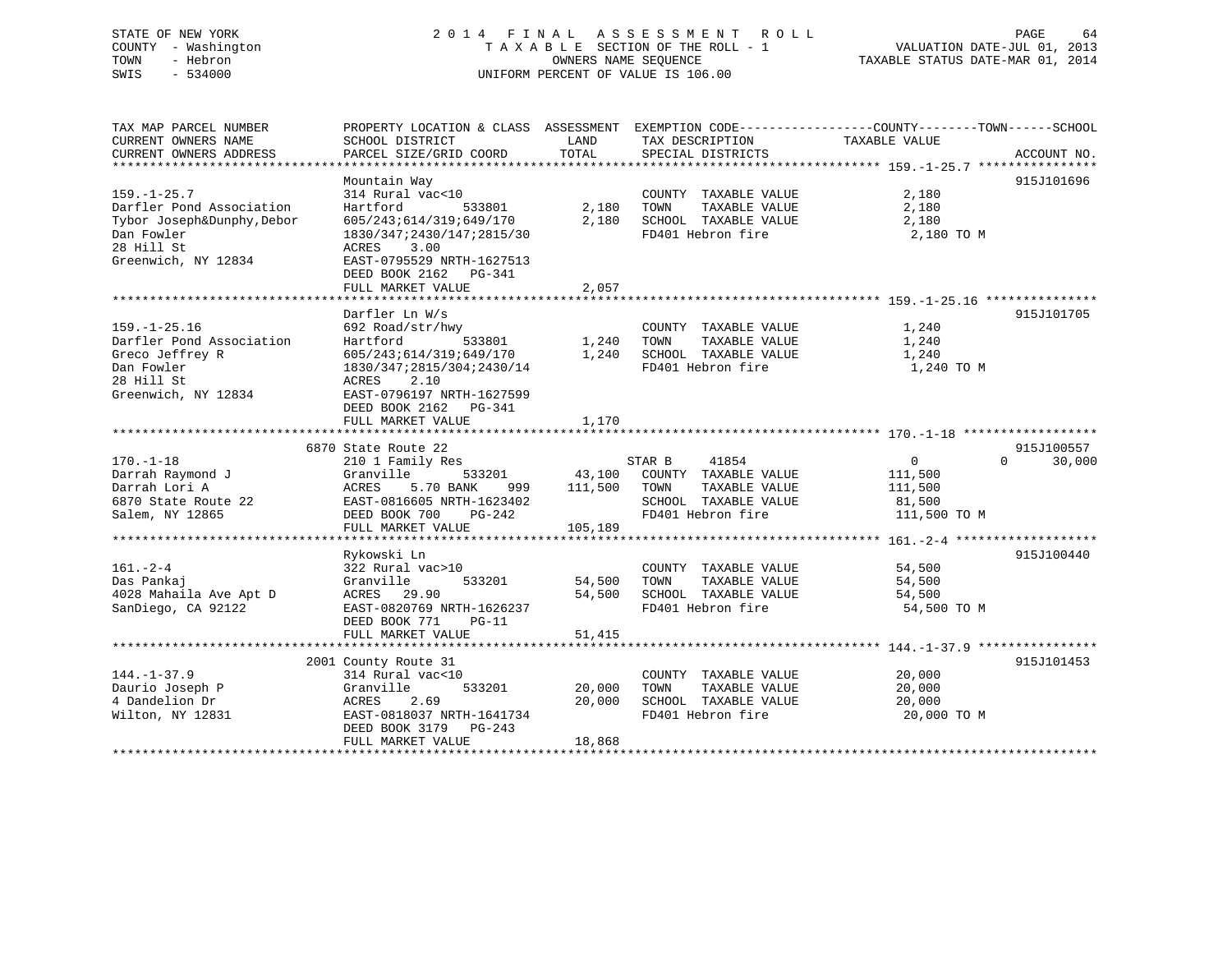STATE OF NEW YORK
COUNTY - Washington
TOWN - Hebron
SWIS - 534000

2014 FINAL ASSESSMENT ROLL
TAXABLE SECTION OF THE ROLL - 1
OWNERS NAME SEQUENCE
UNIFORM PERCENT OF VALUE IS 106.00

VALUATION DATE-JUL 01, 2013
TAXABLE STATUS DATE-MAR 01, 2014

| TAX MAP PARCEL NUMBER / CURRENT OWNERS NAME / CURRENT OWNERS ADDRESS | PROPERTY LOCATION & CLASS / SCHOOL DISTRICT / PARCEL SIZE/GRID COORD | ASSESSMENT LAND | ASSESSMENT TOTAL | EXEMPTION CODE / TAX DESCRIPTION / SPECIAL DISTRICTS | COUNTY TAXABLE VALUE | TOWN | SCHOOL | ACCOUNT NO. |
|---|---|---|---|---|---|---|---|---|
| 159.-1-25.7 | Mountain Way | | | | | | | 915J101696 |
| Darfler Pond Association | 314 Rural vac<10 | | | COUNTY TAXABLE VALUE | 2,180 | | | |
| Tybor Joseph&Dunphy,Debor | Hartford 533801 | 2,180 | | TOWN TAXABLE VALUE | 2,180 | | | |
| Dan Fowler | 605/243;614/319;649/170 | | 2,180 | SCHOOL TAXABLE VALUE | 2,180 | | | |
| 28 Hill St | 1830/347;2430/147;2815/30 | | | FD401 Hebron fire | 2,180 TO M | | | |
| Greenwich, NY 12834 | ACRES 3.00 | | | | | | | |
| | EAST-0795529 NRTH-1627513 | | | | | | | |
| | DEED BOOK 2162 PG-341 | | | | | | | |
| | FULL MARKET VALUE | | 2,057 | | | | | |
| 159.-1-25.16 | Darfler Ln W/s | | | | | | | 915J101705 |
| Darfler Pond Association | 692 Road/str/hwy | | | COUNTY TAXABLE VALUE | 1,240 | | | |
| Greco Jeffrey R | Hartford 533801 | 1,240 | | TOWN TAXABLE VALUE | 1,240 | | | |
| Dan Fowler | 605/243;614/319;649/170 | | 1,240 | SCHOOL TAXABLE VALUE | 1,240 | | | |
| 28 Hill St | 1830/347;2815/304;2430/14 | | | FD401 Hebron fire | 1,240 TO M | | | |
| Greenwich, NY 12834 | ACRES 2.10 | | | | | | | |
| | EAST-0796197 NRTH-1627599 | | | | | | | |
| | DEED BOOK 2162 PG-341 | | | | | | | |
| | FULL MARKET VALUE | | 1,170 | | | | | |
| 170.-1-18 | 6870 State Route 22 | | | | | | | 915J100557 |
| Darrah Raymond J | 210 1 Family Res | | | STAR B 41854 | 0 | 0 | 30,000 | |
| Darrah Lori A | Granville 533201 | 43,100 | | COUNTY TAXABLE VALUE | 111,500 | | | |
| 6870 State Route 22 | ACRES 5.70 BANK 999 | | 111,500 | TOWN TAXABLE VALUE | 111,500 | | | |
| Salem, NY 12865 | EAST-0816605 NRTH-1623402 | | | SCHOOL TAXABLE VALUE | 81,500 | | | |
| | DEED BOOK 700 PG-242 | | | FD401 Hebron fire | 111,500 TO M | | | |
| | FULL MARKET VALUE | | 105,189 | | | | | |
| 161.-2-4 | Rykowski Ln | | | | | | | 915J100440 |
| Das Pankaj | 322 Rural vac>10 | | | COUNTY TAXABLE VALUE | 54,500 | | | |
| 4028 Mahaila Ave Apt D | Granville 533201 | 54,500 | | TOWN TAXABLE VALUE | 54,500 | | | |
| SanDiego, CA 92122 | ACRES 29.90 | | 54,500 | SCHOOL TAXABLE VALUE | 54,500 | | | |
| | EAST-0820769 NRTH-1626237 | | | FD401 Hebron fire | 54,500 TO M | | | |
| | DEED BOOK 771 PG-11 | | | | | | | |
| | FULL MARKET VALUE | | 51,415 | | | | | |
| 144.-1-37.9 | 2001 County Route 31 | | | | | | | 915J101453 |
| Daurio Joseph P | 314 Rural vac<10 | | | COUNTY TAXABLE VALUE | 20,000 | | | |
| 4 Dandelion Dr | Granville 533201 | 20,000 | | TOWN TAXABLE VALUE | 20,000 | | | |
| Wilton, NY 12831 | ACRES 2.69 | | 20,000 | SCHOOL TAXABLE VALUE | 20,000 | | | |
| | EAST-0818037 NRTH-1641734 | | | FD401 Hebron fire | 20,000 TO M | | | |
| | DEED BOOK 3179 PG-243 | | | | | | | |
| | FULL MARKET VALUE | | 18,868 | | | | | |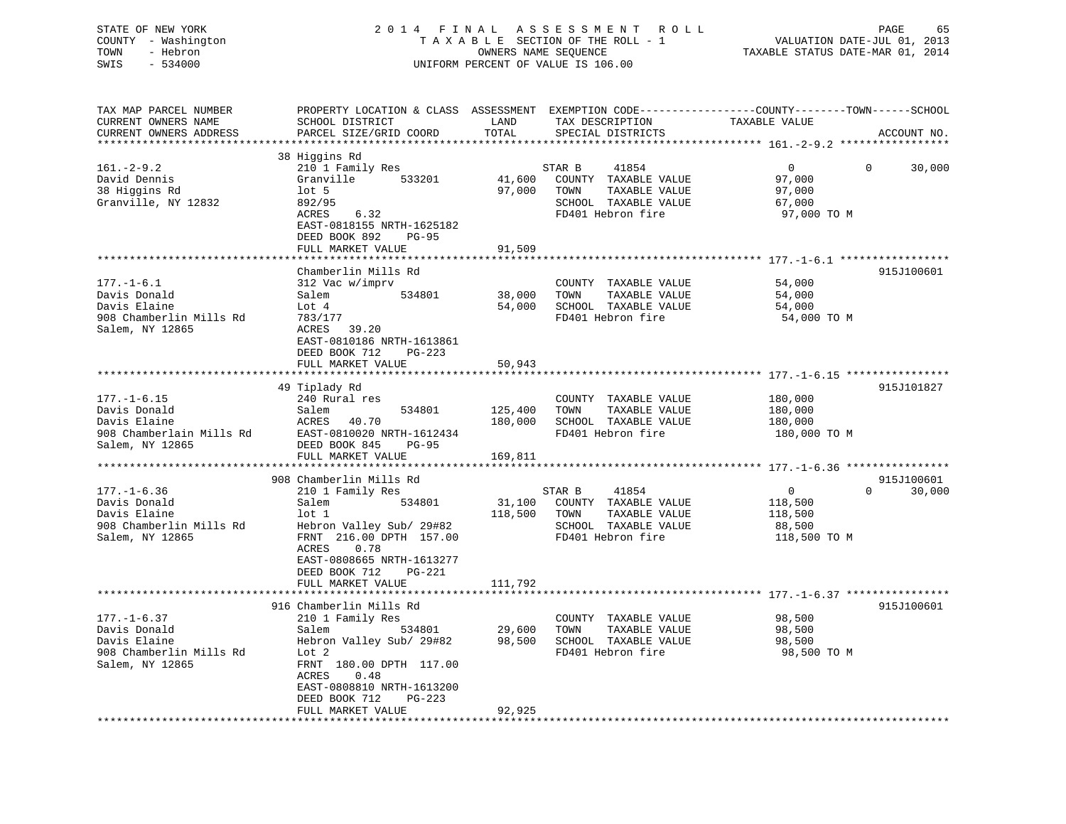STATE OF NEW YORK
COUNTY - Washington
TOWN - Hebron
SWIS - 534000

2014 FINAL ASSESSMENT ROLL
TAXABLE SECTION OF THE ROLL - 1
OWNERS NAME SEQUENCE
UNIFORM PERCENT OF VALUE IS 106.00

VALUATION DATE-JUL 01, 2013
TAXABLE STATUS DATE-MAR 01, 2014

| TAX MAP PARCEL NUMBER / CURRENT OWNERS NAME / CURRENT OWNERS ADDRESS | PROPERTY LOCATION & CLASS / SCHOOL DISTRICT / PARCEL SIZE/GRID COORD | ASSESSMENT LAND / TOTAL | EXEMPTION CODE / TAX DESCRIPTION / SPECIAL DISTRICTS | COUNTY TAXABLE VALUE | TOWN | SCHOOL / ACCOUNT NO. |
|---|---|---|---|---|---|---|
| **161.-2-9.2** | 38 Higgins Rd | | | | | |
| 161.-2-9.2 | 210 1 Family Res | | STAR B 41854 | 0 | 0 | 30,000 |
| David Dennis | Granville 533201 | 41,600 | COUNTY TAXABLE VALUE | 97,000 | | |
| 38 Higgins Rd | lot 5 | 97,000 | TOWN TAXABLE VALUE | 97,000 | | |
| Granville, NY 12832 | 892/95 | | SCHOOL TAXABLE VALUE | 67,000 | | |
| | ACRES 6.32 | | FD401 Hebron fire | 97,000 TO M | | |
| | EAST-0818155 NRTH-1625182 | | | | | |
| | DEED BOOK 892 PG-95 | | | | | |
| | FULL MARKET VALUE | 91,509 | | | | |
| **177.-1-6.1** | Chamberlin Mills Rd | | | | | 915J100601 |
| 177.-1-6.1 | 312 Vac w/imprv | | COUNTY TAXABLE VALUE | 54,000 | | |
| Davis Donald | Salem 534801 | 38,000 | TOWN TAXABLE VALUE | 54,000 | | |
| Davis Elaine | Lot 4 | 54,000 | SCHOOL TAXABLE VALUE | 54,000 | | |
| 908 Chamberlin Mills Rd | 783/177 | | FD401 Hebron fire | 54,000 TO M | | |
| Salem, NY 12865 | ACRES 39.20 | | | | | |
| | EAST-0810186 NRTH-1613861 | | | | | |
| | DEED BOOK 712 PG-223 | | | | | |
| | FULL MARKET VALUE | 50,943 | | | | |
| **177.-1-6.15** | 49 Tiplady Rd | | | | | 915J101827 |
| 177.-1-6.15 | 240 Rural res | | COUNTY TAXABLE VALUE | 180,000 | | |
| Davis Donald | Salem 534801 | 125,400 | TOWN TAXABLE VALUE | 180,000 | | |
| Davis Elaine | ACRES 40.70 | 180,000 | SCHOOL TAXABLE VALUE | 180,000 | | |
| 908 Chamberlain Mills Rd | EAST-0810020 NRTH-1612434 | | FD401 Hebron fire | 180,000 TO M | | |
| Salem, NY 12865 | DEED BOOK 845 PG-95 | | | | | |
| | FULL MARKET VALUE | 169,811 | | | | |
| **177.-1-6.36** | 908 Chamberlin Mills Rd | | | | | 915J100601 |
| 177.-1-6.36 | 210 1 Family Res | | STAR B 41854 | 0 | 0 | 30,000 |
| Davis Donald | Salem 534801 | 31,100 | COUNTY TAXABLE VALUE | 118,500 | | |
| Davis Elaine | lot 1 | 118,500 | TOWN TAXABLE VALUE | 118,500 | | |
| 908 Chamberlin Mills Rd | Hebron Valley Sub/ 29#82 | | SCHOOL TAXABLE VALUE | 88,500 | | |
| Salem, NY 12865 | FRNT 216.00 DPTH 157.00 | | FD401 Hebron fire | 118,500 TO M | | |
| | ACRES 0.78 | | | | | |
| | EAST-0808665 NRTH-1613277 | | | | | |
| | DEED BOOK 712 PG-221 | | | | | |
| | FULL MARKET VALUE | 111,792 | | | | |
| **177.-1-6.37** | 916 Chamberlin Mills Rd | | | | | 915J100601 |
| 177.-1-6.37 | 210 1 Family Res | | COUNTY TAXABLE VALUE | 98,500 | | |
| Davis Donald | Salem 534801 | 29,600 | TOWN TAXABLE VALUE | 98,500 | | |
| Davis Elaine | Hebron Valley Sub/ 29#82 | 98,500 | SCHOOL TAXABLE VALUE | 98,500 | | |
| 908 Chamberlin Mills Rd | Lot 2 | | FD401 Hebron fire | 98,500 TO M | | |
| Salem, NY 12865 | FRNT 180.00 DPTH 117.00 | | | | | |
| | ACRES 0.48 | | | | | |
| | EAST-0808810 NRTH-1613200 | | | | | |
| | DEED BOOK 712 PG-223 | | | | | |
| | FULL MARKET VALUE | 92,925 | | | | |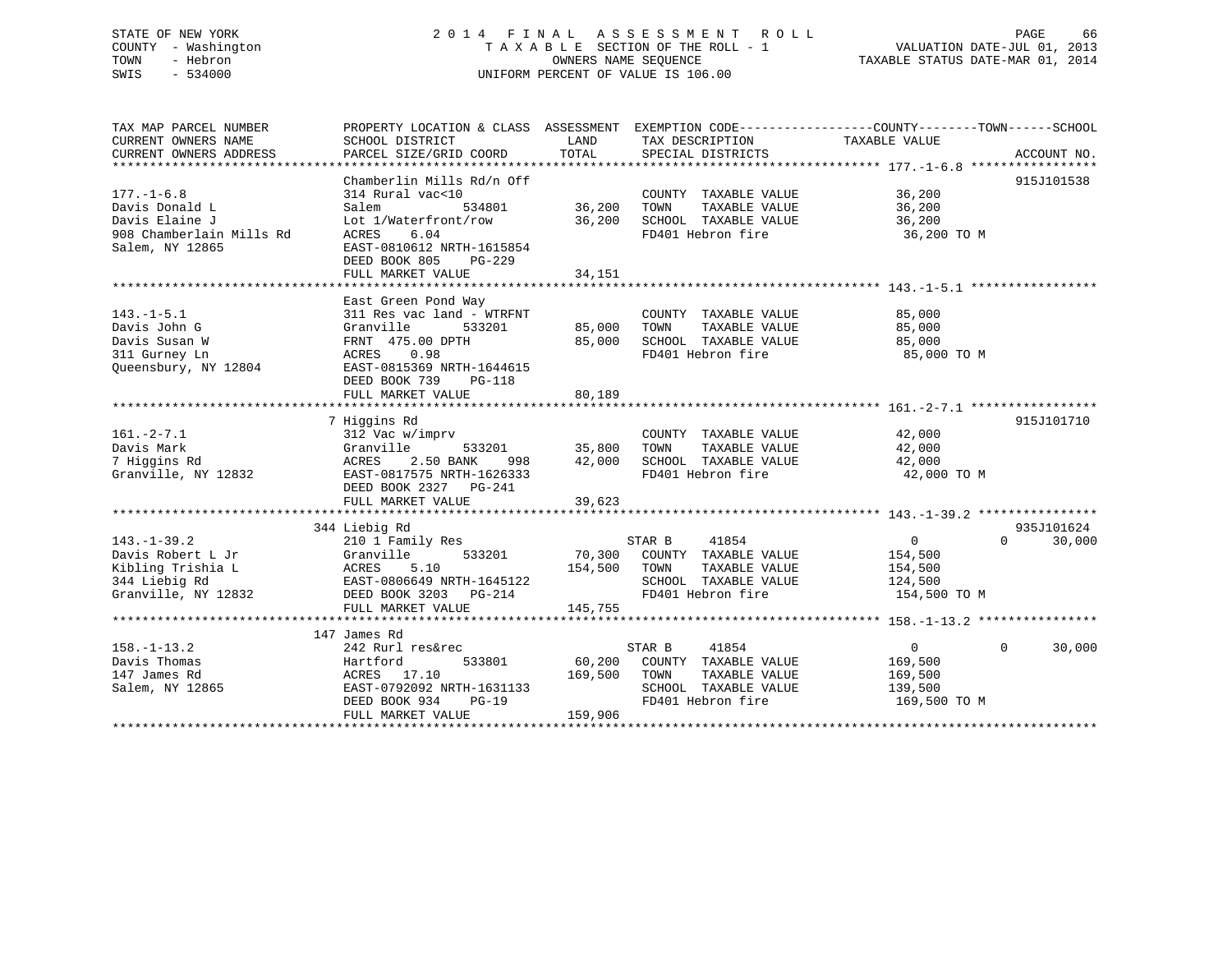STATE OF NEW YORK
COUNTY - Washington
TOWN - Hebron
SWIS - 534000

# 2014 FINAL ASSESSMENT ROLL

TAXABLE SECTION OF THE ROLL - 1
OWNERS NAME SEQUENCE
UNIFORM PERCENT OF VALUE IS 106.00

VALUATION DATE-JUL 01, 2013
TAXABLE STATUS DATE-MAR 01, 2014

| TAX MAP PARCEL NUMBER / CURRENT OWNERS NAME / CURRENT OWNERS ADDRESS | PROPERTY LOCATION & CLASS / SCHOOL DISTRICT / PARCEL SIZE/GRID COORD | ASSESSMENT LAND | ASSESSMENT TOTAL | EXEMPTION CODE / TAX DESCRIPTION / SPECIAL DISTRICTS | COUNTY TAXABLE VALUE | TOWN | SCHOOL | ACCOUNT NO. |
|---|---|---|---|---|---|---|---|---|
| 177.-1-6.8 | Chamberlin Mills Rd/n Off | | | | | | | 915J101538 |
| Davis Donald L | 314 Rural vac<10 | | | COUNTY TAXABLE VALUE | 36,200 | | | |
| Davis Elaine J | Salem 534801 | 36,200 | | TOWN TAXABLE VALUE | 36,200 | | | |
| 908 Chamberlain Mills Rd | Lot 1/Waterfront/row | | 36,200 | SCHOOL TAXABLE VALUE | 36,200 | | | |
| Salem, NY 12865 | ACRES 6.04 | | | FD401 Hebron fire | 36,200 TO M | | | |
| | EAST-0810612 NRTH-1615854 | | | | | | | |
| | DEED BOOK 805 PG-229 | | | | | | | |
| | FULL MARKET VALUE | | 34,151 | | | | | |
| 143.-1-5.1 | East Green Pond Way | | | | | | | |
| Davis John G | 311 Res vac land - WTRFNT | | | COUNTY TAXABLE VALUE | 85,000 | | | |
| Davis Susan W | Granville 533201 | 85,000 | | TOWN TAXABLE VALUE | 85,000 | | | |
| 311 Gurney Ln | FRNT 475.00 DPTH | | 85,000 | SCHOOL TAXABLE VALUE | 85,000 | | | |
| Queensbury, NY 12804 | ACRES 0.98 | | | FD401 Hebron fire | 85,000 TO M | | | |
| | EAST-0815369 NRTH-1644615 | | | | | | | |
| | DEED BOOK 739 PG-118 | | | | | | | |
| | FULL MARKET VALUE | | 80,189 | | | | | |
| 161.-2-7.1 | 7 Higgins Rd | | | | | | | 915J101710 |
| Davis Mark | 312 Vac w/imprv | | | COUNTY TAXABLE VALUE | 42,000 | | | |
| 7 Higgins Rd | Granville 533201 | 35,800 | | TOWN TAXABLE VALUE | 42,000 | | | |
| Granville, NY 12832 | ACRES 2.50 BANK 998 | | 42,000 | SCHOOL TAXABLE VALUE | 42,000 | | | |
| | EAST-0817575 NRTH-1626333 | | | FD401 Hebron fire | 42,000 TO M | | | |
| | DEED BOOK 2327 PG-241 | | | | | | | |
| | FULL MARKET VALUE | | 39,623 | | | | | |
| 143.-1-39.2 | 344 Liebig Rd | | | | | | | 935J101624 |
| Davis Robert L Jr | 210 1 Family Res | | | STAR B 41854 | 0 | 0 | 30,000 | |
| Kibling Trishia L | Granville 533201 | 70,300 | | COUNTY TAXABLE VALUE | 154,500 | | | |
| 344 Liebig Rd | ACRES 5.10 | | 154,500 | TOWN TAXABLE VALUE | 154,500 | | | |
| Granville, NY 12832 | EAST-0806649 NRTH-1645122 | | | SCHOOL TAXABLE VALUE | 124,500 | | | |
| | DEED BOOK 3203 PG-214 | | | FD401 Hebron fire | 154,500 TO M | | | |
| | FULL MARKET VALUE | | 145,755 | | | | | |
| 158.-1-13.2 | 147 James Rd | | | | | | | |
| Davis Thomas | 242 Rurl res&rec | | | STAR B 41854 | 0 | 0 | 30,000 | |
| 147 James Rd | Hartford 533801 | 60,200 | | COUNTY TAXABLE VALUE | 169,500 | | | |
| Salem, NY 12865 | ACRES 17.10 | | 169,500 | TOWN TAXABLE VALUE | 169,500 | | | |
| | EAST-0792092 NRTH-1631133 | | | SCHOOL TAXABLE VALUE | 139,500 | | | |
| | DEED BOOK 934 PG-19 | | | FD401 Hebron fire | 169,500 TO M | | | |
| | FULL MARKET VALUE | | 159,906 | | | | | |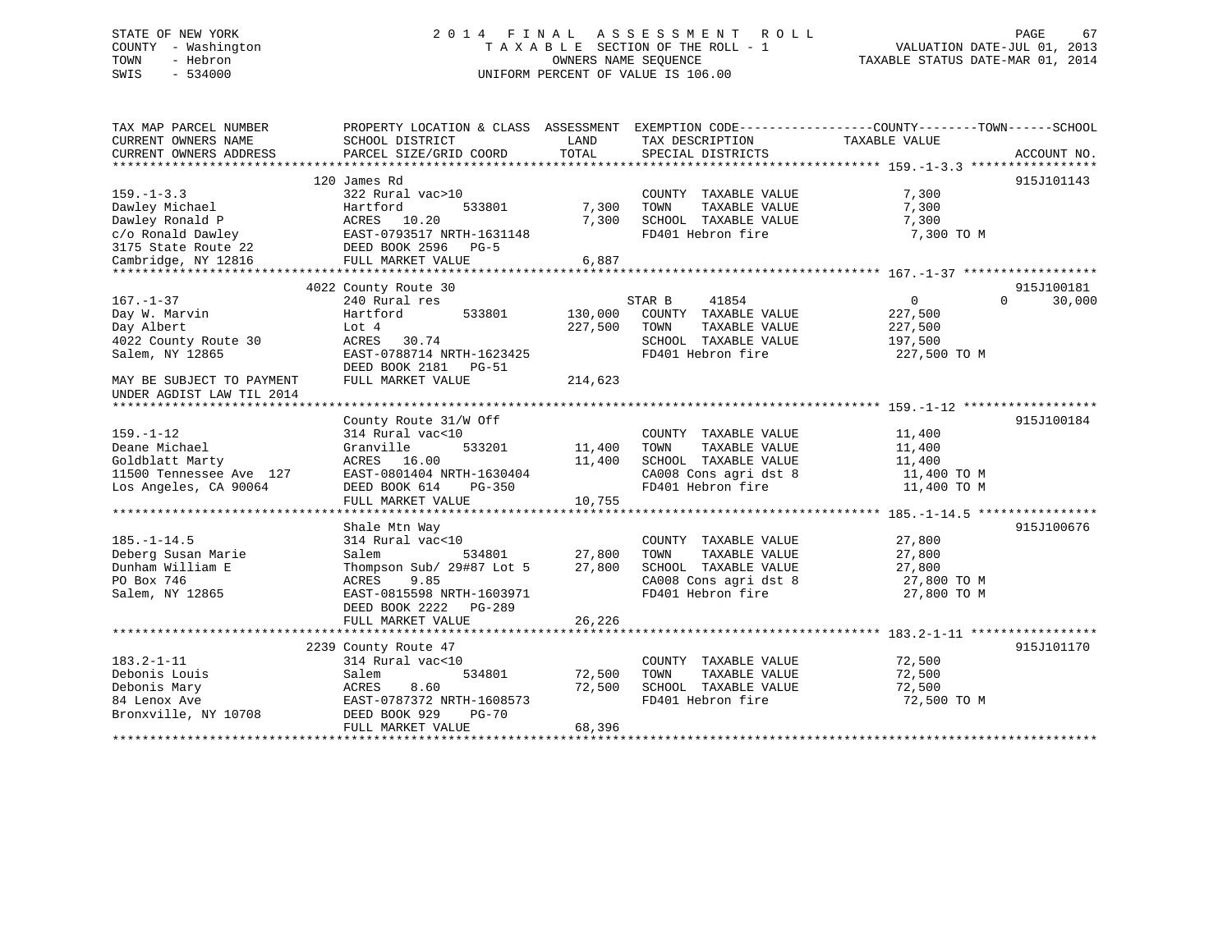STATE OF NEW YORK
COUNTY - Washington
TOWN - Hebron
SWIS - 534000

# 2014 FINAL ASSESSMENT ROLL
TAXABLE SECTION OF THE ROLL - 1
OWNERS NAME SEQUENCE
UNIFORM PERCENT OF VALUE IS 106.00

VALUATION DATE-JUL 01, 2013
TAXABLE STATUS DATE-MAR 01, 2014

| TAX MAP PARCEL NUMBER / CURRENT OWNERS NAME / CURRENT OWNERS ADDRESS | PROPERTY LOCATION & CLASS / SCHOOL DISTRICT / PARCEL SIZE/GRID COORD | ASSESSMENT LAND | TOTAL | EXEMPTION CODE / TAX DESCRIPTION / SPECIAL DISTRICTS | COUNTY TAXABLE VALUE | TOWN | SCHOOL | ACCOUNT NO. |
|---|---|---|---|---|---|---|---|---|
| **159.-1-3.3** | 120 James Rd | | | | | | | 915J101143 |
| 159.-1-3.3 | 322 Rural vac>10 | | | COUNTY TAXABLE VALUE | 7,300 | | | |
| Dawley Michael | Hartford 533801 | 7,300 | | TOWN TAXABLE VALUE | 7,300 | | | |
| Dawley Ronald P | ACRES 10.20 | | 7,300 | SCHOOL TAXABLE VALUE | 7,300 | | | |
| c/o Ronald Dawley | EAST-0793517 NRTH-1631148 | | | FD401 Hebron fire | 7,300 TO M | | | |
| 3175 State Route 22 | DEED BOOK 2596 PG-5 | | | | | | | |
| Cambridge, NY 12816 | FULL MARKET VALUE | | 6,887 | | | | | |
| **167.-1-37** | 4022 County Route 30 | | | | | | | 915J100181 |
| 167.-1-37 | 240 Rural res | | | STAR B 41854 | 0 | 0 | 30,000 | |
| Day W. Marvin | Hartford 533801 | 130,000 | | COUNTY TAXABLE VALUE | 227,500 | | | |
| Day Albert | Lot 4 | | 227,500 | TOWN TAXABLE VALUE | 227,500 | | | |
| 4022 County Route 30 | ACRES 30.74 | | | SCHOOL TAXABLE VALUE | 197,500 | | | |
| Salem, NY 12865 | EAST-0788714 NRTH-1623425 | | | FD401 Hebron fire | 227,500 TO M | | | |
| | DEED BOOK 2181 PG-51 | | | | | | | |
| MAY BE SUBJECT TO PAYMENT UNDER AGDIST LAW TIL 2014 | FULL MARKET VALUE | | 214,623 | | | | | |
| **159.-1-12** | County Route 31/W Off | | | | | | | 915J100184 |
| 159.-1-12 | 314 Rural vac<10 | | | COUNTY TAXABLE VALUE | 11,400 | | | |
| Deane Michael | Granville 533201 | 11,400 | | TOWN TAXABLE VALUE | 11,400 | | | |
| Goldblatt Marty | ACRES 16.00 | | 11,400 | SCHOOL TAXABLE VALUE | 11,400 | | | |
| 11500 Tennessee Ave 127 | EAST-0801404 NRTH-1630404 | | | CA008 Cons agri dst 8 | 11,400 TO M | | | |
| Los Angeles, CA 90064 | DEED BOOK 614 PG-350 | | | FD401 Hebron fire | 11,400 TO M | | | |
| | FULL MARKET VALUE | | 10,755 | | | | | |
| **185.-1-14.5** | Shale Mtn Way | | | | | | | 915J100676 |
| 185.-1-14.5 | 314 Rural vac<10 | | | COUNTY TAXABLE VALUE | 27,800 | | | |
| Deberg Susan Marie | Salem 534801 | 27,800 | | TOWN TAXABLE VALUE | 27,800 | | | |
| Dunham William E | Thompson Sub/ 29#87 Lot 5 | | 27,800 | SCHOOL TAXABLE VALUE | 27,800 | | | |
| PO Box 746 | ACRES 9.85 | | | CA008 Cons agri dst 8 | 27,800 TO M | | | |
| Salem, NY 12865 | EAST-0815598 NRTH-1603971 | | | FD401 Hebron fire | 27,800 TO M | | | |
| | DEED BOOK 2222 PG-289 | | | | | | | |
| | FULL MARKET VALUE | | 26,226 | | | | | |
| **183.2-1-11** | 2239 County Route 47 | | | | | | | 915J101170 |
| 183.2-1-11 | 314 Rural vac<10 | | | COUNTY TAXABLE VALUE | 72,500 | | | |
| Debonis Louis | Salem 534801 | 72,500 | | TOWN TAXABLE VALUE | 72,500 | | | |
| Debonis Mary | ACRES 8.60 | | 72,500 | SCHOOL TAXABLE VALUE | 72,500 | | | |
| 84 Lenox Ave | EAST-0787372 NRTH-1608573 | | | FD401 Hebron fire | 72,500 TO M | | | |
| Bronxville, NY 10708 | DEED BOOK 929 PG-70 | | | | | | | |
| | FULL MARKET VALUE | | 68,396 | | | | | |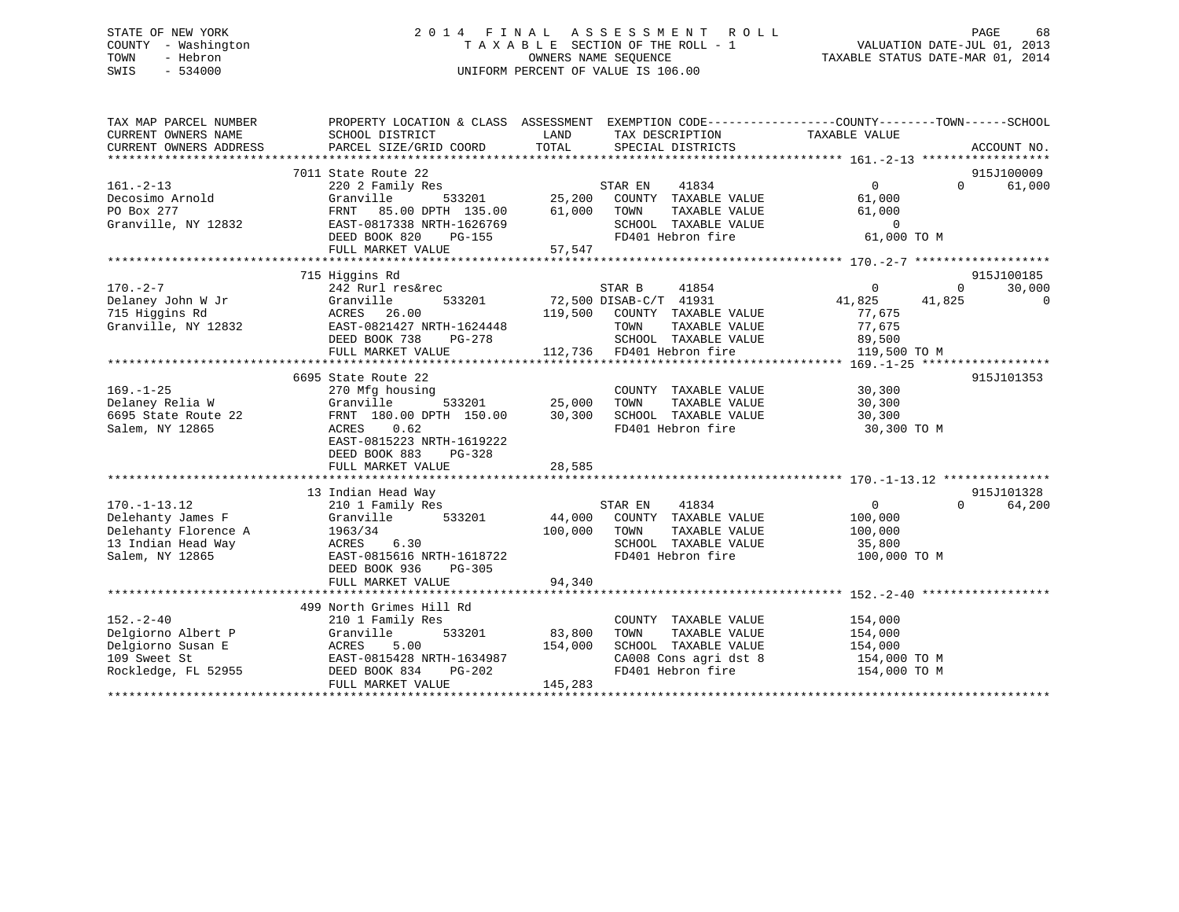STATE OF NEW YORK
COUNTY - Washington
TOWN - Hebron
SWIS - 534000

2014 FINAL ASSESSMENT ROLL
TAXABLE SECTION OF THE ROLL - 1
OWNERS NAME SEQUENCE
UNIFORM PERCENT OF VALUE IS 106.00

VALUATION DATE-JUL 01, 2013
TAXABLE STATUS DATE-MAR 01, 2014

```
TAX MAP PARCEL NUMBER      PROPERTY LOCATION & CLASS  ASSESSMENT  EXEMPTION CODE------------------COUNTY--------TOWN------SCHOOL
CURRENT OWNERS NAME        SCHOOL DISTRICT               LAND      TAX DESCRIPTION            TAXABLE VALUE
CURRENT OWNERS ADDRESS     PARCEL SIZE/GRID COORD       TOTAL      SPECIAL DISTRICTS                                      ACCOUNT NO.
******************************************************************************************************* 161.-2-13 *****************
                     7011 State Route 22                                                                               915J100009
161.-2-13                  220 2 Family Res                        STAR EN    41834                   0          0      61,000
Decosimo Arnold            Granville         533201      25,200    COUNTY  TAXABLE VALUE           61,000
PO Box 277                 FRNT  85.00 DPTH 135.00       61,000    TOWN    TAXABLE VALUE           61,000
Granville, NY 12832        EAST-0817338 NRTH-1626769               SCHOOL  TAXABLE VALUE                0
                           DEED BOOK 820    PG-155                 FD401 Hebron fire              61,000 TO M
                           FULL MARKET VALUE             57,547
******************************************************************************************************* 170.-2-7 ******************
                     715 Higgins Rd                                                                                    915J100185
170.-2-7                   242 Rurl res&rec                        STAR B     41854                   0          0      30,000
Delaney John W Jr          Granville         533201      72,500 DISAB-C/T  41931                 41,825     41,825          0
715 Higgins Rd             ACRES  26.00                 119,500    COUNTY  TAXABLE VALUE           77,675
Granville, NY 12832        EAST-0821427 NRTH-1624448               TOWN    TAXABLE VALUE           77,675
                           DEED BOOK 738    PG-278                 SCHOOL  TAXABLE VALUE           89,500
                           FULL MARKET VALUE            112,736    FD401 Hebron fire             119,500 TO M
******************************************************************************************************* 169.-1-25 *****************
                     6695 State Route 22                                                                               915J101353
169.-1-25                  270 Mfg housing                         COUNTY  TAXABLE VALUE           30,300
Delaney Relia W            Granville         533201      25,000    TOWN    TAXABLE VALUE           30,300
6695 State Route 22        FRNT 180.00 DPTH 150.00       30,300    SCHOOL  TAXABLE VALUE           30,300
Salem, NY 12865            ACRES   0.62                            FD401 Hebron fire              30,300 TO M
                           EAST-0815223 NRTH-1619222
                           DEED BOOK 883    PG-328
                           FULL MARKET VALUE             28,585
******************************************************************************************************* 170.-1-13.12 **************
                     13 Indian Head Way                                                                                915J101328
170.-1-13.12               210 1 Family Res                        STAR EN    41834                   0          0      64,200
Delehanty James F          Granville         533201      44,000    COUNTY  TAXABLE VALUE          100,000
Delehanty Florence A       1963/34                      100,000    TOWN    TAXABLE VALUE          100,000
13 Indian Head Way         ACRES   6.30                            SCHOOL  TAXABLE VALUE           35,800
Salem, NY 12865            EAST-0815616 NRTH-1618722               FD401 Hebron fire             100,000 TO M
                           DEED BOOK 936    PG-305
                           FULL MARKET VALUE             94,340
******************************************************************************************************* 152.-2-40 *****************
                     499 North Grimes Hill Rd
152.-2-40                  210 1 Family Res                        COUNTY  TAXABLE VALUE          154,000
Delgiorno Albert P         Granville         533201      83,800    TOWN    TAXABLE VALUE          154,000
Delgiorno Susan E          ACRES   5.00                 154,000    SCHOOL  TAXABLE VALUE          154,000
109 Sweet St               EAST-0815428 NRTH-1634987               CA008 Cons agri dst 8         154,000 TO M
Rockledge, FL 52955        DEED BOOK 834    PG-202                 FD401 Hebron fire             154,000 TO M
                           FULL MARKET VALUE            145,283
************************************************************************************************************************************
```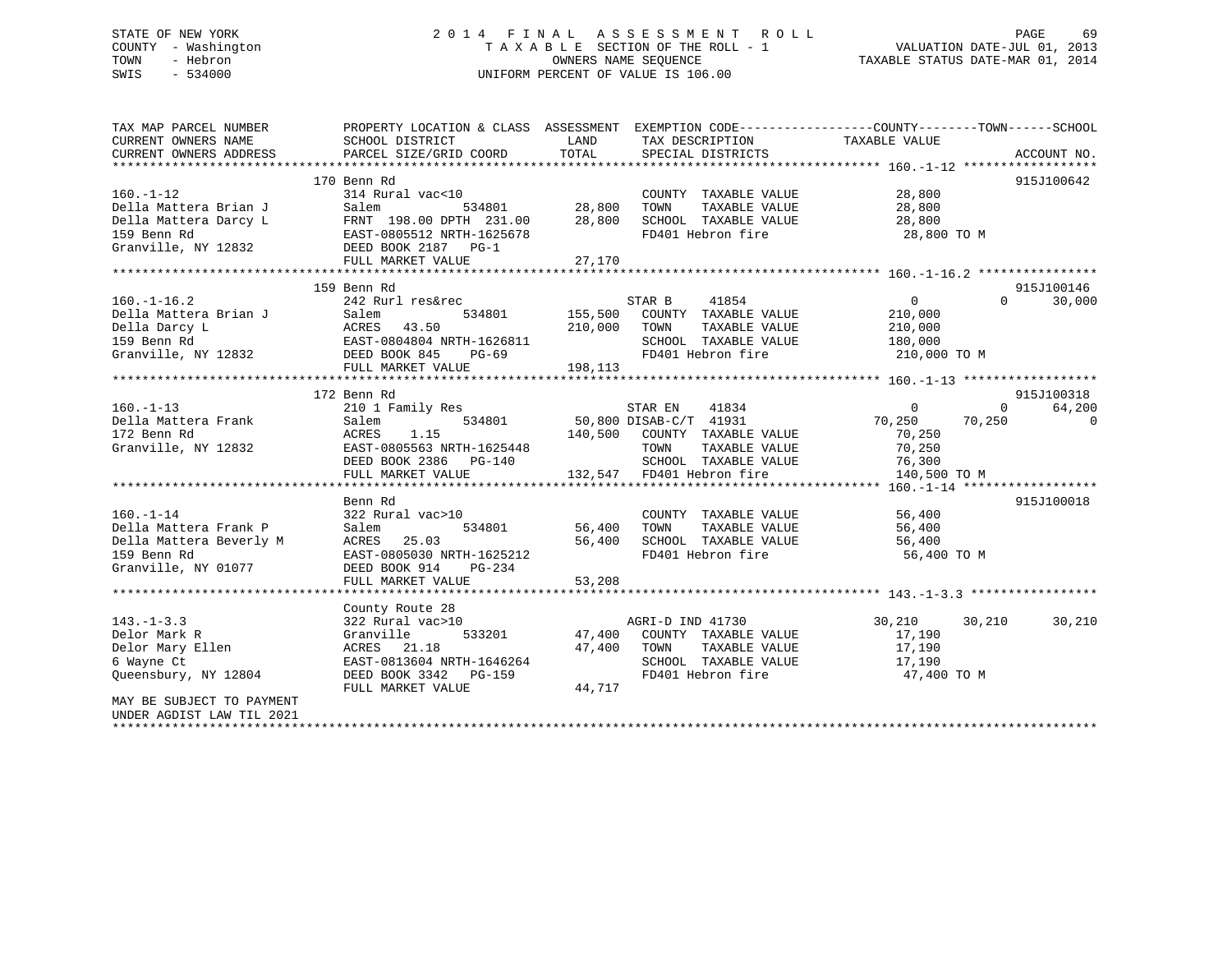STATE OF NEW YORK
COUNTY - Washington
TOWN - Hebron
SWIS - 534000

# 2014 FINAL ASSESSMENT ROLL
TAXABLE SECTION OF THE ROLL - 1
OWNERS NAME SEQUENCE
UNIFORM PERCENT OF VALUE IS 106.00

VALUATION DATE-JUL 01, 2013
TAXABLE STATUS DATE-MAR 01, 2014

```
TAX MAP PARCEL NUMBER          PROPERTY LOCATION & CLASS  ASSESSMENT  EXEMPTION CODE-----------------COUNTY--------TOWN------SCHOOL
CURRENT OWNERS NAME            SCHOOL DISTRICT            LAND        TAX DESCRIPTION             TAXABLE VALUE
CURRENT OWNERS ADDRESS         PARCEL SIZE/GRID COORD     TOTAL       SPECIAL DISTRICTS                                        ACCOUNT NO.
******************************************************************************************************* 160.-1-12 ******************
                               170 Benn Rd                                                                                 915J100642
160.-1-12                      314 Rural vac<10                       COUNTY  TAXABLE VALUE             28,800
Della Mattera Brian J          Salem          534801      28,800      TOWN    TAXABLE VALUE             28,800
Della Mattera Darcy L          FRNT 198.00 DPTH 231.00    28,800      SCHOOL  TAXABLE VALUE             28,800
159 Benn Rd                    EAST-0805512 NRTH-1625678              FD401 Hebron fire                  28,800 TO M
Granville, NY 12832            DEED BOOK 2187   PG-1
                               FULL MARKET VALUE          27,170
******************************************************************************************************* 160.-1-16.2 ****************
                               159 Benn Rd                                                                                 915J100146
160.-1-16.2                    242 Rurl res&rec                       STAR B      41854                 0            0       30,000
Della Mattera Brian J          Salem          534801     155,500      COUNTY  TAXABLE VALUE            210,000
Della Darcy L                  ACRES   43.50             210,000      TOWN    TAXABLE VALUE            210,000
159 Benn Rd                    EAST-0804804 NRTH-1626811              SCHOOL  TAXABLE VALUE            180,000
Granville, NY 12832            DEED BOOK 845    PG-69                 FD401 Hebron fire                 210,000 TO M
                               FULL MARKET VALUE         198,113
******************************************************************************************************* 160.-1-13 ******************
                               172 Benn Rd                                                                                 915J100318
160.-1-13                      210 1 Family Res                       STAR EN     41834                 0            0       64,200
Della Mattera Frank            Salem          534801      50,800 DISAB-C/T  41931              70,250       70,250            0
172 Benn Rd                    ACRES    1.15             140,500      COUNTY  TAXABLE VALUE             70,250
Granville, NY 12832            EAST-0805563 NRTH-1625448              TOWN    TAXABLE VALUE             70,250
                               DEED BOOK 2386   PG-140                SCHOOL  TAXABLE VALUE             76,300
                               FULL MARKET VALUE         132,547      FD401 Hebron fire                 140,500 TO M
******************************************************************************************************* 160.-1-14 ******************
                               Benn Rd                                                                                     915J100018
160.-1-14                      322 Rural vac>10                       COUNTY  TAXABLE VALUE             56,400
Della Mattera Frank P          Salem          534801      56,400      TOWN    TAXABLE VALUE             56,400
Della Mattera Beverly M        ACRES   25.03              56,400      SCHOOL  TAXABLE VALUE             56,400
159 Benn Rd                    EAST-0805030 NRTH-1625212              FD401 Hebron fire                  56,400 TO M
Granville, NY 01077            DEED BOOK 914    PG-234
                               FULL MARKET VALUE          53,208
******************************************************************************************************* 143.-1-3.3 *****************
                               County Route 28
143.-1-3.3                     322 Rural vac>10                       AGRI-D IND 41730                 30,210       30,210       30,210
Delor Mark R                   Granville      533201      47,400      COUNTY  TAXABLE VALUE             17,190
Delor Mary Ellen               ACRES   21.18              47,400      TOWN    TAXABLE VALUE             17,190
6 Wayne Ct                     EAST-0813604 NRTH-1646264              SCHOOL  TAXABLE VALUE             17,190
Queensbury, NY 12804           DEED BOOK 3342   PG-159                FD401 Hebron fire                  47,400 TO M
                               FULL MARKET VALUE          44,717
MAY BE SUBJECT TO PAYMENT
UNDER AGDIST LAW TIL 2021
************************************************************************************************************************************
```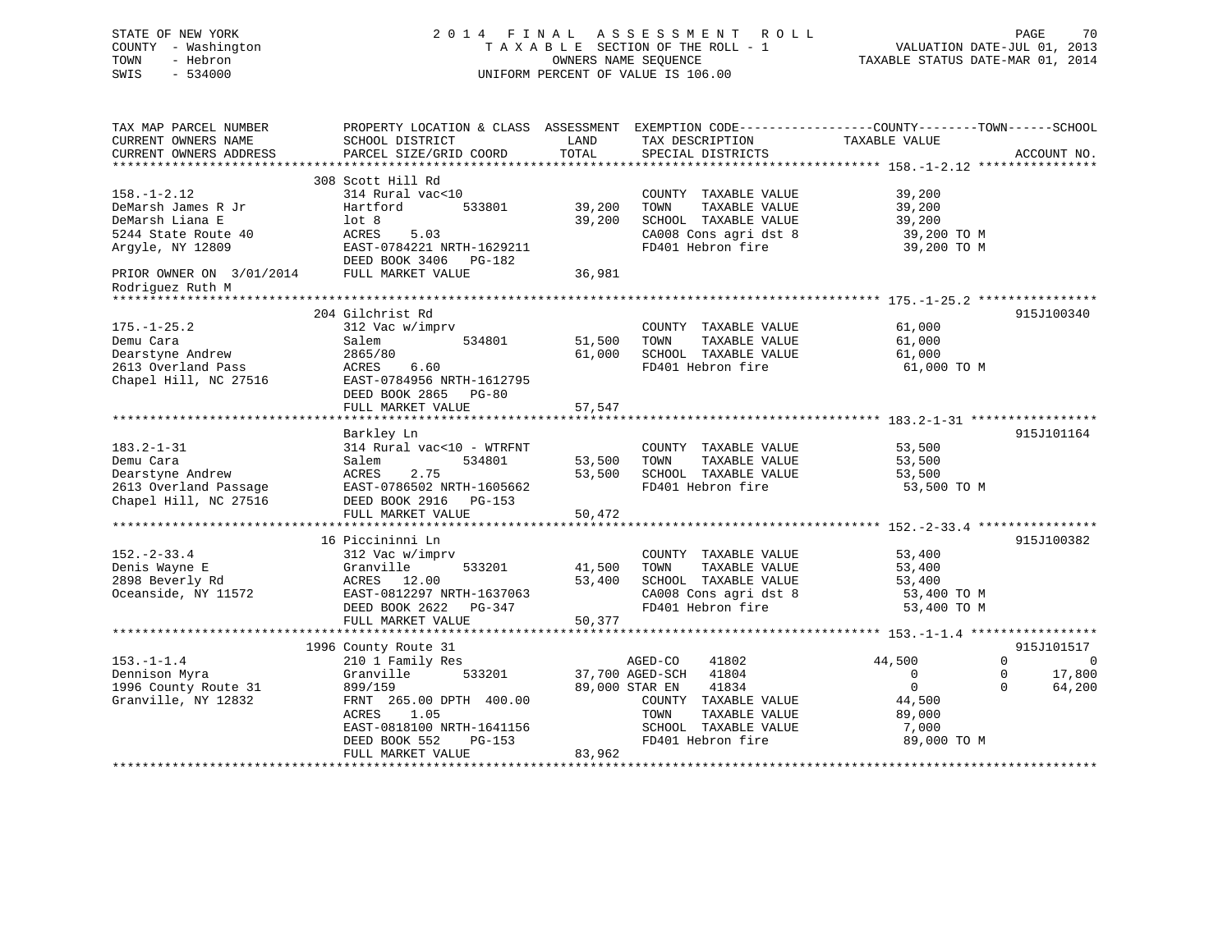STATE OF NEW YORK
COUNTY - Washington
TOWN - Hebron
SWIS - 534000

2014 FINAL ASSESSMENT ROLL
TAXABLE SECTION OF THE ROLL - 1
OWNERS NAME SEQUENCE
UNIFORM PERCENT OF VALUE IS 106.00

VALUATION DATE-JUL 01, 2013
TAXABLE STATUS DATE-MAR 01, 2014

```
TAX MAP PARCEL NUMBER          PROPERTY LOCATION & CLASS  ASSESSMENT  EXEMPTION CODE-----------------COUNTY--------TOWN------SCHOOL
CURRENT OWNERS NAME            SCHOOL DISTRICT              LAND      TAX DESCRIPTION              TAXABLE VALUE
CURRENT OWNERS ADDRESS         PARCEL SIZE/GRID COORD       TOTAL     SPECIAL DISTRICTS                                      ACCOUNT NO.
******************************************************************************************************* 158.-1-2.12 ****************
                             308 Scott Hill Rd
158.-1-2.12                  314 Rural vac<10                        COUNTY  TAXABLE VALUE            39,200
DeMarsh James R Jr           Hartford         533801       39,200    TOWN    TAXABLE VALUE            39,200
DeMarsh Liana E              lot 8                         39,200    SCHOOL  TAXABLE VALUE            39,200
5244 State Route 40          ACRES     5.03                          CA008 Cons agri dst 8             39,200 TO M
Argyle, NY 12809             EAST-0784221 NRTH-1629211               FD401 Hebron fire                 39,200 TO M
                             DEED BOOK 3406   PG-182
PRIOR OWNER ON 3/01/2014     FULL MARKET VALUE             36,981
Rodriguez Ruth M
******************************************************************************************************* 175.-1-25.2 ****************
                             204 Gilchrist Rd                                                                       915J100340
175.-1-25.2                  312 Vac w/imprv                         COUNTY  TAXABLE VALUE            61,000
Demu Cara                    Salem            534801       51,500    TOWN    TAXABLE VALUE            61,000
Dearstyne Andrew             2865/80                       61,000    SCHOOL  TAXABLE VALUE            61,000
2613 Overland Pass           ACRES     6.60                          FD401 Hebron fire                 61,000 TO M
Chapel Hill, NC 27516        EAST-0784956 NRTH-1612795
                             DEED BOOK 2865   PG-80
                             FULL MARKET VALUE             57,547
******************************************************************************************************* 183.2-1-31 *****************
                             Barkley Ln                                                                             915J101164
183.2-1-31                   314 Rural vac<10 - WTRFNT               COUNTY  TAXABLE VALUE            53,500
Demu Cara                    Salem            534801       53,500    TOWN    TAXABLE VALUE            53,500
Dearstyne Andrew             ACRES     2.75                53,500    SCHOOL  TAXABLE VALUE            53,500
2613 Overland Passage        EAST-0786502 NRTH-1605662               FD401 Hebron fire                 53,500 TO M
Chapel Hill, NC 27516        DEED BOOK 2916   PG-153
                             FULL MARKET VALUE             50,472
******************************************************************************************************* 152.-2-33.4 ****************
                             16 Piccininni Ln                                                                       915J100382
152.-2-33.4                  312 Vac w/imprv                         COUNTY  TAXABLE VALUE            53,400
Denis Wayne E                Granville        533201       41,500    TOWN    TAXABLE VALUE            53,400
2898 Beverly Rd              ACRES    12.00                53,400    SCHOOL  TAXABLE VALUE            53,400
Oceanside, NY 11572          EAST-0812297 NRTH-1637063               CA008 Cons agri dst 8             53,400 TO M
                             DEED BOOK 2622   PG-347                 FD401 Hebron fire                 53,400 TO M
                             FULL MARKET VALUE             50,377
******************************************************************************************************* 153.-1-1.4 *****************
                             1996 County Route 31                                                                   915J101517
153.-1-1.4                   210 1 Family Res                        AGED-CO    41802           44,500          0            0
Dennison Myra                Granville        533201       37,700 AGED-SCH   41804                0          0       17,800
1996 County Route 31         899/159                       89,000 STAR EN    41834                0          0       64,200
Granville, NY 12832          FRNT 265.00 DPTH 400.00                 COUNTY  TAXABLE VALUE            44,500
                             ACRES     1.05                          TOWN    TAXABLE VALUE            89,000
                             EAST-0818100 NRTH-1641156               SCHOOL  TAXABLE VALUE             7,000
                             DEED BOOK 552    PG-153                 FD401 Hebron fire                 89,000 TO M
                             FULL MARKET VALUE             83,962
************************************************************************************************************************************
```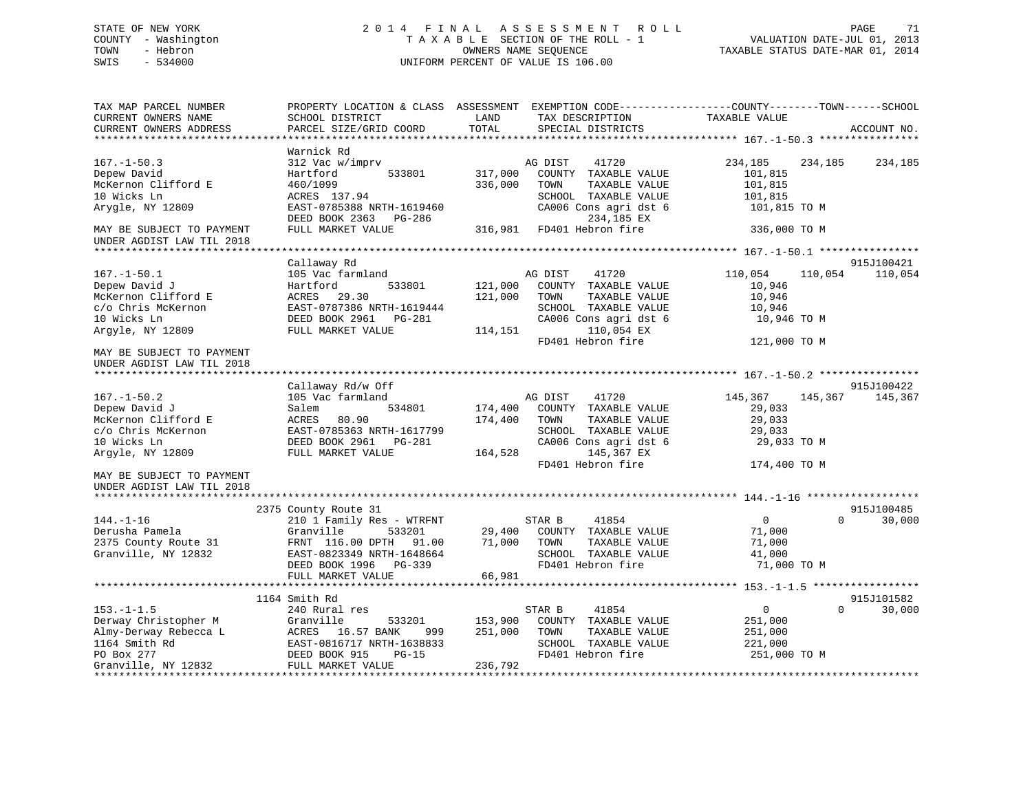STATE OF NEW YORK
COUNTY - Washington
TOWN - Hebron
SWIS - 534000

2014 FINAL ASSESSMENT ROLL
TAXABLE SECTION OF THE ROLL - 1
OWNERS NAME SEQUENCE
UNIFORM PERCENT OF VALUE IS 106.00

VALUATION DATE-JUL 01, 2013
TAXABLE STATUS DATE-MAR 01, 2014

```
TAX MAP PARCEL NUMBER          PROPERTY LOCATION & CLASS  ASSESSMENT  EXEMPTION CODE-----------------COUNTY--------TOWN------SCHOOL
CURRENT OWNERS NAME            SCHOOL DISTRICT              LAND      TAX DESCRIPTION             TAXABLE VALUE
CURRENT OWNERS ADDRESS         PARCEL SIZE/GRID COORD       TOTAL     SPECIAL DISTRICTS                                  ACCOUNT NO.
******************************************************************************************************* 167.-1-50.3 ****************
                               Warnick Rd
167.-1-50.3                    312 Vac w/imprv                      AG DIST    41720          234,185    234,185    234,185
Depew David                    Hartford       533801       317,000   COUNTY  TAXABLE VALUE       101,815
McKernon Clifford E            460/1099                    336,000   TOWN    TAXABLE VALUE       101,815
10 Wicks Ln                    ACRES 137.94                          SCHOOL  TAXABLE VALUE       101,815
Arygle, NY 12809               EAST-0785388 NRTH-1619460             CA006 Cons agri dst 6        101,815 TO M
                               DEED BOOK 2363   PG-286                    234,185 EX
MAY BE SUBJECT TO PAYMENT      FULL MARKET VALUE           316,981   FD401 Hebron fire            336,000 TO M
UNDER AGDIST LAW TIL 2018
******************************************************************************************************* 167.-1-50.1 ****************
                               Callaway Rd                                                                            915J100421
167.-1-50.1                    105 Vac farmland                     AG DIST    41720          110,054    110,054    110,054
Depew David J                  Hartford       533801       121,000   COUNTY  TAXABLE VALUE        10,946
McKernon Clifford E            ACRES  29.30                121,000   TOWN    TAXABLE VALUE        10,946
c/o Chris McKernon             EAST-0787386 NRTH-1619444             SCHOOL  TAXABLE VALUE        10,946
10 Wicks Ln                    DEED BOOK 2961   PG-281               CA006 Cons agri dst 6         10,946 TO M
Argyle, NY 12809               FULL MARKET VALUE           114,151        110,054 EX
                                                                     FD401 Hebron fire            121,000 TO M
MAY BE SUBJECT TO PAYMENT
UNDER AGDIST LAW TIL 2018
******************************************************************************************************* 167.-1-50.2 ****************
                               Callaway Rd/w Off                                                                      915J100422
167.-1-50.2                    105 Vac farmland                     AG DIST    41720          145,367    145,367    145,367
Depew David J                  Salem          534801       174,400   COUNTY  TAXABLE VALUE        29,033
McKernon Clifford E            ACRES  80.90                174,400   TOWN    TAXABLE VALUE        29,033
c/o Chris McKernon             EAST-0785363 NRTH-1617799             SCHOOL  TAXABLE VALUE        29,033
10 Wicks Ln                    DEED BOOK 2961   PG-281               CA006 Cons agri dst 6         29,033 TO M
Argyle, NY 12809               FULL MARKET VALUE           164,528        145,367 EX
                                                                     FD401 Hebron fire            174,400 TO M
MAY BE SUBJECT TO PAYMENT
UNDER AGDIST LAW TIL 2018
******************************************************************************************************* 144.-1-16 ******************
                          2375 County Route 31                                                                        915J100485
144.-1-16                      210 1 Family Res - WTRFNT            STAR B     41854               0          0     30,000
Derusha Pamela                 Granville      533201        29,400   COUNTY  TAXABLE VALUE        71,000
2375 County Route 31           FRNT 116.00 DPTH  91.00      71,000   TOWN    TAXABLE VALUE        71,000
Granville, NY 12832            EAST-0823349 NRTH-1648664             SCHOOL  TAXABLE VALUE        41,000
                               DEED BOOK 1996   PG-339               FD401 Hebron fire             71,000 TO M
                               FULL MARKET VALUE            66,981
******************************************************************************************************* 153.-1-1.5 *****************
                          1164 Smith Rd                                                                               915J101582
153.-1-1.5                     240 Rural res                        STAR B     41854               0          0     30,000
Derway Christopher M           Granville      533201       153,900   COUNTY  TAXABLE VALUE       251,000
Almy-Derway Rebecca L          ACRES  16.57 BANK     999   251,000   TOWN    TAXABLE VALUE       251,000
1164 Smith Rd                  EAST-0816717 NRTH-1638833             SCHOOL  TAXABLE VALUE       221,000
PO Box 277                     DEED BOOK 915    PG-15                FD401 Hebron fire            251,000 TO M
Granville, NY 12832            FULL MARKET VALUE           236,792
************************************************************************************************************************************
```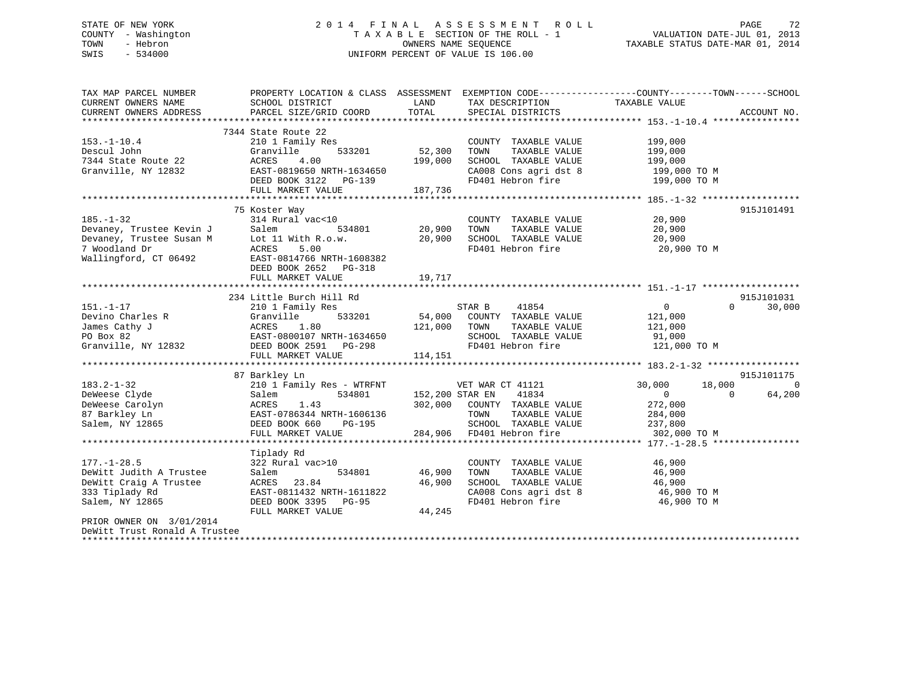STATE OF NEW YORK
COUNTY - Washington
TOWN - Hebron
SWIS - 534000

2014 FINAL ASSESSMENT ROLL
TAXABLE SECTION OF THE ROLL - 1
OWNERS NAME SEQUENCE
UNIFORM PERCENT OF VALUE IS 106.00

VALUATION DATE-JUL 01, 2013
TAXABLE STATUS DATE-MAR 01, 2014

```
TAX MAP PARCEL NUMBER          PROPERTY LOCATION & CLASS  ASSESSMENT  EXEMPTION CODE------------------COUNTY--------TOWN------SCHOOL
CURRENT OWNERS NAME            SCHOOL DISTRICT               LAND      TAX DESCRIPTION             TAXABLE VALUE
CURRENT OWNERS ADDRESS         PARCEL SIZE/GRID COORD        TOTAL     SPECIAL DISTRICTS                                    ACCOUNT NO.
******************************************************************************************************* 153.-1-10.4 ****************
                               7344 State Route 22
153.-1-10.4                    210 1 Family Res                         COUNTY  TAXABLE VALUE          199,000
Descul John                    Granville      533201       52,300       TOWN    TAXABLE VALUE          199,000
7344 State Route 22            ACRES    4.00              199,000       SCHOOL  TAXABLE VALUE          199,000
Granville, NY 12832            EAST-0819650 NRTH-1634650                CA008 Cons agri dst 8           199,000 TO M
                               DEED BOOK 3122   PG-139                  FD401 Hebron fire               199,000 TO M
                               FULL MARKET VALUE          187,736
******************************************************************************************************* 185.-1-32 ******************
                               75 Koster Way                                                                             915J101491
185.-1-32                      314 Rural vac<10                         COUNTY  TAXABLE VALUE           20,900
Devaney, Trustee Kevin J       Salem          534801       20,900       TOWN    TAXABLE VALUE           20,900
Devaney, Trustee Susan M       Lot 11 With R.o.w.          20,900       SCHOOL  TAXABLE VALUE           20,900
7 Woodland Dr                  ACRES    5.00                            FD401 Hebron fire                20,900 TO M
Wallingford, CT 06492          EAST-0814766 NRTH-1608382
                               DEED BOOK 2652   PG-318
                               FULL MARKET VALUE           19,717
******************************************************************************************************* 151.-1-17 ******************
                               234 Little Burch Hill Rd                                                                  915J101031
151.-1-17                      210 1 Family Res                         STAR B     41854                0           0      30,000
Devino Charles R               Granville      533201       54,000       COUNTY  TAXABLE VALUE          121,000
James Cathy J                  ACRES    1.80              121,000       TOWN    TAXABLE VALUE          121,000
PO Box 82                      EAST-0800107 NRTH-1634650                SCHOOL  TAXABLE VALUE           91,000
Granville, NY 12832            DEED BOOK 2591   PG-298                  FD401 Hebron fire               121,000 TO M
                               FULL MARKET VALUE          114,151
******************************************************************************************************* 183.2-1-32 *****************
                               87 Barkley Ln                                                                             915J101175
183.2-1-32                     210 1 Family Res - WTRFNT                VET WAR CT 41121           30,000      18,000           0
DeWeese Clyde                  Salem          534801      152,200 STAR EN    41834                0           0      64,200
DeWeese Carolyn                ACRES    1.43              302,000       COUNTY  TAXABLE VALUE          272,000
87 Barkley Ln                  EAST-0786344 NRTH-1606136                TOWN    TAXABLE VALUE          284,000
Salem, NY 12865                DEED BOOK 660    PG-195                  SCHOOL  TAXABLE VALUE          237,800
                               FULL MARKET VALUE          284,906       FD401 Hebron fire               302,000 TO M
******************************************************************************************************* 177.-1-28.5 ****************
                               Tiplady Rd
177.-1-28.5                    322 Rural vac>10                         COUNTY  TAXABLE VALUE           46,900
DeWitt Judith A Trustee        Salem          534801       46,900       TOWN    TAXABLE VALUE           46,900
DeWitt Craig A Trustee         ACRES   23.84               46,900       SCHOOL  TAXABLE VALUE           46,900
333 Tiplady Rd                 EAST-0811432 NRTH-1611822                CA008 Cons agri dst 8            46,900 TO M
Salem, NY 12865                DEED BOOK 3395   PG-95                   FD401 Hebron fire                46,900 TO M
                               FULL MARKET VALUE           44,245
PRIOR OWNER ON 3/01/2014
DeWitt Trust Ronald A Trustee
************************************************************************************************************************************
```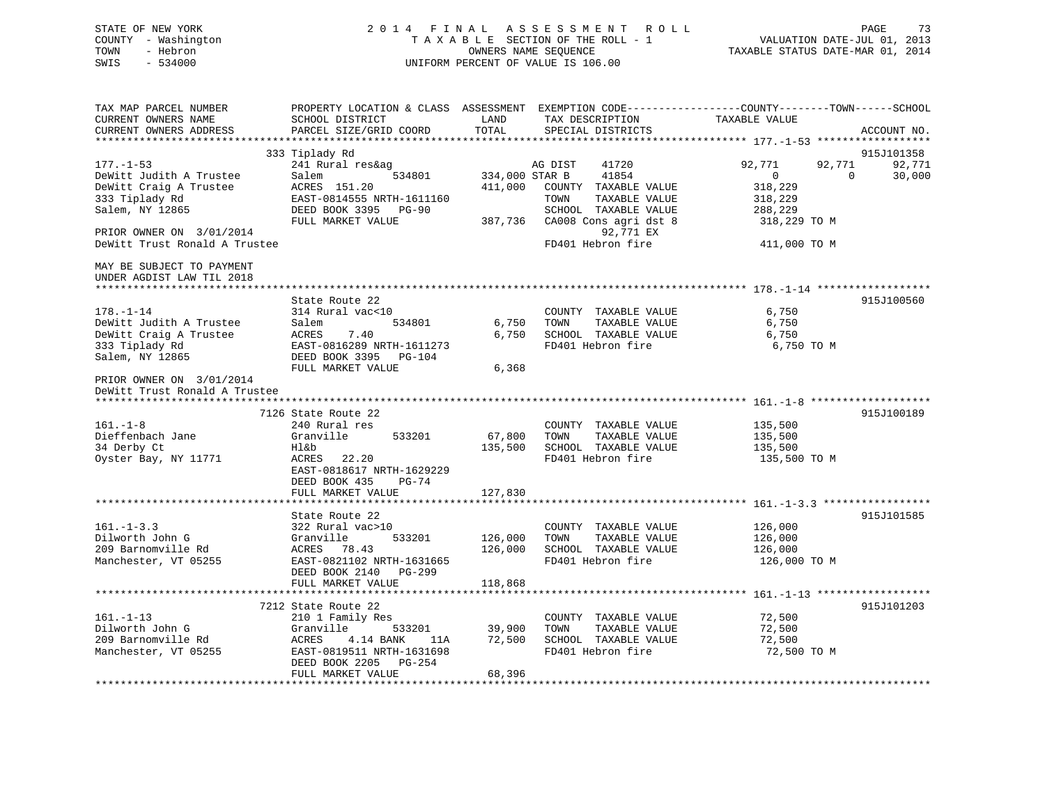STATE OF NEW YORK
COUNTY - Washington
TOWN - Hebron
SWIS - 534000

2014 FINAL ASSESSMENT ROLL
TAXABLE SECTION OF THE ROLL - 1
OWNERS NAME SEQUENCE
UNIFORM PERCENT OF VALUE IS 106.00

VALUATION DATE-JUL 01, 2013
TAXABLE STATUS DATE-MAR 01, 2014

```
TAX MAP PARCEL NUMBER          PROPERTY LOCATION & CLASS  ASSESSMENT  EXEMPTION CODE------------------COUNTY--------TOWN------SCHOOL
CURRENT OWNERS NAME            SCHOOL DISTRICT              LAND      TAX DESCRIPTION              TAXABLE VALUE
CURRENT OWNERS ADDRESS         PARCEL SIZE/GRID COORD       TOTAL     SPECIAL DISTRICTS                                    ACCOUNT NO.
*************************************************************************************************** 177.-1-53 ******************
                               333 Tiplady Rd                                                                              915J101358
177.-1-53                      241 Rural res&ag                       AG DIST     41720          92,771      92,771      92,771
DeWitt Judith A Trustee        Salem          534801      334,000 STAR B      41854               0           0        30,000
DeWitt Craig A Trustee         ACRES 151.20               411,000    COUNTY  TAXABLE VALUE        318,229
333 Tiplady Rd                 EAST-0814555 NRTH-1611160             TOWN    TAXABLE VALUE        318,229
Salem, NY 12865                DEED BOOK 3395   PG-90                SCHOOL  TAXABLE VALUE        288,229
                               FULL MARKET VALUE          387,736    CA008 Cons agri dst 8         318,229 TO M
PRIOR OWNER ON 3/01/2014                                                  92,771 EX
DeWitt Trust Ronald A Trustee                                        FD401 Hebron fire             411,000 TO M

MAY BE SUBJECT TO PAYMENT
UNDER AGDIST LAW TIL 2018
*************************************************************************************************** 178.-1-14 ******************
                               State Route 22                                                                              915J100560
178.-1-14                      314 Rural vac<10                      COUNTY  TAXABLE VALUE          6,750
DeWitt Judith A Trustee        Salem          534801        6,750    TOWN    TAXABLE VALUE          6,750
DeWitt Craig A Trustee         ACRES    7.40                6,750    SCHOOL  TAXABLE VALUE          6,750
333 Tiplady Rd                 EAST-0816289 NRTH-1611273             FD401 Hebron fire               6,750 TO M
Salem, NY 12865                DEED BOOK 3395   PG-104
                               FULL MARKET VALUE            6,368
PRIOR OWNER ON 3/01/2014
DeWitt Trust Ronald A Trustee
*************************************************************************************************** 161.-1-8 *******************
                               7126 State Route 22                                                                         915J100189
161.-1-8                       240 Rural res                         COUNTY  TAXABLE VALUE        135,500
Dieffenbach Jane               Granville      533201       67,800    TOWN    TAXABLE VALUE        135,500
34 Derby Ct                    Hl&b                       135,500    SCHOOL  TAXABLE VALUE        135,500
Oyster Bay, NY 11771           ACRES   22.20                         FD401 Hebron fire             135,500 TO M
                               EAST-0818617 NRTH-1629229
                               DEED BOOK 435    PG-74
                               FULL MARKET VALUE          127,830
*************************************************************************************************** 161.-1-3.3 *****************
                               State Route 22                                                                              915J101585
161.-1-3.3                     322 Rural vac>10                      COUNTY  TAXABLE VALUE        126,000
Dilworth John G                Granville      533201      126,000    TOWN    TAXABLE VALUE        126,000
209 Barnomville Rd             ACRES   78.43              126,000    SCHOOL  TAXABLE VALUE        126,000
Manchester, VT 05255           EAST-0821102 NRTH-1631665             FD401 Hebron fire             126,000 TO M
                               DEED BOOK 2140   PG-299
                               FULL MARKET VALUE          118,868
*************************************************************************************************** 161.-1-13 ******************
                               7212 State Route 22                                                                         915J101203
161.-1-13                      210 1 Family Res                      COUNTY  TAXABLE VALUE         72,500
Dilworth John G                Granville      533201       39,900    TOWN    TAXABLE VALUE         72,500
209 Barnomville Rd             ACRES    4.14 BANK    11A   72,500    SCHOOL  TAXABLE VALUE         72,500
Manchester, VT 05255           EAST-0819511 NRTH-1631698             FD401 Hebron fire              72,500 TO M
                               DEED BOOK 2205   PG-254
                               FULL MARKET VALUE           68,396
********************************************************************************************************************************
```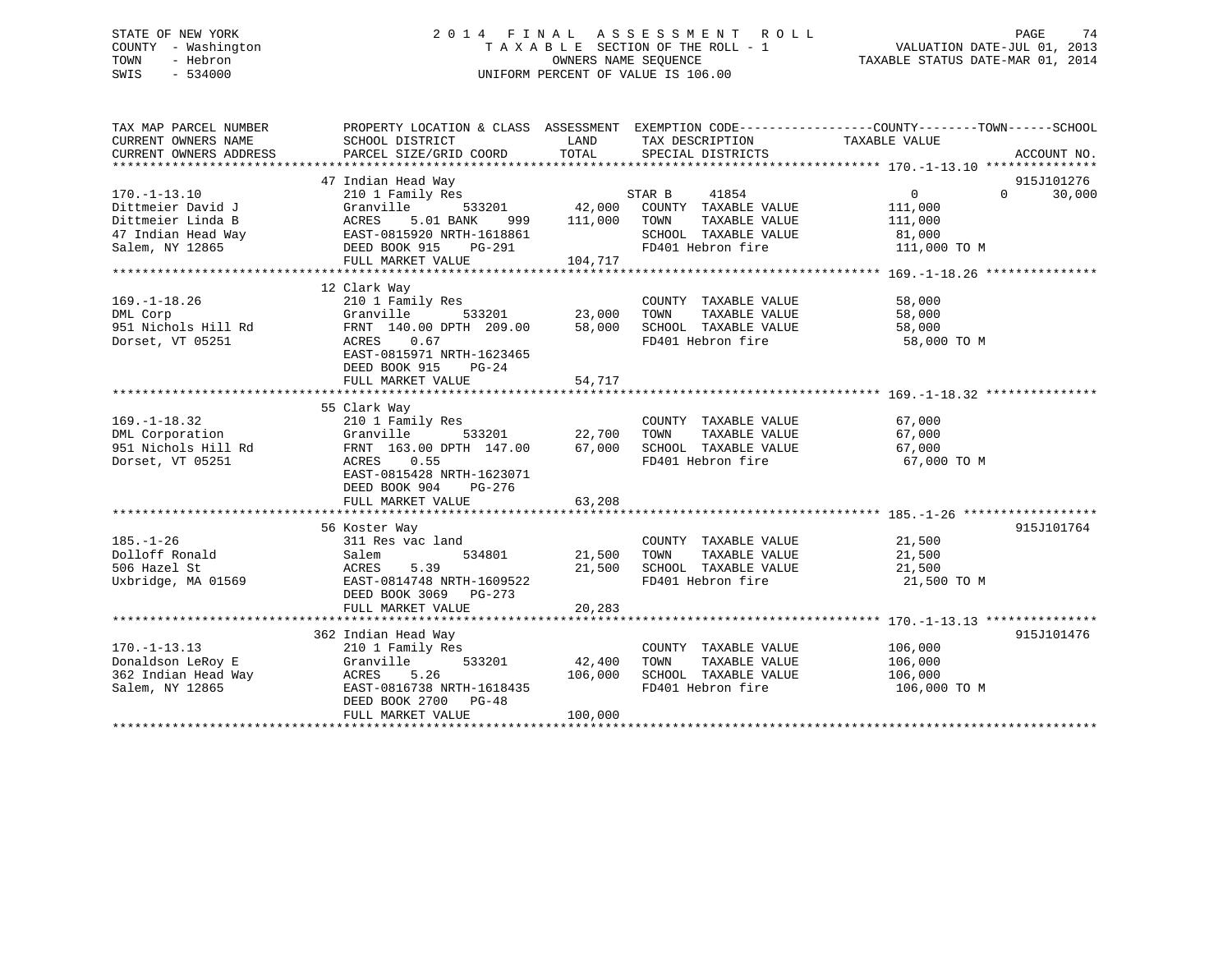STATE OF NEW YORK  
COUNTY - Washington  
TOWN - Hebron  
SWIS - 534000

# 2014 FINAL ASSESSMENT ROLL

TAXABLE SECTION OF THE ROLL - 1  
OWNERS NAME SEQUENCE  
UNIFORM PERCENT OF VALUE IS 106.00

VALUATION DATE-JUL 01, 2013  
TAXABLE STATUS DATE-MAR 01, 2014

```
TAX MAP PARCEL NUMBER          PROPERTY LOCATION & CLASS  ASSESSMENT  EXEMPTION CODE------------------COUNTY--------TOWN------SCHOOL
CURRENT OWNERS NAME            SCHOOL DISTRICT               LAND      TAX DESCRIPTION              TAXABLE VALUE
CURRENT OWNERS ADDRESS         PARCEL SIZE/GRID COORD        TOTAL     SPECIAL DISTRICTS                                        ACCOUNT NO.
******************************************************************************************************* 170.-1-13.10 ***************
                               47 Indian Head Way                                                                            915J101276
170.-1-13.10                   210 1 Family Res                        STAR B      41854                  0             0       30,000
Dittmeier David J              Granville         533201      42,000    COUNTY  TAXABLE VALUE         111,000
Dittmeier Linda B              ACRES     5.01 BANK    999   111,000    TOWN    TAXABLE VALUE         111,000
47 Indian Head Way             EAST-0815920 NRTH-1618861               SCHOOL  TAXABLE VALUE          81,000
Salem, NY 12865                DEED BOOK 915    PG-291                 FD401 Hebron fire             111,000 TO M
                               FULL MARKET VALUE            104,717
******************************************************************************************************* 169.-1-18.26 ***************
                               12 Clark Way
169.-1-18.26                   210 1 Family Res                        COUNTY  TAXABLE VALUE          58,000
DML Corp                       Granville         533201      23,000    TOWN    TAXABLE VALUE          58,000
951 Nichols Hill Rd            FRNT 140.00 DPTH 209.00       58,000    SCHOOL  TAXABLE VALUE          58,000
Dorset, VT 05251               ACRES     0.67                          FD401 Hebron fire              58,000 TO M
                               EAST-0815971 NRTH-1623465
                               DEED BOOK 915    PG-24
                               FULL MARKET VALUE             54,717
******************************************************************************************************* 169.-1-18.32 ***************
                               55 Clark Way
169.-1-18.32                   210 1 Family Res                        COUNTY  TAXABLE VALUE          67,000
DML Corporation                Granville         533201      22,700    TOWN    TAXABLE VALUE          67,000
951 Nichols Hill Rd            FRNT 163.00 DPTH 147.00       67,000    SCHOOL  TAXABLE VALUE          67,000
Dorset, VT 05251               ACRES     0.55                          FD401 Hebron fire              67,000 TO M
                               EAST-0815428 NRTH-1623071
                               DEED BOOK 904    PG-276
                               FULL MARKET VALUE             63,208
******************************************************************************************************* 185.-1-26 ******************
                               56 Koster Way                                                                                 915J101764
185.-1-26                      311 Res vac land                        COUNTY  TAXABLE VALUE          21,500
Dolloff Ronald                 Salem             534801      21,500    TOWN    TAXABLE VALUE          21,500
506 Hazel St                   ACRES     5.39                21,500    SCHOOL  TAXABLE VALUE          21,500
Uxbridge, MA 01569             EAST-0814748 NRTH-1609522               FD401 Hebron fire              21,500 TO M
                               DEED BOOK 3069   PG-273
                               FULL MARKET VALUE             20,283
******************************************************************************************************* 170.-1-13.13 ***************
                               362 Indian Head Way                                                                           915J101476
170.-1-13.13                   210 1 Family Res                        COUNTY  TAXABLE VALUE         106,000
Donaldson LeRoy E              Granville         533201      42,400    TOWN    TAXABLE VALUE         106,000
362 Indian Head Way            ACRES     5.26               106,000    SCHOOL  TAXABLE VALUE         106,000
Salem, NY 12865                EAST-0816738 NRTH-1618435               FD401 Hebron fire             106,000 TO M
                               DEED BOOK 2700   PG-48
                               FULL MARKET VALUE            100,000
************************************************************************************************************************************
```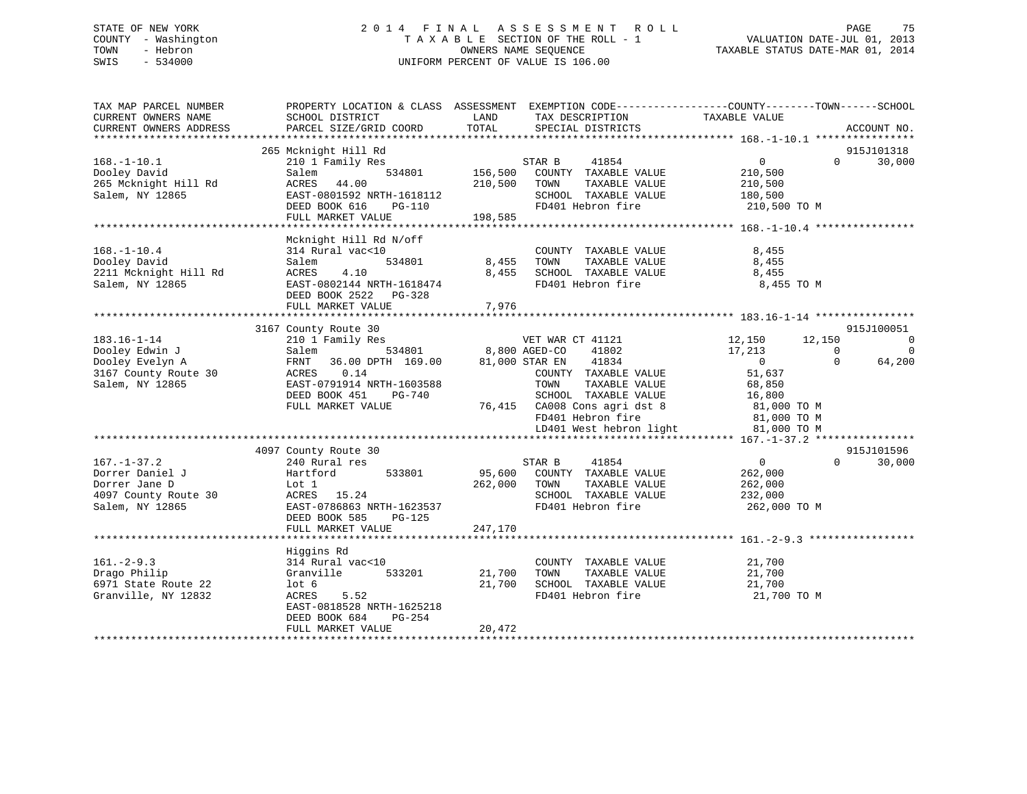STATE OF NEW YORK
COUNTY - Washington
TOWN - Hebron
SWIS - 534000

# 2014 FINAL ASSESSMENT ROLL
TAXABLE SECTION OF THE ROLL - 1
OWNERS NAME SEQUENCE
UNIFORM PERCENT OF VALUE IS 106.00

VALUATION DATE-JUL 01, 2013
TAXABLE STATUS DATE-MAR 01, 2014

```
TAX MAP PARCEL NUMBER          PROPERTY LOCATION & CLASS  ASSESSMENT  EXEMPTION CODE------------------COUNTY--------TOWN------SCHOOL
CURRENT OWNERS NAME            SCHOOL DISTRICT              LAND      TAX DESCRIPTION            TAXABLE VALUE
CURRENT OWNERS ADDRESS         PARCEL SIZE/GRID COORD       TOTAL     SPECIAL DISTRICTS                                      ACCOUNT NO.
******************************************************************************************************* 168.-1-10.1 ****************
                               265 Mcknight Hill Rd                                                                           915J101318
168.-1-10.1                    210 1 Family Res                       STAR B     41854                  0            0        30,000
Dooley David                   Salem          534801      156,500     COUNTY  TAXABLE VALUE           210,500
265 Mcknight Hill Rd           ACRES   44.00              210,500     TOWN    TAXABLE VALUE           210,500
Salem, NY 12865                EAST-0801592 NRTH-1618112              SCHOOL  TAXABLE VALUE           180,500
                               DEED BOOK 616    PG-110                FD401 Hebron fire               210,500 TO M
                               FULL MARKET VALUE          198,585
******************************************************************************************************* 168.-1-10.4 ****************
                               Mcknight Hill Rd N/off
168.-1-10.4                    314 Rural vac<10                       COUNTY  TAXABLE VALUE             8,455
Dooley David                   Salem          534801        8,455     TOWN    TAXABLE VALUE             8,455
2211 Mcknight Hill Rd          ACRES    4.10                8,455     SCHOOL  TAXABLE VALUE             8,455
Salem, NY 12865                EAST-0802144 NRTH-1618474              FD401 Hebron fire                 8,455 TO M
                               DEED BOOK 2522   PG-328
                               FULL MARKET VALUE            7,976
******************************************************************************************************* 183.16-1-14 ****************
                               3167 County Route 30                                                                           915J100051
183.16-1-14                    210 1 Family Res                       VET WAR CT 41121             12,150       12,150             0
Dooley Edwin J                 Salem          534801        8,800     AGED-CO    41802             17,213            0             0
Dooley Evelyn A                FRNT   36.00 DPTH 169.00    81,000     STAR EN    41834                  0            0        64,200
3167 County Route 30           ACRES    0.14                          COUNTY  TAXABLE VALUE            51,637
Salem, NY 12865                EAST-0791914 NRTH-1603588              TOWN    TAXABLE VALUE            68,850
                               DEED BOOK 451    PG-740                SCHOOL  TAXABLE VALUE            16,800
                               FULL MARKET VALUE           76,415     CA008 Cons agri dst 8            81,000 TO M
                                                                      FD401 Hebron fire                81,000 TO M
                                                                      LD401 West hebron light          81,000 TO M
******************************************************************************************************* 167.-1-37.2 ****************
                               4097 County Route 30                                                                           915J101596
167.-1-37.2                    240 Rural res                          STAR B     41854                  0            0        30,000
Dorrer Daniel J                Hartford       533801       95,600     COUNTY  TAXABLE VALUE           262,000
Dorrer Jane D                  Lot 1                      262,000     TOWN    TAXABLE VALUE           262,000
4097 County Route 30           ACRES   15.24                          SCHOOL  TAXABLE VALUE           232,000
Salem, NY 12865                EAST-0786863 NRTH-1623537              FD401 Hebron fire               262,000 TO M
                               DEED BOOK 585    PG-125
                               FULL MARKET VALUE          247,170
******************************************************************************************************* 161.-2-9.3 *****************
                               Higgins Rd
161.-2-9.3                     314 Rural vac<10                       COUNTY  TAXABLE VALUE            21,700
Drago Philip                   Granville      533201       21,700     TOWN    TAXABLE VALUE            21,700
6971 State Route 22            lot 6                       21,700     SCHOOL  TAXABLE VALUE            21,700
Granville, NY 12832            ACRES    5.52                          FD401 Hebron fire                21,700 TO M
                               EAST-0818528 NRTH-1625218
                               DEED BOOK 684    PG-254
                               FULL MARKET VALUE           20,472
************************************************************************************************************************************
```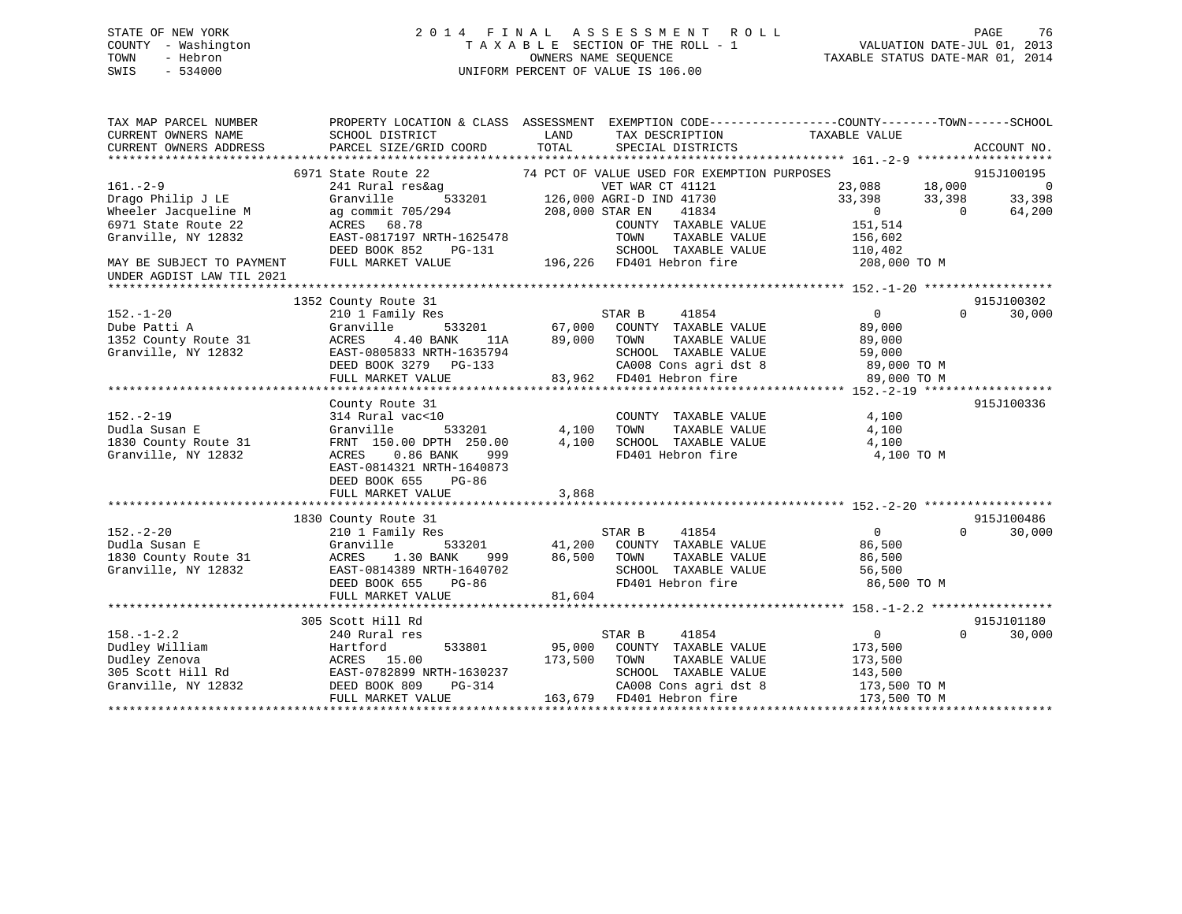STATE OF NEW YORK
COUNTY - Washington
TOWN - Hebron
SWIS - 534000

2014 FINAL ASSESSMENT ROLL
TAXABLE SECTION OF THE ROLL - 1
OWNERS NAME SEQUENCE
UNIFORM PERCENT OF VALUE IS 106.00

VALUATION DATE-JUL 01, 2013
TAXABLE STATUS DATE-MAR 01, 2014

```
TAX MAP PARCEL NUMBER          PROPERTY LOCATION & CLASS  ASSESSMENT  EXEMPTION CODE------------------COUNTY--------TOWN------SCHOOL
CURRENT OWNERS NAME            SCHOOL DISTRICT               LAND      TAX DESCRIPTION              TAXABLE VALUE
CURRENT OWNERS ADDRESS         PARCEL SIZE/GRID COORD        TOTAL     SPECIAL DISTRICTS                                  ACCOUNT NO.
*********************************************************************************************** 161.-2-9 *******************
               6971 State Route 22              74 PCT OF VALUE USED FOR EXEMPTION PURPOSES                       915J100195
161.-2-9                       241 Rural res&ag                  VET WAR CT 41121          23,088     18,000          0
Drago Philip J LE              Granville        533201       126,000 AGRI-D IND 41730          33,398     33,398     33,398
Wheeler Jacqueline M           ag commit 705/294             208,000 STAR EN    41834               0          0     64,200
6971 State Route 22            ACRES    68.78                        COUNTY  TAXABLE VALUE        151,514
Granville, NY 12832            EAST-0817197 NRTH-1625478             TOWN    TAXABLE VALUE        156,602
                               DEED BOOK 852    PG-131               SCHOOL  TAXABLE VALUE        110,402
MAY BE SUBJECT TO PAYMENT      FULL MARKET VALUE             196,226 FD401 Hebron fire            208,000 TO M
UNDER AGDIST LAW TIL 2021
*********************************************************************************************** 152.-1-20 ******************
               1352 County Route 31                                                                            915J100302
152.-1-20                      210 1 Family Res                  STAR B     41854                   0          0     30,000
Dube Patti A                   Granville        533201        67,000  COUNTY  TAXABLE VALUE        89,000
1352 County Route 31           ACRES     4.40 BANK     11A    89,000  TOWN    TAXABLE VALUE        89,000
Granville, NY 12832            EAST-0805833 NRTH-1635794              SCHOOL  TAXABLE VALUE        59,000
                               DEED BOOK 3279   PG-133                CA008 Cons agri dst 8        89,000 TO M
                               FULL MARKET VALUE              83,962  FD401 Hebron fire            89,000 TO M
*********************************************************************************************** 152.-2-19 ******************
                    County Route 31                                                                            915J100336
152.-2-19                      314 Rural vac<10                       COUNTY  TAXABLE VALUE         4,100
Dudla Susan E                  Granville        533201         4,100  TOWN    TAXABLE VALUE         4,100
1830 County Route 31           FRNT 150.00 DPTH 250.00         4,100  SCHOOL  TAXABLE VALUE         4,100
Granville, NY 12832            ACRES     0.86 BANK    999             FD401 Hebron fire             4,100 TO M
                               EAST-0814321 NRTH-1640873
                               DEED BOOK 655    PG-86
                               FULL MARKET VALUE               3,868
*********************************************************************************************** 152.-2-20 ******************
               1830 County Route 31                                                                            915J100486
152.-2-20                      210 1 Family Res                  STAR B     41854                   0          0     30,000
Dudla Susan E                  Granville        533201        41,200  COUNTY  TAXABLE VALUE        86,500
1830 County Route 31           ACRES     1.30 BANK    999     86,500  TOWN    TAXABLE VALUE        86,500
Granville, NY 12832            EAST-0814389 NRTH-1640702              SCHOOL  TAXABLE VALUE        56,500
                               DEED BOOK 655    PG-86                 FD401 Hebron fire            86,500 TO M
                               FULL MARKET VALUE              81,604
*********************************************************************************************** 158.-1-2.2 *****************
               305 Scott Hill Rd                                                                               915J101180
158.-1-2.2                     240 Rural res                     STAR B     41854                   0          0     30,000
Dudley William                 Hartford         533801        95,000  COUNTY  TAXABLE VALUE       173,500
Dudley Zenova                  ACRES    15.00                173,500  TOWN    TAXABLE VALUE       173,500
305 Scott Hill Rd              EAST-0782899 NRTH-1630237              SCHOOL  TAXABLE VALUE       143,500
Granville, NY 12832            DEED BOOK 809    PG-314                CA008 Cons agri dst 8       173,500 TO M
                               FULL MARKET VALUE             163,679  FD401 Hebron fire           173,500 TO M
******************************************************************************************************************************
```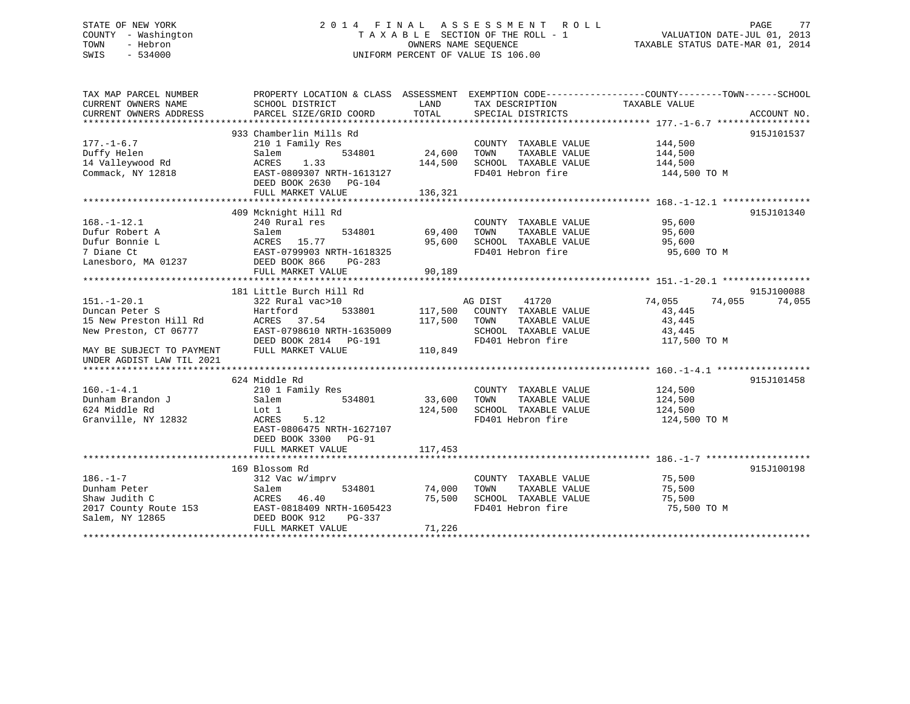STATE OF NEW YORK
COUNTY - Washington
TOWN - Hebron
SWIS - 534000

# 2014 FINAL ASSESSMENT ROLL
TAXABLE SECTION OF THE ROLL - 1
OWNERS NAME SEQUENCE
UNIFORM PERCENT OF VALUE IS 106.00

VALUATION DATE-JUL 01, 2013
TAXABLE STATUS DATE-MAR 01, 2014

| TAX MAP PARCEL NUMBER / CURRENT OWNERS NAME / CURRENT OWNERS ADDRESS | PROPERTY LOCATION & CLASS / SCHOOL DISTRICT / PARCEL SIZE/GRID COORD | ASSESSMENT LAND / TOTAL | EXEMPTION CODE / TAX DESCRIPTION / SPECIAL DISTRICTS | COUNTY | TOWN | SCHOOL | ACCOUNT NO. |
|---|---|---|---|---|---|---|---|
| **177.-1-6.7** | 933 Chamberlin Mills Rd | | | | | | 915J101537 |
| Duffy Helen | 210 1 Family Res | | COUNTY TAXABLE VALUE | 144,500 | | | |
| 14 Valleywood Rd | Salem 534801 | 24,600 | TOWN TAXABLE VALUE | | 144,500 | | |
| Commack, NY 12818 | ACRES 1.33 | 144,500 | SCHOOL TAXABLE VALUE | | | 144,500 | |
| | EAST-0809307 NRTH-1613127 | | FD401 Hebron fire | 144,500 TO M | | | |
| | DEED BOOK 2630 PG-104 | | | | | | |
| | FULL MARKET VALUE | 136,321 | | | | | |
| **168.-1-12.1** | 409 Mcknight Hill Rd | | | | | | 915J101340 |
| Dufur Robert A | 240 Rural res | | COUNTY TAXABLE VALUE | 95,600 | | | |
| Dufur Bonnie L | Salem 534801 | 69,400 | TOWN TAXABLE VALUE | | 95,600 | | |
| 7 Diane Ct | ACRES 15.77 | 95,600 | SCHOOL TAXABLE VALUE | | | 95,600 | |
| Lanesboro, MA 01237 | EAST-0799903 NRTH-1618325 | | FD401 Hebron fire | 95,600 TO M | | | |
| | DEED BOOK 866 PG-283 | | | | | | |
| | FULL MARKET VALUE | 90,189 | | | | | |
| **151.-1-20.1** | 181 Little Burch Hill Rd | | | | | | 915J100088 |
| Duncan Peter S | 322 Rural vac>10 | | AG DIST 41720 | 74,055 | 74,055 | 74,055 | |
| 15 New Preston Hill Rd | Hartford 533801 | 117,500 | COUNTY TAXABLE VALUE | 43,445 | | | |
| New Preston, CT 06777 | ACRES 37.54 | 117,500 | TOWN TAXABLE VALUE | | 43,445 | | |
| | EAST-0798610 NRTH-1635009 | | SCHOOL TAXABLE VALUE | | | 43,445 | |
| | DEED BOOK 2814 PG-191 | | FD401 Hebron fire | 117,500 TO M | | | |
| MAY BE SUBJECT TO PAYMENT UNDER AGDIST LAW TIL 2021 | FULL MARKET VALUE | 110,849 | | | | | |
| **160.-1-4.1** | 624 Middle Rd | | | | | | 915J101458 |
| Dunham Brandon J | 210 1 Family Res | | COUNTY TAXABLE VALUE | 124,500 | | | |
| 624 Middle Rd | Salem 534801 | 33,600 | TOWN TAXABLE VALUE | | 124,500 | | |
| Granville, NY 12832 | Lot 1 | 124,500 | SCHOOL TAXABLE VALUE | | | 124,500 | |
| | ACRES 5.12 | | FD401 Hebron fire | 124,500 TO M | | | |
| | EAST-0806475 NRTH-1627107 | | | | | | |
| | DEED BOOK 3300 PG-91 | | | | | | |
| | FULL MARKET VALUE | 117,453 | | | | | |
| **186.-1-7** | 169 Blossom Rd | | | | | | 915J100198 |
| Dunham Peter | 312 Vac w/imprv | | COUNTY TAXABLE VALUE | 75,500 | | | |
| Shaw Judith C | Salem 534801 | 74,000 | TOWN TAXABLE VALUE | | 75,500 | | |
| 2017 County Route 153 | ACRES 46.40 | 75,500 | SCHOOL TAXABLE VALUE | | | 75,500 | |
| Salem, NY 12865 | EAST-0818409 NRTH-1605423 | | FD401 Hebron fire | 75,500 TO M | | | |
| | DEED BOOK 912 PG-337 | | | | | | |
| | FULL MARKET VALUE | 71,226 | | | | | |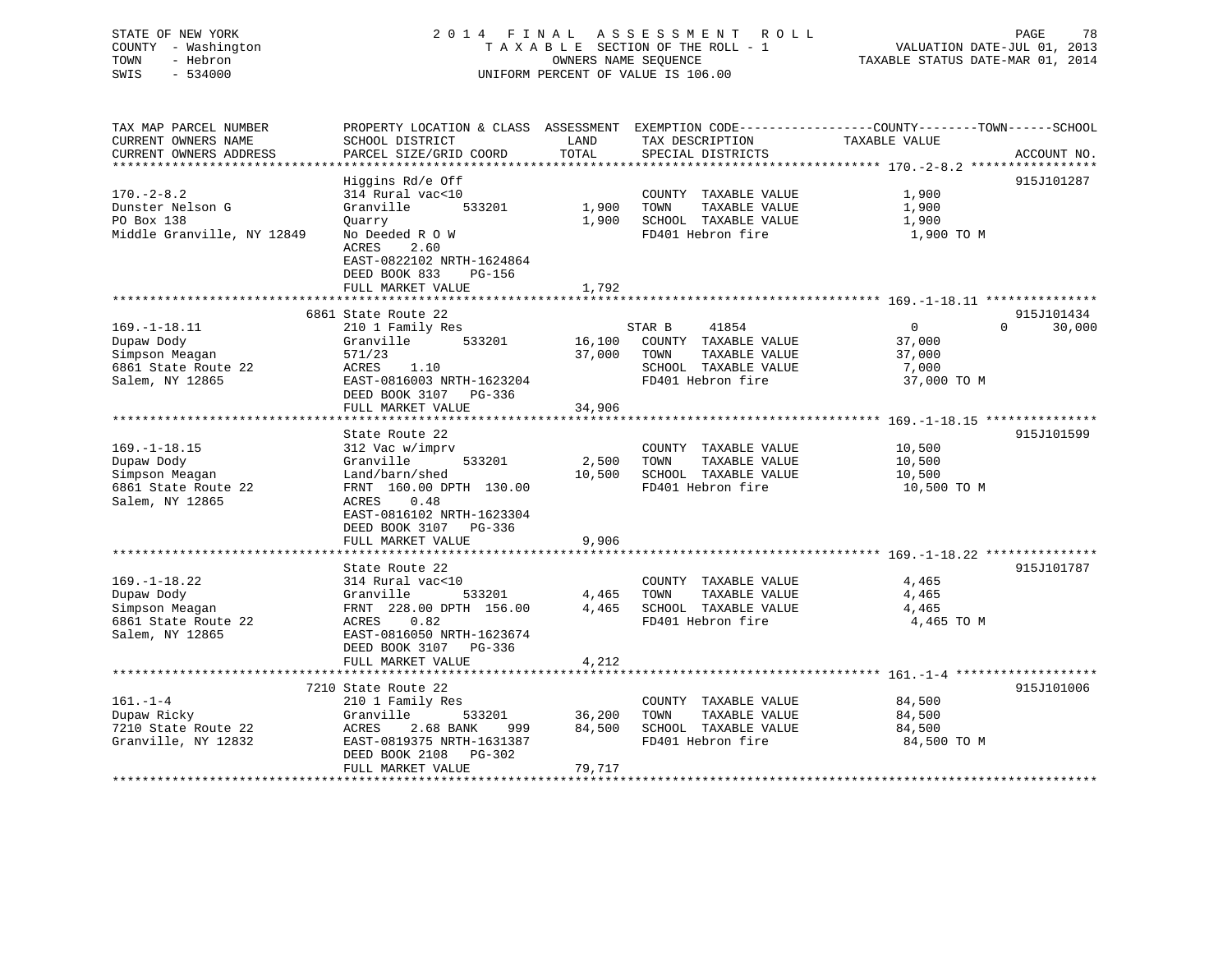STATE OF NEW YORK
COUNTY - Washington
TOWN - Hebron
SWIS - 534000

2014 FINAL ASSESSMENT ROLL
TAXABLE SECTION OF THE ROLL - 1
OWNERS NAME SEQUENCE
UNIFORM PERCENT OF VALUE IS 106.00

VALUATION DATE-JUL 01, 2013
TAXABLE STATUS DATE-MAR 01, 2014

| TAX MAP PARCEL NUMBER / CURRENT OWNERS NAME / CURRENT OWNERS ADDRESS | PROPERTY LOCATION & CLASS / SCHOOL DISTRICT / PARCEL SIZE/GRID COORD | ASSESSMENT LAND / TOTAL | EXEMPTION CODE / TAX DESCRIPTION / SPECIAL DISTRICTS | COUNTY TAXABLE VALUE | TOWN | SCHOOL | ACCOUNT NO. |
|---|---|---|---|---|---|---|---|
| **170.-2-8.2** | Higgins Rd/e Off | | | | | | 915J101287 |
| 170.-2-8.2 | 314 Rural vac<10 | | COUNTY TAXABLE VALUE | 1,900 | | | |
| Dunster Nelson G | Granville 533201 | 1,900 | TOWN TAXABLE VALUE | 1,900 | | | |
| PO Box 138 | Quarry | 1,900 | SCHOOL TAXABLE VALUE | 1,900 | | | |
| Middle Granville, NY 12849 | No Deeded R O W | | FD401 Hebron fire | 1,900 TO M | | | |
| | ACRES 2.60 | | | | | | |
| | EAST-0822102 NRTH-1624864 | | | | | | |
| | DEED BOOK 833 PG-156 | | | | | | |
| | FULL MARKET VALUE | 1,792 | | | | | |
| **169.-1-18.11** | 6861 State Route 22 | | | | | | 915J101434 |
| 169.-1-18.11 | 210 1 Family Res | | STAR B 41854 | 0 | 0 | 30,000 | |
| Dupaw Dody | Granville 533201 | 16,100 | COUNTY TAXABLE VALUE | 37,000 | | | |
| Simpson Meagan | 571/23 | 37,000 | TOWN TAXABLE VALUE | 37,000 | | | |
| 6861 State Route 22 | ACRES 1.10 | | SCHOOL TAXABLE VALUE | 7,000 | | | |
| Salem, NY 12865 | EAST-0816003 NRTH-1623204 | | FD401 Hebron fire | 37,000 TO M | | | |
| | DEED BOOK 3107 PG-336 | | | | | | |
| | FULL MARKET VALUE | 34,906 | | | | | |
| **169.-1-18.15** | State Route 22 | | | | | | 915J101599 |
| 169.-1-18.15 | 312 Vac w/imprv | | COUNTY TAXABLE VALUE | 10,500 | | | |
| Dupaw Dody | Granville 533201 | 2,500 | TOWN TAXABLE VALUE | 10,500 | | | |
| Simpson Meagan | Land/barn/shed | 10,500 | SCHOOL TAXABLE VALUE | 10,500 | | | |
| 6861 State Route 22 | FRNT 160.00 DPTH 130.00 | | FD401 Hebron fire | 10,500 TO M | | | |
| Salem, NY 12865 | ACRES 0.48 | | | | | | |
| | EAST-0816102 NRTH-1623304 | | | | | | |
| | DEED BOOK 3107 PG-336 | | | | | | |
| | FULL MARKET VALUE | 9,906 | | | | | |
| **169.-1-18.22** | State Route 22 | | | | | | 915J101787 |
| 169.-1-18.22 | 314 Rural vac<10 | | COUNTY TAXABLE VALUE | 4,465 | | | |
| Dupaw Dody | Granville 533201 | 4,465 | TOWN TAXABLE VALUE | 4,465 | | | |
| Simpson Meagan | FRNT 228.00 DPTH 156.00 | 4,465 | SCHOOL TAXABLE VALUE | 4,465 | | | |
| 6861 State Route 22 | ACRES 0.82 | | FD401 Hebron fire | 4,465 TO M | | | |
| Salem, NY 12865 | EAST-0816050 NRTH-1623674 | | | | | | |
| | DEED BOOK 3107 PG-336 | | | | | | |
| | FULL MARKET VALUE | 4,212 | | | | | |
| **161.-1-4** | 7210 State Route 22 | | | | | | 915J101006 |
| 161.-1-4 | 210 1 Family Res | | COUNTY TAXABLE VALUE | 84,500 | | | |
| Dupaw Ricky | Granville 533201 | 36,200 | TOWN TAXABLE VALUE | 84,500 | | | |
| 7210 State Route 22 | ACRES 2.68 BANK 999 | 84,500 | SCHOOL TAXABLE VALUE | 84,500 | | | |
| Granville, NY 12832 | EAST-0819375 NRTH-1631387 | | FD401 Hebron fire | 84,500 TO M | | | |
| | DEED BOOK 2108 PG-302 | | | | | | |
| | FULL MARKET VALUE | 79,717 | | | | | |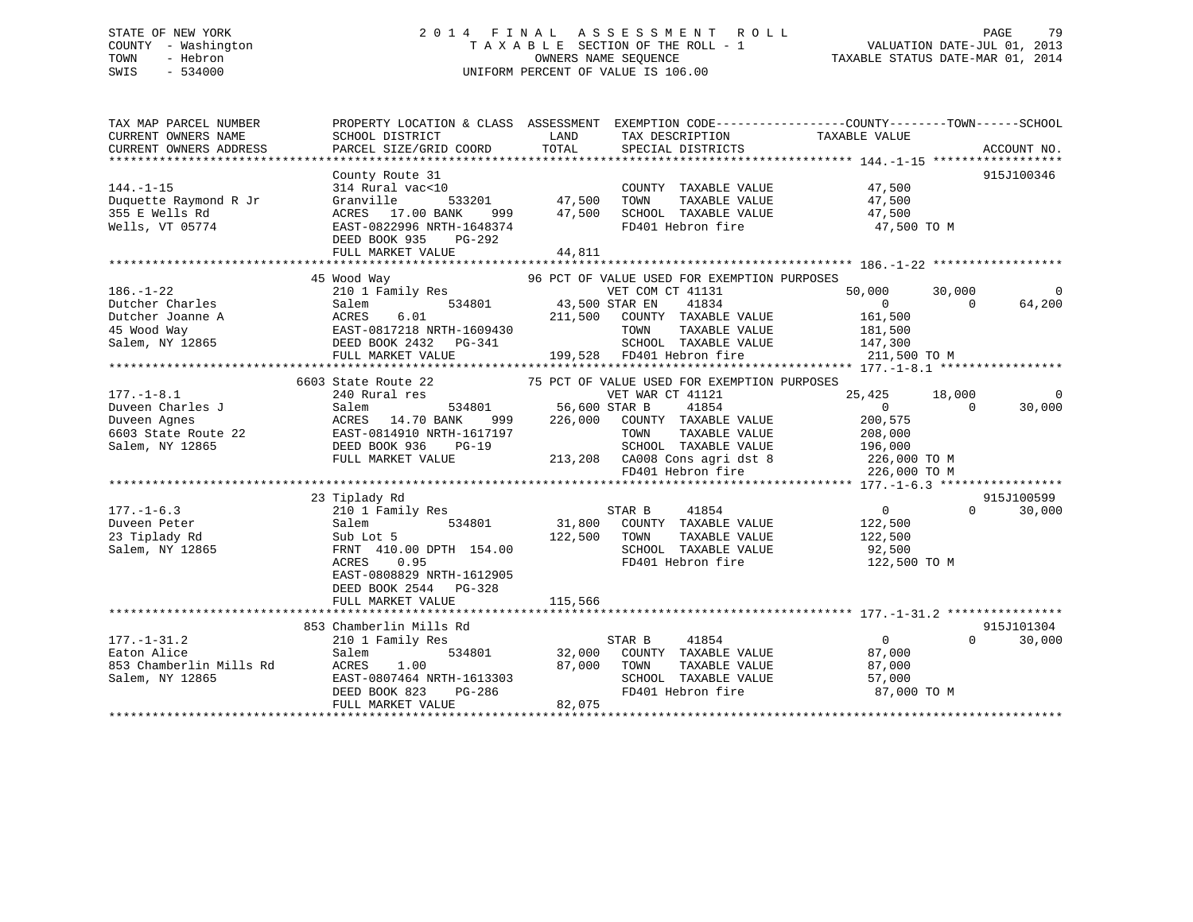STATE OF NEW YORK
COUNTY - Washington
TOWN - Hebron
SWIS - 534000

2014 FINAL ASSESSMENT ROLL
TAXABLE SECTION OF THE ROLL - 1
OWNERS NAME SEQUENCE
UNIFORM PERCENT OF VALUE IS 106.00

VALUATION DATE-JUL 01, 2013
TAXABLE STATUS DATE-MAR 01, 2014

```
TAX MAP PARCEL NUMBER      PROPERTY LOCATION & CLASS  ASSESSMENT  EXEMPTION CODE-----------------COUNTY--------TOWN------SCHOOL
CURRENT OWNERS NAME        SCHOOL DISTRICT              LAND      TAX DESCRIPTION            TAXABLE VALUE
CURRENT OWNERS ADDRESS     PARCEL SIZE/GRID COORD      TOTAL      SPECIAL DISTRICTS                                  ACCOUNT NO.
******************************************************************************************** 144.-1-15 ******************
                           County Route 31                                                                        915J100346
144.-1-15                  314 Rural vac<10                         COUNTY  TAXABLE VALUE         47,500
Duquette Raymond R Jr      Granville       533201      47,500       TOWN    TAXABLE VALUE         47,500
355 E Wells Rd             ACRES  17.00 BANK    999    47,500       SCHOOL  TAXABLE VALUE         47,500
Wells, VT 05774            EAST-0822996 NRTH-1648374               FD401 Hebron fire              47,500 TO M
                           DEED BOOK 935    PG-292
                           FULL MARKET VALUE           44,811
******************************************************************************************** 186.-1-22 ******************
                        45 Wood Way                  96 PCT OF VALUE USED FOR EXEMPTION PURPOSES
186.-1-22                  210 1 Family Res                 VET COM CT 41131               50,000      30,000           0
Dutcher Charles            Salem           534801      43,500 STAR EN    41834                 0           0       64,200
Dutcher Joanne A           ACRES   6.01               211,500    COUNTY  TAXABLE VALUE        161,500
45 Wood Way                EAST-0817218 NRTH-1609430               TOWN    TAXABLE VALUE        181,500
Salem, NY 12865            DEED BOOK 2432   PG-341                 SCHOOL  TAXABLE VALUE        147,300
                           FULL MARKET VALUE          199,528  FD401 Hebron fire              211,500 TO M
******************************************************************************************** 177.-1-8.1 *****************
                      6603 State Route 22            75 PCT OF VALUE USED FOR EXEMPTION PURPOSES
177.-1-8.1                 240 Rural res                    VET WAR CT 41121               25,425      18,000           0
Duveen Charles J           Salem           534801      56,600 STAR B     41854                 0           0       30,000
Duveen Agnes               ACRES  14.70 BANK    999   226,000    COUNTY  TAXABLE VALUE        200,575
6603 State Route 22        EAST-0814910 NRTH-1617197               TOWN    TAXABLE VALUE        208,000
Salem, NY 12865            DEED BOOK 936    PG-19                  SCHOOL  TAXABLE VALUE        196,000
                           FULL MARKET VALUE          213,208  CA008 Cons agri dst 8          226,000 TO M
                                                               FD401 Hebron fire              226,000 TO M
******************************************************************************************** 177.-1-6.3 *****************
                        23 Tiplady Rd                                                                             915J100599
177.-1-6.3                 210 1 Family Res                 STAR B     41854                     0           0       30,000
Duveen Peter               Salem           534801      31,800    COUNTY  TAXABLE VALUE        122,500
23 Tiplady Rd              Sub Lot 5                  122,500    TOWN    TAXABLE VALUE        122,500
Salem, NY 12865            FRNT 410.00 DPTH 154.00                 SCHOOL  TAXABLE VALUE         92,500
                           ACRES   0.95                            FD401 Hebron fire              122,500 TO M
                           EAST-0808829 NRTH-1612905
                           DEED BOOK 2544   PG-328
                           FULL MARKET VALUE          115,566
******************************************************************************************** 177.-1-31.2 ****************
                       853 Chamberlin Mills Rd                                                                    915J101304
177.-1-31.2                210 1 Family Res                 STAR B     41854                     0           0       30,000
Eaton Alice                Salem           534801      32,000    COUNTY  TAXABLE VALUE         87,000
853 Chamberlin Mills Rd    ACRES   1.00                87,000    TOWN    TAXABLE VALUE         87,000
Salem, NY 12865            EAST-0807464 NRTH-1613303               SCHOOL  TAXABLE VALUE         57,000
                           DEED BOOK 823    PG-286                 FD401 Hebron fire               87,000 TO M
                           FULL MARKET VALUE           82,075
************************************************************************************************************************
```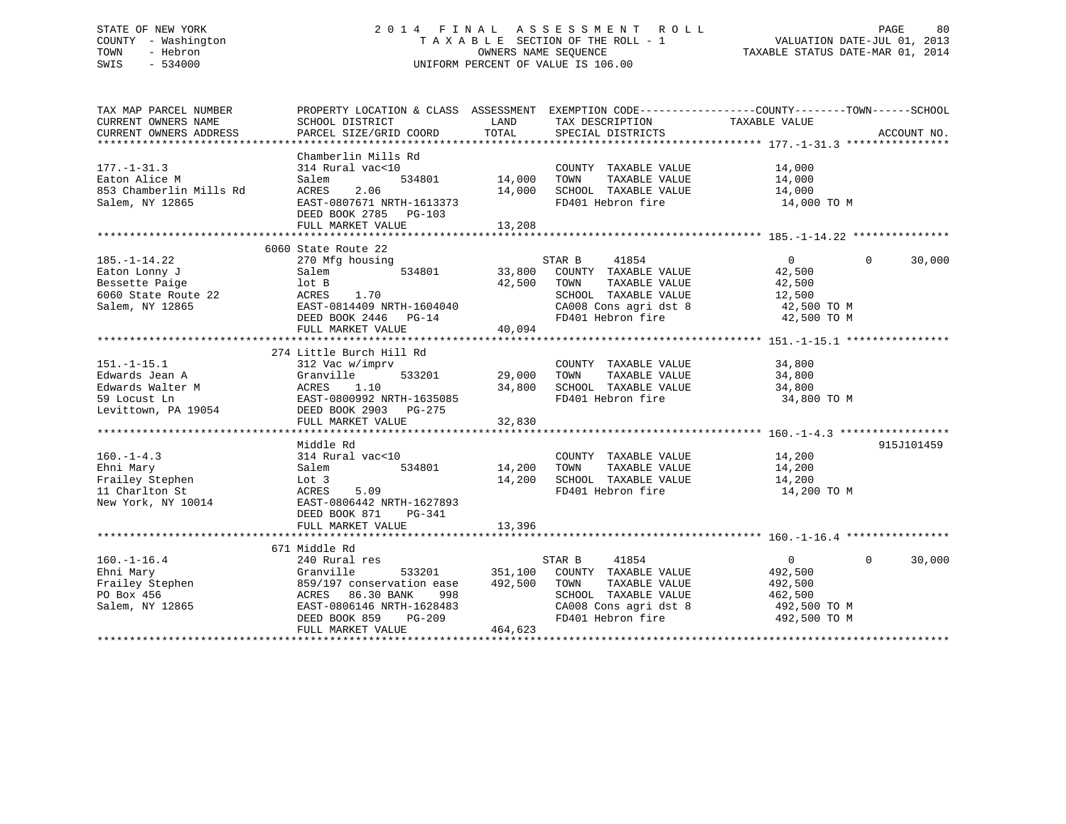STATE OF NEW YORK
COUNTY - Washington
TOWN - Hebron
SWIS - 534000

2014 FINAL ASSESSMENT ROLL
TAXABLE SECTION OF THE ROLL - 1
OWNERS NAME SEQUENCE
UNIFORM PERCENT OF VALUE IS 106.00

VALUATION DATE-JUL 01, 2013
TAXABLE STATUS DATE-MAR 01, 2014

```
TAX MAP PARCEL NUMBER          PROPERTY LOCATION & CLASS  ASSESSMENT  EXEMPTION CODE-----------------COUNTY--------TOWN------SCHOOL
CURRENT OWNERS NAME            SCHOOL DISTRICT               LAND      TAX DESCRIPTION              TAXABLE VALUE
CURRENT OWNERS ADDRESS         PARCEL SIZE/GRID COORD        TOTAL     SPECIAL DISTRICTS                                    ACCOUNT NO.
******************************************************************************************************* 177.-1-31.3 ****************
                               Chamberlin Mills Rd
177.-1-31.3                    314 Rural vac<10                        COUNTY  TAXABLE VALUE            14,000
Eaton Alice M                  Salem          534801        14,000     TOWN    TAXABLE VALUE            14,000
853 Chamberlin Mills Rd        ACRES    2.06                14,000     SCHOOL  TAXABLE VALUE            14,000
Salem, NY 12865                EAST-0807671 NRTH-1613373               FD401 Hebron fire                 14,000 TO M
                               DEED BOOK 2785   PG-103
                               FULL MARKET VALUE            13,208
******************************************************************************************************* 185.-1-14.22 ***************
                          6060 State Route 22
185.-1-14.22                   270 Mfg housing                         STAR B      41854                 0           0      30,000
Eaton Lonny J                  Salem          534801        33,800     COUNTY  TAXABLE VALUE            42,500
Bessette Paige                 lot B                        42,500     TOWN    TAXABLE VALUE            42,500
6060 State Route 22            ACRES    1.70                           SCHOOL  TAXABLE VALUE            12,500
Salem, NY 12865                EAST-0814409 NRTH-1604040               CA008 Cons agri dst 8             42,500 TO M
                               DEED BOOK 2446   PG-14                  FD401 Hebron fire                 42,500 TO M
                               FULL MARKET VALUE            40,094
******************************************************************************************************* 151.-1-15.1 ****************
                           274 Little Burch Hill Rd
151.-1-15.1                    312 Vac w/imprv                         COUNTY  TAXABLE VALUE            34,800
Edwards Jean A                 Granville      533201        29,000     TOWN    TAXABLE VALUE            34,800
Edwards Walter M               ACRES    1.10                34,800     SCHOOL  TAXABLE VALUE            34,800
59 Locust Ln                   EAST-0800992 NRTH-1635085               FD401 Hebron fire                 34,800 TO M
Levittown, PA 19054            DEED BOOK 2903   PG-275
                               FULL MARKET VALUE            32,830
******************************************************************************************************* 160.-1-4.3 *****************
                               Middle Rd                                                                             915J101459
160.-1-4.3                     314 Rural vac<10                        COUNTY  TAXABLE VALUE            14,200
Ehni Mary                      Salem          534801        14,200     TOWN    TAXABLE VALUE            14,200
Frailey Stephen                Lot 3                        14,200     SCHOOL  TAXABLE VALUE            14,200
11 Charlton St                 ACRES    5.09                           FD401 Hebron fire                 14,200 TO M
New York, NY 10014             EAST-0806442 NRTH-1627893
                               DEED BOOK 871    PG-341
                               FULL MARKET VALUE            13,396
******************************************************************************************************* 160.-1-16.4 ****************
                           671 Middle Rd
160.-1-16.4                    240 Rural res                           STAR B      41854                 0           0      30,000
Ehni Mary                      Granville      533201       351,100     COUNTY  TAXABLE VALUE           492,500
Frailey Stephen                859/197 conservation ease   492,500     TOWN    TAXABLE VALUE           492,500
PO Box 456                     ACRES   86.30 BANK    998               SCHOOL  TAXABLE VALUE           462,500
Salem, NY 12865                EAST-0806146 NRTH-1628483               CA008 Cons agri dst 8            492,500 TO M
                               DEED BOOK 859    PG-209                 FD401 Hebron fire                492,500 TO M
                               FULL MARKET VALUE           464,623
************************************************************************************************************************************
```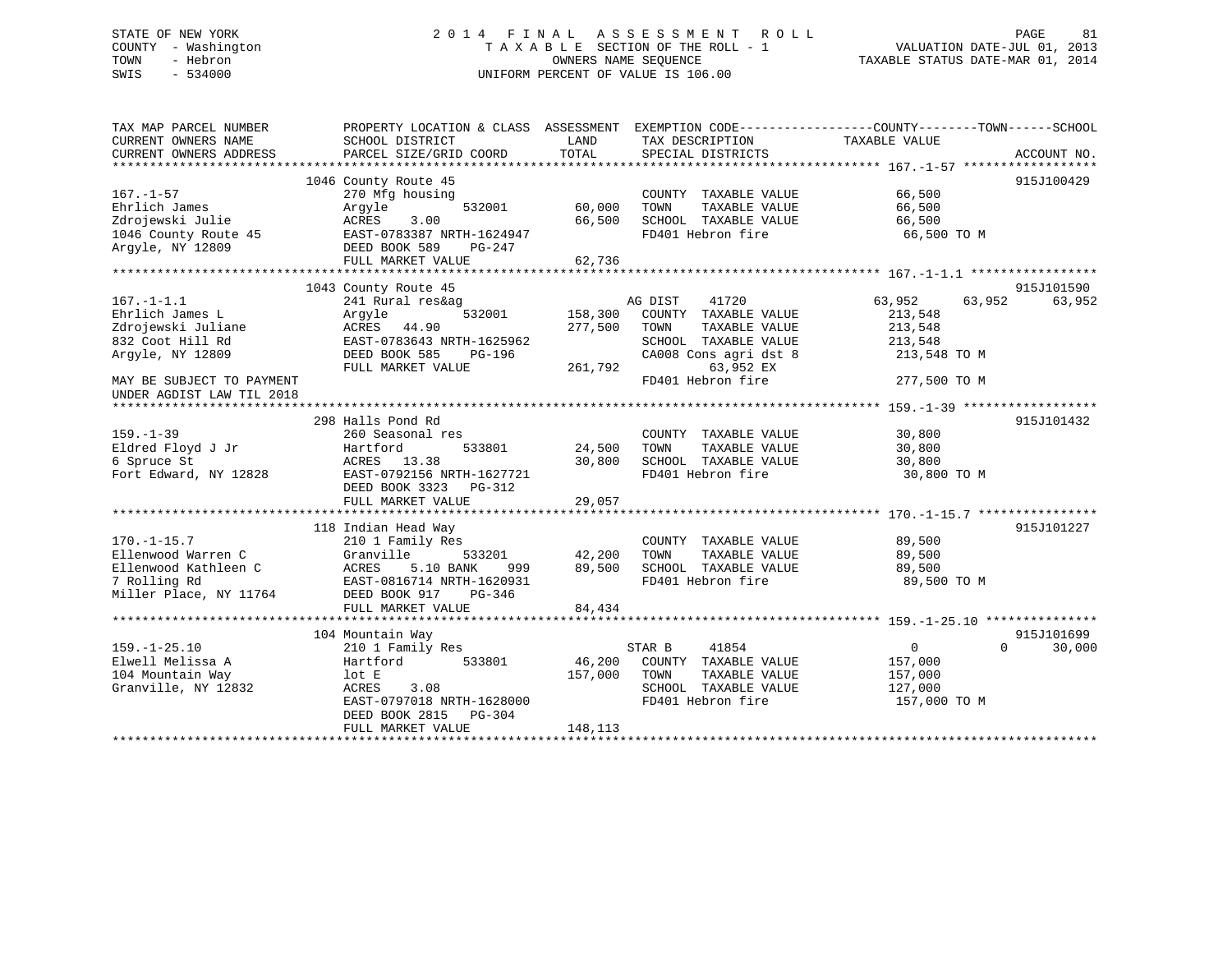STATE OF NEW YORK
COUNTY - Washington
TOWN - Hebron
SWIS - 534000

2014 FINAL ASSESSMENT ROLL
TAXABLE SECTION OF THE ROLL - 1
OWNERS NAME SEQUENCE
UNIFORM PERCENT OF VALUE IS 106.00

VALUATION DATE-JUL 01, 2013
TAXABLE STATUS DATE-MAR 01, 2014

| TAX MAP PARCEL NUMBER / CURRENT OWNERS NAME / CURRENT OWNERS ADDRESS | PROPERTY LOCATION & CLASS / SCHOOL DISTRICT / PARCEL SIZE/GRID COORD | ASSESSMENT LAND / TOTAL | EXEMPTION CODE / TAX DESCRIPTION / SPECIAL DISTRICTS | COUNTY | TOWN | SCHOOL / TAXABLE VALUE | ACCOUNT NO. |
|---|---|---|---|---|---|---|---|
| **167.-1-57** | 1046 County Route 45 | | | | | | 915J100429 |
| 167.-1-57 | 270 Mfg housing | | COUNTY TAXABLE VALUE | 66,500 | | | |
| Ehrlich James | Argyle 532001 | 60,000 | TOWN TAXABLE VALUE | 66,500 | | | |
| Zdrojewski Julie | ACRES 3.00 | 66,500 | SCHOOL TAXABLE VALUE | 66,500 | | | |
| 1046 County Route 45 | EAST-0783387 NRTH-1624947 | | FD401 Hebron fire | 66,500 TO M | | | |
| Argyle, NY 12809 | DEED BOOK 589 PG-247 | | | | | | |
| | FULL MARKET VALUE | 62,736 | | | | | |
| **167.-1-1.1** | 1043 County Route 45 | | | | | | 915J101590 |
| 167.-1-1.1 | 241 Rural res&ag | | AG DIST 41720 | 63,952 | 63,952 | 63,952 | |
| Ehrlich James L | Argyle 532001 | 158,300 | COUNTY TAXABLE VALUE | 213,548 | | | |
| Zdrojewski Juliane | ACRES 44.90 | 277,500 | TOWN TAXABLE VALUE | 213,548 | | | |
| 832 Coot Hill Rd | EAST-0783643 NRTH-1625962 | | SCHOOL TAXABLE VALUE | 213,548 | | | |
| Argyle, NY 12809 | DEED BOOK 585 PG-196 | | CA008 Cons agri dst 8 | 213,548 TO M | | | |
| | FULL MARKET VALUE | 261,792 | 63,952 EX | | | | |
| MAY BE SUBJECT TO PAYMENT UNDER AGDIST LAW TIL 2018 | | | FD401 Hebron fire | 277,500 TO M | | | |
| **159.-1-39** | 298 Halls Pond Rd | | | | | | 915J101432 |
| 159.-1-39 | 260 Seasonal res | | COUNTY TAXABLE VALUE | 30,800 | | | |
| Eldred Floyd J Jr | Hartford 533801 | 24,500 | TOWN TAXABLE VALUE | 30,800 | | | |
| 6 Spruce St | ACRES 13.38 | 30,800 | SCHOOL TAXABLE VALUE | 30,800 | | | |
| Fort Edward, NY 12828 | EAST-0792156 NRTH-1627721 | | FD401 Hebron fire | 30,800 TO M | | | |
| | DEED BOOK 3323 PG-312 | | | | | | |
| | FULL MARKET VALUE | 29,057 | | | | | |
| **170.-1-15.7** | 118 Indian Head Way | | | | | | 915J101227 |
| 170.-1-15.7 | 210 1 Family Res | | COUNTY TAXABLE VALUE | 89,500 | | | |
| Ellenwood Warren C | Granville 533201 | 42,200 | TOWN TAXABLE VALUE | 89,500 | | | |
| Ellenwood Kathleen C | ACRES 5.10 BANK 999 | 89,500 | SCHOOL TAXABLE VALUE | 89,500 | | | |
| 7 Rolling Rd | EAST-0816714 NRTH-1620931 | | FD401 Hebron fire | 89,500 TO M | | | |
| Miller Place, NY 11764 | DEED BOOK 917 PG-346 | | | | | | |
| | FULL MARKET VALUE | 84,434 | | | | | |
| **159.-1-25.10** | 104 Mountain Way | | | | | | 915J101699 |
| 159.-1-25.10 | 210 1 Family Res | | STAR B 41854 | 0 | 0 | 30,000 | |
| Elwell Melissa A | Hartford 533801 | 46,200 | COUNTY TAXABLE VALUE | 157,000 | | | |
| 104 Mountain Way | lot E | 157,000 | TOWN TAXABLE VALUE | 157,000 | | | |
| Granville, NY 12832 | ACRES 3.08 | | SCHOOL TAXABLE VALUE | 127,000 | | | |
| | EAST-0797018 NRTH-1628000 | | FD401 Hebron fire | 157,000 TO M | | | |
| | DEED BOOK 2815 PG-304 | | | | | | |
| | FULL MARKET VALUE | 148,113 | | | | | |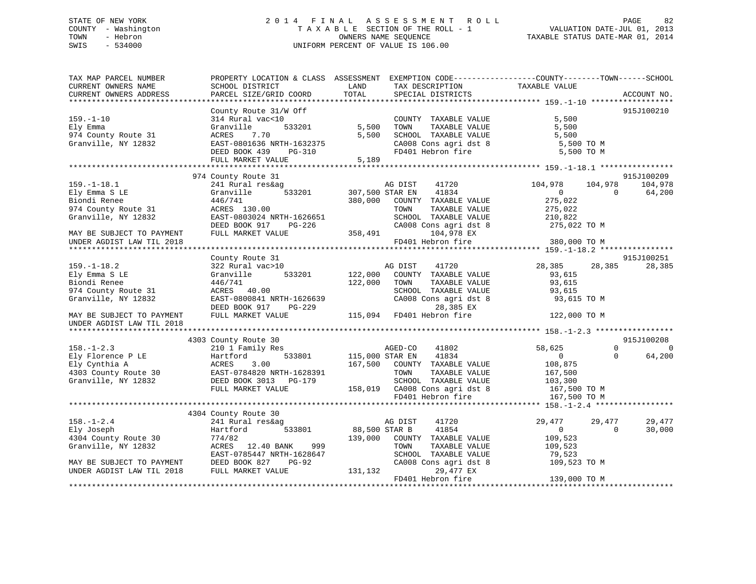STATE OF NEW YORK
COUNTY - Washington
TOWN - Hebron
SWIS - 534000

2014 FINAL ASSESSMENT ROLL
TAXABLE SECTION OF THE ROLL - 1
OWNERS NAME SEQUENCE
UNIFORM PERCENT OF VALUE IS 106.00

VALUATION DATE-JUL 01, 2013
TAXABLE STATUS DATE-MAR 01, 2014

```
TAX MAP PARCEL NUMBER          PROPERTY LOCATION & CLASS  ASSESSMENT  EXEMPTION CODE------------------COUNTY--------TOWN------SCHOOL
CURRENT OWNERS NAME            SCHOOL DISTRICT              LAND      TAX DESCRIPTION              TAXABLE VALUE
CURRENT OWNERS ADDRESS         PARCEL SIZE/GRID COORD       TOTAL     SPECIAL DISTRICTS                                        ACCOUNT NO.
******************************************************************************************************* 159.-1-10 ******************
                               County Route 31/W Off                                                                          915J100210
159.-1-10                      314 Rural vac<10                       COUNTY  TAXABLE VALUE              5,500
Ely Emma                       Granville       533201        5,500    TOWN    TAXABLE VALUE              5,500
974 County Route 31            ACRES    7.70                 5,500    SCHOOL  TAXABLE VALUE              5,500
Granville, NY 12832            EAST-0801636 NRTH-1632375              CA008 Cons agri dst 8                5,500 TO M
                               DEED BOOK 439    PG-310                FD401 Hebron fire                    5,500 TO M
                               FULL MARKET VALUE             5,189
******************************************************************************************************* 159.-1-18.1 ****************
                               974 County Route 31                                                                            915J100209
159.-1-18.1                    241 Rural res&ag                       AG DIST     41720           104,978     104,978     104,978
Ely Emma S LE                  Granville       533201      307,500 STAR EN     41834                 0           0      64,200
Biondi Renee                   446/741                     380,000    COUNTY  TAXABLE VALUE            275,022
974 County Route 31            ACRES  130.00                          TOWN    TAXABLE VALUE            275,022
Granville, NY 12832            EAST-0803024 NRTH-1626651              SCHOOL  TAXABLE VALUE            210,822
                               DEED BOOK 917    PG-226                CA008 Cons agri dst 8              275,022 TO M
MAY BE SUBJECT TO PAYMENT      FULL MARKET VALUE           358,491         104,978 EX
UNDER AGDIST LAW TIL 2018                                             FD401 Hebron fire                  380,000 TO M
******************************************************************************************************* 159.-1-18.2 ****************
                               County Route 31                                                                                915J100251
159.-1-18.2                    322 Rural vac>10                       AG DIST     41720            28,385      28,385      28,385
Ely Emma S LE                  Granville       533201      122,000    COUNTY  TAXABLE VALUE             93,615
Biondi Renee                   446/741                     122,000    TOWN    TAXABLE VALUE             93,615
974 County Route 31            ACRES   40.00                          SCHOOL  TAXABLE VALUE             93,615
Granville, NY 12832            EAST-0800841 NRTH-1626639              CA008 Cons agri dst 8               93,615 TO M
                               DEED BOOK 917    PG-229                      28,385 EX
MAY BE SUBJECT TO PAYMENT      FULL MARKET VALUE           115,094    FD401 Hebron fire                  122,000 TO M
UNDER AGDIST LAW TIL 2018
******************************************************************************************************* 158.-1-2.3 *****************
                               4303 County Route 30                                                                           915J100208
158.-1-2.3                     210 1 Family Res                       AGED-CO     41802            58,625           0           0
Ely Florence P LE              Hartford        533801      115,000 STAR EN     41834                 0           0      64,200
Ely Cynthia A                  ACRES    3.00               167,500    COUNTY  TAXABLE VALUE            108,875
4303 County Route 30           EAST-0784820 NRTH-1628391              TOWN    TAXABLE VALUE            167,500
Granville, NY 12832            DEED BOOK 3013   PG-179                SCHOOL  TAXABLE VALUE            103,300
                               FULL MARKET VALUE           158,019    CA008 Cons agri dst 8              167,500 TO M
                                                                      FD401 Hebron fire                  167,500 TO M
******************************************************************************************************* 158.-1-2.4 *****************
                               4304 County Route 30                                                                           915J100208
158.-1-2.4                     241 Rural res&ag                       AG DIST     41720            29,477      29,477      29,477
Ely Joseph                     Hartford        533801       88,500 STAR B      41854                 0           0      30,000
4304 County Route 30           774/82                      139,000    COUNTY  TAXABLE VALUE            109,523
Granville, NY 12832            ACRES   12.40 BANK    999              TOWN    TAXABLE VALUE            109,523
                               EAST-0785447 NRTH-1628647              SCHOOL  TAXABLE VALUE             79,523
MAY BE SUBJECT TO PAYMENT      DEED BOOK 827    PG-92                 CA008 Cons agri dst 8              109,523 TO M
UNDER AGDIST LAW TIL 2018      FULL MARKET VALUE           131,132         29,477 EX
                                                                      FD401 Hebron fire                  139,000 TO M
************************************************************************************************************************************
```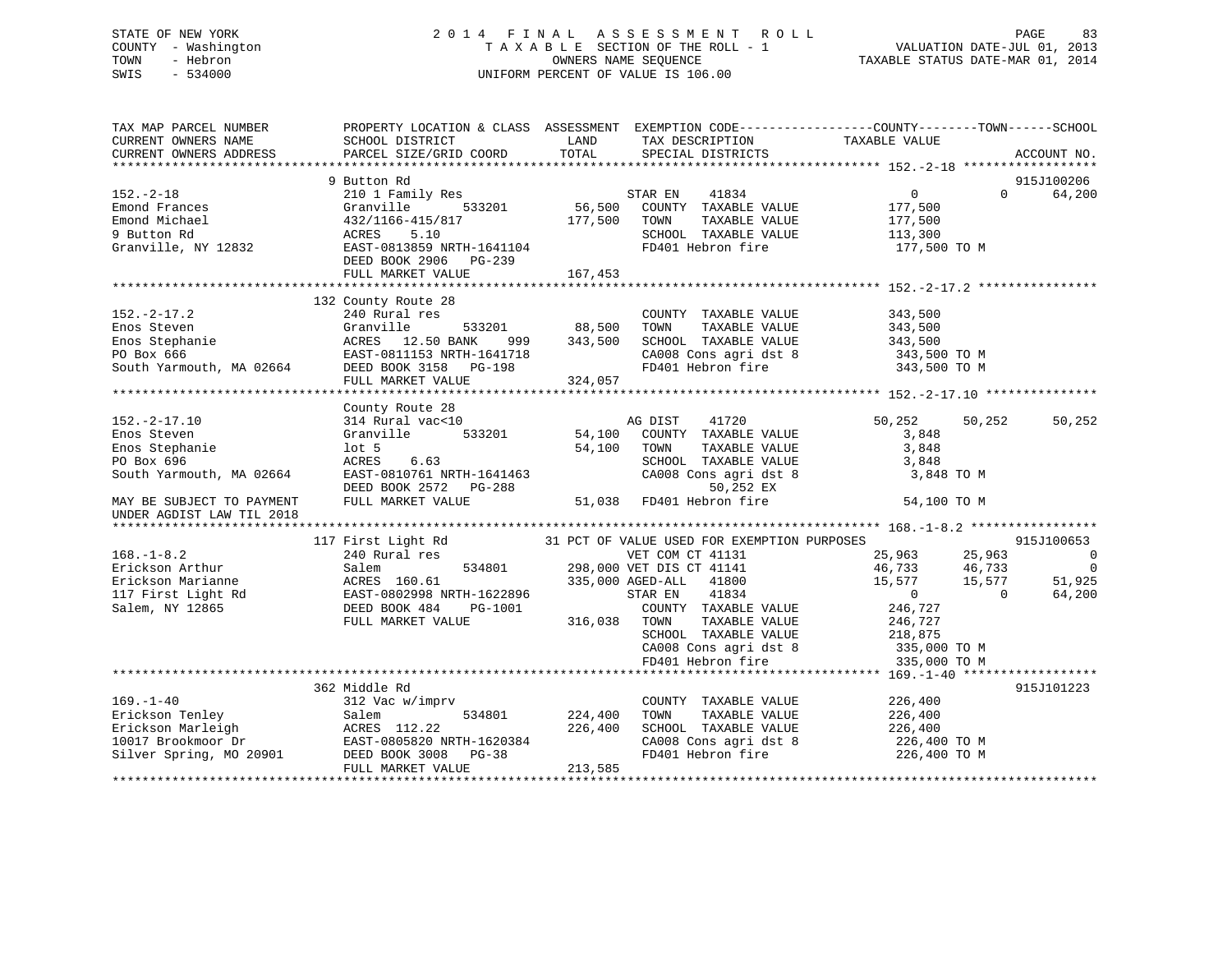STATE OF NEW YORK · COUNTY - Washington · TOWN - Hebron · SWIS - 534000

# 2014 FINAL ASSESSMENT ROLL

TAXABLE SECTION OF THE ROLL - 1 · OWNERS NAME SEQUENCE · UNIFORM PERCENT OF VALUE IS 106.00

VALUATION DATE-JUL 01, 2013 · TAXABLE STATUS DATE-MAR 01, 2014

```
TAX MAP PARCEL NUMBER          PROPERTY LOCATION & CLASS  ASSESSMENT  EXEMPTION CODE------------------COUNTY--------TOWN------SCHOOL
CURRENT OWNERS NAME            SCHOOL DISTRICT               LAND      TAX DESCRIPTION            TAXABLE VALUE
CURRENT OWNERS ADDRESS         PARCEL SIZE/GRID COORD       TOTAL      SPECIAL DISTRICTS                                    ACCOUNT NO.
******************************************************************************************************* 152.-2-18 ******************
                               9 Button Rd                                                                                   915J100206
152.-2-18                      210 1 Family Res                        STAR EN    41834               0            0      64,200
Emond Frances                  Granville        533201      56,500    COUNTY  TAXABLE VALUE          177,500
Emond Michael                  432/1166-415/817            177,500    TOWN    TAXABLE VALUE          177,500
9 Button Rd                    ACRES    5.10                          SCHOOL  TAXABLE VALUE          113,300
Granville, NY 12832            EAST-0813859 NRTH-1641104              FD401 Hebron fire               177,500 TO M
                               DEED BOOK 2906   PG-239
                               FULL MARKET VALUE           167,453
******************************************************************************************************* 152.-2-17.2 ****************
                               132 County Route 28
152.-2-17.2                    240 Rural res                          COUNTY  TAXABLE VALUE          343,500
Enos Steven                    Granville        533201      88,500    TOWN    TAXABLE VALUE          343,500
Enos Stephanie                 ACRES   12.50 BANK    999   343,500    SCHOOL  TAXABLE VALUE          343,500
PO Box 666                     EAST-0811153 NRTH-1641718              CA008 Cons agri dst 8           343,500 TO M
South Yarmouth, MA 02664       DEED BOOK 3158   PG-198                FD401 Hebron fire               343,500 TO M
                               FULL MARKET VALUE           324,057
******************************************************************************************************* 152.-2-17.10 ***************
                               County Route 28
152.-2-17.10                   314 Rural vac<10                        AG DIST    41720          50,252       50,252      50,252
Enos Steven                    Granville        533201      54,100    COUNTY  TAXABLE VALUE            3,848
Enos Stephanie                 lot 5                        54,100    TOWN    TAXABLE VALUE            3,848
PO Box 696                     ACRES    6.63                          SCHOOL  TAXABLE VALUE            3,848
South Yarmouth, MA 02664       EAST-0810761 NRTH-1641463              CA008 Cons agri dst 8             3,848 TO M
                               DEED BOOK 2572   PG-288                       50,252 EX
MAY BE SUBJECT TO PAYMENT      FULL MARKET VALUE            51,038    FD401 Hebron fire                54,100 TO M
UNDER AGDIST LAW TIL 2018
******************************************************************************************************* 168.-1-8.2 *****************
                               117 First Light Rd             31 PCT OF VALUE USED FOR EXEMPTION PURPOSES                    915J100653
168.-1-8.2                     240 Rural res                          VET COM CT 41131               25,963       25,963           0
Erickson Arthur                Salem            534801     298,000 VET DIS CT 41141                  46,733       46,733           0
Erickson Marianne              ACRES  160.61               335,000 AGED-ALL   41800                  15,577       15,577      51,925
117 First Light Rd             EAST-0802998 NRTH-1622896              STAR EN    41834                    0            0      64,200
Salem, NY 12865                DEED BOOK 484    PG-1001               COUNTY  TAXABLE VALUE          246,727
                               FULL MARKET VALUE           316,038    TOWN    TAXABLE VALUE          246,727
                                                                      SCHOOL  TAXABLE VALUE          218,875
                                                                      CA008 Cons agri dst 8           335,000 TO M
                                                                      FD401 Hebron fire               335,000 TO M
******************************************************************************************************* 169.-1-40 ******************
                               362 Middle Rd                                                                                 915J101223
169.-1-40                      312 Vac w/imprv                        COUNTY  TAXABLE VALUE          226,400
Erickson Tenley                Salem            534801     224,400    TOWN    TAXABLE VALUE          226,400
Erickson Marleigh              ACRES  112.22               226,400    SCHOOL  TAXABLE VALUE          226,400
10017 Brookmoor Dr             EAST-0805820 NRTH-1620384              CA008 Cons agri dst 8           226,400 TO M
Silver Spring, MO 20901        DEED BOOK 3008   PG-38                 FD401 Hebron fire               226,400 TO M
                               FULL MARKET VALUE           213,585
************************************************************************************************************************************
```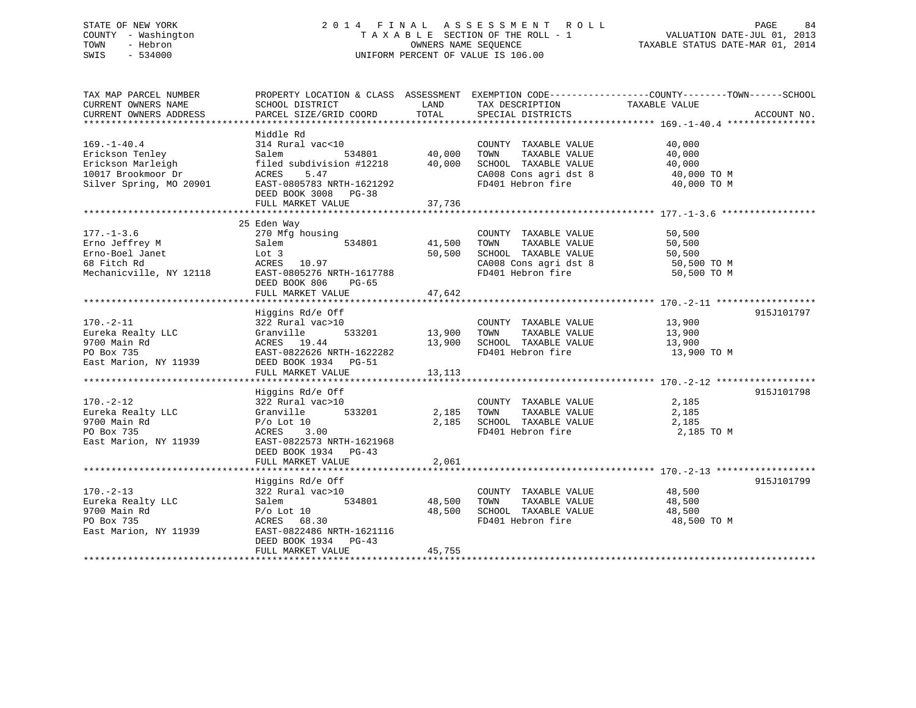STATE OF NEW YORK
COUNTY - Washington
TOWN - Hebron
SWIS - 534000

# 2014 FINAL ASSESSMENT ROLL
TAXABLE SECTION OF THE ROLL - 1
OWNERS NAME SEQUENCE
UNIFORM PERCENT OF VALUE IS 106.00

VALUATION DATE-JUL 01, 2013
TAXABLE STATUS DATE-MAR 01, 2014

| TAX MAP PARCEL NUMBER / CURRENT OWNERS NAME / CURRENT OWNERS ADDRESS | PROPERTY LOCATION & CLASS / SCHOOL DISTRICT / PARCEL SIZE/GRID COORD | ASSESSMENT LAND | TOTAL | EXEMPTION CODE / TAX DESCRIPTION / SPECIAL DISTRICTS | TAXABLE VALUE | ACCOUNT NO. |
|---|---|---|---|---|---|---|
| **169.-1-40.4** | Middle Rd | | | | | |
| 169.-1-40.4 | 314 Rural vac<10 | | | COUNTY TAXABLE VALUE | 40,000 | |
| Erickson Tenley | Salem 534801 | 40,000 | | TOWN TAXABLE VALUE | 40,000 | |
| Erickson Marleigh | filed subdivision #12218 | | 40,000 | SCHOOL TAXABLE VALUE | 40,000 | |
| 10017 Brookmoor Dr | ACRES 5.47 | | | CA008 Cons agri dst 8 | 40,000 TO M | |
| Silver Spring, MO 20901 | EAST-0805783 NRTH-1621292 | | | FD401 Hebron fire | 40,000 TO M | |
| | DEED BOOK 3008 PG-38 | | | | | |
| | FULL MARKET VALUE | | 37,736 | | | |
| **177.-1-3.6** | 25 Eden Way | | | | | |
| 177.-1-3.6 | 270 Mfg housing | | | COUNTY TAXABLE VALUE | 50,500 | |
| Erno Jeffrey M | Salem 534801 | 41,500 | | TOWN TAXABLE VALUE | 50,500 | |
| Erno-Boel Janet | Lot 3 | | 50,500 | SCHOOL TAXABLE VALUE | 50,500 | |
| 68 Fitch Rd | ACRES 10.97 | | | CA008 Cons agri dst 8 | 50,500 TO M | |
| Mechanicville, NY 12118 | EAST-0805276 NRTH-1617788 | | | FD401 Hebron fire | 50,500 TO M | |
| | DEED BOOK 806 PG-65 | | | | | |
| | FULL MARKET VALUE | | 47,642 | | | |
| **170.-2-11** | Higgins Rd/e Off | | | | | 915J101797 |
| 170.-2-11 | 322 Rural vac>10 | | | COUNTY TAXABLE VALUE | 13,900 | |
| Eureka Realty LLC | Granville 533201 | 13,900 | | TOWN TAXABLE VALUE | 13,900 | |
| 9700 Main Rd | ACRES 19.44 | | 13,900 | SCHOOL TAXABLE VALUE | 13,900 | |
| PO Box 735 | EAST-0822626 NRTH-1622282 | | | FD401 Hebron fire | 13,900 TO M | |
| East Marion, NY 11939 | DEED BOOK 1934 PG-51 | | | | | |
| | FULL MARKET VALUE | | 13,113 | | | |
| **170.-2-12** | Higgins Rd/e Off | | | | | 915J101798 |
| 170.-2-12 | 322 Rural vac>10 | | | COUNTY TAXABLE VALUE | 2,185 | |
| Eureka Realty LLC | Granville 533201 | 2,185 | | TOWN TAXABLE VALUE | 2,185 | |
| 9700 Main Rd | P/o Lot 10 | | 2,185 | SCHOOL TAXABLE VALUE | 2,185 | |
| PO Box 735 | ACRES 3.00 | | | FD401 Hebron fire | 2,185 TO M | |
| East Marion, NY 11939 | EAST-0822573 NRTH-1621968 | | | | | |
| | DEED BOOK 1934 PG-43 | | | | | |
| | FULL MARKET VALUE | | 2,061 | | | |
| **170.-2-13** | Higgins Rd/e Off | | | | | 915J101799 |
| 170.-2-13 | 322 Rural vac>10 | | | COUNTY TAXABLE VALUE | 48,500 | |
| Eureka Realty LLC | Salem 534801 | 48,500 | | TOWN TAXABLE VALUE | 48,500 | |
| 9700 Main Rd | P/o Lot 10 | | 48,500 | SCHOOL TAXABLE VALUE | 48,500 | |
| PO Box 735 | ACRES 68.30 | | | FD401 Hebron fire | 48,500 TO M | |
| East Marion, NY 11939 | EAST-0822486 NRTH-1621116 | | | | | |
| | DEED BOOK 1934 PG-43 | | | | | |
| | FULL MARKET VALUE | | 45,755 | | | |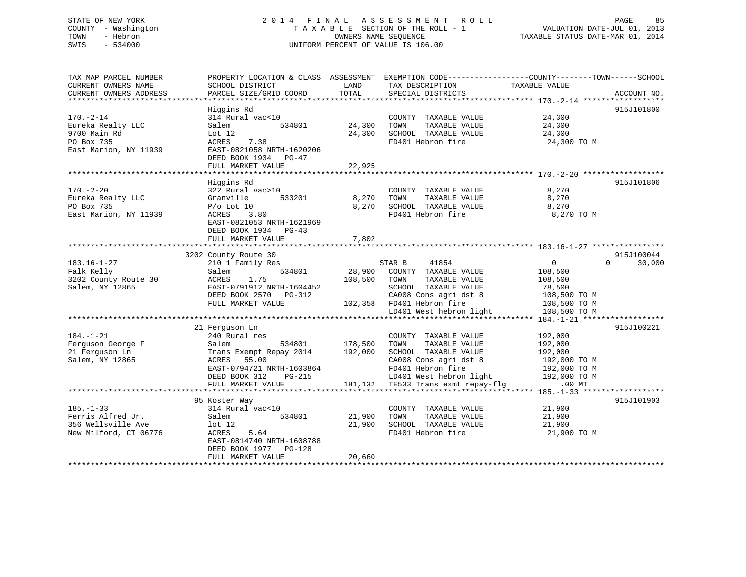STATE OF NEW YORK
COUNTY - Washington
TOWN - Hebron
SWIS - 534000

2014 FINAL ASSESSMENT ROLL
TAXABLE SECTION OF THE ROLL - 1
OWNERS NAME SEQUENCE
UNIFORM PERCENT OF VALUE IS 106.00

VALUATION DATE-JUL 01, 2013
TAXABLE STATUS DATE-MAR 01, 2014

```
TAX MAP PARCEL NUMBER          PROPERTY LOCATION & CLASS  ASSESSMENT  EXEMPTION CODE------------------COUNTY--------TOWN------SCHOOL
CURRENT OWNERS NAME            SCHOOL DISTRICT               LAND      TAX DESCRIPTION             TAXABLE VALUE
CURRENT OWNERS ADDRESS         PARCEL SIZE/GRID COORD        TOTAL     SPECIAL DISTRICTS                                        ACCOUNT NO.
******************************************************************************************************* 170.-2-14 ******************
                               Higgins Rd                                                                                   915J101800
170.-2-14                      314 Rural vac<10                        COUNTY  TAXABLE VALUE           24,300
Eureka Realty LLC              Salem          534801        24,300     TOWN    TAXABLE VALUE           24,300
9700 Main Rd                   Lot 12                       24,300     SCHOOL  TAXABLE VALUE           24,300
PO Box 735                     ACRES    7.38                           FD401 Hebron fire                24,300 TO M
East Marion, NY 11939          EAST-0821058 NRTH-1620206
                               DEED BOOK 1934   PG-47
                               FULL MARKET VALUE            22,925
******************************************************************************************************* 170.-2-20 ******************
                               Higgins Rd                                                                                   915J101806
170.-2-20                      322 Rural vac>10                        COUNTY  TAXABLE VALUE            8,270
Eureka Realty LLC              Granville      533201         8,270     TOWN    TAXABLE VALUE            8,270
PO Box 735                     P/o Lot 10                    8,270     SCHOOL  TAXABLE VALUE            8,270
East Marion, NY 11939          ACRES    3.80                           FD401 Hebron fire                 8,270 TO M
                               EAST-0821053 NRTH-1621969
                               DEED BOOK 1934   PG-43
                               FULL MARKET VALUE             7,802
******************************************************************************************************* 183.16-1-27 ****************
                               3202 County Route 30                                                                         915J100044
183.16-1-27                    210 1 Family Res                        STAR B     41854                 0             0      30,000
Falk Kelly                     Salem          534801        28,900     COUNTY  TAXABLE VALUE          108,500
3202 County Route 30           ACRES    1.75               108,500     TOWN    TAXABLE VALUE          108,500
Salem, NY 12865                EAST-0791912 NRTH-1604452               SCHOOL  TAXABLE VALUE           78,500
                               DEED BOOK 2570   PG-312                 CA008 Cons agri dst 8           108,500 TO M
                               FULL MARKET VALUE           102,358     FD401 Hebron fire               108,500 TO M
                                                                       LD401 West hebron light         108,500 TO M
******************************************************************************************************* 184.-1-21 ******************
                               21 Ferguson Ln                                                                               915J100221
184.-1-21                      240 Rural res                           COUNTY  TAXABLE VALUE          192,000
Ferguson George F              Salem          534801       178,500     TOWN    TAXABLE VALUE          192,000
21 Ferguson Ln                 Trans Exempt Repay 2014     192,000     SCHOOL  TAXABLE VALUE          192,000
Salem, NY 12865                ACRES   55.00                           CA008 Cons agri dst 8           192,000 TO M
                               EAST-0794721 NRTH-1603864               FD401 Hebron fire               192,000 TO M
                               DEED BOOK 312    PG-215                 LD401 West hebron light         192,000 TO M
                               FULL MARKET VALUE           181,132     TE533 Trans exmt repay-flg          .00 MT
******************************************************************************************************* 185.-1-33 ******************
                               95 Koster Way                                                                                915J101903
185.-1-33                      314 Rural vac<10                        COUNTY  TAXABLE VALUE           21,900
Ferris Alfred Jr.              Salem          534801        21,900     TOWN    TAXABLE VALUE           21,900
356 Wellsville Ave             lot 12                       21,900     SCHOOL  TAXABLE VALUE           21,900
New Milford, CT 06776          ACRES    5.64                           FD401 Hebron fire                21,900 TO M
                               EAST-0814740 NRTH-1608788
                               DEED BOOK 1977   PG-128
                               FULL MARKET VALUE            20,660
************************************************************************************************************************************
```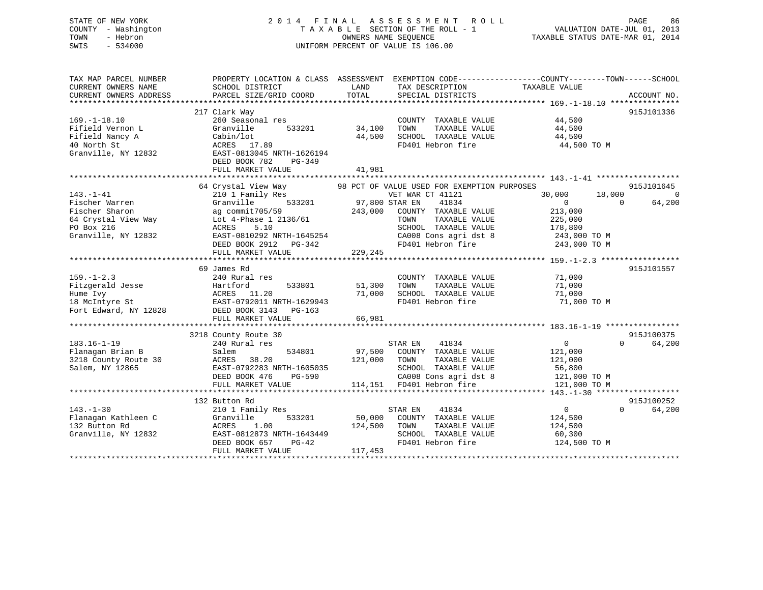STATE OF NEW YORK
COUNTY - Washington
TOWN - Hebron
SWIS - 534000

2014 FINAL ASSESSMENT ROLL
TAXABLE SECTION OF THE ROLL - 1
OWNERS NAME SEQUENCE
UNIFORM PERCENT OF VALUE IS 106.00

VALUATION DATE-JUL 01, 2013
TAXABLE STATUS DATE-MAR 01, 2014

```
TAX MAP PARCEL NUMBER      PROPERTY LOCATION & CLASS  ASSESSMENT  EXEMPTION CODE------------------COUNTY--------TOWN------SCHOOL
CURRENT OWNERS NAME        SCHOOL DISTRICT              LAND      TAX DESCRIPTION            TAXABLE VALUE
CURRENT OWNERS ADDRESS     PARCEL SIZE/GRID COORD       TOTAL     SPECIAL DISTRICTS                                     ACCOUNT NO.
****************************************************************************************************** 169.-1-18.10 ***************
                           217 Clark Way                                                                                915J101336
169.-1-18.10               260 Seasonal res                       COUNTY  TAXABLE VALUE          44,500
Fifield Vernon L           Granville        533201     34,100     TOWN    TAXABLE VALUE          44,500
Fifield Nancy A            Cabin/lot                   44,500     SCHOOL  TAXABLE VALUE          44,500
40 North St                ACRES  17.89                           FD401 Hebron fire               44,500 TO M
Granville, NY 12832        EAST-0813045 NRTH-1626194
                           DEED BOOK 782    PG-349
                           FULL MARKET VALUE           41,981
****************************************************************************************************** 143.-1-41 ******************
                           64 Crystal View Way          98 PCT OF VALUE USED FOR EXEMPTION PURPOSES                     915J101645
143.-1-41                  210 1 Family Res                   VET WAR CT 41121               30,000      18,000            0
Fischer Warren             Granville        533201     97,800 STAR EN    41834                    0           0       64,200
Fischer Sharon             ag commit705/59            243,000     COUNTY  TAXABLE VALUE         213,000
64 Crystal View Way        Lot 4-Phase 1 2136/61                  TOWN    TAXABLE VALUE         225,000
PO Box 216                 ACRES    5.10                          SCHOOL  TAXABLE VALUE         178,800
Granville, NY 12832        EAST-0810292 NRTH-1645254              CA008 Cons agri dst 8          243,000 TO M
                           DEED BOOK 2912   PG-342                FD401 Hebron fire              243,000 TO M
                           FULL MARKET VALUE          229,245
****************************************************************************************************** 159.-1-2.3 *****************
                           69 James Rd                                                                                  915J101557
159.-1-2.3                 240 Rural res                          COUNTY  TAXABLE VALUE          71,000
Fitzgerald Jesse           Hartford         533801     51,300     TOWN    TAXABLE VALUE          71,000
Hume Ivy                   ACRES  11.20                71,000     SCHOOL  TAXABLE VALUE          71,000
18 McIntyre St             EAST-0792011 NRTH-1629943              FD401 Hebron fire               71,000 TO M
Fort Edward, NY 12828      DEED BOOK 3143   PG-163
                           FULL MARKET VALUE           66,981
****************************************************************************************************** 183.16-1-19 ****************
                           3218 County Route 30                                                                         915J100375
183.16-1-19                240 Rural res                          STAR EN    41834                    0           0       64,200
Flanagan Brian B           Salem            534801     97,500     COUNTY  TAXABLE VALUE         121,000
3218 County Route 30       ACRES  38.20               121,000     TOWN    TAXABLE VALUE         121,000
Salem, NY 12865            EAST-0792283 NRTH-1605035              SCHOOL  TAXABLE VALUE          56,800
                           DEED BOOK 476    PG-590                CA008 Cons agri dst 8          121,000 TO M
                           FULL MARKET VALUE          114,151     FD401 Hebron fire              121,000 TO M
****************************************************************************************************** 143.-1-30 ******************
                           132 Button Rd                                                                                915J100252
143.-1-30                  210 1 Family Res                       STAR EN    41834                    0           0       64,200
Flanagan Kathleen C        Granville        533201     50,000     COUNTY  TAXABLE VALUE         124,500
132 Button Rd              ACRES    1.00              124,500     TOWN    TAXABLE VALUE         124,500
Granville, NY 12832        EAST-0812873 NRTH-1643449              SCHOOL  TAXABLE VALUE          60,300
                           DEED BOOK 657    PG-42                 FD401 Hebron fire              124,500 TO M
                           FULL MARKET VALUE          117,453
************************************************************************************************************************************
```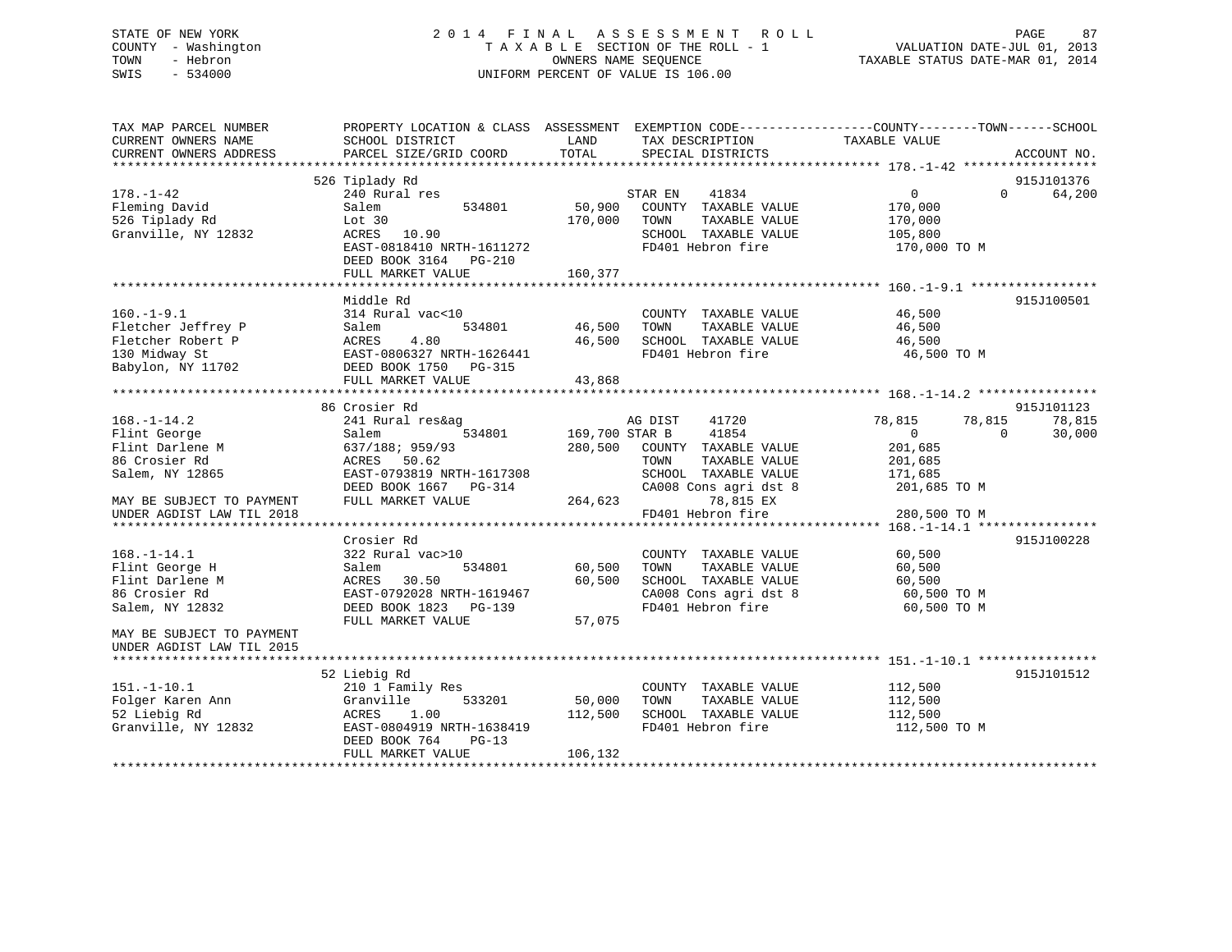STATE OF NEW YORK
COUNTY - Washington
TOWN - Hebron
SWIS - 534000

# 2014 FINAL ASSESSMENT ROLL
TAXABLE SECTION OF THE ROLL - 1
OWNERS NAME SEQUENCE
UNIFORM PERCENT OF VALUE IS 106.00

VALUATION DATE-JUL 01, 2013
TAXABLE STATUS DATE-MAR 01, 2014

| TAX MAP PARCEL NUMBER / CURRENT OWNERS NAME / CURRENT OWNERS ADDRESS | PROPERTY LOCATION & CLASS / SCHOOL DISTRICT / PARCEL SIZE/GRID COORD | ASSESSMENT LAND | TOTAL | EXEMPTION CODE / TAX DESCRIPTION / SPECIAL DISTRICTS | COUNTY TAXABLE VALUE | TOWN | SCHOOL | ACCOUNT NO. |
|---|---|---|---|---|---|---|---|---|
| 178.-1-42 | 526 Tiplady Rd | | | | | | | 915J101376 |
| Fleming David | 240 Rural res | | | STAR EN 41834 | 0 | 0 | 64,200 | |
| 526 Tiplady Rd | Salem 534801 | 50,900 | | COUNTY TAXABLE VALUE | 170,000 | | | |
| Granville, NY 12832 | Lot 30 | | 170,000 | TOWN TAXABLE VALUE | 170,000 | | | |
| | ACRES 10.90 | | | SCHOOL TAXABLE VALUE | 105,800 | | | |
| | EAST-0818410 NRTH-1611272 | | | FD401 Hebron fire | 170,000 TO M | | | |
| | DEED BOOK 3164 PG-210 | | | | | | | |
| | FULL MARKET VALUE | | 160,377 | | | | | |
| 160.-1-9.1 | Middle Rd | | | | | | | 915J100501 |
| Fletcher Jeffrey P | 314 Rural vac<10 | | | COUNTY TAXABLE VALUE | 46,500 | | | |
| Fletcher Robert P | Salem 534801 | 46,500 | | TOWN TAXABLE VALUE | 46,500 | | | |
| 130 Midway St | ACRES 4.80 | | 46,500 | SCHOOL TAXABLE VALUE | 46,500 | | | |
| Babylon, NY 11702 | EAST-0806327 NRTH-1626441 | | | FD401 Hebron fire | 46,500 TO M | | | |
| | DEED BOOK 1750 PG-315 | | | | | | | |
| | FULL MARKET VALUE | | 43,868 | | | | | |
| 168.-1-14.2 | 86 Crosier Rd | | | | | | | 915J101123 |
| Flint George | 241 Rural res&ag | | | AG DIST 41720 | 78,815 | 78,815 | 78,815 | |
| Flint Darlene M | Salem 534801 | 169,700 | | STAR B 41854 | 0 | 0 | 30,000 | |
| 86 Crosier Rd | 637/188; 959/93 | | 280,500 | COUNTY TAXABLE VALUE | 201,685 | | | |
| Salem, NY 12865 | ACRES 50.62 | | | TOWN TAXABLE VALUE | 201,685 | | | |
| | EAST-0793819 NRTH-1617308 | | | SCHOOL TAXABLE VALUE | 171,685 | | | |
| | DEED BOOK 1667 PG-314 | | | CA008 Cons agri dst 8 | 201,685 TO M | | | |
| MAY BE SUBJECT TO PAYMENT | FULL MARKET VALUE | | 264,623 | 78,815 EX | | | | |
| UNDER AGDIST LAW TIL 2018 | | | | FD401 Hebron fire | 280,500 TO M | | | |
| 168.-1-14.1 | Crosier Rd | | | | | | | 915J100228 |
| Flint George H | 322 Rural vac>10 | | | COUNTY TAXABLE VALUE | 60,500 | | | |
| Flint Darlene M | Salem 534801 | 60,500 | | TOWN TAXABLE VALUE | 60,500 | | | |
| 86 Crosier Rd | ACRES 30.50 | | 60,500 | SCHOOL TAXABLE VALUE | 60,500 | | | |
| Salem, NY 12832 | EAST-0792028 NRTH-1619467 | | | CA008 Cons agri dst 8 | 60,500 TO M | | | |
| | DEED BOOK 1823 PG-139 | | | FD401 Hebron fire | 60,500 TO M | | | |
| | FULL MARKET VALUE | | 57,075 | | | | | |
| MAY BE SUBJECT TO PAYMENT | | | | | | | | |
| UNDER AGDIST LAW TIL 2015 | | | | | | | | |
| 151.-1-10.1 | 52 Liebig Rd | | | | | | | 915J101512 |
| Folger Karen Ann | 210 1 Family Res | | | COUNTY TAXABLE VALUE | 112,500 | | | |
| 52 Liebig Rd | Granville 533201 | 50,000 | | TOWN TAXABLE VALUE | 112,500 | | | |
| Granville, NY 12832 | ACRES 1.00 | | 112,500 | SCHOOL TAXABLE VALUE | 112,500 | | | |
| | EAST-0804919 NRTH-1638419 | | | FD401 Hebron fire | 112,500 TO M | | | |
| | DEED BOOK 764 PG-13 | | | | | | | |
| | FULL MARKET VALUE | | 106,132 | | | | | |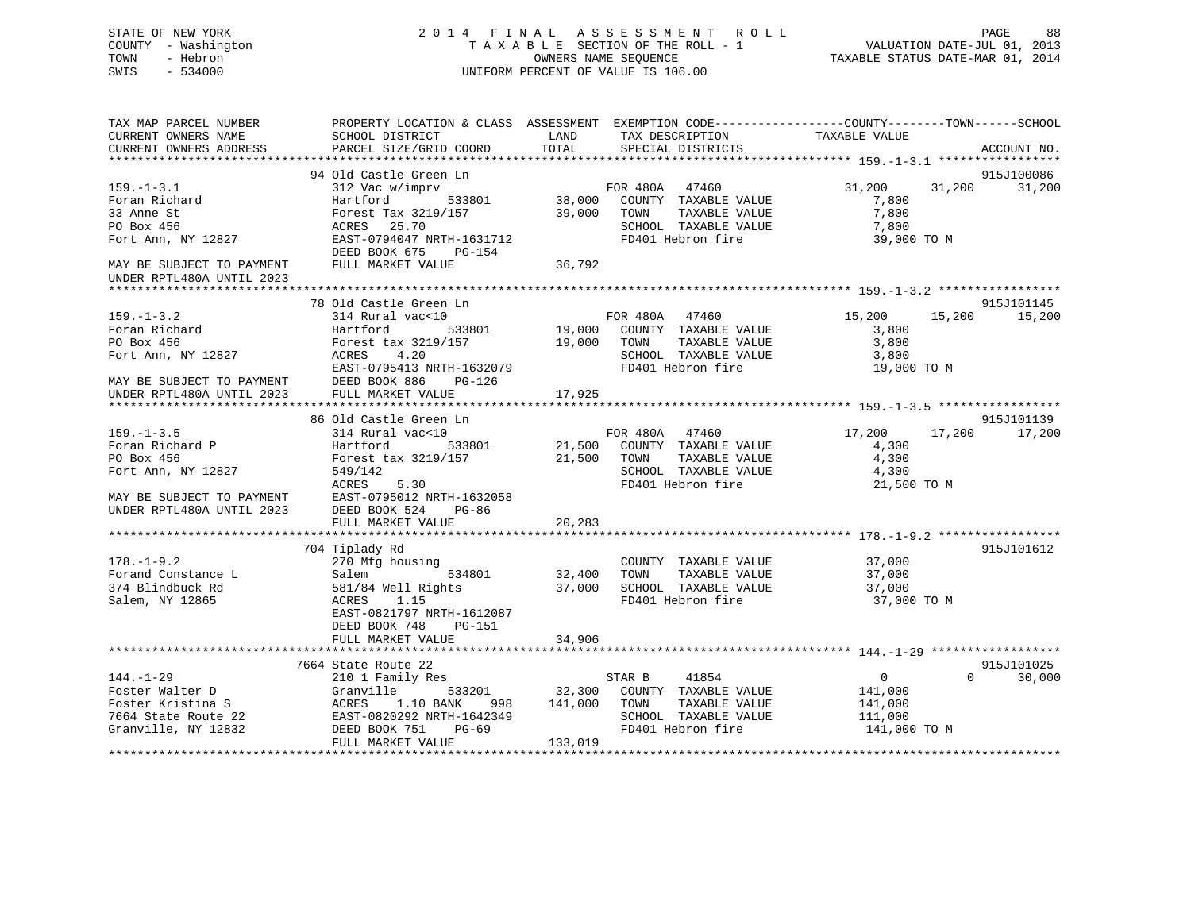STATE OF NEW YORK
COUNTY - Washington
TOWN - Hebron
SWIS - 534000

2014 FINAL ASSESSMENT ROLL
TAXABLE SECTION OF THE ROLL - 1
OWNERS NAME SEQUENCE
UNIFORM PERCENT OF VALUE IS 106.00

VALUATION DATE-JUL 01, 2013
TAXABLE STATUS DATE-MAR 01, 2014

```
TAX MAP PARCEL NUMBER          PROPERTY LOCATION & CLASS  ASSESSMENT  EXEMPTION CODE-----------------COUNTY--------TOWN------SCHOOL
CURRENT OWNERS NAME            SCHOOL DISTRICT               LAND      TAX DESCRIPTION               TAXABLE VALUE
CURRENT OWNERS ADDRESS         PARCEL SIZE/GRID COORD        TOTAL     SPECIAL DISTRICTS                                    ACCOUNT NO.
******************************************************************************************************* 159.-1-3.1 *****************
                               94 Old Castle Green Ln                                                                       915J100086
159.-1-3.1                     312 Vac w/imprv                          FOR 480A   47460              31,200      31,200      31,200
Foran Richard                  Hartford          533801      38,000     COUNTY   TAXABLE VALUE          7,800
33 Anne St                     Forest Tax 3219/157           39,000     TOWN     TAXABLE VALUE          7,800
PO Box 456                     ACRES   25.70                            SCHOOL   TAXABLE VALUE          7,800
Fort Ann, NY 12827             EAST-0794047 NRTH-1631712                FD401 Hebron fire              39,000 TO M
                               DEED BOOK 675    PG-154
MAY BE SUBJECT TO PAYMENT      FULL MARKET VALUE             36,792
UNDER RPTL480A UNTIL 2023
******************************************************************************************************* 159.-1-3.2 *****************
                               78 Old Castle Green Ln                                                                       915J101145
159.-1-3.2                     314 Rural vac<10                         FOR 480A   47460              15,200      15,200      15,200
Foran Richard                  Hartford          533801      19,000     COUNTY   TAXABLE VALUE          3,800
PO Box 456                     Forest tax 3219/157           19,000     TOWN     TAXABLE VALUE          3,800
Fort Ann, NY 12827             ACRES    4.20                            SCHOOL   TAXABLE VALUE          3,800
                               EAST-0795413 NRTH-1632079                FD401 Hebron fire              19,000 TO M
MAY BE SUBJECT TO PAYMENT      DEED BOOK 886    PG-126
UNDER RPTL480A UNTIL 2023      FULL MARKET VALUE             17,925
******************************************************************************************************* 159.-1-3.5 *****************
                               86 Old Castle Green Ln                                                                       915J101139
159.-1-3.5                     314 Rural vac<10                         FOR 480A   47460              17,200      17,200      17,200
Foran Richard P                Hartford          533801      21,500     COUNTY   TAXABLE VALUE          4,300
PO Box 456                     Forest tax 3219/157           21,500     TOWN     TAXABLE VALUE          4,300
Fort Ann, NY 12827             549/142                                  SCHOOL   TAXABLE VALUE          4,300
                               ACRES    5.30                            FD401 Hebron fire              21,500 TO M
MAY BE SUBJECT TO PAYMENT      EAST-0795012 NRTH-1632058
UNDER RPTL480A UNTIL 2023      DEED BOOK 524    PG-86
                               FULL MARKET VALUE             20,283
******************************************************************************************************* 178.-1-9.2 *****************
                               704 Tiplady Rd                                                                               915J101612
178.-1-9.2                     270 Mfg housing                          COUNTY   TAXABLE VALUE         37,000
Forand Constance L             Salem             534801      32,400     TOWN     TAXABLE VALUE         37,000
374 Blindbuck Rd               581/84 Well Rights            37,000     SCHOOL   TAXABLE VALUE         37,000
Salem, NY 12865                ACRES    1.15                            FD401 Hebron fire              37,000 TO M
                               EAST-0821797 NRTH-1612087
                               DEED BOOK 748    PG-151
                               FULL MARKET VALUE             34,906
******************************************************************************************************* 144.-1-29 ******************
                               7664 State Route 22                                                                          915J101025
144.-1-29                      210 1 Family Res                         STAR B     41854                   0           0      30,000
Foster Walter D                Granville         533201      32,300     COUNTY   TAXABLE VALUE        141,000
Foster Kristina S              ACRES    1.10 BANK    998    141,000     TOWN     TAXABLE VALUE        141,000
7664 State Route 22            EAST-0820292 NRTH-1642349                SCHOOL   TAXABLE VALUE        111,000
Granville, NY 12832            DEED BOOK 751    PG-69                   FD401 Hebron fire             141,000 TO M
                               FULL MARKET VALUE            133,019
************************************************************************************************************************************
```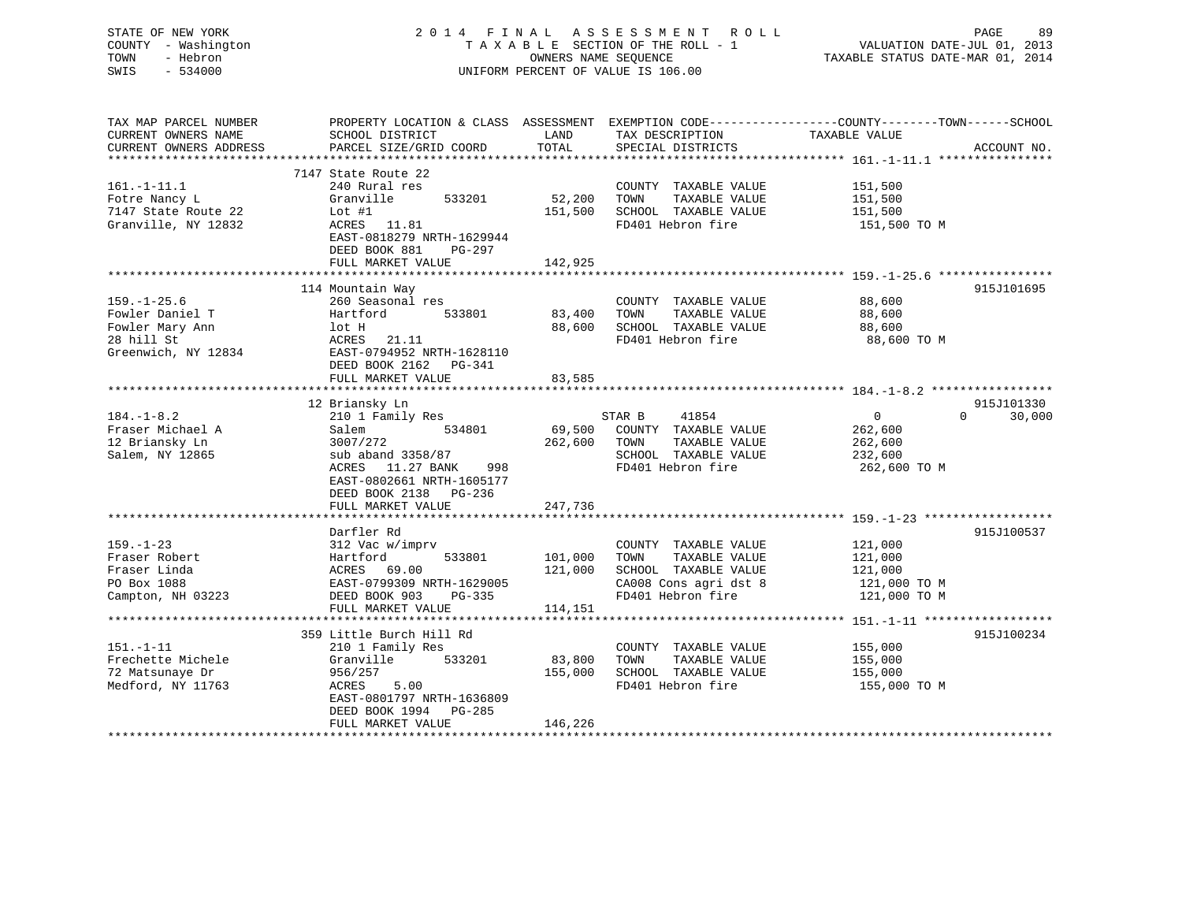STATE OF NEW YORK
COUNTY - Washington
TOWN - Hebron
SWIS - 534000

2014 FINAL ASSESSMENT ROLL
TAXABLE SECTION OF THE ROLL - 1
OWNERS NAME SEQUENCE
UNIFORM PERCENT OF VALUE IS 106.00

VALUATION DATE-JUL 01, 2013
TAXABLE STATUS DATE-MAR 01, 2014

| TAX MAP PARCEL NUMBER / CURRENT OWNERS NAME / CURRENT OWNERS ADDRESS | PROPERTY LOCATION & CLASS / SCHOOL DISTRICT / PARCEL SIZE/GRID COORD | ASSESSMENT LAND / TOTAL | EXEMPTION CODE / TAX DESCRIPTION / SPECIAL DISTRICTS | COUNTY / TOWN / SCHOOL TAXABLE VALUE | ACCOUNT NO. |
|---|---|---|---|---|---|
| 161.-1-11.1 | 7147 State Route 22 | | | | |
| Fotre Nancy L | 240 Rural res | | COUNTY TAXABLE VALUE | 151,500 | |
| 7147 State Route 22 | Granville 533201 | 52,200 | TOWN TAXABLE VALUE | 151,500 | |
| Granville, NY 12832 | Lot #1 | 151,500 | SCHOOL TAXABLE VALUE | 151,500 | |
| | ACRES 11.81 | | FD401 Hebron fire | 151,500 TO M | |
| | EAST-0818279 NRTH-1629944 | | | | |
| | DEED BOOK 881 PG-297 | | | | |
| | FULL MARKET VALUE | 142,925 | | | |
| 159.-1-25.6 | 114 Mountain Way | | | | 915J101695 |
| Fowler Daniel T | 260 Seasonal res | | COUNTY TAXABLE VALUE | 88,600 | |
| Fowler Mary Ann | Hartford 533801 | 83,400 | TOWN TAXABLE VALUE | 88,600 | |
| 28 hill St | lot H | 88,600 | SCHOOL TAXABLE VALUE | 88,600 | |
| Greenwich, NY 12834 | ACRES 21.11 | | FD401 Hebron fire | 88,600 TO M | |
| | EAST-0794952 NRTH-1628110 | | | | |
| | DEED BOOK 2162 PG-341 | | | | |
| | FULL MARKET VALUE | 83,585 | | | |
| 184.-1-8.2 | 12 Briansky Ln | | | | 915J101330 |
| Fraser Michael A | 210 1 Family Res | | STAR B 41854 | 0 0 30,000 | |
| 12 Briansky Ln | Salem 534801 | 69,500 | COUNTY TAXABLE VALUE | 262,600 | |
| Salem, NY 12865 | 3007/272 | 262,600 | TOWN TAXABLE VALUE | 262,600 | |
| | sub aband 3358/87 | | SCHOOL TAXABLE VALUE | 232,600 | |
| | ACRES 11.27 BANK 998 | | FD401 Hebron fire | 262,600 TO M | |
| | EAST-0802661 NRTH-1605177 | | | | |
| | DEED BOOK 2138 PG-236 | | | | |
| | FULL MARKET VALUE | 247,736 | | | |
| 159.-1-23 | Darfler Rd | | | | 915J100537 |
| Fraser Robert | 312 Vac w/imprv | | COUNTY TAXABLE VALUE | 121,000 | |
| Fraser Linda | Hartford 533801 | 101,000 | TOWN TAXABLE VALUE | 121,000 | |
| PO Box 1088 | ACRES 69.00 | 121,000 | SCHOOL TAXABLE VALUE | 121,000 | |
| Campton, NH 03223 | EAST-0799309 NRTH-1629005 | | CA008 Cons agri dst 8 | 121,000 TO M | |
| | DEED BOOK 903 PG-335 | | FD401 Hebron fire | 121,000 TO M | |
| | FULL MARKET VALUE | 114,151 | | | |
| 151.-1-11 | 359 Little Burch Hill Rd | | | | 915J100234 |
| Frechette Michele | 210 1 Family Res | | COUNTY TAXABLE VALUE | 155,000 | |
| 72 Matsunaye Dr | Granville 533201 | 83,800 | TOWN TAXABLE VALUE | 155,000 | |
| Medford, NY 11763 | 956/257 | 155,000 | SCHOOL TAXABLE VALUE | 155,000 | |
| | ACRES 5.00 | | FD401 Hebron fire | 155,000 TO M | |
| | EAST-0801797 NRTH-1636809 | | | | |
| | DEED BOOK 1994 PG-285 | | | | |
| | FULL MARKET VALUE | 146,226 | | | |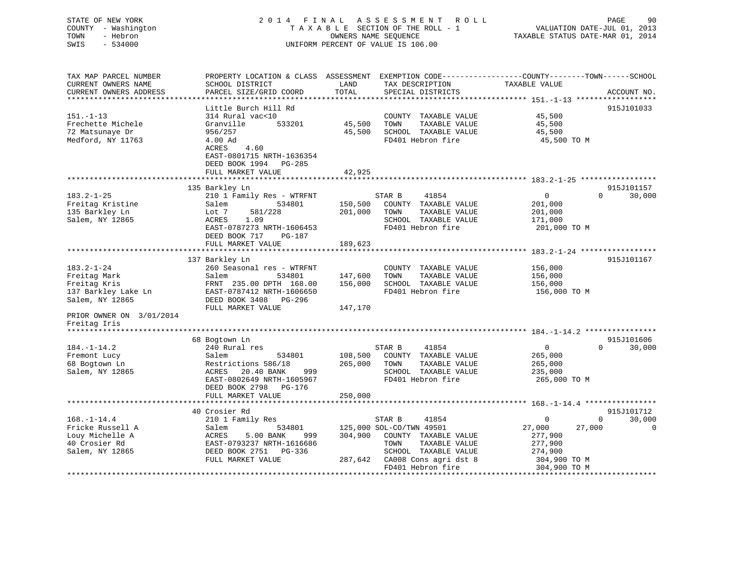STATE OF NEW YORK
COUNTY - Washington
TOWN - Hebron
SWIS - 534000

2014 FINAL ASSESSMENT ROLL
TAXABLE SECTION OF THE ROLL - 1
OWNERS NAME SEQUENCE
UNIFORM PERCENT OF VALUE IS 106.00

VALUATION DATE-JUL 01, 2013
TAXABLE STATUS DATE-MAR 01, 2014

```
TAX MAP PARCEL NUMBER          PROPERTY LOCATION & CLASS  ASSESSMENT  EXEMPTION CODE------------------COUNTY--------TOWN------SCHOOL
CURRENT OWNERS NAME            SCHOOL DISTRICT               LAND      TAX DESCRIPTION              TAXABLE VALUE
CURRENT OWNERS ADDRESS         PARCEL SIZE/GRID COORD        TOTAL     SPECIAL DISTRICTS                                          ACCOUNT NO.
********************************************************************************************** 151.-1-13 ******************
                               Little Burch Hill Rd                                                                           915J101033
151.-1-13                      314 Rural vac<10                        COUNTY  TAXABLE VALUE          45,500
Frechette Michele              Granville        533201       45,500    TOWN    TAXABLE VALUE          45,500
72 Matsunaye Dr                956/257                       45,500    SCHOOL  TAXABLE VALUE          45,500
Medford, NY 11763              4.00 Ad                                 FD401 Hebron fire               45,500 TO M
                               ACRES     4.60
                               EAST-0801715 NRTH-1636354
                               DEED BOOK 1994   PG-285
                               FULL MARKET VALUE             42,925
********************************************************************************************** 183.2-1-25 *****************
                               135 Barkley Ln                                                                                 915J101157
183.2-1-25                     210 1 Family Res - WTRFNT               STAR B      41854                0            0      30,000
Freitag Kristine               Salem            534801      150,500    COUNTY  TAXABLE VALUE         201,000
135 Barkley Ln                 Lot 7     581/228            201,000    TOWN    TAXABLE VALUE         201,000
Salem, NY 12865                ACRES     1.09                          SCHOOL  TAXABLE VALUE         171,000
                               EAST-0787273 NRTH-1606453               FD401 Hebron fire              201,000 TO M
                               DEED BOOK 717     PG-187
                               FULL MARKET VALUE            189,623
********************************************************************************************** 183.2-1-24 *****************
                               137 Barkley Ln                                                                                 915J101167
183.2-1-24                     260 Seasonal res - WTRFNT               COUNTY  TAXABLE VALUE         156,000
Freitag Mark                   Salem            534801      147,600    TOWN    TAXABLE VALUE         156,000
Freitag Kris                   FRNT 235.00 DPTH 168.00      156,000    SCHOOL  TAXABLE VALUE         156,000
137 Barkley Lake Ln            EAST-0787412 NRTH-1606650               FD401 Hebron fire              156,000 TO M
Salem, NY 12865                DEED BOOK 3408   PG-296
                               FULL MARKET VALUE            147,170
PRIOR OWNER ON 3/01/2014
Freitag Iris
********************************************************************************************** 184.-1-14.2 ****************
                               68 Bogtown Ln                                                                                  915J101606
184.-1-14.2                    240 Rural res                           STAR B      41854                0            0      30,000
Fremont Lucy                   Salem            534801      108,500    COUNTY  TAXABLE VALUE         265,000
68 Bogtown Ln                  Restrictions 586/18          265,000    TOWN    TAXABLE VALUE         265,000
Salem, NY 12865                ACRES    20.40 BANK     999             SCHOOL  TAXABLE VALUE         235,000
                               EAST-0802649 NRTH-1605967               FD401 Hebron fire              265,000 TO M
                               DEED BOOK 2798   PG-176
                               FULL MARKET VALUE            250,000
********************************************************************************************** 168.-1-14.4 ****************
                               40 Crosier Rd                                                                                  915J101712
168.-1-14.4                    210 1 Family Res                        STAR B      41854                0            0      30,000
Fricke Russell A               Salem            534801      125,000 SOL-CO/TWN 49501               27,000       27,000           0
Louy Michelle A                ACRES     5.00 BANK     999  304,900    COUNTY  TAXABLE VALUE         277,900
40 Crosier Rd                  EAST-0793237 NRTH-1616686               TOWN    TAXABLE VALUE         277,900
Salem, NY 12865                DEED BOOK 2751   PG-336                 SCHOOL  TAXABLE VALUE         274,900
                               FULL MARKET VALUE            287,642    CA008 Cons agri dst 8          304,900 TO M
                                                                       FD401 Hebron fire              304,900 TO M
*****************************************************************************************************************************
```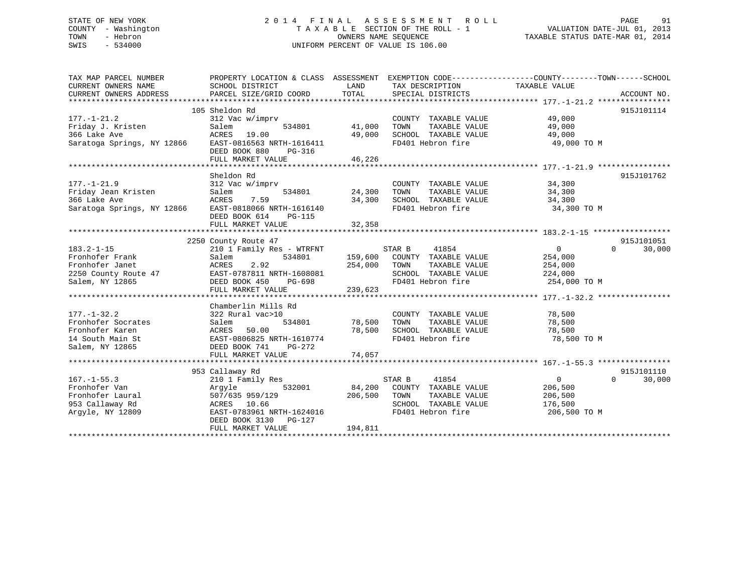STATE OF NEW YORK
COUNTY - Washington
TOWN - Hebron
SWIS - 534000

2014 FINAL ASSESSMENT ROLL
TAXABLE SECTION OF THE ROLL - 1
OWNERS NAME SEQUENCE
UNIFORM PERCENT OF VALUE IS 106.00

VALUATION DATE-JUL 01, 2013
TAXABLE STATUS DATE-MAR 01, 2014

| TAX MAP PARCEL NUMBER / CURRENT OWNERS NAME / CURRENT OWNERS ADDRESS | PROPERTY LOCATION & CLASS / SCHOOL DISTRICT / PARCEL SIZE/GRID COORD | ASSESSMENT LAND / TOTAL | EXEMPTION CODE / TAX DESCRIPTION / SPECIAL DISTRICTS | COUNTY | TOWN | SCHOOL / ACCOUNT NO. |
|---|---|---|---|---|---|---|
| 177.-1-21.2 | 105 Sheldon Rd | | | | | 915J101114 |
| Friday J. Kristen | 312 Vac w/imprv | | COUNTY TAXABLE VALUE | 49,000 | | |
| 366 Lake Ave | Salem 534801 | 41,000 | TOWN TAXABLE VALUE | | 49,000 | |
| Saratoga Springs, NY 12866 | ACRES 19.00 | 49,000 | SCHOOL TAXABLE VALUE | | | 49,000 |
| | EAST-0816563 NRTH-1616411 | | FD401 Hebron fire | 49,000 TO M | | |
| | DEED BOOK 880 PG-316 | | | | | |
| | FULL MARKET VALUE | 46,226 | | | | |
| 177.-1-21.9 | Sheldon Rd | | | | | 915J101762 |
| Friday Jean Kristen | 312 Vac w/imprv | | COUNTY TAXABLE VALUE | 34,300 | | |
| 366 Lake Ave | Salem 534801 | 24,300 | TOWN TAXABLE VALUE | | 34,300 | |
| Saratoga Springs, NY 12866 | ACRES 7.59 | 34,300 | SCHOOL TAXABLE VALUE | | | 34,300 |
| | EAST-0818066 NRTH-1616140 | | FD401 Hebron fire | 34,300 TO M | | |
| | DEED BOOK 614 PG-115 | | | | | |
| | FULL MARKET VALUE | 32,358 | | | | |
| 183.2-1-15 | 2250 County Route 47 | | | | | 915J101051 |
| Fronhofer Frank | 210 1 Family Res - WTRFNT | | STAR B 41854 | 0 | 0 | 30,000 |
| Fronhofer Janet | Salem 534801 | 159,600 | COUNTY TAXABLE VALUE | 254,000 | | |
| 2250 County Route 47 | ACRES 2.92 | 254,000 | TOWN TAXABLE VALUE | | 254,000 | |
| Salem, NY 12865 | EAST-0787811 NRTH-1608081 | | SCHOOL TAXABLE VALUE | | | 224,000 |
| | DEED BOOK 450 PG-698 | | FD401 Hebron fire | 254,000 TO M | | |
| | FULL MARKET VALUE | 239,623 | | | | |
| 177.-1-32.2 | Chamberlin Mills Rd | | | | | |
| Fronhofer Socrates | 322 Rural vac>10 | | COUNTY TAXABLE VALUE | 78,500 | | |
| Fronhofer Karen | Salem 534801 | 78,500 | TOWN TAXABLE VALUE | | 78,500 | |
| 14 South Main St | ACRES 50.00 | 78,500 | SCHOOL TAXABLE VALUE | | | 78,500 |
| Salem, NY 12865 | EAST-0806825 NRTH-1610774 | | FD401 Hebron fire | 78,500 TO M | | |
| | DEED BOOK 741 PG-272 | | | | | |
| | FULL MARKET VALUE | 74,057 | | | | |
| 167.-1-55.3 | 953 Callaway Rd | | | | | 915J101110 |
| Fronhofer Van | 210 1 Family Res | | STAR B 41854 | 0 | 0 | 30,000 |
| Fronhofer Laural | Argyle 532001 | 84,200 | COUNTY TAXABLE VALUE | 206,500 | | |
| 953 Callaway Rd | 507/635 959/129 | 206,500 | TOWN TAXABLE VALUE | | 206,500 | |
| Argyle, NY 12809 | ACRES 10.66 | | SCHOOL TAXABLE VALUE | | | 176,500 |
| | EAST-0783961 NRTH-1624016 | | FD401 Hebron fire | 206,500 TO M | | |
| | DEED BOOK 3130 PG-127 | | | | | |
| | FULL MARKET VALUE | 194,811 | | | | |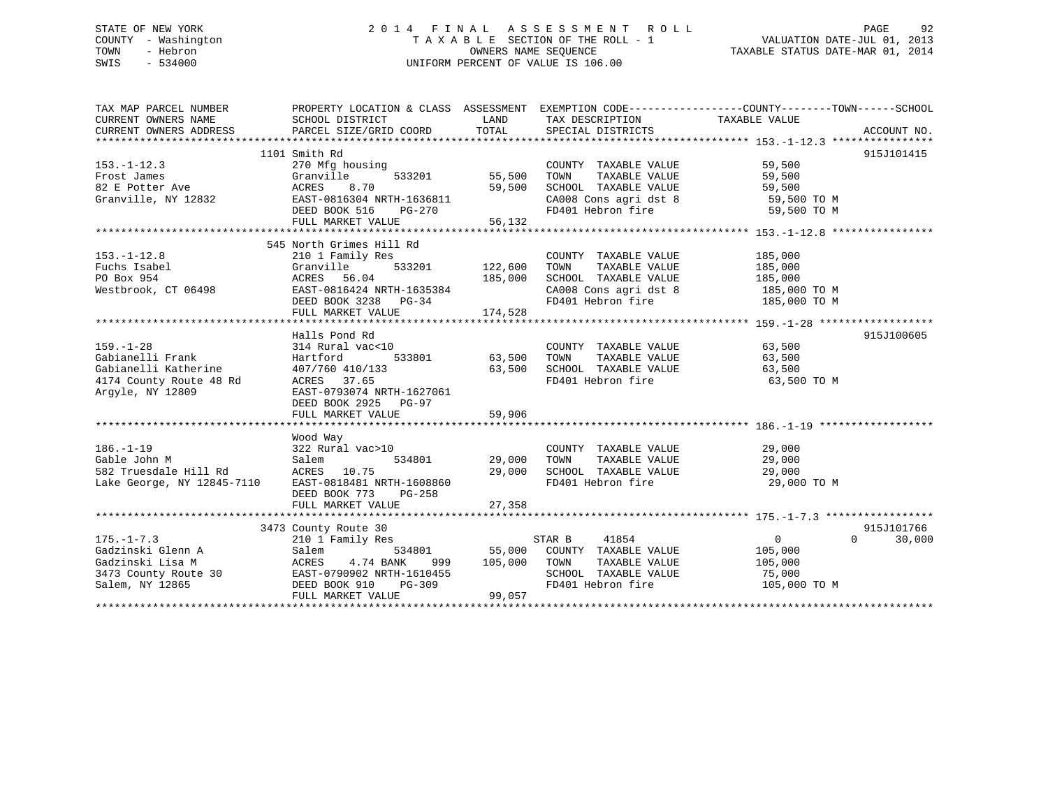STATE OF NEW YORK
COUNTY - Washington
TOWN - Hebron
SWIS - 534000

# 2014 FINAL ASSESSMENT ROLL

TAXABLE SECTION OF THE ROLL - 1
OWNERS NAME SEQUENCE
UNIFORM PERCENT OF VALUE IS 106.00

VALUATION DATE-JUL 01, 2013
TAXABLE STATUS DATE-MAR 01, 2014

| TAX MAP PARCEL NUMBER / CURRENT OWNERS NAME / CURRENT OWNERS ADDRESS | PROPERTY LOCATION & CLASS / SCHOOL DISTRICT / PARCEL SIZE/GRID COORD | ASSESSMENT LAND / TOTAL | EXEMPTION CODE / TAX DESCRIPTION / SPECIAL DISTRICTS | COUNTY / TOWN / SCHOOL TAXABLE VALUE | ACCOUNT NO. |
|---|---|---|---|---|---|
| **153.-1-12.3** | 1101 Smith Rd | | | | 915J101415 |
| 153.-1-12.3 | 270 Mfg housing | | COUNTY TAXABLE VALUE | 59,500 | |
| Frost James | Granville 533201 | 55,500 | TOWN TAXABLE VALUE | 59,500 | |
| 82 E Potter Ave | ACRES 8.70 | 59,500 | SCHOOL TAXABLE VALUE | 59,500 | |
| Granville, NY 12832 | EAST-0816304 NRTH-1636811 | | CA008 Cons agri dst 8 | 59,500 TO M | |
| | DEED BOOK 516 PG-270 | | FD401 Hebron fire | 59,500 TO M | |
| | FULL MARKET VALUE | 56,132 | | | |
| **153.-1-12.8** | 545 North Grimes Hill Rd | | | | |
| 153.-1-12.8 | 210 1 Family Res | | COUNTY TAXABLE VALUE | 185,000 | |
| Fuchs Isabel | Granville 533201 | 122,600 | TOWN TAXABLE VALUE | 185,000 | |
| PO Box 954 | ACRES 56.04 | 185,000 | SCHOOL TAXABLE VALUE | 185,000 | |
| Westbrook, CT 06498 | EAST-0816424 NRTH-1635384 | | CA008 Cons agri dst 8 | 185,000 TO M | |
| | DEED BOOK 3238 PG-34 | | FD401 Hebron fire | 185,000 TO M | |
| | FULL MARKET VALUE | 174,528 | | | |
| **159.-1-28** | Halls Pond Rd | | | | 915J100605 |
| 159.-1-28 | 314 Rural vac<10 | | COUNTY TAXABLE VALUE | 63,500 | |
| Gabianelli Frank | Hartford 533801 | 63,500 | TOWN TAXABLE VALUE | 63,500 | |
| Gabianelli Katherine | 407/760 410/133 | 63,500 | SCHOOL TAXABLE VALUE | 63,500 | |
| 4174 County Route 48 Rd | ACRES 37.65 | | FD401 Hebron fire | 63,500 TO M | |
| Argyle, NY 12809 | EAST-0793074 NRTH-1627061 | | | | |
| | DEED BOOK 2925 PG-97 | | | | |
| | FULL MARKET VALUE | 59,906 | | | |
| **186.-1-19** | Wood Way | | | | |
| 186.-1-19 | 322 Rural vac>10 | | COUNTY TAXABLE VALUE | 29,000 | |
| Gable John M | Salem 534801 | 29,000 | TOWN TAXABLE VALUE | 29,000 | |
| 582 Truesdale Hill Rd | ACRES 10.75 | 29,000 | SCHOOL TAXABLE VALUE | 29,000 | |
| Lake George, NY 12845-7110 | EAST-0818481 NRTH-1608860 | | FD401 Hebron fire | 29,000 TO M | |
| | DEED BOOK 773 PG-258 | | | | |
| | FULL MARKET VALUE | 27,358 | | | |
| **175.-1-7.3** | 3473 County Route 30 | | | | 915J101766 |
| 175.-1-7.3 | 210 1 Family Res | | STAR B 41854 | 0 / 0 / 30,000 | |
| Gadzinski Glenn A | Salem 534801 | 55,000 | COUNTY TAXABLE VALUE | 105,000 | |
| Gadzinski Lisa M | ACRES 4.74 BANK 999 | 105,000 | TOWN TAXABLE VALUE | 105,000 | |
| 3473 County Route 30 | EAST-0790902 NRTH-1610455 | | SCHOOL TAXABLE VALUE | 75,000 | |
| Salem, NY 12865 | DEED BOOK 910 PG-309 | | FD401 Hebron fire | 105,000 TO M | |
| | FULL MARKET VALUE | 99,057 | | | |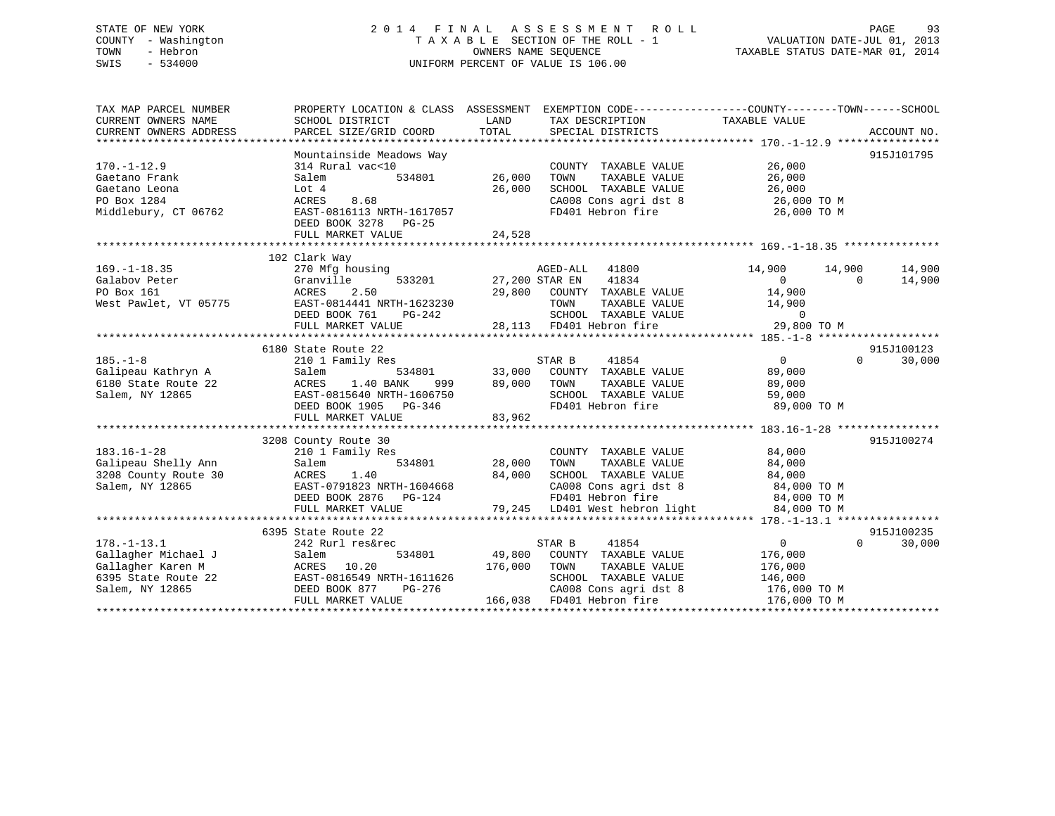STATE OF NEW YORK
COUNTY - Washington
TOWN - Hebron
SWIS - 534000

2014 FINAL ASSESSMENT ROLL
TAXABLE SECTION OF THE ROLL - 1
OWNERS NAME SEQUENCE
UNIFORM PERCENT OF VALUE IS 106.00

VALUATION DATE-JUL 01, 2013
TAXABLE STATUS DATE-MAR 01, 2014

```
TAX MAP PARCEL NUMBER          PROPERTY LOCATION & CLASS  ASSESSMENT  EXEMPTION CODE-----------------COUNTY--------TOWN------SCHOOL
CURRENT OWNERS NAME            SCHOOL DISTRICT               LAND      TAX DESCRIPTION            TAXABLE VALUE
CURRENT OWNERS ADDRESS         PARCEL SIZE/GRID COORD        TOTAL     SPECIAL DISTRICTS                                  ACCOUNT NO.
******************************************************************************************************* 170.-1-12.9 ***************
                               Mountainside Meadows Way                                                                  915J101795
170.-1-12.9                    314 Rural vac<10                        COUNTY  TAXABLE VALUE            26,000
Gaetano Frank                  Salem          534801       26,000      TOWN    TAXABLE VALUE            26,000
Gaetano Leona                  Lot 4                       26,000      SCHOOL  TAXABLE VALUE            26,000
PO Box 1284                    ACRES    8.68                           CA008 Cons agri dst 8              26,000 TO M
Middlebury, CT 06762           EAST-0816113 NRTH-1617057               FD401 Hebron fire                  26,000 TO M
                               DEED BOOK 3278   PG-25
                               FULL MARKET VALUE           24,528
******************************************************************************************************* 169.-1-18.35 ***************
                               102 Clark Way
169.-1-18.35                   270 Mfg housing                         AGED-ALL    41800             14,900      14,900      14,900
Galabov Peter                  Granville      533201       27,200 STAR EN      41834                  0           0      14,900
PO Box 161                     ACRES    2.50               29,800      COUNTY  TAXABLE VALUE            14,900
West Pawlet, VT 05775          EAST-0814441 NRTH-1623230               TOWN    TAXABLE VALUE            14,900
                               DEED BOOK 761    PG-242                 SCHOOL  TAXABLE VALUE                 0
                               FULL MARKET VALUE           28,113      FD401 Hebron fire                  29,800 TO M
******************************************************************************************************* 185.-1-8 ******************
                               6180 State Route 22                                                                       915J100123
185.-1-8                       210 1 Family Res                        STAR B      41854                  0           0      30,000
Galipeau Kathryn A             Salem          534801       33,000      COUNTY  TAXABLE VALUE            89,000
6180 State Route 22            ACRES    1.40 BANK    999   89,000      TOWN    TAXABLE VALUE            89,000
Salem, NY 12865                EAST-0815640 NRTH-1606750               SCHOOL  TAXABLE VALUE            59,000
                               DEED BOOK 1905   PG-346                 FD401 Hebron fire                  89,000 TO M
                               FULL MARKET VALUE           83,962
******************************************************************************************************* 183.16-1-28 ***************
                               3208 County Route 30                                                                      915J100274
183.16-1-28                    210 1 Family Res                        COUNTY  TAXABLE VALUE            84,000
Galipeau Shelly Ann            Salem          534801       28,000      TOWN    TAXABLE VALUE            84,000
3208 County Route 30           ACRES    1.40               84,000      SCHOOL  TAXABLE VALUE            84,000
Salem, NY 12865                EAST-0791823 NRTH-1604668               CA008 Cons agri dst 8              84,000 TO M
                               DEED BOOK 2876   PG-124                 FD401 Hebron fire                  84,000 TO M
                               FULL MARKET VALUE           79,245      LD401 West hebron light            84,000 TO M
******************************************************************************************************* 178.-1-13.1 ***************
                               6395 State Route 22                                                                       915J100235
178.-1-13.1                    242 Rurl res&rec                        STAR B      41854                  0           0      30,000
Gallagher Michael J            Salem          534801       49,800      COUNTY  TAXABLE VALUE           176,000
Gallagher Karen M              ACRES   10.20              176,000      TOWN    TAXABLE VALUE           176,000
6395 State Route 22            EAST-0816549 NRTH-1611626               SCHOOL  TAXABLE VALUE           146,000
Salem, NY 12865                DEED BOOK 877    PG-276                 CA008 Cons agri dst 8             176,000 TO M
                               FULL MARKET VALUE          166,038      FD401 Hebron fire                 176,000 TO M
************************************************************************************************************************************
```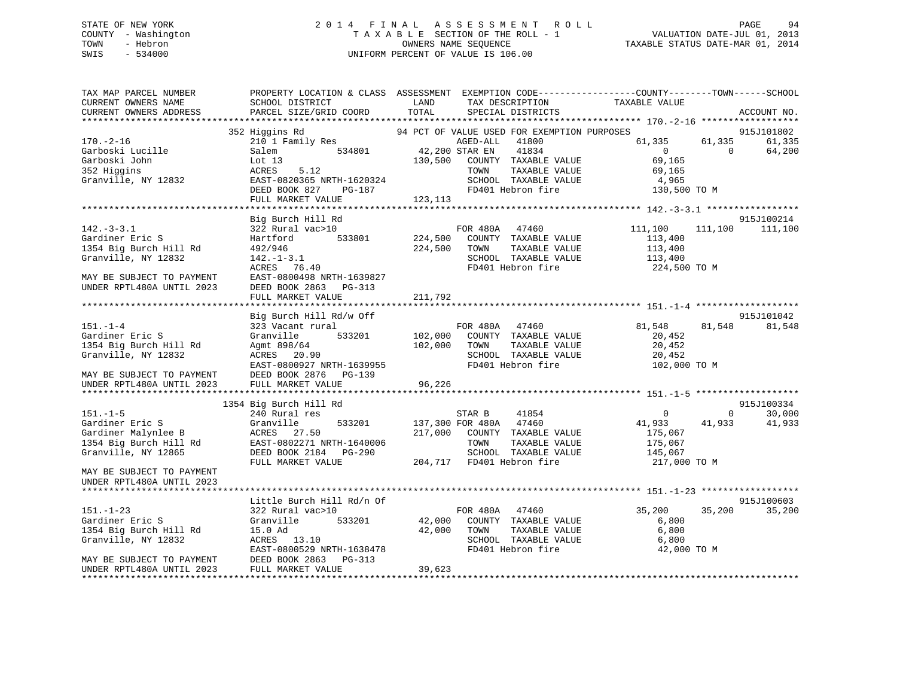STATE OF NEW YORK
COUNTY - Washington
TOWN - Hebron
SWIS - 534000

2 0 1 4 F I N A L A S S E S S M E N T R O L L
T A X A B L E SECTION OF THE ROLL - 1
OWNERS NAME SEQUENCE
UNIFORM PERCENT OF VALUE IS 106.00

VALUATION DATE-JUL 01, 2013
TAXABLE STATUS DATE-MAR 01, 2014

```
TAX MAP PARCEL NUMBER          PROPERTY LOCATION & CLASS  ASSESSMENT  EXEMPTION CODE------------------COUNTY--------TOWN------SCHOOL
CURRENT OWNERS NAME            SCHOOL DISTRICT              LAND       TAX DESCRIPTION             TAXABLE VALUE
CURRENT OWNERS ADDRESS         PARCEL SIZE/GRID COORD       TOTAL      SPECIAL DISTRICTS                                     ACCOUNT NO.
******************************************************************************************************* 170.-2-16 ******************
                               352 Higgins Rd              94 PCT OF VALUE USED FOR EXEMPTION PURPOSES                        915J101802
170.-2-16                      210 1 Family Res                      AGED-ALL     41800             61,335      61,335      61,335
Garboski Lucille               Salem          534801       42,200 STAR EN      41834                  0           0      64,200
Garboski John                  Lot 13                     130,500   COUNTY  TAXABLE VALUE           69,165
352 Higgins                    ACRES     5.12                        TOWN    TAXABLE VALUE           69,165
Granville, NY 12832            EAST-0820365 NRTH-1620324             SCHOOL  TAXABLE VALUE            4,965
                               DEED BOOK 827    PG-187               FD401 Hebron fire              130,500 TO M
                               FULL MARKET VALUE          123,113
******************************************************************************************************* 142.-3-3.1 *****************
                               Big Burch Hill Rd                                                                             915J100214
142.-3-3.1                     322 Rural vac>10                      FOR 480A     47460            111,100     111,100     111,100
Gardiner Eric S                Hartford       533801      224,500   COUNTY  TAXABLE VALUE          113,400
1354 Big Burch Hill Rd         492/946                    224,500   TOWN    TAXABLE VALUE          113,400
Granville, NY 12832            142.-1-3.1                           SCHOOL  TAXABLE VALUE          113,400
                               ACRES    76.40                        FD401 Hebron fire              224,500 TO M
MAY BE SUBJECT TO PAYMENT      EAST-0800498 NRTH-1639827
UNDER RPTL480A UNTIL 2023      DEED BOOK 2863   PG-313
                               FULL MARKET VALUE          211,792
******************************************************************************************************* 151.-1-4 *******************
                               Big Burch Hill Rd/w Off                                                                       915J101042
151.-1-4                       323 Vacant rural                      FOR 480A     47460             81,548      81,548      81,548
Gardiner Eric S                Granville      533201      102,000   COUNTY  TAXABLE VALUE           20,452
1354 Big Burch Hill Rd         Agmt 898/64                102,000   TOWN    TAXABLE VALUE           20,452
Granville, NY 12832            ACRES    20.90                        SCHOOL  TAXABLE VALUE           20,452
                               EAST-0800927 NRTH-1639955             FD401 Hebron fire              102,000 TO M
MAY BE SUBJECT TO PAYMENT      DEED BOOK 2876   PG-139
UNDER RPTL480A UNTIL 2023      FULL MARKET VALUE           96,226
******************************************************************************************************* 151.-1-5 *******************
                               1354 Big Burch Hill Rd                                                                        915J100334
151.-1-5                       240 Rural res                         STAR B       41854                  0           0      30,000
Gardiner Eric S                Granville      533201      137,300 FOR 480A     47460             41,933      41,933      41,933
Gardiner Malynlee B            ACRES    27.50             217,000   COUNTY  TAXABLE VALUE          175,067
1354 Big Burch Hill Rd         EAST-0802271 NRTH-1640006             TOWN    TAXABLE VALUE          175,067
Granville, NY 12865            DEED BOOK 2184   PG-290               SCHOOL  TAXABLE VALUE          145,067
                               FULL MARKET VALUE          204,717   FD401 Hebron fire              217,000 TO M
MAY BE SUBJECT TO PAYMENT
UNDER RPTL480A UNTIL 2023
******************************************************************************************************* 151.-1-23 ******************
                               Little Burch Hill Rd/n Of                                                                     915J100603
151.-1-23                      322 Rural vac>10                      FOR 480A     47460             35,200      35,200      35,200
Gardiner Eric S                Granville      533201       42,000   COUNTY  TAXABLE VALUE            6,800
1354 Big Burch Hill Rd         15.0 Ad                     42,000   TOWN    TAXABLE VALUE            6,800
Granville, NY 12832            ACRES    13.10                        SCHOOL  TAXABLE VALUE            6,800
                               EAST-0800529 NRTH-1638478             FD401 Hebron fire               42,000 TO M
MAY BE SUBJECT TO PAYMENT      DEED BOOK 2863   PG-313
UNDER RPTL480A UNTIL 2023      FULL MARKET VALUE           39,623
************************************************************************************************************************************
```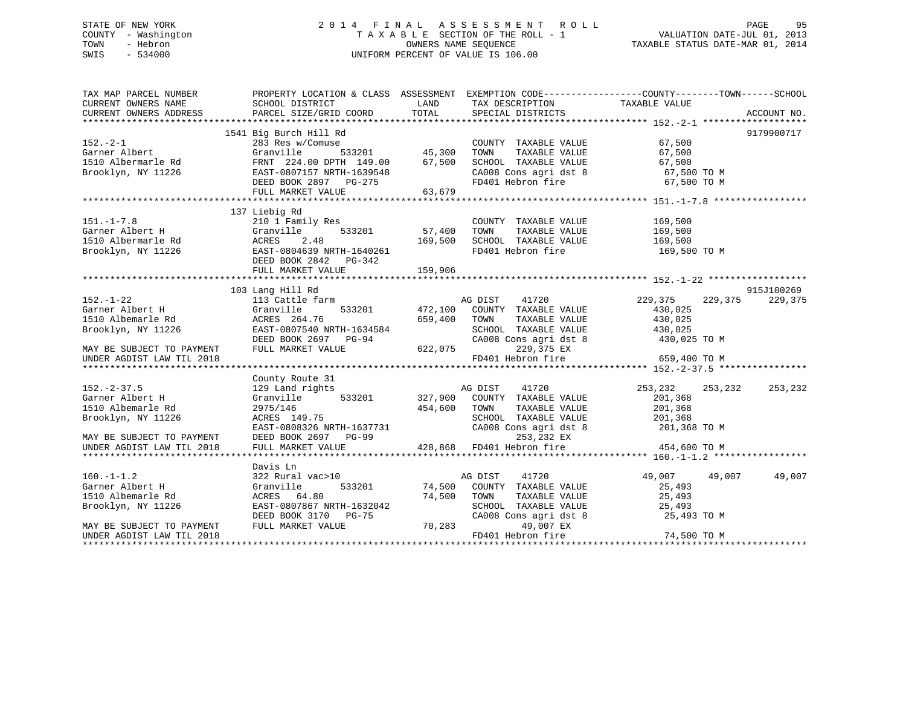STATE OF NEW YORK
COUNTY - Washington
TOWN - Hebron
SWIS - 534000

2014 FINAL ASSESSMENT ROLL
TAXABLE SECTION OF THE ROLL - 1
OWNERS NAME SEQUENCE
UNIFORM PERCENT OF VALUE IS 106.00

VALUATION DATE-JUL 01, 2013
TAXABLE STATUS DATE-MAR 01, 2014

```
TAX MAP PARCEL NUMBER      PROPERTY LOCATION & CLASS  ASSESSMENT  EXEMPTION CODE-----------------COUNTY--------TOWN------SCHOOL
CURRENT OWNERS NAME        SCHOOL DISTRICT              LAND      TAX DESCRIPTION            TAXABLE VALUE
CURRENT OWNERS ADDRESS     PARCEL SIZE/GRID COORD      TOTAL      SPECIAL DISTRICTS                                      ACCOUNT NO.
******************************************************************************************************* 152.-2-1 *******************
                        1541 Big Burch Hill Rd                                                                          9179900717
152.-2-1                   283 Res w/Comuse                       COUNTY  TAXABLE VALUE             67,500
Garner Albert              Granville       533201      45,300     TOWN    TAXABLE VALUE             67,500
1510 Albermarle Rd         FRNT 224.00 DPTH 149.00     67,500     SCHOOL  TAXABLE VALUE             67,500
Brooklyn, NY 11226         EAST-0807157 NRTH-1639548              CA008 Cons agri dst 8              67,500 TO M
                           DEED BOOK 2897   PG-275                FD401 Hebron fire                  67,500 TO M
                           FULL MARKET VALUE           63,679
******************************************************************************************************* 151.-1-7.8 *****************
                        137 Liebig Rd
151.-1-7.8                 210 1 Family Res                       COUNTY  TAXABLE VALUE            169,500
Garner Albert H            Granville       533201      57,400     TOWN    TAXABLE VALUE            169,500
1510 Albermarle Rd         ACRES    2.48              169,500     SCHOOL  TAXABLE VALUE            169,500
Brooklyn, NY 11226         EAST-0804639 NRTH-1640261              FD401 Hebron fire                 169,500 TO M
                           DEED BOOK 2842   PG-342
                           FULL MARKET VALUE          159,906
******************************************************************************************************* 152.-1-22 ******************
                        103 Lang Hill Rd                                                                                915J100269
152.-1-22                  113 Cattle farm                        AG DIST     41720              229,375    229,375    229,375
Garner Albert H            Granville       533201     472,100     COUNTY  TAXABLE VALUE            430,025
1510 Albemarle Rd          ACRES  264.76              659,400     TOWN    TAXABLE VALUE            430,025
Brooklyn, NY 11226         EAST-0807540 NRTH-1634584              SCHOOL  TAXABLE VALUE            430,025
                           DEED BOOK 2697   PG-94                 CA008 Cons agri dst 8             430,025 TO M
MAY BE SUBJECT TO PAYMENT  FULL MARKET VALUE          622,075           229,375 EX
UNDER AGDIST LAW TIL 2018                                         FD401 Hebron fire                 659,400 TO M
******************************************************************************************************* 152.-2-37.5 ****************
                           County Route 31
152.-2-37.5                129 Land rights                        AG DIST     41720              253,232    253,232    253,232
Garner Albert H            Granville       533201     327,900     COUNTY  TAXABLE VALUE            201,368
1510 Albemarle Rd          2975/146                   454,600     TOWN    TAXABLE VALUE            201,368
Brooklyn, NY 11226         ACRES  149.75                          SCHOOL  TAXABLE VALUE            201,368
                           EAST-0808326 NRTH-1637731              CA008 Cons agri dst 8             201,368 TO M
MAY BE SUBJECT TO PAYMENT  DEED BOOK 2697   PG-99                       253,232 EX
UNDER AGDIST LAW TIL 2018  FULL MARKET VALUE          428,868     FD401 Hebron fire                 454,600 TO M
******************************************************************************************************* 160.-1-1.2 *****************
                           Davis Ln
160.-1-1.2                 322 Rural vac>10                       AG DIST     41720               49,007     49,007     49,007
Garner Albert H            Granville       533201      74,500     COUNTY  TAXABLE VALUE             25,493
1510 Albemarle Rd          ACRES   64.80               74,500     TOWN    TAXABLE VALUE             25,493
Brooklyn, NY 11226         EAST-0807867 NRTH-1632042              SCHOOL  TAXABLE VALUE             25,493
                           DEED BOOK 3170   PG-75                 CA008 Cons agri dst 8              25,493 TO M
MAY BE SUBJECT TO PAYMENT  FULL MARKET VALUE           70,283            49,007 EX
UNDER AGDIST LAW TIL 2018                                         FD401 Hebron fire                  74,500 TO M
************************************************************************************************************************************
```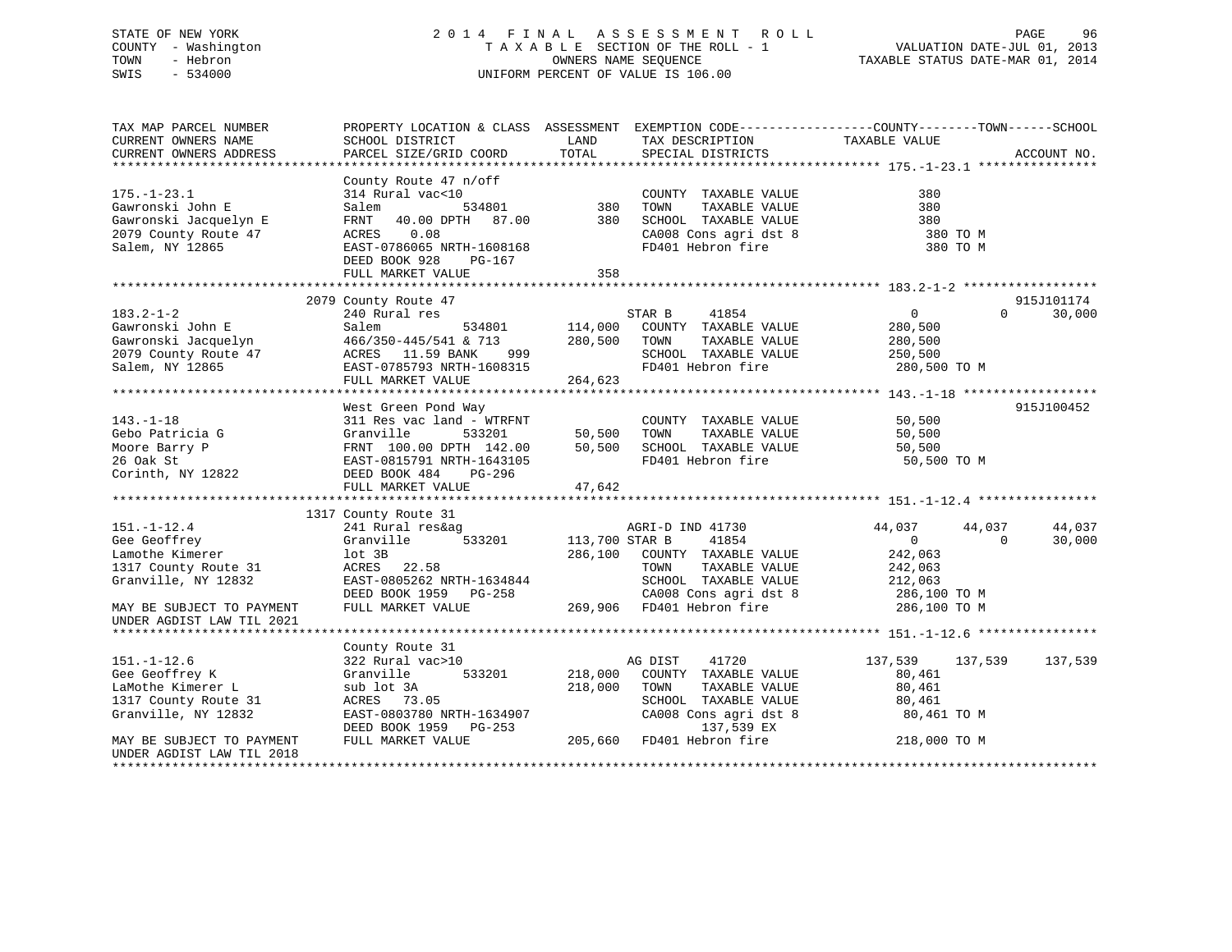STATE OF NEW YORK
COUNTY - Washington
TOWN - Hebron
SWIS - 534000

2014 FINAL ASSESSMENT ROLL
TAXABLE SECTION OF THE ROLL - 1
OWNERS NAME SEQUENCE
UNIFORM PERCENT OF VALUE IS 106.00

VALUATION DATE-JUL 01, 2013
TAXABLE STATUS DATE-MAR 01, 2014

```
TAX MAP PARCEL NUMBER          PROPERTY LOCATION & CLASS  ASSESSMENT  EXEMPTION CODE------------------COUNTY--------TOWN------SCHOOL
CURRENT OWNERS NAME            SCHOOL DISTRICT              LAND      TAX DESCRIPTION              TAXABLE VALUE
CURRENT OWNERS ADDRESS         PARCEL SIZE/GRID COORD       TOTAL     SPECIAL DISTRICTS                                   ACCOUNT NO.
******************************************************************************************************* 175.-1-23.1 ****************
                               County Route 47 n/off
175.-1-23.1                    314 Rural vac<10                        COUNTY  TAXABLE VALUE              380
Gawronski John E               Salem           534801          380     TOWN    TAXABLE VALUE              380
Gawronski Jacquelyn E          FRNT   40.00 DPTH   87.00       380     SCHOOL  TAXABLE VALUE              380
2079 County Route 47           ACRES    0.08                           CA008 Cons agri dst 8               380 TO M
Salem, NY 12865                EAST-0786065 NRTH-1608168               FD401 Hebron fire                   380 TO M
                               DEED BOOK 928    PG-167
                               FULL MARKET VALUE               358
******************************************************************************************************* 183.2-1-2 ******************
                         2079 County Route 47                                                                        915J101174
183.2-1-2                      240 Rural res                           STAR B     41854                    0            0      30,000
Gawronski John E               Salem           534801      114,000     COUNTY  TAXABLE VALUE          280,500
Gawronski Jacquelyn            466/350-445/541 & 713       280,500     TOWN    TAXABLE VALUE          280,500
2079 County Route 47           ACRES   11.59 BANK     999              SCHOOL  TAXABLE VALUE          250,500
Salem, NY 12865                EAST-0785793 NRTH-1608315               FD401 Hebron fire                280,500 TO M
                               FULL MARKET VALUE           264,623
******************************************************************************************************* 143.-1-18 ******************
                               West Green Pond Way                                                                   915J100452
143.-1-18                      311 Res vac land - WTRFNT               COUNTY  TAXABLE VALUE           50,500
Gebo Patricia G                Granville       533201       50,500     TOWN    TAXABLE VALUE           50,500
Moore Barry P                  FRNT  100.00 DPTH  142.00    50,500     SCHOOL  TAXABLE VALUE           50,500
26 Oak St                      EAST-0815791 NRTH-1643105               FD401 Hebron fire                 50,500 TO M
Corinth, NY 12822              DEED BOOK 484    PG-296
                               FULL MARKET VALUE            47,642
******************************************************************************************************* 151.-1-12.4 ****************
                         1317 County Route 31
151.-1-12.4                    241 Rural res&ag                        AGRI-D IND 41730               44,037       44,037      44,037
Gee Geoffrey                   Granville       533201      113,700 STAR B     41854                    0            0      30,000
Lamothe Kimerer                lot 3B                      286,100     COUNTY  TAXABLE VALUE          242,063
1317 County Route 31           ACRES   22.58                           TOWN    TAXABLE VALUE          242,063
Granville, NY 12832            EAST-0805262 NRTH-1634844               SCHOOL  TAXABLE VALUE          212,063
                               DEED BOOK 1959   PG-258                 CA008 Cons agri dst 8            286,100 TO M
MAY BE SUBJECT TO PAYMENT      FULL MARKET VALUE           269,906     FD401 Hebron fire                286,100 TO M
UNDER AGDIST LAW TIL 2021
******************************************************************************************************* 151.-1-12.6 ****************
                               County Route 31
151.-1-12.6                    322 Rural vac>10                        AG DIST    41720              137,539      137,539     137,539
Gee Geoffrey K                 Granville       533201      218,000     COUNTY  TAXABLE VALUE           80,461
LaMothe Kimerer L              sub lot 3A                  218,000     TOWN    TAXABLE VALUE           80,461
1317 County Route 31           ACRES   73.05                           SCHOOL  TAXABLE VALUE           80,461
Granville, NY 12832            EAST-0803780 NRTH-1634907               CA008 Cons agri dst 8             80,461 TO M
                               DEED BOOK 1959   PG-253                      137,539 EX
MAY BE SUBJECT TO PAYMENT      FULL MARKET VALUE           205,660     FD401 Hebron fire                218,000 TO M
UNDER AGDIST LAW TIL 2018
************************************************************************************************************************************
```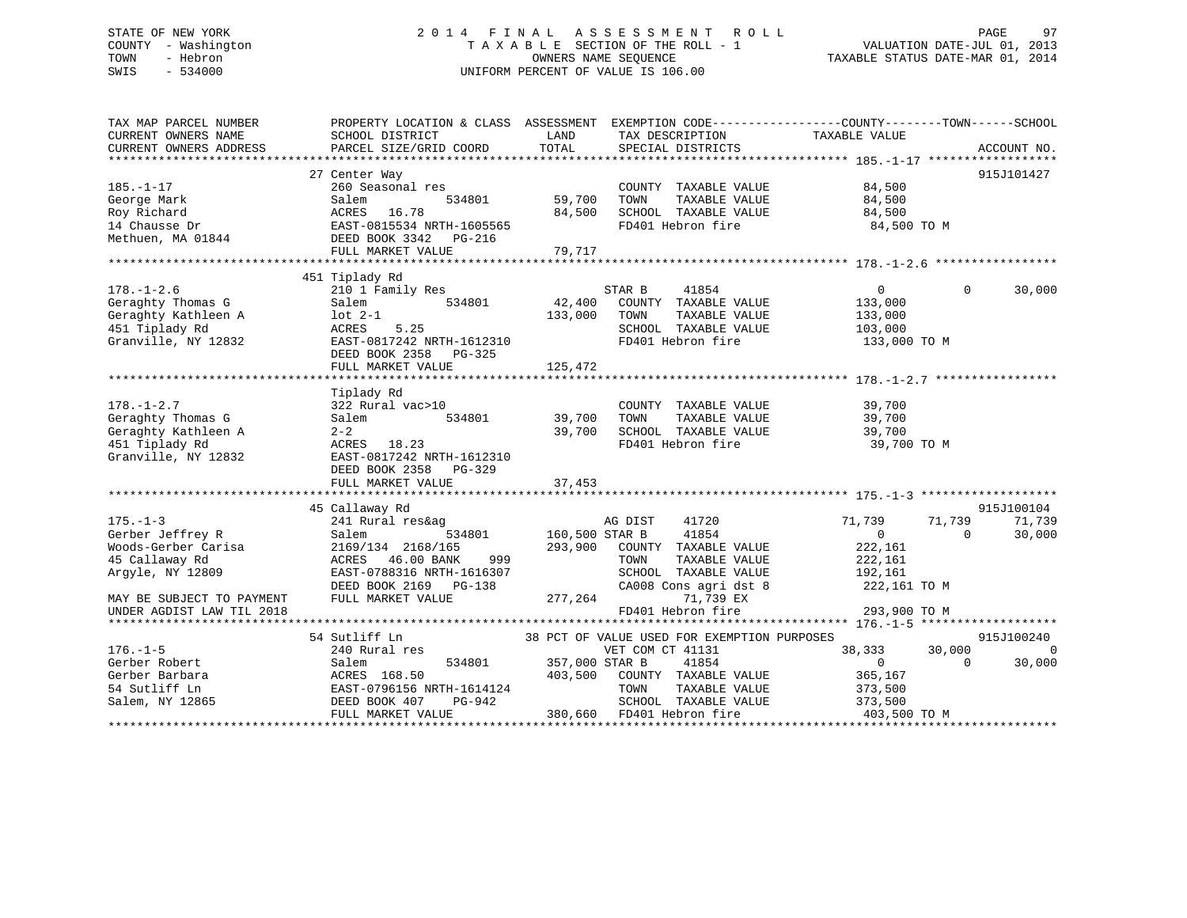STATE OF NEW YORK — 2014 FINAL ASSESSMENT ROLL
COUNTY - Washington — TAXABLE SECTION OF THE ROLL - 1 — VALUATION DATE-JUL 01, 2013
TOWN - Hebron — OWNERS NAME SEQUENCE — TAXABLE STATUS DATE-MAR 01, 2014
SWIS - 534000 — UNIFORM PERCENT OF VALUE IS 106.00

```
TAX MAP PARCEL NUMBER          PROPERTY LOCATION & CLASS  ASSESSMENT  EXEMPTION CODE------------------COUNTY--------TOWN------SCHOOL
CURRENT OWNERS NAME            SCHOOL DISTRICT               LAND      TAX DESCRIPTION            TAXABLE VALUE
CURRENT OWNERS ADDRESS         PARCEL SIZE/GRID COORD        TOTAL     SPECIAL DISTRICTS                                      ACCOUNT NO.
******************************************************************************************************* 185.-1-17 ******************
                               27 Center Way                                                                                  915J101427
185.-1-17                      260 Seasonal res                        COUNTY  TAXABLE VALUE             84,500
George Mark                    Salem          534801       59,700      TOWN    TAXABLE VALUE             84,500
Roy Richard                    ACRES   16.78                84,500     SCHOOL  TAXABLE VALUE             84,500
14 Chausse Dr                  EAST-0815534 NRTH-1605565               FD401 Hebron fire                  84,500 TO M
Methuen, MA 01844              DEED BOOK 3342   PG-216
                               FULL MARKET VALUE            79,717
******************************************************************************************************* 178.-1-2.6 *****************
                               451 Tiplady Rd
178.-1-2.6                     210 1 Family Res                        STAR B     41854                    0           0       30,000
Geraghty Thomas G              Salem          534801       42,400      COUNTY  TAXABLE VALUE            133,000
Geraghty Kathleen A            lot 2-1                     133,000     TOWN    TAXABLE VALUE            133,000
451 Tiplady Rd                 ACRES    5.25                           SCHOOL  TAXABLE VALUE            103,000
Granville, NY 12832            EAST-0817242 NRTH-1612310               FD401 Hebron fire                 133,000 TO M
                               DEED BOOK 2358   PG-325
                               FULL MARKET VALUE           125,472
******************************************************************************************************* 178.-1-2.7 *****************
                               Tiplady Rd
178.-1-2.7                     322 Rural vac>10                        COUNTY  TAXABLE VALUE             39,700
Geraghty Thomas G              Salem          534801       39,700      TOWN    TAXABLE VALUE             39,700
Geraghty Kathleen A            2-2                          39,700     SCHOOL  TAXABLE VALUE             39,700
451 Tiplady Rd                 ACRES   18.23                           FD401 Hebron fire                  39,700 TO M
Granville, NY 12832            EAST-0817242 NRTH-1612310
                               DEED BOOK 2358   PG-329
                               FULL MARKET VALUE            37,453
******************************************************************************************************* 175.-1-3 *******************
                               45 Callaway Rd                                                                                 915J100104
175.-1-3                       241 Rural res&ag                        AG DIST    41720                71,739      71,739      71,739
Gerber Jeffrey R               Salem          534801      160,500 STAR B     41854                     0           0       30,000
Woods-Gerber Carisa            2169/134  2168/165          293,900     COUNTY  TAXABLE VALUE            222,161
45 Callaway Rd                 ACRES   46.00 BANK     999              TOWN    TAXABLE VALUE            222,161
Argyle, NY 12809               EAST-0788316 NRTH-1616307               SCHOOL  TAXABLE VALUE            192,161
                               DEED BOOK 2169   PG-138                 CA008 Cons agri dst 8             222,161 TO M
MAY BE SUBJECT TO PAYMENT      FULL MARKET VALUE           277,264               71,739 EX
UNDER AGDIST LAW TIL 2018                                              FD401 Hebron fire                 293,900 TO M
******************************************************************************************************* 176.-1-5 *******************
                               54 Sutliff Ln              38 PCT OF VALUE USED FOR EXEMPTION PURPOSES                          915J100240
176.-1-5                       240 Rural res                           VET COM CT 41131                38,333      30,000           0
Gerber Robert                  Salem          534801      357,000 STAR B     41854                     0           0       30,000
Gerber Barbara                 ACRES  168.50               403,500     COUNTY  TAXABLE VALUE            365,167
54 Sutliff Ln                  EAST-0796156 NRTH-1614124               TOWN    TAXABLE VALUE            373,500
Salem, NY 12865                DEED BOOK 407    PG-942                 SCHOOL  TAXABLE VALUE            373,500
                               FULL MARKET VALUE           380,660     FD401 Hebron fire                 403,500 TO M
************************************************************************************************************************************
```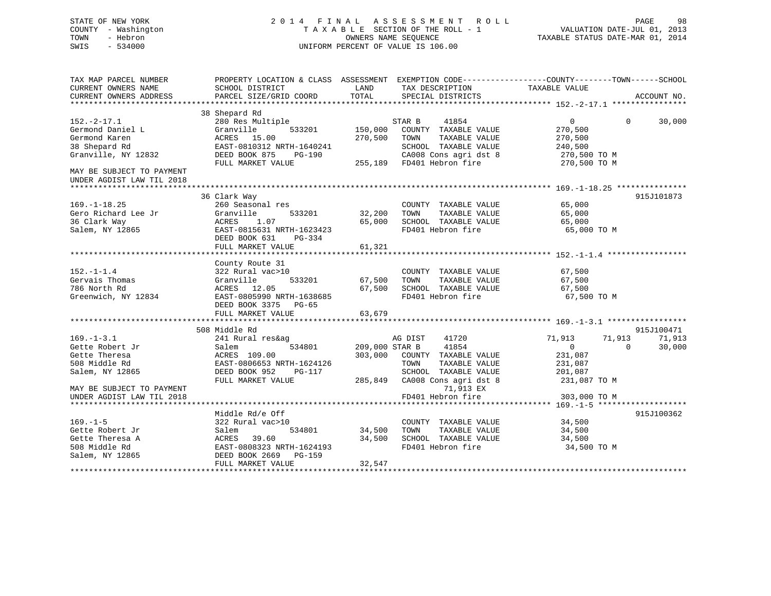STATE OF NEW YORK
COUNTY - Washington
TOWN - Hebron
SWIS - 534000

2 0 1 4 F I N A L A S S E S S M E N T R O L L
T A X A B L E SECTION OF THE ROLL - 1
OWNERS NAME SEQUENCE
UNIFORM PERCENT OF VALUE IS 106.00

VALUATION DATE-JUL 01, 2013
TAXABLE STATUS DATE-MAR 01, 2014

```
TAX MAP PARCEL NUMBER          PROPERTY LOCATION & CLASS  ASSESSMENT  EXEMPTION CODE------------------COUNTY--------TOWN------SCHOOL
CURRENT OWNERS NAME            SCHOOL DISTRICT              LAND      TAX DESCRIPTION             TAXABLE VALUE
CURRENT OWNERS ADDRESS         PARCEL SIZE/GRID COORD       TOTAL     SPECIAL DISTRICTS                                  ACCOUNT NO.
******************************************************************************************************* 152.-2-17.1 ****************
                               38 Shepard Rd
152.-2-17.1                    280 Res Multiple                     STAR B     41854              0            0        30,000
Germond Daniel L               Granville        533201     150,000   COUNTY  TAXABLE VALUE         270,500
Germond Karen                  ACRES  15.00                270,500   TOWN    TAXABLE VALUE         270,500
38 Shepard Rd                  EAST-0810312 NRTH-1640241             SCHOOL  TAXABLE VALUE         240,500
Granville, NY 12832            DEED BOOK 875    PG-190               CA008 Cons agri dst 8          270,500 TO M
                               FULL MARKET VALUE           255,189   FD401 Hebron fire              270,500 TO M
MAY BE SUBJECT TO PAYMENT
UNDER AGDIST LAW TIL 2018
******************************************************************************************************* 169.-1-18.25 ***************
                               36 Clark Way                                                                       915J101873
169.-1-18.25                   260 Seasonal res                      COUNTY  TAXABLE VALUE          65,000
Gero Richard Lee Jr            Granville        533201      32,200   TOWN    TAXABLE VALUE          65,000
36 Clark Way                   ACRES   1.07                 65,000   SCHOOL  TAXABLE VALUE          65,000
Salem, NY 12865                EAST-0815631 NRTH-1623423             FD401 Hebron fire               65,000 TO M
                               DEED BOOK 631    PG-334
                               FULL MARKET VALUE            61,321
******************************************************************************************************* 152.-1-1.4 *****************
                               County Route 31
152.-1-1.4                     322 Rural vac>10                      COUNTY  TAXABLE VALUE          67,500
Gervais Thomas                 Granville        533201      67,500   TOWN    TAXABLE VALUE          67,500
786 North Rd                   ACRES  12.05                 67,500   SCHOOL  TAXABLE VALUE          67,500
Greenwich, NY 12834            EAST-0805990 NRTH-1638685             FD401 Hebron fire               67,500 TO M
                               DEED BOOK 3375   PG-65
                               FULL MARKET VALUE            63,679
******************************************************************************************************* 169.-1-3.1 *****************
                               508 Middle Rd                                                                      915J100471
169.-1-3.1                     241 Rural res&ag                     AG DIST    41720          71,913       71,913       71,913
Gette Robert Jr                Salem            534801     209,000 STAR B     41854              0            0        30,000
Gette Theresa                  ACRES 109.00                303,000   COUNTY  TAXABLE VALUE         231,087
508 Middle Rd                  EAST-0806653 NRTH-1624126             TOWN    TAXABLE VALUE         231,087
Salem, NY 12865                DEED BOOK 952    PG-117               SCHOOL  TAXABLE VALUE         201,087
                               FULL MARKET VALUE           285,849   CA008 Cons agri dst 8          231,087 TO M
MAY BE SUBJECT TO PAYMENT                                                 71,913 EX
UNDER AGDIST LAW TIL 2018                                            FD401 Hebron fire              303,000 TO M
******************************************************************************************************* 169.-1-5 *******************
                               Middle Rd/e Off                                                                    915J100362
169.-1-5                       322 Rural vac>10                      COUNTY  TAXABLE VALUE          34,500
Gette Robert Jr                Salem            534801      34,500   TOWN    TAXABLE VALUE          34,500
Gette Theresa A                ACRES  39.60                 34,500   SCHOOL  TAXABLE VALUE          34,500
508 Middle Rd                  EAST-0808323 NRTH-1624193             FD401 Hebron fire               34,500 TO M
Salem, NY 12865                DEED BOOK 2669   PG-159
                               FULL MARKET VALUE            32,547
************************************************************************************************************************************
```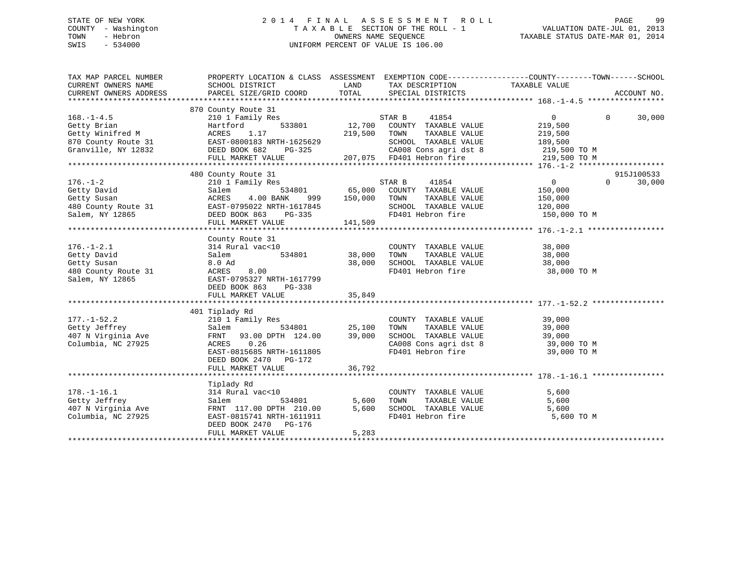STATE OF NEW YORK
COUNTY - Washington
TOWN - Hebron
SWIS - 534000

2014 FINAL ASSESSMENT ROLL
TAXABLE SECTION OF THE ROLL - 1
OWNERS NAME SEQUENCE
UNIFORM PERCENT OF VALUE IS 106.00

VALUATION DATE-JUL 01, 2013
TAXABLE STATUS DATE-MAR 01, 2014

```
TAX MAP PARCEL NUMBER      PROPERTY LOCATION & CLASS  ASSESSMENT  EXEMPTION CODE-----------------COUNTY--------TOWN------SCHOOL
CURRENT OWNERS NAME        SCHOOL DISTRICT               LAND      TAX DESCRIPTION            TAXABLE VALUE
CURRENT OWNERS ADDRESS     PARCEL SIZE/GRID COORD        TOTAL     SPECIAL DISTRICTS                                    ACCOUNT NO.
******************************************************************************************************* 168.-1-4.5 *****************
                           870 County Route 31
168.-1-4.5                 210 1 Family Res                      STAR B     41854                 0          0      30,000
Getty Brian                Hartford        533801     12,700    COUNTY  TAXABLE VALUE          219,500
Getty Winifred M           ACRES    1.17             219,500    TOWN    TAXABLE VALUE          219,500
870 County Route 31        EAST-0800183 NRTH-1625629             SCHOOL  TAXABLE VALUE          189,500
Granville, NY 12832        DEED BOOK 682    PG-325               CA008 Cons agri dst 8           219,500 TO M
                           FULL MARKET VALUE         207,075    FD401 Hebron fire               219,500 TO M
******************************************************************************************************* 176.-1-2 *******************
                           480 County Route 31                                                               915J100533
176.-1-2                   210 1 Family Res                      STAR B     41854                 0          0      30,000
Getty David                Salem           534801     65,000    COUNTY  TAXABLE VALUE          150,000
Getty Susan                ACRES    4.00 BANK    999 150,000    TOWN    TAXABLE VALUE          150,000
480 County Route 31        EAST-0795022 NRTH-1617845             SCHOOL  TAXABLE VALUE          120,000
Salem, NY 12865            DEED BOOK 863    PG-335               FD401 Hebron fire               150,000 TO M
                           FULL MARKET VALUE         141,509
******************************************************************************************************* 176.-1-2.1 *****************
                           County Route 31
176.-1-2.1                 314 Rural vac<10                      COUNTY  TAXABLE VALUE           38,000
Getty David                Salem           534801     38,000    TOWN    TAXABLE VALUE           38,000
Getty Susan                8.0 Ad                     38,000    SCHOOL  TAXABLE VALUE           38,000
480 County Route 31        ACRES    8.00                         FD401 Hebron fire                38,000 TO M
Salem, NY 12865            EAST-0795327 NRTH-1617799
                           DEED BOOK 863    PG-338
                           FULL MARKET VALUE          35,849
******************************************************************************************************* 177.-1-52.2 ****************
                           401 Tiplady Rd
177.-1-52.2                210 1 Family Res                      COUNTY  TAXABLE VALUE           39,000
Getty Jeffrey              Salem           534801     25,100    TOWN    TAXABLE VALUE           39,000
407 N Virginia Ave         FRNT   93.00 DPTH 124.00   39,000    SCHOOL  TAXABLE VALUE           39,000
Columbia, NC 27925         ACRES    0.26                         CA008 Cons agri dst 8            39,000 TO M
                           EAST-0815685 NRTH-1611805             FD401 Hebron fire                39,000 TO M
                           DEED BOOK 2470   PG-172
                           FULL MARKET VALUE          36,792
******************************************************************************************************* 178.-1-16.1 ****************
                           Tiplady Rd
178.-1-16.1                314 Rural vac<10                      COUNTY  TAXABLE VALUE            5,600
Getty Jeffrey              Salem           534801      5,600    TOWN    TAXABLE VALUE            5,600
407 N Virginia Ave         FRNT  117.00 DPTH 210.00    5,600    SCHOOL  TAXABLE VALUE            5,600
Columbia, NC 27925         EAST-0815741 NRTH-1611911             FD401 Hebron fire                 5,600 TO M
                           DEED BOOK 2470   PG-176
                           FULL MARKET VALUE           5,283
************************************************************************************************************************************
```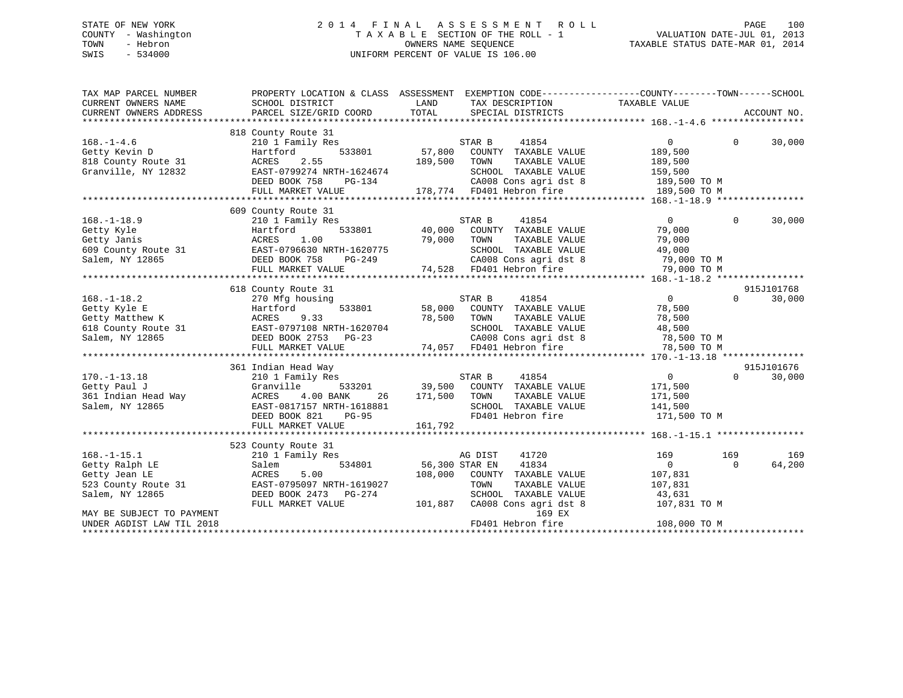STATE OF NEW YORK
COUNTY - Washington
TOWN - Hebron
SWIS - 534000

# 2014 FINAL ASSESSMENT ROLL

TAXABLE SECTION OF THE ROLL - 1
OWNERS NAME SEQUENCE
UNIFORM PERCENT OF VALUE IS 106.00

VALUATION DATE-JUL 01, 2013
TAXABLE STATUS DATE-MAR 01, 2014

```
TAX MAP PARCEL NUMBER          PROPERTY LOCATION & CLASS  ASSESSMENT  EXEMPTION CODE------------------COUNTY--------TOWN------SCHOOL
CURRENT OWNERS NAME            SCHOOL DISTRICT               LAND      TAX DESCRIPTION              TAXABLE VALUE
CURRENT OWNERS ADDRESS         PARCEL SIZE/GRID COORD        TOTAL     SPECIAL DISTRICTS                                        ACCOUNT NO.
******************************************************************************************************* 168.-1-4.6 *****************
                               818 County Route 31
168.-1-4.6                     210 1 Family Res                   STAR B     41854                    0           0      30,000
Getty Kevin D                  Hartford        533801      57,800   COUNTY  TAXABLE VALUE          189,500
818 County Route 31            ACRES     2.55             189,500   TOWN    TAXABLE VALUE          189,500
Granville, NY 12832            EAST-0799274 NRTH-1624674            SCHOOL  TAXABLE VALUE          159,500
                               DEED BOOK 758    PG-134              CA008 Cons agri dst 8           189,500 TO M
                               FULL MARKET VALUE          178,774   FD401 Hebron fire               189,500 TO M
******************************************************************************************************* 168.-1-18.9 ****************
                               609 County Route 31
168.-1-18.9                    210 1 Family Res                   STAR B     41854                    0           0      30,000
Getty Kyle                     Hartford        533801      40,000   COUNTY  TAXABLE VALUE           79,000
Getty Janis                    ACRES     1.00              79,000   TOWN    TAXABLE VALUE           79,000
609 County Route 31            EAST-0796630 NRTH-1620775            SCHOOL  TAXABLE VALUE           49,000
Salem, NY 12865                DEED BOOK 758    PG-249              CA008 Cons agri dst 8            79,000 TO M
                               FULL MARKET VALUE           74,528   FD401 Hebron fire                79,000 TO M
******************************************************************************************************* 168.-1-18.2 ****************
                               618 County Route 31                                                                    915J101768
168.-1-18.2                    270 Mfg housing                    STAR B     41854                    0           0      30,000
Getty Kyle E                   Hartford        533801      58,000   COUNTY  TAXABLE VALUE           78,500
Getty Matthew K                ACRES     9.33              78,500   TOWN    TAXABLE VALUE           78,500
618 County Route 31            EAST-0797108 NRTH-1620704            SCHOOL  TAXABLE VALUE           48,500
Salem, NY 12865                DEED BOOK 2753   PG-23               CA008 Cons agri dst 8            78,500 TO M
                               FULL MARKET VALUE           74,057   FD401 Hebron fire                78,500 TO M
******************************************************************************************************* 170.-1-13.18 ***************
                               361 Indian Head Way                                                                    915J101676
170.-1-13.18                   210 1 Family Res                   STAR B     41854                    0           0      30,000
Getty Paul J                   Granville       533201      39,500   COUNTY  TAXABLE VALUE          171,500
361 Indian Head Way            ACRES     4.00 BANK    26  171,500   TOWN    TAXABLE VALUE          171,500
Salem, NY 12865                EAST-0817157 NRTH-1618881            SCHOOL  TAXABLE VALUE          141,500
                               DEED BOOK 821    PG-95               FD401 Hebron fire               171,500 TO M
                               FULL MARKET VALUE          161,792
******************************************************************************************************* 168.-1-15.1 ****************
                               523 County Route 31
168.-1-15.1                    210 1 Family Res                   AG DIST    41720                  169         169         169
Getty Ralph LE                 Salem           534801      56,300 STAR EN    41834                    0           0      64,200
Getty Jean LE                  ACRES     5.00             108,000   COUNTY  TAXABLE VALUE          107,831
523 County Route 31            EAST-0795097 NRTH-1619027            TOWN    TAXABLE VALUE          107,831
Salem, NY 12865                DEED BOOK 2473   PG-274              SCHOOL  TAXABLE VALUE           43,631
                               FULL MARKET VALUE          101,887   CA008 Cons agri dst 8           107,831 TO M
MAY BE SUBJECT TO PAYMENT                                                   169 EX
UNDER AGDIST LAW TIL 2018                                           FD401 Hebron fire               108,000 TO M
************************************************************************************************************************************
```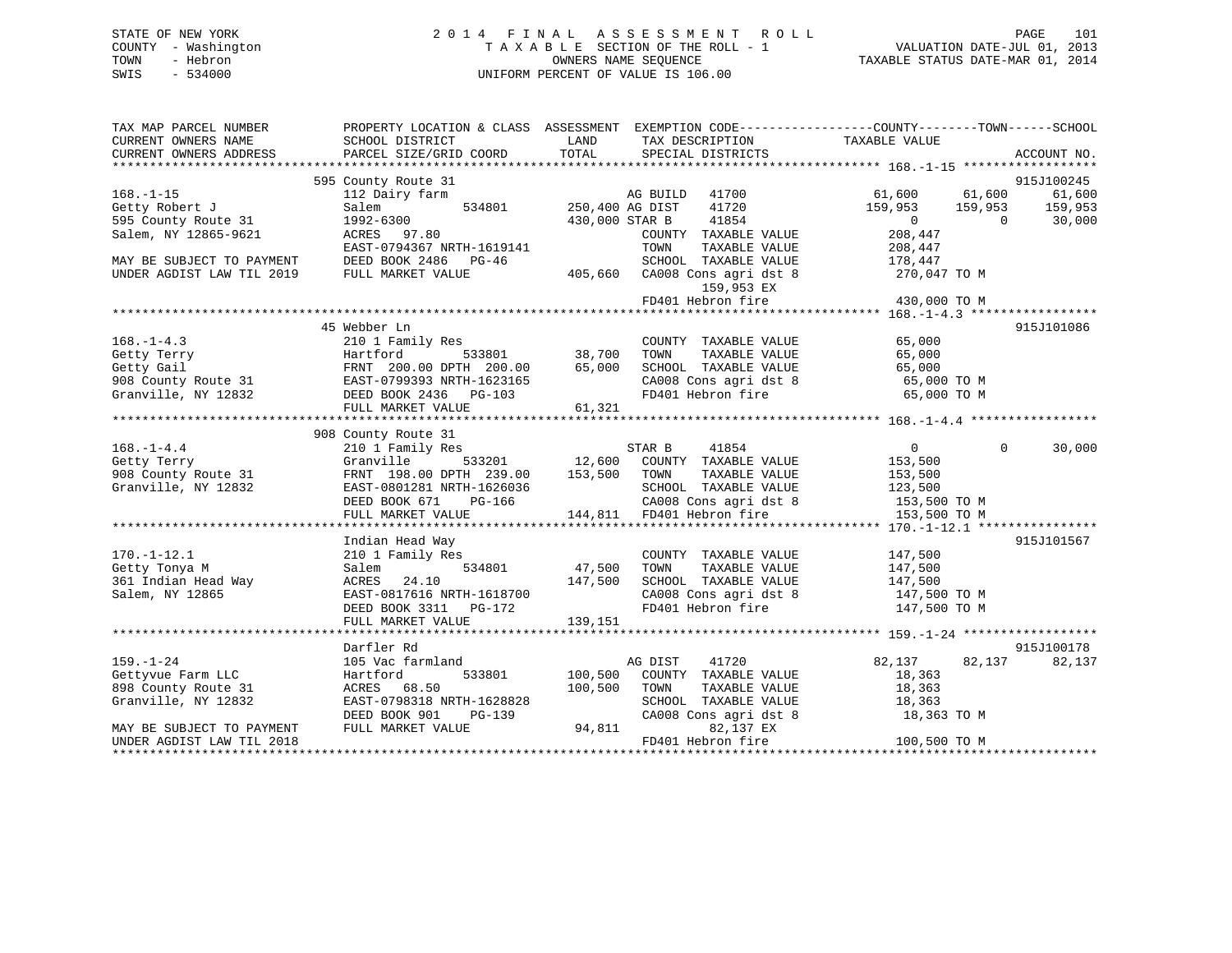STATE OF NEW YORK
COUNTY - Washington
TOWN - Hebron
SWIS - 534000

# 2014 FINAL ASSESSMENT ROLL
TAXABLE SECTION OF THE ROLL - 1
OWNERS NAME SEQUENCE
UNIFORM PERCENT OF VALUE IS 106.00

VALUATION DATE-JUL 01, 2013
TAXABLE STATUS DATE-MAR 01, 2014

```
TAX MAP PARCEL NUMBER          PROPERTY LOCATION & CLASS  ASSESSMENT  EXEMPTION CODE-----------------COUNTY--------TOWN------SCHOOL
CURRENT OWNERS NAME            SCHOOL DISTRICT               LAND      TAX DESCRIPTION            TAXABLE VALUE
CURRENT OWNERS ADDRESS         PARCEL SIZE/GRID COORD        TOTAL     SPECIAL DISTRICTS                                      ACCOUNT NO.
*********************************************************************************************** 168.-1-15 ******************
                               595 County Route 31                                                                          915J100245
168.-1-15                      112 Dairy farm                         AG BUILD   41700          61,600     61,600     61,600
Getty Robert J                 Salem            534801      250,400 AG DIST    41720         159,953    159,953    159,953
595 County Route 31            1992-6300                    430,000 STAR B     41854               0          0     30,000
Salem, NY 12865-9621           ACRES   97.80                          COUNTY  TAXABLE VALUE         208,447
                               EAST-0794367 NRTH-1619141              TOWN    TAXABLE VALUE         208,447
MAY BE SUBJECT TO PAYMENT      DEED BOOK 2486   PG-46                 SCHOOL  TAXABLE VALUE         178,447
UNDER AGDIST LAW TIL 2019      FULL MARKET VALUE            405,660   CA008 Cons agri dst 8         270,047 TO M
                                                                          159,953 EX
                                                                      FD401 Hebron fire             430,000 TO M
*********************************************************************************************** 168.-1-4.3 *****************
                               45 Webber Ln                                                                                 915J101086
168.-1-4.3                     210 1 Family Res                       COUNTY  TAXABLE VALUE          65,000
Getty Terry                    Hartford         533801       38,700   TOWN    TAXABLE VALUE          65,000
Getty Gail                     FRNT 200.00 DPTH 200.00       65,000   SCHOOL  TAXABLE VALUE          65,000
908 County Route 31            EAST-0799393 NRTH-1623165              CA008 Cons agri dst 8          65,000 TO M
Granville, NY 12832            DEED BOOK 2436   PG-103                FD401 Hebron fire              65,000 TO M
                               FULL MARKET VALUE             61,321
*********************************************************************************************** 168.-1-4.4 *****************
                               908 County Route 31
168.-1-4.4                     210 1 Family Res                       STAR B     41854               0          0     30,000
Getty Terry                    Granville        533201       12,600   COUNTY  TAXABLE VALUE         153,500
908 County Route 31            FRNT 198.00 DPTH 239.00      153,500   TOWN    TAXABLE VALUE         153,500
Granville, NY 12832            EAST-0801281 NRTH-1626036              SCHOOL  TAXABLE VALUE         123,500
                               DEED BOOK 671    PG-166                CA008 Cons agri dst 8         153,500 TO M
                               FULL MARKET VALUE            144,811   FD401 Hebron fire             153,500 TO M
*********************************************************************************************** 170.-1-12.1 ****************
                               Indian Head Way                                                                              915J101567
170.-1-12.1                    210 1 Family Res                       COUNTY  TAXABLE VALUE         147,500
Getty Tonya M                  Salem            534801       47,500   TOWN    TAXABLE VALUE         147,500
361 Indian Head Way            ACRES   24.10                147,500   SCHOOL  TAXABLE VALUE         147,500
Salem, NY 12865                EAST-0817616 NRTH-1618700              CA008 Cons agri dst 8         147,500 TO M
                               DEED BOOK 3311   PG-172                FD401 Hebron fire             147,500 TO M
                               FULL MARKET VALUE            139,151
*********************************************************************************************** 159.-1-24 ******************
                               Darfler Rd                                                                                   915J100178
159.-1-24                      105 Vac farmland                       AG DIST    41720          82,137     82,137     82,137
Gettyvue Farm LLC              Hartford         533801      100,500   COUNTY  TAXABLE VALUE          18,363
898 County Route 31            ACRES   68.50                100,500   TOWN    TAXABLE VALUE          18,363
Granville, NY 12832            EAST-0798318 NRTH-1628828              SCHOOL  TAXABLE VALUE          18,363
                               DEED BOOK 901    PG-139                CA008 Cons agri dst 8          18,363 TO M
MAY BE SUBJECT TO PAYMENT      FULL MARKET VALUE             94,811        82,137 EX
UNDER AGDIST LAW TIL 2018                                             FD401 Hebron fire             100,500 TO M
********************************************************************************************************************************
```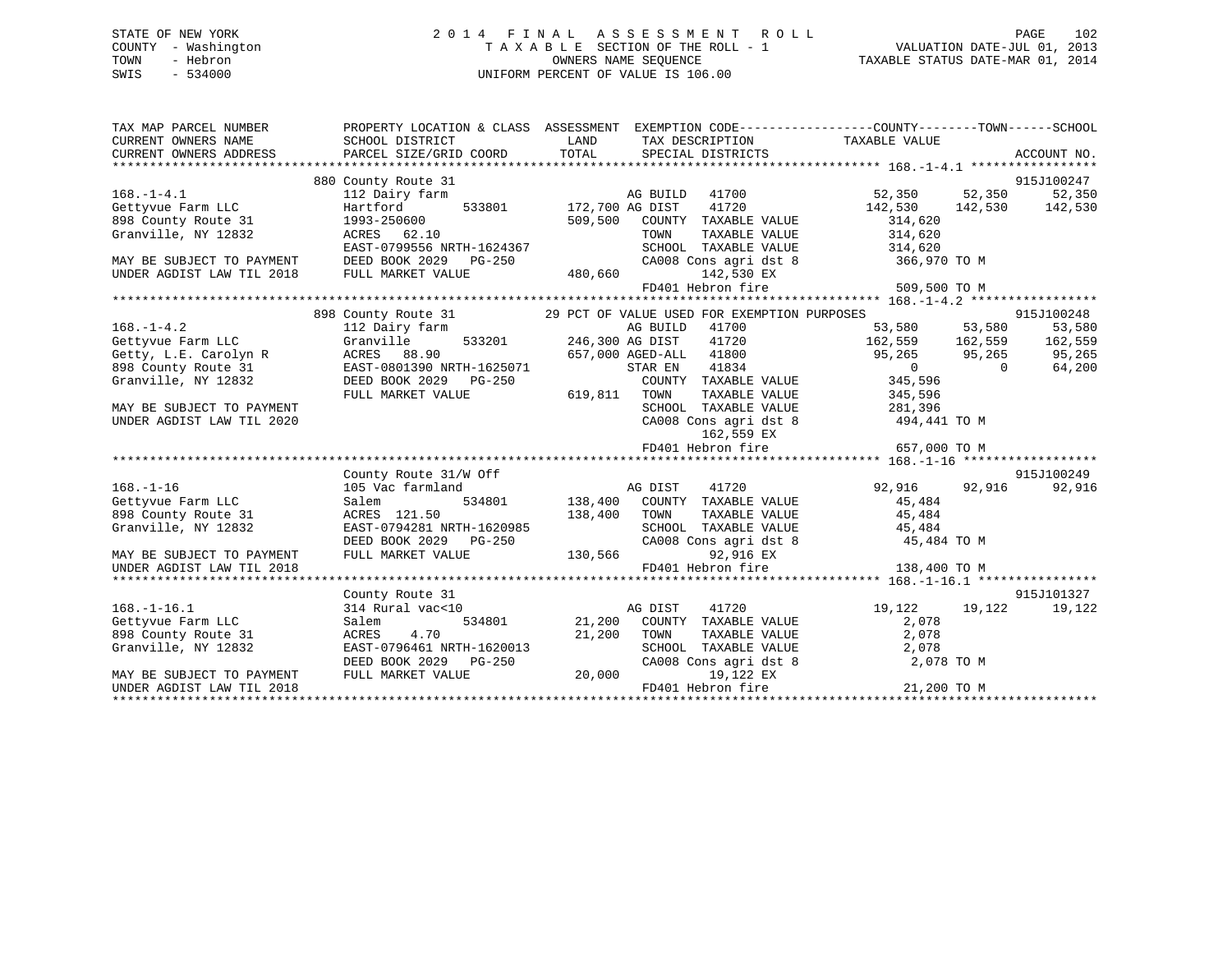STATE OF NEW YORK
COUNTY - Washington
TOWN - Hebron
SWIS - 534000

# 2014 FINAL ASSESSMENT ROLL

TAXABLE SECTION OF THE ROLL - 1
OWNERS NAME SEQUENCE
UNIFORM PERCENT OF VALUE IS 106.00

VALUATION DATE-JUL 01, 2013
TAXABLE STATUS DATE-MAR 01, 2014

```
TAX MAP PARCEL NUMBER          PROPERTY LOCATION & CLASS  ASSESSMENT  EXEMPTION CODE------------------COUNTY--------TOWN------SCHOOL
CURRENT OWNERS NAME            SCHOOL DISTRICT              LAND      TAX DESCRIPTION            TAXABLE VALUE
CURRENT OWNERS ADDRESS         PARCEL SIZE/GRID COORD      TOTAL      SPECIAL DISTRICTS                                      ACCOUNT NO.
******************************************************************************************************* 168.-1-4.1 *****************
                           880 County Route 31                                                                          915J100247
168.-1-4.1                 112 Dairy farm                       AG BUILD   41700              52,350      52,350      52,350
Gettyvue Farm LLC          Hartford        533801     172,700 AG DIST    41720             142,530     142,530     142,530
898 County Route 31        1993-250600                509,500   COUNTY  TAXABLE VALUE        314,620
Granville, NY 12832        ACRES   62.10                        TOWN    TAXABLE VALUE        314,620
                           EAST-0799556 NRTH-1624367            SCHOOL  TAXABLE VALUE        314,620
MAY BE SUBJECT TO PAYMENT  DEED BOOK 2029   PG-250              CA008 Cons agri dst 8           366,970 TO M
UNDER AGDIST LAW TIL 2018  FULL MARKET VALUE          480,660         142,530 EX
                                                                FD401 Hebron fire               509,500 TO M
******************************************************************************************************* 168.-1-4.2 *****************
                           898 County Route 31          29 PCT OF VALUE USED FOR EXEMPTION PURPOSES                    915J100248
168.-1-4.2                 112 Dairy farm                       AG BUILD   41700              53,580      53,580      53,580
Gettyvue Farm LLC          Granville       533201     246,300 AG DIST    41720             162,559     162,559     162,559
Getty, L.E. Carolyn R      ACRES   88.90              657,000 AGED-ALL  41800               95,265      95,265      95,265
898 County Route 31        EAST-0801390 NRTH-1625071            STAR EN   41834                    0           0      64,200
Granville, NY 12832        DEED BOOK 2029   PG-250              COUNTY  TAXABLE VALUE        345,596
                           FULL MARKET VALUE          619,811   TOWN    TAXABLE VALUE        345,596
MAY BE SUBJECT TO PAYMENT                                       SCHOOL  TAXABLE VALUE        281,396
UNDER AGDIST LAW TIL 2020                                       CA008 Cons agri dst 8           494,441 TO M
                                                                      162,559 EX
                                                                FD401 Hebron fire               657,000 TO M
******************************************************************************************************* 168.-1-16 ******************
                           County Route 31/W Off                                                                        915J100249
168.-1-16                  105 Vac farmland                     AG DIST    41720              92,916      92,916      92,916
Gettyvue Farm LLC          Salem           534801     138,400   COUNTY  TAXABLE VALUE         45,484
898 County Route 31        ACRES  121.50              138,400   TOWN    TAXABLE VALUE         45,484
Granville, NY 12832        EAST-0794281 NRTH-1620985            SCHOOL  TAXABLE VALUE         45,484
                           DEED BOOK 2029   PG-250              CA008 Cons agri dst 8            45,484 TO M
MAY BE SUBJECT TO PAYMENT  FULL MARKET VALUE          130,566          92,916 EX
UNDER AGDIST LAW TIL 2018                                       FD401 Hebron fire               138,400 TO M
******************************************************************************************************* 168.-1-16.1 ****************
                           County Route 31                                                                              915J101327
168.-1-16.1                314 Rural vac<10                     AG DIST    41720              19,122      19,122      19,122
Gettyvue Farm LLC          Salem           534801      21,200   COUNTY  TAXABLE VALUE          2,078
898 County Route 31        ACRES    4.70               21,200   TOWN    TAXABLE VALUE          2,078
Granville, NY 12832        EAST-0796461 NRTH-1620013            SCHOOL  TAXABLE VALUE          2,078
                           DEED BOOK 2029   PG-250              CA008 Cons agri dst 8             2,078 TO M
MAY BE SUBJECT TO PAYMENT  FULL MARKET VALUE           20,000          19,122 EX
UNDER AGDIST LAW TIL 2018                                       FD401 Hebron fire                21,200 TO M
************************************************************************************************************************************
```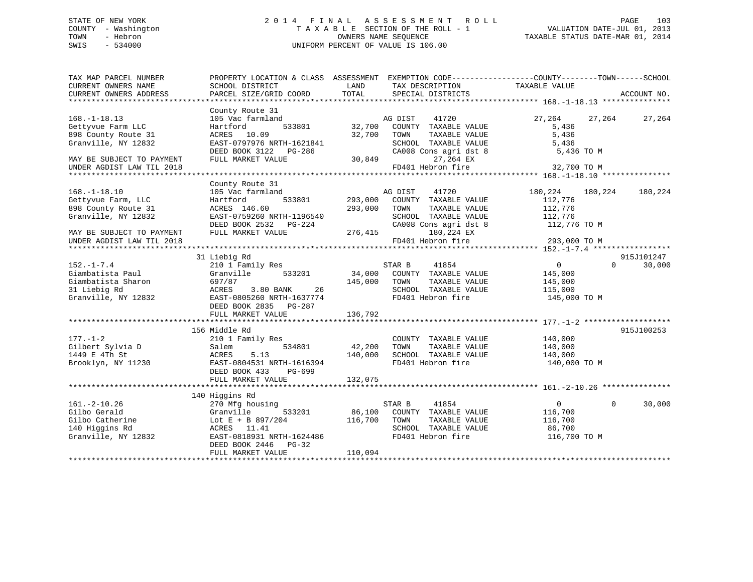STATE OF NEW YORK
COUNTY - Washington
TOWN - Hebron
SWIS - 534000

# 2014 FINAL ASSESSMENT ROLL
TAXABLE SECTION OF THE ROLL - 1
OWNERS NAME SEQUENCE
UNIFORM PERCENT OF VALUE IS 106.00

VALUATION DATE-JUL 01, 2013
TAXABLE STATUS DATE-MAR 01, 2014

```
TAX MAP PARCEL NUMBER          PROPERTY LOCATION & CLASS  ASSESSMENT  EXEMPTION CODE------------------COUNTY--------TOWN------SCHOOL
CURRENT OWNERS NAME            SCHOOL DISTRICT              LAND      TAX DESCRIPTION              TAXABLE VALUE
CURRENT OWNERS ADDRESS         PARCEL SIZE/GRID COORD      TOTAL      SPECIAL DISTRICTS                                       ACCOUNT NO.
******************************************************************************************************* 168.-1-18.13 ***************
                               County Route 31
168.-1-18.13                   105 Vac farmland                       AG DIST    41720             27,264      27,264      27,264
Gettyvue Farm LLC              Hartford        533801     32,700      COUNTY  TAXABLE VALUE          5,436
898 County Route 31            ACRES   10.09              32,700      TOWN    TAXABLE VALUE          5,436
Granville, NY 12832            EAST-0797976 NRTH-1621841              SCHOOL  TAXABLE VALUE          5,436
                               DEED BOOK 3122   PG-286                CA008 Cons agri dst 8          5,436 TO M
MAY BE SUBJECT TO PAYMENT      FULL MARKET VALUE          30,849           27,264 EX
UNDER AGDIST LAW TIL 2018                                             FD401 Hebron fire             32,700 TO M
******************************************************************************************************* 168.-1-18.10 ***************
                               County Route 31
168.-1-18.10                   105 Vac farmland                       AG DIST    41720            180,224     180,224     180,224
Gettyvue Farm, LLC             Hartford        533801    293,000      COUNTY  TAXABLE VALUE        112,776
898 County Route 31            ACRES  146.60             293,000      TOWN    TAXABLE VALUE        112,776
Granville, NY 12832            EAST-0759260 NRTH-1196540              SCHOOL  TAXABLE VALUE        112,776
                               DEED BOOK 2532   PG-224                CA008 Cons agri dst 8        112,776 TO M
MAY BE SUBJECT TO PAYMENT      FULL MARKET VALUE         276,415          180,224 EX
UNDER AGDIST LAW TIL 2018                                             FD401 Hebron fire            293,000 TO M
******************************************************************************************************* 152.-1-7.4 *****************
                               31 Liebig Rd                                                                            915J101247
152.-1-7.4                     210 1 Family Res                       STAR B     41854                  0           0      30,000
Giambatista Paul               Granville       533201     34,000      COUNTY  TAXABLE VALUE        145,000
Giambatista Sharon             697/87                    145,000      TOWN    TAXABLE VALUE        145,000
31 Liebig Rd                   ACRES    3.80 BANK     26              SCHOOL  TAXABLE VALUE        115,000
Granville, NY 12832            EAST-0805260 NRTH-1637774              FD401 Hebron fire            145,000 TO M
                               DEED BOOK 2835   PG-287
                               FULL MARKET VALUE         136,792
******************************************************************************************************* 177.-1-2 *******************
                               156 Middle Rd                                                                           915J100253
177.-1-2                       210 1 Family Res                       COUNTY  TAXABLE VALUE        140,000
Gilbert Sylvia D               Salem           534801     42,200      TOWN    TAXABLE VALUE        140,000
1449 E 4Th St                  ACRES    5.13             140,000      SCHOOL  TAXABLE VALUE        140,000
Brooklyn, NY 11230             EAST-0804531 NRTH-1616394              FD401 Hebron fire            140,000 TO M
                               DEED BOOK 433    PG-699
                               FULL MARKET VALUE         132,075
******************************************************************************************************* 161.-2-10.26 ***************
                               140 Higgins Rd
161.-2-10.26                   270 Mfg housing                        STAR B     41854                  0           0      30,000
Gilbo Gerald                   Granville       533201     86,100      COUNTY  TAXABLE VALUE        116,700
Gilbo Catherine                Lot E + B 897/204         116,700      TOWN    TAXABLE VALUE        116,700
140 Higgins Rd                 ACRES   11.41                          SCHOOL  TAXABLE VALUE         86,700
Granville, NY 12832            EAST-0818931 NRTH-1624486              FD401 Hebron fire            116,700 TO M
                               DEED BOOK 2446   PG-32
                               FULL MARKET VALUE         110,094
************************************************************************************************************************************
```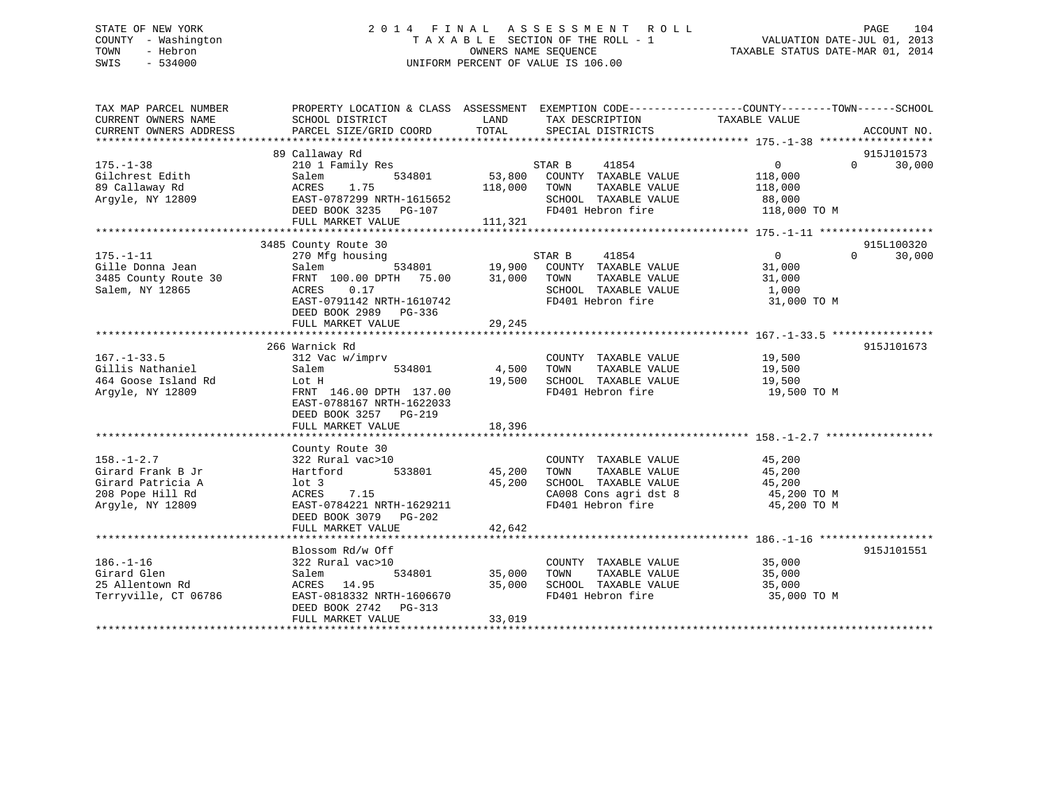STATE OF NEW YORK
COUNTY - Washington
TOWN - Hebron
SWIS - 534000

# 2014 FINAL ASSESSMENT ROLL

TAXABLE SECTION OF THE ROLL - 1
OWNERS NAME SEQUENCE
UNIFORM PERCENT OF VALUE IS 106.00

VALUATION DATE-JUL 01, 2013
TAXABLE STATUS DATE-MAR 01, 2014

| TAX MAP PARCEL NUMBER / CURRENT OWNERS NAME / CURRENT OWNERS ADDRESS | PROPERTY LOCATION & CLASS / SCHOOL DISTRICT / PARCEL SIZE/GRID COORD | ASSESSMENT LAND / TOTAL | EXEMPTION CODE / TAX DESCRIPTION / SPECIAL DISTRICTS | COUNTY / TAXABLE VALUE | TOWN | SCHOOL / ACCOUNT NO. |
|---|---|---|---|---|---|---|
| **175.-1-38** | 89 Callaway Rd | | | | | 915J101573 |
| 175.-1-38 | 210 1 Family Res | | STAR B 41854 | 0 | 0 | 30,000 |
| Gilchrest Edith | Salem 534801 | 53,800 | COUNTY TAXABLE VALUE | 118,000 | | |
| 89 Callaway Rd | ACRES 1.75 | 118,000 | TOWN TAXABLE VALUE | 118,000 | | |
| Argyle, NY 12809 | EAST-0787299 NRTH-1615652 | | SCHOOL TAXABLE VALUE | 88,000 | | |
| | DEED BOOK 3235 PG-107 | | FD401 Hebron fire | 118,000 TO M | | |
| | FULL MARKET VALUE | 111,321 | | | | |
| **175.-1-11** | 3485 County Route 30 | | | | | 915L100320 |
| 175.-1-11 | 270 Mfg housing | | STAR B 41854 | 0 | 0 | 30,000 |
| Gille Donna Jean | Salem 534801 | 19,900 | COUNTY TAXABLE VALUE | 31,000 | | |
| 3485 County Route 30 | FRNT 100.00 DPTH 75.00 | 31,000 | TOWN TAXABLE VALUE | 31,000 | | |
| Salem, NY 12865 | ACRES 0.17 | | SCHOOL TAXABLE VALUE | 1,000 | | |
| | EAST-0791142 NRTH-1610742 | | FD401 Hebron fire | 31,000 TO M | | |
| | DEED BOOK 2989 PG-336 | | | | | |
| | FULL MARKET VALUE | 29,245 | | | | |
| **167.-1-33.5** | 266 Warnick Rd | | | | | 915J101673 |
| 167.-1-33.5 | 312 Vac w/imprv | | COUNTY TAXABLE VALUE | 19,500 | | |
| Gillis Nathaniel | Salem 534801 | 4,500 | TOWN TAXABLE VALUE | 19,500 | | |
| 464 Goose Island Rd | Lot H | 19,500 | SCHOOL TAXABLE VALUE | 19,500 | | |
| Argyle, NY 12809 | FRNT 146.00 DPTH 137.00 | | FD401 Hebron fire | 19,500 TO M | | |
| | EAST-0788167 NRTH-1622033 | | | | | |
| | DEED BOOK 3257 PG-219 | | | | | |
| | FULL MARKET VALUE | 18,396 | | | | |
| **158.-1-2.7** | County Route 30 | | | | | |
| 158.-1-2.7 | 322 Rural vac>10 | | COUNTY TAXABLE VALUE | 45,200 | | |
| Girard Frank B Jr | Hartford 533801 | 45,200 | TOWN TAXABLE VALUE | 45,200 | | |
| Girard Patricia A | lot 3 | 45,200 | SCHOOL TAXABLE VALUE | 45,200 | | |
| 208 Pope Hill Rd | ACRES 7.15 | | CA008 Cons agri dst 8 | 45,200 TO M | | |
| Argyle, NY 12809 | EAST-0784221 NRTH-1629211 | | FD401 Hebron fire | 45,200 TO M | | |
| | DEED BOOK 3079 PG-202 | | | | | |
| | FULL MARKET VALUE | 42,642 | | | | |
| **186.-1-16** | Blossom Rd/w Off | | | | | 915J101551 |
| 186.-1-16 | 322 Rural vac>10 | | COUNTY TAXABLE VALUE | 35,000 | | |
| Girard Glen | Salem 534801 | 35,000 | TOWN TAXABLE VALUE | 35,000 | | |
| 25 Allentown Rd | ACRES 14.95 | 35,000 | SCHOOL TAXABLE VALUE | 35,000 | | |
| Terryville, CT 06786 | EAST-0818332 NRTH-1606670 | | FD401 Hebron fire | 35,000 TO M | | |
| | DEED BOOK 2742 PG-313 | | | | | |
| | FULL MARKET VALUE | 33,019 | | | | |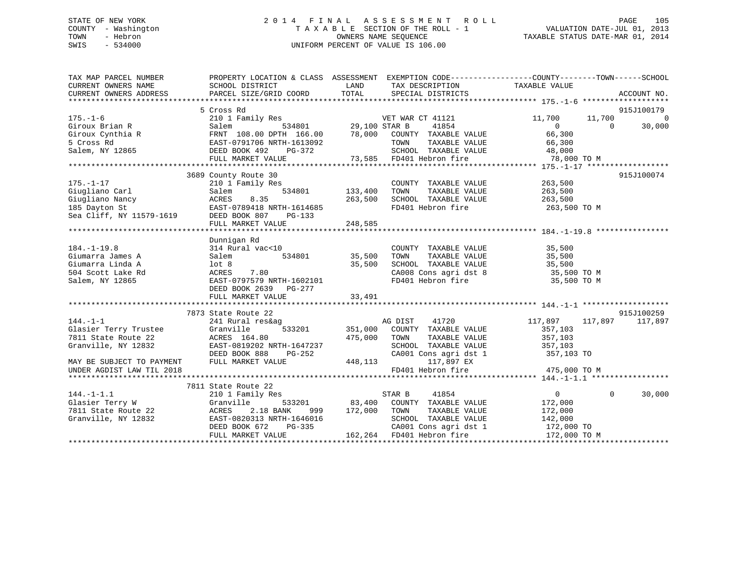STATE OF NEW YORK
COUNTY - Washington
TOWN - Hebron
SWIS - 534000

2014 FINAL ASSESSMENT ROLL
TAXABLE SECTION OF THE ROLL - 1
OWNERS NAME SEQUENCE
UNIFORM PERCENT OF VALUE IS 106.00

VALUATION DATE-JUL 01, 2013
TAXABLE STATUS DATE-MAR 01, 2014

```
TAX MAP PARCEL NUMBER          PROPERTY LOCATION & CLASS  ASSESSMENT  EXEMPTION CODE------------------COUNTY--------TOWN------SCHOOL
CURRENT OWNERS NAME            SCHOOL DISTRICT              LAND       TAX DESCRIPTION              TAXABLE VALUE
CURRENT OWNERS ADDRESS         PARCEL SIZE/GRID COORD       TOTAL      SPECIAL DISTRICTS                                       ACCOUNT NO.
******************************************************************************************************* 175.-1-6 *******************
                               5 Cross Rd                                                                                   915J100179
175.-1-6                       210 1 Family Res                      VET WAR CT 41121              11,700      11,700              0
Giroux Brian R                 Salem          534801       29,100 STAR B      41854                    0           0         30,000
Giroux Cynthia R               FRNT 108.00 DPTH 166.00     78,000    COUNTY  TAXABLE VALUE            66,300
5 Cross Rd                     EAST-0791706 NRTH-1613092             TOWN    TAXABLE VALUE            66,300
Salem, NY 12865                DEED BOOK 492    PG-372               SCHOOL  TAXABLE VALUE            48,000
                               FULL MARKET VALUE           73,585    FD401 Hebron fire                78,000 TO M
******************************************************************************************************* 175.-1-17 ******************
                               3689 County Route 30                                                                          915J100074
175.-1-17                      210 1 Family Res                      COUNTY  TAXABLE VALUE           263,500
Giugliano Carl                 Salem          534801      133,400    TOWN    TAXABLE VALUE           263,500
Giugliano Nancy                ACRES    8.35              263,500    SCHOOL  TAXABLE VALUE           263,500
185 Dayton St                  EAST-0789418 NRTH-1614685             FD401 Hebron fire               263,500 TO M
Sea Cliff, NY 11579-1619       DEED BOOK 807    PG-133
                               FULL MARKET VALUE          248,585
******************************************************************************************************* 184.-1-19.8 ****************
                               Dunnigan Rd
184.-1-19.8                    314 Rural vac<10                      COUNTY  TAXABLE VALUE            35,500
Giumarra James A               Salem          534801       35,500    TOWN    TAXABLE VALUE            35,500
Giumarra Linda A               lot 8                       35,500    SCHOOL  TAXABLE VALUE            35,500
504 Scott Lake Rd              ACRES    7.80                         CA008 Cons agri dst 8            35,500 TO M
Salem, NY 12865                EAST-0797579 NRTH-1602101             FD401 Hebron fire                35,500 TO M
                               DEED BOOK 2639   PG-277
                               FULL MARKET VALUE           33,491
******************************************************************************************************* 144.-1-1 *******************
                               7873 State Route 22                                                                           915J100259
144.-1-1                       241 Rural res&ag                      AG DIST     41720            117,897     117,897        117,897
Glasier Terry Trustee          Granville      533201      351,000    COUNTY  TAXABLE VALUE           357,103
7811 State Route 22            ACRES  164.80              475,000    TOWN    TAXABLE VALUE           357,103
Granville, NY 12832            EAST-0819202 NRTH-1647237             SCHOOL  TAXABLE VALUE           357,103
                               DEED BOOK 888    PG-252               CA001 Cons agri dst 1           357,103 TO
MAY BE SUBJECT TO PAYMENT      FULL MARKET VALUE          448,113          117,897 EX
UNDER AGDIST LAW TIL 2018                                            FD401 Hebron fire               475,000 TO M
******************************************************************************************************* 144.-1-1.1 *****************
                               7811 State Route 22
144.-1-1.1                     210 1 Family Res                      STAR B      41854                    0           0         30,000
Glasier Terry W                Granville      533201       83,400    COUNTY  TAXABLE VALUE           172,000
7811 State Route 22            ACRES    2.18 BANK    999  172,000    TOWN    TAXABLE VALUE           172,000
Granville, NY 12832            EAST-0820313 NRTH-1646016             SCHOOL  TAXABLE VALUE           142,000
                               DEED BOOK 672    PG-335               CA001 Cons agri dst 1           172,000 TO
                               FULL MARKET VALUE          162,264    FD401 Hebron fire               172,000 TO M
************************************************************************************************************************************
```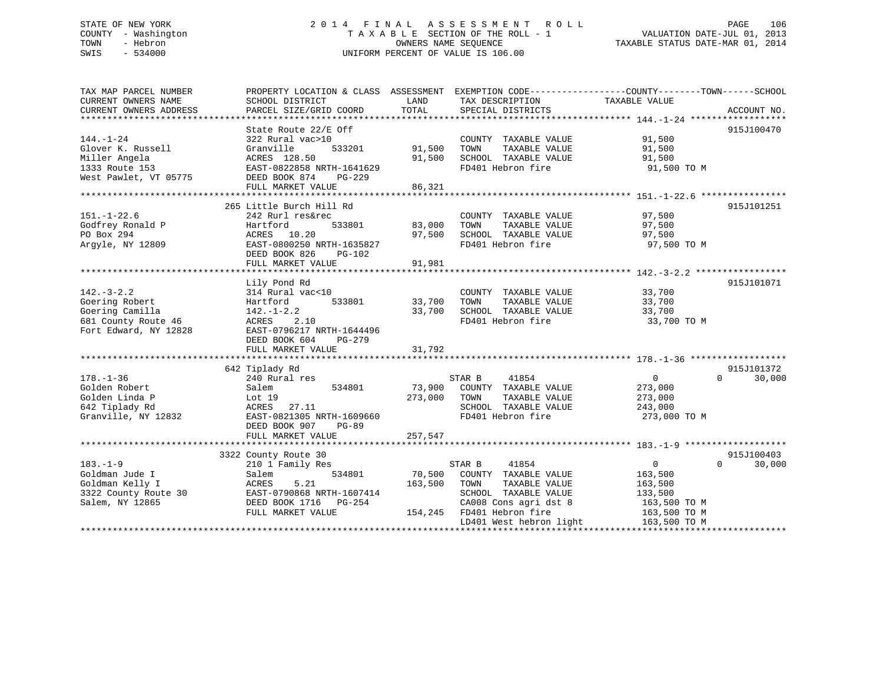STATE OF NEW YORK
COUNTY - Washington
TOWN - Hebron
SWIS - 534000

2014 FINAL ASSESSMENT ROLL
TAXABLE SECTION OF THE ROLL - 1
OWNERS NAME SEQUENCE
UNIFORM PERCENT OF VALUE IS 106.00

VALUATION DATE-JUL 01, 2013
TAXABLE STATUS DATE-MAR 01, 2014

| TAX MAP PARCEL NUMBER / CURRENT OWNERS NAME / CURRENT OWNERS ADDRESS | PROPERTY LOCATION & CLASS / SCHOOL DISTRICT / PARCEL SIZE/GRID COORD | ASSESSMENT LAND | TOTAL | EXEMPTION CODE / TAX DESCRIPTION / SPECIAL DISTRICTS | COUNTY TAXABLE VALUE | TOWN | SCHOOL | ACCOUNT NO. |
|---|---|---|---|---|---|---|---|---|
| **144.-1-24** | State Route 22/E Off | | | | | | | 915J100470 |
| Glover K. Russell | 322 Rural vac>10 | | | COUNTY TAXABLE VALUE | 91,500 | | | |
| Miller Angela | Granville 533201 | 91,500 | | TOWN TAXABLE VALUE | 91,500 | | | |
| 1333 Route 153 | ACRES 128.50 | | 91,500 | SCHOOL TAXABLE VALUE | 91,500 | | | |
| West Pawlet, VT 05775 | EAST-0822858 NRTH-1641629 | | | FD401 Hebron fire | 91,500 TO M | | | |
| | DEED BOOK 874 PG-229 | | | | | | | |
| | FULL MARKET VALUE | | 86,321 | | | | | |
| **151.-1-22.6** | 265 Little Burch Hill Rd | | | | | | | 915J101251 |
| Godfrey Ronald P | 242 Rurl res&rec | | | COUNTY TAXABLE VALUE | 97,500 | | | |
| PO Box 294 | Hartford 533801 | 83,000 | | TOWN TAXABLE VALUE | 97,500 | | | |
| Argyle, NY 12809 | ACRES 10.20 | | 97,500 | SCHOOL TAXABLE VALUE | 97,500 | | | |
| | EAST-0800250 NRTH-1635827 | | | FD401 Hebron fire | 97,500 TO M | | | |
| | DEED BOOK 826 PG-102 | | | | | | | |
| | FULL MARKET VALUE | | 91,981 | | | | | |
| **142.-3-2.2** | Lily Pond Rd | | | | | | | 915J101071 |
| Goering Robert | 314 Rural vac<10 | | | COUNTY TAXABLE VALUE | 33,700 | | | |
| Goering Camilla | Hartford 533801 | 33,700 | | TOWN TAXABLE VALUE | 33,700 | | | |
| 681 County Route 46 | 142.-1-2.2 | | 33,700 | SCHOOL TAXABLE VALUE | 33,700 | | | |
| Fort Edward, NY 12828 | ACRES 2.10 | | | FD401 Hebron fire | 33,700 TO M | | | |
| | EAST-0796217 NRTH-1644496 | | | | | | | |
| | DEED BOOK 604 PG-279 | | | | | | | |
| | FULL MARKET VALUE | | 31,792 | | | | | |
| **178.-1-36** | 642 Tiplady Rd | | | | | | | 915J101372 |
| Golden Robert | 240 Rural res | | | STAR B 41854 | 0 | 0 | 30,000 | |
| Golden Linda P | Salem 534801 | 73,900 | | COUNTY TAXABLE VALUE | 273,000 | | | |
| 642 Tiplady Rd | Lot 19 | | 273,000 | TOWN TAXABLE VALUE | 273,000 | | | |
| Granville, NY 12832 | ACRES 27.11 | | | SCHOOL TAXABLE VALUE | 243,000 | | | |
| | EAST-0821305 NRTH-1609660 | | | FD401 Hebron fire | 273,000 TO M | | | |
| | DEED BOOK 907 PG-89 | | | | | | | |
| | FULL MARKET VALUE | | 257,547 | | | | | |
| **183.-1-9** | 3322 County Route 30 | | | | | | | 915J100403 |
| Goldman Jude I | 210 1 Family Res | | | STAR B 41854 | 0 | 0 | 30,000 | |
| Goldman Kelly I | Salem 534801 | 70,500 | | COUNTY TAXABLE VALUE | 163,500 | | | |
| 3322 County Route 30 | ACRES 5.21 | | 163,500 | TOWN TAXABLE VALUE | 163,500 | | | |
| Salem, NY 12865 | EAST-0790868 NRTH-1607414 | | | SCHOOL TAXABLE VALUE | 133,500 | | | |
| | DEED BOOK 1716 PG-254 | | | CA008 Cons agri dst 8 | 163,500 TO M | | | |
| | FULL MARKET VALUE | | 154,245 | FD401 Hebron fire | 163,500 TO M | | | |
| | | | | LD401 West hebron light | 163,500 TO M | | | |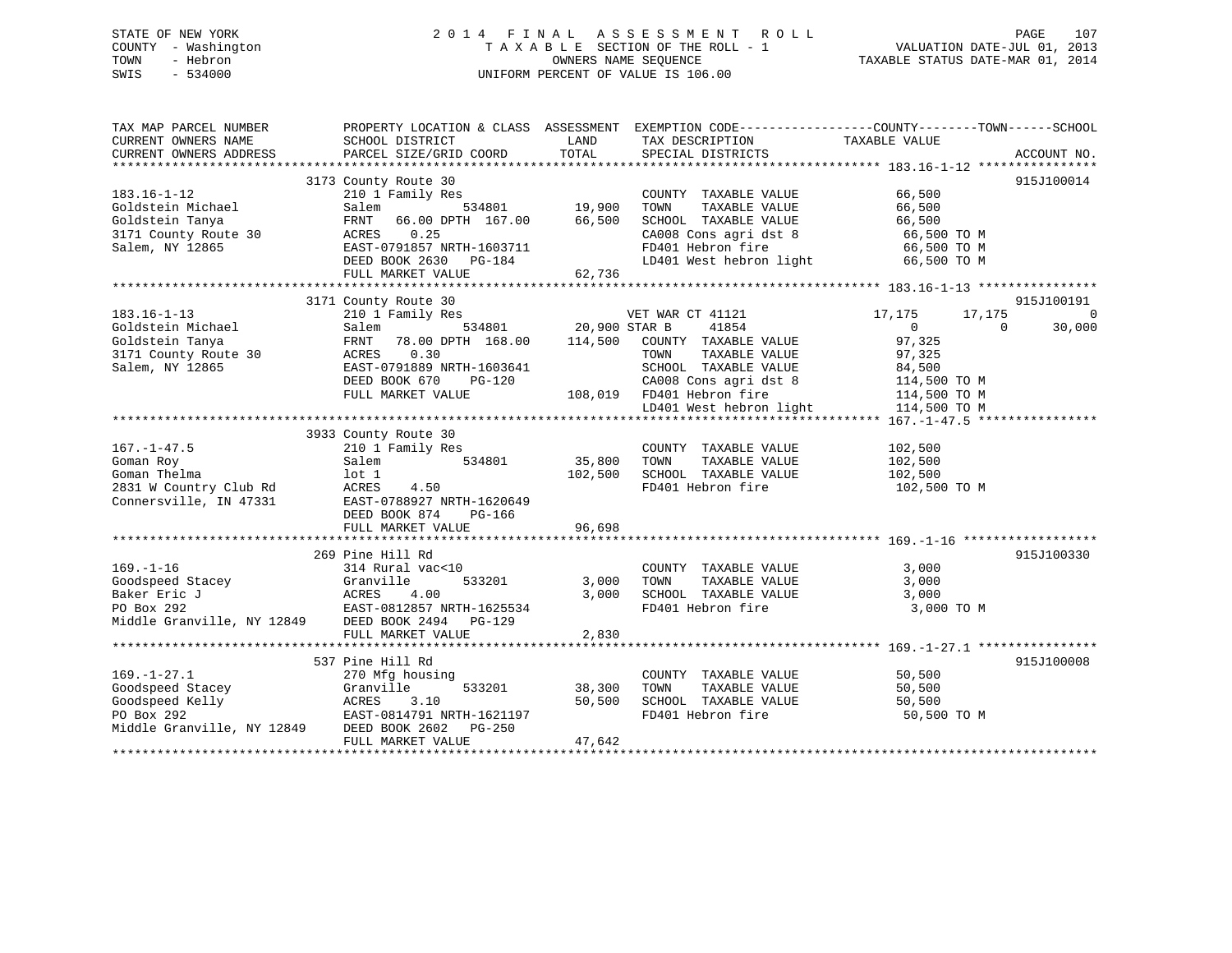STATE OF NEW YORK
COUNTY - Washington
TOWN - Hebron
SWIS - 534000

2014 FINAL ASSESSMENT ROLL
TAXABLE SECTION OF THE ROLL - 1
OWNERS NAME SEQUENCE
UNIFORM PERCENT OF VALUE IS 106.00

VALUATION DATE-JUL 01, 2013
TAXABLE STATUS DATE-MAR 01, 2014

```
TAX MAP PARCEL NUMBER          PROPERTY LOCATION & CLASS  ASSESSMENT  EXEMPTION CODE------------------COUNTY--------TOWN------SCHOOL
CURRENT OWNERS NAME            SCHOOL DISTRICT              LAND       TAX DESCRIPTION              TAXABLE VALUE
CURRENT OWNERS ADDRESS         PARCEL SIZE/GRID COORD       TOTAL      SPECIAL DISTRICTS                                        ACCOUNT NO.
******************************************************************************************************* 183.16-1-12 ****************
                               3173 County Route 30                                                                          915J100014
183.16-1-12                    210 1 Family Res                        COUNTY  TAXABLE VALUE             66,500
Goldstein Michael              Salem            534801      19,900     TOWN    TAXABLE VALUE             66,500
Goldstein Tanya                FRNT   66.00 DPTH 167.00     66,500     SCHOOL  TAXABLE VALUE             66,500
3171 County Route 30           ACRES    0.25                           CA008 Cons agri dst 8              66,500 TO M
Salem, NY 12865                EAST-0791857 NRTH-1603711               FD401 Hebron fire                  66,500 TO M
                               DEED BOOK 2630   PG-184                 LD401 West hebron light            66,500 TO M
                               FULL MARKET VALUE            62,736
******************************************************************************************************* 183.16-1-13 ****************
                               3171 County Route 30                                                                          915J100191
183.16-1-13                    210 1 Family Res                        VET WAR CT 41121              17,175      17,175           0
Goldstein Michael              Salem            534801      20,900 STAR B      41854                      0           0      30,000
Goldstein Tanya                FRNT   78.00 DPTH 168.00    114,500     COUNTY  TAXABLE VALUE             97,325
3171 County Route 30           ACRES    0.30                           TOWN    TAXABLE VALUE             97,325
Salem, NY 12865                EAST-0791889 NRTH-1603641               SCHOOL  TAXABLE VALUE             84,500
                               DEED BOOK 670    PG-120                 CA008 Cons agri dst 8             114,500 TO M
                               FULL MARKET VALUE           108,019     FD401 Hebron fire                 114,500 TO M
                                                                       LD401 West hebron light           114,500 TO M
******************************************************************************************************* 167.-1-47.5 ****************
                               3933 County Route 30
167.-1-47.5                    210 1 Family Res                        COUNTY  TAXABLE VALUE            102,500
Goman Roy                      Salem            534801      35,800     TOWN    TAXABLE VALUE            102,500
Goman Thelma                   lot 1                       102,500     SCHOOL  TAXABLE VALUE            102,500
2831 W Country Club Rd         ACRES    4.50                           FD401 Hebron fire                 102,500 TO M
Connersville, IN 47331         EAST-0788927 NRTH-1620649
                               DEED BOOK 874    PG-166
                               FULL MARKET VALUE            96,698
******************************************************************************************************* 169.-1-16 ******************
                               269 Pine Hill Rd                                                                              915J100330
169.-1-16                      314 Rural vac<10                        COUNTY  TAXABLE VALUE              3,000
Goodspeed Stacey               Granville        533201       3,000     TOWN    TAXABLE VALUE              3,000
Baker Eric J                   ACRES    4.00                 3,000     SCHOOL  TAXABLE VALUE              3,000
PO Box 292                     EAST-0812857 NRTH-1625534               FD401 Hebron fire                   3,000 TO M
Middle Granville, NY 12849     DEED BOOK 2494   PG-129
                               FULL MARKET VALUE             2,830
******************************************************************************************************* 169.-1-27.1 ****************
                               537 Pine Hill Rd                                                                              915J100008
169.-1-27.1                    270 Mfg housing                         COUNTY  TAXABLE VALUE             50,500
Goodspeed Stacey               Granville        533201      38,300     TOWN    TAXABLE VALUE             50,500
Goodspeed Kelly                ACRES    3.10                50,500     SCHOOL  TAXABLE VALUE             50,500
PO Box 292                     EAST-0814791 NRTH-1621197               FD401 Hebron fire                  50,500 TO M
Middle Granville, NY 12849     DEED BOOK 2602   PG-250
                               FULL MARKET VALUE            47,642
************************************************************************************************************************************
```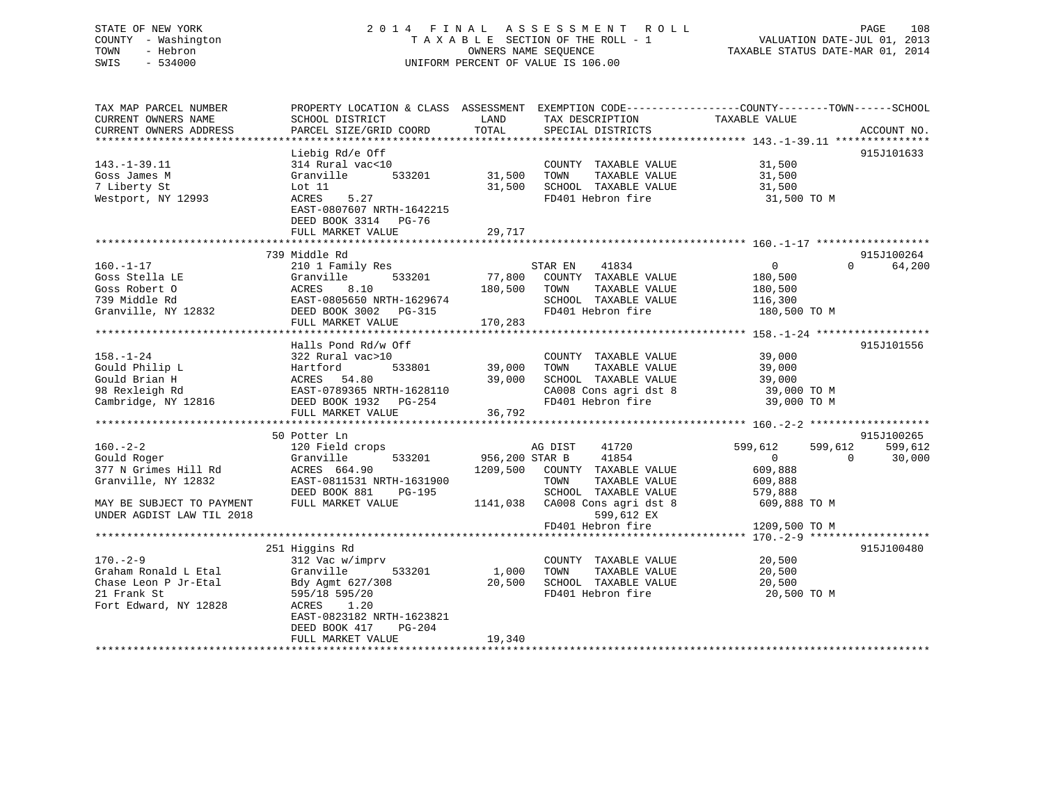STATE OF NEW YORK
COUNTY - Washington
TOWN - Hebron
SWIS - 534000

# 2014 FINAL ASSESSMENT ROLL

TAXABLE SECTION OF THE ROLL - 1
OWNERS NAME SEQUENCE
UNIFORM PERCENT OF VALUE IS 106.00

VALUATION DATE-JUL 01, 2013
TAXABLE STATUS DATE-MAR 01, 2014

```
TAX MAP PARCEL NUMBER          PROPERTY LOCATION & CLASS  ASSESSMENT  EXEMPTION CODE------------------COUNTY--------TOWN------SCHOOL
CURRENT OWNERS NAME            SCHOOL DISTRICT               LAND      TAX DESCRIPTION              TAXABLE VALUE
CURRENT OWNERS ADDRESS         PARCEL SIZE/GRID COORD        TOTAL     SPECIAL DISTRICTS                                     ACCOUNT NO.
****************************************************************************************************** 143.-1-39.11 ***************
                               Liebig Rd/e Off                                                                                915J101633
143.-1-39.11                   314 Rural vac<10                         COUNTY  TAXABLE VALUE           31,500
Goss James M                   Granville        533201       31,500     TOWN    TAXABLE VALUE           31,500
7 Liberty St                   Lot 11                        31,500     SCHOOL  TAXABLE VALUE           31,500
Westport, NY 12993             ACRES    5.27                            FD401 Hebron fire                31,500 TO M
                               EAST-0807607 NRTH-1642215
                               DEED BOOK 3314   PG-76
                               FULL MARKET VALUE             29,717
****************************************************************************************************** 160.-1-17 ******************
                               739 Middle Rd                                                                                  915J100264
160.-1-17                      210 1 Family Res                         STAR EN    41834                 0            0     64,200
Goss Stella LE                 Granville        533201       77,800     COUNTY  TAXABLE VALUE          180,500
Goss Robert O                  ACRES    8.10                180,500     TOWN    TAXABLE VALUE          180,500
739 Middle Rd                  EAST-0805650 NRTH-1629674                SCHOOL  TAXABLE VALUE          116,300
Granville, NY 12832            DEED BOOK 3002   PG-315                  FD401 Hebron fire               180,500 TO M
                               FULL MARKET VALUE            170,283
****************************************************************************************************** 158.-1-24 ******************
                               Halls Pond Rd/w Off                                                                            915J101556
158.-1-24                      322 Rural vac>10                         COUNTY  TAXABLE VALUE           39,000
Gould Philip L                 Hartford         533801       39,000     TOWN    TAXABLE VALUE           39,000
Gould Brian H                  ACRES   54.80                 39,000     SCHOOL  TAXABLE VALUE           39,000
98 Rexleigh Rd                 EAST-0789365 NRTH-1628110                CA008 Cons agri dst 8            39,000 TO M
Cambridge, NY 12816            DEED BOOK 1932   PG-254                  FD401 Hebron fire                39,000 TO M
                               FULL MARKET VALUE             36,792
****************************************************************************************************** 160.-2-2 *******************
                               50 Potter Ln                                                                                   915J100265
160.-2-2                       120 Field crops                          AG DIST    41720            599,612      599,612    599,612
Gould Roger                    Granville        533201      956,200 STAR B     41854                 0            0     30,000
377 N Grimes Hill Rd           ACRES  664.90               1209,500     COUNTY  TAXABLE VALUE          609,888
Granville, NY 12832            EAST-0811531 NRTH-1631900                TOWN    TAXABLE VALUE          609,888
                               DEED BOOK 881    PG-195                  SCHOOL  TAXABLE VALUE          579,888
MAY BE SUBJECT TO PAYMENT      FULL MARKET VALUE           1141,038     CA008 Cons agri dst 8           609,888 TO M
UNDER AGDIST LAW TIL 2018                                                      599,612 EX
                                                                        FD401 Hebron fire              1209,500 TO M
****************************************************************************************************** 170.-2-9 *******************
                               251 Higgins Rd                                                                                 915J100480
170.-2-9                       312 Vac w/imprv                          COUNTY  TAXABLE VALUE           20,500
Graham Ronald L Etal           Granville        533201        1,000     TOWN    TAXABLE VALUE           20,500
Chase Leon P Jr-Etal           Bdy Agmt 627/308              20,500     SCHOOL  TAXABLE VALUE           20,500
21 Frank St                    595/18 595/20                            FD401 Hebron fire                20,500 TO M
Fort Edward, NY 12828          ACRES    1.20
                               EAST-0823182 NRTH-1623821
                               DEED BOOK 417    PG-204
                               FULL MARKET VALUE             19,340
************************************************************************************************************************************
```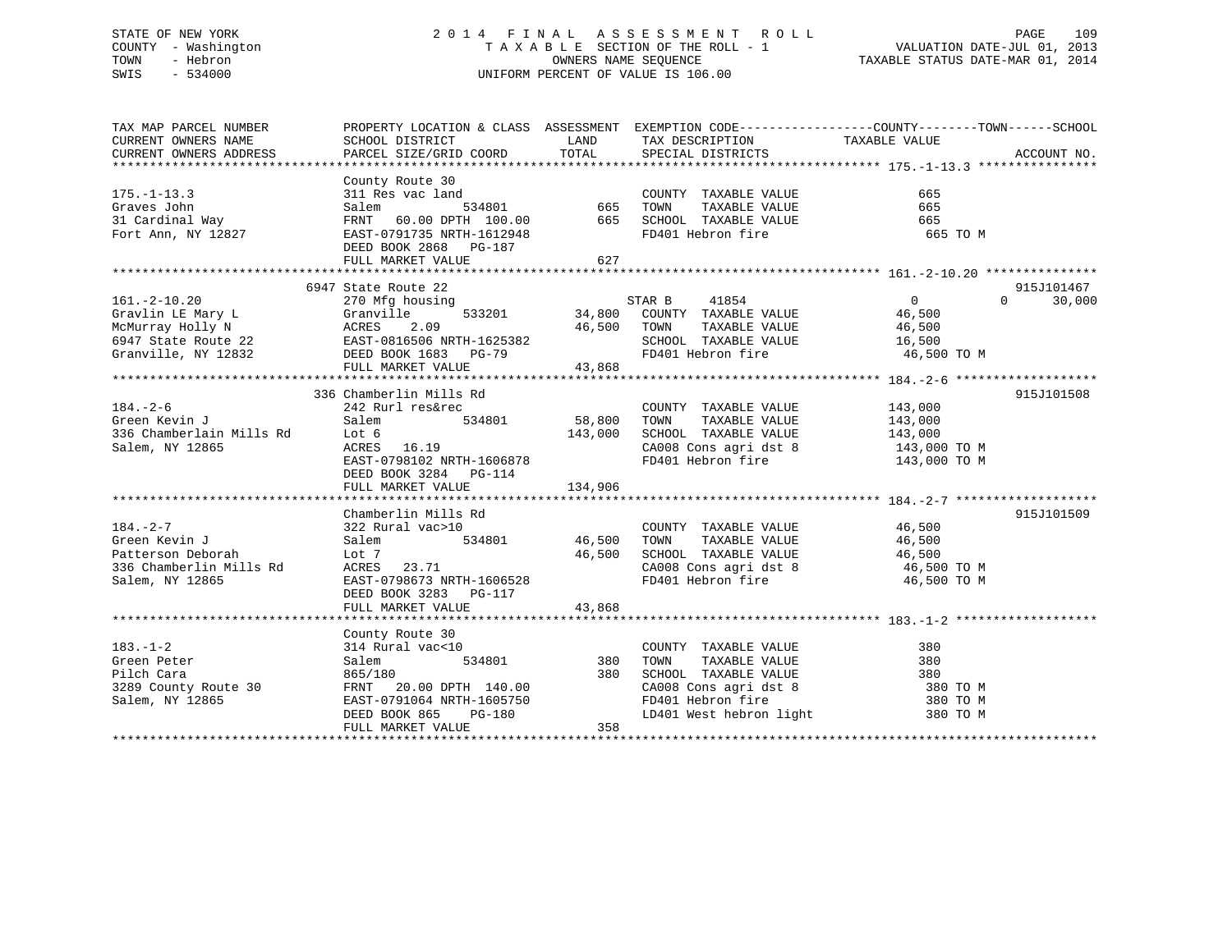STATE OF NEW YORK — 2014 FINAL ASSESSMENT ROLL
COUNTY - Washington — TAXABLE SECTION OF THE ROLL - 1 — VALUATION DATE-JUL 01, 2013
TOWN - Hebron — OWNERS NAME SEQUENCE — TAXABLE STATUS DATE-MAR 01, 2014
SWIS - 534000 — UNIFORM PERCENT OF VALUE IS 106.00

```
TAX MAP PARCEL NUMBER          PROPERTY LOCATION & CLASS  ASSESSMENT  EXEMPTION CODE------------------COUNTY--------TOWN------SCHOOL
CURRENT OWNERS NAME            SCHOOL DISTRICT              LAND      TAX DESCRIPTION            TAXABLE VALUE
CURRENT OWNERS ADDRESS         PARCEL SIZE/GRID COORD       TOTAL     SPECIAL DISTRICTS                                  ACCOUNT NO.
******************************************************************************************************* 175.-1-13.3 ****************
                               County Route 30
175.-1-13.3                    311 Res vac land                       COUNTY  TAXABLE VALUE               665
Graves John                    Salem            534801         665    TOWN    TAXABLE VALUE               665
31 Cardinal Way                FRNT   60.00 DPTH 100.00        665    SCHOOL  TAXABLE VALUE               665
Fort Ann, NY 12827             EAST-0791735 NRTH-1612948              FD401 Hebron fire                    665 TO M
                               DEED BOOK 2868   PG-187
                               FULL MARKET VALUE               627
******************************************************************************************************* 161.-2-10.20 ***************
                           6947 State Route 22                                                                       915J101467
161.-2-10.20                   270 Mfg housing                        STAR B     41854                  0            0     30,000
Gravlin LE Mary L              Granville        533201      34,800    COUNTY  TAXABLE VALUE            46,500
McMurray Holly N               ACRES    2.09                46,500    TOWN    TAXABLE VALUE            46,500
6947 State Route 22            EAST-0816506 NRTH-1625382              SCHOOL  TAXABLE VALUE            16,500
Granville, NY 12832            DEED BOOK 1683   PG-79                 FD401 Hebron fire                 46,500 TO M
                               FULL MARKET VALUE            43,868
******************************************************************************************************* 184.-2-6 *******************
                           336 Chamberlin Mills Rd                                                                   915J101508
184.-2-6                       242 Rurl res&rec                       COUNTY  TAXABLE VALUE           143,000
Green Kevin J                  Salem            534801      58,800    TOWN    TAXABLE VALUE           143,000
336 Chamberlain Mills Rd       Lot 6                       143,000    SCHOOL  TAXABLE VALUE           143,000
Salem, NY 12865                ACRES   16.19                          CA008 Cons agri dst 8           143,000 TO M
                               EAST-0798102 NRTH-1606878              FD401 Hebron fire               143,000 TO M
                               DEED BOOK 3284   PG-114
                               FULL MARKET VALUE           134,906
******************************************************************************************************* 184.-2-7 *******************
                               Chamberlin Mills Rd                                                                   915J101509
184.-2-7                       322 Rural vac>10                       COUNTY  TAXABLE VALUE            46,500
Green Kevin J                  Salem            534801      46,500    TOWN    TAXABLE VALUE            46,500
Patterson Deborah              Lot 7                        46,500    SCHOOL  TAXABLE VALUE            46,500
336 Chamberlin Mills Rd        ACRES   23.71                          CA008 Cons agri dst 8            46,500 TO M
Salem, NY 12865                EAST-0798673 NRTH-1606528              FD401 Hebron fire                46,500 TO M
                               DEED BOOK 3283   PG-117
                               FULL MARKET VALUE            43,868
******************************************************************************************************* 183.-1-2 *******************
                               County Route 30
183.-1-2                       314 Rural vac<10                       COUNTY  TAXABLE VALUE               380
Green Peter                    Salem            534801         380    TOWN    TAXABLE VALUE               380
Pilch Cara                     865/180                         380    SCHOOL  TAXABLE VALUE               380
3289 County Route 30           FRNT   20.00 DPTH 140.00               CA008 Cons agri dst 8                380 TO M
Salem, NY 12865                EAST-0791064 NRTH-1605750              FD401 Hebron fire                    380 TO M
                               DEED BOOK 865    PG-180                LD401 West hebron light              380 TO M
                               FULL MARKET VALUE               358
************************************************************************************************************************************
```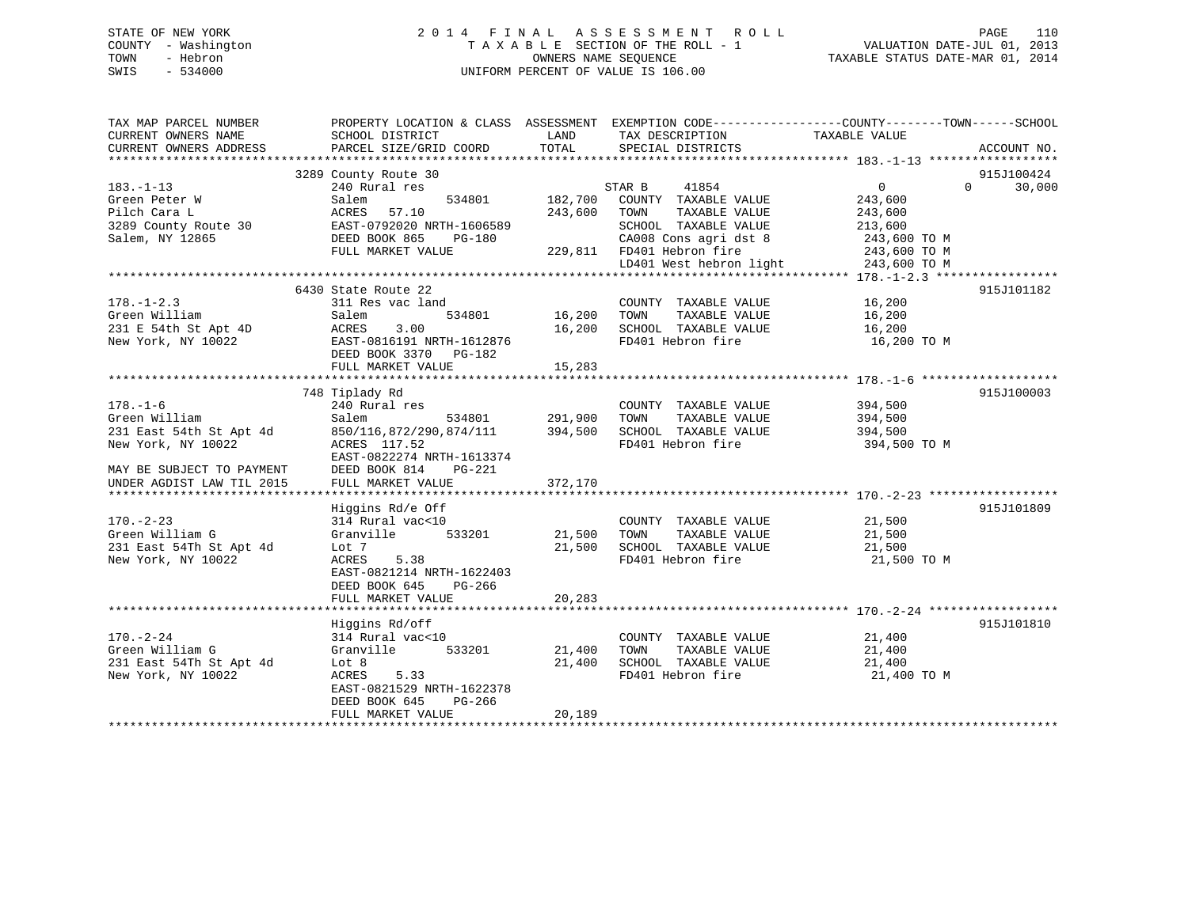STATE OF NEW YORK
COUNTY - Washington
TOWN - Hebron
SWIS - 534000

2014 FINAL ASSESSMENT ROLL
TAXABLE SECTION OF THE ROLL - 1
OWNERS NAME SEQUENCE
UNIFORM PERCENT OF VALUE IS 106.00

VALUATION DATE-JUL 01, 2013
TAXABLE STATUS DATE-MAR 01, 2014

```
TAX MAP PARCEL NUMBER          PROPERTY LOCATION & CLASS  ASSESSMENT  EXEMPTION CODE------------------COUNTY--------TOWN------SCHOOL
CURRENT OWNERS NAME            SCHOOL DISTRICT               LAND      TAX DESCRIPTION              TAXABLE VALUE
CURRENT OWNERS ADDRESS         PARCEL SIZE/GRID COORD        TOTAL     SPECIAL DISTRICTS                                   ACCOUNT NO.
******************************************************************************************************* 183.-1-13 ******************
                          3289 County Route 30                                                                          915J100424
183.-1-13                      240 Rural res                         STAR B     41854                0           0      30,000
Green Peter W                  Salem           534801      182,700    COUNTY  TAXABLE VALUE          243,600
Pilch Cara L                   ACRES   57.10               243,600    TOWN    TAXABLE VALUE          243,600
3289 County Route 30           EAST-0792020 NRTH-1606589              SCHOOL  TAXABLE VALUE          213,600
Salem, NY 12865                DEED BOOK 865    PG-180                CA008 Cons agri dst 8          243,600 TO M
                               FULL MARKET VALUE           229,811    FD401 Hebron fire              243,600 TO M
                                                                      LD401 West hebron light        243,600 TO M
******************************************************************************************************* 178.-1-2.3 *****************
                          6430 State Route 22                                                                           915J101182
178.-1-2.3                     311 Res vac land                       COUNTY  TAXABLE VALUE           16,200
Green William                  Salem           534801       16,200    TOWN    TAXABLE VALUE           16,200
231 E 54th St Apt 4D           ACRES    3.00                16,200    SCHOOL  TAXABLE VALUE           16,200
New York, NY 10022             EAST-0816191 NRTH-1612876              FD401 Hebron fire               16,200 TO M
                               DEED BOOK 3370   PG-182
                               FULL MARKET VALUE            15,283
******************************************************************************************************* 178.-1-6 *******************
                           748 Tiplady Rd                                                                               915J100003
178.-1-6                       240 Rural res                          COUNTY  TAXABLE VALUE          394,500
Green William                  Salem           534801      291,900    TOWN    TAXABLE VALUE          394,500
231 East 54th St Apt 4d        850/116,872/290,874/111     394,500    SCHOOL  TAXABLE VALUE          394,500
New York, NY 10022             ACRES  117.52                          FD401 Hebron fire              394,500 TO M
                               EAST-0822274 NRTH-1613374
MAY BE SUBJECT TO PAYMENT      DEED BOOK 814    PG-221
UNDER AGDIST LAW TIL 2015      FULL MARKET VALUE           372,170
******************************************************************************************************* 170.-2-23 ******************
                               Higgins Rd/e Off                                                                         915J101809
170.-2-23                      314 Rural vac<10                       COUNTY  TAXABLE VALUE           21,500
Green William G                Granville       533201       21,500    TOWN    TAXABLE VALUE           21,500
231 East 54Th St Apt 4d        Lot 7                        21,500    SCHOOL  TAXABLE VALUE           21,500
New York, NY 10022             ACRES    5.38                          FD401 Hebron fire               21,500 TO M
                               EAST-0821214 NRTH-1622403
                               DEED BOOK 645    PG-266
                               FULL MARKET VALUE            20,283
******************************************************************************************************* 170.-2-24 ******************
                               Higgins Rd/off                                                                           915J101810
170.-2-24                      314 Rural vac<10                       COUNTY  TAXABLE VALUE           21,400
Green William G                Granville       533201       21,400    TOWN    TAXABLE VALUE           21,400
231 East 54Th St Apt 4d        Lot 8                        21,400    SCHOOL  TAXABLE VALUE           21,400
New York, NY 10022             ACRES    5.33                          FD401 Hebron fire               21,400 TO M
                               EAST-0821529 NRTH-1622378
                               DEED BOOK 645    PG-266
                               FULL MARKET VALUE            20,189
************************************************************************************************************************************
```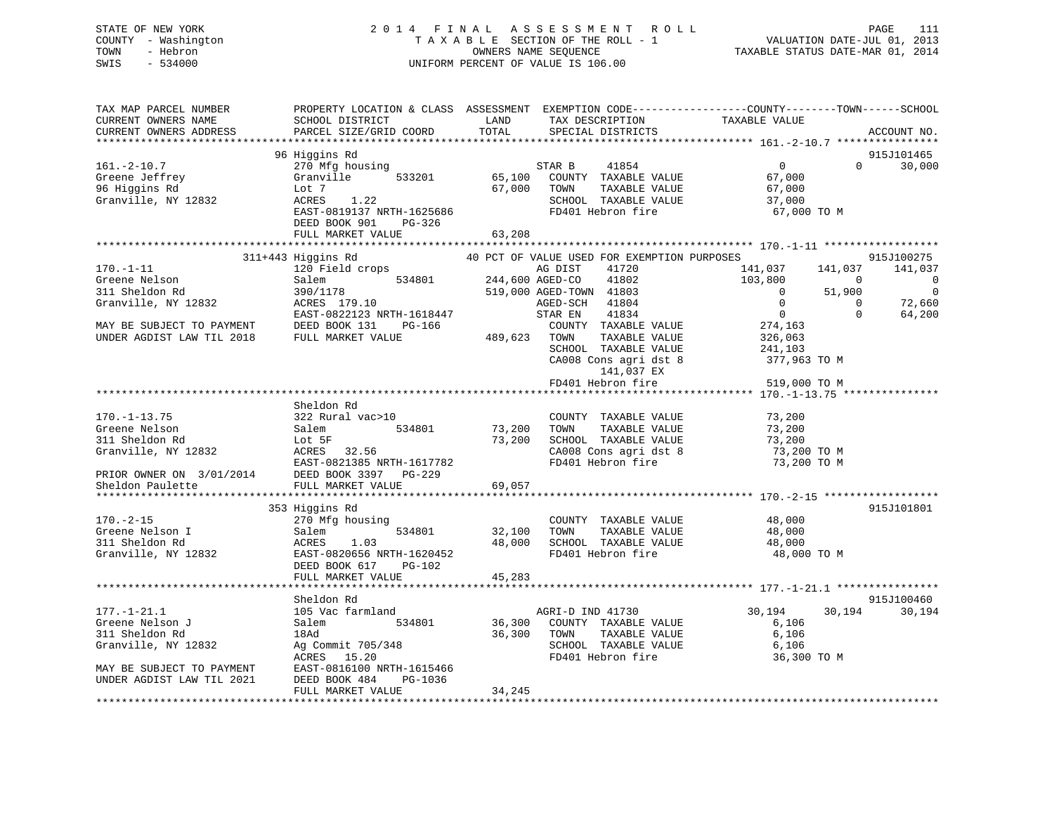STATE OF NEW YORK
COUNTY - Washington
TOWN - Hebron
SWIS - 534000

2014 FINAL ASSESSMENT ROLL
TAXABLE SECTION OF THE ROLL - 1
OWNERS NAME SEQUENCE
UNIFORM PERCENT OF VALUE IS 106.00

VALUATION DATE-JUL 01, 2013
TAXABLE STATUS DATE-MAR 01, 2014

```
TAX MAP PARCEL NUMBER          PROPERTY LOCATION & CLASS  ASSESSMENT  EXEMPTION CODE------------------COUNTY--------TOWN------SCHOOL
CURRENT OWNERS NAME            SCHOOL DISTRICT               LAND      TAX DESCRIPTION             TAXABLE VALUE
CURRENT OWNERS ADDRESS         PARCEL SIZE/GRID COORD       TOTAL      SPECIAL DISTRICTS                                          ACCOUNT NO.
******************************************************************************************************* 161.-2-10.7 ****************
                               96 Higgins Rd                                                                                 915J101465
161.-2-10.7                    270 Mfg housing                         STAR B      41854              0             0       30,000
Greene Jeffrey                 Granville       533201       65,100     COUNTY  TAXABLE VALUE          67,000
96 Higgins Rd                  Lot 7                        67,000     TOWN    TAXABLE VALUE          67,000
Granville, NY 12832            ACRES     1.22                          SCHOOL  TAXABLE VALUE          37,000
                               EAST-0819137 NRTH-1625686               FD401 Hebron fire               67,000 TO M
                               DEED BOOK 901     PG-326
                               FULL MARKET VALUE            63,208
******************************************************************************************************* 170.-1-11 ******************
                         311+443 Higgins Rd                 40 PCT OF VALUE USED FOR EXEMPTION PURPOSES                      915J100275
170.-1-11                      120 Field crops                         AG DIST     41720         141,037      141,037      141,037
Greene Nelson                  Salem           534801      244,600 AGED-CO     41802         103,800            0            0
311 Sheldon Rd                 390/1178                    519,000 AGED-TOWN  41803               0       51,900            0
Granville, NY 12832            ACRES  179.10                           AGED-SCH   41804               0            0       72,660
                               EAST-0822123 NRTH-1618447               STAR EN     41834               0            0       64,200
MAY BE SUBJECT TO PAYMENT      DEED BOOK 131     PG-166                COUNTY  TAXABLE VALUE         274,163
UNDER AGDIST LAW TIL 2018      FULL MARKET VALUE           489,623     TOWN    TAXABLE VALUE         326,063
                                                                       SCHOOL  TAXABLE VALUE         241,103
                                                                       CA008 Cons agri dst 8          377,963 TO M
                                                                             141,037 EX
                                                                       FD401 Hebron fire              519,000 TO M
******************************************************************************************************* 170.-1-13.75 ***************
                               Sheldon Rd
170.-1-13.75                   322 Rural vac>10                        COUNTY  TAXABLE VALUE          73,200
Greene Nelson                  Salem           534801       73,200     TOWN    TAXABLE VALUE          73,200
311 Sheldon Rd                 Lot 5F                       73,200     SCHOOL  TAXABLE VALUE          73,200
Granville, NY 12832            ACRES    32.56                          CA008 Cons agri dst 8           73,200 TO M
                               EAST-0821385 NRTH-1617782               FD401 Hebron fire               73,200 TO M
PRIOR OWNER ON  3/01/2014      DEED BOOK 3397    PG-229
Sheldon Paulette               FULL MARKET VALUE            69,057
******************************************************************************************************* 170.-2-15 ******************
                               353 Higgins Rd                                                                                915J101801
170.-2-15                      270 Mfg housing                         COUNTY  TAXABLE VALUE          48,000
Greene Nelson I                Salem           534801       32,100     TOWN    TAXABLE VALUE          48,000
311 Sheldon Rd                 ACRES     1.03               48,000     SCHOOL  TAXABLE VALUE          48,000
Granville, NY 12832            EAST-0820656 NRTH-1620452               FD401 Hebron fire               48,000 TO M
                               DEED BOOK 617     PG-102
                               FULL MARKET VALUE            45,283
******************************************************************************************************* 177.-1-21.1 ****************
                               Sheldon Rd                                                                                    915J100460
177.-1-21.1                    105 Vac farmland                        AGRI-D IND 41730               30,194       30,194       30,194
Greene Nelson J                Salem           534801       36,300     COUNTY  TAXABLE VALUE           6,106
311 Sheldon Rd                 18Ad                         36,300     TOWN    TAXABLE VALUE           6,106
Granville, NY 12832            Ag Commit 705/348                       SCHOOL  TAXABLE VALUE           6,106
                               ACRES    15.20                          FD401 Hebron fire               36,300 TO M
MAY BE SUBJECT TO PAYMENT      EAST-0816100 NRTH-1615466
UNDER AGDIST LAW TIL 2021      DEED BOOK 484     PG-1036
                               FULL MARKET VALUE            34,245
************************************************************************************************************************************
```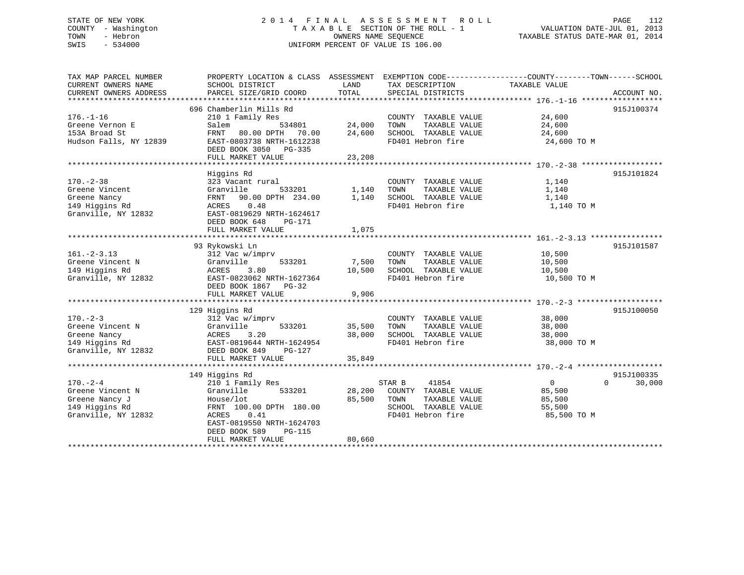STATE OF NEW YORK
COUNTY - Washington
TOWN - Hebron
SWIS - 534000

2014 FINAL ASSESSMENT ROLL
TAXABLE SECTION OF THE ROLL - 1
OWNERS NAME SEQUENCE
UNIFORM PERCENT OF VALUE IS 106.00

VALUATION DATE-JUL 01, 2013
TAXABLE STATUS DATE-MAR 01, 2014

```
TAX MAP PARCEL NUMBER          PROPERTY LOCATION & CLASS  ASSESSMENT  EXEMPTION CODE------------------COUNTY--------TOWN------SCHOOL
CURRENT OWNERS NAME            SCHOOL DISTRICT              LAND      TAX DESCRIPTION              TAXABLE VALUE
CURRENT OWNERS ADDRESS         PARCEL SIZE/GRID COORD       TOTAL     SPECIAL DISTRICTS                                      ACCOUNT NO.
******************************************************************************************************* 176.-1-16 ******************
                               696 Chamberlin Mills Rd                                                                       915J100374
176.-1-16                      210 1 Family Res                       COUNTY  TAXABLE VALUE           24,600
Greene Vernon E                Salem            534801      24,000    TOWN    TAXABLE VALUE           24,600
153A Broad St                  FRNT   80.00 DPTH   70.00    24,600    SCHOOL  TAXABLE VALUE           24,600
Hudson Falls, NY 12839         EAST-0803738 NRTH-1612238              FD401 Hebron fire               24,600 TO M
                               DEED BOOK 3050   PG-335
                               FULL MARKET VALUE            23,208
******************************************************************************************************* 170.-2-38 ******************
                               Higgins Rd                                                                                    915J101824
170.-2-38                      323 Vacant rural                       COUNTY  TAXABLE VALUE            1,140
Greene Vincent                 Granville        533201       1,140    TOWN    TAXABLE VALUE            1,140
Greene Nancy                   FRNT   90.00 DPTH  234.00     1,140    SCHOOL  TAXABLE VALUE            1,140
149 Higgins Rd                 ACRES    0.48                          FD401 Hebron fire                1,140 TO M
Granville, NY 12832            EAST-0819629 NRTH-1624617
                               DEED BOOK 648    PG-171
                               FULL MARKET VALUE             1,075
******************************************************************************************************* 161.-2-3.13 ****************
                               93 Rykowski Ln                                                                                915J101587
161.-2-3.13                    312 Vac w/imprv                        COUNTY  TAXABLE VALUE           10,500
Greene Vincent N               Granville        533201       7,500    TOWN    TAXABLE VALUE           10,500
149 Higgins Rd                 ACRES    3.80                10,500    SCHOOL  TAXABLE VALUE           10,500
Granville, NY 12832            EAST-0823062 NRTH-1627364              FD401 Hebron fire               10,500 TO M
                               DEED BOOK 1867   PG-32
                               FULL MARKET VALUE             9,906
******************************************************************************************************* 170.-2-3 *******************
                               129 Higgins Rd                                                                                915J100050
170.-2-3                       312 Vac w/imprv                        COUNTY  TAXABLE VALUE           38,000
Greene Vincent N               Granville        533201      35,500    TOWN    TAXABLE VALUE           38,000
Greene Nancy                   ACRES    3.20                38,000    SCHOOL  TAXABLE VALUE           38,000
149 Higgins Rd                 EAST-0819644 NRTH-1624954              FD401 Hebron fire               38,000 TO M
Granville, NY 12832            DEED BOOK 849    PG-127
                               FULL MARKET VALUE            35,849
******************************************************************************************************* 170.-2-4 *******************
                               149 Higgins Rd                                                                                915J100335
170.-2-4                       210 1 Family Res                       STAR B    41854                      0             0    30,000
Greene Vincent N               Granville        533201      28,200    COUNTY  TAXABLE VALUE           85,500
Greene Nancy J                 House/lot                    85,500    TOWN    TAXABLE VALUE           85,500
149 Higgins Rd                 FRNT  100.00 DPTH  180.00              SCHOOL  TAXABLE VALUE           55,500
Granville, NY 12832            ACRES    0.41                          FD401 Hebron fire               85,500 TO M
                               EAST-0819550 NRTH-1624703
                               DEED BOOK 589    PG-115
                               FULL MARKET VALUE            80,660
************************************************************************************************************************************
```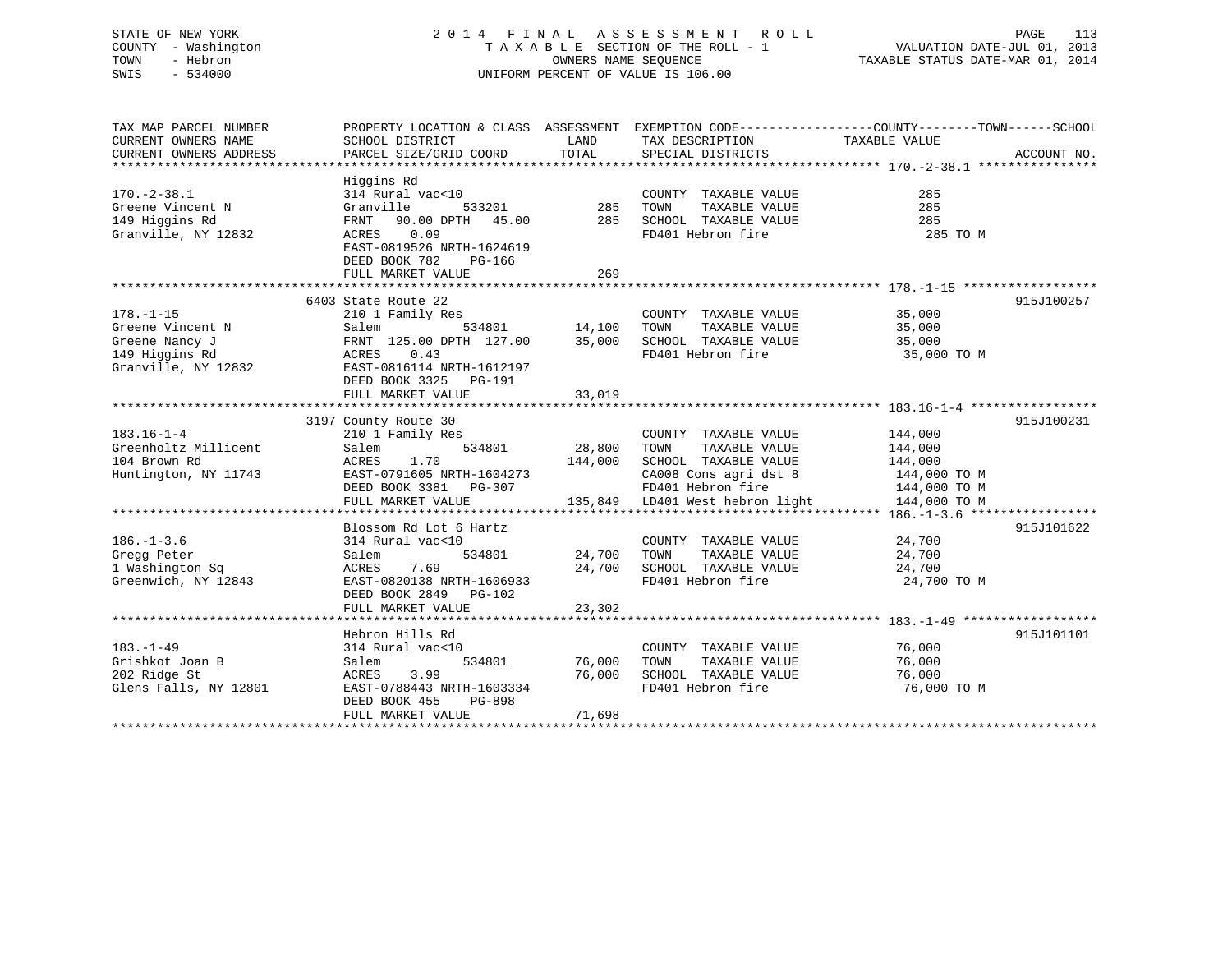STATE OF NEW YORK
COUNTY - Washington
TOWN - Hebron
SWIS - 534000

# 2014 FINAL ASSESSMENT ROLL
TAXABLE SECTION OF THE ROLL - 1
OWNERS NAME SEQUENCE
UNIFORM PERCENT OF VALUE IS 106.00

VALUATION DATE-JUL 01, 2013
TAXABLE STATUS DATE-MAR 01, 2014

| TAX MAP PARCEL NUMBER / CURRENT OWNERS NAME / CURRENT OWNERS ADDRESS | PROPERTY LOCATION & CLASS / SCHOOL DISTRICT / PARCEL SIZE/GRID COORD | ASSESSMENT LAND / TOTAL | EXEMPTION CODE / TAX DESCRIPTION / SPECIAL DISTRICTS | TAXABLE VALUE (COUNTY / TOWN / SCHOOL) | ACCOUNT NO. |
|---|---|---|---|---|---|
| **170.-2-38.1** | Higgins Rd | | | | |
| 170.-2-38.1 | 314 Rural vac<10 | | COUNTY TAXABLE VALUE | 285 | |
| Greene Vincent N | Granville 533201 | 285 | TOWN TAXABLE VALUE | 285 | |
| 149 Higgins Rd | FRNT 90.00 DPTH 45.00 | 285 | SCHOOL TAXABLE VALUE | 285 | |
| Granville, NY 12832 | ACRES 0.09 | | FD401 Hebron fire | 285 TO M | |
| | EAST-0819526 NRTH-1624619 | | | | |
| | DEED BOOK 782 PG-166 | | | | |
| | FULL MARKET VALUE | 269 | | | |
| **178.-1-15** | 6403 State Route 22 | | | | 915J100257 |
| 178.-1-15 | 210 1 Family Res | | COUNTY TAXABLE VALUE | 35,000 | |
| Greene Vincent N | Salem 534801 | 14,100 | TOWN TAXABLE VALUE | 35,000 | |
| Greene Nancy J | FRNT 125.00 DPTH 127.00 | 35,000 | SCHOOL TAXABLE VALUE | 35,000 | |
| 149 Higgins Rd | ACRES 0.43 | | FD401 Hebron fire | 35,000 TO M | |
| Granville, NY 12832 | EAST-0816114 NRTH-1612197 | | | | |
| | DEED BOOK 3325 PG-191 | | | | |
| | FULL MARKET VALUE | 33,019 | | | |
| **183.16-1-4** | 3197 County Route 30 | | | | 915J100231 |
| 183.16-1-4 | 210 1 Family Res | | COUNTY TAXABLE VALUE | 144,000 | |
| Greenholtz Millicent | Salem 534801 | 28,800 | TOWN TAXABLE VALUE | 144,000 | |
| 104 Brown Rd | ACRES 1.70 | 144,000 | SCHOOL TAXABLE VALUE | 144,000 | |
| Huntington, NY 11743 | EAST-0791605 NRTH-1604273 | | CA008 Cons agri dst 8 | 144,000 TO M | |
| | DEED BOOK 3381 PG-307 | | FD401 Hebron fire | 144,000 TO M | |
| | FULL MARKET VALUE | 135,849 | LD401 West hebron light | 144,000 TO M | |
| **186.-1-3.6** | Blossom Rd Lot 6 Hartz | | | | 915J101622 |
| 186.-1-3.6 | 314 Rural vac<10 | | COUNTY TAXABLE VALUE | 24,700 | |
| Gregg Peter | Salem 534801 | 24,700 | TOWN TAXABLE VALUE | 24,700 | |
| 1 Washington Sq | ACRES 7.69 | 24,700 | SCHOOL TAXABLE VALUE | 24,700 | |
| Greenwich, NY 12843 | EAST-0820138 NRTH-1606933 | | FD401 Hebron fire | 24,700 TO M | |
| | DEED BOOK 2849 PG-102 | | | | |
| | FULL MARKET VALUE | 23,302 | | | |
| **183.-1-49** | Hebron Hills Rd | | | | 915J101101 |
| 183.-1-49 | 314 Rural vac<10 | | COUNTY TAXABLE VALUE | 76,000 | |
| Grishkot Joan B | Salem 534801 | 76,000 | TOWN TAXABLE VALUE | 76,000 | |
| 202 Ridge St | ACRES 3.99 | 76,000 | SCHOOL TAXABLE VALUE | 76,000 | |
| Glens Falls, NY 12801 | EAST-0788443 NRTH-1603334 | | FD401 Hebron fire | 76,000 TO M | |
| | DEED BOOK 455 PG-898 | | | | |
| | FULL MARKET VALUE | 71,698 | | | |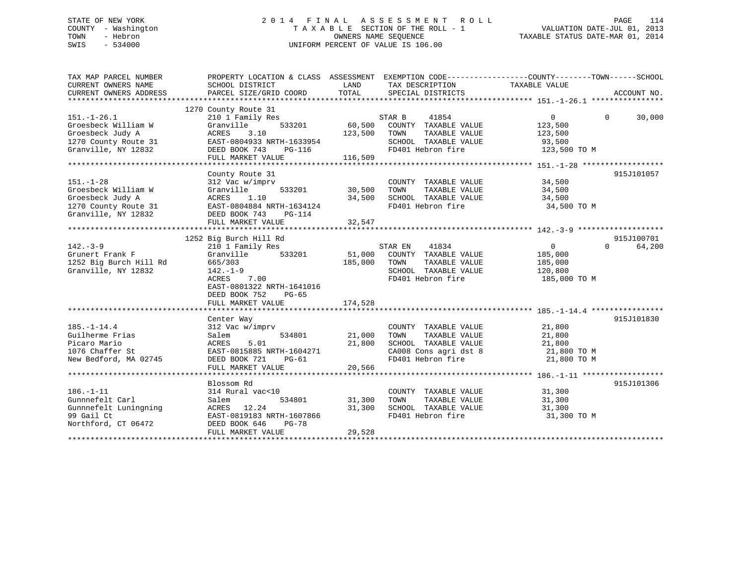STATE OF NEW YORK
COUNTY - Washington
TOWN - Hebron
SWIS - 534000

# 2014 FINAL ASSESSMENT ROLL
TAXABLE SECTION OF THE ROLL - 1
OWNERS NAME SEQUENCE
UNIFORM PERCENT OF VALUE IS 106.00

VALUATION DATE-JUL 01, 2013
TAXABLE STATUS DATE-MAR 01, 2014

| TAX MAP PARCEL NUMBER / CURRENT OWNERS NAME / CURRENT OWNERS ADDRESS | PROPERTY LOCATION & CLASS / SCHOOL DISTRICT / PARCEL SIZE/GRID COORD | ASSESSMENT LAND / TOTAL | EXEMPTION CODE / TAX DESCRIPTION / SPECIAL DISTRICTS | COUNTY | TOWN | SCHOOL TAXABLE VALUE | ACCOUNT NO. |
|---|---|---|---|---|---|---|---|
| **151.-1-26.1** | 1270 County Route 31 | | | | | | |
| 151.-1-26.1 | 210 1 Family Res | | STAR B 41854 | 0 | 0 | 30,000 | |
| Groesbeck William W | Granville 533201 | 60,500 | COUNTY TAXABLE VALUE | 123,500 | | | |
| Groesbeck Judy A | ACRES 3.10 | 123,500 | TOWN TAXABLE VALUE | | 123,500 | | |
| 1270 County Route 31 | EAST-0804933 NRTH-1633954 | | SCHOOL TAXABLE VALUE | | | 93,500 | |
| Granville, NY 12832 | DEED BOOK 743 PG-116 | | FD401 Hebron fire | 123,500 TO M | | | |
| | FULL MARKET VALUE | 116,509 | | | | | |
| **151.-1-28** | County Route 31 | | | | | | 915J101057 |
| 151.-1-28 | 312 Vac w/imprv | | COUNTY TAXABLE VALUE | 34,500 | | | |
| Groesbeck William W | Granville 533201 | 30,500 | TOWN TAXABLE VALUE | | 34,500 | | |
| Groesbeck Judy A | ACRES 1.10 | 34,500 | SCHOOL TAXABLE VALUE | | | 34,500 | |
| 1270 County Route 31 | EAST-0804884 NRTH-1634124 | | FD401 Hebron fire | 34,500 TO M | | | |
| Granville, NY 12832 | DEED BOOK 743 PG-114 | | | | | | |
| | FULL MARKET VALUE | 32,547 | | | | | |
| **142.-3-9** | 1252 Big Burch Hill Rd | | | | | | 915J100701 |
| 142.-3-9 | 210 1 Family Res | | STAR EN 41834 | 0 | 0 | 64,200 | |
| Grunert Frank F | Granville 533201 | 51,000 | COUNTY TAXABLE VALUE | 185,000 | | | |
| 1252 Big Burch Hill Rd | 665/303 | 185,000 | TOWN TAXABLE VALUE | | 185,000 | | |
| Granville, NY 12832 | 142.-1-9 | | SCHOOL TAXABLE VALUE | | | 120,800 | |
| | ACRES 7.00 | | FD401 Hebron fire | 185,000 TO M | | | |
| | EAST-0801322 NRTH-1641016 | | | | | | |
| | DEED BOOK 752 PG-65 | | | | | | |
| | FULL MARKET VALUE | 174,528 | | | | | |
| **185.-1-14.4** | Center Way | | | | | | 915J101830 |
| 185.-1-14.4 | 312 Vac w/imprv | | COUNTY TAXABLE VALUE | 21,800 | | | |
| Guilherme Frias | Salem 534801 | 21,000 | TOWN TAXABLE VALUE | | 21,800 | | |
| Picaro Mario | ACRES 5.01 | 21,800 | SCHOOL TAXABLE VALUE | | | 21,800 | |
| 1076 Chaffer St | EAST-0815885 NRTH-1604271 | | CA008 Cons agri dst 8 | 21,800 TO M | | | |
| New Bedford, MA 02745 | DEED BOOK 721 PG-61 | | FD401 Hebron fire | 21,800 TO M | | | |
| | FULL MARKET VALUE | 20,566 | | | | | |
| **186.-1-11** | Blossom Rd | | | | | | 915J101306 |
| 186.-1-11 | 314 Rural vac<10 | | COUNTY TAXABLE VALUE | 31,300 | | | |
| Gunnnefelt Carl | Salem 534801 | 31,300 | TOWN TAXABLE VALUE | | 31,300 | | |
| Gunnnefelt Luningning | ACRES 12.24 | 31,300 | SCHOOL TAXABLE VALUE | | | 31,300 | |
| 99 Gail Ct | EAST-0819183 NRTH-1607866 | | FD401 Hebron fire | 31,300 TO M | | | |
| Northford, CT 06472 | DEED BOOK 646 PG-78 | | | | | | |
| | FULL MARKET VALUE | 29,528 | | | | | |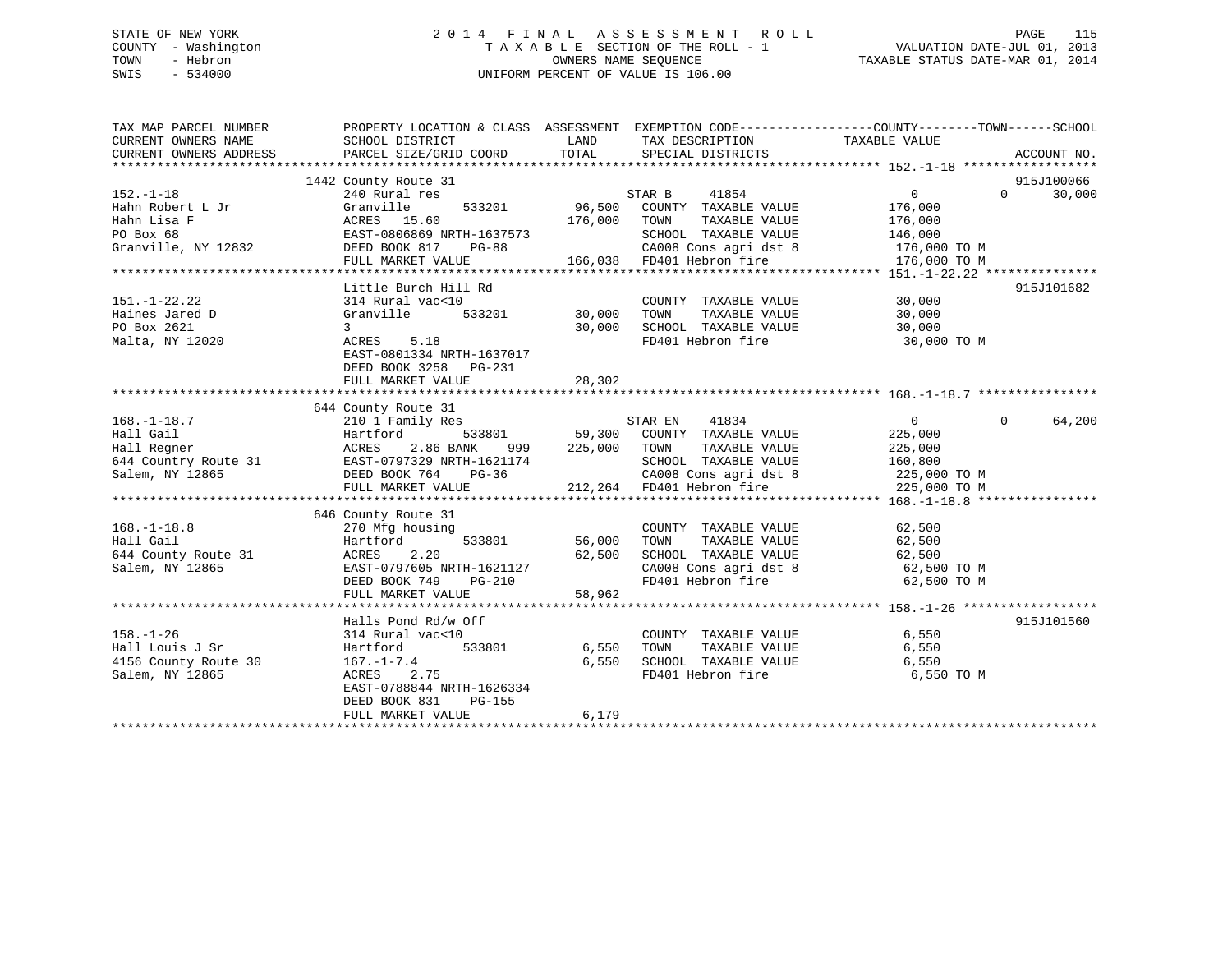STATE OF NEW YORK
COUNTY - Washington
TOWN - Hebron
SWIS - 534000

2014 FINAL ASSESSMENT ROLL
TAXABLE SECTION OF THE ROLL - 1
OWNERS NAME SEQUENCE
UNIFORM PERCENT OF VALUE IS 106.00

VALUATION DATE-JUL 01, 2013
TAXABLE STATUS DATE-MAR 01, 2014

| TAX MAP PARCEL NUMBER / CURRENT OWNERS NAME / CURRENT OWNERS ADDRESS | PROPERTY LOCATION & CLASS / SCHOOL DISTRICT / PARCEL SIZE/GRID COORD | ASSESSMENT LAND | TOTAL | EXEMPTION CODE / TAX DESCRIPTION / SPECIAL DISTRICTS | COUNTY TAXABLE VALUE | TOWN | SCHOOL | ACCOUNT NO. |
|---|---|---|---|---|---|---|---|---|
| 152.-1-18 | 1442 County Route 31 | | | | | | | 915J100066 |
| | 240 Rural res | | | STAR B 41854 | 0 | 0 | 30,000 | |
| Hahn Robert L Jr | Granville 533201 | 96,500 | | COUNTY TAXABLE VALUE | 176,000 | | | |
| Hahn Lisa F | ACRES 15.60 | | 176,000 | TOWN TAXABLE VALUE | 176,000 | | | |
| PO Box 68 | EAST-0806869 NRTH-1637573 | | | SCHOOL TAXABLE VALUE | 146,000 | | | |
| Granville, NY 12832 | DEED BOOK 817 PG-88 | | | CA008 Cons agri dst 8 | 176,000 TO M | | | |
| | FULL MARKET VALUE | | 166,038 | FD401 Hebron fire | 176,000 TO M | | | |
| 151.-1-22.22 | Little Burch Hill Rd | | | | | | | 915J101682 |
| | 314 Rural vac<10 | | | COUNTY TAXABLE VALUE | 30,000 | | | |
| Haines Jared D | Granville 533201 | 30,000 | | TOWN TAXABLE VALUE | 30,000 | | | |
| PO Box 2621 | 3 | | 30,000 | SCHOOL TAXABLE VALUE | 30,000 | | | |
| Malta, NY 12020 | ACRES 5.18 | | | FD401 Hebron fire | 30,000 TO M | | | |
| | EAST-0801334 NRTH-1637017 | | | | | | | |
| | DEED BOOK 3258 PG-231 | | | | | | | |
| | FULL MARKET VALUE | | 28,302 | | | | | |
| 168.-1-18.7 | 644 County Route 31 | | | | | | | |
| | 210 1 Family Res | | | STAR EN 41834 | 0 | 0 | 64,200 | |
| Hall Gail | Hartford 533801 | 59,300 | | COUNTY TAXABLE VALUE | 225,000 | | | |
| Hall Regner | ACRES 2.86 BANK 999 | | 225,000 | TOWN TAXABLE VALUE | 225,000 | | | |
| 644 Country Route 31 | EAST-0797329 NRTH-1621174 | | | SCHOOL TAXABLE VALUE | 160,800 | | | |
| Salem, NY 12865 | DEED BOOK 764 PG-36 | | | CA008 Cons agri dst 8 | 225,000 TO M | | | |
| | FULL MARKET VALUE | | 212,264 | FD401 Hebron fire | 225,000 TO M | | | |
| 168.-1-18.8 | 646 County Route 31 | | | | | | | |
| | 270 Mfg housing | | | COUNTY TAXABLE VALUE | 62,500 | | | |
| Hall Gail | Hartford 533801 | 56,000 | | TOWN TAXABLE VALUE | 62,500 | | | |
| 644 County Route 31 | ACRES 2.20 | | 62,500 | SCHOOL TAXABLE VALUE | 62,500 | | | |
| Salem, NY 12865 | EAST-0797605 NRTH-1621127 | | | CA008 Cons agri dst 8 | 62,500 TO M | | | |
| | DEED BOOK 749 PG-210 | | | FD401 Hebron fire | 62,500 TO M | | | |
| | FULL MARKET VALUE | | 58,962 | | | | | |
| 158.-1-26 | Halls Pond Rd/w Off | | | | | | | 915J101560 |
| | 314 Rural vac<10 | | | COUNTY TAXABLE VALUE | 6,550 | | | |
| Hall Louis J Sr | Hartford 533801 | 6,550 | | TOWN TAXABLE VALUE | 6,550 | | | |
| 4156 County Route 30 | 167.-1-7.4 | | 6,550 | SCHOOL TAXABLE VALUE | 6,550 | | | |
| Salem, NY 12865 | ACRES 2.75 | | | FD401 Hebron fire | 6,550 TO M | | | |
| | EAST-0788844 NRTH-1626334 | | | | | | | |
| | DEED BOOK 831 PG-155 | | | | | | | |
| | FULL MARKET VALUE | | 6,179 | | | | | |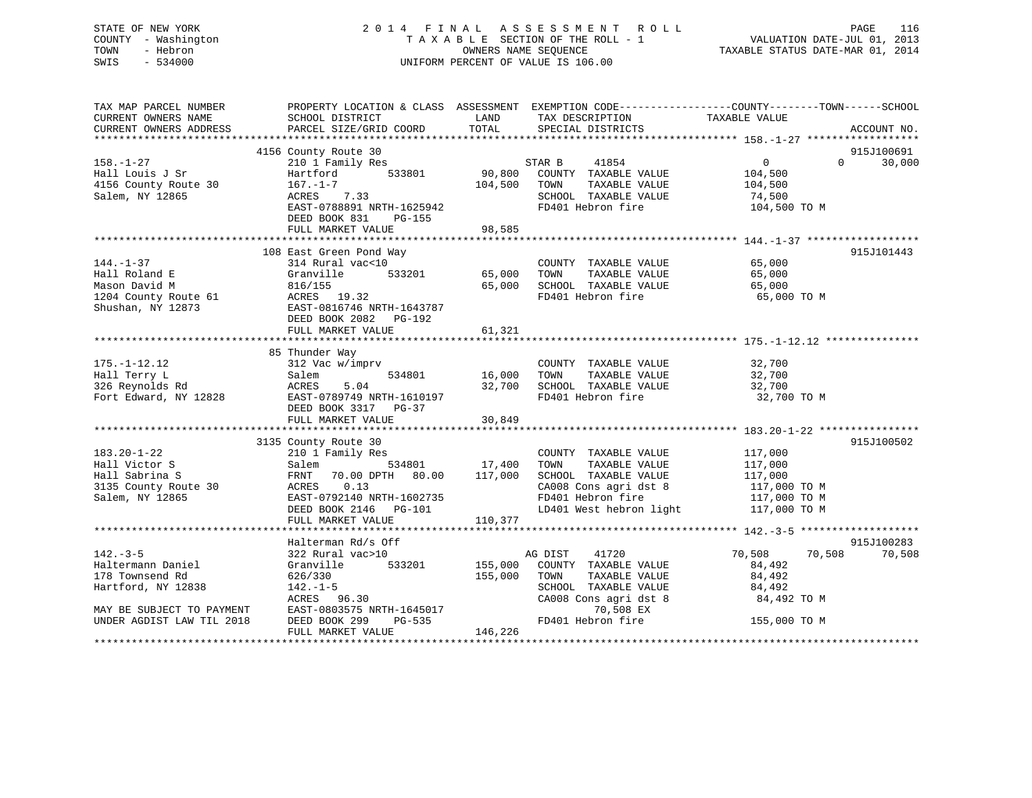STATE OF NEW YORK
COUNTY - Washington
TOWN - Hebron
SWIS - 534000

# 2014 FINAL ASSESSMENT ROLL
TAXABLE SECTION OF THE ROLL - 1
OWNERS NAME SEQUENCE
UNIFORM PERCENT OF VALUE IS 106.00

VALUATION DATE-JUL 01, 2013
TAXABLE STATUS DATE-MAR 01, 2014

```
TAX MAP PARCEL NUMBER          PROPERTY LOCATION & CLASS  ASSESSMENT  EXEMPTION CODE------------------COUNTY--------TOWN------SCHOOL
CURRENT OWNERS NAME            SCHOOL DISTRICT               LAND      TAX DESCRIPTION            TAXABLE VALUE
CURRENT OWNERS ADDRESS         PARCEL SIZE/GRID COORD        TOTAL     SPECIAL DISTRICTS                                      ACCOUNT NO.
******************************************************************************************************* 158.-1-27 ******************
                               4156 County Route 30                                                                          915J100691
158.-1-27                      210 1 Family Res                        STAR B     41854              0             0      30,000
Hall Louis J Sr                Hartford        533801        90,800    COUNTY  TAXABLE VALUE         104,500
4156 County Route 30           167.-1-7                     104,500    TOWN    TAXABLE VALUE         104,500
Salem, NY 12865                ACRES    7.33                           SCHOOL  TAXABLE VALUE          74,500
                               EAST-0788891 NRTH-1625942               FD401 Hebron fire             104,500 TO M
                               DEED BOOK 831    PG-155
                               FULL MARKET VALUE             98,585
******************************************************************************************************* 144.-1-37 ******************
                               108 East Green Pond Way                                                                       915J101443
144.-1-37                      314 Rural vac<10                        COUNTY  TAXABLE VALUE          65,000
Hall Roland E                  Granville       533201        65,000    TOWN    TAXABLE VALUE          65,000
Mason David M                  816/155                       65,000    SCHOOL  TAXABLE VALUE          65,000
1204 County Route 61           ACRES   19.32                           FD401 Hebron fire              65,000 TO M
Shushan, NY 12873              EAST-0816746 NRTH-1643787
                               DEED BOOK 2082   PG-192
                               FULL MARKET VALUE             61,321
******************************************************************************************************* 175.-1-12.12 ***************
                               85 Thunder Way
175.-1-12.12                   312 Vac w/imprv                         COUNTY  TAXABLE VALUE          32,700
Hall Terry L                   Salem           534801        16,000    TOWN    TAXABLE VALUE          32,700
326 Reynolds Rd                ACRES    5.04                 32,700    SCHOOL  TAXABLE VALUE          32,700
Fort Edward, NY 12828          EAST-0789749 NRTH-1610197               FD401 Hebron fire              32,700 TO M
                               DEED BOOK 3317   PG-37
                               FULL MARKET VALUE             30,849
******************************************************************************************************* 183.20-1-22 ****************
                               3135 County Route 30                                                                          915J100502
183.20-1-22                    210 1 Family Res                        COUNTY  TAXABLE VALUE         117,000
Hall Victor S                  Salem           534801        17,400    TOWN    TAXABLE VALUE         117,000
Hall Sabrina S                 FRNT   70.00 DPTH   80.00    117,000    SCHOOL  TAXABLE VALUE         117,000
3135 County Route 30           ACRES    0.13                           CA008 Cons agri dst 8         117,000 TO M
Salem, NY 12865                EAST-0792140 NRTH-1602735               FD401 Hebron fire             117,000 TO M
                               DEED BOOK 2146   PG-101                 LD401 West hebron light       117,000 TO M
                               FULL MARKET VALUE            110,377
******************************************************************************************************* 142.-3-5 *******************
                               Halterman Rd/s Off                                                                            915J100283
142.-3-5                       322 Rural vac>10                        AG DIST    41720          70,508        70,508      70,508
Haltermann Daniel              Granville       533201       155,000    COUNTY  TAXABLE VALUE          84,492
178 Townsend Rd                626/330                      155,000    TOWN    TAXABLE VALUE          84,492
Hartford, NY 12838             142.-1-5                                SCHOOL  TAXABLE VALUE          84,492
                               ACRES   96.30                           CA008 Cons agri dst 8          84,492 TO M
MAY BE SUBJECT TO PAYMENT      EAST-0803575 NRTH-1645017                     70,508 EX
UNDER AGDIST LAW TIL 2018      DEED BOOK 299    PG-535                 FD401 Hebron fire             155,000 TO M
                               FULL MARKET VALUE            146,226
************************************************************************************************************************************
```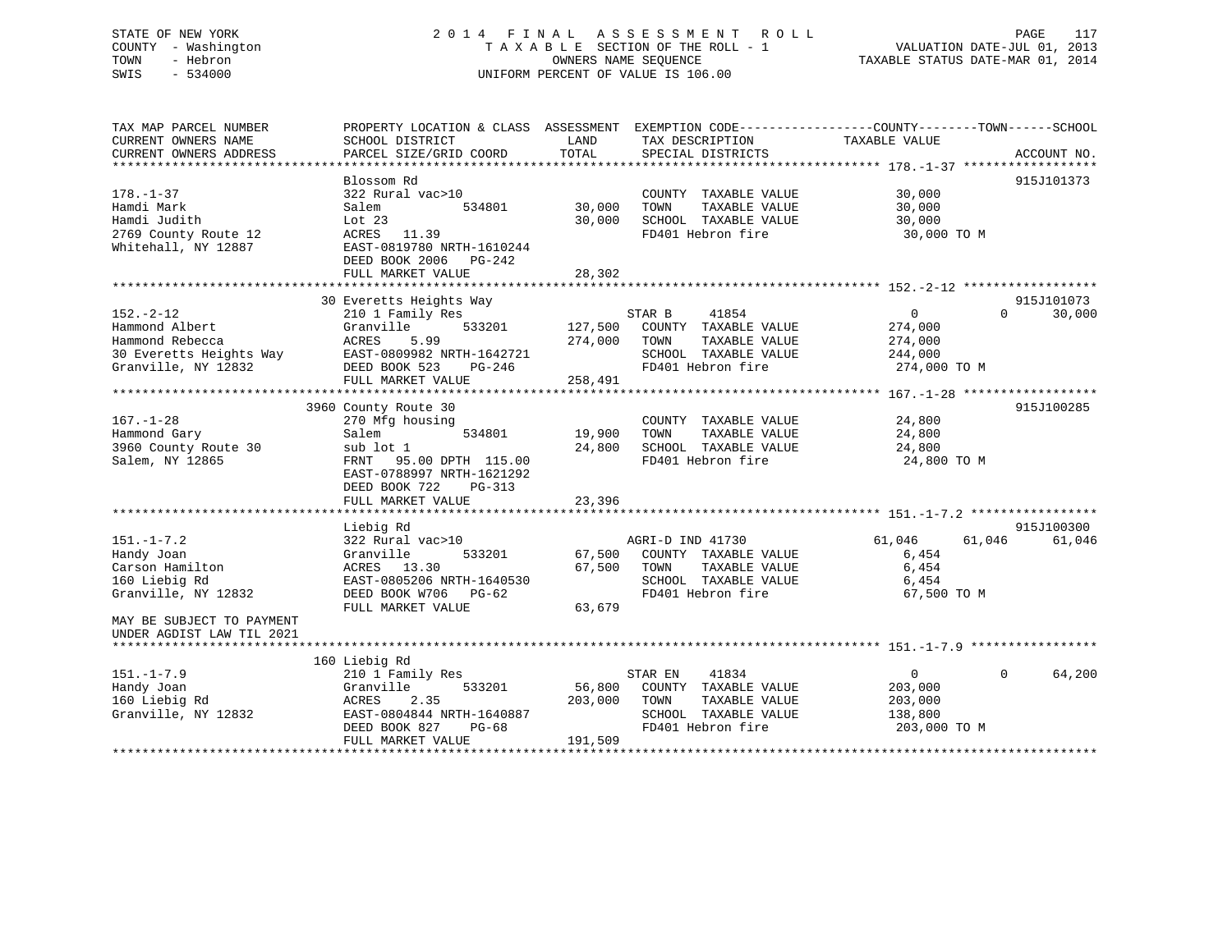STATE OF NEW YORK
COUNTY - Washington
TOWN - Hebron
SWIS - 534000

2014 FINAL ASSESSMENT ROLL
TAXABLE SECTION OF THE ROLL - 1
OWNERS NAME SEQUENCE
UNIFORM PERCENT OF VALUE IS 106.00

VALUATION DATE-JUL 01, 2013
TAXABLE STATUS DATE-MAR 01, 2014

```
TAX MAP PARCEL NUMBER          PROPERTY LOCATION & CLASS  ASSESSMENT  EXEMPTION CODE------------------COUNTY--------TOWN------SCHOOL
CURRENT OWNERS NAME            SCHOOL DISTRICT              LAND      TAX DESCRIPTION             TAXABLE VALUE
CURRENT OWNERS ADDRESS         PARCEL SIZE/GRID COORD       TOTAL     SPECIAL DISTRICTS                                        ACCOUNT NO.
******************************************************************************************************* 178.-1-37 ******************
                               Blossom Rd                                                                                   915J101373
178.-1-37                      322 Rural vac>10                        COUNTY  TAXABLE VALUE            30,000
Hamdi Mark                     Salem          534801       30,000      TOWN    TAXABLE VALUE            30,000
Hamdi Judith                   Lot 23                      30,000      SCHOOL  TAXABLE VALUE            30,000
2769 County Route 12           ACRES   11.39                           FD401 Hebron fire                 30,000 TO M
Whitehall, NY 12887            EAST-0819780 NRTH-1610244
                               DEED BOOK 2006   PG-242
                               FULL MARKET VALUE           28,302
******************************************************************************************************* 152.-2-12 ******************
                            30 Everetts Heights Way                                                                         915J101073
152.-2-12                      210 1 Family Res                       STAR B     41854                       0          0     30,000
Hammond Albert                 Granville      533201      127,500      COUNTY  TAXABLE VALUE           274,000
Hammond Rebecca                ACRES    5.99              274,000      TOWN    TAXABLE VALUE           274,000
30 Everetts Heights Way        EAST-0809982 NRTH-1642721               SCHOOL  TAXABLE VALUE           244,000
Granville, NY 12832            DEED BOOK 523    PG-246                 FD401 Hebron fire                274,000 TO M
                               FULL MARKET VALUE          258,491
******************************************************************************************************* 167.-1-28 ******************
                          3960 County Route 30                                                                              915J100285
167.-1-28                      270 Mfg housing                         COUNTY  TAXABLE VALUE            24,800
Hammond Gary                   Salem          534801       19,900      TOWN    TAXABLE VALUE            24,800
3960 County Route 30           sub lot 1                   24,800      SCHOOL  TAXABLE VALUE            24,800
Salem, NY 12865                FRNT   95.00 DPTH 115.00                FD401 Hebron fire                 24,800 TO M
                               EAST-0788997 NRTH-1621292
                               DEED BOOK 722    PG-313
                               FULL MARKET VALUE           23,396
******************************************************************************************************* 151.-1-7.2 *****************
                               Liebig Rd                                                                                    915J100300
151.-1-7.2                     322 Rural vac>10                       AGRI-D IND 41730                  61,046     61,046     61,046
Handy Joan                     Granville      533201       67,500      COUNTY  TAXABLE VALUE             6,454
Carson Hamilton                ACRES   13.30               67,500      TOWN    TAXABLE VALUE             6,454
160 Liebig Rd                  EAST-0805206 NRTH-1640530               SCHOOL  TAXABLE VALUE             6,454
Granville, NY 12832            DEED BOOK W706   PG-62                  FD401 Hebron fire                 67,500 TO M
                               FULL MARKET VALUE           63,679
MAY BE SUBJECT TO PAYMENT
UNDER AGDIST LAW TIL 2021
******************************************************************************************************* 151.-1-7.9 *****************
                           160 Liebig Rd
151.-1-7.9                     210 1 Family Res                       STAR EN    41834                       0          0     64,200
Handy Joan                     Granville      533201       56,800      COUNTY  TAXABLE VALUE           203,000
160 Liebig Rd                  ACRES    2.35              203,000      TOWN    TAXABLE VALUE           203,000
Granville, NY 12832            EAST-0804844 NRTH-1640887               SCHOOL  TAXABLE VALUE           138,800
                               DEED BOOK 827    PG-68                  FD401 Hebron fire                203,000 TO M
                               FULL MARKET VALUE          191,509
************************************************************************************************************************************
```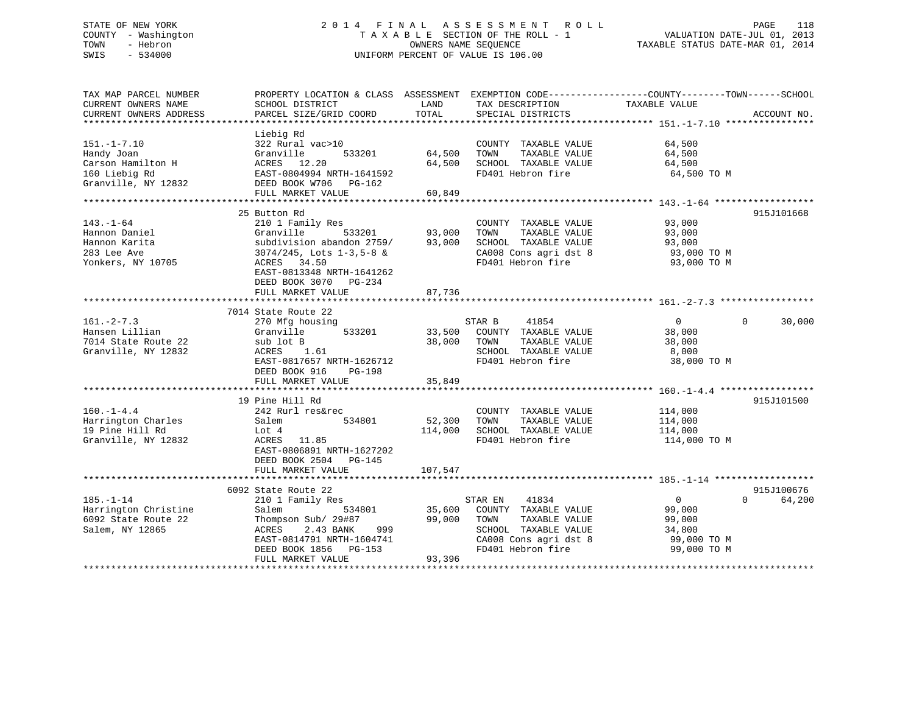STATE OF NEW YORK
COUNTY - Washington
TOWN - Hebron
SWIS - 534000

# 2014 FINAL ASSESSMENT ROLL

TAXABLE SECTION OF THE ROLL - 1
OWNERS NAME SEQUENCE
UNIFORM PERCENT OF VALUE IS 106.00

VALUATION DATE-JUL 01, 2013
TAXABLE STATUS DATE-MAR 01, 2014

| TAX MAP PARCEL NUMBER / CURRENT OWNERS NAME / CURRENT OWNERS ADDRESS | PROPERTY LOCATION & CLASS / SCHOOL DISTRICT / PARCEL SIZE/GRID COORD | ASSESSMENT LAND / TOTAL | EXEMPTION CODE / TAX DESCRIPTION / SPECIAL DISTRICTS | COUNTY TAXABLE VALUE | TOWN | SCHOOL | ACCOUNT NO. |
|---|---|---|---|---|---|---|---|
| **151.-1-7.10** | Liebig Rd | | | | | | |
| 151.-1-7.10 | 322 Rural vac>10 | | COUNTY TAXABLE VALUE | 64,500 | | | |
| Handy Joan | Granville 533201 | 64,500 | TOWN TAXABLE VALUE | 64,500 | | | |
| Carson Hamilton H | ACRES 12.20 | 64,500 | SCHOOL TAXABLE VALUE | 64,500 | | | |
| 160 Liebig Rd | EAST-0804994 NRTH-1641592 | | FD401 Hebron fire | 64,500 TO M | | | |
| Granville, NY 12832 | DEED BOOK W706 PG-162 | | | | | | |
| | FULL MARKET VALUE | 60,849 | | | | | |
| **143.-1-64** | 25 Button Rd | | | | | | 915J101668 |
| 143.-1-64 | 210 1 Family Res | | COUNTY TAXABLE VALUE | 93,000 | | | |
| Hannon Daniel | Granville 533201 | 93,000 | TOWN TAXABLE VALUE | 93,000 | | | |
| Hannon Karita | subdivision abandon 2759/ | 93,000 | SCHOOL TAXABLE VALUE | 93,000 | | | |
| 283 Lee Ave | 3074/245, Lots 1-3,5-8 & | | CA008 Cons agri dst 8 | 93,000 TO M | | | |
| Yonkers, NY 10705 | ACRES 34.50 | | FD401 Hebron fire | 93,000 TO M | | | |
| | EAST-0813348 NRTH-1641262 | | | | | | |
| | DEED BOOK 3070 PG-234 | | | | | | |
| | FULL MARKET VALUE | 87,736 | | | | | |
| **161.-2-7.3** | 7014 State Route 22 | | | | | | |
| 161.-2-7.3 | 270 Mfg housing | | STAR B 41854 | 0 | 0 | 30,000 | |
| Hansen Lillian | Granville 533201 | 33,500 | COUNTY TAXABLE VALUE | 38,000 | | | |
| 7014 State Route 22 | sub lot B | 38,000 | TOWN TAXABLE VALUE | 38,000 | | | |
| Granville, NY 12832 | ACRES 1.61 | | SCHOOL TAXABLE VALUE | 8,000 | | | |
| | EAST-0817657 NRTH-1626712 | | FD401 Hebron fire | 38,000 TO M | | | |
| | DEED BOOK 916 PG-198 | | | | | | |
| | FULL MARKET VALUE | 35,849 | | | | | |
| **160.-1-4.4** | 19 Pine Hill Rd | | | | | | 915J101500 |
| 160.-1-4.4 | 242 Rurl res&rec | | COUNTY TAXABLE VALUE | 114,000 | | | |
| Harrington Charles | Salem 534801 | 52,300 | TOWN TAXABLE VALUE | 114,000 | | | |
| 19 Pine Hill Rd | Lot 4 | 114,000 | SCHOOL TAXABLE VALUE | 114,000 | | | |
| Granville, NY 12832 | ACRES 11.85 | | FD401 Hebron fire | 114,000 TO M | | | |
| | EAST-0806891 NRTH-1627202 | | | | | | |
| | DEED BOOK 2504 PG-145 | | | | | | |
| | FULL MARKET VALUE | 107,547 | | | | | |
| **185.-1-14** | 6092 State Route 22 | | | | | | 915J100676 |
| 185.-1-14 | 210 1 Family Res | | STAR EN 41834 | 0 | 0 | 64,200 | |
| Harrington Christine | Salem 534801 | 35,600 | COUNTY TAXABLE VALUE | 99,000 | | | |
| 6092 State Route 22 | Thompson Sub/ 29#87 | 99,000 | TOWN TAXABLE VALUE | 99,000 | | | |
| Salem, NY 12865 | ACRES 2.43 BANK 999 | | SCHOOL TAXABLE VALUE | 34,800 | | | |
| | EAST-0814791 NRTH-1604741 | | CA008 Cons agri dst 8 | 99,000 TO M | | | |
| | DEED BOOK 1856 PG-153 | | FD401 Hebron fire | 99,000 TO M | | | |
| | FULL MARKET VALUE | 93,396 | | | | | |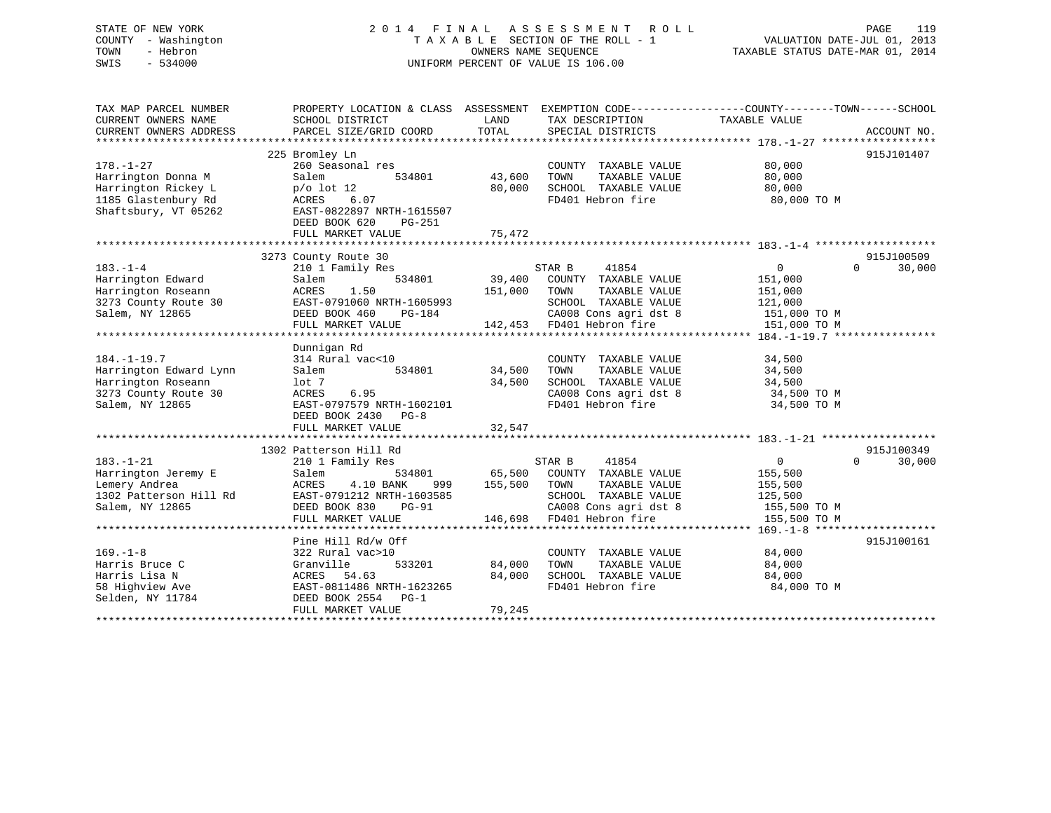STATE OF NEW YORK
COUNTY - Washington
TOWN - Hebron
SWIS - 534000

2014 FINAL ASSESSMENT ROLL
TAXABLE SECTION OF THE ROLL - 1
OWNERS NAME SEQUENCE
UNIFORM PERCENT OF VALUE IS 106.00

VALUATION DATE-JUL 01, 2013
TAXABLE STATUS DATE-MAR 01, 2014

| TAX MAP PARCEL NUMBER / CURRENT OWNERS NAME / CURRENT OWNERS ADDRESS | PROPERTY LOCATION & CLASS / SCHOOL DISTRICT / PARCEL SIZE/GRID COORD | ASSESSMENT LAND / TOTAL | EXEMPTION CODE / TAX DESCRIPTION / SPECIAL DISTRICTS | COUNTY TAXABLE VALUE | TOWN | SCHOOL / ACCOUNT NO. |
|---|---|---|---|---|---|---|
| 178.-1-27 | 225 Bromley Ln | | | | | 915J101407 |
| Harrington Donna M | 260 Seasonal res | | COUNTY TAXABLE VALUE | 80,000 | | |
| Harrington Rickey L | Salem 534801 | 43,600 | TOWN TAXABLE VALUE | 80,000 | | |
| 1185 Glastenbury Rd | p/o lot 12 | 80,000 | SCHOOL TAXABLE VALUE | 80,000 | | |
| Shaftsbury, VT 05262 | ACRES 6.07 | | FD401 Hebron fire | 80,000 TO M | | |
| | EAST-0822897 NRTH-1615507 | | | | | |
| | DEED BOOK 620 PG-251 | | | | | |
| | FULL MARKET VALUE | 75,472 | | | | |
| 183.-1-4 | 3273 County Route 30 | | | | | 915J100509 |
| Harrington Edward | 210 1 Family Res | | STAR B 41854 | 0 | 0 | 30,000 |
| Harrington Roseann | Salem 534801 | 39,400 | COUNTY TAXABLE VALUE | 151,000 | | |
| 3273 County Route 30 | ACRES 1.50 | 151,000 | TOWN TAXABLE VALUE | 151,000 | | |
| Salem, NY 12865 | EAST-0791060 NRTH-1605993 | | SCHOOL TAXABLE VALUE | 121,000 | | |
| | DEED BOOK 460 PG-184 | | CA008 Cons agri dst 8 | 151,000 TO M | | |
| | FULL MARKET VALUE | 142,453 | FD401 Hebron fire | 151,000 TO M | | |
| 184.-1-19.7 | Dunnigan Rd | | | | | |
| Harrington Edward Lynn | 314 Rural vac<10 | | COUNTY TAXABLE VALUE | 34,500 | | |
| Harrington Roseann | Salem 534801 | 34,500 | TOWN TAXABLE VALUE | 34,500 | | |
| 3273 County Route 30 | lot 7 | 34,500 | SCHOOL TAXABLE VALUE | 34,500 | | |
| Salem, NY 12865 | ACRES 6.95 | | CA008 Cons agri dst 8 | 34,500 TO M | | |
| | EAST-0797579 NRTH-1602101 | | FD401 Hebron fire | 34,500 TO M | | |
| | DEED BOOK 2430 PG-8 | | | | | |
| | FULL MARKET VALUE | 32,547 | | | | |
| 183.-1-21 | 1302 Patterson Hill Rd | | | | | 915J100349 |
| Harrington Jeremy E | 210 1 Family Res | | STAR B 41854 | 0 | 0 | 30,000 |
| Lemery Andrea | Salem 534801 | 65,500 | COUNTY TAXABLE VALUE | 155,500 | | |
| 1302 Patterson Hill Rd | ACRES 4.10 BANK 999 | 155,500 | TOWN TAXABLE VALUE | 155,500 | | |
| Salem, NY 12865 | EAST-0791212 NRTH-1603585 | | SCHOOL TAXABLE VALUE | 125,500 | | |
| | DEED BOOK 830 PG-91 | | CA008 Cons agri dst 8 | 155,500 TO M | | |
| | FULL MARKET VALUE | 146,698 | FD401 Hebron fire | 155,500 TO M | | |
| 169.-1-8 | Pine Hill Rd/w Off | | | | | 915J100161 |
| Harris Bruce C | 322 Rural vac>10 | | COUNTY TAXABLE VALUE | 84,000 | | |
| Harris Lisa N | Granville 533201 | 84,000 | TOWN TAXABLE VALUE | 84,000 | | |
| 58 Highview Ave | ACRES 54.63 | 84,000 | SCHOOL TAXABLE VALUE | 84,000 | | |
| Selden, NY 11784 | EAST-0811486 NRTH-1623265 | | FD401 Hebron fire | 84,000 TO M | | |
| | DEED BOOK 2554 PG-1 | | | | | |
| | FULL MARKET VALUE | 79,245 | | | | |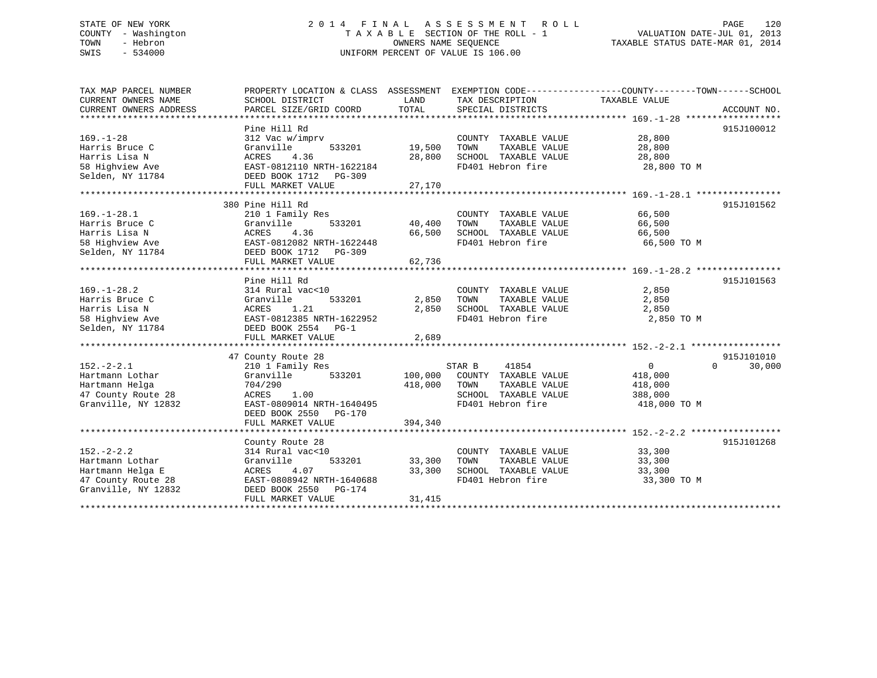STATE OF NEW YORK
COUNTY - Washington
TOWN - Hebron
SWIS - 534000

2014 FINAL ASSESSMENT ROLL
TAXABLE SECTION OF THE ROLL - 1
OWNERS NAME SEQUENCE
UNIFORM PERCENT OF VALUE IS 106.00

VALUATION DATE-JUL 01, 2013
TAXABLE STATUS DATE-MAR 01, 2014

| TAX MAP PARCEL NUMBER / CURRENT OWNERS NAME / CURRENT OWNERS ADDRESS | PROPERTY LOCATION & CLASS / SCHOOL DISTRICT / PARCEL SIZE/GRID COORD | ASSESSMENT LAND / TOTAL | EXEMPTION CODE / TAX DESCRIPTION / SPECIAL DISTRICTS | COUNTY / TOWN / SCHOOL TAXABLE VALUE | ACCOUNT NO. |
|---|---|---|---|---|---|
| **169.-1-28** | Pine Hill Rd | | | | 915J100012 |
| 169.-1-28 | 312 Vac w/imprv | | COUNTY TAXABLE VALUE | 28,800 | |
| Harris Bruce C | Granville 533201 | 19,500 | TOWN TAXABLE VALUE | 28,800 | |
| Harris Lisa N | ACRES 4.36 | 28,800 | SCHOOL TAXABLE VALUE | 28,800 | |
| 58 Highview Ave | EAST-0812110 NRTH-1622184 | | FD401 Hebron fire | 28,800 TO M | |
| Selden, NY 11784 | DEED BOOK 1712 PG-309 | | | | |
| | FULL MARKET VALUE | 27,170 | | | |
| **169.-1-28.1** | 380 Pine Hill Rd | | | | 915J101562 |
| 169.-1-28.1 | 210 1 Family Res | | COUNTY TAXABLE VALUE | 66,500 | |
| Harris Bruce C | Granville 533201 | 40,400 | TOWN TAXABLE VALUE | 66,500 | |
| Harris Lisa N | ACRES 4.36 | 66,500 | SCHOOL TAXABLE VALUE | 66,500 | |
| 58 Highview Ave | EAST-0812082 NRTH-1622448 | | FD401 Hebron fire | 66,500 TO M | |
| Selden, NY 11784 | DEED BOOK 1712 PG-309 | | | | |
| | FULL MARKET VALUE | 62,736 | | | |
| **169.-1-28.2** | Pine Hill Rd | | | | 915J101563 |
| 169.-1-28.2 | 314 Rural vac<10 | | COUNTY TAXABLE VALUE | 2,850 | |
| Harris Bruce C | Granville 533201 | 2,850 | TOWN TAXABLE VALUE | 2,850 | |
| Harris Lisa N | ACRES 1.21 | 2,850 | SCHOOL TAXABLE VALUE | 2,850 | |
| 58 Highview Ave | EAST-0812385 NRTH-1622952 | | FD401 Hebron fire | 2,850 TO M | |
| Selden, NY 11784 | DEED BOOK 2554 PG-1 | | | | |
| | FULL MARKET VALUE | 2,689 | | | |
| **152.-2-2.1** | 47 County Route 28 | | | | 915J101010 |
| 152.-2-2.1 | 210 1 Family Res | | STAR B 41854 | 0 / 0 / 30,000 | |
| Hartmann Lothar | Granville 533201 | 100,000 | COUNTY TAXABLE VALUE | 418,000 | |
| Hartmann Helga | 704/290 | 418,000 | TOWN TAXABLE VALUE | 418,000 | |
| 47 County Route 28 | ACRES 1.00 | | SCHOOL TAXABLE VALUE | 388,000 | |
| Granville, NY 12832 | EAST-0809014 NRTH-1640495 | | FD401 Hebron fire | 418,000 TO M | |
| | DEED BOOK 2550 PG-170 | | | | |
| | FULL MARKET VALUE | 394,340 | | | |
| **152.-2-2.2** | County Route 28 | | | | 915J101268 |
| 152.-2-2.2 | 314 Rural vac<10 | | COUNTY TAXABLE VALUE | 33,300 | |
| Hartmann Lothar | Granville 533201 | 33,300 | TOWN TAXABLE VALUE | 33,300 | |
| Hartmann Helga E | ACRES 4.07 | 33,300 | SCHOOL TAXABLE VALUE | 33,300 | |
| 47 County Route 28 | EAST-0808942 NRTH-1640688 | | FD401 Hebron fire | 33,300 TO M | |
| Granville, NY 12832 | DEED BOOK 2550 PG-174 | | | | |
| | FULL MARKET VALUE | 31,415 | | | |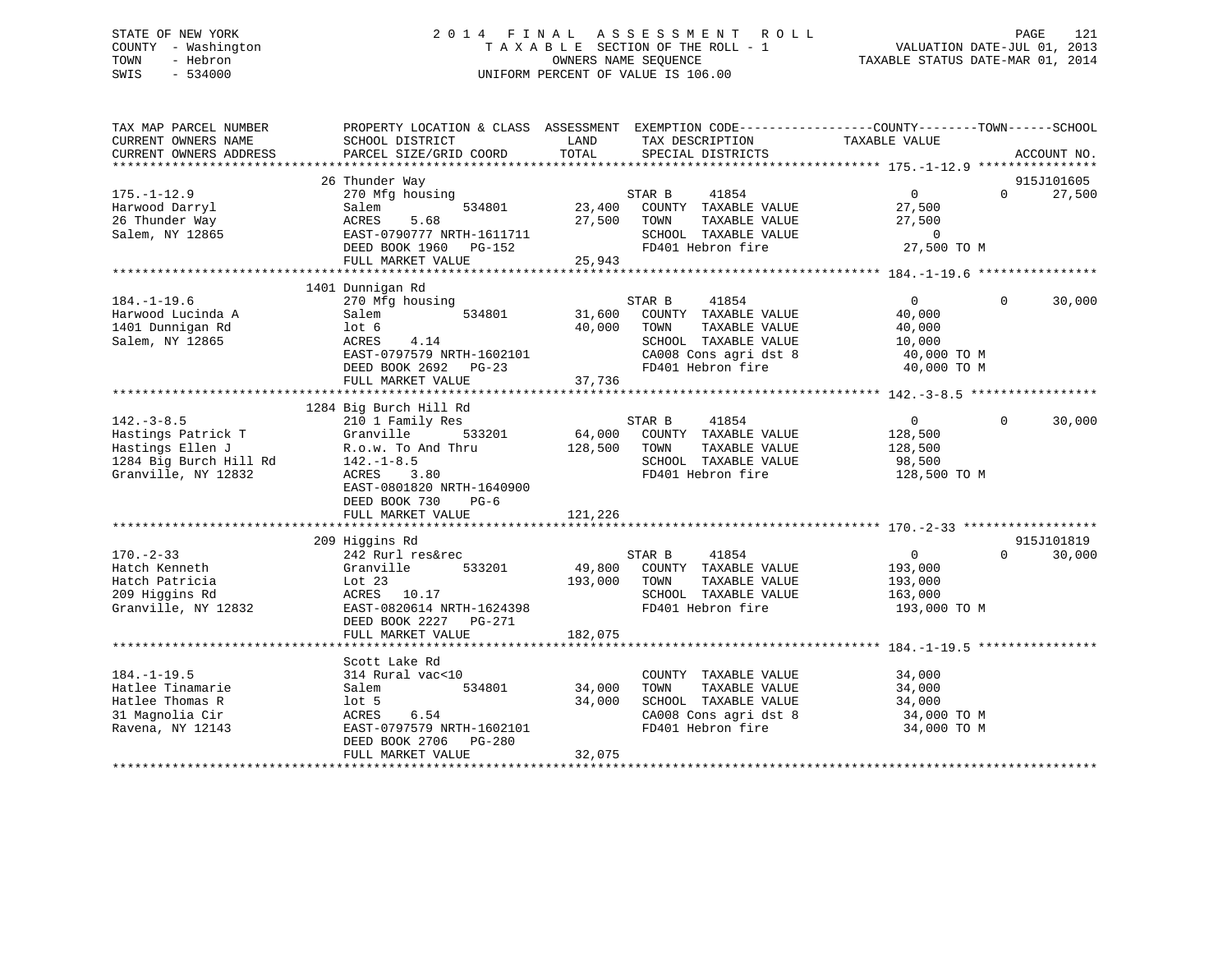STATE OF NEW YORK
COUNTY - Washington
TOWN - Hebron
SWIS - 534000

2014 FINAL ASSESSMENT ROLL
TAXABLE SECTION OF THE ROLL - 1
OWNERS NAME SEQUENCE
UNIFORM PERCENT OF VALUE IS 106.00

VALUATION DATE-JUL 01, 2013
TAXABLE STATUS DATE-MAR 01, 2014

```
TAX MAP PARCEL NUMBER      PROPERTY LOCATION & CLASS  ASSESSMENT  EXEMPTION CODE------------------COUNTY--------TOWN------SCHOOL
CURRENT OWNERS NAME        SCHOOL DISTRICT              LAND      TAX DESCRIPTION            TAXABLE VALUE
CURRENT OWNERS ADDRESS     PARCEL SIZE/GRID COORD       TOTAL     SPECIAL DISTRICTS                                      ACCOUNT NO.
******************************************************************************************************* 175.-1-12.9 ****************
                          26 Thunder Way                                                                                 915J101605
175.-1-12.9                270 Mfg housing                        STAR B     41854                0            0       27,500
Harwood Darryl             Salem           534801       23,400    COUNTY  TAXABLE VALUE          27,500
26 Thunder Way             ACRES    5.68                27,500    TOWN    TAXABLE VALUE          27,500
Salem, NY 12865            EAST-0790777 NRTH-1611711              SCHOOL  TAXABLE VALUE               0
                           DEED BOOK 1960   PG-152                FD401 Hebron fire               27,500 TO M
                           FULL MARKET VALUE            25,943
******************************************************************************************************* 184.-1-19.6 ****************
                          1401 Dunnigan Rd
184.-1-19.6                270 Mfg housing                        STAR B     41854                0            0       30,000
Harwood Lucinda A          Salem           534801       31,600    COUNTY  TAXABLE VALUE          40,000
1401 Dunnigan Rd           lot 6                        40,000    TOWN    TAXABLE VALUE          40,000
Salem, NY 12865            ACRES    4.14                          SCHOOL  TAXABLE VALUE          10,000
                           EAST-0797579 NRTH-1602101              CA008 Cons agri dst 8           40,000 TO M
                           DEED BOOK 2692   PG-23                 FD401 Hebron fire               40,000 TO M
                           FULL MARKET VALUE            37,736
******************************************************************************************************* 142.-3-8.5 *****************
                          1284 Big Burch Hill Rd
142.-3-8.5                 210 1 Family Res                       STAR B     41854                0            0       30,000
Hastings Patrick T         Granville       533201       64,000    COUNTY  TAXABLE VALUE         128,500
Hastings Ellen J           R.o.w. To And Thru          128,500    TOWN    TAXABLE VALUE         128,500
1284 Big Burch Hill Rd     142.-1-8.5                             SCHOOL  TAXABLE VALUE          98,500
Granville, NY 12832        ACRES    3.80                          FD401 Hebron fire              128,500 TO M
                           EAST-0801820 NRTH-1640900
                           DEED BOOK 730    PG-6
                           FULL MARKET VALUE           121,226
******************************************************************************************************* 170.-2-33 ******************
                          209 Higgins Rd                                                                                 915J101819
170.-2-33                  242 Rurl res&rec                       STAR B     41854                0            0       30,000
Hatch Kenneth              Granville       533201       49,800    COUNTY  TAXABLE VALUE         193,000
Hatch Patricia             Lot 23                      193,000    TOWN    TAXABLE VALUE         193,000
209 Higgins Rd             ACRES   10.17                          SCHOOL  TAXABLE VALUE         163,000
Granville, NY 12832        EAST-0820614 NRTH-1624398              FD401 Hebron fire              193,000 TO M
                           DEED BOOK 2227   PG-271
                           FULL MARKET VALUE           182,075
******************************************************************************************************* 184.-1-19.5 ****************
                          Scott Lake Rd
184.-1-19.5                314 Rural vac<10                       COUNTY  TAXABLE VALUE          34,000
Hatlee Tinamarie           Salem           534801       34,000    TOWN    TAXABLE VALUE          34,000
Hatlee Thomas R            lot 5                        34,000    SCHOOL  TAXABLE VALUE          34,000
31 Magnolia Cir            ACRES    6.54                          CA008 Cons agri dst 8           34,000 TO M
Ravena, NY 12143           EAST-0797579 NRTH-1602101              FD401 Hebron fire               34,000 TO M
                           DEED BOOK 2706   PG-280
                           FULL MARKET VALUE            32,075
************************************************************************************************************************************
```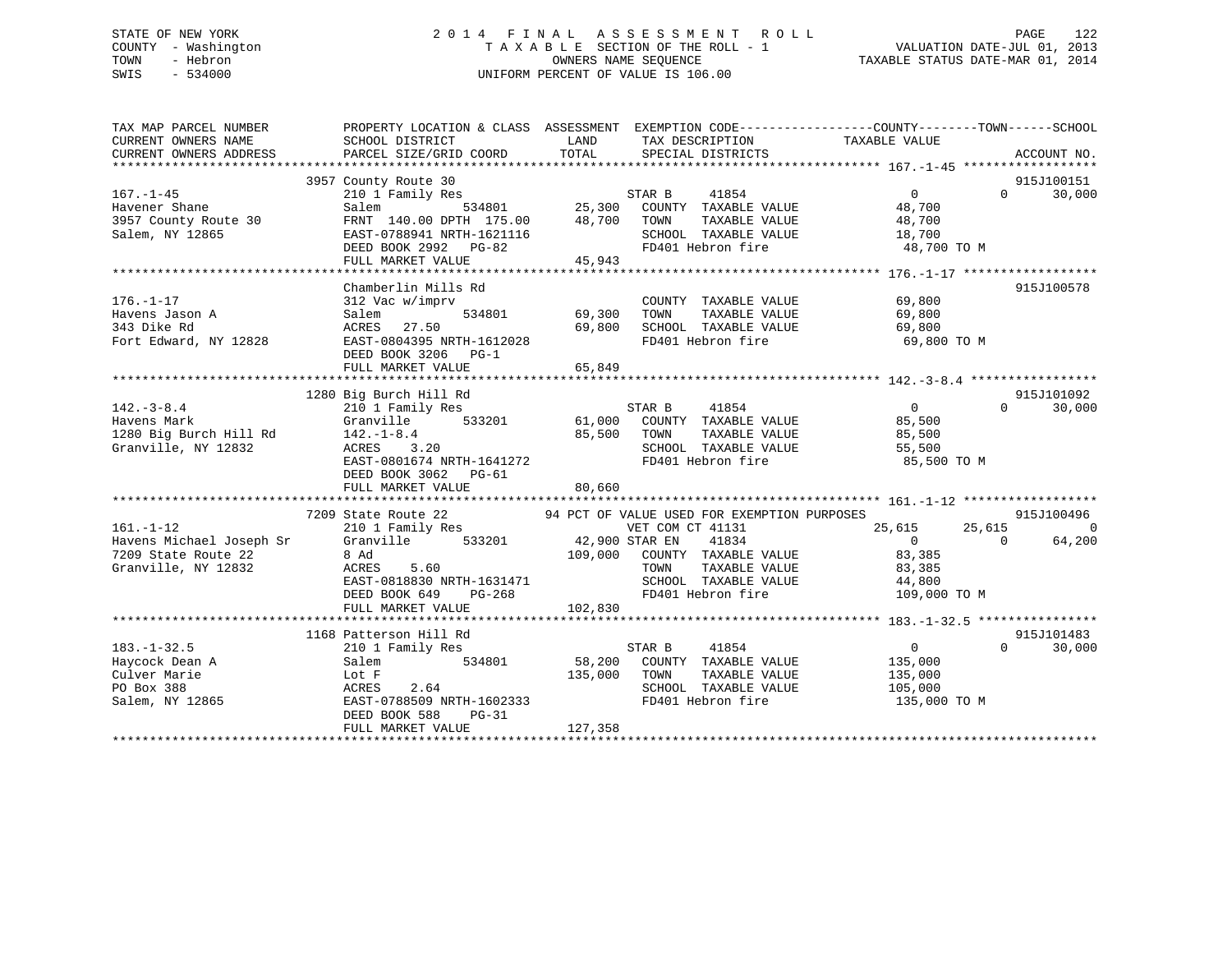STATE OF NEW YORK
COUNTY - Washington
TOWN - Hebron
SWIS - 534000

# 2014 FINAL ASSESSMENT ROLL
TAXABLE SECTION OF THE ROLL - 1
OWNERS NAME SEQUENCE
UNIFORM PERCENT OF VALUE IS 106.00

VALUATION DATE-JUL 01, 2013
TAXABLE STATUS DATE-MAR 01, 2014

```
TAX MAP PARCEL NUMBER          PROPERTY LOCATION & CLASS  ASSESSMENT  EXEMPTION CODE------------------COUNTY--------TOWN------SCHOOL
CURRENT OWNERS NAME            SCHOOL DISTRICT              LAND       TAX DESCRIPTION              TAXABLE VALUE
CURRENT OWNERS ADDRESS         PARCEL SIZE/GRID COORD       TOTAL      SPECIAL DISTRICTS                                    ACCOUNT NO.
*********************************************************************************************** 167.-1-45 ******************
                               3957 County Route 30                                                                         915J100151
167.-1-45                      210 1 Family Res                        STAR B     41854                  0            0     30,000
Havener Shane                  Salem          534801       25,300      COUNTY  TAXABLE VALUE             48,700
3957 County Route 30           FRNT 140.00 DPTH 175.00     48,700      TOWN    TAXABLE VALUE             48,700
Salem, NY 12865                EAST-0788941 NRTH-1621116               SCHOOL  TAXABLE VALUE             18,700
                               DEED BOOK 2992   PG-82                  FD401 Hebron fire                 48,700 TO M
                               FULL MARKET VALUE            45,943
*********************************************************************************************** 176.-1-17 ******************
                               Chamberlin Mills Rd                                                                          915J100578
176.-1-17                      312 Vac w/imprv                         COUNTY  TAXABLE VALUE             69,800
Havens Jason A                 Salem          534801       69,300      TOWN    TAXABLE VALUE             69,800
343 Dike Rd                    ACRES   27.50               69,800      SCHOOL  TAXABLE VALUE             69,800
Fort Edward, NY 12828          EAST-0804395 NRTH-1612028               FD401 Hebron fire                 69,800 TO M
                               DEED BOOK 3206   PG-1
                               FULL MARKET VALUE            65,849
*********************************************************************************************** 142.-3-8.4 *****************
                               1280 Big Burch Hill Rd                                                                       915J101092
142.-3-8.4                     210 1 Family Res                        STAR B     41854                  0            0     30,000
Havens Mark                    Granville      533201       61,000      COUNTY  TAXABLE VALUE             85,500
1280 Big Burch Hill Rd         142.-1-8.4                  85,500      TOWN    TAXABLE VALUE             85,500
Granville, NY 12832            ACRES    3.20                           SCHOOL  TAXABLE VALUE             55,500
                               EAST-0801674 NRTH-1641272               FD401 Hebron fire                 85,500 TO M
                               DEED BOOK 3062   PG-61
                               FULL MARKET VALUE            80,660
*********************************************************************************************** 161.-1-12 ******************
                               7209 State Route 22          94 PCT OF VALUE USED FOR EXEMPTION PURPOSES                     915J100496
161.-1-12                      210 1 Family Res                        VET COM CT 41131             25,615       25,615          0
Havens Michael Joseph Sr       Granville      533201       42,900      STAR EN    41834                  0            0     64,200
7209 State Route 22            8 Ad                       109,000      COUNTY  TAXABLE VALUE             83,385
Granville, NY 12832            ACRES    5.60                           TOWN    TAXABLE VALUE             83,385
                               EAST-0818830 NRTH-1631471               SCHOOL  TAXABLE VALUE             44,800
                               DEED BOOK 649    PG-268                 FD401 Hebron fire                109,000 TO M
                               FULL MARKET VALUE           102,830
*********************************************************************************************** 183.-1-32.5 ****************
                               1168 Patterson Hill Rd                                                                       915J101483
183.-1-32.5                    210 1 Family Res                        STAR B     41854                  0            0     30,000
Haycock Dean A                 Salem          534801       58,200      COUNTY  TAXABLE VALUE            135,000
Culver Marie                   Lot F                      135,000      TOWN    TAXABLE VALUE            135,000
PO Box 388                     ACRES    2.64                           SCHOOL  TAXABLE VALUE            105,000
Salem, NY 12865                EAST-0788509 NRTH-1602333               FD401 Hebron fire                135,000 TO M
                               DEED BOOK 588    PG-31
                               FULL MARKET VALUE           127,358
******************************************************************************************************************************
```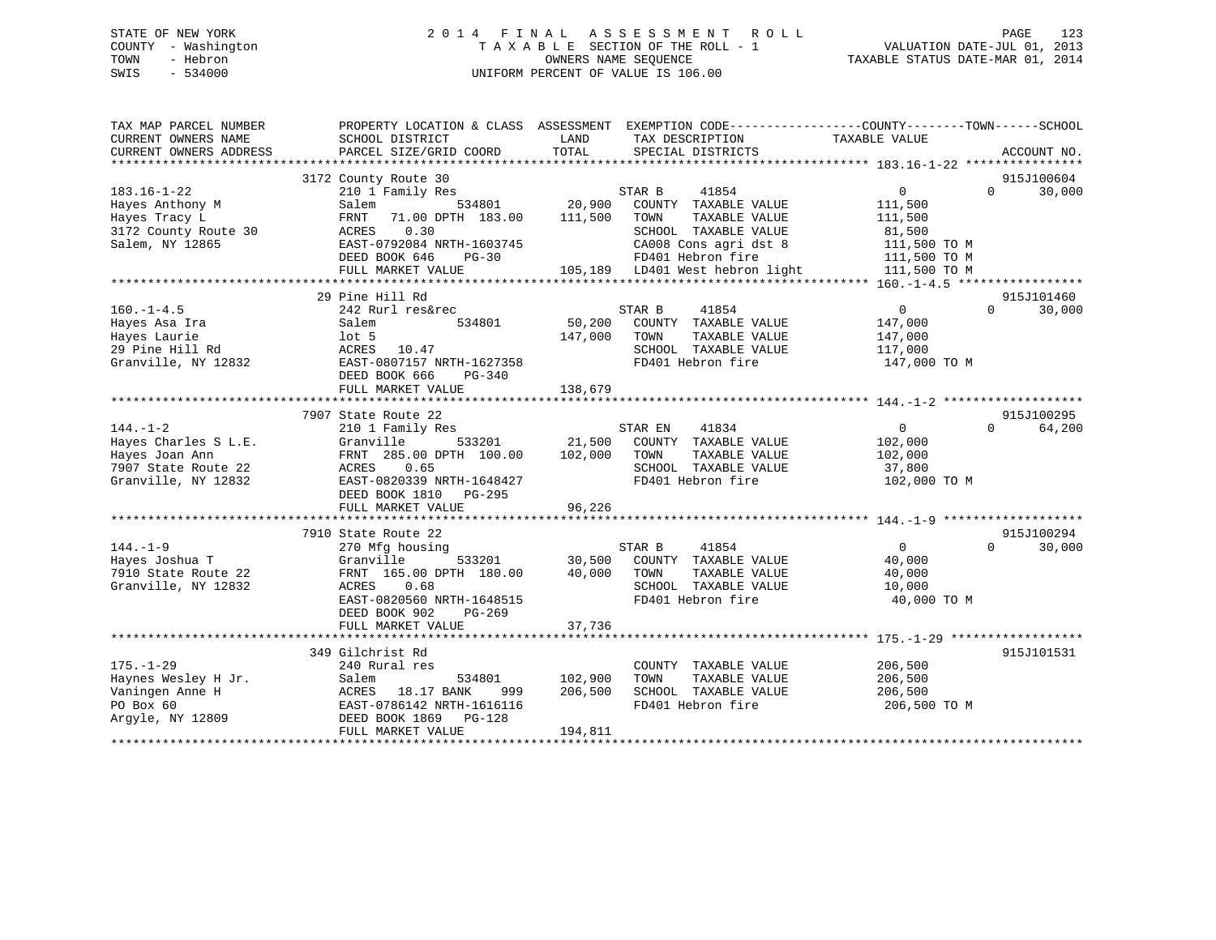STATE OF NEW YORK
COUNTY - Washington
TOWN - Hebron
SWIS - 534000

# 2014 FINAL ASSESSMENT ROLL

TAXABLE SECTION OF THE ROLL - 1
OWNERS NAME SEQUENCE
UNIFORM PERCENT OF VALUE IS 106.00

VALUATION DATE-JUL 01, 2013
TAXABLE STATUS DATE-MAR 01, 2014

| TAX MAP PARCEL NUMBER / CURRENT OWNERS NAME / CURRENT OWNERS ADDRESS | PROPERTY LOCATION & CLASS / SCHOOL DISTRICT / PARCEL SIZE/GRID COORD | ASSESSMENT LAND / TOTAL | EXEMPTION CODE / TAX DESCRIPTION / SPECIAL DISTRICTS | COUNTY / TAXABLE VALUE | TOWN | SCHOOL / ACCOUNT NO. |
|---|---|---|---|---|---|---|
| **183.16-1-22** | 3172 County Route 30 | | | | | 915J100604 |
| 183.16-1-22 | 210 1 Family Res | | STAR B 41854 | 0 | 0 | 30,000 |
| Hayes Anthony M | Salem 534801 | 20,900 | COUNTY TAXABLE VALUE | 111,500 | | |
| Hayes Tracy L | FRNT 71.00 DPTH 183.00 | 111,500 | TOWN TAXABLE VALUE | 111,500 | | |
| 3172 County Route 30 | ACRES 0.30 | | SCHOOL TAXABLE VALUE | 81,500 | | |
| Salem, NY 12865 | EAST-0792084 NRTH-1603745 | | CA008 Cons agri dst 8 | 111,500 TO M | | |
| | DEED BOOK 646 PG-30 | | FD401 Hebron fire | 111,500 TO M | | |
| | FULL MARKET VALUE | 105,189 | LD401 West hebron light | 111,500 TO M | | |
| **160.-1-4.5** | 29 Pine Hill Rd | | | | | 915J101460 |
| 160.-1-4.5 | 242 Rurl res&rec | | STAR B 41854 | 0 | 0 | 30,000 |
| Hayes Asa Ira | Salem 534801 | 50,200 | COUNTY TAXABLE VALUE | 147,000 | | |
| Hayes Laurie | lot 5 | 147,000 | TOWN TAXABLE VALUE | 147,000 | | |
| 29 Pine Hill Rd | ACRES 10.47 | | SCHOOL TAXABLE VALUE | 117,000 | | |
| Granville, NY 12832 | EAST-0807157 NRTH-1627358 | | FD401 Hebron fire | 147,000 TO M | | |
| | DEED BOOK 666 PG-340 | | | | | |
| | FULL MARKET VALUE | 138,679 | | | | |
| **144.-1-2** | 7907 State Route 22 | | | | | 915J100295 |
| 144.-1-2 | 210 1 Family Res | | STAR EN 41834 | 0 | 0 | 64,200 |
| Hayes Charles S L.E. | Granville 533201 | 21,500 | COUNTY TAXABLE VALUE | 102,000 | | |
| Hayes Joan Ann | FRNT 285.00 DPTH 100.00 | 102,000 | TOWN TAXABLE VALUE | 102,000 | | |
| 7907 State Route 22 | ACRES 0.65 | | SCHOOL TAXABLE VALUE | 37,800 | | |
| Granville, NY 12832 | EAST-0820339 NRTH-1648427 | | FD401 Hebron fire | 102,000 TO M | | |
| | DEED BOOK 1810 PG-295 | | | | | |
| | FULL MARKET VALUE | 96,226 | | | | |
| **144.-1-9** | 7910 State Route 22 | | | | | 915J100294 |
| 144.-1-9 | 270 Mfg housing | | STAR B 41854 | 0 | 0 | 30,000 |
| Hayes Joshua T | Granville 533201 | 30,500 | COUNTY TAXABLE VALUE | 40,000 | | |
| 7910 State Route 22 | FRNT 165.00 DPTH 180.00 | 40,000 | TOWN TAXABLE VALUE | 40,000 | | |
| Granville, NY 12832 | ACRES 0.68 | | SCHOOL TAXABLE VALUE | 10,000 | | |
| | EAST-0820560 NRTH-1648515 | | FD401 Hebron fire | 40,000 TO M | | |
| | DEED BOOK 902 PG-269 | | | | | |
| | FULL MARKET VALUE | 37,736 | | | | |
| **175.-1-29** | 349 Gilchrist Rd | | | | | 915J101531 |
| 175.-1-29 | 240 Rural res | | COUNTY TAXABLE VALUE | 206,500 | | |
| Haynes Wesley H Jr. | Salem 534801 | 102,900 | TOWN TAXABLE VALUE | 206,500 | | |
| Vaningen Anne H | ACRES 18.17 BANK 999 | 206,500 | SCHOOL TAXABLE VALUE | 206,500 | | |
| PO Box 60 | EAST-0786142 NRTH-1616116 | | FD401 Hebron fire | 206,500 TO M | | |
| Argyle, NY 12809 | DEED BOOK 1869 PG-128 | | | | | |
| | FULL MARKET VALUE | 194,811 | | | | |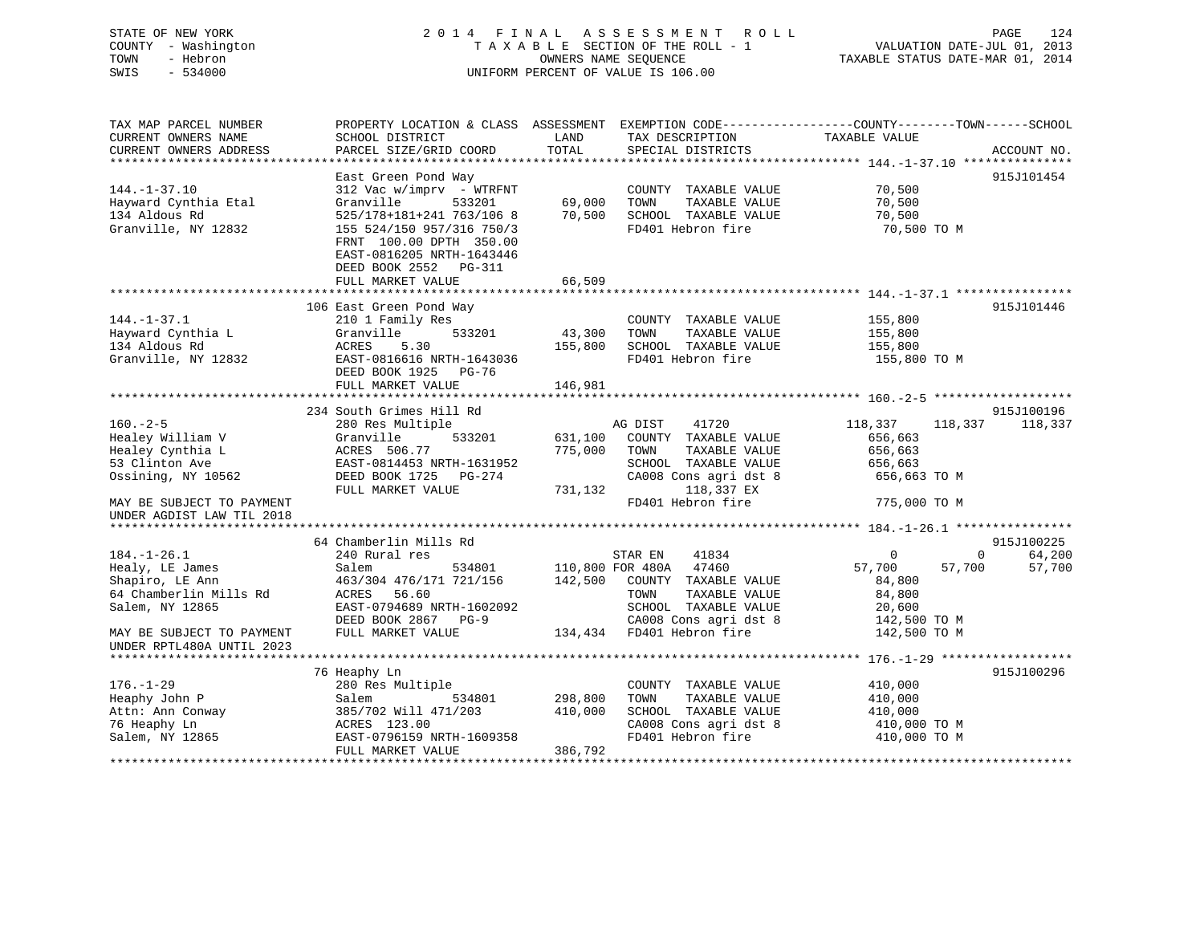STATE OF NEW YORK
COUNTY - Washington
TOWN - Hebron
SWIS - 534000

# 2014 FINAL ASSESSMENT ROLL
TAXABLE SECTION OF THE ROLL - 1
OWNERS NAME SEQUENCE
UNIFORM PERCENT OF VALUE IS 106.00

VALUATION DATE-JUL 01, 2013
TAXABLE STATUS DATE-MAR 01, 2014

| TAX MAP PARCEL NUMBER / CURRENT OWNERS NAME / CURRENT OWNERS ADDRESS | PROPERTY LOCATION & CLASS / SCHOOL DISTRICT / PARCEL SIZE/GRID COORD | ASSESSMENT LAND | TOTAL | EXEMPTION CODE / TAX DESCRIPTION / SPECIAL DISTRICTS | COUNTY TAXABLE VALUE | TOWN | SCHOOL | ACCOUNT NO. |
|---|---|---|---|---|---|---|---|---|
| 144.-1-37.10 | East Green Pond Way | | | | | | | 915J101454 |
| 144.-1-37.10 | 312 Vac w/imprv - WTRFNT | | | COUNTY TAXABLE VALUE | 70,500 | | | |
| Hayward Cynthia Etal | Granville 533201 | 69,000 | | TOWN TAXABLE VALUE | 70,500 | | | |
| 134 Aldous Rd | 525/178+181+241 763/106 8 | | 70,500 | SCHOOL TAXABLE VALUE | 70,500 | | | |
| Granville, NY 12832 | 155 524/150 957/316 750/3 | | | FD401 Hebron fire | 70,500 TO M | | | |
| | FRNT 100.00 DPTH 350.00 | | | | | | | |
| | EAST-0816205 NRTH-1643446 | | | | | | | |
| | DEED BOOK 2552 PG-311 | | | | | | | |
| | FULL MARKET VALUE | | 66,509 | | | | | |
| 144.-1-37.1 | 106 East Green Pond Way | | | | | | | 915J101446 |
| 144.-1-37.1 | 210 1 Family Res | | | COUNTY TAXABLE VALUE | 155,800 | | | |
| Hayward Cynthia L | Granville 533201 | 43,300 | | TOWN TAXABLE VALUE | 155,800 | | | |
| 134 Aldous Rd | ACRES 5.30 | | 155,800 | SCHOOL TAXABLE VALUE | 155,800 | | | |
| Granville, NY 12832 | EAST-0816616 NRTH-1643036 | | | FD401 Hebron fire | 155,800 TO M | | | |
| | DEED BOOK 1925 PG-76 | | | | | | | |
| | FULL MARKET VALUE | | 146,981 | | | | | |
| 160.-2-5 | 234 South Grimes Hill Rd | | | | | | | 915J100196 |
| 160.-2-5 | 280 Res Multiple | | | AG DIST 41720 | 118,337 | 118,337 | 118,337 | |
| Healey William V | Granville 533201 | 631,100 | | COUNTY TAXABLE VALUE | 656,663 | | | |
| Healey Cynthia L | ACRES 506.77 | | 775,000 | TOWN TAXABLE VALUE | 656,663 | | | |
| 53 Clinton Ave | EAST-0814453 NRTH-1631952 | | | SCHOOL TAXABLE VALUE | 656,663 | | | |
| Ossining, NY 10562 | DEED BOOK 1725 PG-274 | | | CA008 Cons agri dst 8 | 656,663 TO M | | | |
| | FULL MARKET VALUE | | 731,132 | 118,337 EX | | | | |
| MAY BE SUBJECT TO PAYMENT | | | | FD401 Hebron fire | 775,000 TO M | | | |
| UNDER AGDIST LAW TIL 2018 | | | | | | | | |
| 184.-1-26.1 | 64 Chamberlin Mills Rd | | | | | | | 915J100225 |
| 184.-1-26.1 | 240 Rural res | | | STAR EN 41834 | 0 | 0 | 64,200 | |
| Healy, LE James | Salem 534801 | 110,800 | | FOR 480A 47460 | 57,700 | 57,700 | 57,700 | |
| Shapiro, LE Ann | 463/304 476/171 721/156 | | 142,500 | COUNTY TAXABLE VALUE | 84,800 | | | |
| 64 Chamberlin Mills Rd | ACRES 56.60 | | | TOWN TAXABLE VALUE | 84,800 | | | |
| Salem, NY 12865 | EAST-0794689 NRTH-1602092 | | | SCHOOL TAXABLE VALUE | 20,600 | | | |
| | DEED BOOK 2867 PG-9 | | | CA008 Cons agri dst 8 | 142,500 TO M | | | |
| MAY BE SUBJECT TO PAYMENT | FULL MARKET VALUE | | 134,434 | FD401 Hebron fire | 142,500 TO M | | | |
| UNDER RPTL480A UNTIL 2023 | | | | | | | | |
| 176.-1-29 | 76 Heaphy Ln | | | | | | | 915J100296 |
| 176.-1-29 | 280 Res Multiple | | | COUNTY TAXABLE VALUE | 410,000 | | | |
| Heaphy John P | Salem 534801 | 298,800 | | TOWN TAXABLE VALUE | 410,000 | | | |
| Attn: Ann Conway | 385/702 Will 471/203 | | 410,000 | SCHOOL TAXABLE VALUE | 410,000 | | | |
| 76 Heaphy Ln | ACRES 123.00 | | | CA008 Cons agri dst 8 | 410,000 TO M | | | |
| Salem, NY 12865 | EAST-0796159 NRTH-1609358 | | | FD401 Hebron fire | 410,000 TO M | | | |
| | FULL MARKET VALUE | | 386,792 | | | | | |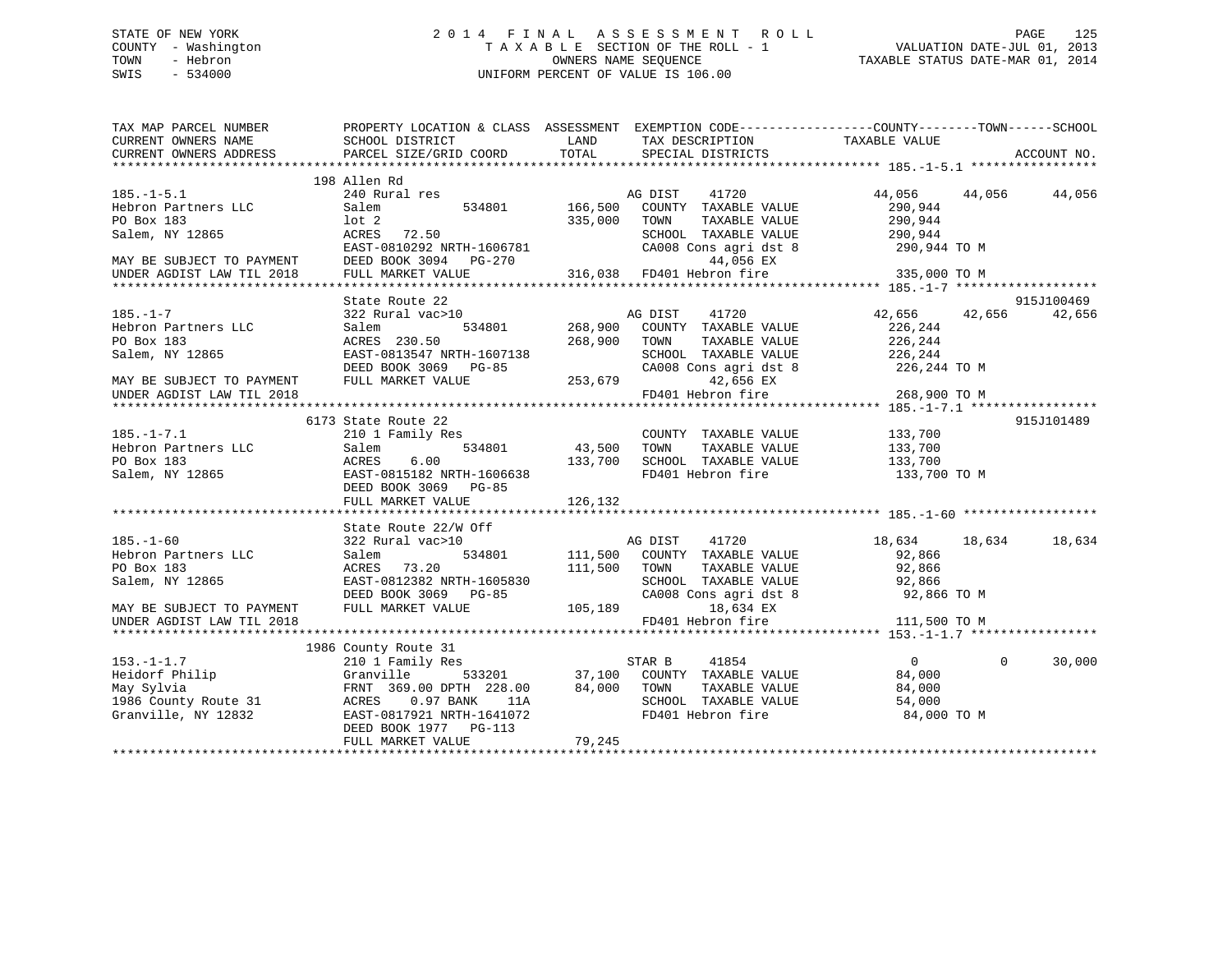STATE OF NEW YORK
COUNTY - Washington
TOWN - Hebron
SWIS - 534000

2014 FINAL ASSESSMENT ROLL
TAXABLE SECTION OF THE ROLL - 1
OWNERS NAME SEQUENCE
UNIFORM PERCENT OF VALUE IS 106.00

VALUATION DATE-JUL 01, 2013
TAXABLE STATUS DATE-MAR 01, 2014

```
TAX MAP PARCEL NUMBER          PROPERTY LOCATION & CLASS  ASSESSMENT  EXEMPTION CODE------------------COUNTY--------TOWN------SCHOOL
CURRENT OWNERS NAME            SCHOOL DISTRICT               LAND      TAX DESCRIPTION             TAXABLE VALUE
CURRENT OWNERS ADDRESS         PARCEL SIZE/GRID COORD        TOTAL     SPECIAL DISTRICTS                                     ACCOUNT NO.
******************************************************************************************************* 185.-1-5.1 *****************
                               198 Allen Rd
185.-1-5.1                     240 Rural res                         AG DIST    41720              44,056      44,056      44,056
Hebron Partners LLC            Salem          534801      166,500    COUNTY  TAXABLE VALUE           290,944
PO Box 183                     lot 2                      335,000    TOWN    TAXABLE VALUE           290,944
Salem, NY 12865                ACRES   72.50                         SCHOOL  TAXABLE VALUE           290,944
                               EAST-0810292 NRTH-1606781             CA008 Cons agri dst 8           290,944 TO M
MAY BE SUBJECT TO PAYMENT      DEED BOOK 3094   PG-270                       44,056 EX
UNDER AGDIST LAW TIL 2018      FULL MARKET VALUE          316,038    FD401 Hebron fire               335,000 TO M
******************************************************************************************************* 185.-1-7 *******************
                               State Route 22                                                                         915J100469
185.-1-7                       322 Rural vac>10                      AG DIST    41720              42,656      42,656      42,656
Hebron Partners LLC            Salem          534801      268,900    COUNTY  TAXABLE VALUE           226,244
PO Box 183                     ACRES  230.50              268,900    TOWN    TAXABLE VALUE           226,244
Salem, NY 12865                EAST-0813547 NRTH-1607138             SCHOOL  TAXABLE VALUE           226,244
                               DEED BOOK 3069   PG-85                CA008 Cons agri dst 8           226,244 TO M
MAY BE SUBJECT TO PAYMENT      FULL MARKET VALUE          253,679            42,656 EX
UNDER AGDIST LAW TIL 2018                                            FD401 Hebron fire               268,900 TO M
******************************************************************************************************* 185.-1-7.1 *****************
                               6173 State Route 22                                                                    915J101489
185.-1-7.1                     210 1 Family Res                      COUNTY  TAXABLE VALUE           133,700
Hebron Partners LLC            Salem          534801       43,500    TOWN    TAXABLE VALUE           133,700
PO Box 183                     ACRES    6.00              133,700    SCHOOL  TAXABLE VALUE           133,700
Salem, NY 12865                EAST-0815182 NRTH-1606638             FD401 Hebron fire               133,700 TO M
                               DEED BOOK 3069   PG-85
                               FULL MARKET VALUE          126,132
******************************************************************************************************* 185.-1-60 ******************
                               State Route 22/W Off
185.-1-60                      322 Rural vac>10                      AG DIST    41720              18,634      18,634      18,634
Hebron Partners LLC            Salem          534801      111,500    COUNTY  TAXABLE VALUE            92,866
PO Box 183                     ACRES   73.20              111,500    TOWN    TAXABLE VALUE            92,866
Salem, NY 12865                EAST-0812382 NRTH-1605830             SCHOOL  TAXABLE VALUE            92,866
                               DEED BOOK 3069   PG-85                CA008 Cons agri dst 8            92,866 TO M
MAY BE SUBJECT TO PAYMENT      FULL MARKET VALUE          105,189            18,634 EX
UNDER AGDIST LAW TIL 2018                                            FD401 Hebron fire               111,500 TO M
******************************************************************************************************* 153.-1-1.7 *****************
                               1986 County Route 31
153.-1-1.7                     210 1 Family Res                      STAR B     41854                   0           0      30,000
Heidorf Philip                 Granville      533201       37,100    COUNTY  TAXABLE VALUE            84,000
May Sylvia                     FRNT 369.00 DPTH 228.00     84,000    TOWN    TAXABLE VALUE            84,000
1986 County Route 31           ACRES    0.97 BANK    11A             SCHOOL  TAXABLE VALUE            54,000
Granville, NY 12832            EAST-0817921 NRTH-1641072             FD401 Hebron fire                84,000 TO M
                               DEED BOOK 1977   PG-113
                               FULL MARKET VALUE           79,245
************************************************************************************************************************************
```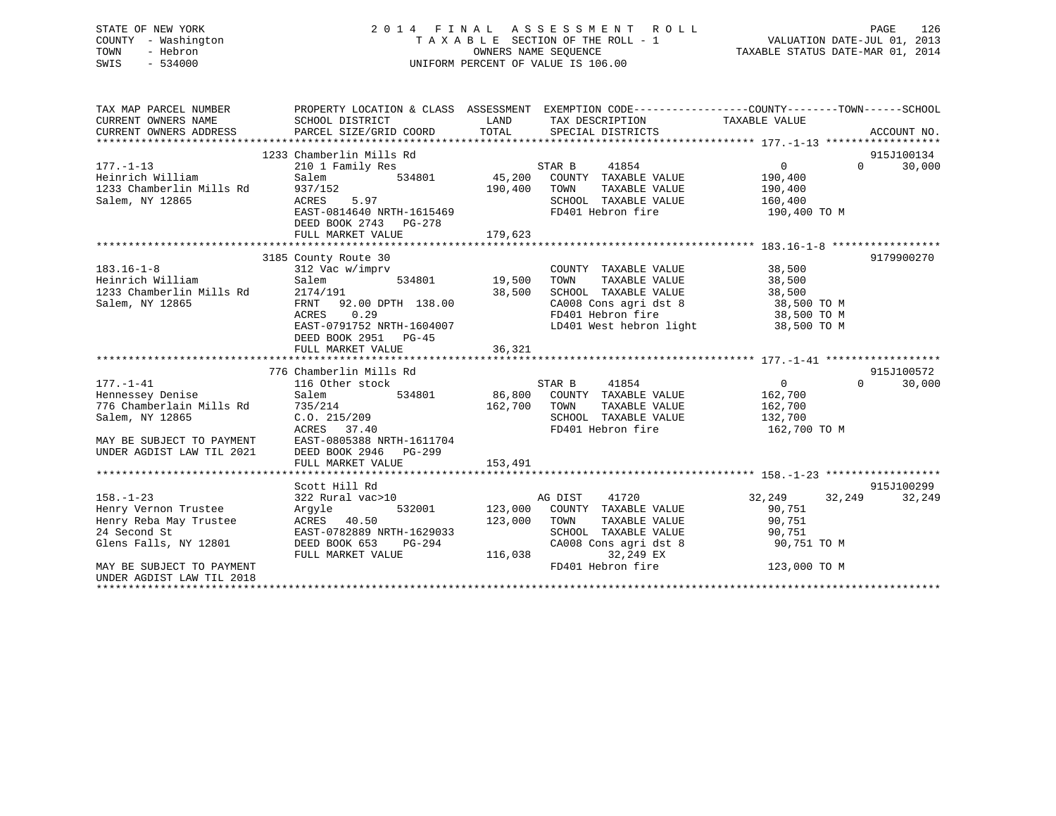STATE OF NEW YORK
COUNTY - Washington
TOWN - Hebron
SWIS - 534000

# 2014 FINAL ASSESSMENT ROLL
TAXABLE SECTION OF THE ROLL - 1
OWNERS NAME SEQUENCE
UNIFORM PERCENT OF VALUE IS 106.00

VALUATION DATE-JUL 01, 2013
TAXABLE STATUS DATE-MAR 01, 2014

```
TAX MAP PARCEL NUMBER          PROPERTY LOCATION & CLASS  ASSESSMENT  EXEMPTION CODE------------------COUNTY--------TOWN------SCHOOL
CURRENT OWNERS NAME            SCHOOL DISTRICT              LAND      TAX DESCRIPTION             TAXABLE VALUE
CURRENT OWNERS ADDRESS         PARCEL SIZE/GRID COORD       TOTAL     SPECIAL DISTRICTS                                     ACCOUNT NO.
******************************************************************************************************* 177.-1-13 ******************
                          1233 Chamberlin Mills Rd                                                                          915J100134
177.-1-13                      210 1 Family Res                       STAR B      41854                0            0       30,000
Heinrich William               Salem          534801       45,200     COUNTY  TAXABLE VALUE          190,400
1233 Chamberlin Mills Rd       937/152                    190,400     TOWN    TAXABLE VALUE          190,400
Salem, NY 12865                ACRES    5.97                          SCHOOL  TAXABLE VALUE          160,400
                               EAST-0814640 NRTH-1615469              FD401 Hebron fire               190,400 TO M
                               DEED BOOK 2743   PG-278
                               FULL MARKET VALUE          179,623
******************************************************************************************************* 183.16-1-8 *****************
                          3185 County Route 30                                                                              9179900270
183.16-1-8                     312 Vac w/imprv                        COUNTY  TAXABLE VALUE           38,500
Heinrich William               Salem          534801       19,500     TOWN    TAXABLE VALUE           38,500
1233 Chamberlin Mills Rd       2174/191                    38,500     SCHOOL  TAXABLE VALUE           38,500
Salem, NY 12865                FRNT   92.00 DPTH 138.00               CA008 Cons agri dst 8            38,500 TO M
                               ACRES    0.29                          FD401 Hebron fire                38,500 TO M
                               EAST-0791752 NRTH-1604007              LD401 West hebron light          38,500 TO M
                               DEED BOOK 2951   PG-45
                               FULL MARKET VALUE           36,321
******************************************************************************************************* 177.-1-41 ******************
                          776 Chamberlin Mills Rd                                                                           915J100572
177.-1-41                      116 Other stock                        STAR B      41854                0            0       30,000
Hennessey Denise               Salem          534801       86,800     COUNTY  TAXABLE VALUE          162,700
776 Chamberlain Mills Rd       735/214                    162,700     TOWN    TAXABLE VALUE          162,700
Salem, NY 12865                C.O. 215/209                           SCHOOL  TAXABLE VALUE          132,700
                               ACRES   37.40                          FD401 Hebron fire               162,700 TO M
MAY BE SUBJECT TO PAYMENT      EAST-0805388 NRTH-1611704
UNDER AGDIST LAW TIL 2021      DEED BOOK 2946   PG-299
                               FULL MARKET VALUE          153,491
******************************************************************************************************* 158.-1-23 ******************
                               Scott Hill Rd                                                                                915J100299
158.-1-23                      322 Rural vac>10                       AG DIST     41720           32,249       32,249       32,249
Henry Vernon Trustee           Argyle         532001      123,000     COUNTY  TAXABLE VALUE           90,751
Henry Reba May Trustee         ACRES   40.50              123,000     TOWN    TAXABLE VALUE           90,751
24 Second St                   EAST-0782889 NRTH-1629033              SCHOOL  TAXABLE VALUE           90,751
Glens Falls, NY 12801          DEED BOOK 653    PG-294                CA008 Cons agri dst 8            90,751 TO M
                               FULL MARKET VALUE          116,038          32,249 EX
MAY BE SUBJECT TO PAYMENT                                             FD401 Hebron fire               123,000 TO M
UNDER AGDIST LAW TIL 2018
************************************************************************************************************************************
```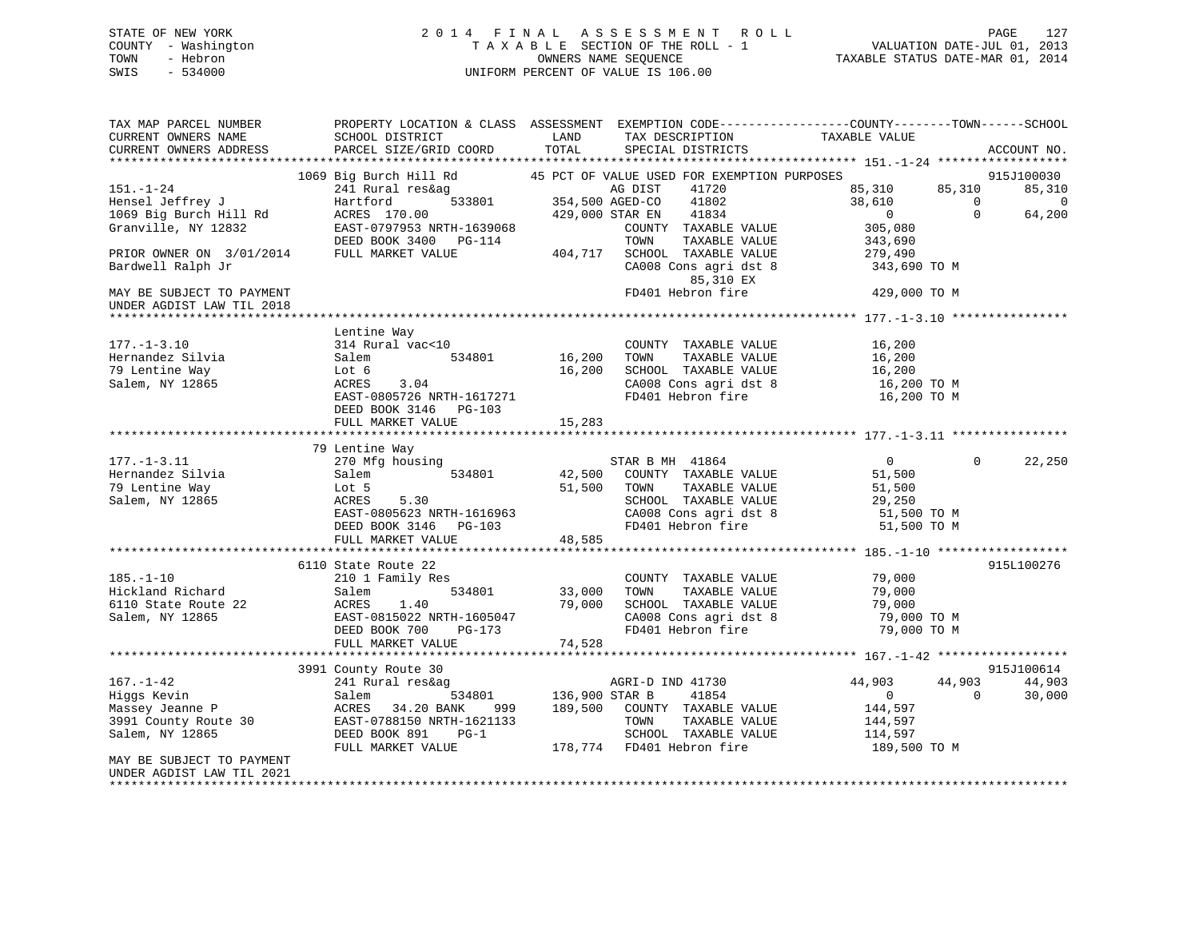STATE OF NEW YORK
COUNTY - Washington
TOWN - Hebron
SWIS - 534000

2014 FINAL ASSESSMENT ROLL
TAXABLE SECTION OF THE ROLL - 1
OWNERS NAME SEQUENCE
UNIFORM PERCENT OF VALUE IS 106.00

VALUATION DATE-JUL 01, 2013
TAXABLE STATUS DATE-MAR 01, 2014

```
TAX MAP PARCEL NUMBER          PROPERTY LOCATION & CLASS  ASSESSMENT  EXEMPTION CODE------------------COUNTY--------TOWN------SCHOOL
CURRENT OWNERS NAME            SCHOOL DISTRICT               LAND      TAX DESCRIPTION              TAXABLE VALUE
CURRENT OWNERS ADDRESS         PARCEL SIZE/GRID COORD        TOTAL     SPECIAL DISTRICTS                                       ACCOUNT NO.
******************************************************************************************************* 151.-1-24 ******************
                               1069 Big Burch Hill Rd         45 PCT OF VALUE USED FOR EXEMPTION PURPOSES                      915J100030
151.-1-24                      241 Rural res&ag                  AG DIST     41720           85,310       85,310       85,310
Hensel Jeffrey J               Hartford        533801       354,500 AGED-CO     41802           38,610            0            0
1069 Big Burch Hill Rd         ACRES 170.00                 429,000 STAR EN     41834                0            0       64,200
Granville, NY 12832            EAST-0797953 NRTH-1639068            COUNTY  TAXABLE VALUE          305,080
                               DEED BOOK 3400   PG-114              TOWN    TAXABLE VALUE          343,690
PRIOR OWNER ON 3/01/2014       FULL MARKET VALUE            404,717  SCHOOL  TAXABLE VALUE          279,490
Bardwell Ralph Jr                                                   CA008 Cons agri dst 8           343,690 TO M
                                                                          85,310 EX
MAY BE SUBJECT TO PAYMENT                                           FD401 Hebron fire               429,000 TO M
UNDER AGDIST LAW TIL 2018
******************************************************************************************************* 177.-1-3.10 ****************
                               Lentine Way
177.-1-3.10                    314 Rural vac<10                     COUNTY  TAXABLE VALUE           16,200
Hernandez Silvia               Salem           534801        16,200  TOWN    TAXABLE VALUE           16,200
79 Lentine Way                 Lot 6                         16,200  SCHOOL  TAXABLE VALUE           16,200
Salem, NY 12865                ACRES    3.04                        CA008 Cons agri dst 8            16,200 TO M
                               EAST-0805726 NRTH-1617271            FD401 Hebron fire                16,200 TO M
                               DEED BOOK 3146   PG-103
                               FULL MARKET VALUE              15,283
******************************************************************************************************* 177.-1-3.11 ****************
                               79 Lentine Way
177.-1-3.11                    270 Mfg housing                      STAR B MH  41864                 0            0       22,250
Hernandez Silvia               Salem           534801        42,500  COUNTY  TAXABLE VALUE           51,500
79 Lentine Way                 Lot 5                         51,500  TOWN    TAXABLE VALUE           51,500
Salem, NY 12865                ACRES    5.30                        SCHOOL  TAXABLE VALUE           29,250
                               EAST-0805623 NRTH-1616963            CA008 Cons agri dst 8            51,500 TO M
                               DEED BOOK 3146   PG-103              FD401 Hebron fire                51,500 TO M
                               FULL MARKET VALUE              48,585
******************************************************************************************************* 185.-1-10 ******************
                               6110 State Route 22                                                                      915L100276
185.-1-10                      210 1 Family Res                     COUNTY  TAXABLE VALUE           79,000
Hickland Richard               Salem           534801        33,000  TOWN    TAXABLE VALUE           79,000
6110 State Route 22            ACRES    1.40                 79,000  SCHOOL  TAXABLE VALUE           79,000
Salem, NY 12865                EAST-0815022 NRTH-1605047            CA008 Cons agri dst 8            79,000 TO M
                               DEED BOOK 700    PG-173              FD401 Hebron fire                79,000 TO M
                               FULL MARKET VALUE              74,528
******************************************************************************************************* 167.-1-42 ******************
                               3991 County Route 30                                                                     915J100614
167.-1-42                      241 Rural res&ag                     AGRI-D IND 41730            44,903       44,903       44,903
Higgs Kevin                    Salem           534801       136,900 STAR B      41854                0            0       30,000
Massey Jeanne P                ACRES   34.20 BANK    999    189,500  COUNTY  TAXABLE VALUE          144,597
3991 County Route 30           EAST-0788150 NRTH-1621133            TOWN    TAXABLE VALUE          144,597
Salem, NY 12865                DEED BOOK 891    PG-1                SCHOOL  TAXABLE VALUE          114,597
                               FULL MARKET VALUE            178,774  FD401 Hebron fire               189,500 TO M
MAY BE SUBJECT TO PAYMENT
UNDER AGDIST LAW TIL 2021
************************************************************************************************************************************
```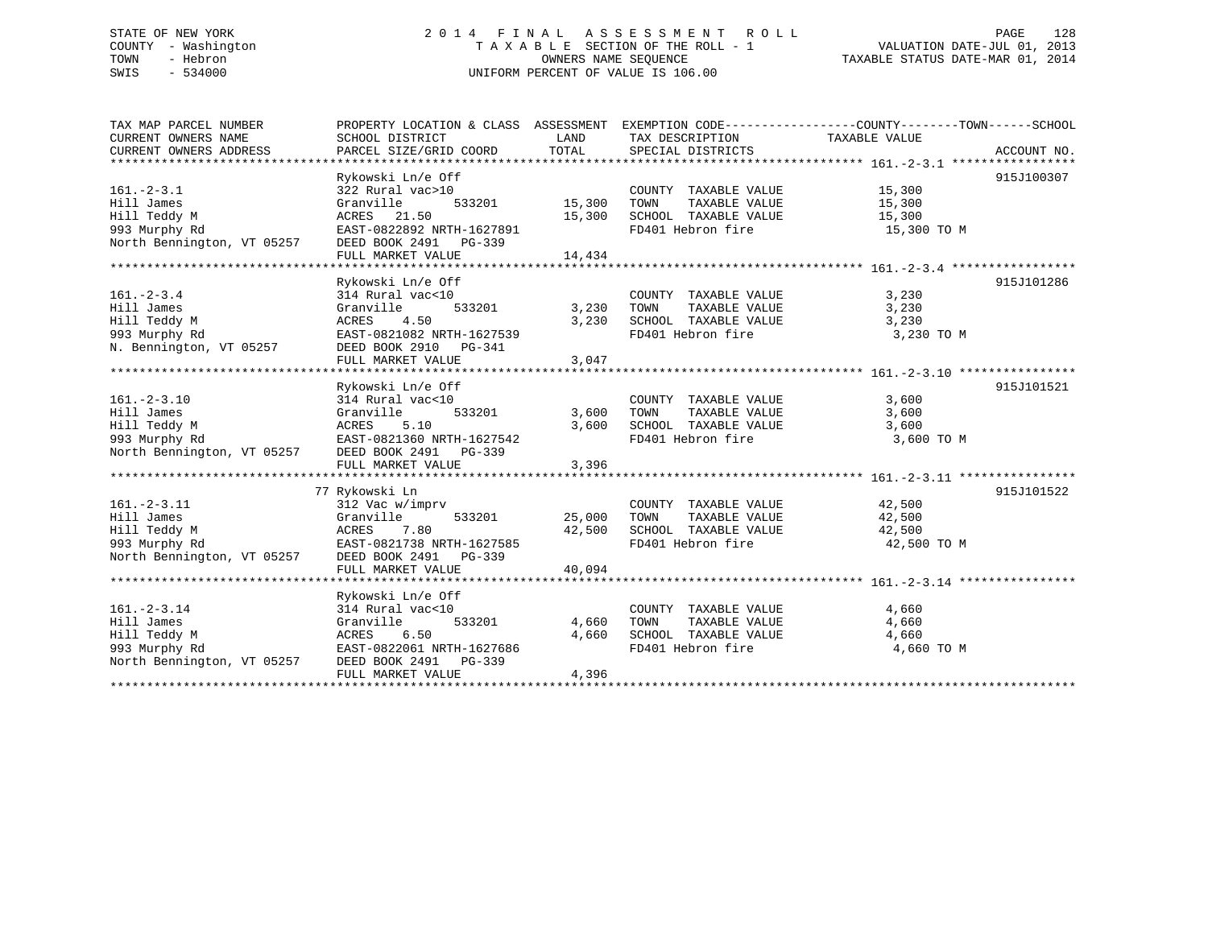STATE OF NEW YORK
COUNTY - Washington
TOWN - Hebron
SWIS - 534000

# 2014 FINAL ASSESSMENT ROLL

TAXABLE SECTION OF THE ROLL - 1
OWNERS NAME SEQUENCE
UNIFORM PERCENT OF VALUE IS 106.00

VALUATION DATE-JUL 01, 2013
TAXABLE STATUS DATE-MAR 01, 2014

| TAX MAP PARCEL NUMBER / CURRENT OWNERS NAME / CURRENT OWNERS ADDRESS | PROPERTY LOCATION & CLASS / SCHOOL DISTRICT / PARCEL SIZE/GRID COORD | ASSESSMENT LAND / TOTAL | EXEMPTION CODE / TAX DESCRIPTION / SPECIAL DISTRICTS | COUNTY--------TOWN------SCHOOL TAXABLE VALUE | ACCOUNT NO. |
|---|---|---|---|---|---|
| **161.-2-3.1** | Rykowski Ln/e Off | | | | 915J100307 |
| 161.-2-3.1 | 322 Rural vac>10 | | COUNTY TAXABLE VALUE | 15,300 | |
| Hill James | Granville 533201 | 15,300 | TOWN TAXABLE VALUE | 15,300 | |
| Hill Teddy M | ACRES 21.50 | 15,300 | SCHOOL TAXABLE VALUE | 15,300 | |
| 993 Murphy Rd | EAST-0822892 NRTH-1627891 | | FD401 Hebron fire | 15,300 TO M | |
| North Bennington, VT 05257 | DEED BOOK 2491 PG-339 | | | | |
| | FULL MARKET VALUE | 14,434 | | | |
| **161.-2-3.4** | Rykowski Ln/e Off | | | | 915J101286 |
| 161.-2-3.4 | 314 Rural vac<10 | | COUNTY TAXABLE VALUE | 3,230 | |
| Hill James | Granville 533201 | 3,230 | TOWN TAXABLE VALUE | 3,230 | |
| Hill Teddy M | ACRES 4.50 | 3,230 | SCHOOL TAXABLE VALUE | 3,230 | |
| 993 Murphy Rd | EAST-0821082 NRTH-1627539 | | FD401 Hebron fire | 3,230 TO M | |
| N. Bennington, VT 05257 | DEED BOOK 2910 PG-341 | | | | |
| | FULL MARKET VALUE | 3,047 | | | |
| **161.-2-3.10** | Rykowski Ln/e Off | | | | 915J101521 |
| 161.-2-3.10 | 314 Rural vac<10 | | COUNTY TAXABLE VALUE | 3,600 | |
| Hill James | Granville 533201 | 3,600 | TOWN TAXABLE VALUE | 3,600 | |
| Hill Teddy M | ACRES 5.10 | 3,600 | SCHOOL TAXABLE VALUE | 3,600 | |
| 993 Murphy Rd | EAST-0821360 NRTH-1627542 | | FD401 Hebron fire | 3,600 TO M | |
| North Bennington, VT 05257 | DEED BOOK 2491 PG-339 | | | | |
| | FULL MARKET VALUE | 3,396 | | | |
| **161.-2-3.11** | 77 Rykowski Ln | | | | 915J101522 |
| 161.-2-3.11 | 312 Vac w/imprv | | COUNTY TAXABLE VALUE | 42,500 | |
| Hill James | Granville 533201 | 25,000 | TOWN TAXABLE VALUE | 42,500 | |
| Hill Teddy M | ACRES 7.80 | 42,500 | SCHOOL TAXABLE VALUE | 42,500 | |
| 993 Murphy Rd | EAST-0821738 NRTH-1627585 | | FD401 Hebron fire | 42,500 TO M | |
| North Bennington, VT 05257 | DEED BOOK 2491 PG-339 | | | | |
| | FULL MARKET VALUE | 40,094 | | | |
| **161.-2-3.14** | Rykowski Ln/e Off | | | | |
| 161.-2-3.14 | 314 Rural vac<10 | | COUNTY TAXABLE VALUE | 4,660 | |
| Hill James | Granville 533201 | 4,660 | TOWN TAXABLE VALUE | 4,660 | |
| Hill Teddy M | ACRES 6.50 | 4,660 | SCHOOL TAXABLE VALUE | 4,660 | |
| 993 Murphy Rd | EAST-0822061 NRTH-1627686 | | FD401 Hebron fire | 4,660 TO M | |
| North Bennington, VT 05257 | DEED BOOK 2491 PG-339 | | | | |
| | FULL MARKET VALUE | 4,396 | | | |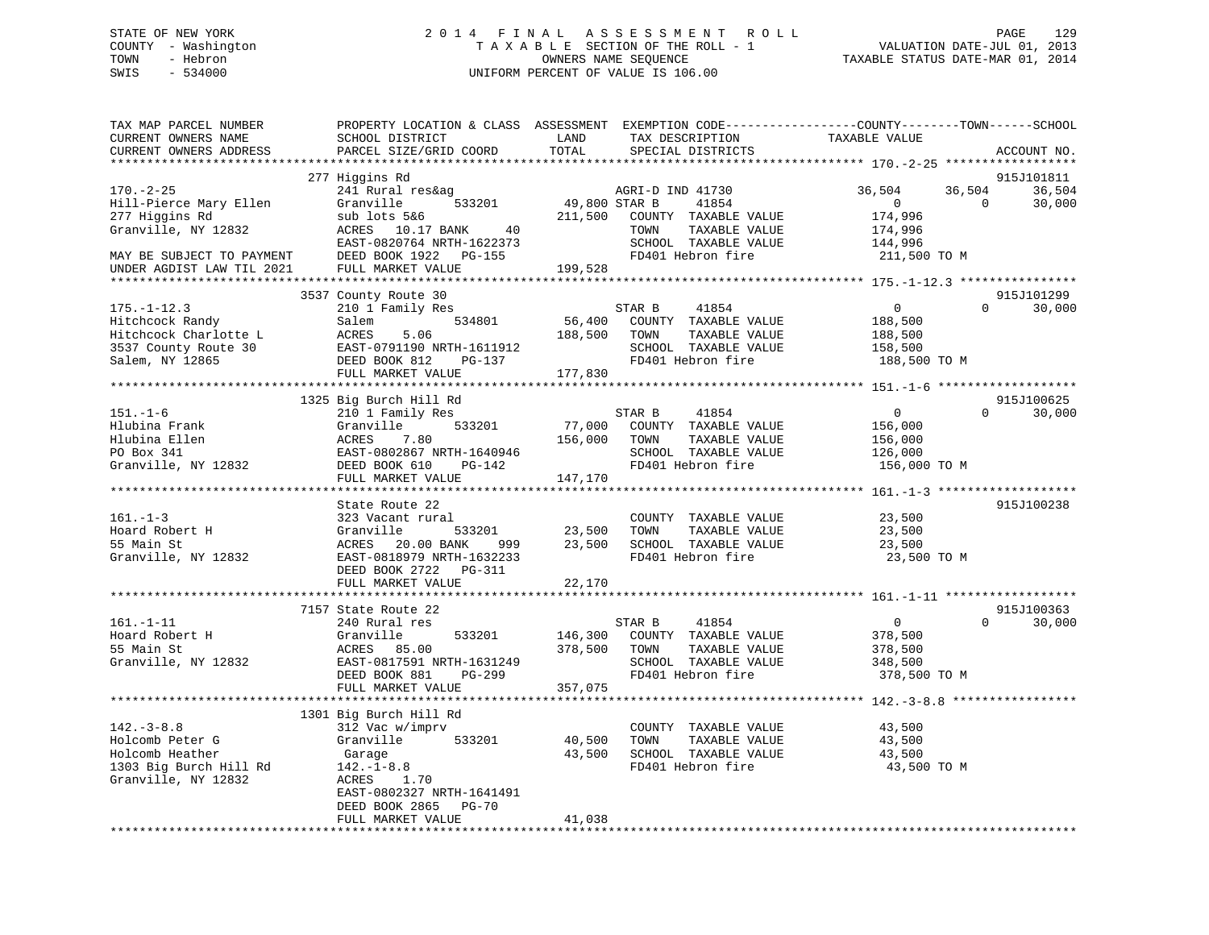STATE OF NEW YORK
COUNTY - Washington
TOWN - Hebron
SWIS - 534000

# 2014 FINAL ASSESSMENT ROLL
TAXABLE SECTION OF THE ROLL - 1
OWNERS NAME SEQUENCE
UNIFORM PERCENT OF VALUE IS 106.00

VALUATION DATE-JUL 01, 2013
TAXABLE STATUS DATE-MAR 01, 2014

```
TAX MAP PARCEL NUMBER          PROPERTY LOCATION & CLASS  ASSESSMENT  EXEMPTION CODE------------------COUNTY--------TOWN------SCHOOL
CURRENT OWNERS NAME            SCHOOL DISTRICT               LAND      TAX DESCRIPTION              TAXABLE VALUE
CURRENT OWNERS ADDRESS         PARCEL SIZE/GRID COORD        TOTAL     SPECIAL DISTRICTS                                        ACCOUNT NO.
******************************************************************************************************* 170.-2-25 ******************
                               277 Higgins Rd                                                                                915J101811
170.-2-25                      241 Rural res&ag                   AGRI-D IND 41730               36,504       36,504       36,504
Hill-Pierce Mary Ellen         Granville       533201      49,800 STAR B      41854                   0            0       30,000
277 Higgins Rd                 sub lots 5&6                211,500   COUNTY  TAXABLE VALUE         174,996
Granville, NY 12832            ACRES   10.17 BANK     40             TOWN    TAXABLE VALUE         174,996
                               EAST-0820764 NRTH-1622373             SCHOOL  TAXABLE VALUE         144,996
MAY BE SUBJECT TO PAYMENT      DEED BOOK 1922   PG-155               FD401 Hebron fire              211,500 TO M
UNDER AGDIST LAW TIL 2021      FULL MARKET VALUE           199,528
******************************************************************************************************* 175.-1-12.3 ****************
                               3537 County Route 30                                                                          915J101299
175.-1-12.3                    210 1 Family Res                   STAR B      41854                   0            0       30,000
Hitchcock Randy                Salem           534801      56,400   COUNTY  TAXABLE VALUE         188,500
Hitchcock Charlotte L          ACRES    5.06               188,500   TOWN    TAXABLE VALUE         188,500
3537 County Route 30           EAST-0791190 NRTH-1611912             SCHOOL  TAXABLE VALUE         158,500
Salem, NY 12865                DEED BOOK 812    PG-137               FD401 Hebron fire              188,500 TO M
                               FULL MARKET VALUE           177,830
******************************************************************************************************* 151.-1-6 *******************
                               1325 Big Burch Hill Rd                                                                        915J100625
151.-1-6                       210 1 Family Res                   STAR B      41854                   0            0       30,000
Hlubina Frank                  Granville       533201      77,000   COUNTY  TAXABLE VALUE         156,000
Hlubina Ellen                  ACRES    7.80               156,000   TOWN    TAXABLE VALUE         156,000
PO Box 341                     EAST-0802867 NRTH-1640946             SCHOOL  TAXABLE VALUE         126,000
Granville, NY 12832            DEED BOOK 610    PG-142               FD401 Hebron fire              156,000 TO M
                               FULL MARKET VALUE           147,170
******************************************************************************************************* 161.-1-3 *******************
                               State Route 22                                                                                915J100238
161.-1-3                       323 Vacant rural                     COUNTY  TAXABLE VALUE          23,500
Hoard Robert H                 Granville       533201      23,500   TOWN    TAXABLE VALUE          23,500
55 Main St                     ACRES   20.00 BANK    999    23,500   SCHOOL  TAXABLE VALUE          23,500
Granville, NY 12832            EAST-0818979 NRTH-1632233             FD401 Hebron fire               23,500 TO M
                               DEED BOOK 2722   PG-311
                               FULL MARKET VALUE            22,170
******************************************************************************************************* 161.-1-11 ******************
                               7157 State Route 22                                                                           915J100363
161.-1-11                      240 Rural res                      STAR B      41854                   0            0       30,000
Hoard Robert H                 Granville       533201     146,300   COUNTY  TAXABLE VALUE         378,500
55 Main St                     ACRES   85.00               378,500   TOWN    TAXABLE VALUE         378,500
Granville, NY 12832            EAST-0817591 NRTH-1631249             SCHOOL  TAXABLE VALUE         348,500
                               DEED BOOK 881    PG-299               FD401 Hebron fire              378,500 TO M
                               FULL MARKET VALUE           357,075
******************************************************************************************************* 142.-3-8.8 *****************
                               1301 Big Burch Hill Rd
142.-3-8.8                     312 Vac w/imprv                      COUNTY  TAXABLE VALUE          43,500
Holcomb Peter G                Granville       533201      40,500   TOWN    TAXABLE VALUE          43,500
Holcomb Heather                 Garage                      43,500   SCHOOL  TAXABLE VALUE          43,500
1303 Big Burch Hill Rd         142.-1-8.8                           FD401 Hebron fire               43,500 TO M
Granville, NY 12832            ACRES    1.70
                               EAST-0802327 NRTH-1641491
                               DEED BOOK 2865   PG-70
                               FULL MARKET VALUE            41,038
************************************************************************************************************************************
```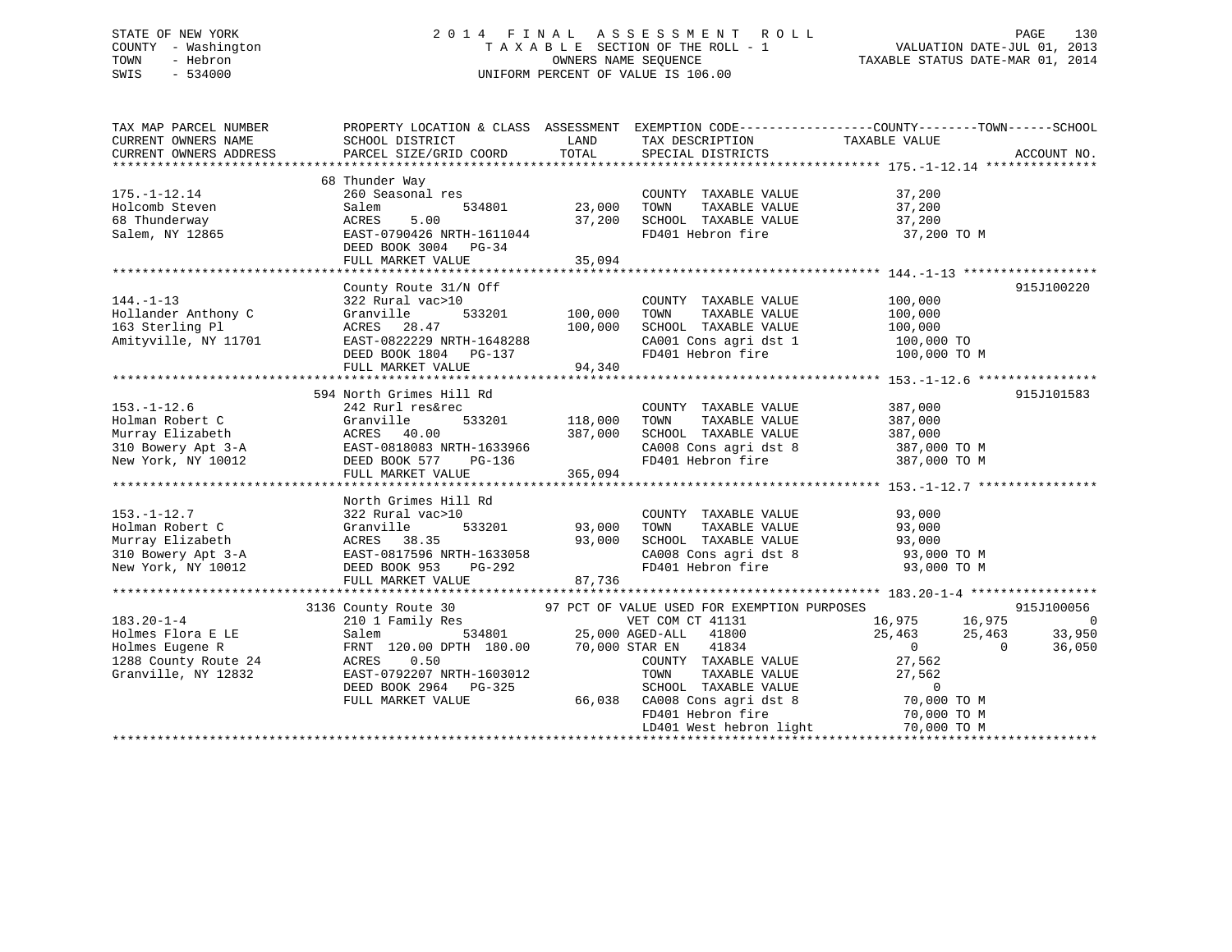STATE OF NEW YORK
COUNTY - Washington
TOWN - Hebron
SWIS - 534000

2014 FINAL ASSESSMENT ROLL
TAXABLE SECTION OF THE ROLL - 1
OWNERS NAME SEQUENCE
UNIFORM PERCENT OF VALUE IS 106.00

VALUATION DATE-JUL 01, 2013
TAXABLE STATUS DATE-MAR 01, 2014

```
TAX MAP PARCEL NUMBER          PROPERTY LOCATION & CLASS  ASSESSMENT  EXEMPTION CODE-----------------COUNTY--------TOWN------SCHOOL
CURRENT OWNERS NAME            SCHOOL DISTRICT              LAND      TAX DESCRIPTION              TAXABLE VALUE
CURRENT OWNERS ADDRESS         PARCEL SIZE/GRID COORD      TOTAL      SPECIAL DISTRICTS                                  ACCOUNT NO.
******************************************************************************************************* 175.-1-12.14 ***************
                               68 Thunder Way
175.-1-12.14                   260 Seasonal res                       COUNTY  TAXABLE VALUE           37,200
Holcomb Steven                 Salem        534801        23,000      TOWN    TAXABLE VALUE           37,200
68 Thunderway                  ACRES    5.00              37,200      SCHOOL  TAXABLE VALUE           37,200
Salem, NY 12865                EAST-0790426 NRTH-1611044              FD401 Hebron fire                37,200 TO M
                               DEED BOOK 3004   PG-34
                               FULL MARKET VALUE          35,094
******************************************************************************************************* 144.-1-13 ******************
                               County Route 31/N Off                                                              915J100220
144.-1-13                      322 Rural vac>10                       COUNTY  TAXABLE VALUE          100,000
Hollander Anthony C            Granville    533201       100,000      TOWN    TAXABLE VALUE          100,000
163 Sterling Pl                ACRES   28.47             100,000      SCHOOL  TAXABLE VALUE          100,000
Amityville, NY 11701           EAST-0822229 NRTH-1648288              CA001 Cons agri dst 1           100,000 TO
                               DEED BOOK 1804   PG-137                FD401 Hebron fire               100,000 TO M
                               FULL MARKET VALUE          94,340
******************************************************************************************************* 153.-1-12.6 ****************
                               594 North Grimes Hill Rd                                                           915J101583
153.-1-12.6                    242 Rurl res&rec                       COUNTY  TAXABLE VALUE          387,000
Holman Robert C                Granville    533201       118,000      TOWN    TAXABLE VALUE          387,000
Murray Elizabeth               ACRES   40.00             387,000      SCHOOL  TAXABLE VALUE          387,000
310 Bowery Apt 3-A             EAST-0818083 NRTH-1633966              CA008 Cons agri dst 8           387,000 TO M
New York, NY 10012             DEED BOOK 577    PG-136                FD401 Hebron fire               387,000 TO M
                               FULL MARKET VALUE         365,094
******************************************************************************************************* 153.-1-12.7 ****************
                               North Grimes Hill Rd
153.-1-12.7                    322 Rural vac>10                       COUNTY  TAXABLE VALUE           93,000
Holman Robert C                Granville    533201        93,000      TOWN    TAXABLE VALUE           93,000
Murray Elizabeth               ACRES   38.35              93,000      SCHOOL  TAXABLE VALUE           93,000
310 Bowery Apt 3-A             EAST-0817596 NRTH-1633058              CA008 Cons agri dst 8            93,000 TO M
New York, NY 10012             DEED BOOK 953    PG-292                FD401 Hebron fire                93,000 TO M
                               FULL MARKET VALUE          87,736
******************************************************************************************************* 183.20-1-4 *****************
                               3136 County Route 30         97 PCT OF VALUE USED FOR EXEMPTION PURPOSES           915J100056
183.20-1-4                     210 1 Family Res                 VET COM CT 41131            16,975      16,975            0
Holmes Flora E LE              Salem        534801        25,000 AGED-ALL    41800          25,463      25,463       33,950
Holmes Eugene R                FRNT 120.00 DPTH 180.00    70,000 STAR EN     41834               0           0       36,050
1288 County Route 24           ACRES    0.50                  COUNTY  TAXABLE VALUE           27,562
Granville, NY 12832            EAST-0792207 NRTH-1603012      TOWN    TAXABLE VALUE           27,562
                               DEED BOOK 2964   PG-325        SCHOOL  TAXABLE VALUE                0
                               FULL MARKET VALUE          66,038  CA008 Cons agri dst 8        70,000 TO M
                                                              FD401 Hebron fire                70,000 TO M
                                                              LD401 West hebron light          70,000 TO M
************************************************************************************************************************************
```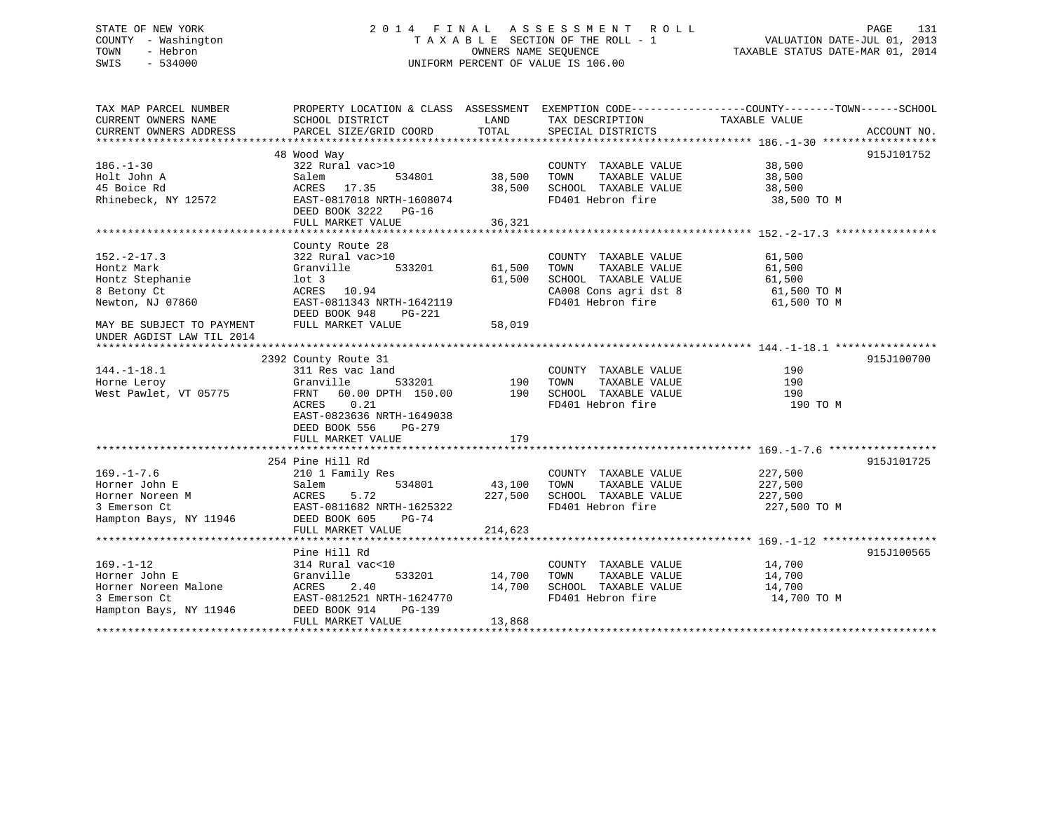STATE OF NEW YORK
COUNTY - Washington
TOWN - Hebron
SWIS - 534000

2 0 1 4 F I N A L A S S E S S M E N T R O L L
T A X A B L E SECTION OF THE ROLL - 1
OWNERS NAME SEQUENCE
UNIFORM PERCENT OF VALUE IS 106.00

VALUATION DATE-JUL 01, 2013
TAXABLE STATUS DATE-MAR 01, 2014

```
TAX MAP PARCEL NUMBER          PROPERTY LOCATION & CLASS  ASSESSMENT  EXEMPTION CODE------------------COUNTY--------TOWN------SCHOOL
CURRENT OWNERS NAME            SCHOOL DISTRICT               LAND      TAX DESCRIPTION             TAXABLE VALUE
CURRENT OWNERS ADDRESS         PARCEL SIZE/GRID COORD        TOTAL     SPECIAL DISTRICTS                                      ACCOUNT NO.
******************************************************************************************************* 186.-1-30 ******************
                               48 Wood Way                                                                                 915J101752
186.-1-30                      322 Rural vac>10                         COUNTY  TAXABLE VALUE             38,500
Holt John A                    Salem          534801        38,500    TOWN    TAXABLE VALUE             38,500
45 Boice Rd                    ACRES   17.35                38,500    SCHOOL  TAXABLE VALUE             38,500
Rhinebeck, NY 12572            EAST-0817018 NRTH-1608074                FD401 Hebron fire                  38,500 TO M
                               DEED BOOK 3222   PG-16
                               FULL MARKET VALUE            36,321
******************************************************************************************************* 152.-2-17.3 ****************
                               County Route 28
152.-2-17.3                    322 Rural vac>10                         COUNTY  TAXABLE VALUE             61,500
Hontz Mark                     Granville      533201        61,500    TOWN    TAXABLE VALUE             61,500
Hontz Stephanie                lot 3                        61,500    SCHOOL  TAXABLE VALUE             61,500
8 Betony Ct                    ACRES   10.94                            CA008 Cons agri dst 8              61,500 TO M
Newton, NJ 07860               EAST-0811343 NRTH-1642119                FD401 Hebron fire                  61,500 TO M
                               DEED BOOK 948    PG-221
MAY BE SUBJECT TO PAYMENT      FULL MARKET VALUE            58,019
UNDER AGDIST LAW TIL 2014
******************************************************************************************************* 144.-1-18.1 ****************
                               2392 County Route 31                                                                        915J100700
144.-1-18.1                    311 Res vac land                         COUNTY  TAXABLE VALUE                190
Horne Leroy                    Granville      533201           190    TOWN    TAXABLE VALUE                190
West Pawlet, VT 05775          FRNT   60.00 DPTH 150.00        190    SCHOOL  TAXABLE VALUE                190
                               ACRES    0.21                            FD401 Hebron fire                     190 TO M
                               EAST-0823636 NRTH-1649038
                               DEED BOOK 556    PG-279
                               FULL MARKET VALUE               179
******************************************************************************************************* 169.-1-7.6 *****************
                               254 Pine Hill Rd                                                                            915J101725
169.-1-7.6                     210 1 Family Res                         COUNTY  TAXABLE VALUE            227,500
Horner John E                  Salem          534801        43,100    TOWN    TAXABLE VALUE            227,500
Horner Noreen M                ACRES    5.72               227,500    SCHOOL  TAXABLE VALUE            227,500
3 Emerson Ct                   EAST-0811682 NRTH-1625322                FD401 Hebron fire                 227,500 TO M
Hampton Bays, NY 11946         DEED BOOK 605    PG-74
                               FULL MARKET VALUE           214,623
******************************************************************************************************* 169.-1-12 ******************
                               Pine Hill Rd                                                                                915J100565
169.-1-12                      314 Rural vac<10                         COUNTY  TAXABLE VALUE             14,700
Horner John E                  Granville      533201        14,700    TOWN    TAXABLE VALUE             14,700
Horner Noreen Malone           ACRES    2.40                14,700    SCHOOL  TAXABLE VALUE             14,700
3 Emerson Ct                   EAST-0812521 NRTH-1624770                FD401 Hebron fire                  14,700 TO M
Hampton Bays, NY 11946         DEED BOOK 914    PG-139
                               FULL MARKET VALUE            13,868
************************************************************************************************************************************
```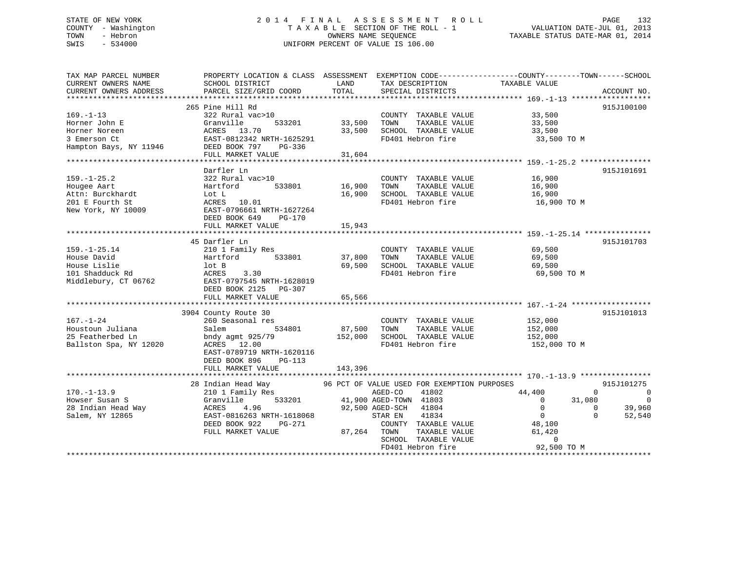STATE OF NEW YORK
COUNTY - Washington
TOWN - Hebron
SWIS - 534000

# 2014 FINAL ASSESSMENT ROLL

TAXABLE SECTION OF THE ROLL - 1
OWNERS NAME SEQUENCE
UNIFORM PERCENT OF VALUE IS 106.00

VALUATION DATE-JUL 01, 2013
TAXABLE STATUS DATE-MAR 01, 2014

| TAX MAP PARCEL NUMBER / CURRENT OWNERS NAME / CURRENT OWNERS ADDRESS | PROPERTY LOCATION & CLASS / SCHOOL DISTRICT / PARCEL SIZE/GRID COORD | ASSESSMENT LAND | TOTAL | EXEMPTION CODE / TAX DESCRIPTION / SPECIAL DISTRICTS | COUNTY | TOWN | SCHOOL | ACCOUNT NO. |
|---|---|---|---|---|---|---|---|---|
| **169.-1-13** | 265 Pine Hill Rd | | | | | | | 915J100100 |
| Horner John E | 322 Rural vac>10 | | | COUNTY TAXABLE VALUE | 33,500 | | | |
| Horner Noreen | Granville 533201 | 33,500 | | TOWN TAXABLE VALUE | | 33,500 | | |
| 3 Emerson Ct | ACRES 13.70 | | 33,500 | SCHOOL TAXABLE VALUE | | | 33,500 | |
| Hampton Bays, NY 11946 | EAST-0812342 NRTH-1625291 | | | FD401 Hebron fire | 33,500 TO M | | | |
| | DEED BOOK 797 PG-336 | | | | | | | |
| | FULL MARKET VALUE | | 31,604 | | | | | |
| **159.-1-25.2** | Darfler Ln | | | | | | | 915J101691 |
| Hougee Aart | 322 Rural vac>10 | | | COUNTY TAXABLE VALUE | 16,900 | | | |
| Attn: Burckhardt | Hartford 533801 | 16,900 | | TOWN TAXABLE VALUE | | 16,900 | | |
| 201 E Fourth St | Lot L | | 16,900 | SCHOOL TAXABLE VALUE | | | 16,900 | |
| New York, NY 10009 | ACRES 10.01 | | | FD401 Hebron fire | 16,900 TO M | | | |
| | EAST-0796661 NRTH-1627264 | | | | | | | |
| | DEED BOOK 649 PG-170 | | | | | | | |
| | FULL MARKET VALUE | | 15,943 | | | | | |
| **159.-1-25.14** | 45 Darfler Ln | | | | | | | 915J101703 |
| House David | 210 1 Family Res | | | COUNTY TAXABLE VALUE | 69,500 | | | |
| House Lislie | Hartford 533801 | 37,800 | | TOWN TAXABLE VALUE | | 69,500 | | |
| 101 Shadduck Rd | lot B | | 69,500 | SCHOOL TAXABLE VALUE | | | 69,500 | |
| Middlebury, CT 06762 | ACRES 3.30 | | | FD401 Hebron fire | 69,500 TO M | | | |
| | EAST-0797545 NRTH-1628019 | | | | | | | |
| | DEED BOOK 2125 PG-307 | | | | | | | |
| | FULL MARKET VALUE | | 65,566 | | | | | |
| **167.-1-24** | 3904 County Route 30 | | | | | | | 915J101013 |
| Houstoun Juliana | 260 Seasonal res | | | COUNTY TAXABLE VALUE | 152,000 | | | |
| 25 Featherbed Ln | Salem 534801 | 87,500 | | TOWN TAXABLE VALUE | | 152,000 | | |
| Ballston Spa, NY 12020 | bndy agmt 925/79 | | 152,000 | SCHOOL TAXABLE VALUE | | | 152,000 | |
| | ACRES 12.00 | | | FD401 Hebron fire | 152,000 TO M | | | |
| | EAST-0789719 NRTH-1620116 | | | | | | | |
| | DEED BOOK 896 PG-113 | | | | | | | |
| | FULL MARKET VALUE | | 143,396 | | | | | |
| **170.-1-13.9** | 28 Indian Head Way | | | 96 PCT OF VALUE USED FOR EXEMPTION PURPOSES | | | | 915J101275 |
| Howser Susan S | 210 1 Family Res | | | AGED-CO 41802 | 44,400 | 0 | 0 | |
| 28 Indian Head Way | Granville 533201 | 41,900 | | AGED-TOWN 41803 | 0 | 31,080 | 0 | |
| Salem, NY 12865 | ACRES 4.96 | | 92,500 | AGED-SCH 41804 | 0 | 0 | 39,960 | |
| | EAST-0816263 NRTH-1618068 | | | STAR EN 41834 | 0 | 0 | 52,540 | |
| | DEED BOOK 922 PG-271 | | | COUNTY TAXABLE VALUE | 48,100 | | | |
| | FULL MARKET VALUE | | 87,264 | TOWN TAXABLE VALUE | | 61,420 | | |
| | | | | SCHOOL TAXABLE VALUE | | | 0 | |
| | | | | FD401 Hebron fire | 92,500 TO M | | | |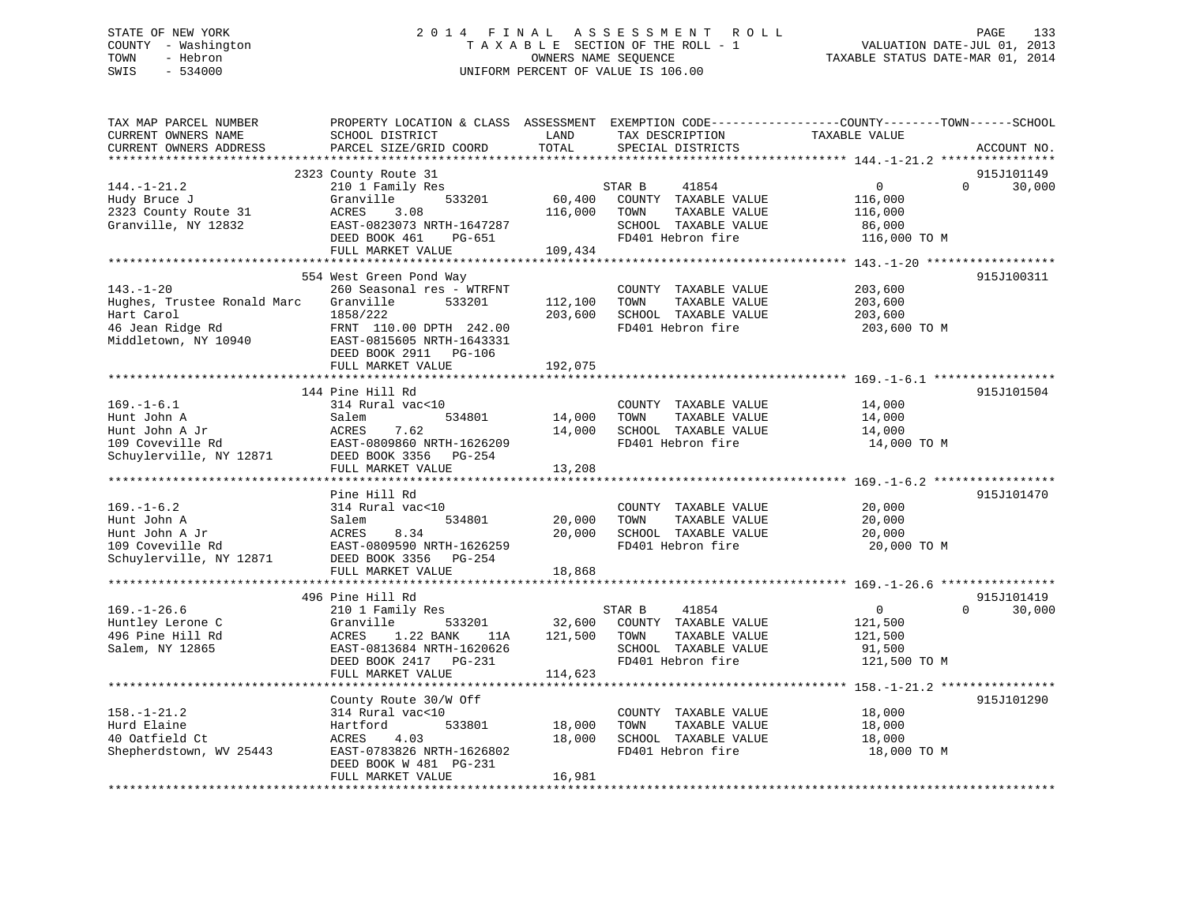STATE OF NEW YORK
COUNTY - Washington
TOWN - Hebron
SWIS - 534000

# 2014 FINAL ASSESSMENT ROLL

TAXABLE SECTION OF THE ROLL - 1
OWNERS NAME SEQUENCE
UNIFORM PERCENT OF VALUE IS 106.00

VALUATION DATE-JUL 01, 2013
TAXABLE STATUS DATE-MAR 01, 2014

```
TAX MAP PARCEL NUMBER          PROPERTY LOCATION & CLASS  ASSESSMENT  EXEMPTION CODE------------------COUNTY--------TOWN------SCHOOL
CURRENT OWNERS NAME            SCHOOL DISTRICT               LAND      TAX DESCRIPTION               TAXABLE VALUE
CURRENT OWNERS ADDRESS         PARCEL SIZE/GRID COORD       TOTAL      SPECIAL DISTRICTS                                     ACCOUNT NO.
******************************************************************************************************* 144.-1-21.2 ****************
                              2323 County Route 31                                                                        915J101149
144.-1-21.2                    210 1 Family Res                      STAR B       41854                 0             0     30,000
Hudy Bruce J                   Granville       533201        60,400    COUNTY  TAXABLE VALUE          116,000
2323 County Route 31           ACRES     3.08               116,000    TOWN    TAXABLE VALUE          116,000
Granville, NY 12832            EAST-0823073 NRTH-1647287               SCHOOL  TAXABLE VALUE           86,000
                               DEED BOOK 461     PG-651                FD401 Hebron fire              116,000 TO M
                               FULL MARKET VALUE           109,434
******************************************************************************************************* 143.-1-20 ******************
                              554 West Green Pond Way                                                                     915J100311
143.-1-20                      260 Seasonal res - WTRFNT               COUNTY  TAXABLE VALUE          203,600
Hughes, Trustee Ronald Marc    Granville       533201       112,100    TOWN    TAXABLE VALUE          203,600
Hart Carol                     1858/222                     203,600    SCHOOL  TAXABLE VALUE          203,600
46 Jean Ridge Rd               FRNT 110.00 DPTH 242.00                 FD401 Hebron fire              203,600 TO M
Middletown, NY 10940           EAST-0815605 NRTH-1643331
                               DEED BOOK 2911    PG-106
                               FULL MARKET VALUE           192,075
******************************************************************************************************* 169.-1-6.1 *****************
                              144 Pine Hill Rd                                                                            915J101504
169.-1-6.1                     314 Rural vac<10                        COUNTY  TAXABLE VALUE           14,000
Hunt John A                    Salem           534801        14,000    TOWN    TAXABLE VALUE           14,000
Hunt John A Jr                 ACRES     7.62                14,000    SCHOOL  TAXABLE VALUE           14,000
109 Coveville Rd               EAST-0809860 NRTH-1626209               FD401 Hebron fire               14,000 TO M
Schuylerville, NY 12871        DEED BOOK 3356    PG-254
                               FULL MARKET VALUE            13,208
******************************************************************************************************* 169.-1-6.2 *****************
                              Pine Hill Rd                                                                                915J101470
169.-1-6.2                     314 Rural vac<10                        COUNTY  TAXABLE VALUE           20,000
Hunt John A                    Salem           534801        20,000    TOWN    TAXABLE VALUE           20,000
Hunt John A Jr                 ACRES     8.34                20,000    SCHOOL  TAXABLE VALUE           20,000
109 Coveville Rd               EAST-0809590 NRTH-1626259               FD401 Hebron fire               20,000 TO M
Schuylerville, NY 12871        DEED BOOK 3356    PG-254
                               FULL MARKET VALUE            18,868
******************************************************************************************************* 169.-1-26.6 ****************
                              496 Pine Hill Rd                                                                            915J101419
169.-1-26.6                    210 1 Family Res                      STAR B       41854                 0             0     30,000
Huntley Lerone C               Granville       533201        32,600    COUNTY  TAXABLE VALUE          121,500
496 Pine Hill Rd               ACRES     1.22 BANK     11A  121,500    TOWN    TAXABLE VALUE          121,500
Salem, NY 12865                EAST-0813684 NRTH-1620626               SCHOOL  TAXABLE VALUE           91,500
                               DEED BOOK 2417    PG-231                FD401 Hebron fire              121,500 TO M
                               FULL MARKET VALUE           114,623
******************************************************************************************************* 158.-1-21.2 ****************
                              County Route 30/W Off                                                                       915J101290
158.-1-21.2                    314 Rural vac<10                        COUNTY  TAXABLE VALUE           18,000
Hurd Elaine                    Hartford        533801        18,000    TOWN    TAXABLE VALUE           18,000
40 Oatfield Ct                 ACRES     4.03                18,000    SCHOOL  TAXABLE VALUE           18,000
Shepherdstown, WV 25443        EAST-0783826 NRTH-1626802               FD401 Hebron fire               18,000 TO M
                               DEED BOOK W 481   PG-231
                               FULL MARKET VALUE            16,981
************************************************************************************************************************************
```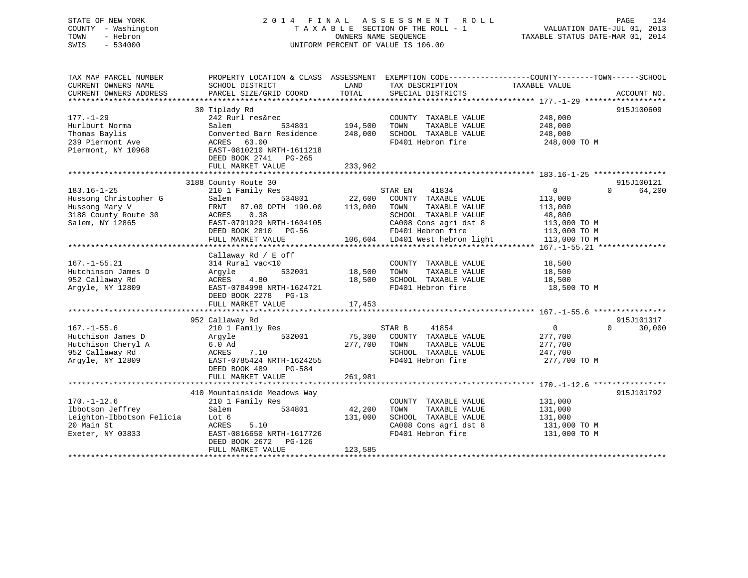STATE OF NEW YORK
COUNTY - Washington
TOWN - Hebron
SWIS - 534000

2014 FINAL ASSESSMENT ROLL
TAXABLE SECTION OF THE ROLL - 1
OWNERS NAME SEQUENCE
UNIFORM PERCENT OF VALUE IS 106.00

VALUATION DATE-JUL 01, 2013
TAXABLE STATUS DATE-MAR 01, 2014

```
TAX MAP PARCEL NUMBER          PROPERTY LOCATION & CLASS  ASSESSMENT  EXEMPTION CODE-----------------COUNTY--------TOWN------SCHOOL
CURRENT OWNERS NAME            SCHOOL DISTRICT               LAND      TAX DESCRIPTION             TAXABLE VALUE
CURRENT OWNERS ADDRESS         PARCEL SIZE/GRID COORD        TOTAL     SPECIAL DISTRICTS                                    ACCOUNT NO.
*********************************************************************************************** 177.-1-29 ******************
                               30 Tiplady Rd                                                                            915J100609
177.-1-29                      242 Rurl res&rec                        COUNTY  TAXABLE VALUE          248,000
Hurlburt Norma                 Salem          534801       194,500    TOWN    TAXABLE VALUE          248,000
Thomas Baylis                  Converted Barn Residence    248,000    SCHOOL  TAXABLE VALUE          248,000
239 Piermont Ave               ACRES   63.00                          FD401 Hebron fire               248,000 TO M
Piermont, NY 10968             EAST-0810210 NRTH-1611218
                               DEED BOOK 2741   PG-265
                               FULL MARKET VALUE           233,962
*********************************************************************************************** 183.16-1-25 ****************
                               3188 County Route 30                                                                     915J100121
183.16-1-25                    210 1 Family Res                   STAR EN    41834              0            0       64,200
Hussong Christopher G          Salem          534801        22,600    COUNTY  TAXABLE VALUE          113,000
Hussong Mary V                 FRNT   87.00 DPTH 190.00    113,000    TOWN    TAXABLE VALUE          113,000
3188 County Route 30           ACRES    0.38                          SCHOOL  TAXABLE VALUE           48,800
Salem, NY 12865                EAST-0791929 NRTH-1604105              CA008 Cons agri dst 8           113,000 TO M
                               DEED BOOK 2810   PG-56                 FD401 Hebron fire               113,000 TO M
                               FULL MARKET VALUE           106,604    LD401 West hebron light         113,000 TO M
*********************************************************************************************** 167.-1-55.21 ***************
                               Callaway Rd / E off
167.-1-55.21                   314 Rural vac<10                        COUNTY  TAXABLE VALUE           18,500
Hutchinson James D             Argyle         532001        18,500    TOWN    TAXABLE VALUE           18,500
952 Callaway Rd                ACRES    4.80                18,500    SCHOOL  TAXABLE VALUE           18,500
Argyle, NY 12809               EAST-0784998 NRTH-1624721              FD401 Hebron fire                18,500 TO M
                               DEED BOOK 2278   PG-13
                               FULL MARKET VALUE            17,453
*********************************************************************************************** 167.-1-55.6 ****************
                               952 Callaway Rd                                                                          915J101317
167.-1-55.6                    210 1 Family Res                   STAR B     41854              0            0       30,000
Hutchison James D              Argyle         532001        75,300    COUNTY  TAXABLE VALUE          277,700
Hutchison Cheryl A             6.0 Ad                      277,700    TOWN    TAXABLE VALUE          277,700
952 Callaway Rd                ACRES    7.10                          SCHOOL  TAXABLE VALUE          247,700
Argyle, NY 12809               EAST-0785424 NRTH-1624255              FD401 Hebron fire               277,700 TO M
                               DEED BOOK 489    PG-584
                               FULL MARKET VALUE           261,981
*********************************************************************************************** 170.-1-12.6 ****************
                               410 Mountainside Meadows Way                                                             915J101792
170.-1-12.6                    210 1 Family Res                        COUNTY  TAXABLE VALUE          131,000
Ibbotson Jeffrey               Salem          534801        42,200    TOWN    TAXABLE VALUE          131,000
Leighton-Ibbotson Felicia      Lot 6                       131,000    SCHOOL  TAXABLE VALUE          131,000
20 Main St                     ACRES    5.10                          CA008 Cons agri dst 8           131,000 TO M
Exeter, NY 03833               EAST-0816650 NRTH-1617726              FD401 Hebron fire               131,000 TO M
                               DEED BOOK 2672   PG-126
                               FULL MARKET VALUE           123,585
******************************************************************************************************************************
```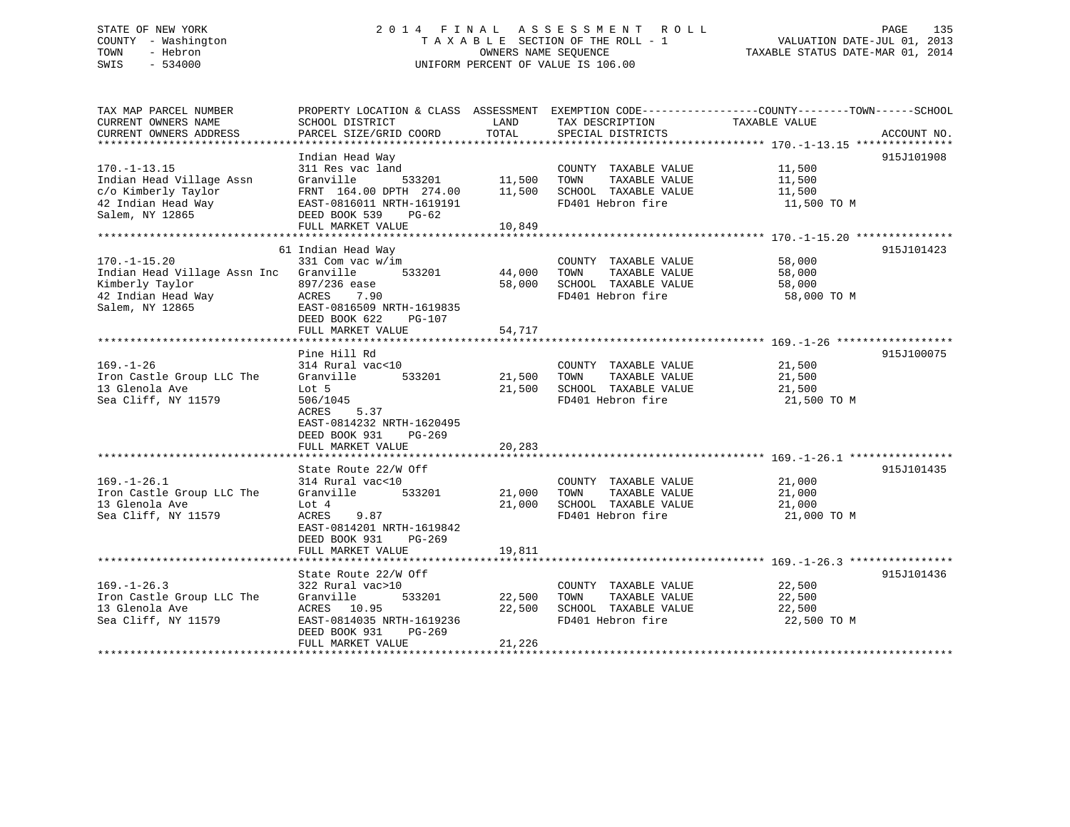STATE OF NEW YORK
COUNTY - Washington
TOWN - Hebron
SWIS - 534000

2014 FINAL ASSESSMENT ROLL
TAXABLE SECTION OF THE ROLL - 1
OWNERS NAME SEQUENCE
UNIFORM PERCENT OF VALUE IS 106.00

VALUATION DATE-JUL 01, 2013
TAXABLE STATUS DATE-MAR 01, 2014

| TAX MAP PARCEL NUMBER / CURRENT OWNERS NAME / CURRENT OWNERS ADDRESS | PROPERTY LOCATION & CLASS / SCHOOL DISTRICT / PARCEL SIZE/GRID COORD | ASSESSMENT LAND | TOTAL | EXEMPTION CODE / TAX DESCRIPTION / SPECIAL DISTRICTS | TAXABLE VALUE (COUNTY / TOWN / SCHOOL) | ACCOUNT NO. |
|---|---|---|---|---|---|---|
| **170.-1-13.15** | Indian Head Way | | | | | 915J101908 |
| 170.-1-13.15 | 311 Res vac land | | | COUNTY TAXABLE VALUE | 11,500 | |
| Indian Head Village Assn | Granville 533201 | 11,500 | | TOWN TAXABLE VALUE | 11,500 | |
| c/o Kimberly Taylor | FRNT 164.00 DPTH 274.00 | | 11,500 | SCHOOL TAXABLE VALUE | 11,500 | |
| 42 Indian Head Way | EAST-0816011 NRTH-1619191 | | | FD401 Hebron fire | 11,500 TO M | |
| Salem, NY 12865 | DEED BOOK 539 PG-62 | | | | | |
| | FULL MARKET VALUE | | 10,849 | | | |
| **170.-1-15.20** | 61 Indian Head Way | | | | | 915J101423 |
| 170.-1-15.20 | 331 Com vac w/im | | | COUNTY TAXABLE VALUE | 58,000 | |
| Indian Head Village Assn Inc | Granville 533201 | 44,000 | | TOWN TAXABLE VALUE | 58,000 | |
| Kimberly Taylor | 897/236 ease | | 58,000 | SCHOOL TAXABLE VALUE | 58,000 | |
| 42 Indian Head Way | ACRES 7.90 | | | FD401 Hebron fire | 58,000 TO M | |
| Salem, NY 12865 | EAST-0816509 NRTH-1619835 | | | | | |
| | DEED BOOK 622 PG-107 | | | | | |
| | FULL MARKET VALUE | | 54,717 | | | |
| **169.-1-26** | Pine Hill Rd | | | | | 915J100075 |
| 169.-1-26 | 314 Rural vac<10 | | | COUNTY TAXABLE VALUE | 21,500 | |
| Iron Castle Group LLC The | Granville 533201 | 21,500 | | TOWN TAXABLE VALUE | 21,500 | |
| 13 Glenola Ave | Lot 5 | | 21,500 | SCHOOL TAXABLE VALUE | 21,500 | |
| Sea Cliff, NY 11579 | 506/1045 | | | FD401 Hebron fire | 21,500 TO M | |
| | ACRES 5.37 | | | | | |
| | EAST-0814232 NRTH-1620495 | | | | | |
| | DEED BOOK 931 PG-269 | | | | | |
| | FULL MARKET VALUE | | 20,283 | | | |
| **169.-1-26.1** | State Route 22/W Off | | | | | 915J101435 |
| 169.-1-26.1 | 314 Rural vac<10 | | | COUNTY TAXABLE VALUE | 21,000 | |
| Iron Castle Group LLC The | Granville 533201 | 21,000 | | TOWN TAXABLE VALUE | 21,000 | |
| 13 Glenola Ave | Lot 4 | | 21,000 | SCHOOL TAXABLE VALUE | 21,000 | |
| Sea Cliff, NY 11579 | ACRES 9.87 | | | FD401 Hebron fire | 21,000 TO M | |
| | EAST-0814201 NRTH-1619842 | | | | | |
| | DEED BOOK 931 PG-269 | | | | | |
| | FULL MARKET VALUE | | 19,811 | | | |
| **169.-1-26.3** | State Route 22/W Off | | | | | 915J101436 |
| 169.-1-26.3 | 322 Rural vac>10 | | | COUNTY TAXABLE VALUE | 22,500 | |
| Iron Castle Group LLC The | Granville 533201 | 22,500 | | TOWN TAXABLE VALUE | 22,500 | |
| 13 Glenola Ave | ACRES 10.95 | | 22,500 | SCHOOL TAXABLE VALUE | 22,500 | |
| Sea Cliff, NY 11579 | EAST-0814035 NRTH-1619236 | | | FD401 Hebron fire | 22,500 TO M | |
| | DEED BOOK 931 PG-269 | | | | | |
| | FULL MARKET VALUE | | 21,226 | | | |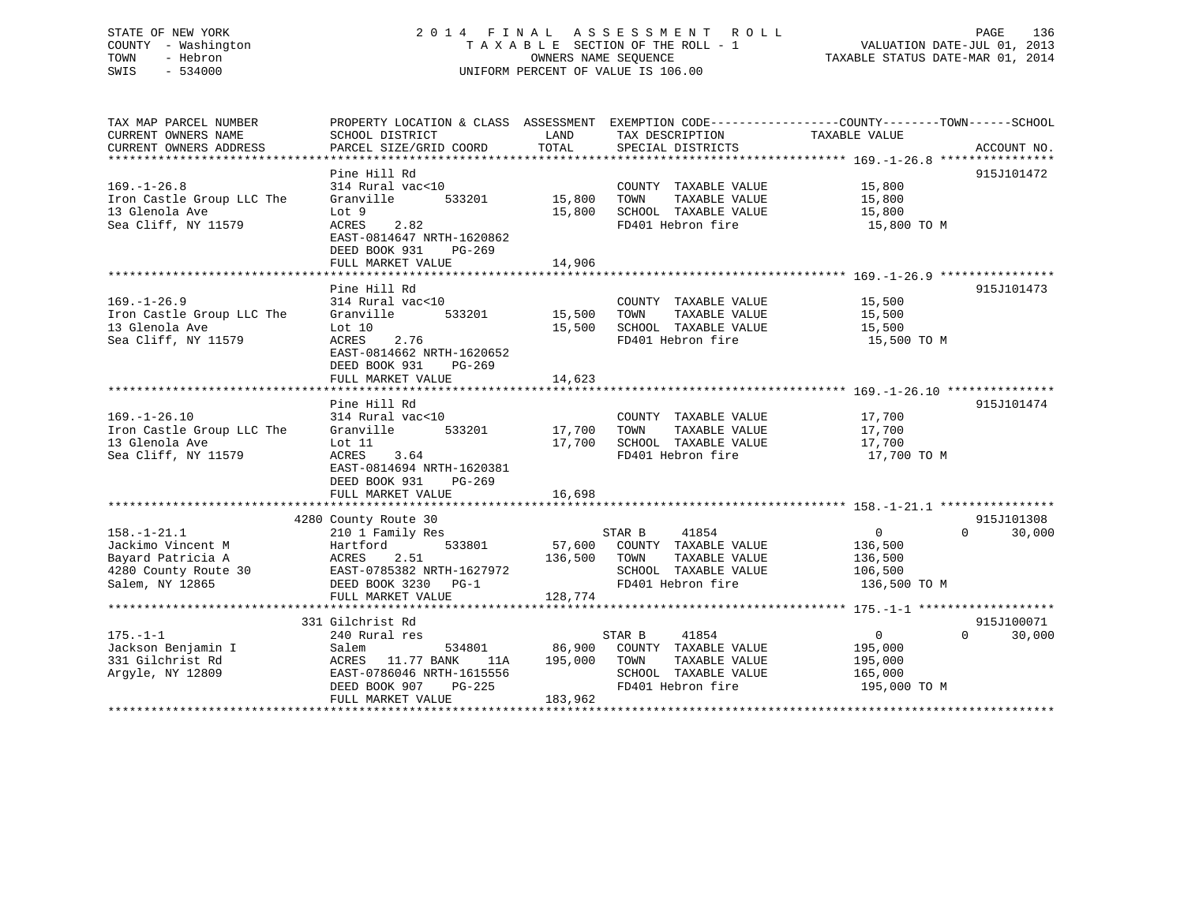STATE OF NEW YORK
COUNTY - Washington
TOWN - Hebron
SWIS - 534000

2014 FINAL ASSESSMENT ROLL
TAXABLE SECTION OF THE ROLL - 1
OWNERS NAME SEQUENCE
UNIFORM PERCENT OF VALUE IS 106.00

VALUATION DATE-JUL 01, 2013
TAXABLE STATUS DATE-MAR 01, 2014

| TAX MAP PARCEL NUMBER / CURRENT OWNERS NAME / CURRENT OWNERS ADDRESS | PROPERTY LOCATION & CLASS / SCHOOL DISTRICT / PARCEL SIZE/GRID COORD | ASSESSMENT LAND / TOTAL | EXEMPTION CODE / TAX DESCRIPTION / SPECIAL DISTRICTS | COUNTY / TOWN / SCHOOL TAXABLE VALUE | ACCOUNT NO. |
|---|---|---|---|---|---|
| **169.-1-26.8** | Pine Hill Rd | | | | 915J101472 |
| 169.-1-26.8 | 314 Rural vac<10 | | COUNTY TAXABLE VALUE | 15,800 | |
| Iron Castle Group LLC The | Granville 533201 | 15,800 | TOWN TAXABLE VALUE | 15,800 | |
| 13 Glenola Ave | Lot 9 | 15,800 | SCHOOL TAXABLE VALUE | 15,800 | |
| Sea Cliff, NY 11579 | ACRES 2.82 | | FD401 Hebron fire | 15,800 TO M | |
| | EAST-0814647 NRTH-1620862 | | | | |
| | DEED BOOK 931 PG-269 | | | | |
| | FULL MARKET VALUE | 14,906 | | | |
| **169.-1-26.9** | Pine Hill Rd | | | | 915J101473 |
| 169.-1-26.9 | 314 Rural vac<10 | | COUNTY TAXABLE VALUE | 15,500 | |
| Iron Castle Group LLC The | Granville 533201 | 15,500 | TOWN TAXABLE VALUE | 15,500 | |
| 13 Glenola Ave | Lot 10 | 15,500 | SCHOOL TAXABLE VALUE | 15,500 | |
| Sea Cliff, NY 11579 | ACRES 2.76 | | FD401 Hebron fire | 15,500 TO M | |
| | EAST-0814662 NRTH-1620652 | | | | |
| | DEED BOOK 931 PG-269 | | | | |
| | FULL MARKET VALUE | 14,623 | | | |
| **169.-1-26.10** | Pine Hill Rd | | | | 915J101474 |
| 169.-1-26.10 | 314 Rural vac<10 | | COUNTY TAXABLE VALUE | 17,700 | |
| Iron Castle Group LLC The | Granville 533201 | 17,700 | TOWN TAXABLE VALUE | 17,700 | |
| 13 Glenola Ave | Lot 11 | 17,700 | SCHOOL TAXABLE VALUE | 17,700 | |
| Sea Cliff, NY 11579 | ACRES 3.64 | | FD401 Hebron fire | 17,700 TO M | |
| | EAST-0814694 NRTH-1620381 | | | | |
| | DEED BOOK 931 PG-269 | | | | |
| | FULL MARKET VALUE | 16,698 | | | |
| **158.-1-21.1** | 4280 County Route 30 | | | | 915J101308 |
| 158.-1-21.1 | 210 1 Family Res | | STAR B 41854 | 0 0 30,000 | |
| Jackimo Vincent M | Hartford 533801 | 57,600 | COUNTY TAXABLE VALUE | 136,500 | |
| Bayard Patricia A | ACRES 2.51 | 136,500 | TOWN TAXABLE VALUE | 136,500 | |
| 4280 County Route 30 | EAST-0785382 NRTH-1627972 | | SCHOOL TAXABLE VALUE | 106,500 | |
| Salem, NY 12865 | DEED BOOK 3230 PG-1 | | FD401 Hebron fire | 136,500 TO M | |
| | FULL MARKET VALUE | 128,774 | | | |
| **175.-1-1** | 331 Gilchrist Rd | | | | 915J100071 |
| 175.-1-1 | 240 Rural res | | STAR B 41854 | 0 0 30,000 | |
| Jackson Benjamin I | Salem 534801 | 86,900 | COUNTY TAXABLE VALUE | 195,000 | |
| 331 Gilchrist Rd | ACRES 11.77 BANK 11A | 195,000 | TOWN TAXABLE VALUE | 195,000 | |
| Argyle, NY 12809 | EAST-0786046 NRTH-1615556 | | SCHOOL TAXABLE VALUE | 165,000 | |
| | DEED BOOK 907 PG-225 | | FD401 Hebron fire | 195,000 TO M | |
| | FULL MARKET VALUE | 183,962 | | | |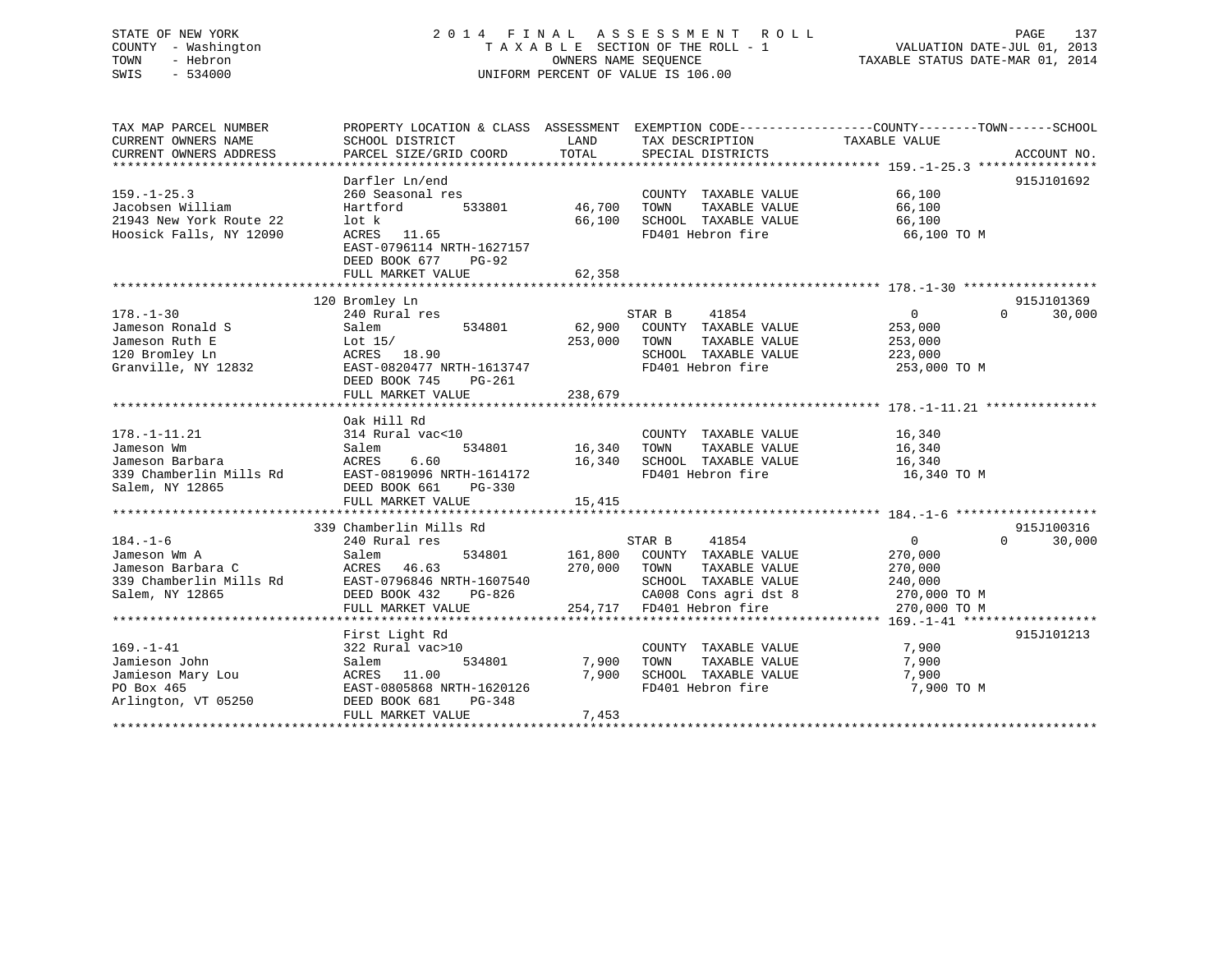STATE OF NEW YORK
COUNTY - Washington
TOWN - Hebron
SWIS - 534000

2014 FINAL ASSESSMENT ROLL
TAXABLE SECTION OF THE ROLL - 1
OWNERS NAME SEQUENCE
UNIFORM PERCENT OF VALUE IS 106.00

VALUATION DATE-JUL 01, 2013
TAXABLE STATUS DATE-MAR 01, 2014

| TAX MAP PARCEL NUMBER / CURRENT OWNERS NAME / CURRENT OWNERS ADDRESS | PROPERTY LOCATION & CLASS / SCHOOL DISTRICT / PARCEL SIZE/GRID COORD | ASSESSMENT LAND / TOTAL | EXEMPTION CODE / TAX DESCRIPTION / SPECIAL DISTRICTS | COUNTY | TOWN | SCHOOL / ACCOUNT NO. |
|---|---|---|---|---|---|---|
| **159.-1-25.3** | Darfler Ln/end | | | | | 915J101692 |
| 159.-1-25.3 | 260 Seasonal res | | COUNTY TAXABLE VALUE | 66,100 | | |
| Jacobsen William | Hartford 533801 | 46,700 | TOWN TAXABLE VALUE | 66,100 | | |
| 21943 New York Route 22 | lot k | 66,100 | SCHOOL TAXABLE VALUE | 66,100 | | |
| Hoosick Falls, NY 12090 | ACRES 11.65 | | FD401 Hebron fire | 66,100 TO M | | |
| | EAST-0796114 NRTH-1627157 | | | | | |
| | DEED BOOK 677 PG-92 | | | | | |
| | FULL MARKET VALUE | 62,358 | | | | |
| **178.-1-30** | 120 Bromley Ln | | | | | 915J101369 |
| 178.-1-30 | 240 Rural res | | STAR B 41854 | 0 | 0 | 30,000 |
| Jameson Ronald S | Salem 534801 | 62,900 | COUNTY TAXABLE VALUE | 253,000 | | |
| Jameson Ruth E | Lot 15/ | 253,000 | TOWN TAXABLE VALUE | 253,000 | | |
| 120 Bromley Ln | ACRES 18.90 | | SCHOOL TAXABLE VALUE | 223,000 | | |
| Granville, NY 12832 | EAST-0820477 NRTH-1613747 | | FD401 Hebron fire | 253,000 TO M | | |
| | DEED BOOK 745 PG-261 | | | | | |
| | FULL MARKET VALUE | 238,679 | | | | |
| **178.-1-11.21** | Oak Hill Rd | | | | | |
| 178.-1-11.21 | 314 Rural vac<10 | | COUNTY TAXABLE VALUE | 16,340 | | |
| Jameson Wm | Salem 534801 | 16,340 | TOWN TAXABLE VALUE | 16,340 | | |
| Jameson Barbara | ACRES 6.60 | 16,340 | SCHOOL TAXABLE VALUE | 16,340 | | |
| 339 Chamberlin Mills Rd | EAST-0819096 NRTH-1614172 | | FD401 Hebron fire | 16,340 TO M | | |
| Salem, NY 12865 | DEED BOOK 661 PG-330 | | | | | |
| | FULL MARKET VALUE | 15,415 | | | | |
| **184.-1-6** | 339 Chamberlin Mills Rd | | | | | 915J100316 |
| 184.-1-6 | 240 Rural res | | STAR B 41854 | 0 | 0 | 30,000 |
| Jameson Wm A | Salem 534801 | 161,800 | COUNTY TAXABLE VALUE | 270,000 | | |
| Jameson Barbara C | ACRES 46.63 | 270,000 | TOWN TAXABLE VALUE | 270,000 | | |
| 339 Chamberlin Mills Rd | EAST-0796846 NRTH-1607540 | | SCHOOL TAXABLE VALUE | 240,000 | | |
| Salem, NY 12865 | DEED BOOK 432 PG-826 | | CA008 Cons agri dst 8 | 270,000 TO M | | |
| | FULL MARKET VALUE | 254,717 | FD401 Hebron fire | 270,000 TO M | | |
| **169.-1-41** | First Light Rd | | | | | 915J101213 |
| 169.-1-41 | 322 Rural vac>10 | | COUNTY TAXABLE VALUE | 7,900 | | |
| Jamieson John | Salem 534801 | 7,900 | TOWN TAXABLE VALUE | 7,900 | | |
| Jamieson Mary Lou | ACRES 11.00 | 7,900 | SCHOOL TAXABLE VALUE | 7,900 | | |
| PO Box 465 | EAST-0805868 NRTH-1620126 | | FD401 Hebron fire | 7,900 TO M | | |
| Arlington, VT 05250 | DEED BOOK 681 PG-348 | | | | | |
| | FULL MARKET VALUE | 7,453 | | | | |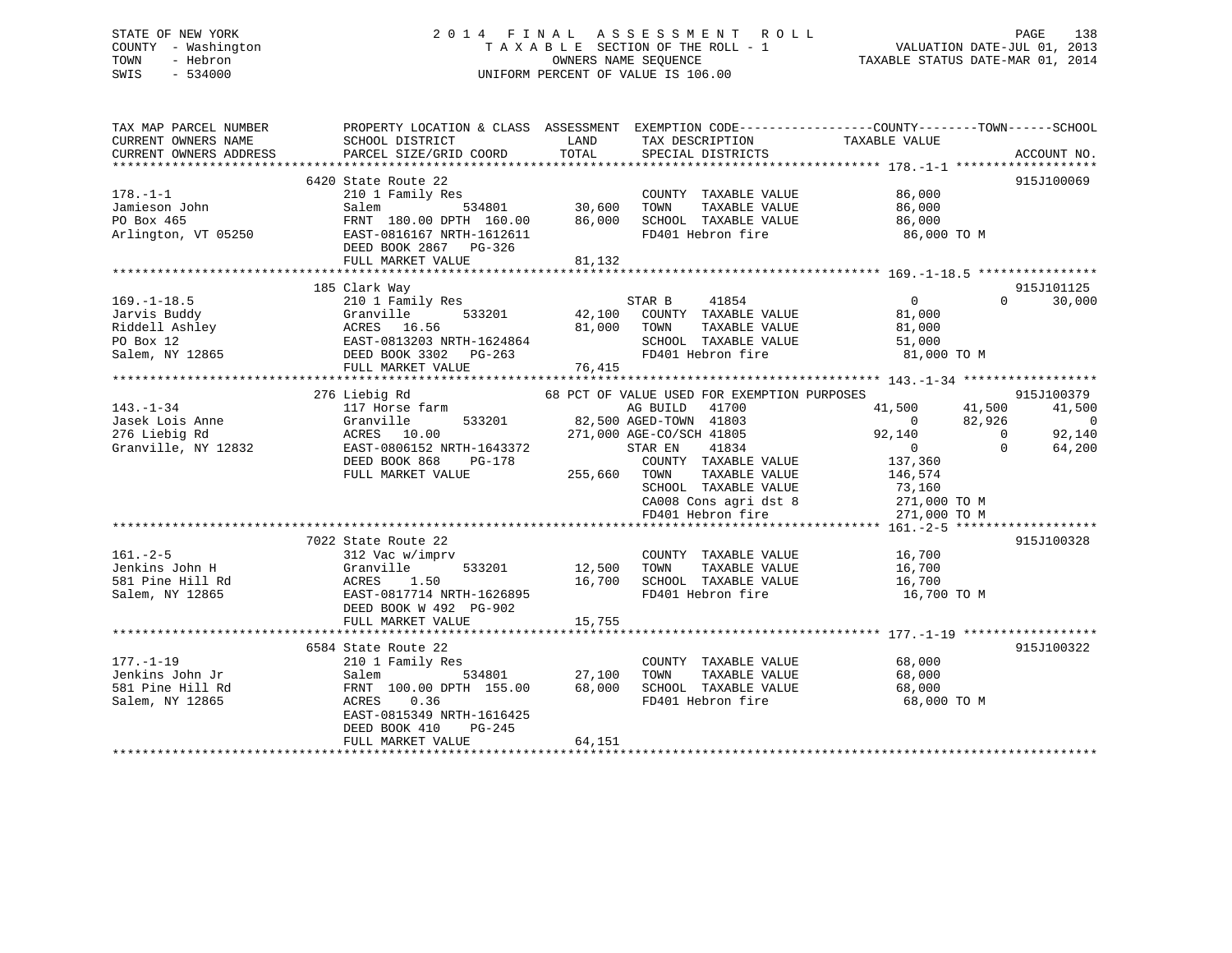STATE OF NEW YORK
COUNTY - Washington
TOWN - Hebron
SWIS - 534000

# 2014 FINAL ASSESSMENT ROLL

TAXABLE SECTION OF THE ROLL - 1
OWNERS NAME SEQUENCE
UNIFORM PERCENT OF VALUE IS 106.00

VALUATION DATE-JUL 01, 2013
TAXABLE STATUS DATE-MAR 01, 2014

```
TAX MAP PARCEL NUMBER      PROPERTY LOCATION & CLASS  ASSESSMENT  EXEMPTION CODE------------------COUNTY--------TOWN------SCHOOL
CURRENT OWNERS NAME        SCHOOL DISTRICT              LAND      TAX DESCRIPTION              TAXABLE VALUE
CURRENT OWNERS ADDRESS     PARCEL SIZE/GRID COORD       TOTAL     SPECIAL DISTRICTS                                     ACCOUNT NO.
****************************************************************************************************** 178.-1-1 *******************
                          6420 State Route 22                                                                          915J100069
178.-1-1                  210 1 Family Res                         COUNTY  TAXABLE VALUE            86,000
Jamieson John             Salem          534801        30,600      TOWN    TAXABLE VALUE            86,000
PO Box 465                FRNT 180.00 DPTH 160.00      86,000      SCHOOL  TAXABLE VALUE            86,000
Arlington, VT 05250       EAST-0816167 NRTH-1612611                FD401 Hebron fire                 86,000 TO M
                          DEED BOOK 2867   PG-326
                          FULL MARKET VALUE             81,132
****************************************************************************************************** 169.-1-18.5 ****************
                          185 Clark Way                                                                                915J101125
169.-1-18.5               210 1 Family Res                  STAR B     41854                   0            0       30,000
Jarvis Buddy              Granville      533201        42,100   COUNTY  TAXABLE VALUE            81,000
Riddell Ashley            ACRES  16.56                 81,000   TOWN    TAXABLE VALUE            81,000
PO Box 12                 EAST-0813203 NRTH-1624864             SCHOOL  TAXABLE VALUE            51,000
Salem, NY 12865           DEED BOOK 3302   PG-263               FD401 Hebron fire                 81,000 TO M
                          FULL MARKET VALUE             76,415
****************************************************************************************************** 143.-1-34 ******************
                          276 Liebig Rd                  68 PCT OF VALUE USED FOR EXEMPTION PURPOSES                    915J100379
143.-1-34                 117 Horse farm                    AG BUILD   41700               41,500       41,500       41,500
Jasek Lois Anne           Granville      533201        82,500 AGED-TOWN  41803                   0       82,926            0
276 Liebig Rd             ACRES  10.00                271,000 AGE-CO/SCH 41805              92,140            0       92,140
Granville, NY 12832       EAST-0806152 NRTH-1643372         STAR EN    41834                   0            0       64,200
                          DEED BOOK 868    PG-178           COUNTY  TAXABLE VALUE           137,360
                          FULL MARKET VALUE            255,660   TOWN    TAXABLE VALUE           146,574
                                                             SCHOOL  TAXABLE VALUE            73,160
                                                             CA008 Cons agri dst 8           271,000 TO M
                                                             FD401 Hebron fire               271,000 TO M
****************************************************************************************************** 161.-2-5 *******************
                          7022 State Route 22                                                                          915J100328
161.-2-5                  312 Vac w/imprv                          COUNTY  TAXABLE VALUE            16,700
Jenkins John H            Granville      533201        12,500      TOWN    TAXABLE VALUE            16,700
581 Pine Hill Rd          ACRES   1.50                 16,700      SCHOOL  TAXABLE VALUE            16,700
Salem, NY 12865           EAST-0817714 NRTH-1626895                FD401 Hebron fire                 16,700 TO M
                          DEED BOOK W 492  PG-902
                          FULL MARKET VALUE             15,755
****************************************************************************************************** 177.-1-19 ******************
                          6584 State Route 22                                                                          915J100322
177.-1-19                 210 1 Family Res                         COUNTY  TAXABLE VALUE            68,000
Jenkins John Jr           Salem          534801        27,100      TOWN    TAXABLE VALUE            68,000
581 Pine Hill Rd          FRNT 100.00 DPTH 155.00      68,000      SCHOOL  TAXABLE VALUE            68,000
Salem, NY 12865           ACRES   0.36                             FD401 Hebron fire                 68,000 TO M
                          EAST-0815349 NRTH-1616425
                          DEED BOOK 410    PG-245
                          FULL MARKET VALUE             64,151
************************************************************************************************************************************
```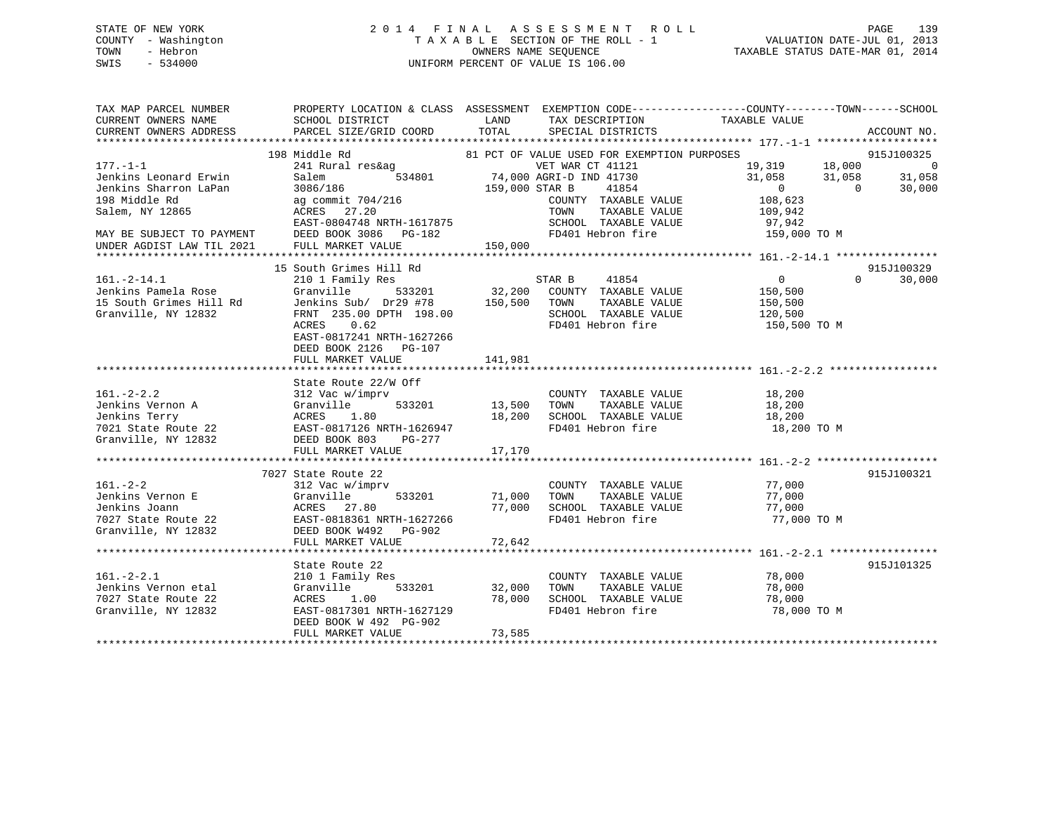STATE OF NEW YORK
COUNTY - Washington
TOWN - Hebron
SWIS - 534000

2014 FINAL ASSESSMENT ROLL
TAXABLE SECTION OF THE ROLL - 1
OWNERS NAME SEQUENCE
UNIFORM PERCENT OF VALUE IS 106.00

VALUATION DATE-JUL 01, 2013
TAXABLE STATUS DATE-MAR 01, 2014

```
TAX MAP PARCEL NUMBER        PROPERTY LOCATION & CLASS  ASSESSMENT  EXEMPTION CODE------------------COUNTY--------TOWN------SCHOOL
CURRENT OWNERS NAME          SCHOOL DISTRICT              LAND      TAX DESCRIPTION             TAXABLE VALUE
CURRENT OWNERS ADDRESS       PARCEL SIZE/GRID COORD       TOTAL     SPECIAL DISTRICTS                                      ACCOUNT NO.
******************************************************************************************************* 177.-1-1 *******************
                         198 Middle Rd                   81 PCT OF VALUE USED FOR EXEMPTION PURPOSES                    915J100325
177.-1-1                     241 Rural res&ag                    VET WAR CT 41121             19,319      18,000           0
Jenkins Leonard Erwin        Salem           534801        74,000 AGRI-D IND 41730            31,058      31,058      31,058
Jenkins Sharron LaPan        3086/186                     159,000 STAR B     41854                 0           0      30,000
198 Middle Rd                ag commit 704/216                    COUNTY  TAXABLE VALUE          108,623
Salem, NY 12865              ACRES   27.20                        TOWN    TAXABLE VALUE          109,942
                             EAST-0804748 NRTH-1617875            SCHOOL  TAXABLE VALUE           97,942
MAY BE SUBJECT TO PAYMENT    DEED BOOK 3086   PG-182              FD401 Hebron fire              159,000 TO M
UNDER AGDIST LAW TIL 2021    FULL MARKET VALUE            150,000
******************************************************************************************************* 161.-2-14.1 ****************
                         15 South Grimes Hill Rd                                                                        915J100329
161.-2-14.1                  210 1 Family Res                     STAR B     41854                 0           0      30,000
Jenkins Pamela Rose          Granville       533201        32,200  COUNTY  TAXABLE VALUE         150,500
15 South Grimes Hill Rd      Jenkins Sub/  Dr29 #78       150,500  TOWN    TAXABLE VALUE         150,500
Granville, NY 12832          FRNT 235.00 DPTH 198.00               SCHOOL  TAXABLE VALUE         120,500
                             ACRES    0.62                         FD401 Hebron fire             150,500 TO M
                             EAST-0817241 NRTH-1627266
                             DEED BOOK 2126   PG-107
                             FULL MARKET VALUE            141,981
******************************************************************************************************* 161.-2-2.2 *****************
                         State Route 22/W Off
161.-2-2.2                   312 Vac w/imprv                      COUNTY  TAXABLE VALUE           18,200
Jenkins Vernon A             Granville       533201        13,500  TOWN    TAXABLE VALUE           18,200
Jenkins Terry                ACRES    1.80                 18,200  SCHOOL  TAXABLE VALUE           18,200
7021 State Route 22          EAST-0817126 NRTH-1626947             FD401 Hebron fire              18,200 TO M
Granville, NY 12832          DEED BOOK 803    PG-277
                             FULL MARKET VALUE             17,170
******************************************************************************************************* 161.-2-2 *******************
                         7027 State Route 22                                                                            915J100321
161.-2-2                     312 Vac w/imprv                      COUNTY  TAXABLE VALUE           77,000
Jenkins Vernon E             Granville       533201        71,000  TOWN    TAXABLE VALUE           77,000
Jenkins Joann                ACRES   27.80                 77,000  SCHOOL  TAXABLE VALUE           77,000
7027 State Route 22          EAST-0818361 NRTH-1627266             FD401 Hebron fire              77,000 TO M
Granville, NY 12832          DEED BOOK W492   PG-902
                             FULL MARKET VALUE             72,642
******************************************************************************************************* 161.-2-2.1 *****************
                         State Route 22                                                                                 915J101325
161.-2-2.1                   210 1 Family Res                     COUNTY  TAXABLE VALUE           78,000
Jenkins Vernon etal          Granville       533201        32,000  TOWN    TAXABLE VALUE           78,000
7027 State Route 22          ACRES    1.00                 78,000  SCHOOL  TAXABLE VALUE           78,000
Granville, NY 12832          EAST-0817301 NRTH-1627129             FD401 Hebron fire              78,000 TO M
                             DEED BOOK W 492  PG-902
                             FULL MARKET VALUE             73,585
************************************************************************************************************************************
```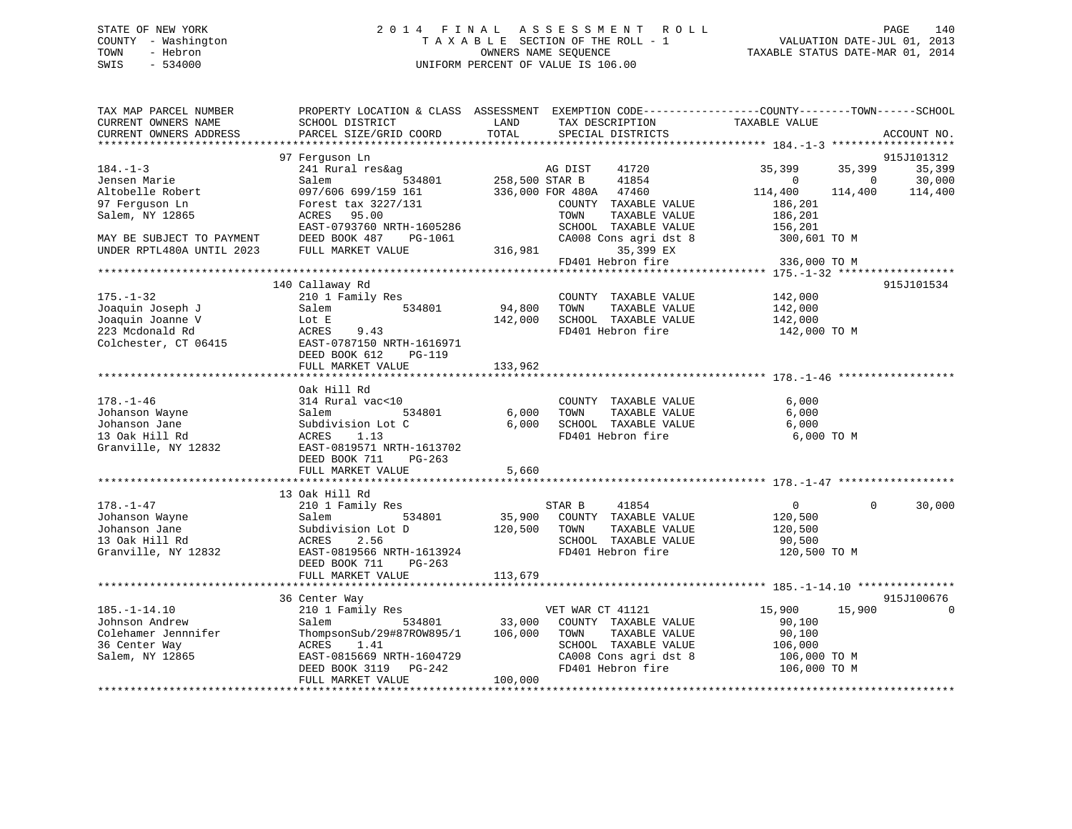STATE OF NEW YORK
COUNTY - Washington
TOWN - Hebron
SWIS - 534000

2014 FINAL ASSESSMENT ROLL
TAXABLE SECTION OF THE ROLL - 1
OWNERS NAME SEQUENCE
UNIFORM PERCENT OF VALUE IS 106.00

VALUATION DATE-JUL 01, 2013
TAXABLE STATUS DATE-MAR 01, 2014

```
TAX MAP PARCEL NUMBER          PROPERTY LOCATION & CLASS  ASSESSMENT  EXEMPTION CODE------------------COUNTY--------TOWN------SCHOOL
CURRENT OWNERS NAME            SCHOOL DISTRICT              LAND      TAX DESCRIPTION            TAXABLE VALUE
CURRENT OWNERS ADDRESS         PARCEL SIZE/GRID COORD       TOTAL     SPECIAL DISTRICTS                                          ACCOUNT NO.
******************************************************************************************************* 184.-1-3 *******************
                               97 Ferguson Ln                                                                                 915J101312
184.-1-3                       241 Rural res&ag                    AG DIST     41720             35,399      35,399      35,399
Jensen Marie                   Salem           534801       258,500 STAR B      41854                  0           0      30,000
Altobelle Robert               097/606 699/159 161          336,000 FOR 480A    47460            114,400     114,400     114,400
97 Ferguson Ln                 Forest tax 3227/131                  COUNTY  TAXABLE VALUE           186,201
Salem, NY 12865                ACRES   95.00                         TOWN    TAXABLE VALUE           186,201
                               EAST-0793760 NRTH-1605286             SCHOOL  TAXABLE VALUE           156,201
MAY BE SUBJECT TO PAYMENT      DEED BOOK 487    PG-1061              CA008 Cons agri dst 8            300,601 TO M
UNDER RPTL480A UNTIL 2023      FULL MARKET VALUE            316,981          35,399 EX
                                                                     FD401 Hebron fire                336,000 TO M
******************************************************************************************************* 175.-1-32 ******************
                               140 Callaway Rd                                                                                915J101534
175.-1-32                      210 1 Family Res                      COUNTY  TAXABLE VALUE           142,000
Joaquin Joseph J               Salem           534801        94,800  TOWN    TAXABLE VALUE           142,000
Joaquin Joanne V               Lot E                        142,000  SCHOOL  TAXABLE VALUE           142,000
223 Mcdonald Rd                ACRES    9.43                         FD401 Hebron fire                142,000 TO M
Colchester, CT 06415           EAST-0787150 NRTH-1616971
                               DEED BOOK 612    PG-119
                               FULL MARKET VALUE            133,962
******************************************************************************************************* 178.-1-46 ******************
                               Oak Hill Rd
178.-1-46                      314 Rural vac<10                      COUNTY  TAXABLE VALUE             6,000
Johanson Wayne                 Salem           534801         6,000  TOWN    TAXABLE VALUE             6,000
Johanson Jane                  Subdivision Lot C              6,000  SCHOOL  TAXABLE VALUE             6,000
13 Oak Hill Rd                 ACRES    1.13                         FD401 Hebron fire                  6,000 TO M
Granville, NY 12832            EAST-0819571 NRTH-1613702
                               DEED BOOK 711    PG-263
                               FULL MARKET VALUE              5,660
******************************************************************************************************* 178.-1-47 ******************
                               13 Oak Hill Rd
178.-1-47                      210 1 Family Res                      STAR B      41854                  0           0      30,000
Johanson Wayne                 Salem           534801        35,900  COUNTY  TAXABLE VALUE           120,500
Johanson Jane                  Subdivision Lot D            120,500  TOWN    TAXABLE VALUE           120,500
13 Oak Hill Rd                 ACRES    2.56                         SCHOOL  TAXABLE VALUE            90,500
Granville, NY 12832            EAST-0819566 NRTH-1613924             FD401 Hebron fire                120,500 TO M
                               DEED BOOK 711    PG-263
                               FULL MARKET VALUE            113,679
******************************************************************************************************* 185.-1-14.10 ***************
                               36 Center Way                                                                                  915J100676
185.-1-14.10                   210 1 Family Res                      VET WAR CT 41121             15,900      15,900           0
Johnson Andrew                 Salem           534801        33,000  COUNTY  TAXABLE VALUE            90,100
Colehamer Jennnifer            ThompsonSub/29#87ROW895/1    106,000  TOWN    TAXABLE VALUE            90,100
36 Center Way                  ACRES    1.41                         SCHOOL  TAXABLE VALUE           106,000
Salem, NY 12865                EAST-0815669 NRTH-1604729             CA008 Cons agri dst 8            106,000 TO M
                               DEED BOOK 3119   PG-242               FD401 Hebron fire                106,000 TO M
                               FULL MARKET VALUE            100,000
************************************************************************************************************************************
```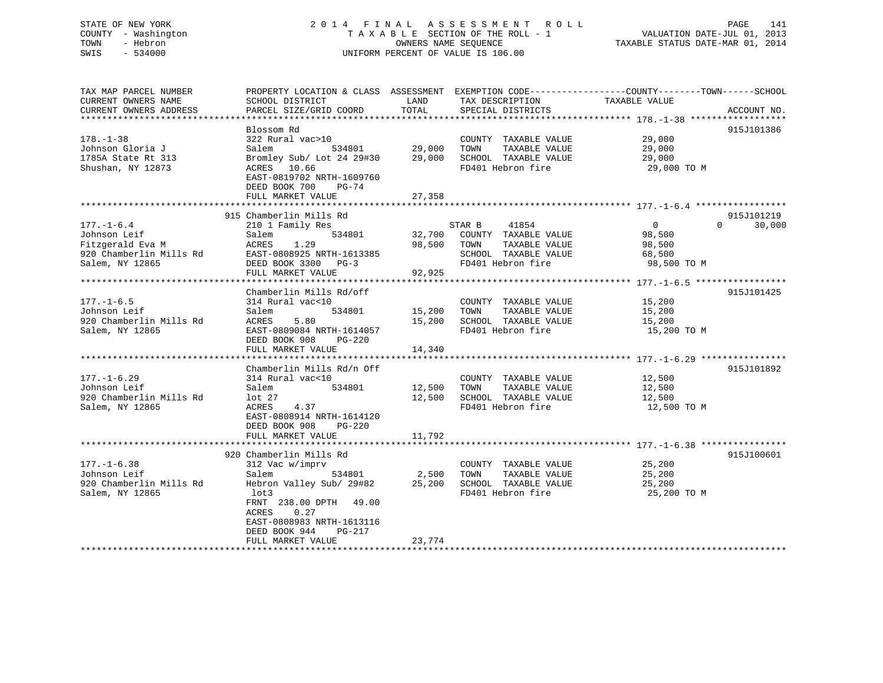STATE OF NEW YORK
COUNTY - Washington
TOWN - Hebron
SWIS - 534000

# 2014 FINAL ASSESSMENT ROLL
TAXABLE SECTION OF THE ROLL - 1
OWNERS NAME SEQUENCE
UNIFORM PERCENT OF VALUE IS 106.00

VALUATION DATE-JUL 01, 2013
TAXABLE STATUS DATE-MAR 01, 2014

| TAX MAP PARCEL NUMBER / CURRENT OWNERS NAME / CURRENT OWNERS ADDRESS | PROPERTY LOCATION & CLASS / SCHOOL DISTRICT / PARCEL SIZE/GRID COORD | ASSESSMENT LAND | TOTAL | EXEMPTION CODE / TAX DESCRIPTION / SPECIAL DISTRICTS | COUNTY TAXABLE VALUE | TOWN | SCHOOL | ACCOUNT NO. |
|---|---|---|---|---|---|---|---|---|
| 178.-1-38 | Blossom Rd | | | | | | | 915J101386 |
| 178.-1-38 | 322 Rural vac>10 | | | COUNTY TAXABLE VALUE | 29,000 | | | |
| Johnson Gloria J | Salem 534801 | 29,000 | | TOWN TAXABLE VALUE | 29,000 | | | |
| 1785A State Rt 313 | Bromley Sub/ Lot 24 29#30 | | 29,000 | SCHOOL TAXABLE VALUE | 29,000 | | | |
| Shushan, NY 12873 | ACRES 10.66 | | | FD401 Hebron fire | 29,000 TO M | | | |
| | EAST-0819702 NRTH-1609760 | | | | | | | |
| | DEED BOOK 700 PG-74 | | | | | | | |
| | FULL MARKET VALUE | | 27,358 | | | | | |
| 177.-1-6.4 | 915 Chamberlin Mills Rd | | | | | | | 915J101219 |
| 177.-1-6.4 | 210 1 Family Res | | | STAR B 41854 | 0 | 0 | 30,000 | |
| Johnson Leif | Salem 534801 | 32,700 | | COUNTY TAXABLE VALUE | 98,500 | | | |
| Fitzgerald Eva M | ACRES 1.29 | | 98,500 | TOWN TAXABLE VALUE | 98,500 | | | |
| 920 Chamberlin Mills Rd | EAST-0808925 NRTH-1613385 | | | SCHOOL TAXABLE VALUE | 68,500 | | | |
| Salem, NY 12865 | DEED BOOK 3300 PG-3 | | | FD401 Hebron fire | 98,500 TO M | | | |
| | FULL MARKET VALUE | | 92,925 | | | | | |
| 177.-1-6.5 | Chamberlin Mills Rd/off | | | | | | | 915J101425 |
| 177.-1-6.5 | 314 Rural vac<10 | | | COUNTY TAXABLE VALUE | 15,200 | | | |
| Johnson Leif | Salem 534801 | 15,200 | | TOWN TAXABLE VALUE | 15,200 | | | |
| 920 Chamberlin Mills Rd | ACRES 5.80 | | 15,200 | SCHOOL TAXABLE VALUE | 15,200 | | | |
| Salem, NY 12865 | EAST-0809084 NRTH-1614057 | | | FD401 Hebron fire | 15,200 TO M | | | |
| | DEED BOOK 908 PG-220 | | | | | | | |
| | FULL MARKET VALUE | | 14,340 | | | | | |
| 177.-1-6.29 | Chamberlin Mills Rd/n Off | | | | | | | 915J101892 |
| 177.-1-6.29 | 314 Rural vac<10 | | | COUNTY TAXABLE VALUE | 12,500 | | | |
| Johnson Leif | Salem 534801 | 12,500 | | TOWN TAXABLE VALUE | 12,500 | | | |
| 920 Chamberlin Mills Rd | lot 27 | | 12,500 | SCHOOL TAXABLE VALUE | 12,500 | | | |
| Salem, NY 12865 | ACRES 4.37 | | | FD401 Hebron fire | 12,500 TO M | | | |
| | EAST-0808914 NRTH-1614120 | | | | | | | |
| | DEED BOOK 908 PG-220 | | | | | | | |
| | FULL MARKET VALUE | | 11,792 | | | | | |
| 177.-1-6.38 | 920 Chamberlin Mills Rd | | | | | | | 915J100601 |
| 177.-1-6.38 | 312 Vac w/imprv | | | COUNTY TAXABLE VALUE | 25,200 | | | |
| Johnson Leif | Salem 534801 | 2,500 | | TOWN TAXABLE VALUE | 25,200 | | | |
| 920 Chamberlin Mills Rd | Hebron Valley Sub/ 29#82 | | 25,200 | SCHOOL TAXABLE VALUE | 25,200 | | | |
| Salem, NY 12865 | lot3 | | | FD401 Hebron fire | 25,200 TO M | | | |
| | FRNT 238.00 DPTH 49.00 | | | | | | | |
| | ACRES 0.27 | | | | | | | |
| | EAST-0808983 NRTH-1613116 | | | | | | | |
| | DEED BOOK 944 PG-217 | | | | | | | |
| | FULL MARKET VALUE | | 23,774 | | | | | |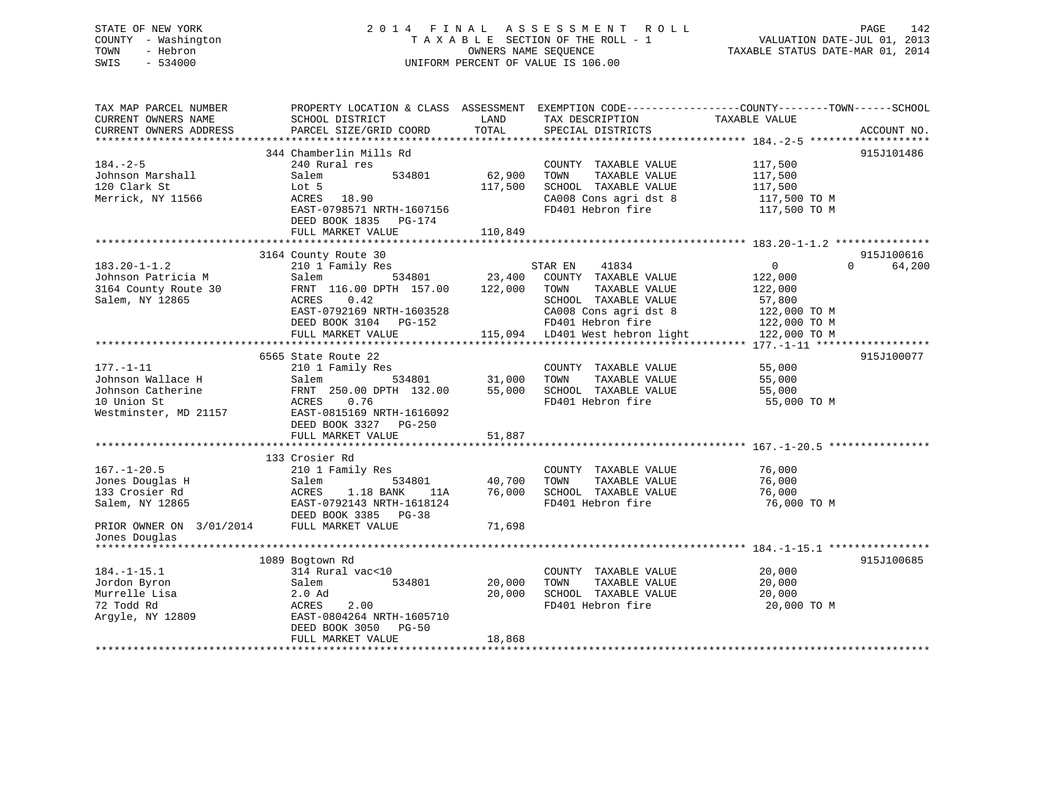STATE OF NEW YORK
COUNTY - Washington
TOWN - Hebron
SWIS - 534000

2014 FINAL ASSESSMENT ROLL
TAXABLE SECTION OF THE ROLL - 1
OWNERS NAME SEQUENCE
UNIFORM PERCENT OF VALUE IS 106.00

VALUATION DATE-JUL 01, 2013
TAXABLE STATUS DATE-MAR 01, 2014

```
TAX MAP PARCEL NUMBER          PROPERTY LOCATION & CLASS  ASSESSMENT  EXEMPTION CODE------------------COUNTY--------TOWN------SCHOOL
CURRENT OWNERS NAME            SCHOOL DISTRICT               LAND      TAX DESCRIPTION             TAXABLE VALUE
CURRENT OWNERS ADDRESS         PARCEL SIZE/GRID COORD        TOTAL     SPECIAL DISTRICTS                                      ACCOUNT NO.
******************************************************************************************************* 184.-2-5 *******************
                               344 Chamberlin Mills Rd                                                                         915J101486
184.-2-5                       240 Rural res                           COUNTY  TAXABLE VALUE           117,500
Johnson Marshall               Salem           534801        62,900    TOWN    TAXABLE VALUE           117,500
120 Clark St                   Lot 5                         117,500   SCHOOL  TAXABLE VALUE           117,500
Merrick, NY 11566              ACRES   18.90                           CA008 Cons agri dst 8            117,500 TO M
                               EAST-0798571 NRTH-1607156               FD401 Hebron fire                117,500 TO M
                               DEED BOOK 1835   PG-174
                               FULL MARKET VALUE             110,849
******************************************************************************************************* 183.20-1-1.2 ***************
                               3164 County Route 30                                                                            915J100616
183.20-1-1.2                   210 1 Family Res                        STAR EN    41834                  0            0      64,200
Johnson Patricia M             Salem           534801        23,400    COUNTY  TAXABLE VALUE           122,000
3164 County Route 30           FRNT 116.00 DPTH 157.00       122,000   TOWN    TAXABLE VALUE           122,000
Salem, NY 12865                ACRES    0.42                           SCHOOL  TAXABLE VALUE            57,800
                               EAST-0792169 NRTH-1603528               CA008 Cons agri dst 8            122,000 TO M
                               DEED BOOK 3104   PG-152                 FD401 Hebron fire                122,000 TO M
                               FULL MARKET VALUE             115,094   LD401 West hebron light          122,000 TO M
******************************************************************************************************* 177.-1-11 ******************
                               6565 State Route 22                                                                             915J100077
177.-1-11                      210 1 Family Res                        COUNTY  TAXABLE VALUE            55,000
Johnson Wallace H              Salem           534801        31,000    TOWN    TAXABLE VALUE            55,000
Johnson Catherine              FRNT 250.00 DPTH 132.00        55,000   SCHOOL  TAXABLE VALUE            55,000
10 Union St                    ACRES    0.76                           FD401 Hebron fire                 55,000 TO M
Westminster, MD 21157          EAST-0815169 NRTH-1616092
                               DEED BOOK 3327   PG-250
                               FULL MARKET VALUE              51,887
******************************************************************************************************* 167.-1-20.5 ****************
                               133 Crosier Rd
167.-1-20.5                    210 1 Family Res                        COUNTY  TAXABLE VALUE            76,000
Jones Douglas H                Salem           534801        40,700    TOWN    TAXABLE VALUE            76,000
133 Crosier Rd                 ACRES    1.18 BANK    11A      76,000   SCHOOL  TAXABLE VALUE            76,000
Salem, NY 12865                EAST-0792143 NRTH-1618124               FD401 Hebron fire                 76,000 TO M
                               DEED BOOK 3385   PG-38
PRIOR OWNER ON  3/01/2014      FULL MARKET VALUE              71,698
Jones Douglas
******************************************************************************************************* 184.-1-15.1 ****************
                               1089 Bogtown Rd                                                                                 915J100685
184.-1-15.1                    314 Rural vac<10                        COUNTY  TAXABLE VALUE            20,000
Jordon Byron                   Salem           534801        20,000    TOWN    TAXABLE VALUE            20,000
Murrelle Lisa                  2.0 Ad                         20,000   SCHOOL  TAXABLE VALUE            20,000
72 Todd Rd                     ACRES    2.00                           FD401 Hebron fire                 20,000 TO M
Argyle, NY 12809               EAST-0804264 NRTH-1605710
                               DEED BOOK 3050   PG-50
                               FULL MARKET VALUE              18,868
************************************************************************************************************************************
```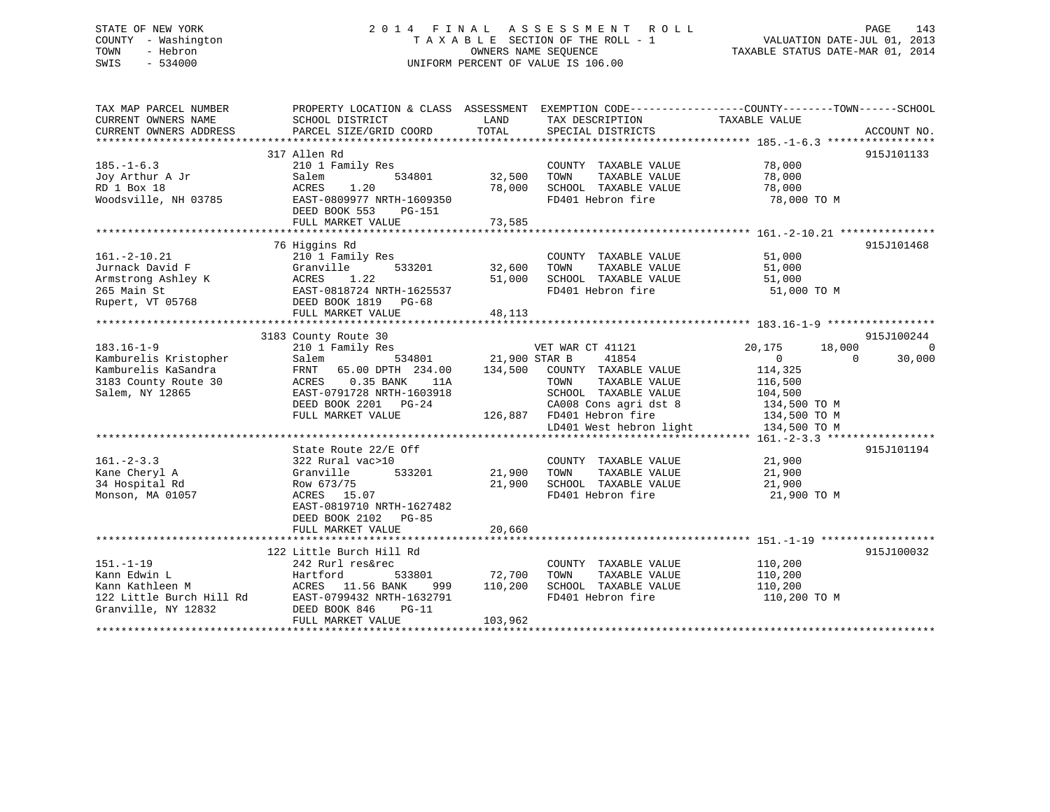STATE OF NEW YORK
COUNTY - Washington
TOWN - Hebron
SWIS - 534000

2014 FINAL ASSESSMENT ROLL
TAXABLE SECTION OF THE ROLL - 1
OWNERS NAME SEQUENCE
UNIFORM PERCENT OF VALUE IS 106.00

VALUATION DATE-JUL 01, 2013
TAXABLE STATUS DATE-MAR 01, 2014

```
TAX MAP PARCEL NUMBER          PROPERTY LOCATION & CLASS  ASSESSMENT  EXEMPTION CODE-----------------COUNTY--------TOWN------SCHOOL
CURRENT OWNERS NAME            SCHOOL DISTRICT               LAND      TAX DESCRIPTION            TAXABLE VALUE
CURRENT OWNERS ADDRESS         PARCEL SIZE/GRID COORD        TOTAL     SPECIAL DISTRICTS                                  ACCOUNT NO.
******************************************************************************************************* 185.-1-6.3 *****************
                               317 Allen Rd                                                                             915J101133
185.-1-6.3                     210 1 Family Res                        COUNTY  TAXABLE VALUE           78,000
Joy Arthur A Jr                Salem          534801        32,500     TOWN    TAXABLE VALUE           78,000
RD 1 Box 18                    ACRES    1.20                78,000     SCHOOL  TAXABLE VALUE           78,000
Woodsville, NH 03785           EAST-0809977 NRTH-1609350               FD401 Hebron fire                78,000 TO M
                               DEED BOOK 553    PG-151
                               FULL MARKET VALUE            73,585
******************************************************************************************************* 161.-2-10.21 ***************
                               76 Higgins Rd                                                                            915J101468
161.-2-10.21                   210 1 Family Res                        COUNTY  TAXABLE VALUE           51,000
Jurnack David F                Granville      533201        32,600     TOWN    TAXABLE VALUE           51,000
Armstrong Ashley K             ACRES    1.22                51,000     SCHOOL  TAXABLE VALUE           51,000
265 Main St                    EAST-0818724 NRTH-1625537               FD401 Hebron fire                51,000 TO M
Rupert, VT 05768               DEED BOOK 1819   PG-68
                               FULL MARKET VALUE            48,113
******************************************************************************************************* 183.16-1-9 *****************
                               3183 County Route 30                                                                     915J100244
183.16-1-9                     210 1 Family Res                        VET WAR CT 41121          20,175      18,000           0
Kamburelis Kristopher          Salem          534801        21,900 STAR B      41854                  0           0      30,000
Kamburelis KaSandra            FRNT   65.00 DPTH  234.00   134,500     COUNTY  TAXABLE VALUE          114,325
3183 County Route 30           ACRES    0.35 BANK    11A               TOWN    TAXABLE VALUE          116,500
Salem, NY 12865                EAST-0791728 NRTH-1603918               SCHOOL  TAXABLE VALUE          104,500
                               DEED BOOK 2201   PG-24                  CA008 Cons agri dst 8           134,500 TO M
                               FULL MARKET VALUE           126,887     FD401 Hebron fire               134,500 TO M
                                                                       LD401 West hebron light         134,500 TO M
******************************************************************************************************* 161.-2-3.3 *****************
                               State Route 22/E Off                                                                     915J101194
161.-2-3.3                     322 Rural vac>10                        COUNTY  TAXABLE VALUE           21,900
Kane Cheryl A                  Granville      533201        21,900     TOWN    TAXABLE VALUE           21,900
34 Hospital Rd                 Row 673/75                   21,900     SCHOOL  TAXABLE VALUE           21,900
Monson, MA 01057               ACRES   15.07                           FD401 Hebron fire                21,900 TO M
                               EAST-0819710 NRTH-1627482
                               DEED BOOK 2102   PG-85
                               FULL MARKET VALUE            20,660
******************************************************************************************************* 151.-1-19 ******************
                               122 Little Burch Hill Rd                                                                 915J100032
151.-1-19                      242 Rurl res&rec                        COUNTY  TAXABLE VALUE          110,200
Kann Edwin L                   Hartford       533801        72,700     TOWN    TAXABLE VALUE          110,200
Kann Kathleen M                ACRES   11.56 BANK    999   110,200     SCHOOL  TAXABLE VALUE          110,200
122 Little Burch Hill Rd       EAST-0799432 NRTH-1632791               FD401 Hebron fire               110,200 TO M
Granville, NY 12832            DEED BOOK 846    PG-11
                               FULL MARKET VALUE           103,962
************************************************************************************************************************************
```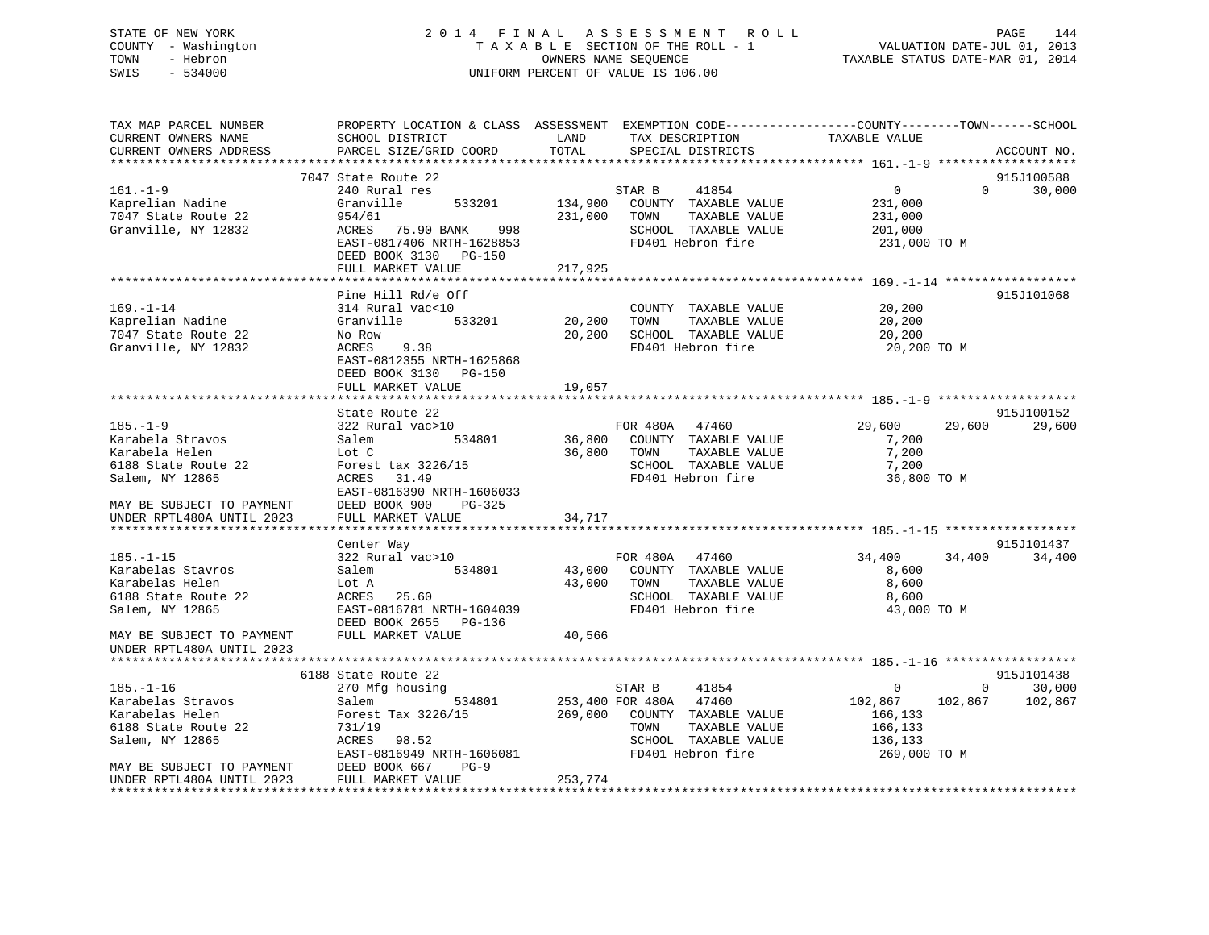STATE OF NEW YORK
COUNTY - Washington
TOWN - Hebron
SWIS - 534000

# 2014 FINAL ASSESSMENT ROLL
TAXABLE SECTION OF THE ROLL - 1
OWNERS NAME SEQUENCE
UNIFORM PERCENT OF VALUE IS 106.00

VALUATION DATE-JUL 01, 2013
TAXABLE STATUS DATE-MAR 01, 2014

```
TAX MAP PARCEL NUMBER          PROPERTY LOCATION & CLASS  ASSESSMENT  EXEMPTION CODE------------------COUNTY--------TOWN------SCHOOL
CURRENT OWNERS NAME            SCHOOL DISTRICT               LAND      TAX DESCRIPTION             TAXABLE VALUE
CURRENT OWNERS ADDRESS         PARCEL SIZE/GRID COORD       TOTAL      SPECIAL DISTRICTS                                      ACCOUNT NO.
******************************************************************************************************* 161.-1-9 *******************
                             7047 State Route 22                                                                        915J100588
161.-1-9                       240 Rural res                           STAR B     41854              0            0       30,000
Kaprelian Nadine               Granville       533201       134,900    COUNTY  TAXABLE VALUE        231,000
7047 State Route 22            954/61                       231,000    TOWN    TAXABLE VALUE        231,000
Granville, NY 12832            ACRES  75.90 BANK    998                SCHOOL  TAXABLE VALUE        201,000
                               EAST-0817406 NRTH-1628853               FD401 Hebron fire             231,000 TO M
                               DEED BOOK 3130   PG-150
                               FULL MARKET VALUE            217,925
******************************************************************************************************* 169.-1-14 ******************
                               Pine Hill Rd/e Off                                                                       915J101068
169.-1-14                      314 Rural vac<10                        COUNTY  TAXABLE VALUE         20,200
Kaprelian Nadine               Granville       533201        20,200    TOWN    TAXABLE VALUE         20,200
7047 State Route 22            No Row                        20,200    SCHOOL  TAXABLE VALUE         20,200
Granville, NY 12832            ACRES    9.38                           FD401 Hebron fire              20,200 TO M
                               EAST-0812355 NRTH-1625868
                               DEED BOOK 3130   PG-150
                               FULL MARKET VALUE             19,057
******************************************************************************************************* 185.-1-9 *******************
                               State Route 22                                                                           915J100152
185.-1-9                       322 Rural vac>10                        FOR 480A   47460         29,600       29,600       29,600
Karabela Stravos               Salem           534801        36,800    COUNTY  TAXABLE VALUE          7,200
Karabela Helen                 Lot C                         36,800    TOWN    TAXABLE VALUE          7,200
6188 State Route 22            Forest tax 3226/15                      SCHOOL  TAXABLE VALUE          7,200
Salem, NY 12865                ACRES   31.49                           FD401 Hebron fire              36,800 TO M
                               EAST-0816390 NRTH-1606033
MAY BE SUBJECT TO PAYMENT      DEED BOOK 900    PG-325
UNDER RPTL480A UNTIL 2023      FULL MARKET VALUE             34,717
******************************************************************************************************* 185.-1-15 ******************
                               Center Way                                                                               915J101437
185.-1-15                      322 Rural vac>10                        FOR 480A   47460         34,400       34,400       34,400
Karabelas Stavros              Salem           534801        43,000    COUNTY  TAXABLE VALUE          8,600
Karabelas Helen                Lot A                         43,000    TOWN    TAXABLE VALUE          8,600
6188 State Route 22            ACRES   25.60                           SCHOOL  TAXABLE VALUE          8,600
Salem, NY 12865                EAST-0816781 NRTH-1604039               FD401 Hebron fire              43,000 TO M
                               DEED BOOK 2655   PG-136
MAY BE SUBJECT TO PAYMENT      FULL MARKET VALUE             40,566
UNDER RPTL480A UNTIL 2023
******************************************************************************************************* 185.-1-16 ******************
                             6188 State Route 22                                                                        915J101438
185.-1-16                      270 Mfg housing                         STAR B     41854              0            0       30,000
Karabelas Stravos              Salem           534801       253,400 FOR 480A   47460        102,867      102,867      102,867
Karabelas Helen                Forest Tax 3226/15           269,000    COUNTY  TAXABLE VALUE        166,133
6188 State Route 22            731/19                                  TOWN    TAXABLE VALUE        166,133
Salem, NY 12865                ACRES   98.52                           SCHOOL  TAXABLE VALUE        136,133
                               EAST-0816949 NRTH-1606081               FD401 Hebron fire             269,000 TO M
MAY BE SUBJECT TO PAYMENT      DEED BOOK 667    PG-9
UNDER RPTL480A UNTIL 2023      FULL MARKET VALUE            253,774
************************************************************************************************************************************
```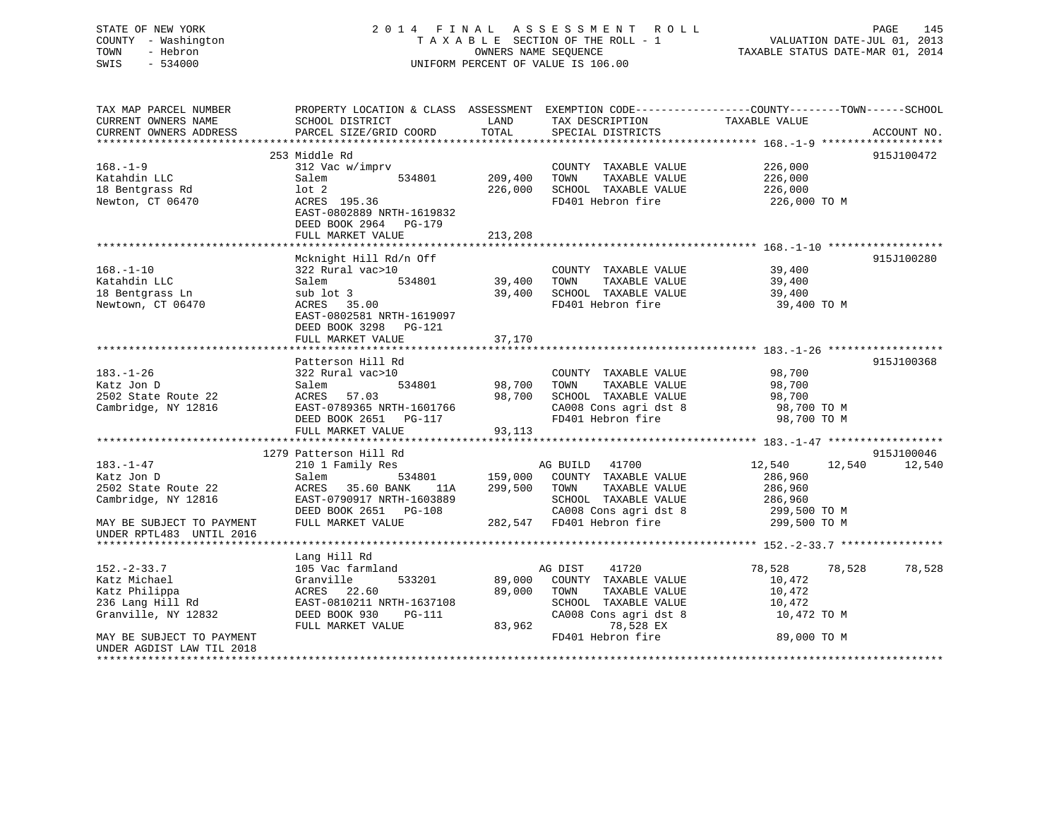STATE OF NEW YORK
COUNTY - Washington
TOWN - Hebron
SWIS - 534000

2014 FINAL ASSESSMENT ROLL
TAXABLE SECTION OF THE ROLL - 1
OWNERS NAME SEQUENCE
UNIFORM PERCENT OF VALUE IS 106.00

VALUATION DATE-JUL 01, 2013
TAXABLE STATUS DATE-MAR 01, 2014

```
TAX MAP PARCEL NUMBER         PROPERTY LOCATION & CLASS  ASSESSMENT  EXEMPTION CODE------------------COUNTY--------TOWN------SCHOOL
CURRENT OWNERS NAME           SCHOOL DISTRICT              LAND       TAX DESCRIPTION              TAXABLE VALUE
CURRENT OWNERS ADDRESS        PARCEL SIZE/GRID COORD       TOTAL      SPECIAL DISTRICTS                                       ACCOUNT NO.
*********************************************************************************************** 168.-1-9 ********************
                              253 Middle Rd                                                                              915J100472
168.-1-9                      312 Vac w/imprv                         COUNTY  TAXABLE VALUE          226,000
Katahdin LLC                  Salem          534801       209,400     TOWN    TAXABLE VALUE          226,000
18 Bentgrass Rd               lot 2                       226,000     SCHOOL  TAXABLE VALUE          226,000
Newton, CT 06470              ACRES 195.36                            FD401 Hebron fire               226,000 TO M
                              EAST-0802889 NRTH-1619832
                              DEED BOOK 2964   PG-179
                              FULL MARKET VALUE           213,208
*********************************************************************************************** 168.-1-10 *******************
                              Mcknight Hill Rd/n Off                                                                     915J100280
168.-1-10                     322 Rural vac>10                        COUNTY  TAXABLE VALUE           39,400
Katahdin LLC                  Salem          534801        39,400     TOWN    TAXABLE VALUE           39,400
18 Bentgrass Ln               sub lot 3                    39,400     SCHOOL  TAXABLE VALUE           39,400
Newtown, CT 06470             ACRES  35.00                            FD401 Hebron fire                39,400 TO M
                              EAST-0802581 NRTH-1619097
                              DEED BOOK 3298   PG-121
                              FULL MARKET VALUE            37,170
*********************************************************************************************** 183.-1-26 *******************
                              Patterson Hill Rd                                                                          915J100368
183.-1-26                     322 Rural vac>10                        COUNTY  TAXABLE VALUE           98,700
Katz Jon D                    Salem          534801        98,700     TOWN    TAXABLE VALUE           98,700
2502 State Route 22           ACRES  57.03                 98,700     SCHOOL  TAXABLE VALUE           98,700
Cambridge, NY 12816           EAST-0789365 NRTH-1601766               CA008 Cons agri dst 8            98,700 TO M
                              DEED BOOK 2651   PG-117                 FD401 Hebron fire                98,700 TO M
                              FULL MARKET VALUE            93,113
*********************************************************************************************** 183.-1-47 *******************
                         1279 Patterson Hill Rd                                                                          915J100046
183.-1-47                     210 1 Family Res                        AG BUILD   41700          12,540      12,540      12,540
Katz Jon D                    Salem          534801       159,000     COUNTY  TAXABLE VALUE          286,960
2502 State Route 22           ACRES  35.60 BANK    11A    299,500     TOWN    TAXABLE VALUE          286,960
Cambridge, NY 12816           EAST-0790917 NRTH-1603889               SCHOOL  TAXABLE VALUE          286,960
                              DEED BOOK 2651   PG-108                 CA008 Cons agri dst 8           299,500 TO M
MAY BE SUBJECT TO PAYMENT     FULL MARKET VALUE           282,547     FD401 Hebron fire               299,500 TO M
UNDER RPTL483  UNTIL 2016
*********************************************************************************************** 152.-2-33.7 *****************
                              Lang Hill Rd
152.-2-33.7                   105 Vac farmland                        AG DIST    41720          78,528      78,528      78,528
Katz Michael                  Granville      533201        89,000     COUNTY  TAXABLE VALUE           10,472
Katz Philippa                 ACRES  22.60                 89,000     TOWN    TAXABLE VALUE           10,472
236 Lang Hill Rd              EAST-0810211 NRTH-1637108               SCHOOL  TAXABLE VALUE           10,472
Granville, NY 12832           DEED BOOK 930    PG-111                 CA008 Cons agri dst 8            10,472 TO M
                              FULL MARKET VALUE            83,962           78,528 EX
MAY BE SUBJECT TO PAYMENT                                             FD401 Hebron fire                89,000 TO M
UNDER AGDIST LAW TIL 2018
*****************************************************************************************************************************
```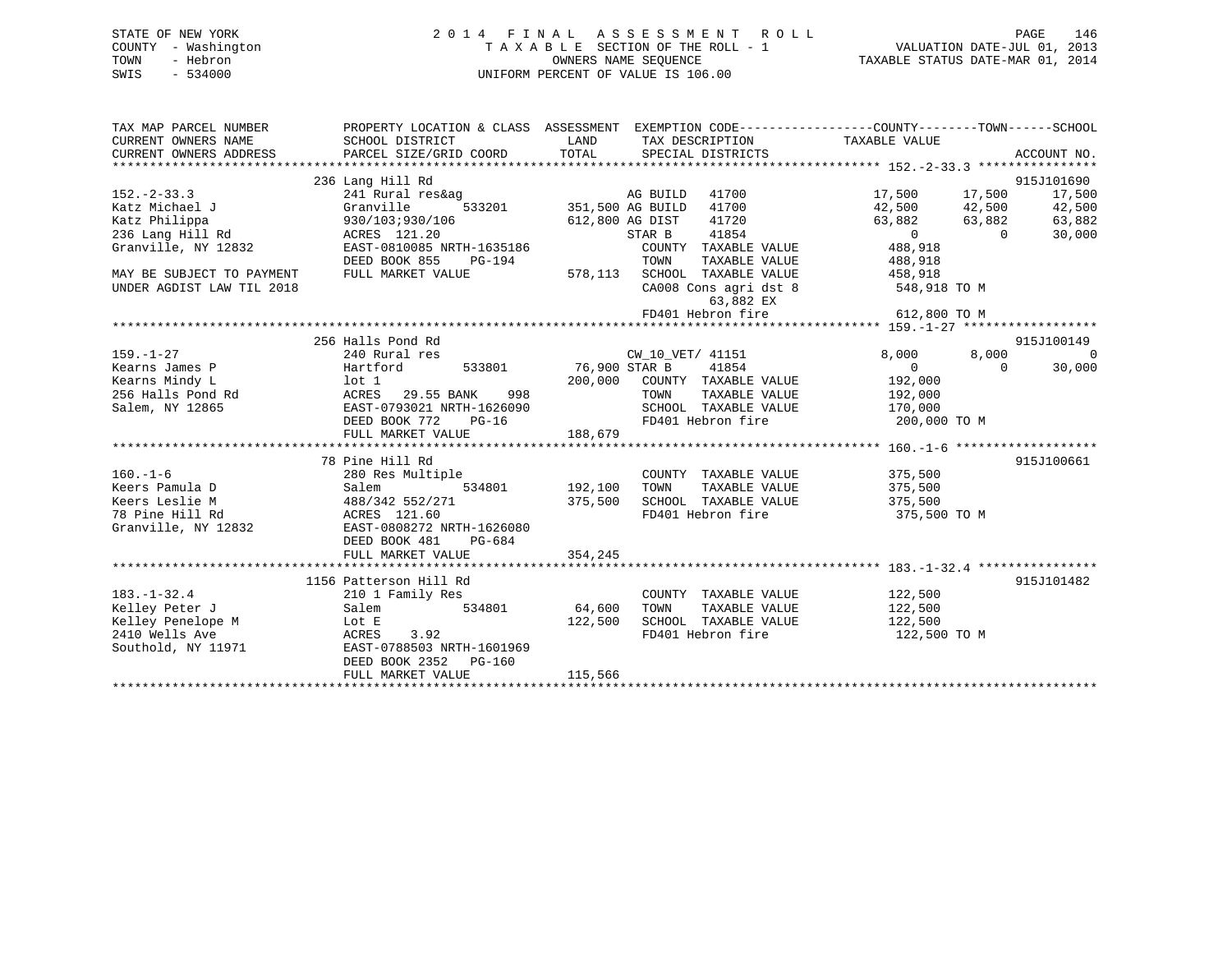STATE OF NEW YORK
COUNTY - Washington
TOWN - Hebron
SWIS - 534000

# 2014 FINAL ASSESSMENT ROLL
TAXABLE SECTION OF THE ROLL - 1
OWNERS NAME SEQUENCE
UNIFORM PERCENT OF VALUE IS 106.00

VALUATION DATE-JUL 01, 2013
TAXABLE STATUS DATE-MAR 01, 2014

```
TAX MAP PARCEL NUMBER          PROPERTY LOCATION & CLASS  ASSESSMENT  EXEMPTION CODE------------------COUNTY--------TOWN------SCHOOL
CURRENT OWNERS NAME            SCHOOL DISTRICT               LAND      TAX DESCRIPTION             TAXABLE VALUE
CURRENT OWNERS ADDRESS         PARCEL SIZE/GRID COORD        TOTAL     SPECIAL DISTRICTS                                      ACCOUNT NO.
*********************************************************************************************** 152.-2-33.3 ****************
                       236 Lang Hill Rd                                                                                 915J101690
152.-2-33.3                    241 Rural res&ag                      AG BUILD   41700            17,500      17,500      17,500
Katz Michael J                 Granville       533201      351,500 AG BUILD   41700            42,500      42,500      42,500
Katz Philippa                  930/103;930/106              612,800 AG DIST    41720            63,882      63,882      63,882
236 Lang Hill Rd               ACRES  121.20                        STAR B     41854                 0           0      30,000
Granville, NY 12832            EAST-0810085 NRTH-1635186              COUNTY  TAXABLE VALUE        488,918
                               DEED BOOK 855    PG-194                TOWN    TAXABLE VALUE        488,918
MAY BE SUBJECT TO PAYMENT      FULL MARKET VALUE          578,113    SCHOOL  TAXABLE VALUE        458,918
UNDER AGDIST LAW TIL 2018                                            CA008 Cons agri dst 8        548,918 TO M
                                                                          63,882 EX
                                                                     FD401 Hebron fire            612,800 TO M
*********************************************************************************************** 159.-1-27 ******************
                       256 Halls Pond Rd                                                                                915J100149
159.-1-27                      240 Rural res                         CW_10_VET/ 41151                8,000       8,000           0
Kearns James P                 Hartford        533801       76,900 STAR B     41854                 0           0      30,000
Kearns Mindy L                 lot 1                        200,000   COUNTY  TAXABLE VALUE        192,000
256 Halls Pond Rd              ACRES   29.55 BANK    998              TOWN    TAXABLE VALUE        192,000
Salem, NY 12865                EAST-0793021 NRTH-1626090              SCHOOL  TAXABLE VALUE        170,000
                               DEED BOOK 772    PG-16                 FD401 Hebron fire            200,000 TO M
                               FULL MARKET VALUE          188,679
*********************************************************************************************** 160.-1-6 *******************
                       78 Pine Hill Rd                                                                                  915J100661
160.-1-6                       280 Res Multiple                       COUNTY  TAXABLE VALUE        375,500
Keers Pamula D                 Salem           534801      192,100   TOWN    TAXABLE VALUE        375,500
Keers Leslie M                 488/342 552/271              375,500   SCHOOL  TAXABLE VALUE        375,500
78 Pine Hill Rd                ACRES  121.60                          FD401 Hebron fire            375,500 TO M
Granville, NY 12832            EAST-0808272 NRTH-1626080
                               DEED BOOK 481    PG-684
                               FULL MARKET VALUE          354,245
*********************************************************************************************** 183.-1-32.4 ****************
                      1156 Patterson Hill Rd                                                                            915J101482
183.-1-32.4                    210 1 Family Res                       COUNTY  TAXABLE VALUE        122,500
Kelley Peter J                 Salem           534801       64,600   TOWN    TAXABLE VALUE        122,500
Kelley Penelope M              Lot E                        122,500   SCHOOL  TAXABLE VALUE        122,500
2410 Wells Ave                 ACRES    3.92                          FD401 Hebron fire            122,500 TO M
Southold, NY 11971             EAST-0788503 NRTH-1601969
                               DEED BOOK 2352   PG-160
                               FULL MARKET VALUE          115,566
******************************************************************************************************************************
```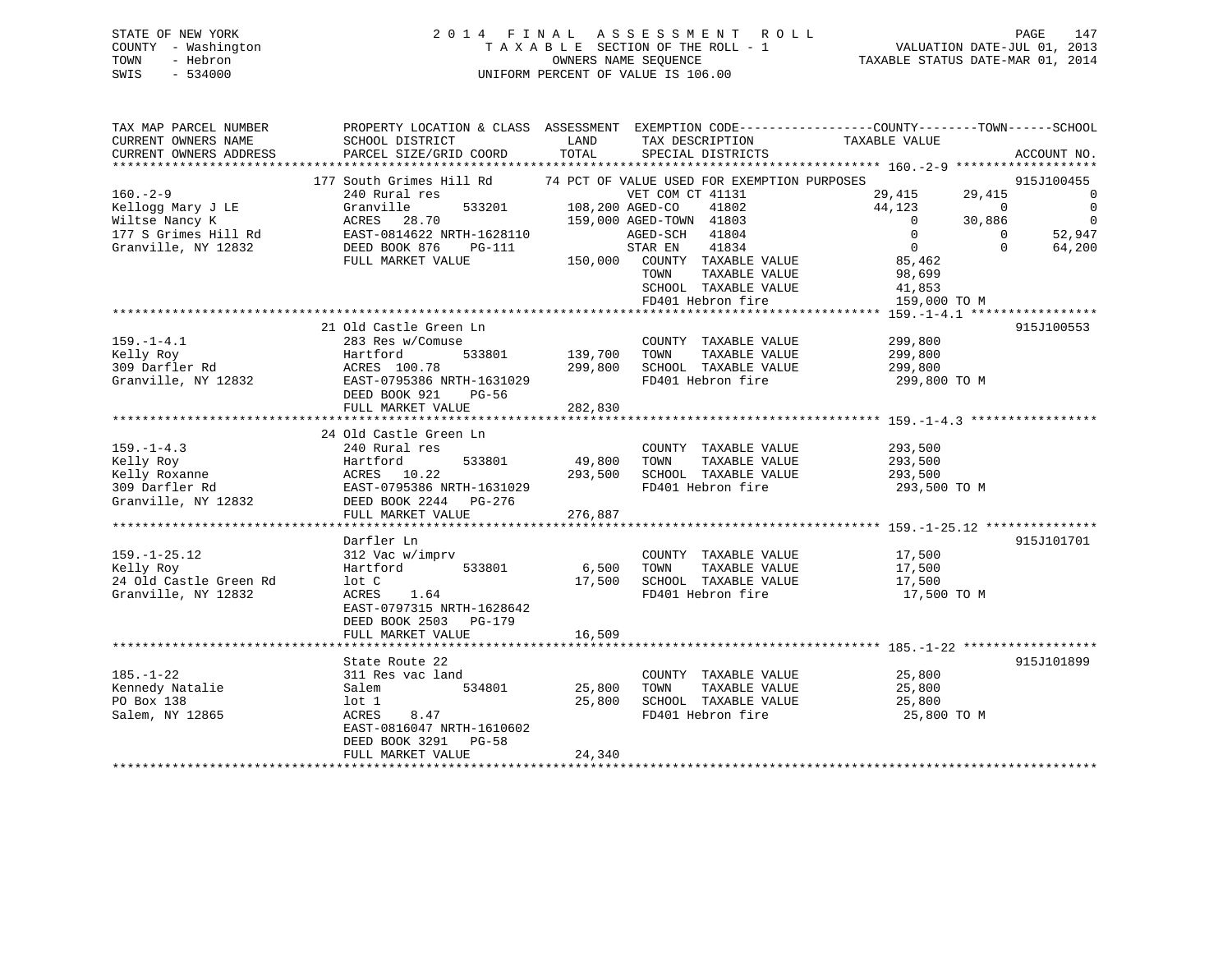STATE OF NEW YORK
COUNTY - Washington
TOWN - Hebron
SWIS - 534000

# 2014 FINAL ASSESSMENT ROLL

TAXABLE SECTION OF THE ROLL - 1
OWNERS NAME SEQUENCE
UNIFORM PERCENT OF VALUE IS 106.00

VALUATION DATE-JUL 01, 2013
TAXABLE STATUS DATE-MAR 01, 2014

```
TAX MAP PARCEL NUMBER          PROPERTY LOCATION & CLASS  ASSESSMENT  EXEMPTION CODE-----------------COUNTY--------TOWN------SCHOOL
CURRENT OWNERS NAME            SCHOOL DISTRICT               LAND      TAX DESCRIPTION            TAXABLE VALUE
CURRENT OWNERS ADDRESS         PARCEL SIZE/GRID COORD        TOTAL     SPECIAL DISTRICTS                                    ACCOUNT NO.
******************************************************************************************************* 160.-2-9 *******************
                     177 South Grimes Hill Rd       74 PCT OF VALUE USED FOR EXEMPTION PURPOSES                         915J100455
160.-2-9                       240 Rural res                        VET COM CT 41131              29,415     29,415           0
Kellogg Mary J LE              Granville      533201       108,200 AGED-CO    41802              44,123          0           0
Wiltse Nancy K                 ACRES  28.70                159,000 AGED-TOWN  41803                   0     30,886           0
177 S Grimes Hill Rd           EAST-0814622 NRTH-1628110            AGED-SCH   41804                   0          0      52,947
Granville, NY 12832            DEED BOOK 876    PG-111              STAR EN    41834                   0          0      64,200
                               FULL MARKET VALUE           150,000   COUNTY  TAXABLE VALUE            85,462
                                                                     TOWN    TAXABLE VALUE            98,699
                                                                     SCHOOL  TAXABLE VALUE            41,853
                                                                     FD401 Hebron fire               159,000 TO M
******************************************************************************************************* 159.-1-4.1 *****************
                     21 Old Castle Green Ln                                                                             915J100553
159.-1-4.1                     283 Res w/Comuse                      COUNTY  TAXABLE VALUE           299,800
Kelly Roy                      Hartford       533801       139,700   TOWN    TAXABLE VALUE           299,800
309 Darfler Rd                 ACRES 100.78                299,800   SCHOOL  TAXABLE VALUE           299,800
Granville, NY 12832            EAST-0795386 NRTH-1631029             FD401 Hebron fire               299,800 TO M
                               DEED BOOK 921    PG-56
                               FULL MARKET VALUE           282,830
******************************************************************************************************* 159.-1-4.3 *****************
                     24 Old Castle Green Ln
159.-1-4.3                     240 Rural res                         COUNTY  TAXABLE VALUE           293,500
Kelly Roy                      Hartford       533801        49,800   TOWN    TAXABLE VALUE           293,500
Kelly Roxanne                  ACRES  10.22                293,500   SCHOOL  TAXABLE VALUE           293,500
309 Darfler Rd                 EAST-0795386 NRTH-1631029             FD401 Hebron fire               293,500 TO M
Granville, NY 12832            DEED BOOK 2244   PG-276
                               FULL MARKET VALUE           276,887
******************************************************************************************************* 159.-1-25.12 ***************
                     Darfler Ln                                                                                         915J101701
159.-1-25.12                   312 Vac w/imprv                       COUNTY  TAXABLE VALUE            17,500
Kelly Roy                      Hartford       533801         6,500   TOWN    TAXABLE VALUE            17,500
24 Old Castle Green Rd         lot C                        17,500   SCHOOL  TAXABLE VALUE            17,500
Granville, NY 12832            ACRES   1.64                          FD401 Hebron fire                17,500 TO M
                               EAST-0797315 NRTH-1628642
                               DEED BOOK 2503   PG-179
                               FULL MARKET VALUE            16,509
******************************************************************************************************* 185.-1-22 ******************
                     State Route 22                                                                                     915J101899
185.-1-22                      311 Res vac land                      COUNTY  TAXABLE VALUE            25,800
Kennedy Natalie                Salem          534801        25,800   TOWN    TAXABLE VALUE            25,800
PO Box 138                     lot 1                        25,800   SCHOOL  TAXABLE VALUE            25,800
Salem, NY 12865                ACRES   8.47                          FD401 Hebron fire                25,800 TO M
                               EAST-0816047 NRTH-1610602
                               DEED BOOK 3291   PG-58
                               FULL MARKET VALUE            24,340
************************************************************************************************************************************
```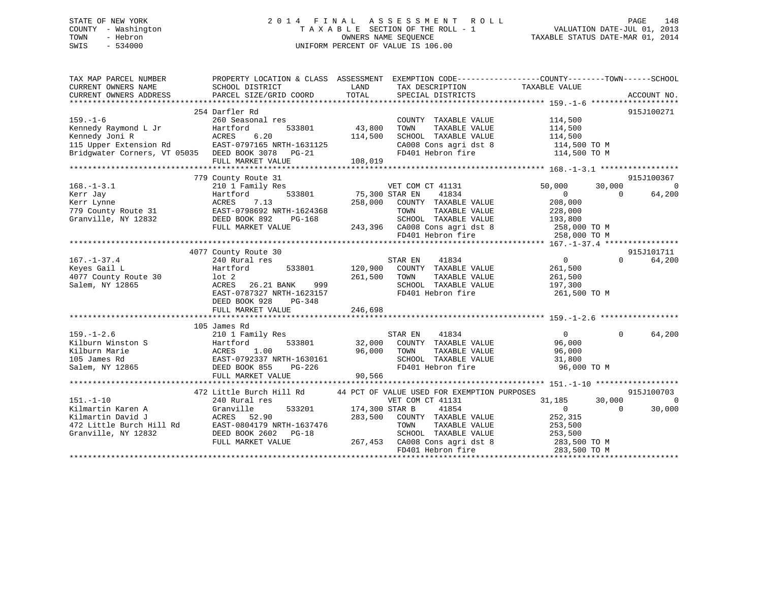STATE OF NEW YORK
COUNTY - Washington
TOWN - Hebron
SWIS - 534000

# 2014 FINAL ASSESSMENT ROLL
TAXABLE SECTION OF THE ROLL - 1
OWNERS NAME SEQUENCE
UNIFORM PERCENT OF VALUE IS 106.00

VALUATION DATE-JUL 01, 2013
TAXABLE STATUS DATE-MAR 01, 2014

| TAX MAP PARCEL NUMBER / CURRENT OWNERS NAME / CURRENT OWNERS ADDRESS | PROPERTY LOCATION & CLASS / SCHOOL DISTRICT / PARCEL SIZE/GRID COORD | ASSESSMENT LAND / TOTAL | EXEMPTION CODE / TAX DESCRIPTION / SPECIAL DISTRICTS | COUNTY TAXABLE VALUE | TOWN | SCHOOL | ACCOUNT NO. |
|---|---|---|---|---|---|---|---|
| **159.-1-6** | 254 Darfler Rd | | | | | | 915J100271 |
| Kennedy Raymond L Jr | 260 Seasonal res | | COUNTY TAXABLE VALUE | 114,500 | | | |
| Kennedy Joni R | Hartford 533801 | 43,800 | TOWN TAXABLE VALUE | 114,500 | | | |
| 115 Upper Extension Rd | ACRES 6.20 | 114,500 | SCHOOL TAXABLE VALUE | 114,500 | | | |
| Bridgwater Corners, VT 05035 | EAST-0797165 NRTH-1631125 | | CA008 Cons agri dst 8 | 114,500 TO M | | | |
| | DEED BOOK 3078 PG-21 | | FD401 Hebron fire | 114,500 TO M | | | |
| | FULL MARKET VALUE | 108,019 | | | | | |
| **168.-1-3.1** | 779 County Route 31 | | | | | | 915J100367 |
| Kerr Jay | 210 1 Family Res | | VET COM CT 41131 | 50,000 | 30,000 | 0 | |
| Kerr Lynne | Hartford 533801 | 75,300 | STAR EN 41834 | 0 | 0 | 64,200 | |
| 779 County Route 31 | ACRES 7.13 | 258,000 | COUNTY TAXABLE VALUE | 208,000 | | | |
| Granville, NY 12832 | EAST-0798692 NRTH-1624368 | | TOWN TAXABLE VALUE | 228,000 | | | |
| | DEED BOOK 892 PG-168 | | SCHOOL TAXABLE VALUE | 193,800 | | | |
| | FULL MARKET VALUE | 243,396 | CA008 Cons agri dst 8 | 258,000 TO M | | | |
| | | | FD401 Hebron fire | 258,000 TO M | | | |
| **167.-1-37.4** | 4077 County Route 30 | | | | | | 915J101711 |
| Keyes Gail L | 240 Rural res | | STAR EN 41834 | 0 | 0 | 64,200 | |
| 4077 County Route 30 | Hartford 533801 | 120,900 | COUNTY TAXABLE VALUE | 261,500 | | | |
| Salem, NY 12865 | lot 2 | 261,500 | TOWN TAXABLE VALUE | 261,500 | | | |
| | ACRES 26.21 BANK 999 | | SCHOOL TAXABLE VALUE | 197,300 | | | |
| | EAST-0787327 NRTH-1623157 | | FD401 Hebron fire | 261,500 TO M | | | |
| | DEED BOOK 928 PG-348 | | | | | | |
| | FULL MARKET VALUE | 246,698 | | | | | |
| **159.-1-2.6** | 105 James Rd | | | | | | |
| Kilburn Winston S | 210 1 Family Res | | STAR EN 41834 | 0 | 0 | 64,200 | |
| Kilburn Marie | Hartford 533801 | 32,000 | COUNTY TAXABLE VALUE | 96,000 | | | |
| 105 James Rd | ACRES 1.00 | 96,000 | TOWN TAXABLE VALUE | 96,000 | | | |
| Salem, NY 12865 | EAST-0792337 NRTH-1630161 | | SCHOOL TAXABLE VALUE | 31,800 | | | |
| | DEED BOOK 855 PG-226 | | FD401 Hebron fire | 96,000 TO M | | | |
| | FULL MARKET VALUE | 90,566 | | | | | |
| **151.-1-10** | 472 Little Burch Hill Rd | | 44 PCT OF VALUE USED FOR EXEMPTION PURPOSES | | | | 915J100703 |
| Kilmartin Karen A | 240 Rural res | | VET COM CT 41131 | 31,185 | 30,000 | 0 | |
| Kilmartin David J | Granville 533201 | 174,300 | STAR B 41854 | 0 | 0 | 30,000 | |
| 472 Little Burch Hill Rd | ACRES 52.90 | 283,500 | COUNTY TAXABLE VALUE | 252,315 | | | |
| Granville, NY 12832 | EAST-0804179 NRTH-1637476 | | TOWN TAXABLE VALUE | 253,500 | | | |
| | DEED BOOK 2602 PG-18 | | SCHOOL TAXABLE VALUE | 253,500 | | | |
| | FULL MARKET VALUE | 267,453 | CA008 Cons agri dst 8 | 283,500 TO M | | | |
| | | | FD401 Hebron fire | 283,500 TO M | | | |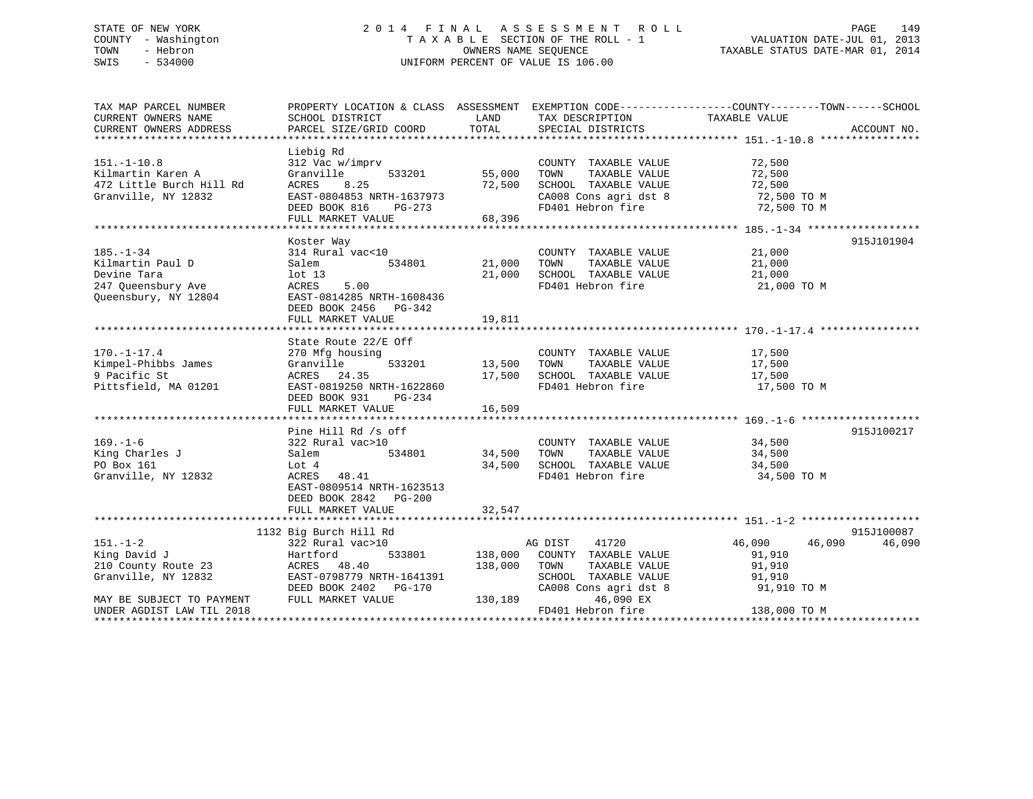STATE OF NEW YORK — 2014 FINAL ASSESSMENT ROLL
COUNTY - Washington — TAXABLE SECTION OF THE ROLL - 1 — VALUATION DATE-JUL 01, 2013
TOWN - Hebron — OWNERS NAME SEQUENCE — TAXABLE STATUS DATE-MAR 01, 2014
SWIS - 534000 — UNIFORM PERCENT OF VALUE IS 106.00

| TAX MAP PARCEL NUMBER / CURRENT OWNERS NAME / CURRENT OWNERS ADDRESS | PROPERTY LOCATION & CLASS / SCHOOL DISTRICT / PARCEL SIZE/GRID COORD | ASSESSMENT LAND | TOTAL | EXEMPTION CODE / TAX DESCRIPTION / SPECIAL DISTRICTS | COUNTY | TOWN | SCHOOL | ACCOUNT NO. |
|---|---|---|---|---|---|---|---|---|
| **151.-1-10.8** | Liebig Rd | | | | | | | |
| 151.-1-10.8 | 312 Vac w/imprv | | | COUNTY TAXABLE VALUE | 72,500 | | | |
| Kilmartin Karen A | Granville 533201 | 55,000 | | TOWN TAXABLE VALUE | 72,500 | | | |
| 472 Little Burch Hill Rd | ACRES 8.25 | | 72,500 | SCHOOL TAXABLE VALUE | 72,500 | | | |
| Granville, NY 12832 | EAST-0804853 NRTH-1637973 | | | CA008 Cons agri dst 8 | 72,500 TO M | | | |
| | DEED BOOK 816 PG-273 | | | FD401 Hebron fire | 72,500 TO M | | | |
| | FULL MARKET VALUE | | 68,396 | | | | | |
| **185.-1-34** | Koster Way | | | | | | | 915J101904 |
| 185.-1-34 | 314 Rural vac<10 | | | COUNTY TAXABLE VALUE | 21,000 | | | |
| Kilmartin Paul D | Salem 534801 | 21,000 | | TOWN TAXABLE VALUE | 21,000 | | | |
| Devine Tara | lot 13 | | 21,000 | SCHOOL TAXABLE VALUE | 21,000 | | | |
| 247 Queensbury Ave | ACRES 5.00 | | | FD401 Hebron fire | 21,000 TO M | | | |
| Queensbury, NY 12804 | EAST-0814285 NRTH-1608436 | | | | | | | |
| | DEED BOOK 2456 PG-342 | | | | | | | |
| | FULL MARKET VALUE | | 19,811 | | | | | |
| **170.-1-17.4** | State Route 22/E Off | | | | | | | |
| 170.-1-17.4 | 270 Mfg housing | | | COUNTY TAXABLE VALUE | 17,500 | | | |
| Kimpel-Phibbs James | Granville 533201 | 13,500 | | TOWN TAXABLE VALUE | 17,500 | | | |
| 9 Pacific St | ACRES 24.35 | | 17,500 | SCHOOL TAXABLE VALUE | 17,500 | | | |
| Pittsfield, MA 01201 | EAST-0819250 NRTH-1622860 | | | FD401 Hebron fire | 17,500 TO M | | | |
| | DEED BOOK 931 PG-234 | | | | | | | |
| | FULL MARKET VALUE | | 16,509 | | | | | |
| **169.-1-6** | Pine Hill Rd /s off | | | | | | | 915J100217 |
| 169.-1-6 | 322 Rural vac>10 | | | COUNTY TAXABLE VALUE | 34,500 | | | |
| King Charles J | Salem 534801 | 34,500 | | TOWN TAXABLE VALUE | 34,500 | | | |
| PO Box 161 | Lot 4 | | 34,500 | SCHOOL TAXABLE VALUE | 34,500 | | | |
| Granville, NY 12832 | ACRES 48.41 | | | FD401 Hebron fire | 34,500 TO M | | | |
| | EAST-0809514 NRTH-1623513 | | | | | | | |
| | DEED BOOK 2842 PG-200 | | | | | | | |
| | FULL MARKET VALUE | | 32,547 | | | | | |
| **151.-1-2** | 1132 Big Burch Hill Rd | | | | | | | 915J100087 |
| 151.-1-2 | 322 Rural vac>10 | | | AG DIST 41720 | 46,090 | 46,090 | 46,090 | |
| King David J | Hartford 533801 | 138,000 | | COUNTY TAXABLE VALUE | 91,910 | | | |
| 210 County Route 23 | ACRES 48.40 | | 138,000 | TOWN TAXABLE VALUE | 91,910 | | | |
| Granville, NY 12832 | EAST-0798779 NRTH-1641391 | | | SCHOOL TAXABLE VALUE | 91,910 | | | |
| | DEED BOOK 2402 PG-170 | | | CA008 Cons agri dst 8 | 91,910 TO M | | | |
| MAY BE SUBJECT TO PAYMENT | FULL MARKET VALUE | | 130,189 | 46,090 EX | | | | |
| UNDER AGDIST LAW TIL 2018 | | | | FD401 Hebron fire | 138,000 TO M | | | |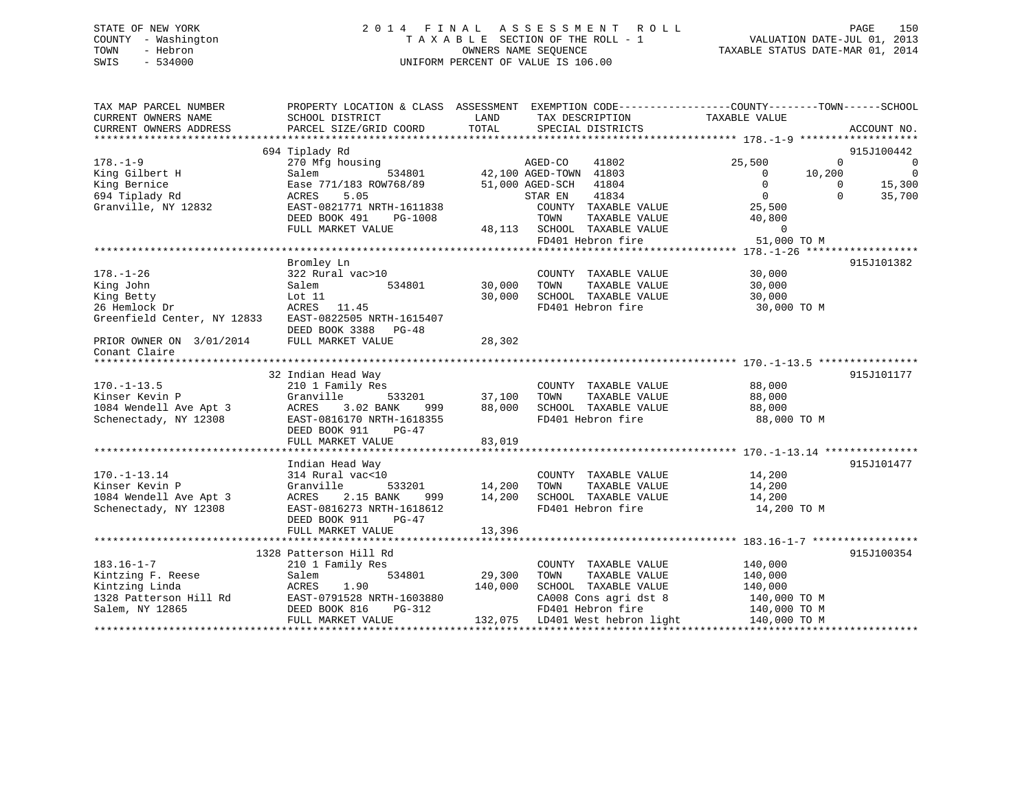STATE OF NEW YORK  
COUNTY - Washington  
TOWN - Hebron  
SWIS - 534000

2014 FINAL ASSESSMENT ROLL  
TAXABLE SECTION OF THE ROLL - 1  
OWNERS NAME SEQUENCE  
UNIFORM PERCENT OF VALUE IS 106.00

VALUATION DATE-JUL 01, 2013  
TAXABLE STATUS DATE-MAR 01, 2014

```
TAX MAP PARCEL NUMBER          PROPERTY LOCATION & CLASS  ASSESSMENT  EXEMPTION CODE-----------------COUNTY--------TOWN------SCHOOL
CURRENT OWNERS NAME            SCHOOL DISTRICT             LAND       TAX DESCRIPTION              TAXABLE VALUE
CURRENT OWNERS ADDRESS         PARCEL SIZE/GRID COORD      TOTAL      SPECIAL DISTRICTS                                        ACCOUNT NO.
******************************************************************************************************* 178.-1-9 *******************
                               694 Tiplady Rd                                                                               915J100442
178.-1-9                       270 Mfg housing                        AGED-CO     41802           25,500            0              0
King Gilbert H                 Salem           534801      42,100 AGED-TOWN  41803                0        10,200              0
King Bernice                   Ease 771/183 ROW768/89      51,000 AGED-SCH   41804                0             0         15,300
694 Tiplady Rd                 ACRES     5.05                     STAR EN    41834                0             0         35,700
Granville, NY 12832            EAST-0821771 NRTH-1611838              COUNTY  TAXABLE VALUE            25,500
                               DEED BOOK 491     PG-1008              TOWN    TAXABLE VALUE            40,800
                               FULL MARKET VALUE             48,113   SCHOOL  TAXABLE VALUE                 0
                                                                      FD401 Hebron fire                51,000 TO M
******************************************************************************************************* 178.-1-26 ******************
                               Bromley Ln                                                                                   915J101382
178.-1-26                      322 Rural vac>10                       COUNTY  TAXABLE VALUE            30,000
King John                      Salem           534801      30,000     TOWN    TAXABLE VALUE            30,000
King Betty                     Lot 11                      30,000     SCHOOL  TAXABLE VALUE            30,000
26 Hemlock Dr                  ACRES    11.45                         FD401 Hebron fire                30,000 TO M
Greenfield Center, NY 12833    EAST-0822505 NRTH-1615407
                               DEED BOOK 3388    PG-48
PRIOR OWNER ON  3/01/2014      FULL MARKET VALUE             28,302
Conant Claire
******************************************************************************************************* 170.-1-13.5 ****************
                               32 Indian Head Way                                                                           915J101177
170.-1-13.5                    210 1 Family Res                       COUNTY  TAXABLE VALUE            88,000
Kinser Kevin P                 Granville       533201      37,100     TOWN    TAXABLE VALUE            88,000
1084 Wendell Ave Apt 3         ACRES     3.02 BANK     999 88,000     SCHOOL  TAXABLE VALUE            88,000
Schenectady, NY 12308          EAST-0816170 NRTH-1618355              FD401 Hebron fire                88,000 TO M
                               DEED BOOK 911     PG-47
                               FULL MARKET VALUE             83,019
******************************************************************************************************* 170.-1-13.14 ***************
                               Indian Head Way                                                                              915J101477
170.-1-13.14                   314 Rural vac<10                       COUNTY  TAXABLE VALUE            14,200
Kinser Kevin P                 Granville       533201      14,200     TOWN    TAXABLE VALUE            14,200
1084 Wendell Ave Apt 3         ACRES     2.15 BANK     999 14,200     SCHOOL  TAXABLE VALUE            14,200
Schenectady, NY 12308          EAST-0816273 NRTH-1618612              FD401 Hebron fire                14,200 TO M
                               DEED BOOK 911     PG-47
                               FULL MARKET VALUE             13,396
******************************************************************************************************* 183.16-1-7 *****************
                               1328 Patterson Hill Rd                                                                       915J100354
183.16-1-7                     210 1 Family Res                       COUNTY  TAXABLE VALUE           140,000
Kintzing F. Reese              Salem           534801      29,300     TOWN    TAXABLE VALUE           140,000
Kintzing Linda                 ACRES     1.90             140,000     SCHOOL  TAXABLE VALUE           140,000
1328 Patterson Hill Rd         EAST-0791528 NRTH-1603880              CA008 Cons agri dst 8           140,000 TO M
Salem, NY 12865                DEED BOOK 816     PG-312               FD401 Hebron fire               140,000 TO M
                               FULL MARKET VALUE            132,075   LD401 West hebron light         140,000 TO M
************************************************************************************************************************************
```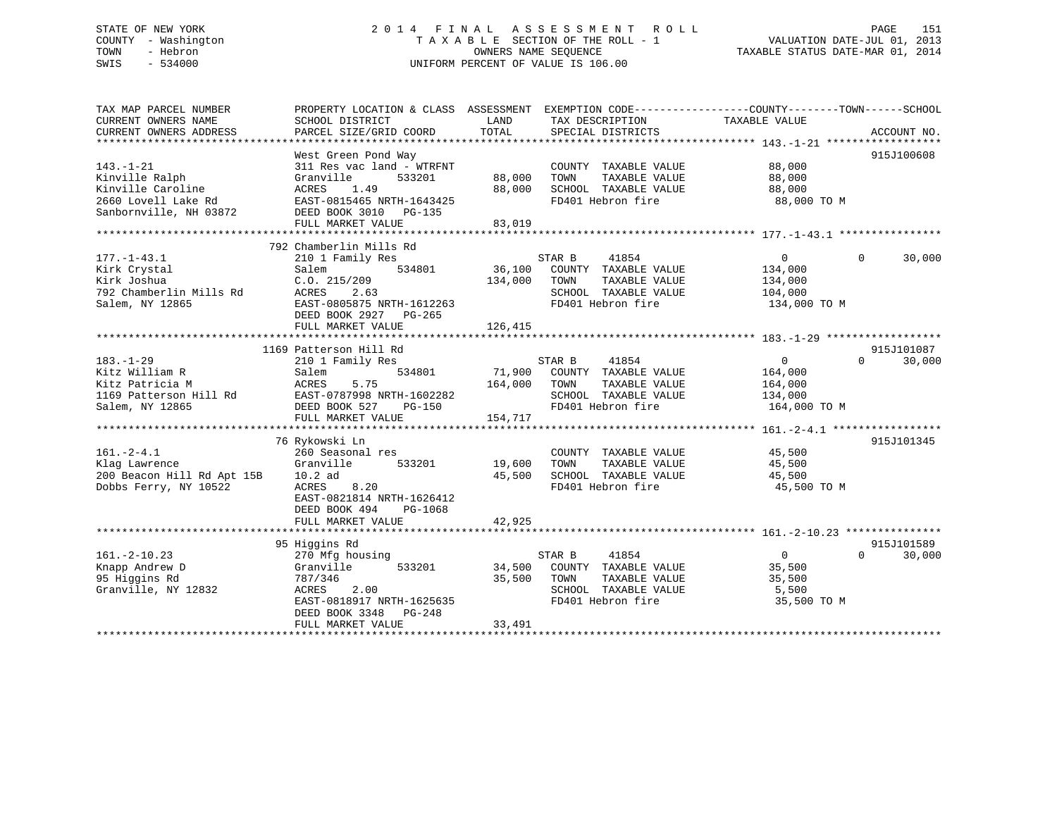STATE OF NEW YORK
COUNTY - Washington
TOWN - Hebron
SWIS - 534000

2014 FINAL ASSESSMENT ROLL
TAXABLE SECTION OF THE ROLL - 1
OWNERS NAME SEQUENCE
UNIFORM PERCENT OF VALUE IS 106.00

VALUATION DATE-JUL 01, 2013
TAXABLE STATUS DATE-MAR 01, 2014

| TAX MAP PARCEL NUMBER / CURRENT OWNERS NAME / CURRENT OWNERS ADDRESS | PROPERTY LOCATION & CLASS / SCHOOL DISTRICT / PARCEL SIZE/GRID COORD | ASSESSMENT LAND / TOTAL | EXEMPTION CODE / TAX DESCRIPTION / SPECIAL DISTRICTS | COUNTY TAXABLE VALUE | TOWN | SCHOOL | ACCOUNT NO. |
|---|---|---|---|---|---|---|---|
| **143.-1-21** | West Green Pond Way | | | | | | 915J100608 |
| Kinville Ralph | 311 Res vac land - WTRFNT | | COUNTY TAXABLE VALUE | 88,000 | | | |
| Kinville Caroline | Granville 533201 | 88,000 | TOWN TAXABLE VALUE | 88,000 | | | |
| 2660 Lovell Lake Rd | ACRES 1.49 | 88,000 | SCHOOL TAXABLE VALUE | 88,000 | | | |
| Sanbornville, NH 03872 | EAST-0815465 NRTH-1643425 | | FD401 Hebron fire | 88,000 TO M | | | |
| | DEED BOOK 3010 PG-135 | | | | | | |
| | FULL MARKET VALUE | 83,019 | | | | | |
| **177.-1-43.1** | 792 Chamberlin Mills Rd | | | | | | |
| Kirk Crystal | 210 1 Family Res | | STAR B 41854 | 0 | 0 | 30,000 | |
| Kirk Joshua | Salem 534801 | 36,100 | COUNTY TAXABLE VALUE | 134,000 | | | |
| 792 Chamberlin Mills Rd | C.O. 215/209 | 134,000 | TOWN TAXABLE VALUE | 134,000 | | | |
| Salem, NY 12865 | ACRES 2.63 | | SCHOOL TAXABLE VALUE | 104,000 | | | |
| | EAST-0805875 NRTH-1612263 | | FD401 Hebron fire | 134,000 TO M | | | |
| | DEED BOOK 2927 PG-265 | | | | | | |
| | FULL MARKET VALUE | 126,415 | | | | | |
| **183.-1-29** | 1169 Patterson Hill Rd | | | | | | 915J101087 |
| Kitz William R | 210 1 Family Res | | STAR B 41854 | 0 | 0 | 30,000 | |
| Kitz Patricia M | Salem 534801 | 71,900 | COUNTY TAXABLE VALUE | 164,000 | | | |
| 1169 Patterson Hill Rd | ACRES 5.75 | 164,000 | TOWN TAXABLE VALUE | 164,000 | | | |
| Salem, NY 12865 | EAST-0787998 NRTH-1602282 | | SCHOOL TAXABLE VALUE | 134,000 | | | |
| | DEED BOOK 527 PG-150 | | FD401 Hebron fire | 164,000 TO M | | | |
| | FULL MARKET VALUE | 154,717 | | | | | |
| **161.-2-4.1** | 76 Rykowski Ln | | | | | | 915J101345 |
| Klag Lawrence | 260 Seasonal res | | COUNTY TAXABLE VALUE | 45,500 | | | |
| 200 Beacon Hill Rd Apt 15B | Granville 533201 | 19,600 | TOWN TAXABLE VALUE | 45,500 | | | |
| Dobbs Ferry, NY 10522 | 10.2 ad | 45,500 | SCHOOL TAXABLE VALUE | 45,500 | | | |
| | ACRES 8.20 | | FD401 Hebron fire | 45,500 TO M | | | |
| | EAST-0821814 NRTH-1626412 | | | | | | |
| | DEED BOOK 494 PG-1068 | | | | | | |
| | FULL MARKET VALUE | 42,925 | | | | | |
| **161.-2-10.23** | 95 Higgins Rd | | | | | | 915J101589 |
| Knapp Andrew D | 270 Mfg housing | | STAR B 41854 | 0 | 0 | 30,000 | |
| 95 Higgins Rd | Granville 533201 | 34,500 | COUNTY TAXABLE VALUE | 35,500 | | | |
| Granville, NY 12832 | 787/346 | 35,500 | TOWN TAXABLE VALUE | 35,500 | | | |
| | ACRES 2.00 | | SCHOOL TAXABLE VALUE | 5,500 | | | |
| | EAST-0818917 NRTH-1625635 | | FD401 Hebron fire | 35,500 TO M | | | |
| | DEED BOOK 3348 PG-248 | | | | | | |
| | FULL MARKET VALUE | 33,491 | | | | | |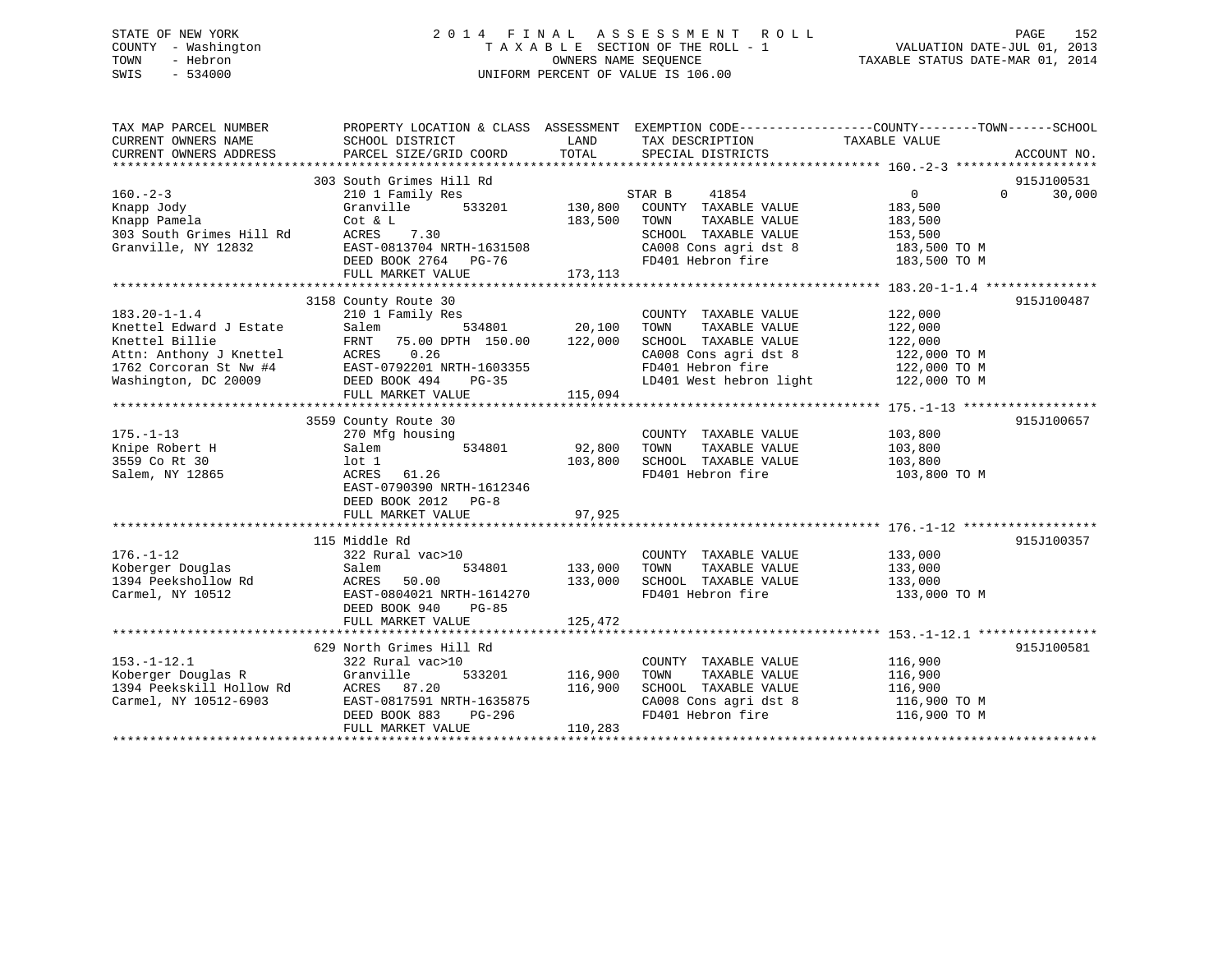STATE OF NEW YORK
COUNTY - Washington
TOWN - Hebron
SWIS - 534000

# 2014 FINAL ASSESSMENT ROLL

TAXABLE SECTION OF THE ROLL - 1
OWNERS NAME SEQUENCE
UNIFORM PERCENT OF VALUE IS 106.00

VALUATION DATE-JUL 01, 2013
TAXABLE STATUS DATE-MAR 01, 2014

```
TAX MAP PARCEL NUMBER          PROPERTY LOCATION & CLASS  ASSESSMENT  EXEMPTION CODE-----------------COUNTY--------TOWN------SCHOOL
CURRENT OWNERS NAME            SCHOOL DISTRICT              LAND      TAX DESCRIPTION            TAXABLE VALUE
CURRENT OWNERS ADDRESS         PARCEL SIZE/GRID COORD       TOTAL     SPECIAL DISTRICTS                                   ACCOUNT NO.
******************************************************************************************************* 160.-2-3 *******************
                               303 South Grimes Hill Rd                                                                   915J100531
160.-2-3                       210 1 Family Res                       STAR B      41854              0            0        30,000
Knapp Jody                     Granville       533201       130,800   COUNTY  TAXABLE VALUE          183,500
Knapp Pamela                   Cot & L                      183,500   TOWN    TAXABLE VALUE          183,500
303 South Grimes Hill Rd       ACRES    7.30                          SCHOOL  TAXABLE VALUE          153,500
Granville, NY 12832            EAST-0813704 NRTH-1631508              CA008 Cons agri dst 8          183,500 TO M
                               DEED BOOK 2764   PG-76                 FD401 Hebron fire              183,500 TO M
                               FULL MARKET VALUE            173,113
******************************************************************************************************* 183.20-1-1.4 ***************
                               3158 County Route 30                                                                       915J100487
183.20-1-1.4                   210 1 Family Res                       COUNTY  TAXABLE VALUE          122,000
Knettel Edward J Estate        Salem           534801        20,100   TOWN    TAXABLE VALUE          122,000
Knettel Billie                 FRNT   75.00 DPTH 150.00     122,000   SCHOOL  TAXABLE VALUE          122,000
Attn: Anthony J Knettel        ACRES    0.26                          CA008 Cons agri dst 8          122,000 TO M
1762 Corcoran St Nw #4         EAST-0792201 NRTH-1603355              FD401 Hebron fire              122,000 TO M
Washington, DC 20009           DEED BOOK 494    PG-35                 LD401 West hebron light        122,000 TO M
                               FULL MARKET VALUE            115,094
******************************************************************************************************* 175.-1-13 ******************
                               3559 County Route 30                                                                       915J100657
175.-1-13                      270 Mfg housing                        COUNTY  TAXABLE VALUE          103,800
Knipe Robert H                 Salem           534801        92,800   TOWN    TAXABLE VALUE          103,800
3559 Co Rt 30                  lot 1                        103,800   SCHOOL  TAXABLE VALUE          103,800
Salem, NY 12865                ACRES   61.26                          FD401 Hebron fire              103,800 TO M
                               EAST-0790390 NRTH-1612346
                               DEED BOOK 2012   PG-8
                               FULL MARKET VALUE             97,925
******************************************************************************************************* 176.-1-12 ******************
                               115 Middle Rd                                                                              915J100357
176.-1-12                      322 Rural vac>10                       COUNTY  TAXABLE VALUE          133,000
Koberger Douglas               Salem           534801       133,000   TOWN    TAXABLE VALUE          133,000
1394 Peekshollow Rd            ACRES   50.00                133,000   SCHOOL  TAXABLE VALUE          133,000
Carmel, NY 10512               EAST-0804021 NRTH-1614270              FD401 Hebron fire              133,000 TO M
                               DEED BOOK 940    PG-85
                               FULL MARKET VALUE            125,472
******************************************************************************************************* 153.-1-12.1 ****************
                               629 North Grimes Hill Rd                                                                   915J100581
153.-1-12.1                    322 Rural vac>10                       COUNTY  TAXABLE VALUE          116,900
Koberger Douglas R             Granville       533201       116,900   TOWN    TAXABLE VALUE          116,900
1394 Peekskill Hollow Rd       ACRES   87.20                116,900   SCHOOL  TAXABLE VALUE          116,900
Carmel, NY 10512-6903          EAST-0817591 NRTH-1635875              CA008 Cons agri dst 8          116,900 TO M
                               DEED BOOK 883    PG-296                FD401 Hebron fire              116,900 TO M
                               FULL MARKET VALUE            110,283
************************************************************************************************************************************
```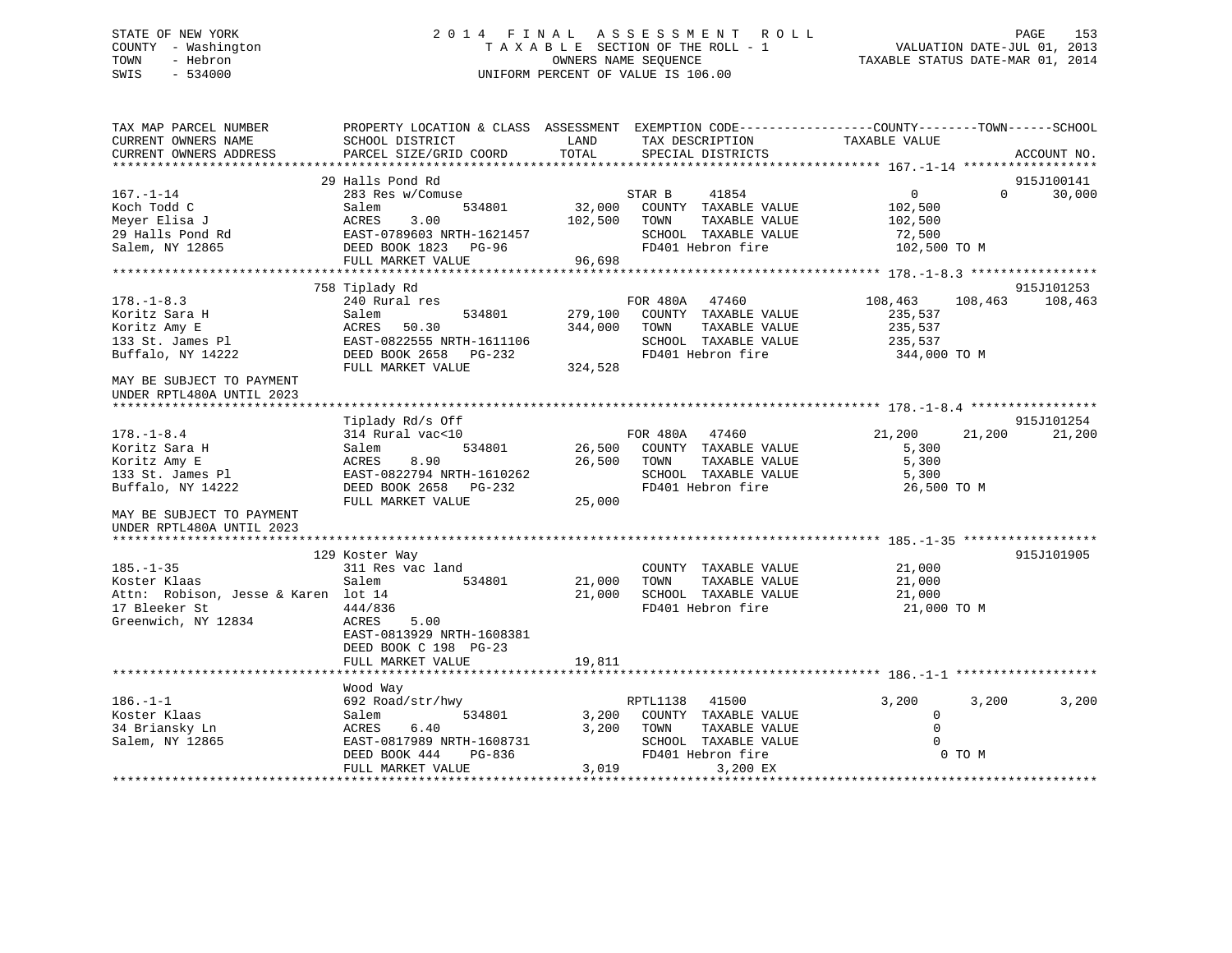STATE OF NEW YORK
COUNTY - Washington
TOWN - Hebron
SWIS - 534000

# 2014 FINAL ASSESSMENT ROLL
TAXABLE SECTION OF THE ROLL - 1
OWNERS NAME SEQUENCE
UNIFORM PERCENT OF VALUE IS 106.00

VALUATION DATE-JUL 01, 2013
TAXABLE STATUS DATE-MAR 01, 2014

```
TAX MAP PARCEL NUMBER          PROPERTY LOCATION & CLASS  ASSESSMENT  EXEMPTION CODE------------------COUNTY--------TOWN------SCHOOL
CURRENT OWNERS NAME            SCHOOL DISTRICT               LAND      TAX DESCRIPTION             TAXABLE VALUE
CURRENT OWNERS ADDRESS         PARCEL SIZE/GRID COORD        TOTAL     SPECIAL DISTRICTS                                  ACCOUNT NO.
******************************************************************************************************* 167.-1-14 ******************
                               29 Halls Pond Rd                                                                           915J100141
167.-1-14                      283 Res w/Comuse                     STAR B    41854                   0           0       30,000
Koch Todd C                    Salem          534801      32,000    COUNTY  TAXABLE VALUE        102,500
Meyer Elisa J                  ACRES    3.00             102,500    TOWN    TAXABLE VALUE        102,500
29 Halls Pond Rd               EAST-0789603 NRTH-1621457             SCHOOL  TAXABLE VALUE         72,500
Salem, NY 12865                DEED BOOK 1823   PG-96                FD401 Hebron fire            102,500 TO M
                               FULL MARKET VALUE          96,698
******************************************************************************************************* 178.-1-8.3 *****************
                               758 Tiplady Rd                                                                             915J101253
178.-1-8.3                     240 Rural res                        FOR 480A   47460            108,463     108,463     108,463
Koritz Sara H                  Salem          534801     279,100    COUNTY  TAXABLE VALUE        235,537
Koritz Amy E                   ACRES   50.30             344,000    TOWN    TAXABLE VALUE        235,537
133 St. James Pl               EAST-0822555 NRTH-1611106             SCHOOL  TAXABLE VALUE        235,537
Buffalo, NY 14222              DEED BOOK 2658   PG-232               FD401 Hebron fire            344,000 TO M
                               FULL MARKET VALUE         324,528
MAY BE SUBJECT TO PAYMENT
UNDER RPTL480A UNTIL 2023
******************************************************************************************************* 178.-1-8.4 *****************
                               Tiplady Rd/s Off                                                                           915J101254
178.-1-8.4                     314 Rural vac<10                     FOR 480A   47460             21,200      21,200      21,200
Koritz Sara H                  Salem          534801      26,500    COUNTY  TAXABLE VALUE          5,300
Koritz Amy E                   ACRES    8.90              26,500    TOWN    TAXABLE VALUE          5,300
133 St. James Pl               EAST-0822794 NRTH-1610262             SCHOOL  TAXABLE VALUE          5,300
Buffalo, NY 14222              DEED BOOK 2658   PG-232               FD401 Hebron fire             26,500 TO M
                               FULL MARKET VALUE          25,000
MAY BE SUBJECT TO PAYMENT
UNDER RPTL480A UNTIL 2023
******************************************************************************************************* 185.-1-35 ******************
                               129 Koster Way                                                                             915J101905
185.-1-35                      311 Res vac land                     COUNTY  TAXABLE VALUE         21,000
Koster Klaas                   Salem          534801      21,000    TOWN    TAXABLE VALUE         21,000
Attn:  Robison, Jesse & Karen  lot 14                     21,000    SCHOOL  TAXABLE VALUE         21,000
17 Bleeker St                  444/836                               FD401 Hebron fire             21,000 TO M
Greenwich, NY 12834            ACRES    5.00
                               EAST-0813929 NRTH-1608381
                               DEED BOOK C 198  PG-23
                               FULL MARKET VALUE          19,811
******************************************************************************************************* 186.-1-1 *******************
                               Wood Way
186.-1-1                       692 Road/str/hwy                     RPTL1138   41500              3,200       3,200       3,200
Koster Klaas                   Salem          534801       3,200    COUNTY  TAXABLE VALUE              0
34 Briansky Ln                 ACRES    6.40               3,200    TOWN    TAXABLE VALUE              0
Salem, NY 12865                EAST-0817989 NRTH-1608731             SCHOOL  TAXABLE VALUE              0
                               DEED BOOK 444    PG-836               FD401 Hebron fire                  0 TO M
                               FULL MARKET VALUE           3,019            3,200 EX
************************************************************************************************************************************
```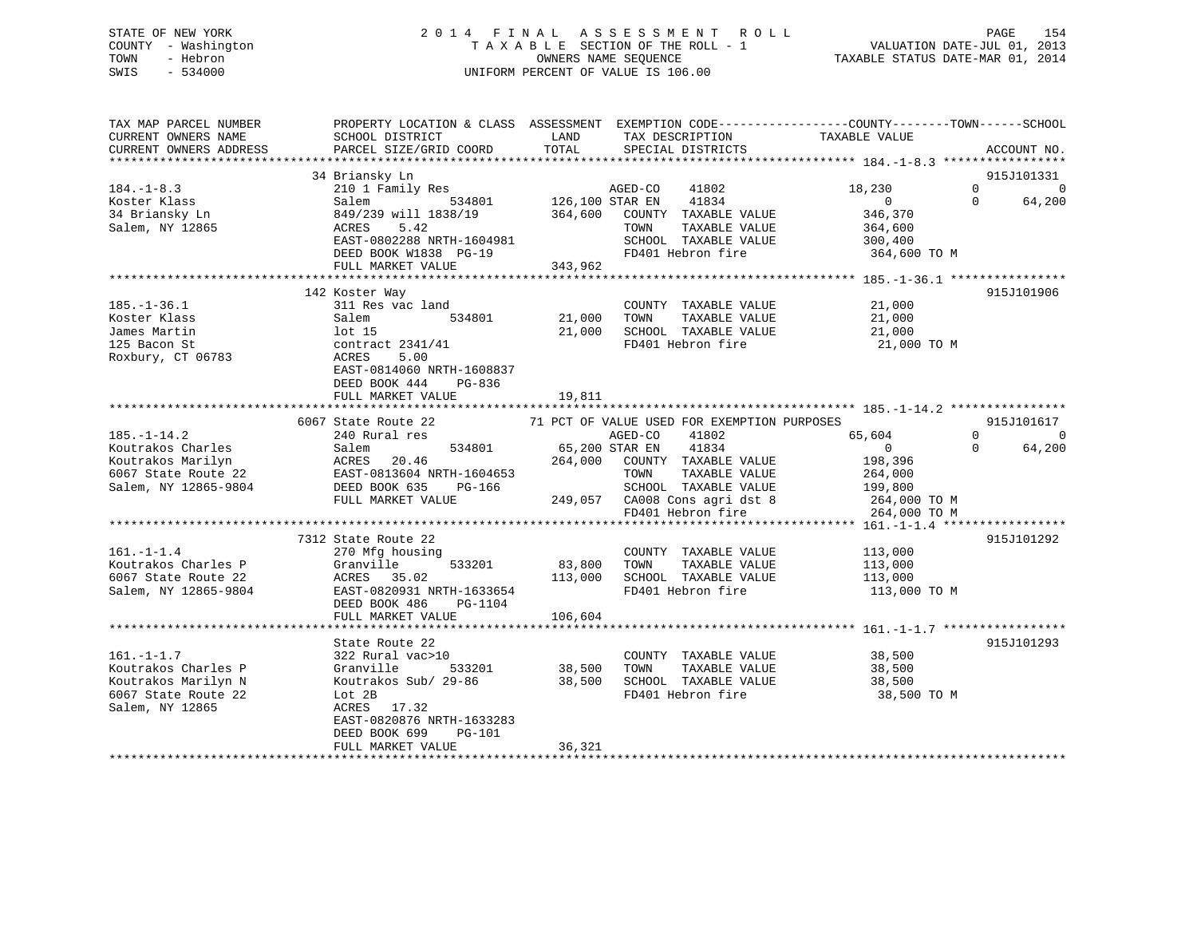STATE OF NEW YORK
COUNTY - Washington
TOWN - Hebron
SWIS - 534000

2014 FINAL ASSESSMENT ROLL
TAXABLE SECTION OF THE ROLL - 1
OWNERS NAME SEQUENCE
UNIFORM PERCENT OF VALUE IS 106.00

VALUATION DATE-JUL 01, 2013
TAXABLE STATUS DATE-MAR 01, 2014

```
TAX MAP PARCEL NUMBER          PROPERTY LOCATION & CLASS  ASSESSMENT  EXEMPTION CODE------------------COUNTY--------TOWN------SCHOOL
CURRENT OWNERS NAME            SCHOOL DISTRICT               LAND      TAX DESCRIPTION             TAXABLE VALUE
CURRENT OWNERS ADDRESS         PARCEL SIZE/GRID COORD       TOTAL      SPECIAL DISTRICTS                                       ACCOUNT NO.
******************************************************************************************************* 184.-1-8.3 *****************
                               34 Briansky Ln                                                                                915J101331
184.-1-8.3                     210 1 Family Res                     AGED-CO    41802          18,230              0             0
Koster Klass                   Salem           534801       126,100 STAR EN    41834               0              0        64,200
34 Briansky Ln                 849/239 will 1838/19         364,600   COUNTY  TAXABLE VALUE         346,370
Salem, NY 12865                ACRES    5.42                          TOWN    TAXABLE VALUE         364,600
                               EAST-0802288 NRTH-1604981              SCHOOL  TAXABLE VALUE         300,400
                               DEED BOOK W1838  PG-19                 FD401 Hebron fire              364,600 TO M
                               FULL MARKET VALUE            343,962
******************************************************************************************************* 185.-1-36.1 ****************
                               142 Koster Way                                                                                915J101906
185.-1-36.1                    311 Res vac land                       COUNTY  TAXABLE VALUE          21,000
Koster Klass                   Salem           534801        21,000   TOWN    TAXABLE VALUE          21,000
James Martin                   lot 15                        21,000   SCHOOL  TAXABLE VALUE          21,000
125 Bacon St                   contract 2341/41                       FD401 Hebron fire               21,000 TO M
Roxbury, CT 06783              ACRES    5.00
                               EAST-0814060 NRTH-1608837
                               DEED BOOK 444    PG-836
                               FULL MARKET VALUE             19,811
******************************************************************************************************* 185.-1-14.2 ****************
                               6067 State Route 22          71 PCT OF VALUE USED FOR EXEMPTION PURPOSES                      915J101617
185.-1-14.2                    240 Rural res                        AGED-CO    41802          65,604              0             0
Koutrakos Charles              Salem           534801        65,200 STAR EN    41834               0              0        64,200
Koutrakos Marilyn              ACRES   20.46                264,000   COUNTY  TAXABLE VALUE         198,396
6067 State Route 22            EAST-0813604 NRTH-1604653              TOWN    TAXABLE VALUE         264,000
Salem, NY 12865-9804           DEED BOOK 635    PG-166                SCHOOL  TAXABLE VALUE         199,800
                               FULL MARKET VALUE            249,057   CA008 Cons agri dst 8          264,000 TO M
                                                                      FD401 Hebron fire              264,000 TO M
******************************************************************************************************* 161.-1-1.4 *****************
                               7312 State Route 22                                                                           915J101292
161.-1-1.4                     270 Mfg housing                        COUNTY  TAXABLE VALUE         113,000
Koutrakos Charles P            Granville       533201        83,800   TOWN    TAXABLE VALUE         113,000
6067 State Route 22            ACRES   35.02                113,000   SCHOOL  TAXABLE VALUE         113,000
Salem, NY 12865-9804           EAST-0820931 NRTH-1633654              FD401 Hebron fire              113,000 TO M
                               DEED BOOK 486    PG-1104
                               FULL MARKET VALUE            106,604
******************************************************************************************************* 161.-1-1.7 *****************
                               State Route 22                                                                                915J101293
161.-1-1.7                     322 Rural vac>10                       COUNTY  TAXABLE VALUE          38,500
Koutrakos Charles P            Granville       533201        38,500   TOWN    TAXABLE VALUE          38,500
Koutrakos Marilyn N            Koutrakos Sub/ 29-86          38,500   SCHOOL  TAXABLE VALUE          38,500
6067 State Route 22            Lot 2B                                 FD401 Hebron fire               38,500 TO M
Salem, NY 12865                ACRES   17.32
                               EAST-0820876 NRTH-1633283
                               DEED BOOK 699    PG-101
                               FULL MARKET VALUE             36,321
************************************************************************************************************************************
```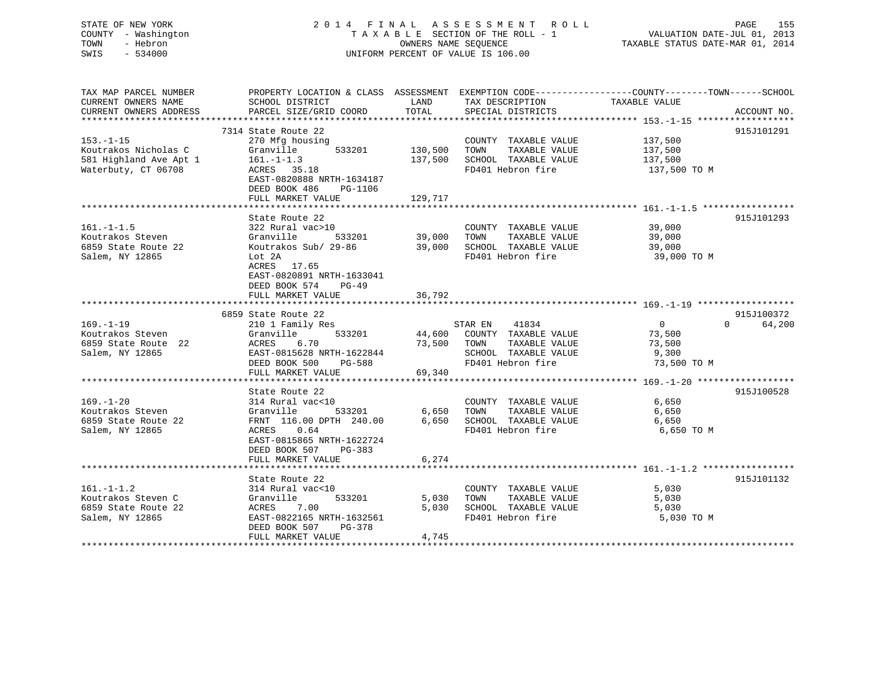STATE OF NEW YORK
COUNTY - Washington
TOWN - Hebron
SWIS - 534000

2014 FINAL ASSESSMENT ROLL
TAXABLE SECTION OF THE ROLL - 1
OWNERS NAME SEQUENCE
UNIFORM PERCENT OF VALUE IS 106.00

VALUATION DATE-JUL 01, 2013
TAXABLE STATUS DATE-MAR 01, 2014

| TAX MAP PARCEL NUMBER / CURRENT OWNERS NAME / CURRENT OWNERS ADDRESS | PROPERTY LOCATION & CLASS / SCHOOL DISTRICT / PARCEL SIZE/GRID COORD | ASSESSMENT LAND / TOTAL | EXEMPTION CODE / TAX DESCRIPTION / SPECIAL DISTRICTS | COUNTY / TOWN / SCHOOL TAXABLE VALUE | ACCOUNT NO. |
|---|---|---|---|---|---|
| 153.-1-15 | 7314 State Route 22 | | | | 915J101291 |
| Koutrakos Nicholas C | 270 Mfg housing | | COUNTY TAXABLE VALUE | 137,500 | |
| 581 Highland Ave Apt 1 | Granville 533201 | 130,500 | TOWN TAXABLE VALUE | 137,500 | |
| Waterbuty, CT 06708 | 161.-1-1.3 | 137,500 | SCHOOL TAXABLE VALUE | 137,500 | |
| | ACRES 35.18 | | FD401 Hebron fire | 137,500 TO M | |
| | EAST-0820888 NRTH-1634187 | | | | |
| | DEED BOOK 486 PG-1106 | | | | |
| | FULL MARKET VALUE | 129,717 | | | |
| 161.-1-1.5 | State Route 22 | | | | 915J101293 |
| Koutrakos Steven | 322 Rural vac>10 | | COUNTY TAXABLE VALUE | 39,000 | |
| 6859 State Route 22 | Granville 533201 | 39,000 | TOWN TAXABLE VALUE | 39,000 | |
| Salem, NY 12865 | Koutrakos Sub/ 29-86 | 39,000 | SCHOOL TAXABLE VALUE | 39,000 | |
| | Lot 2A | | FD401 Hebron fire | 39,000 TO M | |
| | ACRES 17.65 | | | | |
| | EAST-0820891 NRTH-1633041 | | | | |
| | DEED BOOK 574 PG-49 | | | | |
| | FULL MARKET VALUE | 36,792 | | | |
| 169.-1-19 | 6859 State Route 22 | | | | 915J100372 |
| Koutrakos Steven | 210 1 Family Res | | STAR EN 41834 | 0 0 64,200 | |
| 6859 State Route 22 | Granville 533201 | 44,600 | COUNTY TAXABLE VALUE | 73,500 | |
| Salem, NY 12865 | ACRES 6.70 | 73,500 | TOWN TAXABLE VALUE | 73,500 | |
| | EAST-0815628 NRTH-1622844 | | SCHOOL TAXABLE VALUE | 9,300 | |
| | DEED BOOK 500 PG-588 | | FD401 Hebron fire | 73,500 TO M | |
| | FULL MARKET VALUE | 69,340 | | | |
| 169.-1-20 | State Route 22 | | | | 915J100528 |
| Koutrakos Steven | 314 Rural vac<10 | | COUNTY TAXABLE VALUE | 6,650 | |
| 6859 State Route 22 | Granville 533201 | 6,650 | TOWN TAXABLE VALUE | 6,650 | |
| Salem, NY 12865 | FRNT 116.00 DPTH 240.00 | 6,650 | SCHOOL TAXABLE VALUE | 6,650 | |
| | ACRES 0.64 | | FD401 Hebron fire | 6,650 TO M | |
| | EAST-0815865 NRTH-1622724 | | | | |
| | DEED BOOK 507 PG-383 | | | | |
| | FULL MARKET VALUE | 6,274 | | | |
| 161.-1-1.2 | State Route 22 | | | | 915J101132 |
| Koutrakos Steven C | 314 Rural vac<10 | | COUNTY TAXABLE VALUE | 5,030 | |
| 6859 State Route 22 | Granville 533201 | 5,030 | TOWN TAXABLE VALUE | 5,030 | |
| Salem, NY 12865 | ACRES 7.00 | 5,030 | SCHOOL TAXABLE VALUE | 5,030 | |
| | EAST-0822165 NRTH-1632561 | | FD401 Hebron fire | 5,030 TO M | |
| | DEED BOOK 507 PG-378 | | | | |
| | FULL MARKET VALUE | 4,745 | | | |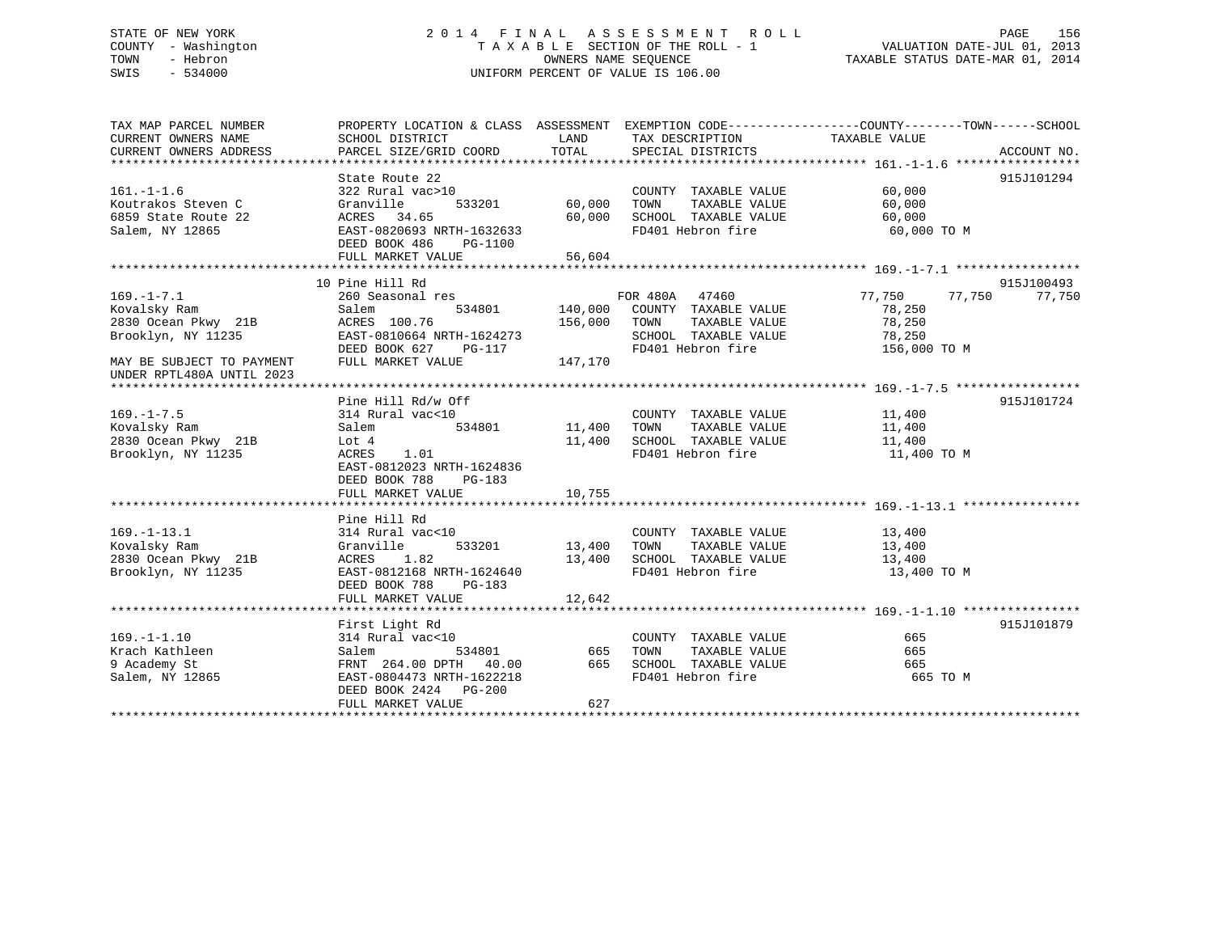STATE OF NEW YORK
COUNTY - Washington
TOWN - Hebron
SWIS - 534000

2014 FINAL ASSESSMENT ROLL
TAXABLE SECTION OF THE ROLL - 1
OWNERS NAME SEQUENCE
UNIFORM PERCENT OF VALUE IS 106.00

VALUATION DATE-JUL 01, 2013
TAXABLE STATUS DATE-MAR 01, 2014

| TAX MAP PARCEL NUMBER / CURRENT OWNERS NAME / CURRENT OWNERS ADDRESS | PROPERTY LOCATION & CLASS / SCHOOL DISTRICT / PARCEL SIZE/GRID COORD | ASSESSMENT LAND | TOTAL | EXEMPTION CODE / TAX DESCRIPTION / SPECIAL DISTRICTS | COUNTY TAXABLE VALUE | TOWN | SCHOOL | ACCOUNT NO. |
|---|---|---|---|---|---|---|---|---|
| **161.-1-1.6** | State Route 22 | | | | | | | 915J101294 |
| 161.-1-1.6 | 322 Rural vac>10 | | | COUNTY TAXABLE VALUE | 60,000 | | | |
| Koutrakos Steven C | Granville 533201 | 60,000 | | TOWN TAXABLE VALUE | 60,000 | | | |
| 6859 State Route 22 | ACRES 34.65 | | 60,000 | SCHOOL TAXABLE VALUE | 60,000 | | | |
| Salem, NY 12865 | EAST-0820693 NRTH-1632633 | | | FD401 Hebron fire | 60,000 TO M | | | |
| | DEED BOOK 486 PG-1100 | | | | | | | |
| | FULL MARKET VALUE | | 56,604 | | | | | |
| **169.-1-7.1** | 10 Pine Hill Rd | | | | | | | 915J100493 |
| 169.-1-7.1 | 260 Seasonal res | | | FOR 480A 47460 | 77,750 | 77,750 | 77,750 | |
| Kovalsky Ram | Salem 534801 | 140,000 | | COUNTY TAXABLE VALUE | 78,250 | | | |
| 2830 Ocean Pkwy 21B | ACRES 100.76 | | 156,000 | TOWN TAXABLE VALUE | 78,250 | | | |
| Brooklyn, NY 11235 | EAST-0810664 NRTH-1624273 | | | SCHOOL TAXABLE VALUE | 78,250 | | | |
| | DEED BOOK 627 PG-117 | | | FD401 Hebron fire | 156,000 TO M | | | |
| MAY BE SUBJECT TO PAYMENT | FULL MARKET VALUE | | 147,170 | | | | | |
| UNDER RPTL480A UNTIL 2023 | | | | | | | | |
| **169.-1-7.5** | Pine Hill Rd/w Off | | | | | | | 915J101724 |
| 169.-1-7.5 | 314 Rural vac<10 | | | COUNTY TAXABLE VALUE | 11,400 | | | |
| Kovalsky Ram | Salem 534801 | 11,400 | | TOWN TAXABLE VALUE | 11,400 | | | |
| 2830 Ocean Pkwy 21B | Lot 4 | | 11,400 | SCHOOL TAXABLE VALUE | 11,400 | | | |
| Brooklyn, NY 11235 | ACRES 1.01 | | | FD401 Hebron fire | 11,400 TO M | | | |
| | EAST-0812023 NRTH-1624836 | | | | | | | |
| | DEED BOOK 788 PG-183 | | | | | | | |
| | FULL MARKET VALUE | | 10,755 | | | | | |
| **169.-1-13.1** | Pine Hill Rd | | | | | | | |
| 169.-1-13.1 | 314 Rural vac<10 | | | COUNTY TAXABLE VALUE | 13,400 | | | |
| Kovalsky Ram | Granville 533201 | 13,400 | | TOWN TAXABLE VALUE | 13,400 | | | |
| 2830 Ocean Pkwy 21B | ACRES 1.82 | | 13,400 | SCHOOL TAXABLE VALUE | 13,400 | | | |
| Brooklyn, NY 11235 | EAST-0812168 NRTH-1624640 | | | FD401 Hebron fire | 13,400 TO M | | | |
| | DEED BOOK 788 PG-183 | | | | | | | |
| | FULL MARKET VALUE | | 12,642 | | | | | |
| **169.-1-1.10** | First Light Rd | | | | | | | 915J101879 |
| 169.-1-1.10 | 314 Rural vac<10 | | | COUNTY TAXABLE VALUE | 665 | | | |
| Krach Kathleen | Salem 534801 | 665 | | TOWN TAXABLE VALUE | 665 | | | |
| 9 Academy St | FRNT 264.00 DPTH 40.00 | | 665 | SCHOOL TAXABLE VALUE | 665 | | | |
| Salem, NY 12865 | EAST-0804473 NRTH-1622218 | | | FD401 Hebron fire | 665 TO M | | | |
| | DEED BOOK 2424 PG-200 | | | | | | | |
| | FULL MARKET VALUE | | 627 | | | | | |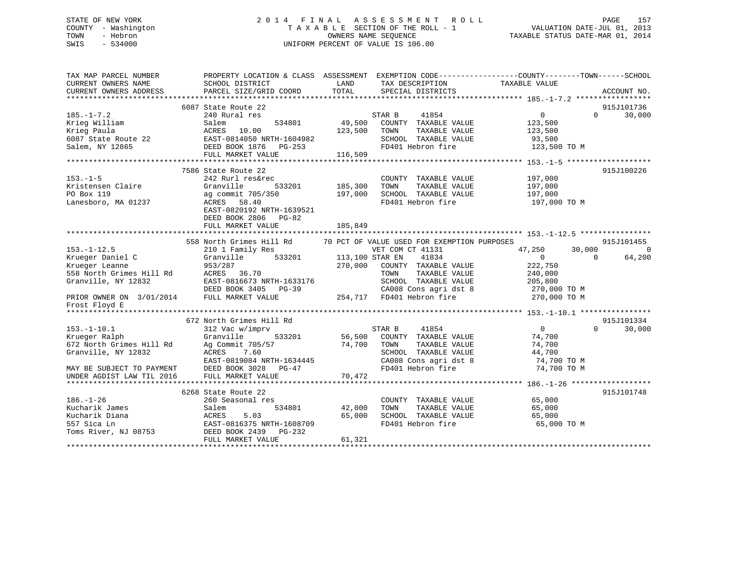STATE OF NEW YORK
COUNTY - Washington
TOWN - Hebron
SWIS - 534000

2014 FINAL ASSESSMENT ROLL
TAXABLE SECTION OF THE ROLL - 1
OWNERS NAME SEQUENCE
UNIFORM PERCENT OF VALUE IS 106.00

VALUATION DATE-JUL 01, 2013
TAXABLE STATUS DATE-MAR 01, 2014

```
TAX MAP PARCEL NUMBER          PROPERTY LOCATION & CLASS  ASSESSMENT  EXEMPTION CODE------------------COUNTY--------TOWN------SCHOOL
CURRENT OWNERS NAME            SCHOOL DISTRICT              LAND      TAX DESCRIPTION              TAXABLE VALUE
CURRENT OWNERS ADDRESS         PARCEL SIZE/GRID COORD       TOTAL     SPECIAL DISTRICTS                                  ACCOUNT NO.
******************************************************************************************************* 185.-1-7.2 *****************
                               6087 State Route 22                                                                        915J101736
185.-1-7.2                     240 Rural res                          STAR B     41854                  0          0      30,000
Krieg William                  Salem          534801        49,500    COUNTY  TAXABLE VALUE          123,500
Krieg Paula                    ACRES   10.00               123,500    TOWN    TAXABLE VALUE          123,500
6087 State Route 22            EAST-0814050 NRTH-1604982               SCHOOL  TAXABLE VALUE           93,500
Salem, NY 12865                DEED BOOK 1876   PG-253                 FD401 Hebron fire              123,500 TO M
                               FULL MARKET VALUE           116,509
******************************************************************************************************* 153.-1-5 *******************
                               7586 State Route 22                                                                        915J100226
153.-1-5                       242 Rurl res&rec                        COUNTY  TAXABLE VALUE          197,000
Kristensen Claire              Granville      533201       185,300    TOWN    TAXABLE VALUE          197,000
PO Box 119                     ag commit 705/350           197,000    SCHOOL  TAXABLE VALUE          197,000
Lanesboro, MA 01237            ACRES   58.40                          FD401 Hebron fire              197,000 TO M
                               EAST-0820192 NRTH-1639521
                               DEED BOOK 2806   PG-82
                               FULL MARKET VALUE           185,849
******************************************************************************************************* 153.-1-12.5 ****************
                               558 North Grimes Hill Rd      70 PCT OF VALUE USED FOR EXEMPTION PURPOSES                  915J101455
153.-1-12.5                    210 1 Family Res                       VET COM CT 41131              47,250     30,000           0
Krueger Daniel C               Granville      533201       113,100 STAR EN    41834                  0          0      64,200
Krueger Leanne                 953/287                     270,000    COUNTY  TAXABLE VALUE          222,750
558 North Grimes Hill Rd       ACRES   36.70                          TOWN    TAXABLE VALUE          240,000
Granville, NY 12832            EAST-0816673 NRTH-1633176               SCHOOL  TAXABLE VALUE          205,800
                               DEED BOOK 3405   PG-39                  CA008 Cons agri dst 8          270,000 TO M
PRIOR OWNER ON  3/01/2014      FULL MARKET VALUE           254,717    FD401 Hebron fire              270,000 TO M
Frost Floyd E
******************************************************************************************************* 153.-1-10.1 ****************
                               672 North Grimes Hill Rd                                                                   915J101334
153.-1-10.1                    312 Vac w/imprv                        STAR B     41854                  0          0      30,000
Krueger Ralph                  Granville      533201        56,500    COUNTY  TAXABLE VALUE           74,700
672 North Grimes Hill Rd       Ag Commit 705/57             74,700    TOWN    TAXABLE VALUE           74,700
Granville, NY 12832            ACRES    7.60                          SCHOOL  TAXABLE VALUE           44,700
                               EAST-0819084 NRTH-1634445               CA008 Cons agri dst 8           74,700 TO M
MAY BE SUBJECT TO PAYMENT      DEED BOOK 3028   PG-47                  FD401 Hebron fire               74,700 TO M
UNDER AGDIST LAW TIL 2016      FULL MARKET VALUE            70,472
******************************************************************************************************* 186.-1-26 ******************
                               6268 State Route 22                                                                        915J101748
186.-1-26                      260 Seasonal res                        COUNTY  TAXABLE VALUE           65,000
Kucharik James                 Salem          534801        42,000    TOWN    TAXABLE VALUE           65,000
Kucharik Diana                 ACRES    5.03                65,000    SCHOOL  TAXABLE VALUE           65,000
557 Sica Ln                    EAST-0816375 NRTH-1608709               FD401 Hebron fire               65,000 TO M
Toms River, NJ 08753           DEED BOOK 2439   PG-232
                               FULL MARKET VALUE            61,321
************************************************************************************************************************************
```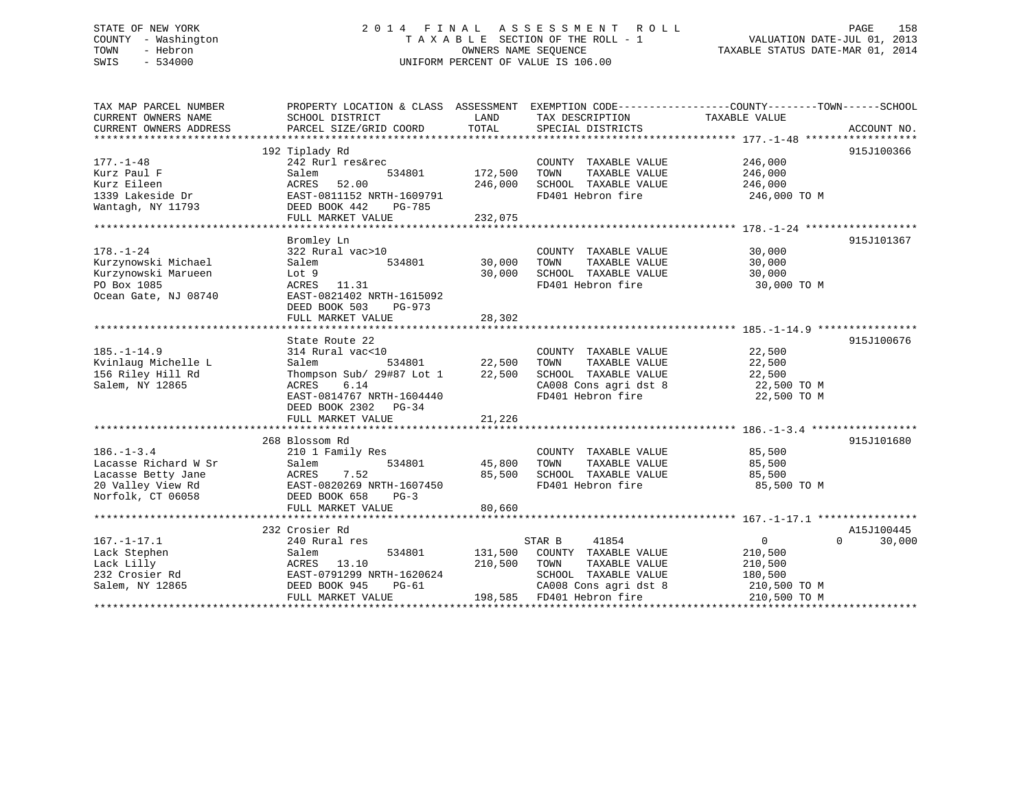STATE OF NEW YORK
COUNTY - Washington
TOWN - Hebron
SWIS - 534000

# 2014 FINAL ASSESSMENT ROLL
TAXABLE SECTION OF THE ROLL - 1
OWNERS NAME SEQUENCE
UNIFORM PERCENT OF VALUE IS 106.00

VALUATION DATE-JUL 01, 2013
TAXABLE STATUS DATE-MAR 01, 2014

| TAX MAP PARCEL NUMBER / CURRENT OWNERS NAME / CURRENT OWNERS ADDRESS | PROPERTY LOCATION & CLASS / SCHOOL DISTRICT / PARCEL SIZE/GRID COORD | ASSESSMENT LAND / TOTAL | EXEMPTION CODE / TAX DESCRIPTION / SPECIAL DISTRICTS | COUNTY / TOWN / SCHOOL TAXABLE VALUE | ACCOUNT NO. |
|---|---|---|---|---|---|
| 177.-1-48 | 192 Tiplady Rd | | | | 915J100366 |
| Kurz Paul F | 242 Rurl res&rec | | COUNTY TAXABLE VALUE | 246,000 | |
| Kurz Eileen | Salem 534801 | 172,500 | TOWN TAXABLE VALUE | 246,000 | |
| 1339 Lakeside Dr | ACRES 52.00 | 246,000 | SCHOOL TAXABLE VALUE | 246,000 | |
| Wantagh, NY 11793 | EAST-0811152 NRTH-1609791 | | FD401 Hebron fire | 246,000 TO M | |
| | DEED BOOK 442 PG-785 | | | | |
| | FULL MARKET VALUE | 232,075 | | | |
| 178.-1-24 | Bromley Ln | | | | 915J101367 |
| Kurzynowski Michael | 322 Rural vac>10 | | COUNTY TAXABLE VALUE | 30,000 | |
| Kurzynowski Marueen | Salem 534801 | 30,000 | TOWN TAXABLE VALUE | 30,000 | |
| PO Box 1085 | Lot 9 | 30,000 | SCHOOL TAXABLE VALUE | 30,000 | |
| Ocean Gate, NJ 08740 | ACRES 11.31 | | FD401 Hebron fire | 30,000 TO M | |
| | EAST-0821402 NRTH-1615092 | | | | |
| | DEED BOOK 503 PG-973 | | | | |
| | FULL MARKET VALUE | 28,302 | | | |
| 185.-1-14.9 | State Route 22 | | | | 915J100676 |
| Kvinlaug Michelle L | 314 Rural vac<10 | | COUNTY TAXABLE VALUE | 22,500 | |
| 156 Riley Hill Rd | Salem 534801 | 22,500 | TOWN TAXABLE VALUE | 22,500 | |
| Salem, NY 12865 | Thompson Sub/ 29#87 Lot 1 | 22,500 | SCHOOL TAXABLE VALUE | 22,500 | |
| | ACRES 6.14 | | CA008 Cons agri dst 8 | 22,500 TO M | |
| | EAST-0814767 NRTH-1604440 | | FD401 Hebron fire | 22,500 TO M | |
| | DEED BOOK 2302 PG-34 | | | | |
| | FULL MARKET VALUE | 21,226 | | | |
| 186.-1-3.4 | 268 Blossom Rd | | | | 915J101680 |
| Lacasse Richard W Sr | 210 1 Family Res | | COUNTY TAXABLE VALUE | 85,500 | |
| Lacasse Betty Jane | Salem 534801 | 45,800 | TOWN TAXABLE VALUE | 85,500 | |
| 20 Valley View Rd | ACRES 7.52 | 85,500 | SCHOOL TAXABLE VALUE | 85,500 | |
| Norfolk, CT 06058 | EAST-0820269 NRTH-1607450 | | FD401 Hebron fire | 85,500 TO M | |
| | DEED BOOK 658 PG-3 | | | | |
| | FULL MARKET VALUE | 80,660 | | | |
| 167.-1-17.1 | 232 Crosier Rd | | | | A15J100445 |
| Lack Stephen | 240 Rural res | | STAR B 41854 | 0 0 30,000 | |
| Lack Lilly | Salem 534801 | 131,500 | COUNTY TAXABLE VALUE | 210,500 | |
| 232 Crosier Rd | ACRES 13.10 | 210,500 | TOWN TAXABLE VALUE | 210,500 | |
| Salem, NY 12865 | EAST-0791299 NRTH-1620624 | | SCHOOL TAXABLE VALUE | 180,500 | |
| | DEED BOOK 945 PG-61 | | CA008 Cons agri dst 8 | 210,500 TO M | |
| | FULL MARKET VALUE | 198,585 | FD401 Hebron fire | 210,500 TO M | |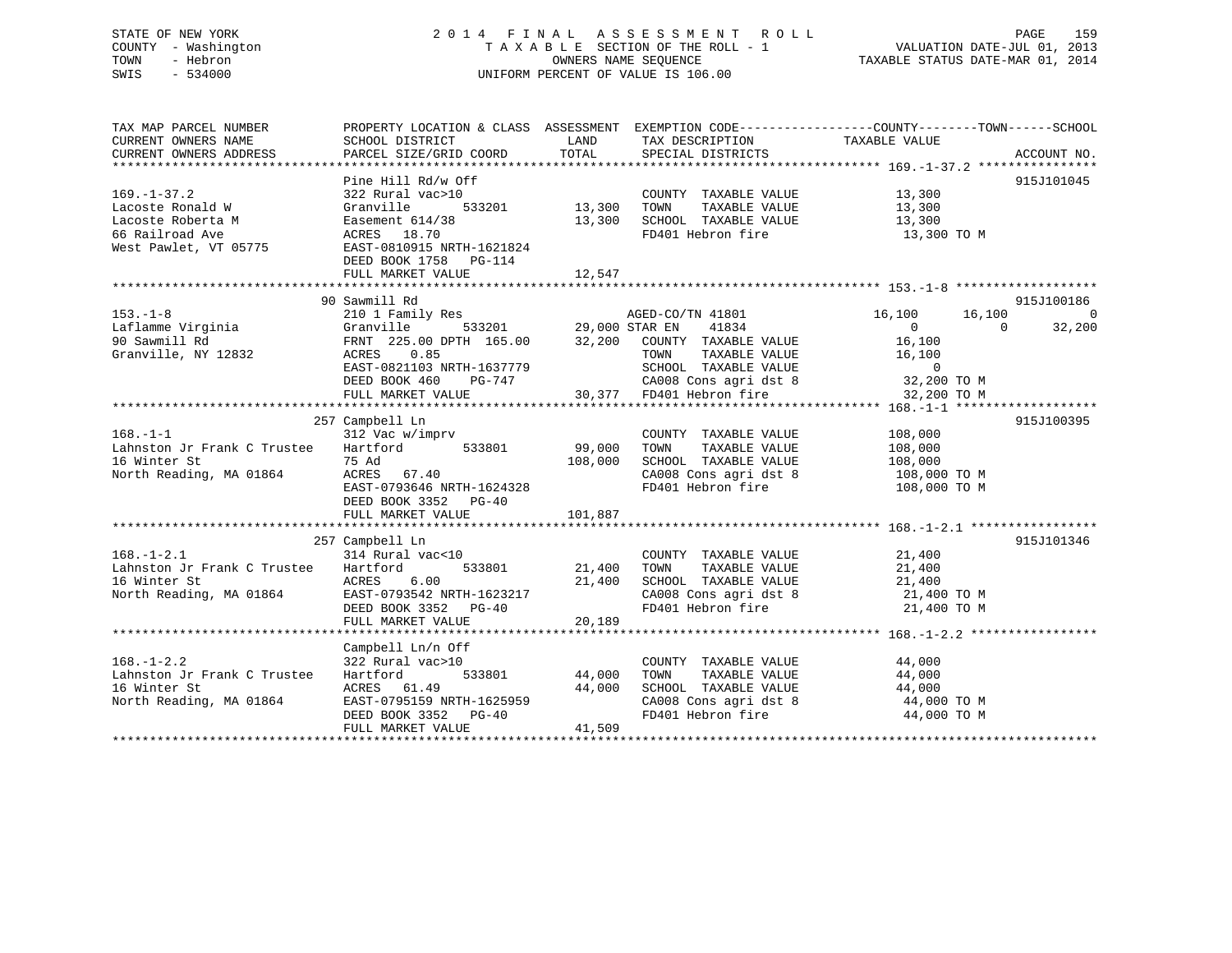STATE OF NEW YORK
COUNTY - Washington
TOWN - Hebron
SWIS - 534000

2014 FINAL ASSESSMENT ROLL
TAXABLE SECTION OF THE ROLL - 1
OWNERS NAME SEQUENCE
UNIFORM PERCENT OF VALUE IS 106.00

VALUATION DATE-JUL 01, 2013
TAXABLE STATUS DATE-MAR 01, 2014

```
TAX MAP PARCEL NUMBER          PROPERTY LOCATION & CLASS  ASSESSMENT  EXEMPTION CODE------------------COUNTY--------TOWN------SCHOOL
CURRENT OWNERS NAME            SCHOOL DISTRICT               LAND      TAX DESCRIPTION              TAXABLE VALUE
CURRENT OWNERS ADDRESS         PARCEL SIZE/GRID COORD       TOTAL      SPECIAL DISTRICTS                                   ACCOUNT NO.
*********************************************************************************************** 169.-1-37.2 ****************
                               Pine Hill Rd/w Off                                                                  915J101045
169.-1-37.2                    322 Rural vac>10                        COUNTY  TAXABLE VALUE         13,300
Lacoste Ronald W               Granville        533201      13,300     TOWN    TAXABLE VALUE         13,300
Lacoste Roberta M              Easement 614/38              13,300     SCHOOL  TAXABLE VALUE         13,300
66 Railroad Ave                ACRES   18.70                           FD401 Hebron fire              13,300 TO M
West Pawlet, VT 05775          EAST-0810915 NRTH-1621824
                               DEED BOOK 1758   PG-114
                               FULL MARKET VALUE            12,547
*********************************************************************************************** 153.-1-8 *******************
                               90 Sawmill Rd                                                                       915J100186
153.-1-8                       210 1 Family Res                   AGED-CO/TN 41801         16,100      16,100            0
Laflamme Virginia              Granville        533201     29,000 STAR EN    41834              0           0       32,200
90 Sawmill Rd                  FRNT 225.00 DPTH 165.00     32,200    COUNTY  TAXABLE VALUE         16,100
Granville, NY 12832            ACRES    0.85                          TOWN    TAXABLE VALUE         16,100
                               EAST-0821103 NRTH-1637779              SCHOOL  TAXABLE VALUE              0
                               DEED BOOK 460    PG-747                CA008 Cons agri dst 8          32,200 TO M
                               FULL MARKET VALUE            30,377    FD401 Hebron fire              32,200 TO M
*********************************************************************************************** 168.-1-1 *******************
                               257 Campbell Ln                                                                     915J100395
168.-1-1                       312 Vac w/imprv                        COUNTY  TAXABLE VALUE        108,000
Lahnston Jr Frank C Trustee    Hartford         533801      99,000    TOWN    TAXABLE VALUE        108,000
16 Winter St                   75 Ad                       108,000    SCHOOL  TAXABLE VALUE        108,000
North Reading, MA 01864        ACRES   67.40                          CA008 Cons agri dst 8         108,000 TO M
                               EAST-0793646 NRTH-1624328              FD401 Hebron fire             108,000 TO M
                               DEED BOOK 3352   PG-40
                               FULL MARKET VALUE           101,887
*********************************************************************************************** 168.-1-2.1 *****************
                               257 Campbell Ln                                                                     915J101346
168.-1-2.1                     314 Rural vac<10                       COUNTY  TAXABLE VALUE         21,400
Lahnston Jr Frank C Trustee    Hartford         533801      21,400    TOWN    TAXABLE VALUE         21,400
16 Winter St                   ACRES    6.00                21,400    SCHOOL  TAXABLE VALUE         21,400
North Reading, MA 01864        EAST-0793542 NRTH-1623217              CA008 Cons agri dst 8          21,400 TO M
                               DEED BOOK 3352   PG-40                 FD401 Hebron fire              21,400 TO M
                               FULL MARKET VALUE            20,189
*********************************************************************************************** 168.-1-2.2 *****************
                               Campbell Ln/n Off
168.-1-2.2                     322 Rural vac>10                       COUNTY  TAXABLE VALUE         44,000
Lahnston Jr Frank C Trustee    Hartford         533801      44,000    TOWN    TAXABLE VALUE         44,000
16 Winter St                   ACRES   61.49                44,000    SCHOOL  TAXABLE VALUE         44,000
North Reading, MA 01864        EAST-0795159 NRTH-1625959              CA008 Cons agri dst 8          44,000 TO M
                               DEED BOOK 3352   PG-40                 FD401 Hebron fire              44,000 TO M
                               FULL MARKET VALUE            41,509
****************************************************************************************************************************
```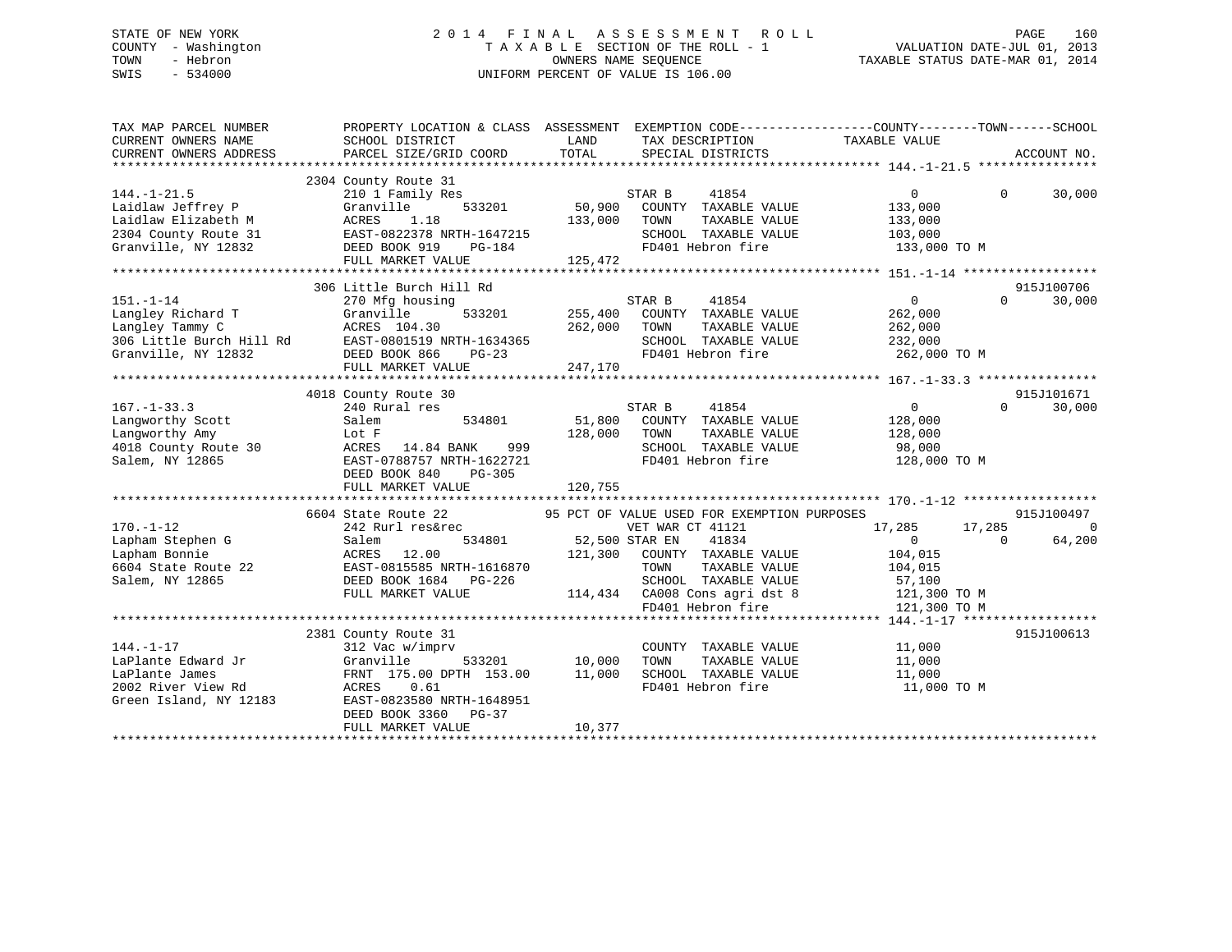STATE OF NEW YORK
COUNTY - Washington
TOWN - Hebron
SWIS - 534000

2 0 1 4 F I N A L A S S E S S M E N T R O L L
T A X A B L E SECTION OF THE ROLL - 1
OWNERS NAME SEQUENCE
UNIFORM PERCENT OF VALUE IS 106.00

VALUATION DATE-JUL 01, 2013
TAXABLE STATUS DATE-MAR 01, 2014

```
TAX MAP PARCEL NUMBER          PROPERTY LOCATION & CLASS  ASSESSMENT  EXEMPTION CODE------------------COUNTY--------TOWN------SCHOOL
CURRENT OWNERS NAME            SCHOOL DISTRICT               LAND      TAX DESCRIPTION             TAXABLE VALUE
CURRENT OWNERS ADDRESS         PARCEL SIZE/GRID COORD        TOTAL     SPECIAL DISTRICTS                                       ACCOUNT NO.
******************************************************************************************************** 144.-1-21.5 ****************
                          2304 County Route 31
144.-1-21.5                    210 1 Family Res                         STAR B     41854                 0          0     30,000
Laidlaw Jeffrey P              Granville      533201        50,900    COUNTY  TAXABLE VALUE          133,000
Laidlaw Elizabeth M            ACRES    1.18               133,000    TOWN    TAXABLE VALUE          133,000
2304 County Route 31           EAST-0822378 NRTH-1647215              SCHOOL  TAXABLE VALUE          103,000
Granville, NY 12832            DEED BOOK 919    PG-184                FD401 Hebron fire              133,000 TO M
                               FULL MARKET VALUE           125,472
******************************************************************************************************** 151.-1-14 ******************
                          306 Little Burch Hill Rd                                                                   915J100706
151.-1-14                      270 Mfg housing                          STAR B     41854                 0          0     30,000
Langley Richard T              Granville      533201       255,400    COUNTY  TAXABLE VALUE          262,000
Langley Tammy C                ACRES  104.30               262,000    TOWN    TAXABLE VALUE          262,000
306 Little Burch Hill Rd       EAST-0801519 NRTH-1634365              SCHOOL  TAXABLE VALUE          232,000
Granville, NY 12832            DEED BOOK 866    PG-23                 FD401 Hebron fire              262,000 TO M
                               FULL MARKET VALUE           247,170
******************************************************************************************************** 167.-1-33.3 ****************
                          4018 County Route 30                                                                       915J101671
167.-1-33.3                    240 Rural res                            STAR B     41854                 0          0     30,000
Langworthy Scott               Salem          534801        51,800    COUNTY  TAXABLE VALUE          128,000
Langworthy Amy                 Lot F                       128,000    TOWN    TAXABLE VALUE          128,000
4018 County Route 30           ACRES   14.84 BANK    999              SCHOOL  TAXABLE VALUE           98,000
Salem, NY 12865                EAST-0788757 NRTH-1622721              FD401 Hebron fire              128,000 TO M
                               DEED BOOK 840    PG-305
                               FULL MARKET VALUE           120,755
******************************************************************************************************** 170.-1-12 ******************
                          6604 State Route 22            95 PCT OF VALUE USED FOR EXEMPTION PURPOSES                 915J100497
170.-1-12                      242 Rurl res&rec                         VET WAR CT 41121             17,285     17,285          0
Lapham Stephen G               Salem          534801        52,500 STAR EN     41834                 0          0     64,200
Lapham Bonnie                  ACRES   12.00               121,300    COUNTY  TAXABLE VALUE          104,015
6604 State Route 22            EAST-0815585 NRTH-1616870              TOWN    TAXABLE VALUE          104,015
Salem, NY 12865                DEED BOOK 1684   PG-226                SCHOOL  TAXABLE VALUE           57,100
                               FULL MARKET VALUE           114,434    CA008 Cons agri dst 8          121,300 TO M
                                                                      FD401 Hebron fire              121,300 TO M
******************************************************************************************************** 144.-1-17 ******************
                          2381 County Route 31                                                                       915J100613
144.-1-17                      312 Vac w/imprv                          COUNTY  TAXABLE VALUE           11,000
LaPlante Edward Jr             Granville      533201        10,000    TOWN    TAXABLE VALUE           11,000
LaPlante James                 FRNT 175.00 DPTH 153.00      11,000    SCHOOL  TAXABLE VALUE           11,000
2002 River View Rd             ACRES    0.61                          FD401 Hebron fire               11,000 TO M
Green Island, NY 12183         EAST-0823580 NRTH-1648951
                               DEED BOOK 3360   PG-37
                               FULL MARKET VALUE            10,377
************************************************************************************************************************************
```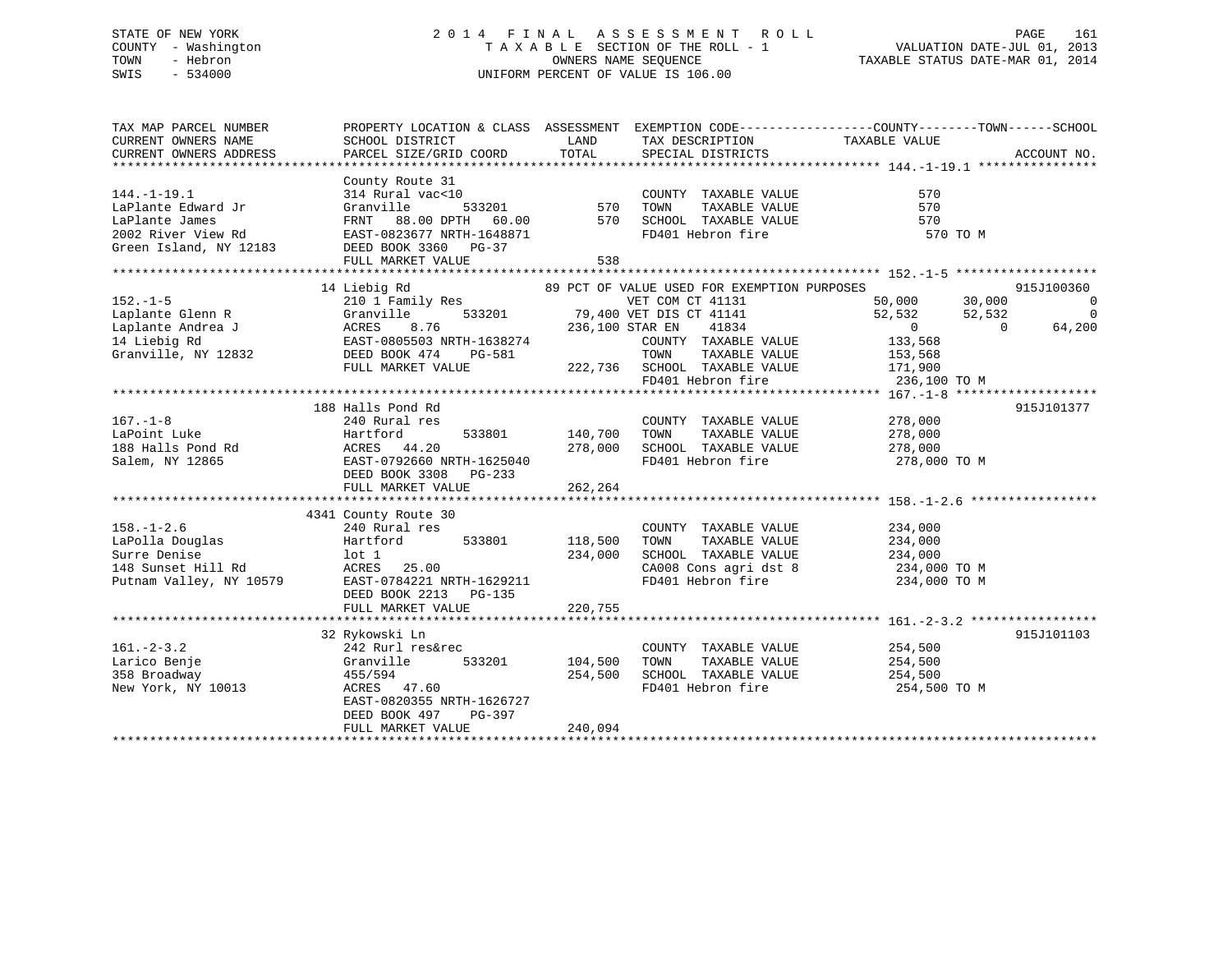STATE OF NEW YORK
COUNTY - Washington
TOWN - Hebron
SWIS - 534000

2014 FINAL ASSESSMENT ROLL
TAXABLE SECTION OF THE ROLL - 1
OWNERS NAME SEQUENCE
UNIFORM PERCENT OF VALUE IS 106.00

VALUATION DATE-JUL 01, 2013
TAXABLE STATUS DATE-MAR 01, 2014

```
TAX MAP PARCEL NUMBER          PROPERTY LOCATION & CLASS  ASSESSMENT  EXEMPTION CODE------------------COUNTY--------TOWN------SCHOOL
CURRENT OWNERS NAME            SCHOOL DISTRICT              LAND      TAX DESCRIPTION           TAXABLE VALUE
CURRENT OWNERS ADDRESS         PARCEL SIZE/GRID COORD       TOTAL     SPECIAL DISTRICTS                                    ACCOUNT NO.
******************************************************************************************************* 144.-1-19.1 ****************
                               County Route 31
144.-1-19.1                    314 Rural vac<10                       COUNTY  TAXABLE VALUE            570
LaPlante Edward Jr             Granville        533201        570     TOWN    TAXABLE VALUE            570
LaPlante James                 FRNT   88.00 DPTH   60.00      570     SCHOOL  TAXABLE VALUE            570
2002 River View Rd             EAST-0823677 NRTH-1648871              FD401 Hebron fire                  570 TO M
Green Island, NY 12183         DEED BOOK 3360   PG-37
                               FULL MARKET VALUE                538
******************************************************************************************************* 152.-1-5 *******************
                             14 Liebig Rd                  89 PCT OF VALUE USED FOR EXEMPTION PURPOSES                   915J100360
152.-1-5                       210 1 Family Res                  VET COM CT 41131            50,000      30,000             0
Laplante Glenn R               Granville        533201      79,400 VET DIS CT 41141            52,532      52,532             0
Laplante Andrea J              ACRES    8.76               236,100 STAR EN    41834                 0           0        64,200
14 Liebig Rd                   EAST-0805503 NRTH-1638274              COUNTY  TAXABLE VALUE        133,568
Granville, NY 12832            DEED BOOK 474    PG-581                TOWN    TAXABLE VALUE        153,568
                               FULL MARKET VALUE             222,736  SCHOOL  TAXABLE VALUE        171,900
                                                                      FD401 Hebron fire            236,100 TO M
******************************************************************************************************* 167.-1-8 *******************
                             188 Halls Pond Rd                                                                         915J101377
167.-1-8                       240 Rural res                          COUNTY  TAXABLE VALUE        278,000
LaPoint Luke                   Hartford         533801      140,700   TOWN    TAXABLE VALUE        278,000
188 Halls Pond Rd              ACRES   44.20                278,000   SCHOOL  TAXABLE VALUE        278,000
Salem, NY 12865                EAST-0792660 NRTH-1625040              FD401 Hebron fire            278,000 TO M
                               DEED BOOK 3308   PG-233
                               FULL MARKET VALUE             262,264
******************************************************************************************************* 158.-1-2.6 *****************
                            4341 County Route 30
158.-1-2.6                     240 Rural res                          COUNTY  TAXABLE VALUE        234,000
LaPolla Douglas                Hartford         533801      118,500   TOWN    TAXABLE VALUE        234,000
Surre Denise                   lot 1                        234,000   SCHOOL  TAXABLE VALUE        234,000
148 Sunset Hill Rd             ACRES   25.00                          CA008 Cons agri dst 8        234,000 TO M
Putnam Valley, NY 10579        EAST-0784221 NRTH-1629211              FD401 Hebron fire            234,000 TO M
                               DEED BOOK 2213   PG-135
                               FULL MARKET VALUE             220,755
******************************************************************************************************* 161.-2-3.2 *****************
                             32 Rykowski Ln                                                                            915J101103
161.-2-3.2                     242 Rurl res&rec                       COUNTY  TAXABLE VALUE        254,500
Larico Benje                   Granville        533201      104,500   TOWN    TAXABLE VALUE        254,500
358 Broadway                   455/594                      254,500   SCHOOL  TAXABLE VALUE        254,500
New York, NY 10013             ACRES   47.60                          FD401 Hebron fire            254,500 TO M
                               EAST-0820355 NRTH-1626727
                               DEED BOOK 497    PG-397
                               FULL MARKET VALUE             240,094
************************************************************************************************************************************
```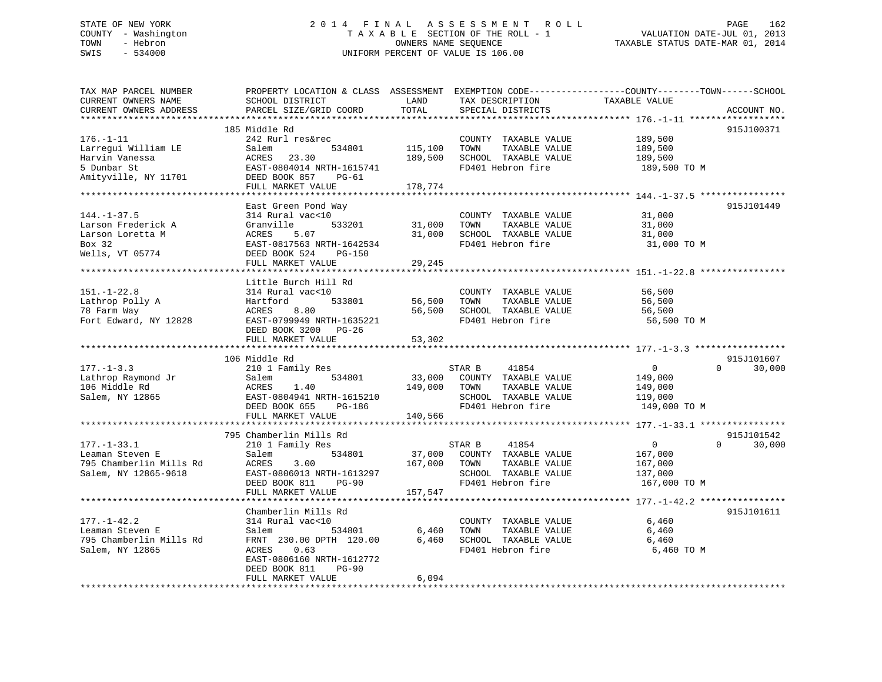STATE OF NEW YORK
COUNTY - Washington
TOWN - Hebron
SWIS - 534000

2014 FINAL ASSESSMENT ROLL
TAXABLE SECTION OF THE ROLL - 1
OWNERS NAME SEQUENCE
UNIFORM PERCENT OF VALUE IS 106.00

VALUATION DATE-JUL 01, 2013
TAXABLE STATUS DATE-MAR 01, 2014

| TAX MAP PARCEL NUMBER / CURRENT OWNERS NAME / CURRENT OWNERS ADDRESS | PROPERTY LOCATION & CLASS / SCHOOL DISTRICT / PARCEL SIZE/GRID COORD | ASSESSMENT LAND | TOTAL | EXEMPTION CODE / TAX DESCRIPTION / SPECIAL DISTRICTS | COUNTY / TOWN TAXABLE VALUE | SCHOOL | ACCOUNT NO. |
|---|---|---|---|---|---|---|---|
| 176.-1-11 | 185 Middle Rd | | | | | | 915J100371 |
| 176.-1-11 | 242 Rurl res&rec | | | COUNTY TAXABLE VALUE | 189,500 | | |
| Larregui William LE | Salem 534801 | 115,100 | | TOWN TAXABLE VALUE | 189,500 | | |
| Harvin Vanessa | ACRES 23.30 | | 189,500 | SCHOOL TAXABLE VALUE | 189,500 | | |
| 5 Dunbar St | EAST-0804014 NRTH-1615741 | | | FD401 Hebron fire | 189,500 TO M | | |
| Amityville, NY 11701 | DEED BOOK 857 PG-61 | | | | | | |
| | FULL MARKET VALUE | | 178,774 | | | | |
| 144.-1-37.5 | East Green Pond Way | | | | | | 915J101449 |
| 144.-1-37.5 | 314 Rural vac<10 | | | COUNTY TAXABLE VALUE | 31,000 | | |
| Larson Frederick A | Granville 533201 | 31,000 | | TOWN TAXABLE VALUE | 31,000 | | |
| Larson Loretta M | ACRES 5.07 | | 31,000 | SCHOOL TAXABLE VALUE | 31,000 | | |
| Box 32 | EAST-0817563 NRTH-1642534 | | | FD401 Hebron fire | 31,000 TO M | | |
| Wells, VT 05774 | DEED BOOK 524 PG-150 | | | | | | |
| | FULL MARKET VALUE | | 29,245 | | | | |
| 151.-1-22.8 | Little Burch Hill Rd | | | | | | |
| 151.-1-22.8 | 314 Rural vac<10 | | | COUNTY TAXABLE VALUE | 56,500 | | |
| Lathrop Polly A | Hartford 533801 | 56,500 | | TOWN TAXABLE VALUE | 56,500 | | |
| 78 Farm Way | ACRES 8.80 | | 56,500 | SCHOOL TAXABLE VALUE | 56,500 | | |
| Fort Edward, NY 12828 | EAST-0799949 NRTH-1635221 | | | FD401 Hebron fire | 56,500 TO M | | |
| | DEED BOOK 3200 PG-26 | | | | | | |
| | FULL MARKET VALUE | | 53,302 | | | | |
| 177.-1-3.3 | 106 Middle Rd | | | | | | 915J101607 |
| 177.-1-3.3 | 210 1 Family Res | | | STAR B 41854 | 0 | 0 30,000 | |
| Lathrop Raymond Jr | Salem 534801 | 33,000 | | COUNTY TAXABLE VALUE | 149,000 | | |
| 106 Middle Rd | ACRES 1.40 | | 149,000 | TOWN TAXABLE VALUE | 149,000 | | |
| Salem, NY 12865 | EAST-0804941 NRTH-1615210 | | | SCHOOL TAXABLE VALUE | 119,000 | | |
| | DEED BOOK 655 PG-186 | | | FD401 Hebron fire | 149,000 TO M | | |
| | FULL MARKET VALUE | | 140,566 | | | | |
| 177.-1-33.1 | 795 Chamberlin Mills Rd | | | | | | 915J101542 |
| 177.-1-33.1 | 210 1 Family Res | | | STAR B 41854 | 0 | 0 30,000 | |
| Leaman Steven E | Salem 534801 | 37,000 | | COUNTY TAXABLE VALUE | 167,000 | | |
| 795 Chamberlin Mills Rd | ACRES 3.00 | | 167,000 | TOWN TAXABLE VALUE | 167,000 | | |
| Salem, NY 12865-9618 | EAST-0806013 NRTH-1613297 | | | SCHOOL TAXABLE VALUE | 137,000 | | |
| | DEED BOOK 811 PG-90 | | | FD401 Hebron fire | 167,000 TO M | | |
| | FULL MARKET VALUE | | 157,547 | | | | |
| 177.-1-42.2 | Chamberlin Mills Rd | | | | | | 915J101611 |
| 177.-1-42.2 | 314 Rural vac<10 | | | COUNTY TAXABLE VALUE | 6,460 | | |
| Leaman Steven E | Salem 534801 | 6,460 | | TOWN TAXABLE VALUE | 6,460 | | |
| 795 Chamberlin Mills Rd | FRNT 230.00 DPTH 120.00 | | 6,460 | SCHOOL TAXABLE VALUE | 6,460 | | |
| Salem, NY 12865 | ACRES 0.63 | | | FD401 Hebron fire | 6,460 TO M | | |
| | EAST-0806160 NRTH-1612772 | | | | | | |
| | DEED BOOK 811 PG-90 | | | | | | |
| | FULL MARKET VALUE | | 6,094 | | | | |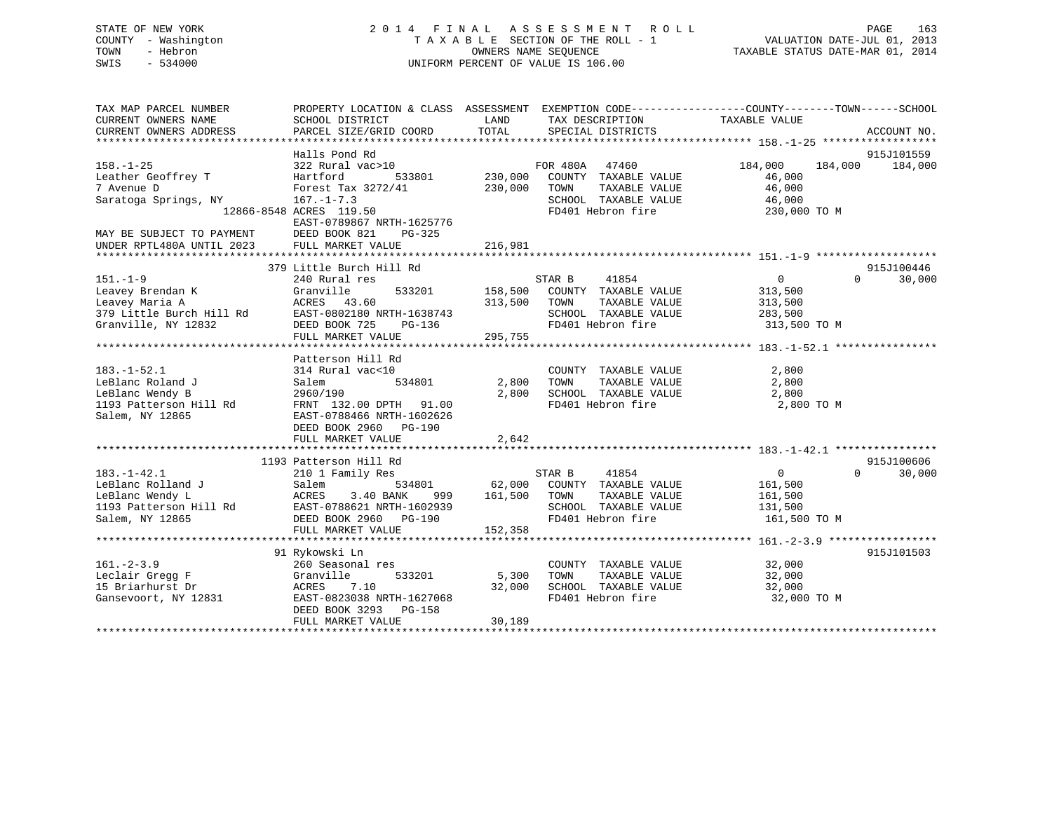STATE OF NEW YORK
COUNTY - Washington
TOWN - Hebron
SWIS - 534000

# 2014 FINAL ASSESSMENT ROLL
TAXABLE SECTION OF THE ROLL - 1
OWNERS NAME SEQUENCE
UNIFORM PERCENT OF VALUE IS 106.00

VALUATION DATE-JUL 01, 2013
TAXABLE STATUS DATE-MAR 01, 2014

```
TAX MAP PARCEL NUMBER          PROPERTY LOCATION & CLASS  ASSESSMENT  EXEMPTION CODE------------------COUNTY--------TOWN------SCHOOL
CURRENT OWNERS NAME            SCHOOL DISTRICT               LAND      TAX DESCRIPTION              TAXABLE VALUE
CURRENT OWNERS ADDRESS         PARCEL SIZE/GRID COORD        TOTAL     SPECIAL DISTRICTS                                       ACCOUNT NO.
*********************************************************************************************** 158.-1-25 ******************
                               Halls Pond Rd                                                                               915J101559
158.-1-25                      322 Rural vac>10                       FOR 480A   47460              184,000    184,000    184,000
Leather Geoffrey T             Hartford           533801     230,000   COUNTY  TAXABLE VALUE           46,000
7 Avenue D                     Forest Tax 3272/41            230,000   TOWN    TAXABLE VALUE           46,000
Saratoga Springs, NY           167.-1-7.3                              SCHOOL  TAXABLE VALUE           46,000
                    12866-8548 ACRES 119.50                            FD401 Hebron fire              230,000 TO M
                               EAST-0789867 NRTH-1625776
MAY BE SUBJECT TO PAYMENT      DEED BOOK 821     PG-325
UNDER RPTL480A UNTIL 2023      FULL MARKET VALUE             216,981
*********************************************************************************************** 151.-1-9 *******************
                           379 Little Burch Hill Rd                                                                        915J100446
151.-1-9                       240 Rural res                          STAR B     41854                  0          0       30,000
Leavey Brendan K               Granville          533201     158,500   COUNTY  TAXABLE VALUE          313,500
Leavey Maria A                 ACRES   43.60                 313,500   TOWN    TAXABLE VALUE          313,500
379 Little Burch Hill Rd       EAST-0802180 NRTH-1638743               SCHOOL  TAXABLE VALUE          283,500
Granville, NY 12832            DEED BOOK 725     PG-136                FD401 Hebron fire              313,500 TO M
                               FULL MARKET VALUE             295,755
*********************************************************************************************** 183.-1-52.1 ****************
                               Patterson Hill Rd
183.-1-52.1                    314 Rural vac<10                        COUNTY  TAXABLE VALUE            2,800
LeBlanc Roland J               Salem              534801       2,800   TOWN    TAXABLE VALUE            2,800
LeBlanc Wendy B                2960/190                        2,800   SCHOOL  TAXABLE VALUE            2,800
1193 Patterson Hill Rd         FRNT 132.00 DPTH  91.00                 FD401 Hebron fire                2,800 TO M
Salem, NY 12865                EAST-0788466 NRTH-1602626
                               DEED BOOK 2960    PG-190
                               FULL MARKET VALUE               2,642
*********************************************************************************************** 183.-1-42.1 ****************
                          1193 Patterson Hill Rd                                                                           915J100606
183.-1-42.1                    210 1 Family Res                       STAR B     41854                  0          0       30,000
LeBlanc Rolland J              Salem              534801      62,000   COUNTY  TAXABLE VALUE          161,500
LeBlanc Wendy L                ACRES    3.40 BANK     999    161,500   TOWN    TAXABLE VALUE          161,500
1193 Patterson Hill Rd         EAST-0788621 NRTH-1602939               SCHOOL  TAXABLE VALUE          131,500
Salem, NY 12865                DEED BOOK 2960    PG-190                FD401 Hebron fire              161,500 TO M
                               FULL MARKET VALUE             152,358
*********************************************************************************************** 161.-2-3.9 *****************
                            91 Rykowski Ln                                                                                 915J101503
161.-2-3.9                     260 Seasonal res                        COUNTY  TAXABLE VALUE           32,000
Leclair Gregg F                Granville          533201       5,300   TOWN    TAXABLE VALUE           32,000
15 Briarhurst Dr               ACRES    7.10                  32,000   SCHOOL  TAXABLE VALUE           32,000
Gansevoort, NY 12831           EAST-0823038 NRTH-1627068               FD401 Hebron fire               32,000 TO M
                               DEED BOOK 3293    PG-158
                               FULL MARKET VALUE              30,189
****************************************************************************************************************************
```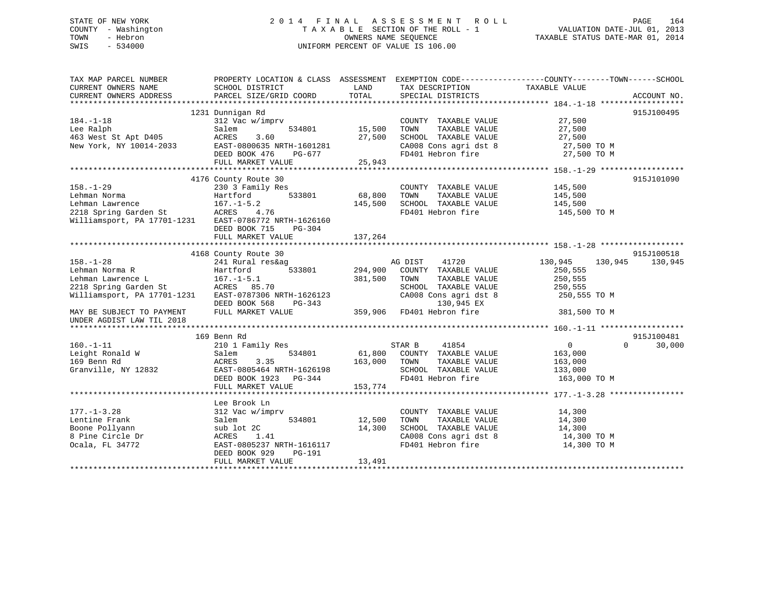STATE OF NEW YORK
COUNTY - Washington
TOWN - Hebron
SWIS - 534000

2014 FINAL ASSESSMENT ROLL
TAXABLE SECTION OF THE ROLL - 1
OWNERS NAME SEQUENCE
UNIFORM PERCENT OF VALUE IS 106.00

VALUATION DATE-JUL 01, 2013
TAXABLE STATUS DATE-MAR 01, 2014

```
TAX MAP PARCEL NUMBER          PROPERTY LOCATION & CLASS  ASSESSMENT  EXEMPTION CODE------------------COUNTY--------TOWN------SCHOOL
CURRENT OWNERS NAME            SCHOOL DISTRICT               LAND      TAX DESCRIPTION            TAXABLE VALUE
CURRENT OWNERS ADDRESS         PARCEL SIZE/GRID COORD        TOTAL     SPECIAL DISTRICTS                                    ACCOUNT NO.
******************************************************************************************************* 184.-1-18 ******************
                               1231 Dunnigan Rd                                                                              915J100495
184.-1-18                      312 Vac w/imprv                         COUNTY  TAXABLE VALUE             27,500
Lee Ralph                      Salem          534801        15,500     TOWN    TAXABLE VALUE             27,500
463 West St Apt D405           ACRES    3.60                27,500     SCHOOL  TAXABLE VALUE             27,500
New York, NY 10014-2033        EAST-0800635 NRTH-1601281               CA008 Cons agri dst 8              27,500 TO M
                               DEED BOOK 476    PG-677                 FD401 Hebron fire                  27,500 TO M
                               FULL MARKET VALUE            25,943
******************************************************************************************************* 158.-1-29 ******************
                               4176 County Route 30                                                                          915J101090
158.-1-29                      230 3 Family Res                        COUNTY  TAXABLE VALUE            145,500
Lehman Norma                   Hartford       533801        68,800     TOWN    TAXABLE VALUE            145,500
Lehman Lawrence                167.-1-5.2                  145,500     SCHOOL  TAXABLE VALUE            145,500
2218 Spring Garden St          ACRES    4.76                           FD401 Hebron fire                 145,500 TO M
Williamsport, PA 17701-1231    EAST-0786772 NRTH-1626160
                               DEED BOOK 715    PG-304
                               FULL MARKET VALUE           137,264
******************************************************************************************************* 158.-1-28 ******************
                               4168 County Route 30                                                                          915J100518
158.-1-28                      241 Rural res&ag                        AG DIST    41720            130,945    130,945    130,945
Lehman Norma R                 Hartford       533801       294,900     COUNTY  TAXABLE VALUE            250,555
Lehman Lawrence L              167.-1-5.1                  381,500     TOWN    TAXABLE VALUE            250,555
2218 Spring Garden St          ACRES   85.70                           SCHOOL  TAXABLE VALUE            250,555
Williamsport, PA 17701-1231    EAST-0787306 NRTH-1626123               CA008 Cons agri dst 8             250,555 TO M
                               DEED BOOK 568    PG-343                       130,945 EX
MAY BE SUBJECT TO PAYMENT      FULL MARKET VALUE           359,906     FD401 Hebron fire                 381,500 TO M
UNDER AGDIST LAW TIL 2018
******************************************************************************************************* 160.-1-11 ******************
                               169 Benn Rd                                                                                   915J100481
160.-1-11                      210 1 Family Res                        STAR B     41854                  0          0     30,000
Leight Ronald W                Salem          534801        61,800     COUNTY  TAXABLE VALUE            163,000
169 Benn Rd                    ACRES    3.35               163,000     TOWN    TAXABLE VALUE            163,000
Granville, NY 12832            EAST-0805464 NRTH-1626198               SCHOOL  TAXABLE VALUE            133,000
                               DEED BOOK 1923   PG-344                 FD401 Hebron fire                 163,000 TO M
                               FULL MARKET VALUE           153,774
******************************************************************************************************* 177.-1-3.28 ****************
                               Lee Brook Ln
177.-1-3.28                    312 Vac w/imprv                         COUNTY  TAXABLE VALUE             14,300
Lentine Frank                  Salem          534801        12,500     TOWN    TAXABLE VALUE             14,300
Boone Pollyann                 sub lot 2C                   14,300     SCHOOL  TAXABLE VALUE             14,300
8 Pine Circle Dr               ACRES    1.41                           CA008 Cons agri dst 8              14,300 TO M
Ocala, FL 34772                EAST-0805237 NRTH-1616117               FD401 Hebron fire                  14,300 TO M
                               DEED BOOK 929    PG-191
                               FULL MARKET VALUE            13,491
************************************************************************************************************************************
```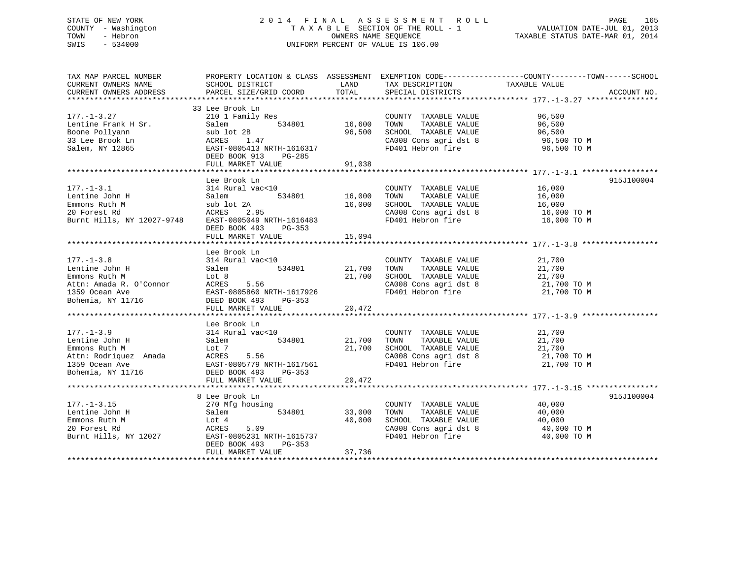STATE OF NEW YORK
COUNTY - Washington
TOWN - Hebron
SWIS - 534000

2014 FINAL ASSESSMENT ROLL
TAXABLE SECTION OF THE ROLL - 1
OWNERS NAME SEQUENCE
UNIFORM PERCENT OF VALUE IS 106.00

VALUATION DATE-JUL 01, 2013
TAXABLE STATUS DATE-MAR 01, 2014

| TAX MAP PARCEL NUMBER / CURRENT OWNERS NAME / CURRENT OWNERS ADDRESS | PROPERTY LOCATION & CLASS / SCHOOL DISTRICT / PARCEL SIZE/GRID COORD | ASSESSMENT LAND / TOTAL | EXEMPTION CODE / TAX DESCRIPTION / SPECIAL DISTRICTS | COUNTY--------TOWN------SCHOOL TAXABLE VALUE | ACCOUNT NO. |
|---|---|---|---|---|---|
| 177.-1-3.27 | 33 Lee Brook Ln | | | | |
| | 210 1 Family Res | | COUNTY TAXABLE VALUE | 96,500 | |
| Lentine Frank H Sr. | Salem 534801 | 16,600 | TOWN TAXABLE VALUE | 96,500 | |
| Boone Pollyann | sub lot 2B | 96,500 | SCHOOL TAXABLE VALUE | 96,500 | |
| 33 Lee Brook Ln | ACRES 1.47 | | CA008 Cons agri dst 8 | 96,500 TO M | |
| Salem, NY 12865 | EAST-0805413 NRTH-1616317 | | FD401 Hebron fire | 96,500 TO M | |
| | DEED BOOK 913 PG-285 | | | | |
| | FULL MARKET VALUE | 91,038 | | | |
| 177.-1-3.1 | Lee Brook Ln | | | | 915J100004 |
| | 314 Rural vac<10 | | COUNTY TAXABLE VALUE | 16,000 | |
| Lentine John H | Salem 534801 | 16,000 | TOWN TAXABLE VALUE | 16,000 | |
| Emmons Ruth M | sub lot 2A | 16,000 | SCHOOL TAXABLE VALUE | 16,000 | |
| 20 Forest Rd | ACRES 2.95 | | CA008 Cons agri dst 8 | 16,000 TO M | |
| Burnt Hills, NY 12027-9748 | EAST-0805049 NRTH-1616483 | | FD401 Hebron fire | 16,000 TO M | |
| | DEED BOOK 493 PG-353 | | | | |
| | FULL MARKET VALUE | 15,094 | | | |
| 177.-1-3.8 | Lee Brook Ln | | | | |
| | 314 Rural vac<10 | | COUNTY TAXABLE VALUE | 21,700 | |
| Lentine John H | Salem 534801 | 21,700 | TOWN TAXABLE VALUE | 21,700 | |
| Emmons Ruth M | Lot 8 | 21,700 | SCHOOL TAXABLE VALUE | 21,700 | |
| Attn: Amada R. O'Connor | ACRES 5.56 | | CA008 Cons agri dst 8 | 21,700 TO M | |
| 1359 Ocean Ave | EAST-0805860 NRTH-1617926 | | FD401 Hebron fire | 21,700 TO M | |
| Bohemia, NY 11716 | DEED BOOK 493 PG-353 | | | | |
| | FULL MARKET VALUE | 20,472 | | | |
| 177.-1-3.9 | Lee Brook Ln | | | | |
| | 314 Rural vac<10 | | COUNTY TAXABLE VALUE | 21,700 | |
| Lentine John H | Salem 534801 | 21,700 | TOWN TAXABLE VALUE | 21,700 | |
| Emmons Ruth M | Lot 7 | 21,700 | SCHOOL TAXABLE VALUE | 21,700 | |
| Attn: Rodriquez Amada | ACRES 5.56 | | CA008 Cons agri dst 8 | 21,700 TO M | |
| 1359 Ocean Ave | EAST-0805779 NRTH-1617561 | | FD401 Hebron fire | 21,700 TO M | |
| Bohemia, NY 11716 | DEED BOOK 493 PG-353 | | | | |
| | FULL MARKET VALUE | 20,472 | | | |
| 177.-1-3.15 | 8 Lee Brook Ln | | | | 915J100004 |
| | 270 Mfg housing | | COUNTY TAXABLE VALUE | 40,000 | |
| Lentine John H | Salem 534801 | 33,000 | TOWN TAXABLE VALUE | 40,000 | |
| Emmons Ruth M | Lot 4 | 40,000 | SCHOOL TAXABLE VALUE | 40,000 | |
| 20 Forest Rd | ACRES 5.09 | | CA008 Cons agri dst 8 | 40,000 TO M | |
| Burnt Hills, NY 12027 | EAST-0805231 NRTH-1615737 | | FD401 Hebron fire | 40,000 TO M | |
| | DEED BOOK 493 PG-353 | | | | |
| | FULL MARKET VALUE | 37,736 | | | |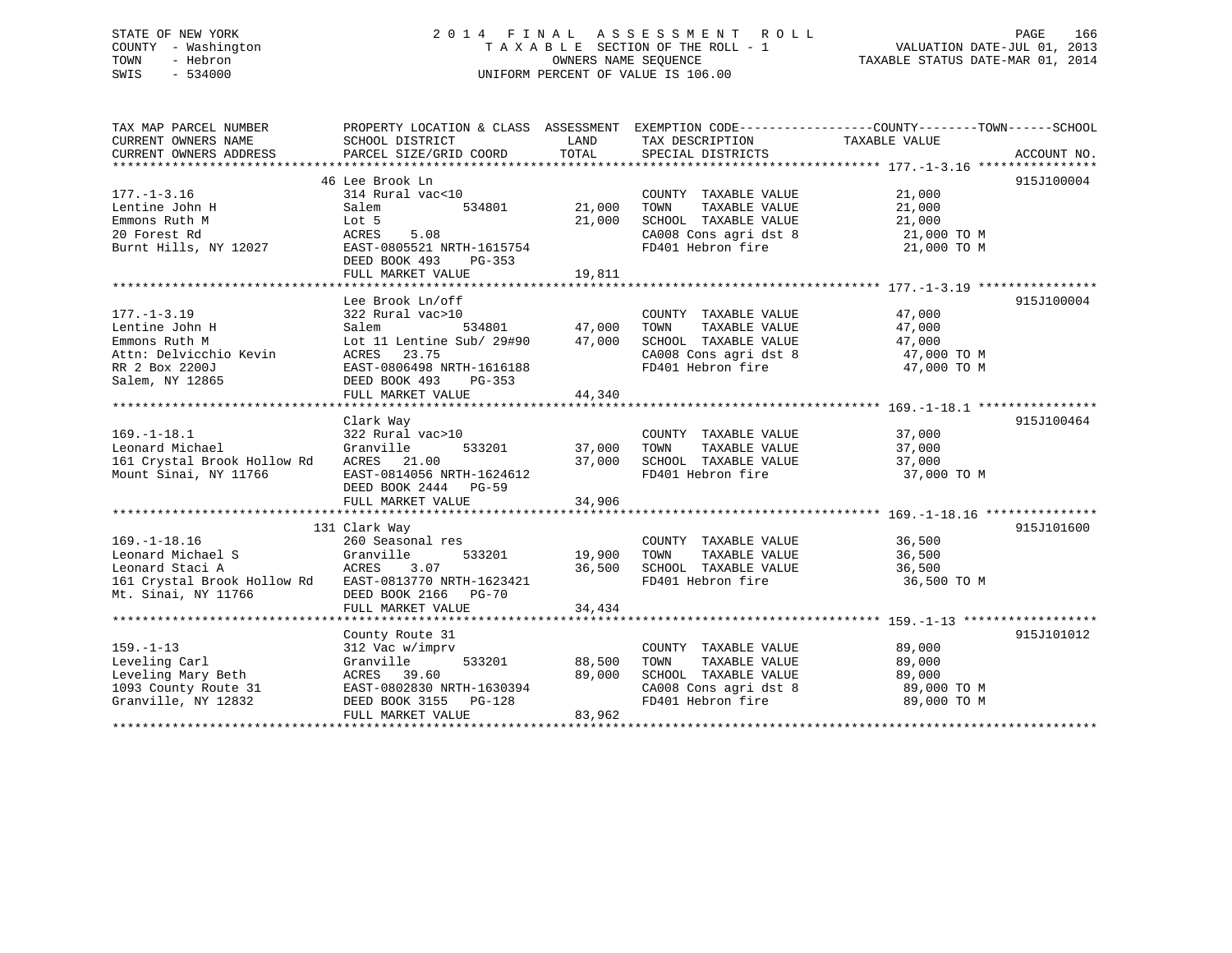STATE OF NEW YORK
COUNTY - Washington
TOWN - Hebron
SWIS - 534000

2 0 1 4 F I N A L A S S E S S M E N T R O L L
T A X A B L E SECTION OF THE ROLL - 1
OWNERS NAME SEQUENCE
UNIFORM PERCENT OF VALUE IS 106.00

VALUATION DATE-JUL 01, 2013
TAXABLE STATUS DATE-MAR 01, 2014

```
TAX MAP PARCEL NUMBER          PROPERTY LOCATION & CLASS  ASSESSMENT  EXEMPTION CODE------------------COUNTY--------TOWN------SCHOOL
CURRENT OWNERS NAME            SCHOOL DISTRICT              LAND      TAX DESCRIPTION              TAXABLE VALUE
CURRENT OWNERS ADDRESS         PARCEL SIZE/GRID COORD       TOTAL     SPECIAL DISTRICTS                                   ACCOUNT NO.
******************************************************************************************************* 177.-1-3.16 ****************
                              46 Lee Brook Ln                                                                               915J100004
177.-1-3.16                    314 Rural vac<10                        COUNTY  TAXABLE VALUE             21,000
Lentine John H                 Salem           534801        21,000    TOWN    TAXABLE VALUE             21,000
Emmons Ruth M                  Lot 5                         21,000    SCHOOL  TAXABLE VALUE             21,000
20 Forest Rd                   ACRES    5.08                           CA008 Cons agri dst 8              21,000 TO M
Burnt Hills, NY 12027          EAST-0805521 NRTH-1615754               FD401 Hebron fire                  21,000 TO M
                               DEED BOOK 493    PG-353
                               FULL MARKET VALUE             19,811
******************************************************************************************************* 177.-1-3.19 ****************
                               Lee Brook Ln/off                                                                             915J100004
177.-1-3.19                    322 Rural vac>10                        COUNTY  TAXABLE VALUE             47,000
Lentine John H                 Salem           534801        47,000    TOWN    TAXABLE VALUE             47,000
Emmons Ruth M                  Lot 11 Lentine Sub/ 29#90     47,000    SCHOOL  TAXABLE VALUE             47,000
Attn: Delvicchio Kevin         ACRES   23.75                           CA008 Cons agri dst 8              47,000 TO M
RR 2 Box 2200J                 EAST-0806498 NRTH-1616188               FD401 Hebron fire                  47,000 TO M
Salem, NY 12865                DEED BOOK 493    PG-353
                               FULL MARKET VALUE             44,340
******************************************************************************************************* 169.-1-18.1 ****************
                               Clark Way                                                                                    915J100464
169.-1-18.1                    322 Rural vac>10                        COUNTY  TAXABLE VALUE             37,000
Leonard Michael                Granville       533201        37,000    TOWN    TAXABLE VALUE             37,000
161 Crystal Brook Hollow Rd    ACRES   21.00                 37,000    SCHOOL  TAXABLE VALUE             37,000
Mount Sinai, NY 11766          EAST-0814056 NRTH-1624612               FD401 Hebron fire                  37,000 TO M
                               DEED BOOK 2444   PG-59
                               FULL MARKET VALUE             34,906
******************************************************************************************************* 169.-1-18.16 ***************
                              131 Clark Way                                                                                 915J101600
169.-1-18.16                   260 Seasonal res                        COUNTY  TAXABLE VALUE             36,500
Leonard Michael S              Granville       533201        19,900    TOWN    TAXABLE VALUE             36,500
Leonard Staci A                ACRES    3.07                 36,500    SCHOOL  TAXABLE VALUE             36,500
161 Crystal Brook Hollow Rd    EAST-0813770 NRTH-1623421               FD401 Hebron fire                  36,500 TO M
Mt. Sinai, NY 11766            DEED BOOK 2166   PG-70
                               FULL MARKET VALUE             34,434
******************************************************************************************************* 159.-1-13 ******************
                               County Route 31                                                                              915J101012
159.-1-13                      312 Vac w/imprv                         COUNTY  TAXABLE VALUE             89,000
Leveling Carl                  Granville       533201        88,500    TOWN    TAXABLE VALUE             89,000
Leveling Mary Beth             ACRES   39.60                 89,000    SCHOOL  TAXABLE VALUE             89,000
1093 County Route 31           EAST-0802830 NRTH-1630394               CA008 Cons agri dst 8              89,000 TO M
Granville, NY 12832            DEED BOOK 3155   PG-128                 FD401 Hebron fire                  89,000 TO M
                               FULL MARKET VALUE             83,962
************************************************************************************************************************************
```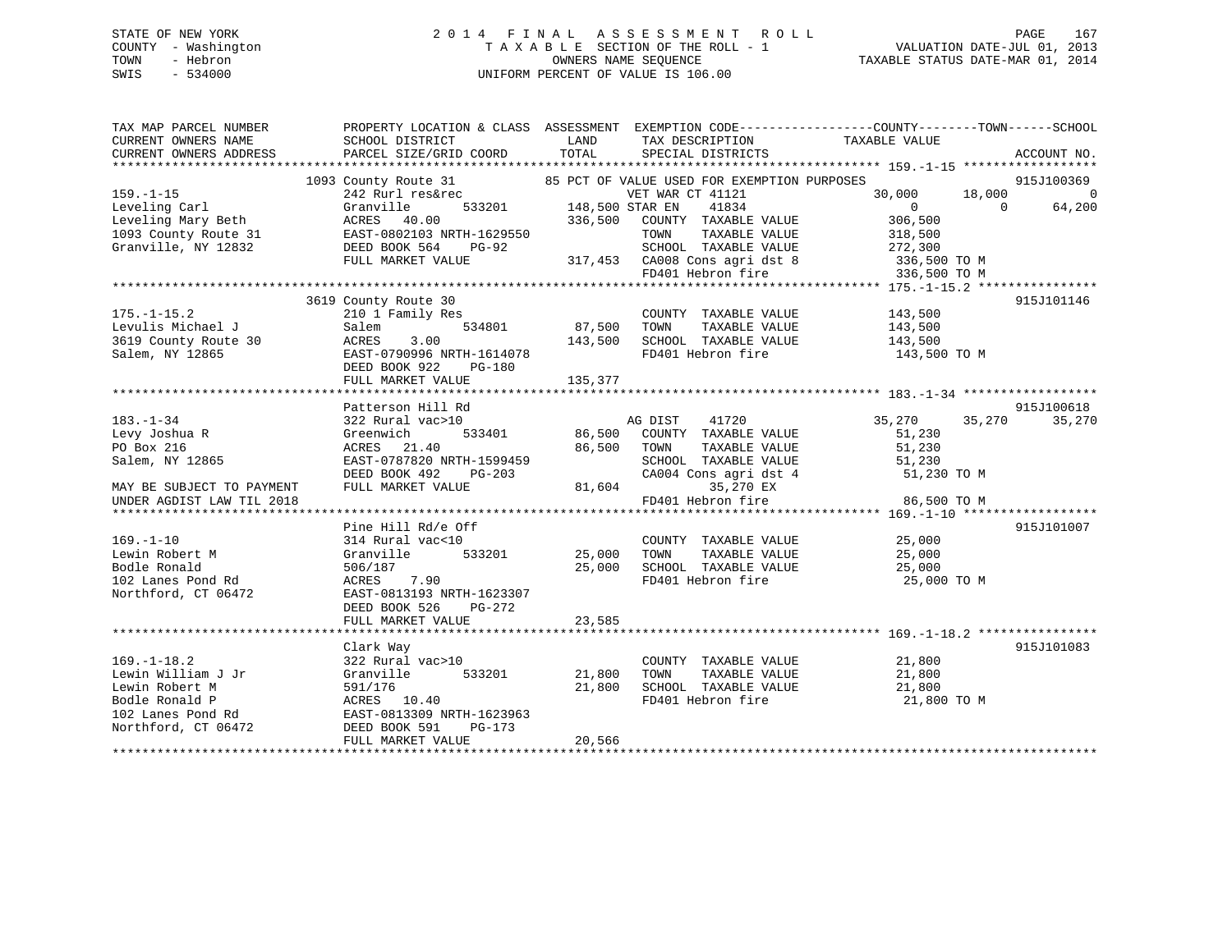STATE OF NEW YORK
COUNTY - Washington
TOWN - Hebron
SWIS - 534000

# 2014 FINAL ASSESSMENT ROLL

TAXABLE SECTION OF THE ROLL - 1
OWNERS NAME SEQUENCE
UNIFORM PERCENT OF VALUE IS 106.00

VALUATION DATE-JUL 01, 2013
TAXABLE STATUS DATE-MAR 01, 2014

```
TAX MAP PARCEL NUMBER          PROPERTY LOCATION & CLASS  ASSESSMENT  EXEMPTION CODE-----------------COUNTY--------TOWN------SCHOOL
CURRENT OWNERS NAME            SCHOOL DISTRICT               LAND      TAX DESCRIPTION            TAXABLE VALUE
CURRENT OWNERS ADDRESS         PARCEL SIZE/GRID COORD        TOTAL     SPECIAL DISTRICTS                                     ACCOUNT NO.
******************************************************************************************************* 159.-1-15 *****************
                          1093 County Route 31          85 PCT OF VALUE USED FOR EXEMPTION PURPOSES                          915J100369
159.-1-15                  242 Rurl res&rec                  VET WAR CT 41121              30,000      18,000           0
Leveling Carl              Granville      533201      148,500 STAR EN    41834                  0           0      64,200
Leveling Mary Beth         ACRES  40.00               336,500   COUNTY  TAXABLE VALUE         306,500
1093 County Route 31       EAST-0802103 NRTH-1629550              TOWN    TAXABLE VALUE         318,500
Granville, NY 12832        DEED BOOK 564    PG-92                 SCHOOL  TAXABLE VALUE         272,300
                           FULL MARKET VALUE          317,453   CA008 Cons agri dst 8         336,500 TO M
                                                                FD401 Hebron fire             336,500 TO M
******************************************************************************************************* 175.-1-15.2 ***************
                          3619 County Route 30                                                                               915J101146
175.-1-15.2                210 1 Family Res                      COUNTY  TAXABLE VALUE         143,500
Levulis Michael J          Salem          534801       87,500   TOWN    TAXABLE VALUE         143,500
3619 County Route 30       ACRES   3.00               143,500   SCHOOL  TAXABLE VALUE         143,500
Salem, NY 12865            EAST-0790996 NRTH-1614078              FD401 Hebron fire             143,500 TO M
                           DEED BOOK 922    PG-180
                           FULL MARKET VALUE          135,377
******************************************************************************************************* 183.-1-34 *****************
                           Patterson Hill Rd                                                                                 915J100618
183.-1-34                  322 Rural vac>10                  AG DIST    41720              35,270      35,270      35,270
Levy Joshua R              Greenwich      533401       86,500   COUNTY  TAXABLE VALUE          51,230
PO Box 216                 ACRES  21.40                86,500   TOWN    TAXABLE VALUE          51,230
Salem, NY 12865            EAST-0787820 NRTH-1599459              SCHOOL  TAXABLE VALUE          51,230
                           DEED BOOK 492    PG-203                CA004 Cons agri dst 4          51,230 TO M
MAY BE SUBJECT TO PAYMENT  FULL MARKET VALUE           81,604           35,270 EX
UNDER AGDIST LAW TIL 2018                                       FD401 Hebron fire              86,500 TO M
******************************************************************************************************* 169.-1-10 *****************
                           Pine Hill Rd/e Off                                                                                915J101007
169.-1-10                  314 Rural vac<10                      COUNTY  TAXABLE VALUE          25,000
Lewin Robert M             Granville      533201       25,000   TOWN    TAXABLE VALUE          25,000
Bodle Ronald               506/187                     25,000   SCHOOL  TAXABLE VALUE          25,000
102 Lanes Pond Rd          ACRES   7.90                          FD401 Hebron fire              25,000 TO M
Northford, CT 06472        EAST-0813193 NRTH-1623307
                           DEED BOOK 526    PG-272
                           FULL MARKET VALUE           23,585
******************************************************************************************************* 169.-1-18.2 ***************
                           Clark Way                                                                                         915J101083
169.-1-18.2                322 Rural vac>10                      COUNTY  TAXABLE VALUE          21,800
Lewin William J Jr         Granville      533201       21,800   TOWN    TAXABLE VALUE          21,800
Lewin Robert M             591/176                     21,800   SCHOOL  TAXABLE VALUE          21,800
Bodle Ronald P             ACRES  10.40                          FD401 Hebron fire              21,800 TO M
102 Lanes Pond Rd          EAST-0813309 NRTH-1623963
Northford, CT 06472        DEED BOOK 591    PG-173
                           FULL MARKET VALUE           20,566
************************************************************************************************************************************
```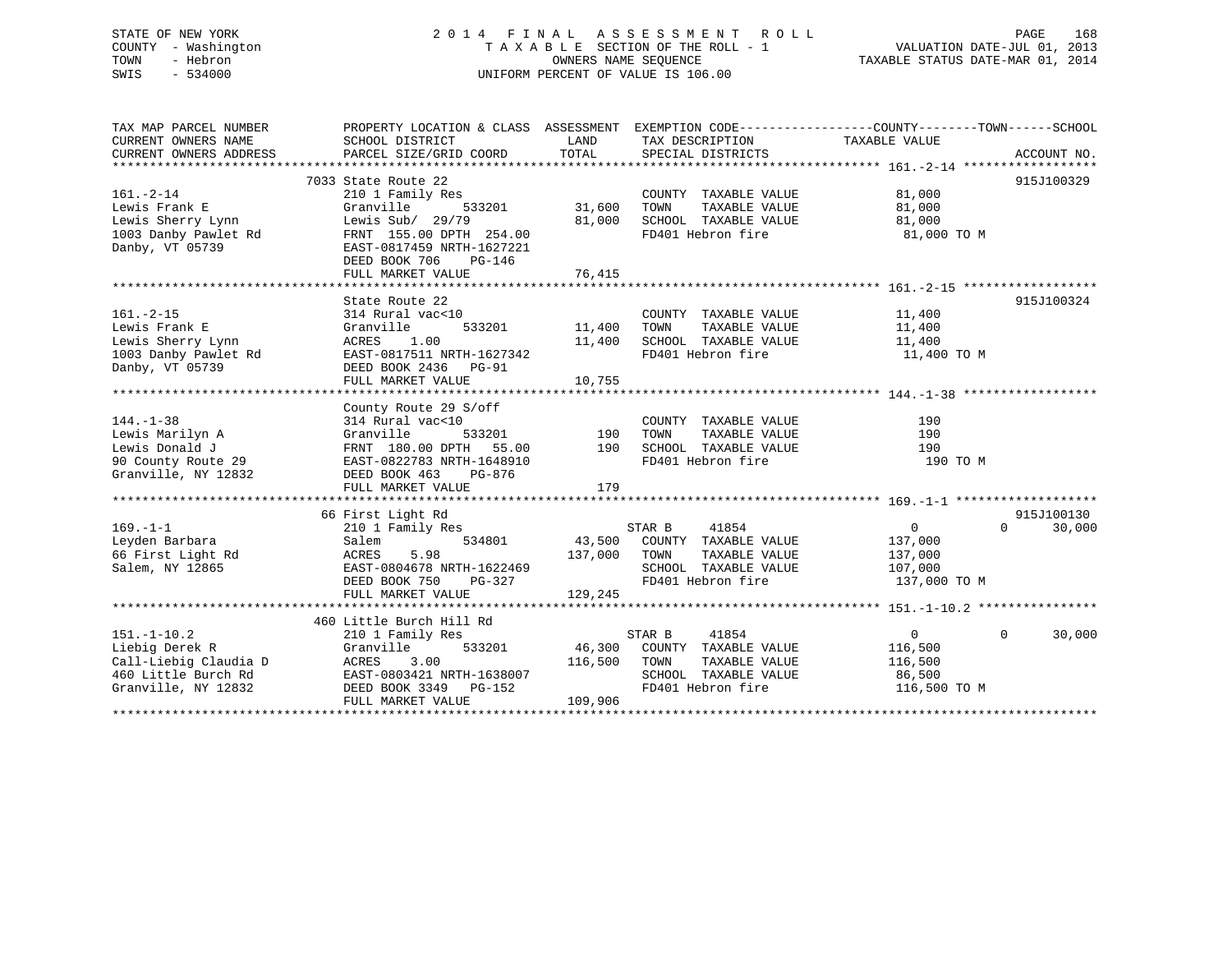STATE OF NEW YORK
COUNTY - Washington
TOWN - Hebron
SWIS - 534000

2014 FINAL ASSESSMENT ROLL
TAXABLE SECTION OF THE ROLL - 1
OWNERS NAME SEQUENCE
UNIFORM PERCENT OF VALUE IS 106.00

VALUATION DATE-JUL 01, 2013
TAXABLE STATUS DATE-MAR 01, 2014

| TAX MAP PARCEL NUMBER / CURRENT OWNERS NAME / CURRENT OWNERS ADDRESS | PROPERTY LOCATION & CLASS / SCHOOL DISTRICT / PARCEL SIZE/GRID COORD | ASSESSMENT LAND / TOTAL | EXEMPTION CODE / TAX DESCRIPTION / SPECIAL DISTRICTS | COUNTY | TOWN | SCHOOL / ACCOUNT NO. |
|---|---|---|---|---|---|---|
| **161.-2-14** | 7033 State Route 22 | | | | | 915J100329 |
| | 210 1 Family Res | | COUNTY TAXABLE VALUE | 81,000 | | |
| Lewis Frank E | Granville 533201 | 31,600 | TOWN TAXABLE VALUE | | 81,000 | |
| Lewis Sherry Lynn | Lewis Sub/ 29/79 | 81,000 | SCHOOL TAXABLE VALUE | | | 81,000 |
| 1003 Danby Pawlet Rd | FRNT 155.00 DPTH 254.00 | | FD401 Hebron fire | 81,000 TO M | | |
| Danby, VT 05739 | EAST-0817459 NRTH-1627221 | | | | | |
| | DEED BOOK 706 PG-146 | | | | | |
| | FULL MARKET VALUE | 76,415 | | | | |
| **161.-2-15** | State Route 22 | | | | | 915J100324 |
| | 314 Rural vac<10 | | COUNTY TAXABLE VALUE | 11,400 | | |
| Lewis Frank E | Granville 533201 | 11,400 | TOWN TAXABLE VALUE | | 11,400 | |
| Lewis Sherry Lynn | ACRES 1.00 | 11,400 | SCHOOL TAXABLE VALUE | | | 11,400 |
| 1003 Danby Pawlet Rd | EAST-0817511 NRTH-1627342 | | FD401 Hebron fire | 11,400 TO M | | |
| Danby, VT 05739 | DEED BOOK 2436 PG-91 | | | | | |
| | FULL MARKET VALUE | 10,755 | | | | |
| **144.-1-38** | County Route 29 S/off | | | | | |
| | 314 Rural vac<10 | | COUNTY TAXABLE VALUE | 190 | | |
| Lewis Marilyn A | Granville 533201 | 190 | TOWN TAXABLE VALUE | | 190 | |
| Lewis Donald J | FRNT 180.00 DPTH 55.00 | 190 | SCHOOL TAXABLE VALUE | | | 190 |
| 90 County Route 29 | EAST-0822783 NRTH-1648910 | | FD401 Hebron fire | 190 TO M | | |
| Granville, NY 12832 | DEED BOOK 463 PG-876 | | | | | |
| | FULL MARKET VALUE | 179 | | | | |
| **169.-1-1** | 66 First Light Rd | | | | | 915J100130 |
| | 210 1 Family Res | | STAR B 41854 | 0 | 0 | 30,000 |
| Leyden Barbara | Salem 534801 | 43,500 | COUNTY TAXABLE VALUE | 137,000 | | |
| 66 First Light Rd | ACRES 5.98 | 137,000 | TOWN TAXABLE VALUE | | 137,000 | |
| Salem, NY 12865 | EAST-0804678 NRTH-1622469 | | SCHOOL TAXABLE VALUE | | | 107,000 |
| | DEED BOOK 750 PG-327 | | FD401 Hebron fire | 137,000 TO M | | |
| | FULL MARKET VALUE | 129,245 | | | | |
| **151.-1-10.2** | 460 Little Burch Hill Rd | | | | | |
| | 210 1 Family Res | | STAR B 41854 | 0 | 0 | 30,000 |
| Liebig Derek R | Granville 533201 | 46,300 | COUNTY TAXABLE VALUE | 116,500 | | |
| Call-Liebig Claudia D | ACRES 3.00 | 116,500 | TOWN TAXABLE VALUE | | 116,500 | |
| 460 Little Burch Rd | EAST-0803421 NRTH-1638007 | | SCHOOL TAXABLE VALUE | | | 86,500 |
| Granville, NY 12832 | DEED BOOK 3349 PG-152 | | FD401 Hebron fire | 116,500 TO M | | |
| | FULL MARKET VALUE | 109,906 | | | | |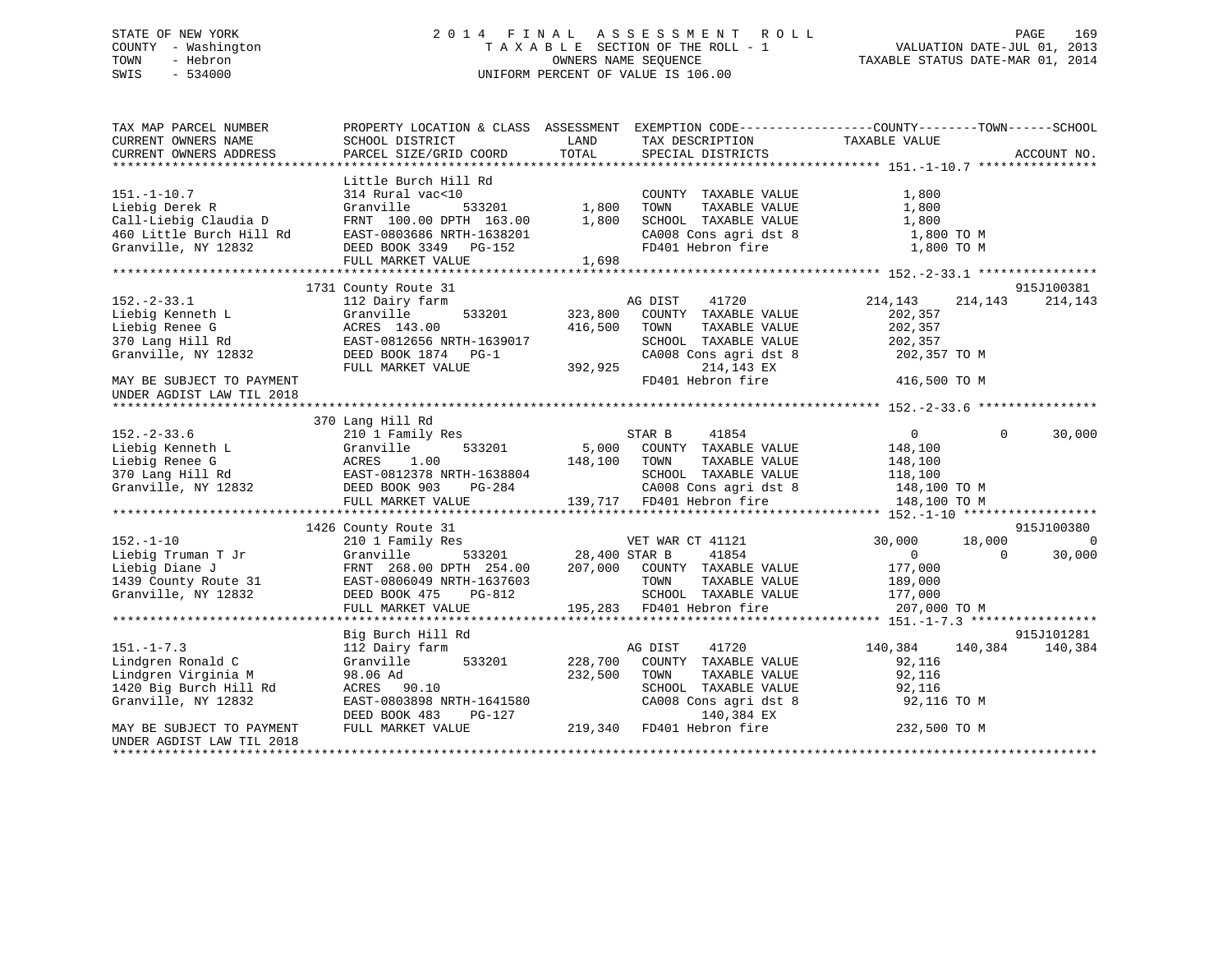STATE OF NEW YORK
COUNTY - Washington
TOWN - Hebron
SWIS - 534000

2 0 1 4 F I N A L A S S E S S M E N T R O L L
T A X A B L E SECTION OF THE ROLL - 1
OWNERS NAME SEQUENCE
UNIFORM PERCENT OF VALUE IS 106.00

VALUATION DATE-JUL 01, 2013
TAXABLE STATUS DATE-MAR 01, 2014

```
TAX MAP PARCEL NUMBER          PROPERTY LOCATION & CLASS  ASSESSMENT  EXEMPTION CODE------------------COUNTY--------TOWN------SCHOOL
CURRENT OWNERS NAME            SCHOOL DISTRICT               LAND      TAX DESCRIPTION            TAXABLE VALUE
CURRENT OWNERS ADDRESS         PARCEL SIZE/GRID COORD        TOTAL     SPECIAL DISTRICTS                                        ACCOUNT NO.
******************************************************************************************************* 151.-1-10.7 ****************
                               Little Burch Hill Rd
151.-1-10.7                    314 Rural vac<10                         COUNTY  TAXABLE VALUE            1,800
Liebig Derek R                 Granville         533201        1,800    TOWN    TAXABLE VALUE            1,800
Call-Liebig Claudia D          FRNT 100.00 DPTH 163.00         1,800    SCHOOL  TAXABLE VALUE            1,800
460 Little Burch Hill Rd       EAST-0803686 NRTH-1638201               CA008 Cons agri dst 8             1,800 TO M
Granville, NY 12832            DEED BOOK 3349   PG-152                  FD401 Hebron fire                1,800 TO M
                               FULL MARKET VALUE               1,698
******************************************************************************************************* 152.-2-33.1 ****************
                               1731 County Route 31                                                                      915J100381
152.-2-33.1                    112 Dairy farm                          AG DIST     41720            214,143     214,143     214,143
Liebig Kenneth L               Granville         533201      323,800   COUNTY  TAXABLE VALUE          202,357
Liebig Renee G                 ACRES 143.00                  416,500   TOWN    TAXABLE VALUE          202,357
370 Lang Hill Rd               EAST-0812656 NRTH-1639017               SCHOOL  TAXABLE VALUE          202,357
Granville, NY 12832            DEED BOOK 1874   PG-1                   CA008 Cons agri dst 8           202,357 TO M
                               FULL MARKET VALUE             392,925        214,143 EX
MAY BE SUBJECT TO PAYMENT                                              FD401 Hebron fire               416,500 TO M
UNDER AGDIST LAW TIL 2018
******************************************************************************************************* 152.-2-33.6 ****************
                               370 Lang Hill Rd
152.-2-33.6                    210 1 Family Res                        STAR B      41854                  0           0      30,000
Liebig Kenneth L               Granville         533201        5,000   COUNTY  TAXABLE VALUE          148,100
Liebig Renee G                 ACRES    1.00                 148,100   TOWN    TAXABLE VALUE          148,100
370 Lang Hill Rd               EAST-0812378 NRTH-1638804               SCHOOL  TAXABLE VALUE          118,100
Granville, NY 12832            DEED BOOK 903    PG-284                 CA008 Cons agri dst 8           148,100 TO M
                               FULL MARKET VALUE             139,717   FD401 Hebron fire               148,100 TO M
******************************************************************************************************* 152.-1-10 ******************
                               1426 County Route 31                                                                      915J100380
152.-1-10                      210 1 Family Res                        VET WAR CT 41121              30,000      18,000           0
Liebig Truman T Jr             Granville         533201       28,400   STAR B      41854                  0           0      30,000
Liebig Diane J                 FRNT 268.00 DPTH 254.00       207,000   COUNTY  TAXABLE VALUE          177,000
1439 County Route 31           EAST-0806049 NRTH-1637603               TOWN    TAXABLE VALUE          189,000
Granville, NY 12832            DEED BOOK 475    PG-812                 SCHOOL  TAXABLE VALUE          177,000
                               FULL MARKET VALUE             195,283   FD401 Hebron fire               207,000 TO M
******************************************************************************************************* 151.-1-7.3 *****************
                               Big Burch Hill Rd                                                                         915J101281
151.-1-7.3                     112 Dairy farm                          AG DIST     41720            140,384     140,384     140,384
Lindgren Ronald C              Granville         533201      228,700   COUNTY  TAXABLE VALUE           92,116
Lindgren Virginia M            98.06 Ad                      232,500   TOWN    TAXABLE VALUE           92,116
1420 Big Burch Hill Rd         ACRES  90.10                            SCHOOL  TAXABLE VALUE           92,116
Granville, NY 12832            EAST-0803898 NRTH-1641580               CA008 Cons agri dst 8            92,116 TO M
                               DEED BOOK 483    PG-127                      140,384 EX
MAY BE SUBJECT TO PAYMENT      FULL MARKET VALUE             219,340   FD401 Hebron fire               232,500 TO M
UNDER AGDIST LAW TIL 2018
************************************************************************************************************************************
```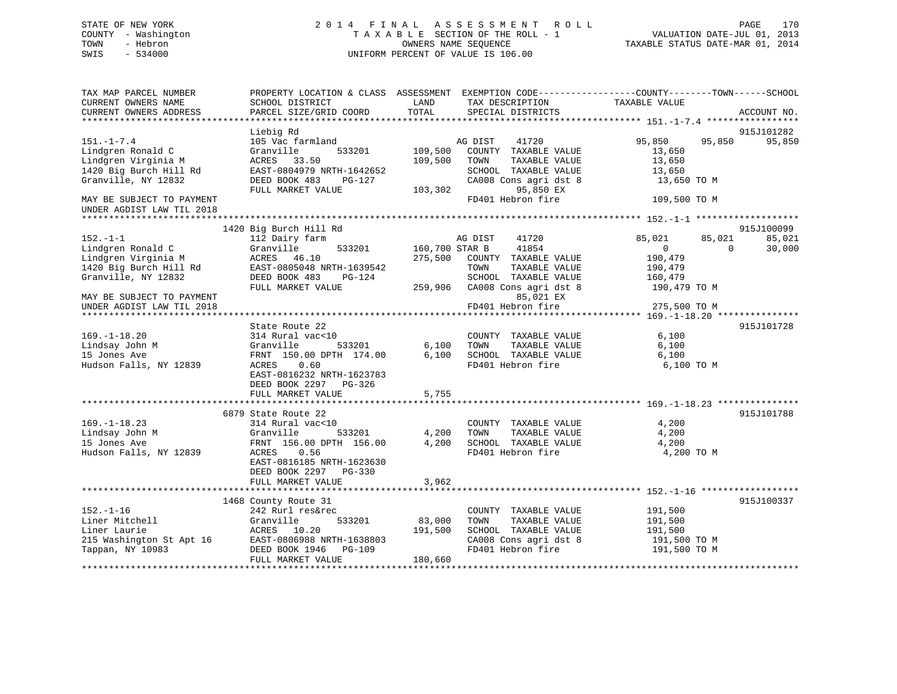STATE OF NEW YORK — 2014 FINAL ASSESSMENT ROLL
COUNTY - Washington — TAXABLE SECTION OF THE ROLL - 1 — VALUATION DATE-JUL 01, 2013
TOWN - Hebron — OWNERS NAME SEQUENCE — TAXABLE STATUS DATE-MAR 01, 2014
SWIS - 534000 — UNIFORM PERCENT OF VALUE IS 106.00

| TAX MAP PARCEL NUMBER / CURRENT OWNERS NAME / CURRENT OWNERS ADDRESS | PROPERTY LOCATION & CLASS / SCHOOL DISTRICT / PARCEL SIZE/GRID COORD | ASSESSMENT LAND / TOTAL | EXEMPTION CODE / TAX DESCRIPTION / SPECIAL DISTRICTS | COUNTY TAXABLE VALUE | TOWN | SCHOOL | ACCOUNT NO. |
|---|---|---|---|---|---|---|---|
| **151.-1-7.4** | Liebig Rd | | | | | | 915J101282 |
| 151.-1-7.4 | 105 Vac farmland | | AG DIST 41720 | 95,850 | 95,850 | 95,850 | |
| Lindgren Ronald C | Granville 533201 | 109,500 | COUNTY TAXABLE VALUE | 13,650 | | | |
| Lindgren Virginia M | ACRES 33.50 | 109,500 | TOWN TAXABLE VALUE | 13,650 | | | |
| 1420 Big Burch Hill Rd | EAST-0804979 NRTH-1642652 | | SCHOOL TAXABLE VALUE | 13,650 | | | |
| Granville, NY 12832 | DEED BOOK 483 PG-127 | | CA008 Cons agri dst 8 | 13,650 TO M | | | |
| | FULL MARKET VALUE | 103,302 | 95,850 EX | | | | |
| MAY BE SUBJECT TO PAYMENT UNDER AGDIST LAW TIL 2018 | | | FD401 Hebron fire | 109,500 TO M | | | |
| **152.-1-1** | 1420 Big Burch Hill Rd | | | | | | 915J100099 |
| 152.-1-1 | 112 Dairy farm | | AG DIST 41720 | 85,021 | 85,021 | 85,021 | |
| Lindgren Ronald C | Granville 533201 | 160,700 | STAR B 41854 | 0 | 0 | 30,000 | |
| Lindgren Virginia M | ACRES 46.10 | 275,500 | COUNTY TAXABLE VALUE | 190,479 | | | |
| 1420 Big Burch Hill Rd | EAST-0805048 NRTH-1639542 | | TOWN TAXABLE VALUE | 190,479 | | | |
| Granville, NY 12832 | DEED BOOK 483 PG-124 | | SCHOOL TAXABLE VALUE | 160,479 | | | |
| | FULL MARKET VALUE | 259,906 | CA008 Cons agri dst 8 | 190,479 TO M | | | |
| MAY BE SUBJECT TO PAYMENT | | | 85,021 EX | | | | |
| UNDER AGDIST LAW TIL 2018 | | | FD401 Hebron fire | 275,500 TO M | | | |
| **169.-1-18.20** | State Route 22 | | | | | | 915J101728 |
| 169.-1-18.20 | 314 Rural vac<10 | | COUNTY TAXABLE VALUE | 6,100 | | | |
| Lindsay John M | Granville 533201 | 6,100 | TOWN TAXABLE VALUE | 6,100 | | | |
| 15 Jones Ave | FRNT 150.00 DPTH 174.00 | 6,100 | SCHOOL TAXABLE VALUE | 6,100 | | | |
| Hudson Falls, NY 12839 | ACRES 0.60 | | FD401 Hebron fire | 6,100 TO M | | | |
| | EAST-0816232 NRTH-1623783 | | | | | | |
| | DEED BOOK 2297 PG-326 | | | | | | |
| | FULL MARKET VALUE | 5,755 | | | | | |
| **169.-1-18.23** | 6879 State Route 22 | | | | | | 915J101788 |
| 169.-1-18.23 | 314 Rural vac<10 | | COUNTY TAXABLE VALUE | 4,200 | | | |
| Lindsay John M | Granville 533201 | 4,200 | TOWN TAXABLE VALUE | 4,200 | | | |
| 15 Jones Ave | FRNT 156.00 DPTH 156.00 | 4,200 | SCHOOL TAXABLE VALUE | 4,200 | | | |
| Hudson Falls, NY 12839 | ACRES 0.56 | | FD401 Hebron fire | 4,200 TO M | | | |
| | EAST-0816185 NRTH-1623630 | | | | | | |
| | DEED BOOK 2297 PG-330 | | | | | | |
| | FULL MARKET VALUE | 3,962 | | | | | |
| **152.-1-16** | 1468 County Route 31 | | | | | | 915J100337 |
| 152.-1-16 | 242 Rurl res&rec | | COUNTY TAXABLE VALUE | 191,500 | | | |
| Liner Mitchell | Granville 533201 | 83,000 | TOWN TAXABLE VALUE | 191,500 | | | |
| Liner Laurie | ACRES 10.20 | 191,500 | SCHOOL TAXABLE VALUE | 191,500 | | | |
| 215 Washington St Apt 16 | EAST-0806988 NRTH-1638803 | | CA008 Cons agri dst 8 | 191,500 TO M | | | |
| Tappan, NY 10983 | DEED BOOK 1946 PG-109 | | FD401 Hebron fire | 191,500 TO M | | | |
| | FULL MARKET VALUE | 180,660 | | | | | |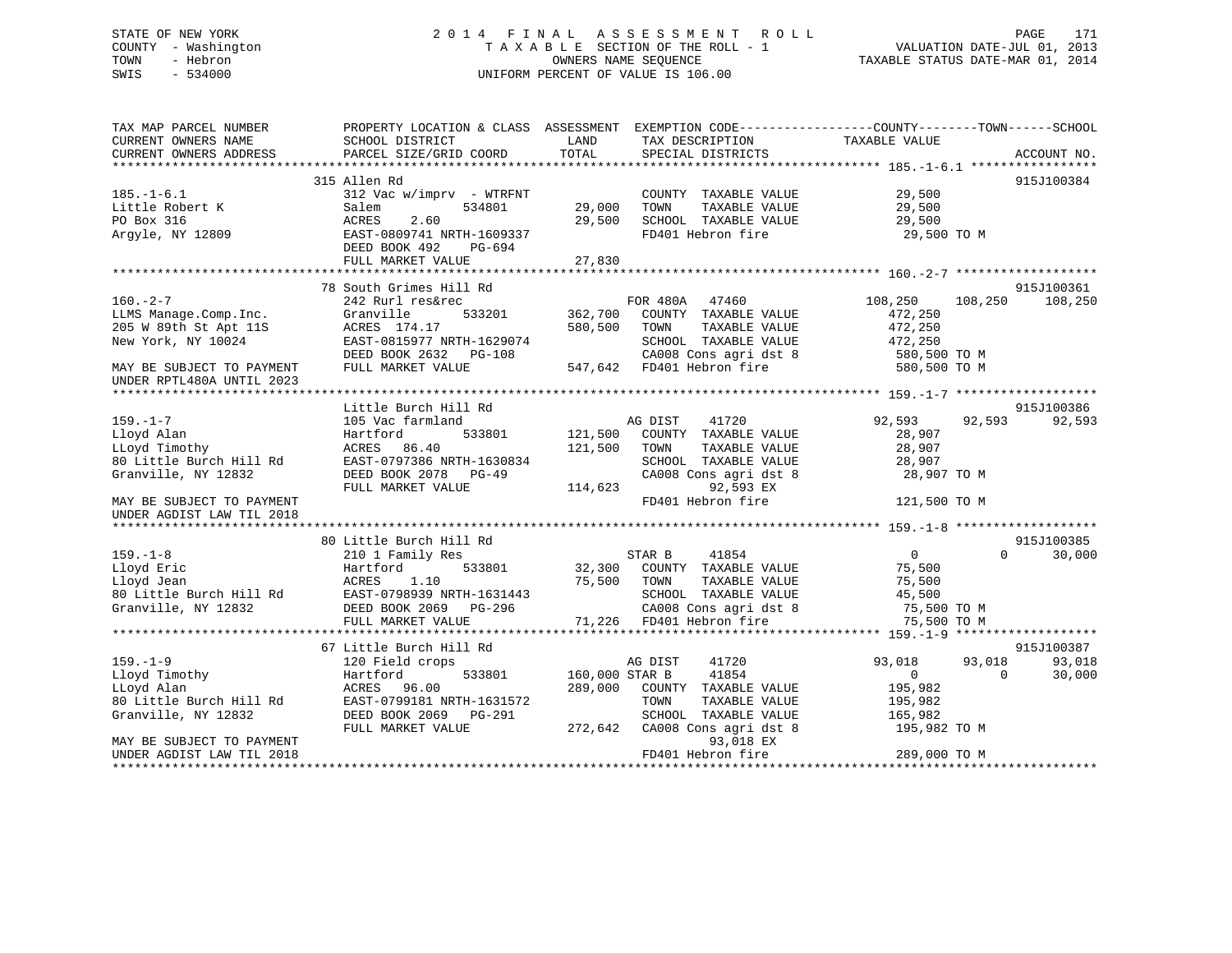STATE OF NEW YORK
COUNTY - Washington
TOWN - Hebron
SWIS - 534000

# 2014 FINAL ASSESSMENT ROLL
TAXABLE SECTION OF THE ROLL - 1
OWNERS NAME SEQUENCE
UNIFORM PERCENT OF VALUE IS 106.00

VALUATION DATE-JUL 01, 2013
TAXABLE STATUS DATE-MAR 01, 2014

```
TAX MAP PARCEL NUMBER          PROPERTY LOCATION & CLASS  ASSESSMENT  EXEMPTION CODE------------------COUNTY--------TOWN------SCHOOL
CURRENT OWNERS NAME            SCHOOL DISTRICT               LAND     TAX DESCRIPTION             TAXABLE VALUE
CURRENT OWNERS ADDRESS         PARCEL SIZE/GRID COORD       TOTAL     SPECIAL DISTRICTS                                  ACCOUNT NO.
******************************************************************************************************* 185.-1-6.1 *****************
                               315 Allen Rd                                                                           915J100384
185.-1-6.1                     312 Vac w/imprv  - WTRFNT            COUNTY  TAXABLE VALUE          29,500
Little Robert K                Salem          534801      29,000    TOWN    TAXABLE VALUE          29,500
PO Box 316                     ACRES    2.60              29,500    SCHOOL  TAXABLE VALUE          29,500
Argyle, NY 12809               EAST-0809741 NRTH-1609337            FD401 Hebron fire               29,500 TO M
                               DEED BOOK 492    PG-694
                               FULL MARKET VALUE           27,830
******************************************************************************************************* 160.-2-7 *******************
                               78 South Grimes Hill Rd                                                                915J100361
160.-2-7                       242 Rurl res&rec                     FOR 480A   47460            108,250    108,250    108,250
LLMS Manage.Comp.Inc.          Granville      533201     362,700    COUNTY  TAXABLE VALUE         472,250
205 W 89th St Apt 11S          ACRES  174.17             580,500    TOWN    TAXABLE VALUE         472,250
New York, NY 10024             EAST-0815977 NRTH-1629074            SCHOOL  TAXABLE VALUE         472,250
                               DEED BOOK 2632   PG-108              CA008 Cons agri dst 8           580,500 TO M
MAY BE SUBJECT TO PAYMENT      FULL MARKET VALUE          547,642   FD401 Hebron fire               580,500 TO M
UNDER RPTL480A UNTIL 2023
******************************************************************************************************* 159.-1-7 *******************
                               Little Burch Hill Rd                                                                   915J100386
159.-1-7                       105 Vac farmland                     AG DIST    41720             92,593     92,593     92,593
Lloyd Alan                     Hartford       533801     121,500    COUNTY  TAXABLE VALUE          28,907
LLoyd Timothy                  ACRES   86.40             121,500    TOWN    TAXABLE VALUE          28,907
80 Little Burch Hill Rd        EAST-0797386 NRTH-1630834            SCHOOL  TAXABLE VALUE          28,907
Granville, NY 12832            DEED BOOK 2078   PG-49               CA008 Cons agri dst 8            28,907 TO M
                               FULL MARKET VALUE          114,623             92,593 EX
MAY BE SUBJECT TO PAYMENT                                           FD401 Hebron fire               121,500 TO M
UNDER AGDIST LAW TIL 2018
******************************************************************************************************* 159.-1-8 *******************
                               80 Little Burch Hill Rd                                                                915J100385
159.-1-8                       210 1 Family Res                     STAR B     41854                  0          0     30,000
Lloyd Eric                     Hartford       533801      32,300    COUNTY  TAXABLE VALUE          75,500
Lloyd Jean                     ACRES    1.10              75,500    TOWN    TAXABLE VALUE          75,500
80 Little Burch Hill Rd        EAST-0798939 NRTH-1631443            SCHOOL  TAXABLE VALUE          45,500
Granville, NY 12832            DEED BOOK 2069   PG-296              CA008 Cons agri dst 8            75,500 TO M
                               FULL MARKET VALUE           71,226   FD401 Hebron fire                75,500 TO M
******************************************************************************************************* 159.-1-9 *******************
                               67 Little Burch Hill Rd                                                                915J100387
159.-1-9                       120 Field crops                      AG DIST    41720             93,018     93,018     93,018
Lloyd Timothy                  Hartford       533801     160,000 STAR B     41854                 0          0     30,000
LLoyd Alan                     ACRES   96.00             289,000    COUNTY  TAXABLE VALUE         195,982
80 Little Burch Hill Rd        EAST-0799181 NRTH-1631572            TOWN    TAXABLE VALUE         195,982
Granville, NY 12832            DEED BOOK 2069   PG-291              SCHOOL  TAXABLE VALUE         165,982
                               FULL MARKET VALUE          272,642   CA008 Cons agri dst 8           195,982 TO M
MAY BE SUBJECT TO PAYMENT                                                     93,018 EX
UNDER AGDIST LAW TIL 2018                                           FD401 Hebron fire               289,000 TO M
************************************************************************************************************************************
```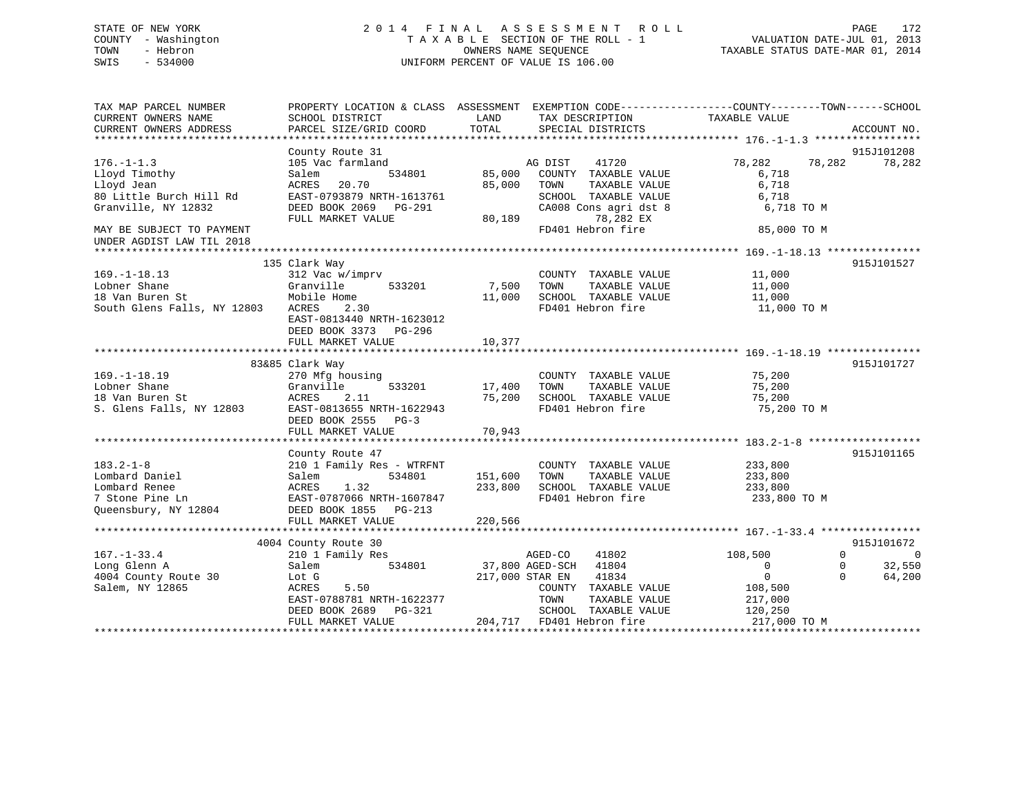STATE OF NEW YORK
COUNTY - Washington
TOWN - Hebron
SWIS - 534000

# 2014 FINAL ASSESSMENT ROLL

TAXABLE SECTION OF THE ROLL - 1
OWNERS NAME SEQUENCE
UNIFORM PERCENT OF VALUE IS 106.00

VALUATION DATE-JUL 01, 2013
TAXABLE STATUS DATE-MAR 01, 2014

| TAX MAP PARCEL NUMBER / CURRENT OWNERS NAME / CURRENT OWNERS ADDRESS | PROPERTY LOCATION & CLASS / SCHOOL DISTRICT / PARCEL SIZE/GRID COORD | ASSESSMENT LAND | ASSESSMENT TOTAL | EXEMPTION CODE / TAX DESCRIPTION / SPECIAL DISTRICTS | COUNTY TAXABLE VALUE | TOWN | SCHOOL | ACCOUNT NO. |
|---|---|---|---|---|---|---|---|---|
| 176.-1-1.3 | County Route 31 | | | | | | | 915J101208 |
| Lloyd Timothy | 105 Vac farmland | | | AG DIST 41720 | 78,282 | 78,282 | 78,282 | |
| Lloyd Jean | Salem 534801 | 85,000 | | COUNTY TAXABLE VALUE | 6,718 | | | |
| 80 Little Burch Hill Rd | ACRES 20.70 | | 85,000 | TOWN TAXABLE VALUE | 6,718 | | | |
| Granville, NY 12832 | EAST-0793879 NRTH-1613761 | | | SCHOOL TAXABLE VALUE | 6,718 | | | |
| | DEED BOOK 2069 PG-291 | | | CA008 Cons agri dst 8 | 6,718 TO M | | | |
| | FULL MARKET VALUE | | 80,189 | 78,282 EX | | | | |
| MAY BE SUBJECT TO PAYMENT UNDER AGDIST LAW TIL 2018 | | | | FD401 Hebron fire | 85,000 TO M | | | |
| 169.-1-18.13 | 135 Clark Way | | | | | | | 915J101527 |
| Lobner Shane | 312 Vac w/imprv | | | COUNTY TAXABLE VALUE | 11,000 | | | |
| 18 Van Buren St | Granville 533201 | 7,500 | | TOWN TAXABLE VALUE | 11,000 | | | |
| South Glens Falls, NY 12803 | Mobile Home | | 11,000 | SCHOOL TAXABLE VALUE | 11,000 | | | |
| | ACRES 2.30 | | | FD401 Hebron fire | 11,000 TO M | | | |
| | EAST-0813440 NRTH-1623012 | | | | | | | |
| | DEED BOOK 3373 PG-296 | | | | | | | |
| | FULL MARKET VALUE | | 10,377 | | | | | |
| 169.-1-18.19 | 83&85 Clark Way | | | | | | | 915J101727 |
| Lobner Shane | 270 Mfg housing | | | COUNTY TAXABLE VALUE | 75,200 | | | |
| 18 Van Buren St | Granville 533201 | 17,400 | | TOWN TAXABLE VALUE | 75,200 | | | |
| S. Glens Falls, NY 12803 | ACRES 2.11 | | 75,200 | SCHOOL TAXABLE VALUE | 75,200 | | | |
| | EAST-0813655 NRTH-1622943 | | | FD401 Hebron fire | 75,200 TO M | | | |
| | DEED BOOK 2555 PG-3 | | | | | | | |
| | FULL MARKET VALUE | | 70,943 | | | | | |
| 183.2-1-8 | County Route 47 | | | | | | | 915J101165 |
| Lombard Daniel | 210 1 Family Res - WTRFNT | | | COUNTY TAXABLE VALUE | 233,800 | | | |
| Lombard Renee | Salem 534801 | 151,600 | | TOWN TAXABLE VALUE | 233,800 | | | |
| 7 Stone Pine Ln | ACRES 1.32 | | 233,800 | SCHOOL TAXABLE VALUE | 233,800 | | | |
| Queensbury, NY 12804 | EAST-0787066 NRTH-1607847 | | | FD401 Hebron fire | 233,800 TO M | | | |
| | DEED BOOK 1855 PG-213 | | | | | | | |
| | FULL MARKET VALUE | | 220,566 | | | | | |
| 167.-1-33.4 | 4004 County Route 30 | | | | | | | 915J101672 |
| Long Glenn A | 210 1 Family Res | | | AGED-CO 41802 | 108,500 | 0 | 0 | |
| 4004 County Route 30 | Salem 534801 | 37,800 | | AGED-SCH 41804 | 0 | 0 | 32,550 | |
| Salem, NY 12865 | Lot G | | 217,000 | STAR EN 41834 | 0 | 0 | 64,200 | |
| | ACRES 5.50 | | | COUNTY TAXABLE VALUE | 108,500 | | | |
| | EAST-0788781 NRTH-1622377 | | | TOWN TAXABLE VALUE | 217,000 | | | |
| | DEED BOOK 2689 PG-321 | | | SCHOOL TAXABLE VALUE | 120,250 | | | |
| | FULL MARKET VALUE | | 204,717 | FD401 Hebron fire | 217,000 TO M | | | |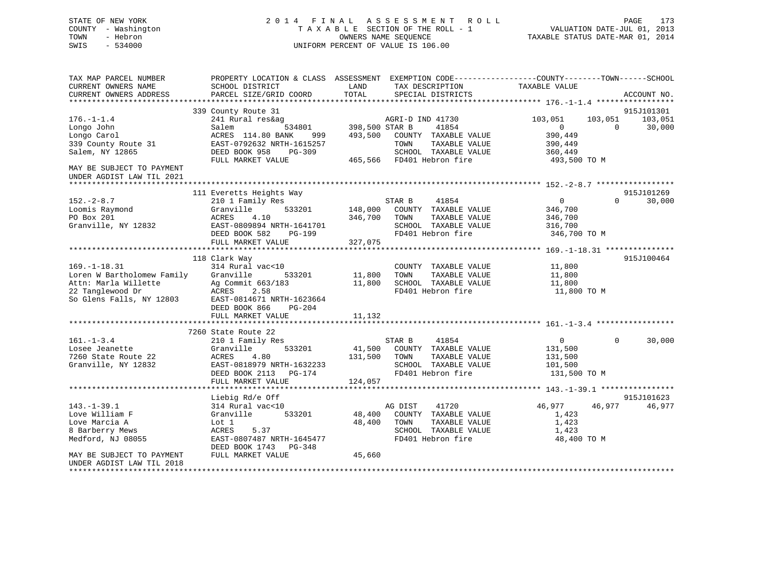STATE OF NEW YORK
COUNTY - Washington
TOWN - Hebron
SWIS - 534000

# 2014 FINAL ASSESSMENT ROLL

TAXABLE SECTION OF THE ROLL - 1
OWNERS NAME SEQUENCE
UNIFORM PERCENT OF VALUE IS 106.00

VALUATION DATE-JUL 01, 2013
TAXABLE STATUS DATE-MAR 01, 2014

| TAX MAP PARCEL NUMBER / CURRENT OWNERS NAME / CURRENT OWNERS ADDRESS | PROPERTY LOCATION & CLASS / SCHOOL DISTRICT / PARCEL SIZE/GRID COORD | ASSESSMENT LAND / TOTAL | EXEMPTION CODE / TAX DESCRIPTION / SPECIAL DISTRICTS | COUNTY TAXABLE VALUE | TOWN | SCHOOL | ACCOUNT NO. |
|---|---|---|---|---|---|---|---|
| **176.-1-1.4** | 339 County Route 31 | | | | | | 915J101301 |
| Longo John | 241 Rural res&ag | | AGRI-D IND 41730 | 103,051 | 103,051 | 103,051 | |
| Longo Carol | Salem 534801 | 398,500 | STAR B 41854 | 0 | 0 | 30,000 | |
| 339 County Route 31 | ACRES 114.80 BANK 999 | 493,500 | COUNTY TAXABLE VALUE | 390,449 | | | |
| Salem, NY 12865 | EAST-0792632 NRTH-1615257 | | TOWN TAXABLE VALUE | 390,449 | | | |
| | DEED BOOK 958 PG-309 | | SCHOOL TAXABLE VALUE | 360,449 | | | |
| MAY BE SUBJECT TO PAYMENT UNDER AGDIST LAW TIL 2021 | FULL MARKET VALUE | 465,566 | FD401 Hebron fire | 493,500 TO M | | | |
| **152.-2-8.7** | 111 Everetts Heights Way | | | | | | 915J101269 |
| Loomis Raymond | 210 1 Family Res | | STAR B 41854 | 0 | 0 | 30,000 | |
| PO Box 201 | Granville 533201 | 148,000 | COUNTY TAXABLE VALUE | 346,700 | | | |
| Granville, NY 12832 | ACRES 4.10 | 346,700 | TOWN TAXABLE VALUE | 346,700 | | | |
| | EAST-0809894 NRTH-1641701 | | SCHOOL TAXABLE VALUE | 316,700 | | | |
| | DEED BOOK 582 PG-199 | | FD401 Hebron fire | 346,700 TO M | | | |
| | FULL MARKET VALUE | 327,075 | | | | | |
| **169.-1-18.31** | 118 Clark Way | | | | | | 915J100464 |
| Loren W Bartholomew Family | 314 Rural vac<10 | | COUNTY TAXABLE VALUE | 11,800 | | | |
| Attn: Marla Willette | Granville 533201 | 11,800 | TOWN TAXABLE VALUE | 11,800 | | | |
| 22 Tanglewood Dr | Ag Commit 663/183 | 11,800 | SCHOOL TAXABLE VALUE | 11,800 | | | |
| So Glens Falls, NY 12803 | ACRES 2.58 | | FD401 Hebron fire | 11,800 TO M | | | |
| | EAST-0814671 NRTH-1623664 | | | | | | |
| | DEED BOOK 866 PG-204 | | | | | | |
| | FULL MARKET VALUE | 11,132 | | | | | |
| **161.-1-3.4** | 7260 State Route 22 | | | | | | |
| Losee Jeanette | 210 1 Family Res | | STAR B 41854 | 0 | 0 | 30,000 | |
| 7260 State Route 22 | Granville 533201 | 41,500 | COUNTY TAXABLE VALUE | 131,500 | | | |
| Granville, NY 12832 | ACRES 4.80 | 131,500 | TOWN TAXABLE VALUE | 131,500 | | | |
| | EAST-0818979 NRTH-1632233 | | SCHOOL TAXABLE VALUE | 101,500 | | | |
| | DEED BOOK 2113 PG-174 | | FD401 Hebron fire | 131,500 TO M | | | |
| | FULL MARKET VALUE | 124,057 | | | | | |
| **143.-1-39.1** | Liebig Rd/e Off | | | | | | 915J101623 |
| Love William F | 314 Rural vac<10 | | AG DIST 41720 | 46,977 | 46,977 | 46,977 | |
| Love Marcia A | Granville 533201 | 48,400 | COUNTY TAXABLE VALUE | 1,423 | | | |
| 8 Barberry Mews | Lot 1 | 48,400 | TOWN TAXABLE VALUE | 1,423 | | | |
| Medford, NJ 08055 | ACRES 5.37 | | SCHOOL TAXABLE VALUE | 1,423 | | | |
| | EAST-0807487 NRTH-1645477 | | FD401 Hebron fire | 48,400 TO M | | | |
| | DEED BOOK 1743 PG-348 | | | | | | |
| MAY BE SUBJECT TO PAYMENT UNDER AGDIST LAW TIL 2018 | FULL MARKET VALUE | 45,660 | | | | | |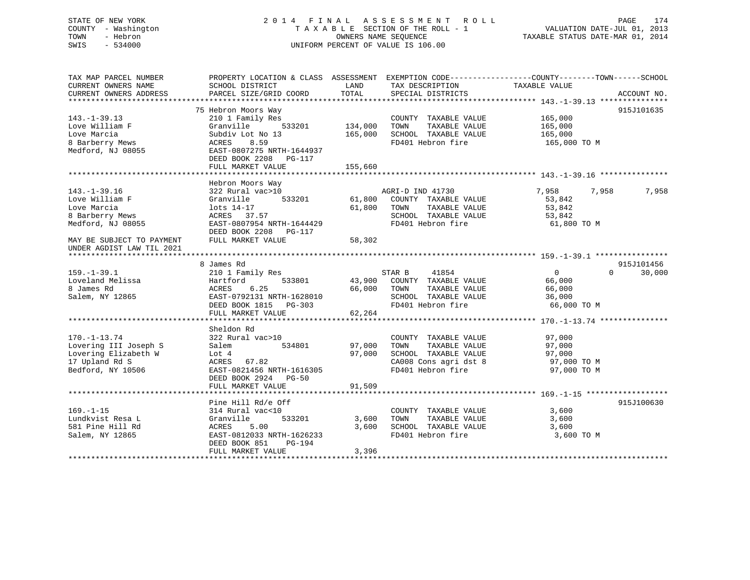STATE OF NEW YORK
COUNTY - Washington
TOWN - Hebron
SWIS - 534000

2014 FINAL ASSESSMENT ROLL
TAXABLE SECTION OF THE ROLL - 1
OWNERS NAME SEQUENCE
UNIFORM PERCENT OF VALUE IS 106.00

VALUATION DATE-JUL 01, 2013
TAXABLE STATUS DATE-MAR 01, 2014

```
TAX MAP PARCEL NUMBER          PROPERTY LOCATION & CLASS  ASSESSMENT  EXEMPTION CODE-----------------COUNTY--------TOWN------SCHOOL
CURRENT OWNERS NAME            SCHOOL DISTRICT               LAND      TAX DESCRIPTION            TAXABLE VALUE
CURRENT OWNERS ADDRESS         PARCEL SIZE/GRID COORD        TOTAL     SPECIAL DISTRICTS                                   ACCOUNT NO.
******************************************************************************************************* 143.-1-39.13 ***************
                               75 Hebron Moors Way                                                                       915J101635
143.-1-39.13                   210 1 Family Res                        COUNTY  TAXABLE VALUE          165,000
Love William F                 Granville       533201       134,000    TOWN    TAXABLE VALUE          165,000
Love Marcia                    Subdiv Lot No 13             165,000    SCHOOL  TAXABLE VALUE          165,000
8 Barberry Mews                ACRES    8.59                           FD401 Hebron fire               165,000 TO M
Medford, NJ 08055              EAST-0807275 NRTH-1644937
                               DEED BOOK 2208   PG-117
                               FULL MARKET VALUE            155,660
******************************************************************************************************* 143.-1-39.16 ***************
                               Hebron Moors Way
143.-1-39.16                   322 Rural vac>10                        AGRI-D IND 41730           7,958       7,958       7,958
Love William F                 Granville       533201        61,800    COUNTY  TAXABLE VALUE           53,842
Love Marcia                    lots 14-17                    61,800    TOWN    TAXABLE VALUE           53,842
8 Barberry Mews                ACRES   37.57                           SCHOOL  TAXABLE VALUE           53,842
Medford, NJ 08055              EAST-0807954 NRTH-1644429               FD401 Hebron fire                61,800 TO M
                               DEED BOOK 2208   PG-117
MAY BE SUBJECT TO PAYMENT      FULL MARKET VALUE             58,302
UNDER AGDIST LAW TIL 2021
******************************************************************************************************* 159.-1-39.1 ****************
                               8 James Rd                                                                                915J101456
159.-1-39.1                    210 1 Family Res                        STAR B     41854                0            0      30,000
Loveland Melissa               Hartford        533801        43,900    COUNTY  TAXABLE VALUE           66,000
8 James Rd                     ACRES    6.25                 66,000    TOWN    TAXABLE VALUE           66,000
Salem, NY 12865                EAST-0792131 NRTH-1628010               SCHOOL  TAXABLE VALUE           36,000
                               DEED BOOK 1815   PG-303                 FD401 Hebron fire                66,000 TO M
                               FULL MARKET VALUE             62,264
******************************************************************************************************* 170.-1-13.74 ***************
                               Sheldon Rd
170.-1-13.74                   322 Rural vac>10                        COUNTY  TAXABLE VALUE           97,000
Lovering III Joseph S          Salem           534801        97,000    TOWN    TAXABLE VALUE           97,000
Lovering Elizabeth W           Lot 4                         97,000    SCHOOL  TAXABLE VALUE           97,000
17 Upland Rd S                 ACRES   67.82                           CA008 Cons agri dst 8            97,000 TO M
Bedford, NY 10506              EAST-0821456 NRTH-1616305               FD401 Hebron fire                97,000 TO M
                               DEED BOOK 2924   PG-50
                               FULL MARKET VALUE             91,509
******************************************************************************************************* 169.-1-15 ******************
                               Pine Hill Rd/e Off                                                                        915J100630
169.-1-15                      314 Rural vac<10                        COUNTY  TAXABLE VALUE            3,600
Lundkvist Resa L               Granville       533201         3,600    TOWN    TAXABLE VALUE            3,600
581 Pine Hill Rd               ACRES    5.00                  3,600    SCHOOL  TAXABLE VALUE            3,600
Salem, NY 12865                EAST-0812033 NRTH-1626233               FD401 Hebron fire                 3,600 TO M
                               DEED BOOK 851    PG-194
                               FULL MARKET VALUE              3,396
************************************************************************************************************************************
```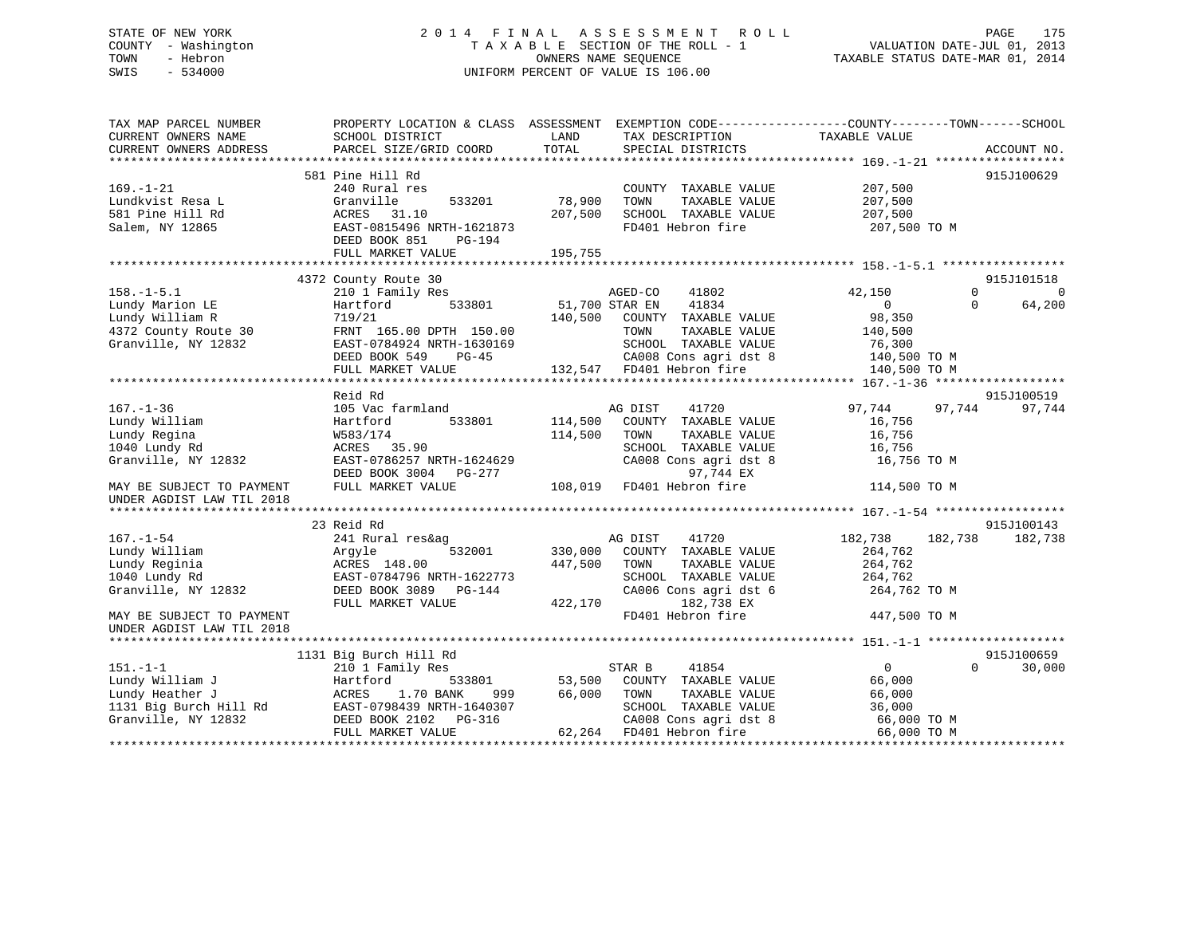STATE OF NEW YORK
COUNTY - Washington
TOWN - Hebron
SWIS - 534000

# 2014 FINAL ASSESSMENT ROLL

TAXABLE SECTION OF THE ROLL - 1
OWNERS NAME SEQUENCE
UNIFORM PERCENT OF VALUE IS 106.00

VALUATION DATE-JUL 01, 2013
TAXABLE STATUS DATE-MAR 01, 2014

```
TAX MAP PARCEL NUMBER          PROPERTY LOCATION & CLASS  ASSESSMENT  EXEMPTION CODE------------------COUNTY--------TOWN------SCHOOL
CURRENT OWNERS NAME            SCHOOL DISTRICT               LAND      TAX DESCRIPTION              TAXABLE VALUE
CURRENT OWNERS ADDRESS         PARCEL SIZE/GRID COORD        TOTAL     SPECIAL DISTRICTS                                   ACCOUNT NO.
******************************************************************************************************* 169.-1-21 ******************
                               581 Pine Hill Rd                                                                             915J100629
169.-1-21                      240 Rural res                            COUNTY  TAXABLE VALUE          207,500
Lundkvist Resa L               Granville        533201      78,900      TOWN    TAXABLE VALUE          207,500
581 Pine Hill Rd               ACRES   31.10               207,500      SCHOOL  TAXABLE VALUE          207,500
Salem, NY 12865                EAST-0815496 NRTH-1621873                FD401 Hebron fire               207,500 TO M
                               DEED BOOK 851    PG-194
                               FULL MARKET VALUE           195,755
******************************************************************************************************* 158.-1-5.1 *****************
                               4372 County Route 30                                                                         915J101518
158.-1-5.1                     210 1 Family Res                         AGED-CO     41802               42,150          0            0
Lundy Marion LE                Hartford         533801      51,700 STAR EN      41834                    0          0       64,200
Lundy William R                719/21                      140,500      COUNTY  TAXABLE VALUE           98,350
4372 County Route 30           FRNT 165.00 DPTH 150.00                  TOWN    TAXABLE VALUE          140,500
Granville, NY 12832            EAST-0784924 NRTH-1630169                SCHOOL  TAXABLE VALUE           76,300
                               DEED BOOK 549    PG-45                   CA008 Cons agri dst 8           140,500 TO M
                               FULL MARKET VALUE           132,547      FD401 Hebron fire               140,500 TO M
******************************************************************************************************* 167.-1-36 ******************
                               Reid Rd                                                                                      915J100519
167.-1-36                      105 Vac farmland                         AG DIST     41720               97,744      97,744      97,744
Lundy William                  Hartford         533801     114,500      COUNTY  TAXABLE VALUE           16,756
Lundy Regina                   W583/174                    114,500      TOWN    TAXABLE VALUE           16,756
1040 Lundy Rd                  ACRES   35.90                            SCHOOL  TAXABLE VALUE           16,756
Granville, NY 12832            EAST-0786257 NRTH-1624629                CA008 Cons agri dst 8            16,756 TO M
                               DEED BOOK 3004   PG-277                        97,744 EX
MAY BE SUBJECT TO PAYMENT      FULL MARKET VALUE           108,019      FD401 Hebron fire               114,500 TO M
UNDER AGDIST LAW TIL 2018
******************************************************************************************************* 167.-1-54 ******************
                               23 Reid Rd                                                                                   915J100143
167.-1-54                      241 Rural res&ag                         AG DIST     41720              182,738     182,738     182,738
Lundy William                  Argyle           532001     330,000      COUNTY  TAXABLE VALUE          264,762
Lundy Reginia                  ACRES  148.00               447,500      TOWN    TAXABLE VALUE          264,762
1040 Lundy Rd                  EAST-0784796 NRTH-1622773                SCHOOL  TAXABLE VALUE          264,762
Granville, NY 12832            DEED BOOK 3089   PG-144                  CA006 Cons agri dst 6           264,762 TO M
                               FULL MARKET VALUE           422,170            182,738 EX
MAY BE SUBJECT TO PAYMENT                                               FD401 Hebron fire               447,500 TO M
UNDER AGDIST LAW TIL 2018
******************************************************************************************************* 151.-1-1 *******************
                               1131 Big Burch Hill Rd                                                                       915J100659
151.-1-1                       210 1 Family Res                         STAR B      41854                    0          0       30,000
Lundy William J                Hartford         533801      53,500      COUNTY  TAXABLE VALUE           66,000
Lundy Heather J                ACRES    1.70 BANK     999   66,000      TOWN    TAXABLE VALUE           66,000
1131 Big Burch Hill Rd         EAST-0798439 NRTH-1640307                SCHOOL  TAXABLE VALUE           36,000
Granville, NY 12832            DEED BOOK 2102   PG-316                  CA008 Cons agri dst 8            66,000 TO M
                               FULL MARKET VALUE            62,264      FD401 Hebron fire                66,000 TO M
************************************************************************************************************************************
```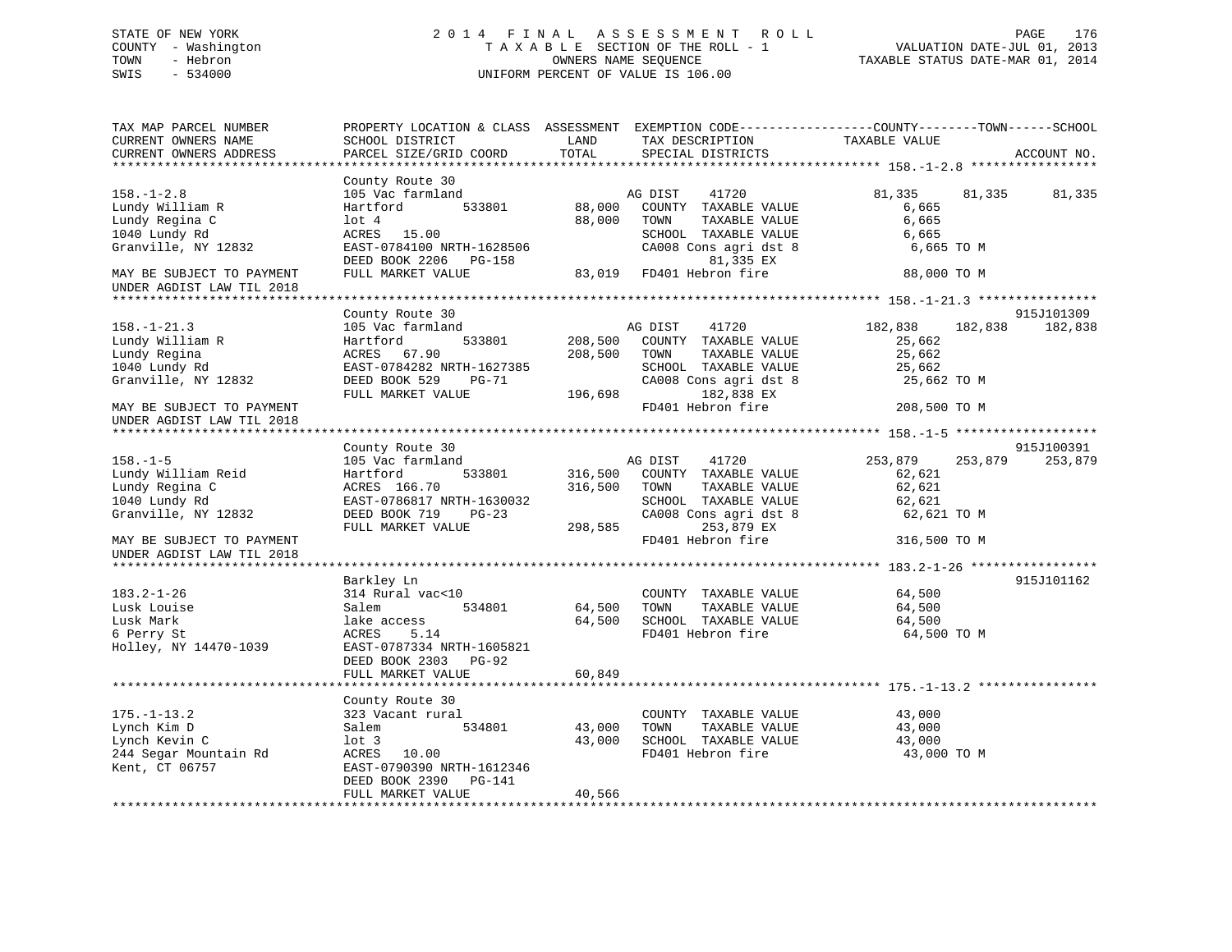STATE OF NEW YORK
COUNTY - Washington
TOWN - Hebron
SWIS - 534000

2014 FINAL ASSESSMENT ROLL
TAXABLE SECTION OF THE ROLL - 1
OWNERS NAME SEQUENCE
UNIFORM PERCENT OF VALUE IS 106.00

VALUATION DATE-JUL 01, 2013
TAXABLE STATUS DATE-MAR 01, 2014

```
TAX MAP PARCEL NUMBER          PROPERTY LOCATION & CLASS  ASSESSMENT  EXEMPTION CODE------------------COUNTY--------TOWN------SCHOOL
CURRENT OWNERS NAME            SCHOOL DISTRICT              LAND      TAX DESCRIPTION               TAXABLE VALUE
CURRENT OWNERS ADDRESS         PARCEL SIZE/GRID COORD       TOTAL     SPECIAL DISTRICTS                                        ACCOUNT NO.
******************************************************************************************************* 158.-1-2.8 *****************
                               County Route 30
158.-1-2.8                     105 Vac farmland                        AG DIST     41720              81,335     81,335     81,335
Lundy William R                Hartford        533801       88,000     COUNTY  TAXABLE VALUE          6,665
Lundy Regina C                 lot 4                        88,000     TOWN    TAXABLE VALUE          6,665
1040 Lundy Rd                  ACRES   15.00                           SCHOOL  TAXABLE VALUE          6,665
Granville, NY 12832            EAST-0784100 NRTH-1628506               CA008 Cons agri dst 8          6,665 TO M
                               DEED BOOK 2206   PG-158                       81,335 EX
MAY BE SUBJECT TO PAYMENT      FULL MARKET VALUE            83,019     FD401 Hebron fire              88,000 TO M
UNDER AGDIST LAW TIL 2018
******************************************************************************************************* 158.-1-21.3 ****************
                               County Route 30                                                                          915J101309
158.-1-21.3                    105 Vac farmland                        AG DIST     41720             182,838    182,838    182,838
Lundy William R                Hartford        533801      208,500     COUNTY  TAXABLE VALUE         25,662
Lundy Regina                   ACRES   67.90               208,500     TOWN    TAXABLE VALUE         25,662
1040 Lundy Rd                  EAST-0784282 NRTH-1627385               SCHOOL  TAXABLE VALUE         25,662
Granville, NY 12832            DEED BOOK 529    PG-71                  CA008 Cons agri dst 8         25,662 TO M
                               FULL MARKET VALUE           196,698           182,838 EX
MAY BE SUBJECT TO PAYMENT                                              FD401 Hebron fire             208,500 TO M
UNDER AGDIST LAW TIL 2018
******************************************************************************************************* 158.-1-5 *******************
                               County Route 30                                                                          915J100391
158.-1-5                       105 Vac farmland                        AG DIST     41720             253,879    253,879    253,879
Lundy William Reid             Hartford        533801      316,500     COUNTY  TAXABLE VALUE         62,621
Lundy Regina C                 ACRES  166.70               316,500     TOWN    TAXABLE VALUE         62,621
1040 Lundy Rd                  EAST-0786817 NRTH-1630032               SCHOOL  TAXABLE VALUE         62,621
Granville, NY 12832            DEED BOOK 719    PG-23                  CA008 Cons agri dst 8         62,621 TO M
                               FULL MARKET VALUE           298,585           253,879 EX
MAY BE SUBJECT TO PAYMENT                                              FD401 Hebron fire             316,500 TO M
UNDER AGDIST LAW TIL 2018
******************************************************************************************************* 183.2-1-26 *****************
                               Barkley Ln                                                                               915J101162
183.2-1-26                     314 Rural vac<10                        COUNTY  TAXABLE VALUE         64,500
Lusk Louise                    Salem           534801       64,500     TOWN    TAXABLE VALUE         64,500
Lusk Mark                      lake access                  64,500     SCHOOL  TAXABLE VALUE         64,500
6 Perry St                     ACRES    5.14                           FD401 Hebron fire             64,500 TO M
Holley, NY 14470-1039          EAST-0787334 NRTH-1605821
                               DEED BOOK 2303   PG-92
                               FULL MARKET VALUE            60,849
******************************************************************************************************* 175.-1-13.2 ****************
                               County Route 30
175.-1-13.2                    323 Vacant rural                        COUNTY  TAXABLE VALUE         43,000
Lynch Kim D                    Salem           534801       43,000     TOWN    TAXABLE VALUE         43,000
Lynch Kevin C                  lot 3                        43,000     SCHOOL  TAXABLE VALUE         43,000
244 Segar Mountain Rd          ACRES   10.00                           FD401 Hebron fire             43,000 TO M
Kent, CT 06757                 EAST-0790390 NRTH-1612346
                               DEED BOOK 2390   PG-141
                               FULL MARKET VALUE            40,566
************************************************************************************************************************************
```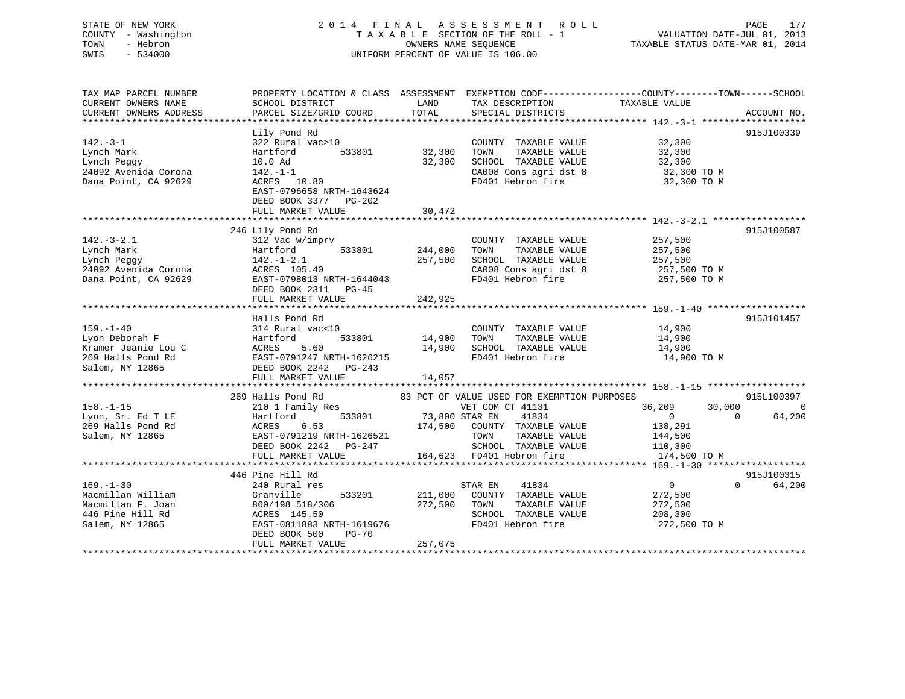STATE OF NEW YORK
COUNTY - Washington
TOWN - Hebron
SWIS - 534000

2014 FINAL ASSESSMENT ROLL
TAXABLE SECTION OF THE ROLL - 1
OWNERS NAME SEQUENCE
UNIFORM PERCENT OF VALUE IS 106.00

VALUATION DATE-JUL 01, 2013
TAXABLE STATUS DATE-MAR 01, 2014

```
TAX MAP PARCEL NUMBER          PROPERTY LOCATION & CLASS  ASSESSMENT  EXEMPTION CODE------------------COUNTY--------TOWN------SCHOOL
CURRENT OWNERS NAME            SCHOOL DISTRICT               LAND      TAX DESCRIPTION            TAXABLE VALUE
CURRENT OWNERS ADDRESS         PARCEL SIZE/GRID COORD        TOTAL     SPECIAL DISTRICTS                                  ACCOUNT NO.
******************************************************************************************************* 142.-3-1 *******************
                               Lily Pond Rd                                                                               915J100339
142.-3-1                       322 Rural vac>10                        COUNTY  TAXABLE VALUE          32,300
Lynch Mark                     Hartford       533801        32,300     TOWN    TAXABLE VALUE          32,300
Lynch Peggy                    10.0 Ad                      32,300     SCHOOL  TAXABLE VALUE          32,300
24092 Avenida Corona           142.-1-1                                CA008 Cons agri dst 8           32,300 TO M
Dana Point, CA 92629           ACRES  10.80                            FD401 Hebron fire               32,300 TO M
                               EAST-0796658 NRTH-1643624
                               DEED BOOK 3377   PG-202
                               FULL MARKET VALUE            30,472
******************************************************************************************************* 142.-3-2.1 *****************
                               246 Lily Pond Rd                                                                           915J100587
142.-3-2.1                     312 Vac w/imprv                         COUNTY  TAXABLE VALUE         257,500
Lynch Mark                     Hartford       533801       244,000     TOWN    TAXABLE VALUE         257,500
Lynch Peggy                    142.-1-2.1                  257,500     SCHOOL  TAXABLE VALUE         257,500
24092 Avenida Corona           ACRES 105.40                            CA008 Cons agri dst 8          257,500 TO M
Dana Point, CA 92629           EAST-0798013 NRTH-1644043               FD401 Hebron fire              257,500 TO M
                               DEED BOOK 2311   PG-45
                               FULL MARKET VALUE           242,925
******************************************************************************************************* 159.-1-40 ******************
                               Halls Pond Rd                                                                              915J101457
159.-1-40                      314 Rural vac<10                        COUNTY  TAXABLE VALUE          14,900
Lyon Deborah F                 Hartford       533801        14,900     TOWN    TAXABLE VALUE          14,900
Kramer Jeanie Lou C            ACRES   5.60                 14,900     SCHOOL  TAXABLE VALUE          14,900
269 Halls Pond Rd              EAST-0791247 NRTH-1626215               FD401 Hebron fire               14,900 TO M
Salem, NY 12865                DEED BOOK 2242   PG-243
                               FULL MARKET VALUE            14,057
******************************************************************************************************* 158.-1-15 ******************
                               269 Halls Pond Rd              83 PCT OF VALUE USED FOR EXEMPTION PURPOSES                 915L100397
158.-1-15                      210 1 Family Res                 VET COM CT 41131              36,209      30,000           0
Lyon, Sr. Ed T LE              Hartford       533801        73,800 STAR EN    41834                0           0      64,200
269 Halls Pond Rd              ACRES   6.53                174,500     COUNTY  TAXABLE VALUE         138,291
Salem, NY 12865                EAST-0791219 NRTH-1626521               TOWN    TAXABLE VALUE         144,500
                               DEED BOOK 2242   PG-247                 SCHOOL  TAXABLE VALUE         110,300
                               FULL MARKET VALUE           164,623     FD401 Hebron fire              174,500 TO M
******************************************************************************************************* 169.-1-30 ******************
                               446 Pine Hill Rd                                                                           915J100315
169.-1-30                      240 Rural res                           STAR EN    41834                0           0      64,200
Macmillan William              Granville      533201       211,000     COUNTY  TAXABLE VALUE         272,500
Macmillan F. Joan              860/198 518/306             272,500     TOWN    TAXABLE VALUE         272,500
446 Pine Hill Rd               ACRES 145.50                            SCHOOL  TAXABLE VALUE         208,300
Salem, NY 12865                EAST-0811883 NRTH-1619676               FD401 Hebron fire              272,500 TO M
                               DEED BOOK 500    PG-70
                               FULL MARKET VALUE           257,075
************************************************************************************************************************************
```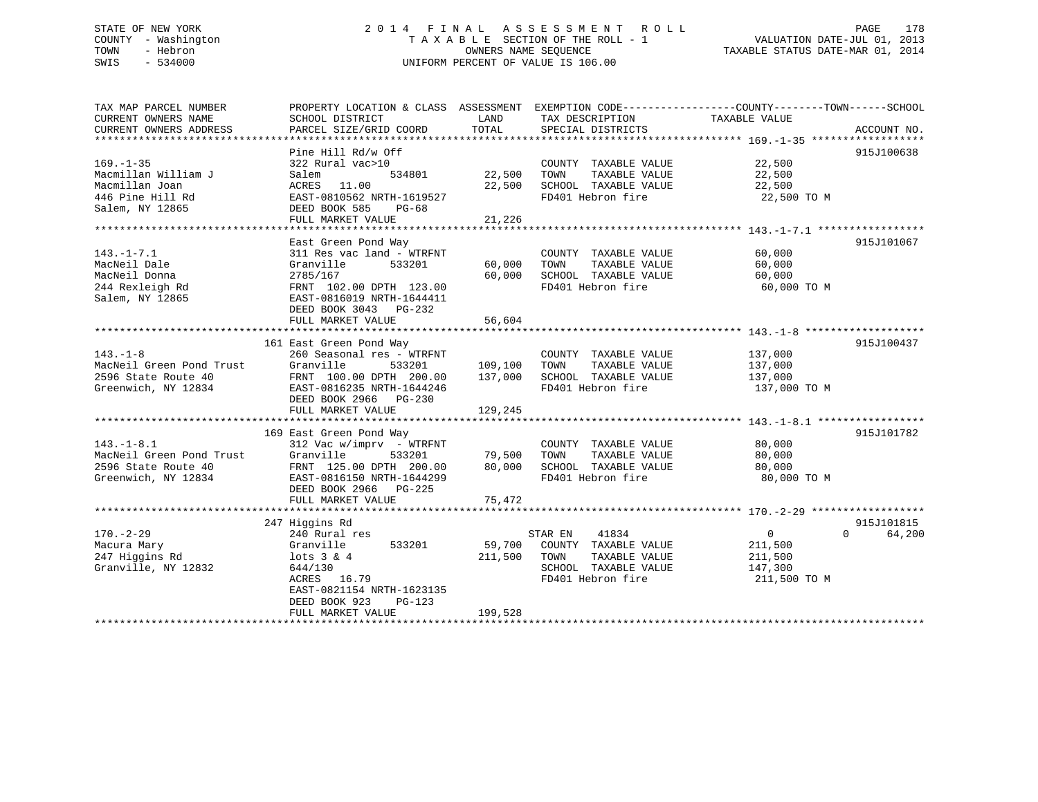STATE OF NEW YORK
COUNTY - Washington
TOWN - Hebron
SWIS - 534000

2014 FINAL ASSESSMENT ROLL
TAXABLE SECTION OF THE ROLL - 1
OWNERS NAME SEQUENCE
UNIFORM PERCENT OF VALUE IS 106.00

VALUATION DATE-JUL 01, 2013
TAXABLE STATUS DATE-MAR 01, 2014

| TAX MAP PARCEL NUMBER / CURRENT OWNERS NAME / CURRENT OWNERS ADDRESS | PROPERTY LOCATION & CLASS / SCHOOL DISTRICT / PARCEL SIZE/GRID COORD | ASSESSMENT LAND / TOTAL | EXEMPTION CODE / TAX DESCRIPTION / SPECIAL DISTRICTS | COUNTY / TOWN / SCHOOL TAXABLE VALUE | ACCOUNT NO. |
|---|---|---|---|---|---|
| **169.-1-35** | Pine Hill Rd/w Off | | | | 915J100638 |
| 169.-1-35 | 322 Rural vac>10 | | COUNTY TAXABLE VALUE | 22,500 | |
| Macmillan William J | Salem 534801 | 22,500 | TOWN TAXABLE VALUE | 22,500 | |
| Macmillan Joan | ACRES 11.00 | 22,500 | SCHOOL TAXABLE VALUE | 22,500 | |
| 446 Pine Hill Rd | EAST-0810562 NRTH-1619527 | | FD401 Hebron fire | 22,500 TO M | |
| Salem, NY 12865 | DEED BOOK 585 PG-68 | | | | |
| | FULL MARKET VALUE | 21,226 | | | |
| **143.-1-7.1** | East Green Pond Way | | | | 915J101067 |
| 143.-1-7.1 | 311 Res vac land - WTRFNT | | COUNTY TAXABLE VALUE | 60,000 | |
| MacNeil Dale | Granville 533201 | 60,000 | TOWN TAXABLE VALUE | 60,000 | |
| MacNeil Donna | 2785/167 | 60,000 | SCHOOL TAXABLE VALUE | 60,000 | |
| 244 Rexleigh Rd | FRNT 102.00 DPTH 123.00 | | FD401 Hebron fire | 60,000 TO M | |
| Salem, NY 12865 | EAST-0816019 NRTH-1644411 | | | | |
| | DEED BOOK 3043 PG-232 | | | | |
| | FULL MARKET VALUE | 56,604 | | | |
| **143.-1-8** | 161 East Green Pond Way | | | | 915J100437 |
| 143.-1-8 | 260 Seasonal res - WTRFNT | | COUNTY TAXABLE VALUE | 137,000 | |
| MacNeil Green Pond Trust | Granville 533201 | 109,100 | TOWN TAXABLE VALUE | 137,000 | |
| 2596 State Route 40 | FRNT 100.00 DPTH 200.00 | 137,000 | SCHOOL TAXABLE VALUE | 137,000 | |
| Greenwich, NY 12834 | EAST-0816235 NRTH-1644246 | | FD401 Hebron fire | 137,000 TO M | |
| | DEED BOOK 2966 PG-230 | | | | |
| | FULL MARKET VALUE | 129,245 | | | |
| **143.-1-8.1** | 169 East Green Pond Way | | | | 915J101782 |
| 143.-1-8.1 | 312 Vac w/imprv - WTRFNT | | COUNTY TAXABLE VALUE | 80,000 | |
| MacNeil Green Pond Trust | Granville 533201 | 79,500 | TOWN TAXABLE VALUE | 80,000 | |
| 2596 State Route 40 | FRNT 125.00 DPTH 200.00 | 80,000 | SCHOOL TAXABLE VALUE | 80,000 | |
| Greenwich, NY 12834 | EAST-0816150 NRTH-1644299 | | FD401 Hebron fire | 80,000 TO M | |
| | DEED BOOK 2966 PG-225 | | | | |
| | FULL MARKET VALUE | 75,472 | | | |
| **170.-2-29** | 247 Higgins Rd | | | | 915J101815 |
| 170.-2-29 | 240 Rural res | | STAR EN 41834 | 0 / 0 | 64,200 |
| Macura Mary | Granville 533201 | 59,700 | COUNTY TAXABLE VALUE | 211,500 | |
| 247 Higgins Rd | lots 3 & 4 | 211,500 | TOWN TAXABLE VALUE | 211,500 | |
| Granville, NY 12832 | 644/130 | | SCHOOL TAXABLE VALUE | 147,300 | |
| | ACRES 16.79 | | FD401 Hebron fire | 211,500 TO M | |
| | EAST-0821154 NRTH-1623135 | | | | |
| | DEED BOOK 923 PG-123 | | | | |
| | FULL MARKET VALUE | 199,528 | | | |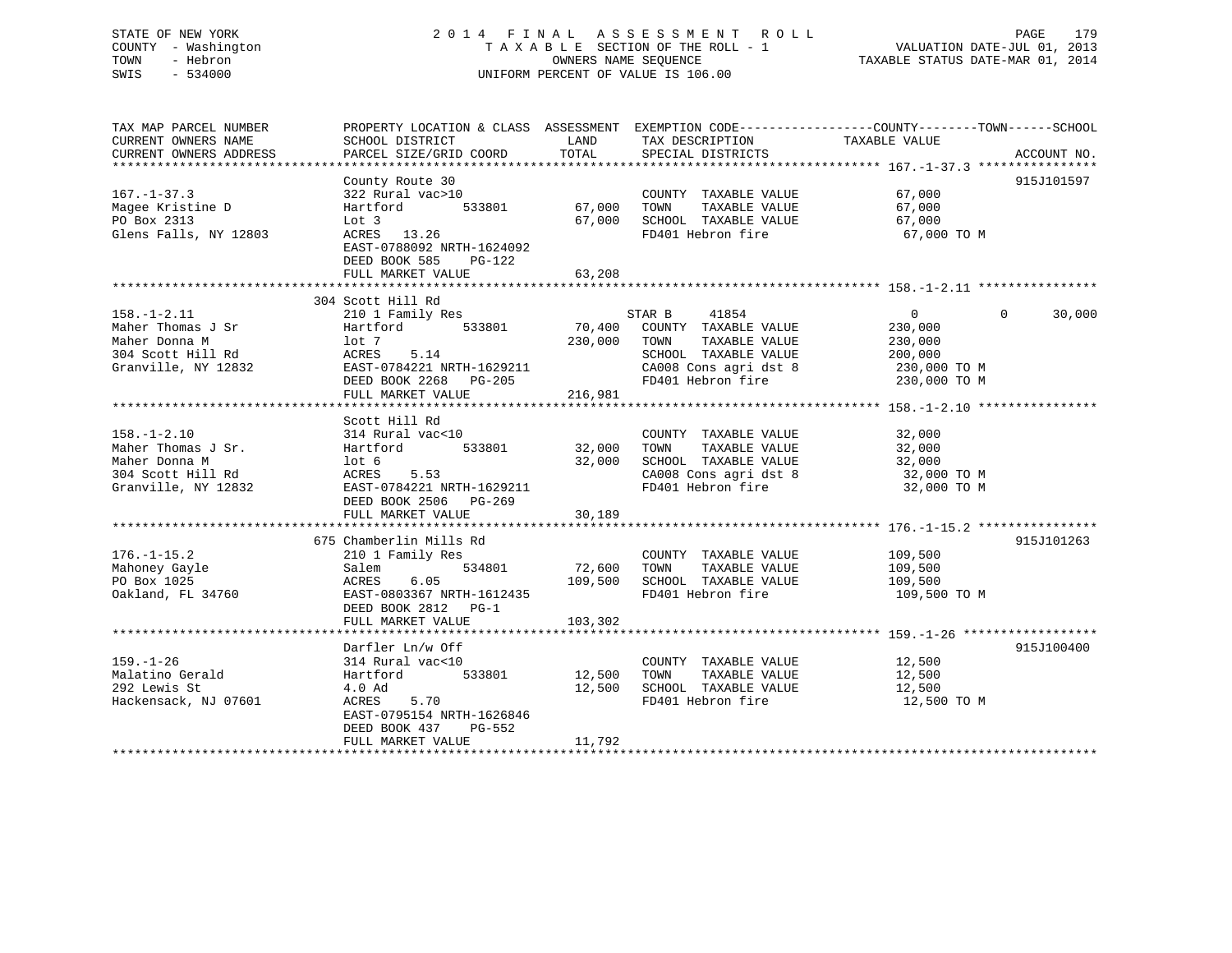STATE OF NEW YORK
COUNTY - Washington
TOWN - Hebron
SWIS - 534000

# 2014 FINAL ASSESSMENT ROLL

TAXABLE SECTION OF THE ROLL - 1
OWNERS NAME SEQUENCE
UNIFORM PERCENT OF VALUE IS 106.00

VALUATION DATE-JUL 01, 2013
TAXABLE STATUS DATE-MAR 01, 2014

| TAX MAP PARCEL NUMBER / CURRENT OWNERS NAME / CURRENT OWNERS ADDRESS | PROPERTY LOCATION & CLASS / SCHOOL DISTRICT / PARCEL SIZE/GRID COORD | ASSESSMENT LAND | TOTAL | EXEMPTION CODE / TAX DESCRIPTION / SPECIAL DISTRICTS | COUNTY | TOWN | SCHOOL | TAXABLE VALUE | ACCOUNT NO. |
|---|---|---|---|---|---|---|---|---|---|
| **167.-1-37.3** | County Route 30 | | | | | | | | 915J101597 |
| 167.-1-37.3 | 322 Rural vac>10 | | | COUNTY TAXABLE VALUE | | | | 67,000 | |
| Magee Kristine D | Hartford 533801 | 67,000 | | TOWN TAXABLE VALUE | | | | 67,000 | |
| PO Box 2313 | Lot 3 | | 67,000 | SCHOOL TAXABLE VALUE | | | | 67,000 | |
| Glens Falls, NY 12803 | ACRES 13.26 | | | FD401 Hebron fire | | | | 67,000 TO M | |
| | EAST-0788092 NRTH-1624092 | | | | | | | | |
| | DEED BOOK 585 PG-122 | | | | | | | | |
| | FULL MARKET VALUE | | 63,208 | | | | | | |
| **158.-1-2.11** | 304 Scott Hill Rd | | | | | | | | |
| 158.-1-2.11 | 210 1 Family Res | | | STAR B 41854 | 0 | 0 | 30,000 | | |
| Maher Thomas J Sr | Hartford 533801 | 70,400 | | COUNTY TAXABLE VALUE | | | | 230,000 | |
| Maher Donna M | lot 7 | | 230,000 | TOWN TAXABLE VALUE | | | | 230,000 | |
| 304 Scott Hill Rd | ACRES 5.14 | | | SCHOOL TAXABLE VALUE | | | | 200,000 | |
| Granville, NY 12832 | EAST-0784221 NRTH-1629211 | | | CA008 Cons agri dst 8 | | | | 230,000 TO M | |
| | DEED BOOK 2268 PG-205 | | | FD401 Hebron fire | | | | 230,000 TO M | |
| | FULL MARKET VALUE | | 216,981 | | | | | | |
| **158.-1-2.10** | Scott Hill Rd | | | | | | | | |
| 158.-1-2.10 | 314 Rural vac<10 | | | COUNTY TAXABLE VALUE | | | | 32,000 | |
| Maher Thomas J Sr. | Hartford 533801 | 32,000 | | TOWN TAXABLE VALUE | | | | 32,000 | |
| Maher Donna M | lot 6 | | 32,000 | SCHOOL TAXABLE VALUE | | | | 32,000 | |
| 304 Scott Hill Rd | ACRES 5.53 | | | CA008 Cons agri dst 8 | | | | 32,000 TO M | |
| Granville, NY 12832 | EAST-0784221 NRTH-1629211 | | | FD401 Hebron fire | | | | 32,000 TO M | |
| | DEED BOOK 2506 PG-269 | | | | | | | | |
| | FULL MARKET VALUE | | 30,189 | | | | | | |
| **176.-1-15.2** | 675 Chamberlin Mills Rd | | | | | | | | 915J101263 |
| 176.-1-15.2 | 210 1 Family Res | | | COUNTY TAXABLE VALUE | | | | 109,500 | |
| Mahoney Gayle | Salem 534801 | 72,600 | | TOWN TAXABLE VALUE | | | | 109,500 | |
| PO Box 1025 | ACRES 6.05 | | 109,500 | SCHOOL TAXABLE VALUE | | | | 109,500 | |
| Oakland, FL 34760 | EAST-0803367 NRTH-1612435 | | | FD401 Hebron fire | | | | 109,500 TO M | |
| | DEED BOOK 2812 PG-1 | | | | | | | | |
| | FULL MARKET VALUE | | 103,302 | | | | | | |
| **159.-1-26** | Darfler Ln/w Off | | | | | | | | 915J100400 |
| 159.-1-26 | 314 Rural vac<10 | | | COUNTY TAXABLE VALUE | | | | 12,500 | |
| Malatino Gerald | Hartford 533801 | 12,500 | | TOWN TAXABLE VALUE | | | | 12,500 | |
| 292 Lewis St | 4.0 Ad | | 12,500 | SCHOOL TAXABLE VALUE | | | | 12,500 | |
| Hackensack, NJ 07601 | ACRES 5.70 | | | FD401 Hebron fire | | | | 12,500 TO M | |
| | EAST-0795154 NRTH-1626846 | | | | | | | | |
| | DEED BOOK 437 PG-552 | | | | | | | | |
| | FULL MARKET VALUE | | 11,792 | | | | | | |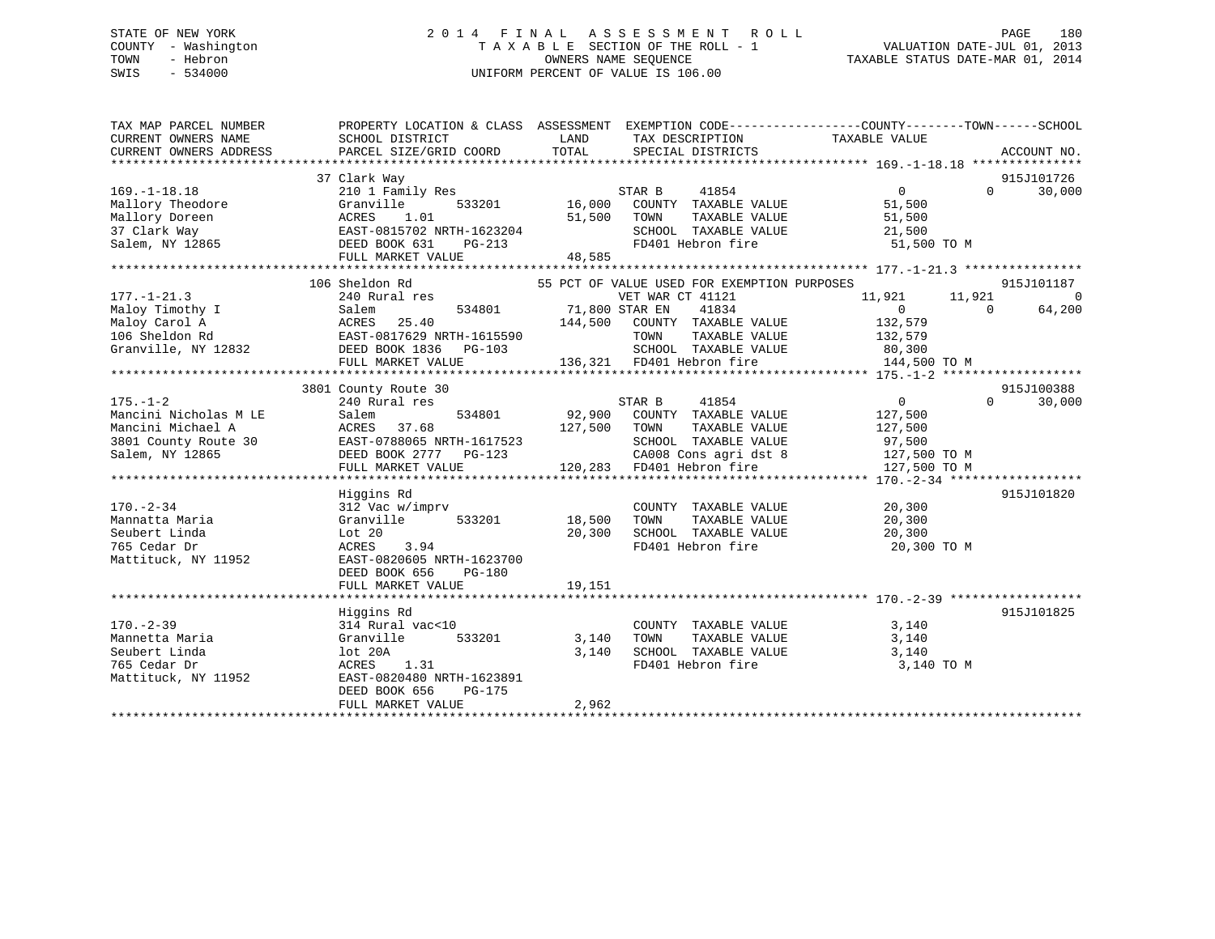STATE OF NEW YORK
COUNTY - Washington
TOWN - Hebron
SWIS - 534000

# 2014 FINAL ASSESSMENT ROLL

TAXABLE SECTION OF THE ROLL - 1
OWNERS NAME SEQUENCE
UNIFORM PERCENT OF VALUE IS 106.00

VALUATION DATE-JUL 01, 2013
TAXABLE STATUS DATE-MAR 01, 2014

```
TAX MAP PARCEL NUMBER          PROPERTY LOCATION & CLASS  ASSESSMENT  EXEMPTION CODE------------------COUNTY--------TOWN------SCHOOL
CURRENT OWNERS NAME            SCHOOL DISTRICT               LAND      TAX DESCRIPTION            TAXABLE VALUE
CURRENT OWNERS ADDRESS         PARCEL SIZE/GRID COORD        TOTAL     SPECIAL DISTRICTS                                    ACCOUNT NO.
******************************************************************************************************* 169.-1-18.18 ***************
                    37 Clark Way                                                                                      915J101726
169.-1-18.18                   210 1 Family Res                        STAR B     41854                 0            0     30,000
Mallory Theodore               Granville         533201       16,000   COUNTY  TAXABLE VALUE          51,500
Mallory Doreen                 ACRES    1.01                   51,500   TOWN    TAXABLE VALUE          51,500
37 Clark Way                   EAST-0815702 NRTH-1623204               SCHOOL  TAXABLE VALUE          21,500
Salem, NY 12865                DEED BOOK 631    PG-213                 FD401 Hebron fire               51,500 TO M
                               FULL MARKET VALUE              48,585
******************************************************************************************************* 177.-1-21.3 ****************
                    106 Sheldon Rd                   55 PCT OF VALUE USED FOR EXEMPTION PURPOSES                      915J101187
177.-1-21.3                    240 Rural res                           VET WAR CT 41121            11,921       11,921              0
Maloy Timothy I                Salem             534801       71,800 STAR EN    41834                 0            0     64,200
Maloy Carol A                  ACRES   25.40                  144,500   COUNTY  TAXABLE VALUE         132,579
106 Sheldon Rd                 EAST-0817629 NRTH-1615590               TOWN    TAXABLE VALUE         132,579
Granville, NY 12832            DEED BOOK 1836   PG-103                 SCHOOL  TAXABLE VALUE          80,300
                               FULL MARKET VALUE             136,321   FD401 Hebron fire              144,500 TO M
******************************************************************************************************* 175.-1-2 *******************
                  3801 County Route 30                                                                                915J100388
175.-1-2                       240 Rural res                           STAR B     41854                 0            0     30,000
Mancini Nicholas M LE          Salem             534801       92,900   COUNTY  TAXABLE VALUE         127,500
Mancini Michael A              ACRES   37.68                  127,500   TOWN    TAXABLE VALUE         127,500
3801 County Route 30           EAST-0788065 NRTH-1617523               SCHOOL  TAXABLE VALUE          97,500
Salem, NY 12865                DEED BOOK 2777   PG-123                 CA008 Cons agri dst 8          127,500 TO M
                               FULL MARKET VALUE             120,283   FD401 Hebron fire              127,500 TO M
******************************************************************************************************* 170.-2-34 ******************
                               Higgins Rd                                                                             915J101820
170.-2-34                      312 Vac w/imprv                         COUNTY  TAXABLE VALUE          20,300
Mannatta Maria                 Granville         533201       18,500   TOWN    TAXABLE VALUE          20,300
Seubert Linda                  Lot 20                          20,300   SCHOOL  TAXABLE VALUE          20,300
765 Cedar Dr                   ACRES    3.94                           FD401 Hebron fire               20,300 TO M
Mattituck, NY 11952            EAST-0820605 NRTH-1623700
                               DEED BOOK 656    PG-180
                               FULL MARKET VALUE              19,151
******************************************************************************************************* 170.-2-39 ******************
                               Higgins Rd                                                                             915J101825
170.-2-39                      314 Rural vac<10                        COUNTY  TAXABLE VALUE           3,140
Mannetta Maria                 Granville         533201        3,140   TOWN    TAXABLE VALUE           3,140
Seubert Linda                  lot 20A                          3,140   SCHOOL  TAXABLE VALUE           3,140
765 Cedar Dr                   ACRES    1.31                           FD401 Hebron fire                3,140 TO M
Mattituck, NY 11952            EAST-0820480 NRTH-1623891
                               DEED BOOK 656    PG-175
                               FULL MARKET VALUE               2,962
************************************************************************************************************************************
```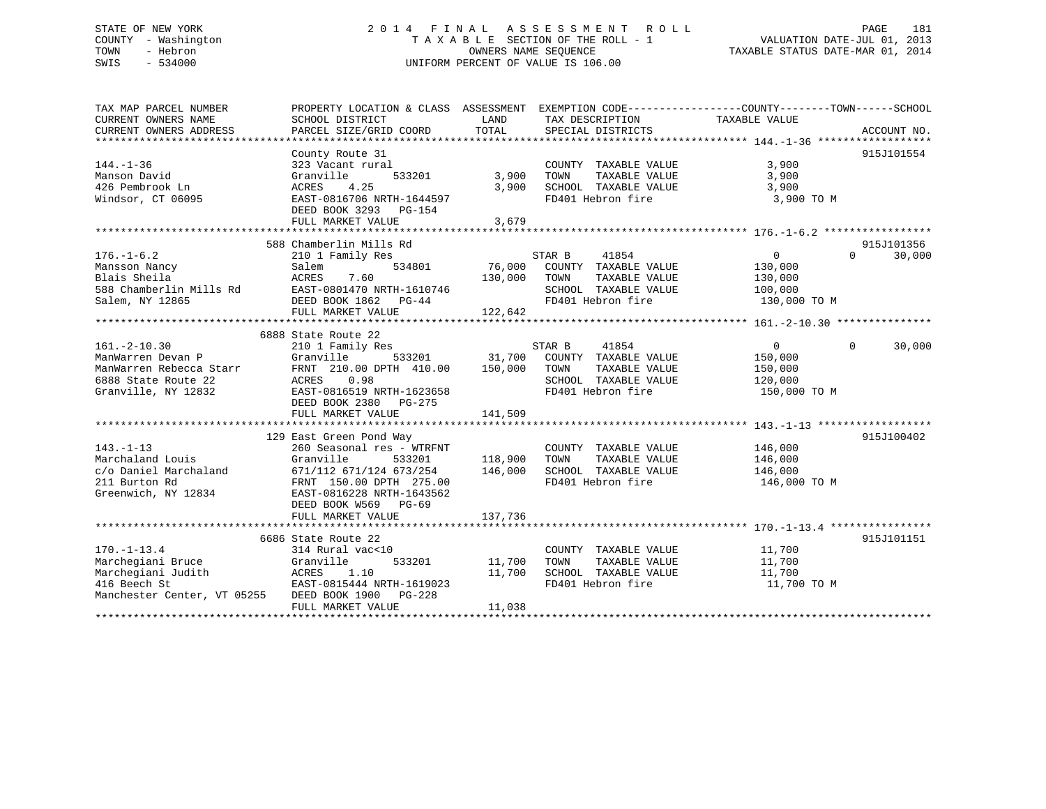STATE OF NEW YORK
COUNTY - Washington
TOWN - Hebron
SWIS - 534000

2014 FINAL ASSESSMENT ROLL
TAXABLE SECTION OF THE ROLL - 1
OWNERS NAME SEQUENCE
UNIFORM PERCENT OF VALUE IS 106.00

VALUATION DATE-JUL 01, 2013
TAXABLE STATUS DATE-MAR 01, 2014

| TAX MAP PARCEL NUMBER / CURRENT OWNERS NAME / CURRENT OWNERS ADDRESS | PROPERTY LOCATION & CLASS / SCHOOL DISTRICT / PARCEL SIZE/GRID COORD | ASSESSMENT LAND | ASSESSMENT TOTAL | EXEMPTION CODE / TAX DESCRIPTION / SPECIAL DISTRICTS | COUNTY TAXABLE VALUE | TOWN | SCHOOL | ACCOUNT NO. |
|---|---|---|---|---|---|---|---|---|
| **144.-1-36** | County Route 31 | | | | | | | 915J101554 |
| Manson David | 323 Vacant rural | | | COUNTY TAXABLE VALUE | 3,900 | | | |
| 426 Pembrook Ln | Granville 533201 | 3,900 | | TOWN TAXABLE VALUE | 3,900 | | | |
| Windsor, CT 06095 | ACRES 4.25 | | 3,900 | SCHOOL TAXABLE VALUE | 3,900 | | | |
| | EAST-0816706 NRTH-1644597 | | | FD401 Hebron fire | 3,900 TO M | | | |
| | DEED BOOK 3293 PG-154 | | | | | | | |
| | FULL MARKET VALUE | | 3,679 | | | | | |
| **176.-1-6.2** | 588 Chamberlin Mills Rd | | | | | | | 915J101356 |
| Mansson Nancy | 210 1 Family Res | | | STAR B 41854 | 0 | 0 | 30,000 | |
| Blais Sheila | Salem 534801 | 76,000 | | COUNTY TAXABLE VALUE | 130,000 | | | |
| 588 Chamberlin Mills Rd | ACRES 7.60 | | 130,000 | TOWN TAXABLE VALUE | 130,000 | | | |
| Salem, NY 12865 | EAST-0801470 NRTH-1610746 | | | SCHOOL TAXABLE VALUE | 100,000 | | | |
| | DEED BOOK 1862 PG-44 | | | FD401 Hebron fire | 130,000 TO M | | | |
| | FULL MARKET VALUE | | 122,642 | | | | | |
| **161.-2-10.30** | 6888 State Route 22 | | | | | | | |
| ManWarren Devan P | 210 1 Family Res | | | STAR B 41854 | 0 | 0 | 30,000 | |
| ManWarren Rebecca Starr | Granville 533201 | 31,700 | | COUNTY TAXABLE VALUE | 150,000 | | | |
| 6888 State Route 22 | FRNT 210.00 DPTH 410.00 | | 150,000 | TOWN TAXABLE VALUE | 150,000 | | | |
| Granville, NY 12832 | ACRES 0.98 | | | SCHOOL TAXABLE VALUE | 120,000 | | | |
| | EAST-0816519 NRTH-1623658 | | | FD401 Hebron fire | 150,000 TO M | | | |
| | DEED BOOK 2380 PG-275 | | | | | | | |
| | FULL MARKET VALUE | | 141,509 | | | | | |
| **143.-1-13** | 129 East Green Pond Way | | | | | | | 915J100402 |
| Marchaland Louis | 260 Seasonal res - WTRFNT | | | COUNTY TAXABLE VALUE | 146,000 | | | |
| c/o Daniel Marchaland | Granville 533201 | 118,900 | | TOWN TAXABLE VALUE | 146,000 | | | |
| 211 Burton Rd | 671/112 671/124 673/254 | | 146,000 | SCHOOL TAXABLE VALUE | 146,000 | | | |
| Greenwich, NY 12834 | FRNT 150.00 DPTH 275.00 | | | FD401 Hebron fire | 146,000 TO M | | | |
| | EAST-0816228 NRTH-1643562 | | | | | | | |
| | DEED BOOK W569 PG-69 | | | | | | | |
| | FULL MARKET VALUE | | 137,736 | | | | | |
| **170.-1-13.4** | 6686 State Route 22 | | | | | | | 915J101151 |
| Marchegiani Bruce | 314 Rural vac<10 | | | COUNTY TAXABLE VALUE | 11,700 | | | |
| Marchegiani Judith | Granville 533201 | 11,700 | | TOWN TAXABLE VALUE | 11,700 | | | |
| 416 Beech St | ACRES 1.10 | | 11,700 | SCHOOL TAXABLE VALUE | 11,700 | | | |
| Manchester Center, VT 05255 | EAST-0815444 NRTH-1619023 | | | FD401 Hebron fire | 11,700 TO M | | | |
| | DEED BOOK 1900 PG-228 | | | | | | | |
| | FULL MARKET VALUE | | 11,038 | | | | | |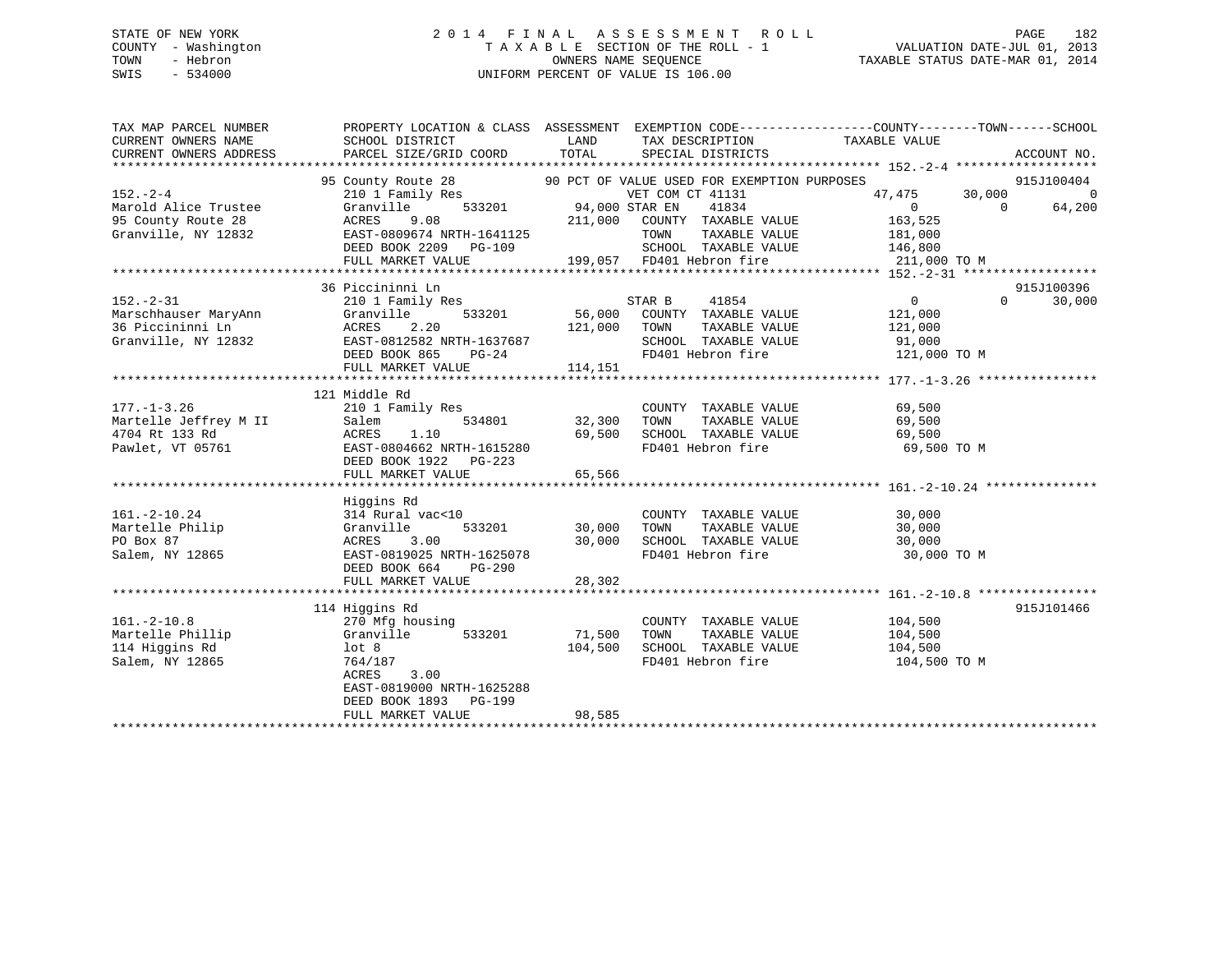STATE OF NEW YORK
COUNTY - Washington
TOWN - Hebron
SWIS - 534000

2014 FINAL ASSESSMENT ROLL
TAXABLE SECTION OF THE ROLL - 1
OWNERS NAME SEQUENCE
UNIFORM PERCENT OF VALUE IS 106.00

VALUATION DATE-JUL 01, 2013
TAXABLE STATUS DATE-MAR 01, 2014

```
TAX MAP PARCEL NUMBER          PROPERTY LOCATION & CLASS  ASSESSMENT  EXEMPTION CODE-----------------COUNTY--------TOWN------SCHOOL
CURRENT OWNERS NAME            SCHOOL DISTRICT              LAND      TAX DESCRIPTION              TAXABLE VALUE
CURRENT OWNERS ADDRESS         PARCEL SIZE/GRID COORD       TOTAL     SPECIAL DISTRICTS                                   ACCOUNT NO.
************************************************************************************************ 152.-2-4 *******************
                               95 County Route 28          90 PCT OF VALUE USED FOR EXEMPTION PURPOSES                    915J100404
152.-2-4                       210 1 Family Res                 VET COM CT 41131              47,475      30,000              0
Marold Alice Trustee           Granville      533201      94,000 STAR EN    41834                  0           0         64,200
95 County Route 28             ACRES     9.08            211,000   COUNTY  TAXABLE VALUE         163,525
Granville, NY 12832            EAST-0809674 NRTH-1641125          TOWN    TAXABLE VALUE         181,000
                               DEED BOOK 2209   PG-109            SCHOOL  TAXABLE VALUE         146,800
                               FULL MARKET VALUE          199,057  FD401 Hebron fire              211,000 TO M
************************************************************************************************ 152.-2-31 ******************
                               36 Piccininni Ln                                                                           915J100396
152.-2-31                      210 1 Family Res                 STAR B      41854                  0           0         30,000
Marschhauser MaryAnn           Granville      533201      56,000   COUNTY  TAXABLE VALUE         121,000
36 Piccininni Ln               ACRES     2.20            121,000   TOWN    TAXABLE VALUE         121,000
Granville, NY 12832            EAST-0812582 NRTH-1637687          SCHOOL  TAXABLE VALUE          91,000
                               DEED BOOK 865    PG-24             FD401 Hebron fire              121,000 TO M
                               FULL MARKET VALUE          114,151
************************************************************************************************ 177.-1-3.26 ****************
                               121 Middle Rd
177.-1-3.26                    210 1 Family Res                   COUNTY  TAXABLE VALUE          69,500
Martelle Jeffrey M II          Salem          534801      32,300   TOWN    TAXABLE VALUE          69,500
4704 Rt 133 Rd                 ACRES     1.10             69,500   SCHOOL  TAXABLE VALUE          69,500
Pawlet, VT 05761               EAST-0804662 NRTH-1615280          FD401 Hebron fire               69,500 TO M
                               DEED BOOK 1922   PG-223
                               FULL MARKET VALUE           65,566
************************************************************************************************ 161.-2-10.24 ***************
                               Higgins Rd
161.-2-10.24                   314 Rural vac<10                   COUNTY  TAXABLE VALUE          30,000
Martelle Philip                Granville      533201      30,000   TOWN    TAXABLE VALUE          30,000
PO Box 87                      ACRES     3.00             30,000   SCHOOL  TAXABLE VALUE          30,000
Salem, NY 12865                EAST-0819025 NRTH-1625078          FD401 Hebron fire               30,000 TO M
                               DEED BOOK 664    PG-290
                               FULL MARKET VALUE           28,302
************************************************************************************************ 161.-2-10.8 ****************
                               114 Higgins Rd                                                                             915J101466
161.-2-10.8                    270 Mfg housing                    COUNTY  TAXABLE VALUE         104,500
Martelle Phillip               Granville      533201      71,500   TOWN    TAXABLE VALUE         104,500
114 Higgins Rd                 lot 8                     104,500   SCHOOL  TAXABLE VALUE         104,500
Salem, NY 12865                764/187                            FD401 Hebron fire              104,500 TO M
                               ACRES     3.00
                               EAST-0819000 NRTH-1625288
                               DEED BOOK 1893   PG-199
                               FULL MARKET VALUE           98,585
******************************************************************************************************************************
```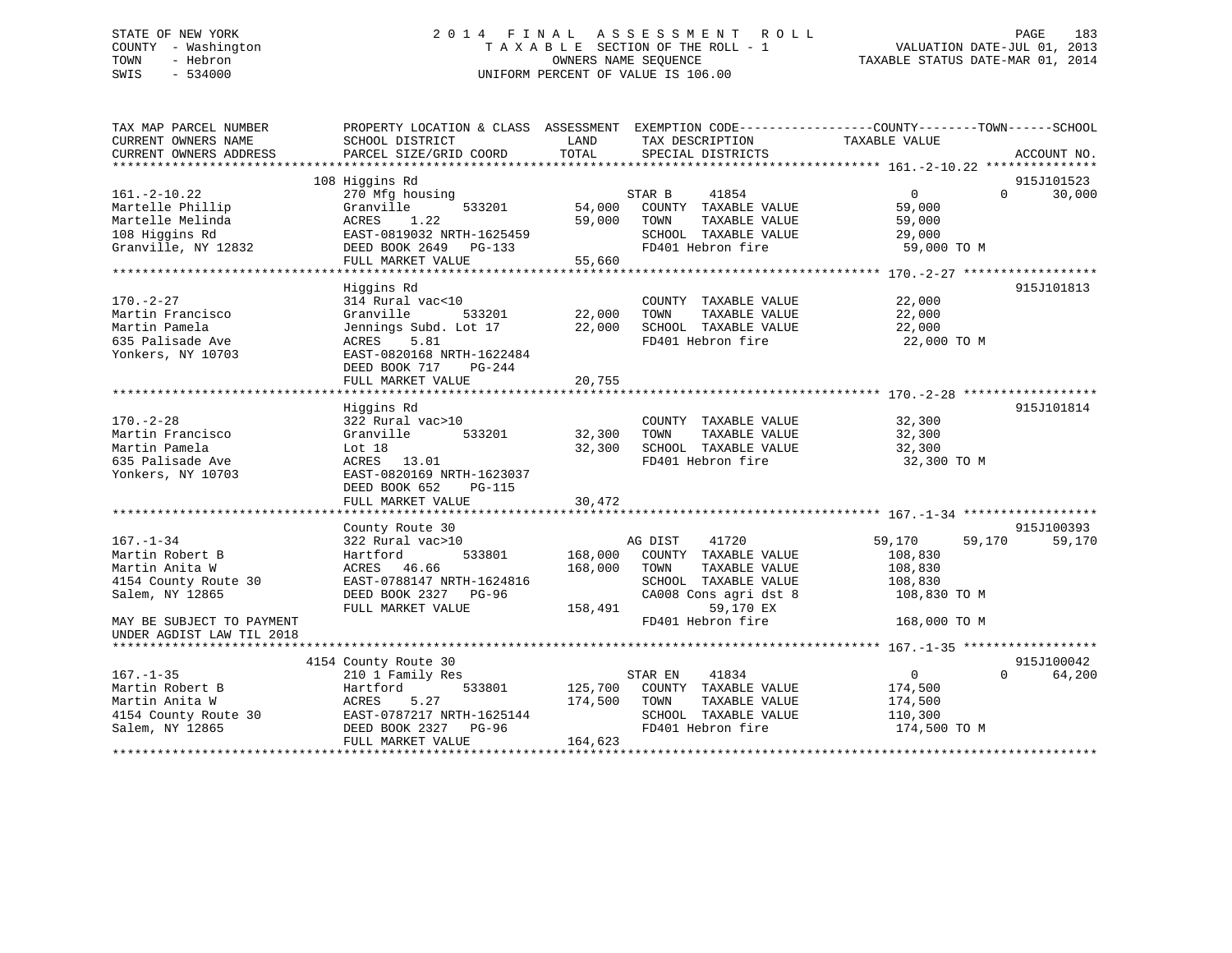STATE OF NEW YORK
COUNTY - Washington
TOWN - Hebron
SWIS - 534000

2014 FINAL ASSESSMENT ROLL
TAXABLE SECTION OF THE ROLL - 1
OWNERS NAME SEQUENCE
UNIFORM PERCENT OF VALUE IS 106.00

VALUATION DATE-JUL 01, 2013
TAXABLE STATUS DATE-MAR 01, 2014

```
TAX MAP PARCEL NUMBER          PROPERTY LOCATION & CLASS  ASSESSMENT  EXEMPTION CODE------------------COUNTY--------TOWN------SCHOOL
CURRENT OWNERS NAME            SCHOOL DISTRICT              LAND       TAX DESCRIPTION              TAXABLE VALUE
CURRENT OWNERS ADDRESS         PARCEL SIZE/GRID COORD      TOTAL       SPECIAL DISTRICTS                                      ACCOUNT NO.
******************************************************************************************************* 161.-2-10.22 ***************
                               108 Higgins Rd                                                                               915J101523
161.-2-10.22                   270 Mfg housing                         STAR B      41854               0            0       30,000
Martelle Phillip               Granville        533201      54,000     COUNTY  TAXABLE VALUE         59,000
Martelle Melinda               ACRES    1.22                59,000     TOWN    TAXABLE VALUE         59,000
108 Higgins Rd                 EAST-0819032 NRTH-1625459               SCHOOL  TAXABLE VALUE         29,000
Granville, NY 12832            DEED BOOK 2649   PG-133                 FD401 Hebron fire              59,000 TO M
                               FULL MARKET VALUE            55,660
******************************************************************************************************* 170.-2-27 ******************
                               Higgins Rd                                                                                   915J101813
170.-2-27                      314 Rural vac<10                        COUNTY  TAXABLE VALUE         22,000
Martin Francisco               Granville        533201      22,000     TOWN    TAXABLE VALUE         22,000
Martin Pamela                  Jennings Subd. Lot 17        22,000     SCHOOL  TAXABLE VALUE         22,000
635 Palisade Ave               ACRES    5.81                           FD401 Hebron fire              22,000 TO M
Yonkers, NY 10703              EAST-0820168 NRTH-1622484
                               DEED BOOK 717    PG-244
                               FULL MARKET VALUE            20,755
******************************************************************************************************* 170.-2-28 ******************
                               Higgins Rd                                                                                   915J101814
170.-2-28                      322 Rural vac>10                        COUNTY  TAXABLE VALUE         32,300
Martin Francisco               Granville        533201      32,300     TOWN    TAXABLE VALUE         32,300
Martin Pamela                  Lot 18                       32,300     SCHOOL  TAXABLE VALUE         32,300
635 Palisade Ave               ACRES   13.01                           FD401 Hebron fire              32,300 TO M
Yonkers, NY 10703              EAST-0820169 NRTH-1623037
                               DEED BOOK 652    PG-115
                               FULL MARKET VALUE            30,472
******************************************************************************************************* 167.-1-34 ******************
                               County Route 30                                                                              915J100393
167.-1-34                      322 Rural vac>10                        AG DIST     41720           59,170       59,170       59,170
Martin Robert B                Hartford         533801     168,000     COUNTY  TAXABLE VALUE        108,830
Martin Anita W                 ACRES   46.66               168,000     TOWN    TAXABLE VALUE        108,830
4154 County Route 30           EAST-0788147 NRTH-1624816               SCHOOL  TAXABLE VALUE        108,830
Salem, NY 12865                DEED BOOK 2327   PG-96                  CA008 Cons agri dst 8         108,830 TO M
                               FULL MARKET VALUE           158,491             59,170 EX
MAY BE SUBJECT TO PAYMENT                                              FD401 Hebron fire             168,000 TO M
UNDER AGDIST LAW TIL 2018
******************************************************************************************************* 167.-1-35 ******************
                               4154 County Route 30                                                                         915J100042
167.-1-35                      210 1 Family Res                        STAR EN     41834               0            0       64,200
Martin Robert B                Hartford         533801     125,700     COUNTY  TAXABLE VALUE        174,500
Martin Anita W                 ACRES    5.27               174,500     TOWN    TAXABLE VALUE        174,500
4154 County Route 30           EAST-0787217 NRTH-1625144               SCHOOL  TAXABLE VALUE        110,300
Salem, NY 12865                DEED BOOK 2327   PG-96                  FD401 Hebron fire             174,500 TO M
                               FULL MARKET VALUE           164,623
************************************************************************************************************************************
```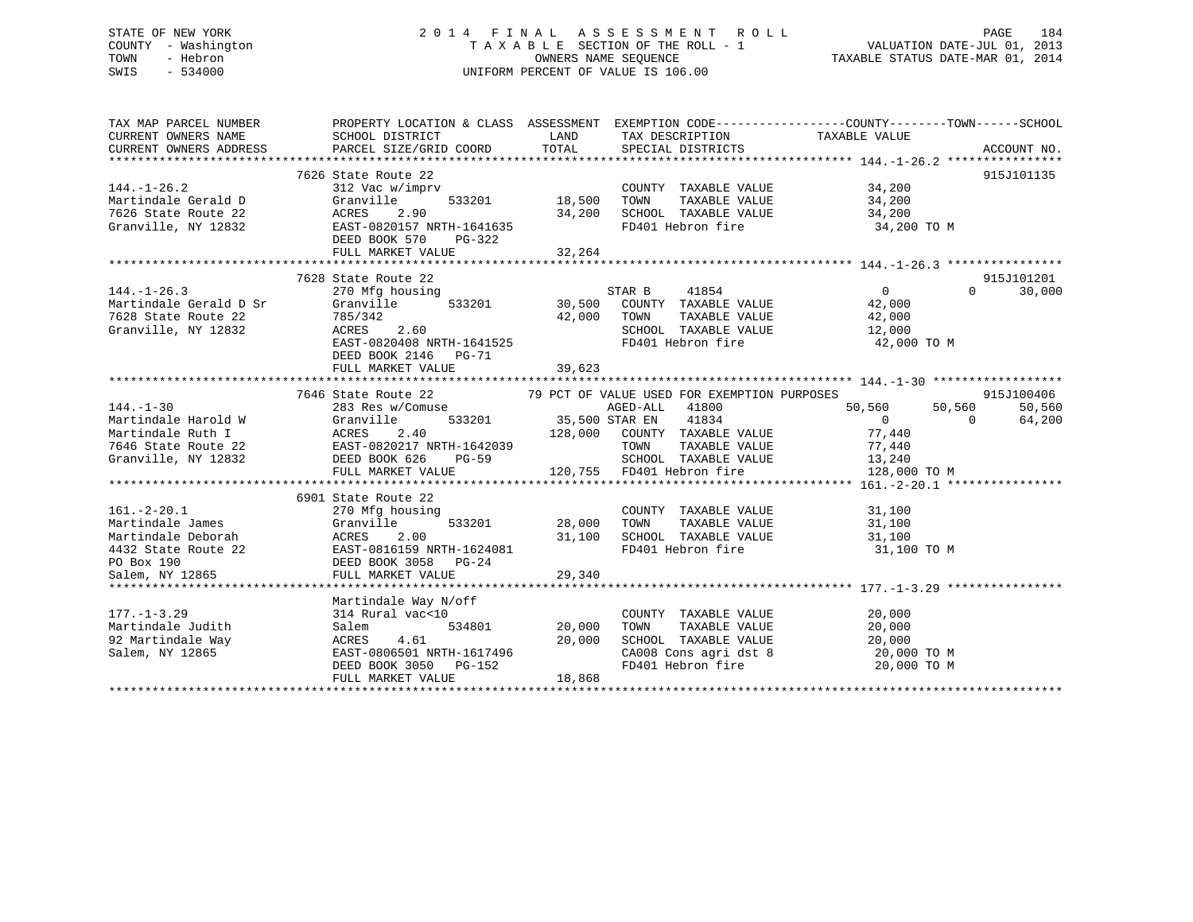STATE OF NEW YORK
COUNTY - Washington
TOWN - Hebron
SWIS - 534000

2 0 1 4 F I N A L A S S E S S M E N T R O L L
T A X A B L E SECTION OF THE ROLL - 1
OWNERS NAME SEQUENCE
UNIFORM PERCENT OF VALUE IS 106.00

VALUATION DATE-JUL 01, 2013
TAXABLE STATUS DATE-MAR 01, 2014

```
TAX MAP PARCEL NUMBER          PROPERTY LOCATION & CLASS  ASSESSMENT  EXEMPTION CODE------------------COUNTY--------TOWN------SCHOOL
CURRENT OWNERS NAME            SCHOOL DISTRICT               LAND      TAX DESCRIPTION            TAXABLE VALUE
CURRENT OWNERS ADDRESS         PARCEL SIZE/GRID COORD       TOTAL      SPECIAL DISTRICTS                                 ACCOUNT NO.
******************************************************************************************************* 144.-1-26.2 ****************
                               7626 State Route 22                                                                    915J101135
144.-1-26.2                    312 Vac w/imprv                          COUNTY  TAXABLE VALUE            34,200
Martindale Gerald D            Granville        533201      18,500      TOWN    TAXABLE VALUE            34,200
7626 State Route 22            ACRES    2.90                34,200      SCHOOL  TAXABLE VALUE            34,200
Granville, NY 12832            EAST-0820157 NRTH-1641635                FD401 Hebron fire                 34,200 TO M
                               DEED BOOK 570    PG-322
                               FULL MARKET VALUE            32,264
******************************************************************************************************* 144.-1-26.3 ****************
                               7628 State Route 22                                                                    915J101201
144.-1-26.3                    270 Mfg housing                          STAR B     41854                  0           0      30,000
Martindale Gerald D Sr         Granville        533201      30,500      COUNTY  TAXABLE VALUE            42,000
7628 State Route 22            785/342                      42,000      TOWN    TAXABLE VALUE            42,000
Granville, NY 12832            ACRES    2.60                            SCHOOL  TAXABLE VALUE            12,000
                               EAST-0820408 NRTH-1641525                FD401 Hebron fire                 42,000 TO M
                               DEED BOOK 2146   PG-71
                               FULL MARKET VALUE            39,623
******************************************************************************************************* 144.-1-30 ******************
                               7646 State Route 22             79 PCT OF VALUE USED FOR EXEMPTION PURPOSES                    915J100406
144.-1-30                      283 Res w/Comuse                         AGED-ALL   41800             50,560      50,560      50,560
Martindale Harold W            Granville        533201      35,500 STAR EN     41834                  0           0      64,200
Martindale Ruth I              ACRES    2.40               128,000      COUNTY  TAXABLE VALUE            77,440
7646 State Route 22            EAST-0820217 NRTH-1642039                TOWN    TAXABLE VALUE            77,440
Granville, NY 12832            DEED BOOK 626    PG-59                   SCHOOL  TAXABLE VALUE            13,240
                               FULL MARKET VALUE           120,755      FD401 Hebron fire                128,000 TO M
******************************************************************************************************* 161.-2-20.1 ****************
                               6901 State Route 22
161.-2-20.1                    270 Mfg housing                          COUNTY  TAXABLE VALUE            31,100
Martindale James               Granville        533201      28,000      TOWN    TAXABLE VALUE            31,100
Martindale Deborah             ACRES    2.00                31,100      SCHOOL  TAXABLE VALUE            31,100
4432 State Route 22            EAST-0816159 NRTH-1624081                FD401 Hebron fire                 31,100 TO M
PO Box 190                     DEED BOOK 3058   PG-24
Salem, NY 12865                FULL MARKET VALUE            29,340
******************************************************************************************************* 177.-1-3.29 ****************
                               Martindale Way N/off
177.-1-3.29                    314 Rural vac<10                         COUNTY  TAXABLE VALUE            20,000
Martindale Judith              Salem            534801      20,000      TOWN    TAXABLE VALUE            20,000
92 Martindale Way              ACRES    4.61                20,000      SCHOOL  TAXABLE VALUE            20,000
Salem, NY 12865                EAST-0806501 NRTH-1617496                CA008 Cons agri dst 8             20,000 TO M
                               DEED BOOK 3050   PG-152                  FD401 Hebron fire                 20,000 TO M
                               FULL MARKET VALUE            18,868
************************************************************************************************************************************
```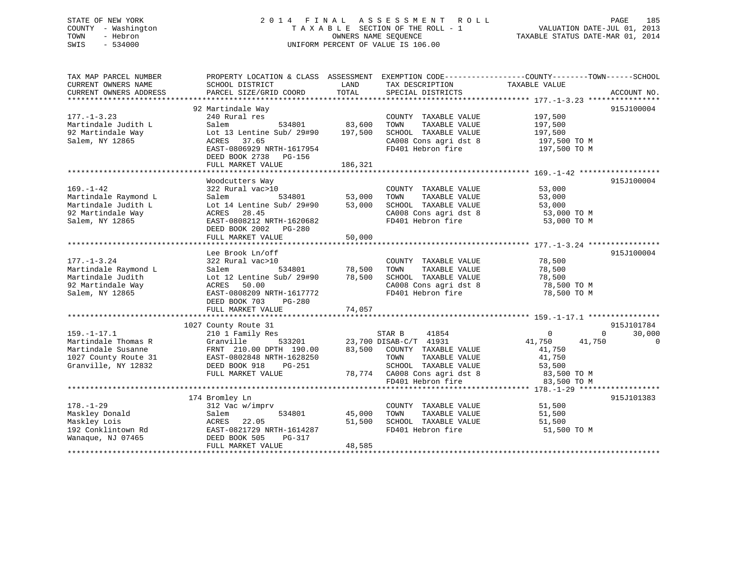STATE OF NEW YORK                    2 0 1 4   F I N A L   A S S E S S M E N T   R O L L
COUNTY - Washington                  T A X A B L E  SECTION OF THE ROLL - 1                VALUATION DATE-JUL 01, 2013
TOWN   - Hebron                      OWNERS NAME SEQUENCE                                  TAXABLE STATUS DATE-MAR 01, 2014
SWIS   - 534000                      UNIFORM PERCENT OF VALUE IS 106.00

```
TAX MAP PARCEL NUMBER          PROPERTY LOCATION & CLASS  ASSESSMENT  EXEMPTION CODE------------------COUNTY--------TOWN------SCHOOL
CURRENT OWNERS NAME            SCHOOL DISTRICT               LAND      TAX DESCRIPTION             TAXABLE VALUE
CURRENT OWNERS ADDRESS         PARCEL SIZE/GRID COORD       TOTAL      SPECIAL DISTRICTS                                         ACCOUNT NO.
******************************************************************************************************* 177.-1-3.23 ****************
                               92 Martindale Way                                                                              915J100004
177.-1-3.23                    240 Rural res                             COUNTY  TAXABLE VALUE          197,500
Martindale Judith L            Salem            534801       83,600     TOWN    TAXABLE VALUE          197,500
92 Martindale Way              Lot 13 Lentine Sub/ 29#90    197,500     SCHOOL  TAXABLE VALUE          197,500
Salem, NY 12865                ACRES  37.65                              CA008 Cons agri dst 8           197,500 TO M
                               EAST-0806929 NRTH-1617954                 FD401 Hebron fire               197,500 TO M
                               DEED BOOK 2738   PG-156
                               FULL MARKET VALUE            186,321
******************************************************************************************************* 169.-1-42 ******************
                               Woodcutters Way                                                                                915J100004
169.-1-42                      322 Rural vac>10                          COUNTY  TAXABLE VALUE           53,000
Martindale Raymond L           Salem            534801       53,000     TOWN    TAXABLE VALUE           53,000
Martindale Judith L            Lot 14 Lentine Sub/ 29#90     53,000     SCHOOL  TAXABLE VALUE           53,000
92 Martindale Way              ACRES  28.45                              CA008 Cons agri dst 8            53,000 TO M
Salem, NY 12865                EAST-0808212 NRTH-1620682                 FD401 Hebron fire                53,000 TO M
                               DEED BOOK 2002   PG-280
                               FULL MARKET VALUE             50,000
******************************************************************************************************* 177.-1-3.24 ****************
                               Lee Brook Ln/off                                                                               915J100004
177.-1-3.24                    322 Rural vac>10                          COUNTY  TAXABLE VALUE           78,500
Martindale Raymond L           Salem            534801       78,500     TOWN    TAXABLE VALUE           78,500
Martindale Judith              Lot 12 Lentine Sub/ 29#90     78,500     SCHOOL  TAXABLE VALUE           78,500
92 Martindale Way              ACRES  50.00                              CA008 Cons agri dst 8            78,500 TO M
Salem, NY 12865                EAST-0808209 NRTH-1617772                 FD401 Hebron fire                78,500 TO M
                               DEED BOOK 703    PG-280
                               FULL MARKET VALUE             74,057
******************************************************************************************************* 159.-1-17.1 ****************
                               1027 County Route 31                                                                           915J101784
159.-1-17.1                    210 1 Family Res                   STAR B     41854                   0             0        30,000
Martindale Thomas R            Granville        533201       23,700 DISAB-C/T 41931             41,750        41,750             0
Martindale Susanne             FRNT 210.00 DPTH 190.00       83,500     COUNTY  TAXABLE VALUE           41,750
1027 County Route 31           EAST-0802848 NRTH-1628250                 TOWN    TAXABLE VALUE           41,750
Granville, NY 12832            DEED BOOK 918    PG-251                   SCHOOL  TAXABLE VALUE           53,500
                               FULL MARKET VALUE             78,774     CA008 Cons agri dst 8            83,500 TO M
                                                                         FD401 Hebron fire                83,500 TO M
******************************************************************************************************* 178.-1-29 ******************
                               174 Bromley Ln                                                                                 915J101383
178.-1-29                      312 Vac w/imprv                           COUNTY  TAXABLE VALUE           51,500
Maskley Donald                 Salem            534801       45,000     TOWN    TAXABLE VALUE           51,500
Maskley Lois                   ACRES  22.05                  51,500     SCHOOL  TAXABLE VALUE           51,500
192 Conklintown Rd             EAST-0821729 NRTH-1614287                 FD401 Hebron fire                51,500 TO M
Wanaque, NJ 07465              DEED BOOK 505    PG-317
                               FULL MARKET VALUE             48,585
************************************************************************************************************************************
```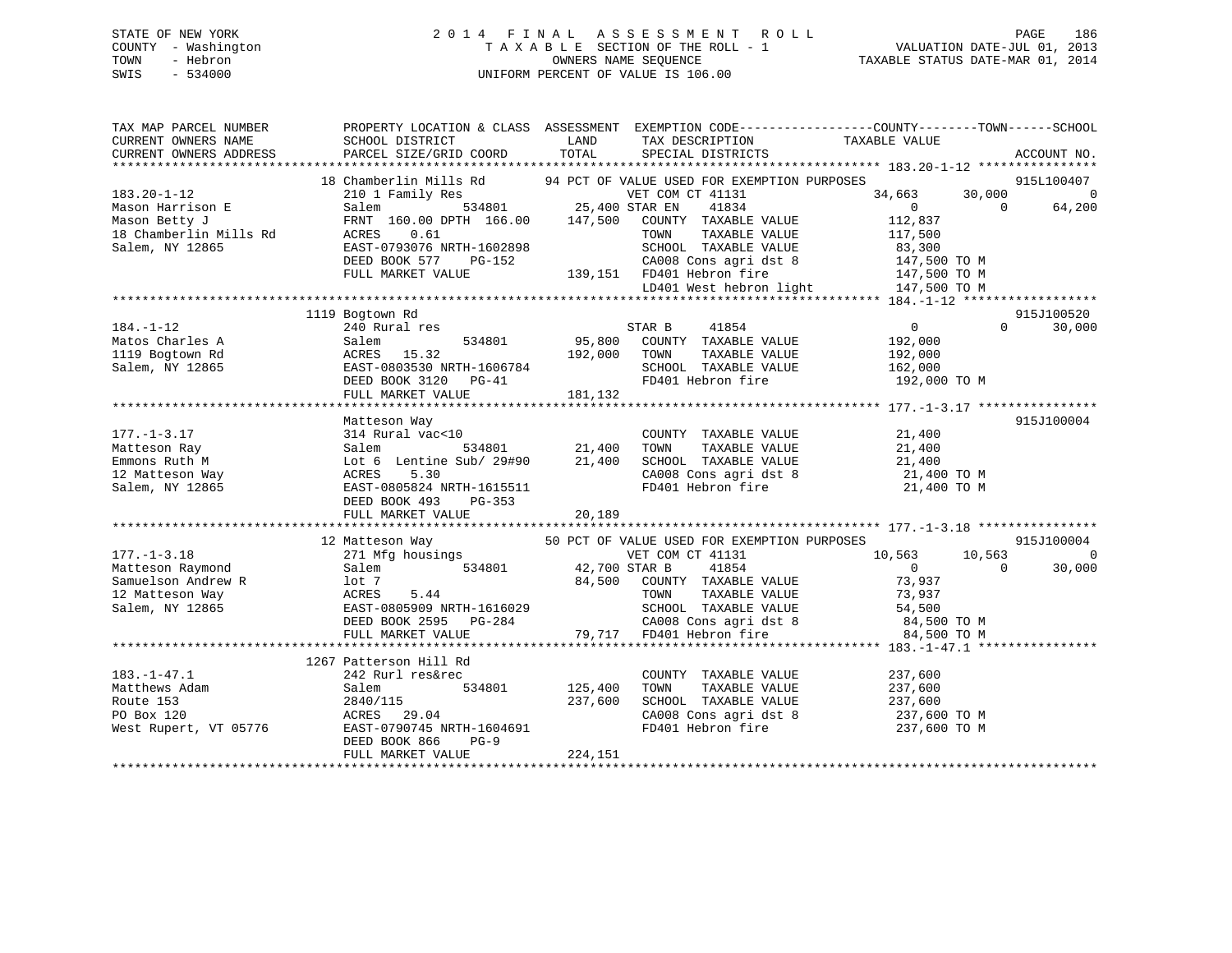STATE OF NEW YORK
COUNTY - Washington
TOWN - Hebron
SWIS - 534000

2 0 1 4 F I N A L A S S E S S M E N T R O L L
T A X A B L E SECTION OF THE ROLL - 1
OWNERS NAME SEQUENCE
UNIFORM PERCENT OF VALUE IS 106.00

VALUATION DATE-JUL 01, 2013
TAXABLE STATUS DATE-MAR 01, 2014

```
TAX MAP PARCEL NUMBER          PROPERTY LOCATION & CLASS  ASSESSMENT  EXEMPTION CODE------------------COUNTY--------TOWN------SCHOOL
CURRENT OWNERS NAME            SCHOOL DISTRICT               LAND      TAX DESCRIPTION            TAXABLE VALUE
CURRENT OWNERS ADDRESS         PARCEL SIZE/GRID COORD        TOTAL     SPECIAL DISTRICTS                                    ACCOUNT NO.
******************************************************************************************************* 183.20-1-12 ****************
                        18 Chamberlin Mills Rd        94 PCT OF VALUE USED FOR EXEMPTION PURPOSES                         915L100407
183.20-1-12                    210 1 Family Res                    VET COM CT 41131            34,663      30,000            0
Mason Harrison E               Salem          534801     25,400 STAR EN    41834                     0           0       64,200
Mason Betty J                  FRNT 160.00 DPTH 166.00    147,500   COUNTY  TAXABLE VALUE          112,837
18 Chamberlin Mills Rd         ACRES    0.61                        TOWN    TAXABLE VALUE          117,500
Salem, NY 12865                EAST-0793076 NRTH-1602898            SCHOOL  TAXABLE VALUE           83,300
                               DEED BOOK 577    PG-152              CA008 Cons agri dst 8          147,500 TO M
                               FULL MARKET VALUE          139,151   FD401 Hebron fire              147,500 TO M
                                                                    LD401 West hebron light        147,500 TO M
******************************************************************************************************* 184.-1-12 ******************
                       1119 Bogtown Rd                                                                                915J100520
184.-1-12                      240 Rural res                       STAR B     41854                     0           0       30,000
Matos Charles A                Salem          534801     95,800   COUNTY  TAXABLE VALUE          192,000
1119 Bogtown Rd                ACRES   15.32              192,000   TOWN    TAXABLE VALUE          192,000
Salem, NY 12865                EAST-0803530 NRTH-1606784            SCHOOL  TAXABLE VALUE          162,000
                               DEED BOOK 3120   PG-41               FD401 Hebron fire              192,000 TO M
                               FULL MARKET VALUE          181,132
******************************************************************************************************* 177.-1-3.17 ****************
                          Matteson Way                                                                                  915J100004
177.-1-3.17                    314 Rural vac<10                    COUNTY  TAXABLE VALUE           21,400
Matteson Ray                   Salem          534801     21,400   TOWN    TAXABLE VALUE           21,400
Emmons Ruth M                  Lot 6  Lentine Sub/ 29#90   21,400   SCHOOL  TAXABLE VALUE           21,400
12 Matteson Way                ACRES    5.30                        CA008 Cons agri dst 8           21,400 TO M
Salem, NY 12865                EAST-0805824 NRTH-1615511            FD401 Hebron fire               21,400 TO M
                               DEED BOOK 493    PG-353
                               FULL MARKET VALUE           20,189
******************************************************************************************************* 177.-1-3.18 ****************
                        12 Matteson Way               50 PCT OF VALUE USED FOR EXEMPTION PURPOSES                         915J100004
177.-1-3.18                    271 Mfg housings                    VET COM CT 41131            10,563      10,563            0
Matteson Raymond               Salem          534801     42,700 STAR B     41854                     0           0       30,000
Samuelson Andrew R             lot 7                       84,500   COUNTY  TAXABLE VALUE           73,937
12 Matteson Way                ACRES    5.44                        TOWN    TAXABLE VALUE           73,937
Salem, NY 12865                EAST-0805909 NRTH-1616029            SCHOOL  TAXABLE VALUE           54,500
                               DEED BOOK 2595   PG-284              CA008 Cons agri dst 8           84,500 TO M
                               FULL MARKET VALUE           79,717   FD401 Hebron fire               84,500 TO M
******************************************************************************************************* 183.-1-47.1 ****************
                       1267 Patterson Hill Rd
183.-1-47.1                    242 Rurl res&rec                    COUNTY  TAXABLE VALUE          237,600
Matthews Adam                  Salem          534801    125,400   TOWN    TAXABLE VALUE          237,600
Route 153                      2840/115                   237,600   SCHOOL  TAXABLE VALUE          237,600
PO Box 120                     ACRES   29.04                        CA008 Cons agri dst 8          237,600 TO M
West Rupert, VT 05776          EAST-0790745 NRTH-1604691            FD401 Hebron fire              237,600 TO M
                               DEED BOOK 866    PG-9
                               FULL MARKET VALUE          224,151
************************************************************************************************************************************
```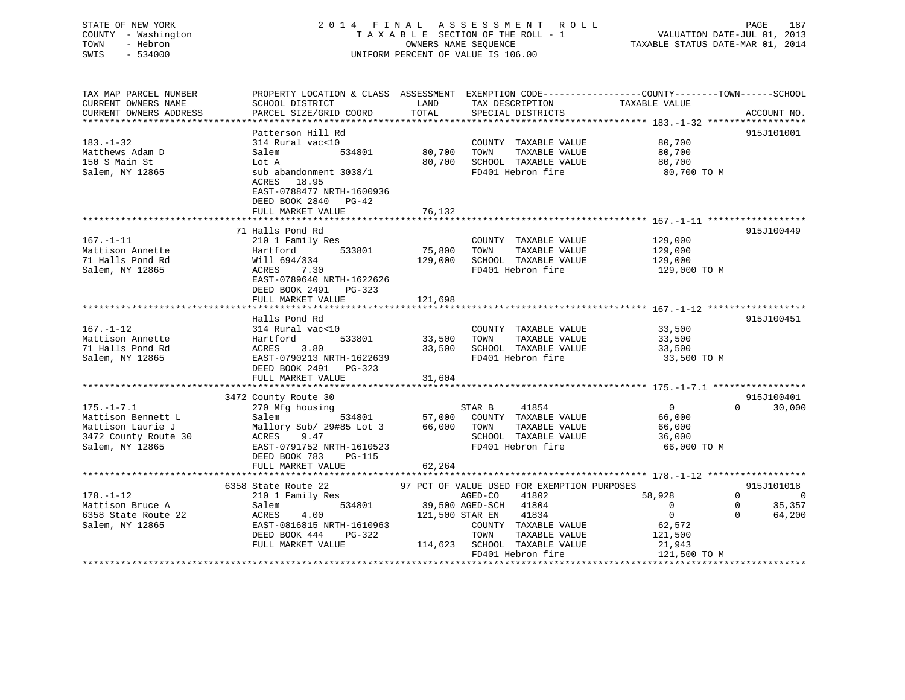STATE OF NEW YORK
COUNTY - Washington
TOWN - Hebron
SWIS - 534000

# 2014 FINAL ASSESSMENT ROLL

TAXABLE SECTION OF THE ROLL - 1
OWNERS NAME SEQUENCE
UNIFORM PERCENT OF VALUE IS 106.00

VALUATION DATE-JUL 01, 2013
TAXABLE STATUS DATE-MAR 01, 2014

| TAX MAP PARCEL NUMBER / CURRENT OWNERS NAME / CURRENT OWNERS ADDRESS | PROPERTY LOCATION & CLASS / SCHOOL DISTRICT / PARCEL SIZE/GRID COORD | ASSESSMENT LAND | ASSESSMENT TOTAL | EXEMPTION CODE / TAX DESCRIPTION / SPECIAL DISTRICTS | COUNTY TAXABLE VALUE | TOWN | SCHOOL | ACCOUNT NO. |
|---|---|---|---|---|---|---|---|---|
| **183.-1-32** | Patterson Hill Rd | | | | | | | 915J101001 |
| Matthews Adam D | 314 Rural vac<10 | | | COUNTY TAXABLE VALUE | 80,700 | | | |
| 150 S Main St | Salem 534801 | 80,700 | | TOWN TAXABLE VALUE | 80,700 | | | |
| Salem, NY 12865 | Lot A | | 80,700 | SCHOOL TAXABLE VALUE | 80,700 | | | |
| | sub abandonment 3038/1 | | | FD401 Hebron fire | 80,700 TO M | | | |
| | ACRES 18.95 | | | | | | | |
| | EAST-0788477 NRTH-1600936 | | | | | | | |
| | DEED BOOK 2840 PG-42 | | | | | | | |
| | FULL MARKET VALUE | | 76,132 | | | | | |
| **167.-1-11** | 71 Halls Pond Rd | | | | | | | 915J100449 |
| Mattison Annette | 210 1 Family Res | | | COUNTY TAXABLE VALUE | 129,000 | | | |
| 71 Halls Pond Rd | Hartford 533801 | 75,800 | | TOWN TAXABLE VALUE | 129,000 | | | |
| Salem, NY 12865 | Will 694/334 | | 129,000 | SCHOOL TAXABLE VALUE | 129,000 | | | |
| | ACRES 7.30 | | | FD401 Hebron fire | 129,000 TO M | | | |
| | EAST-0789640 NRTH-1622626 | | | | | | | |
| | DEED BOOK 2491 PG-323 | | | | | | | |
| | FULL MARKET VALUE | | 121,698 | | | | | |
| **167.-1-12** | Halls Pond Rd | | | | | | | 915J100451 |
| Mattison Annette | 314 Rural vac<10 | | | COUNTY TAXABLE VALUE | 33,500 | | | |
| 71 Halls Pond Rd | Hartford 533801 | 33,500 | | TOWN TAXABLE VALUE | 33,500 | | | |
| Salem, NY 12865 | ACRES 3.80 | | 33,500 | SCHOOL TAXABLE VALUE | 33,500 | | | |
| | EAST-0790213 NRTH-1622639 | | | FD401 Hebron fire | 33,500 TO M | | | |
| | DEED BOOK 2491 PG-323 | | | | | | | |
| | FULL MARKET VALUE | | 31,604 | | | | | |
| **175.-1-7.1** | 3472 County Route 30 | | | | | | | 915J100401 |
| Mattison Bennett L | 270 Mfg housing | | | STAR B 41854 | 0 | 0 | 30,000 | |
| Mattison Laurie J | Salem 534801 | 57,000 | | COUNTY TAXABLE VALUE | 66,000 | | | |
| 3472 County Route 30 | Mallory Sub/ 29#85 Lot 3 | | 66,000 | TOWN TAXABLE VALUE | 66,000 | | | |
| Salem, NY 12865 | ACRES 9.47 | | | SCHOOL TAXABLE VALUE | 36,000 | | | |
| | EAST-0791752 NRTH-1610523 | | | FD401 Hebron fire | 66,000 TO M | | | |
| | DEED BOOK 783 PG-115 | | | | | | | |
| | FULL MARKET VALUE | | 62,264 | | | | | |
| **178.-1-12** | 6358 State Route 22 | | | 97 PCT OF VALUE USED FOR EXEMPTION PURPOSES | | | | 915J101018 |
| Mattison Bruce A | 210 1 Family Res | | | AGED-CO 41802 | 58,928 | 0 | 0 | |
| 6358 State Route 22 | Salem 534801 | 39,500 | | AGED-SCH 41804 | 0 | 0 | 35,357 | |
| Salem, NY 12865 | ACRES 4.00 | | 121,500 | STAR EN 41834 | 0 | 0 | 64,200 | |
| | EAST-0816815 NRTH-1610963 | | | COUNTY TAXABLE VALUE | 62,572 | | | |
| | DEED BOOK 444 PG-322 | | | TOWN TAXABLE VALUE | 121,500 | | | |
| | FULL MARKET VALUE | | 114,623 | SCHOOL TAXABLE VALUE | 21,943 | | | |
| | | | | FD401 Hebron fire | 121,500 TO M | | | |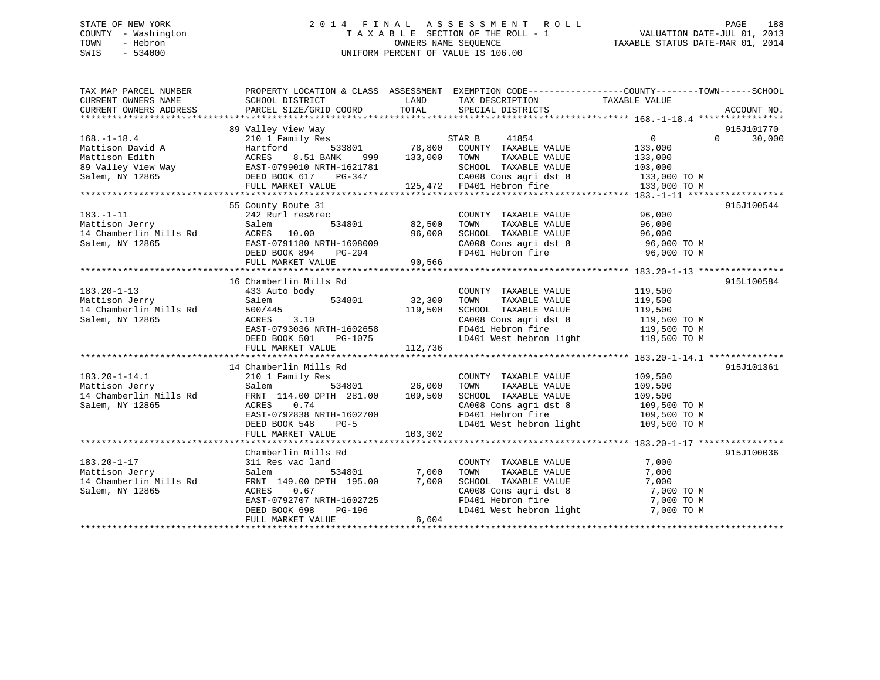STATE OF NEW YORK
COUNTY - Washington
TOWN - Hebron
SWIS - 534000

2014 FINAL ASSESSMENT ROLL
TAXABLE SECTION OF THE ROLL - 1
OWNERS NAME SEQUENCE
UNIFORM PERCENT OF VALUE IS 106.00

VALUATION DATE-JUL 01, 2013
TAXABLE STATUS DATE-MAR 01, 2014

```
TAX MAP PARCEL NUMBER          PROPERTY LOCATION & CLASS  ASSESSMENT  EXEMPTION CODE-----------------COUNTY--------TOWN------SCHOOL
CURRENT OWNERS NAME            SCHOOL DISTRICT               LAND      TAX DESCRIPTION            TAXABLE VALUE
CURRENT OWNERS ADDRESS         PARCEL SIZE/GRID COORD        TOTAL     SPECIAL DISTRICTS                                   ACCOUNT NO.
******************************************************************************************************* 168.-1-18.4 ****************
                               89 Valley View Way                                                                           915J101770
168.-1-18.4                    210 1 Family Res                       STAR B     41854              0            0      30,000
Mattison David A               Hartford       533801        78,800    COUNTY  TAXABLE VALUE          133,000
Mattison Edith                 ACRES    8.51 BANK    999   133,000    TOWN    TAXABLE VALUE          133,000
89 Valley View Way             EAST-0799010 NRTH-1621781              SCHOOL  TAXABLE VALUE          103,000
Salem, NY 12865                DEED BOOK 617    PG-347                CA008 Cons agri dst 8           133,000 TO M
                               FULL MARKET VALUE           125,472    FD401 Hebron fire               133,000 TO M
******************************************************************************************************* 183.-1-11 ******************
                               55 County Route 31                                                                           915J100544
183.-1-11                      242 Rurl res&rec                       COUNTY  TAXABLE VALUE           96,000
Mattison Jerry                 Salem          534801        82,500    TOWN    TAXABLE VALUE           96,000
14 Chamberlin Mills Rd         ACRES   10.00                96,000    SCHOOL  TAXABLE VALUE           96,000
Salem, NY 12865                EAST-0791180 NRTH-1608009              CA008 Cons agri dst 8            96,000 TO M
                               DEED BOOK 894    PG-294                FD401 Hebron fire                96,000 TO M
                               FULL MARKET VALUE            90,566
******************************************************************************************************* 183.20-1-13 ****************
                               16 Chamberlin Mills Rd                                                                       915L100584
183.20-1-13                    433 Auto body                          COUNTY  TAXABLE VALUE          119,500
Mattison Jerry                 Salem          534801        32,300    TOWN    TAXABLE VALUE          119,500
14 Chamberlin Mills Rd         500/445                     119,500    SCHOOL  TAXABLE VALUE          119,500
Salem, NY 12865                ACRES    3.10                          CA008 Cons agri dst 8           119,500 TO M
                               EAST-0793036 NRTH-1602658              FD401 Hebron fire               119,500 TO M
                               DEED BOOK 501    PG-1075               LD401 West hebron light         119,500 TO M
                               FULL MARKET VALUE           112,736
******************************************************************************************************* 183.20-1-14.1 **************
                               14 Chamberlin Mills Rd                                                                       915J101361
183.20-1-14.1                  210 1 Family Res                       COUNTY  TAXABLE VALUE          109,500
Mattison Jerry                 Salem          534801        26,000    TOWN    TAXABLE VALUE          109,500
14 Chamberlin Mills Rd         FRNT 114.00 DPTH 281.00     109,500    SCHOOL  TAXABLE VALUE          109,500
Salem, NY 12865                ACRES    0.74                          CA008 Cons agri dst 8           109,500 TO M
                               EAST-0792838 NRTH-1602700              FD401 Hebron fire               109,500 TO M
                               DEED BOOK 548    PG-5                  LD401 West hebron light         109,500 TO M
                               FULL MARKET VALUE           103,302
******************************************************************************************************* 183.20-1-17 ****************
                               Chamberlin Mills Rd                                                                          915J100036
183.20-1-17                    311 Res vac land                       COUNTY  TAXABLE VALUE            7,000
Mattison Jerry                 Salem          534801         7,000    TOWN    TAXABLE VALUE            7,000
14 Chamberlin Mills Rd         FRNT 149.00 DPTH 195.00       7,000    SCHOOL  TAXABLE VALUE            7,000
Salem, NY 12865                ACRES    0.67                          CA008 Cons agri dst 8             7,000 TO M
                               EAST-0792707 NRTH-1602725              FD401 Hebron fire                 7,000 TO M
                               DEED BOOK 698    PG-196                LD401 West hebron light           7,000 TO M
                               FULL MARKET VALUE             6,604
************************************************************************************************************************************
```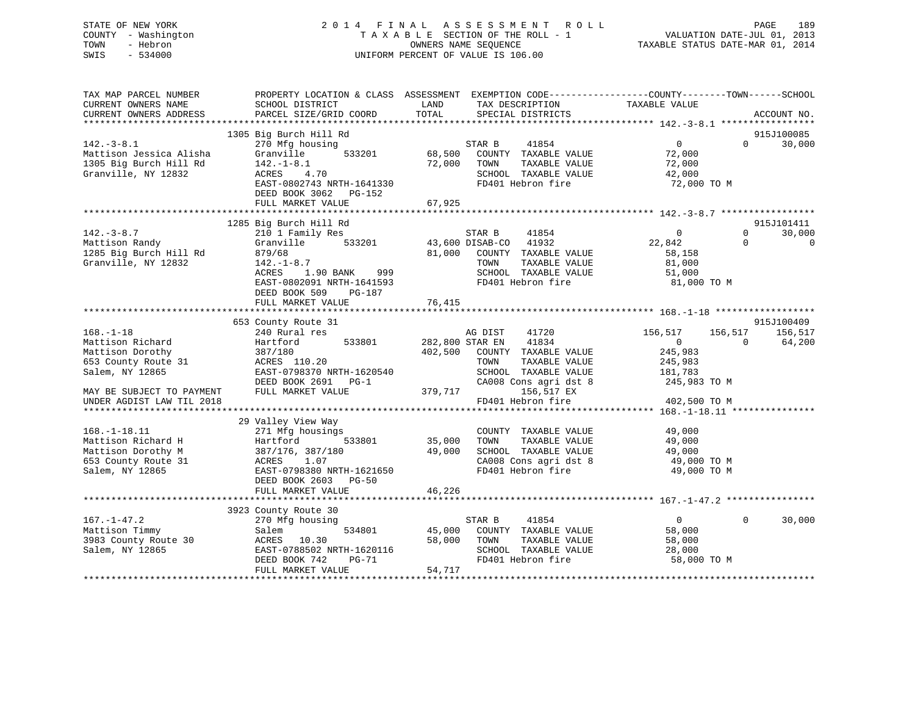STATE OF NEW YORK
COUNTY - Washington
TOWN - Hebron
SWIS - 534000

2014 FINAL ASSESSMENT ROLL
TAXABLE SECTION OF THE ROLL - 1
OWNERS NAME SEQUENCE
UNIFORM PERCENT OF VALUE IS 106.00

VALUATION DATE-JUL 01, 2013
TAXABLE STATUS DATE-MAR 01, 2014

```
TAX MAP PARCEL NUMBER          PROPERTY LOCATION & CLASS  ASSESSMENT  EXEMPTION CODE------------------COUNTY--------TOWN------SCHOOL
CURRENT OWNERS NAME            SCHOOL DISTRICT               LAND      TAX DESCRIPTION             TAXABLE VALUE
CURRENT OWNERS ADDRESS         PARCEL SIZE/GRID COORD        TOTAL     SPECIAL DISTRICTS                                        ACCOUNT NO.
******************************************************************************************************* 142.-3-8.1 *****************
                               1305 Big Burch Hill Rd                                                                           915J100085
142.-3-8.1                     270 Mfg housing                   STAR B     41854                   0             0      30,000
Mattison Jessica Alisha        Granville       533201       68,500   COUNTY  TAXABLE VALUE          72,000
1305 Big Burch Hill Rd         142.-1-8.1                   72,000   TOWN    TAXABLE VALUE          72,000
Granville, NY 12832            ACRES     4.70                        SCHOOL  TAXABLE VALUE          42,000
                               EAST-0802743 NRTH-1641330             FD401 Hebron fire               72,000 TO M
                               DEED BOOK 3062   PG-152
                               FULL MARKET VALUE            67,925
******************************************************************************************************* 142.-3-8.7 *****************
                               1285 Big Burch Hill Rd                                                                           915J101411
142.-3-8.7                     210 1 Family Res                  STAR B     41854                   0             0      30,000
Mattison Randy                 Granville       533201       43,600 DISAB-CO   41932             22,842             0           0
1285 Big Burch Hill Rd         879/68                       81,000   COUNTY  TAXABLE VALUE          58,158
Granville, NY 12832            142.-1-8.7                            TOWN    TAXABLE VALUE          81,000
                               ACRES     1.90 BANK     999           SCHOOL  TAXABLE VALUE          51,000
                               EAST-0802091 NRTH-1641593             FD401 Hebron fire               81,000 TO M
                               DEED BOOK 509    PG-187
                               FULL MARKET VALUE            76,415
******************************************************************************************************* 168.-1-18 ******************
                               653 County Route 31                                                                              915J100409
168.-1-18                      240 Rural res                     AG DIST    41720              156,517       156,517     156,517
Mattison Richard               Hartford        533801      282,800 STAR EN    41834                   0             0      64,200
Mattison Dorothy               387/180                     402,500   COUNTY  TAXABLE VALUE         245,983
653 County Route 31            ACRES  110.20                         TOWN    TAXABLE VALUE         245,983
Salem, NY 12865                EAST-0798370 NRTH-1620540             SCHOOL  TAXABLE VALUE         181,783
                               DEED BOOK 2691   PG-1                 CA008 Cons agri dst 8          245,983 TO M
MAY BE SUBJECT TO PAYMENT      FULL MARKET VALUE           379,717        156,517 EX
UNDER AGDIST LAW TIL 2018                                            FD401 Hebron fire              402,500 TO M
******************************************************************************************************* 168.-1-18.11 ***************
                               29 Valley View Way
168.-1-18.11                   271 Mfg housings                      COUNTY  TAXABLE VALUE          49,000
Mattison Richard H             Hartford        533801       35,000   TOWN    TAXABLE VALUE          49,000
Mattison Dorothy M             387/176, 387/180             49,000   SCHOOL  TAXABLE VALUE          49,000
653 County Route 31            ACRES     1.07                        CA008 Cons agri dst 8           49,000 TO M
Salem, NY 12865                EAST-0798380 NRTH-1621650             FD401 Hebron fire               49,000 TO M
                               DEED BOOK 2603   PG-50
                               FULL MARKET VALUE            46,226
******************************************************************************************************* 167.-1-47.2 ****************
                               3923 County Route 30
167.-1-47.2                    270 Mfg housing                   STAR B     41854                   0             0      30,000
Mattison Timmy                 Salem           534801       45,000   COUNTY  TAXABLE VALUE          58,000
3983 County Route 30           ACRES    10.30               58,000   TOWN    TAXABLE VALUE          58,000
Salem, NY 12865                EAST-0788502 NRTH-1620116             SCHOOL  TAXABLE VALUE          28,000
                               DEED BOOK 742    PG-71                FD401 Hebron fire               58,000 TO M
                               FULL MARKET VALUE            54,717
************************************************************************************************************************************
```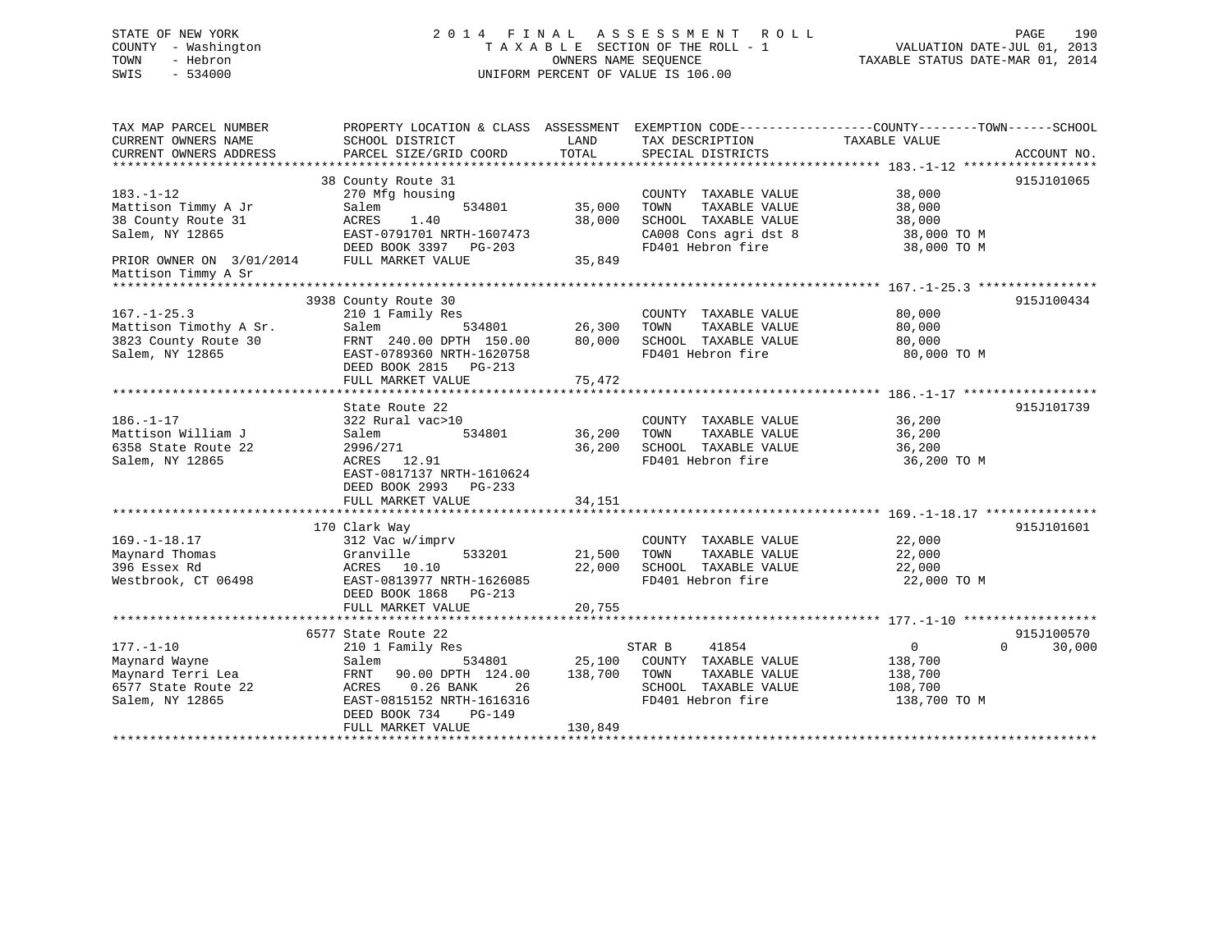STATE OF NEW YORK
COUNTY - Washington
TOWN - Hebron
SWIS - 534000

2014 FINAL ASSESSMENT ROLL
TAXABLE SECTION OF THE ROLL - 1
OWNERS NAME SEQUENCE
UNIFORM PERCENT OF VALUE IS 106.00

VALUATION DATE-JUL 01, 2013
TAXABLE STATUS DATE-MAR 01, 2014

| TAX MAP PARCEL NUMBER / CURRENT OWNERS NAME / CURRENT OWNERS ADDRESS | PROPERTY LOCATION & CLASS / SCHOOL DISTRICT / PARCEL SIZE/GRID COORD | ASSESSMENT LAND | TOTAL | EXEMPTION CODE / TAX DESCRIPTION / SPECIAL DISTRICTS | COUNTY / TOWN / SCHOOL TAXABLE VALUE | ACCOUNT NO. |
|---|---|---|---|---|---|---|
| **183.-1-12** | 38 County Route 31 | | | | | 915J101065 |
| 183.-1-12 | 270 Mfg housing | | | COUNTY TAXABLE VALUE | 38,000 | |
| Mattison Timmy A Jr | Salem 534801 | 35,000 | | TOWN TAXABLE VALUE | 38,000 | |
| 38 County Route 31 | ACRES 1.40 | | 38,000 | SCHOOL TAXABLE VALUE | 38,000 | |
| Salem, NY 12865 | EAST-0791701 NRTH-1607473 | | | CA008 Cons agri dst 8 | 38,000 TO M | |
| | DEED BOOK 3397 PG-203 | | | FD401 Hebron fire | 38,000 TO M | |
| PRIOR OWNER ON 3/01/2014 | FULL MARKET VALUE | | 35,849 | | | |
| Mattison Timmy A Sr | | | | | | |
| **167.-1-25.3** | 3938 County Route 30 | | | | | 915J100434 |
| 167.-1-25.3 | 210 1 Family Res | | | COUNTY TAXABLE VALUE | 80,000 | |
| Mattison Timothy A Sr. | Salem 534801 | 26,300 | | TOWN TAXABLE VALUE | 80,000 | |
| 3823 County Route 30 | FRNT 240.00 DPTH 150.00 | | 80,000 | SCHOOL TAXABLE VALUE | 80,000 | |
| Salem, NY 12865 | EAST-0789360 NRTH-1620758 | | | FD401 Hebron fire | 80,000 TO M | |
| | DEED BOOK 2815 PG-213 | | | | | |
| | FULL MARKET VALUE | | 75,472 | | | |
| **186.-1-17** | State Route 22 | | | | | 915J101739 |
| 186.-1-17 | 322 Rural vac>10 | | | COUNTY TAXABLE VALUE | 36,200 | |
| Mattison William J | Salem 534801 | 36,200 | | TOWN TAXABLE VALUE | 36,200 | |
| 6358 State Route 22 | 2996/271 | | 36,200 | SCHOOL TAXABLE VALUE | 36,200 | |
| Salem, NY 12865 | ACRES 12.91 | | | FD401 Hebron fire | 36,200 TO M | |
| | EAST-0817137 NRTH-1610624 | | | | | |
| | DEED BOOK 2993 PG-233 | | | | | |
| | FULL MARKET VALUE | | 34,151 | | | |
| **169.-1-18.17** | 170 Clark Way | | | | | 915J101601 |
| 169.-1-18.17 | 312 Vac w/imprv | | | COUNTY TAXABLE VALUE | 22,000 | |
| Maynard Thomas | Granville 533201 | 21,500 | | TOWN TAXABLE VALUE | 22,000 | |
| 396 Essex Rd | ACRES 10.10 | | 22,000 | SCHOOL TAXABLE VALUE | 22,000 | |
| Westbrook, CT 06498 | EAST-0813977 NRTH-1626085 | | | FD401 Hebron fire | 22,000 TO M | |
| | DEED BOOK 1868 PG-213 | | | | | |
| | FULL MARKET VALUE | | 20,755 | | | |
| **177.-1-10** | 6577 State Route 22 | | | | | 915J100570 |
| 177.-1-10 | 210 1 Family Res | | | STAR B 41854 | 0 / 0 / 30,000 | |
| Maynard Wayne | Salem 534801 | 25,100 | | COUNTY TAXABLE VALUE | 138,700 | |
| Maynard Terri Lea | FRNT 90.00 DPTH 124.00 | | 138,700 | TOWN TAXABLE VALUE | 138,700 | |
| 6577 State Route 22 | ACRES 0.26 BANK 26 | | | SCHOOL TAXABLE VALUE | 108,700 | |
| Salem, NY 12865 | EAST-0815152 NRTH-1616316 | | | FD401 Hebron fire | 138,700 TO M | |
| | DEED BOOK 734 PG-149 | | | | | |
| | FULL MARKET VALUE | | 130,849 | | | |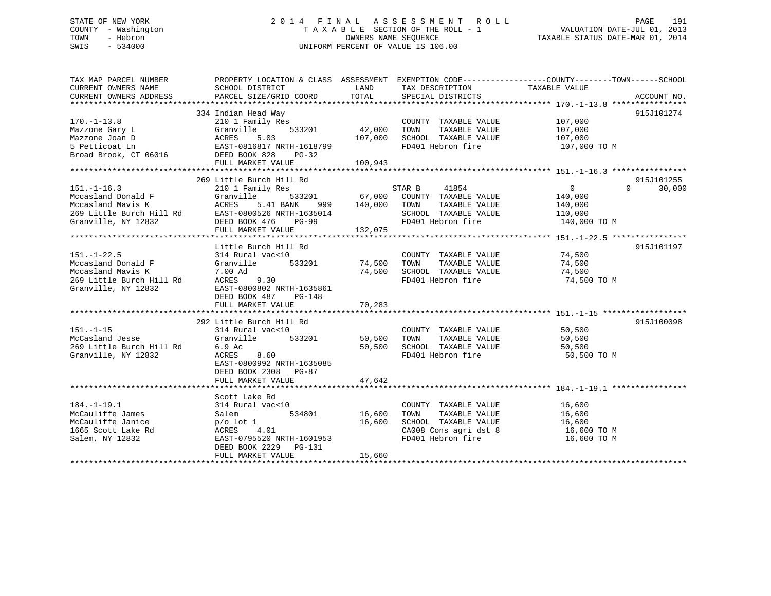STATE OF NEW YORK
COUNTY - Washington
TOWN - Hebron
SWIS - 534000

2014 FINAL ASSESSMENT ROLL
TAXABLE SECTION OF THE ROLL - 1
OWNERS NAME SEQUENCE
UNIFORM PERCENT OF VALUE IS 106.00

VALUATION DATE-JUL 01, 2013
TAXABLE STATUS DATE-MAR 01, 2014

| TAX MAP PARCEL NUMBER / CURRENT OWNERS NAME / CURRENT OWNERS ADDRESS | PROPERTY LOCATION & CLASS / SCHOOL DISTRICT / PARCEL SIZE/GRID COORD | ASSESSMENT LAND / TOTAL | EXEMPTION CODE / TAX DESCRIPTION / SPECIAL DISTRICTS | COUNTY / TAXABLE VALUE | TOWN | SCHOOL | ACCOUNT NO. |
|---|---|---|---|---|---|---|---|
| 170.-1-13.8 | 334 Indian Head Way | | | | | | 915J101274 |
| Mazzone Gary L | 210 1 Family Res | | COUNTY TAXABLE VALUE | 107,000 | | | |
| Mazzone Joan D | Granville 533201 | 42,000 | TOWN TAXABLE VALUE | 107,000 | | | |
| 5 Petticoat Ln | ACRES 5.03 | 107,000 | SCHOOL TAXABLE VALUE | 107,000 | | | |
| Broad Brook, CT 06016 | EAST-0816817 NRTH-1618799 | | FD401 Hebron fire | 107,000 TO M | | | |
| | DEED BOOK 828 PG-32 | | | | | | |
| | FULL MARKET VALUE | 100,943 | | | | | |
| 151.-1-16.3 | 269 Little Burch Hill Rd | | | | | | 915J101255 |
| Mccasland Donald F | 210 1 Family Res | | STAR B 41854 | 0 | 0 | 30,000 | |
| Mccasland Mavis K | Granville 533201 | 67,000 | COUNTY TAXABLE VALUE | 140,000 | | | |
| 269 Little Burch Hill Rd | ACRES 5.41 BANK 999 | 140,000 | TOWN TAXABLE VALUE | 140,000 | | | |
| Granville, NY 12832 | EAST-0800526 NRTH-1635014 | | SCHOOL TAXABLE VALUE | 110,000 | | | |
| | DEED BOOK 476 PG-99 | | FD401 Hebron fire | 140,000 TO M | | | |
| | FULL MARKET VALUE | 132,075 | | | | | |
| 151.-1-22.5 | Little Burch Hill Rd | | | | | | 915J101197 |
| Mccasland Donald F | 314 Rural vac<10 | | COUNTY TAXABLE VALUE | 74,500 | | | |
| Mccasland Mavis K | Granville 533201 | 74,500 | TOWN TAXABLE VALUE | 74,500 | | | |
| 269 Little Burch Hill Rd | 7.00 Ad | 74,500 | SCHOOL TAXABLE VALUE | 74,500 | | | |
| Granville, NY 12832 | ACRES 9.30 | | FD401 Hebron fire | 74,500 TO M | | | |
| | EAST-0800802 NRTH-1635861 | | | | | | |
| | DEED BOOK 487 PG-148 | | | | | | |
| | FULL MARKET VALUE | 70,283 | | | | | |
| 151.-1-15 | 292 Little Burch Hill Rd | | | | | | 915J100098 |
| McCasland Jesse | 314 Rural vac<10 | | COUNTY TAXABLE VALUE | 50,500 | | | |
| 269 Little Burch Hill Rd | Granville 533201 | 50,500 | TOWN TAXABLE VALUE | 50,500 | | | |
| Granville, NY 12832 | 6.9 Ac | 50,500 | SCHOOL TAXABLE VALUE | 50,500 | | | |
| | ACRES 8.60 | | FD401 Hebron fire | 50,500 TO M | | | |
| | EAST-0800992 NRTH-1635085 | | | | | | |
| | DEED BOOK 2308 PG-87 | | | | | | |
| | FULL MARKET VALUE | 47,642 | | | | | |
| 184.-1-19.1 | Scott Lake Rd | | | | | | |
| McCauliffe James | 314 Rural vac<10 | | COUNTY TAXABLE VALUE | 16,600 | | | |
| McCauliffe Janice | Salem 534801 | 16,600 | TOWN TAXABLE VALUE | 16,600 | | | |
| 1665 Scott Lake Rd | p/o lot 1 | 16,600 | SCHOOL TAXABLE VALUE | 16,600 | | | |
| Salem, NY 12832 | ACRES 4.01 | | CA008 Cons agri dst 8 | 16,600 TO M | | | |
| | EAST-0795520 NRTH-1601953 | | FD401 Hebron fire | 16,600 TO M | | | |
| | DEED BOOK 2229 PG-131 | | | | | | |
| | FULL MARKET VALUE | 15,660 | | | | | |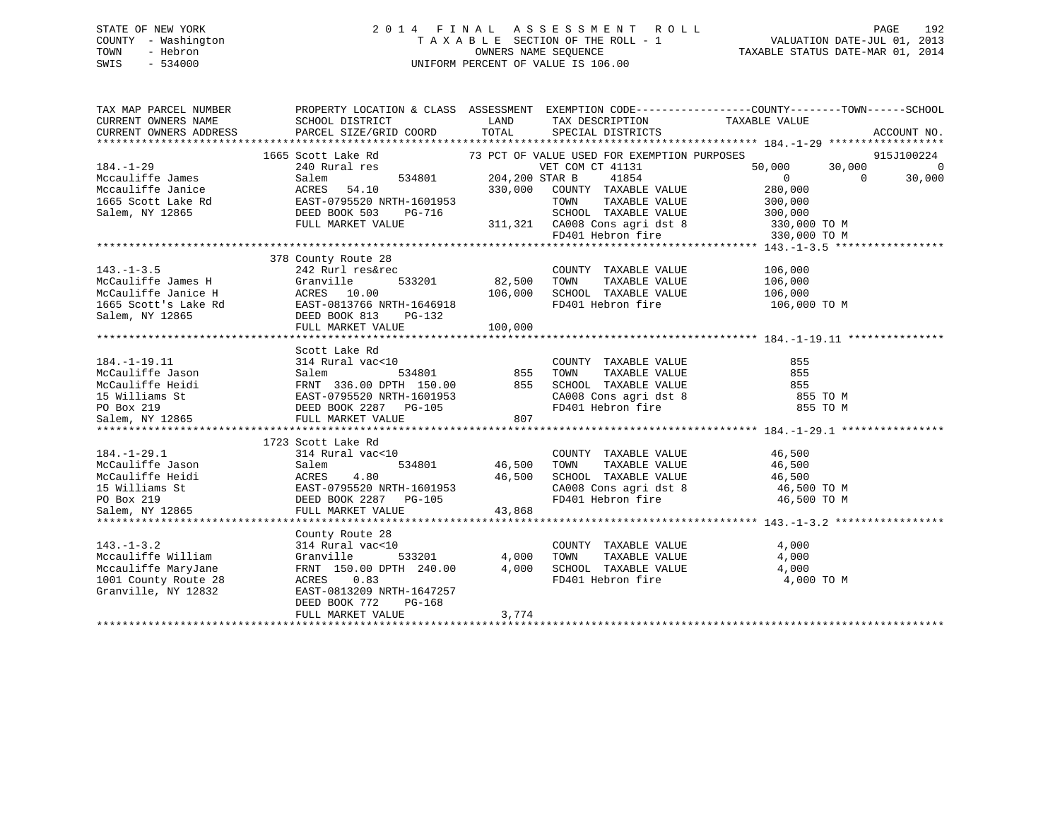STATE OF NEW YORK
COUNTY - Washington
TOWN - Hebron
SWIS - 534000

2014 FINAL ASSESSMENT ROLL
TAXABLE SECTION OF THE ROLL - 1
OWNERS NAME SEQUENCE
UNIFORM PERCENT OF VALUE IS 106.00

VALUATION DATE-JUL 01, 2013
TAXABLE STATUS DATE-MAR 01, 2014

| TAX MAP PARCEL NUMBER / CURRENT OWNERS NAME / CURRENT OWNERS ADDRESS | PROPERTY LOCATION & CLASS / SCHOOL DISTRICT / PARCEL SIZE/GRID COORD | ASSESSMENT LAND / TOTAL | EXEMPTION CODE / TAX DESCRIPTION / SPECIAL DISTRICTS | COUNTY TAXABLE VALUE | TOWN | SCHOOL | ACCOUNT NO. |
|---|---|---|---|---|---|---|---|
| 184.-1-29 | 1665 Scott Lake Rd | | 73 PCT OF VALUE USED FOR EXEMPTION PURPOSES | | | | 915J100224 |
| Mccauliffe James | 240 Rural res | | VET COM CT 41131 | 50,000 | 30,000 | 0 | |
| Mccauliffe Janice | Salem 534801 | 204,200 | STAR B 41854 | 0 | 0 | 30,000 | |
| 1665 Scott Lake Rd | ACRES 54.10 | 330,000 | COUNTY TAXABLE VALUE | 280,000 | | | |
| Salem, NY 12865 | EAST-0795520 NRTH-1601953 | | TOWN TAXABLE VALUE | 300,000 | | | |
| | DEED BOOK 503 PG-716 | | SCHOOL TAXABLE VALUE | 300,000 | | | |
| | FULL MARKET VALUE | 311,321 | CA008 Cons agri dst 8 | 330,000 TO M | | | |
| | | | FD401 Hebron fire | 330,000 TO M | | | |
| 143.-1-3.5 | 378 County Route 28 | | | | | | |
| McCauliffe James H | 242 Rurl res&rec | | COUNTY TAXABLE VALUE | 106,000 | | | |
| McCauliffe Janice H | Granville 533201 | 82,500 | TOWN TAXABLE VALUE | 106,000 | | | |
| 1665 Scott's Lake Rd | ACRES 10.00 | 106,000 | SCHOOL TAXABLE VALUE | 106,000 | | | |
| Salem, NY 12865 | EAST-0813766 NRTH-1646918 | | FD401 Hebron fire | 106,000 TO M | | | |
| | DEED BOOK 813 PG-132 | | | | | | |
| | FULL MARKET VALUE | 100,000 | | | | | |
| 184.-1-19.11 | Scott Lake Rd | | | | | | |
| McCauliffe Jason | 314 Rural vac<10 | | COUNTY TAXABLE VALUE | 855 | | | |
| McCauliffe Heidi | Salem 534801 | 855 | TOWN TAXABLE VALUE | 855 | | | |
| 15 Williams St | FRNT 336.00 DPTH 150.00 | 855 | SCHOOL TAXABLE VALUE | 855 | | | |
| PO Box 219 | EAST-0795520 NRTH-1601953 | | CA008 Cons agri dst 8 | 855 TO M | | | |
| Salem, NY 12865 | DEED BOOK 2287 PG-105 | | FD401 Hebron fire | 855 TO M | | | |
| | FULL MARKET VALUE | 807 | | | | | |
| 184.-1-29.1 | 1723 Scott Lake Rd | | | | | | |
| McCauliffe Jason | 314 Rural vac<10 | | COUNTY TAXABLE VALUE | 46,500 | | | |
| McCauliffe Heidi | Salem 534801 | 46,500 | TOWN TAXABLE VALUE | 46,500 | | | |
| 15 Williams St | ACRES 4.80 | 46,500 | SCHOOL TAXABLE VALUE | 46,500 | | | |
| PO Box 219 | EAST-0795520 NRTH-1601953 | | CA008 Cons agri dst 8 | 46,500 TO M | | | |
| Salem, NY 12865 | DEED BOOK 2287 PG-105 | | FD401 Hebron fire | 46,500 TO M | | | |
| | FULL MARKET VALUE | 43,868 | | | | | |
| 143.-1-3.2 | County Route 28 | | | | | | |
| Mccauliffe William | 314 Rural vac<10 | | COUNTY TAXABLE VALUE | 4,000 | | | |
| Mccauliffe MaryJane | Granville 533201 | 4,000 | TOWN TAXABLE VALUE | 4,000 | | | |
| 1001 County Route 28 | FRNT 150.00 DPTH 240.00 | 4,000 | SCHOOL TAXABLE VALUE | 4,000 | | | |
| Granville, NY 12832 | ACRES 0.83 | | FD401 Hebron fire | 4,000 TO M | | | |
| | EAST-0813209 NRTH-1647257 | | | | | | |
| | DEED BOOK 772 PG-168 | | | | | | |
| | FULL MARKET VALUE | 3,774 | | | | | |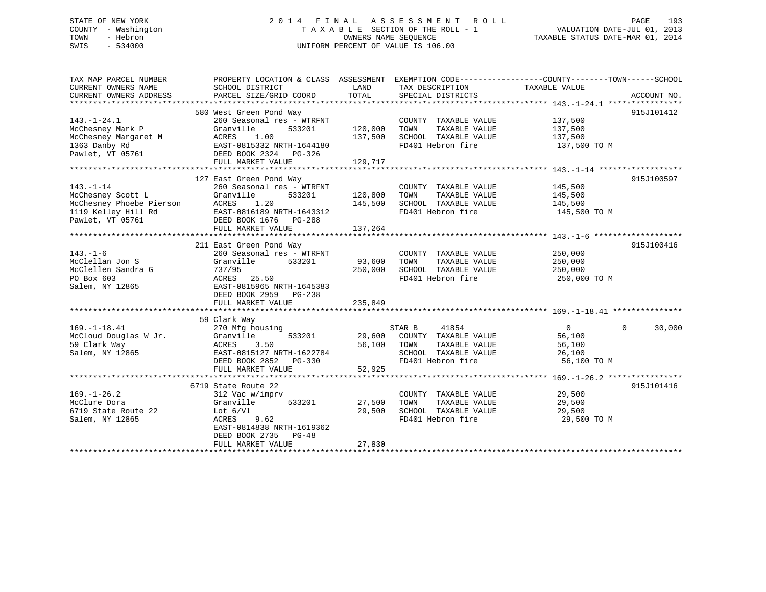STATE OF NEW YORK
COUNTY - Washington
TOWN - Hebron
SWIS - 534000

# 2014 FINAL ASSESSMENT ROLL

TAXABLE SECTION OF THE ROLL - 1
OWNERS NAME SEQUENCE
UNIFORM PERCENT OF VALUE IS 106.00

VALUATION DATE-JUL 01, 2013
TAXABLE STATUS DATE-MAR 01, 2014

```
TAX MAP PARCEL NUMBER          PROPERTY LOCATION & CLASS  ASSESSMENT  EXEMPTION CODE------------------COUNTY--------TOWN------SCHOOL
CURRENT OWNERS NAME            SCHOOL DISTRICT              LAND      TAX DESCRIPTION              TAXABLE VALUE
CURRENT OWNERS ADDRESS         PARCEL SIZE/GRID COORD       TOTAL     SPECIAL DISTRICTS                                 ACCOUNT NO.
********************************************************************************************** 143.-1-24.1 ****************
                               580 West Green Pond Way                                                              915J101412
143.-1-24.1                    260 Seasonal res - WTRFNT           COUNTY  TAXABLE VALUE          137,500
McChesney Mark P               Granville      533201    120,000    TOWN    TAXABLE VALUE          137,500
McChesney Margaret M           ACRES    1.00            137,500    SCHOOL  TAXABLE VALUE          137,500
1363 Danby Rd                  EAST-0815332 NRTH-1644180           FD401 Hebron fire               137,500 TO M
Pawlet, VT 05761               DEED BOOK 2324   PG-326
                               FULL MARKET VALUE        129,717
********************************************************************************************** 143.-1-14 ******************
                               127 East Green Pond Way                                                              915J100597
143.-1-14                      260 Seasonal res - WTRFNT           COUNTY  TAXABLE VALUE          145,500
McChesney Scott L              Granville      533201    120,800    TOWN    TAXABLE VALUE          145,500
McChesney Phoebe Pierson       ACRES    1.20            145,500    SCHOOL  TAXABLE VALUE          145,500
1119 Kelley Hill Rd            EAST-0816189 NRTH-1643312           FD401 Hebron fire               145,500 TO M
Pawlet, VT 05761               DEED BOOK 1676   PG-288
                               FULL MARKET VALUE        137,264
********************************************************************************************** 143.-1-6 *******************
                               211 East Green Pond Way                                                              915J100416
143.-1-6                       260 Seasonal res - WTRFNT           COUNTY  TAXABLE VALUE          250,000
McClellan Jon S                Granville      533201     93,600    TOWN    TAXABLE VALUE          250,000
McClellen Sandra G             737/95                   250,000    SCHOOL  TAXABLE VALUE          250,000
PO Box 603                     ACRES   25.50                       FD401 Hebron fire               250,000 TO M
Salem, NY 12865                EAST-0815965 NRTH-1645383
                               DEED BOOK 2959   PG-238
                               FULL MARKET VALUE        235,849
********************************************************************************************** 169.-1-18.41 ***************
                               59 Clark Way
169.-1-18.41                   270 Mfg housing                     STAR B      41854                   0            0       30,000
McCloud Douglas W Jr.          Granville      533201     29,600    COUNTY  TAXABLE VALUE           56,100
59 Clark Way                   ACRES    3.50             56,100    TOWN    TAXABLE VALUE           56,100
Salem, NY 12865                EAST-0815127 NRTH-1622784           SCHOOL  TAXABLE VALUE           26,100
                               DEED BOOK 2852   PG-330             FD401 Hebron fire                56,100 TO M
                               FULL MARKET VALUE         52,925
********************************************************************************************** 169.-1-26.2 ****************
                               6719 State Route 22                                                                  915J101416
169.-1-26.2                    312 Vac w/imprv                     COUNTY  TAXABLE VALUE           29,500
McClure Dora                   Granville      533201     27,500    TOWN    TAXABLE VALUE           29,500
6719 State Route 22            Lot 6/Vl                  29,500    SCHOOL  TAXABLE VALUE           29,500
Salem, NY 12865                ACRES    9.62                       FD401 Hebron fire                29,500 TO M
                               EAST-0814838 NRTH-1619362
                               DEED BOOK 2735   PG-48
                               FULL MARKET VALUE         27,830
****************************************************************************************************************************
```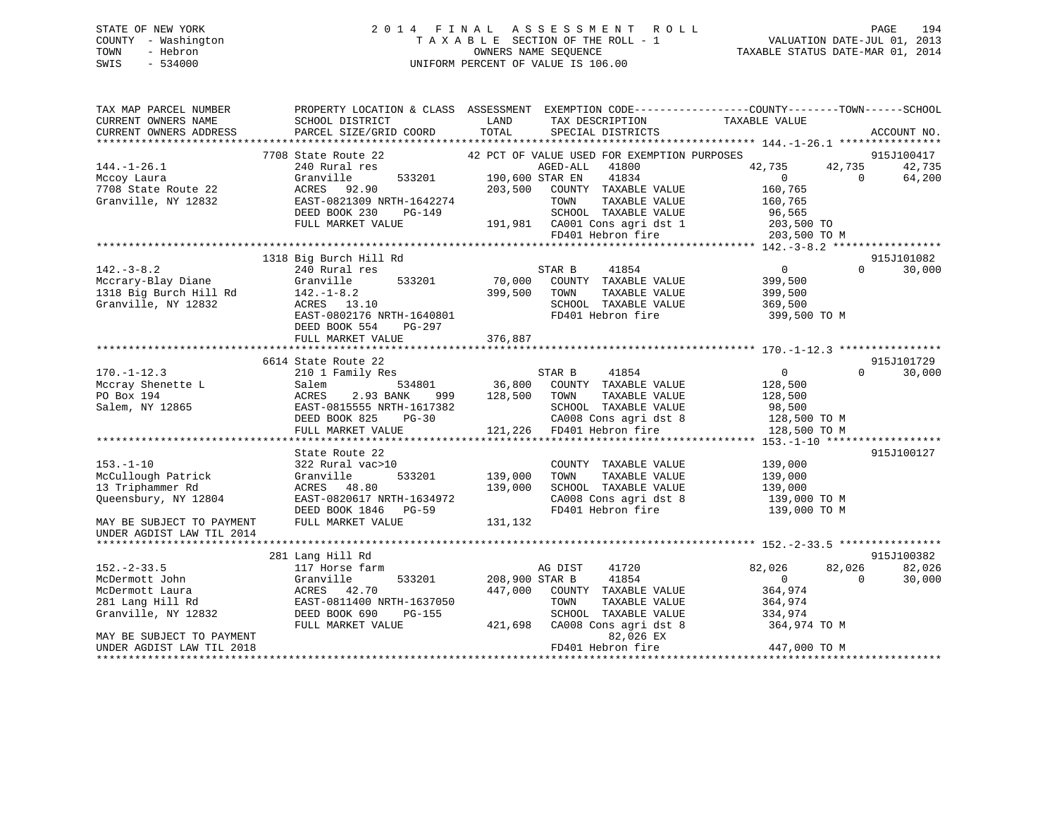STATE OF NEW YORK
COUNTY - Washington
TOWN - Hebron
SWIS - 534000

2014 FINAL ASSESSMENT ROLL
TAXABLE SECTION OF THE ROLL - 1
OWNERS NAME SEQUENCE
UNIFORM PERCENT OF VALUE IS 106.00

VALUATION DATE-JUL 01, 2013
TAXABLE STATUS DATE-MAR 01, 2014

```
TAX MAP PARCEL NUMBER          PROPERTY LOCATION & CLASS  ASSESSMENT  EXEMPTION CODE------------------COUNTY--------TOWN------SCHOOL
CURRENT OWNERS NAME            SCHOOL DISTRICT               LAND      TAX DESCRIPTION              TAXABLE VALUE
CURRENT OWNERS ADDRESS         PARCEL SIZE/GRID COORD        TOTAL     SPECIAL DISTRICTS                                        ACCOUNT NO.
******************************************************************************************************* 144.-1-26.1 ****************
                               7708 State Route 22            42 PCT OF VALUE USED FOR EXEMPTION PURPOSES                       915J100417
144.-1-26.1                    240 Rural res                      AGED-ALL    41800              42,735       42,735         42,735
Mccoy Laura                    Granville       533201      190,600 STAR EN     41834                   0            0         64,200
7708 State Route 22            ACRES  92.90                203,500   COUNTY  TAXABLE VALUE          160,765
Granville, NY 12832            EAST-0821309 NRTH-1642274             TOWN    TAXABLE VALUE          160,765
                               DEED BOOK 230    PG-149               SCHOOL  TAXABLE VALUE           96,565
                               FULL MARKET VALUE           191,981   CA001 Cons agri dst 1          203,500 TO
                                                                     FD401 Hebron fire              203,500 TO M
******************************************************************************************************* 142.-3-8.2 *****************
                               1318 Big Burch Hill Rd                                                                   915J101082
142.-3-8.2                     240 Rural res                      STAR B      41854                   0            0         30,000
Mccrary-Blay Diane             Granville       533201       70,000   COUNTY  TAXABLE VALUE          399,500
1318 Big Burch Hill Rd         142.-1-8.2                  399,500   TOWN    TAXABLE VALUE          399,500
Granville, NY 12832            ACRES  13.10                          SCHOOL  TAXABLE VALUE          369,500
                               EAST-0802176 NRTH-1640801             FD401 Hebron fire              399,500 TO M
                               DEED BOOK 554    PG-297
                               FULL MARKET VALUE           376,887
******************************************************************************************************* 170.-1-12.3 ****************
                               6614 State Route 22                                                                      915J101729
170.-1-12.3                    210 1 Family Res                   STAR B      41854                   0            0         30,000
Mccray Shenette L              Salem           534801       36,800   COUNTY  TAXABLE VALUE          128,500
PO Box 194                     ACRES   2.93 BANK     999   128,500   TOWN    TAXABLE VALUE          128,500
Salem, NY 12865                EAST-0815555 NRTH-1617382             SCHOOL  TAXABLE VALUE           98,500
                               DEED BOOK 825    PG-30                CA008 Cons agri dst 8          128,500 TO M
                               FULL MARKET VALUE           121,226   FD401 Hebron fire              128,500 TO M
******************************************************************************************************* 153.-1-10 ******************
                               State Route 22                                                                           915J100127
153.-1-10                      322 Rural vac>10                      COUNTY  TAXABLE VALUE          139,000
McCullough Patrick             Granville       533201      139,000   TOWN    TAXABLE VALUE          139,000
13 Triphammer Rd               ACRES  48.80                139,000   SCHOOL  TAXABLE VALUE          139,000
Queensbury, NY 12804           EAST-0820617 NRTH-1634972             CA008 Cons agri dst 8          139,000 TO M
                               DEED BOOK 1846   PG-59                FD401 Hebron fire              139,000 TO M
MAY BE SUBJECT TO PAYMENT      FULL MARKET VALUE           131,132
UNDER AGDIST LAW TIL 2014
******************************************************************************************************* 152.-2-33.5 ****************
                               281 Lang Hill Rd                                                                         915J100382
152.-2-33.5                    117 Horse farm                     AG DIST     41720              82,026       82,026         82,026
McDermott John                 Granville       533201      208,900 STAR B      41854                   0            0         30,000
McDermott Laura                ACRES  42.70                447,000   COUNTY  TAXABLE VALUE          364,974
281 Lang Hill Rd               EAST-0811400 NRTH-1637050             TOWN    TAXABLE VALUE          364,974
Granville, NY 12832            DEED BOOK 690    PG-155               SCHOOL  TAXABLE VALUE          334,974
                               FULL MARKET VALUE           421,698   CA008 Cons agri dst 8          364,974 TO M
MAY BE SUBJECT TO PAYMENT                                                   82,026 EX
UNDER AGDIST LAW TIL 2018                                            FD401 Hebron fire              447,000 TO M
************************************************************************************************************************************
```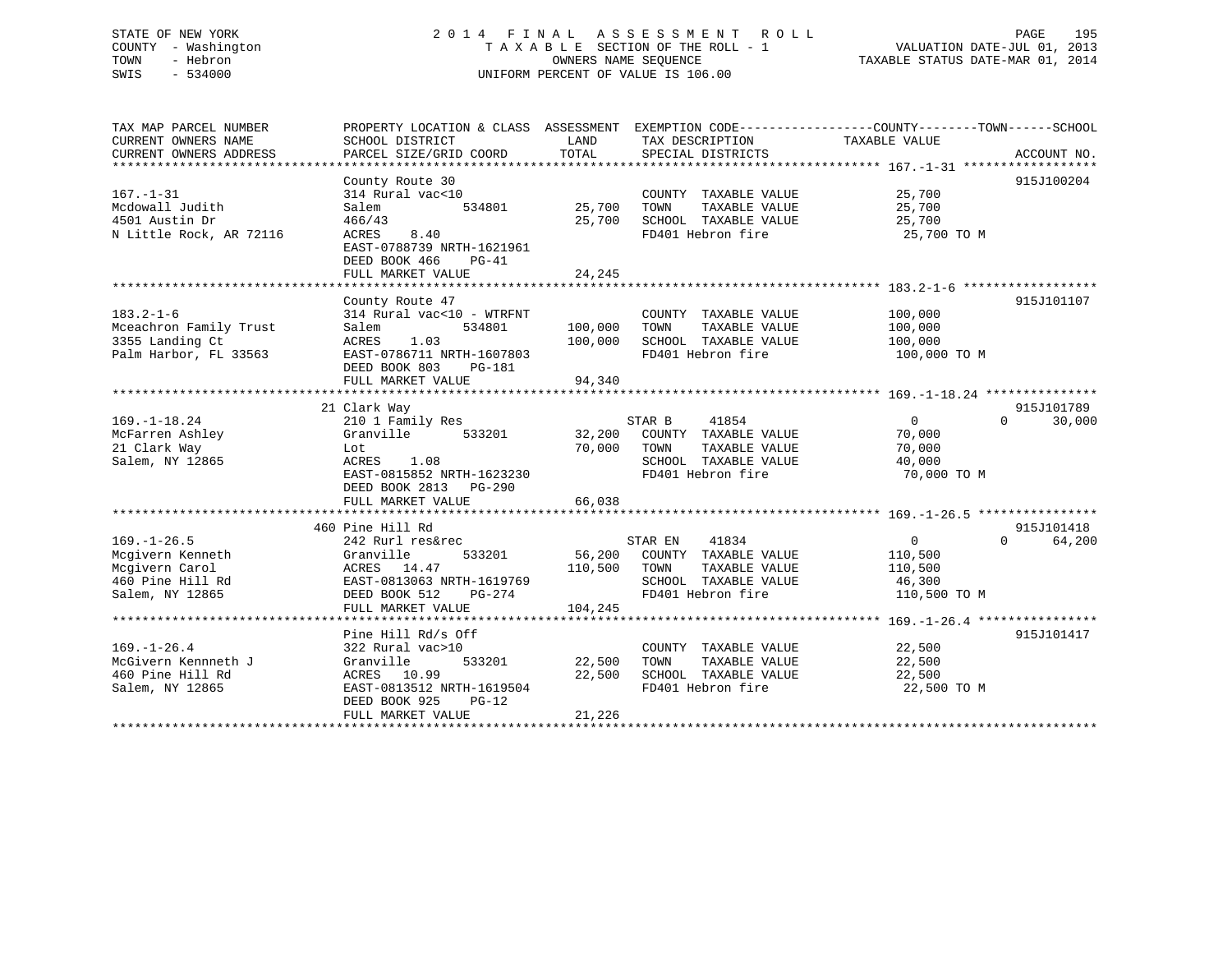STATE OF NEW YORK
COUNTY - Washington
TOWN - Hebron
SWIS - 534000

# 2014 FINAL ASSESSMENT ROLL

TAXABLE SECTION OF THE ROLL - 1
OWNERS NAME SEQUENCE
UNIFORM PERCENT OF VALUE IS 106.00

VALUATION DATE-JUL 01, 2013
TAXABLE STATUS DATE-MAR 01, 2014

| TAX MAP PARCEL NUMBER / CURRENT OWNERS NAME / CURRENT OWNERS ADDRESS | PROPERTY LOCATION & CLASS / SCHOOL DISTRICT / PARCEL SIZE/GRID COORD | ASSESSMENT LAND | TOTAL | EXEMPTION CODE / TAX DESCRIPTION / SPECIAL DISTRICTS | COUNTY / TOWN TAXABLE VALUE | SCHOOL | ACCOUNT NO. |
|---|---|---|---|---|---|---|---|
| **167.-1-31** | County Route 30 | | | | | | 915J100204 |
| 167.-1-31 | 314 Rural vac<10 | | | COUNTY TAXABLE VALUE | 25,700 | | |
| Mcdowall Judith | Salem 534801 | 25,700 | | TOWN TAXABLE VALUE | 25,700 | | |
| 4501 Austin Dr | 466/43 | | 25,700 | SCHOOL TAXABLE VALUE | 25,700 | | |
| N Little Rock, AR 72116 | ACRES 8.40 | | | FD401 Hebron fire | 25,700 TO M | | |
| | EAST-0788739 NRTH-1621961 | | | | | | |
| | DEED BOOK 466 PG-41 | | | | | | |
| | FULL MARKET VALUE | | 24,245 | | | | |
| **183.2-1-6** | County Route 47 | | | | | | 915J101107 |
| 183.2-1-6 | 314 Rural vac<10 - WTRFNT | | | COUNTY TAXABLE VALUE | 100,000 | | |
| Mceachron Family Trust | Salem 534801 | 100,000 | | TOWN TAXABLE VALUE | 100,000 | | |
| 3355 Landing Ct | ACRES 1.03 | | 100,000 | SCHOOL TAXABLE VALUE | 100,000 | | |
| Palm Harbor, FL 33563 | EAST-0786711 NRTH-1607803 | | | FD401 Hebron fire | 100,000 TO M | | |
| | DEED BOOK 803 PG-181 | | | | | | |
| | FULL MARKET VALUE | | 94,340 | | | | |
| **169.-1-18.24** | 21 Clark Way | | | | | | 915J101789 |
| 169.-1-18.24 | 210 1 Family Res | | | STAR B 41854 | 0 | 0 | 30,000 |
| McFarren Ashley | Granville 533201 | 32,200 | | COUNTY TAXABLE VALUE | 70,000 | | |
| 21 Clark Way | Lot | | 70,000 | TOWN TAXABLE VALUE | 70,000 | | |
| Salem, NY 12865 | ACRES 1.08 | | | SCHOOL TAXABLE VALUE | 40,000 | | |
| | EAST-0815852 NRTH-1623230 | | | FD401 Hebron fire | 70,000 TO M | | |
| | DEED BOOK 2813 PG-290 | | | | | | |
| | FULL MARKET VALUE | | 66,038 | | | | |
| **169.-1-26.5** | 460 Pine Hill Rd | | | | | | 915J101418 |
| 169.-1-26.5 | 242 Rurl res&rec | | | STAR EN 41834 | 0 | 0 | 64,200 |
| Mcgivern Kenneth | Granville 533201 | 56,200 | | COUNTY TAXABLE VALUE | 110,500 | | |
| Mcgivern Carol | ACRES 14.47 | | 110,500 | TOWN TAXABLE VALUE | 110,500 | | |
| 460 Pine Hill Rd | EAST-0813063 NRTH-1619769 | | | SCHOOL TAXABLE VALUE | 46,300 | | |
| Salem, NY 12865 | DEED BOOK 512 PG-274 | | | FD401 Hebron fire | 110,500 TO M | | |
| | FULL MARKET VALUE | | 104,245 | | | | |
| **169.-1-26.4** | Pine Hill Rd/s Off | | | | | | 915J101417 |
| 169.-1-26.4 | 322 Rural vac>10 | | | COUNTY TAXABLE VALUE | 22,500 | | |
| McGivern Kennneth J | Granville 533201 | 22,500 | | TOWN TAXABLE VALUE | 22,500 | | |
| 460 Pine Hill Rd | ACRES 10.99 | | 22,500 | SCHOOL TAXABLE VALUE | 22,500 | | |
| Salem, NY 12865 | EAST-0813512 NRTH-1619504 | | | FD401 Hebron fire | 22,500 TO M | | |
| | DEED BOOK 925 PG-12 | | | | | | |
| | FULL MARKET VALUE | | 21,226 | | | | |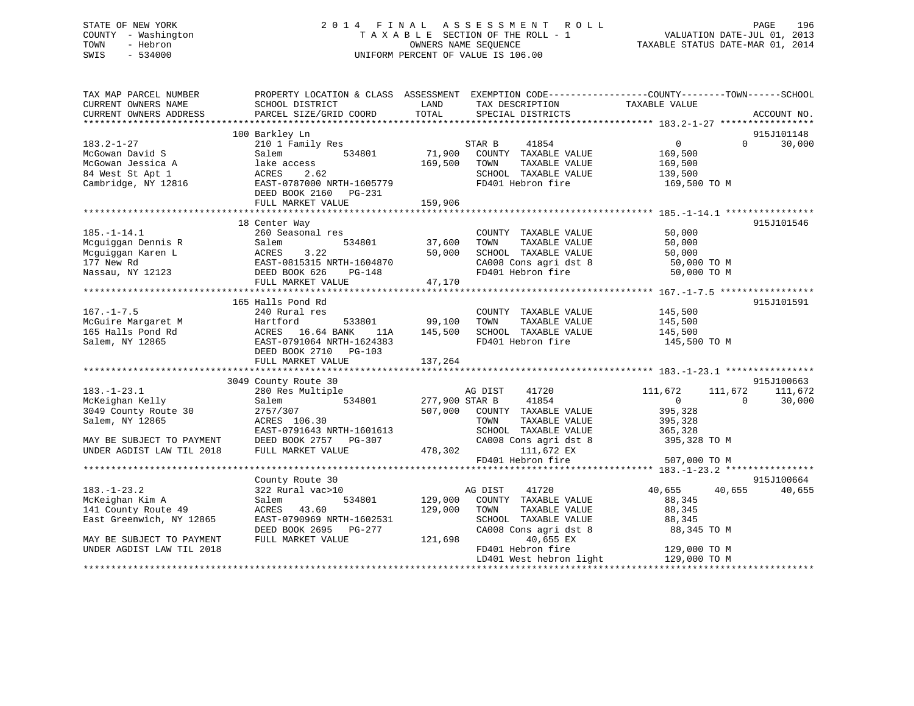STATE OF NEW YORK
COUNTY - Washington
TOWN - Hebron
SWIS - 534000

2014 FINAL ASSESSMENT ROLL
TAXABLE SECTION OF THE ROLL - 1
OWNERS NAME SEQUENCE
UNIFORM PERCENT OF VALUE IS 106.00

VALUATION DATE-JUL 01, 2013
TAXABLE STATUS DATE-MAR 01, 2014

```
TAX MAP PARCEL NUMBER          PROPERTY LOCATION & CLASS  ASSESSMENT  EXEMPTION CODE------------------COUNTY--------TOWN------SCHOOL
CURRENT OWNERS NAME            SCHOOL DISTRICT               LAND      TAX DESCRIPTION             TAXABLE VALUE
CURRENT OWNERS ADDRESS         PARCEL SIZE/GRID COORD        TOTAL     SPECIAL DISTRICTS                                        ACCOUNT NO.
******************************************************************************************************* 183.2-1-27 *****************
                               100 Barkley Ln                                                                             915J101148
183.2-1-27                     210 1 Family Res                        STAR B     41854                0          0       30,000
McGowan David S                Salem           534801       71,900     COUNTY  TAXABLE VALUE         169,500
McGowan Jessica A              lake access                 169,500     TOWN    TAXABLE VALUE         169,500
84 West St Apt 1               ACRES    2.62                           SCHOOL  TAXABLE VALUE         139,500
Cambridge, NY 12816            EAST-0787000 NRTH-1605779               FD401 Hebron fire              169,500 TO M
                               DEED BOOK 2160   PG-231
                               FULL MARKET VALUE           159,906
******************************************************************************************************* 185.-1-14.1 ****************
                               18 Center Way                                                                              915J101546
185.-1-14.1                    260 Seasonal res                        COUNTY  TAXABLE VALUE          50,000
Mcguiggan Dennis R             Salem           534801       37,600     TOWN    TAXABLE VALUE          50,000
Mcguiggan Karen L              ACRES    3.22                50,000     SCHOOL  TAXABLE VALUE          50,000
177 New Rd                     EAST-0815315 NRTH-1604870               CA008 Cons agri dst 8           50,000 TO M
Nassau, NY 12123               DEED BOOK 626    PG-148                 FD401 Hebron fire               50,000 TO M
                               FULL MARKET VALUE            47,170
******************************************************************************************************* 167.-1-7.5 *****************
                               165 Halls Pond Rd                                                                          915J101591
167.-1-7.5                     240 Rural res                           COUNTY  TAXABLE VALUE         145,500
McGuire Margaret M             Hartford        533801       99,100     TOWN    TAXABLE VALUE         145,500
165 Halls Pond Rd              ACRES   16.64 BANK     11A  145,500     SCHOOL  TAXABLE VALUE         145,500
Salem, NY 12865                EAST-0791064 NRTH-1624383               FD401 Hebron fire              145,500 TO M
                               DEED BOOK 2710   PG-103
                               FULL MARKET VALUE           137,264
******************************************************************************************************* 183.-1-23.1 ****************
                               3049 County Route 30                                                                       915J100663
183.-1-23.1                    280 Res Multiple                        AG DIST    41720          111,672    111,672      111,672
McKeighan Kelly                Salem           534801      277,900 STAR B     41854                0          0       30,000
3049 County Route 30           2757/307                    507,000     COUNTY  TAXABLE VALUE         395,328
Salem, NY 12865                ACRES  106.30                           TOWN    TAXABLE VALUE         395,328
                               EAST-0791643 NRTH-1601613               SCHOOL  TAXABLE VALUE         365,328
MAY BE SUBJECT TO PAYMENT      DEED BOOK 2757   PG-307                 CA008 Cons agri dst 8          395,328 TO M
UNDER AGDIST LAW TIL 2018      FULL MARKET VALUE           478,302             111,672 EX
                                                                       FD401 Hebron fire              507,000 TO M
******************************************************************************************************* 183.-1-23.2 ****************
                               County Route 30                                                                            915J100664
183.-1-23.2                    322 Rural vac>10                        AG DIST    41720           40,655     40,655       40,655
McKeighan Kim A                Salem           534801      129,000     COUNTY  TAXABLE VALUE          88,345
141 County Route 49            ACRES   43.60               129,000     TOWN    TAXABLE VALUE          88,345
East Greenwich, NY 12865       EAST-0790969 NRTH-1602531               SCHOOL  TAXABLE VALUE          88,345
                               DEED BOOK 2695   PG-277                 CA008 Cons agri dst 8           88,345 TO M
MAY BE SUBJECT TO PAYMENT      FULL MARKET VALUE           121,698              40,655 EX
UNDER AGDIST LAW TIL 2018                                              FD401 Hebron fire              129,000 TO M
                                                                       LD401 West hebron light        129,000 TO M
************************************************************************************************************************************
```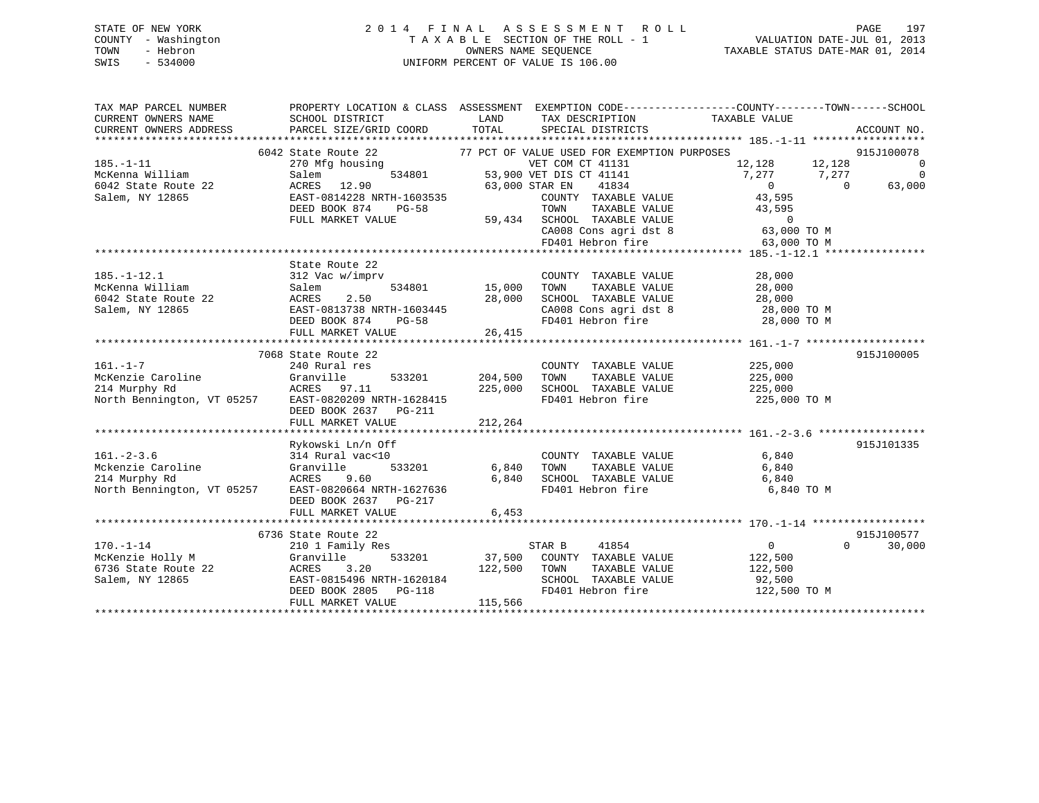STATE OF NEW YORK
COUNTY - Washington
TOWN - Hebron
SWIS - 534000

# 2014 FINAL ASSESSMENT ROLL
TAXABLE SECTION OF THE ROLL - 1
OWNERS NAME SEQUENCE
UNIFORM PERCENT OF VALUE IS 106.00

VALUATION DATE-JUL 01, 2013
TAXABLE STATUS DATE-MAR 01, 2014

```
TAX MAP PARCEL NUMBER         PROPERTY LOCATION & CLASS  ASSESSMENT  EXEMPTION CODE-----------------COUNTY--------TOWN------SCHOOL
CURRENT OWNERS NAME           SCHOOL DISTRICT              LAND      TAX DESCRIPTION             TAXABLE VALUE
CURRENT OWNERS ADDRESS        PARCEL SIZE/GRID COORD       TOTAL     SPECIAL DISTRICTS                                        ACCOUNT NO.
******************************************************************************************************* 185.-1-11 *****************
                    6042 State Route 22          77 PCT OF VALUE USED FOR EXEMPTION PURPOSES                                  915J100078
185.-1-11                     270 Mfg housing               VET COM CT 41131                   12,128      12,128            0
McKenna William               Salem          534801   53,900 VET DIS CT 41141                   7,277       7,277            0
6042 State Route 22           ACRES   12.90          63,000 STAR EN    41834                       0           0       63,000
Salem, NY 12865               EAST-0814228 NRTH-1603535       COUNTY  TAXABLE VALUE             43,595
                              DEED BOOK 874    PG-58          TOWN    TAXABLE VALUE             43,595
                              FULL MARKET VALUE        59,434 SCHOOL  TAXABLE VALUE                  0
                                                              CA008 Cons agri dst 8             63,000 TO M
                                                              FD401 Hebron fire                 63,000 TO M
******************************************************************************************************* 185.-1-12.1 ***************
                              State Route 22
185.-1-12.1                   312 Vac w/imprv                 COUNTY  TAXABLE VALUE             28,000
McKenna William               Salem          534801   15,000  TOWN    TAXABLE VALUE             28,000
6042 State Route 22           ACRES    2.50           28,000  SCHOOL  TAXABLE VALUE             28,000
Salem, NY 12865               EAST-0813738 NRTH-1603445       CA008 Cons agri dst 8             28,000 TO M
                              DEED BOOK 874    PG-58          FD401 Hebron fire                 28,000 TO M
                              FULL MARKET VALUE        26,415
******************************************************************************************************* 161.-1-7 ******************
                    7068 State Route 22                                                                               915J100005
161.-1-7                      240 Rural res                   COUNTY  TAXABLE VALUE            225,000
McKenzie Caroline             Granville      533201  204,500  TOWN    TAXABLE VALUE            225,000
214 Murphy Rd                 ACRES   97.11          225,000  SCHOOL  TAXABLE VALUE            225,000
North Bennington, VT 05257    EAST-0820209 NRTH-1628415       FD401 Hebron fire                225,000 TO M
                              DEED BOOK 2637   PG-211
                              FULL MARKET VALUE       212,264
******************************************************************************************************* 161.-2-3.6 ****************
                              Rykowski Ln/n Off                                                                       915J101335
161.-2-3.6                    314 Rural vac<10                COUNTY  TAXABLE VALUE              6,840
Mckenzie Caroline             Granville      533201    6,840  TOWN    TAXABLE VALUE              6,840
214 Murphy Rd                 ACRES    9.60            6,840  SCHOOL  TAXABLE VALUE              6,840
North Bennington, VT 05257    EAST-0820664 NRTH-1627636       FD401 Hebron fire                  6,840 TO M
                              DEED BOOK 2637   PG-217
                              FULL MARKET VALUE         6,453
******************************************************************************************************* 170.-1-14 *****************
                    6736 State Route 22                                                                               915J100577
170.-1-14                     210 1 Family Res                STAR B     41854                       0           0       30,000
McKenzie Holly M              Granville      533201   37,500  COUNTY  TAXABLE VALUE            122,500
6736 State Route 22           ACRES    3.20          122,500  TOWN    TAXABLE VALUE            122,500
Salem, NY 12865               EAST-0815496 NRTH-1620184       SCHOOL  TAXABLE VALUE             92,500
                              DEED BOOK 2805   PG-118         FD401 Hebron fire                122,500 TO M
                              FULL MARKET VALUE       115,566
************************************************************************************************************************************
```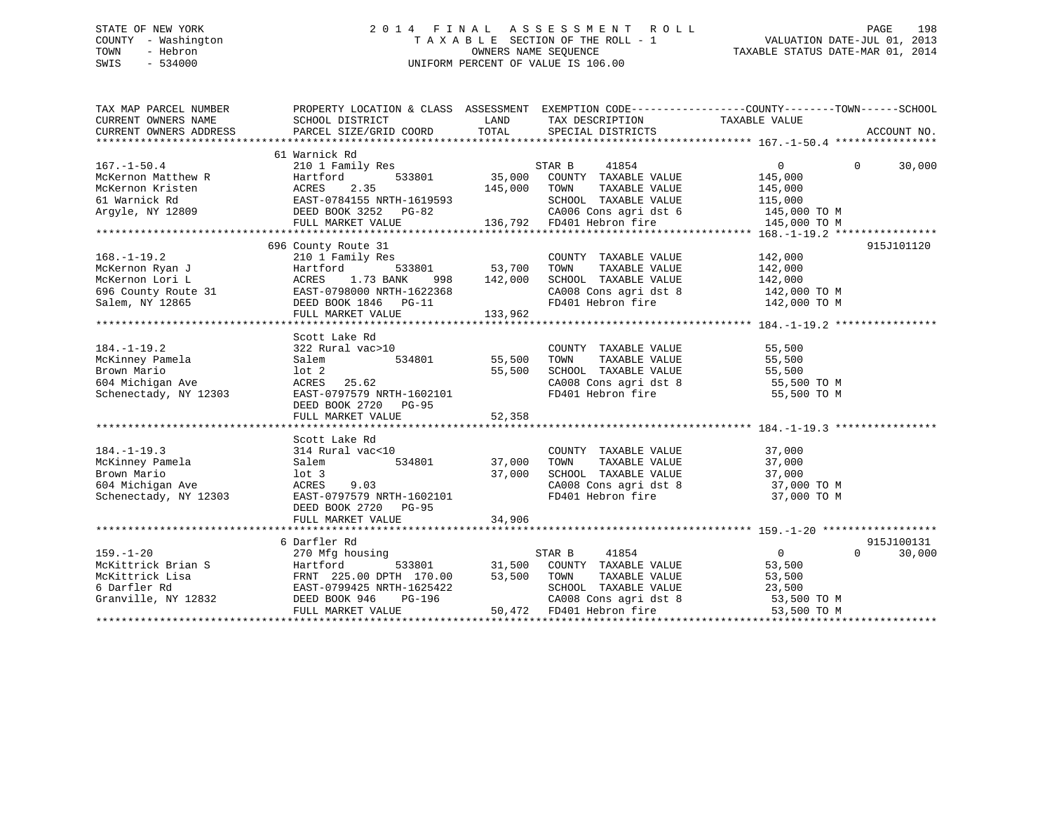STATE OF NEW YORK
COUNTY - Washington
TOWN - Hebron
SWIS - 534000

# 2014 FINAL ASSESSMENT ROLL
TAXABLE SECTION OF THE ROLL - 1
OWNERS NAME SEQUENCE
UNIFORM PERCENT OF VALUE IS 106.00

VALUATION DATE-JUL 01, 2013
TAXABLE STATUS DATE-MAR 01, 2014

```
TAX MAP PARCEL NUMBER          PROPERTY LOCATION & CLASS  ASSESSMENT  EXEMPTION CODE------------------COUNTY--------TOWN------SCHOOL
CURRENT OWNERS NAME            SCHOOL DISTRICT               LAND      TAX DESCRIPTION             TAXABLE VALUE
CURRENT OWNERS ADDRESS         PARCEL SIZE/GRID COORD        TOTAL     SPECIAL DISTRICTS                                  ACCOUNT NO.
******************************************************************************************************* 167.-1-50.4 ****************
                               61 Warnick Rd
167.-1-50.4                    210 1 Family Res                       STAR B     41854              0           0      30,000
McKernon Matthew R             Hartford          533801      35,000   COUNTY  TAXABLE VALUE         145,000
McKernon Kristen               ACRES    2.35                145,000   TOWN    TAXABLE VALUE         145,000
61 Warnick Rd                  EAST-0784155 NRTH-1619593              SCHOOL  TAXABLE VALUE         115,000
Argyle, NY 12809               DEED BOOK 3252   PG-82                 CA006 Cons agri dst 6          145,000 TO M
                               FULL MARKET VALUE            136,792   FD401 Hebron fire              145,000 TO M
******************************************************************************************************* 168.-1-19.2 ****************
                               696 County Route 31                                                                    915J101120
168.-1-19.2                    210 1 Family Res                       COUNTY  TAXABLE VALUE         142,000
McKernon Ryan J                Hartford          533801      53,700   TOWN    TAXABLE VALUE         142,000
McKernon Lori L                ACRES    1.73 BANK     998   142,000   SCHOOL  TAXABLE VALUE         142,000
696 County Route 31            EAST-0798000 NRTH-1622368              CA008 Cons agri dst 8          142,000 TO M
Salem, NY 12865                DEED BOOK 1846   PG-11                 FD401 Hebron fire              142,000 TO M
                               FULL MARKET VALUE            133,962
******************************************************************************************************* 184.-1-19.2 ****************
                               Scott Lake Rd
184.-1-19.2                    322 Rural vac>10                       COUNTY  TAXABLE VALUE          55,500
McKinney Pamela                Salem             534801      55,500   TOWN    TAXABLE VALUE          55,500
Brown Mario                    lot 2                         55,500   SCHOOL  TAXABLE VALUE          55,500
604 Michigan Ave               ACRES   25.62                          CA008 Cons agri dst 8           55,500 TO M
Schenectady, NY 12303          EAST-0797579 NRTH-1602101              FD401 Hebron fire               55,500 TO M
                               DEED BOOK 2720   PG-95
                               FULL MARKET VALUE             52,358
******************************************************************************************************* 184.-1-19.3 ****************
                               Scott Lake Rd
184.-1-19.3                    314 Rural vac<10                       COUNTY  TAXABLE VALUE          37,000
McKinney Pamela                Salem             534801      37,000   TOWN    TAXABLE VALUE          37,000
Brown Mario                    lot 3                         37,000   SCHOOL  TAXABLE VALUE          37,000
604 Michigan Ave               ACRES    9.03                          CA008 Cons agri dst 8           37,000 TO M
Schenectady, NY 12303          EAST-0797579 NRTH-1602101              FD401 Hebron fire               37,000 TO M
                               DEED BOOK 2720   PG-95
                               FULL MARKET VALUE             34,906
******************************************************************************************************* 159.-1-20 ******************
                               6 Darfler Rd                                                                           915J100131
159.-1-20                      270 Mfg housing                        STAR B     41854              0           0      30,000
McKittrick Brian S             Hartford          533801      31,500   COUNTY  TAXABLE VALUE          53,500
McKittrick Lisa                FRNT 225.00 DPTH 170.00       53,500   TOWN    TAXABLE VALUE          53,500
6 Darfler Rd                   EAST-0799425 NRTH-1625422              SCHOOL  TAXABLE VALUE          23,500
Granville, NY 12832            DEED BOOK 946    PG-196                CA008 Cons agri dst 8           53,500 TO M
                               FULL MARKET VALUE             50,472   FD401 Hebron fire               53,500 TO M
************************************************************************************************************************************
```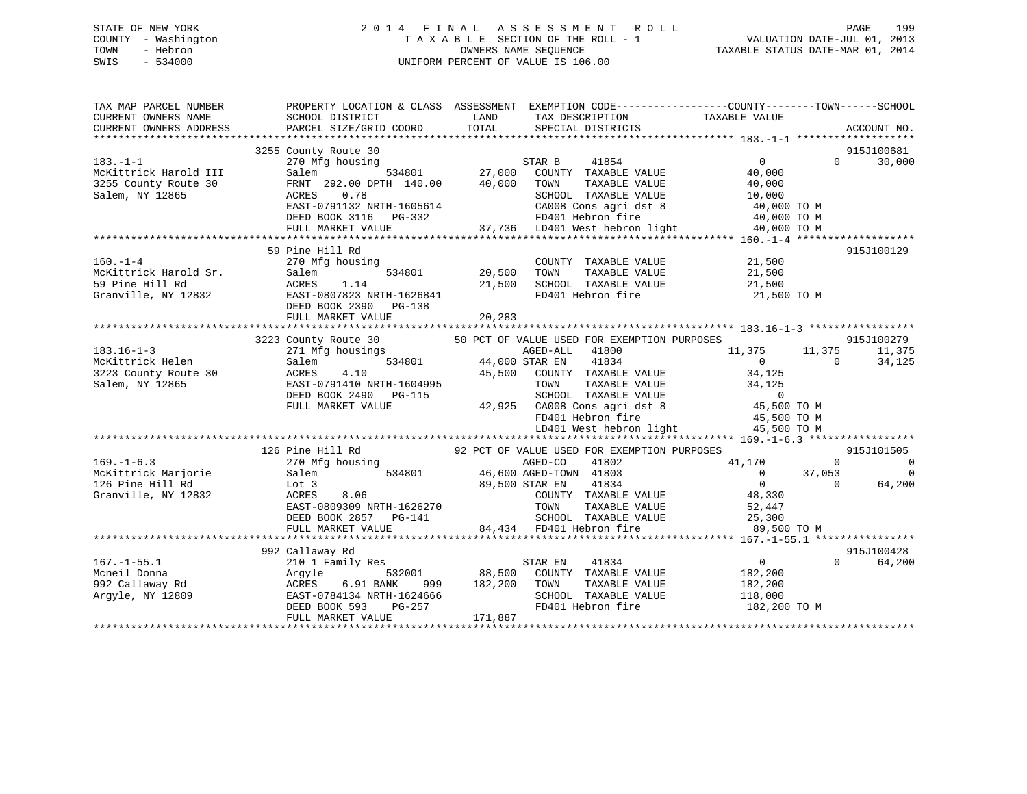STATE OF NEW YORK
COUNTY - Washington
TOWN - Hebron
SWIS - 534000

2014 FINAL ASSESSMENT ROLL
TAXABLE SECTION OF THE ROLL - 1
OWNERS NAME SEQUENCE
UNIFORM PERCENT OF VALUE IS 106.00

VALUATION DATE-JUL 01, 2013
TAXABLE STATUS DATE-MAR 01, 2014

```
TAX MAP PARCEL NUMBER          PROPERTY LOCATION & CLASS  ASSESSMENT  EXEMPTION CODE------------------COUNTY--------TOWN------SCHOOL
CURRENT OWNERS NAME            SCHOOL DISTRICT               LAND      TAX DESCRIPTION              TAXABLE VALUE
CURRENT OWNERS ADDRESS         PARCEL SIZE/GRID COORD        TOTAL     SPECIAL DISTRICTS                                    ACCOUNT NO.
******************************************************************************************************* 183.-1-1 *******************
                         3255 County Route 30                                                                          915J100681
183.-1-1                      270 Mfg housing                    STAR B     41854                 0             0       30,000
McKittrick Harold III         Salem            534801      27,000   COUNTY  TAXABLE VALUE          40,000
3255 County Route 30          FRNT 292.00 DPTH 140.00      40,000   TOWN    TAXABLE VALUE          40,000
Salem, NY 12865               ACRES    0.78                         SCHOOL  TAXABLE VALUE          10,000
                              EAST-0791132 NRTH-1605614             CA008 Cons agri dst 8            40,000 TO M
                              DEED BOOK 3116   PG-332               FD401 Hebron fire                40,000 TO M
                              FULL MARKET VALUE            37,736   LD401 West hebron light          40,000 TO M
******************************************************************************************************* 160.-1-4 *******************
                         59 Pine Hill Rd                                                                               915J100129
160.-1-4                      270 Mfg housing                       COUNTY  TAXABLE VALUE          21,500
McKittrick Harold Sr.         Salem            534801      20,500   TOWN    TAXABLE VALUE          21,500
59 Pine Hill Rd               ACRES    1.14                21,500   SCHOOL  TAXABLE VALUE          21,500
Granville, NY 12832           EAST-0807823 NRTH-1626841             FD401 Hebron fire                21,500 TO M
                              DEED BOOK 2390   PG-138
                              FULL MARKET VALUE            20,283
******************************************************************************************************* 183.16-1-3 *****************
                         3223 County Route 30            50 PCT OF VALUE USED FOR EXEMPTION PURPOSES                   915J100279
183.16-1-3                    271 Mfg housings                   AGED-ALL   41800            11,375        11,375       11,375
McKittrick Helen              Salem            534801      44,000 STAR EN   41834                 0             0       34,125
3223 County Route 30          ACRES    4.10                45,500   COUNTY  TAXABLE VALUE          34,125
Salem, NY 12865               EAST-0791410 NRTH-1604995             TOWN    TAXABLE VALUE          34,125
                              DEED BOOK 2490   PG-115               SCHOOL  TAXABLE VALUE               0
                              FULL MARKET VALUE            42,925   CA008 Cons agri dst 8            45,500 TO M
                                                                    FD401 Hebron fire                45,500 TO M
                                                                    LD401 West hebron light          45,500 TO M
******************************************************************************************************* 169.-1-6.3 *****************
                         126 Pine Hill Rd                92 PCT OF VALUE USED FOR EXEMPTION PURPOSES                   915J101505
169.-1-6.3                    270 Mfg housing                    AGED-CO    41802            41,170             0            0
McKittrick Marjorie           Salem            534801      46,600 AGED-TOWN 41803                 0        37,053            0
126 Pine Hill Rd              Lot 3                        89,500 STAR EN   41834                 0             0       64,200
Granville, NY 12832           ACRES    8.06                         COUNTY  TAXABLE VALUE          48,330
                              EAST-0809309 NRTH-1626270             TOWN    TAXABLE VALUE          52,447
                              DEED BOOK 2857   PG-141               SCHOOL  TAXABLE VALUE          25,300
                              FULL MARKET VALUE            84,434   FD401 Hebron fire                89,500 TO M
******************************************************************************************************* 167.-1-55.1 ****************
                         992 Callaway Rd                                                                               915J100428
167.-1-55.1                   210 1 Family Res                   STAR EN    41834                 0             0       64,200
Mcneil Donna                  Argyle           532001      88,500   COUNTY  TAXABLE VALUE         182,200
992 Callaway Rd               ACRES    6.91 BANK     999  182,200   TOWN    TAXABLE VALUE         182,200
Argyle, NY 12809              EAST-0784134 NRTH-1624666             SCHOOL  TAXABLE VALUE         118,000
                              DEED BOOK 593    PG-257               FD401 Hebron fire               182,200 TO M
                              FULL MARKET VALUE           171,887
************************************************************************************************************************************
```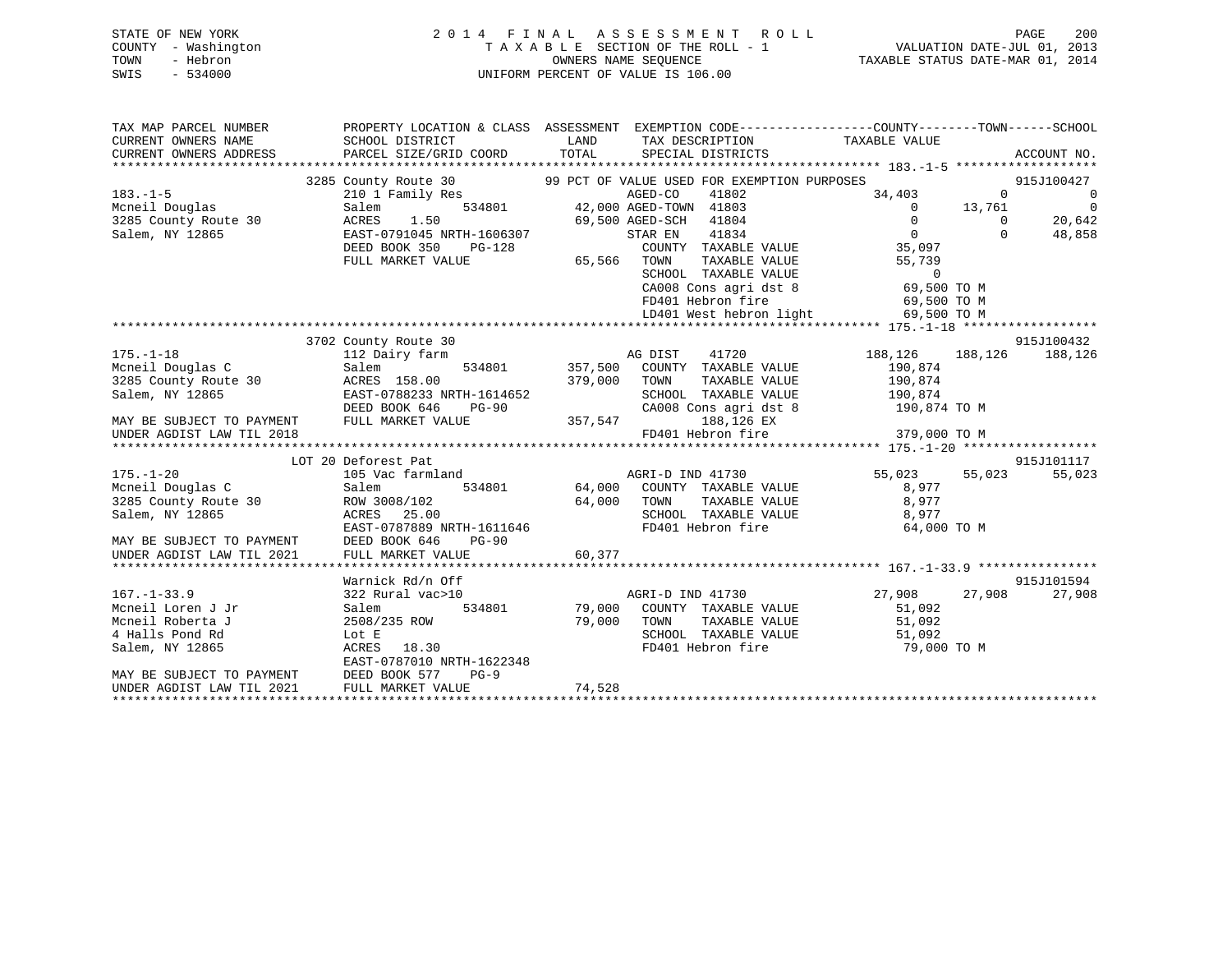STATE OF NEW YORK
COUNTY - Washington
TOWN - Hebron
SWIS - 534000

2 0 1 4 F I N A L A S S E S S M E N T R O L L
T A X A B L E SECTION OF THE ROLL - 1
OWNERS NAME SEQUENCE
UNIFORM PERCENT OF VALUE IS 106.00

VALUATION DATE-JUL 01, 2013
TAXABLE STATUS DATE-MAR 01, 2014

```
TAX MAP PARCEL NUMBER          PROPERTY LOCATION & CLASS  ASSESSMENT  EXEMPTION CODE------------------COUNTY--------TOWN------SCHOOL
CURRENT OWNERS NAME            SCHOOL DISTRICT               LAND      TAX DESCRIPTION            TAXABLE VALUE
CURRENT OWNERS ADDRESS         PARCEL SIZE/GRID COORD        TOTAL     SPECIAL DISTRICTS                                       ACCOUNT NO.
******************************************************************************************************* 183.-1-5 *******************
                     3285 County Route 30            99 PCT OF VALUE USED FOR EXEMPTION PURPOSES                              915J100427
183.-1-5                       210 1 Family Res                 AGED-CO     41802                34,403          0              0
Mcneil Douglas                 Salem            534801       42,000 AGED-TOWN  41803                    0     13,761              0
3285 County Route 30           ACRES    1.50                 69,500 AGED-SCH   41804                    0          0         20,642
Salem, NY 12865                EAST-0791045 NRTH-1606307            STAR EN    41834                    0          0         48,858
                               DEED BOOK 350    PG-128               COUNTY  TAXABLE VALUE             35,097
                               FULL MARKET VALUE             65,566   TOWN    TAXABLE VALUE             55,739
                                                                     SCHOOL  TAXABLE VALUE                  0
                                                                     CA008 Cons agri dst 8             69,500 TO M
                                                                     FD401 Hebron fire                 69,500 TO M
                                                                     LD401 West hebron light           69,500 TO M
******************************************************************************************************* 175.-1-18 ******************
                     3702 County Route 30                                                                                     915J100432
175.-1-18                      112 Dairy farm                   AG DIST     41720               188,126    188,126        188,126
Mcneil Douglas C               Salem            534801      357,500   COUNTY  TAXABLE VALUE            190,874
3285 County Route 30           ACRES  158.00                379,000   TOWN    TAXABLE VALUE            190,874
Salem, NY 12865                EAST-0788233 NRTH-1614652              SCHOOL  TAXABLE VALUE            190,874
                               DEED BOOK 646    PG-90                 CA008 Cons agri dst 8            190,874 TO M
MAY BE SUBJECT TO PAYMENT      FULL MARKET VALUE            357,547          188,126 EX
UNDER AGDIST LAW TIL 2018                                             FD401 Hebron fire                379,000 TO M
******************************************************************************************************* 175.-1-20 ******************
                    LOT 20 Deforest Pat                                                                                       915J101117
175.-1-20                      105 Vac farmland                 AGRI-D IND 41730                 55,023     55,023         55,023
Mcneil Douglas C               Salem            534801       64,000   COUNTY  TAXABLE VALUE              8,977
3285 County Route 30           ROW 3008/102                  64,000   TOWN    TAXABLE VALUE              8,977
Salem, NY 12865                ACRES   25.00                          SCHOOL  TAXABLE VALUE              8,977
                               EAST-0787889 NRTH-1611646              FD401 Hebron fire                 64,000 TO M
MAY BE SUBJECT TO PAYMENT      DEED BOOK 646    PG-90
UNDER AGDIST LAW TIL 2021      FULL MARKET VALUE             60,377
******************************************************************************************************* 167.-1-33.9 ****************
                    Warnick Rd/n Off                                                                                          915J101594
167.-1-33.9                    322 Rural vac>10                 AGRI-D IND 41730                 27,908     27,908         27,908
Mcneil Loren J Jr              Salem            534801       79,000   COUNTY  TAXABLE VALUE             51,092
Mcneil Roberta J               2508/235 ROW                  79,000   TOWN    TAXABLE VALUE             51,092
4 Halls Pond Rd                Lot E                                  SCHOOL  TAXABLE VALUE             51,092
Salem, NY 12865                ACRES   18.30                          FD401 Hebron fire                 79,000 TO M
                               EAST-0787010 NRTH-1622348
MAY BE SUBJECT TO PAYMENT      DEED BOOK 577    PG-9
UNDER AGDIST LAW TIL 2021      FULL MARKET VALUE             74,528
************************************************************************************************************************************
```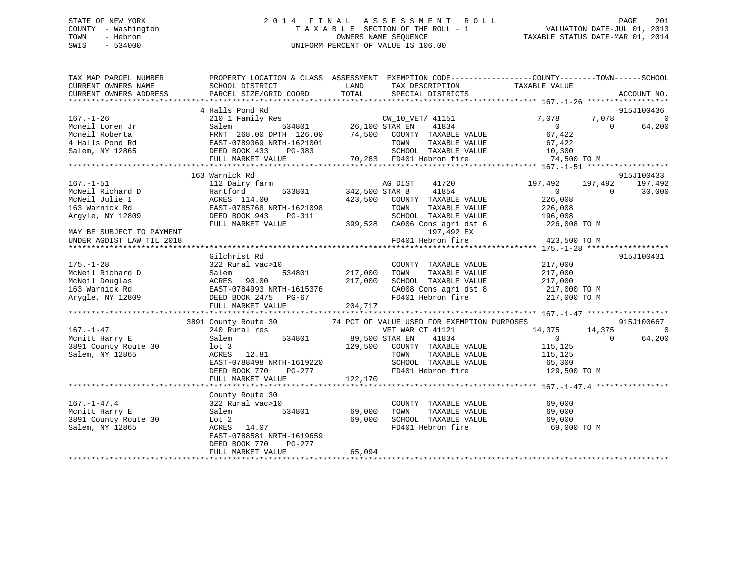STATE OF NEW YORK
COUNTY - Washington
TOWN - Hebron
SWIS - 534000

2014 FINAL ASSESSMENT ROLL
TAXABLE SECTION OF THE ROLL - 1
OWNERS NAME SEQUENCE
UNIFORM PERCENT OF VALUE IS 106.00

VALUATION DATE-JUL 01, 2013
TAXABLE STATUS DATE-MAR 01, 2014

```
TAX MAP PARCEL NUMBER          PROPERTY LOCATION & CLASS  ASSESSMENT  EXEMPTION CODE------------------COUNTY--------TOWN------SCHOOL
CURRENT OWNERS NAME            SCHOOL DISTRICT             LAND        TAX DESCRIPTION            TAXABLE VALUE
CURRENT OWNERS ADDRESS         PARCEL SIZE/GRID COORD      TOTAL       SPECIAL DISTRICTS                                          ACCOUNT NO.
******************************************************************************************************** 167.-1-26 ******************
                          4 Halls Pond Rd                                                                                    915J100436
167.-1-26                      210 1 Family Res                  CW_10_VET/ 41151              7,078        7,078             0
Mcneil Loren Jr                Salem           534801      26,100 STAR EN    41834                 0            0        64,200
Mcneil Roberta                 FRNT 268.00 DPTH 126.00     74,500    COUNTY  TAXABLE VALUE          67,422
4 Halls Pond Rd                EAST-0789369 NRTH-1621001             TOWN    TAXABLE VALUE          67,422
Salem, NY 12865                DEED BOOK 433    PG-383               SCHOOL  TAXABLE VALUE          10,300
                               FULL MARKET VALUE           70,283    FD401 Hebron fire              74,500 TO M
******************************************************************************************************** 167.-1-51 ******************
                          163 Warnick Rd                                                                                     915J100433
167.-1-51                      112 Dairy farm                    AG DIST    41720            197,492      197,492       197,492
McNeil Richard D               Hartford        533801     342,500 STAR B     41854                 0            0        30,000
McNeil Julie I                 ACRES 114.00               423,500    COUNTY  TAXABLE VALUE         226,008
163 Warnick Rd                 EAST-0785768 NRTH-1621098             TOWN    TAXABLE VALUE         226,008
Argyle, NY 12809               DEED BOOK 943    PG-311               SCHOOL  TAXABLE VALUE         196,008
                               FULL MARKET VALUE          399,528    CA006 Cons agri dst 6         226,008 TO M
MAY BE SUBJECT TO PAYMENT                                                  197,492 EX
UNDER AGDIST LAW TIL 2018                                            FD401 Hebron fire             423,500 TO M
******************************************************************************************************** 175.-1-28 ******************
                               Gilchrist Rd                                                                                  915J100431
175.-1-28                      322 Rural vac>10                      COUNTY  TAXABLE VALUE         217,000
McNeil Richard D               Salem           534801     217,000    TOWN    TAXABLE VALUE         217,000
McNeil Douglas                 ACRES  90.00               217,000    SCHOOL  TAXABLE VALUE         217,000
163 Warnick Rd                 EAST-0784993 NRTH-1615376             CA008 Cons agri dst 8         217,000 TO M
Arygle, NY 12809               DEED BOOK 2475   PG-67                FD401 Hebron fire             217,000 TO M
                               FULL MARKET VALUE          204,717
******************************************************************************************************** 167.-1-47 ******************
                          3891 County Route 30          74 PCT OF VALUE USED FOR EXEMPTION PURPOSES                          915J100667
167.-1-47                      240 Rural res                     VET WAR CT 41121              14,375       14,375             0
Mcnitt Harry E                 Salem           534801      89,500 STAR EN    41834                 0            0        64,200
3891 County Route 30           lot 3                      129,500    COUNTY  TAXABLE VALUE         115,125
Salem, NY 12865                ACRES  12.81                          TOWN    TAXABLE VALUE         115,125
                               EAST-0788498 NRTH-1619220             SCHOOL  TAXABLE VALUE          65,300
                               DEED BOOK 770    PG-277               FD401 Hebron fire             129,500 TO M
                               FULL MARKET VALUE          122,170
******************************************************************************************************** 167.-1-47.4 ****************
                               County Route 30
167.-1-47.4                    322 Rural vac>10                      COUNTY  TAXABLE VALUE          69,000
Mcnitt Harry E                 Salem           534801      69,000    TOWN    TAXABLE VALUE          69,000
3891 County Route 30           Lot 2                       69,000    SCHOOL  TAXABLE VALUE          69,000
Salem, NY 12865                ACRES  14.07                          FD401 Hebron fire              69,000 TO M
                               EAST-0788581 NRTH-1619659
                               DEED BOOK 770    PG-277
                               FULL MARKET VALUE           65,094
************************************************************************************************************************************
```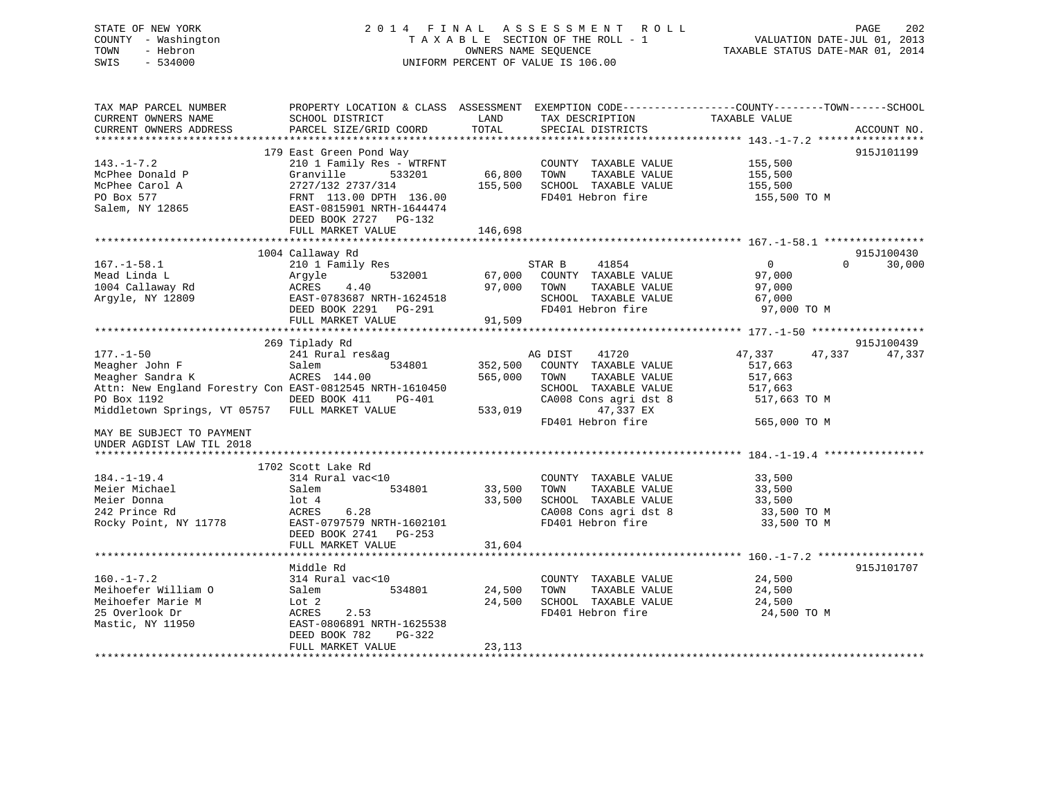STATE OF NEW YORK
COUNTY - Washington
TOWN - Hebron
SWIS - 534000

# 2014 FINAL ASSESSMENT ROLL
TAXABLE SECTION OF THE ROLL - 1
OWNERS NAME SEQUENCE
UNIFORM PERCENT OF VALUE IS 106.00

VALUATION DATE-JUL 01, 2013
TAXABLE STATUS DATE-MAR 01, 2014

```
TAX MAP PARCEL NUMBER          PROPERTY LOCATION & CLASS  ASSESSMENT  EXEMPTION CODE------------------COUNTY--------TOWN------SCHOOL
CURRENT OWNERS NAME            SCHOOL DISTRICT               LAND      TAX DESCRIPTION            TAXABLE VALUE
CURRENT OWNERS ADDRESS         PARCEL SIZE/GRID COORD        TOTAL     SPECIAL DISTRICTS                                      ACCOUNT NO.
******************************************************************************************************* 143.-1-7.2 *****************
                          179 East Green Pond Way                                                                             915J101199
143.-1-7.2                     210 1 Family Res - WTRFNT            COUNTY  TAXABLE VALUE          155,500
McPhee Donald P                Granville        533201       66,800   TOWN    TAXABLE VALUE          155,500
McPhee Carol A                 2727/132 2737/314            155,500   SCHOOL  TAXABLE VALUE          155,500
PO Box 577                     FRNT 113.00 DPTH 136.00               FD401 Hebron fire               155,500 TO M
Salem, NY 12865                EAST-0815901 NRTH-1644474
                               DEED BOOK 2727   PG-132
                               FULL MARKET VALUE            146,698
******************************************************************************************************* 167.-1-58.1 ****************
                          1004 Callaway Rd                                                                                    915J100430
167.-1-58.1                    210 1 Family Res                     STAR B    41854                  0            0      30,000
Mead Linda L                   Argyle           532001       67,000   COUNTY  TAXABLE VALUE           97,000
1004 Callaway Rd               ACRES    4.40                 97,000   TOWN    TAXABLE VALUE           97,000
Argyle, NY 12809               EAST-0783687 NRTH-1624518             SCHOOL  TAXABLE VALUE           67,000
                               DEED BOOK 2291   PG-291               FD401 Hebron fire                97,000 TO M
                               FULL MARKET VALUE             91,509
******************************************************************************************************* 177.-1-50 ******************
                          269 Tiplady Rd                                                                                      915J100439
177.-1-50                      241 Rural res&ag                     AG DIST   41720              47,337       47,337      47,337
Meagher John F                 Salem            534801      352,500   COUNTY  TAXABLE VALUE          517,663
Meagher Sandra K               ACRES  144.00                565,000   TOWN    TAXABLE VALUE          517,663
Attn: New England Forestry Con EAST-0812545 NRTH-1610450             SCHOOL  TAXABLE VALUE          517,663
PO Box 1192                    DEED BOOK 411    PG-401               CA008 Cons agri dst 8           517,663 TO M
Middletown Springs, VT 05757   FULL MARKET VALUE            533,019          47,337 EX
                                                                      FD401 Hebron fire               565,000 TO M
MAY BE SUBJECT TO PAYMENT
UNDER AGDIST LAW TIL 2018
******************************************************************************************************* 184.-1-19.4 ****************
                          1702 Scott Lake Rd
184.-1-19.4                    314 Rural vac<10                     COUNTY  TAXABLE VALUE           33,500
Meier Michael                  Salem            534801       33,500   TOWN    TAXABLE VALUE           33,500
Meier Donna                    lot 4                         33,500   SCHOOL  TAXABLE VALUE           33,500
242 Prince Rd                  ACRES    6.28                         CA008 Cons agri dst 8            33,500 TO M
Rocky Point, NY 11778          EAST-0797579 NRTH-1602101             FD401 Hebron fire                33,500 TO M
                               DEED BOOK 2741   PG-253
                               FULL MARKET VALUE             31,604
******************************************************************************************************* 160.-1-7.2 *****************
                          Middle Rd                                                                                           915J101707
160.-1-7.2                     314 Rural vac<10                     COUNTY  TAXABLE VALUE           24,500
Meihoefer William O            Salem            534801       24,500   TOWN    TAXABLE VALUE           24,500
Meihoefer Marie M              Lot 2                         24,500   SCHOOL  TAXABLE VALUE           24,500
25 Overlook Dr                 ACRES    2.53                         FD401 Hebron fire                24,500 TO M
Mastic, NY 11950               EAST-0806891 NRTH-1625538
                               DEED BOOK 782    PG-322
                               FULL MARKET VALUE             23,113
************************************************************************************************************************************
```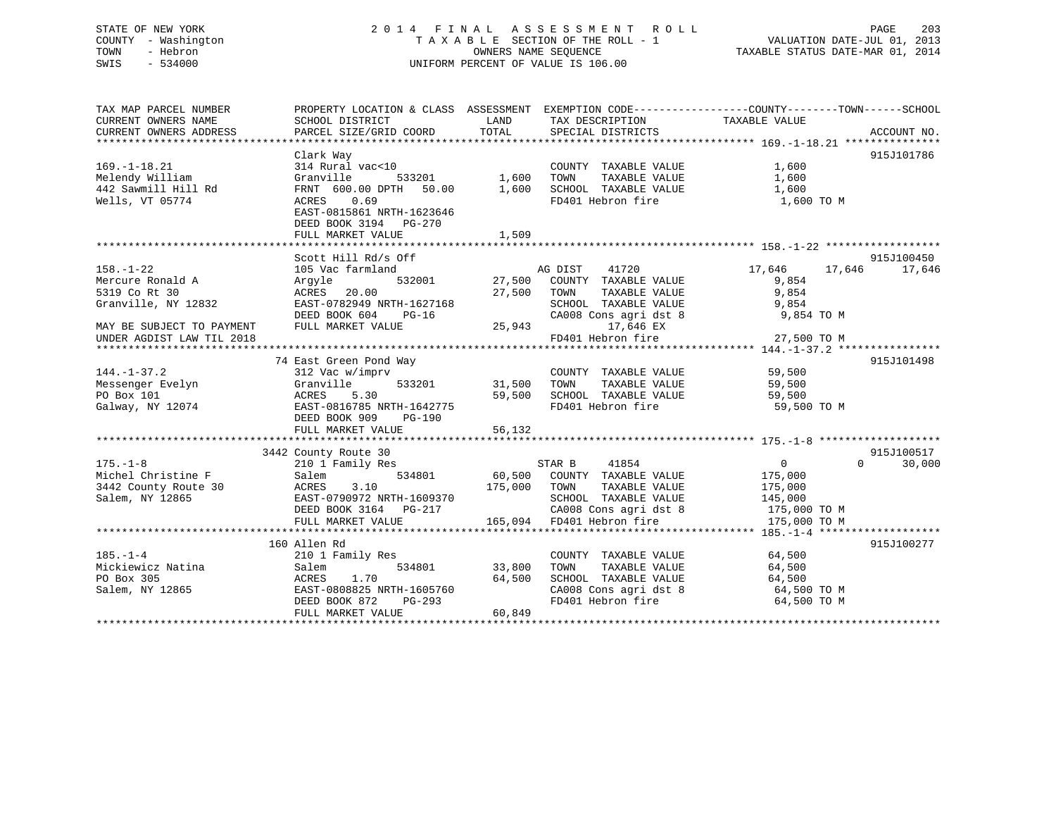STATE OF NEW YORK
COUNTY - Washington
TOWN - Hebron
SWIS - 534000

2014 FINAL ASSESSMENT ROLL
TAXABLE SECTION OF THE ROLL - 1
OWNERS NAME SEQUENCE
UNIFORM PERCENT OF VALUE IS 106.00

VALUATION DATE-JUL 01, 2013
TAXABLE STATUS DATE-MAR 01, 2014

```
TAX MAP PARCEL NUMBER          PROPERTY LOCATION & CLASS  ASSESSMENT  EXEMPTION CODE------------------COUNTY--------TOWN------SCHOOL
CURRENT OWNERS NAME            SCHOOL DISTRICT               LAND      TAX DESCRIPTION             TAXABLE VALUE
CURRENT OWNERS ADDRESS         PARCEL SIZE/GRID COORD        TOTAL     SPECIAL DISTRICTS                                     ACCOUNT NO.
*********************************************************************************************** 169.-1-18.21 ***************
                               Clark Way                                                                                915J101786
169.-1-18.21                   314 Rural vac<10                         COUNTY  TAXABLE VALUE           1,600
Melendy William                Granville        533201        1,600     TOWN    TAXABLE VALUE           1,600
442 Sawmill Hill Rd            FRNT  600.00 DPTH   50.00      1,600     SCHOOL  TAXABLE VALUE           1,600
Wells, VT 05774                ACRES    0.69                            FD401 Hebron fire                1,600 TO M
                               EAST-0815861 NRTH-1623646
                               DEED BOOK 3194   PG-270
                               FULL MARKET VALUE              1,509
*********************************************************************************************** 158.-1-22 ******************
                               Scott Hill Rd/s Off                                                                      915J100450
158.-1-22                      105 Vac farmland                   AG DIST     41720             17,646      17,646      17,646
Mercure Ronald A               Argyle           532001       27,500     COUNTY  TAXABLE VALUE           9,854
5319 Co Rt 30                  ACRES   20.00                 27,500     TOWN    TAXABLE VALUE           9,854
Granville, NY 12832            EAST-0782949 NRTH-1627168                SCHOOL  TAXABLE VALUE           9,854
                               DEED BOOK 604    PG-16                   CA008 Cons agri dst 8            9,854 TO M
MAY BE SUBJECT TO PAYMENT      FULL MARKET VALUE             25,943             17,646 EX
UNDER AGDIST LAW TIL 2018                                               FD401 Hebron fire               27,500 TO M
*********************************************************************************************** 144.-1-37.2 ****************
                            74 East Green Pond Way                                                                      915J101498
144.-1-37.2                    312 Vac w/imprv                          COUNTY  TAXABLE VALUE          59,500
Messenger Evelyn               Granville        533201       31,500     TOWN    TAXABLE VALUE          59,500
PO Box 101                     ACRES    5.30                 59,500     SCHOOL  TAXABLE VALUE          59,500
Galway, NY 12074               EAST-0816785 NRTH-1642775                FD401 Hebron fire               59,500 TO M
                               DEED BOOK 909    PG-190
                               FULL MARKET VALUE             56,132
*********************************************************************************************** 175.-1-8 *******************
                          3442 County Route 30                                                                          915J100517
175.-1-8                       210 1 Family Res                   STAR B      41854                  0           0      30,000
Michel Christine F             Salem            534801       60,500     COUNTY  TAXABLE VALUE         175,000
3442 County Route 30           ACRES    3.10                175,000     TOWN    TAXABLE VALUE         175,000
Salem, NY 12865                EAST-0790972 NRTH-1609370                SCHOOL  TAXABLE VALUE         145,000
                               DEED BOOK 3164   PG-217                  CA008 Cons agri dst 8          175,000 TO M
                               FULL MARKET VALUE            165,094     FD401 Hebron fire              175,000 TO M
*********************************************************************************************** 185.-1-4 *******************
                           160 Allen Rd                                                                                 915J100277
185.-1-4                       210 1 Family Res                         COUNTY  TAXABLE VALUE          64,500
Mickiewicz Natina              Salem            534801       33,800     TOWN    TAXABLE VALUE          64,500
PO Box 305                     ACRES    1.70                 64,500     SCHOOL  TAXABLE VALUE          64,500
Salem, NY 12865                EAST-0808825 NRTH-1605760                CA008 Cons agri dst 8           64,500 TO M
                               DEED BOOK 872    PG-293                  FD401 Hebron fire               64,500 TO M
                               FULL MARKET VALUE             60,849
****************************************************************************************************************************
```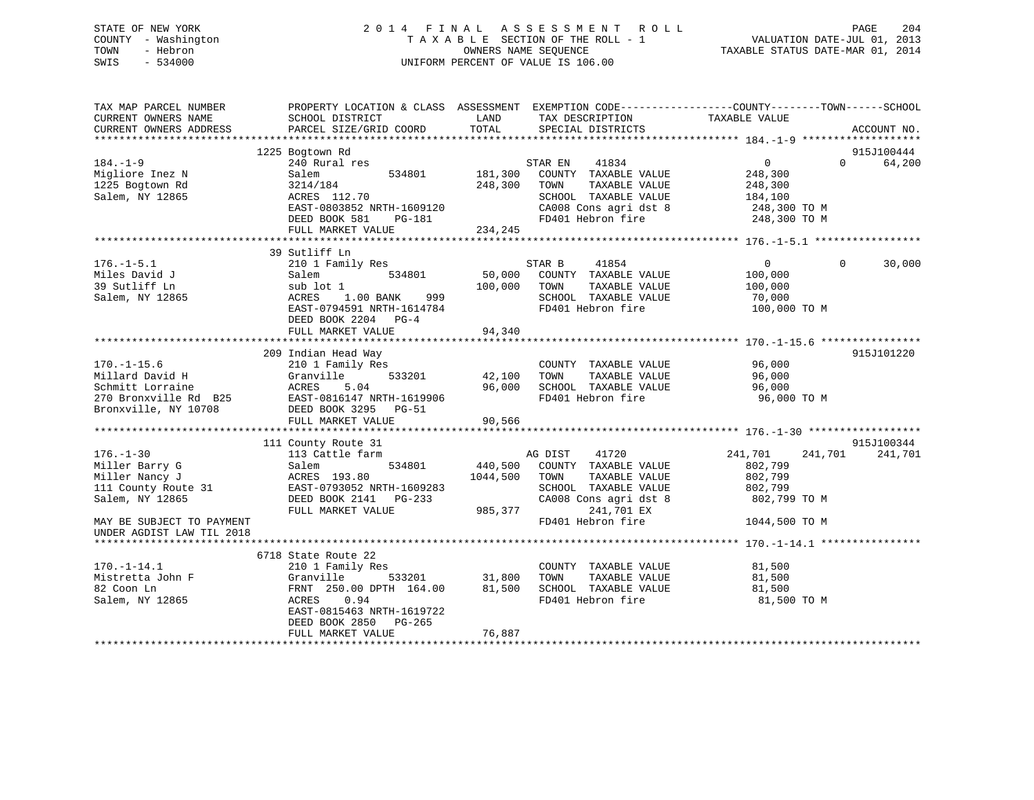STATE OF NEW YORK
COUNTY - Washington
TOWN - Hebron
SWIS - 534000

# 2014 FINAL ASSESSMENT ROLL
TAXABLE SECTION OF THE ROLL - 1
OWNERS NAME SEQUENCE
UNIFORM PERCENT OF VALUE IS 106.00

VALUATION DATE-JUL 01, 2013
TAXABLE STATUS DATE-MAR 01, 2014

| TAX MAP PARCEL NUMBER / CURRENT OWNERS NAME / CURRENT OWNERS ADDRESS | PROPERTY LOCATION & CLASS / SCHOOL DISTRICT / PARCEL SIZE/GRID COORD | ASSESSMENT LAND / TOTAL | EXEMPTION CODE / TAX DESCRIPTION / SPECIAL DISTRICTS | COUNTY TAXABLE VALUE | TOWN | SCHOOL | ACCOUNT NO. |
|---|---|---|---|---|---|---|---|
| 184.-1-9 | 1225 Bogtown Rd | | | | | | 915J100444 |
| 184.-1-9 | 240 Rural res | | STAR EN 41834 | 0 | 0 | 64,200 | |
| Migliore Inez N | Salem 534801 | 181,300 | COUNTY TAXABLE VALUE | 248,300 | | | |
| 1225 Bogtown Rd | 3214/184 | 248,300 | TOWN TAXABLE VALUE | 248,300 | | | |
| Salem, NY 12865 | ACRES 112.70 | | SCHOOL TAXABLE VALUE | 184,100 | | | |
| | EAST-0803852 NRTH-1609120 | | CA008 Cons agri dst 8 | 248,300 TO M | | | |
| | DEED BOOK 581 PG-181 | | FD401 Hebron fire | 248,300 TO M | | | |
| | FULL MARKET VALUE | 234,245 | | | | | |
| 176.-1-5.1 | 39 Sutliff Ln | | | | | | |
| 176.-1-5.1 | 210 1 Family Res | | STAR B 41854 | 0 | 0 | 30,000 | |
| Miles David J | Salem 534801 | 50,000 | COUNTY TAXABLE VALUE | 100,000 | | | |
| 39 Sutliff Ln | sub lot 1 | 100,000 | TOWN TAXABLE VALUE | 100,000 | | | |
| Salem, NY 12865 | ACRES 1.00 BANK 999 | | SCHOOL TAXABLE VALUE | 70,000 | | | |
| | EAST-0794591 NRTH-1614784 | | FD401 Hebron fire | 100,000 TO M | | | |
| | DEED BOOK 2204 PG-4 | | | | | | |
| | FULL MARKET VALUE | 94,340 | | | | | |
| 170.-1-15.6 | 209 Indian Head Way | | | | | | 915J101220 |
| 170.-1-15.6 | 210 1 Family Res | | COUNTY TAXABLE VALUE | 96,000 | | | |
| Millard David H | Granville 533201 | 42,100 | TOWN TAXABLE VALUE | 96,000 | | | |
| Schmitt Lorraine | ACRES 5.04 | 96,000 | SCHOOL TAXABLE VALUE | 96,000 | | | |
| 270 Bronxville Rd B25 | EAST-0816147 NRTH-1619906 | | FD401 Hebron fire | 96,000 TO M | | | |
| Bronxville, NY 10708 | DEED BOOK 3295 PG-51 | | | | | | |
| | FULL MARKET VALUE | 90,566 | | | | | |
| 176.-1-30 | 111 County Route 31 | | | | | | 915J100344 |
| 176.-1-30 | 113 Cattle farm | | AG DIST 41720 | 241,701 | 241,701 | 241,701 | |
| Miller Barry G | Salem 534801 | 440,500 | COUNTY TAXABLE VALUE | 802,799 | | | |
| Miller Nancy J | ACRES 193.80 | 1044,500 | TOWN TAXABLE VALUE | 802,799 | | | |
| 111 County Route 31 | EAST-0793052 NRTH-1609283 | | SCHOOL TAXABLE VALUE | 802,799 | | | |
| Salem, NY 12865 | DEED BOOK 2141 PG-233 | | CA008 Cons agri dst 8 | 802,799 TO M | | | |
| | FULL MARKET VALUE | 985,377 | 241,701 EX | | | | |
| MAY BE SUBJECT TO PAYMENT UNDER AGDIST LAW TIL 2018 | | | FD401 Hebron fire | 1044,500 TO M | | | |
| 170.-1-14.1 | 6718 State Route 22 | | | | | | |
| 170.-1-14.1 | 210 1 Family Res | | COUNTY TAXABLE VALUE | 81,500 | | | |
| Mistretta John F | Granville 533201 | 31,800 | TOWN TAXABLE VALUE | 81,500 | | | |
| 82 Coon Ln | FRNT 250.00 DPTH 164.00 | 81,500 | SCHOOL TAXABLE VALUE | 81,500 | | | |
| Salem, NY 12865 | ACRES 0.94 | | FD401 Hebron fire | 81,500 TO M | | | |
| | EAST-0815463 NRTH-1619722 | | | | | | |
| | DEED BOOK 2850 PG-265 | | | | | | |
| | FULL MARKET VALUE | 76,887 | | | | | |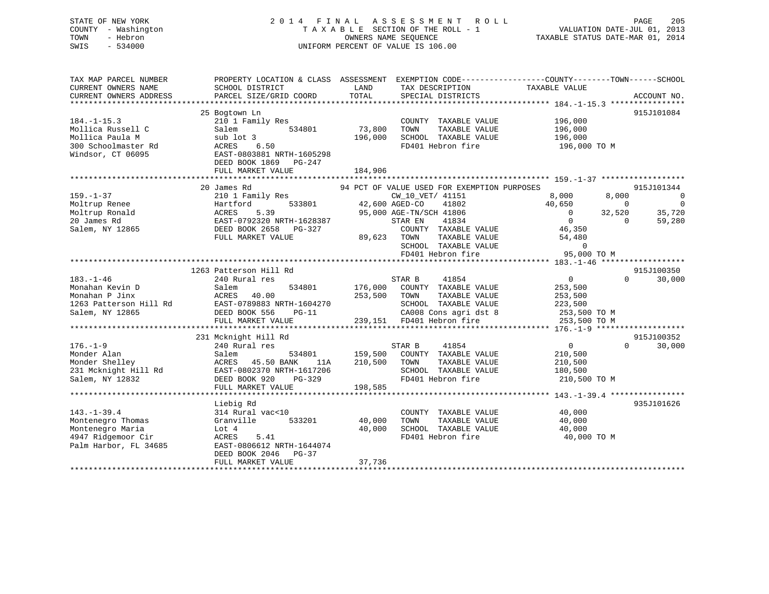STATE OF NEW YORK
COUNTY - Washington
TOWN - Hebron
SWIS - 534000

2014 FINAL ASSESSMENT ROLL
TAXABLE SECTION OF THE ROLL - 1
OWNERS NAME SEQUENCE
UNIFORM PERCENT OF VALUE IS 106.00

VALUATION DATE-JUL 01, 2013
TAXABLE STATUS DATE-MAR 01, 2014

```
TAX MAP PARCEL NUMBER          PROPERTY LOCATION & CLASS  ASSESSMENT  EXEMPTION CODE------------------COUNTY--------TOWN------SCHOOL
CURRENT OWNERS NAME            SCHOOL DISTRICT              LAND        TAX DESCRIPTION            TAXABLE VALUE
CURRENT OWNERS ADDRESS         PARCEL SIZE/GRID COORD       TOTAL       SPECIAL DISTRICTS                                    ACCOUNT NO.
*********************************************************************************************** 184.-1-15.3 ****************
                               25 Bogtown Ln                                                                                  915J101084
184.-1-15.3                    210 1 Family Res                         COUNTY  TAXABLE VALUE           196,000
Mollica Russell C              Salem          534801        73,800      TOWN    TAXABLE VALUE           196,000
Mollica Paula M                sub lot 3                   196,000      SCHOOL  TAXABLE VALUE           196,000
300 Schoolmaster Rd            ACRES    6.50                            FD401 Hebron fire                196,000 TO M
Windsor, CT 06095              EAST-0803881 NRTH-1605298
                               DEED BOOK 1869   PG-247
                               FULL MARKET VALUE           184,906
*********************************************************************************************** 159.-1-37 ******************
                               20 James Rd                         94 PCT OF VALUE USED FOR EXEMPTION PURPOSES                915J101344
159.-1-37                      210 1 Family Res                         CW_10_VET/ 41151                 8,000      8,000          0
Moltrup Renee                  Hartford       533801        42,600 AGED-CO     41802                 40,650          0          0
Moltrup Ronald                 ACRES    5.39                95,000 AGE-TN/SCH 41806                       0     32,520     35,720
20 James Rd                    EAST-0792320 NRTH-1628387               STAR EN     41834                       0          0     59,280
Salem, NY 12865                DEED BOOK 2658   PG-327                 COUNTY  TAXABLE VALUE            46,350
                               FULL MARKET VALUE            89,623     TOWN    TAXABLE VALUE            54,480
                                                                       SCHOOL  TAXABLE VALUE                 0
                                                                       FD401 Hebron fire                 95,000 TO M
*********************************************************************************************** 183.-1-46 ******************
                               1263 Patterson Hill Rd                                                                         915J100350
183.-1-46                      240 Rural res                           STAR B      41854                       0          0     30,000
Monahan Kevin D                Salem          534801       176,000     COUNTY  TAXABLE VALUE           253,500
Monahan P Jinx                 ACRES   40.00               253,500     TOWN    TAXABLE VALUE           253,500
1263 Patterson Hill Rd         EAST-0789883 NRTH-1604270               SCHOOL  TAXABLE VALUE           223,500
Salem, NY 12865                DEED BOOK 556    PG-11                  CA008 Cons agri dst 8            253,500 TO M
                               FULL MARKET VALUE           239,151     FD401 Hebron fire                253,500 TO M
*********************************************************************************************** 176.-1-9 *******************
                               231 Mcknight Hill Rd                                                                           915J100352
176.-1-9                       240 Rural res                           STAR B      41854                       0          0     30,000
Monder Alan                    Salem          534801       159,500     COUNTY  TAXABLE VALUE           210,500
Monder Shelley                 ACRES   45.50 BANK     11A  210,500     TOWN    TAXABLE VALUE           210,500
231 Mcknight Hill Rd           EAST-0802370 NRTH-1617206               SCHOOL  TAXABLE VALUE           180,500
Salem, NY 12832                DEED BOOK 920    PG-329                 FD401 Hebron fire                210,500 TO M
                               FULL MARKET VALUE           198,585
*********************************************************************************************** 143.-1-39.4 ****************
                               Liebig Rd                                                                                      935J101626
143.-1-39.4                    314 Rural vac<10                        COUNTY  TAXABLE VALUE            40,000
Montenegro Thomas              Granville      533201        40,000     TOWN    TAXABLE VALUE            40,000
Montenegro Maria               Lot 4                        40,000     SCHOOL  TAXABLE VALUE            40,000
4947 Ridgemoor Cir             ACRES    5.41                           FD401 Hebron fire                 40,000 TO M
Palm Harbor, FL 34685          EAST-0806612 NRTH-1644074
                               DEED BOOK 2046   PG-37
                               FULL MARKET VALUE            37,736
****************************************************************************************************************************
```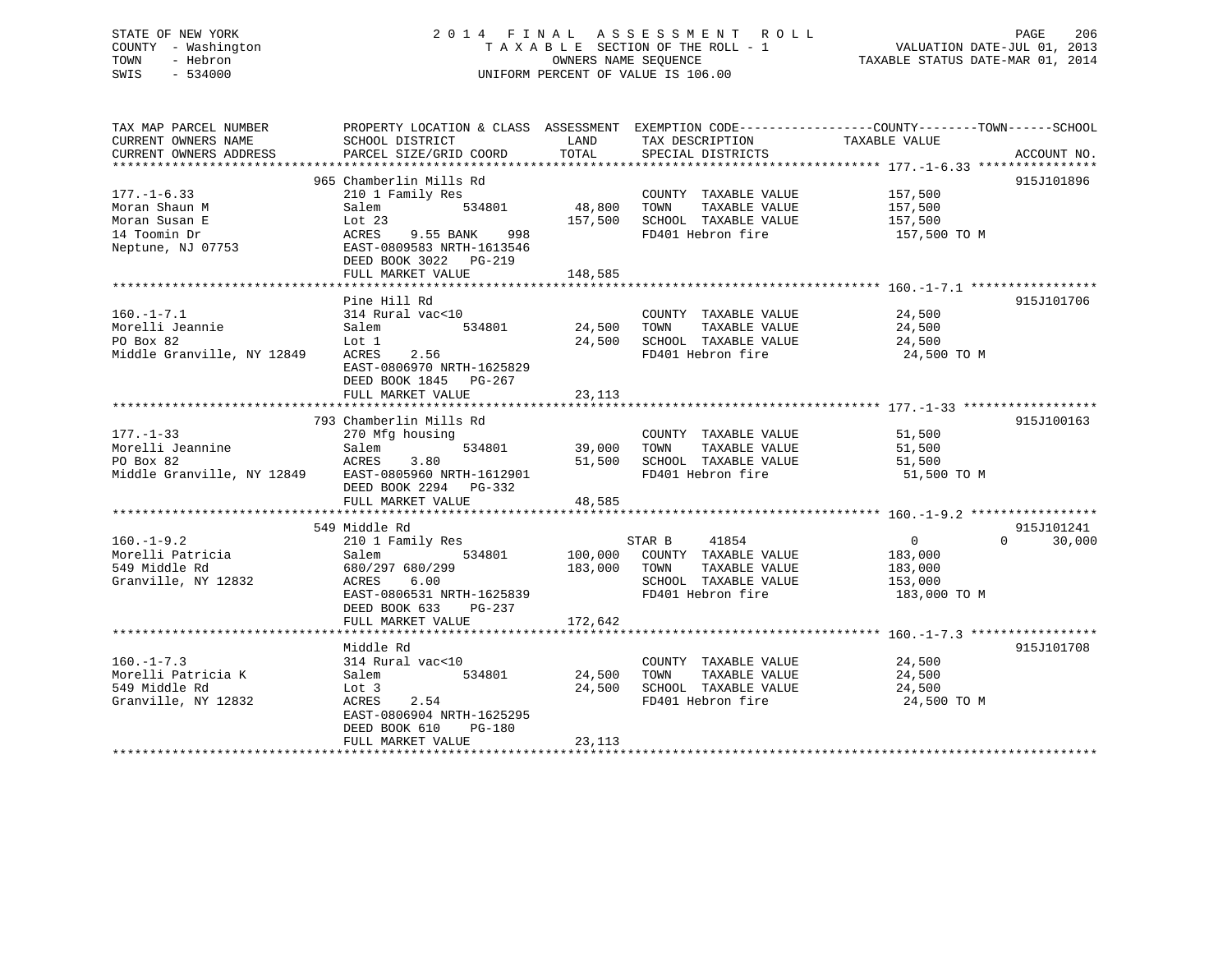STATE OF NEW YORK
COUNTY - Washington
TOWN - Hebron
SWIS - 534000

2014 FINAL ASSESSMENT ROLL
TAXABLE SECTION OF THE ROLL - 1
OWNERS NAME SEQUENCE
UNIFORM PERCENT OF VALUE IS 106.00

VALUATION DATE-JUL 01, 2013
TAXABLE STATUS DATE-MAR 01, 2014

| TAX MAP PARCEL NUMBER / CURRENT OWNERS NAME / CURRENT OWNERS ADDRESS | PROPERTY LOCATION & CLASS / SCHOOL DISTRICT / PARCEL SIZE/GRID COORD | ASSESSMENT LAND / TOTAL | EXEMPTION CODE / TAX DESCRIPTION / SPECIAL DISTRICTS | COUNTY / TOWN / SCHOOL TAXABLE VALUE | ACCOUNT NO. |
|---|---|---|---|---|---|
| **177.-1-6.33** | 965 Chamberlin Mills Rd | | | | 915J101896 |
| 177.-1-6.33 | 210 1 Family Res | | COUNTY TAXABLE VALUE | 157,500 | |
| Moran Shaun M | Salem 534801 | 48,800 | TOWN TAXABLE VALUE | 157,500 | |
| Moran Susan E | Lot 23 | 157,500 | SCHOOL TAXABLE VALUE | 157,500 | |
| 14 Toomin Dr | ACRES 9.55 BANK 998 | | FD401 Hebron fire | 157,500 TO M | |
| Neptune, NJ 07753 | EAST-0809583 NRTH-1613546 | | | | |
| | DEED BOOK 3022 PG-219 | | | | |
| | FULL MARKET VALUE | 148,585 | | | |
| **160.-1-7.1** | Pine Hill Rd | | | | 915J101706 |
| 160.-1-7.1 | 314 Rural vac<10 | | COUNTY TAXABLE VALUE | 24,500 | |
| Morelli Jeannie | Salem 534801 | 24,500 | TOWN TAXABLE VALUE | 24,500 | |
| PO Box 82 | Lot 1 | 24,500 | SCHOOL TAXABLE VALUE | 24,500 | |
| Middle Granville, NY 12849 | ACRES 2.56 | | FD401 Hebron fire | 24,500 TO M | |
| | EAST-0806970 NRTH-1625829 | | | | |
| | DEED BOOK 1845 PG-267 | | | | |
| | FULL MARKET VALUE | 23,113 | | | |
| **177.-1-33** | 793 Chamberlin Mills Rd | | | | 915J100163 |
| 177.-1-33 | 270 Mfg housing | | COUNTY TAXABLE VALUE | 51,500 | |
| Morelli Jeannine | Salem 534801 | 39,000 | TOWN TAXABLE VALUE | 51,500 | |
| PO Box 82 | ACRES 3.80 | 51,500 | SCHOOL TAXABLE VALUE | 51,500 | |
| Middle Granville, NY 12849 | EAST-0805960 NRTH-1612901 | | FD401 Hebron fire | 51,500 TO M | |
| | DEED BOOK 2294 PG-332 | | | | |
| | FULL MARKET VALUE | 48,585 | | | |
| **160.-1-9.2** | 549 Middle Rd | | | | 915J101241 |
| 160.-1-9.2 | 210 1 Family Res | | STAR B 41854 | 0 0 30,000 | |
| Morelli Patricia | Salem 534801 | 100,000 | COUNTY TAXABLE VALUE | 183,000 | |
| 549 Middle Rd | 680/297 680/299 | 183,000 | TOWN TAXABLE VALUE | 183,000 | |
| Granville, NY 12832 | ACRES 6.00 | | SCHOOL TAXABLE VALUE | 153,000 | |
| | EAST-0806531 NRTH-1625839 | | FD401 Hebron fire | 183,000 TO M | |
| | DEED BOOK 633 PG-237 | | | | |
| | FULL MARKET VALUE | 172,642 | | | |
| **160.-1-7.3** | Middle Rd | | | | 915J101708 |
| 160.-1-7.3 | 314 Rural vac<10 | | COUNTY TAXABLE VALUE | 24,500 | |
| Morelli Patricia K | Salem 534801 | 24,500 | TOWN TAXABLE VALUE | 24,500 | |
| 549 Middle Rd | Lot 3 | 24,500 | SCHOOL TAXABLE VALUE | 24,500 | |
| Granville, NY 12832 | ACRES 2.54 | | FD401 Hebron fire | 24,500 TO M | |
| | EAST-0806904 NRTH-1625295 | | | | |
| | DEED BOOK 610 PG-180 | | | | |
| | FULL MARKET VALUE | 23,113 | | | |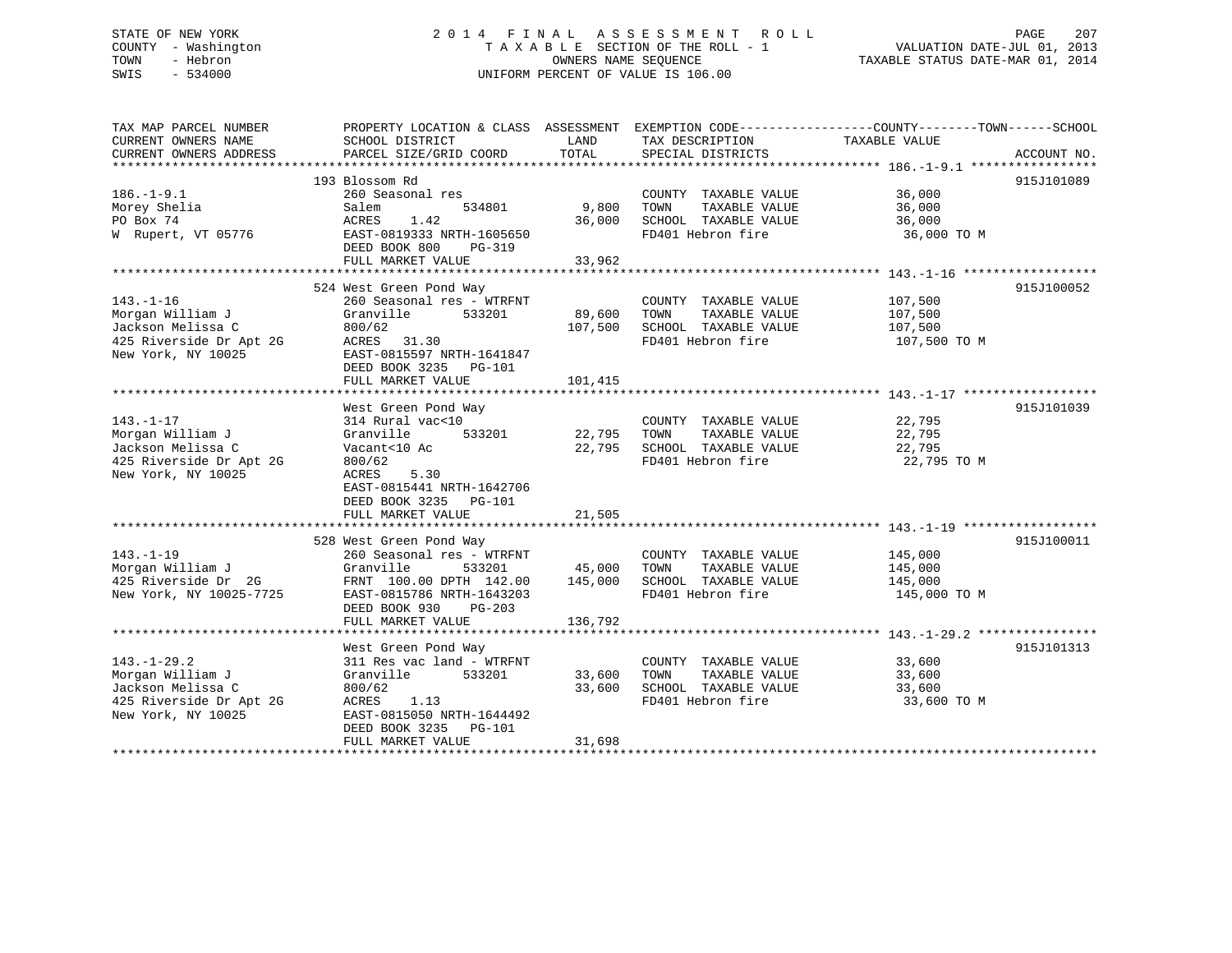STATE OF NEW YORK
COUNTY - Washington
TOWN - Hebron
SWIS - 534000

# 2014 FINAL ASSESSMENT ROLL

TAXABLE SECTION OF THE ROLL - 1
OWNERS NAME SEQUENCE
UNIFORM PERCENT OF VALUE IS 106.00

VALUATION DATE-JUL 01, 2013
TAXABLE STATUS DATE-MAR 01, 2014

| TAX MAP PARCEL NUMBER / CURRENT OWNERS NAME / CURRENT OWNERS ADDRESS | PROPERTY LOCATION & CLASS / SCHOOL DISTRICT / PARCEL SIZE/GRID COORD | ASSESSMENT LAND / TOTAL | EXEMPTION CODE / TAX DESCRIPTION / SPECIAL DISTRICTS | TAXABLE VALUE (COUNTY / TOWN / SCHOOL) | ACCOUNT NO. |
|---|---|---|---|---|---|
| 186.-1-9.1 | 193 Blossom Rd | | | | 915J101089 |
| Morey Shelia | 260 Seasonal res | | COUNTY TAXABLE VALUE | 36,000 | |
| PO Box 74 | Salem 534801 | 9,800 | TOWN TAXABLE VALUE | 36,000 | |
| W Rupert, VT 05776 | ACRES 1.42 | 36,000 | SCHOOL TAXABLE VALUE | 36,000 | |
| | EAST-0819333 NRTH-1605650 | | FD401 Hebron fire | 36,000 TO M | |
| | DEED BOOK 800 PG-319 | | | | |
| | FULL MARKET VALUE | 33,962 | | | |
| 143.-1-16 | 524 West Green Pond Way | | | | 915J100052 |
| Morgan William J | 260 Seasonal res - WTRFNT | | COUNTY TAXABLE VALUE | 107,500 | |
| Jackson Melissa C | Granville 533201 | 89,600 | TOWN TAXABLE VALUE | 107,500 | |
| 425 Riverside Dr Apt 2G | 800/62 | 107,500 | SCHOOL TAXABLE VALUE | 107,500 | |
| New York, NY 10025 | ACRES 31.30 | | FD401 Hebron fire | 107,500 TO M | |
| | EAST-0815597 NRTH-1641847 | | | | |
| | DEED BOOK 3235 PG-101 | | | | |
| | FULL MARKET VALUE | 101,415 | | | |
| 143.-1-17 | West Green Pond Way | | | | 915J101039 |
| Morgan William J | 314 Rural vac<10 | | COUNTY TAXABLE VALUE | 22,795 | |
| Jackson Melissa C | Granville 533201 | 22,795 | TOWN TAXABLE VALUE | 22,795 | |
| 425 Riverside Dr Apt 2G | Vacant<10 Ac | 22,795 | SCHOOL TAXABLE VALUE | 22,795 | |
| New York, NY 10025 | 800/62 | | FD401 Hebron fire | 22,795 TO M | |
| | ACRES 5.30 | | | | |
| | EAST-0815441 NRTH-1642706 | | | | |
| | DEED BOOK 3235 PG-101 | | | | |
| | FULL MARKET VALUE | 21,505 | | | |
| 143.-1-19 | 528 West Green Pond Way | | | | 915J100011 |
| Morgan William J | 260 Seasonal res - WTRFNT | | COUNTY TAXABLE VALUE | 145,000 | |
| 425 Riverside Dr 2G | Granville 533201 | 45,000 | TOWN TAXABLE VALUE | 145,000 | |
| New York, NY 10025-7725 | FRNT 100.00 DPTH 142.00 | 145,000 | SCHOOL TAXABLE VALUE | 145,000 | |
| | EAST-0815786 NRTH-1643203 | | FD401 Hebron fire | 145,000 TO M | |
| | DEED BOOK 930 PG-203 | | | | |
| | FULL MARKET VALUE | 136,792 | | | |
| 143.-1-29.2 | West Green Pond Way | | | | 915J101313 |
| Morgan William J | 311 Res vac land - WTRFNT | | COUNTY TAXABLE VALUE | 33,600 | |
| Jackson Melissa C | Granville 533201 | 33,600 | TOWN TAXABLE VALUE | 33,600 | |
| 425 Riverside Dr Apt 2G | 800/62 | 33,600 | SCHOOL TAXABLE VALUE | 33,600 | |
| New York, NY 10025 | ACRES 1.13 | | FD401 Hebron fire | 33,600 TO M | |
| | EAST-0815050 NRTH-1644492 | | | | |
| | DEED BOOK 3235 PG-101 | | | | |
| | FULL MARKET VALUE | 31,698 | | | |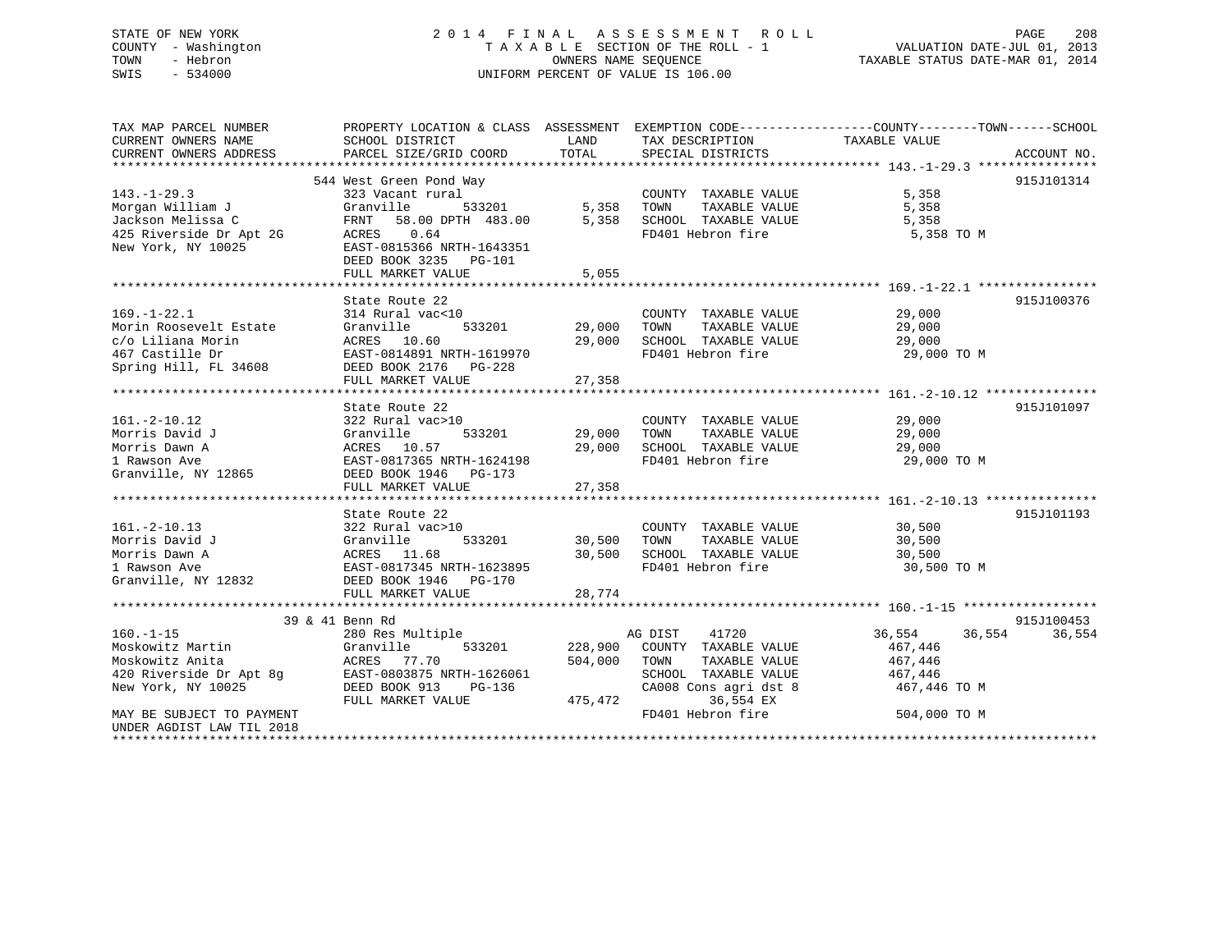STATE OF NEW YORK
COUNTY - Washington
TOWN - Hebron
SWIS - 534000

2014 FINAL ASSESSMENT ROLL
TAXABLE SECTION OF THE ROLL - 1
OWNERS NAME SEQUENCE
UNIFORM PERCENT OF VALUE IS 106.00

VALUATION DATE-JUL 01, 2013
TAXABLE STATUS DATE-MAR 01, 2014

```
TAX MAP PARCEL NUMBER          PROPERTY LOCATION & CLASS  ASSESSMENT  EXEMPTION CODE------------------COUNTY--------TOWN------SCHOOL
CURRENT OWNERS NAME            SCHOOL DISTRICT               LAND      TAX DESCRIPTION            TAXABLE VALUE
CURRENT OWNERS ADDRESS         PARCEL SIZE/GRID COORD        TOTAL     SPECIAL DISTRICTS                                     ACCOUNT NO.
******************************************************************************************************* 143.-1-29.3 ****************
                        544 West Green Pond Way                                                                              915J101314
143.-1-29.3                    323 Vacant rural                        COUNTY  TAXABLE VALUE              5,358
Morgan William J               Granville       533201        5,358     TOWN    TAXABLE VALUE              5,358
Jackson Melissa C              FRNT   58.00 DPTH  483.00     5,358     SCHOOL  TAXABLE VALUE              5,358
425 Riverside Dr Apt 2G        ACRES    0.64                           FD401 Hebron fire                    5,358 TO M
New York, NY 10025             EAST-0815366 NRTH-1643351
                               DEED BOOK 3235   PG-101
                               FULL MARKET VALUE             5,055
******************************************************************************************************* 169.-1-22.1 ****************
                        State Route 22                                                                                       915J100376
169.-1-22.1                    314 Rural vac<10                        COUNTY  TAXABLE VALUE             29,000
Morin Roosevelt Estate         Granville       533201       29,000     TOWN    TAXABLE VALUE             29,000
c/o Liliana Morin              ACRES   10.60                29,000     SCHOOL  TAXABLE VALUE             29,000
467 Castille Dr                EAST-0814891 NRTH-1619970               FD401 Hebron fire                   29,000 TO M
Spring Hill, FL 34608          DEED BOOK 2176   PG-228
                               FULL MARKET VALUE            27,358
******************************************************************************************************* 161.-2-10.12 ***************
                        State Route 22                                                                                       915J101097
161.-2-10.12                   322 Rural vac>10                        COUNTY  TAXABLE VALUE             29,000
Morris David J                 Granville       533201       29,000     TOWN    TAXABLE VALUE             29,000
Morris Dawn A                  ACRES   10.57                29,000     SCHOOL  TAXABLE VALUE             29,000
1 Rawson Ave                   EAST-0817365 NRTH-1624198               FD401 Hebron fire                   29,000 TO M
Granville, NY 12865            DEED BOOK 1946   PG-173
                               FULL MARKET VALUE            27,358
******************************************************************************************************* 161.-2-10.13 ***************
                        State Route 22                                                                                       915J101193
161.-2-10.13                   322 Rural vac>10                        COUNTY  TAXABLE VALUE             30,500
Morris David J                 Granville       533201       30,500     TOWN    TAXABLE VALUE             30,500
Morris Dawn A                  ACRES   11.68                30,500     SCHOOL  TAXABLE VALUE             30,500
1 Rawson Ave                   EAST-0817345 NRTH-1623895               FD401 Hebron fire                   30,500 TO M
Granville, NY 12832            DEED BOOK 1946   PG-170
                               FULL MARKET VALUE            28,774
******************************************************************************************************* 160.-1-15 ******************
                     39 & 41 Benn Rd                                                                                         915J100453
160.-1-15                      280 Res Multiple                         AG DIST    41720              36,554      36,554      36,554
Moskowitz Martin               Granville       533201      228,900     COUNTY  TAXABLE VALUE            467,446
Moskowitz Anita                ACRES   77.70               504,000     TOWN    TAXABLE VALUE            467,446
420 Riverside Dr Apt 8g        EAST-0803875 NRTH-1626061               SCHOOL  TAXABLE VALUE            467,446
New York, NY 10025             DEED BOOK 913    PG-136                 CA008 Cons agri dst 8              467,446 TO M
                               FULL MARKET VALUE           475,472             36,554 EX
MAY BE SUBJECT TO PAYMENT                                              FD401 Hebron fire                  504,000 TO M
UNDER AGDIST LAW TIL 2018
************************************************************************************************************************************
```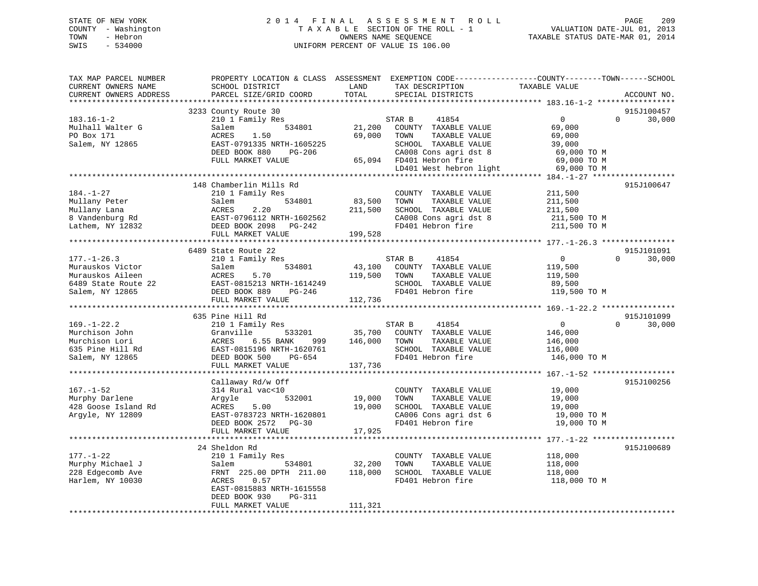STATE OF NEW YORK
COUNTY - Washington
TOWN - Hebron
SWIS - 534000

# 2014 FINAL ASSESSMENT ROLL

TAXABLE SECTION OF THE ROLL - 1
OWNERS NAME SEQUENCE
UNIFORM PERCENT OF VALUE IS 106.00

VALUATION DATE-JUL 01, 2013
TAXABLE STATUS DATE-MAR 01, 2014

```
TAX MAP PARCEL NUMBER          PROPERTY LOCATION & CLASS  ASSESSMENT  EXEMPTION CODE------------------COUNTY--------TOWN------SCHOOL
CURRENT OWNERS NAME            SCHOOL DISTRICT               LAND      TAX DESCRIPTION            TAXABLE VALUE
CURRENT OWNERS ADDRESS         PARCEL SIZE/GRID COORD        TOTAL     SPECIAL DISTRICTS                                    ACCOUNT NO.
******************************************************************************************************* 183.16-1-2 *****************
                    3233 County Route 30                                                                                915J100457
183.16-1-2                     210 1 Family Res                    STAR B     41854                0             0       30,000
Mulhall Walter G               Salem           534801      21,200   COUNTY  TAXABLE VALUE          69,000
PO Box 171                     ACRES    1.50               69,000   TOWN    TAXABLE VALUE          69,000
Salem, NY 12865                EAST-0791335 NRTH-1605225            SCHOOL  TAXABLE VALUE          39,000
                               DEED BOOK 880    PG-206              CA008 Cons agri dst 8           69,000 TO M
                               FULL MARKET VALUE           65,094   FD401 Hebron fire               69,000 TO M
                                                                    LD401 West hebron light         69,000 TO M
******************************************************************************************************* 184.-1-27 ******************
                    148 Chamberlin Mills Rd                                                                              915J100647
184.-1-27                      210 1 Family Res                     COUNTY  TAXABLE VALUE         211,500
Mullany Peter                  Salem           534801      83,500   TOWN    TAXABLE VALUE         211,500
Mullany Lana                   ACRES    2.20              211,500   SCHOOL  TAXABLE VALUE         211,500
8 Vandenburg Rd                EAST-0796112 NRTH-1602562            CA008 Cons agri dst 8          211,500 TO M
Lathem, NY 12832               DEED BOOK 2098   PG-242              FD401 Hebron fire              211,500 TO M
                               FULL MARKET VALUE          199,528
******************************************************************************************************* 177.-1-26.3 ****************
                    6489 State Route 22                                                                                  915J101091
177.-1-26.3                    210 1 Family Res                    STAR B     41854                0             0       30,000
Murauskos Victor               Salem           534801      43,100   COUNTY  TAXABLE VALUE         119,500
Murauskos Aileen               ACRES    5.70              119,500   TOWN    TAXABLE VALUE         119,500
6489 State Route 22            EAST-0815213 NRTH-1614249            SCHOOL  TAXABLE VALUE          89,500
Salem, NY 12865                DEED BOOK 889    PG-246              FD401 Hebron fire              119,500 TO M
                               FULL MARKET VALUE          112,736
******************************************************************************************************* 169.-1-22.2 ****************
                    635 Pine Hill Rd                                                                                     915J101099
169.-1-22.2                    210 1 Family Res                    STAR B     41854                0             0       30,000
Murchison John                 Granville       533201      35,700   COUNTY  TAXABLE VALUE         146,000
Murchison Lori                 ACRES    6.55 BANK    999  146,000   TOWN    TAXABLE VALUE         146,000
635 Pine Hill Rd               EAST-0815196 NRTH-1620761            SCHOOL  TAXABLE VALUE         116,000
Salem, NY 12865                DEED BOOK 500    PG-654              FD401 Hebron fire              146,000 TO M
                               FULL MARKET VALUE          137,736
******************************************************************************************************* 167.-1-52 ******************
                    Callaway Rd/w Off                                                                                    915J100256
167.-1-52                      314 Rural vac<10                     COUNTY  TAXABLE VALUE          19,000
Murphy Darlene                 Argyle          532001      19,000   TOWN    TAXABLE VALUE          19,000
428 Goose Island Rd            ACRES    5.00               19,000   SCHOOL  TAXABLE VALUE          19,000
Argyle, NY 12809               EAST-0783723 NRTH-1620801            CA006 Cons agri dst 6           19,000 TO M
                               DEED BOOK 2572   PG-30               FD401 Hebron fire               19,000 TO M
                               FULL MARKET VALUE           17,925
******************************************************************************************************* 177.-1-22 ******************
                    24 Sheldon Rd                                                                                        915J100689
177.-1-22                      210 1 Family Res                     COUNTY  TAXABLE VALUE         118,000
Murphy Michael J               Salem           534801      32,200   TOWN    TAXABLE VALUE         118,000
228 Edgecomb Ave               FRNT 225.00 DPTH 211.00    118,000   SCHOOL  TAXABLE VALUE         118,000
Harlem, NY 10030               ACRES    0.57                        FD401 Hebron fire              118,000 TO M
                               EAST-0815883 NRTH-1615558
                               DEED BOOK 930    PG-311
                               FULL MARKET VALUE          111,321
************************************************************************************************************************************
```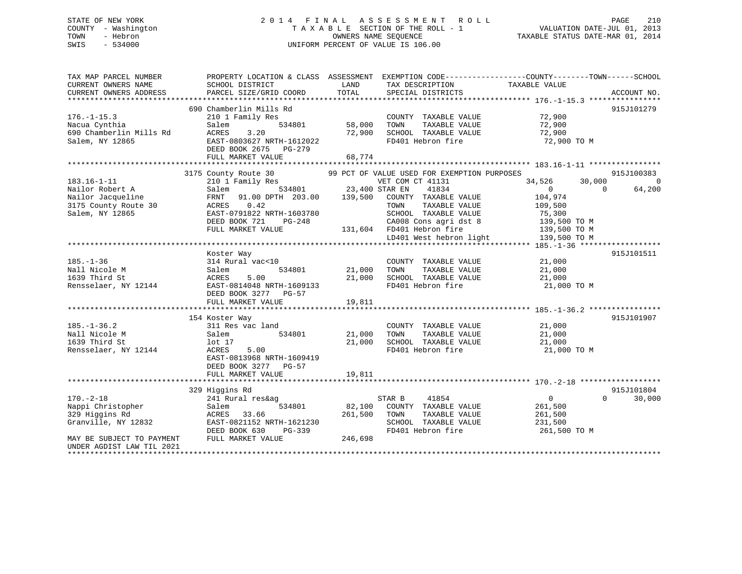STATE OF NEW YORK
COUNTY - Washington
TOWN - Hebron
SWIS - 534000

# 2014 FINAL ASSESSMENT ROLL
TAXABLE SECTION OF THE ROLL - 1
OWNERS NAME SEQUENCE
UNIFORM PERCENT OF VALUE IS 106.00

VALUATION DATE-JUL 01, 2013
TAXABLE STATUS DATE-MAR 01, 2014

```
TAX MAP PARCEL NUMBER          PROPERTY LOCATION & CLASS  ASSESSMENT  EXEMPTION CODE------------------COUNTY--------TOWN------SCHOOL
CURRENT OWNERS NAME            SCHOOL DISTRICT               LAND      TAX DESCRIPTION            TAXABLE VALUE
CURRENT OWNERS ADDRESS         PARCEL SIZE/GRID COORD       TOTAL      SPECIAL DISTRICTS                                    ACCOUNT NO.
******************************************************************************************************* 176.-1-15.3 ****************
                               690 Chamberlin Mills Rd                                                                       915J101279
176.-1-15.3                    210 1 Family Res                        COUNTY  TAXABLE VALUE           72,900
Nacua Cynthia                  Salem          534801       58,000      TOWN    TAXABLE VALUE           72,900
690 Chamberlin Mills Rd        ACRES    3.20               72,900      SCHOOL  TAXABLE VALUE           72,900
Salem, NY 12865                EAST-0803627 NRTH-1612022               FD401 Hebron fire                72,900 TO M
                               DEED BOOK 2675   PG-279
                               FULL MARKET VALUE           68,774
******************************************************************************************************* 183.16-1-11 ****************
                               3175 County Route 30         99 PCT OF VALUE USED FOR EXEMPTION PURPOSES                      915J100383
183.16-1-11                    210 1 Family Res                    VET COM CT 41131              34,526        30,000            0
Nailor Robert A                Salem          534801       23,400 STAR EN     41834                   0             0       64,200
Nailor Jacqueline              FRNT   91.00 DPTH 203.00   139,500   COUNTY  TAXABLE VALUE          104,974
3175 County Route 30           ACRES    0.42                        TOWN    TAXABLE VALUE          109,500
Salem, NY 12865                EAST-0791822 NRTH-1603780            SCHOOL  TAXABLE VALUE           75,300
                               DEED BOOK 721    PG-248              CA008 Cons agri dst 8          139,500 TO M
                               FULL MARKET VALUE          131,604   FD401 Hebron fire              139,500 TO M
                                                                    LD401 West hebron light        139,500 TO M
******************************************************************************************************* 185.-1-36 ******************
                               Koster Way                                                                                    915J101511
185.-1-36                      314 Rural vac<10                        COUNTY  TAXABLE VALUE           21,000
Nall Nicole M                  Salem          534801       21,000      TOWN    TAXABLE VALUE           21,000
1639 Third St                  ACRES    5.00               21,000      SCHOOL  TAXABLE VALUE           21,000
Rensselaer, NY 12144           EAST-0814048 NRTH-1609133               FD401 Hebron fire                21,000 TO M
                               DEED BOOK 3277   PG-57
                               FULL MARKET VALUE           19,811
******************************************************************************************************* 185.-1-36.2 ****************
                               154 Koster Way                                                                                915J101907
185.-1-36.2                    311 Res vac land                        COUNTY  TAXABLE VALUE           21,000
Nall Nicole M                  Salem          534801       21,000      TOWN    TAXABLE VALUE           21,000
1639 Third St                  lot 17                      21,000      SCHOOL  TAXABLE VALUE           21,000
Rensselaer, NY 12144           ACRES    5.00                           FD401 Hebron fire                21,000 TO M
                               EAST-0813968 NRTH-1609419
                               DEED BOOK 3277   PG-57
                               FULL MARKET VALUE           19,811
******************************************************************************************************* 170.-2-18 ******************
                               329 Higgins Rd                                                                                915J101804
170.-2-18                      241 Rural res&ag                    STAR B      41854                   0             0       30,000
Nappi Christopher              Salem          534801       82,100   COUNTY  TAXABLE VALUE          261,500
329 Higgins Rd                 ACRES   33.66              261,500   TOWN    TAXABLE VALUE          261,500
Granville, NY 12832            EAST-0821152 NRTH-1621230            SCHOOL  TAXABLE VALUE          231,500
                               DEED BOOK 630    PG-339              FD401 Hebron fire              261,500 TO M
MAY BE SUBJECT TO PAYMENT      FULL MARKET VALUE          246,698
UNDER AGDIST LAW TIL 2021
************************************************************************************************************************************
```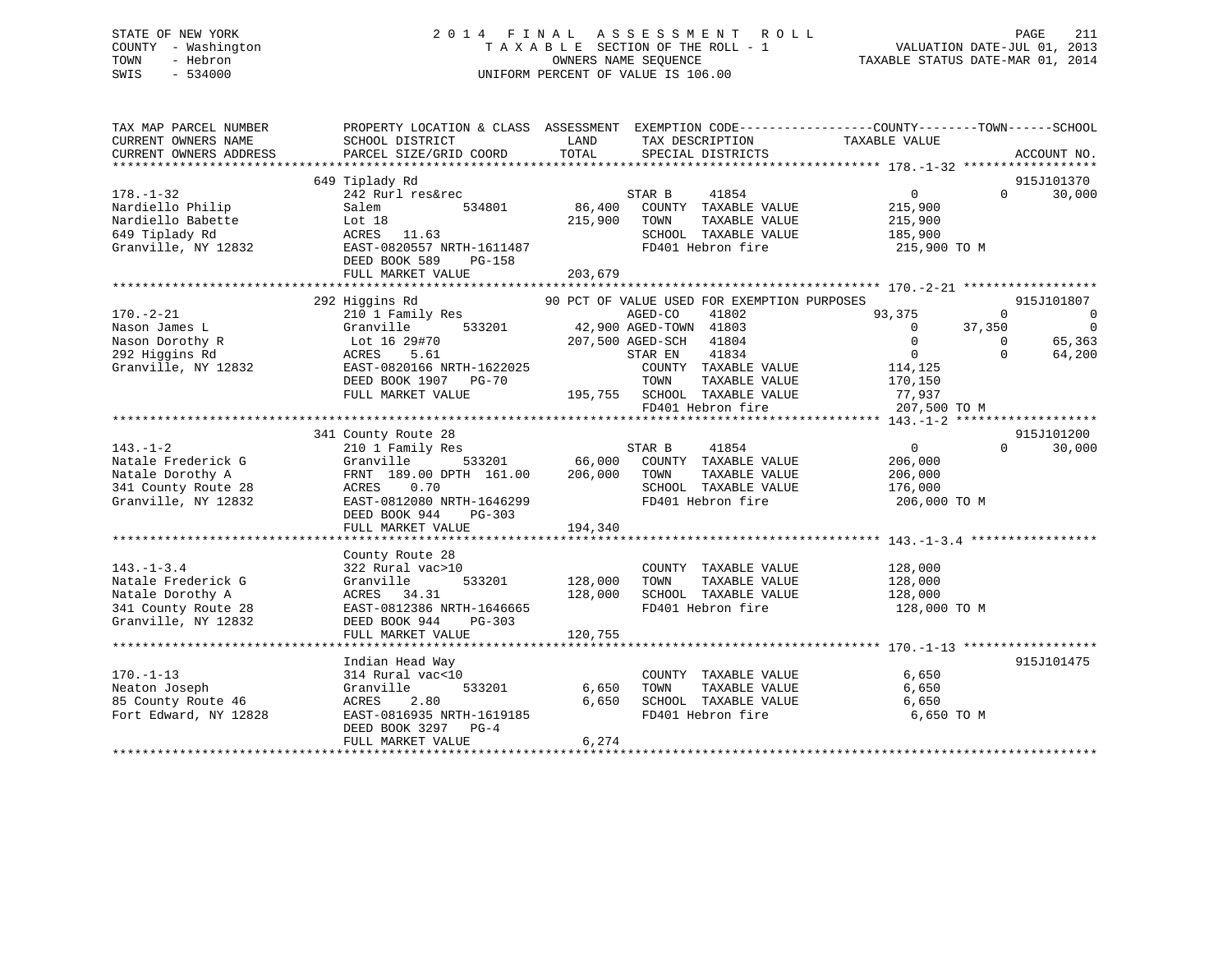STATE OF NEW YORK
COUNTY - Washington
TOWN - Hebron
SWIS - 534000

2014 FINAL ASSESSMENT ROLL
TAXABLE SECTION OF THE ROLL - 1
OWNERS NAME SEQUENCE
UNIFORM PERCENT OF VALUE IS 106.00

VALUATION DATE-JUL 01, 2013
TAXABLE STATUS DATE-MAR 01, 2014

```
TAX MAP PARCEL NUMBER          PROPERTY LOCATION & CLASS  ASSESSMENT  EXEMPTION CODE------------------COUNTY--------TOWN------SCHOOL
CURRENT OWNERS NAME            SCHOOL DISTRICT               LAND      TAX DESCRIPTION            TAXABLE VALUE
CURRENT OWNERS ADDRESS         PARCEL SIZE/GRID COORD        TOTAL     SPECIAL DISTRICTS                                    ACCOUNT NO.
*********************************************************************************************** 178.-1-32 ******************
                    649 Tiplady Rd                                                                                  915J101370
178.-1-32                      242 Rurl res&rec                    STAR B    41854                 0             0     30,000
Nardiello Philip               Salem           534801      86,400   COUNTY  TAXABLE VALUE         215,900
Nardiello Babette              Lot 18                     215,900   TOWN    TAXABLE VALUE         215,900
649 Tiplady Rd                 ACRES  11.63                          SCHOOL  TAXABLE VALUE         185,900
Granville, NY 12832            EAST-0820557 NRTH-1611487             FD401 Hebron fire              215,900 TO M
                               DEED BOOK 589    PG-158
                               FULL MARKET VALUE          203,679
*********************************************************************************************** 170.-2-21 ******************
                    292 Higgins Rd               90 PCT OF VALUE USED FOR EXEMPTION PURPOSES                        915J101807
170.-2-21                      210 1 Family Res                    AGED-CO   41802            93,375             0          0
Nason James L                  Granville       533201      42,900 AGED-TOWN 41803                 0         37,350          0
Nason Dorothy R                Lot 16 29#70               207,500 AGED-SCH  41804                 0             0     65,363
292 Higgins Rd                 ACRES   5.61                        STAR EN   41834                 0             0     64,200
Granville, NY 12832            EAST-0820166 NRTH-1622025             COUNTY  TAXABLE VALUE         114,125
                               DEED BOOK 1907   PG-70                TOWN    TAXABLE VALUE         170,150
                               FULL MARKET VALUE          195,755   SCHOOL  TAXABLE VALUE          77,937
                                                                     FD401 Hebron fire              207,500 TO M
*********************************************************************************************** 143.-1-2 *******************
                    341 County Route 28                                                                             915J101200
143.-1-2                       210 1 Family Res                    STAR B    41854                 0             0     30,000
Natale Frederick G             Granville       533201      66,000   COUNTY  TAXABLE VALUE         206,000
Natale Dorothy A               FRNT 189.00 DPTH 161.00    206,000   TOWN    TAXABLE VALUE         206,000
341 County Route 28            ACRES   0.70                          SCHOOL  TAXABLE VALUE         176,000
Granville, NY 12832            EAST-0812080 NRTH-1646299             FD401 Hebron fire              206,000 TO M
                               DEED BOOK 944    PG-303
                               FULL MARKET VALUE          194,340
*********************************************************************************************** 143.-1-3.4 *****************
                    County Route 28
143.-1-3.4                     322 Rural vac>10                      COUNTY  TAXABLE VALUE         128,000
Natale Frederick G             Granville       533201     128,000   TOWN    TAXABLE VALUE         128,000
Natale Dorothy A               ACRES  34.31               128,000   SCHOOL  TAXABLE VALUE         128,000
341 County Route 28            EAST-0812386 NRTH-1646665             FD401 Hebron fire              128,000 TO M
Granville, NY 12832            DEED BOOK 944    PG-303
                               FULL MARKET VALUE          120,755
*********************************************************************************************** 170.-1-13 ******************
                    Indian Head Way                                                                                 915J101475
170.-1-13                      314 Rural vac<10                      COUNTY  TAXABLE VALUE           6,650
Neaton Joseph                  Granville       533201       6,650   TOWN    TAXABLE VALUE           6,650
85 County Route 46             ACRES   2.80                 6,650   SCHOOL  TAXABLE VALUE           6,650
Fort Edward, NY 12828          EAST-0816935 NRTH-1619185             FD401 Hebron fire                6,650 TO M
                               DEED BOOK 3297   PG-4
                               FULL MARKET VALUE            6,274
******************************************************************************************************************************
```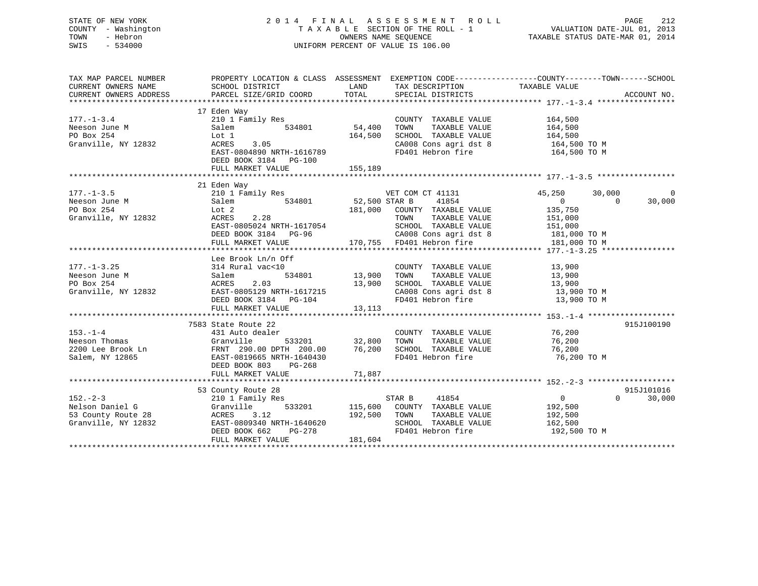STATE OF NEW YORK
COUNTY - Washington
TOWN - Hebron
SWIS - 534000

2014 FINAL ASSESSMENT ROLL
TAXABLE SECTION OF THE ROLL - 1
OWNERS NAME SEQUENCE
UNIFORM PERCENT OF VALUE IS 106.00

VALUATION DATE-JUL 01, 2013
TAXABLE STATUS DATE-MAR 01, 2014

```
TAX MAP PARCEL NUMBER          PROPERTY LOCATION & CLASS  ASSESSMENT  EXEMPTION CODE------------------COUNTY--------TOWN------SCHOOL
CURRENT OWNERS NAME            SCHOOL DISTRICT              LAND      TAX DESCRIPTION             TAXABLE VALUE
CURRENT OWNERS ADDRESS         PARCEL SIZE/GRID COORD       TOTAL     SPECIAL DISTRICTS                                      ACCOUNT NO.
******************************************************************************************************* 177.-1-3.4 *****************
                               17 Eden Way
177.-1-3.4                     210 1 Family Res                        COUNTY  TAXABLE VALUE         164,500
Neeson June M                  Salem          534801       54,400     TOWN    TAXABLE VALUE         164,500
PO Box 254                     Lot 1                      164,500     SCHOOL  TAXABLE VALUE         164,500
Granville, NY 12832            ACRES    3.05                          CA008 Cons agri dst 8          164,500 TO M
                               EAST-0804890 NRTH-1616789              FD401 Hebron fire              164,500 TO M
                               DEED BOOK 3184   PG-100
                               FULL MARKET VALUE          155,189
******************************************************************************************************* 177.-1-3.5 *****************
                               21 Eden Way
177.-1-3.5                     210 1 Family Res                  VET COM CT 41131            45,250      30,000           0
Neeson June M                  Salem          534801       52,500 STAR B     41854                0           0      30,000
PO Box 254                     Lot 2                      181,000    COUNTY  TAXABLE VALUE         135,750
Granville, NY 12832            ACRES    2.28                         TOWN    TAXABLE VALUE         151,000
                               EAST-0805024 NRTH-1617054             SCHOOL  TAXABLE VALUE         151,000
                               DEED BOOK 3184   PG-96                CA008 Cons agri dst 8          181,000 TO M
                               FULL MARKET VALUE          170,755    FD401 Hebron fire              181,000 TO M
******************************************************************************************************* 177.-1-3.25 ****************
                               Lee Brook Ln/n Off
177.-1-3.25                    314 Rural vac<10                        COUNTY  TAXABLE VALUE          13,900
Neeson June M                  Salem          534801       13,900     TOWN    TAXABLE VALUE          13,900
PO Box 254                     ACRES    2.03               13,900     SCHOOL  TAXABLE VALUE          13,900
Granville, NY 12832            EAST-0805129 NRTH-1617215              CA008 Cons agri dst 8           13,900 TO M
                               DEED BOOK 3184   PG-104                FD401 Hebron fire               13,900 TO M
                               FULL MARKET VALUE           13,113
******************************************************************************************************* 153.-1-4 *******************
                               7583 State Route 22                                                                  915J100190
153.-1-4                       431 Auto dealer                         COUNTY  TAXABLE VALUE          76,200
Neeson Thomas                  Granville      533201       32,800     TOWN    TAXABLE VALUE          76,200
2200 Lee Brook Ln              FRNT 290.00 DPTH 200.00     76,200     SCHOOL  TAXABLE VALUE          76,200
Salem, NY 12865                EAST-0819665 NRTH-1640430              FD401 Hebron fire               76,200 TO M
                               DEED BOOK 803    PG-268
                               FULL MARKET VALUE           71,887
******************************************************************************************************* 152.-2-3 *******************
                               53 County Route 28                                                                   915J101016
152.-2-3                       210 1 Family Res                  STAR B     41854                0           0      30,000
Nelson Daniel G                Granville      533201      115,600    COUNTY  TAXABLE VALUE         192,500
53 County Route 28             ACRES    3.12              192,500    TOWN    TAXABLE VALUE         192,500
Granville, NY 12832            EAST-0809340 NRTH-1640620             SCHOOL  TAXABLE VALUE         162,500
                               DEED BOOK 662    PG-278               FD401 Hebron fire              192,500 TO M
                               FULL MARKET VALUE          181,604
************************************************************************************************************************************
```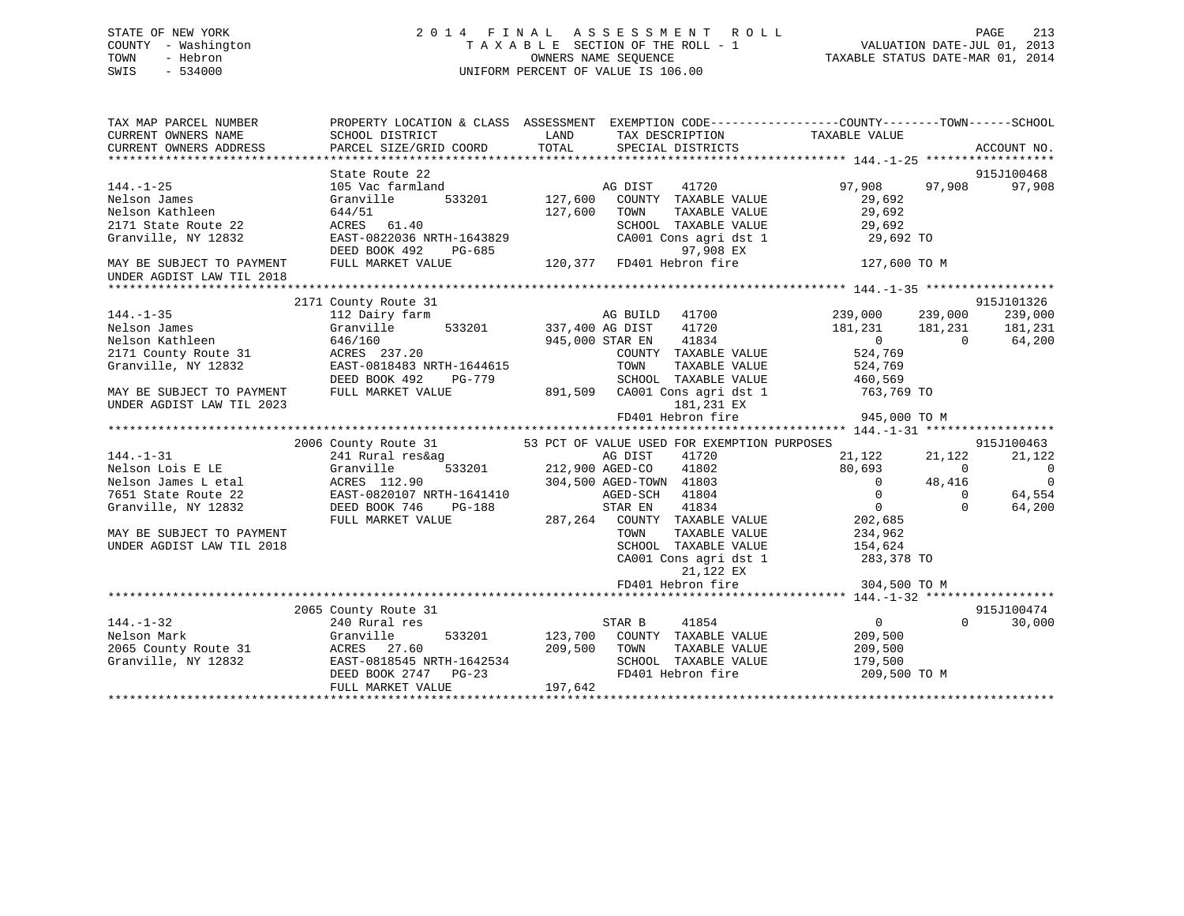STATE OF NEW YORK
COUNTY - Washington
TOWN - Hebron
SWIS - 534000

2 0 1 4 F I N A L A S S E S S M E N T R O L L
T A X A B L E SECTION OF THE ROLL - 1
OWNERS NAME SEQUENCE
UNIFORM PERCENT OF VALUE IS 106.00

VALUATION DATE-JUL 01, 2013
TAXABLE STATUS DATE-MAR 01, 2014

```
TAX MAP PARCEL NUMBER        PROPERTY LOCATION & CLASS  ASSESSMENT  EXEMPTION CODE-----------------COUNTY--------TOWN------SCHOOL
CURRENT OWNERS NAME          SCHOOL DISTRICT             LAND        TAX DESCRIPTION              TAXABLE VALUE
CURRENT OWNERS ADDRESS       PARCEL SIZE/GRID COORD      TOTAL       SPECIAL DISTRICTS                                     ACCOUNT NO.
******************************************************************************************** 144.-1-25 ******************
                             State Route 22                                                                             915J100468
144.-1-25                    105 Vac farmland                        AG DIST      41720            97,908     97,908     97,908
Nelson James                 Granville         533201      127,600   COUNTY  TAXABLE VALUE          29,692
Nelson Kathleen              644/51                        127,600   TOWN    TAXABLE VALUE          29,692
2171 State Route 22          ACRES   61.40                           SCHOOL  TAXABLE VALUE          29,692
Granville, NY 12832          EAST-0822036 NRTH-1643829               CA001 Cons agri dst 1           29,692 TO
                             DEED BOOK 492    PG-685                        97,908 EX
MAY BE SUBJECT TO PAYMENT    FULL MARKET VALUE             120,377   FD401 Hebron fire              127,600 TO M
UNDER AGDIST LAW TIL 2018
******************************************************************************************** 144.-1-35 ******************
                             2171 County Route 31                                                                       915J101326
144.-1-35                    112 Dairy farm                          AG BUILD     41700           239,000    239,000    239,000
Nelson James                 Granville         533201      337,400 AG DIST      41720           181,231    181,231    181,231
Nelson Kathleen              646/160                       945,000 STAR EN      41834                 0          0     64,200
2171 County Route 31         ACRES  237.20                           COUNTY  TAXABLE VALUE         524,769
Granville, NY 12832          EAST-0818483 NRTH-1644615               TOWN    TAXABLE VALUE         524,769
                             DEED BOOK 492    PG-779                 SCHOOL  TAXABLE VALUE         460,569
MAY BE SUBJECT TO PAYMENT    FULL MARKET VALUE             891,509   CA001 Cons agri dst 1          763,769 TO
UNDER AGDIST LAW TIL 2023                                                  181,231 EX
                                                                     FD401 Hebron fire              945,000 TO M
******************************************************************************************** 144.-1-31 ******************
                             2006 County Route 31        53 PCT OF VALUE USED FOR EXEMPTION PURPOSES                   915J100463
144.-1-31                    241 Rural res&ag                        AG DIST      41720            21,122     21,122     21,122
Nelson Lois E LE             Granville         533201      212,900 AGED-CO      41802            80,693          0          0
Nelson James L etal          ACRES  112.90                 304,500 AGED-TOWN  41803                 0     48,416          0
7651 State Route 22          EAST-0820107 NRTH-1641410               AGED-SCH     41804                 0          0     64,554
Granville, NY 12832          DEED BOOK 746    PG-188                 STAR EN      41834                 0          0     64,200
                             FULL MARKET VALUE             287,264   COUNTY  TAXABLE VALUE         202,685
MAY BE SUBJECT TO PAYMENT                                            TOWN    TAXABLE VALUE         234,962
UNDER AGDIST LAW TIL 2018                                            SCHOOL  TAXABLE VALUE         154,624
                                                                     CA001 Cons agri dst 1          283,378 TO
                                                                           21,122 EX
                                                                     FD401 Hebron fire              304,500 TO M
******************************************************************************************** 144.-1-32 ******************
                             2065 County Route 31                                                                       915J100474
144.-1-32                    240 Rural res                           STAR B       41854                 0          0     30,000
Nelson Mark                  Granville         533201      123,700   COUNTY  TAXABLE VALUE         209,500
2065 County Route 31         ACRES   27.60                 209,500   TOWN    TAXABLE VALUE         209,500
Granville, NY 12832          EAST-0818545 NRTH-1642534               SCHOOL  TAXABLE VALUE         179,500
                             DEED BOOK 2747   PG-23                  FD401 Hebron fire              209,500 TO M
                             FULL MARKET VALUE             197,642
*************************************************************************************************************************
```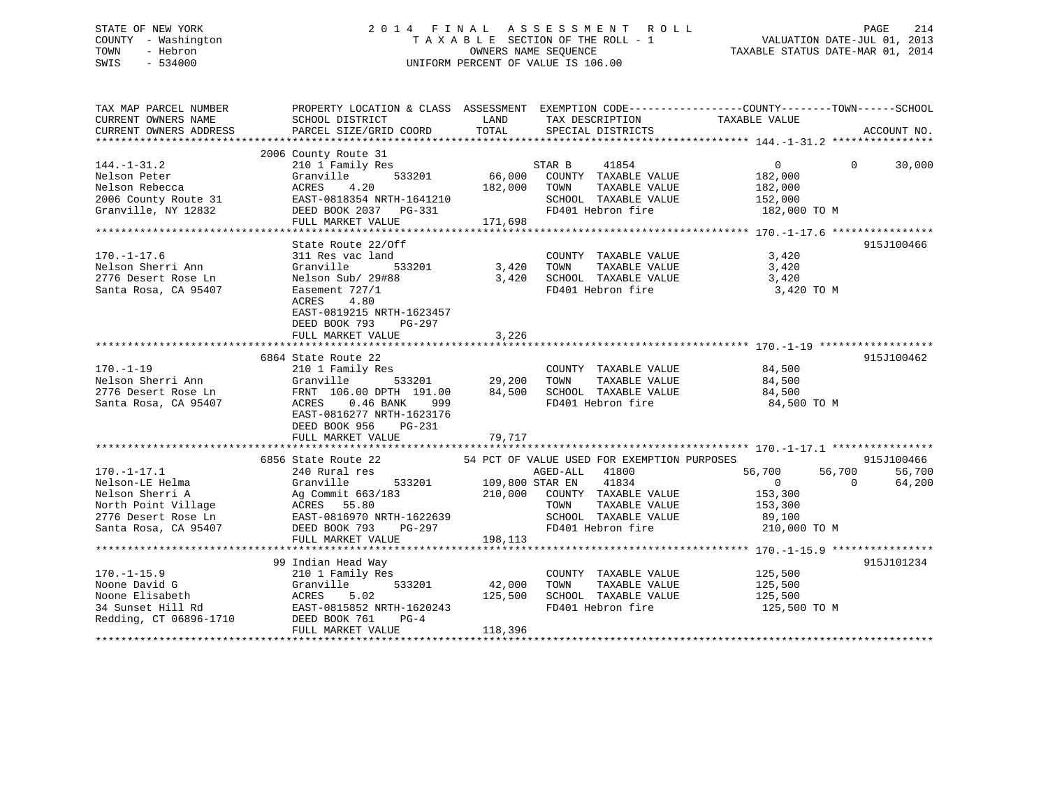STATE OF NEW YORK
COUNTY - Washington
TOWN - Hebron
SWIS - 534000

# 2014 FINAL ASSESSMENT ROLL

TAXABLE SECTION OF THE ROLL - 1
OWNERS NAME SEQUENCE
UNIFORM PERCENT OF VALUE IS 106.00

VALUATION DATE-JUL 01, 2013
TAXABLE STATUS DATE-MAR 01, 2014

| TAX MAP PARCEL NUMBER / CURRENT OWNERS NAME / CURRENT OWNERS ADDRESS | PROPERTY LOCATION & CLASS / SCHOOL DISTRICT / PARCEL SIZE/GRID COORD | ASSESSMENT LAND | TOTAL | EXEMPTION CODE / TAX DESCRIPTION / SPECIAL DISTRICTS | COUNTY TAXABLE VALUE | TOWN | SCHOOL | ACCOUNT NO. |
|---|---|---|---|---|---|---|---|---|
| **144.-1-31.2** | 2006 County Route 31 | | | | | | | |
| 144.-1-31.2 | 210 1 Family Res | | | STAR B 41854 | 0 | 0 | 30,000 | |
| Nelson Peter | Granville 533201 | 66,000 | | COUNTY TAXABLE VALUE | 182,000 | | | |
| Nelson Rebecca | ACRES 4.20 | | 182,000 | TOWN TAXABLE VALUE | 182,000 | | | |
| 2006 County Route 31 | EAST-0818354 NRTH-1641210 | | | SCHOOL TAXABLE VALUE | 152,000 | | | |
| Granville, NY 12832 | DEED BOOK 2037 PG-331 | | | FD401 Hebron fire | 182,000 TO M | | | |
| | FULL MARKET VALUE | | 171,698 | | | | | |
| **170.-1-17.6** | State Route 22/Off | | | | | | | 915J100466 |
| 170.-1-17.6 | 311 Res vac land | | | COUNTY TAXABLE VALUE | 3,420 | | | |
| Nelson Sherri Ann | Granville 533201 | 3,420 | | TOWN TAXABLE VALUE | 3,420 | | | |
| 2776 Desert Rose Ln | Nelson Sub/ 29#88 | | 3,420 | SCHOOL TAXABLE VALUE | 3,420 | | | |
| Santa Rosa, CA 95407 | Easement 727/1 | | | FD401 Hebron fire | 3,420 TO M | | | |
| | ACRES 4.80 | | | | | | | |
| | EAST-0819215 NRTH-1623457 | | | | | | | |
| | DEED BOOK 793 PG-297 | | | | | | | |
| | FULL MARKET VALUE | | 3,226 | | | | | |
| **170.-1-19** | 6864 State Route 22 | | | | | | | 915J100462 |
| 170.-1-19 | 210 1 Family Res | | | COUNTY TAXABLE VALUE | 84,500 | | | |
| Nelson Sherri Ann | Granville 533201 | 29,200 | | TOWN TAXABLE VALUE | 84,500 | | | |
| 2776 Desert Rose Ln | FRNT 106.00 DPTH 191.00 | | 84,500 | SCHOOL TAXABLE VALUE | 84,500 | | | |
| Santa Rosa, CA 95407 | ACRES 0.46 BANK 999 | | | FD401 Hebron fire | 84,500 TO M | | | |
| | EAST-0816277 NRTH-1623176 | | | | | | | |
| | DEED BOOK 956 PG-231 | | | | | | | |
| | FULL MARKET VALUE | | 79,717 | | | | | |
| **170.-1-17.1** | 6856 State Route 22 | | | 54 PCT OF VALUE USED FOR EXEMPTION PURPOSES | | | | 915J100466 |
| 170.-1-17.1 | 240 Rural res | | | AGED-ALL 41800 | 56,700 | 56,700 | 56,700 | |
| Nelson-LE Helma | Granville 533201 | 109,800 | | STAR EN 41834 | 0 | 0 | 64,200 | |
| Nelson Sherri A | Ag Commit 663/183 | | 210,000 | COUNTY TAXABLE VALUE | 153,300 | | | |
| North Point Village | ACRES 55.80 | | | TOWN TAXABLE VALUE | 153,300 | | | |
| 2776 Desert Rose Ln | EAST-0816970 NRTH-1622639 | | | SCHOOL TAXABLE VALUE | 89,100 | | | |
| Santa Rosa, CA 95407 | DEED BOOK 793 PG-297 | | | FD401 Hebron fire | 210,000 TO M | | | |
| | FULL MARKET VALUE | | 198,113 | | | | | |
| **170.-1-15.9** | 99 Indian Head Way | | | | | | | 915J101234 |
| 170.-1-15.9 | 210 1 Family Res | | | COUNTY TAXABLE VALUE | 125,500 | | | |
| Noone David G | Granville 533201 | 42,000 | | TOWN TAXABLE VALUE | 125,500 | | | |
| Noone Elisabeth | ACRES 5.02 | | 125,500 | SCHOOL TAXABLE VALUE | 125,500 | | | |
| 34 Sunset Hill Rd | EAST-0815852 NRTH-1620243 | | | FD401 Hebron fire | 125,500 TO M | | | |
| Redding, CT 06896-1710 | DEED BOOK 761 PG-4 | | | | | | | |
| | FULL MARKET VALUE | | 118,396 | | | | | |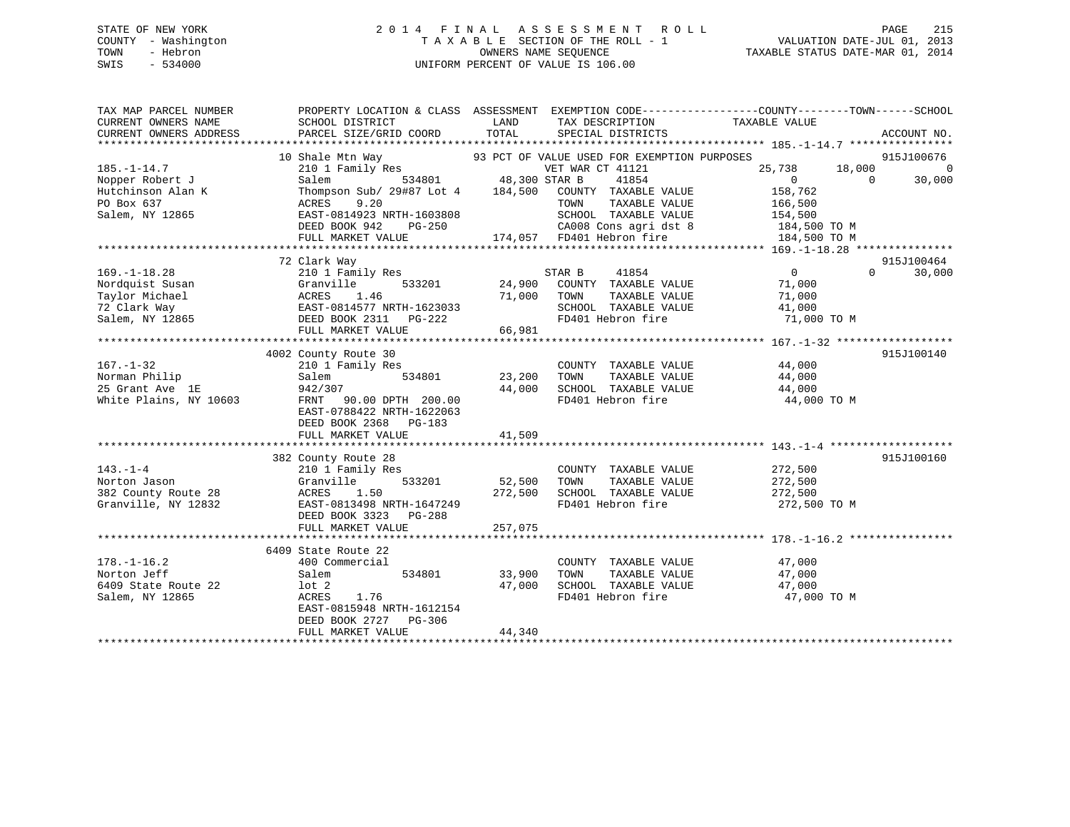STATE OF NEW YORK
COUNTY - Washington
TOWN - Hebron
SWIS - 534000

2014 FINAL ASSESSMENT ROLL
TAXABLE SECTION OF THE ROLL - 1
OWNERS NAME SEQUENCE
UNIFORM PERCENT OF VALUE IS 106.00

VALUATION DATE-JUL 01, 2013
TAXABLE STATUS DATE-MAR 01, 2014

| TAX MAP PARCEL NUMBER / CURRENT OWNERS NAME / CURRENT OWNERS ADDRESS | PROPERTY LOCATION & CLASS / SCHOOL DISTRICT / PARCEL SIZE/GRID COORD | ASSESSMENT LAND / TOTAL | EXEMPTION CODE / TAX DESCRIPTION / SPECIAL DISTRICTS | COUNTY TAXABLE VALUE | TOWN | SCHOOL | ACCOUNT NO. |
|---|---|---|---|---|---|---|---|
| 185.-1-14.7 | 10 Shale Mtn Way | | 93 PCT OF VALUE USED FOR EXEMPTION PURPOSES | | | | 915J100676 |
| Nopper Robert J | 210 1 Family Res | | VET WAR CT 41121 | 25,738 | 18,000 | 0 | |
| Hutchinson Alan K | Salem 534801 | 48,300 | STAR B 41854 | 0 | 0 | 30,000 | |
| PO Box 637 | Thompson Sub/ 29#87 Lot 4 | 184,500 | COUNTY TAXABLE VALUE | 158,762 | | | |
| Salem, NY 12865 | ACRES 9.20 | | TOWN TAXABLE VALUE | 166,500 | | | |
| | EAST-0814923 NRTH-1603808 | | SCHOOL TAXABLE VALUE | 154,500 | | | |
| | DEED BOOK 942 PG-250 | | CA008 Cons agri dst 8 | 184,500 TO M | | | |
| | FULL MARKET VALUE | 174,057 | FD401 Hebron fire | 184,500 TO M | | | |
| 169.-1-18.28 | 72 Clark Way | | | | | | 915J100464 |
| Nordquist Susan | 210 1 Family Res | | STAR B 41854 | 0 | 0 | 30,000 | |
| Taylor Michael | Granville 533201 | 24,900 | COUNTY TAXABLE VALUE | 71,000 | | | |
| 72 Clark Way | ACRES 1.46 | 71,000 | TOWN TAXABLE VALUE | 71,000 | | | |
| Salem, NY 12865 | EAST-0814577 NRTH-1623033 | | SCHOOL TAXABLE VALUE | 41,000 | | | |
| | DEED BOOK 2311 PG-222 | | FD401 Hebron fire | 71,000 TO M | | | |
| | FULL MARKET VALUE | 66,981 | | | | | |
| 167.-1-32 | 4002 County Route 30 | | | | | | 915J100140 |
| Norman Philip | 210 1 Family Res | | COUNTY TAXABLE VALUE | 44,000 | | | |
| 25 Grant Ave 1E | Salem 534801 | 23,200 | TOWN TAXABLE VALUE | 44,000 | | | |
| White Plains, NY 10603 | 942/307 | 44,000 | SCHOOL TAXABLE VALUE | 44,000 | | | |
| | FRNT 90.00 DPTH 200.00 | | FD401 Hebron fire | 44,000 TO M | | | |
| | EAST-0788422 NRTH-1622063 | | | | | | |
| | DEED BOOK 2368 PG-183 | | | | | | |
| | FULL MARKET VALUE | 41,509 | | | | | |
| 143.-1-4 | 382 County Route 28 | | | | | | 915J100160 |
| Norton Jason | 210 1 Family Res | | COUNTY TAXABLE VALUE | 272,500 | | | |
| 382 County Route 28 | Granville 533201 | 52,500 | TOWN TAXABLE VALUE | 272,500 | | | |
| Granville, NY 12832 | ACRES 1.50 | 272,500 | SCHOOL TAXABLE VALUE | 272,500 | | | |
| | EAST-0813498 NRTH-1647249 | | FD401 Hebron fire | 272,500 TO M | | | |
| | DEED BOOK 3323 PG-288 | | | | | | |
| | FULL MARKET VALUE | 257,075 | | | | | |
| 178.-1-16.2 | 6409 State Route 22 | | | | | | |
| Norton Jeff | 400 Commercial | | COUNTY TAXABLE VALUE | 47,000 | | | |
| 6409 State Route 22 | Salem 534801 | 33,900 | TOWN TAXABLE VALUE | 47,000 | | | |
| Salem, NY 12865 | lot 2 | 47,000 | SCHOOL TAXABLE VALUE | 47,000 | | | |
| | ACRES 1.76 | | FD401 Hebron fire | 47,000 TO M | | | |
| | EAST-0815948 NRTH-1612154 | | | | | | |
| | DEED BOOK 2727 PG-306 | | | | | | |
| | FULL MARKET VALUE | 44,340 | | | | | |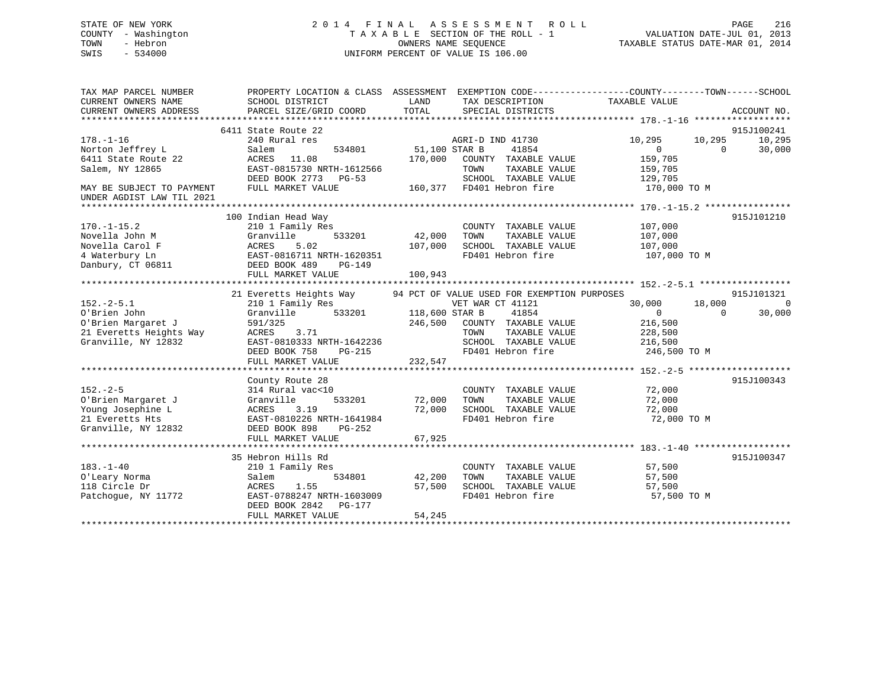STATE OF NEW YORK
COUNTY - Washington
TOWN - Hebron
SWIS - 534000

2014 FINAL ASSESSMENT ROLL
TAXABLE SECTION OF THE ROLL - 1
OWNERS NAME SEQUENCE
UNIFORM PERCENT OF VALUE IS 106.00

VALUATION DATE-JUL 01, 2013
TAXABLE STATUS DATE-MAR 01, 2014

```
TAX MAP PARCEL NUMBER          PROPERTY LOCATION & CLASS  ASSESSMENT  EXEMPTION CODE-----------------COUNTY--------TOWN------SCHOOL
CURRENT OWNERS NAME            SCHOOL DISTRICT              LAND      TAX DESCRIPTION              TAXABLE VALUE
CURRENT OWNERS ADDRESS         PARCEL SIZE/GRID COORD       TOTAL     SPECIAL DISTRICTS                                    ACCOUNT NO.
******************************************************************************************************* 178.-1-16 ******************
                           6411 State Route 22                                                                          915J100241
178.-1-16                    240 Rural res                       AGRI-D IND 41730             10,295      10,295      10,295
Norton Jeffrey L             Salem          534801       51,100 STAR B       41854                 0           0      30,000
6411 State Route 22          ACRES   11.08              170,000   COUNTY  TAXABLE VALUE          159,705
Salem, NY 12865              EAST-0815730 NRTH-1612566              TOWN    TAXABLE VALUE          159,705
                             DEED BOOK 2773   PG-53                 SCHOOL  TAXABLE VALUE          129,705
MAY BE SUBJECT TO PAYMENT    FULL MARKET VALUE          160,377   FD401 Hebron fire               170,000 TO M
UNDER AGDIST LAW TIL 2021
******************************************************************************************************* 170.-1-15.2 ****************
                           100 Indian Head Way                                                                          915J101210
170.-1-15.2                  210 1 Family Res                    COUNTY  TAXABLE VALUE          107,000
Novella John M               Granville      533201       42,000   TOWN    TAXABLE VALUE          107,000
Novella Carol F              ACRES    5.02              107,000   SCHOOL  TAXABLE VALUE          107,000
4 Waterbury Ln               EAST-0816711 NRTH-1620351              FD401 Hebron fire               107,000 TO M
Danbury, CT 06811            DEED BOOK 489    PG-149
                             FULL MARKET VALUE          100,943
******************************************************************************************************* 152.-2-5.1 *****************
                           21 Everetts Heights Way        94 PCT OF VALUE USED FOR EXEMPTION PURPOSES                   915J101321
152.-2-5.1                   210 1 Family Res                    VET WAR CT 41121             30,000      18,000           0
O'Brien John                 Granville      533201      118,600 STAR B       41854                 0           0      30,000
O'Brien Margaret J           591/325                    246,500   COUNTY  TAXABLE VALUE          216,500
21 Everetts Heights Way      ACRES    3.71                        TOWN    TAXABLE VALUE          228,500
Granville, NY 12832          EAST-0810333 NRTH-1642236              SCHOOL  TAXABLE VALUE          216,500
                             DEED BOOK 758    PG-215               FD401 Hebron fire               246,500 TO M
                             FULL MARKET VALUE          232,547
******************************************************************************************************* 152.-2-5 *******************
                           County Route 28                                                                              915J100343
152.-2-5                     314 Rural vac<10                    COUNTY  TAXABLE VALUE           72,000
O'Brien Margaret J           Granville      533201       72,000   TOWN    TAXABLE VALUE           72,000
Young Josephine L            ACRES    3.19               72,000   SCHOOL  TAXABLE VALUE           72,000
21 Everetts Hts              EAST-0810226 NRTH-1641984              FD401 Hebron fire                72,000 TO M
Granville, NY 12832          DEED BOOK 898    PG-252
                             FULL MARKET VALUE           67,925
******************************************************************************************************* 183.-1-40 ******************
                           35 Hebron Hills Rd                                                                           915J100347
183.-1-40                    210 1 Family Res                    COUNTY  TAXABLE VALUE           57,500
O'Leary Norma                Salem          534801       42,200   TOWN    TAXABLE VALUE           57,500
118 Circle Dr                ACRES    1.55               57,500   SCHOOL  TAXABLE VALUE           57,500
Patchogue, NY 11772          EAST-0788247 NRTH-1603009              FD401 Hebron fire                57,500 TO M
                             DEED BOOK 2842   PG-177
                             FULL MARKET VALUE           54,245
************************************************************************************************************************************
```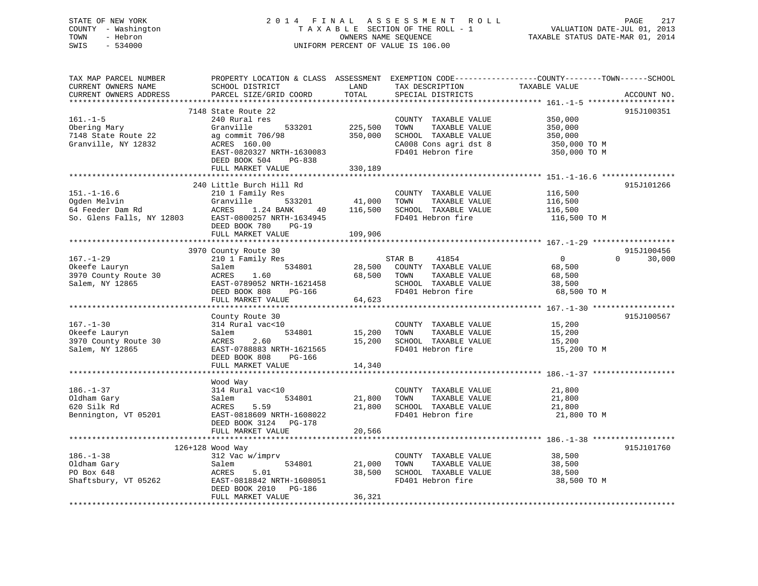STATE OF NEW YORK
COUNTY - Washington
TOWN - Hebron
SWIS - 534000

2 0 1 4 F I N A L A S S E S S M E N T R O L L
T A X A B L E SECTION OF THE ROLL - 1
OWNERS NAME SEQUENCE
UNIFORM PERCENT OF VALUE IS 106.00

VALUATION DATE-JUL 01, 2013
TAXABLE STATUS DATE-MAR 01, 2014

| TAX MAP PARCEL NUMBER / CURRENT OWNERS NAME / CURRENT OWNERS ADDRESS | PROPERTY LOCATION & CLASS / SCHOOL DISTRICT / PARCEL SIZE/GRID COORD | ASSESSMENT LAND | TOTAL | EXEMPTION CODE / TAX DESCRIPTION / SPECIAL DISTRICTS | COUNTY TAXABLE VALUE | TOWN | SCHOOL | ACCOUNT NO. |
|---|---|---|---|---|---|---|---|---|
| **161.-1-5** | 7148 State Route 22 | | | | | | | 915J100351 |
| 161.-1-5 | 240 Rural res | | | COUNTY TAXABLE VALUE | 350,000 | | | |
| Obering Mary | Granville 533201 | 225,500 | | TOWN TAXABLE VALUE | 350,000 | | | |
| 7148 State Route 22 | ag commit 706/98 | | 350,000 | SCHOOL TAXABLE VALUE | 350,000 | | | |
| Granville, NY 12832 | ACRES 160.00 | | | CA008 Cons agri dst 8 | 350,000 TO M | | | |
| | EAST-0820327 NRTH-1630083 | | | FD401 Hebron fire | 350,000 TO M | | | |
| | DEED BOOK 504 PG-838 | | | | | | | |
| | FULL MARKET VALUE | | 330,189 | | | | | |
| **151.-1-16.6** | 240 Little Burch Hill Rd | | | | | | | 915J101266 |
| 151.-1-16.6 | 210 1 Family Res | | | COUNTY TAXABLE VALUE | 116,500 | | | |
| Ogden Melvin | Granville 533201 | 41,000 | | TOWN TAXABLE VALUE | 116,500 | | | |
| 64 Feeder Dam Rd | ACRES 1.24 BANK 40 | | 116,500 | SCHOOL TAXABLE VALUE | 116,500 | | | |
| So. Glens Falls, NY 12803 | EAST-0800257 NRTH-1634945 | | | FD401 Hebron fire | 116,500 TO M | | | |
| | DEED BOOK 780 PG-19 | | | | | | | |
| | FULL MARKET VALUE | | 109,906 | | | | | |
| **167.-1-29** | 3970 County Route 30 | | | | | | | 915J100456 |
| 167.-1-29 | 210 1 Family Res | | | STAR B 41854 | 0 | 0 | 30,000 | |
| Okeefe Lauryn | Salem 534801 | 28,500 | | COUNTY TAXABLE VALUE | 68,500 | | | |
| 3970 County Route 30 | ACRES 1.60 | | 68,500 | TOWN TAXABLE VALUE | 68,500 | | | |
| Salem, NY 12865 | EAST-0789052 NRTH-1621458 | | | SCHOOL TAXABLE VALUE | 38,500 | | | |
| | DEED BOOK 808 PG-166 | | | FD401 Hebron fire | 68,500 TO M | | | |
| | FULL MARKET VALUE | | 64,623 | | | | | |
| **167.-1-30** | County Route 30 | | | | | | | 915J100567 |
| 167.-1-30 | 314 Rural vac<10 | | | COUNTY TAXABLE VALUE | 15,200 | | | |
| Okeefe Lauryn | Salem 534801 | 15,200 | | TOWN TAXABLE VALUE | 15,200 | | | |
| 3970 County Route 30 | ACRES 2.60 | | 15,200 | SCHOOL TAXABLE VALUE | 15,200 | | | |
| Salem, NY 12865 | EAST-0788883 NRTH-1621565 | | | FD401 Hebron fire | 15,200 TO M | | | |
| | DEED BOOK 808 PG-166 | | | | | | | |
| | FULL MARKET VALUE | | 14,340 | | | | | |
| **186.-1-37** | Wood Way | | | | | | | |
| 186.-1-37 | 314 Rural vac<10 | | | COUNTY TAXABLE VALUE | 21,800 | | | |
| Oldham Gary | Salem 534801 | 21,800 | | TOWN TAXABLE VALUE | 21,800 | | | |
| 620 Silk Rd | ACRES 5.59 | | 21,800 | SCHOOL TAXABLE VALUE | 21,800 | | | |
| Bennington, VT 05201 | EAST-0818609 NRTH-1608022 | | | FD401 Hebron fire | 21,800 TO M | | | |
| | DEED BOOK 3124 PG-178 | | | | | | | |
| | FULL MARKET VALUE | | 20,566 | | | | | |
| **186.-1-38** | 126+128 Wood Way | | | | | | | 915J101760 |
| 186.-1-38 | 312 Vac w/imprv | | | COUNTY TAXABLE VALUE | 38,500 | | | |
| Oldham Gary | Salem 534801 | 21,000 | | TOWN TAXABLE VALUE | 38,500 | | | |
| PO Box 648 | ACRES 5.01 | | 38,500 | SCHOOL TAXABLE VALUE | 38,500 | | | |
| Shaftsbury, VT 05262 | EAST-0818842 NRTH-1608051 | | | FD401 Hebron fire | 38,500 TO M | | | |
| | DEED BOOK 2010 PG-186 | | | | | | | |
| | FULL MARKET VALUE | | 36,321 | | | | | |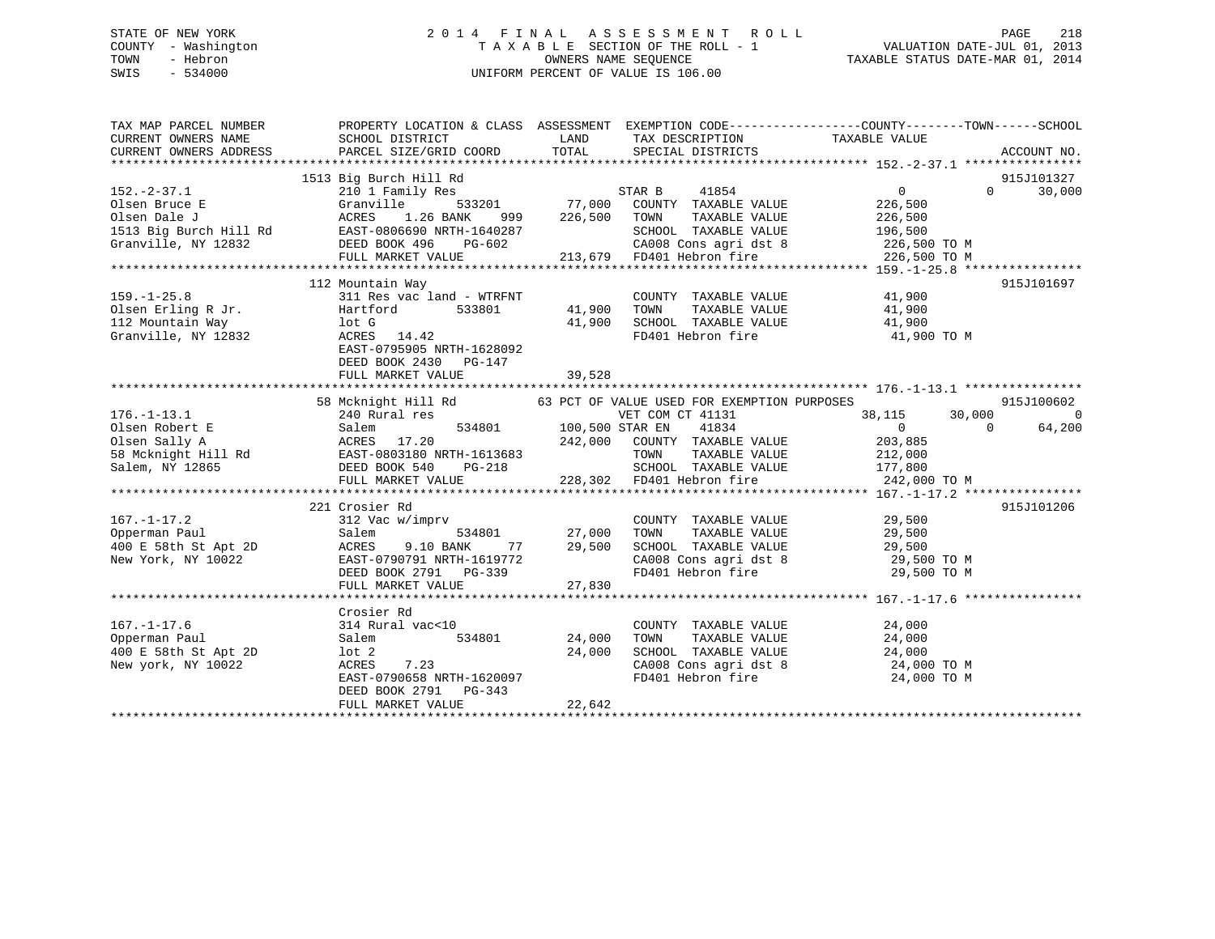STATE OF NEW YORK
COUNTY - Washington
TOWN - Hebron
SWIS - 534000

# 2014 FINAL ASSESSMENT ROLL

TAXABLE SECTION OF THE ROLL - 1
OWNERS NAME SEQUENCE
UNIFORM PERCENT OF VALUE IS 106.00

VALUATION DATE-JUL 01, 2013
TAXABLE STATUS DATE-MAR 01, 2014

```
TAX MAP PARCEL NUMBER          PROPERTY LOCATION & CLASS  ASSESSMENT  EXEMPTION CODE------------------COUNTY--------TOWN------SCHOOL
CURRENT OWNERS NAME            SCHOOL DISTRICT              LAND      TAX DESCRIPTION             TAXABLE VALUE
CURRENT OWNERS ADDRESS         PARCEL SIZE/GRID COORD       TOTAL     SPECIAL DISTRICTS                                      ACCOUNT NO.
******************************************************************************************************* 152.-2-37.1 ****************
                          1513 Big Burch Hill Rd                                                                             915J101327
152.-2-37.1                    210 1 Family Res                        STAR B     41854                   0          0      30,000
Olsen Bruce E                  Granville         533201      77,000    COUNTY  TAXABLE VALUE          226,500
Olsen Dale J                   ACRES    1.26 BANK     999   226,500    TOWN    TAXABLE VALUE          226,500
1513 Big Burch Hill Rd         EAST-0806690 NRTH-1640287               SCHOOL  TAXABLE VALUE          196,500
Granville, NY 12832            DEED BOOK 496    PG-602                 CA008 Cons agri dst 8            226,500 TO M
                               FULL MARKET VALUE           213,679     FD401 Hebron fire                226,500 TO M
******************************************************************************************************* 159.-1-25.8 ****************
                          112 Mountain Way                                                                                   915J101697
159.-1-25.8                    311 Res vac land - WTRFNT               COUNTY  TAXABLE VALUE           41,900
Olsen Erling R Jr.             Hartford          533801      41,900    TOWN    TAXABLE VALUE           41,900
112 Mountain Way               lot G                         41,900    SCHOOL  TAXABLE VALUE           41,900
Granville, NY 12832            ACRES   14.42                           FD401 Hebron fire                 41,900 TO M
                               EAST-0795905 NRTH-1628092
                               DEED BOOK 2430   PG-147
                               FULL MARKET VALUE            39,528
******************************************************************************************************* 176.-1-13.1 ****************
                          58 Mcknight Hill Rd          63 PCT OF VALUE USED FOR EXEMPTION PURPOSES                           915J100602
176.-1-13.1                    240 Rural res                           VET COM CT 41131              38,115     30,000           0
Olsen Robert E                 Salem             534801     100,500 STAR EN    41834                   0          0      64,200
Olsen Sally A                  ACRES   17.20                242,000    COUNTY  TAXABLE VALUE          203,885
58 Mcknight Hill Rd            EAST-0803180 NRTH-1613683               TOWN    TAXABLE VALUE          212,000
Salem, NY 12865                DEED BOOK 540    PG-218                 SCHOOL  TAXABLE VALUE          177,800
                               FULL MARKET VALUE           228,302     FD401 Hebron fire                242,000 TO M
******************************************************************************************************* 167.-1-17.2 ****************
                          221 Crosier Rd                                                                                     915J101206
167.-1-17.2                    312 Vac w/imprv                         COUNTY  TAXABLE VALUE           29,500
Opperman Paul                  Salem             534801      27,000    TOWN    TAXABLE VALUE           29,500
400 E 58th St Apt 2D           ACRES    9.10 BANK      77    29,500    SCHOOL  TAXABLE VALUE           29,500
New York, NY 10022             EAST-0790791 NRTH-1619772               CA008 Cons agri dst 8             29,500 TO M
                               DEED BOOK 2791   PG-339                 FD401 Hebron fire                 29,500 TO M
                               FULL MARKET VALUE            27,830
******************************************************************************************************* 167.-1-17.6 ****************
                          Crosier Rd
167.-1-17.6                    314 Rural vac<10                        COUNTY  TAXABLE VALUE           24,000
Opperman Paul                  Salem             534801      24,000    TOWN    TAXABLE VALUE           24,000
400 E 58th St Apt 2D           lot 2                         24,000    SCHOOL  TAXABLE VALUE           24,000
New york, NY 10022             ACRES    7.23                           CA008 Cons agri dst 8             24,000 TO M
                               EAST-0790658 NRTH-1620097               FD401 Hebron fire                 24,000 TO M
                               DEED BOOK 2791   PG-343
                               FULL MARKET VALUE            22,642
************************************************************************************************************************************
```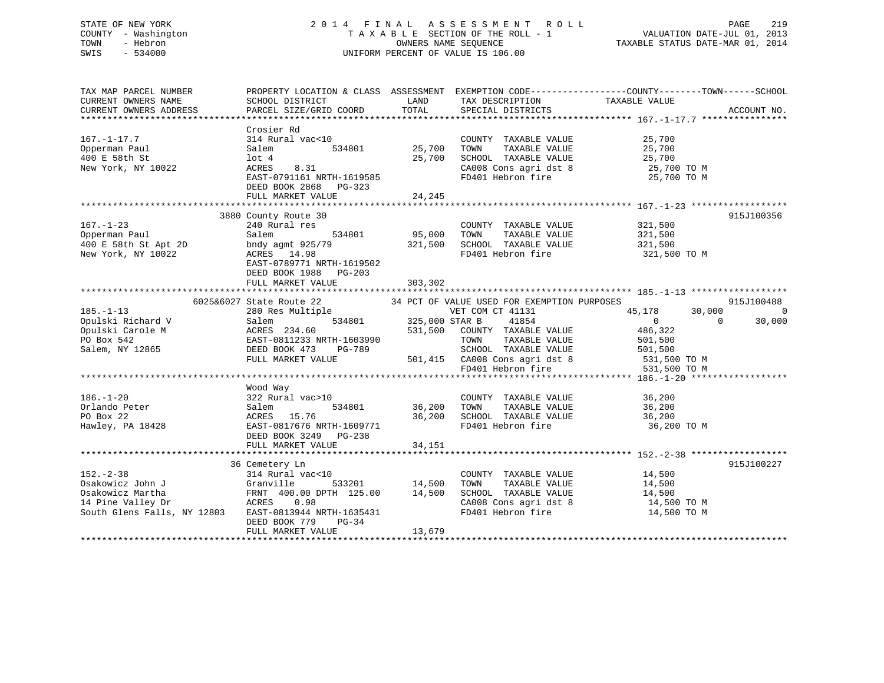STATE OF NEW YORK
COUNTY - Washington
TOWN - Hebron
SWIS - 534000

2014 FINAL ASSESSMENT ROLL
TAXABLE SECTION OF THE ROLL - 1
OWNERS NAME SEQUENCE
UNIFORM PERCENT OF VALUE IS 106.00

VALUATION DATE-JUL 01, 2013
TAXABLE STATUS DATE-MAR 01, 2014

```
TAX MAP PARCEL NUMBER          PROPERTY LOCATION & CLASS  ASSESSMENT  EXEMPTION CODE-----------------COUNTY--------TOWN------SCHOOL
CURRENT OWNERS NAME            SCHOOL DISTRICT               LAND      TAX DESCRIPTION            TAXABLE VALUE
CURRENT OWNERS ADDRESS         PARCEL SIZE/GRID COORD        TOTAL     SPECIAL DISTRICTS                                      ACCOUNT NO.
******************************************************************************************************* 167.-1-17.7 ****************
                               Crosier Rd
167.-1-17.7                    314 Rural vac<10                         COUNTY  TAXABLE VALUE           25,700
Opperman Paul                  Salem          534801       25,700       TOWN    TAXABLE VALUE           25,700
400 E 58th St                  lot 4                       25,700       SCHOOL  TAXABLE VALUE           25,700
New York, NY 10022             ACRES    8.31                            CA008 Cons agri dst 8            25,700 TO M
                               EAST-0791161 NRTH-1619585                FD401 Hebron fire                25,700 TO M
                               DEED BOOK 2868   PG-323
                               FULL MARKET VALUE           24,245
******************************************************************************************************* 167.-1-23 ******************
                          3880 County Route 30                                                                        915J100356
167.-1-23                      240 Rural res                            COUNTY  TAXABLE VALUE          321,500
Opperman Paul                  Salem          534801       95,000       TOWN    TAXABLE VALUE          321,500
400 E 58th St Apt 2D           bndy agmt 925/79           321,500       SCHOOL  TAXABLE VALUE          321,500
New York, NY 10022             ACRES   14.98                            FD401 Hebron fire               321,500 TO M
                               EAST-0789771 NRTH-1619502
                               DEED BOOK 1988   PG-203
                               FULL MARKET VALUE          303,302
******************************************************************************************************* 185.-1-13 ******************
                      6025&6027 State Route 22           34 PCT OF VALUE USED FOR EXEMPTION PURPOSES                  915J100488
185.-1-13                      280 Res Multiple                   VET COM CT 41131             45,178      30,000           0
Opulski Richard V              Salem          534801      325,000 STAR B      41854                 0           0      30,000
Opulski Carole M               ACRES  234.60              531,500   COUNTY  TAXABLE VALUE          486,322
PO Box 542                     EAST-0811233 NRTH-1603990            TOWN    TAXABLE VALUE          501,500
Salem, NY 12865                DEED BOOK 473    PG-789              SCHOOL  TAXABLE VALUE          501,500
                               FULL MARKET VALUE          501,415   CA008 Cons agri dst 8           531,500 TO M
                                                                    FD401 Hebron fire               531,500 TO M
******************************************************************************************************* 186.-1-20 ******************
                               Wood Way
186.-1-20                      322 Rural vac>10                         COUNTY  TAXABLE VALUE           36,200
Orlando Peter                  Salem          534801       36,200       TOWN    TAXABLE VALUE           36,200
PO Box 22                      ACRES   15.76               36,200       SCHOOL  TAXABLE VALUE           36,200
Hawley, PA 18428               EAST-0817676 NRTH-1609771                FD401 Hebron fire                36,200 TO M
                               DEED BOOK 3249   PG-238
                               FULL MARKET VALUE           34,151
******************************************************************************************************* 152.-2-38 ******************
                            36 Cemetery Ln                                                                            915J100227
152.-2-38                      314 Rural vac<10                         COUNTY  TAXABLE VALUE           14,500
Osakowicz John J               Granville      533201       14,500       TOWN    TAXABLE VALUE           14,500
Osakowicz Martha               FRNT 400.00 DPTH 125.00     14,500       SCHOOL  TAXABLE VALUE           14,500
14 Pine Valley Dr              ACRES    0.98                            CA008 Cons agri dst 8            14,500 TO M
South Glens Falls, NY 12803    EAST-0813944 NRTH-1635431                FD401 Hebron fire                14,500 TO M
                               DEED BOOK 779    PG-34
                               FULL MARKET VALUE           13,679
************************************************************************************************************************************
```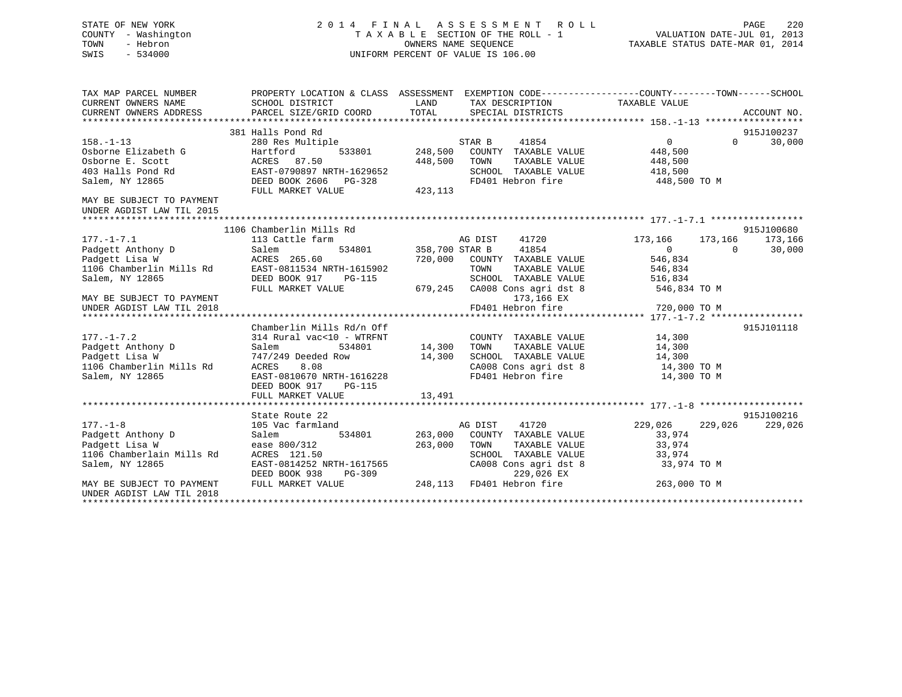STATE OF NEW YORK
COUNTY - Washington
TOWN - Hebron
SWIS - 534000

2 0 1 4 F I N A L A S S E S S M E N T R O L L
T A X A B L E SECTION OF THE ROLL - 1
OWNERS NAME SEQUENCE
UNIFORM PERCENT OF VALUE IS 106.00

VALUATION DATE-JUL 01, 2013
TAXABLE STATUS DATE-MAR 01, 2014

```
TAX MAP PARCEL NUMBER          PROPERTY LOCATION & CLASS  ASSESSMENT  EXEMPTION CODE------------------COUNTY--------TOWN------SCHOOL
CURRENT OWNERS NAME            SCHOOL DISTRICT              LAND      TAX DESCRIPTION            TAXABLE VALUE
CURRENT OWNERS ADDRESS         PARCEL SIZE/GRID COORD       TOTAL     SPECIAL DISTRICTS                                  ACCOUNT NO.
******************************************************************************************************* 158.-1-13 ******************
                               381 Halls Pond Rd                                                                        915J100237
158.-1-13                      280 Res Multiple                       STAR B     41854               0          0      30,000
Osborne Elizabeth G            Hartford          533801      248,500   COUNTY  TAXABLE VALUE          448,500
Osborne E. Scott               ACRES  87.50                  448,500   TOWN    TAXABLE VALUE          448,500
403 Halls Pond Rd              EAST-0790897 NRTH-1629652               SCHOOL  TAXABLE VALUE          418,500
Salem, NY 12865                DEED BOOK 2606   PG-328                 FD401 Hebron fire               448,500 TO M
                               FULL MARKET VALUE             423,113
MAY BE SUBJECT TO PAYMENT
UNDER AGDIST LAW TIL 2015
******************************************************************************************************* 177.-1-7.1 *****************
                               1106 Chamberlin Mills Rd                                                                 915J100680
177.-1-7.1                     113 Cattle farm                        AG DIST    41720          173,166    173,166    173,166
Padgett Anthony D              Salem             534801      358,700 STAR B     41854               0          0      30,000
Padgett Lisa W                 ACRES 265.60                  720,000   COUNTY  TAXABLE VALUE          546,834
1106 Chamberlin Mills Rd       EAST-0811534 NRTH-1615902               TOWN    TAXABLE VALUE          546,834
Salem, NY 12865                DEED BOOK 917    PG-115                 SCHOOL  TAXABLE VALUE          516,834
                               FULL MARKET VALUE             679,245   CA008 Cons agri dst 8           546,834 TO M
MAY BE SUBJECT TO PAYMENT                                                  173,166 EX
UNDER AGDIST LAW TIL 2018                                              FD401 Hebron fire               720,000 TO M
******************************************************************************************************* 177.-1-7.2 *****************
                               Chamberlin Mills Rd/n Off                                                                915J101118
177.-1-7.2                     314 Rural vac<10 - WTRFNT               COUNTY  TAXABLE VALUE           14,300
Padgett Anthony D              Salem             534801       14,300   TOWN    TAXABLE VALUE           14,300
Padgett Lisa W                 747/249 Deeded Row             14,300   SCHOOL  TAXABLE VALUE           14,300
1106 Chamberlin Mills Rd       ACRES   8.08                            CA008 Cons agri dst 8            14,300 TO M
Salem, NY 12865                EAST-0810670 NRTH-1616228               FD401 Hebron fire                14,300 TO M
                               DEED BOOK 917    PG-115
                               FULL MARKET VALUE              13,491
******************************************************************************************************* 177.-1-8 *******************
                               State Route 22                                                                           915J100216
177.-1-8                       105 Vac farmland                       AG DIST    41720          229,026    229,026    229,026
Padgett Anthony D              Salem             534801      263,000   COUNTY  TAXABLE VALUE           33,974
Padgett Lisa W                 ease 800/312                  263,000   TOWN    TAXABLE VALUE           33,974
1106 Chamberlain Mills Rd      ACRES 121.50                            SCHOOL  TAXABLE VALUE           33,974
Salem, NY 12865                EAST-0814252 NRTH-1617565               CA008 Cons agri dst 8            33,974 TO M
                               DEED BOOK 938    PG-309                     229,026 EX
MAY BE SUBJECT TO PAYMENT      FULL MARKET VALUE             248,113   FD401 Hebron fire               263,000 TO M
UNDER AGDIST LAW TIL 2018
************************************************************************************************************************************
```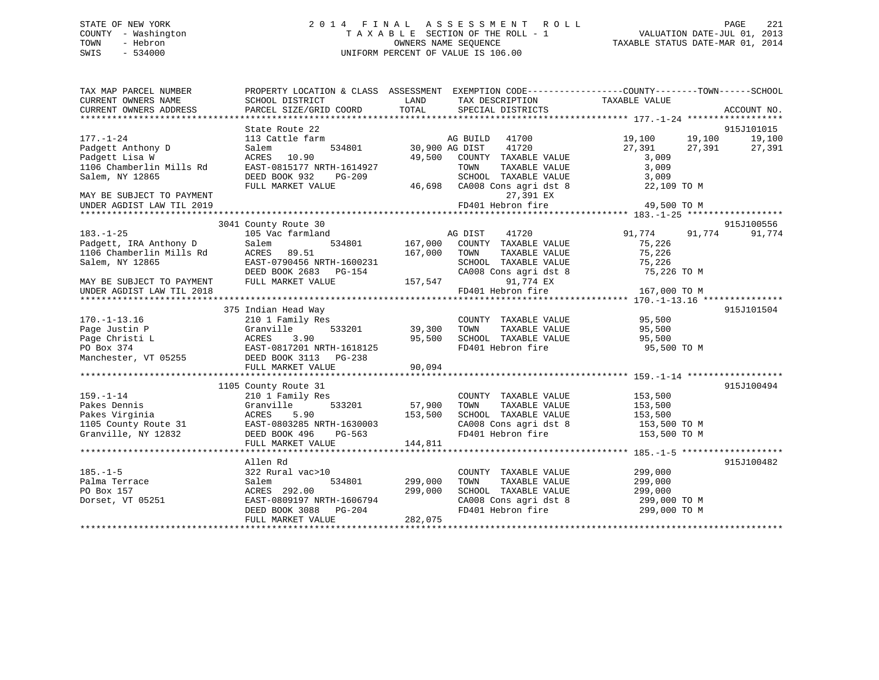STATE OF NEW YORK
COUNTY - Washington
TOWN - Hebron
SWIS - 534000

# 2014 FINAL ASSESSMENT ROLL
TAXABLE SECTION OF THE ROLL - 1
OWNERS NAME SEQUENCE
UNIFORM PERCENT OF VALUE IS 106.00

VALUATION DATE-JUL 01, 2013
TAXABLE STATUS DATE-MAR 01, 2014

```
TAX MAP PARCEL NUMBER          PROPERTY LOCATION & CLASS  ASSESSMENT  EXEMPTION CODE------------------COUNTY--------TOWN------SCHOOL
CURRENT OWNERS NAME            SCHOOL DISTRICT               LAND       TAX DESCRIPTION              TAXABLE VALUE
CURRENT OWNERS ADDRESS         PARCEL SIZE/GRID COORD        TOTAL      SPECIAL DISTRICTS                                    ACCOUNT NO.
******************************************************************************************** 177.-1-24 ******************
                               State Route 22                                                                          915J101015
177.-1-24                      113 Cattle farm                        AG BUILD   41700             19,100     19,100     19,100
Padgett Anthony D              Salem          534801        30,900 AG DIST    41720             27,391     27,391     27,391
Padgett Lisa W                 ACRES  10.90                 49,500   COUNTY  TAXABLE VALUE          3,009
1106 Chamberlin Mills Rd       EAST-0815177 NRTH-1614927             TOWN    TAXABLE VALUE          3,009
Salem, NY 12865                DEED BOOK 932    PG-209               SCHOOL  TAXABLE VALUE          3,009
                               FULL MARKET VALUE            46,698   CA008 Cons agri dst 8          22,109 TO M
MAY BE SUBJECT TO PAYMENT                                                  27,391 EX
UNDER AGDIST LAW TIL 2019                                            FD401 Hebron fire              49,500 TO M
******************************************************************************************** 183.-1-25 ******************
                               3041 County Route 30                                                                    915J100556
183.-1-25                      105 Vac farmland                      AG DIST    41720             91,774     91,774     91,774
Padgett, IRA Anthony D         Salem          534801       167,000   COUNTY  TAXABLE VALUE         75,226
1106 Chamberlin Mills Rd       ACRES  89.51                167,000   TOWN    TAXABLE VALUE         75,226
Salem, NY 12865                EAST-0790456 NRTH-1600231             SCHOOL  TAXABLE VALUE         75,226
                               DEED BOOK 2683   PG-154               CA008 Cons agri dst 8          75,226 TO M
MAY BE SUBJECT TO PAYMENT      FULL MARKET VALUE           157,547         91,774 EX
UNDER AGDIST LAW TIL 2018                                            FD401 Hebron fire             167,000 TO M
******************************************************************************************** 170.-1-13.16 ***************
                               375 Indian Head Way                                                                     915J101504
170.-1-13.16                   210 1 Family Res                      COUNTY  TAXABLE VALUE         95,500
Page Justin P                  Granville      533201        39,300   TOWN    TAXABLE VALUE         95,500
Page Christi L                 ACRES   3.90                 95,500   SCHOOL  TAXABLE VALUE         95,500
PO Box 374                     EAST-0817201 NRTH-1618125             FD401 Hebron fire              95,500 TO M
Manchester, VT 05255           DEED BOOK 3113   PG-238
                               FULL MARKET VALUE            90,094
******************************************************************************************** 159.-1-14 ******************
                               1105 County Route 31                                                                    915J100494
159.-1-14                      210 1 Family Res                      COUNTY  TAXABLE VALUE        153,500
Pakes Dennis                   Granville      533201        57,900   TOWN    TAXABLE VALUE        153,500
Pakes Virginia                 ACRES   5.90                153,500   SCHOOL  TAXABLE VALUE        153,500
1105 County Route 31           EAST-0803285 NRTH-1630003             CA008 Cons agri dst 8         153,500 TO M
Granville, NY 12832            DEED BOOK 496    PG-563               FD401 Hebron fire             153,500 TO M
                               FULL MARKET VALUE           144,811
******************************************************************************************** 185.-1-5 *******************
                               Allen Rd                                                                                915J100482
185.-1-5                       322 Rural vac>10                      COUNTY  TAXABLE VALUE        299,000
Palma Terrace                  Salem          534801       299,000   TOWN    TAXABLE VALUE        299,000
PO Box 157                     ACRES 292.00                299,000   SCHOOL  TAXABLE VALUE        299,000
Dorset, VT 05251               EAST-0809197 NRTH-1606794             CA008 Cons agri dst 8         299,000 TO M
                               DEED BOOK 3088   PG-204               FD401 Hebron fire             299,000 TO M
                               FULL MARKET VALUE           282,075
*****************************************************************************************************************************
```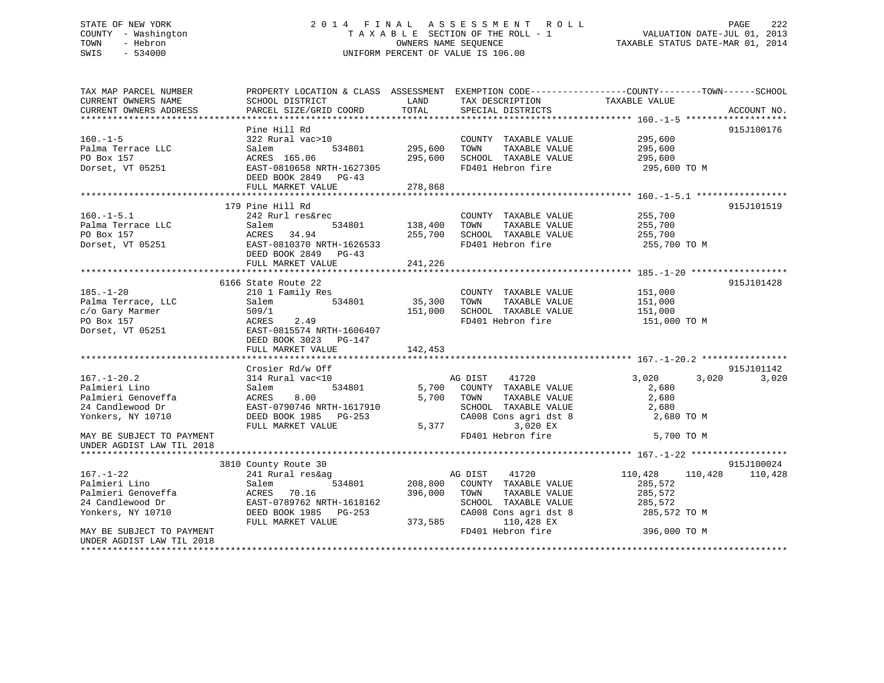STATE OF NEW YORK
COUNTY - Washington
TOWN - Hebron
SWIS - 534000

# 2014 FINAL ASSESSMENT ROLL
TAXABLE SECTION OF THE ROLL - 1
OWNERS NAME SEQUENCE
UNIFORM PERCENT OF VALUE IS 106.00

VALUATION DATE-JUL 01, 2013
TAXABLE STATUS DATE-MAR 01, 2014

| TAX MAP PARCEL NUMBER / CURRENT OWNERS NAME / CURRENT OWNERS ADDRESS | PROPERTY LOCATION & CLASS / SCHOOL DISTRICT / PARCEL SIZE/GRID COORD | ASSESSMENT LAND / TOTAL | EXEMPTION CODE / TAX DESCRIPTION / SPECIAL DISTRICTS | COUNTY / TAXABLE VALUE | TOWN | SCHOOL | ACCOUNT NO. |
|---|---|---|---|---|---|---|---|
| **160.-1-5** | Pine Hill Rd | | | | | | 915J100176 |
| 160.-1-5 | 322 Rural vac>10 | | COUNTY TAXABLE VALUE | 295,600 | | | |
| Palma Terrace LLC | Salem 534801 | 295,600 | TOWN TAXABLE VALUE | 295,600 | | | |
| PO Box 157 | ACRES 165.06 | 295,600 | SCHOOL TAXABLE VALUE | 295,600 | | | |
| Dorset, VT 05251 | EAST-0810658 NRTH-1627305 | | FD401 Hebron fire | 295,600 TO M | | | |
| | DEED BOOK 2849 PG-43 | | | | | | |
| | FULL MARKET VALUE | 278,868 | | | | | |
| **160.-1-5.1** | 179 Pine Hill Rd | | | | | | 915J101519 |
| 160.-1-5.1 | 242 Rurl res&rec | | COUNTY TAXABLE VALUE | 255,700 | | | |
| Palma Terrace LLC | Salem 534801 | 138,400 | TOWN TAXABLE VALUE | 255,700 | | | |
| PO Box 157 | ACRES 34.94 | 255,700 | SCHOOL TAXABLE VALUE | 255,700 | | | |
| Dorset, VT 05251 | EAST-0810370 NRTH-1626533 | | FD401 Hebron fire | 255,700 TO M | | | |
| | DEED BOOK 2849 PG-43 | | | | | | |
| | FULL MARKET VALUE | 241,226 | | | | | |
| **185.-1-20** | 6166 State Route 22 | | | | | | 915J101428 |
| 185.-1-20 | 210 1 Family Res | | COUNTY TAXABLE VALUE | 151,000 | | | |
| Palma Terrace, LLC | Salem 534801 | 35,300 | TOWN TAXABLE VALUE | 151,000 | | | |
| c/o Gary Marmer | 509/1 | 151,000 | SCHOOL TAXABLE VALUE | 151,000 | | | |
| PO Box 157 | ACRES 2.49 | | FD401 Hebron fire | 151,000 TO M | | | |
| Dorset, VT 05251 | EAST-0815574 NRTH-1606407 | | | | | | |
| | DEED BOOK 3023 PG-147 | | | | | | |
| | FULL MARKET VALUE | 142,453 | | | | | |
| **167.-1-20.2** | Crosier Rd/w Off | | | | | | 915J101142 |
| 167.-1-20.2 | 314 Rural vac<10 | | AG DIST 41720 | 3,020 | 3,020 | 3,020 | |
| Palmieri Lino | Salem 534801 | 5,700 | COUNTY TAXABLE VALUE | 2,680 | | | |
| Palmieri Genoveffa | ACRES 8.00 | 5,700 | TOWN TAXABLE VALUE | 2,680 | | | |
| 24 Candlewood Dr | EAST-0790746 NRTH-1617910 | | SCHOOL TAXABLE VALUE | 2,680 | | | |
| Yonkers, NY 10710 | DEED BOOK 1985 PG-253 | | CA008 Cons agri dst 8 | 2,680 TO M | | | |
| | FULL MARKET VALUE | 5,377 | 3,020 EX | | | | |
| MAY BE SUBJECT TO PAYMENT UNDER AGDIST LAW TIL 2018 | | | FD401 Hebron fire | 5,700 TO M | | | |
| **167.-1-22** | 3810 County Route 30 | | | | | | 915J100024 |
| 167.-1-22 | 241 Rural res&ag | | AG DIST 41720 | 110,428 | 110,428 | 110,428 | |
| Palmieri Lino | Salem 534801 | 208,800 | COUNTY TAXABLE VALUE | 285,572 | | | |
| Palmieri Genoveffa | ACRES 70.16 | 396,000 | TOWN TAXABLE VALUE | 285,572 | | | |
| 24 Candlewood Dr | EAST-0789762 NRTH-1618162 | | SCHOOL TAXABLE VALUE | 285,572 | | | |
| Yonkers, NY 10710 | DEED BOOK 1985 PG-253 | | CA008 Cons agri dst 8 | 285,572 TO M | | | |
| | FULL MARKET VALUE | 373,585 | 110,428 EX | | | | |
| MAY BE SUBJECT TO PAYMENT UNDER AGDIST LAW TIL 2018 | | | FD401 Hebron fire | 396,000 TO M | | | |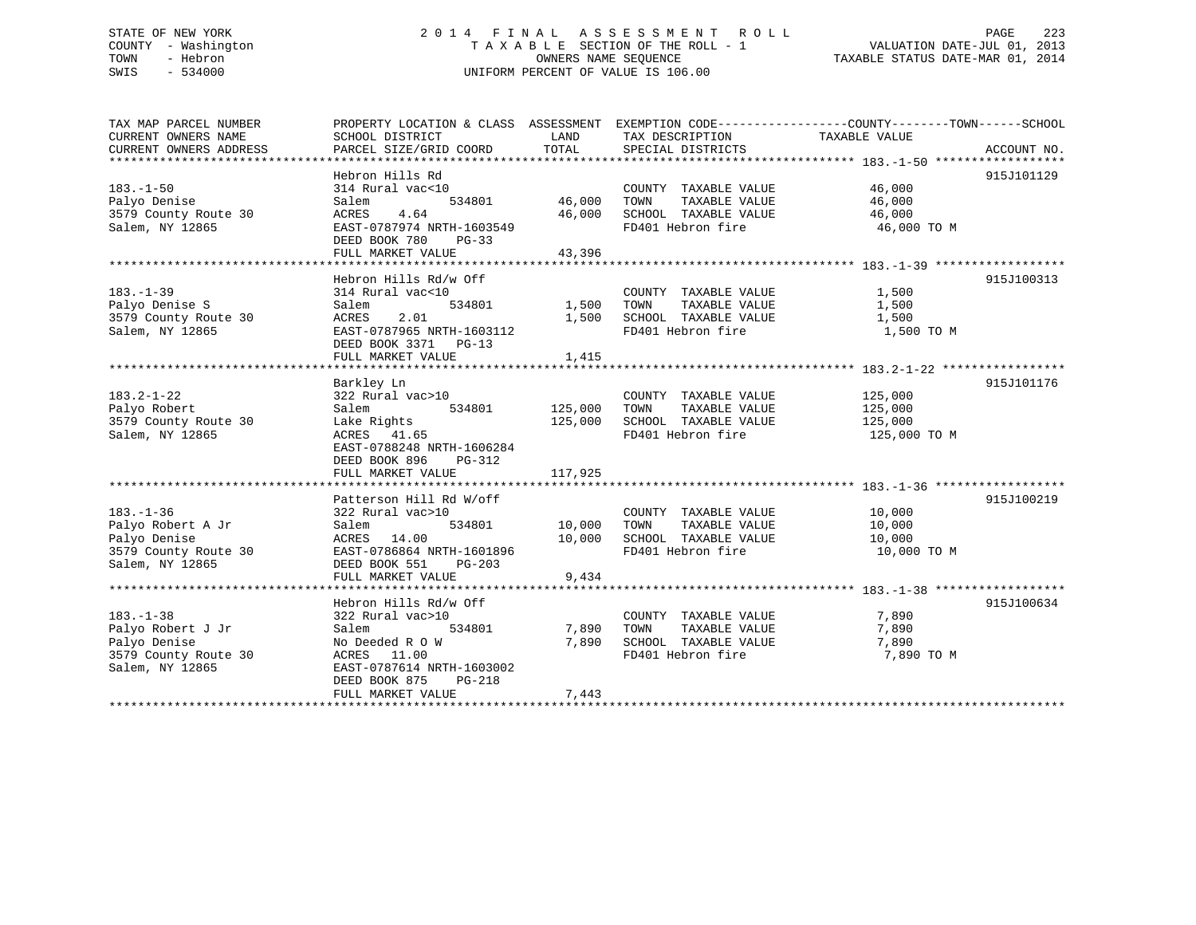STATE OF NEW YORK
COUNTY - Washington
TOWN - Hebron
SWIS - 534000

# 2014 FINAL ASSESSMENT ROLL
TAXABLE SECTION OF THE ROLL - 1
OWNERS NAME SEQUENCE
UNIFORM PERCENT OF VALUE IS 106.00

VALUATION DATE-JUL 01, 2013
TAXABLE STATUS DATE-MAR 01, 2014

| TAX MAP PARCEL NUMBER / CURRENT OWNERS NAME / CURRENT OWNERS ADDRESS | PROPERTY LOCATION & CLASS / SCHOOL DISTRICT / PARCEL SIZE/GRID COORD | ASSESSMENT LAND / TOTAL | EXEMPTION CODE / TAX DESCRIPTION / SPECIAL DISTRICTS | COUNTY--------TOWN------SCHOOL TAXABLE VALUE | ACCOUNT NO. |
|---|---|---|---|---|---|
| **183.-1-50** | Hebron Hills Rd | | | | 915J101129 |
| 183.-1-50 | 314 Rural vac<10 | | COUNTY TAXABLE VALUE | 46,000 | |
| Palyo Denise | Salem 534801 | 46,000 | TOWN TAXABLE VALUE | 46,000 | |
| 3579 County Route 30 | ACRES 4.64 | 46,000 | SCHOOL TAXABLE VALUE | 46,000 | |
| Salem, NY 12865 | EAST-0787974 NRTH-1603549 | | FD401 Hebron fire | 46,000 TO M | |
| | DEED BOOK 780 PG-33 | | | | |
| | FULL MARKET VALUE | 43,396 | | | |
| **183.-1-39** | Hebron Hills Rd/w Off | | | | 915J100313 |
| 183.-1-39 | 314 Rural vac<10 | | COUNTY TAXABLE VALUE | 1,500 | |
| Palyo Denise S | Salem 534801 | 1,500 | TOWN TAXABLE VALUE | 1,500 | |
| 3579 County Route 30 | ACRES 2.01 | 1,500 | SCHOOL TAXABLE VALUE | 1,500 | |
| Salem, NY 12865 | EAST-0787965 NRTH-1603112 | | FD401 Hebron fire | 1,500 TO M | |
| | DEED BOOK 3371 PG-13 | | | | |
| | FULL MARKET VALUE | 1,415 | | | |
| **183.2-1-22** | Barkley Ln | | | | 915J101176 |
| 183.2-1-22 | 322 Rural vac>10 | | COUNTY TAXABLE VALUE | 125,000 | |
| Palyo Robert | Salem 534801 | 125,000 | TOWN TAXABLE VALUE | 125,000 | |
| 3579 County Route 30 | Lake Rights | 125,000 | SCHOOL TAXABLE VALUE | 125,000 | |
| Salem, NY 12865 | ACRES 41.65 | | FD401 Hebron fire | 125,000 TO M | |
| | EAST-0788248 NRTH-1606284 | | | | |
| | DEED BOOK 896 PG-312 | | | | |
| | FULL MARKET VALUE | 117,925 | | | |
| **183.-1-36** | Patterson Hill Rd W/off | | | | 915J100219 |
| 183.-1-36 | 322 Rural vac>10 | | COUNTY TAXABLE VALUE | 10,000 | |
| Palyo Robert A Jr | Salem 534801 | 10,000 | TOWN TAXABLE VALUE | 10,000 | |
| Palyo Denise | ACRES 14.00 | 10,000 | SCHOOL TAXABLE VALUE | 10,000 | |
| 3579 County Route 30 | EAST-0786864 NRTH-1601896 | | FD401 Hebron fire | 10,000 TO M | |
| Salem, NY 12865 | DEED BOOK 551 PG-203 | | | | |
| | FULL MARKET VALUE | 9,434 | | | |
| **183.-1-38** | Hebron Hills Rd/w Off | | | | 915J100634 |
| 183.-1-38 | 322 Rural vac>10 | | COUNTY TAXABLE VALUE | 7,890 | |
| Palyo Robert J Jr | Salem 534801 | 7,890 | TOWN TAXABLE VALUE | 7,890 | |
| Palyo Denise | No Deeded R O W | 7,890 | SCHOOL TAXABLE VALUE | 7,890 | |
| 3579 County Route 30 | ACRES 11.00 | | FD401 Hebron fire | 7,890 TO M | |
| Salem, NY 12865 | EAST-0787614 NRTH-1603002 | | | | |
| | DEED BOOK 875 PG-218 | | | | |
| | FULL MARKET VALUE | 7,443 | | | |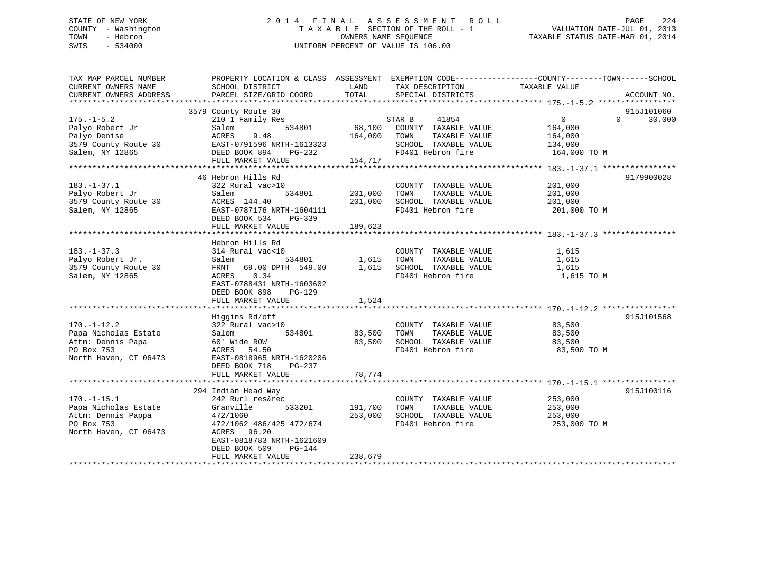STATE OF NEW YORK
COUNTY - Washington
TOWN - Hebron
SWIS - 534000

2014 FINAL ASSESSMENT ROLL
TAXABLE SECTION OF THE ROLL - 1
OWNERS NAME SEQUENCE
UNIFORM PERCENT OF VALUE IS 106.00

VALUATION DATE-JUL 01, 2013
TAXABLE STATUS DATE-MAR 01, 2014

```
TAX MAP PARCEL NUMBER          PROPERTY LOCATION & CLASS  ASSESSMENT  EXEMPTION CODE------------------COUNTY--------TOWN------SCHOOL
CURRENT OWNERS NAME            SCHOOL DISTRICT             LAND        TAX DESCRIPTION            TAXABLE VALUE
CURRENT OWNERS ADDRESS         PARCEL SIZE/GRID COORD      TOTAL       SPECIAL DISTRICTS                                       ACCOUNT NO.
********************************************************************************************* 175.-1-5.2 *****************
                         3579 County Route 30                                                                             915J101060
175.-1-5.2                     210 1 Family Res                    STAR B     41854                 0            0      30,000
Palyo Robert Jr                Salem           534801      68,100   COUNTY  TAXABLE VALUE          164,000
Palyo Denise                   ACRES     9.48             164,000   TOWN    TAXABLE VALUE          164,000
3579 County Route 30           EAST-0791596 NRTH-1613323            SCHOOL  TAXABLE VALUE          134,000
Salem, NY 12865                DEED BOOK 894    PG-232              FD401 Hebron fire              164,000 TO M
                               FULL MARKET VALUE          154,717
********************************************************************************************* 183.-1-37.1 ****************
                         46 Hebron Hills Rd                                                                               9179900028
183.-1-37.1                    322 Rural vac>10                     COUNTY  TAXABLE VALUE          201,000
Palyo Robert Jr                Salem           534801     201,000   TOWN    TAXABLE VALUE          201,000
3579 County Route 30           ACRES  144.40              201,000   SCHOOL  TAXABLE VALUE          201,000
Salem, NY 12865                EAST-0787176 NRTH-1604111            FD401 Hebron fire              201,000 TO M
                               DEED BOOK 534    PG-339
                               FULL MARKET VALUE          189,623
********************************************************************************************* 183.-1-37.3 ****************
                         Hebron Hills Rd
183.-1-37.3                    314 Rural vac<10                     COUNTY  TAXABLE VALUE            1,615
Palyo Robert Jr.               Salem           534801       1,615   TOWN    TAXABLE VALUE            1,615
3579 County Route 30           FRNT   69.00 DPTH  549.00    1,615   SCHOOL  TAXABLE VALUE            1,615
Salem, NY 12865                ACRES     0.34                       FD401 Hebron fire                1,615 TO M
                               EAST-0788431 NRTH-1603602
                               DEED BOOK 898    PG-129
                               FULL MARKET VALUE            1,524
********************************************************************************************* 170.-1-12.2 ****************
                         Higgins Rd/off                                                                                   915J101568
170.-1-12.2                    322 Rural vac>10                     COUNTY  TAXABLE VALUE           83,500
Papa Nicholas Estate           Salem           534801      83,500   TOWN    TAXABLE VALUE           83,500
Attn: Dennis Papa              60' Wide ROW                83,500   SCHOOL  TAXABLE VALUE           83,500
PO Box 753                     ACRES   54.50                        FD401 Hebron fire               83,500 TO M
North Haven, CT 06473          EAST-0818965 NRTH-1620206
                               DEED BOOK 718    PG-237
                               FULL MARKET VALUE           78,774
********************************************************************************************* 170.-1-15.1 ****************
                         294 Indian Head Way                                                                              915J100116
170.-1-15.1                    242 Rurl res&rec                     COUNTY  TAXABLE VALUE          253,000
Papa Nicholas Estate           Granville       533201     191,700   TOWN    TAXABLE VALUE          253,000
Attn: Dennis Pappa             472/1060                   253,000   SCHOOL  TAXABLE VALUE          253,000
PO Box 753                     472/1062 486/425 472/674             FD401 Hebron fire              253,000 TO M
North Haven, CT 06473          ACRES   96.20
                               EAST-0818783 NRTH-1621609
                               DEED BOOK 509    PG-144
                               FULL MARKET VALUE          238,679
****************************************************************************************************************************
```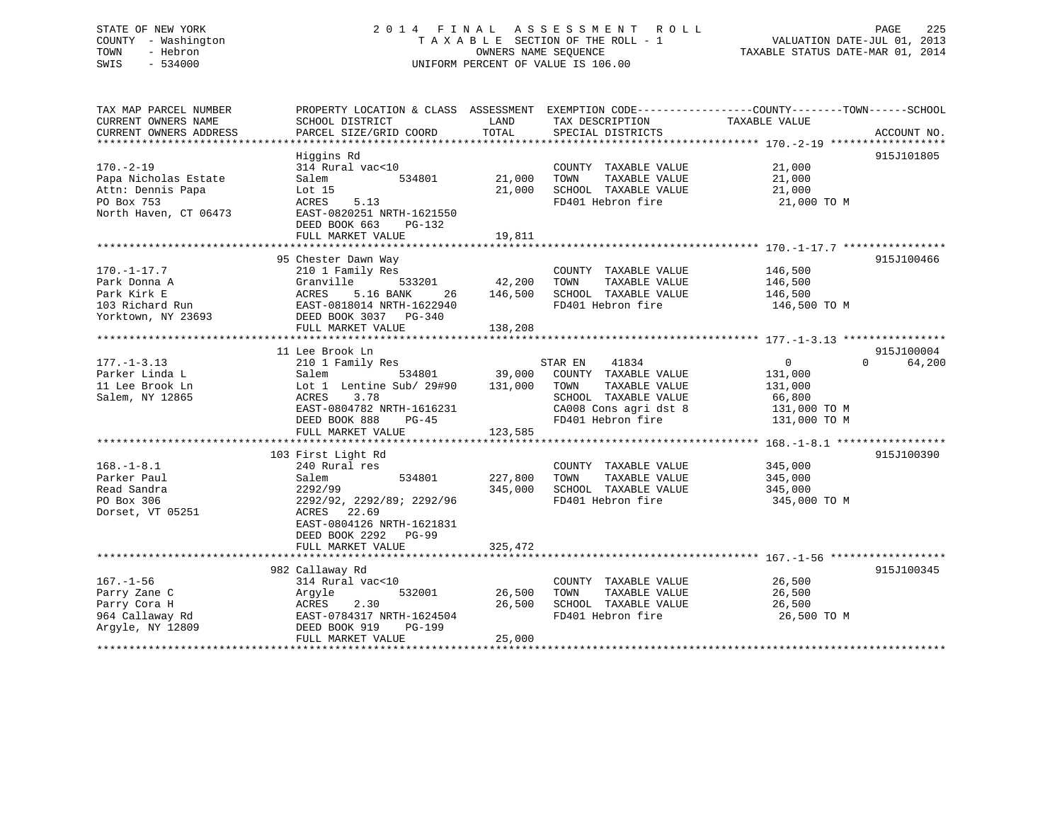STATE OF NEW YORK
COUNTY - Washington
TOWN - Hebron
SWIS - 534000

# 2014 FINAL ASSESSMENT ROLL

TAXABLE SECTION OF THE ROLL - 1
OWNERS NAME SEQUENCE
UNIFORM PERCENT OF VALUE IS 106.00

VALUATION DATE-JUL 01, 2013
TAXABLE STATUS DATE-MAR 01, 2014

| TAX MAP PARCEL NUMBER / CURRENT OWNERS NAME / CURRENT OWNERS ADDRESS | PROPERTY LOCATION & CLASS / SCHOOL DISTRICT / PARCEL SIZE/GRID COORD | ASSESSMENT LAND | TOTAL | EXEMPTION CODE / TAX DESCRIPTION / SPECIAL DISTRICTS | COUNTY / TOWN / TAXABLE VALUE | SCHOOL | ACCOUNT NO. |
|---|---|---|---|---|---|---|---|
| 170.-2-19 | Higgins Rd | | | | | | 915J101805 |
| | 314 Rural vac<10 | | | COUNTY TAXABLE VALUE | 21,000 | | |
| Papa Nicholas Estate | Salem 534801 | 21,000 | | TOWN TAXABLE VALUE | 21,000 | | |
| Attn: Dennis Papa | Lot 15 | | 21,000 | SCHOOL TAXABLE VALUE | 21,000 | | |
| PO Box 753 | ACRES 5.13 | | | FD401 Hebron fire | 21,000 TO M | | |
| North Haven, CT 06473 | EAST-0820251 NRTH-1621550 | | | | | | |
| | DEED BOOK 663 PG-132 | | | | | | |
| | FULL MARKET VALUE | | 19,811 | | | | |
| 170.-1-17.7 | 95 Chester Dawn Way | | | | | | 915J100466 |
| | 210 1 Family Res | | | COUNTY TAXABLE VALUE | 146,500 | | |
| Park Donna A | Granville 533201 | 42,200 | | TOWN TAXABLE VALUE | 146,500 | | |
| Park Kirk E | ACRES 5.16 BANK 26 | | 146,500 | SCHOOL TAXABLE VALUE | 146,500 | | |
| 103 Richard Run | EAST-0818014 NRTH-1622940 | | | FD401 Hebron fire | 146,500 TO M | | |
| Yorktown, NY 23693 | DEED BOOK 3037 PG-340 | | | | | | |
| | FULL MARKET VALUE | | 138,208 | | | | |
| 177.-1-3.13 | 11 Lee Brook Ln | | | | | | 915J100004 |
| | 210 1 Family Res | | | STAR EN 41834 | 0 | 0 | 64,200 |
| Parker Linda L | Salem 534801 | 39,000 | | COUNTY TAXABLE VALUE | 131,000 | | |
| 11 Lee Brook Ln | Lot 1 Lentine Sub/ 29#90 | | 131,000 | TOWN TAXABLE VALUE | 131,000 | | |
| Salem, NY 12865 | ACRES 3.78 | | | SCHOOL TAXABLE VALUE | 66,800 | | |
| | EAST-0804782 NRTH-1616231 | | | CA008 Cons agri dst 8 | 131,000 TO M | | |
| | DEED BOOK 888 PG-45 | | | FD401 Hebron fire | 131,000 TO M | | |
| | FULL MARKET VALUE | | 123,585 | | | | |
| 168.-1-8.1 | 103 First Light Rd | | | | | | 915J100390 |
| | 240 Rural res | | | COUNTY TAXABLE VALUE | 345,000 | | |
| Parker Paul | Salem 534801 | 227,800 | | TOWN TAXABLE VALUE | 345,000 | | |
| Read Sandra | 2292/99 | | 345,000 | SCHOOL TAXABLE VALUE | 345,000 | | |
| PO Box 306 | 2292/92, 2292/89; 2292/96 | | | FD401 Hebron fire | 345,000 TO M | | |
| Dorset, VT 05251 | ACRES 22.69 | | | | | | |
| | EAST-0804126 NRTH-1621831 | | | | | | |
| | DEED BOOK 2292 PG-99 | | | | | | |
| | FULL MARKET VALUE | | 325,472 | | | | |
| 167.-1-56 | 982 Callaway Rd | | | | | | 915J100345 |
| | 314 Rural vac<10 | | | COUNTY TAXABLE VALUE | 26,500 | | |
| Parry Zane C | Argyle 532001 | 26,500 | | TOWN TAXABLE VALUE | 26,500 | | |
| Parry Cora H | ACRES 2.30 | | 26,500 | SCHOOL TAXABLE VALUE | 26,500 | | |
| 964 Callaway Rd | EAST-0784317 NRTH-1624504 | | | FD401 Hebron fire | 26,500 TO M | | |
| Argyle, NY 12809 | DEED BOOK 919 PG-199 | | | | | | |
| | FULL MARKET VALUE | | 25,000 | | | | |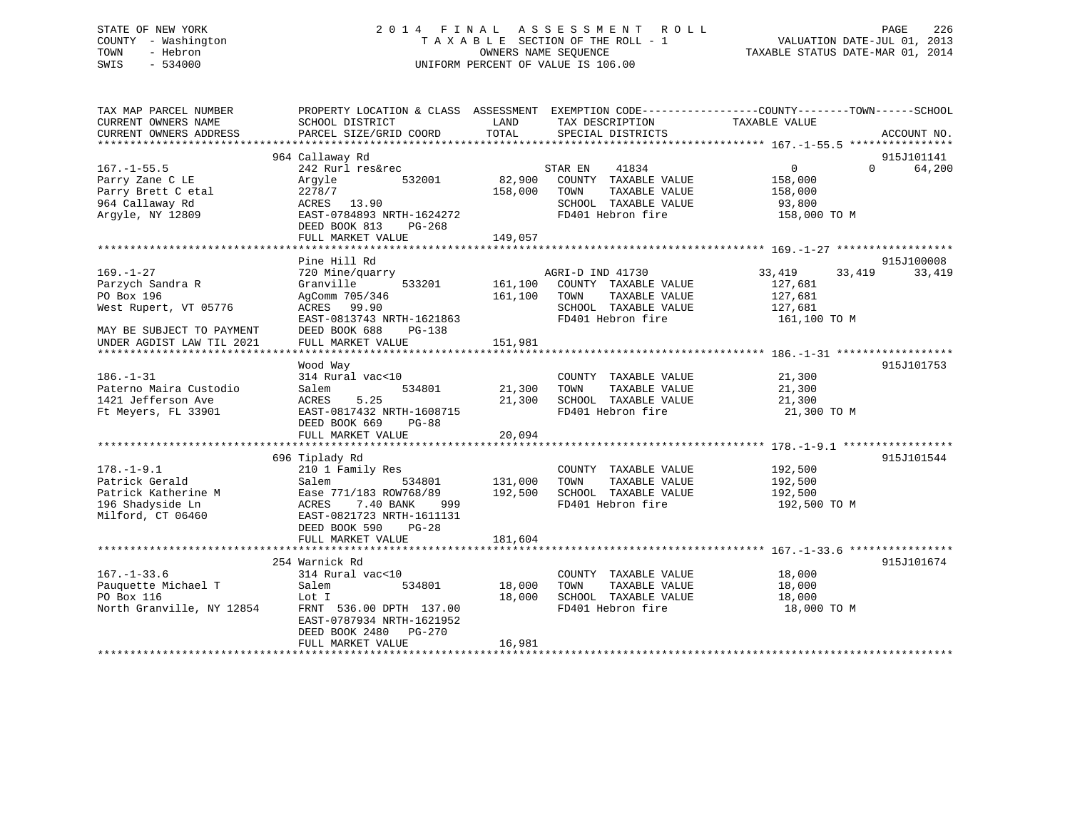STATE OF NEW YORK
COUNTY - Washington
TOWN - Hebron
SWIS - 534000

2014 FINAL ASSESSMENT ROLL
TAXABLE SECTION OF THE ROLL - 1
OWNERS NAME SEQUENCE
UNIFORM PERCENT OF VALUE IS 106.00

VALUATION DATE-JUL 01, 2013
TAXABLE STATUS DATE-MAR 01, 2014

```
TAX MAP PARCEL NUMBER          PROPERTY LOCATION & CLASS  ASSESSMENT  EXEMPTION CODE------------------COUNTY--------TOWN------SCHOOL
CURRENT OWNERS NAME            SCHOOL DISTRICT               LAND       TAX DESCRIPTION              TAXABLE VALUE
CURRENT OWNERS ADDRESS         PARCEL SIZE/GRID COORD        TOTAL      SPECIAL DISTRICTS                                      ACCOUNT NO.
******************************************************************************************************* 167.-1-55.5 ****************
                               964 Callaway Rd                                                                              915J101141
167.-1-55.5                    242 Rurl res&rec                         STAR EN      41834              0            0       64,200
Parry Zane C LE                Argyle            532001       82,900    COUNTY  TAXABLE VALUE         158,000
Parry Brett C etal             2278/7                        158,000    TOWN    TAXABLE VALUE         158,000
964 Callaway Rd                ACRES   13.90                            SCHOOL  TAXABLE VALUE          93,800
Argyle, NY 12809               EAST-0784893 NRTH-1624272                FD401 Hebron fire             158,000 TO M
                               DEED BOOK 813     PG-268
                               FULL MARKET VALUE             149,057
******************************************************************************************************* 169.-1-27 ******************
                               Pine Hill Rd                                                                                 915J100008
169.-1-27                      720 Mine/quarry                          AGRI-D IND 41730           33,419       33,419       33,419
Parzych Sandra R               Granville         533201      161,100    COUNTY  TAXABLE VALUE         127,681
PO Box 196                     AgComm 705/346                161,100    TOWN    TAXABLE VALUE         127,681
West Rupert, VT 05776          ACRES   99.90                            SCHOOL  TAXABLE VALUE         127,681
                               EAST-0813743 NRTH-1621863                FD401 Hebron fire             161,100 TO M
MAY BE SUBJECT TO PAYMENT      DEED BOOK 688     PG-138
UNDER AGDIST LAW TIL 2021      FULL MARKET VALUE             151,981
******************************************************************************************************* 186.-1-31 ******************
                               Wood Way                                                                                     915J101753
186.-1-31                      314 Rural vac<10                         COUNTY  TAXABLE VALUE          21,300
Paterno Maira Custodio         Salem             534801       21,300    TOWN    TAXABLE VALUE          21,300
1421 Jefferson Ave             ACRES    5.25                  21,300    SCHOOL  TAXABLE VALUE          21,300
Ft Meyers, FL 33901            EAST-0817432 NRTH-1608715                FD401 Hebron fire              21,300 TO M
                               DEED BOOK 669     PG-88
                               FULL MARKET VALUE              20,094
******************************************************************************************************* 178.-1-9.1 *****************
                               696 Tiplady Rd                                                                               915J101544
178.-1-9.1                     210 1 Family Res                         COUNTY  TAXABLE VALUE         192,500
Patrick Gerald                 Salem             534801      131,000    TOWN    TAXABLE VALUE         192,500
Patrick Katherine M            Ease 771/183 ROW768/89        192,500    SCHOOL  TAXABLE VALUE         192,500
196 Shadyside Ln               ACRES    7.40 BANK     999               FD401 Hebron fire             192,500 TO M
Milford, CT 06460              EAST-0821723 NRTH-1611131
                               DEED BOOK 590     PG-28
                               FULL MARKET VALUE             181,604
******************************************************************************************************* 167.-1-33.6 ****************
                               254 Warnick Rd                                                                               915J101674
167.-1-33.6                    314 Rural vac<10                         COUNTY  TAXABLE VALUE          18,000
Pauquette Michael T            Salem             534801       18,000    TOWN    TAXABLE VALUE          18,000
PO Box 116                     Lot I                          18,000    SCHOOL  TAXABLE VALUE          18,000
North Granville, NY 12854      FRNT 536.00 DPTH 137.00                  FD401 Hebron fire              18,000 TO M
                               EAST-0787934 NRTH-1621952
                               DEED BOOK 2480    PG-270
                               FULL MARKET VALUE              16,981
************************************************************************************************************************************
```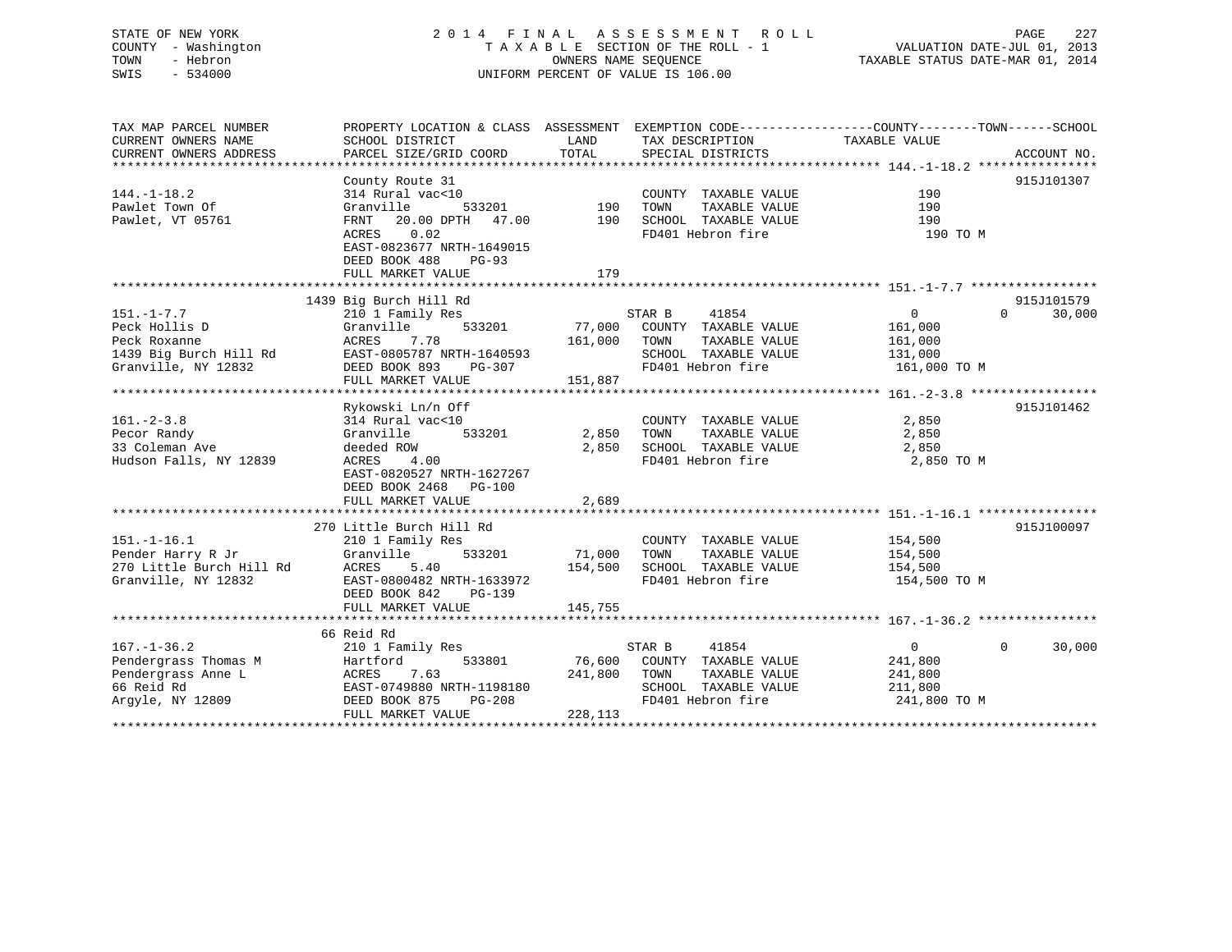STATE OF NEW YORK
COUNTY - Washington
TOWN - Hebron
SWIS - 534000

# 2014 FINAL ASSESSMENT ROLL
TAXABLE SECTION OF THE ROLL - 1
OWNERS NAME SEQUENCE
UNIFORM PERCENT OF VALUE IS 106.00

VALUATION DATE-JUL 01, 2013
TAXABLE STATUS DATE-MAR 01, 2014

```
TAX MAP PARCEL NUMBER          PROPERTY LOCATION & CLASS  ASSESSMENT  EXEMPTION CODE------------------COUNTY--------TOWN------SCHOOL
CURRENT OWNERS NAME            SCHOOL DISTRICT               LAND      TAX DESCRIPTION              TAXABLE VALUE
CURRENT OWNERS ADDRESS         PARCEL SIZE/GRID COORD       TOTAL      SPECIAL DISTRICTS                                    ACCOUNT NO.
******************************************************************************************************* 144.-1-18.2 ****************
                               County Route 31                                                                          915J101307
144.-1-18.2                    314 Rural vac<10                         COUNTY  TAXABLE VALUE              190
Pawlet Town Of                 Granville        533201         190      TOWN    TAXABLE VALUE              190
Pawlet, VT 05761               FRNT   20.00 DPTH   47.00       190      SCHOOL  TAXABLE VALUE              190
                               ACRES    0.02                            FD401 Hebron fire                   190 TO M
                               EAST-0823677 NRTH-1649015
                               DEED BOOK 488    PG-93
                               FULL MARKET VALUE                179
******************************************************************************************************* 151.-1-7.7 *****************
                            1439 Big Burch Hill Rd                                                                      915J101579
151.-1-7.7                     210 1 Family Res                     STAR B     41854                   0            0     30,000
Peck Hollis D                  Granville        533201       77,000   COUNTY  TAXABLE VALUE          161,000
Peck Roxanne                   ACRES    7.78                161,000   TOWN    TAXABLE VALUE          161,000
1439 Big Burch Hill Rd         EAST-0805787 NRTH-1640593              SCHOOL  TAXABLE VALUE          131,000
Granville, NY 12832            DEED BOOK 893    PG-307                FD401 Hebron fire              161,000 TO M
                               FULL MARKET VALUE            151,887
******************************************************************************************************* 161.-2-3.8 *****************
                               Rykowski Ln/n Off                                                                        915J101462
161.-2-3.8                     314 Rural vac<10                         COUNTY  TAXABLE VALUE            2,850
Pecor Randy                    Granville        533201        2,850     TOWN    TAXABLE VALUE            2,850
33 Coleman Ave                 deeded ROW                     2,850     SCHOOL  TAXABLE VALUE            2,850
Hudson Falls, NY 12839         ACRES    4.00                            FD401 Hebron fire                2,850 TO M
                               EAST-0820527 NRTH-1627267
                               DEED BOOK 2468   PG-100
                               FULL MARKET VALUE              2,689
******************************************************************************************************* 151.-1-16.1 ****************
                             270 Little Burch Hill Rd                                                                   915J100097
151.-1-16.1                    210 1 Family Res                         COUNTY  TAXABLE VALUE          154,500
Pender Harry R Jr              Granville        533201       71,000     TOWN    TAXABLE VALUE          154,500
270 Little Burch Hill Rd       ACRES    5.40                154,500     SCHOOL  TAXABLE VALUE          154,500
Granville, NY 12832            EAST-0800482 NRTH-1633972                FD401 Hebron fire              154,500 TO M
                               DEED BOOK 842    PG-139
                               FULL MARKET VALUE            145,755
******************************************************************************************************* 167.-1-36.2 ****************
                              66 Reid Rd
167.-1-36.2                    210 1 Family Res                     STAR B     41854                   0            0     30,000
Pendergrass Thomas M           Hartford         533801       76,600   COUNTY  TAXABLE VALUE          241,800
Pendergrass Anne L             ACRES    7.63                241,800   TOWN    TAXABLE VALUE          241,800
66 Reid Rd                     EAST-0749880 NRTH-1198180              SCHOOL  TAXABLE VALUE          211,800
Argyle, NY 12809               DEED BOOK 875    PG-208                FD401 Hebron fire              241,800 TO M
                               FULL MARKET VALUE            228,113
************************************************************************************************************************************
```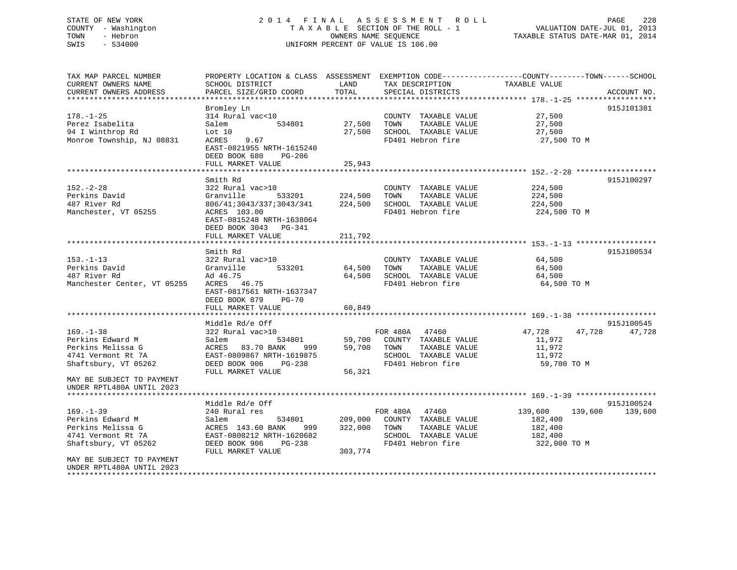STATE OF NEW YORK
COUNTY - Washington
TOWN - Hebron
SWIS - 534000

2014 FINAL ASSESSMENT ROLL
TAXABLE SECTION OF THE ROLL - 1
OWNERS NAME SEQUENCE
UNIFORM PERCENT OF VALUE IS 106.00

VALUATION DATE-JUL 01, 2013
TAXABLE STATUS DATE-MAR 01, 2014

| TAX MAP PARCEL NUMBER / CURRENT OWNERS NAME / CURRENT OWNERS ADDRESS | PROPERTY LOCATION & CLASS / SCHOOL DISTRICT / PARCEL SIZE/GRID COORD | ASSESSMENT LAND | TOTAL | EXEMPTION CODE / TAX DESCRIPTION / SPECIAL DISTRICTS | COUNTY TAXABLE VALUE | TOWN | SCHOOL | ACCOUNT NO. |
|---|---|---|---|---|---|---|---|---|
| **178.-1-25** | Bromley Ln | | | | | | | 915J101381 |
| 178.-1-25 | 314 Rural vac<10 | | | COUNTY TAXABLE VALUE | 27,500 | | | |
| Perez Isabelita | Salem 534801 | 27,500 | | TOWN TAXABLE VALUE | 27,500 | | | |
| 94 I Winthrop Rd | Lot 10 | | 27,500 | SCHOOL TAXABLE VALUE | 27,500 | | | |
| Monroe Township, NJ 08831 | ACRES 9.67 | | | FD401 Hebron fire | 27,500 TO M | | | |
| | EAST-0821955 NRTH-1615240 | | | | | | | |
| | DEED BOOK 680 PG-206 | | | | | | | |
| | FULL MARKET VALUE | | 25,943 | | | | | |
| **152.-2-28** | Smith Rd | | | | | | | 915J100297 |
| 152.-2-28 | 322 Rural vac>10 | | | COUNTY TAXABLE VALUE | 224,500 | | | |
| Perkins David | Granville 533201 | 224,500 | | TOWN TAXABLE VALUE | 224,500 | | | |
| 487 River Rd | 806/41;3043/337;3043/341 | | 224,500 | SCHOOL TAXABLE VALUE | 224,500 | | | |
| Manchester, VT 05255 | ACRES 103.00 | | | FD401 Hebron fire | 224,500 TO M | | | |
| | EAST-0815248 NRTH-1638064 | | | | | | | |
| | DEED BOOK 3043 PG-341 | | | | | | | |
| | FULL MARKET VALUE | | 211,792 | | | | | |
| **153.-1-13** | Smith Rd | | | | | | | 915J100534 |
| 153.-1-13 | 322 Rural vac>10 | | | COUNTY TAXABLE VALUE | 64,500 | | | |
| Perkins David | Granville 533201 | 64,500 | | TOWN TAXABLE VALUE | 64,500 | | | |
| 487 River Rd | Ad 46.75 | | 64,500 | SCHOOL TAXABLE VALUE | 64,500 | | | |
| Manchester Center, VT 05255 | ACRES 46.75 | | | FD401 Hebron fire | 64,500 TO M | | | |
| | EAST-0817561 NRTH-1637347 | | | | | | | |
| | DEED BOOK 879 PG-70 | | | | | | | |
| | FULL MARKET VALUE | | 60,849 | | | | | |
| **169.-1-38** | Middle Rd/e Off | | | | | | | 915J100545 |
| 169.-1-38 | 322 Rural vac>10 | | | FOR 480A 47460 | 47,728 | 47,728 | 47,728 | |
| Perkins Edward M | Salem 534801 | 59,700 | | COUNTY TAXABLE VALUE | 11,972 | | | |
| Perkins Melissa G | ACRES 83.70 BANK 999 | | 59,700 | TOWN TAXABLE VALUE | 11,972 | | | |
| 4741 Vermont Rt 7A | EAST-0809867 NRTH-1619875 | | | SCHOOL TAXABLE VALUE | 11,972 | | | |
| Shaftsbury, VT 05262 | DEED BOOK 906 PG-238 | | | FD401 Hebron fire | 59,700 TO M | | | |
| | FULL MARKET VALUE | | 56,321 | | | | | |
| MAY BE SUBJECT TO PAYMENT UNDER RPTL480A UNTIL 2023 | | | | | | | | |
| **169.-1-39** | Middle Rd/e Off | | | | | | | 915J100524 |
| 169.-1-39 | 240 Rural res | | | FOR 480A 47460 | 139,600 | 139,600 | 139,600 | |
| Perkins Edward M | Salem 534801 | 209,000 | | COUNTY TAXABLE VALUE | 182,400 | | | |
| Perkins Melissa G | ACRES 143.60 BANK 999 | | 322,000 | TOWN TAXABLE VALUE | 182,400 | | | |
| 4741 Vermont Rt 7A | EAST-0808212 NRTH-1620682 | | | SCHOOL TAXABLE VALUE | 182,400 | | | |
| Shaftsbury, VT 05262 | DEED BOOK 906 PG-238 | | | FD401 Hebron fire | 322,000 TO M | | | |
| | FULL MARKET VALUE | | 303,774 | | | | | |
| MAY BE SUBJECT TO PAYMENT UNDER RPTL480A UNTIL 2023 | | | | | | | | |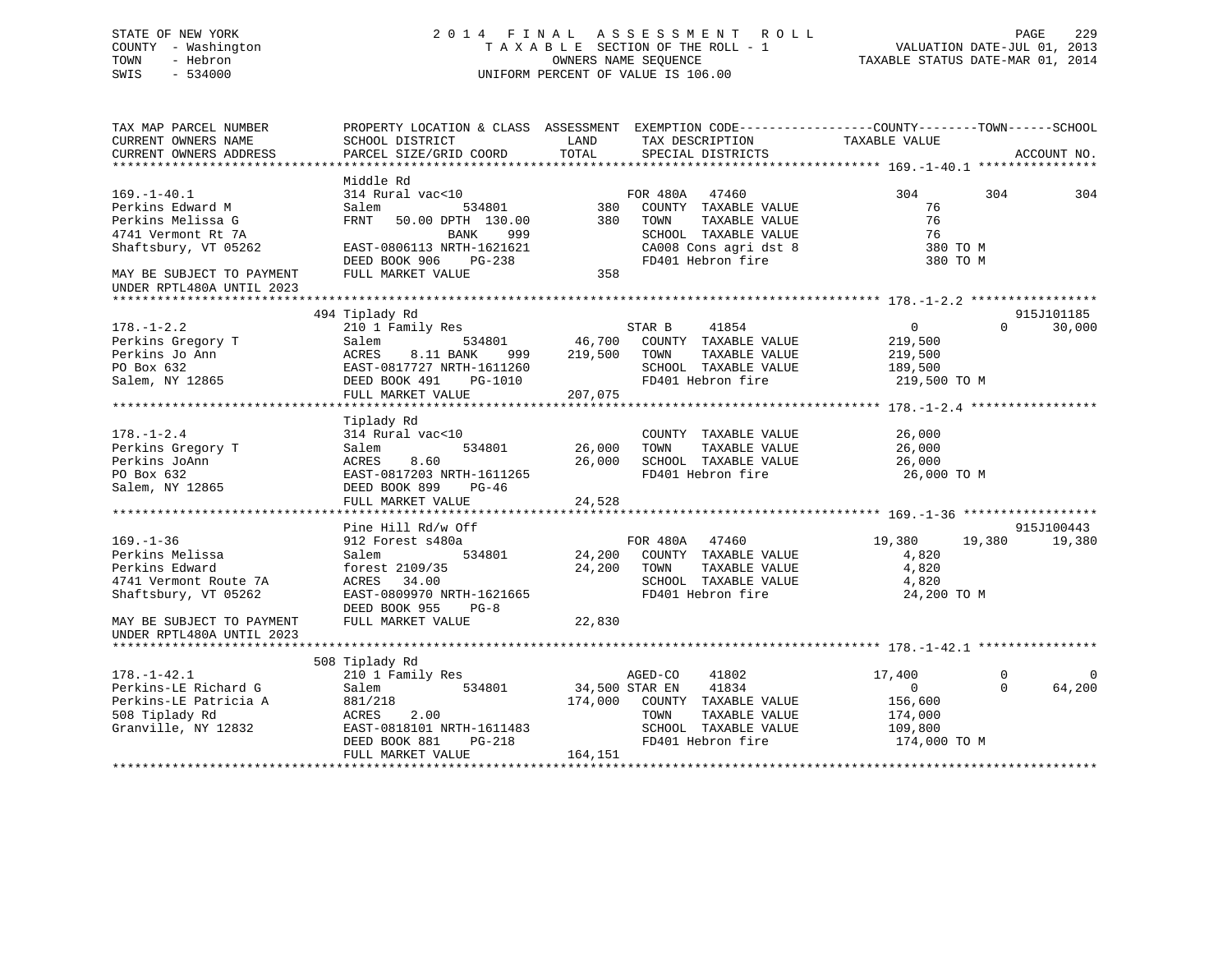STATE OF NEW YORK
COUNTY - Washington
TOWN - Hebron
SWIS - 534000

2014 FINAL ASSESSMENT ROLL
TAXABLE SECTION OF THE ROLL - 1
OWNERS NAME SEQUENCE
UNIFORM PERCENT OF VALUE IS 106.00

VALUATION DATE-JUL 01, 2013
TAXABLE STATUS DATE-MAR 01, 2014

```
TAX MAP PARCEL NUMBER          PROPERTY LOCATION & CLASS  ASSESSMENT  EXEMPTION CODE------------------COUNTY--------TOWN------SCHOOL
CURRENT OWNERS NAME            SCHOOL DISTRICT               LAND      TAX DESCRIPTION             TAXABLE VALUE
CURRENT OWNERS ADDRESS         PARCEL SIZE/GRID COORD       TOTAL      SPECIAL DISTRICTS                                    ACCOUNT NO.
******************************************************************************************************* 169.-1-40.1 ****************
                               Middle Rd
169.-1-40.1                    314 Rural vac<10                     FOR 480A    47460              304          304          304
Perkins Edward M               Salem            534801          380   COUNTY  TAXABLE VALUE              76
Perkins Melissa G              FRNT   50.00 DPTH 130.00         380   TOWN    TAXABLE VALUE              76
4741 Vermont Rt 7A                         BANK     999                SCHOOL  TAXABLE VALUE              76
Shaftsbury, VT 05262           EAST-0806113 NRTH-1621621               CA008 Cons agri dst 8              380 TO M
                               DEED BOOK 906    PG-238                 FD401 Hebron fire                  380 TO M
MAY BE SUBJECT TO PAYMENT      FULL MARKET VALUE               358
UNDER RPTL480A UNTIL 2023
******************************************************************************************************* 178.-1-2.2 *****************
                               494 Tiplady Rd                                                                           915J101185
178.-1-2.2                     210 1 Family Res                     STAR B      41854                0            0        30,000
Perkins Gregory T              Salem            534801       46,700   COUNTY  TAXABLE VALUE           219,500
Perkins Jo Ann                 ACRES    8.11 BANK     999   219,500   TOWN    TAXABLE VALUE           219,500
PO Box 632                     EAST-0817727 NRTH-1611260               SCHOOL  TAXABLE VALUE           189,500
Salem, NY 12865                DEED BOOK 491    PG-1010                FD401 Hebron fire               219,500 TO M
                               FULL MARKET VALUE           207,075
******************************************************************************************************* 178.-1-2.4 *****************
                               Tiplady Rd
178.-1-2.4                     314 Rural vac<10                      COUNTY  TAXABLE VALUE            26,000
Perkins Gregory T              Salem            534801       26,000   TOWN    TAXABLE VALUE            26,000
Perkins JoAnn                  ACRES    8.60                26,000   SCHOOL  TAXABLE VALUE            26,000
PO Box 632                     EAST-0817203 NRTH-1611265               FD401 Hebron fire                26,000 TO M
Salem, NY 12865                DEED BOOK 899    PG-46
                               FULL MARKET VALUE            24,528
******************************************************************************************************* 169.-1-36 ******************
                               Pine Hill Rd/w Off                                                                       915J100443
169.-1-36                      912 Forest s480a                     FOR 480A    47460           19,380       19,380       19,380
Perkins Melissa                Salem            534801       24,200   COUNTY  TAXABLE VALUE             4,820
Perkins Edward                 forest 2109/35               24,200   TOWN    TAXABLE VALUE             4,820
4741 Vermont Route 7A          ACRES   34.00                           SCHOOL  TAXABLE VALUE             4,820
Shaftsbury, VT 05262           EAST-0809970 NRTH-1621665               FD401 Hebron fire                24,200 TO M
                               DEED BOOK 955    PG-8
MAY BE SUBJECT TO PAYMENT      FULL MARKET VALUE            22,830
UNDER RPTL480A UNTIL 2023
******************************************************************************************************* 178.-1-42.1 ****************
                               508 Tiplady Rd
178.-1-42.1                    210 1 Family Res                     AGED-CO     41802           17,400            0            0
Perkins-LE Richard G           Salem            534801       34,500 STAR EN     41834                0            0        64,200
Perkins-LE Patricia A          881/218                     174,000   COUNTY  TAXABLE VALUE           156,600
508 Tiplady Rd                 ACRES    2.00                           TOWN    TAXABLE VALUE           174,000
Granville, NY 12832            EAST-0818101 NRTH-1611483               SCHOOL  TAXABLE VALUE           109,800
                               DEED BOOK 881    PG-218                 FD401 Hebron fire               174,000 TO M
                               FULL MARKET VALUE           164,151
************************************************************************************************************************************
```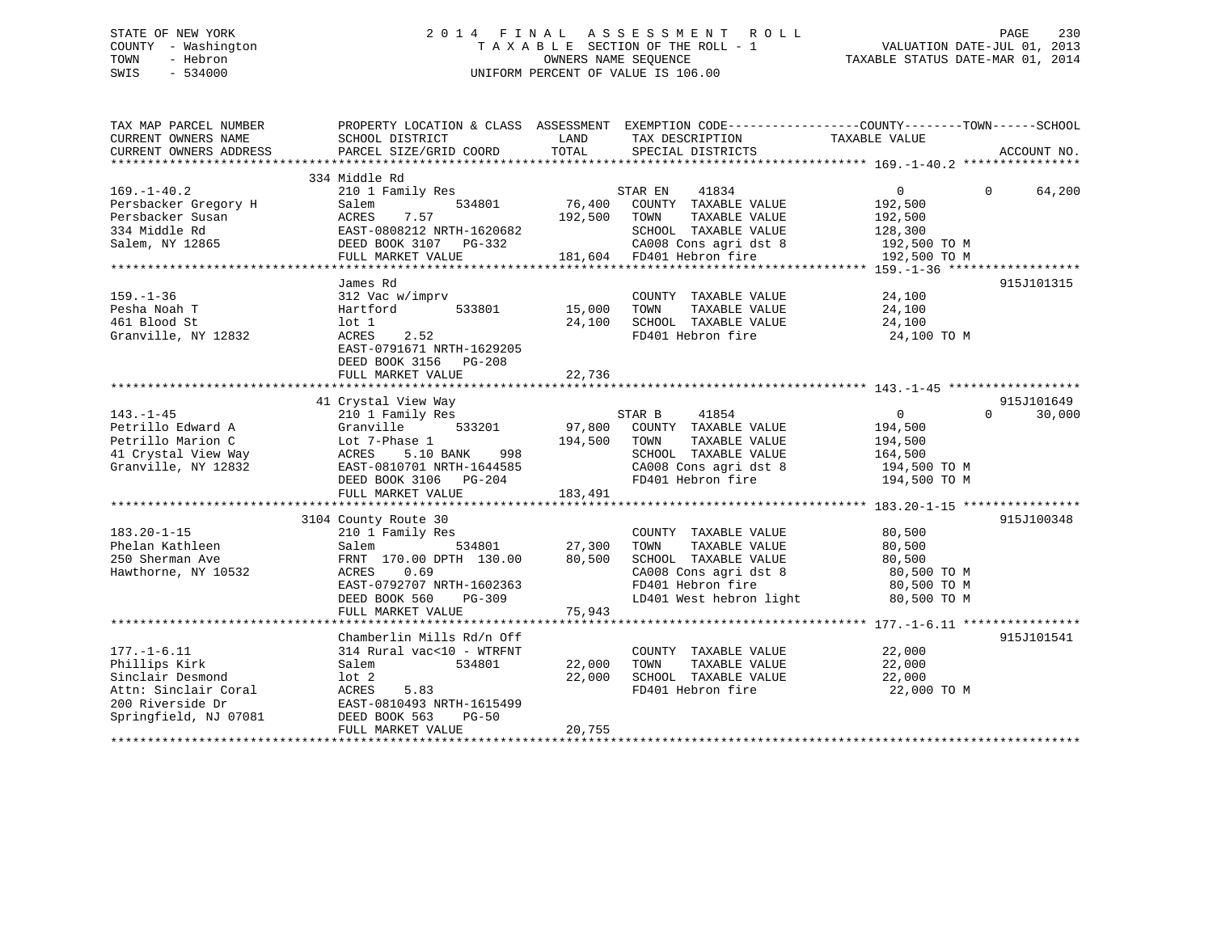STATE OF NEW YORK
COUNTY - Washington
TOWN - Hebron
SWIS - 534000

# 2014 FINAL ASSESSMENT ROLL

TAXABLE SECTION OF THE ROLL - 1
OWNERS NAME SEQUENCE
UNIFORM PERCENT OF VALUE IS 106.00

VALUATION DATE-JUL 01, 2013
TAXABLE STATUS DATE-MAR 01, 2014

| TAX MAP PARCEL NUMBER / CURRENT OWNERS NAME / CURRENT OWNERS ADDRESS | PROPERTY LOCATION & CLASS / SCHOOL DISTRICT / PARCEL SIZE/GRID COORD | ASSESSMENT LAND / TOTAL | EXEMPTION CODE / TAX DESCRIPTION / SPECIAL DISTRICTS | COUNTY / TOWN / SCHOOL TAXABLE VALUE | ACCOUNT NO. |
|---|---|---|---|---|---|
| **169.-1-40.2** | 334 Middle Rd | | | | |
| 169.-1-40.2 | 210 1 Family Res | | STAR EN 41834 | 0 0 64,200 | |
| Persbacker Gregory H | Salem 534801 | 76,400 | COUNTY TAXABLE VALUE | 192,500 | |
| Persbacker Susan | ACRES 7.57 | 192,500 | TOWN TAXABLE VALUE | 192,500 | |
| 334 Middle Rd | EAST-0808212 NRTH-1620682 | | SCHOOL TAXABLE VALUE | 128,300 | |
| Salem, NY 12865 | DEED BOOK 3107 PG-332 | | CA008 Cons agri dst 8 | 192,500 TO M | |
| | FULL MARKET VALUE | 181,604 | FD401 Hebron fire | 192,500 TO M | |
| **159.-1-36** | James Rd | | | | 915J101315 |
| 159.-1-36 | 312 Vac w/imprv | | COUNTY TAXABLE VALUE | 24,100 | |
| Pesha Noah T | Hartford 533801 | 15,000 | TOWN TAXABLE VALUE | 24,100 | |
| 461 Blood St | lot 1 | 24,100 | SCHOOL TAXABLE VALUE | 24,100 | |
| Granville, NY 12832 | ACRES 2.52 | | FD401 Hebron fire | 24,100 TO M | |
| | EAST-0791671 NRTH-1629205 | | | | |
| | DEED BOOK 3156 PG-208 | | | | |
| | FULL MARKET VALUE | 22,736 | | | |
| **143.-1-45** | 41 Crystal View Way | | | | 915J101649 |
| 143.-1-45 | 210 1 Family Res | | STAR B 41854 | 0 0 30,000 | |
| Petrillo Edward A | Granville 533201 | 97,800 | COUNTY TAXABLE VALUE | 194,500 | |
| Petrillo Marion C | Lot 7-Phase 1 | 194,500 | TOWN TAXABLE VALUE | 194,500 | |
| 41 Crystal View Way | ACRES 5.10 BANK 998 | | SCHOOL TAXABLE VALUE | 164,500 | |
| Granville, NY 12832 | EAST-0810701 NRTH-1644585 | | CA008 Cons agri dst 8 | 194,500 TO M | |
| | DEED BOOK 3106 PG-204 | | FD401 Hebron fire | 194,500 TO M | |
| | FULL MARKET VALUE | 183,491 | | | |
| **183.20-1-15** | 3104 County Route 30 | | | | 915J100348 |
| 183.20-1-15 | 210 1 Family Res | | COUNTY TAXABLE VALUE | 80,500 | |
| Phelan Kathleen | Salem 534801 | 27,300 | TOWN TAXABLE VALUE | 80,500 | |
| 250 Sherman Ave | FRNT 170.00 DPTH 130.00 | 80,500 | SCHOOL TAXABLE VALUE | 80,500 | |
| Hawthorne, NY 10532 | ACRES 0.69 | | CA008 Cons agri dst 8 | 80,500 TO M | |
| | EAST-0792707 NRTH-1602363 | | FD401 Hebron fire | 80,500 TO M | |
| | DEED BOOK 560 PG-309 | | LD401 West hebron light | 80,500 TO M | |
| | FULL MARKET VALUE | 75,943 | | | |
| **177.-1-6.11** | Chamberlin Mills Rd/n Off | | | | 915J101541 |
| 177.-1-6.11 | 314 Rural vac<10 - WTRFNT | | COUNTY TAXABLE VALUE | 22,000 | |
| Phillips Kirk | Salem 534801 | 22,000 | TOWN TAXABLE VALUE | 22,000 | |
| Sinclair Desmond | lot 2 | 22,000 | SCHOOL TAXABLE VALUE | 22,000 | |
| Attn: Sinclair Coral | ACRES 5.83 | | FD401 Hebron fire | 22,000 TO M | |
| 200 Riverside Dr | EAST-0810493 NRTH-1615499 | | | | |
| Springfield, NJ 07081 | DEED BOOK 563 PG-50 | | | | |
| | FULL MARKET VALUE | 20,755 | | | |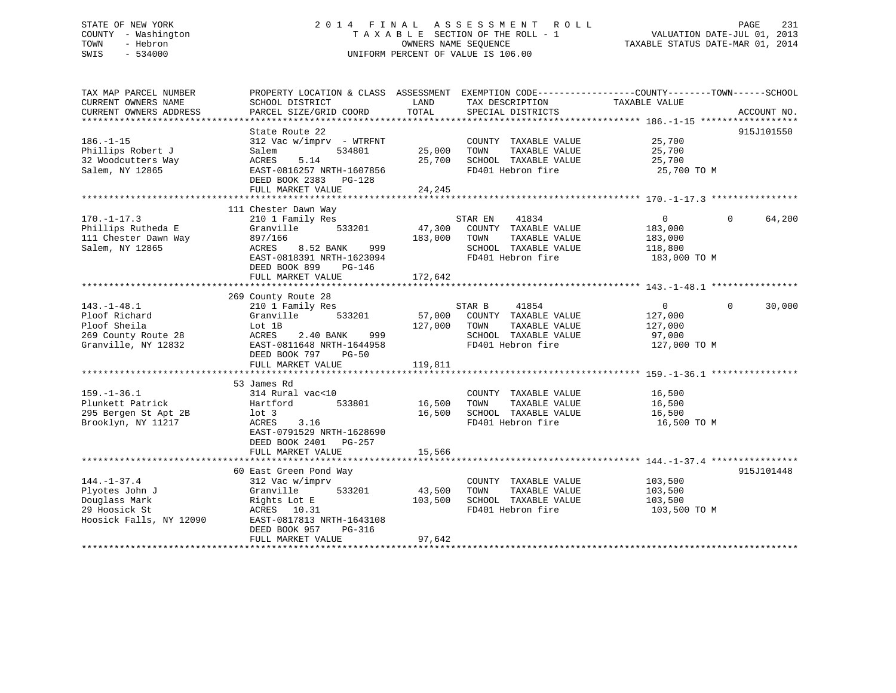STATE OF NEW YORK
COUNTY - Washington
TOWN - Hebron
SWIS - 534000

# 2014 FINAL ASSESSMENT ROLL
TAXABLE SECTION OF THE ROLL - 1
OWNERS NAME SEQUENCE
UNIFORM PERCENT OF VALUE IS 106.00

VALUATION DATE-JUL 01, 2013
TAXABLE STATUS DATE-MAR 01, 2014

| TAX MAP PARCEL NUMBER / CURRENT OWNERS NAME / CURRENT OWNERS ADDRESS | PROPERTY LOCATION & CLASS / SCHOOL DISTRICT / PARCEL SIZE/GRID COORD | ASSESSMENT LAND / TOTAL | EXEMPTION CODE / TAX DESCRIPTION / SPECIAL DISTRICTS | COUNTY TAXABLE VALUE | TOWN | SCHOOL | ACCOUNT NO. |
|---|---|---|---|---|---|---|---|
| 186.-1-15 | State Route 22 | | | | | | 915J101550 |
| 186.-1-15 | 312 Vac w/imprv - WTRFNT | | COUNTY TAXABLE VALUE | 25,700 | | | |
| Phillips Robert J | Salem 534801 | 25,000 | TOWN TAXABLE VALUE | 25,700 | | | |
| 32 Woodcutters Way | ACRES 5.14 | 25,700 | SCHOOL TAXABLE VALUE | 25,700 | | | |
| Salem, NY 12865 | EAST-0816257 NRTH-1607856 | | FD401 Hebron fire | 25,700 TO M | | | |
| | DEED BOOK 2383 PG-128 | | | | | | |
| | FULL MARKET VALUE | 24,245 | | | | | |
| 170.-1-17.3 | 111 Chester Dawn Way | | | | | | |
| 170.-1-17.3 | 210 1 Family Res | | STAR EN 41834 | 0 | 0 | 64,200 | |
| Phillips Rutheda E | Granville 533201 | 47,300 | COUNTY TAXABLE VALUE | 183,000 | | | |
| 111 Chester Dawn Way | 897/166 | 183,000 | TOWN TAXABLE VALUE | 183,000 | | | |
| Salem, NY 12865 | ACRES 8.52 BANK 999 | | SCHOOL TAXABLE VALUE | 118,800 | | | |
| | EAST-0818391 NRTH-1623094 | | FD401 Hebron fire | 183,000 TO M | | | |
| | DEED BOOK 899 PG-146 | | | | | | |
| | FULL MARKET VALUE | 172,642 | | | | | |
| 143.-1-48.1 | 269 County Route 28 | | | | | | |
| 143.-1-48.1 | 210 1 Family Res | | STAR B 41854 | 0 | 0 | 30,000 | |
| Ploof Richard | Granville 533201 | 57,000 | COUNTY TAXABLE VALUE | 127,000 | | | |
| Ploof Sheila | Lot 1B | 127,000 | TOWN TAXABLE VALUE | 127,000 | | | |
| 269 County Route 28 | ACRES 2.40 BANK 999 | | SCHOOL TAXABLE VALUE | 97,000 | | | |
| Granville, NY 12832 | EAST-0811648 NRTH-1644958 | | FD401 Hebron fire | 127,000 TO M | | | |
| | DEED BOOK 797 PG-50 | | | | | | |
| | FULL MARKET VALUE | 119,811 | | | | | |
| 159.-1-36.1 | 53 James Rd | | | | | | |
| 159.-1-36.1 | 314 Rural vac<10 | | COUNTY TAXABLE VALUE | 16,500 | | | |
| Plunkett Patrick | Hartford 533801 | 16,500 | TOWN TAXABLE VALUE | 16,500 | | | |
| 295 Bergen St Apt 2B | lot 3 | 16,500 | SCHOOL TAXABLE VALUE | 16,500 | | | |
| Brooklyn, NY 11217 | ACRES 3.16 | | FD401 Hebron fire | 16,500 TO M | | | |
| | EAST-0791529 NRTH-1628690 | | | | | | |
| | DEED BOOK 2401 PG-257 | | | | | | |
| | FULL MARKET VALUE | 15,566 | | | | | |
| 144.-1-37.4 | 60 East Green Pond Way | | | | | | 915J101448 |
| 144.-1-37.4 | 312 Vac w/imprv | | COUNTY TAXABLE VALUE | 103,500 | | | |
| Plyotes John J | Granville 533201 | 43,500 | TOWN TAXABLE VALUE | 103,500 | | | |
| Douglass Mark | Rights Lot E | 103,500 | SCHOOL TAXABLE VALUE | 103,500 | | | |
| 29 Hoosick St | ACRES 10.31 | | FD401 Hebron fire | 103,500 TO M | | | |
| Hoosick Falls, NY 12090 | EAST-0817813 NRTH-1643108 | | | | | | |
| | DEED BOOK 957 PG-316 | | | | | | |
| | FULL MARKET VALUE | 97,642 | | | | | |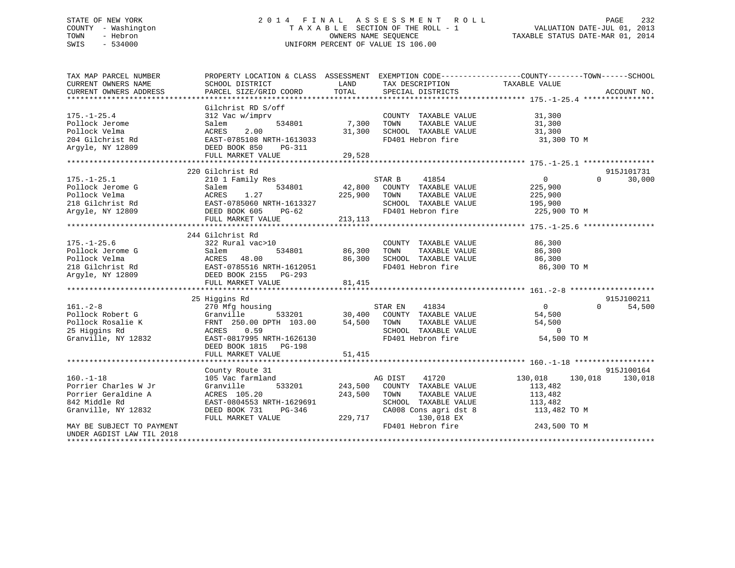STATE OF NEW YORK
COUNTY - Washington
TOWN - Hebron
SWIS - 534000

2014 FINAL ASSESSMENT ROLL
TAXABLE SECTION OF THE ROLL - 1
OWNERS NAME SEQUENCE
UNIFORM PERCENT OF VALUE IS 106.00

VALUATION DATE-JUL 01, 2013
TAXABLE STATUS DATE-MAR 01, 2014

```
TAX MAP PARCEL NUMBER          PROPERTY LOCATION & CLASS  ASSESSMENT  EXEMPTION CODE------------------COUNTY--------TOWN------SCHOOL
CURRENT OWNERS NAME            SCHOOL DISTRICT               LAND      TAX DESCRIPTION            TAXABLE VALUE
CURRENT OWNERS ADDRESS         PARCEL SIZE/GRID COORD        TOTAL     SPECIAL DISTRICTS                                    ACCOUNT NO.
******************************************************************************************************* 175.-1-25.4 ****************
                               Gilchrist RD S/off
175.-1-25.4                    312 Vac w/imprv                         COUNTY  TAXABLE VALUE             31,300
Pollock Jerome                 Salem          534801         7,300     TOWN    TAXABLE VALUE             31,300
Pollock Velma                  ACRES    2.00                31,300     SCHOOL  TAXABLE VALUE             31,300
204 Gilchrist Rd               EAST-0785108 NRTH-1613033               FD401 Hebron fire                  31,300 TO M
Argyle, NY 12809               DEED BOOK 850    PG-311
                               FULL MARKET VALUE            29,528
******************************************************************************************************* 175.-1-25.1 ****************
                               220 Gilchrist Rd                                                                          915J101731
175.-1-25.1                    210 1 Family Res                        STAR B     41854                   0           0      30,000
Pollock Jerome G               Salem          534801        42,800     COUNTY  TAXABLE VALUE            225,900
Pollock Velma                  ACRES    1.27               225,900     TOWN    TAXABLE VALUE            225,900
218 Gilchrist Rd               EAST-0785060 NRTH-1613327               SCHOOL  TAXABLE VALUE            195,900
Argyle, NY 12809               DEED BOOK 605    PG-62                  FD401 Hebron fire                 225,900 TO M
                               FULL MARKET VALUE           213,113
******************************************************************************************************* 175.-1-25.6 ****************
                               244 Gilchrist Rd
175.-1-25.6                    322 Rural vac>10                        COUNTY  TAXABLE VALUE             86,300
Pollock Jerome G               Salem          534801        86,300     TOWN    TAXABLE VALUE             86,300
Pollock Velma                  ACRES   48.00                86,300     SCHOOL  TAXABLE VALUE             86,300
218 Gilchrist Rd               EAST-0785516 NRTH-1612051               FD401 Hebron fire                  86,300 TO M
Argyle, NY 12809               DEED BOOK 2155   PG-293
                               FULL MARKET VALUE            81,415
******************************************************************************************************* 161.-2-8 *******************
                               25 Higgins Rd                                                                             915J100211
161.-2-8                       270 Mfg housing                         STAR EN    41834                   0           0      54,500
Pollock Robert G               Granville      533201        30,400     COUNTY  TAXABLE VALUE             54,500
Pollock Rosalie K              FRNT 250.00 DPTH 103.00      54,500     TOWN    TAXABLE VALUE             54,500
25 Higgins Rd                  ACRES    0.59                           SCHOOL  TAXABLE VALUE                  0
Granville, NY 12832            EAST-0817995 NRTH-1626130               FD401 Hebron fire                  54,500 TO M
                               DEED BOOK 1815   PG-198
                               FULL MARKET VALUE            51,415
******************************************************************************************************* 160.-1-18 ******************
                               County Route 31                                                                           915J100164
160.-1-18                      105 Vac farmland                        AG DIST    41720              130,018     130,018    130,018
Porrier Charles W Jr           Granville      533201       243,500     COUNTY  TAXABLE VALUE            113,482
Porrier Geraldine A            ACRES  105.20               243,500     TOWN    TAXABLE VALUE            113,482
842 Middle Rd                  EAST-0804553 NRTH-1629691               SCHOOL  TAXABLE VALUE            113,482
Granville, NY 12832            DEED BOOK 731    PG-346                 CA008 Cons agri dst 8             113,482 TO M
                               FULL MARKET VALUE           229,717          130,018 EX
MAY BE SUBJECT TO PAYMENT                                              FD401 Hebron fire                 243,500 TO M
UNDER AGDIST LAW TIL 2018
************************************************************************************************************************************
```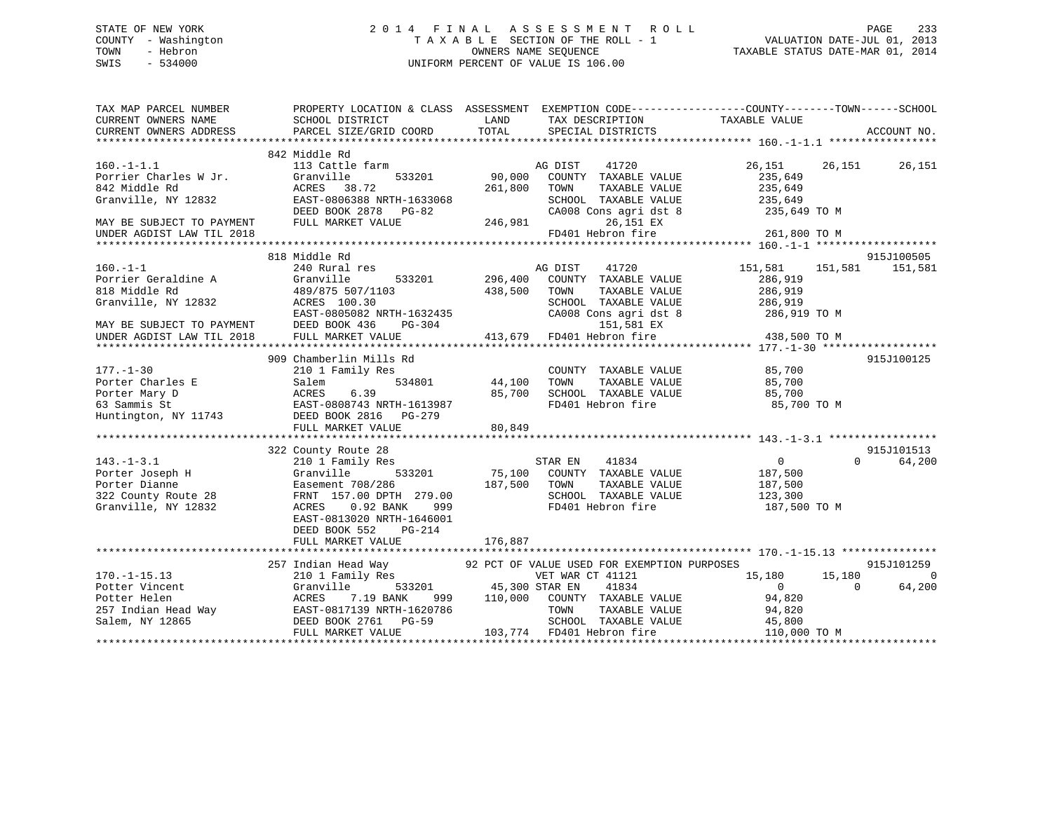STATE OF NEW YORK
COUNTY - Washington
TOWN - Hebron
SWIS - 534000

2014 FINAL ASSESSMENT ROLL
TAXABLE SECTION OF THE ROLL - 1
OWNERS NAME SEQUENCE
UNIFORM PERCENT OF VALUE IS 106.00

VALUATION DATE-JUL 01, 2013
TAXABLE STATUS DATE-MAR 01, 2014

```
TAX MAP PARCEL NUMBER          PROPERTY LOCATION & CLASS  ASSESSMENT  EXEMPTION CODE-----------------COUNTY--------TOWN------SCHOOL
CURRENT OWNERS NAME            SCHOOL DISTRICT              LAND      TAX DESCRIPTION             TAXABLE VALUE
CURRENT OWNERS ADDRESS         PARCEL SIZE/GRID COORD       TOTAL     SPECIAL DISTRICTS                                    ACCOUNT NO.
******************************************************************************************************* 160.-1-1.1 *****************
                               842 Middle Rd
160.-1-1.1                     113 Cattle farm                        AG DIST     41720            26,151      26,151      26,151
Porrier Charles W Jr.          Granville       533201       90,000    COUNTY  TAXABLE VALUE           235,649
842 Middle Rd                  ACRES   38.72               261,800    TOWN    TAXABLE VALUE           235,649
Granville, NY 12832            EAST-0806388 NRTH-1633068              SCHOOL  TAXABLE VALUE           235,649
                               DEED BOOK 2878   PG-82                 CA008 Cons agri dst 8           235,649 TO M
MAY BE SUBJECT TO PAYMENT      FULL MARKET VALUE           246,981          26,151 EX
UNDER AGDIST LAW TIL 2018                                             FD401 Hebron fire               261,800 TO M
******************************************************************************************************* 160.-1-1 *******************
                               818 Middle Rd                                                                           915J100505
160.-1-1                       240 Rural res                          AG DIST     41720           151,581     151,581     151,581
Porrier Geraldine A            Granville       533201      296,400    COUNTY  TAXABLE VALUE           286,919
818 Middle Rd                  489/875 507/1103            438,500    TOWN    TAXABLE VALUE           286,919
Granville, NY 12832            ACRES  100.30                          SCHOOL  TAXABLE VALUE           286,919
                               EAST-0805082 NRTH-1632435              CA008 Cons agri dst 8           286,919 TO M
MAY BE SUBJECT TO PAYMENT      DEED BOOK 436    PG-304                     151,581 EX
UNDER AGDIST LAW TIL 2018      FULL MARKET VALUE           413,679    FD401 Hebron fire               438,500 TO M
******************************************************************************************************* 177.-1-30 ******************
                               909 Chamberlin Mills Rd                                                                 915J100125
177.-1-30                      210 1 Family Res                       COUNTY  TAXABLE VALUE            85,700
Porter Charles E               Salem           534801       44,100    TOWN    TAXABLE VALUE            85,700
Porter Mary D                  ACRES    6.39                85,700    SCHOOL  TAXABLE VALUE            85,700
63 Sammis St                   EAST-0808743 NRTH-1613987              FD401 Hebron fire                85,700 TO M
Huntington, NY 11743           DEED BOOK 2816   PG-279
                               FULL MARKET VALUE            80,849
******************************************************************************************************* 143.-1-3.1 *****************
                               322 County Route 28                                                                     915J101513
143.-1-3.1                     210 1 Family Res                       STAR EN     41834                 0           0      64,200
Porter Joseph H                Granville       533201       75,100    COUNTY  TAXABLE VALUE           187,500
Porter Dianne                  Easement 708/286            187,500    TOWN    TAXABLE VALUE           187,500
322 County Route 28            FRNT 157.00 DPTH 279.00                SCHOOL  TAXABLE VALUE           123,300
Granville, NY 12832            ACRES    0.92 BANK    999              FD401 Hebron fire               187,500 TO M
                               EAST-0813020 NRTH-1646001
                               DEED BOOK 552    PG-214
                               FULL MARKET VALUE           176,887
******************************************************************************************************* 170.-1-15.13 ***************
                               257 Indian Head Way          92 PCT OF VALUE USED FOR EXEMPTION PURPOSES                915J101259
170.-1-15.13                   210 1 Family Res                       VET WAR CT  41121            15,180      15,180           0
Potter Vincent                 Granville       533201       45,300 STAR EN     41834                 0           0      64,200
Potter Helen                   ACRES    7.19 BANK    999   110,000    COUNTY  TAXABLE VALUE            94,820
257 Indian Head Way            EAST-0817139 NRTH-1620786              TOWN    TAXABLE VALUE            94,820
Salem, NY 12865                DEED BOOK 2761   PG-59                 SCHOOL  TAXABLE VALUE            45,800
                               FULL MARKET VALUE           103,774    FD401 Hebron fire               110,000 TO M
************************************************************************************************************************************
```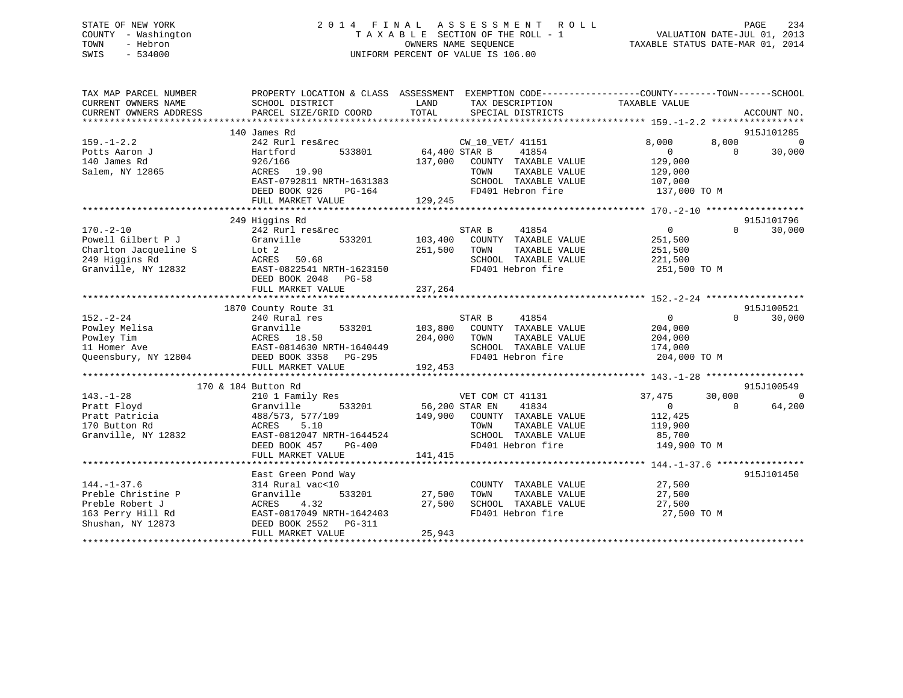STATE OF NEW YORK
COUNTY - Washington
TOWN - Hebron
SWIS - 534000

2014 FINAL ASSESSMENT ROLL
TAXABLE SECTION OF THE ROLL - 1
OWNERS NAME SEQUENCE
UNIFORM PERCENT OF VALUE IS 106.00

VALUATION DATE-JUL 01, 2013
TAXABLE STATUS DATE-MAR 01, 2014

```
TAX MAP PARCEL NUMBER          PROPERTY LOCATION & CLASS  ASSESSMENT  EXEMPTION CODE------------------COUNTY--------TOWN------SCHOOL
CURRENT OWNERS NAME            SCHOOL DISTRICT              LAND      TAX DESCRIPTION              TAXABLE VALUE
CURRENT OWNERS ADDRESS         PARCEL SIZE/GRID COORD       TOTAL     SPECIAL DISTRICTS                                          ACCOUNT NO.
********************************************************************************************* 159.-1-2.2 *****************
                 140 James Rd                                                                                            915J101285
159.-1-2.2                     242 Rurl res&rec                       CW_10_VET/ 41151              8,000      8,000           0
Potts Aaron J                  Hartford        533801        64,400 STAR B     41854                0          0      30,000
140 James Rd                   926/166                      137,000   COUNTY  TAXABLE VALUE         129,000
Salem, NY 12865                ACRES   19.90                          TOWN    TAXABLE VALUE         129,000
                               EAST-0792811 NRTH-1631383              SCHOOL  TAXABLE VALUE         107,000
                               DEED BOOK 926     PG-164               FD401 Hebron fire              137,000 TO M
                               FULL MARKET VALUE            129,245
********************************************************************************************* 170.-2-10 ******************
                 249 Higgins Rd                                                                                          915J101796
170.-2-10                      242 Rurl res&rec                       STAR B     41854                0          0      30,000
Powell Gilbert P J             Granville       533201       103,400   COUNTY  TAXABLE VALUE         251,500
Charlton Jacqueline S          Lot 2                        251,500   TOWN    TAXABLE VALUE         251,500
249 Higgins Rd                 ACRES   50.68                          SCHOOL  TAXABLE VALUE         221,500
Granville, NY 12832            EAST-0822541 NRTH-1623150              FD401 Hebron fire              251,500 TO M
                               DEED BOOK 2048    PG-58
                               FULL MARKET VALUE            237,264
********************************************************************************************* 152.-2-24 ******************
                 1870 County Route 31                                                                                    915J100521
152.-2-24                      240 Rural res                          STAR B     41854                0          0      30,000
Powley Melisa                  Granville       533201       103,800   COUNTY  TAXABLE VALUE         204,000
Powley Tim                     ACRES   18.50                204,000   TOWN    TAXABLE VALUE         204,000
11 Homer Ave                   EAST-0814630 NRTH-1640449              SCHOOL  TAXABLE VALUE         174,000
Queensbury, NY 12804           DEED BOOK 3358    PG-295               FD401 Hebron fire              204,000 TO M
                               FULL MARKET VALUE            192,453
********************************************************************************************* 143.-1-28 ******************
             170 & 184 Button Rd                                                                                         915J100549
143.-1-28                      210 1 Family Res                       VET COM CT 41131             37,475     30,000           0
Pratt Floyd                    Granville       533201        56,200 STAR EN    41834                0          0      64,200
Pratt Patricia                 488/573, 577/109             149,900   COUNTY  TAXABLE VALUE         112,425
170 Button Rd                  ACRES    5.10                          TOWN    TAXABLE VALUE         119,900
Granville, NY 12832            EAST-0812047 NRTH-1644524              SCHOOL  TAXABLE VALUE          85,700
                               DEED BOOK 457     PG-400               FD401 Hebron fire              149,900 TO M
                               FULL MARKET VALUE            141,415
********************************************************************************************* 144.-1-37.6 ****************
                 East Green Pond Way                                                                                     915J101450
144.-1-37.6                    314 Rural vac<10                       COUNTY  TAXABLE VALUE          27,500
Preble Christine P             Granville       533201        27,500   TOWN    TAXABLE VALUE          27,500
Preble Robert J                ACRES    4.32                 27,500   SCHOOL  TAXABLE VALUE          27,500
163 Perry Hill Rd              EAST-0817049 NRTH-1642403              FD401 Hebron fire               27,500 TO M
Shushan, NY 12873              DEED BOOK 2552    PG-311
                               FULL MARKET VALUE             25,943
****************************************************************************************************************************
```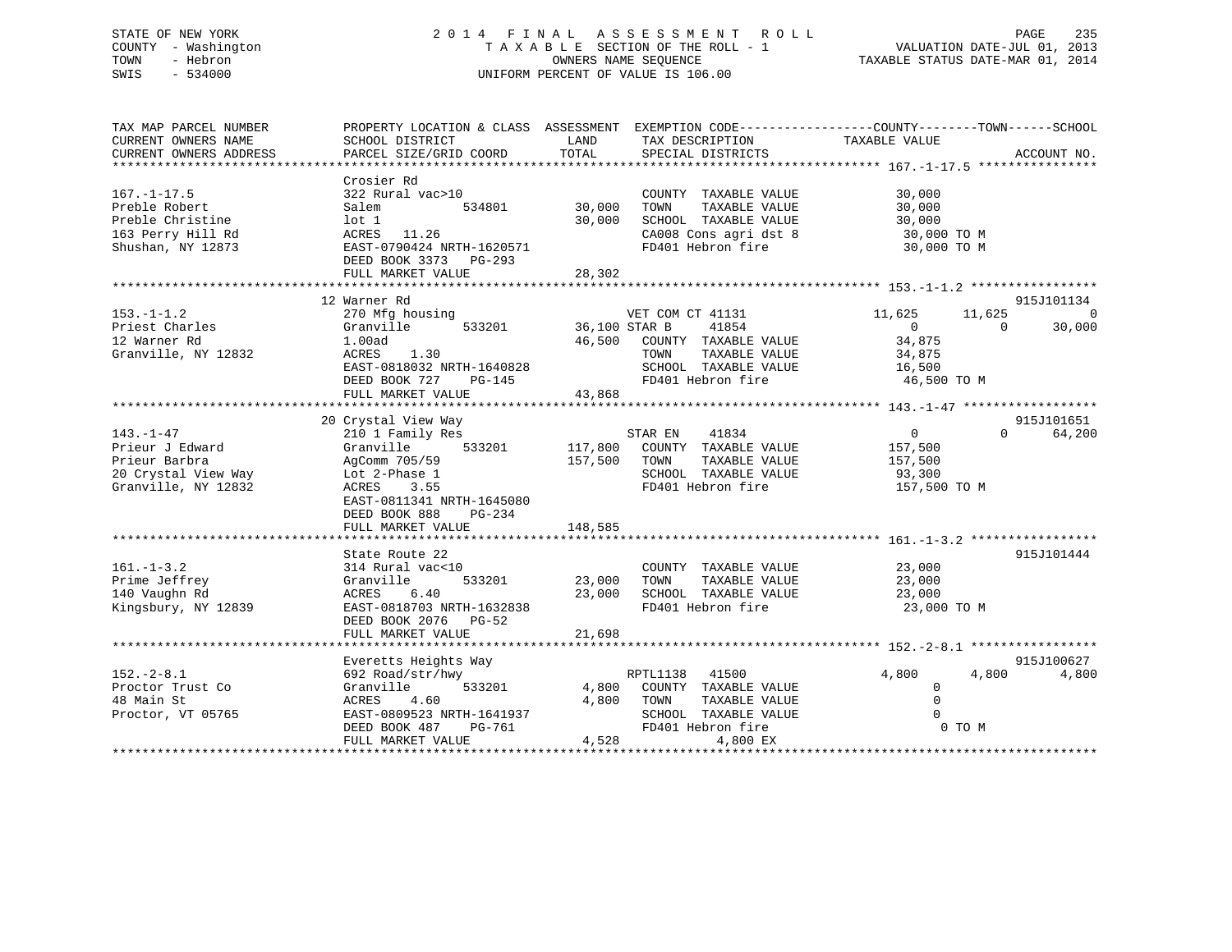STATE OF NEW YORK
COUNTY - Washington
TOWN - Hebron
SWIS - 534000

# 2014 FINAL ASSESSMENT ROLL
TAXABLE SECTION OF THE ROLL - 1
OWNERS NAME SEQUENCE
UNIFORM PERCENT OF VALUE IS 106.00

VALUATION DATE-JUL 01, 2013
TAXABLE STATUS DATE-MAR 01, 2014

```
TAX MAP PARCEL NUMBER          PROPERTY LOCATION & CLASS  ASSESSMENT  EXEMPTION CODE------------------COUNTY--------TOWN------SCHOOL
CURRENT OWNERS NAME            SCHOOL DISTRICT               LAND      TAX DESCRIPTION            TAXABLE VALUE
CURRENT OWNERS ADDRESS         PARCEL SIZE/GRID COORD        TOTAL     SPECIAL DISTRICTS                                    ACCOUNT NO.
******************************************************************************************************* 167.-1-17.5 ****************
                               Crosier Rd
167.-1-17.5                    322 Rural vac>10                        COUNTY  TAXABLE VALUE             30,000
Preble Robert                  Salem          534801        30,000     TOWN    TAXABLE VALUE             30,000
Preble Christine               lot 1                        30,000     SCHOOL  TAXABLE VALUE             30,000
163 Perry Hill Rd              ACRES   11.26                           CA008 Cons agri dst 8              30,000 TO M
Shushan, NY 12873              EAST-0790424 NRTH-1620571               FD401 Hebron fire                  30,000 TO M
                               DEED BOOK 3373   PG-293
                               FULL MARKET VALUE            28,302
******************************************************************************************************* 153.-1-1.2 *****************
                               12 Warner Rd                                                                             915J101134
153.-1-1.2                     270 Mfg housing                   VET COM CT 41131              11,625      11,625            0
Priest Charles                 Granville      533201        36,100 STAR B      41854                0           0       30,000
12 Warner Rd                   1.00ad                       46,500     COUNTY  TAXABLE VALUE             34,875
Granville, NY 12832            ACRES    1.30                           TOWN    TAXABLE VALUE             34,875
                               EAST-0818032 NRTH-1640828               SCHOOL  TAXABLE VALUE             16,500
                               DEED BOOK 727    PG-145                 FD401 Hebron fire                  46,500 TO M
                               FULL MARKET VALUE            43,868
******************************************************************************************************* 143.-1-47 ******************
                               20 Crystal View Way                                                                      915J101651
143.-1-47                      210 1 Family Res                  STAR EN    41834                  0           0       64,200
Prieur J Edward                Granville      533201       117,800     COUNTY  TAXABLE VALUE            157,500
Prieur Barbra                  AgComm 705/59               157,500     TOWN    TAXABLE VALUE            157,500
20 Crystal View Way            Lot 2-Phase 1                           SCHOOL  TAXABLE VALUE             93,300
Granville, NY 12832            ACRES    3.55                           FD401 Hebron fire                 157,500 TO M
                               EAST-0811341 NRTH-1645080
                               DEED BOOK 888    PG-234
                               FULL MARKET VALUE           148,585
******************************************************************************************************* 161.-1-3.2 *****************
                               State Route 22                                                                           915J101444
161.-1-3.2                     314 Rural vac<10                        COUNTY  TAXABLE VALUE             23,000
Prime Jeffrey                  Granville      533201        23,000     TOWN    TAXABLE VALUE             23,000
140 Vaughn Rd                  ACRES    6.40                23,000     SCHOOL  TAXABLE VALUE             23,000
Kingsbury, NY 12839            EAST-0818703 NRTH-1632838               FD401 Hebron fire                  23,000 TO M
                               DEED BOOK 2076   PG-52
                               FULL MARKET VALUE            21,698
******************************************************************************************************* 152.-2-8.1 *****************
                               Everetts Heights Way                                                                     915J100627
152.-2-8.1                     692 Road/str/hwy                  RPTL1138   41500               4,800       4,800        4,800
Proctor Trust Co               Granville      533201         4,800     COUNTY  TAXABLE VALUE                  0
48 Main St                     ACRES    4.60                 4,800     TOWN    TAXABLE VALUE                  0
Proctor, VT 05765              EAST-0809523 NRTH-1641937               SCHOOL  TAXABLE VALUE                  0
                               DEED BOOK 487    PG-761                 FD401 Hebron fire                      0 TO M
                               FULL MARKET VALUE             4,528               4,800 EX
************************************************************************************************************************************
```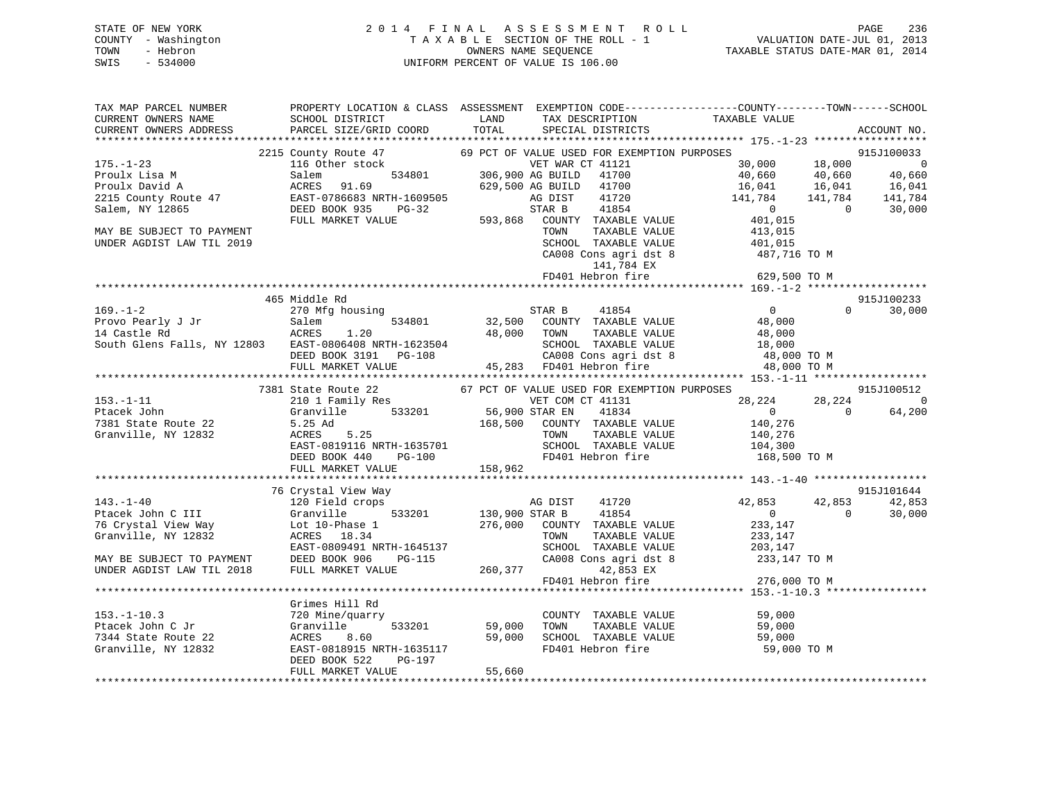STATE OF NEW YORK
COUNTY - Washington
TOWN - Hebron
SWIS - 534000

2014 FINAL ASSESSMENT ROLL
TAXABLE SECTION OF THE ROLL - 1
OWNERS NAME SEQUENCE
UNIFORM PERCENT OF VALUE IS 106.00

VALUATION DATE-JUL 01, 2013
TAXABLE STATUS DATE-MAR 01, 2014

```
TAX MAP PARCEL NUMBER          PROPERTY LOCATION & CLASS  ASSESSMENT  EXEMPTION CODE------------------COUNTY--------TOWN------SCHOOL
CURRENT OWNERS NAME            SCHOOL DISTRICT               LAND      TAX DESCRIPTION              TAXABLE VALUE
CURRENT OWNERS ADDRESS         PARCEL SIZE/GRID COORD        TOTAL     SPECIAL DISTRICTS                                          ACCOUNT NO.
******************************************************************************************************* 175.-1-23 ******************
                       2215 County Route 47          69 PCT OF VALUE USED FOR EXEMPTION PURPOSES                                915J100033
175.-1-23                    116 Other stock                     VET WAR CT 41121              30,000       18,000            0
Proulx Lisa M                Salem          534801     306,900 AG BUILD   41700              40,660       40,660       40,660
Proulx David A               ACRES   91.69             629,500 AG BUILD   41700              16,041       16,041       16,041
2215 County Route 47         EAST-0786683 NRTH-1609505           AG DIST    41720             141,784      141,784      141,784
Salem, NY 12865              DEED BOOK 935    PG-32              STAR B     41854                   0            0       30,000
                             FULL MARKET VALUE         593,868   COUNTY  TAXABLE VALUE          401,015
MAY BE SUBJECT TO PAYMENT                                        TOWN    TAXABLE VALUE          413,015
UNDER AGDIST LAW TIL 2019                                        SCHOOL  TAXABLE VALUE          401,015
                                                                 CA008 Cons agri dst 8           487,716 TO M
                                                                     141,784 EX
                                                                 FD401 Hebron fire               629,500 TO M
******************************************************************************************************* 169.-1-2 *******************
                       465 Middle Rd                                                                                      915J100233
169.-1-2                     270 Mfg housing                     STAR B     41854                   0            0       30,000
Provo Pearly J Jr            Salem          534801      32,500   COUNTY  TAXABLE VALUE           48,000
14 Castle Rd                 ACRES    1.20              48,000   TOWN    TAXABLE VALUE           48,000
South Glens Falls, NY 12803  EAST-0806408 NRTH-1623504           SCHOOL  TAXABLE VALUE           18,000
                             DEED BOOK 3191   PG-108             CA008 Cons agri dst 8            48,000 TO M
                             FULL MARKET VALUE          45,283   FD401 Hebron fire                48,000 TO M
******************************************************************************************************* 153.-1-11 ******************
                       7381 State Route 22           67 PCT OF VALUE USED FOR EXEMPTION PURPOSES                                915J100512
153.-1-11                    210 1 Family Res                    VET COM CT 41131              28,224       28,224            0
Ptacek John                  Granville      533201      56,900 STAR EN    41834                   0            0       64,200
7381 State Route 22          5.25 Ad                   168,500   COUNTY  TAXABLE VALUE          140,276
Granville, NY 12832          ACRES    5.25                       TOWN    TAXABLE VALUE          140,276
                             EAST-0819116 NRTH-1635701           SCHOOL  TAXABLE VALUE          104,300
                             DEED BOOK 440    PG-100             FD401 Hebron fire               168,500 TO M
                             FULL MARKET VALUE         158,962
******************************************************************************************************* 143.-1-40 ******************
                       76 Crystal View Way                                                                                915J101644
143.-1-40                    120 Field crops                     AG DIST    41720              42,853       42,853       42,853
Ptacek John C III            Granville      533201     130,900 STAR B     41854                   0            0       30,000
76 Crystal View Way          Lot 10-Phase 1            276,000   COUNTY  TAXABLE VALUE          233,147
Granville, NY 12832          ACRES   18.34                       TOWN    TAXABLE VALUE          233,147
                             EAST-0809491 NRTH-1645137           SCHOOL  TAXABLE VALUE          203,147
MAY BE SUBJECT TO PAYMENT    DEED BOOK 906    PG-115             CA008 Cons agri dst 8           233,147 TO M
UNDER AGDIST LAW TIL 2018    FULL MARKET VALUE         260,377       42,853 EX
                                                                 FD401 Hebron fire               276,000 TO M
******************************************************************************************************* 153.-1-10.3 ****************
                       Grimes Hill Rd
153.-1-10.3                  720 Mine/quarry                     COUNTY  TAXABLE VALUE           59,000
Ptacek John C Jr             Granville      533201      59,000   TOWN    TAXABLE VALUE           59,000
7344 State Route 22          ACRES    8.60              59,000   SCHOOL  TAXABLE VALUE           59,000
Granville, NY 12832          EAST-0818915 NRTH-1635117           FD401 Hebron fire                59,000 TO M
                             DEED BOOK 522    PG-197
                             FULL MARKET VALUE          55,660
************************************************************************************************************************************
```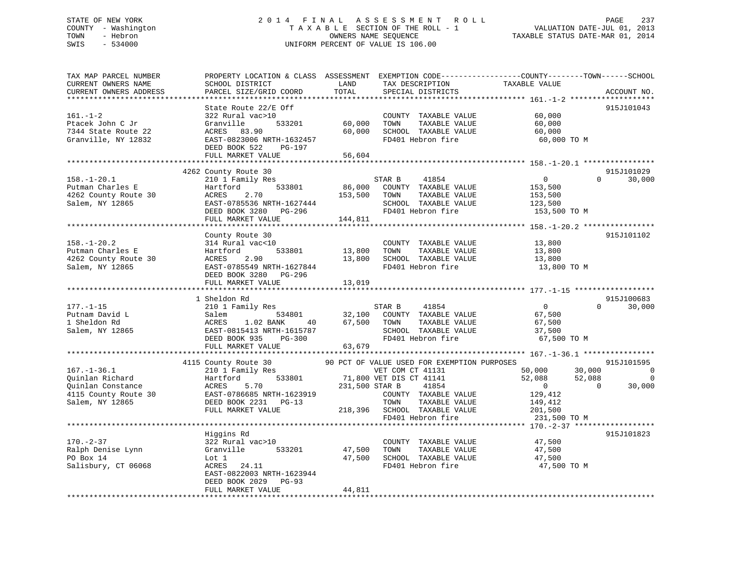STATE OF NEW YORK
COUNTY - Washington
TOWN - Hebron
SWIS - 534000

2014 FINAL ASSESSMENT ROLL
TAXABLE SECTION OF THE ROLL - 1
OWNERS NAME SEQUENCE
UNIFORM PERCENT OF VALUE IS 106.00

VALUATION DATE-JUL 01, 2013
TAXABLE STATUS DATE-MAR 01, 2014

```
TAX MAP PARCEL NUMBER          PROPERTY LOCATION & CLASS  ASSESSMENT  EXEMPTION CODE------------------COUNTY--------TOWN------SCHOOL
CURRENT OWNERS NAME            SCHOOL DISTRICT              LAND      TAX DESCRIPTION              TAXABLE VALUE
CURRENT OWNERS ADDRESS         PARCEL SIZE/GRID COORD       TOTAL     SPECIAL DISTRICTS                                      ACCOUNT NO.
******************************************************************************************************* 161.-1-2 *******************
                               State Route 22/E Off                                                                           915J101043
161.-1-2                       322 Rural vac>10                        COUNTY  TAXABLE VALUE            60,000
Ptacek John C Jr               Granville        533201      60,000    TOWN    TAXABLE VALUE            60,000
7344 State Route 22            ACRES  83.90                 60,000    SCHOOL  TAXABLE VALUE            60,000
Granville, NY 12832            EAST-0823006 NRTH-1632457               FD401 Hebron fire                 60,000 TO M
                               DEED BOOK 522    PG-197
                               FULL MARKET VALUE             56,604
******************************************************************************************************* 158.-1-20.1 ****************
                          4262 County Route 30                                                                                915J101029
158.-1-20.1                    210 1 Family Res                     STAR B     41854                   0             0     30,000
Putman Charles E               Hartford         533801      86,000   COUNTY  TAXABLE VALUE           153,500
4262 County Route 30           ACRES    2.70               153,500   TOWN    TAXABLE VALUE           153,500
Salem, NY 12865                EAST-0785536 NRTH-1627444              SCHOOL  TAXABLE VALUE           123,500
                               DEED BOOK 3280   PG-296                FD401 Hebron fire                153,500 TO M
                               FULL MARKET VALUE            144,811
******************************************************************************************************* 158.-1-20.2 ****************
                               County Route 30                                                                                915J101102
158.-1-20.2                    314 Rural vac<10                        COUNTY  TAXABLE VALUE            13,800
Putman Charles E               Hartford         533801      13,800    TOWN    TAXABLE VALUE            13,800
4262 County Route 30           ACRES    2.90                13,800    SCHOOL  TAXABLE VALUE            13,800
Salem, NY 12865                EAST-0785549 NRTH-1627844               FD401 Hebron fire                 13,800 TO M
                               DEED BOOK 3280   PG-296
                               FULL MARKET VALUE             13,019
******************************************************************************************************* 177.-1-15 ******************
                             1 Sheldon Rd                                                                                     915J100683
177.-1-15                      210 1 Family Res                     STAR B     41854                   0             0     30,000
Putnam David L                 Salem            534801      32,100   COUNTY  TAXABLE VALUE            67,500
1 Sheldon Rd                   ACRES    1.02 BANK     40    67,500   TOWN    TAXABLE VALUE            67,500
Salem, NY 12865                EAST-0815413 NRTH-1615787              SCHOOL  TAXABLE VALUE            37,500
                               DEED BOOK 935    PG-300                FD401 Hebron fire                 67,500 TO M
                               FULL MARKET VALUE             63,679
******************************************************************************************************* 167.-1-36.1 ****************
                          4115 County Route 30           90 PCT OF VALUE USED FOR EXEMPTION PURPOSES                         915J101595
167.-1-36.1                    210 1 Family Res                     VET COM CT 41131              50,000        30,000          0
Quinlan Richard                Hartford         533801      71,800 VET DIS CT 41141              52,088        52,088          0
Quinlan Constance              ACRES    5.70               231,500 STAR B     41854                   0             0     30,000
4115 County Route 30           EAST-0786685 NRTH-1623919              COUNTY  TAXABLE VALUE           129,412
Salem, NY 12865                DEED BOOK 2231   PG-13                 TOWN    TAXABLE VALUE           149,412
                               FULL MARKET VALUE            218,396   SCHOOL  TAXABLE VALUE           201,500
                                                                      FD401 Hebron fire                231,500 TO M
******************************************************************************************************* 170.-2-37 ******************
                               Higgins Rd                                                                                     915J101823
170.-2-37                      322 Rural vac>10                        COUNTY  TAXABLE VALUE            47,500
Ralph Denise Lynn              Granville        533201      47,500    TOWN    TAXABLE VALUE            47,500
PO Box 14                      Lot 1                        47,500    SCHOOL  TAXABLE VALUE            47,500
Salisbury, CT 06068            ACRES  24.11                            FD401 Hebron fire                 47,500 TO M
                               EAST-0822003 NRTH-1623944
                               DEED BOOK 2029   PG-93
                               FULL MARKET VALUE             44,811
************************************************************************************************************************************
```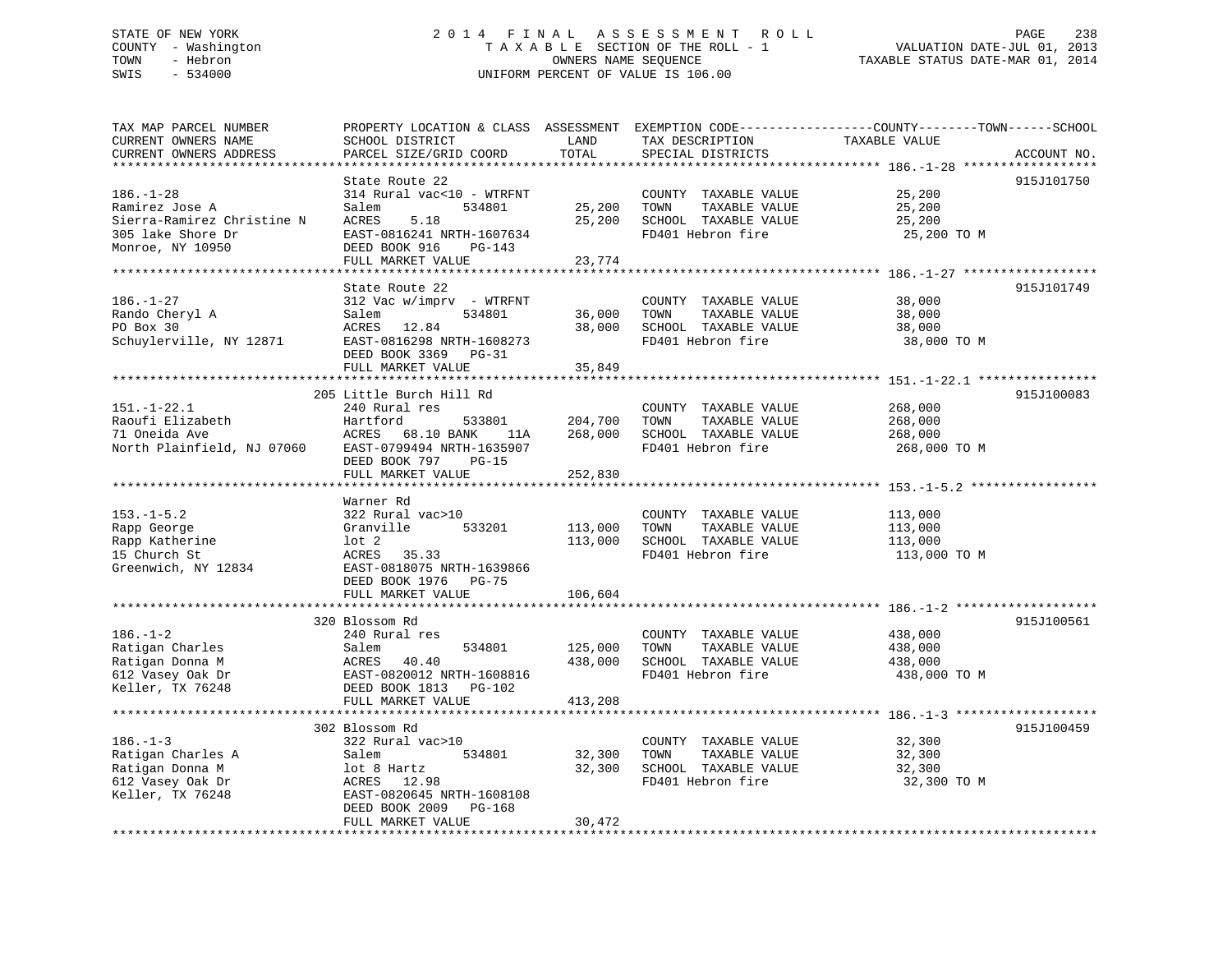STATE OF NEW YORK
COUNTY - Washington
TOWN - Hebron
SWIS - 534000

2014 FINAL ASSESSMENT ROLL
TAXABLE SECTION OF THE ROLL - 1
OWNERS NAME SEQUENCE
UNIFORM PERCENT OF VALUE IS 106.00

VALUATION DATE-JUL 01, 2013
TAXABLE STATUS DATE-MAR 01, 2014

| TAX MAP PARCEL NUMBER / CURRENT OWNERS NAME / CURRENT OWNERS ADDRESS | PROPERTY LOCATION & CLASS / SCHOOL DISTRICT / PARCEL SIZE/GRID COORD | ASSESSMENT LAND / TOTAL | EXEMPTION CODE / TAX DESCRIPTION / SPECIAL DISTRICTS | TAXABLE VALUE (COUNTY--------TOWN------SCHOOL) | ACCOUNT NO. |
|---|---|---|---|---|---|
| 186.-1-28 | State Route 22 | | | | 915J101750 |
| 186.-1-28 | 314 Rural vac<10 - WTRFNT | | COUNTY TAXABLE VALUE | 25,200 | |
| Ramirez Jose A | Salem 534801 | 25,200 | TOWN TAXABLE VALUE | 25,200 | |
| Sierra-Ramirez Christine N | ACRES 5.18 | 25,200 | SCHOOL TAXABLE VALUE | 25,200 | |
| 305 lake Shore Dr | EAST-0816241 NRTH-1607634 | | FD401 Hebron fire | 25,200 TO M | |
| Monroe, NY 10950 | DEED BOOK 916 PG-143 | | | | |
| | FULL MARKET VALUE | 23,774 | | | |
| 186.-1-27 | State Route 22 | | | | 915J101749 |
| 186.-1-27 | 312 Vac w/imprv - WTRFNT | | COUNTY TAXABLE VALUE | 38,000 | |
| Rando Cheryl A | Salem 534801 | 36,000 | TOWN TAXABLE VALUE | 38,000 | |
| PO Box 30 | ACRES 12.84 | 38,000 | SCHOOL TAXABLE VALUE | 38,000 | |
| Schuylerville, NY 12871 | EAST-0816298 NRTH-1608273 | | FD401 Hebron fire | 38,000 TO M | |
| | DEED BOOK 3369 PG-31 | | | | |
| | FULL MARKET VALUE | 35,849 | | | |
| 151.-1-22.1 | 205 Little Burch Hill Rd | | | | 915J100083 |
| 151.-1-22.1 | 240 Rural res | | COUNTY TAXABLE VALUE | 268,000 | |
| Raoufi Elizabeth | Hartford 533801 | 204,700 | TOWN TAXABLE VALUE | 268,000 | |
| 71 Oneida Ave | ACRES 68.10 BANK 11A | 268,000 | SCHOOL TAXABLE VALUE | 268,000 | |
| North Plainfield, NJ 07060 | EAST-0799494 NRTH-1635907 | | FD401 Hebron fire | 268,000 TO M | |
| | DEED BOOK 797 PG-15 | | | | |
| | FULL MARKET VALUE | 252,830 | | | |
| 153.-1-5.2 | Warner Rd | | | | |
| 153.-1-5.2 | 322 Rural vac>10 | | COUNTY TAXABLE VALUE | 113,000 | |
| Rapp George | Granville 533201 | 113,000 | TOWN TAXABLE VALUE | 113,000 | |
| Rapp Katherine | lot 2 | 113,000 | SCHOOL TAXABLE VALUE | 113,000 | |
| 15 Church St | ACRES 35.33 | | FD401 Hebron fire | 113,000 TO M | |
| Greenwich, NY 12834 | EAST-0818075 NRTH-1639866 | | | | |
| | DEED BOOK 1976 PG-75 | | | | |
| | FULL MARKET VALUE | 106,604 | | | |
| 186.-1-2 | 320 Blossom Rd | | | | 915J100561 |
| 186.-1-2 | 240 Rural res | | COUNTY TAXABLE VALUE | 438,000 | |
| Ratigan Charles | Salem 534801 | 125,000 | TOWN TAXABLE VALUE | 438,000 | |
| Ratigan Donna M | ACRES 40.40 | 438,000 | SCHOOL TAXABLE VALUE | 438,000 | |
| 612 Vasey Oak Dr | EAST-0820012 NRTH-1608816 | | FD401 Hebron fire | 438,000 TO M | |
| Keller, TX 76248 | DEED BOOK 1813 PG-102 | | | | |
| | FULL MARKET VALUE | 413,208 | | | |
| 186.-1-3 | 302 Blossom Rd | | | | 915J100459 |
| 186.-1-3 | 322 Rural vac>10 | | COUNTY TAXABLE VALUE | 32,300 | |
| Ratigan Charles A | Salem 534801 | 32,300 | TOWN TAXABLE VALUE | 32,300 | |
| Ratigan Donna M | lot 8 Hartz | 32,300 | SCHOOL TAXABLE VALUE | 32,300 | |
| 612 Vasey Oak Dr | ACRES 12.98 | | FD401 Hebron fire | 32,300 TO M | |
| Keller, TX 76248 | EAST-0820645 NRTH-1608108 | | | | |
| | DEED BOOK 2009 PG-168 | | | | |
| | FULL MARKET VALUE | 30,472 | | | |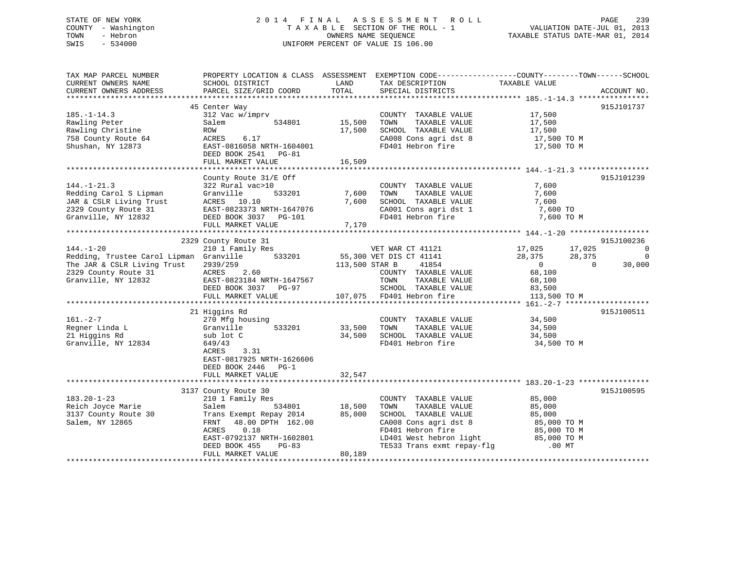STATE OF NEW YORK
COUNTY - Washington
TOWN - Hebron
SWIS - 534000

2014 FINAL ASSESSMENT ROLL
TAXABLE SECTION OF THE ROLL - 1
OWNERS NAME SEQUENCE
UNIFORM PERCENT OF VALUE IS 106.00

VALUATION DATE-JUL 01, 2013
TAXABLE STATUS DATE-MAR 01, 2014

```
TAX MAP PARCEL NUMBER          PROPERTY LOCATION & CLASS  ASSESSMENT  EXEMPTION CODE------------------COUNTY--------TOWN------SCHOOL
CURRENT OWNERS NAME            SCHOOL DISTRICT             LAND        TAX DESCRIPTION              TAXABLE VALUE
CURRENT OWNERS ADDRESS         PARCEL SIZE/GRID COORD      TOTAL       SPECIAL DISTRICTS                                    ACCOUNT NO.
******************************************************************************************************* 185.-1-14.3 ****************
                               45 Center Way                                                                                 915J101737
185.-1-14.3                    312 Vac w/imprv                         COUNTY  TAXABLE VALUE         17,500
Rawling Peter                  Salem          534801       15,500     TOWN    TAXABLE VALUE         17,500
Rawling Christine              ROW                         17,500     SCHOOL  TAXABLE VALUE         17,500
758 County Route 64            ACRES    6.17                          CA008 Cons agri dst 8           17,500 TO M
Shushan, NY 12873              EAST-0816058 NRTH-1604001              FD401 Hebron fire               17,500 TO M
                               DEED BOOK 2541   PG-81
                               FULL MARKET VALUE           16,509
******************************************************************************************************* 144.-1-21.3 ****************
                               County Route 31/E Off                                                                         915J101239
144.-1-21.3                    322 Rural vac>10                        COUNTY  TAXABLE VALUE          7,600
Redding Carol S Lipman         Granville      533201        7,600     TOWN    TAXABLE VALUE          7,600
JAR & CSLR Living Trust        ACRES   10.10                 7,600     SCHOOL  TAXABLE VALUE          7,600
2329 County Route 31           EAST-0823373 NRTH-1647076              CA001 Cons agri dst 1            7,600 TO
Granville, NY 12832            DEED BOOK 3037   PG-101                FD401 Hebron fire                7,600 TO M
                               FULL MARKET VALUE            7,170
******************************************************************************************************* 144.-1-20 ******************
                               2329 County Route 31                                                                          915J100236
144.-1-20                      210 1 Family Res                  VET WAR CT 41121           17,025       17,025             0
Redding, Trustee Carol Lipman  Granville      533201      55,300 VET DIS CT 41141           28,375       28,375             0
The JAR & CSLR Living Trust    2939/259                  113,500 STAR B     41854                0            0        30,000
2329 County Route 31           ACRES    2.60                          COUNTY  TAXABLE VALUE         68,100
Granville, NY 12832            EAST-0823184 NRTH-1647567              TOWN    TAXABLE VALUE         68,100
                               DEED BOOK 3037   PG-97                 SCHOOL  TAXABLE VALUE         83,500
                               FULL MARKET VALUE          107,075    FD401 Hebron fire              113,500 TO M
******************************************************************************************************* 161.-2-7 *******************
                               21 Higgins Rd                                                                                 915J100511
161.-2-7                       270 Mfg housing                         COUNTY  TAXABLE VALUE         34,500
Regner Linda L                 Granville      533201       33,500     TOWN    TAXABLE VALUE         34,500
21 Higgins Rd                  sub lot C                   34,500     SCHOOL  TAXABLE VALUE         34,500
Granville, NY 12834            649/43                                 FD401 Hebron fire               34,500 TO M
                               ACRES    3.31
                               EAST-0817925 NRTH-1626606
                               DEED BOOK 2446   PG-1
                               FULL MARKET VALUE           32,547
******************************************************************************************************* 183.20-1-23 ****************
                               3137 County Route 30                                                                          915J100595
183.20-1-23                    210 1 Family Res                        COUNTY  TAXABLE VALUE         85,000
Reich Joyce Marie              Salem          534801       18,500     TOWN    TAXABLE VALUE         85,000
3137 County Route 30           Trans Exempt Repay 2014     85,000     SCHOOL  TAXABLE VALUE         85,000
Salem, NY 12865                FRNT   48.00 DPTH  162.00              CA008 Cons agri dst 8           85,000 TO M
                               ACRES    0.18                          FD401 Hebron fire               85,000 TO M
                               EAST-0792137 NRTH-1602801              LD401 West hebron light         85,000 TO M
                               DEED BOOK 455    PG-83                 TE533 Trans exmt repay-flg          .00 MT
                               FULL MARKET VALUE           80,189
************************************************************************************************************************************
```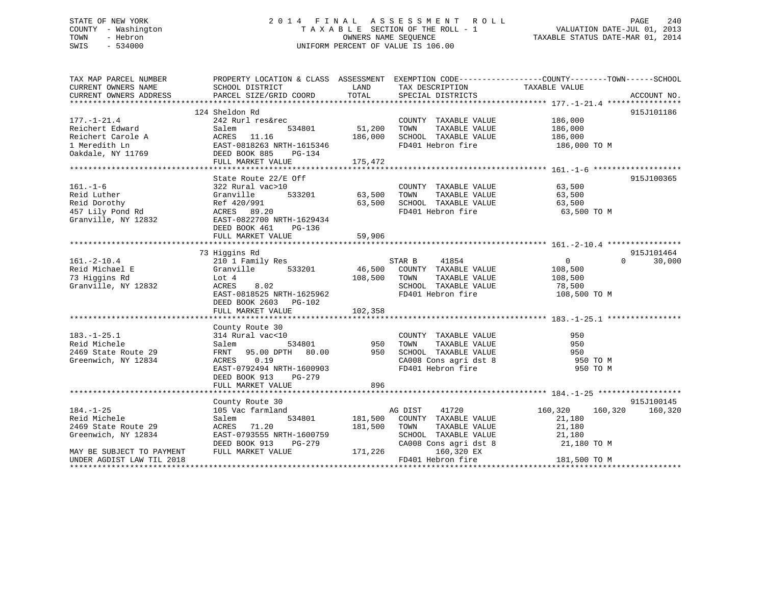STATE OF NEW YORK
COUNTY - Washington
TOWN - Hebron
SWIS - 534000

2014 FINAL ASSESSMENT ROLL
TAXABLE SECTION OF THE ROLL - 1
OWNERS NAME SEQUENCE
UNIFORM PERCENT OF VALUE IS 106.00

VALUATION DATE-JUL 01, 2013
TAXABLE STATUS DATE-MAR 01, 2014

| TAX MAP PARCEL NUMBER / CURRENT OWNERS NAME / CURRENT OWNERS ADDRESS | PROPERTY LOCATION & CLASS / SCHOOL DISTRICT / PARCEL SIZE/GRID COORD | ASSESSMENT LAND | TOTAL | EXEMPTION CODE / TAX DESCRIPTION / SPECIAL DISTRICTS | COUNTY TAXABLE VALUE | TOWN | SCHOOL | ACCOUNT NO. |
|---|---|---|---|---|---|---|---|---|
| **177.-1-21.4** | 124 Sheldon Rd | | | | | | | 915J101186 |
| Reichert Edward | 242 Rurl res&rec | | | COUNTY TAXABLE VALUE | 186,000 | | | |
| Reichert Carole A | Salem 534801 | 51,200 | | TOWN TAXABLE VALUE | 186,000 | | | |
| 1 Meredith Ln | ACRES 11.16 | | 186,000 | SCHOOL TAXABLE VALUE | 186,000 | | | |
| Oakdale, NY 11769 | EAST-0818263 NRTH-1615346 | | | FD401 Hebron fire | 186,000 TO M | | | |
| | DEED BOOK 885 PG-134 | | | | | | | |
| | FULL MARKET VALUE | | 175,472 | | | | | |
| **161.-1-6** | State Route 22/E Off | | | | | | | 915J100365 |
| Reid Luther | 322 Rural vac>10 | | | COUNTY TAXABLE VALUE | 63,500 | | | |
| Reid Dorothy | Granville 533201 | 63,500 | | TOWN TAXABLE VALUE | 63,500 | | | |
| 457 Lily Pond Rd | Ref 420/991 | | 63,500 | SCHOOL TAXABLE VALUE | 63,500 | | | |
| Granville, NY 12832 | ACRES 89.20 | | | FD401 Hebron fire | 63,500 TO M | | | |
| | EAST-0822700 NRTH-1629434 | | | | | | | |
| | DEED BOOK 461 PG-136 | | | | | | | |
| | FULL MARKET VALUE | | 59,906 | | | | | |
| **161.-2-10.4** | 73 Higgins Rd | | | | | | | 915J101464 |
| Reid Michael E | 210 1 Family Res | | | STAR B 41854 | 0 | 0 | 30,000 | |
| 73 Higgins Rd | Granville 533201 | 46,500 | | COUNTY TAXABLE VALUE | 108,500 | | | |
| Granville, NY 12832 | Lot 4 | | 108,500 | TOWN TAXABLE VALUE | 108,500 | | | |
| | ACRES 8.02 | | | SCHOOL TAXABLE VALUE | 78,500 | | | |
| | EAST-0818525 NRTH-1625962 | | | FD401 Hebron fire | 108,500 TO M | | | |
| | DEED BOOK 2603 PG-102 | | | | | | | |
| | FULL MARKET VALUE | | 102,358 | | | | | |
| **183.-1-25.1** | County Route 30 | | | | | | | |
| Reid Michele | 314 Rural vac<10 | | | COUNTY TAXABLE VALUE | 950 | | | |
| 2469 State Route 29 | Salem 534801 | 950 | | TOWN TAXABLE VALUE | 950 | | | |
| Greenwich, NY 12834 | FRNT 95.00 DPTH 80.00 | | 950 | SCHOOL TAXABLE VALUE | 950 | | | |
| | ACRES 0.19 | | | CA008 Cons agri dst 8 | 950 TO M | | | |
| | EAST-0792494 NRTH-1600903 | | | FD401 Hebron fire | 950 TO M | | | |
| | DEED BOOK 913 PG-279 | | | | | | | |
| | FULL MARKET VALUE | | 896 | | | | | |
| **184.-1-25** | County Route 30 | | | | | | | 915J100145 |
| Reid Michele | 105 Vac farmland | | | AG DIST 41720 | 160,320 | 160,320 | 160,320 | |
| 2469 State Route 29 | Salem 534801 | 181,500 | | COUNTY TAXABLE VALUE | 21,180 | | | |
| Greenwich, NY 12834 | ACRES 71.20 | | 181,500 | TOWN TAXABLE VALUE | 21,180 | | | |
| | EAST-0793555 NRTH-1600759 | | | SCHOOL TAXABLE VALUE | 21,180 | | | |
| | DEED BOOK 913 PG-279 | | | CA008 Cons agri dst 8 | 21,180 TO M | | | |
| MAY BE SUBJECT TO PAYMENT | FULL MARKET VALUE | | 171,226 | 160,320 EX | | | | |
| UNDER AGDIST LAW TIL 2018 | | | | FD401 Hebron fire | 181,500 TO M | | | |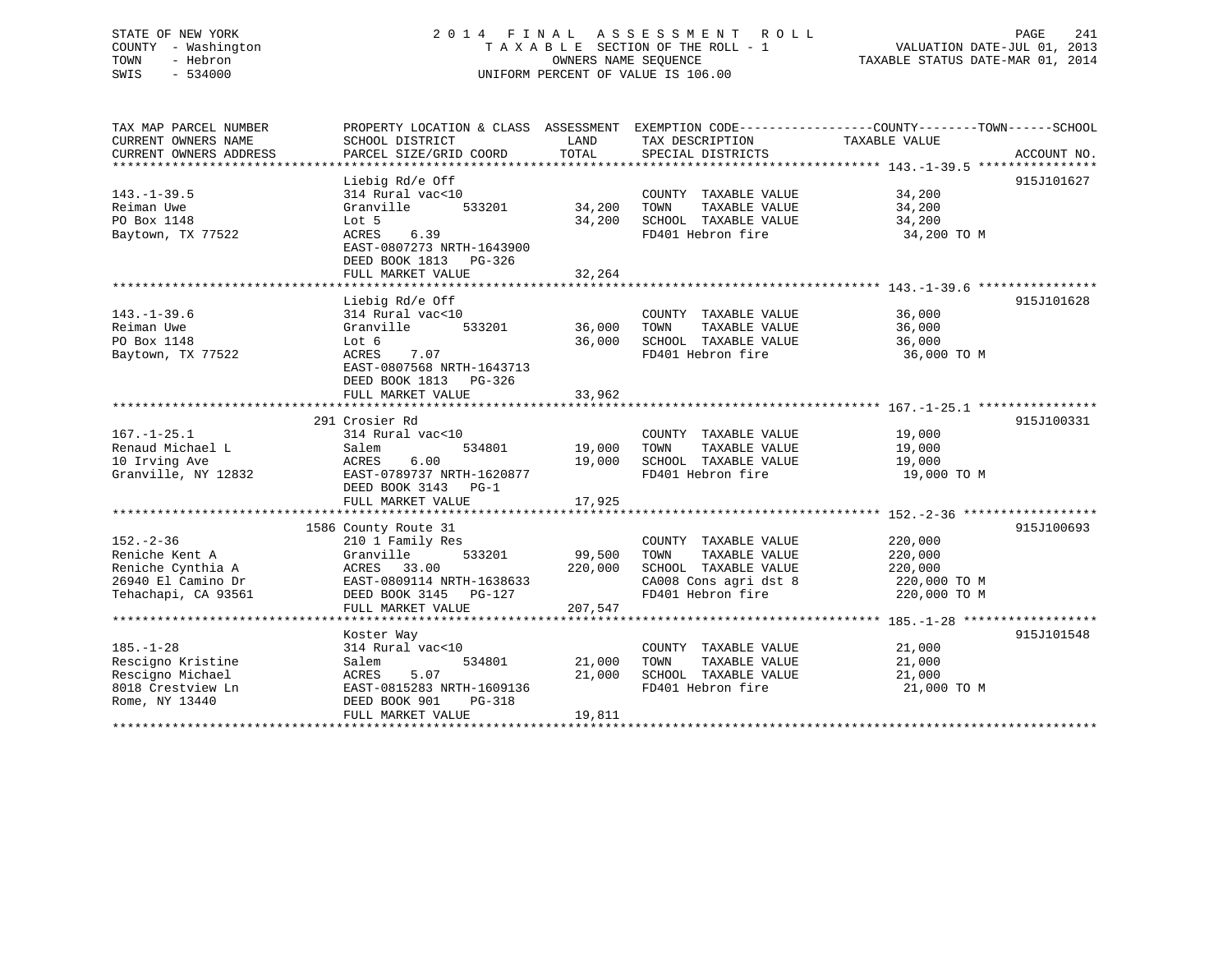STATE OF NEW YORK
COUNTY - Washington
TOWN - Hebron
SWIS - 534000

2014 FINAL ASSESSMENT ROLL
TAXABLE SECTION OF THE ROLL - 1
OWNERS NAME SEQUENCE
UNIFORM PERCENT OF VALUE IS 106.00

VALUATION DATE-JUL 01, 2013
TAXABLE STATUS DATE-MAR 01, 2014

| TAX MAP PARCEL NUMBER / CURRENT OWNERS NAME / CURRENT OWNERS ADDRESS | PROPERTY LOCATION & CLASS / SCHOOL DISTRICT / PARCEL SIZE/GRID COORD | ASSESSMENT LAND / TOTAL | EXEMPTION CODE / TAX DESCRIPTION / SPECIAL DISTRICTS | TAXABLE VALUE (COUNTY / TOWN / SCHOOL) | ACCOUNT NO. |
|---|---|---|---|---|---|
| 143.-1-39.5 | Liebig Rd/e Off | | | | 915J101627 |
| 143.-1-39.5 | 314 Rural vac<10 | | COUNTY TAXABLE VALUE | 34,200 | |
| Reiman Uwe | Granville 533201 | 34,200 | TOWN TAXABLE VALUE | 34,200 | |
| PO Box 1148 | Lot 5 | 34,200 | SCHOOL TAXABLE VALUE | 34,200 | |
| Baytown, TX 77522 | ACRES 6.39 | | FD401 Hebron fire | 34,200 TO M | |
| | EAST-0807273 NRTH-1643900 | | | | |
| | DEED BOOK 1813 PG-326 | | | | |
| | FULL MARKET VALUE | 32,264 | | | |
| 143.-1-39.6 | Liebig Rd/e Off | | | | 915J101628 |
| 143.-1-39.6 | 314 Rural vac<10 | | COUNTY TAXABLE VALUE | 36,000 | |
| Reiman Uwe | Granville 533201 | 36,000 | TOWN TAXABLE VALUE | 36,000 | |
| PO Box 1148 | Lot 6 | 36,000 | SCHOOL TAXABLE VALUE | 36,000 | |
| Baytown, TX 77522 | ACRES 7.07 | | FD401 Hebron fire | 36,000 TO M | |
| | EAST-0807568 NRTH-1643713 | | | | |
| | DEED BOOK 1813 PG-326 | | | | |
| | FULL MARKET VALUE | 33,962 | | | |
| 167.-1-25.1 | 291 Crosier Rd | | | | 915J100331 |
| 167.-1-25.1 | 314 Rural vac<10 | | COUNTY TAXABLE VALUE | 19,000 | |
| Renaud Michael L | Salem 534801 | 19,000 | TOWN TAXABLE VALUE | 19,000 | |
| 10 Irving Ave | ACRES 6.00 | 19,000 | SCHOOL TAXABLE VALUE | 19,000 | |
| Granville, NY 12832 | EAST-0789737 NRTH-1620877 | | FD401 Hebron fire | 19,000 TO M | |
| | DEED BOOK 3143 PG-1 | | | | |
| | FULL MARKET VALUE | 17,925 | | | |
| 152.-2-36 | 1586 County Route 31 | | | | 915J100693 |
| 152.-2-36 | 210 1 Family Res | | COUNTY TAXABLE VALUE | 220,000 | |
| Reniche Kent A | Granville 533201 | 99,500 | TOWN TAXABLE VALUE | 220,000 | |
| Reniche Cynthia A | ACRES 33.00 | 220,000 | SCHOOL TAXABLE VALUE | 220,000 | |
| 26940 El Camino Dr | EAST-0809114 NRTH-1638633 | | CA008 Cons agri dst 8 | 220,000 TO M | |
| Tehachapi, CA 93561 | DEED BOOK 3145 PG-127 | | FD401 Hebron fire | 220,000 TO M | |
| | FULL MARKET VALUE | 207,547 | | | |
| 185.-1-28 | Koster Way | | | | 915J101548 |
| 185.-1-28 | 314 Rural vac<10 | | COUNTY TAXABLE VALUE | 21,000 | |
| Rescigno Kristine | Salem 534801 | 21,000 | TOWN TAXABLE VALUE | 21,000 | |
| Rescigno Michael | ACRES 5.07 | 21,000 | SCHOOL TAXABLE VALUE | 21,000 | |
| 8018 Crestview Ln | EAST-0815283 NRTH-1609136 | | FD401 Hebron fire | 21,000 TO M | |
| Rome, NY 13440 | DEED BOOK 901 PG-318 | | | | |
| | FULL MARKET VALUE | 19,811 | | | |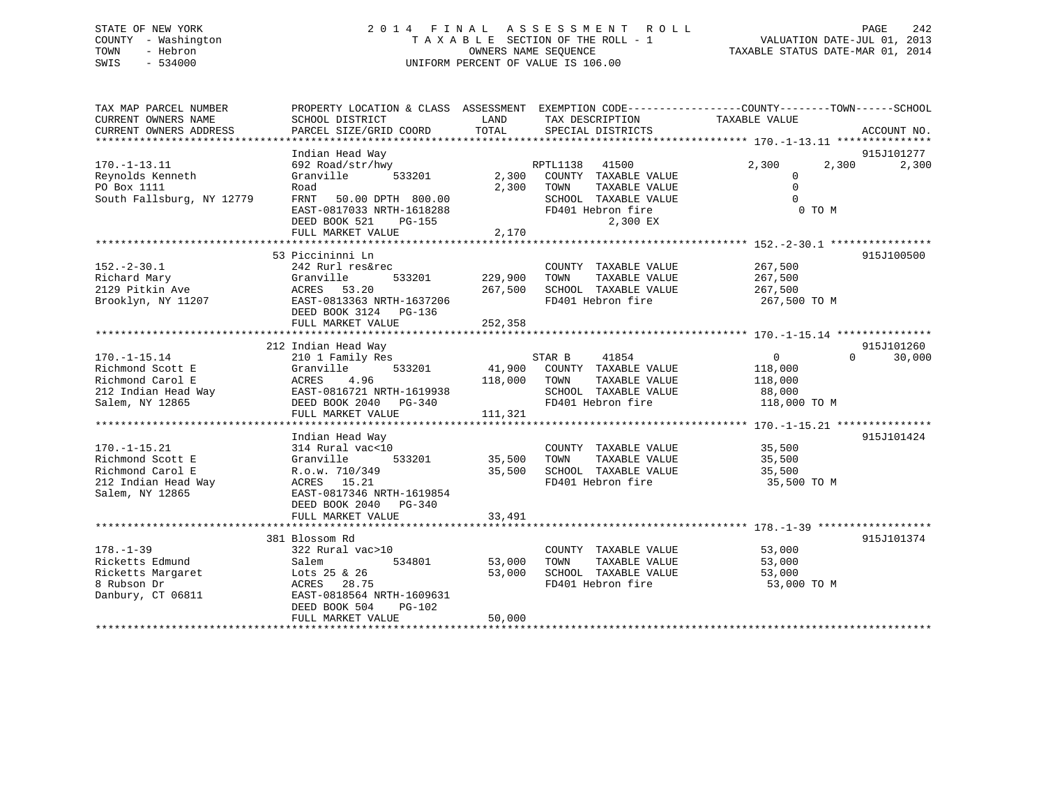STATE OF NEW YORK
COUNTY - Washington
TOWN - Hebron
SWIS - 534000

2014 FINAL ASSESSMENT ROLL
TAXABLE SECTION OF THE ROLL - 1
OWNERS NAME SEQUENCE
UNIFORM PERCENT OF VALUE IS 106.00

VALUATION DATE-JUL 01, 2013
TAXABLE STATUS DATE-MAR 01, 2014

```
TAX MAP PARCEL NUMBER          PROPERTY LOCATION & CLASS  ASSESSMENT  EXEMPTION CODE-----------------COUNTY--------TOWN------SCHOOL
CURRENT OWNERS NAME            SCHOOL DISTRICT               LAND      TAX DESCRIPTION           TAXABLE VALUE
CURRENT OWNERS ADDRESS         PARCEL SIZE/GRID COORD        TOTAL     SPECIAL DISTRICTS                                  ACCOUNT NO.
******************************************************************************************************* 170.-1-13.11 ***************
                               Indian Head Way                                                                          915J101277
170.-1-13.11                   692 Road/str/hwy                        RPTL1138   41500            2,300       2,300       2,300
Reynolds Kenneth               Granville       533201        2,300     COUNTY  TAXABLE VALUE            0
PO Box 1111                    Road                          2,300     TOWN    TAXABLE VALUE            0
South Fallsburg, NY 12779      FRNT   50.00 DPTH  800.00               SCHOOL  TAXABLE VALUE            0
                               EAST-0817033 NRTH-1618288               FD401 Hebron fire                 0 TO M
                               DEED BOOK 521    PG-155                        2,300 EX
                               FULL MARKET VALUE             2,170
******************************************************************************************************* 152.-2-30.1 ****************
                               53 Piccininni Ln                                                                         915J100500
152.-2-30.1                    242 Rurl res&rec                        COUNTY  TAXABLE VALUE       267,500
Richard Mary                   Granville       533201      229,900     TOWN    TAXABLE VALUE       267,500
2129 Pitkin Ave                ACRES   53.20               267,500     SCHOOL  TAXABLE VALUE       267,500
Brooklyn, NY 11207             EAST-0813363 NRTH-1637206               FD401 Hebron fire            267,500 TO M
                               DEED BOOK 3124   PG-136
                               FULL MARKET VALUE           252,358
******************************************************************************************************* 170.-1-15.14 ***************
                               212 Indian Head Way                                                                      915J101260
170.-1-15.14                   210 1 Family Res                        STAR B     41854                 0           0      30,000
Richmond Scott E               Granville       533201       41,900     COUNTY  TAXABLE VALUE       118,000
Richmond Carol E               ACRES    4.96               118,000     TOWN    TAXABLE VALUE       118,000
212 Indian Head Way            EAST-0816721 NRTH-1619938               SCHOOL  TAXABLE VALUE        88,000
Salem, NY 12865                DEED BOOK 2040   PG-340                 FD401 Hebron fire            118,000 TO M
                               FULL MARKET VALUE           111,321
******************************************************************************************************* 170.-1-15.21 ***************
                               Indian Head Way                                                                          915J101424
170.-1-15.21                   314 Rural vac<10                        COUNTY  TAXABLE VALUE        35,500
Richmond Scott E               Granville       533201       35,500     TOWN    TAXABLE VALUE        35,500
Richmond Carol E               R.o.w. 710/349               35,500     SCHOOL  TAXABLE VALUE        35,500
212 Indian Head Way            ACRES   15.21                           FD401 Hebron fire             35,500 TO M
Salem, NY 12865                EAST-0817346 NRTH-1619854
                               DEED BOOK 2040   PG-340
                               FULL MARKET VALUE            33,491
******************************************************************************************************* 178.-1-39 ******************
                               381 Blossom Rd                                                                           915J101374
178.-1-39                      322 Rural vac>10                        COUNTY  TAXABLE VALUE        53,000
Ricketts Edmund                Salem           534801       53,000     TOWN    TAXABLE VALUE        53,000
Ricketts Margaret              Lots 25 & 26                 53,000     SCHOOL  TAXABLE VALUE        53,000
8 Rubson Dr                    ACRES   28.75                           FD401 Hebron fire             53,000 TO M
Danbury, CT 06811              EAST-0818564 NRTH-1609631
                               DEED BOOK 504    PG-102
                               FULL MARKET VALUE            50,000
************************************************************************************************************************************
```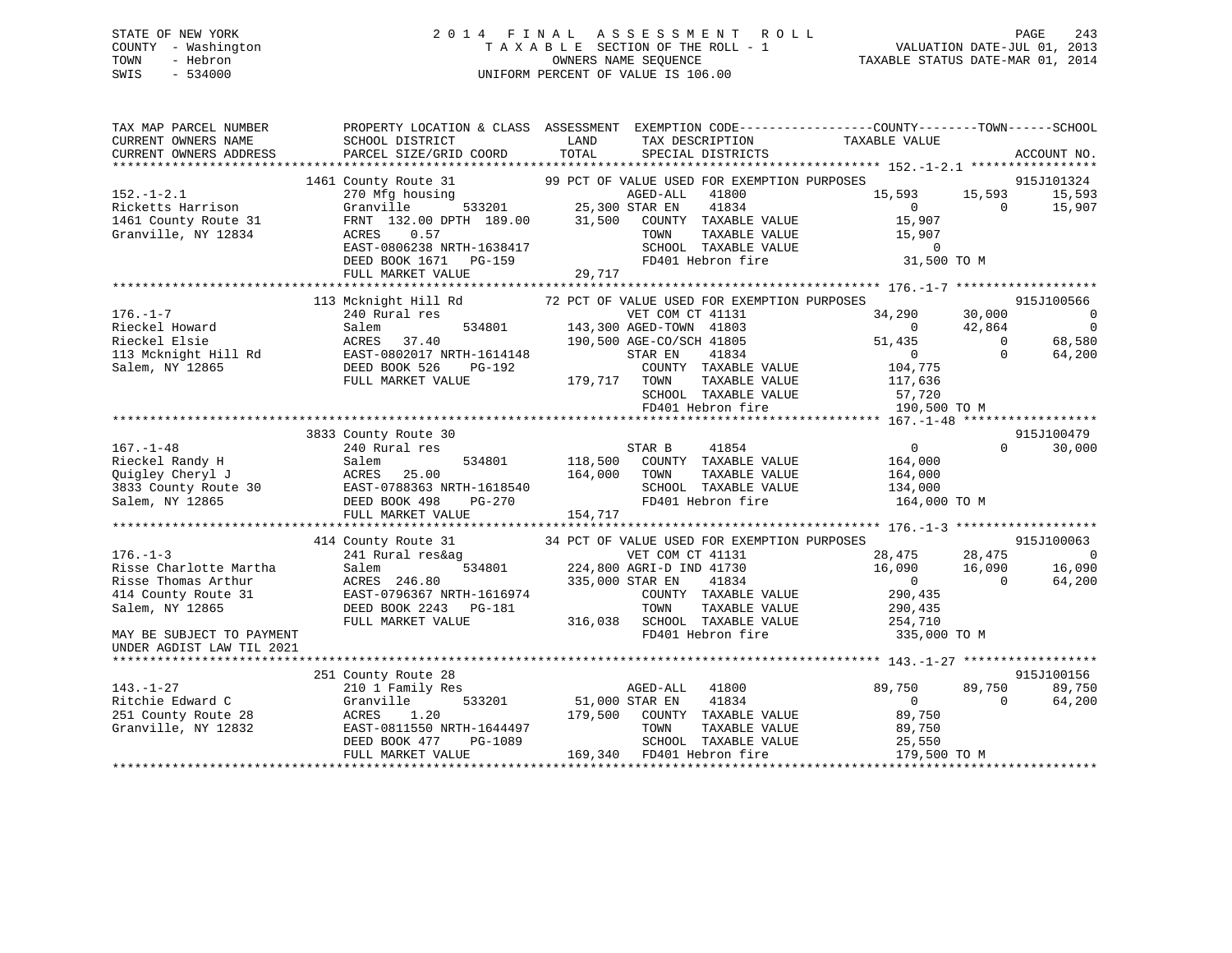STATE OF NEW YORK
COUNTY - Washington
TOWN - Hebron
SWIS - 534000

2014 FINAL ASSESSMENT ROLL
TAXABLE SECTION OF THE ROLL - 1
OWNERS NAME SEQUENCE
UNIFORM PERCENT OF VALUE IS 106.00

VALUATION DATE-JUL 01, 2013
TAXABLE STATUS DATE-MAR 01, 2014

```
TAX MAP PARCEL NUMBER          PROPERTY LOCATION & CLASS  ASSESSMENT  EXEMPTION CODE-----------------COUNTY--------TOWN------SCHOOL
CURRENT OWNERS NAME            SCHOOL DISTRICT             LAND       TAX DESCRIPTION            TAXABLE VALUE
CURRENT OWNERS ADDRESS         PARCEL SIZE/GRID COORD      TOTAL      SPECIAL DISTRICTS                                      ACCOUNT NO.
******************************************************************************************************* 152.-1-2.1 *****************
                           1461 County Route 31           99 PCT OF VALUE USED FOR EXEMPTION PURPOSES                        915J101324
152.-1-2.1                 270 Mfg housing                      AGED-ALL    41800            15,593      15,593      15,593
Ricketts Harrison          Granville      533201       25,300 STAR EN     41834                 0           0      15,907
1461 County Route 31       FRNT 132.00 DPTH 189.00     31,500   COUNTY  TAXABLE VALUE        15,907
Granville, NY 12834        ACRES    0.57                        TOWN    TAXABLE VALUE        15,907
                           EAST-0806238 NRTH-1638417            SCHOOL  TAXABLE VALUE             0
                           DEED BOOK 1671   PG-159              FD401 Hebron fire            31,500 TO M
                           FULL MARKET VALUE           29,717
******************************************************************************************************* 176.-1-7 *******************
                           113 Mcknight Hill Rd           72 PCT OF VALUE USED FOR EXEMPTION PURPOSES                        915J100566
176.-1-7                   240 Rural res                        VET COM CT 41131             34,290      30,000           0
Rieckel Howard             Salem          534801      143,300 AGED-TOWN  41803                 0      42,864           0
Rieckel Elsie              ACRES   37.40              190,500 AGE-CO/SCH 41805             51,435           0      68,580
113 Mcknight Hill Rd       EAST-0802017 NRTH-1614148            STAR EN     41834                 0           0      64,200
Salem, NY 12865            DEED BOOK 526    PG-192              COUNTY  TAXABLE VALUE       104,775
                           FULL MARKET VALUE          179,717   TOWN    TAXABLE VALUE       117,636
                                                                SCHOOL  TAXABLE VALUE        57,720
                                                                FD401 Hebron fire           190,500 TO M
******************************************************************************************************* 167.-1-48 ******************
                           3833 County Route 30                                                                              915J100479
167.-1-48                  240 Rural res                        STAR B      41854                 0           0      30,000
Rieckel Randy H            Salem          534801      118,500   COUNTY  TAXABLE VALUE       164,000
Quigley Cheryl J           ACRES   25.00              164,000   TOWN    TAXABLE VALUE       164,000
3833 County Route 30       EAST-0788363 NRTH-1618540            SCHOOL  TAXABLE VALUE       134,000
Salem, NY 12865            DEED BOOK 498    PG-270              FD401 Hebron fire           164,000 TO M
                           FULL MARKET VALUE          154,717
******************************************************************************************************* 176.-1-3 *******************
                           414 County Route 31            34 PCT OF VALUE USED FOR EXEMPTION PURPOSES                        915J100063
176.-1-3                   241 Rural res&ag                     VET COM CT 41131             28,475      28,475           0
Risse Charlotte Martha     Salem          534801      224,800 AGRI-D IND 41730             16,090      16,090      16,090
Risse Thomas Arthur        ACRES  246.80              335,000 STAR EN     41834                 0           0      64,200
414 County Route 31        EAST-0796367 NRTH-1616974            COUNTY  TAXABLE VALUE       290,435
Salem, NY 12865            DEED BOOK 2243   PG-181              TOWN    TAXABLE VALUE       290,435
                           FULL MARKET VALUE          316,038   SCHOOL  TAXABLE VALUE       254,710
MAY BE SUBJECT TO PAYMENT                                       FD401 Hebron fire           335,000 TO M
UNDER AGDIST LAW TIL 2021
******************************************************************************************************* 143.-1-27 ******************
                           251 County Route 28                                                                               915J100156
143.-1-27                  210 1 Family Res                     AGED-ALL    41800            89,750      89,750      89,750
Ritchie Edward C           Granville      533201       51,000 STAR EN     41834                 0           0      64,200
251 County Route 28        ACRES    1.20              179,500   COUNTY  TAXABLE VALUE        89,750
Granville, NY 12832        EAST-0811550 NRTH-1644497            TOWN    TAXABLE VALUE        89,750
                           DEED BOOK 477    PG-1089             SCHOOL  TAXABLE VALUE        25,550
                           FULL MARKET VALUE          169,340   FD401 Hebron fire           179,500 TO M
************************************************************************************************************************************
```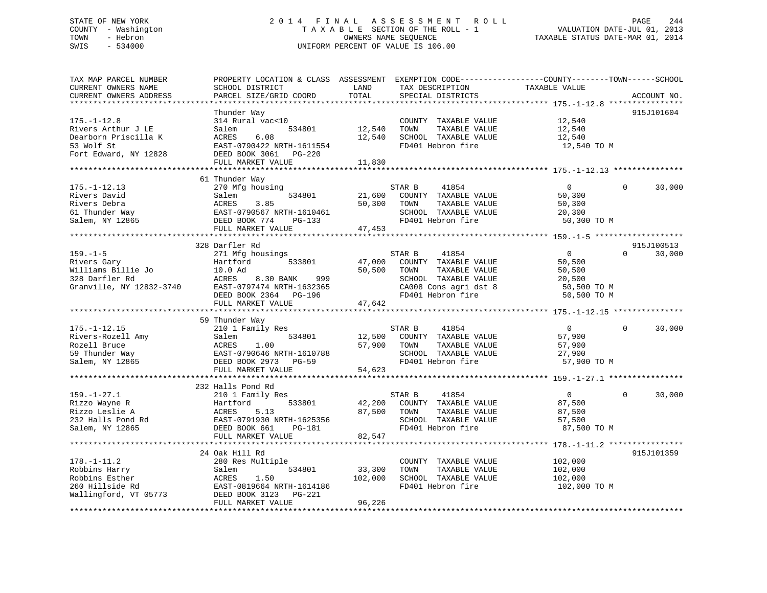STATE OF NEW YORK
COUNTY - Washington
TOWN - Hebron
SWIS - 534000

2014 FINAL ASSESSMENT ROLL
TAXABLE SECTION OF THE ROLL - 1
OWNERS NAME SEQUENCE
UNIFORM PERCENT OF VALUE IS 106.00

VALUATION DATE-JUL 01, 2013
TAXABLE STATUS DATE-MAR 01, 2014

```
TAX MAP PARCEL NUMBER          PROPERTY LOCATION & CLASS  ASSESSMENT  EXEMPTION CODE-----------------COUNTY--------TOWN------SCHOOL
CURRENT OWNERS NAME            SCHOOL DISTRICT               LAND     TAX DESCRIPTION            TAXABLE VALUE
CURRENT OWNERS ADDRESS         PARCEL SIZE/GRID COORD        TOTAL    SPECIAL DISTRICTS                                  ACCOUNT NO.
*********************************************************************************************** 175.-1-12.8 ***************
                               Thunder Way                                                                          915J101604
175.-1-12.8                    314 Rural vac<10                       COUNTY  TAXABLE VALUE          12,540
Rivers Arthur J LE             Salem          534801        12,540    TOWN    TAXABLE VALUE          12,540
Dearborn Priscilla K           ACRES    6.08                12,540    SCHOOL  TAXABLE VALUE          12,540
53 Wolf St                     EAST-0790422 NRTH-1611554              FD401 Hebron fire               12,540 TO M
Fort Edward, NY 12828          DEED BOOK 3061   PG-220
                               FULL MARKET VALUE            11,830
*********************************************************************************************** 175.-1-12.13 **************
                               61 Thunder Way
175.-1-12.13                   270 Mfg housing                        STAR B     41854                0           0     30,000
Rivers David                   Salem          534801        21,600    COUNTY  TAXABLE VALUE          50,300
Rivers Debra                   ACRES    3.85                50,300    TOWN    TAXABLE VALUE          50,300
61 Thunder Way                 EAST-0790567 NRTH-1610461              SCHOOL  TAXABLE VALUE          20,300
Salem, NY 12865                DEED BOOK 774    PG-133                FD401 Hebron fire               50,300 TO M
                               FULL MARKET VALUE            47,453
*********************************************************************************************** 159.-1-5 ******************
                               328 Darfler Rd                                                                       915J100513
159.-1-5                       271 Mfg housings                       STAR B     41854                0           0     30,000
Rivers Gary                    Hartford       533801        47,000    COUNTY  TAXABLE VALUE          50,500
Williams Billie Jo             10.0 Ad                      50,500    TOWN    TAXABLE VALUE          50,500
328 Darfler Rd                 ACRES    8.30 BANK    999              SCHOOL  TAXABLE VALUE          20,500
Granville, NY 12832-3740       EAST-0797474 NRTH-1632365              CA008 Cons agri dst 8           50,500 TO M
                               DEED BOOK 2364   PG-196                FD401 Hebron fire               50,500 TO M
                               FULL MARKET VALUE            47,642
*********************************************************************************************** 175.-1-12.15 **************
                               59 Thunder Way
175.-1-12.15                   210 1 Family Res                       STAR B     41854                0           0     30,000
Rivers-Rozell Amy              Salem          534801        12,500    COUNTY  TAXABLE VALUE          57,900
Rozell Bruce                   ACRES    1.00                57,900    TOWN    TAXABLE VALUE          57,900
59 Thunder Way                 EAST-0790646 NRTH-1610788              SCHOOL  TAXABLE VALUE          27,900
Salem, NY 12865                DEED BOOK 2973   PG-59                 FD401 Hebron fire               57,900 TO M
                               FULL MARKET VALUE            54,623
*********************************************************************************************** 159.-1-27.1 ***************
                               232 Halls Pond Rd
159.-1-27.1                    210 1 Family Res                       STAR B     41854                0           0     30,000
Rizzo Wayne R                  Hartford       533801        42,200    COUNTY  TAXABLE VALUE          87,500
Rizzo Leslie A                 ACRES    5.13                87,500    TOWN    TAXABLE VALUE          87,500
232 Halls Pond Rd              EAST-0791930 NRTH-1625356              SCHOOL  TAXABLE VALUE          57,500
Salem, NY 12865                DEED BOOK 661    PG-181                FD401 Hebron fire               87,500 TO M
                               FULL MARKET VALUE            82,547
*********************************************************************************************** 178.-1-11.2 ***************
                               24 Oak Hill Rd                                                                       915J101359
178.-1-11.2                    280 Res Multiple                       COUNTY  TAXABLE VALUE         102,000
Robbins Harry                  Salem          534801        33,300    TOWN    TAXABLE VALUE         102,000
Robbins Esther                 ACRES    1.50               102,000    SCHOOL  TAXABLE VALUE         102,000
260 Hillside Rd                EAST-0819664 NRTH-1614186              FD401 Hebron fire              102,000 TO M
Wallingford, VT 05773          DEED BOOK 3123   PG-221
                               FULL MARKET VALUE            96,226
****************************************************************************************************************************
```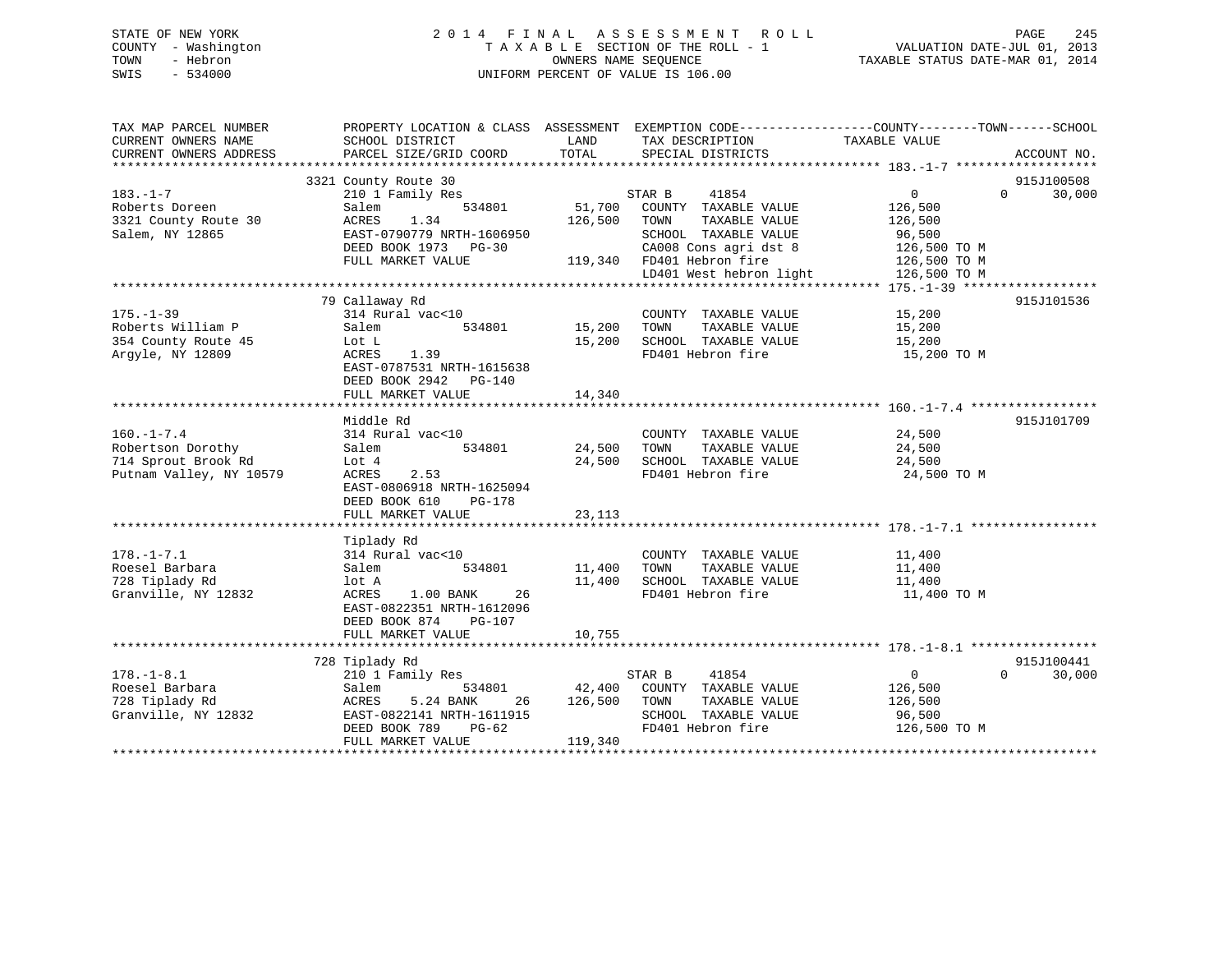STATE OF NEW YORK
COUNTY - Washington
TOWN - Hebron
SWIS - 534000

# 2014 FINAL ASSESSMENT ROLL
TAXABLE SECTION OF THE ROLL - 1
OWNERS NAME SEQUENCE
UNIFORM PERCENT OF VALUE IS 106.00

VALUATION DATE-JUL 01, 2013
TAXABLE STATUS DATE-MAR 01, 2014

```
TAX MAP PARCEL NUMBER          PROPERTY LOCATION & CLASS  ASSESSMENT  EXEMPTION CODE-----------------COUNTY--------TOWN------SCHOOL
CURRENT OWNERS NAME            SCHOOL DISTRICT               LAND      TAX DESCRIPTION            TAXABLE VALUE
CURRENT OWNERS ADDRESS         PARCEL SIZE/GRID COORD        TOTAL     SPECIAL DISTRICTS                                   ACCOUNT NO.
******************************************************************************************************* 183.-1-7 *******************
                        3321 County Route 30                                                                           915J100508
183.-1-7                   210 1 Family Res                         STAR B     41854                0          0     30,000
Roberts Doreen             Salem           534801     51,700   COUNTY  TAXABLE VALUE          126,500
3321 County Route 30       ACRES    1.34             126,500   TOWN    TAXABLE VALUE          126,500
Salem, NY 12865            EAST-0790779 NRTH-1606950           SCHOOL  TAXABLE VALUE           96,500
                           DEED BOOK 1973   PG-30              CA008 Cons agri dst 8          126,500 TO M
                           FULL MARKET VALUE         119,340   FD401 Hebron fire              126,500 TO M
                                                               LD401 West hebron light        126,500 TO M
******************************************************************************************************* 175.-1-39 ******************
                        79 Callaway Rd                                                                                 915J101536
175.-1-39                  314 Rural vac<10                         COUNTY  TAXABLE VALUE           15,200
Roberts William P          Salem           534801     15,200   TOWN    TAXABLE VALUE           15,200
354 County Route 45        Lot L                      15,200   SCHOOL  TAXABLE VALUE           15,200
Argyle, NY 12809           ACRES    1.39                       FD401 Hebron fire               15,200 TO M
                           EAST-0787531 NRTH-1615638
                           DEED BOOK 2942   PG-140
                           FULL MARKET VALUE          14,340
******************************************************************************************************* 160.-1-7.4 *****************
                        Middle Rd                                                                                      915J101709
160.-1-7.4                 314 Rural vac<10                         COUNTY  TAXABLE VALUE           24,500
Robertson Dorothy          Salem           534801     24,500   TOWN    TAXABLE VALUE           24,500
714 Sprout Brook Rd        Lot 4                      24,500   SCHOOL  TAXABLE VALUE           24,500
Putnam Valley, NY 10579    ACRES    2.53                       FD401 Hebron fire               24,500 TO M
                           EAST-0806918 NRTH-1625094
                           DEED BOOK 610    PG-178
                           FULL MARKET VALUE          23,113
******************************************************************************************************* 178.-1-7.1 *****************
                        Tiplady Rd
178.-1-7.1                 314 Rural vac<10                         COUNTY  TAXABLE VALUE           11,400
Roesel Barbara             Salem           534801     11,400   TOWN    TAXABLE VALUE           11,400
728 Tiplady Rd             lot A                      11,400   SCHOOL  TAXABLE VALUE           11,400
Granville, NY 12832        ACRES    1.00 BANK    26            FD401 Hebron fire               11,400 TO M
                           EAST-0822351 NRTH-1612096
                           DEED BOOK 874    PG-107
                           FULL MARKET VALUE          10,755
******************************************************************************************************* 178.-1-8.1 *****************
                        728 Tiplady Rd                                                                                 915J100441
178.-1-8.1                 210 1 Family Res                         STAR B     41854                0          0     30,000
Roesel Barbara             Salem           534801     42,400   COUNTY  TAXABLE VALUE          126,500
728 Tiplady Rd             ACRES    5.24 BANK    26  126,500   TOWN    TAXABLE VALUE          126,500
Granville, NY 12832        EAST-0822141 NRTH-1611915           SCHOOL  TAXABLE VALUE           96,500
                           DEED BOOK 789    PG-62              FD401 Hebron fire              126,500 TO M
                           FULL MARKET VALUE         119,340
************************************************************************************************************************************
```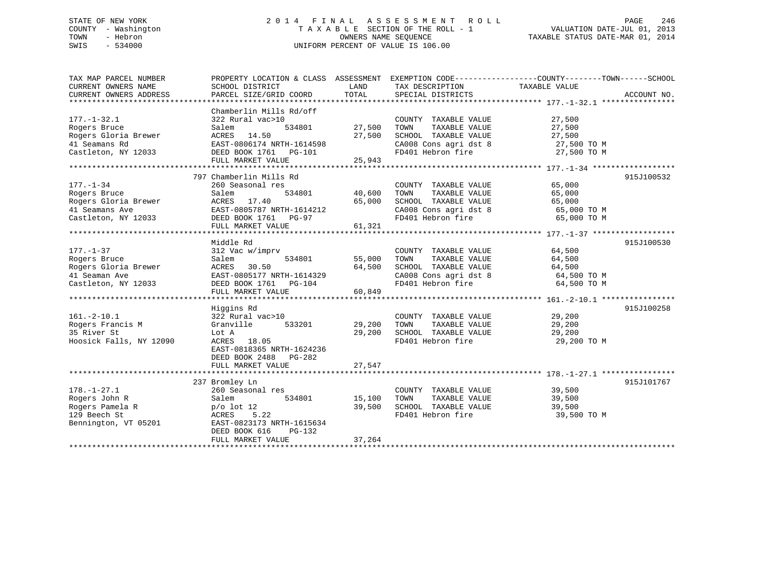STATE OF NEW YORK
COUNTY - Washington
TOWN - Hebron
SWIS - 534000

2014 FINAL ASSESSMENT ROLL
TAXABLE SECTION OF THE ROLL - 1
OWNERS NAME SEQUENCE
UNIFORM PERCENT OF VALUE IS 106.00

VALUATION DATE-JUL 01, 2013
TAXABLE STATUS DATE-MAR 01, 2014

```
TAX MAP PARCEL NUMBER        PROPERTY LOCATION & CLASS  ASSESSMENT  EXEMPTION CODE------------------COUNTY--------TOWN------SCHOOL
CURRENT OWNERS NAME          SCHOOL DISTRICT              LAND      TAX DESCRIPTION              TAXABLE VALUE
CURRENT OWNERS ADDRESS       PARCEL SIZE/GRID COORD       TOTAL     SPECIAL DISTRICTS                                    ACCOUNT NO.
******************************************************************************************************* 177.-1-32.1 ****************
                             Chamberlin Mills Rd/off
177.-1-32.1                  322 Rural vac>10                       COUNTY  TAXABLE VALUE            27,500
Rogers Bruce                 Salem          534801       27,500     TOWN    TAXABLE VALUE            27,500
Rogers Gloria Brewer         ACRES  14.50                27,500     SCHOOL  TAXABLE VALUE            27,500
41 Seamans Rd                EAST-0806174 NRTH-1614598              CA008 Cons agri dst 8            27,500 TO M
Castleton, NY 12033          DEED BOOK 1761   PG-101                FD401 Hebron fire                27,500 TO M
                             FULL MARKET VALUE           25,943
******************************************************************************************************* 177.-1-34 ******************
                             797 Chamberlin Mills Rd                                                                 915J100532
177.-1-34                    260 Seasonal res                       COUNTY  TAXABLE VALUE            65,000
Rogers Bruce                 Salem          534801       40,600     TOWN    TAXABLE VALUE            65,000
Rogers Gloria Brewer         ACRES  17.40                65,000     SCHOOL  TAXABLE VALUE            65,000
41 Seamans Ave               EAST-0805787 NRTH-1614212              CA008 Cons agri dst 8            65,000 TO M
Castleton, NY 12033          DEED BOOK 1761   PG-97                 FD401 Hebron fire                65,000 TO M
                             FULL MARKET VALUE           61,321
******************************************************************************************************* 177.-1-37 ******************
                             Middle Rd                                                                               915J100530
177.-1-37                    312 Vac w/imprv                        COUNTY  TAXABLE VALUE            64,500
Rogers Bruce                 Salem          534801       55,000     TOWN    TAXABLE VALUE            64,500
Rogers Gloria Brewer         ACRES  30.50                64,500     SCHOOL  TAXABLE VALUE            64,500
41 Seaman Ave                EAST-0805177 NRTH-1614329              CA008 Cons agri dst 8            64,500 TO M
Castleton, NY 12033          DEED BOOK 1761   PG-104                FD401 Hebron fire                64,500 TO M
                             FULL MARKET VALUE           60,849
******************************************************************************************************* 161.-2-10.1 ****************
                             Higgins Rd                                                                              915J100258
161.-2-10.1                  322 Rural vac>10                       COUNTY  TAXABLE VALUE            29,200
Rogers Francis M             Granville      533201       29,200     TOWN    TAXABLE VALUE            29,200
35 River St                  Lot A                       29,200     SCHOOL  TAXABLE VALUE            29,200
Hoosick Falls, NY 12090      ACRES  18.05                           FD401 Hebron fire                29,200 TO M
                             EAST-0818365 NRTH-1624236
                             DEED BOOK 2488   PG-282
                             FULL MARKET VALUE           27,547
******************************************************************************************************* 178.-1-27.1 ****************
                             237 Bromley Ln                                                                          915J101767
178.-1-27.1                  260 Seasonal res                       COUNTY  TAXABLE VALUE            39,500
Rogers John R                Salem          534801       15,100     TOWN    TAXABLE VALUE            39,500
Rogers Pamela R              p/o lot 12                  39,500     SCHOOL  TAXABLE VALUE            39,500
129 Beech St                 ACRES   5.22                           FD401 Hebron fire                39,500 TO M
Bennington, VT 05201         EAST-0823173 NRTH-1615634
                             DEED BOOK 616    PG-132
                             FULL MARKET VALUE           37,264
************************************************************************************************************************************
```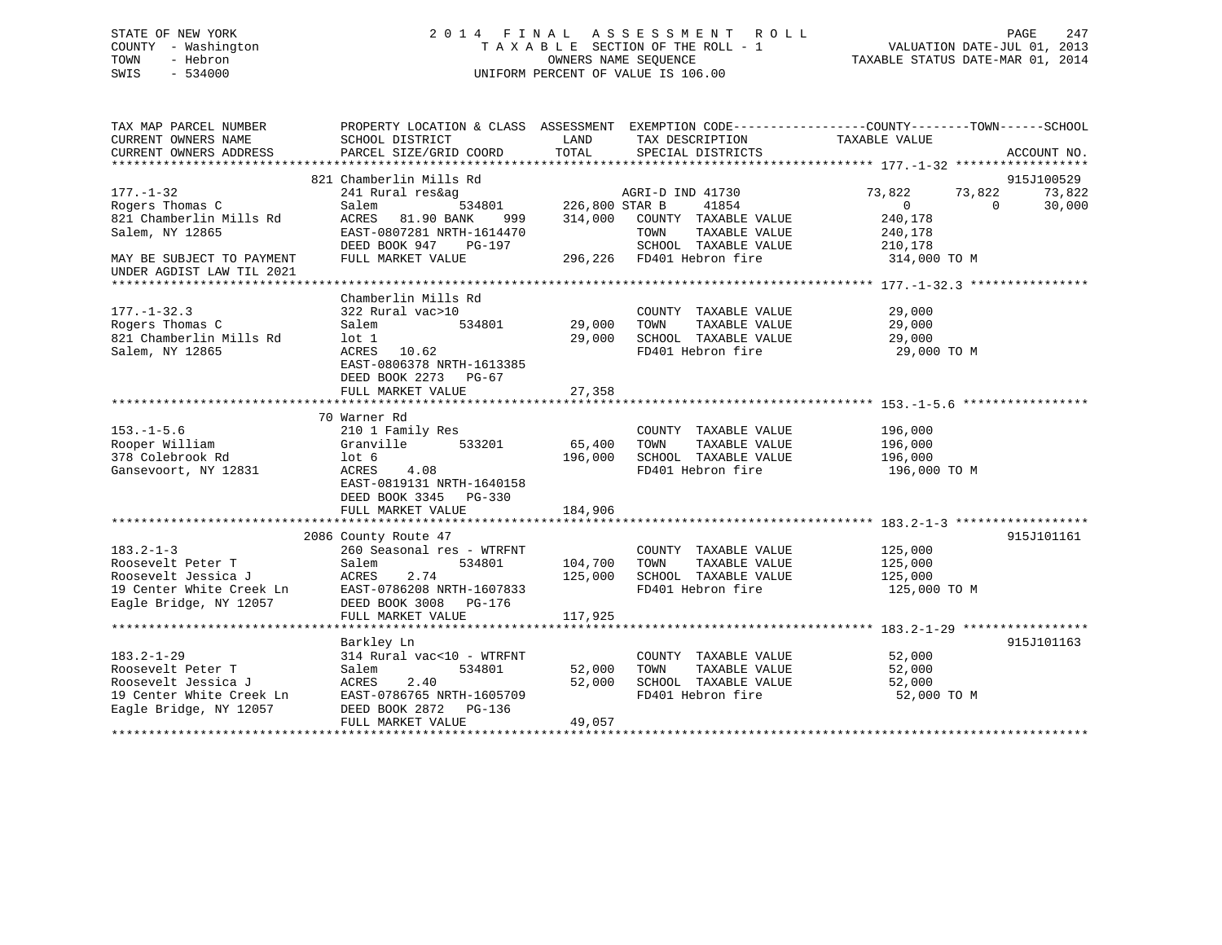STATE OF NEW YORK
COUNTY - Washington
TOWN - Hebron
SWIS - 534000

# 2014 FINAL ASSESSMENT ROLL
TAXABLE SECTION OF THE ROLL - 1
OWNERS NAME SEQUENCE
UNIFORM PERCENT OF VALUE IS 106.00

VALUATION DATE-JUL 01, 2013
TAXABLE STATUS DATE-MAR 01, 2014

```
TAX MAP PARCEL NUMBER          PROPERTY LOCATION & CLASS  ASSESSMENT  EXEMPTION CODE------------------COUNTY--------TOWN------SCHOOL
CURRENT OWNERS NAME            SCHOOL DISTRICT              LAND      TAX DESCRIPTION            TAXABLE VALUE
CURRENT OWNERS ADDRESS         PARCEL SIZE/GRID COORD      TOTAL      SPECIAL DISTRICTS                                    ACCOUNT NO.
****************************************************************************************************** 177.-1-32 ******************
                          821 Chamberlin Mills Rd                                                                           915J100529
177.-1-32                      241 Rural res&ag                    AGRI-D IND 41730              73,822      73,822      73,822
Rogers Thomas C                Salem           534801     226,800 STAR B      41854                    0           0      30,000
821 Chamberlin Mills Rd        ACRES  81.90 BANK    999   314,000   COUNTY  TAXABLE VALUE          240,178
Salem, NY 12865                EAST-0807281 NRTH-1614470            TOWN    TAXABLE VALUE          240,178
                               DEED BOOK 947    PG-197              SCHOOL  TAXABLE VALUE          210,178
MAY BE SUBJECT TO PAYMENT      FULL MARKET VALUE          296,226   FD401 Hebron fire               314,000 TO M
UNDER AGDIST LAW TIL 2021
****************************************************************************************************** 177.-1-32.3 ****************
                          Chamberlin Mills Rd
177.-1-32.3                    322 Rural vac>10                     COUNTY  TAXABLE VALUE           29,000
Rogers Thomas C                Salem           534801      29,000   TOWN    TAXABLE VALUE           29,000
821 Chamberlin Mills Rd        lot 1                       29,000   SCHOOL  TAXABLE VALUE           29,000
Salem, NY 12865                ACRES  10.62                         FD401 Hebron fire                29,000 TO M
                               EAST-0806378 NRTH-1613385
                               DEED BOOK 2273   PG-67
                               FULL MARKET VALUE           27,358
****************************************************************************************************** 153.-1-5.6 *****************
                          70 Warner Rd
153.-1-5.6                     210 1 Family Res                     COUNTY  TAXABLE VALUE          196,000
Rooper William                 Granville       533201      65,400   TOWN    TAXABLE VALUE          196,000
378 Colebrook Rd               lot 6                      196,000   SCHOOL  TAXABLE VALUE          196,000
Gansevoort, NY 12831           ACRES   4.08                         FD401 Hebron fire               196,000 TO M
                               EAST-0819131 NRTH-1640158
                               DEED BOOK 3345   PG-330
                               FULL MARKET VALUE          184,906
****************************************************************************************************** 183.2-1-3 ******************
                          2086 County Route 47                                                                              915J101161
183.2-1-3                      260 Seasonal res - WTRFNT            COUNTY  TAXABLE VALUE          125,000
Roosevelt Peter T              Salem           534801     104,700   TOWN    TAXABLE VALUE          125,000
Roosevelt Jessica J            ACRES   2.74               125,000   SCHOOL  TAXABLE VALUE          125,000
19 Center White Creek Ln       EAST-0786208 NRTH-1607833            FD401 Hebron fire               125,000 TO M
Eagle Bridge, NY 12057         DEED BOOK 3008   PG-176
                               FULL MARKET VALUE          117,925
****************************************************************************************************** 183.2-1-29 *****************
                          Barkley Ln                                                                                        915J101163
183.2-1-29                     314 Rural vac<10 - WTRFNT            COUNTY  TAXABLE VALUE           52,000
Roosevelt Peter T              Salem           534801      52,000   TOWN    TAXABLE VALUE           52,000
Roosevelt Jessica J            ACRES   2.40                52,000   SCHOOL  TAXABLE VALUE           52,000
19 Center White Creek Ln       EAST-0786765 NRTH-1605709            FD401 Hebron fire                52,000 TO M
Eagle Bridge, NY 12057         DEED BOOK 2872   PG-136
                               FULL MARKET VALUE           49,057
************************************************************************************************************************************
```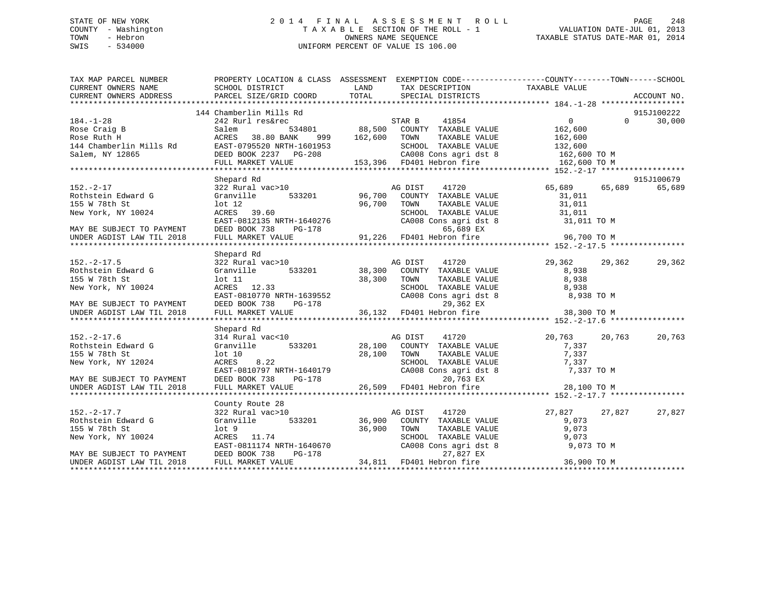STATE OF NEW YORK
COUNTY - Washington
TOWN - Hebron
SWIS - 534000

# 2014 FINAL ASSESSMENT ROLL

TAXABLE SECTION OF THE ROLL - 1
OWNERS NAME SEQUENCE
UNIFORM PERCENT OF VALUE IS 106.00

VALUATION DATE-JUL 01, 2013
TAXABLE STATUS DATE-MAR 01, 2014

```
TAX MAP PARCEL NUMBER        PROPERTY LOCATION & CLASS  ASSESSMENT  EXEMPTION CODE-----------------COUNTY--------TOWN------SCHOOL
CURRENT OWNERS NAME          SCHOOL DISTRICT             LAND       TAX DESCRIPTION            TAXABLE VALUE
CURRENT OWNERS ADDRESS       PARCEL SIZE/GRID COORD      TOTAL      SPECIAL DISTRICTS                                      ACCOUNT NO.
******************************************************************************************************* 184.-1-28 ******************
                             144 Chamberlin Mills Rd                                                                      915J100222
184.-1-28                    242 Rurl res&rec                   STAR B    41854                  0           0      30,000
Rose Craig B                 Salem          534801      88,500   COUNTY  TAXABLE VALUE         162,600
Rose Ruth H                  ACRES  38.80 BANK   999   162,600   TOWN    TAXABLE VALUE         162,600
144 Chamberlin Mills Rd      EAST-0795520 NRTH-1601953           SCHOOL  TAXABLE VALUE         132,600
Salem, NY 12865              DEED BOOK 2237   PG-208             CA008 Cons agri dst 8          162,600 TO M
                             FULL MARKET VALUE         153,396   FD401 Hebron fire              162,600 TO M
******************************************************************************************************* 152.-2-17 ******************
                             Shepard Rd                                                                                   915J100679
152.-2-17                    322 Rural vac>10                   AG DIST   41720             65,689      65,689      65,689
Rothstein Edward G           Granville      533201      96,700   COUNTY  TAXABLE VALUE          31,011
155 W 78th St                lot 12                     96,700   TOWN    TAXABLE VALUE          31,011
New York, NY 10024           ACRES  39.60                        SCHOOL  TAXABLE VALUE          31,011
                             EAST-0812135 NRTH-1640276           CA008 Cons agri dst 8           31,011 TO M
MAY BE SUBJECT TO PAYMENT    DEED BOOK 738    PG-178                  65,689 EX
UNDER AGDIST LAW TIL 2018    FULL MARKET VALUE          91,226   FD401 Hebron fire               96,700 TO M
******************************************************************************************************* 152.-2-17.5 ****************
                             Shepard Rd
152.-2-17.5                  322 Rural vac>10                   AG DIST   41720             29,362      29,362      29,362
Rothstein Edward G           Granville      533201      38,300   COUNTY  TAXABLE VALUE           8,938
155 W 78th St                lot 11                     38,300   TOWN    TAXABLE VALUE           8,938
New York, NY 10024           ACRES  12.33                        SCHOOL  TAXABLE VALUE           8,938
                             EAST-0810770 NRTH-1639552           CA008 Cons agri dst 8            8,938 TO M
MAY BE SUBJECT TO PAYMENT    DEED BOOK 738    PG-178                  29,362 EX
UNDER AGDIST LAW TIL 2018    FULL MARKET VALUE          36,132   FD401 Hebron fire               38,300 TO M
******************************************************************************************************* 152.-2-17.6 ****************
                             Shepard Rd
152.-2-17.6                  314 Rural vac<10                   AG DIST   41720             20,763      20,763      20,763
Rothstein Edward G           Granville      533201      28,100   COUNTY  TAXABLE VALUE           7,337
155 W 78th St                lot 10                     28,100   TOWN    TAXABLE VALUE           7,337
New York, NY 12024           ACRES   8.22                        SCHOOL  TAXABLE VALUE           7,337
                             EAST-0810797 NRTH-1640179           CA008 Cons agri dst 8            7,337 TO M
MAY BE SUBJECT TO PAYMENT    DEED BOOK 738    PG-178                  20,763 EX
UNDER AGDIST LAW TIL 2018    FULL MARKET VALUE          26,509   FD401 Hebron fire               28,100 TO M
******************************************************************************************************* 152.-2-17.7 ****************
                             County Route 28
152.-2-17.7                  322 Rural vac>10                   AG DIST   41720             27,827      27,827      27,827
Rothstein Edward G           Granville      533201      36,900   COUNTY  TAXABLE VALUE           9,073
155 W 78th St                lot 9                      36,900   TOWN    TAXABLE VALUE           9,073
New York, NY 10024           ACRES  11.74                        SCHOOL  TAXABLE VALUE           9,073
                             EAST-0811174 NRTH-1640670           CA008 Cons agri dst 8            9,073 TO M
MAY BE SUBJECT TO PAYMENT    DEED BOOK 738    PG-178                  27,827 EX
UNDER AGDIST LAW TIL 2018    FULL MARKET VALUE          34,811   FD401 Hebron fire               36,900 TO M
************************************************************************************************************************************
```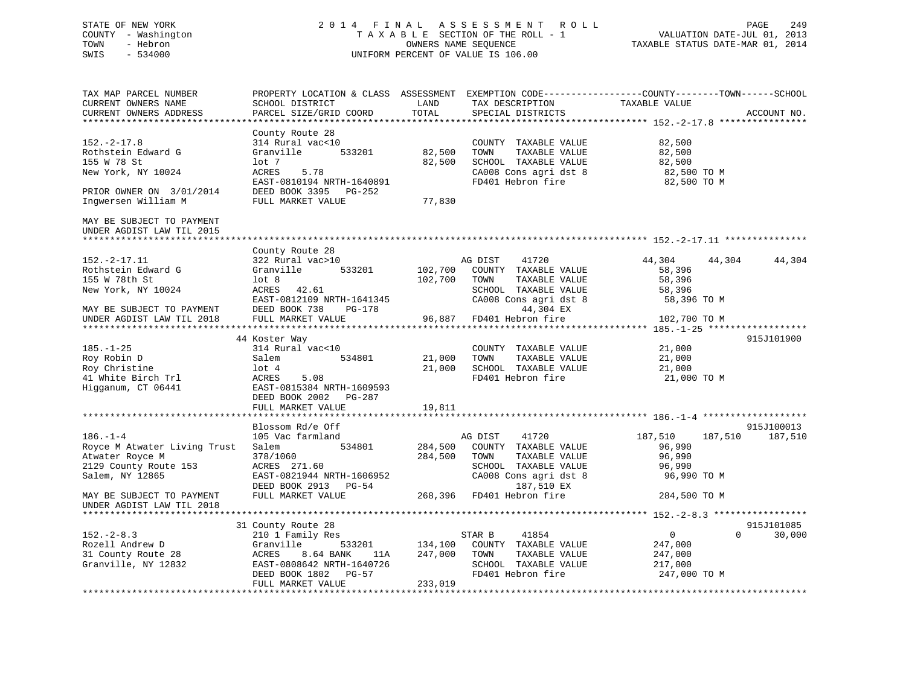STATE OF NEW YORK
COUNTY - Washington
TOWN - Hebron
SWIS - 534000

2 0 1 4 F I N A L A S S E S S M E N T R O L L
T A X A B L E SECTION OF THE ROLL - 1
OWNERS NAME SEQUENCE
UNIFORM PERCENT OF VALUE IS 106.00

VALUATION DATE-JUL 01, 2013
TAXABLE STATUS DATE-MAR 01, 2014

```
TAX MAP PARCEL NUMBER          PROPERTY LOCATION & CLASS  ASSESSMENT  EXEMPTION CODE------------------COUNTY--------TOWN------SCHOOL
CURRENT OWNERS NAME            SCHOOL DISTRICT               LAND      TAX DESCRIPTION            TAXABLE VALUE
CURRENT OWNERS ADDRESS         PARCEL SIZE/GRID COORD       TOTAL      SPECIAL DISTRICTS                                    ACCOUNT NO.
******************************************************************************************************* 152.-2-17.8 ****************
                               County Route 28
152.-2-17.8                    314 Rural vac<10                        COUNTY  TAXABLE VALUE             82,500
Rothstein Edward G             Granville       533201       82,500     TOWN    TAXABLE VALUE             82,500
155 W 78 St                    lot 7                        82,500     SCHOOL  TAXABLE VALUE             82,500
New York, NY 10024             ACRES    5.78                           CA008 Cons agri dst 8              82,500 TO M
                               EAST-0810194 NRTH-1640891               FD401 Hebron fire                  82,500 TO M
PRIOR OWNER ON  3/01/2014      DEED BOOK 3395   PG-252
Ingwersen William M            FULL MARKET VALUE            77,830

MAY BE SUBJECT TO PAYMENT
UNDER AGDIST LAW TIL 2015
******************************************************************************************************* 152.-2-17.11 ***************
                               County Route 28
152.-2-17.11                   322 Rural vac>10                        AG DIST    41720              44,304     44,304     44,304
Rothstein Edward G             Granville       533201      102,700     COUNTY  TAXABLE VALUE             58,396
155 W 78th St                  lot 8                       102,700     TOWN    TAXABLE VALUE             58,396
New York, NY 10024             ACRES   42.61                           SCHOOL  TAXABLE VALUE             58,396
                               EAST-0812109 NRTH-1641345               CA008 Cons agri dst 8              58,396 TO M
MAY BE SUBJECT TO PAYMENT      DEED BOOK 738    PG-178                          44,304 EX
UNDER AGDIST LAW TIL 2018      FULL MARKET VALUE            96,887     FD401 Hebron fire                 102,700 TO M
******************************************************************************************************* 185.-1-25 ******************
                               44 Koster Way                                                                         915J101900
185.-1-25                      314 Rural vac<10                        COUNTY  TAXABLE VALUE             21,000
Roy Robin D                    Salem           534801       21,000     TOWN    TAXABLE VALUE             21,000
Roy Christine                  lot 4                        21,000     SCHOOL  TAXABLE VALUE             21,000
41 White Birch Trl             ACRES    5.08                           FD401 Hebron fire                  21,000 TO M
Higganum, CT 06441             EAST-0815384 NRTH-1609593
                               DEED BOOK 2002   PG-287
                               FULL MARKET VALUE            19,811
******************************************************************************************************* 186.-1-4 *******************
                               Blossom Rd/e Off                                                                      915J100013
186.-1-4                       105 Vac farmland                        AG DIST    41720             187,510    187,510    187,510
Royce M Atwater Living Trust   Salem           534801      284,500     COUNTY  TAXABLE VALUE             96,990
Atwater Royce M                378/1060                    284,500     TOWN    TAXABLE VALUE             96,990
2129 County Route 153          ACRES  271.60                           SCHOOL  TAXABLE VALUE             96,990
Salem, NY 12865                EAST-0821944 NRTH-1606952               CA008 Cons agri dst 8              96,990 TO M
                               DEED BOOK 2913   PG-54                          187,510 EX
MAY BE SUBJECT TO PAYMENT      FULL MARKET VALUE           268,396     FD401 Hebron fire                 284,500 TO M
UNDER AGDIST LAW TIL 2018
******************************************************************************************************* 152.-2-8.3 *****************
                               31 County Route 28                                                                    915J101085
152.-2-8.3                     210 1 Family Res                        STAR B     41854                   0          0     30,000
Rozell Andrew D                Granville       533201      134,100     COUNTY  TAXABLE VALUE            247,000
31 County Route 28             ACRES    8.64 BANK    11A   247,000     TOWN    TAXABLE VALUE            247,000
Granville, NY 12832            EAST-0808642 NRTH-1640726               SCHOOL  TAXABLE VALUE            217,000
                               DEED BOOK 1802   PG-57                  FD401 Hebron fire                 247,000 TO M
                               FULL MARKET VALUE           233,019
************************************************************************************************************************************
```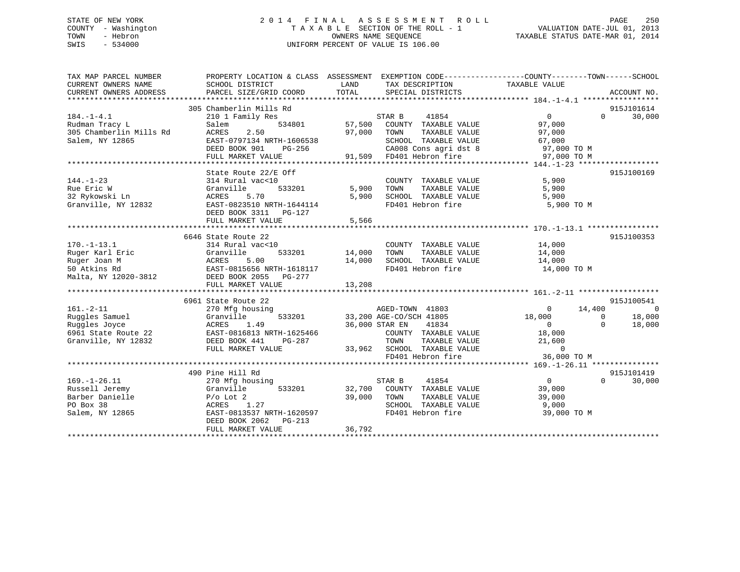STATE OF NEW YORK
COUNTY - Washington
TOWN - Hebron
SWIS - 534000

# 2014 FINAL ASSESSMENT ROLL

TAXABLE SECTION OF THE ROLL - 1
OWNERS NAME SEQUENCE
UNIFORM PERCENT OF VALUE IS 106.00

VALUATION DATE-JUL 01, 2013
TAXABLE STATUS DATE-MAR 01, 2014

| TAX MAP PARCEL NUMBER / CURRENT OWNERS NAME / CURRENT OWNERS ADDRESS | PROPERTY LOCATION & CLASS / SCHOOL DISTRICT / PARCEL SIZE/GRID COORD | ASSESSMENT LAND / TOTAL | EXEMPTION CODE / TAX DESCRIPTION / SPECIAL DISTRICTS | COUNTY TAXABLE VALUE | TOWN | SCHOOL | ACCOUNT NO. |
|---|---|---|---|---|---|---|---|
| 184.-1-4.1 | 305 Chamberlin Mills Rd | | | | | | 915J101614 |
| Rudman Tracy L | 210 1 Family Res | | STAR B 41854 | 0 | 0 | 30,000 | |
| 305 Chamberlin Mills Rd | Salem 534801 | 57,500 | COUNTY TAXABLE VALUE | 97,000 | | | |
| Salem, NY 12865 | ACRES 2.50 | 97,000 | TOWN TAXABLE VALUE | 97,000 | | | |
| | EAST-0797134 NRTH-1606538 | | SCHOOL TAXABLE VALUE | 67,000 | | | |
| | DEED BOOK 901 PG-256 | | CA008 Cons agri dst 8 | 97,000 TO M | | | |
| | FULL MARKET VALUE | 91,509 | FD401 Hebron fire | 97,000 TO M | | | |
| 144.-1-23 | State Route 22/E Off | | | | | | 915J100169 |
| Rue Eric W | 314 Rural vac<10 | | COUNTY TAXABLE VALUE | 5,900 | | | |
| 32 Rykowski Ln | Granville 533201 | 5,900 | TOWN TAXABLE VALUE | 5,900 | | | |
| Granville, NY 12832 | ACRES 5.70 | 5,900 | SCHOOL TAXABLE VALUE | 5,900 | | | |
| | EAST-0823510 NRTH-1644114 | | FD401 Hebron fire | 5,900 TO M | | | |
| | DEED BOOK 3311 PG-127 | | | | | | |
| | FULL MARKET VALUE | 5,566 | | | | | |
| 170.-1-13.1 | 6646 State Route 22 | | | | | | 915J100353 |
| Ruger Karl Eric | 314 Rural vac<10 | | COUNTY TAXABLE VALUE | 14,000 | | | |
| Ruger Joan M | Granville 533201 | 14,000 | TOWN TAXABLE VALUE | 14,000 | | | |
| 50 Atkins Rd | ACRES 5.00 | 14,000 | SCHOOL TAXABLE VALUE | 14,000 | | | |
| Malta, NY 12020-3812 | EAST-0815656 NRTH-1618117 | | FD401 Hebron fire | 14,000 TO M | | | |
| | DEED BOOK 2055 PG-277 | | | | | | |
| | FULL MARKET VALUE | 13,208 | | | | | |
| 161.-2-11 | 6961 State Route 22 | | | | | | 915J100541 |
| Ruggles Samuel | 270 Mfg housing | | AGED-TOWN 41803 | 0 | 14,400 | 0 | |
| Ruggles Joyce | Granville 533201 | 33,200 | AGE-CO/SCH 41805 | 18,000 | 0 | 18,000 | |
| 6961 State Route 22 | ACRES 1.49 | 36,000 | STAR EN 41834 | 0 | 0 | 18,000 | |
| Granville, NY 12832 | EAST-0816813 NRTH-1625466 | | COUNTY TAXABLE VALUE | 18,000 | | | |
| | DEED BOOK 441 PG-287 | | TOWN TAXABLE VALUE | 21,600 | | | |
| | FULL MARKET VALUE | 33,962 | SCHOOL TAXABLE VALUE | 0 | | | |
| | | | FD401 Hebron fire | 36,000 TO M | | | |
| 169.-1-26.11 | 490 Pine Hill Rd | | | | | | 915J101419 |
| Russell Jeremy | 270 Mfg housing | | STAR B 41854 | 0 | 0 | 30,000 | |
| Barber Danielle | Granville 533201 | 32,700 | COUNTY TAXABLE VALUE | 39,000 | | | |
| PO Box 38 | P/o Lot 2 | 39,000 | TOWN TAXABLE VALUE | 39,000 | | | |
| Salem, NY 12865 | ACRES 1.27 | | SCHOOL TAXABLE VALUE | 9,000 | | | |
| | EAST-0813537 NRTH-1620597 | | FD401 Hebron fire | 39,000 TO M | | | |
| | DEED BOOK 2062 PG-213 | | | | | | |
| | FULL MARKET VALUE | 36,792 | | | | | |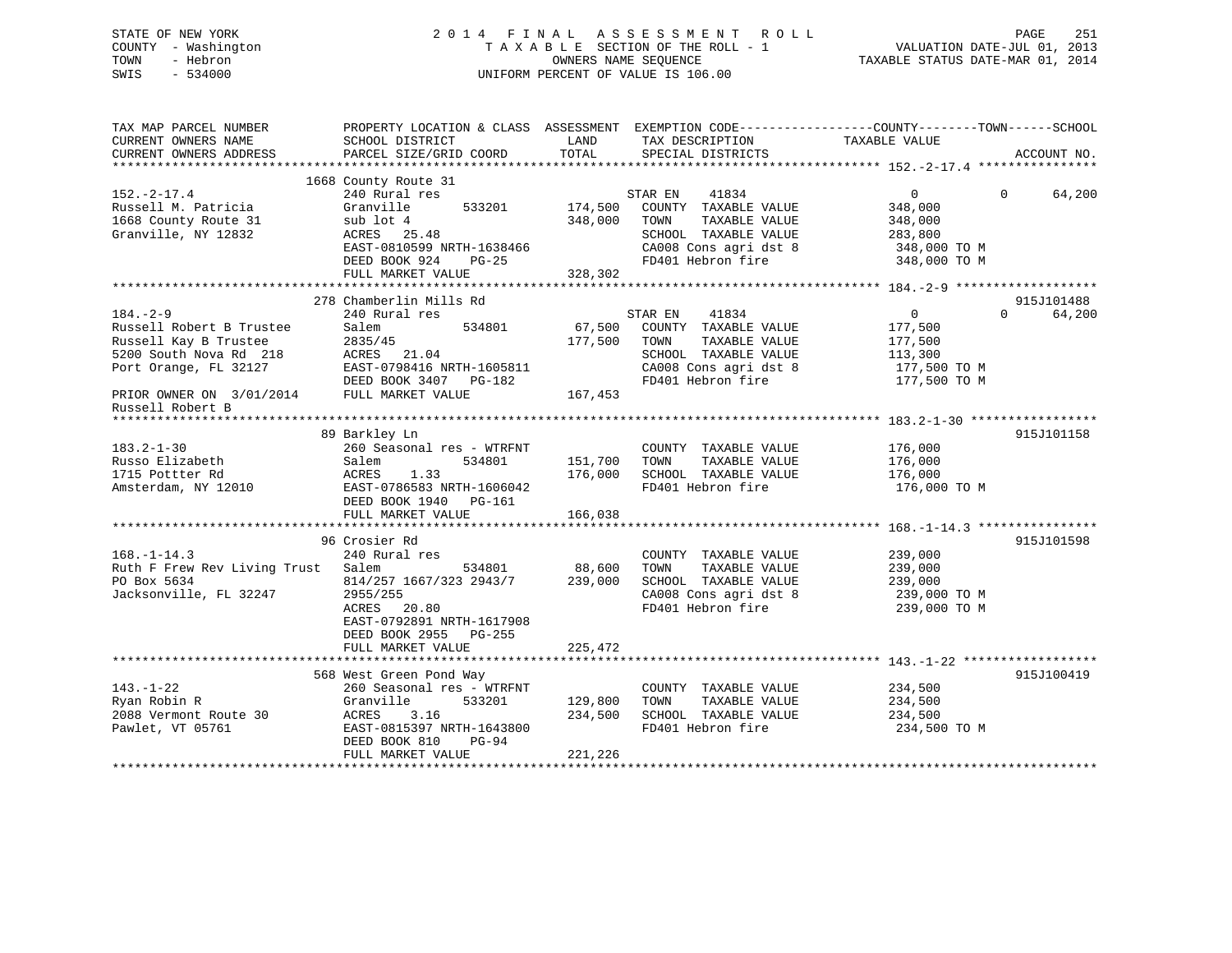STATE OF NEW YORK
COUNTY - Washington
TOWN - Hebron
SWIS - 534000

2 0 1 4 F I N A L A S S E S S M E N T R O L L
T A X A B L E SECTION OF THE ROLL - 1
OWNERS NAME SEQUENCE
UNIFORM PERCENT OF VALUE IS 106.00

VALUATION DATE-JUL 01, 2013
TAXABLE STATUS DATE-MAR 01, 2014

| TAX MAP PARCEL NUMBER / CURRENT OWNERS NAME / CURRENT OWNERS ADDRESS | PROPERTY LOCATION & CLASS / SCHOOL DISTRICT / PARCEL SIZE/GRID COORD | ASSESSMENT LAND / TOTAL | EXEMPTION CODE / TAX DESCRIPTION / SPECIAL DISTRICTS | COUNTY TAXABLE VALUE | TOWN | SCHOOL | ACCOUNT NO. |
|---|---|---|---|---|---|---|---|
| **152.-2-17.4** | 1668 County Route 31 | | | | | | |
| 152.-2-17.4 | 240 Rural res | | STAR EN 41834 | 0 | 0 | 64,200 | |
| Russell M. Patricia | Granville 533201 | 174,500 | COUNTY TAXABLE VALUE | 348,000 | | | |
| 1668 County Route 31 | sub lot 4 | 348,000 | TOWN TAXABLE VALUE | 348,000 | | | |
| Granville, NY 12832 | ACRES 25.48 | | SCHOOL TAXABLE VALUE | 283,800 | | | |
| | EAST-0810599 NRTH-1638466 | | CA008 Cons agri dst 8 | 348,000 TO M | | | |
| | DEED BOOK 924 PG-25 | | FD401 Hebron fire | 348,000 TO M | | | |
| | FULL MARKET VALUE | 328,302 | | | | | |
| **184.-2-9** | 278 Chamberlin Mills Rd | | | | | | 915J101488 |
| 184.-2-9 | 240 Rural res | | STAR EN 41834 | 0 | 0 | 64,200 | |
| Russell Robert B Trustee | Salem 534801 | 67,500 | COUNTY TAXABLE VALUE | 177,500 | | | |
| Russell Kay B Trustee | 2835/45 | 177,500 | TOWN TAXABLE VALUE | 177,500 | | | |
| 5200 South Nova Rd 218 | ACRES 21.04 | | SCHOOL TAXABLE VALUE | 113,300 | | | |
| Port Orange, FL 32127 | EAST-0798416 NRTH-1605811 | | CA008 Cons agri dst 8 | 177,500 TO M | | | |
| | DEED BOOK 3407 PG-182 | | FD401 Hebron fire | 177,500 TO M | | | |
| PRIOR OWNER ON 3/01/2014 | FULL MARKET VALUE | 167,453 | | | | | |
| Russell Robert B | | | | | | | |
| **183.2-1-30** | 89 Barkley Ln | | | | | | 915J101158 |
| 183.2-1-30 | 260 Seasonal res - WTRFNT | | COUNTY TAXABLE VALUE | 176,000 | | | |
| Russo Elizabeth | Salem 534801 | 151,700 | TOWN TAXABLE VALUE | 176,000 | | | |
| 1715 Pottter Rd | ACRES 1.33 | 176,000 | SCHOOL TAXABLE VALUE | 176,000 | | | |
| Amsterdam, NY 12010 | EAST-0786583 NRTH-1606042 | | FD401 Hebron fire | 176,000 TO M | | | |
| | DEED BOOK 1940 PG-161 | | | | | | |
| | FULL MARKET VALUE | 166,038 | | | | | |
| **168.-1-14.3** | 96 Crosier Rd | | | | | | 915J101598 |
| 168.-1-14.3 | 240 Rural res | | COUNTY TAXABLE VALUE | 239,000 | | | |
| Ruth F Frew Rev Living Trust | Salem 534801 | 88,600 | TOWN TAXABLE VALUE | 239,000 | | | |
| PO Box 5634 | 814/257 1667/323 2943/7 | 239,000 | SCHOOL TAXABLE VALUE | 239,000 | | | |
| Jacksonville, FL 32247 | 2955/255 | | CA008 Cons agri dst 8 | 239,000 TO M | | | |
| | ACRES 20.80 | | FD401 Hebron fire | 239,000 TO M | | | |
| | EAST-0792891 NRTH-1617908 | | | | | | |
| | DEED BOOK 2955 PG-255 | | | | | | |
| | FULL MARKET VALUE | 225,472 | | | | | |
| **143.-1-22** | 568 West Green Pond Way | | | | | | 915J100419 |
| 143.-1-22 | 260 Seasonal res - WTRFNT | | COUNTY TAXABLE VALUE | 234,500 | | | |
| Ryan Robin R | Granville 533201 | 129,800 | TOWN TAXABLE VALUE | 234,500 | | | |
| 2088 Vermont Route 30 | ACRES 3.16 | 234,500 | SCHOOL TAXABLE VALUE | 234,500 | | | |
| Pawlet, VT 05761 | EAST-0815397 NRTH-1643800 | | FD401 Hebron fire | 234,500 TO M | | | |
| | DEED BOOK 810 PG-94 | | | | | | |
| | FULL MARKET VALUE | 221,226 | | | | | |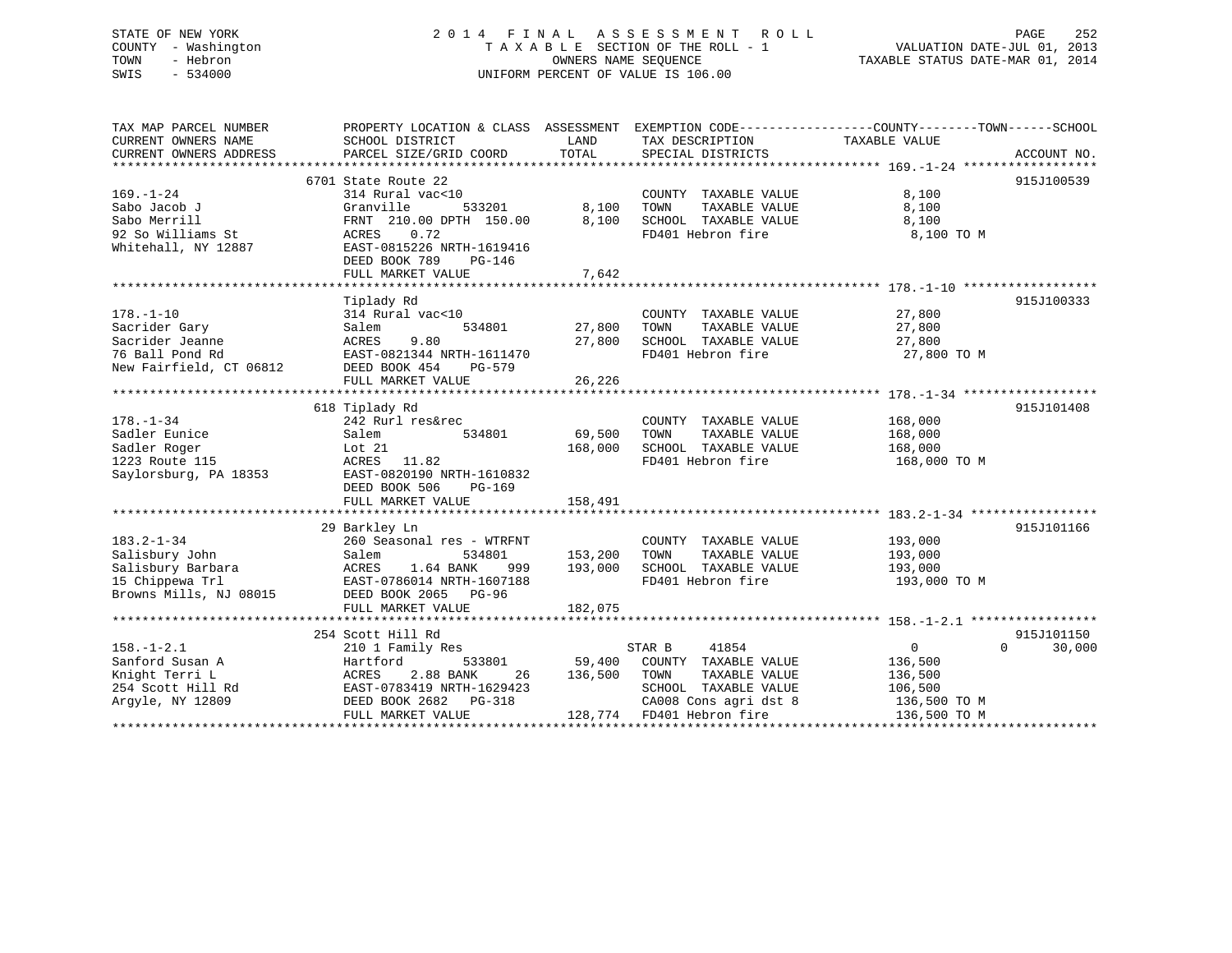STATE OF NEW YORK
COUNTY - Washington
TOWN - Hebron
SWIS - 534000

2014 FINAL ASSESSMENT ROLL
TAXABLE SECTION OF THE ROLL - 1
OWNERS NAME SEQUENCE
UNIFORM PERCENT OF VALUE IS 106.00

VALUATION DATE-JUL 01, 2013
TAXABLE STATUS DATE-MAR 01, 2014

| TAX MAP PARCEL NUMBER / CURRENT OWNERS NAME / CURRENT OWNERS ADDRESS | PROPERTY LOCATION & CLASS / SCHOOL DISTRICT / PARCEL SIZE/GRID COORD | ASSESSMENT LAND | ASSESSMENT TOTAL | EXEMPTION CODE / TAX DESCRIPTION / SPECIAL DISTRICTS | COUNTY / TOWN / SCHOOL TAXABLE VALUE | ACCOUNT NO. |
|---|---|---|---|---|---|---|
| 169.-1-24 | 6701 State Route 22 | | | | | 915J100539 |
| Sabo Jacob J | 314 Rural vac<10 | | | COUNTY TAXABLE VALUE | 8,100 | |
| Sabo Merrill | Granville 533201 | 8,100 | | TOWN TAXABLE VALUE | 8,100 | |
| 92 So Williams St | FRNT 210.00 DPTH 150.00 | | 8,100 | SCHOOL TAXABLE VALUE | 8,100 | |
| Whitehall, NY 12887 | ACRES 0.72 | | | FD401 Hebron fire | 8,100 TO M | |
| | EAST-0815226 NRTH-1619416 | | | | | |
| | DEED BOOK 789 PG-146 | | | | | |
| | FULL MARKET VALUE | | 7,642 | | | |
| 178.-1-10 | Tiplady Rd | | | | | 915J100333 |
| Sacrider Gary | 314 Rural vac<10 | | | COUNTY TAXABLE VALUE | 27,800 | |
| Sacrider Jeanne | Salem 534801 | 27,800 | | TOWN TAXABLE VALUE | 27,800 | |
| 76 Ball Pond Rd | ACRES 9.80 | | 27,800 | SCHOOL TAXABLE VALUE | 27,800 | |
| New Fairfield, CT 06812 | EAST-0821344 NRTH-1611470 | | | FD401 Hebron fire | 27,800 TO M | |
| | DEED BOOK 454 PG-579 | | | | | |
| | FULL MARKET VALUE | | 26,226 | | | |
| 178.-1-34 | 618 Tiplady Rd | | | | | 915J101408 |
| Sadler Eunice | 242 Rurl res&rec | | | COUNTY TAXABLE VALUE | 168,000 | |
| Sadler Roger | Salem 534801 | 69,500 | | TOWN TAXABLE VALUE | 168,000 | |
| 1223 Route 115 | Lot 21 | | 168,000 | SCHOOL TAXABLE VALUE | 168,000 | |
| Saylorsburg, PA 18353 | ACRES 11.82 | | | FD401 Hebron fire | 168,000 TO M | |
| | EAST-0820190 NRTH-1610832 | | | | | |
| | DEED BOOK 506 PG-169 | | | | | |
| | FULL MARKET VALUE | | 158,491 | | | |
| 183.2-1-34 | 29 Barkley Ln | | | | | 915J101166 |
| Salisbury John | 260 Seasonal res - WTRFNT | | | COUNTY TAXABLE VALUE | 193,000 | |
| Salisbury Barbara | Salem 534801 | 153,200 | | TOWN TAXABLE VALUE | 193,000 | |
| 15 Chippewa Trl | ACRES 1.64 BANK 999 | | 193,000 | SCHOOL TAXABLE VALUE | 193,000 | |
| Browns Mills, NJ 08015 | EAST-0786014 NRTH-1607188 | | | FD401 Hebron fire | 193,000 TO M | |
| | DEED BOOK 2065 PG-96 | | | | | |
| | FULL MARKET VALUE | | 182,075 | | | |
| 158.-1-2.1 | 254 Scott Hill Rd | | | | | 915J101150 |
| Sanford Susan A | 210 1 Family Res | | | STAR B 41854 | 0 0 30,000 | |
| Knight Terri L | Hartford 533801 | 59,400 | | COUNTY TAXABLE VALUE | 136,500 | |
| 254 Scott Hill Rd | ACRES 2.88 BANK 26 | | 136,500 | TOWN TAXABLE VALUE | 136,500 | |
| Argyle, NY 12809 | EAST-0783419 NRTH-1629423 | | | SCHOOL TAXABLE VALUE | 106,500 | |
| | DEED BOOK 2682 PG-318 | | | CA008 Cons agri dst 8 | 136,500 TO M | |
| | FULL MARKET VALUE | | 128,774 | FD401 Hebron fire | 136,500 TO M | |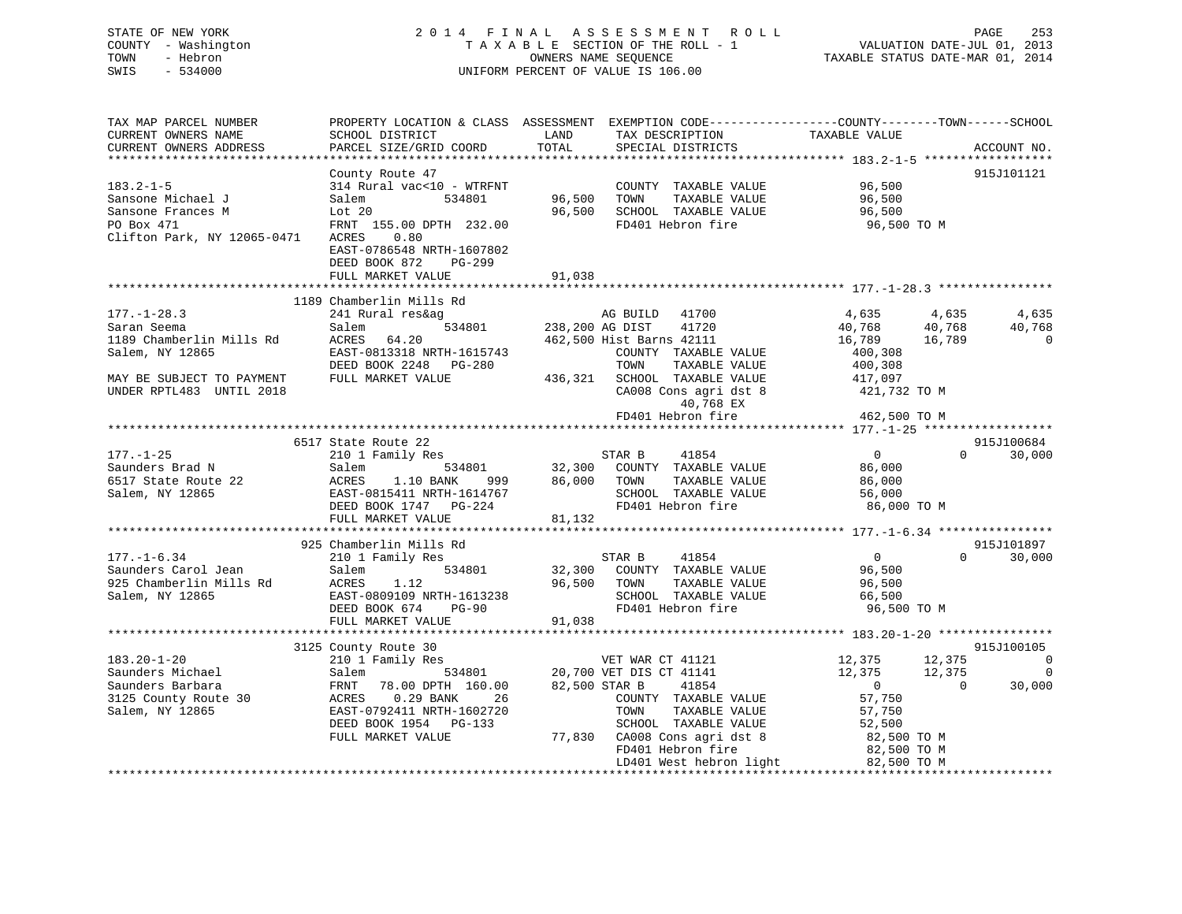STATE OF NEW YORK
COUNTY - Washington
TOWN - Hebron
SWIS - 534000

2014 FINAL ASSESSMENT ROLL
TAXABLE SECTION OF THE ROLL - 1
OWNERS NAME SEQUENCE
UNIFORM PERCENT OF VALUE IS 106.00

VALUATION DATE-JUL 01, 2013
TAXABLE STATUS DATE-MAR 01, 2014

```
TAX MAP PARCEL NUMBER          PROPERTY LOCATION & CLASS  ASSESSMENT  EXEMPTION CODE------------------COUNTY--------TOWN------SCHOOL
CURRENT OWNERS NAME            SCHOOL DISTRICT               LAND      TAX DESCRIPTION            TAXABLE VALUE
CURRENT OWNERS ADDRESS         PARCEL SIZE/GRID COORD        TOTAL     SPECIAL DISTRICTS                                      ACCOUNT NO.
******************************************************************************************************* 183.2-1-5 ******************
                               County Route 47                                                                             915J101121
183.2-1-5                      314 Rural vac<10 - WTRFNT              COUNTY  TAXABLE VALUE            96,500
Sansone Michael J              Salem          534801       96,500     TOWN    TAXABLE VALUE            96,500
Sansone Frances M              Lot 20                      96,500     SCHOOL  TAXABLE VALUE            96,500
PO Box 471                     FRNT 155.00 DPTH 232.00                FD401 Hebron fire                 96,500 TO M
Clifton Park, NY 12065-0471    ACRES    0.80
                               EAST-0786548 NRTH-1607802
                               DEED BOOK 872    PG-299
                               FULL MARKET VALUE            91,038
******************************************************************************************************* 177.-1-28.3 ****************
                               1189 Chamberlin Mills Rd
177.-1-28.3                    241 Rural res&ag                        AG BUILD   41700              4,635      4,635        4,635
Saran Seema                    Salem          534801      238,200 AG DIST    41720              40,768     40,768       40,768
1189 Chamberlin Mills Rd       ACRES   64.20              462,500 Hist Barns 42111              16,789     16,789            0
Salem, NY 12865                EAST-0813318 NRTH-1615743               COUNTY  TAXABLE VALUE           400,308
                               DEED BOOK 2248   PG-280                 TOWN    TAXABLE VALUE           400,308
MAY BE SUBJECT TO PAYMENT      FULL MARKET VALUE           436,321     SCHOOL  TAXABLE VALUE           417,097
UNDER RPTL483  UNTIL 2018                                              CA008 Cons agri dst 8            421,732 TO M
                                                                            40,768 EX
                                                                       FD401 Hebron fire                462,500 TO M
******************************************************************************************************* 177.-1-25 ******************
                               6517 State Route 22                                                                         915J100684
177.-1-25                      210 1 Family Res                        STAR B     41854                  0          0       30,000
Saunders Brad N                Salem          534801       32,300     COUNTY  TAXABLE VALUE            86,000
6517 State Route 22            ACRES    1.10 BANK    999   86,000     TOWN    TAXABLE VALUE            86,000
Salem, NY 12865                EAST-0815411 NRTH-1614767              SCHOOL  TAXABLE VALUE            56,000
                               DEED BOOK 1747   PG-224                FD401 Hebron fire                 86,000 TO M
                               FULL MARKET VALUE            81,132
******************************************************************************************************* 177.-1-6.34 ****************
                               925 Chamberlin Mills Rd                                                                     915J101897
177.-1-6.34                    210 1 Family Res                        STAR B     41854                  0          0       30,000
Saunders Carol Jean            Salem          534801       32,300     COUNTY  TAXABLE VALUE            96,500
925 Chamberlin Mills Rd        ACRES    1.12               96,500     TOWN    TAXABLE VALUE            96,500
Salem, NY 12865                EAST-0809109 NRTH-1613238              SCHOOL  TAXABLE VALUE            66,500
                               DEED BOOK 674    PG-90                 FD401 Hebron fire                 96,500 TO M
                               FULL MARKET VALUE            91,038
******************************************************************************************************* 183.20-1-20 ****************
                               3125 County Route 30                                                                        915J100105
183.20-1-20                    210 1 Family Res                        VET WAR CT 41121              12,375     12,375            0
Saunders Michael               Salem          534801       20,700 VET DIS CT 41141              12,375     12,375            0
Saunders Barbara               FRNT  78.00 DPTH 160.00     82,500 STAR B     41854                   0          0       30,000
3125 County Route 30           ACRES    0.29 BANK     26              COUNTY  TAXABLE VALUE            57,750
Salem, NY 12865                EAST-0792411 NRTH-1602720              TOWN    TAXABLE VALUE            57,750
                               DEED BOOK 1954   PG-133                SCHOOL  TAXABLE VALUE            52,500
                               FULL MARKET VALUE            77,830     CA008 Cons agri dst 8             82,500 TO M
                                                                       FD401 Hebron fire                 82,500 TO M
                                                                       LD401 West hebron light           82,500 TO M
************************************************************************************************************************************
```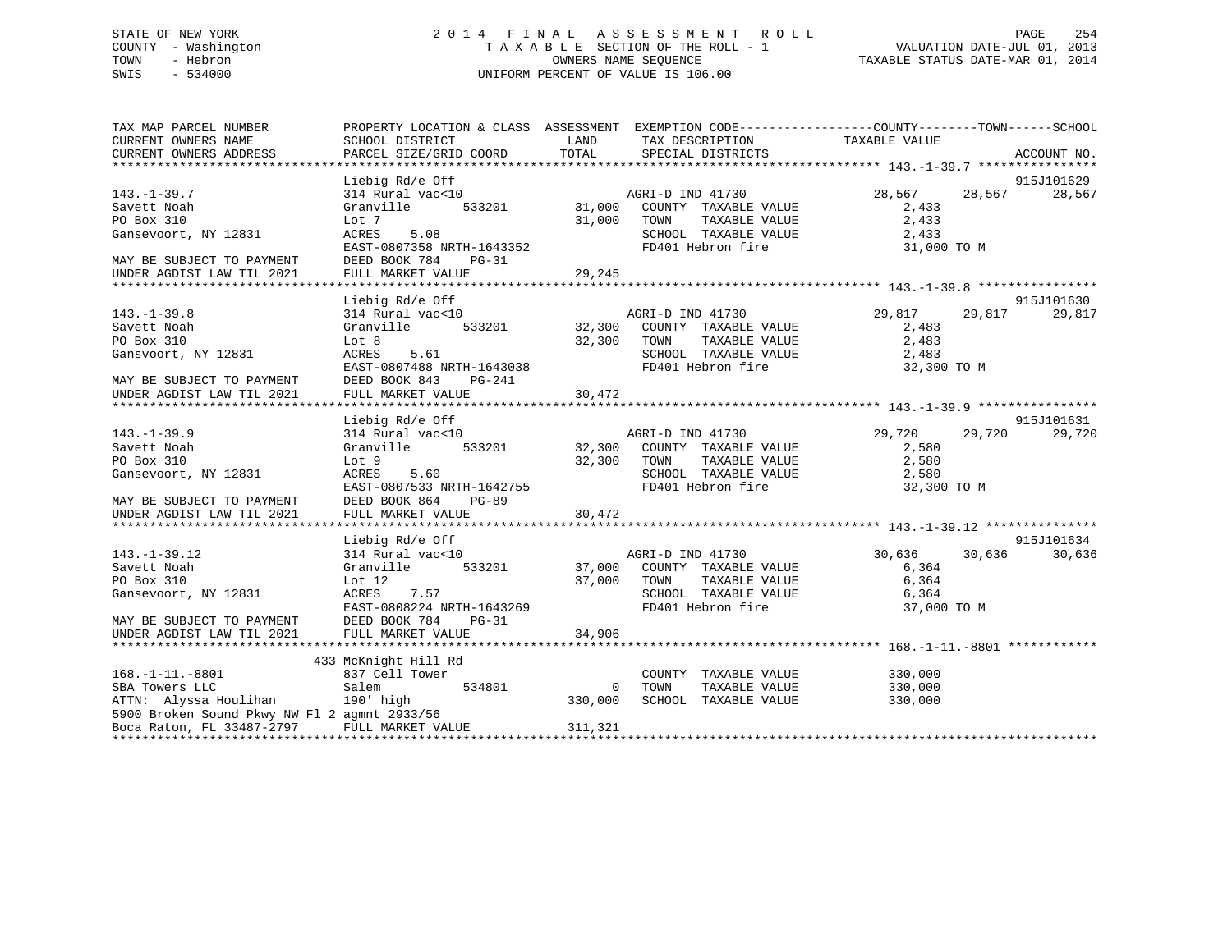STATE OF NEW YORK
COUNTY - Washington
TOWN - Hebron
SWIS - 534000

# 2014 FINAL ASSESSMENT ROLL
TAXABLE SECTION OF THE ROLL - 1
OWNERS NAME SEQUENCE
UNIFORM PERCENT OF VALUE IS 106.00

VALUATION DATE-JUL 01, 2013
TAXABLE STATUS DATE-MAR 01, 2014

| TAX MAP PARCEL NUMBER / CURRENT OWNERS NAME / CURRENT OWNERS ADDRESS | PROPERTY LOCATION & CLASS / SCHOOL DISTRICT / PARCEL SIZE/GRID COORD | ASSESSMENT LAND | TOTAL | EXEMPTION CODE / TAX DESCRIPTION / SPECIAL DISTRICTS | COUNTY TAXABLE VALUE | TOWN | SCHOOL | ACCOUNT NO. |
|---|---|---|---|---|---|---|---|---|
| 143.-1-39.7 | Liebig Rd/e Off | | | | | | | 915J101629 |
| | 314 Rural vac<10 | | | AGRI-D IND 41730 | 28,567 | 28,567 | 28,567 | |
| Savett Noah | Granville 533201 | 31,000 | | COUNTY TAXABLE VALUE | 2,433 | | | |
| PO Box 310 | Lot 7 | | 31,000 | TOWN TAXABLE VALUE | 2,433 | | | |
| Gansevoort, NY 12831 | ACRES 5.08 | | | SCHOOL TAXABLE VALUE | 2,433 | | | |
| | EAST-0807358 NRTH-1643352 | | | FD401 Hebron fire | 31,000 TO M | | | |
| MAY BE SUBJECT TO PAYMENT | DEED BOOK 784 PG-31 | | | | | | | |
| UNDER AGDIST LAW TIL 2021 | FULL MARKET VALUE | | 29,245 | | | | | |
| 143.-1-39.8 | Liebig Rd/e Off | | | | | | | 915J101630 |
| | 314 Rural vac<10 | | | AGRI-D IND 41730 | 29,817 | 29,817 | 29,817 | |
| Savett Noah | Granville 533201 | 32,300 | | COUNTY TAXABLE VALUE | 2,483 | | | |
| PO Box 310 | Lot 8 | | 32,300 | TOWN TAXABLE VALUE | 2,483 | | | |
| Gansvoort, NY 12831 | ACRES 5.61 | | | SCHOOL TAXABLE VALUE | 2,483 | | | |
| | EAST-0807488 NRTH-1643038 | | | FD401 Hebron fire | 32,300 TO M | | | |
| MAY BE SUBJECT TO PAYMENT | DEED BOOK 843 PG-241 | | | | | | | |
| UNDER AGDIST LAW TIL 2021 | FULL MARKET VALUE | | 30,472 | | | | | |
| 143.-1-39.9 | Liebig Rd/e Off | | | | | | | 915J101631 |
| | 314 Rural vac<10 | | | AGRI-D IND 41730 | 29,720 | 29,720 | 29,720 | |
| Savett Noah | Granville 533201 | 32,300 | | COUNTY TAXABLE VALUE | 2,580 | | | |
| PO Box 310 | Lot 9 | | 32,300 | TOWN TAXABLE VALUE | 2,580 | | | |
| Gansevoort, NY 12831 | ACRES 5.60 | | | SCHOOL TAXABLE VALUE | 2,580 | | | |
| | EAST-0807533 NRTH-1642755 | | | FD401 Hebron fire | 32,300 TO M | | | |
| MAY BE SUBJECT TO PAYMENT | DEED BOOK 864 PG-89 | | | | | | | |
| UNDER AGDIST LAW TIL 2021 | FULL MARKET VALUE | | 30,472 | | | | | |
| 143.-1-39.12 | Liebig Rd/e Off | | | | | | | 915J101634 |
| | 314 Rural vac<10 | | | AGRI-D IND 41730 | 30,636 | 30,636 | 30,636 | |
| Savett Noah | Granville 533201 | 37,000 | | COUNTY TAXABLE VALUE | 6,364 | | | |
| PO Box 310 | Lot 12 | | 37,000 | TOWN TAXABLE VALUE | 6,364 | | | |
| Gansevoort, NY 12831 | ACRES 7.57 | | | SCHOOL TAXABLE VALUE | 6,364 | | | |
| | EAST-0808224 NRTH-1643269 | | | FD401 Hebron fire | 37,000 TO M | | | |
| MAY BE SUBJECT TO PAYMENT | DEED BOOK 784 PG-31 | | | | | | | |
| UNDER AGDIST LAW TIL 2021 | FULL MARKET VALUE | | 34,906 | | | | | |
| 168.-1-11.-8801 | 433 McKnight Hill Rd | | | | | | | |
| | 837 Cell Tower | | | COUNTY TAXABLE VALUE | 330,000 | | | |
| SBA Towers LLC | Salem 534801 | 0 | | TOWN TAXABLE VALUE | 330,000 | | | |
| ATTN: Alyssa Houlihan | 190' high | | 330,000 | SCHOOL TAXABLE VALUE | 330,000 | | | |
| 5900 Broken Sound Pkwy NW Fl 2 | agmnt 2933/56 | | | | | | | |
| Boca Raton, FL 33487-2797 | FULL MARKET VALUE | | 311,321 | | | | | |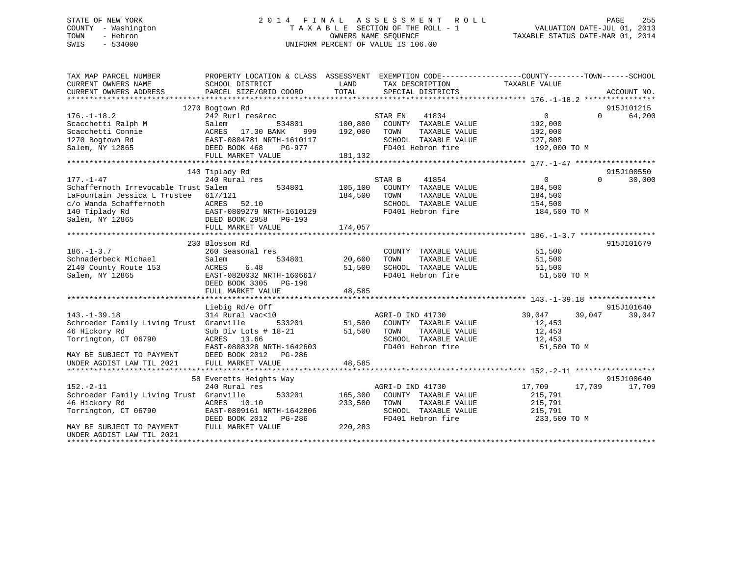STATE OF NEW YORK
COUNTY - Washington
TOWN - Hebron
SWIS - 534000

2 0 1 4 F I N A L A S S E S S M E N T R O L L
T A X A B L E SECTION OF THE ROLL - 1
OWNERS NAME SEQUENCE
UNIFORM PERCENT OF VALUE IS 106.00

VALUATION DATE-JUL 01, 2013
TAXABLE STATUS DATE-MAR 01, 2014

```
TAX MAP PARCEL NUMBER          PROPERTY LOCATION & CLASS  ASSESSMENT  EXEMPTION CODE------------------COUNTY--------TOWN------SCHOOL
CURRENT OWNERS NAME            SCHOOL DISTRICT               LAND      TAX DESCRIPTION             TAXABLE VALUE
CURRENT OWNERS ADDRESS         PARCEL SIZE/GRID COORD        TOTAL     SPECIAL DISTRICTS                                       ACCOUNT NO.
****************************************************************************************************** 176.-1-18.2 ****************
                               1270 Bogtown Rd                                                                                 915J101215
176.-1-18.2                    242 Rurl res&rec                        STAR EN    41834                0           0        64,200
Scacchetti Ralph M             Salem            534801       100,800   COUNTY  TAXABLE VALUE          192,000
Scacchetti Connie              ACRES   17.30 BANK    999     192,000   TOWN    TAXABLE VALUE          192,000
1270 Bogtown Rd                EAST-0804781 NRTH-1610117               SCHOOL  TAXABLE VALUE          127,800
Salem, NY 12865                DEED BOOK 468    PG-977                 FD401 Hebron fire               192,000 TO M
                               FULL MARKET VALUE             181,132
****************************************************************************************************** 177.-1-47 ******************
                               140 Tiplady Rd                                                                                  915J100550
177.-1-47                      240 Rural res                           STAR B     41854                0           0        30,000
Schaffernoth Irrevocable Trust Salem            534801       105,100   COUNTY  TAXABLE VALUE          184,500
LaFountain Jessica L Trustee   617/121                       184,500   TOWN    TAXABLE VALUE          184,500
c/o Wanda Schaffernoth         ACRES   52.10                           SCHOOL  TAXABLE VALUE          154,500
140 Tiplady Rd                 EAST-0809279 NRTH-1610129               FD401 Hebron fire               184,500 TO M
Salem, NY 12865                DEED BOOK 2958   PG-193
                               FULL MARKET VALUE             174,057
****************************************************************************************************** 186.-1-3.7 *****************
                               230 Blossom Rd                                                                                  915J101679
186.-1-3.7                     260 Seasonal res                        COUNTY  TAXABLE VALUE           51,500
Schnaderbeck Michael           Salem            534801        20,600   TOWN    TAXABLE VALUE           51,500
2140 County Route 153          ACRES    6.48                  51,500   SCHOOL  TAXABLE VALUE           51,500
Salem, NY 12865                EAST-0820032 NRTH-1606617               FD401 Hebron fire                51,500 TO M
                               DEED BOOK 3305   PG-196
                               FULL MARKET VALUE              48,585
****************************************************************************************************** 143.-1-39.18 ***************
                               Liebig Rd/e Off                                                                                 915J101640
143.-1-39.18                   314 Rural vac<10                        AGRI-D IND 41730            39,047      39,047       39,047
Schroeder Family Living Trust  Granville        533201        51,500   COUNTY  TAXABLE VALUE           12,453
46 Hickory Rd                  Sub Div Lots # 18-21           51,500   TOWN    TAXABLE VALUE           12,453
Torrington, CT 06790           ACRES   13.66                           SCHOOL  TAXABLE VALUE           12,453
                               EAST-0808328 NRTH-1642603               FD401 Hebron fire                51,500 TO M
MAY BE SUBJECT TO PAYMENT      DEED BOOK 2012   PG-286
UNDER AGDIST LAW TIL 2021      FULL MARKET VALUE              48,585
****************************************************************************************************** 152.-2-11 ******************
                               58 Everetts Heights Way                                                                         915J100640
152.-2-11                      240 Rural res                           AGRI-D IND 41730            17,709      17,709       17,709
Schroeder Family Living Trust  Granville        533201       165,300   COUNTY  TAXABLE VALUE          215,791
46 Hickory Rd                  ACRES   10.10                 233,500   TOWN    TAXABLE VALUE          215,791
Torrington, CT 06790           EAST-0809161 NRTH-1642806               SCHOOL  TAXABLE VALUE          215,791
                               DEED BOOK 2012   PG-286                 FD401 Hebron fire               233,500 TO M
MAY BE SUBJECT TO PAYMENT      FULL MARKET VALUE             220,283
UNDER AGDIST LAW TIL 2021
************************************************************************************************************************************
```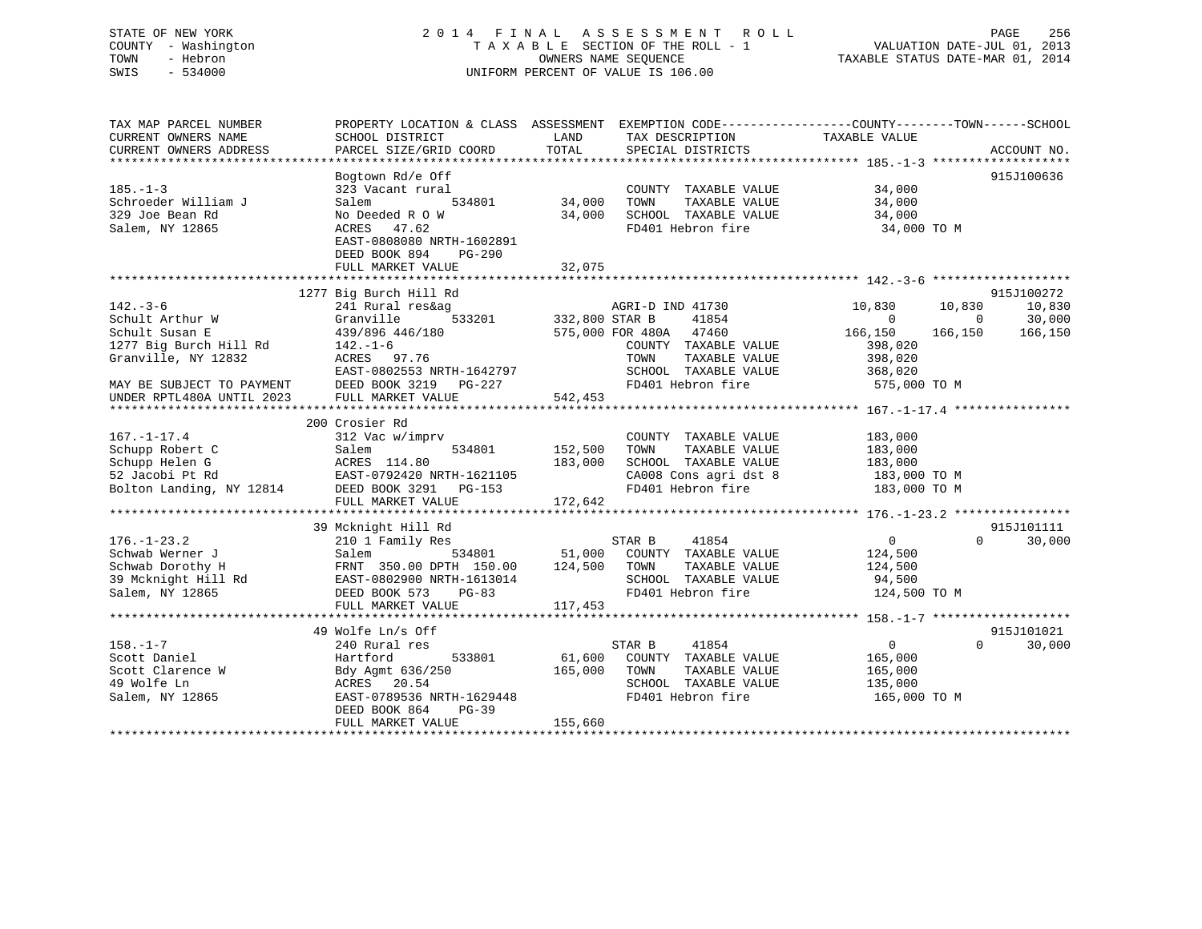STATE OF NEW YORK
COUNTY - Washington
TOWN - Hebron
SWIS - 534000

2 0 1 4 F I N A L A S S E S S M E N T R O L L
T A X A B L E SECTION OF THE ROLL - 1
OWNERS NAME SEQUENCE
UNIFORM PERCENT OF VALUE IS 106.00

VALUATION DATE-JUL 01, 2013
TAXABLE STATUS DATE-MAR 01, 2014

```
TAX MAP PARCEL NUMBER          PROPERTY LOCATION & CLASS  ASSESSMENT  EXEMPTION CODE------------------COUNTY--------TOWN------SCHOOL
CURRENT OWNERS NAME            SCHOOL DISTRICT               LAND      TAX DESCRIPTION             TAXABLE VALUE
CURRENT OWNERS ADDRESS         PARCEL SIZE/GRID COORD       TOTAL      SPECIAL DISTRICTS                                    ACCOUNT NO.
******************************************************************************************************* 185.-1-3 *******************
                               Bogtown Rd/e Off                                                                          915J100636
185.-1-3                       323 Vacant rural                        COUNTY  TAXABLE VALUE          34,000
Schroeder William J            Salem           534801       34,000     TOWN    TAXABLE VALUE          34,000
329 Joe Bean Rd                No Deeded R O W              34,000     SCHOOL  TAXABLE VALUE          34,000
Salem, NY 12865                ACRES  47.62                            FD401 Hebron fire               34,000 TO M
                               EAST-0808080 NRTH-1602891
                               DEED BOOK 894    PG-290
                               FULL MARKET VALUE            32,075
******************************************************************************************************* 142.-3-6 *******************
                               1277 Big Burch Hill Rd                                                                    915J100272
142.-3-6                       241 Rural res&ag                        AGRI-D IND 41730           10,830      10,830      10,830
Schult Arthur W                Granville       533201      332,800 STAR B      41854                   0           0      30,000
Schult Susan E                 439/896 446/180             575,000 FOR 480A    47460             166,150     166,150     166,150
1277 Big Burch Hill Rd         142.-1-6                                COUNTY  TAXABLE VALUE         398,020
Granville, NY 12832            ACRES  97.76                            TOWN    TAXABLE VALUE         398,020
                               EAST-0802553 NRTH-1642797               SCHOOL  TAXABLE VALUE         368,020
MAY BE SUBJECT TO PAYMENT      DEED BOOK 3219   PG-227                 FD401 Hebron fire              575,000 TO M
UNDER RPTL480A UNTIL 2023      FULL MARKET VALUE           542,453
******************************************************************************************************* 167.-1-17.4 ****************
                               200 Crosier Rd
167.-1-17.4                    312 Vac w/imprv                         COUNTY  TAXABLE VALUE         183,000
Schupp Robert C                Salem           534801      152,500     TOWN    TAXABLE VALUE         183,000
Schupp Helen G                 ACRES 114.80                183,000     SCHOOL  TAXABLE VALUE         183,000
52 Jacobi Pt Rd                EAST-0792420 NRTH-1621105               CA008 Cons agri dst 8          183,000 TO M
Bolton Landing, NY 12814       DEED BOOK 3291   PG-153                 FD401 Hebron fire              183,000 TO M
                               FULL MARKET VALUE           172,642
******************************************************************************************************* 176.-1-23.2 ****************
                               39 Mcknight Hill Rd                                                                       915J101111
176.-1-23.2                    210 1 Family Res                        STAR B      41854                   0           0      30,000
Schwab Werner J                Salem           534801       51,000     COUNTY  TAXABLE VALUE         124,500
Schwab Dorothy H               FRNT 350.00 DPTH 150.00     124,500     TOWN    TAXABLE VALUE         124,500
39 Mcknight Hill Rd            EAST-0802900 NRTH-1613014               SCHOOL  TAXABLE VALUE          94,500
Salem, NY 12865                DEED BOOK 573    PG-83                  FD401 Hebron fire              124,500 TO M
                               FULL MARKET VALUE           117,453
******************************************************************************************************* 158.-1-7 *******************
                               49 Wolfe Ln/s Off                                                                         915J101021
158.-1-7                       240 Rural res                           STAR B      41854                   0           0      30,000
Scott Daniel                   Hartford        533801       61,600     COUNTY  TAXABLE VALUE         165,000
Scott Clarence W               Bdy Agmt 636/250            165,000     TOWN    TAXABLE VALUE         165,000
49 Wolfe Ln                    ACRES  20.54                            SCHOOL  TAXABLE VALUE         135,000
Salem, NY 12865                EAST-0789536 NRTH-1629448               FD401 Hebron fire              165,000 TO M
                               DEED BOOK 864    PG-39
                               FULL MARKET VALUE           155,660
************************************************************************************************************************************
```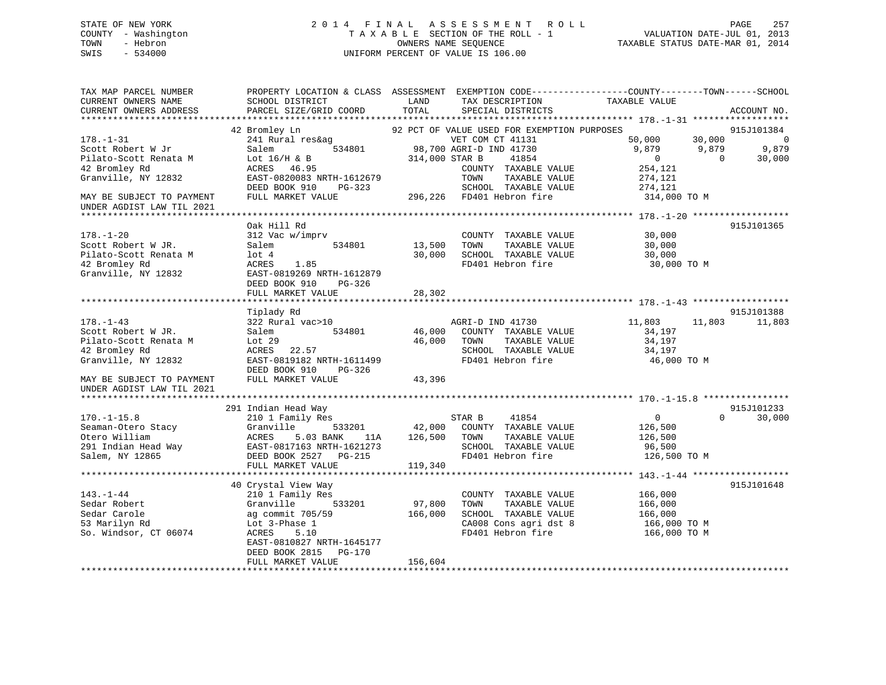STATE OF NEW YORK
COUNTY - Washington
TOWN - Hebron
SWIS - 534000

# 2014 FINAL ASSESSMENT ROLL
TAXABLE SECTION OF THE ROLL - 1
OWNERS NAME SEQUENCE
UNIFORM PERCENT OF VALUE IS 106.00

VALUATION DATE-JUL 01, 2013
TAXABLE STATUS DATE-MAR 01, 2014

```
TAX MAP PARCEL NUMBER          PROPERTY LOCATION & CLASS  ASSESSMENT  EXEMPTION CODE-----------------COUNTY--------TOWN------SCHOOL
CURRENT OWNERS NAME            SCHOOL DISTRICT               LAND      TAX DESCRIPTION             TAXABLE VALUE
CURRENT OWNERS ADDRESS         PARCEL SIZE/GRID COORD        TOTAL     SPECIAL DISTRICTS                                     ACCOUNT NO.
******************************************************************************************************* 178.-1-31 ******************
                               42 Bromley Ln                     92 PCT OF VALUE USED FOR EXEMPTION PURPOSES                 915J101384
178.-1-31                      241 Rural res&ag                   VET COM CT 41131              50,000      30,000            0
Scott Robert W Jr              Salem          534801         98,700 AGRI-D IND 41730             9,879       9,879        9,879
Pilato-Scott Renata M          Lot 16/H & B                 314,000 STAR B     41854                0           0       30,000
42 Bromley Rd                  ACRES   46.95                          COUNTY  TAXABLE VALUE        254,121
Granville, NY 12832            EAST-0820083 NRTH-1612679              TOWN    TAXABLE VALUE        274,121
                               DEED BOOK 910    PG-323                SCHOOL  TAXABLE VALUE        274,121
MAY BE SUBJECT TO PAYMENT      FULL MARKET VALUE            296,226  FD401 Hebron fire            314,000 TO M
UNDER AGDIST LAW TIL 2021
******************************************************************************************************* 178.-1-20 ******************
                               Oak Hill Rd                                                                                   915J101365
178.-1-20                      312 Vac w/imprv                        COUNTY  TAXABLE VALUE         30,000
Scott Robert W JR.             Salem          534801         13,500   TOWN    TAXABLE VALUE         30,000
Pilato-Scott Renata M          lot 4                         30,000   SCHOOL  TAXABLE VALUE         30,000
42 Bromley Rd                  ACRES    1.85                          FD401 Hebron fire             30,000 TO M
Granville, NY 12832            EAST-0819269 NRTH-1612879
                               DEED BOOK 910    PG-326
                               FULL MARKET VALUE             28,302
******************************************************************************************************* 178.-1-43 ******************
                               Tiplady Rd                                                                                    915J101388
178.-1-43                      322 Rural vac>10                       AGRI-D IND 41730             11,803      11,803       11,803
Scott Robert W JR.             Salem          534801         46,000   COUNTY  TAXABLE VALUE         34,197
Pilato-Scott Renata M          Lot 29                        46,000   TOWN    TAXABLE VALUE         34,197
42 Bromley Rd                  ACRES   22.57                          SCHOOL  TAXABLE VALUE         34,197
Granville, NY 12832            EAST-0819182 NRTH-1611499              FD401 Hebron fire             46,000 TO M
                               DEED BOOK 910    PG-326
MAY BE SUBJECT TO PAYMENT      FULL MARKET VALUE             43,396
UNDER AGDIST LAW TIL 2021
******************************************************************************************************* 170.-1-15.8 ****************
                               291 Indian Head Way                                                                           915J101233
170.-1-15.8                    210 1 Family Res                       STAR B     41854                0           0       30,000
Seaman-Otero Stacy             Granville      533201         42,000   COUNTY  TAXABLE VALUE        126,500
Otero William                  ACRES    5.03 BANK    11A    126,500   TOWN    TAXABLE VALUE        126,500
291 Indian Head Way            EAST-0817163 NRTH-1621273              SCHOOL  TAXABLE VALUE         96,500
Salem, NY 12865                DEED BOOK 2527   PG-215                FD401 Hebron fire            126,500 TO M
                               FULL MARKET VALUE            119,340
******************************************************************************************************* 143.-1-44 ******************
                               40 Crystal View Way                                                                           915J101648
143.-1-44                      210 1 Family Res                       COUNTY  TAXABLE VALUE        166,000
Sedar Robert                   Granville      533201         97,800   TOWN    TAXABLE VALUE        166,000
Sedar Carole                   ag commit 705/59             166,000   SCHOOL  TAXABLE VALUE        166,000
53 Marilyn Rd                  Lot 3-Phase 1                          CA008 Cons agri dst 8        166,000 TO M
So. Windsor, CT 06074          ACRES    5.10                          FD401 Hebron fire            166,000 TO M
                               EAST-0810827 NRTH-1645177
                               DEED BOOK 2815   PG-170
                               FULL MARKET VALUE            156,604
************************************************************************************************************************************
```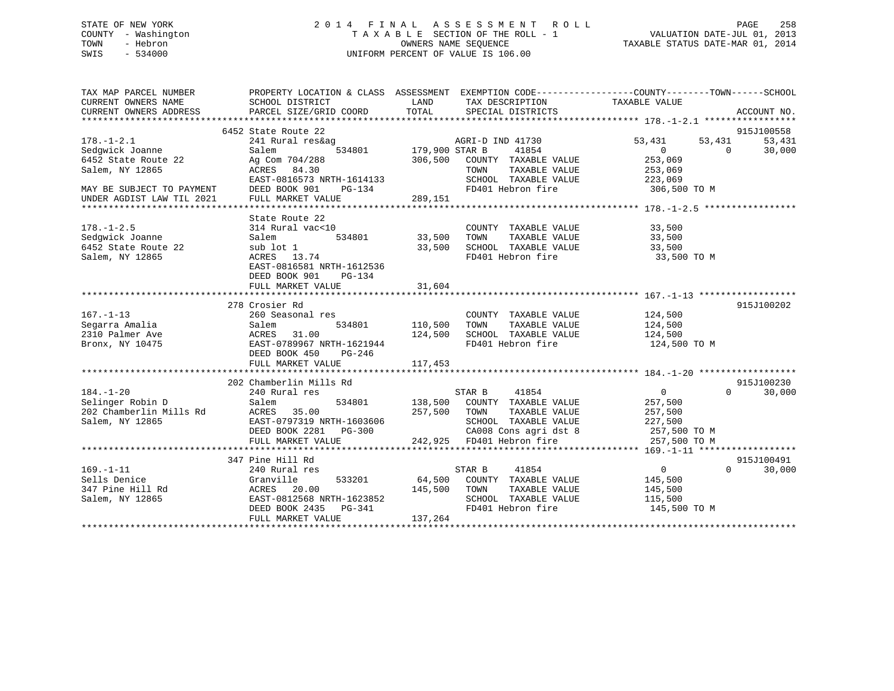STATE OF NEW YORK
COUNTY - Washington
TOWN - Hebron
SWIS - 534000

2014 FINAL ASSESSMENT ROLL
TAXABLE SECTION OF THE ROLL - 1
OWNERS NAME SEQUENCE
UNIFORM PERCENT OF VALUE IS 106.00

VALUATION DATE-JUL 01, 2013
TAXABLE STATUS DATE-MAR 01, 2014

```
TAX MAP PARCEL NUMBER          PROPERTY LOCATION & CLASS  ASSESSMENT  EXEMPTION CODE------------------COUNTY--------TOWN------SCHOOL
CURRENT OWNERS NAME            SCHOOL DISTRICT              LAND      TAX DESCRIPTION              TAXABLE VALUE
CURRENT OWNERS ADDRESS         PARCEL SIZE/GRID COORD       TOTAL     SPECIAL DISTRICTS                                        ACCOUNT NO.
******************************************************************************************************* 178.-1-2.1 *****************
                               6452 State Route 22                                                                         915J100558
178.-1-2.1                     241 Rural res&ag                       AGRI-D IND 41730              53,431       53,431       53,431
Sedgwick Joanne                Salem           534801      179,900 STAR B      41854                  0            0       30,000
6452 State Route 22            Ag Com 704/288              306,500   COUNTY  TAXABLE VALUE          253,069
Salem, NY 12865                ACRES   84.30                         TOWN    TAXABLE VALUE          253,069
                               EAST-0816573 NRTH-1614133             SCHOOL  TAXABLE VALUE          223,069
MAY BE SUBJECT TO PAYMENT      DEED BOOK 901    PG-134               FD401 Hebron fire               306,500 TO M
UNDER AGDIST LAW TIL 2021      FULL MARKET VALUE           289,151
******************************************************************************************************* 178.-1-2.5 *****************
                               State Route 22
178.-1-2.5                     314 Rural vac<10                       COUNTY  TAXABLE VALUE           33,500
Sedgwick Joanne                Salem           534801       33,500   TOWN    TAXABLE VALUE           33,500
6452 State Route 22            sub lot 1                    33,500   SCHOOL  TAXABLE VALUE           33,500
Salem, NY 12865                ACRES   13.74                         FD401 Hebron fire                33,500 TO M
                               EAST-0816581 NRTH-1612536
                               DEED BOOK 901    PG-134
                               FULL MARKET VALUE            31,604
******************************************************************************************************* 167.-1-13 ******************
                               278 Crosier Rd                                                                              915J100202
167.-1-13                      260 Seasonal res                       COUNTY  TAXABLE VALUE          124,500
Segarra Amalia                 Salem           534801      110,500   TOWN    TAXABLE VALUE          124,500
2310 Palmer Ave                ACRES   31.00               124,500   SCHOOL  TAXABLE VALUE          124,500
Bronx, NY 10475                EAST-0789967 NRTH-1621944             FD401 Hebron fire               124,500 TO M
                               DEED BOOK 450    PG-246
                               FULL MARKET VALUE           117,453
******************************************************************************************************* 184.-1-20 ******************
                               202 Chamberlin Mills Rd                                                                     915J100230
184.-1-20                      240 Rural res                          STAR B      41854                  0            0       30,000
Selinger Robin D               Salem           534801      138,500   COUNTY  TAXABLE VALUE          257,500
202 Chamberlin Mills Rd        ACRES   35.00               257,500   TOWN    TAXABLE VALUE          257,500
Salem, NY 12865                EAST-0797319 NRTH-1603606             SCHOOL  TAXABLE VALUE          227,500
                               DEED BOOK 2281   PG-300               CA008 Cons agri dst 8           257,500 TO M
                               FULL MARKET VALUE           242,925   FD401 Hebron fire               257,500 TO M
******************************************************************************************************* 169.-1-11 ******************
                               347 Pine Hill Rd                                                                            915J100491
169.-1-11                      240 Rural res                          STAR B      41854                  0            0       30,000
Sells Denice                   Granville       533201       64,500   COUNTY  TAXABLE VALUE          145,500
347 Pine Hill Rd               ACRES   20.00               145,500   TOWN    TAXABLE VALUE          145,500
Salem, NY 12865                EAST-0812568 NRTH-1623852             SCHOOL  TAXABLE VALUE          115,500
                               DEED BOOK 2435   PG-341               FD401 Hebron fire               145,500 TO M
                               FULL MARKET VALUE           137,264
************************************************************************************************************************************
```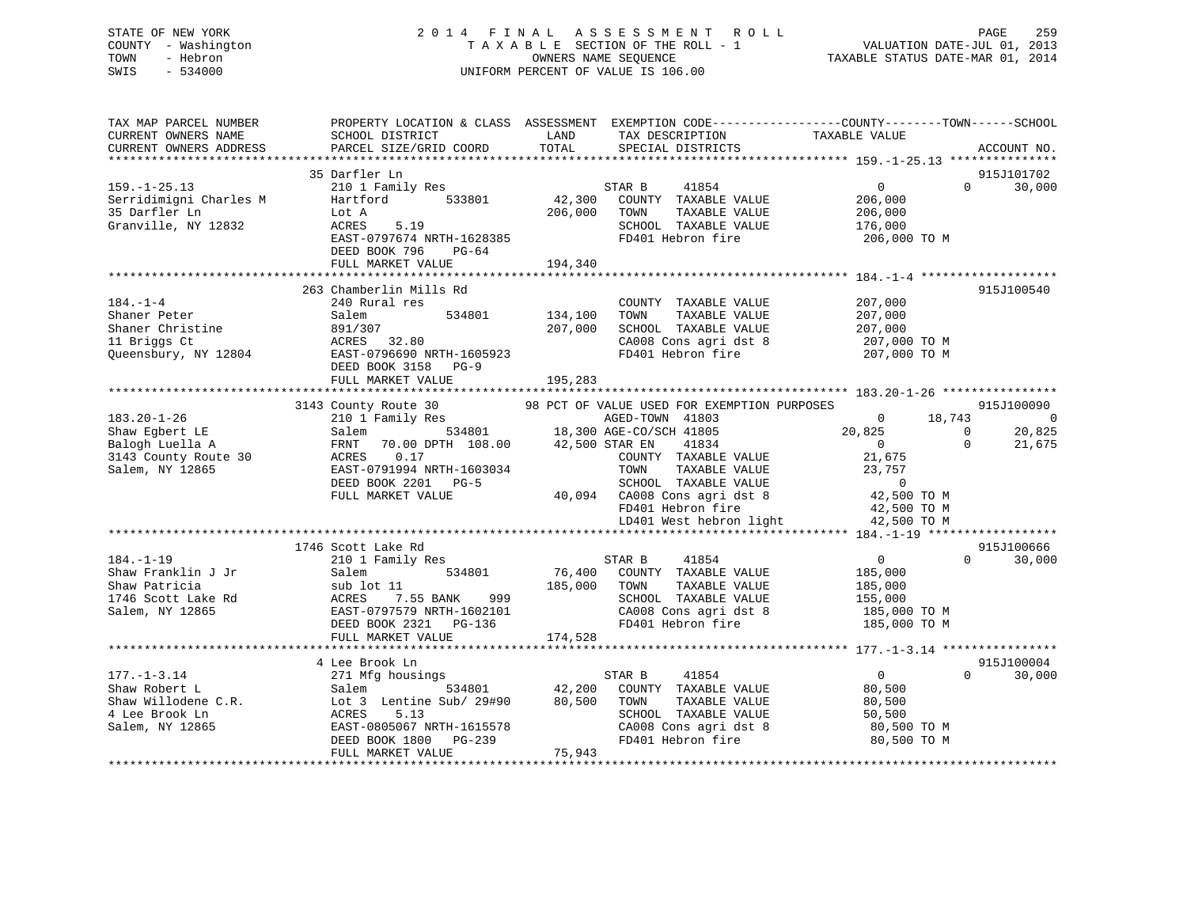STATE OF NEW YORK
COUNTY - Washington
TOWN - Hebron
SWIS - 534000

# 2014 FINAL ASSESSMENT ROLL

TAXABLE SECTION OF THE ROLL - 1
OWNERS NAME SEQUENCE
UNIFORM PERCENT OF VALUE IS 106.00

VALUATION DATE-JUL 01, 2013
TAXABLE STATUS DATE-MAR 01, 2014

```
TAX MAP PARCEL NUMBER          PROPERTY LOCATION & CLASS  ASSESSMENT  EXEMPTION CODE------------------COUNTY--------TOWN------SCHOOL
CURRENT OWNERS NAME            SCHOOL DISTRICT              LAND      TAX DESCRIPTION              TAXABLE VALUE
CURRENT OWNERS ADDRESS         PARCEL SIZE/GRID COORD       TOTAL     SPECIAL DISTRICTS                                      ACCOUNT NO.
******************************************************************************************************* 159.-1-25.13 ***************
                               35 Darfler Ln                                                                              915J101702
159.-1-25.13                   210 1 Family Res                       STAR B     41854                  0           0       30,000
Serridimigni Charles M         Hartford        533801       42,300    COUNTY  TAXABLE VALUE           206,000
35 Darfler Ln                  Lot A                       206,000    TOWN    TAXABLE VALUE           206,000
Granville, NY 12832            ACRES    5.19                          SCHOOL  TAXABLE VALUE           176,000
                               EAST-0797674 NRTH-1628385              FD401 Hebron fire                206,000 TO M
                               DEED BOOK 796    PG-64
                               FULL MARKET VALUE           194,340
******************************************************************************************************* 184.-1-4 *******************
                               263 Chamberlin Mills Rd                                                                    915J100540
184.-1-4                       240 Rural res                          COUNTY  TAXABLE VALUE           207,000
Shaner Peter                   Salem           534801      134,100    TOWN    TAXABLE VALUE           207,000
Shaner Christine               891/307                     207,000    SCHOOL  TAXABLE VALUE           207,000
11 Briggs Ct                   ACRES   32.80                          CA008 Cons agri dst 8            207,000 TO M
Queensbury, NY 12804           EAST-0796690 NRTH-1605923              FD401 Hebron fire                207,000 TO M
                               DEED BOOK 3158   PG-9
                               FULL MARKET VALUE           195,283
******************************************************************************************************* 183.20-1-26 ****************
                               3143 County Route 30        98 PCT OF VALUE USED FOR EXEMPTION PURPOSES                    915J100090
183.20-1-26                    210 1 Family Res                       AGED-TOWN  41803                  0      18,743            0
Shaw Egbert LE                 Salem           534801       18,300 AGE-CO/SCH 41805               20,825           0       20,825
Balogh Luella A                FRNT   70.00 DPTH 108.00     42,500 STAR EN    41834                  0           0       21,675
3143 County Route 30           ACRES    0.17                          COUNTY  TAXABLE VALUE            21,675
Salem, NY 12865                EAST-0791994 NRTH-1603034              TOWN    TAXABLE VALUE            23,757
                               DEED BOOK 2201   PG-5                  SCHOOL  TAXABLE VALUE                 0
                               FULL MARKET VALUE            40,094    CA008 Cons agri dst 8             42,500 TO M
                                                                      FD401 Hebron fire                 42,500 TO M
                                                                      LD401 West hebron light           42,500 TO M
******************************************************************************************************* 184.-1-19 ******************
                               1746 Scott Lake Rd                                                                         915J100666
184.-1-19                      210 1 Family Res                       STAR B     41854                  0           0       30,000
Shaw Franklin J Jr             Salem           534801       76,400    COUNTY  TAXABLE VALUE           185,000
Shaw Patricia                  sub lot 11                  185,000    TOWN    TAXABLE VALUE           185,000
1746 Scott Lake Rd             ACRES    7.55 BANK    999              SCHOOL  TAXABLE VALUE           155,000
Salem, NY 12865                EAST-0797579 NRTH-1602101              CA008 Cons agri dst 8            185,000 TO M
                               DEED BOOK 2321   PG-136                FD401 Hebron fire                185,000 TO M
                               FULL MARKET VALUE           174,528
******************************************************************************************************* 177.-1-3.14 ****************
                               4 Lee Brook Ln                                                                             915J100004
177.-1-3.14                    271 Mfg housings                       STAR B     41854                  0           0       30,000
Shaw Robert L                  Salem           534801       42,200    COUNTY  TAXABLE VALUE            80,500
Shaw Willodene C.R.            Lot 3  Lentine Sub/ 29#90    80,500    TOWN    TAXABLE VALUE            80,500
4 Lee Brook Ln                 ACRES    5.13                          SCHOOL  TAXABLE VALUE            50,500
Salem, NY 12865                EAST-0805067 NRTH-1615578              CA008 Cons agri dst 8             80,500 TO M
                               DEED BOOK 1800   PG-239                FD401 Hebron fire                 80,500 TO M
                               FULL MARKET VALUE            75,943
************************************************************************************************************************************
```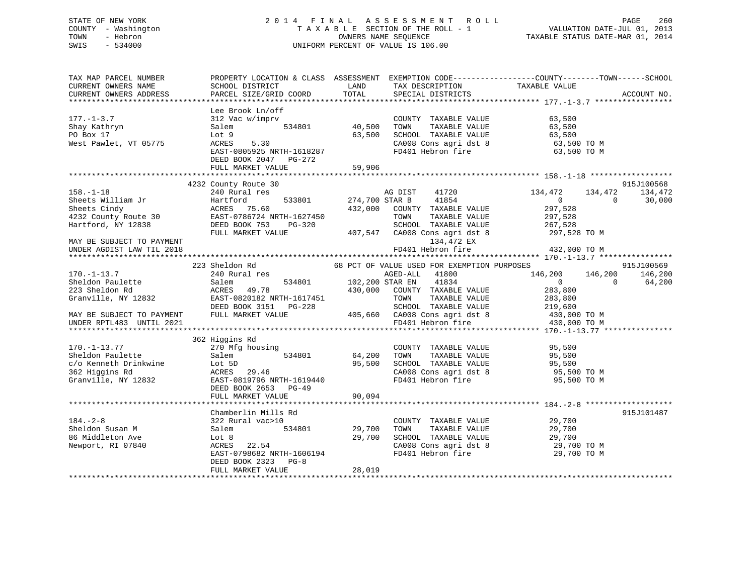STATE OF NEW YORK
COUNTY - Washington
TOWN - Hebron
SWIS - 534000

2 0 1 4 F I N A L A S S E S S M E N T R O L L
T A X A B L E SECTION OF THE ROLL - 1
OWNERS NAME SEQUENCE
UNIFORM PERCENT OF VALUE IS 106.00

VALUATION DATE-JUL 01, 2013
TAXABLE STATUS DATE-MAR 01, 2014

```
TAX MAP PARCEL NUMBER          PROPERTY LOCATION & CLASS  ASSESSMENT  EXEMPTION CODE------------------COUNTY--------TOWN------SCHOOL
CURRENT OWNERS NAME            SCHOOL DISTRICT               LAND      TAX DESCRIPTION            TAXABLE VALUE
CURRENT OWNERS ADDRESS         PARCEL SIZE/GRID COORD        TOTAL     SPECIAL DISTRICTS                                    ACCOUNT NO.
******************************************************************************************************* 177.-1-3.7 *****************
                               Lee Brook Ln/off
177.-1-3.7                     312 Vac w/imprv                         COUNTY  TAXABLE VALUE             63,500
Shay Kathryn                   Salem          534801       40,500      TOWN    TAXABLE VALUE             63,500
PO Box 17                      Lot 9                       63,500      SCHOOL  TAXABLE VALUE             63,500
West Pawlet, VT 05775          ACRES    5.30                           CA008 Cons agri dst 8              63,500 TO M
                               EAST-0805925 NRTH-1618287               FD401 Hebron fire                  63,500 TO M
                               DEED BOOK 2047   PG-272
                               FULL MARKET VALUE            59,906
******************************************************************************************************* 158.-1-18 ******************
                             4232 County Route 30                                                                     915J100568
158.-1-18                      240 Rural res                           AG DIST    41720              134,472     134,472     134,472
Sheets William Jr              Hartford       533801      274,700 STAR B     41854                     0           0      30,000
Sheets Cindy                   ACRES   75.60              432,000   COUNTY  TAXABLE VALUE            297,528
4232 County Route 30           EAST-0786724 NRTH-1627450               TOWN    TAXABLE VALUE            297,528
Hartford, NY 12838             DEED BOOK 753    PG-320                 SCHOOL  TAXABLE VALUE            267,528
                               FULL MARKET VALUE           407,547   CA008 Cons agri dst 8             297,528 TO M
MAY BE SUBJECT TO PAYMENT                                                   134,472 EX
UNDER AGDIST LAW TIL 2018                                              FD401 Hebron fire                 432,000 TO M
******************************************************************************************************* 170.-1-13.7 ****************
                             223 Sheldon Rd                 68 PCT OF VALUE USED FOR EXEMPTION PURPOSES              915J100569
170.-1-13.7                    240 Rural res                           AGED-ALL   41800              146,200     146,200     146,200
Sheldon Paulette               Salem          534801      102,200 STAR EN    41834                     0           0      64,200
223 Sheldon Rd                 ACRES   49.78              430,000   COUNTY  TAXABLE VALUE            283,800
Granville, NY 12832            EAST-0820182 NRTH-1617451               TOWN    TAXABLE VALUE            283,800
                               DEED BOOK 3151   PG-228                 SCHOOL  TAXABLE VALUE            219,600
MAY BE SUBJECT TO PAYMENT      FULL MARKET VALUE           405,660   CA008 Cons agri dst 8             430,000 TO M
UNDER RPTL483  UNTIL 2021                                              FD401 Hebron fire                 430,000 TO M
******************************************************************************************************* 170.-1-13.77 ***************
                             362 Higgins Rd
170.-1-13.77                   270 Mfg housing                         COUNTY  TAXABLE VALUE             95,500
Sheldon Paulette               Salem          534801       64,200      TOWN    TAXABLE VALUE             95,500
c/o Kenneth Drinkwine          Lot 5D                      95,500      SCHOOL  TAXABLE VALUE             95,500
362 Higgins Rd                 ACRES   29.46                           CA008 Cons agri dst 8              95,500 TO M
Granville, NY 12832            EAST-0819796 NRTH-1619440               FD401 Hebron fire                  95,500 TO M
                               DEED BOOK 2653   PG-49
                               FULL MARKET VALUE            90,094
******************************************************************************************************* 184.-2-8 *******************
                               Chamberlin Mills Rd                                                                    915J101487
184.-2-8                       322 Rural vac>10                        COUNTY  TAXABLE VALUE             29,700
Sheldon Susan M                Salem          534801       29,700      TOWN    TAXABLE VALUE             29,700
86 Middleton Ave               Lot 8                       29,700      SCHOOL  TAXABLE VALUE             29,700
Newport, RI 07840              ACRES   22.54                           CA008 Cons agri dst 8              29,700 TO M
                               EAST-0798682 NRTH-1606194               FD401 Hebron fire                  29,700 TO M
                               DEED BOOK 2323   PG-8
                               FULL MARKET VALUE            28,019
************************************************************************************************************************************
```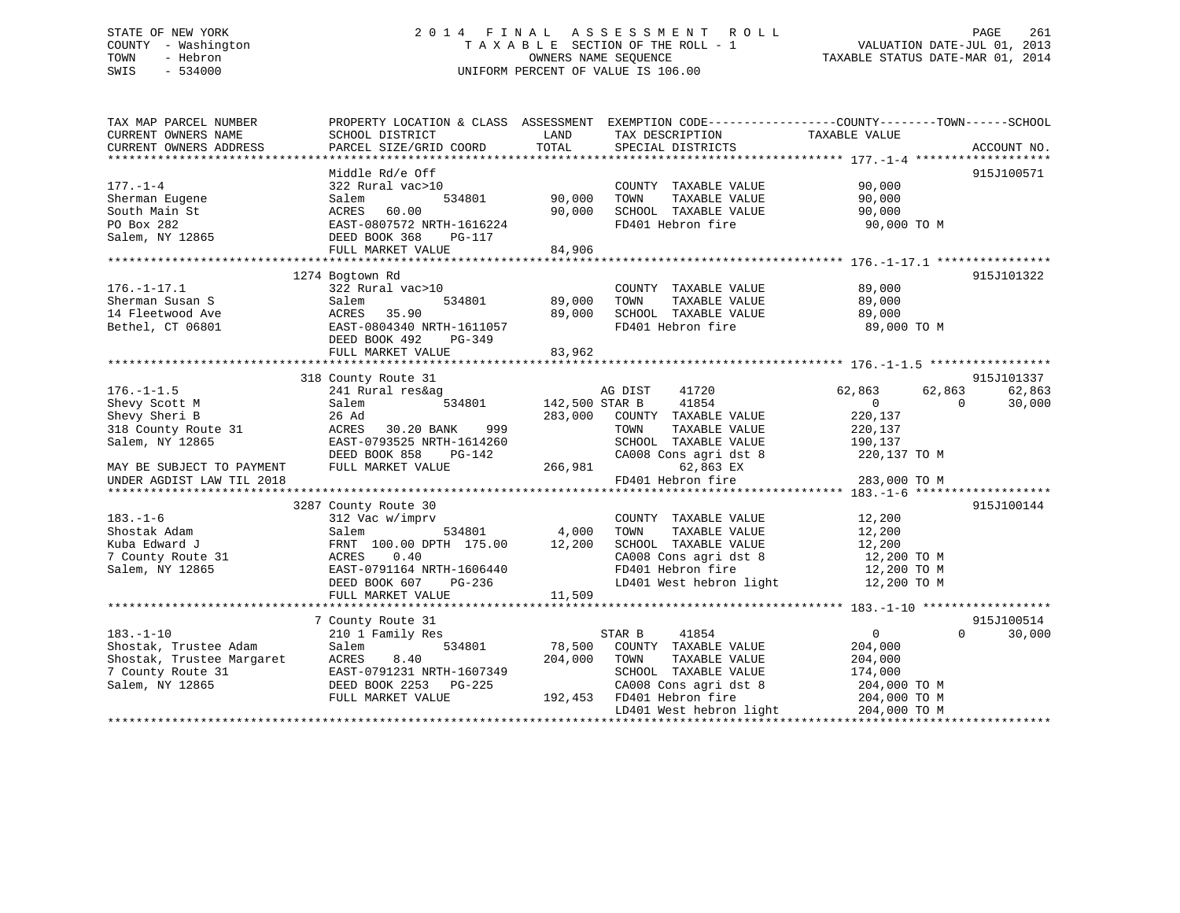STATE OF NEW YORK
COUNTY - Washington
TOWN - Hebron
SWIS - 534000

2014 FINAL ASSESSMENT ROLL
TAXABLE SECTION OF THE ROLL - 1
OWNERS NAME SEQUENCE
UNIFORM PERCENT OF VALUE IS 106.00

VALUATION DATE-JUL 01, 2013
TAXABLE STATUS DATE-MAR 01, 2014

```
TAX MAP PARCEL NUMBER          PROPERTY LOCATION & CLASS  ASSESSMENT  EXEMPTION CODE------------------COUNTY--------TOWN------SCHOOL
CURRENT OWNERS NAME            SCHOOL DISTRICT              LAND       TAX DESCRIPTION              TAXABLE VALUE
CURRENT OWNERS ADDRESS         PARCEL SIZE/GRID COORD       TOTAL      SPECIAL DISTRICTS                                      ACCOUNT NO.
******************************************************************************************************* 177.-1-4 *******************
                               Middle Rd/e Off                                                                              915J100571
177.-1-4                       322 Rural vac>10                        COUNTY  TAXABLE VALUE          90,000
Sherman Eugene                 Salem          534801       90,000      TOWN    TAXABLE VALUE          90,000
South Main St                  ACRES   60.00               90,000      SCHOOL  TAXABLE VALUE          90,000
PO Box 282                     EAST-0807572 NRTH-1616224               FD401 Hebron fire               90,000 TO M
Salem, NY 12865                DEED BOOK 368    PG-117
                               FULL MARKET VALUE           84,906
******************************************************************************************************* 176.-1-17.1 ****************
                            1274 Bogtown Rd                                                                                915J101322
176.-1-17.1                    322 Rural vac>10                        COUNTY  TAXABLE VALUE          89,000
Sherman Susan S                Salem          534801       89,000      TOWN    TAXABLE VALUE          89,000
14 Fleetwood Ave               ACRES   35.90               89,000      SCHOOL  TAXABLE VALUE          89,000
Bethel, CT 06801               EAST-0804340 NRTH-1611057               FD401 Hebron fire               89,000 TO M
                               DEED BOOK 492    PG-349
                               FULL MARKET VALUE           83,962
******************************************************************************************************* 176.-1-1.5 *****************
                            318 County Route 31                                                                            915J101337
176.-1-1.5                     241 Rural res&ag                        AG DIST    41720          62,863      62,863      62,863
Shevy Scott M                  Salem          534801      142,500 STAR B      41854                   0           0      30,000
Shevy Sheri B                  26 Ad                      283,000      COUNTY  TAXABLE VALUE         220,137
318 County Route 31            ACRES   30.20 BANK    999               TOWN    TAXABLE VALUE         220,137
Salem, NY 12865                EAST-0793525 NRTH-1614260               SCHOOL  TAXABLE VALUE         190,137
                               DEED BOOK 858    PG-142                 CA008 Cons agri dst 8          220,137 TO M
MAY BE SUBJECT TO PAYMENT      FULL MARKET VALUE          266,981           62,863 EX
UNDER AGDIST LAW TIL 2018                                              FD401 Hebron fire              283,000 TO M
******************************************************************************************************* 183.-1-6 *******************
                            3287 County Route 30                                                                           915J100144
183.-1-6                       312 Vac w/imprv                         COUNTY  TAXABLE VALUE          12,200
Shostak Adam                   Salem          534801        4,000      TOWN    TAXABLE VALUE          12,200
Kuba Edward J                  FRNT 100.00 DPTH 175.00     12,200      SCHOOL  TAXABLE VALUE          12,200
7 County Route 31              ACRES    0.40                           CA008 Cons agri dst 8           12,200 TO M
Salem, NY 12865                EAST-0791164 NRTH-1606440               FD401 Hebron fire               12,200 TO M
                               DEED BOOK 607    PG-236                 LD401 West hebron light         12,200 TO M
                               FULL MARKET VALUE           11,509
******************************************************************************************************* 183.-1-10 ******************
                               7 County Route 31                                                                           915J100514
183.-1-10                      210 1 Family Res                        STAR B     41854                   0           0      30,000
Shostak, Trustee Adam          Salem          534801       78,500      COUNTY  TAXABLE VALUE         204,000
Shostak, Trustee Margaret      ACRES    8.40              204,000      TOWN    TAXABLE VALUE         204,000
7 County Route 31              EAST-0791231 NRTH-1607349               SCHOOL  TAXABLE VALUE         174,000
Salem, NY 12865                DEED BOOK 2253   PG-225                 CA008 Cons agri dst 8          204,000 TO M
                               FULL MARKET VALUE          192,453      FD401 Hebron fire              204,000 TO M
                                                                       LD401 West hebron light        204,000 TO M
************************************************************************************************************************************
```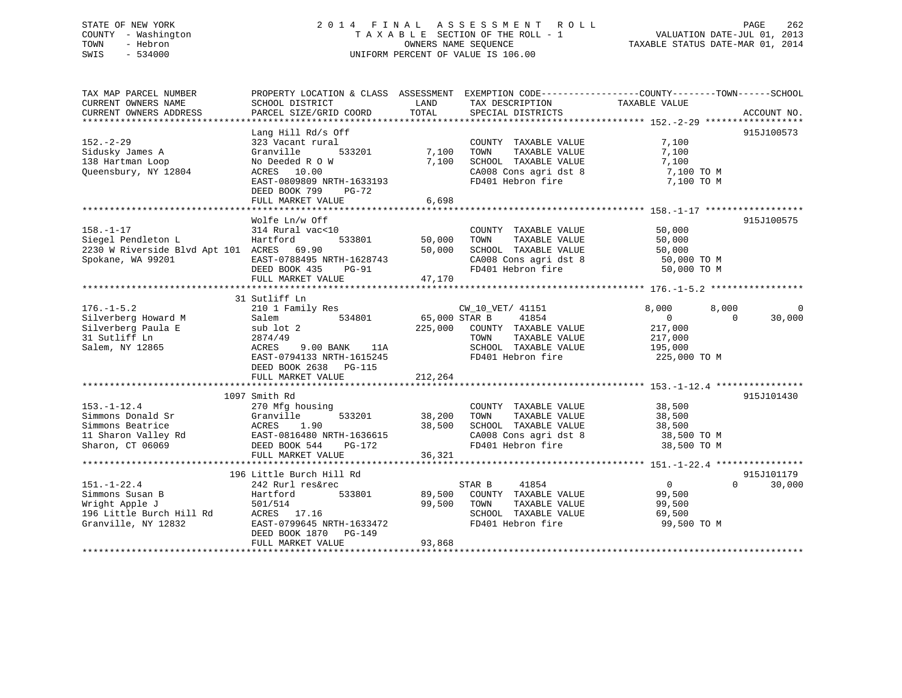STATE OF NEW YORK
COUNTY - Washington
TOWN - Hebron
SWIS - 534000

# 2014 FINAL ASSESSMENT ROLL
TAXABLE SECTION OF THE ROLL - 1
OWNERS NAME SEQUENCE
UNIFORM PERCENT OF VALUE IS 106.00

VALUATION DATE-JUL 01, 2013
TAXABLE STATUS DATE-MAR 01, 2014

```
TAX MAP PARCEL NUMBER          PROPERTY LOCATION & CLASS  ASSESSMENT  EXEMPTION CODE-----------------COUNTY--------TOWN------SCHOOL
CURRENT OWNERS NAME            SCHOOL DISTRICT              LAND      TAX DESCRIPTION            TAXABLE VALUE
CURRENT OWNERS ADDRESS         PARCEL SIZE/GRID COORD       TOTAL     SPECIAL DISTRICTS                                   ACCOUNT NO.
****************************************************************************************************** 152.-2-29 ******************
                               Lang Hill Rd/s Off                                                                          915J100573
152.-2-29                      323 Vacant rural                        COUNTY  TAXABLE VALUE            7,100
Sidusky James A                Granville      533201       7,100      TOWN    TAXABLE VALUE            7,100
138 Hartman Loop               No Deeded R O W              7,100      SCHOOL  TAXABLE VALUE            7,100
Queensbury, NY 12804           ACRES   10.00                           CA008 Cons agri dst 8             7,100 TO M
                               EAST-0809809 NRTH-1633193               FD401 Hebron fire                 7,100 TO M
                               DEED BOOK 799     PG-72
                               FULL MARKET VALUE            6,698
****************************************************************************************************** 158.-1-17 ******************
                               Wolfe Ln/w Off                                                                              915J100575
158.-1-17                      314 Rural vac<10                        COUNTY  TAXABLE VALUE           50,000
Siegel Pendleton L             Hartford       533801      50,000      TOWN    TAXABLE VALUE           50,000
2230 W Riverside Blvd Apt 101  ACRES   69.90               50,000      SCHOOL  TAXABLE VALUE           50,000
Spokane, WA 99201              EAST-0788495 NRTH-1628743               CA008 Cons agri dst 8            50,000 TO M
                               DEED BOOK 435     PG-91                 FD401 Hebron fire                50,000 TO M
                               FULL MARKET VALUE           47,170
****************************************************************************************************** 176.-1-5.2 *****************
                               31 Sutliff Ln
176.-1-5.2                     210 1 Family Res                        CW_10_VET/ 41151           8,000      8,000          0
Silverberg Howard M            Salem          534801      65,000 STAR B      41854                0          0     30,000
Silverberg Paula E             sub lot 2                  225,000      COUNTY  TAXABLE VALUE          217,000
31 Sutliff Ln                  2874/49                                 TOWN    TAXABLE VALUE          217,000
Salem, NY 12865                ACRES    9.00 BANK    11A               SCHOOL  TAXABLE VALUE          195,000
                               EAST-0794133 NRTH-1615245               FD401 Hebron fire               225,000 TO M
                               DEED BOOK 2638   PG-115
                               FULL MARKET VALUE          212,264
****************************************************************************************************** 153.-1-12.4 ****************
                               1097 Smith Rd                                                                               915J101430
153.-1-12.4                    270 Mfg housing                         COUNTY  TAXABLE VALUE           38,500
Simmons Donald Sr              Granville      533201      38,200      TOWN    TAXABLE VALUE           38,500
Simmons Beatrice               ACRES    1.90               38,500      SCHOOL  TAXABLE VALUE           38,500
11 Sharon Valley Rd            EAST-0816480 NRTH-1636615               CA008 Cons agri dst 8            38,500 TO M
Sharon, CT 06069               DEED BOOK 544     PG-172                FD401 Hebron fire                38,500 TO M
                               FULL MARKET VALUE           36,321
****************************************************************************************************** 151.-1-22.4 ****************
                               196 Little Burch Hill Rd                                                                    915J101179
151.-1-22.4                    242 Rurl res&rec                        STAR B      41854                0          0     30,000
Simmons Susan B                Hartford       533801      89,500      COUNTY  TAXABLE VALUE           99,500
Wright Apple J                 501/514                     99,500      TOWN    TAXABLE VALUE           99,500
196 Little Burch Hill Rd       ACRES   17.16                           SCHOOL  TAXABLE VALUE           69,500
Granville, NY 12832            EAST-0799645 NRTH-1633472               FD401 Hebron fire                99,500 TO M
                               DEED BOOK 1870   PG-149
                               FULL MARKET VALUE           93,868
************************************************************************************************************************************
```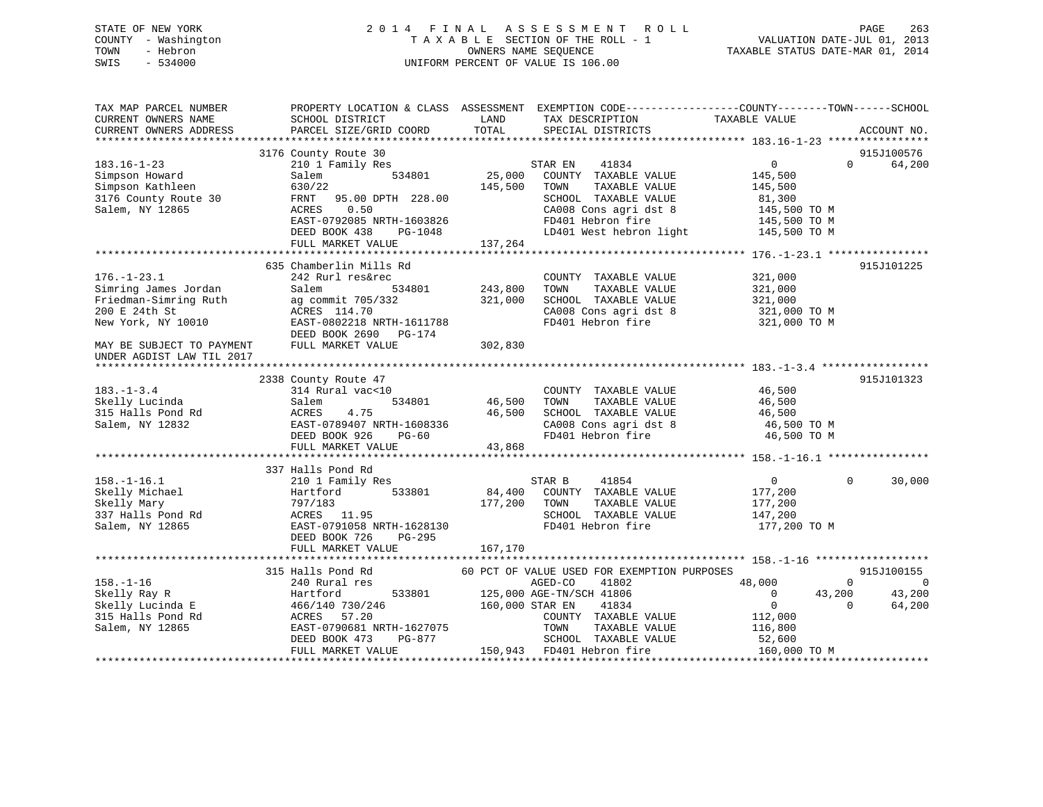STATE OF NEW YORK
COUNTY - Washington
TOWN - Hebron
SWIS - 534000

2014 FINAL ASSESSMENT ROLL
TAXABLE SECTION OF THE ROLL - 1
OWNERS NAME SEQUENCE
UNIFORM PERCENT OF VALUE IS 106.00

VALUATION DATE-JUL 01, 2013
TAXABLE STATUS DATE-MAR 01, 2014

```
TAX MAP PARCEL NUMBER          PROPERTY LOCATION & CLASS  ASSESSMENT  EXEMPTION CODE------------------COUNTY--------TOWN------SCHOOL
CURRENT OWNERS NAME            SCHOOL DISTRICT               LAND      TAX DESCRIPTION              TAXABLE VALUE
CURRENT OWNERS ADDRESS         PARCEL SIZE/GRID COORD        TOTAL     SPECIAL DISTRICTS                                        ACCOUNT NO.
******************************************************************************************************* 183.16-1-23 ****************
                         3176 County Route 30                                                                        915J100576
183.16-1-23                    210 1 Family Res                        STAR EN    41834                0            0     64,200
Simpson Howard                 Salem          534801        25,000     COUNTY  TAXABLE VALUE           145,500
Simpson Kathleen               630/22                       145,500    TOWN    TAXABLE VALUE           145,500
3176 County Route 30           FRNT   95.00 DPTH  228.00               SCHOOL  TAXABLE VALUE            81,300
Salem, NY 12865                ACRES    0.50                           CA008 Cons agri dst 8           145,500 TO M
                               EAST-0792085 NRTH-1603826               FD401 Hebron fire               145,500 TO M
                               DEED BOOK 438     PG-1048               LD401 West hebron light         145,500 TO M
                               FULL MARKET VALUE            137,264
******************************************************************************************************* 176.-1-23.1 ****************
                         635 Chamberlin Mills Rd                                                                     915J101225
176.-1-23.1                    242 Rurl res&rec                        COUNTY  TAXABLE VALUE           321,000
Simring James Jordan           Salem          534801       243,800     TOWN    TAXABLE VALUE           321,000
Friedman-Simring Ruth          ag commit 705/332            321,000    SCHOOL  TAXABLE VALUE           321,000
200 E 24th St                  ACRES  114.70                           CA008 Cons agri dst 8           321,000 TO M
New York, NY 10010             EAST-0802218 NRTH-1611788               FD401 Hebron fire               321,000 TO M
                               DEED BOOK 2690    PG-174
MAY BE SUBJECT TO PAYMENT      FULL MARKET VALUE            302,830
UNDER AGDIST LAW TIL 2017
******************************************************************************************************* 183.-1-3.4 *****************
                         2338 County Route 47                                                                        915J101323
183.-1-3.4                     314 Rural vac<10                        COUNTY  TAXABLE VALUE            46,500
Skelly Lucinda                 Salem          534801        46,500     TOWN    TAXABLE VALUE            46,500
315 Halls Pond Rd              ACRES    4.75                 46,500    SCHOOL  TAXABLE VALUE            46,500
Salem, NY 12832                EAST-0789407 NRTH-1608336               CA008 Cons agri dst 8            46,500 TO M
                               DEED BOOK 926     PG-60                 FD401 Hebron fire                46,500 TO M
                               FULL MARKET VALUE             43,868
******************************************************************************************************* 158.-1-16.1 ****************
                         337 Halls Pond Rd
158.-1-16.1                    210 1 Family Res                        STAR B     41854                0            0     30,000
Skelly Michael                 Hartford       533801        84,400     COUNTY  TAXABLE VALUE           177,200
Skelly Mary                    797/183                      177,200    TOWN    TAXABLE VALUE           177,200
337 Halls Pond Rd              ACRES   11.95                           SCHOOL  TAXABLE VALUE           147,200
Salem, NY 12865                EAST-0791058 NRTH-1628130               FD401 Hebron fire               177,200 TO M
                               DEED BOOK 726     PG-295
                               FULL MARKET VALUE            167,170
******************************************************************************************************* 158.-1-16 ******************
                         315 Halls Pond Rd              60 PCT OF VALUE USED FOR EXEMPTION PURPOSES                          915J100155
158.-1-16                      240 Rural res                           AGED-CO    41802           48,000            0          0
Skelly Ray R                   Hartford       533801       125,000 AGE-TN/SCH 41806                0       43,200     43,200
Skelly Lucinda E               466/140 730/246             160,000 STAR EN    41834                0            0     64,200
315 Halls Pond Rd              ACRES   57.20                           COUNTY  TAXABLE VALUE           112,000
Salem, NY 12865                EAST-0790681 NRTH-1627075               TOWN    TAXABLE VALUE           116,800
                               DEED BOOK 473     PG-877                SCHOOL  TAXABLE VALUE            52,600
                               FULL MARKET VALUE            150,943    FD401 Hebron fire               160,000 TO M
************************************************************************************************************************************
```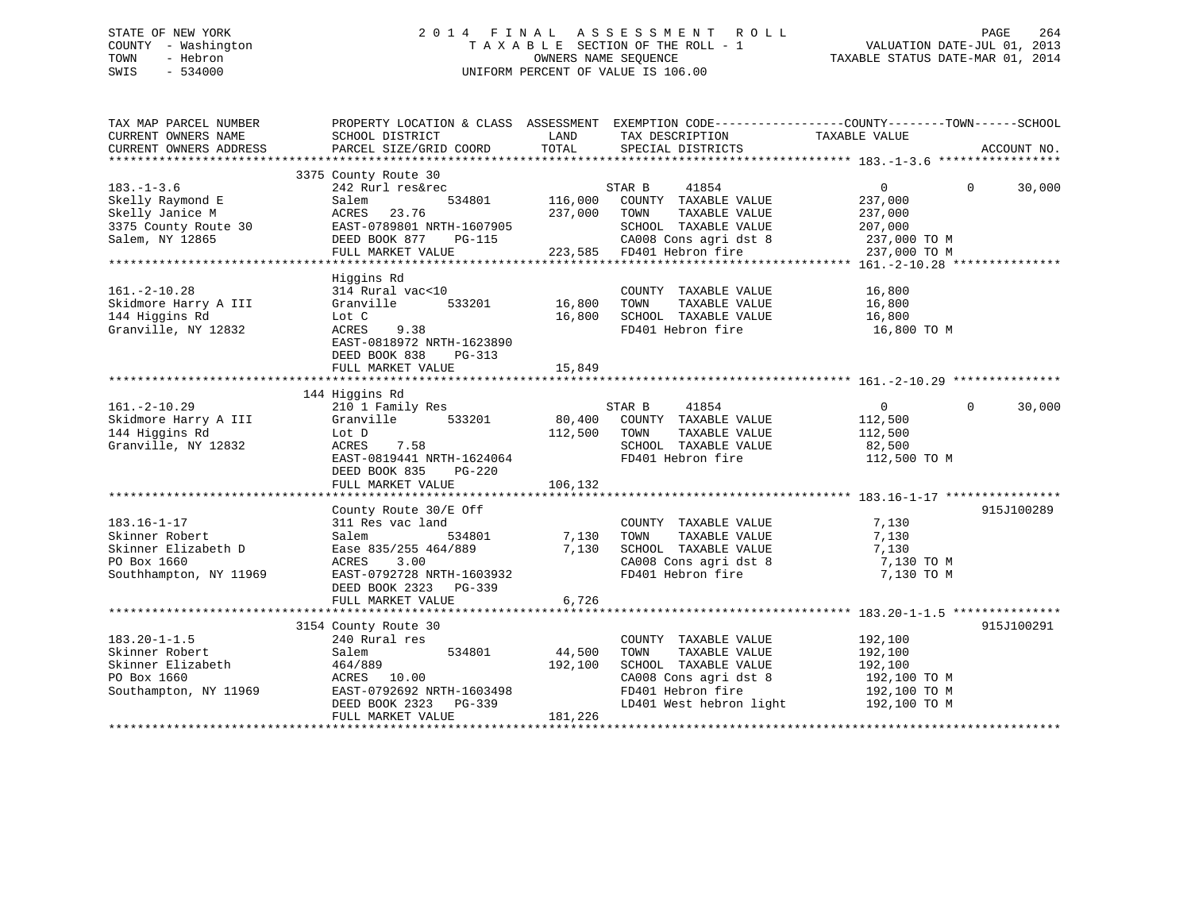STATE OF NEW YORK
COUNTY - Washington
TOWN - Hebron
SWIS - 534000

2014 FINAL ASSESSMENT ROLL
TAXABLE SECTION OF THE ROLL - 1
OWNERS NAME SEQUENCE
UNIFORM PERCENT OF VALUE IS 106.00

VALUATION DATE-JUL 01, 2013
TAXABLE STATUS DATE-MAR 01, 2014

| TAX MAP PARCEL NUMBER / CURRENT OWNERS NAME / CURRENT OWNERS ADDRESS | PROPERTY LOCATION & CLASS / SCHOOL DISTRICT / PARCEL SIZE/GRID COORD | ASSESSMENT LAND / TOTAL | EXEMPTION CODE / TAX DESCRIPTION / SPECIAL DISTRICTS | COUNTY TAXABLE VALUE | TOWN | SCHOOL | ACCOUNT NO. |
|---|---|---|---|---|---|---|---|
| **183.-1-3.6** | 3375 County Route 30 | | | | | | |
| 183.-1-3.6 | 242 Rurl res&rec | | STAR B 41854 | 0 | 0 | 30,000 | |
| Skelly Raymond E | Salem 534801 | 116,000 | COUNTY TAXABLE VALUE | 237,000 | | | |
| Skelly Janice M | ACRES 23.76 | 237,000 | TOWN TAXABLE VALUE | 237,000 | | | |
| 3375 County Route 30 | EAST-0789801 NRTH-1607905 | | SCHOOL TAXABLE VALUE | 207,000 | | | |
| Salem, NY 12865 | DEED BOOK 877 PG-115 | | CA008 Cons agri dst 8 | 237,000 TO M | | | |
| | FULL MARKET VALUE | 223,585 | FD401 Hebron fire | 237,000 TO M | | | |
| **161.-2-10.28** | Higgins Rd | | | | | | |
| 161.-2-10.28 | 314 Rural vac<10 | | COUNTY TAXABLE VALUE | 16,800 | | | |
| Skidmore Harry A III | Granville 533201 | 16,800 | TOWN TAXABLE VALUE | 16,800 | | | |
| 144 Higgins Rd | Lot C | 16,800 | SCHOOL TAXABLE VALUE | 16,800 | | | |
| Granville, NY 12832 | ACRES 9.38 | | FD401 Hebron fire | 16,800 TO M | | | |
| | EAST-0818972 NRTH-1623890 | | | | | | |
| | DEED BOOK 838 PG-313 | | | | | | |
| | FULL MARKET VALUE | 15,849 | | | | | |
| **161.-2-10.29** | 144 Higgins Rd | | | | | | |
| 161.-2-10.29 | 210 1 Family Res | | STAR B 41854 | 0 | 0 | 30,000 | |
| Skidmore Harry A III | Granville 533201 | 80,400 | COUNTY TAXABLE VALUE | 112,500 | | | |
| 144 Higgins Rd | Lot D | 112,500 | TOWN TAXABLE VALUE | 112,500 | | | |
| Granville, NY 12832 | ACRES 7.58 | | SCHOOL TAXABLE VALUE | 82,500 | | | |
| | EAST-0819441 NRTH-1624064 | | FD401 Hebron fire | 112,500 TO M | | | |
| | DEED BOOK 835 PG-220 | | | | | | |
| | FULL MARKET VALUE | 106,132 | | | | | |
| **183.16-1-17** | County Route 30/E Off | | | | | | 915J100289 |
| 183.16-1-17 | 311 Res vac land | | COUNTY TAXABLE VALUE | 7,130 | | | |
| Skinner Robert | Salem 534801 | 7,130 | TOWN TAXABLE VALUE | 7,130 | | | |
| Skinner Elizabeth D | Ease 835/255 464/889 | 7,130 | SCHOOL TAXABLE VALUE | 7,130 | | | |
| PO Box 1660 | ACRES 3.00 | | CA008 Cons agri dst 8 | 7,130 TO M | | | |
| Southhampton, NY 11969 | EAST-0792728 NRTH-1603932 | | FD401 Hebron fire | 7,130 TO M | | | |
| | DEED BOOK 2323 PG-339 | | | | | | |
| | FULL MARKET VALUE | 6,726 | | | | | |
| **183.20-1-1.5** | 3154 County Route 30 | | | | | | 915J100291 |
| 183.20-1-1.5 | 240 Rural res | | COUNTY TAXABLE VALUE | 192,100 | | | |
| Skinner Robert | Salem 534801 | 44,500 | TOWN TAXABLE VALUE | 192,100 | | | |
| Skinner Elizabeth | 464/889 | 192,100 | SCHOOL TAXABLE VALUE | 192,100 | | | |
| PO Box 1660 | ACRES 10.00 | | CA008 Cons agri dst 8 | 192,100 TO M | | | |
| Southampton, NY 11969 | EAST-0792692 NRTH-1603498 | | FD401 Hebron fire | 192,100 TO M | | | |
| | DEED BOOK 2323 PG-339 | | LD401 West hebron light | 192,100 TO M | | | |
| | FULL MARKET VALUE | 181,226 | | | | | |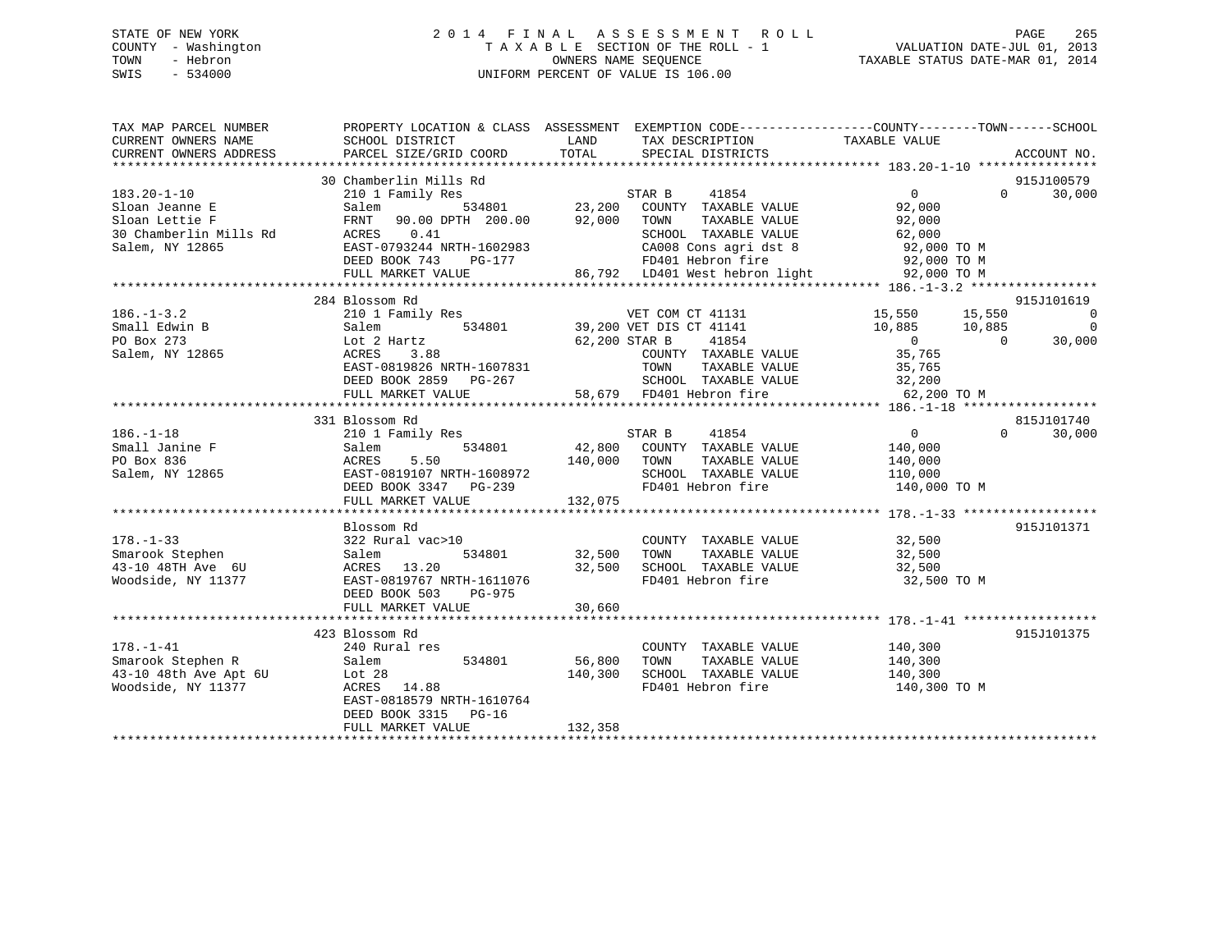STATE OF NEW YORK
COUNTY - Washington
TOWN - Hebron
SWIS - 534000

2014 FINAL ASSESSMENT ROLL
TAXABLE SECTION OF THE ROLL - 1
OWNERS NAME SEQUENCE
UNIFORM PERCENT OF VALUE IS 106.00

VALUATION DATE-JUL 01, 2013
TAXABLE STATUS DATE-MAR 01, 2014

| TAX MAP PARCEL NUMBER / CURRENT OWNERS NAME / CURRENT OWNERS ADDRESS | PROPERTY LOCATION & CLASS / SCHOOL DISTRICT / PARCEL SIZE/GRID COORD | ASSESSMENT LAND / TOTAL | EXEMPTION CODE / TAX DESCRIPTION / SPECIAL DISTRICTS | COUNTY TAXABLE VALUE | TOWN | SCHOOL | ACCOUNT NO. |
|---|---|---|---|---|---|---|---|
| **183.20-1-10** | 30 Chamberlin Mills Rd | | | | | | 915J100579 |
| 183.20-1-10 | 210 1 Family Res | | STAR B 41854 | 0 | 0 | 30,000 | |
| Sloan Jeanne E | Salem 534801 | 23,200 | COUNTY TAXABLE VALUE | 92,000 | | | |
| Sloan Lettie F | FRNT 90.00 DPTH 200.00 | 92,000 | TOWN TAXABLE VALUE | 92,000 | | | |
| 30 Chamberlin Mills Rd | ACRES 0.41 | | SCHOOL TAXABLE VALUE | 62,000 | | | |
| Salem, NY 12865 | EAST-0793244 NRTH-1602983 | | CA008 Cons agri dst 8 | 92,000 TO M | | | |
| | DEED BOOK 743 PG-177 | | FD401 Hebron fire | 92,000 TO M | | | |
| | FULL MARKET VALUE | 86,792 | LD401 West hebron light | 92,000 TO M | | | |
| **186.-1-3.2** | 284 Blossom Rd | | | | | | 915J101619 |
| 186.-1-3.2 | 210 1 Family Res | | VET COM CT 41131 | 15,550 | 15,550 | 0 | |
| Small Edwin B | Salem 534801 | 39,200 | VET DIS CT 41141 | 10,885 | 10,885 | 0 | |
| PO Box 273 | Lot 2 Hartz | 62,200 | STAR B 41854 | 0 | 0 | 30,000 | |
| Salem, NY 12865 | ACRES 3.88 | | COUNTY TAXABLE VALUE | 35,765 | | | |
| | EAST-0819826 NRTH-1607831 | | TOWN TAXABLE VALUE | 35,765 | | | |
| | DEED BOOK 2859 PG-267 | | SCHOOL TAXABLE VALUE | 32,200 | | | |
| | FULL MARKET VALUE | 58,679 | FD401 Hebron fire | 62,200 TO M | | | |
| **186.-1-18** | 331 Blossom Rd | | | | | | 815J101740 |
| 186.-1-18 | 210 1 Family Res | | STAR B 41854 | 0 | 0 | 30,000 | |
| Small Janine F | Salem 534801 | 42,800 | COUNTY TAXABLE VALUE | 140,000 | | | |
| PO Box 836 | ACRES 5.50 | 140,000 | TOWN TAXABLE VALUE | 140,000 | | | |
| Salem, NY 12865 | EAST-0819107 NRTH-1608972 | | SCHOOL TAXABLE VALUE | 110,000 | | | |
| | DEED BOOK 3347 PG-239 | | FD401 Hebron fire | 140,000 TO M | | | |
| | FULL MARKET VALUE | 132,075 | | | | | |
| **178.-1-33** | Blossom Rd | | | | | | 915J101371 |
| 178.-1-33 | 322 Rural vac>10 | | COUNTY TAXABLE VALUE | 32,500 | | | |
| Smarook Stephen | Salem 534801 | 32,500 | TOWN TAXABLE VALUE | 32,500 | | | |
| 43-10 48TH Ave 6U | ACRES 13.20 | 32,500 | SCHOOL TAXABLE VALUE | 32,500 | | | |
| Woodside, NY 11377 | EAST-0819767 NRTH-1611076 | | FD401 Hebron fire | 32,500 TO M | | | |
| | DEED BOOK 503 PG-975 | | | | | | |
| | FULL MARKET VALUE | 30,660 | | | | | |
| **178.-1-41** | 423 Blossom Rd | | | | | | 915J101375 |
| 178.-1-41 | 240 Rural res | | COUNTY TAXABLE VALUE | 140,300 | | | |
| Smarook Stephen R | Salem 534801 | 56,800 | TOWN TAXABLE VALUE | 140,300 | | | |
| 43-10 48th Ave Apt 6U | Lot 28 | 140,300 | SCHOOL TAXABLE VALUE | 140,300 | | | |
| Woodside, NY 11377 | ACRES 14.88 | | FD401 Hebron fire | 140,300 TO M | | | |
| | EAST-0818579 NRTH-1610764 | | | | | | |
| | DEED BOOK 3315 PG-16 | | | | | | |
| | FULL MARKET VALUE | 132,358 | | | | | |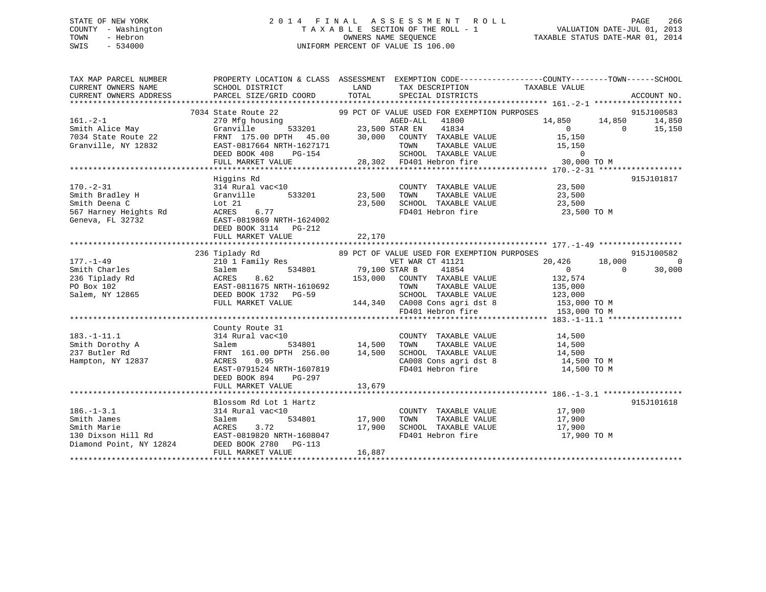STATE OF NEW YORK
COUNTY - Washington
TOWN - Hebron
SWIS - 534000

2014 FINAL ASSESSMENT ROLL
TAXABLE SECTION OF THE ROLL - 1
OWNERS NAME SEQUENCE
UNIFORM PERCENT OF VALUE IS 106.00

VALUATION DATE-JUL 01, 2013
TAXABLE STATUS DATE-MAR 01, 2014

```
TAX MAP PARCEL NUMBER          PROPERTY LOCATION & CLASS  ASSESSMENT  EXEMPTION CODE------------------COUNTY--------TOWN------SCHOOL
CURRENT OWNERS NAME            SCHOOL DISTRICT              LAND      TAX DESCRIPTION           TAXABLE VALUE
CURRENT OWNERS ADDRESS         PARCEL SIZE/GRID COORD       TOTAL     SPECIAL DISTRICTS                                  ACCOUNT NO.
******************************************************************************************************* 161.-2-1 *******************
                       7034 State Route 22              99 PCT OF VALUE USED FOR EXEMPTION PURPOSES                     915J100583
161.-2-1                       270 Mfg housing                       AGED-ALL   41800           14,850     14,850     14,850
Smith Alice May                Granville        533201      23,500 STAR EN    41834                0          0     15,150
7034 State Route 22            FRNT 175.00 DPTH  45.00      30,000   COUNTY  TAXABLE VALUE          15,150
Granville, NY 12832            EAST-0817664 NRTH-1627171             TOWN    TAXABLE VALUE          15,150
                               DEED BOOK 408    PG-154               SCHOOL  TAXABLE VALUE               0
                               FULL MARKET VALUE            28,302   FD401 Hebron fire              30,000 TO M
******************************************************************************************************* 170.-2-31 ******************
                       Higgins Rd                                                                               915J101817
170.-2-31                      314 Rural vac<10                      COUNTY  TAXABLE VALUE          23,500
Smith Bradley H                Granville        533201      23,500   TOWN    TAXABLE VALUE          23,500
Smith Deena C                  Lot 21                       23,500   SCHOOL  TAXABLE VALUE          23,500
567 Harney Heights Rd          ACRES    6.77                         FD401 Hebron fire              23,500 TO M
Geneva, FL 32732               EAST-0819869 NRTH-1624002
                               DEED BOOK 3114   PG-212
                               FULL MARKET VALUE            22,170
******************************************************************************************************* 177.-1-49 ******************
                       236 Tiplady Rd                   89 PCT OF VALUE USED FOR EXEMPTION PURPOSES                     915J100582
177.-1-49                      210 1 Family Res                      VET WAR CT 41121           20,426     18,000          0
Smith Charles                  Salem            534801      79,100 STAR B     41854                0          0     30,000
236 Tiplady Rd                 ACRES    8.62               153,000   COUNTY  TAXABLE VALUE         132,574
PO Box 102                     EAST-0811675 NRTH-1610692             TOWN    TAXABLE VALUE         135,000
Salem, NY 12865                DEED BOOK 1732   PG-59                SCHOOL  TAXABLE VALUE         123,000
                               FULL MARKET VALUE           144,340   CA008 Cons agri dst 8         153,000 TO M
                                                                     FD401 Hebron fire             153,000 TO M
******************************************************************************************************* 183.-1-11.1 ****************
                       County Route 31
183.-1-11.1                    314 Rural vac<10                      COUNTY  TAXABLE VALUE          14,500
Smith Dorothy A                Salem            534801      14,500   TOWN    TAXABLE VALUE          14,500
237 Butler Rd                  FRNT 161.00 DPTH 256.00      14,500   SCHOOL  TAXABLE VALUE          14,500
Hampton, NY 12837              ACRES    0.95                         CA008 Cons agri dst 8          14,500 TO M
                               EAST-0791524 NRTH-1607819             FD401 Hebron fire              14,500 TO M
                               DEED BOOK 894    PG-297
                               FULL MARKET VALUE            13,679
******************************************************************************************************* 186.-1-3.1 *****************
                       Blossom Rd Lot 1 Hartz                                                                   915J101618
186.-1-3.1                     314 Rural vac<10                      COUNTY  TAXABLE VALUE          17,900
Smith James                    Salem            534801      17,900   TOWN    TAXABLE VALUE          17,900
Smith Marie                    ACRES    3.72                17,900   SCHOOL  TAXABLE VALUE          17,900
130 Dixson Hill Rd             EAST-0819820 NRTH-1608047             FD401 Hebron fire              17,900 TO M
Diamond Point, NY 12824        DEED BOOK 2780   PG-113
                               FULL MARKET VALUE            16,887
************************************************************************************************************************************
```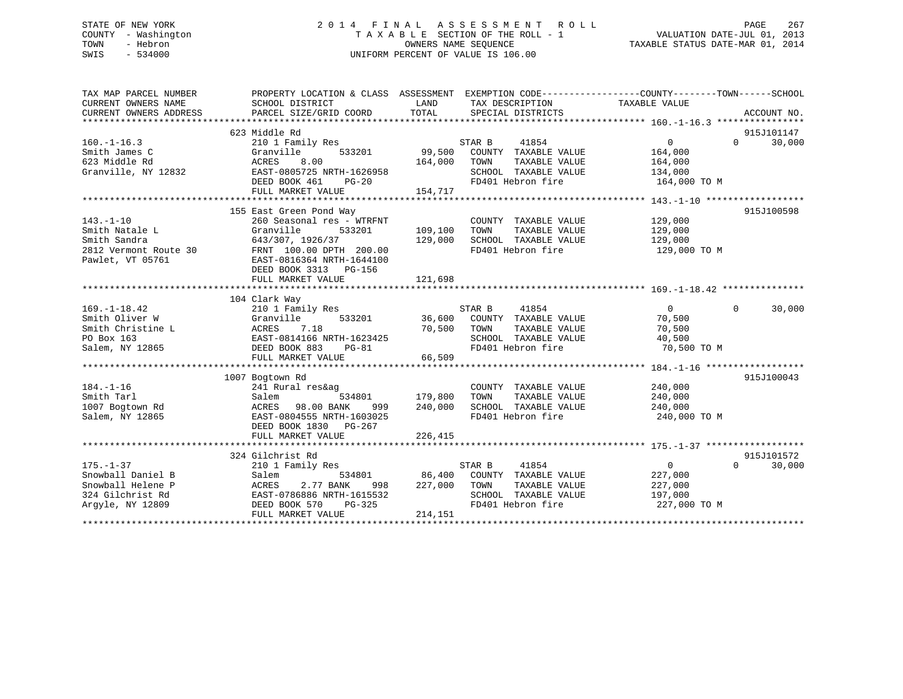STATE OF NEW YORK
COUNTY - Washington
TOWN - Hebron
SWIS - 534000

# 2014 FINAL ASSESSMENT ROLL

TAXABLE SECTION OF THE ROLL - 1
OWNERS NAME SEQUENCE
UNIFORM PERCENT OF VALUE IS 106.00

VALUATION DATE-JUL 01, 2013
TAXABLE STATUS DATE-MAR 01, 2014

```
TAX MAP PARCEL NUMBER          PROPERTY LOCATION & CLASS  ASSESSMENT  EXEMPTION CODE------------------COUNTY--------TOWN------SCHOOL
CURRENT OWNERS NAME            SCHOOL DISTRICT               LAND      TAX DESCRIPTION             TAXABLE VALUE
CURRENT OWNERS ADDRESS         PARCEL SIZE/GRID COORD        TOTAL     SPECIAL DISTRICTS                                      ACCOUNT NO.
******************************************************************************************************* 160.-1-16.3 ****************
                               623 Middle Rd                                                                                   915J101147
160.-1-16.3                    210 1 Family Res                        STAR B     41854                    0            0      30,000
Smith James C                  Granville        533201        99,500   COUNTY  TAXABLE VALUE          164,000
623 Middle Rd                  ACRES    8.00                 164,000   TOWN    TAXABLE VALUE          164,000
Granville, NY 12832            EAST-0805725 NRTH-1626958               SCHOOL  TAXABLE VALUE          134,000
                               DEED BOOK 461    PG-20                  FD401 Hebron fire               164,000 TO M
                               FULL MARKET VALUE             154,717
******************************************************************************************************* 143.-1-10 ******************
                               155 East Green Pond Way                                                                         915J100598
143.-1-10                      260 Seasonal res - WTRFNT               COUNTY  TAXABLE VALUE          129,000
Smith Natale L                 Granville        533201       109,100   TOWN    TAXABLE VALUE          129,000
Smith Sandra                   643/307, 1926/37              129,000   SCHOOL  TAXABLE VALUE          129,000
2812 Vermont Route 30          FRNT 100.00 DPTH 200.00                 FD401 Hebron fire               129,000 TO M
Pawlet, VT 05761               EAST-0816364 NRTH-1644100
                               DEED BOOK 3313   PG-156
                               FULL MARKET VALUE             121,698
******************************************************************************************************* 169.-1-18.42 ***************
                               104 Clark Way
169.-1-18.42                   210 1 Family Res                        STAR B     41854                    0            0      30,000
Smith Oliver W                 Granville        533201        36,600   COUNTY  TAXABLE VALUE           70,500
Smith Christine L              ACRES    7.18                  70,500   TOWN    TAXABLE VALUE           70,500
PO Box 163                     EAST-0814166 NRTH-1623425               SCHOOL  TAXABLE VALUE           40,500
Salem, NY 12865                DEED BOOK 883    PG-81                  FD401 Hebron fire                70,500 TO M
                               FULL MARKET VALUE              66,509
******************************************************************************************************* 184.-1-16 ******************
                               1007 Bogtown Rd                                                                                 915J100043
184.-1-16                      241 Rural res&ag                        COUNTY  TAXABLE VALUE          240,000
Smith Tarl                     Salem            534801       179,800   TOWN    TAXABLE VALUE          240,000
1007 Bogtown Rd                ACRES   98.00 BANK    999     240,000   SCHOOL  TAXABLE VALUE          240,000
Salem, NY 12865                EAST-0804555 NRTH-1603025               FD401 Hebron fire               240,000 TO M
                               DEED BOOK 1830   PG-267
                               FULL MARKET VALUE             226,415
******************************************************************************************************* 175.-1-37 ******************
                               324 Gilchrist Rd                                                                                915J101572
175.-1-37                      210 1 Family Res                        STAR B     41854                    0            0      30,000
Snowball Daniel B              Salem            534801        86,400   COUNTY  TAXABLE VALUE          227,000
Snowball Helene P              ACRES    2.77 BANK    998     227,000   TOWN    TAXABLE VALUE          227,000
324 Gilchrist Rd               EAST-0786886 NRTH-1615532               SCHOOL  TAXABLE VALUE          197,000
Argyle, NY 12809               DEED BOOK 570    PG-325                 FD401 Hebron fire               227,000 TO M
                               FULL MARKET VALUE             214,151
************************************************************************************************************************************
```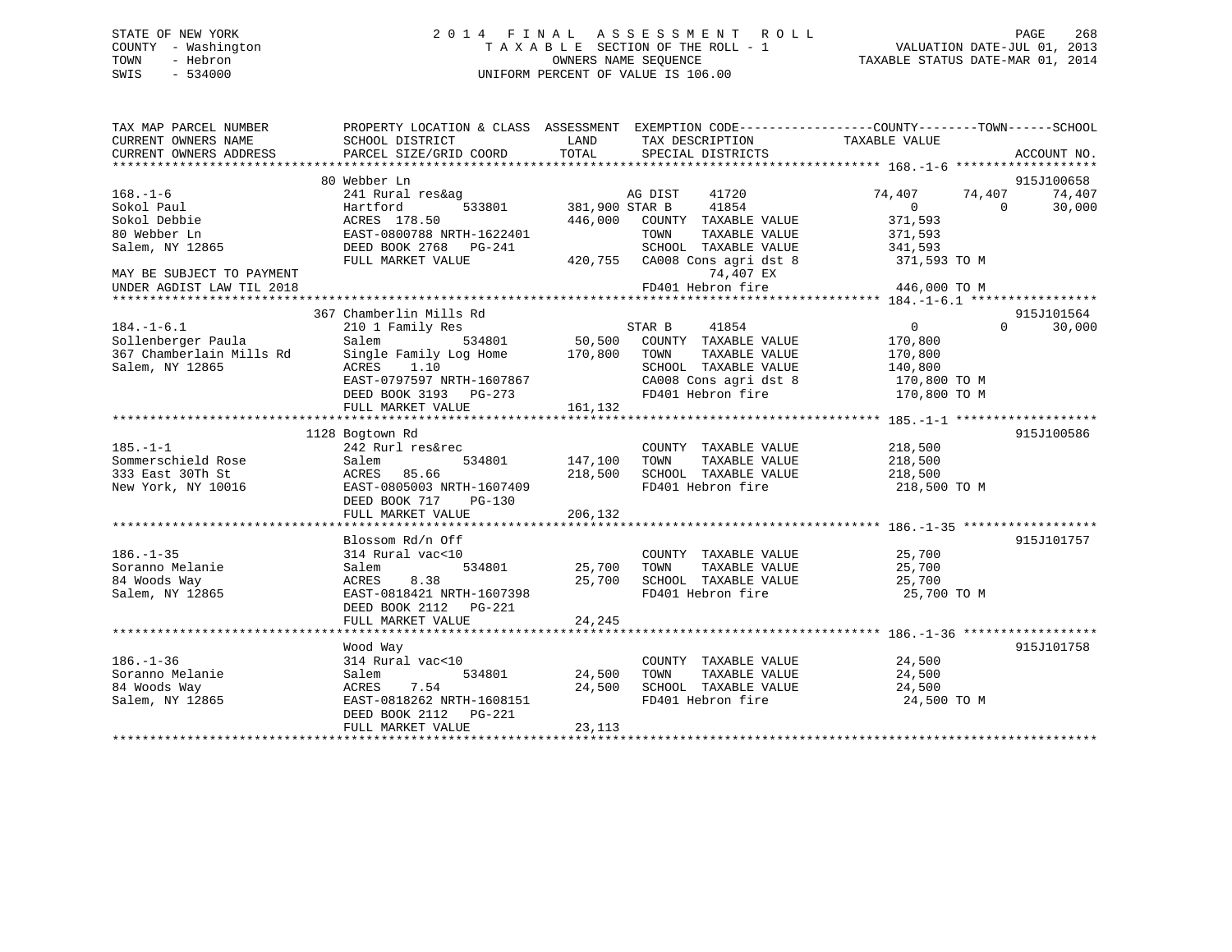STATE OF NEW YORK
COUNTY - Washington
TOWN - Hebron
SWIS - 534000

2014 FINAL ASSESSMENT ROLL
TAXABLE SECTION OF THE ROLL - 1
OWNERS NAME SEQUENCE
UNIFORM PERCENT OF VALUE IS 106.00

VALUATION DATE-JUL 01, 2013
TAXABLE STATUS DATE-MAR 01, 2014

```
TAX MAP PARCEL NUMBER          PROPERTY LOCATION & CLASS  ASSESSMENT  EXEMPTION CODE------------------COUNTY--------TOWN------SCHOOL
CURRENT OWNERS NAME            SCHOOL DISTRICT             LAND       TAX DESCRIPTION              TAXABLE VALUE
CURRENT OWNERS ADDRESS         PARCEL SIZE/GRID COORD      TOTAL      SPECIAL DISTRICTS                                      ACCOUNT NO.
******************************************************************************************************* 168.-1-6 *******************
                               80 Webber Ln                                                                                915J100658
168.-1-6                       241 Rural res&ag                       AG DIST    41720            74,407      74,407      74,407
Sokol Paul                     Hartford       533801      381,900 STAR B     41854                 0           0        30,000
Sokol Debbie                   ACRES  178.50               446,000   COUNTY  TAXABLE VALUE        371,593
80 Webber Ln                   EAST-0800788 NRTH-1622401             TOWN    TAXABLE VALUE        371,593
Salem, NY 12865                DEED BOOK 2768   PG-241               SCHOOL  TAXABLE VALUE        341,593
                               FULL MARKET VALUE          420,755   CA008 Cons agri dst 8          371,593 TO M
MAY BE SUBJECT TO PAYMENT                                                 74,407 EX
UNDER AGDIST LAW TIL 2018                                            FD401 Hebron fire              446,000 TO M
******************************************************************************************************* 184.-1-6.1 *****************
                               367 Chamberlin Mills Rd                                                                     915J101564
184.-1-6.1                     210 1 Family Res                       STAR B     41854                 0           0        30,000
Sollenberger Paula             Salem          534801       50,500   COUNTY  TAXABLE VALUE        170,800
367 Chamberlain Mills Rd       Single Family Log Home      170,800   TOWN    TAXABLE VALUE        170,800
Salem, NY 12865                ACRES    1.10                         SCHOOL  TAXABLE VALUE        140,800
                               EAST-0797597 NRTH-1607867             CA008 Cons agri dst 8          170,800 TO M
                               DEED BOOK 3193   PG-273               FD401 Hebron fire              170,800 TO M
                               FULL MARKET VALUE          161,132
******************************************************************************************************* 185.-1-1 *******************
                               1128 Bogtown Rd                                                                             915J100586
185.-1-1                       242 Rurl res&rec                      COUNTY  TAXABLE VALUE        218,500
Sommerschield Rose             Salem          534801      147,100   TOWN    TAXABLE VALUE        218,500
333 East 30Th St               ACRES   85.66               218,500   SCHOOL  TAXABLE VALUE        218,500
New York, NY 10016             EAST-0805003 NRTH-1607409             FD401 Hebron fire              218,500 TO M
                               DEED BOOK 717    PG-130
                               FULL MARKET VALUE          206,132
******************************************************************************************************* 186.-1-35 ******************
                               Blossom Rd/n Off                                                                            915J101757
186.-1-35                      314 Rural vac<10                      COUNTY  TAXABLE VALUE         25,700
Soranno Melanie                Salem          534801       25,700   TOWN    TAXABLE VALUE         25,700
84 Woods Way                   ACRES    8.38                25,700   SCHOOL  TAXABLE VALUE         25,700
Salem, NY 12865                EAST-0818421 NRTH-1607398             FD401 Hebron fire               25,700 TO M
                               DEED BOOK 2112   PG-221
                               FULL MARKET VALUE           24,245
******************************************************************************************************* 186.-1-36 ******************
                               Wood Way                                                                                    915J101758
186.-1-36                      314 Rural vac<10                      COUNTY  TAXABLE VALUE         24,500
Soranno Melanie                Salem          534801       24,500   TOWN    TAXABLE VALUE         24,500
84 Woods Way                   ACRES    7.54                24,500   SCHOOL  TAXABLE VALUE         24,500
Salem, NY 12865                EAST-0818262 NRTH-1608151             FD401 Hebron fire               24,500 TO M
                               DEED BOOK 2112   PG-221
                               FULL MARKET VALUE           23,113
************************************************************************************************************************************
```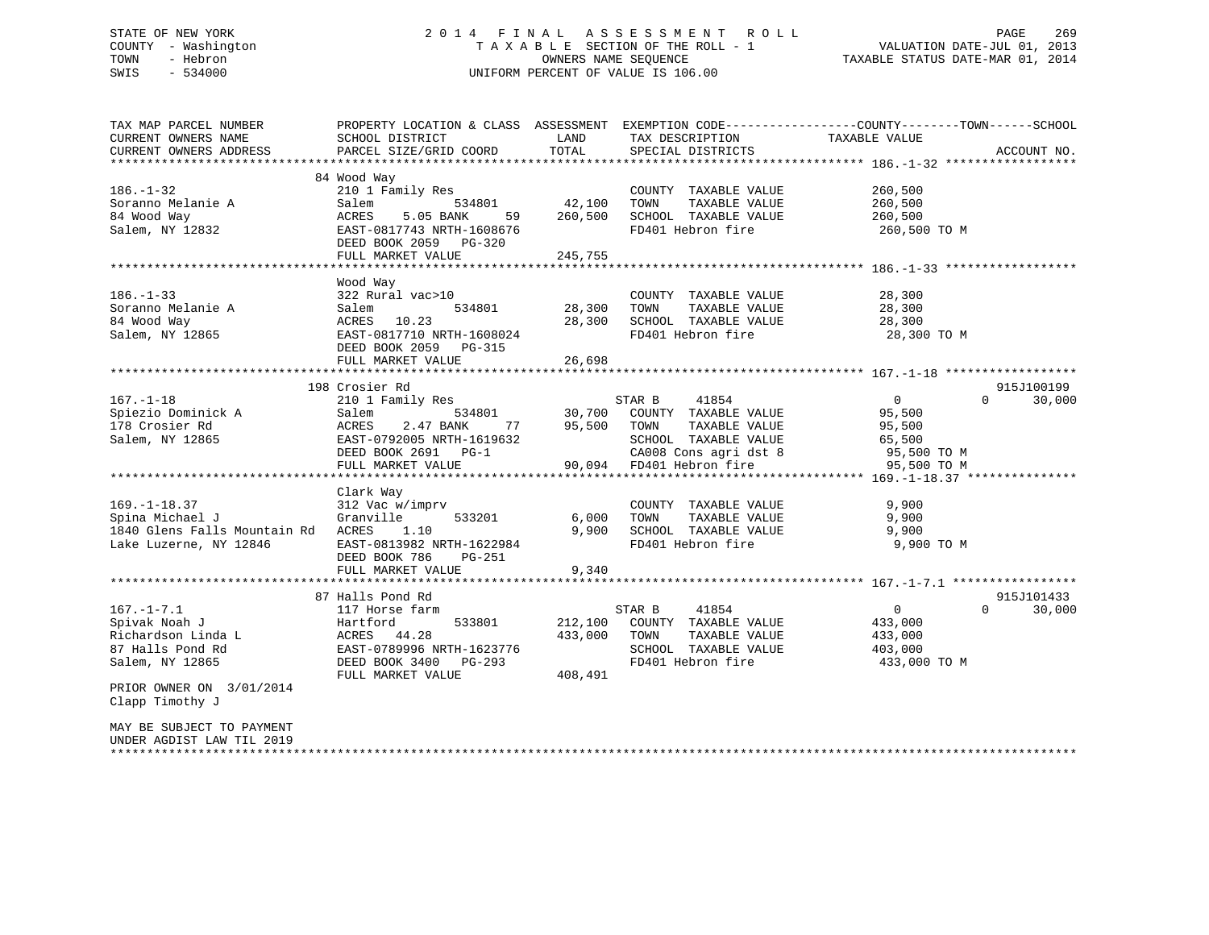STATE OF NEW YORK
COUNTY - Washington
TOWN - Hebron
SWIS - 534000

2 0 1 4 F I N A L A S S E S S M E N T R O L L
T A X A B L E SECTION OF THE ROLL - 1
OWNERS NAME SEQUENCE
UNIFORM PERCENT OF VALUE IS 106.00

VALUATION DATE-JUL 01, 2013
TAXABLE STATUS DATE-MAR 01, 2014

```
TAX MAP PARCEL NUMBER          PROPERTY LOCATION & CLASS  ASSESSMENT  EXEMPTION CODE------------------COUNTY--------TOWN------SCHOOL
CURRENT OWNERS NAME            SCHOOL DISTRICT              LAND      TAX DESCRIPTION            TAXABLE VALUE
CURRENT OWNERS ADDRESS         PARCEL SIZE/GRID COORD       TOTAL     SPECIAL DISTRICTS                                   ACCOUNT NO.
******************************************************************************************************* 186.-1-32 ******************
                               84 Wood Way
186.-1-32                      210 1 Family Res                       COUNTY  TAXABLE VALUE         260,500
Soranno Melanie A              Salem          534801        42,100    TOWN    TAXABLE VALUE         260,500
84 Wood Way                    ACRES    5.05 BANK     59   260,500    SCHOOL  TAXABLE VALUE         260,500
Salem, NY 12832                EAST-0817743 NRTH-1608676              FD401 Hebron fire              260,500 TO M
                               DEED BOOK 2059   PG-320
                               FULL MARKET VALUE           245,755
******************************************************************************************************* 186.-1-33 ******************
                               Wood Way
186.-1-33                      322 Rural vac>10                       COUNTY  TAXABLE VALUE          28,300
Soranno Melanie A              Salem          534801        28,300    TOWN    TAXABLE VALUE          28,300
84 Wood Way                    ACRES   10.23                28,300    SCHOOL  TAXABLE VALUE          28,300
Salem, NY 12865                EAST-0817710 NRTH-1608024              FD401 Hebron fire               28,300 TO M
                               DEED BOOK 2059   PG-315
                               FULL MARKET VALUE            26,698
******************************************************************************************************* 167.-1-18 ******************
                               198 Crosier Rd                                                                        915J100199
167.-1-18                      210 1 Family Res                  STAR B     41854                    0          0      30,000
Spiezio Dominick A             Salem          534801        30,700    COUNTY  TAXABLE VALUE          95,500
178 Crosier Rd                 ACRES    2.47 BANK     77    95,500    TOWN    TAXABLE VALUE          95,500
Salem, NY 12865                EAST-0792005 NRTH-1619632              SCHOOL  TAXABLE VALUE          65,500
                               DEED BOOK 2691   PG-1                  CA008 Cons agri dst 8           95,500 TO M
                               FULL MARKET VALUE            90,094    FD401 Hebron fire               95,500 TO M
******************************************************************************************************* 169.-1-18.37 ***************
                               Clark Way
169.-1-18.37                   312 Vac w/imprv                        COUNTY  TAXABLE VALUE           9,900
Spina Michael J                Granville      533201         6,000    TOWN    TAXABLE VALUE           9,900
1840 Glens Falls Mountain Rd   ACRES    1.10                 9,900    SCHOOL  TAXABLE VALUE           9,900
Lake Luzerne, NY 12846         EAST-0813982 NRTH-1622984              FD401 Hebron fire                9,900 TO M
                               DEED BOOK 786    PG-251
                               FULL MARKET VALUE             9,340
******************************************************************************************************* 167.-1-7.1 *****************
                               87 Halls Pond Rd                                                                      915J101433
167.-1-7.1                     117 Horse farm                    STAR B     41854                    0          0      30,000
Spivak Noah J                  Hartford       533801       212,100    COUNTY  TAXABLE VALUE         433,000
Richardson Linda L             ACRES   44.28               433,000    TOWN    TAXABLE VALUE         433,000
87 Halls Pond Rd               EAST-0789996 NRTH-1623776              SCHOOL  TAXABLE VALUE         403,000
Salem, NY 12865                DEED BOOK 3400   PG-293                FD401 Hebron fire              433,000 TO M
                               FULL MARKET VALUE           408,491
PRIOR OWNER ON  3/01/2014
Clapp Timothy J

MAY BE SUBJECT TO PAYMENT
UNDER AGDIST LAW TIL 2019
************************************************************************************************************************************
```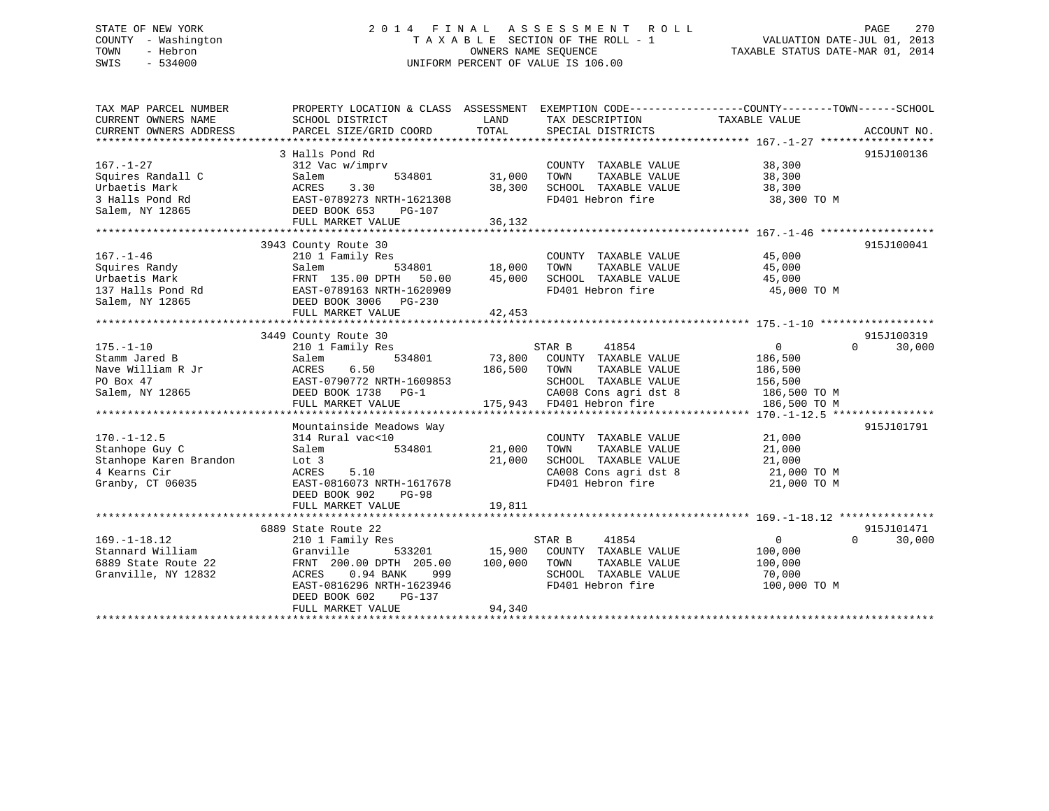STATE OF NEW YORK
COUNTY - Washington
TOWN - Hebron
SWIS - 534000

2014 FINAL ASSESSMENT ROLL
TAXABLE SECTION OF THE ROLL - 1
OWNERS NAME SEQUENCE
UNIFORM PERCENT OF VALUE IS 106.00

VALUATION DATE-JUL 01, 2013
TAXABLE STATUS DATE-MAR 01, 2014

| TAX MAP PARCEL NUMBER / CURRENT OWNERS NAME / CURRENT OWNERS ADDRESS | PROPERTY LOCATION & CLASS / SCHOOL DISTRICT / PARCEL SIZE/GRID COORD | ASSESSMENT LAND / TOTAL | EXEMPTION CODE / TAX DESCRIPTION / SPECIAL DISTRICTS | COUNTY TAXABLE VALUE | TOWN | SCHOOL | ACCOUNT NO. |
|---|---|---|---|---|---|---|---|
| **167.-1-27** | 3 Halls Pond Rd | | | | | | 915J100136 |
| Squires Randall C | 312 Vac w/imprv | | COUNTY TAXABLE VALUE | 38,300 | | | |
| Urbaetis Mark | Salem 534801 | 31,000 | TOWN TAXABLE VALUE | 38,300 | | | |
| 3 Halls Pond Rd | ACRES 3.30 | 38,300 | SCHOOL TAXABLE VALUE | 38,300 | | | |
| Salem, NY 12865 | EAST-0789273 NRTH-1621308 | | FD401 Hebron fire | 38,300 TO M | | | |
| | DEED BOOK 653 PG-107 | | | | | | |
| | FULL MARKET VALUE | 36,132 | | | | | |
| **167.-1-46** | 3943 County Route 30 | | | | | | 915J100041 |
| Squires Randy | 210 1 Family Res | | COUNTY TAXABLE VALUE | 45,000 | | | |
| Urbaetis Mark | Salem 534801 | 18,000 | TOWN TAXABLE VALUE | 45,000 | | | |
| 137 Halls Pond Rd | FRNT 135.00 DPTH 50.00 | 45,000 | SCHOOL TAXABLE VALUE | 45,000 | | | |
| Salem, NY 12865 | EAST-0789163 NRTH-1620909 | | FD401 Hebron fire | 45,000 TO M | | | |
| | DEED BOOK 3006 PG-230 | | | | | | |
| | FULL MARKET VALUE | 42,453 | | | | | |
| **175.-1-10** | 3449 County Route 30 | | | | | | 915J100319 |
| Stamm Jared B | 210 1 Family Res | | STAR B 41854 | 0 | 0 | 30,000 | |
| Nave William R Jr | Salem 534801 | 73,800 | COUNTY TAXABLE VALUE | 186,500 | | | |
| PO Box 47 | ACRES 6.50 | 186,500 | TOWN TAXABLE VALUE | 186,500 | | | |
| Salem, NY 12865 | EAST-0790772 NRTH-1609853 | | SCHOOL TAXABLE VALUE | 156,500 | | | |
| | DEED BOOK 1738 PG-1 | | CA008 Cons agri dst 8 | 186,500 TO M | | | |
| | FULL MARKET VALUE | 175,943 | FD401 Hebron fire | 186,500 TO M | | | |
| **170.-1-12.5** | Mountainside Meadows Way | | | | | | 915J101791 |
| Stanhope Guy C | 314 Rural vac<10 | | COUNTY TAXABLE VALUE | 21,000 | | | |
| Stanhope Karen Brandon | Salem 534801 | 21,000 | TOWN TAXABLE VALUE | 21,000 | | | |
| 4 Kearns Cir | Lot 3 | 21,000 | SCHOOL TAXABLE VALUE | 21,000 | | | |
| Granby, CT 06035 | ACRES 5.10 | | CA008 Cons agri dst 8 | 21,000 TO M | | | |
| | EAST-0816073 NRTH-1617678 | | FD401 Hebron fire | 21,000 TO M | | | |
| | DEED BOOK 902 PG-98 | | | | | | |
| | FULL MARKET VALUE | 19,811 | | | | | |
| **169.-1-18.12** | 6889 State Route 22 | | | | | | 915J101471 |
| Stannard William | 210 1 Family Res | | STAR B 41854 | 0 | 0 | 30,000 | |
| 6889 State Route 22 | Granville 533201 | 15,900 | COUNTY TAXABLE VALUE | 100,000 | | | |
| Granville, NY 12832 | FRNT 200.00 DPTH 205.00 | 100,000 | TOWN TAXABLE VALUE | 100,000 | | | |
| | ACRES 0.94 BANK 999 | | SCHOOL TAXABLE VALUE | 70,000 | | | |
| | EAST-0816296 NRTH-1623946 | | FD401 Hebron fire | 100,000 TO M | | | |
| | DEED BOOK 602 PG-137 | | | | | | |
| | FULL MARKET VALUE | 94,340 | | | | | |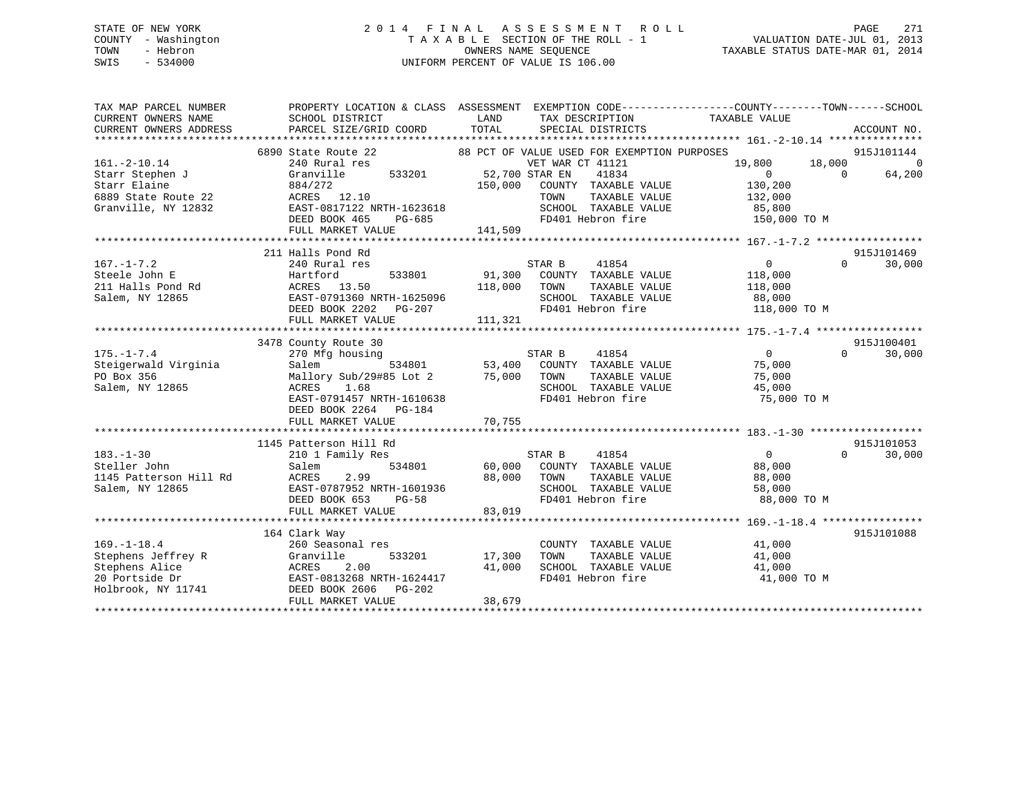STATE OF NEW YORK
COUNTY - Washington
TOWN - Hebron
SWIS - 534000

2014 FINAL ASSESSMENT ROLL
TAXABLE SECTION OF THE ROLL - 1
OWNERS NAME SEQUENCE
UNIFORM PERCENT OF VALUE IS 106.00

VALUATION DATE-JUL 01, 2013
TAXABLE STATUS DATE-MAR 01, 2014

```
TAX MAP PARCEL NUMBER        PROPERTY LOCATION & CLASS  ASSESSMENT  EXEMPTION CODE------------------COUNTY--------TOWN------SCHOOL
CURRENT OWNERS NAME          SCHOOL DISTRICT               LAND      TAX DESCRIPTION             TAXABLE VALUE
CURRENT OWNERS ADDRESS       PARCEL SIZE/GRID COORD        TOTAL     SPECIAL DISTRICTS                                       ACCOUNT NO.
******************************************************************************************************* 161.-2-10.14 ***************
                    6890 State Route 22              88 PCT OF VALUE USED FOR EXEMPTION PURPOSES                              915J101144
161.-2-10.14                 240 Rural res                          VET WAR CT 41121              19,800      18,000           0
Starr Stephen J              Granville       533201     52,700 STAR EN    41834                       0           0       64,200
Starr Elaine                 884/272                   150,000   COUNTY  TAXABLE VALUE          130,200
6889 State Route 22          ACRES  12.10                        TOWN    TAXABLE VALUE          132,000
Granville, NY 12832          EAST-0817122 NRTH-1623618           SCHOOL  TAXABLE VALUE           85,800
                             DEED BOOK 465    PG-685             FD401 Hebron fire              150,000 TO M
                             FULL MARKET VALUE         141,509
******************************************************************************************************* 167.-1-7.2 *****************
                    211 Halls Pond Rd                                                                                       915J101469
167.-1-7.2                   240 Rural res                          STAR B     41854                  0           0       30,000
Steele John E                Hartford        533801     91,300   COUNTY  TAXABLE VALUE          118,000
211 Halls Pond Rd            ACRES  13.50              118,000   TOWN    TAXABLE VALUE          118,000
Salem, NY 12865              EAST-0791360 NRTH-1625096           SCHOOL  TAXABLE VALUE           88,000
                             DEED BOOK 2202   PG-207             FD401 Hebron fire              118,000 TO M
                             FULL MARKET VALUE         111,321
******************************************************************************************************* 175.-1-7.4 *****************
                    3478 County Route 30                                                                                    915J100401
175.-1-7.4                   270 Mfg housing                        STAR B     41854                  0           0       30,000
Steigerwald Virginia         Salem           534801     53,400   COUNTY  TAXABLE VALUE           75,000
PO Box 356                   Mallory Sub/29#85 Lot 2    75,000   TOWN    TAXABLE VALUE           75,000
Salem, NY 12865              ACRES   1.68                        SCHOOL  TAXABLE VALUE           45,000
                             EAST-0791457 NRTH-1610638           FD401 Hebron fire               75,000 TO M
                             DEED BOOK 2264   PG-184
                             FULL MARKET VALUE          70,755
******************************************************************************************************* 183.-1-30 ******************
                    1145 Patterson Hill Rd                                                                                  915J101053
183.-1-30                    210 1 Family Res                       STAR B     41854                  0           0       30,000
Steller John                 Salem           534801     60,000   COUNTY  TAXABLE VALUE           88,000
1145 Patterson Hill Rd       ACRES   2.99               88,000   TOWN    TAXABLE VALUE           88,000
Salem, NY 12865              EAST-0787952 NRTH-1601936           SCHOOL  TAXABLE VALUE           58,000
                             DEED BOOK 653    PG-58              FD401 Hebron fire               88,000 TO M
                             FULL MARKET VALUE          83,019
******************************************************************************************************* 169.-1-18.4 ****************
                    164 Clark Way                                                                                           915J101088
169.-1-18.4                  260 Seasonal res                       COUNTY  TAXABLE VALUE           41,000
Stephens Jeffrey R           Granville       533201     17,300   TOWN    TAXABLE VALUE           41,000
Stephens Alice               ACRES   2.00               41,000   SCHOOL  TAXABLE VALUE           41,000
20 Portside Dr               EAST-0813268 NRTH-1624417           FD401 Hebron fire               41,000 TO M
Holbrook, NY 11741           DEED BOOK 2606   PG-202
                             FULL MARKET VALUE          38,679
************************************************************************************************************************************
```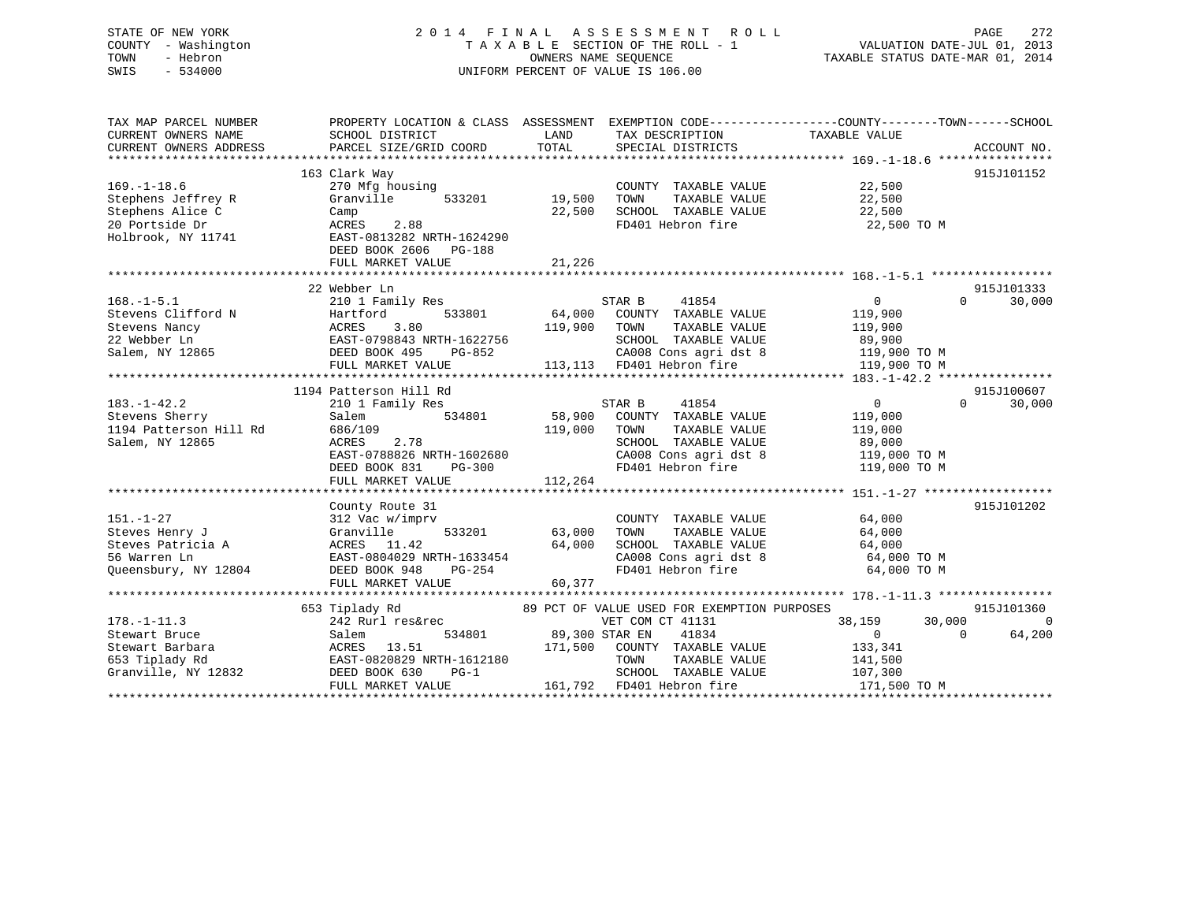STATE OF NEW YORK
COUNTY - Washington
TOWN - Hebron
SWIS - 534000

# 2014 FINAL ASSESSMENT ROLL

TAXABLE SECTION OF THE ROLL - 1
OWNERS NAME SEQUENCE
UNIFORM PERCENT OF VALUE IS 106.00

VALUATION DATE-JUL 01, 2013
TAXABLE STATUS DATE-MAR 01, 2014

```
TAX MAP PARCEL NUMBER          PROPERTY LOCATION & CLASS  ASSESSMENT  EXEMPTION CODE------------------COUNTY--------TOWN------SCHOOL
CURRENT OWNERS NAME            SCHOOL DISTRICT               LAND      TAX DESCRIPTION              TAXABLE VALUE
CURRENT OWNERS ADDRESS         PARCEL SIZE/GRID COORD        TOTAL     SPECIAL DISTRICTS                                       ACCOUNT NO.
************************************************************************************************* 169.-1-18.6 ****************
                               163 Clark Way                                                                               915J101152
169.-1-18.6                    270 Mfg housing                          COUNTY  TAXABLE VALUE           22,500
Stephens Jeffrey R             Granville        533201       19,500     TOWN    TAXABLE VALUE           22,500
Stephens Alice C               Camp                          22,500     SCHOOL  TAXABLE VALUE           22,500
20 Portside Dr                 ACRES    2.88                            FD401 Hebron fire               22,500 TO M
Holbrook, NY 11741             EAST-0813282 NRTH-1624290
                               DEED BOOK 2606   PG-188
                               FULL MARKET VALUE             21,226
************************************************************************************************* 168.-1-5.1 *****************
                               22 Webber Ln                                                                                915J101333
168.-1-5.1                     210 1 Family Res                     STAR B      41854                  0            0       30,000
Stevens Clifford N             Hartford         533801       64,000     COUNTY  TAXABLE VALUE          119,900
Stevens Nancy                  ACRES    3.80                119,900     TOWN    TAXABLE VALUE          119,900
22 Webber Ln                   EAST-0798843 NRTH-1622756                SCHOOL  TAXABLE VALUE           89,900
Salem, NY 12865                DEED BOOK 495    PG-852                  CA008 Cons agri dst 8          119,900 TO M
                               FULL MARKET VALUE            113,113     FD401 Hebron fire              119,900 TO M
************************************************************************************************* 183.-1-42.2 ****************
                               1194 Patterson Hill Rd                                                                      915J100607
183.-1-42.2                    210 1 Family Res                     STAR B      41854                  0            0       30,000
Stevens Sherry                 Salem            534801       58,900     COUNTY  TAXABLE VALUE          119,000
1194 Patterson Hill Rd         686/109                      119,000     TOWN    TAXABLE VALUE          119,000
Salem, NY 12865                ACRES    2.78                            SCHOOL  TAXABLE VALUE           89,000
                               EAST-0788826 NRTH-1602680                CA008 Cons agri dst 8          119,000 TO M
                               DEED BOOK 831    PG-300                  FD401 Hebron fire              119,000 TO M
                               FULL MARKET VALUE            112,264
************************************************************************************************* 151.-1-27 ******************
                               County Route 31                                                                             915J101202
151.-1-27                      312 Vac w/imprv                          COUNTY  TAXABLE VALUE           64,000
Steves Henry J                 Granville        533201       63,000     TOWN    TAXABLE VALUE           64,000
Steves Patricia A              ACRES   11.42                 64,000     SCHOOL  TAXABLE VALUE           64,000
56 Warren Ln                   EAST-0804029 NRTH-1633454                CA008 Cons agri dst 8           64,000 TO M
Queensbury, NY 12804           DEED BOOK 948    PG-254                  FD401 Hebron fire               64,000 TO M
                               FULL MARKET VALUE             60,377
************************************************************************************************* 178.-1-11.3 ****************
                               653 Tiplady Rd                89 PCT OF VALUE USED FOR EXEMPTION PURPOSES                   915J101360
178.-1-11.3                    242 Rurl res&rec                     VET COM CT 41131                  38,159       30,000            0
Stewart Bruce                  Salem            534801       89,300 STAR EN     41834                  0            0       64,200
Stewart Barbara                ACRES   13.51                171,500     COUNTY  TAXABLE VALUE          133,341
653 Tiplady Rd                 EAST-0820829 NRTH-1612180                TOWN    TAXABLE VALUE          141,500
Granville, NY 12832            DEED BOOK 630    PG-1                    SCHOOL  TAXABLE VALUE          107,300
                               FULL MARKET VALUE            161,792     FD401 Hebron fire              171,500 TO M
******************************************************************************************************************************
```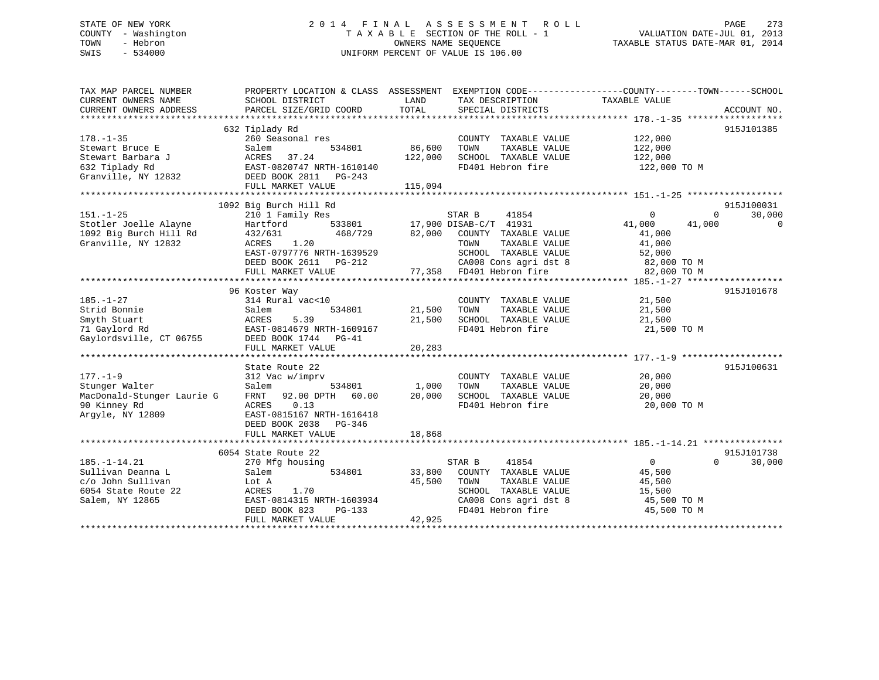STATE OF NEW YORK
COUNTY - Washington
TOWN - Hebron
SWIS - 534000

# 2014 FINAL ASSESSMENT ROLL
TAXABLE SECTION OF THE ROLL - 1
OWNERS NAME SEQUENCE
UNIFORM PERCENT OF VALUE IS 106.00

VALUATION DATE-JUL 01, 2013
TAXABLE STATUS DATE-MAR 01, 2014

```
TAX MAP PARCEL NUMBER          PROPERTY LOCATION & CLASS  ASSESSMENT  EXEMPTION CODE-----------------COUNTY--------TOWN------SCHOOL
CURRENT OWNERS NAME            SCHOOL DISTRICT             LAND       TAX DESCRIPTION              TAXABLE VALUE
CURRENT OWNERS ADDRESS         PARCEL SIZE/GRID COORD      TOTAL      SPECIAL DISTRICTS                                    ACCOUNT NO.
************************************************************************************************ 178.-1-35 *****************
                    632 Tiplady Rd                                                                                        915J101385
178.-1-35                      260 Seasonal res                       COUNTY  TAXABLE VALUE          122,000
Stewart Bruce E                Salem          534801        86,600    TOWN    TAXABLE VALUE          122,000
Stewart Barbara J              ACRES   37.24               122,000    SCHOOL  TAXABLE VALUE          122,000
632 Tiplady Rd                 EAST-0820747 NRTH-1610140              FD401 Hebron fire               122,000 TO M
Granville, NY 12832            DEED BOOK 2811   PG-243
                               FULL MARKET VALUE           115,094
************************************************************************************************ 151.-1-25 *****************
                    1092 Big Burch Hill Rd                                                                                915J100031
151.-1-25                      210 1 Family Res                       STAR B      41854              0            0      30,000
Stotler Joelle Alayne          Hartford       533801        17,900 DISAB-C/T  41931             41,000       41,000           0
1092 Big Burch Hill Rd         432/631          468/729     82,000    COUNTY  TAXABLE VALUE           41,000
Granville, NY 12832            ACRES    1.20                          TOWN    TAXABLE VALUE           41,000
                               EAST-0797776 NRTH-1639529              SCHOOL  TAXABLE VALUE           52,000
                               DEED BOOK 2611   PG-212                CA008 Cons agri dst 8            82,000 TO M
                               FULL MARKET VALUE            77,358    FD401 Hebron fire                82,000 TO M
************************************************************************************************ 185.-1-27 *****************
                    96 Koster Way                                                                                         915J101678
185.-1-27                      314 Rural vac<10                       COUNTY  TAXABLE VALUE           21,500
Strid Bonnie                   Salem          534801        21,500    TOWN    TAXABLE VALUE           21,500
Smyth Stuart                   ACRES    5.39                21,500    SCHOOL  TAXABLE VALUE           21,500
71 Gaylord Rd                  EAST-0814679 NRTH-1609167              FD401 Hebron fire                21,500 TO M
Gaylordsville, CT 06755        DEED BOOK 1744   PG-41
                               FULL MARKET VALUE            20,283
************************************************************************************************ 177.-1-9 ******************
                    State Route 22                                                                                        915J100631
177.-1-9                       312 Vac w/imprv                        COUNTY  TAXABLE VALUE           20,000
Stunger Walter                 Salem          534801         1,000    TOWN    TAXABLE VALUE           20,000
MacDonald-Stunger Laurie G     FRNT   92.00 DPTH   60.00    20,000    SCHOOL  TAXABLE VALUE           20,000
90 Kinney Rd                   ACRES    0.13                          FD401 Hebron fire                20,000 TO M
Argyle, NY 12809               EAST-0815167 NRTH-1616418
                               DEED BOOK 2038   PG-346
                               FULL MARKET VALUE            18,868
************************************************************************************************ 185.-1-14.21 **************
                    6054 State Route 22                                                                                   915J101738
185.-1-14.21                   270 Mfg housing                        STAR B      41854              0            0      30,000
Sullivan Deanna L              Salem          534801        33,800    COUNTY  TAXABLE VALUE           45,500
c/o John Sullivan              Lot A                        45,500    TOWN    TAXABLE VALUE           45,500
6054 State Route 22            ACRES    1.70                          SCHOOL  TAXABLE VALUE           15,500
Salem, NY 12865                EAST-0814315 NRTH-1603934              CA008 Cons agri dst 8            45,500 TO M
                               DEED BOOK 823    PG-133                FD401 Hebron fire                45,500 TO M
                               FULL MARKET VALUE            42,925
*****************************************************************************************************************************
```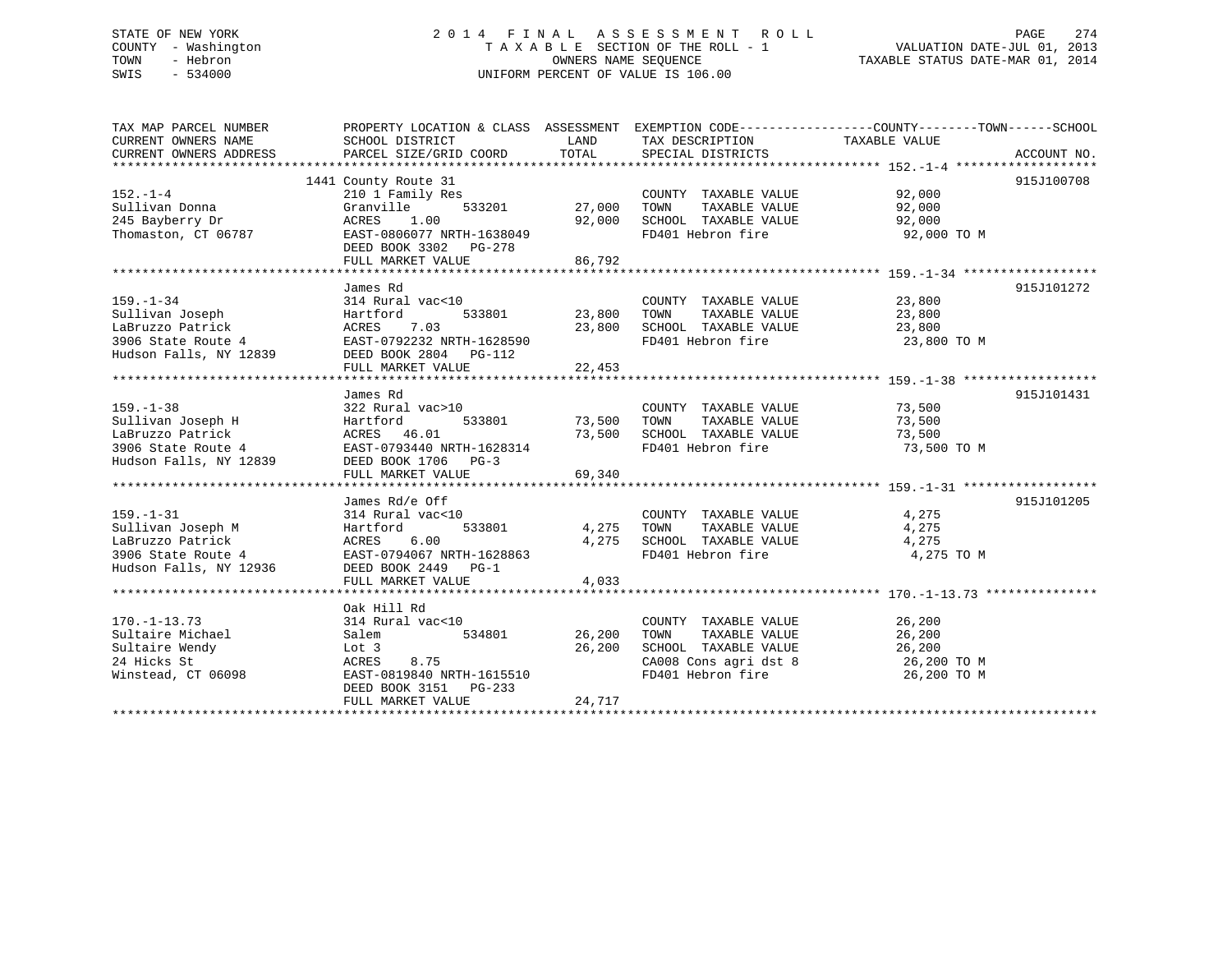STATE OF NEW YORK
COUNTY - Washington
TOWN - Hebron
SWIS - 534000

# 2014 FINAL ASSESSMENT ROLL

TAXABLE SECTION OF THE ROLL - 1
OWNERS NAME SEQUENCE
UNIFORM PERCENT OF VALUE IS 106.00

VALUATION DATE-JUL 01, 2013
TAXABLE STATUS DATE-MAR 01, 2014

| TAX MAP PARCEL NUMBER / CURRENT OWNERS NAME / CURRENT OWNERS ADDRESS | PROPERTY LOCATION & CLASS / SCHOOL DISTRICT / PARCEL SIZE/GRID COORD | ASSESSMENT LAND | TOTAL | EXEMPTION CODE / TAX DESCRIPTION / SPECIAL DISTRICTS | COUNTY--------TOWN------SCHOOL TAXABLE VALUE | ACCOUNT NO. |
|---|---|---|---|---|---|---|
| 152.-1-4 | 1441 County Route 31 | | | | | 915J100708 |
| 152.-1-4 | 210 1 Family Res | | | COUNTY TAXABLE VALUE | 92,000 | |
| Sullivan Donna | Granville 533201 | 27,000 | | TOWN TAXABLE VALUE | 92,000 | |
| 245 Bayberry Dr | ACRES 1.00 | | 92,000 | SCHOOL TAXABLE VALUE | 92,000 | |
| Thomaston, CT 06787 | EAST-0806077 NRTH-1638049 | | | FD401 Hebron fire | 92,000 TO M | |
| | DEED BOOK 3302 PG-278 | | | | | |
| | FULL MARKET VALUE | | 86,792 | | | |
| 159.-1-34 | James Rd | | | | | 915J101272 |
| 159.-1-34 | 314 Rural vac<10 | | | COUNTY TAXABLE VALUE | 23,800 | |
| Sullivan Joseph | Hartford 533801 | 23,800 | | TOWN TAXABLE VALUE | 23,800 | |
| LaBruzzo Patrick | ACRES 7.03 | | 23,800 | SCHOOL TAXABLE VALUE | 23,800 | |
| 3906 State Route 4 | EAST-0792232 NRTH-1628590 | | | FD401 Hebron fire | 23,800 TO M | |
| Hudson Falls, NY 12839 | DEED BOOK 2804 PG-112 | | | | | |
| | FULL MARKET VALUE | | 22,453 | | | |
| 159.-1-38 | James Rd | | | | | 915J101431 |
| 159.-1-38 | 322 Rural vac>10 | | | COUNTY TAXABLE VALUE | 73,500 | |
| Sullivan Joseph H | Hartford 533801 | 73,500 | | TOWN TAXABLE VALUE | 73,500 | |
| LaBruzzo Patrick | ACRES 46.01 | | 73,500 | SCHOOL TAXABLE VALUE | 73,500 | |
| 3906 State Route 4 | EAST-0793440 NRTH-1628314 | | | FD401 Hebron fire | 73,500 TO M | |
| Hudson Falls, NY 12839 | DEED BOOK 1706 PG-3 | | | | | |
| | FULL MARKET VALUE | | 69,340 | | | |
| 159.-1-31 | James Rd/e Off | | | | | 915J101205 |
| 159.-1-31 | 314 Rural vac<10 | | | COUNTY TAXABLE VALUE | 4,275 | |
| Sullivan Joseph M | Hartford 533801 | 4,275 | | TOWN TAXABLE VALUE | 4,275 | |
| LaBruzzo Patrick | ACRES 6.00 | | 4,275 | SCHOOL TAXABLE VALUE | 4,275 | |
| 3906 State Route 4 | EAST-0794067 NRTH-1628863 | | | FD401 Hebron fire | 4,275 TO M | |
| Hudson Falls, NY 12936 | DEED BOOK 2449 PG-1 | | | | | |
| | FULL MARKET VALUE | | 4,033 | | | |
| 170.-1-13.73 | Oak Hill Rd | | | | | |
| 170.-1-13.73 | 314 Rural vac<10 | | | COUNTY TAXABLE VALUE | 26,200 | |
| Sultaire Michael | Salem 534801 | 26,200 | | TOWN TAXABLE VALUE | 26,200 | |
| Sultaire Wendy | Lot 3 | | 26,200 | SCHOOL TAXABLE VALUE | 26,200 | |
| 24 Hicks St | ACRES 8.75 | | | CA008 Cons agri dst 8 | 26,200 TO M | |
| Winstead, CT 06098 | EAST-0819840 NRTH-1615510 | | | FD401 Hebron fire | 26,200 TO M | |
| | DEED BOOK 3151 PG-233 | | | | | |
| | FULL MARKET VALUE | | 24,717 | | | |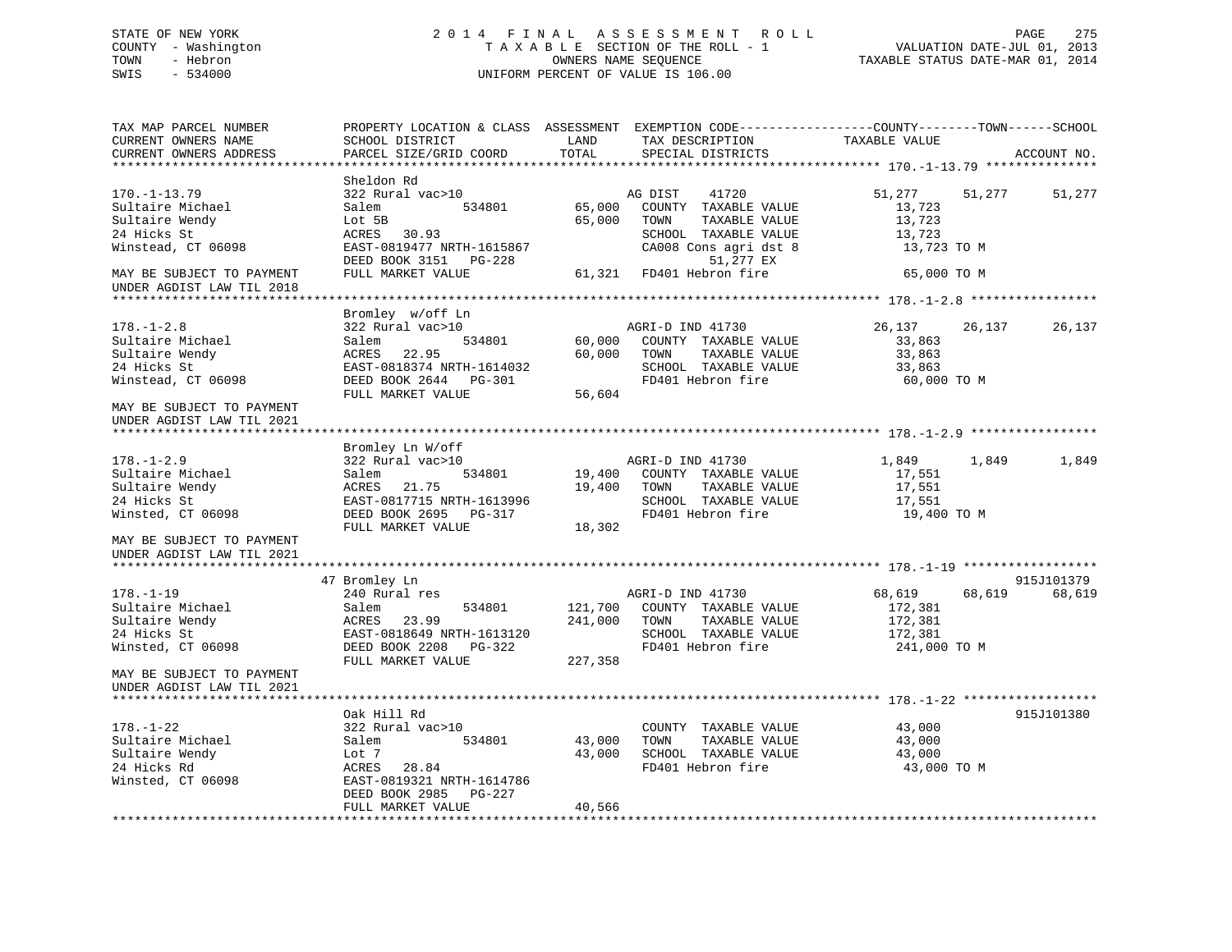STATE OF NEW YORK
COUNTY - Washington
TOWN - Hebron
SWIS - 534000

2014 FINAL ASSESSMENT ROLL
TAXABLE SECTION OF THE ROLL - 1
OWNERS NAME SEQUENCE
UNIFORM PERCENT OF VALUE IS 106.00

VALUATION DATE-JUL 01, 2013
TAXABLE STATUS DATE-MAR 01, 2014

```
TAX MAP PARCEL NUMBER          PROPERTY LOCATION & CLASS  ASSESSMENT  EXEMPTION CODE------------------COUNTY--------TOWN------SCHOOL
CURRENT OWNERS NAME            SCHOOL DISTRICT              LAND      TAX DESCRIPTION             TAXABLE VALUE
CURRENT OWNERS ADDRESS         PARCEL SIZE/GRID COORD       TOTAL     SPECIAL DISTRICTS                                        ACCOUNT NO.
******************************************************************************************************* 170.-1-13.79 ***************
                               Sheldon Rd
170.-1-13.79                   322 Rural vac>10                        AG DIST     41720              51,277      51,277      51,277
Sultaire Michael               Salem           534801        65,000    COUNTY  TAXABLE VALUE            13,723
Sultaire Wendy                 Lot 5B                        65,000    TOWN    TAXABLE VALUE            13,723
24 Hicks St                    ACRES   30.93                           SCHOOL  TAXABLE VALUE            13,723
Winstead, CT 06098             EAST-0819477 NRTH-1615867               CA008 Cons agri dst 8            13,723 TO M
                               DEED BOOK 3151   PG-228                         51,277 EX
MAY BE SUBJECT TO PAYMENT      FULL MARKET VALUE             61,321    FD401 Hebron fire                65,000 TO M
UNDER AGDIST LAW TIL 2018
******************************************************************************************************* 178.-1-2.8 *****************
                               Bromley  w/off Ln
178.-1-2.8                     322 Rural vac>10                        AGRI-D IND 41730               26,137      26,137      26,137
Sultaire Michael               Salem           534801        60,000    COUNTY  TAXABLE VALUE            33,863
Sultaire Wendy                 ACRES   22.95                 60,000    TOWN    TAXABLE VALUE            33,863
24 Hicks St                    EAST-0818374 NRTH-1614032               SCHOOL  TAXABLE VALUE            33,863
Winstead, CT 06098             DEED BOOK 2644   PG-301                 FD401 Hebron fire                60,000 TO M
                               FULL MARKET VALUE             56,604
MAY BE SUBJECT TO PAYMENT
UNDER AGDIST LAW TIL 2021
******************************************************************************************************* 178.-1-2.9 *****************
                               Bromley Ln W/off
178.-1-2.9                     322 Rural vac>10                        AGRI-D IND 41730                1,849       1,849       1,849
Sultaire Michael               Salem           534801        19,400    COUNTY  TAXABLE VALUE            17,551
Sultaire Wendy                 ACRES   21.75                 19,400    TOWN    TAXABLE VALUE            17,551
24 Hicks St                    EAST-0817715 NRTH-1613996               SCHOOL  TAXABLE VALUE            17,551
Winsted, CT 06098              DEED BOOK 2695   PG-317                 FD401 Hebron fire                19,400 TO M
                               FULL MARKET VALUE             18,302
MAY BE SUBJECT TO PAYMENT
UNDER AGDIST LAW TIL 2021
******************************************************************************************************* 178.-1-19 ******************
                            47 Bromley Ln                                                                          915J101379
178.-1-19                      240 Rural res                           AGRI-D IND 41730               68,619      68,619      68,619
Sultaire Michael               Salem           534801       121,700    COUNTY  TAXABLE VALUE           172,381
Sultaire Wendy                 ACRES   23.99                241,000    TOWN    TAXABLE VALUE           172,381
24 Hicks St                    EAST-0818649 NRTH-1613120               SCHOOL  TAXABLE VALUE           172,381
Winsted, CT 06098              DEED BOOK 2208   PG-322                 FD401 Hebron fire               241,000 TO M
                               FULL MARKET VALUE            227,358
MAY BE SUBJECT TO PAYMENT
UNDER AGDIST LAW TIL 2021
******************************************************************************************************* 178.-1-22 ******************
                               Oak Hill Rd                                                                         915J101380
178.-1-22                      322 Rural vac>10                        COUNTY  TAXABLE VALUE            43,000
Sultaire Michael               Salem           534801        43,000    TOWN    TAXABLE VALUE            43,000
Sultaire Wendy                 Lot 7                         43,000    SCHOOL  TAXABLE VALUE            43,000
24 Hicks Rd                    ACRES   28.84                           FD401 Hebron fire                43,000 TO M
Winsted, CT 06098              EAST-0819321 NRTH-1614786
                               DEED BOOK 2985   PG-227
                               FULL MARKET VALUE             40,566
************************************************************************************************************************************
```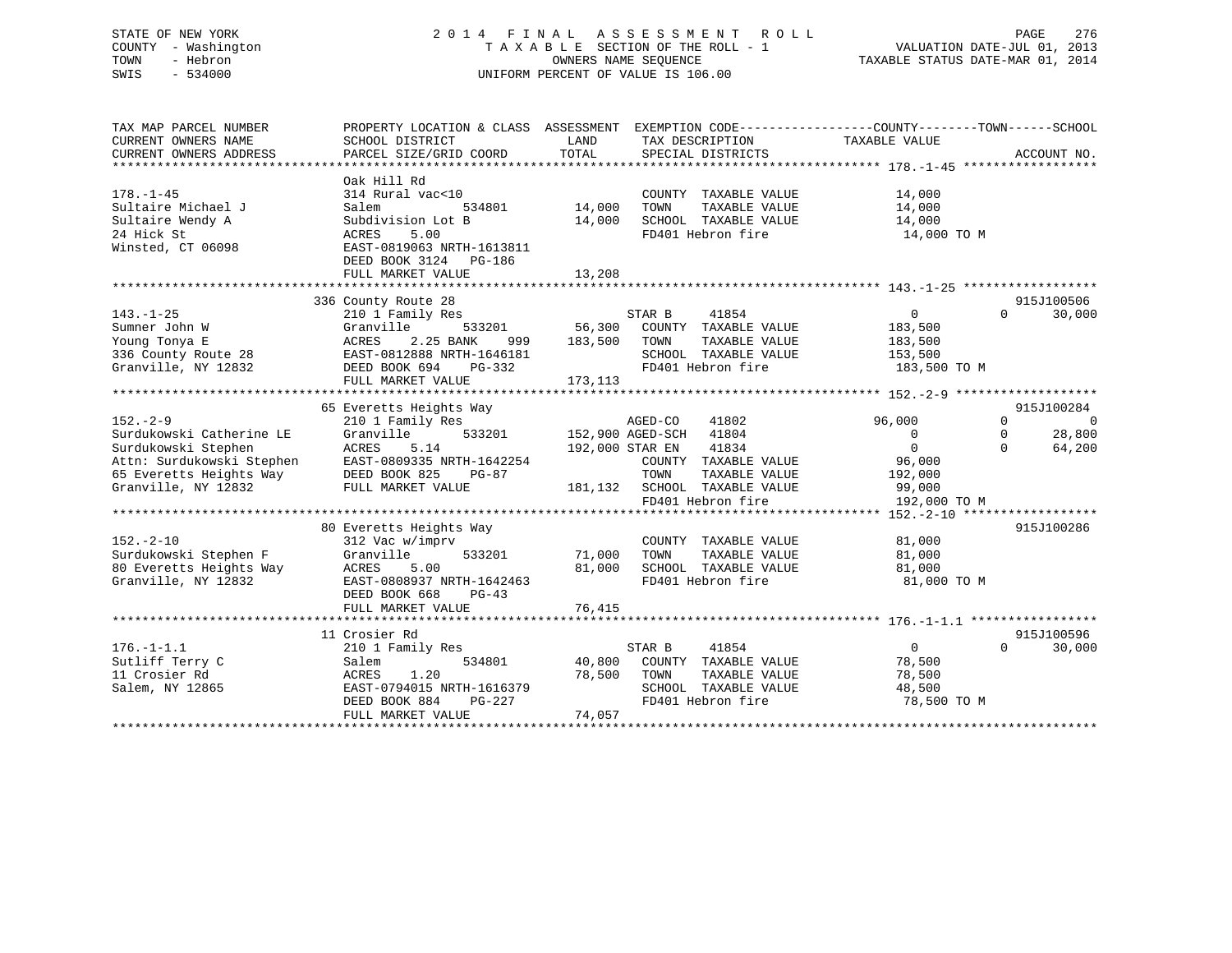STATE OF NEW YORK
COUNTY - Washington
TOWN - Hebron
SWIS - 534000

2014 FINAL ASSESSMENT ROLL
TAXABLE SECTION OF THE ROLL - 1
OWNERS NAME SEQUENCE
UNIFORM PERCENT OF VALUE IS 106.00

VALUATION DATE-JUL 01, 2013
TAXABLE STATUS DATE-MAR 01, 2014

| TAX MAP PARCEL NUMBER / CURRENT OWNERS NAME / CURRENT OWNERS ADDRESS | PROPERTY LOCATION & CLASS / SCHOOL DISTRICT / PARCEL SIZE/GRID COORD | ASSESSMENT LAND / TOTAL | EXEMPTION CODE / TAX DESCRIPTION / SPECIAL DISTRICTS | COUNTY TAXABLE VALUE | TOWN | SCHOOL / ACCOUNT NO. |
|---|---|---|---|---|---|---|
| **178.-1-45** | Oak Hill Rd | | | | | |
| 178.-1-45 | 314 Rural vac<10 | | COUNTY TAXABLE VALUE | 14,000 | | |
| Sultaire Michael J | Salem 534801 | 14,000 | TOWN TAXABLE VALUE | 14,000 | | |
| Sultaire Wendy A | Subdivision Lot B | 14,000 | SCHOOL TAXABLE VALUE | 14,000 | | |
| 24 Hick St | ACRES 5.00 | | FD401 Hebron fire | 14,000 TO M | | |
| Winsted, CT 06098 | EAST-0819063 NRTH-1613811 | | | | | |
| | DEED BOOK 3124 PG-186 | | | | | |
| | FULL MARKET VALUE | 13,208 | | | | |
| **143.-1-25** | 336 County Route 28 | | | | | 915J100506 |
| 143.-1-25 | 210 1 Family Res | | STAR B 41854 | 0 | 0 | 30,000 |
| Sumner John W | Granville 533201 | 56,300 | COUNTY TAXABLE VALUE | 183,500 | | |
| Young Tonya E | ACRES 2.25 BANK 999 | 183,500 | TOWN TAXABLE VALUE | 183,500 | | |
| 336 County Route 28 | EAST-0812888 NRTH-1646181 | | SCHOOL TAXABLE VALUE | 153,500 | | |
| Granville, NY 12832 | DEED BOOK 694 PG-332 | | FD401 Hebron fire | 183,500 TO M | | |
| | FULL MARKET VALUE | 173,113 | | | | |
| **152.-2-9** | 65 Everetts Heights Way | | | | | 915J100284 |
| 152.-2-9 | 210 1 Family Res | | AGED-CO 41802 | 96,000 | 0 | 0 |
| Surdukowski Catherine LE | Granville 533201 | 152,900 | AGED-SCH 41804 | 0 | 0 | 28,800 |
| Surdukowski Stephen | ACRES 5.14 | 192,000 | STAR EN 41834 | 0 | 0 | 64,200 |
| Attn: Surdukowski Stephen | EAST-0809335 NRTH-1642254 | | COUNTY TAXABLE VALUE | 96,000 | | |
| 65 Everetts Heights Way | DEED BOOK 825 PG-87 | | TOWN TAXABLE VALUE | 192,000 | | |
| Granville, NY 12832 | FULL MARKET VALUE | 181,132 | SCHOOL TAXABLE VALUE | 99,000 | | |
| | | | FD401 Hebron fire | 192,000 TO M | | |
| **152.-2-10** | 80 Everetts Heights Way | | | | | 915J100286 |
| 152.-2-10 | 312 Vac w/imprv | | COUNTY TAXABLE VALUE | 81,000 | | |
| Surdukowski Stephen F | Granville 533201 | 71,000 | TOWN TAXABLE VALUE | 81,000 | | |
| 80 Everetts Heights Way | ACRES 5.00 | 81,000 | SCHOOL TAXABLE VALUE | 81,000 | | |
| Granville, NY 12832 | EAST-0808937 NRTH-1642463 | | FD401 Hebron fire | 81,000 TO M | | |
| | DEED BOOK 668 PG-43 | | | | | |
| | FULL MARKET VALUE | 76,415 | | | | |
| **176.-1-1.1** | 11 Crosier Rd | | | | | 915J100596 |
| 176.-1-1.1 | 210 1 Family Res | | STAR B 41854 | 0 | 0 | 30,000 |
| Sutliff Terry C | Salem 534801 | 40,800 | COUNTY TAXABLE VALUE | 78,500 | | |
| 11 Crosier Rd | ACRES 1.20 | 78,500 | TOWN TAXABLE VALUE | 78,500 | | |
| Salem, NY 12865 | EAST-0794015 NRTH-1616379 | | SCHOOL TAXABLE VALUE | 48,500 | | |
| | DEED BOOK 884 PG-227 | | FD401 Hebron fire | 78,500 TO M | | |
| | FULL MARKET VALUE | 74,057 | | | | |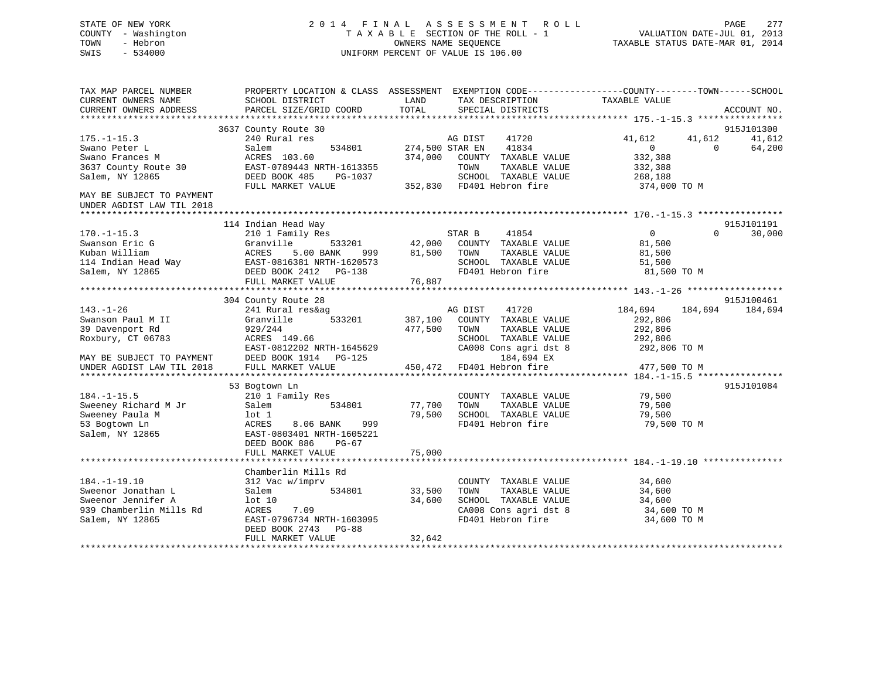STATE OF NEW YORK                                    2014 FINAL ASSESSMENT ROLL
COUNTY - Washington                                  TAXABLE SECTION OF THE ROLL - 1                    VALUATION DATE-JUL 01, 2013
TOWN - Hebron                                        OWNERS NAME SEQUENCE                              TAXABLE STATUS DATE-MAR 01, 2014
SWIS - 534000                                        UNIFORM PERCENT OF VALUE IS 106.00

```
TAX MAP PARCEL NUMBER          PROPERTY LOCATION & CLASS  ASSESSMENT  EXEMPTION CODE------------------COUNTY--------TOWN------SCHOOL
CURRENT OWNERS NAME            SCHOOL DISTRICT              LAND       TAX DESCRIPTION              TAXABLE VALUE
CURRENT OWNERS ADDRESS         PARCEL SIZE/GRID COORD       TOTAL      SPECIAL DISTRICTS                                        ACCOUNT NO.
************************************************************************************************** 175.-1-15.3 ****************
                        3637 County Route 30                                                                            915J101300
175.-1-15.3             240 Rural res                       AG DIST     41720              41,612      41,612      41,612
Swano Peter L           Salem          534801      274,500 STAR EN     41834                   0           0      64,200
Swano Frances M         ACRES 103.60               374,000  COUNTY  TAXABLE VALUE         332,388
3637 County Route 30    EAST-0789443 NRTH-1613355           TOWN    TAXABLE VALUE         332,388
Salem, NY 12865         DEED BOOK 485    PG-1037            SCHOOL  TAXABLE VALUE         268,188
                        FULL MARKET VALUE          352,830  FD401 Hebron fire              374,000 TO M
MAY BE SUBJECT TO PAYMENT
UNDER AGDIST LAW TIL 2018
************************************************************************************************** 170.-1-15.3 ****************
                        114 Indian Head Way                                                                             915J101191
170.-1-15.3             210 1 Family Res                    STAR B      41854                   0           0      30,000
Swanson Eric G          Granville      533201       42,000  COUNTY  TAXABLE VALUE          81,500
Kuban William           ACRES    5.00 BANK    999   81,500  TOWN    TAXABLE VALUE          81,500
114 Indian Head Way     EAST-0816381 NRTH-1620573           SCHOOL  TAXABLE VALUE          51,500
Salem, NY 12865         DEED BOOK 2412   PG-138             FD401 Hebron fire               81,500 TO M
                        FULL MARKET VALUE           76,887
************************************************************************************************** 143.-1-26 ******************
                        304 County Route 28                                                                             915J100461
143.-1-26               241 Rural res&ag                    AG DIST     41720             184,694     184,694     184,694
Swanson Paul M II       Granville      533201      387,100  COUNTY  TAXABLE VALUE         292,806
39 Davenport Rd         929/244                    477,500  TOWN    TAXABLE VALUE         292,806
Roxbury, CT 06783       ACRES 149.66                        SCHOOL  TAXABLE VALUE         292,806
                        EAST-0812202 NRTH-1645629           CA008 Cons agri dst 8          292,806 TO M
MAY BE SUBJECT TO PAYMENT DEED BOOK 1914   PG-125                 184,694 EX
UNDER AGDIST LAW TIL 2018 FULL MARKET VALUE        450,472  FD401 Hebron fire              477,500 TO M
************************************************************************************************** 184.-1-15.5 ****************
                        53 Bogtown Ln                                                                                   915J101084
184.-1-15.5             210 1 Family Res                    COUNTY  TAXABLE VALUE          79,500
Sweeney Richard M Jr    Salem          534801       77,700  TOWN    TAXABLE VALUE          79,500
Sweeney Paula M         lot 1                       79,500  SCHOOL  TAXABLE VALUE          79,500
53 Bogtown Ln           ACRES    8.06 BANK    999           FD401 Hebron fire               79,500 TO M
Salem, NY 12865         EAST-0803401 NRTH-1605221
                        DEED BOOK 886    PG-67
                        FULL MARKET VALUE           75,000
************************************************************************************************** 184.-1-19.10 ***************
                        Chamberlin Mills Rd
184.-1-19.10            312 Vac w/imprv                     COUNTY  TAXABLE VALUE          34,600
Sweenor Jonathan L      Salem          534801       33,500  TOWN    TAXABLE VALUE          34,600
Sweenor Jennifer A      lot 10                      34,600  SCHOOL  TAXABLE VALUE          34,600
939 Chamberlin Mills Rd ACRES    7.09                       CA008 Cons agri dst 8           34,600 TO M
Salem, NY 12865         EAST-0796734 NRTH-1603095           FD401 Hebron fire               34,600 TO M
                        DEED BOOK 2743   PG-88
                        FULL MARKET VALUE           32,642
********************************************************************************************************************************
```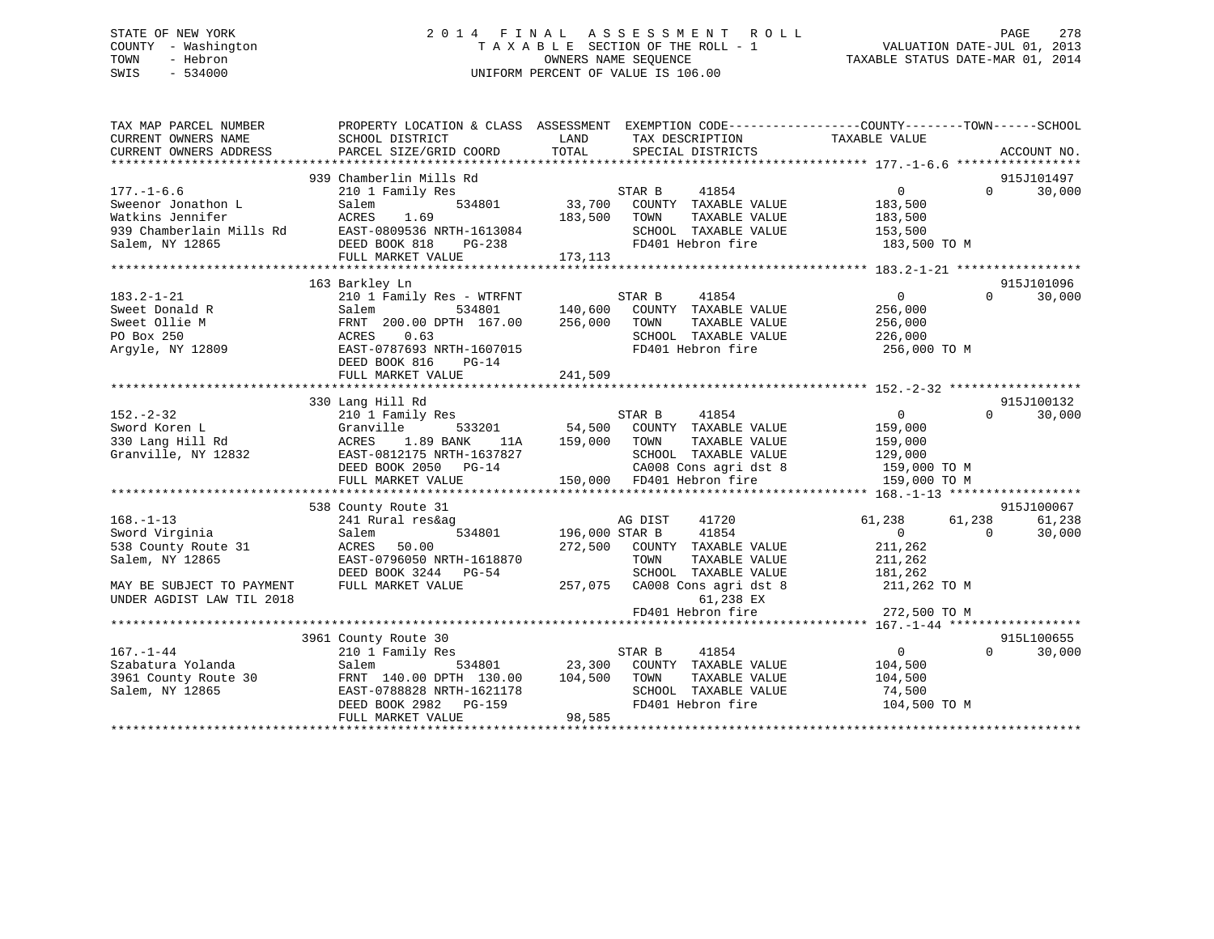STATE OF NEW YORK
COUNTY - Washington
TOWN - Hebron
SWIS - 534000

# 2014 FINAL ASSESSMENT ROLL

TAXABLE SECTION OF THE ROLL - 1
OWNERS NAME SEQUENCE
UNIFORM PERCENT OF VALUE IS 106.00

VALUATION DATE-JUL 01, 2013
TAXABLE STATUS DATE-MAR 01, 2014

| TAX MAP PARCEL NUMBER / CURRENT OWNERS NAME / CURRENT OWNERS ADDRESS | PROPERTY LOCATION & CLASS / SCHOOL DISTRICT / PARCEL SIZE/GRID COORD | ASSESSMENT LAND / TOTAL | EXEMPTION CODE / TAX DESCRIPTION / SPECIAL DISTRICTS | COUNTY TAXABLE VALUE | TOWN | SCHOOL | ACCOUNT NO. |
|---|---|---|---|---|---|---|---|
| | 939 Chamberlin Mills Rd | | | | | | 915J101497 |
| 177.-1-6.6 | 210 1 Family Res | | STAR B 41854 | 0 | 0 | 30,000 | |
| Sweenor Jonathon L | Salem 534801 | 33,700 | COUNTY TAXABLE VALUE | 183,500 | | | |
| Watkins Jennifer | ACRES 1.69 | 183,500 | TOWN TAXABLE VALUE | 183,500 | | | |
| 939 Chamberlain Mills Rd | EAST-0809536 NRTH-1613084 | | SCHOOL TAXABLE VALUE | 153,500 | | | |
| Salem, NY 12865 | DEED BOOK 818 PG-238 | | FD401 Hebron fire | 183,500 TO M | | | |
| | FULL MARKET VALUE | 173,113 | | | | | |
| | 163 Barkley Ln | | | | | | 915J101096 |
| 183.2-1-21 | 210 1 Family Res - WTRFNT | | STAR B 41854 | 0 | 0 | 30,000 | |
| Sweet Donald R | Salem 534801 | 140,600 | COUNTY TAXABLE VALUE | 256,000 | | | |
| Sweet Ollie M | FRNT 200.00 DPTH 167.00 | 256,000 | TOWN TAXABLE VALUE | 256,000 | | | |
| PO Box 250 | ACRES 0.63 | | SCHOOL TAXABLE VALUE | 226,000 | | | |
| Argyle, NY 12809 | EAST-0787693 NRTH-1607015 | | FD401 Hebron fire | 256,000 TO M | | | |
| | DEED BOOK 816 PG-14 | | | | | | |
| | FULL MARKET VALUE | 241,509 | | | | | |
| | 330 Lang Hill Rd | | | | | | 915J100132 |
| 152.-2-32 | 210 1 Family Res | | STAR B 41854 | 0 | 0 | 30,000 | |
| Sword Koren L | Granville 533201 | 54,500 | COUNTY TAXABLE VALUE | 159,000 | | | |
| 330 Lang Hill Rd | ACRES 1.89 BANK 11A | 159,000 | TOWN TAXABLE VALUE | 159,000 | | | |
| Granville, NY 12832 | EAST-0812175 NRTH-1637827 | | SCHOOL TAXABLE VALUE | 129,000 | | | |
| | DEED BOOK 2050 PG-14 | | CA008 Cons agri dst 8 | 159,000 TO M | | | |
| | FULL MARKET VALUE | 150,000 | FD401 Hebron fire | 159,000 TO M | | | |
| | 538 County Route 31 | | | | | | 915J100067 |
| 168.-1-13 | 241 Rural res&ag | | AG DIST 41720 | 61,238 | 61,238 | 61,238 | |
| Sword Virginia | Salem 534801 | 196,000 | STAR B 41854 | 0 | 0 | 30,000 | |
| 538 County Route 31 | ACRES 50.00 | 272,500 | COUNTY TAXABLE VALUE | 211,262 | | | |
| Salem, NY 12865 | EAST-0796050 NRTH-1618870 | | TOWN TAXABLE VALUE | 211,262 | | | |
| | DEED BOOK 3244 PG-54 | | SCHOOL TAXABLE VALUE | 181,262 | | | |
| MAY BE SUBJECT TO PAYMENT | FULL MARKET VALUE | 257,075 | CA008 Cons agri dst 8 | 211,262 TO M | | | |
| UNDER AGDIST LAW TIL 2018 | | | 61,238 EX | | | | |
| | | | FD401 Hebron fire | 272,500 TO M | | | |
| | 3961 County Route 30 | | | | | | 915L100655 |
| 167.-1-44 | 210 1 Family Res | | STAR B 41854 | 0 | 0 | 30,000 | |
| Szabatura Yolanda | Salem 534801 | 23,300 | COUNTY TAXABLE VALUE | 104,500 | | | |
| 3961 County Route 30 | FRNT 140.00 DPTH 130.00 | 104,500 | TOWN TAXABLE VALUE | 104,500 | | | |
| Salem, NY 12865 | EAST-0788828 NRTH-1621178 | | SCHOOL TAXABLE VALUE | 74,500 | | | |
| | DEED BOOK 2982 PG-159 | | FD401 Hebron fire | 104,500 TO M | | | |
| | FULL MARKET VALUE | 98,585 | | | | | |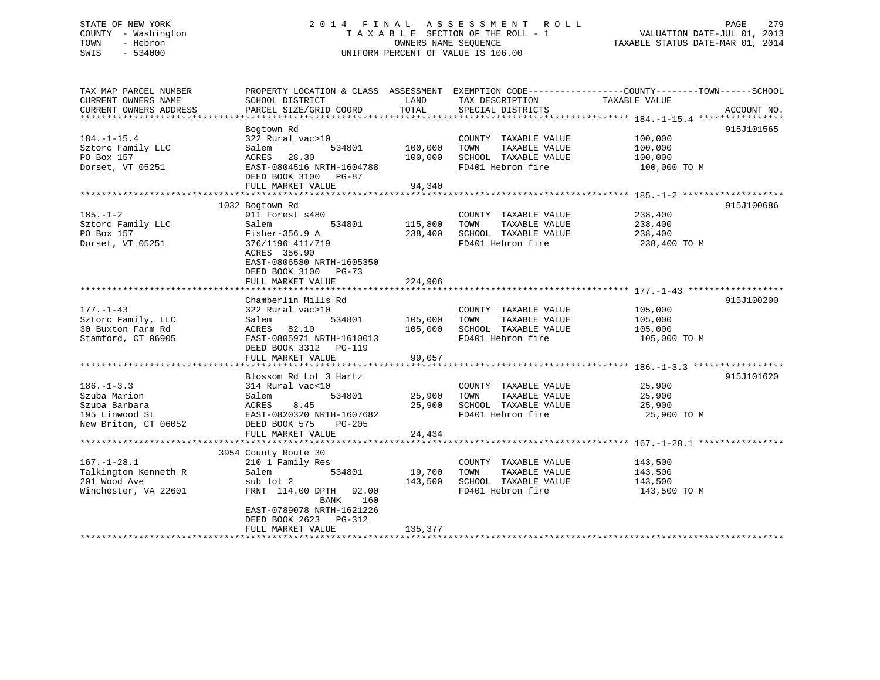STATE OF NEW YORK
COUNTY - Washington
TOWN - Hebron
SWIS - 534000

2014 FINAL ASSESSMENT ROLL
TAXABLE SECTION OF THE ROLL - 1
OWNERS NAME SEQUENCE
UNIFORM PERCENT OF VALUE IS 106.00

VALUATION DATE-JUL 01, 2013
TAXABLE STATUS DATE-MAR 01, 2014

| TAX MAP PARCEL NUMBER / CURRENT OWNERS NAME / CURRENT OWNERS ADDRESS | PROPERTY LOCATION & CLASS / SCHOOL DISTRICT / PARCEL SIZE/GRID COORD | ASSESSMENT LAND / TOTAL | EXEMPTION CODE / TAX DESCRIPTION / SPECIAL DISTRICTS | COUNTY--------TOWN------SCHOOL TAXABLE VALUE | ACCOUNT NO. |
|---|---|---|---|---|---|
| 184.-1-15.4 | Bogtown Rd | | | | 915J101565 |
| 184.-1-15.4 | 322 Rural vac>10 | | COUNTY TAXABLE VALUE | 100,000 | |
| Sztorc Family LLC | Salem 534801 | 100,000 | TOWN TAXABLE VALUE | 100,000 | |
| PO Box 157 | ACRES 28.30 | 100,000 | SCHOOL TAXABLE VALUE | 100,000 | |
| Dorset, VT 05251 | EAST-0804516 NRTH-1604788 | | FD401 Hebron fire | 100,000 TO M | |
| | DEED BOOK 3100 PG-87 | | | | |
| | FULL MARKET VALUE | 94,340 | | | |
| 185.-1-2 | 1032 Bogtown Rd | | | | 915J100686 |
| 185.-1-2 | 911 Forest s480 | | COUNTY TAXABLE VALUE | 238,400 | |
| Sztorc Family LLC | Salem 534801 | 115,800 | TOWN TAXABLE VALUE | 238,400 | |
| PO Box 157 | Fisher-356.9 A | 238,400 | SCHOOL TAXABLE VALUE | 238,400 | |
| Dorset, VT 05251 | 376/1196 411/719 | | FD401 Hebron fire | 238,400 TO M | |
| | ACRES 356.90 | | | | |
| | EAST-0806580 NRTH-1605350 | | | | |
| | DEED BOOK 3100 PG-73 | | | | |
| | FULL MARKET VALUE | 224,906 | | | |
| 177.-1-43 | Chamberlin Mills Rd | | | | 915J100200 |
| 177.-1-43 | 322 Rural vac>10 | | COUNTY TAXABLE VALUE | 105,000 | |
| Sztorc Family, LLC | Salem 534801 | 105,000 | TOWN TAXABLE VALUE | 105,000 | |
| 30 Buxton Farm Rd | ACRES 82.10 | 105,000 | SCHOOL TAXABLE VALUE | 105,000 | |
| Stamford, CT 06905 | EAST-0805971 NRTH-1610013 | | FD401 Hebron fire | 105,000 TO M | |
| | DEED BOOK 3312 PG-119 | | | | |
| | FULL MARKET VALUE | 99,057 | | | |
| 186.-1-3.3 | Blossom Rd Lot 3 Hartz | | | | 915J101620 |
| 186.-1-3.3 | 314 Rural vac<10 | | COUNTY TAXABLE VALUE | 25,900 | |
| Szuba Marion | Salem 534801 | 25,900 | TOWN TAXABLE VALUE | 25,900 | |
| Szuba Barbara | ACRES 8.45 | 25,900 | SCHOOL TAXABLE VALUE | 25,900 | |
| 195 Linwood St | EAST-0820320 NRTH-1607682 | | FD401 Hebron fire | 25,900 TO M | |
| New Briton, CT 06052 | DEED BOOK 575 PG-205 | | | | |
| | FULL MARKET VALUE | 24,434 | | | |
| 167.-1-28.1 | 3954 County Route 30 | | | | |
| 167.-1-28.1 | 210 1 Family Res | | COUNTY TAXABLE VALUE | 143,500 | |
| Talkington Kenneth R | Salem 534801 | 19,700 | TOWN TAXABLE VALUE | 143,500 | |
| 201 Wood Ave | sub lot 2 | 143,500 | SCHOOL TAXABLE VALUE | 143,500 | |
| Winchester, VA 22601 | FRNT 114.00 DPTH 92.00 | | FD401 Hebron fire | 143,500 TO M | |
| | BANK 160 | | | | |
| | EAST-0789078 NRTH-1621226 | | | | |
| | DEED BOOK 2623 PG-312 | | | | |
| | FULL MARKET VALUE | 135,377 | | | |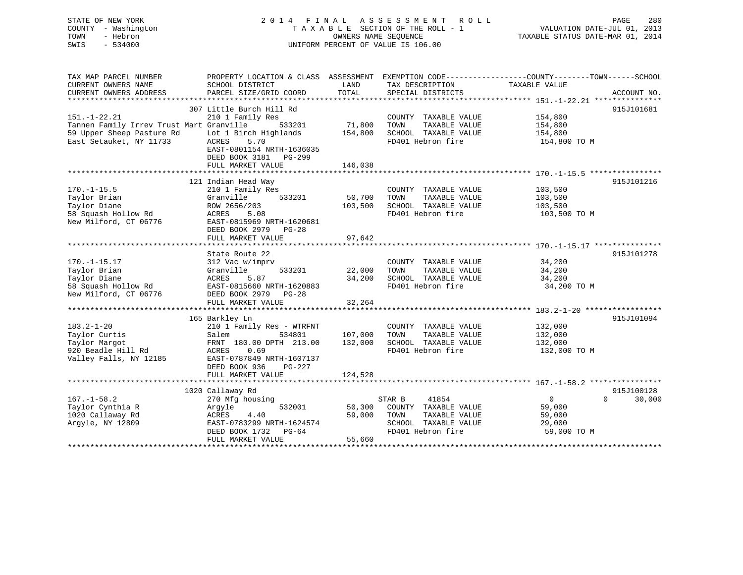STATE OF NEW YORK
COUNTY - Washington
TOWN - Hebron
SWIS - 534000

2014 FINAL ASSESSMENT ROLL
TAXABLE SECTION OF THE ROLL - 1
OWNERS NAME SEQUENCE
UNIFORM PERCENT OF VALUE IS 106.00

VALUATION DATE-JUL 01, 2013
TAXABLE STATUS DATE-MAR 01, 2014

| TAX MAP PARCEL NUMBER / CURRENT OWNERS NAME / CURRENT OWNERS ADDRESS | PROPERTY LOCATION & CLASS / SCHOOL DISTRICT / PARCEL SIZE/GRID COORD | ASSESSMENT LAND / TOTAL | EXEMPTION CODE / TAX DESCRIPTION / SPECIAL DISTRICTS | COUNTY | TOWN | SCHOOL | ACCOUNT NO. |
|---|---|---|---|---|---|---|---|
| 151.-1-22.21 | 307 Little Burch Hill Rd | | | | | | 915J101681 |
| Tannen Family Irrev Trust Mart | 210 1 Family Res | | COUNTY TAXABLE VALUE | 154,800 | | | |
| 59 Upper Sheep Pasture Rd | Granville 533201 | 71,800 | TOWN TAXABLE VALUE | | 154,800 | | |
| East Setauket, NY 11733 | Lot 1 Birch Highlands | 154,800 | SCHOOL TAXABLE VALUE | | | 154,800 | |
| | ACRES 5.70 | | FD401 Hebron fire | 154,800 TO M | | | |
| | EAST-0801154 NRTH-1636035 | | | | | | |
| | DEED BOOK 3181 PG-299 | | | | | | |
| | FULL MARKET VALUE | 146,038 | | | | | |
| 170.-1-15.5 | 121 Indian Head Way | | | | | | 915J101216 |
| Taylor Brian | 210 1 Family Res | | COUNTY TAXABLE VALUE | 103,500 | | | |
| Taylor Diane | Granville 533201 | 50,700 | TOWN TAXABLE VALUE | | 103,500 | | |
| 58 Squash Hollow Rd | ROW 2656/203 | 103,500 | SCHOOL TAXABLE VALUE | | | 103,500 | |
| New Milford, CT 06776 | ACRES 5.08 | | FD401 Hebron fire | 103,500 TO M | | | |
| | EAST-0815969 NRTH-1620681 | | | | | | |
| | DEED BOOK 2979 PG-28 | | | | | | |
| | FULL MARKET VALUE | 97,642 | | | | | |
| 170.-1-15.17 | State Route 22 | | | | | | 915J101278 |
| Taylor Brian | 312 Vac w/imprv | | COUNTY TAXABLE VALUE | 34,200 | | | |
| Taylor Diane | Granville 533201 | 22,000 | TOWN TAXABLE VALUE | | 34,200 | | |
| 58 Squash Hollow Rd | ACRES 5.87 | 34,200 | SCHOOL TAXABLE VALUE | | | 34,200 | |
| New Milford, CT 06776 | EAST-0815660 NRTH-1620883 | | FD401 Hebron fire | 34,200 TO M | | | |
| | DEED BOOK 2979 PG-28 | | | | | | |
| | FULL MARKET VALUE | 32,264 | | | | | |
| 183.2-1-20 | 165 Barkley Ln | | | | | | 915J101094 |
| Taylor Curtis | 210 1 Family Res - WTRFNT | | COUNTY TAXABLE VALUE | 132,000 | | | |
| Taylor Margot | Salem 534801 | 107,000 | TOWN TAXABLE VALUE | | 132,000 | | |
| 920 Beadle Hill Rd | FRNT 180.00 DPTH 213.00 | 132,000 | SCHOOL TAXABLE VALUE | | | 132,000 | |
| Valley Falls, NY 12185 | ACRES 0.69 | | FD401 Hebron fire | 132,000 TO M | | | |
| | EAST-0787849 NRTH-1607137 | | | | | | |
| | DEED BOOK 936 PG-227 | | | | | | |
| | FULL MARKET VALUE | 124,528 | | | | | |
| 167.-1-58.2 | 1020 Callaway Rd | | | | | | 915J100128 |
| Taylor Cynthia R | 270 Mfg housing | | STAR B 41854 | 0 | 0 | 30,000 | |
| 1020 Callaway Rd | Argyle 532001 | 50,300 | COUNTY TAXABLE VALUE | 59,000 | | | |
| Argyle, NY 12809 | ACRES 4.40 | 59,000 | TOWN TAXABLE VALUE | | 59,000 | | |
| | EAST-0783299 NRTH-1624574 | | SCHOOL TAXABLE VALUE | | | 29,000 | |
| | DEED BOOK 1732 PG-64 | | FD401 Hebron fire | 59,000 TO M | | | |
| | FULL MARKET VALUE | 55,660 | | | | | |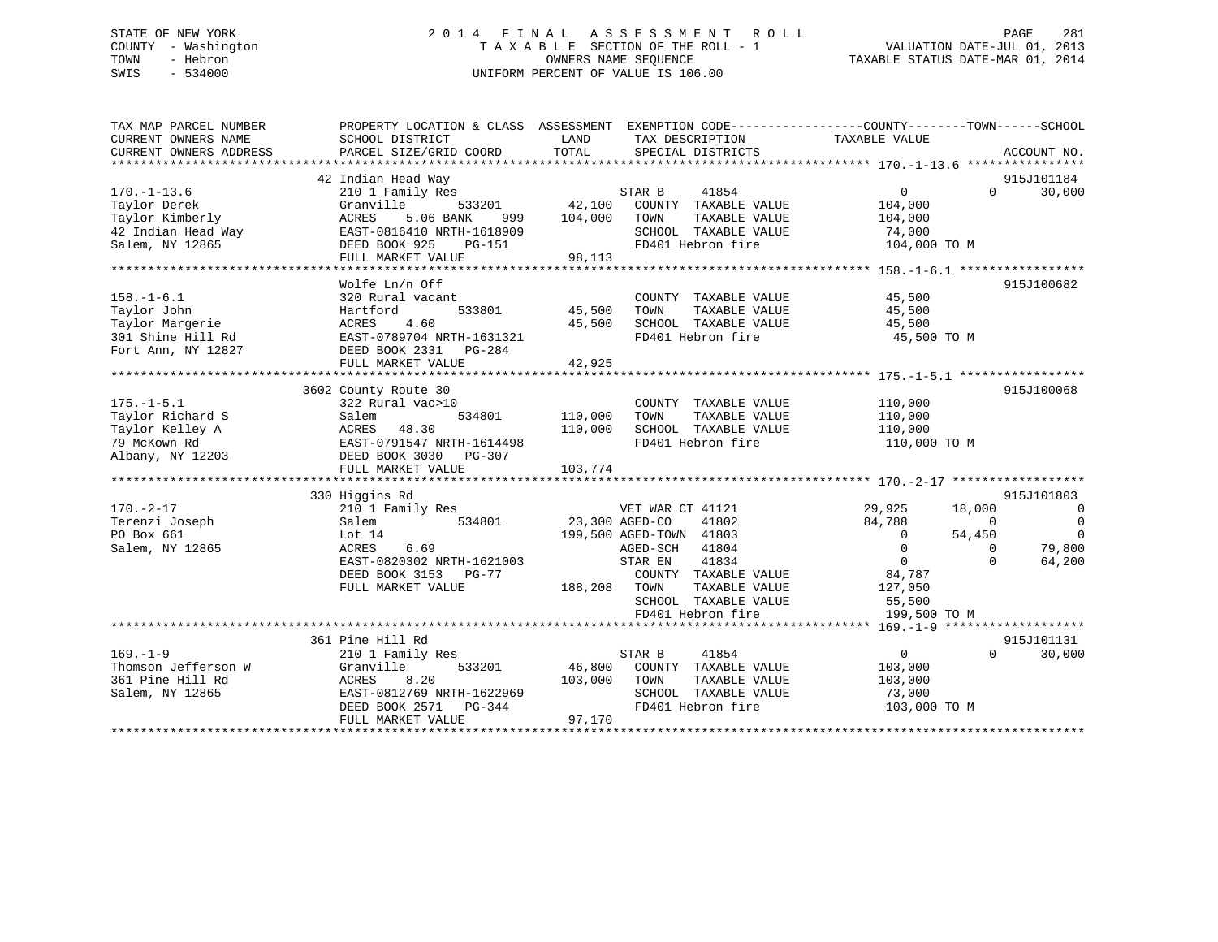STATE OF NEW YORK
COUNTY - Washington
TOWN - Hebron
SWIS - 534000

# 2014 FINAL ASSESSMENT ROLL

TAXABLE SECTION OF THE ROLL - 1
OWNERS NAME SEQUENCE
UNIFORM PERCENT OF VALUE IS 106.00

VALUATION DATE-JUL 01, 2013
TAXABLE STATUS DATE-MAR 01, 2014

| TAX MAP PARCEL NUMBER / CURRENT OWNERS NAME / CURRENT OWNERS ADDRESS | PROPERTY LOCATION & CLASS / SCHOOL DISTRICT / PARCEL SIZE/GRID COORD | ASSESSMENT LAND / TOTAL | EXEMPTION CODE / TAX DESCRIPTION / SPECIAL DISTRICTS | COUNTY TAXABLE VALUE | TOWN | SCHOOL | ACCOUNT NO. |
|---|---|---|---|---|---|---|---|
| **170.-1-13.6** | 42 Indian Head Way | | | | | | 915J101184 |
| 170.-1-13.6 | 210 1 Family Res | | STAR B 41854 | 0 | 0 | 30,000 | |
| Taylor Derek | Granville 533201 | 42,100 | COUNTY TAXABLE VALUE | 104,000 | | | |
| Taylor Kimberly | ACRES 5.06 BANK 999 | 104,000 | TOWN TAXABLE VALUE | 104,000 | | | |
| 42 Indian Head Way | EAST-0816410 NRTH-1618909 | | SCHOOL TAXABLE VALUE | 74,000 | | | |
| Salem, NY 12865 | DEED BOOK 925 PG-151 | | FD401 Hebron fire | 104,000 TO M | | | |
| | FULL MARKET VALUE | 98,113 | | | | | |
| **158.-1-6.1** | Wolfe Ln/n Off | | | | | | 915J100682 |
| 158.-1-6.1 | 320 Rural vacant | | COUNTY TAXABLE VALUE | 45,500 | | | |
| Taylor John | Hartford 533801 | 45,500 | TOWN TAXABLE VALUE | 45,500 | | | |
| Taylor Margerie | ACRES 4.60 | 45,500 | SCHOOL TAXABLE VALUE | 45,500 | | | |
| 301 Shine Hill Rd | EAST-0789704 NRTH-1631321 | | FD401 Hebron fire | 45,500 TO M | | | |
| Fort Ann, NY 12827 | DEED BOOK 2331 PG-284 | | | | | | |
| | FULL MARKET VALUE | 42,925 | | | | | |
| **175.-1-5.1** | 3602 County Route 30 | | | | | | 915J100068 |
| 175.-1-5.1 | 322 Rural vac>10 | | COUNTY TAXABLE VALUE | 110,000 | | | |
| Taylor Richard S | Salem 534801 | 110,000 | TOWN TAXABLE VALUE | 110,000 | | | |
| Taylor Kelley A | ACRES 48.30 | 110,000 | SCHOOL TAXABLE VALUE | 110,000 | | | |
| 79 McKown Rd | EAST-0791547 NRTH-1614498 | | FD401 Hebron fire | 110,000 TO M | | | |
| Albany, NY 12203 | DEED BOOK 3030 PG-307 | | | | | | |
| | FULL MARKET VALUE | 103,774 | | | | | |
| **170.-2-17** | 330 Higgins Rd | | | | | | 915J101803 |
| 170.-2-17 | 210 1 Family Res | | VET WAR CT 41121 | 29,925 | 18,000 | 0 | |
| Terenzi Joseph | Salem 534801 | 23,300 | AGED-CO 41802 | 84,788 | 0 | 0 | |
| PO Box 661 | Lot 14 | 199,500 | AGED-TOWN 41803 | 0 | 54,450 | 0 | |
| Salem, NY 12865 | ACRES 6.69 | | AGED-SCH 41804 | 0 | 0 | 79,800 | |
| | EAST-0820302 NRTH-1621003 | | STAR EN 41834 | 0 | 0 | 64,200 | |
| | DEED BOOK 3153 PG-77 | | COUNTY TAXABLE VALUE | 84,787 | | | |
| | FULL MARKET VALUE | 188,208 | TOWN TAXABLE VALUE | 127,050 | | | |
| | | | SCHOOL TAXABLE VALUE | 55,500 | | | |
| | | | FD401 Hebron fire | 199,500 TO M | | | |
| **169.-1-9** | 361 Pine Hill Rd | | | | | | 915J101131 |
| 169.-1-9 | 210 1 Family Res | | STAR B 41854 | 0 | 0 | 30,000 | |
| Thomson Jefferson W | Granville 533201 | 46,800 | COUNTY TAXABLE VALUE | 103,000 | | | |
| 361 Pine Hill Rd | ACRES 8.20 | 103,000 | TOWN TAXABLE VALUE | 103,000 | | | |
| Salem, NY 12865 | EAST-0812769 NRTH-1622969 | | SCHOOL TAXABLE VALUE | 73,000 | | | |
| | DEED BOOK 2571 PG-344 | | FD401 Hebron fire | 103,000 TO M | | | |
| | FULL MARKET VALUE | 97,170 | | | | | |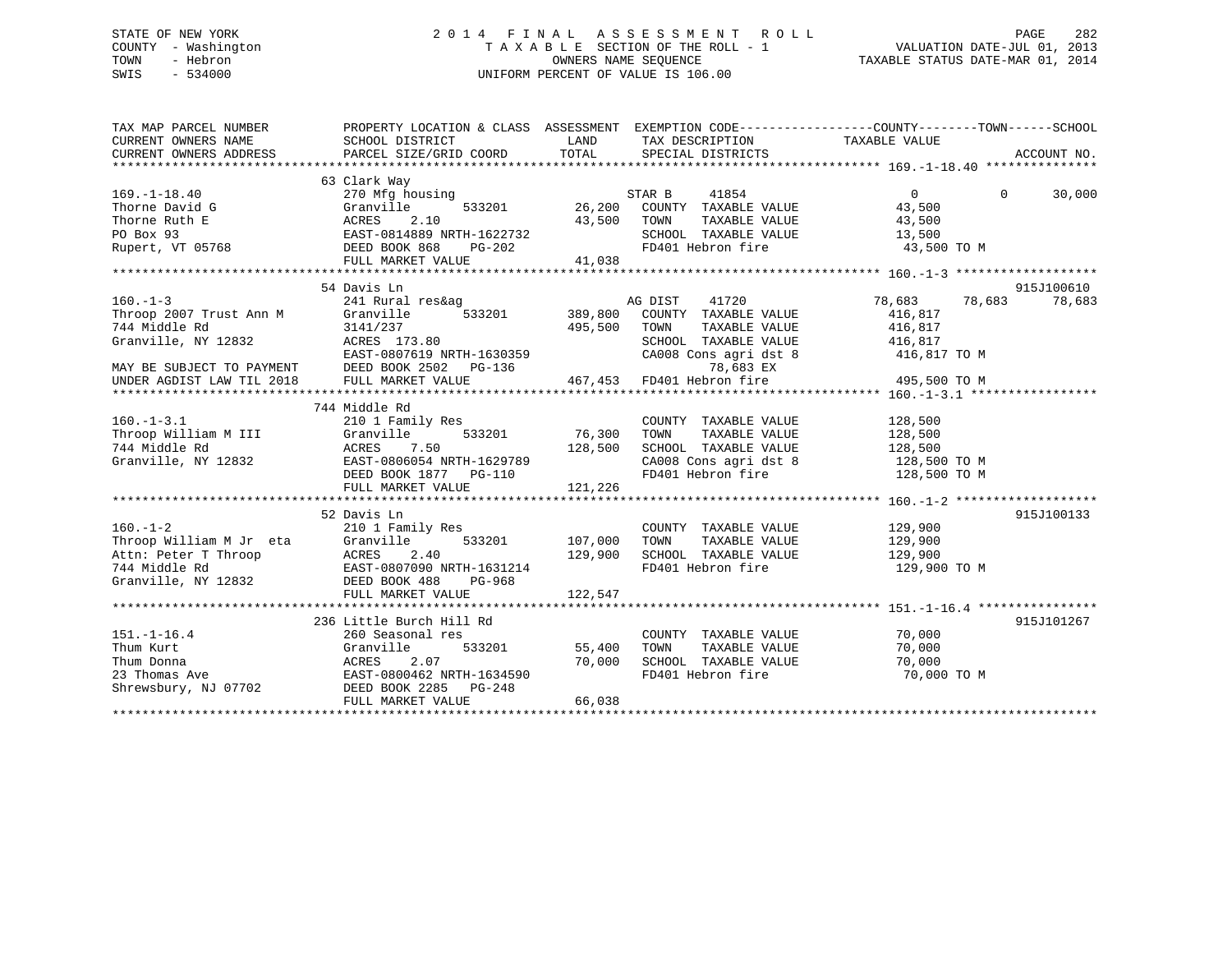STATE OF NEW YORK
COUNTY - Washington
TOWN - Hebron
SWIS - 534000

2014 FINAL ASSESSMENT ROLL
TAXABLE SECTION OF THE ROLL - 1
OWNERS NAME SEQUENCE
UNIFORM PERCENT OF VALUE IS 106.00

VALUATION DATE-JUL 01, 2013
TAXABLE STATUS DATE-MAR 01, 2014

| TAX MAP PARCEL NUMBER / CURRENT OWNERS NAME / CURRENT OWNERS ADDRESS | PROPERTY LOCATION & CLASS / SCHOOL DISTRICT / PARCEL SIZE/GRID COORD | ASSESSMENT LAND / TOTAL | EXEMPTION CODE / TAX DESCRIPTION / SPECIAL DISTRICTS | COUNTY TAXABLE VALUE | TOWN | SCHOOL | ACCOUNT NO. |
|---|---|---|---|---|---|---|---|
| **169.-1-18.40** | 63 Clark Way | | | | | | |
| 169.-1-18.40 | 270 Mfg housing | | STAR B 41854 | 0 | 0 | 30,000 | |
| Thorne David G | Granville 533201 | 26,200 | COUNTY TAXABLE VALUE | 43,500 | | | |
| Thorne Ruth E | ACRES 2.10 | 43,500 | TOWN TAXABLE VALUE | 43,500 | | | |
| PO Box 93 | EAST-0814889 NRTH-1622732 | | SCHOOL TAXABLE VALUE | 13,500 | | | |
| Rupert, VT 05768 | DEED BOOK 868 PG-202 | | FD401 Hebron fire | 43,500 TO M | | | |
| | FULL MARKET VALUE | 41,038 | | | | | |
| **160.-1-3** | 54 Davis Ln | | | | | | 915J100610 |
| 160.-1-3 | 241 Rural res&ag | | AG DIST 41720 | 78,683 | 78,683 | 78,683 | |
| Throop 2007 Trust Ann M | Granville 533201 | 389,800 | COUNTY TAXABLE VALUE | 416,817 | | | |
| 744 Middle Rd | 3141/237 | 495,500 | TOWN TAXABLE VALUE | 416,817 | | | |
| Granville, NY 12832 | ACRES 173.80 | | SCHOOL TAXABLE VALUE | 416,817 | | | |
| | EAST-0807619 NRTH-1630359 | | CA008 Cons agri dst 8 | 416,817 TO M | | | |
| MAY BE SUBJECT TO PAYMENT | DEED BOOK 2502 PG-136 | | 78,683 EX | | | | |
| UNDER AGDIST LAW TIL 2018 | FULL MARKET VALUE | 467,453 | FD401 Hebron fire | 495,500 TO M | | | |
| **160.-1-3.1** | 744 Middle Rd | | | | | | |
| 160.-1-3.1 | 210 1 Family Res | | COUNTY TAXABLE VALUE | 128,500 | | | |
| Throop William M III | Granville 533201 | 76,300 | TOWN TAXABLE VALUE | 128,500 | | | |
| 744 Middle Rd | ACRES 7.50 | 128,500 | SCHOOL TAXABLE VALUE | 128,500 | | | |
| Granville, NY 12832 | EAST-0806054 NRTH-1629789 | | CA008 Cons agri dst 8 | 128,500 TO M | | | |
| | DEED BOOK 1877 PG-110 | | FD401 Hebron fire | 128,500 TO M | | | |
| | FULL MARKET VALUE | 121,226 | | | | | |
| **160.-1-2** | 52 Davis Ln | | | | | | 915J100133 |
| 160.-1-2 | 210 1 Family Res | | COUNTY TAXABLE VALUE | 129,900 | | | |
| Throop William M Jr eta | Granville 533201 | 107,000 | TOWN TAXABLE VALUE | 129,900 | | | |
| Attn: Peter T Throop | ACRES 2.40 | 129,900 | SCHOOL TAXABLE VALUE | 129,900 | | | |
| 744 Middle Rd | EAST-0807090 NRTH-1631214 | | FD401 Hebron fire | 129,900 TO M | | | |
| Granville, NY 12832 | DEED BOOK 488 PG-968 | | | | | | |
| | FULL MARKET VALUE | 122,547 | | | | | |
| **151.-1-16.4** | 236 Little Burch Hill Rd | | | | | | 915J101267 |
| 151.-1-16.4 | 260 Seasonal res | | COUNTY TAXABLE VALUE | 70,000 | | | |
| Thum Kurt | Granville 533201 | 55,400 | TOWN TAXABLE VALUE | 70,000 | | | |
| Thum Donna | ACRES 2.07 | 70,000 | SCHOOL TAXABLE VALUE | 70,000 | | | |
| 23 Thomas Ave | EAST-0800462 NRTH-1634590 | | FD401 Hebron fire | 70,000 TO M | | | |
| Shrewsbury, NJ 07702 | DEED BOOK 2285 PG-248 | | | | | | |
| | FULL MARKET VALUE | 66,038 | | | | | |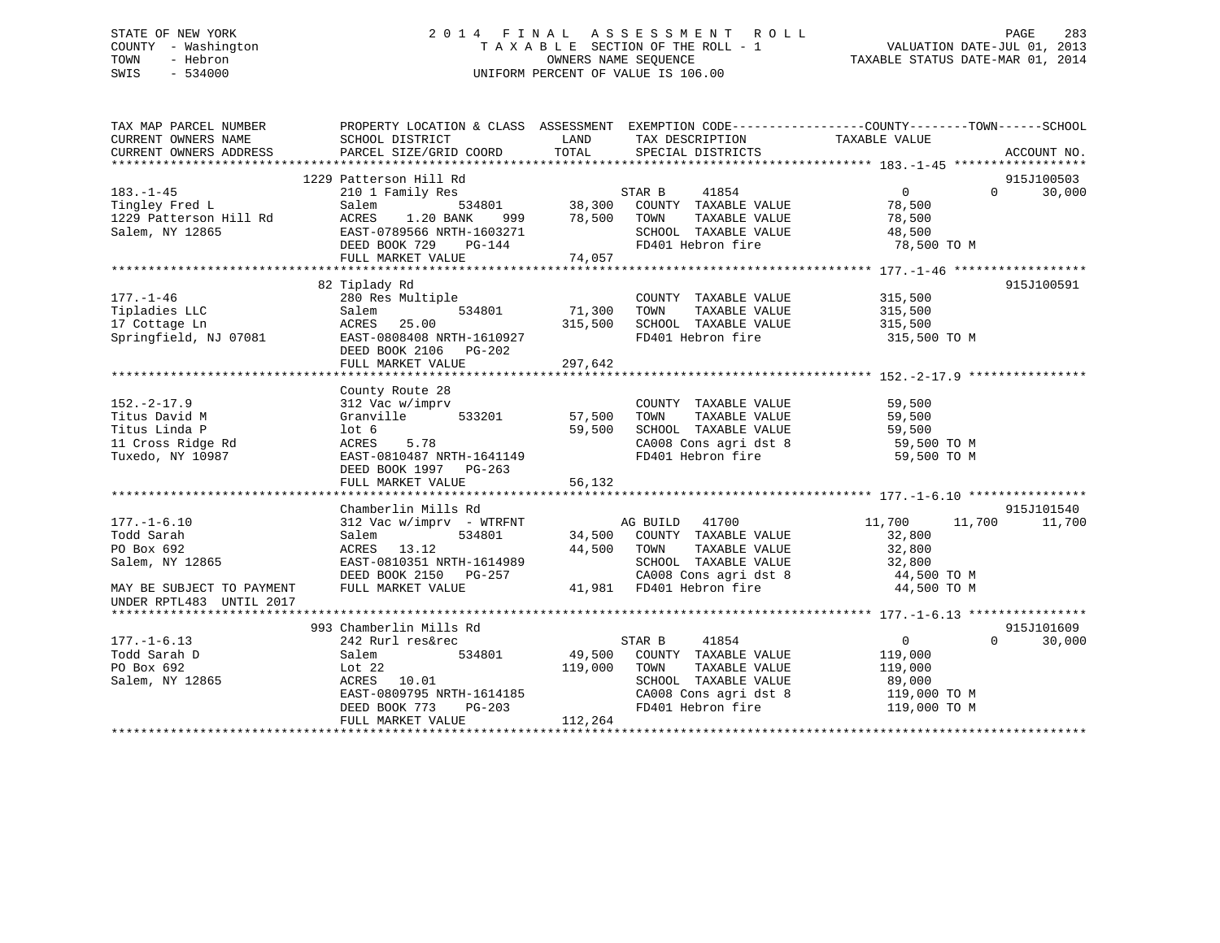STATE OF NEW YORK
COUNTY - Washington
TOWN - Hebron
SWIS - 534000

2014 FINAL ASSESSMENT ROLL
TAXABLE SECTION OF THE ROLL - 1
OWNERS NAME SEQUENCE
UNIFORM PERCENT OF VALUE IS 106.00

VALUATION DATE-JUL 01, 2013
TAXABLE STATUS DATE-MAR 01, 2014

```
TAX MAP PARCEL NUMBER          PROPERTY LOCATION & CLASS  ASSESSMENT  EXEMPTION CODE------------------COUNTY--------TOWN------SCHOOL
CURRENT OWNERS NAME            SCHOOL DISTRICT               LAND      TAX DESCRIPTION            TAXABLE VALUE
CURRENT OWNERS ADDRESS         PARCEL SIZE/GRID COORD        TOTAL     SPECIAL DISTRICTS                                  ACCOUNT NO.
******************************************************************************************************* 183.-1-45 ******************
                          1229 Patterson Hill Rd                                                                          915J100503
183.-1-45                      210 1 Family Res                        STAR B     41854                  0         0     30,000
Tingley Fred L                 Salem          534801        38,300     COUNTY  TAXABLE VALUE            78,500
1229 Patterson Hill Rd         ACRES    1.20 BANK    999    78,500     TOWN    TAXABLE VALUE            78,500
Salem, NY 12865                EAST-0789566 NRTH-1603271               SCHOOL  TAXABLE VALUE            48,500
                               DEED BOOK 729    PG-144                 FD401 Hebron fire                 78,500 TO M
                               FULL MARKET VALUE            74,057
******************************************************************************************************* 177.-1-46 ******************
                            82 Tiplady Rd                                                                                 915J100591
177.-1-46                      280 Res Multiple                        COUNTY  TAXABLE VALUE           315,500
Tipladies LLC                  Salem          534801        71,300     TOWN    TAXABLE VALUE           315,500
17 Cottage Ln                  ACRES   25.00               315,500     SCHOOL  TAXABLE VALUE           315,500
Springfield, NJ 07081          EAST-0808408 NRTH-1610927               FD401 Hebron fire                315,500 TO M
                               DEED BOOK 2106   PG-202
                               FULL MARKET VALUE           297,642
******************************************************************************************************* 152.-2-17.9 ****************
                               County Route 28
152.-2-17.9                    312 Vac w/imprv                         COUNTY  TAXABLE VALUE            59,500
Titus David M                  Granville      533201        57,500     TOWN    TAXABLE VALUE            59,500
Titus Linda P                  lot 6                        59,500     SCHOOL  TAXABLE VALUE            59,500
11 Cross Ridge Rd              ACRES    5.78                           CA008 Cons agri dst 8             59,500 TO M
Tuxedo, NY 10987               EAST-0810487 NRTH-1641149               FD401 Hebron fire                 59,500 TO M
                               DEED BOOK 1997   PG-263
                               FULL MARKET VALUE            56,132
******************************************************************************************************* 177.-1-6.10 ****************
                               Chamberlin Mills Rd                                                                        915J101540
177.-1-6.10                    312 Vac w/imprv  - WTRFNT               AG BUILD   41700             11,700    11,700     11,700
Todd Sarah                     Salem          534801        34,500     COUNTY  TAXABLE VALUE            32,800
PO Box 692                     ACRES   13.12                44,500     TOWN    TAXABLE VALUE            32,800
Salem, NY 12865                EAST-0810351 NRTH-1614989               SCHOOL  TAXABLE VALUE            32,800
                               DEED BOOK 2150   PG-257                 CA008 Cons agri dst 8             44,500 TO M
MAY BE SUBJECT TO PAYMENT      FULL MARKET VALUE            41,981     FD401 Hebron fire                 44,500 TO M
UNDER RPTL483  UNTIL 2017
******************************************************************************************************* 177.-1-6.13 ****************
                           993 Chamberlin Mills Rd                                                                        915J101609
177.-1-6.13                    242 Rurl res&rec                        STAR B     41854                  0         0     30,000
Todd Sarah D                   Salem          534801        49,500     COUNTY  TAXABLE VALUE           119,000
PO Box 692                     Lot 22                      119,000     TOWN    TAXABLE VALUE           119,000
Salem, NY 12865                ACRES   10.01                           SCHOOL  TAXABLE VALUE            89,000
                               EAST-0809795 NRTH-1614185               CA008 Cons agri dst 8            119,000 TO M
                               DEED BOOK 773    PG-203                 FD401 Hebron fire                119,000 TO M
                               FULL MARKET VALUE           112,264
************************************************************************************************************************************
```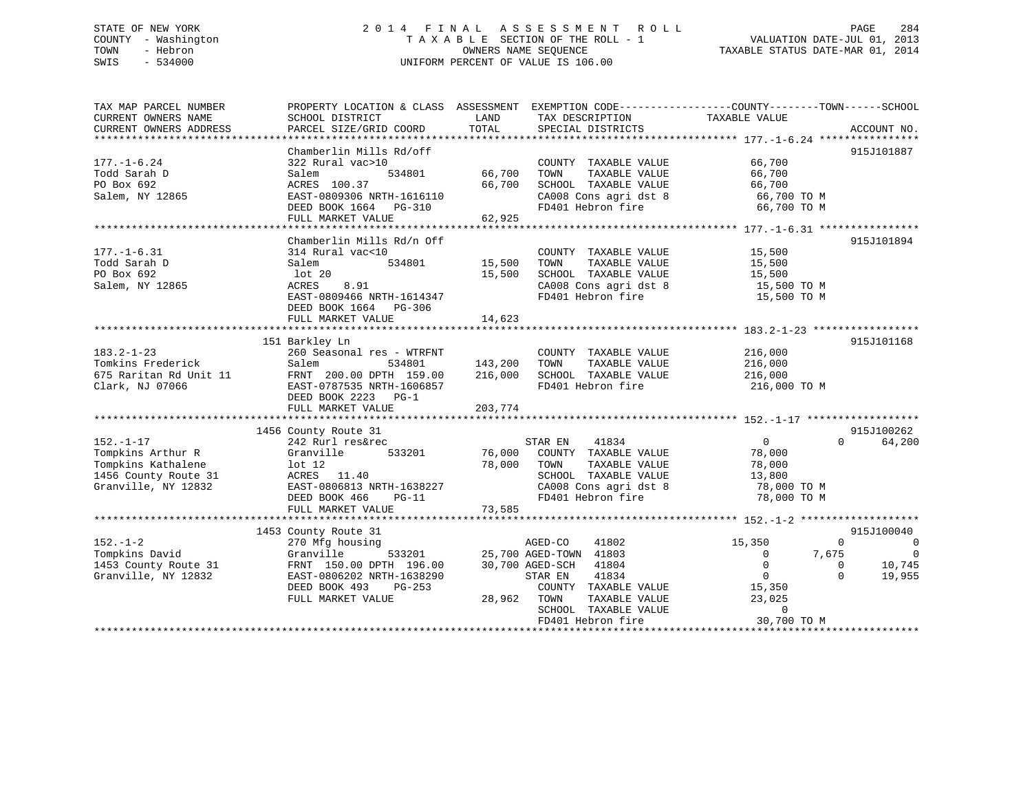STATE OF NEW YORK
COUNTY - Washington
TOWN - Hebron
SWIS - 534000

# 2014 FINAL ASSESSMENT ROLL

TAXABLE SECTION OF THE ROLL - 1
OWNERS NAME SEQUENCE
UNIFORM PERCENT OF VALUE IS 106.00

VALUATION DATE-JUL 01, 2013
TAXABLE STATUS DATE-MAR 01, 2014

```
TAX MAP PARCEL NUMBER          PROPERTY LOCATION & CLASS  ASSESSMENT  EXEMPTION CODE------------------COUNTY--------TOWN------SCHOOL
CURRENT OWNERS NAME            SCHOOL DISTRICT             LAND        TAX DESCRIPTION              TAXABLE VALUE
CURRENT OWNERS ADDRESS         PARCEL SIZE/GRID COORD      TOTAL       SPECIAL DISTRICTS                                    ACCOUNT NO.
******************************************************************************************************* 177.-1-6.24 ****************
                               Chamberlin Mills Rd/off                                                                      915J101887
177.-1-6.24                    322 Rural vac>10                        COUNTY  TAXABLE VALUE          66,700
Todd Sarah D                   Salem           534801      66,700      TOWN    TAXABLE VALUE          66,700
PO Box 692                     ACRES 100.37                66,700      SCHOOL  TAXABLE VALUE          66,700
Salem, NY 12865                EAST-0809306 NRTH-1616110               CA008 Cons agri dst 8          66,700 TO M
                               DEED BOOK 1664   PG-310                 FD401 Hebron fire              66,700 TO M
                               FULL MARKET VALUE           62,925
******************************************************************************************************* 177.-1-6.31 ****************
                               Chamberlin Mills Rd/n Off                                                                    915J101894
177.-1-6.31                    314 Rural vac<10                        COUNTY  TAXABLE VALUE          15,500
Todd Sarah D                   Salem           534801      15,500      TOWN    TAXABLE VALUE          15,500
PO Box 692                      lot 20                     15,500      SCHOOL  TAXABLE VALUE          15,500
Salem, NY 12865                ACRES    8.91                           CA008 Cons agri dst 8          15,500 TO M
                               EAST-0809466 NRTH-1614347               FD401 Hebron fire              15,500 TO M
                               DEED BOOK 1664   PG-306
                               FULL MARKET VALUE           14,623
******************************************************************************************************* 183.2-1-23 *****************
                               151 Barkley Ln                                                                               915J101168
183.2-1-23                     260 Seasonal res - WTRFNT               COUNTY  TAXABLE VALUE         216,000
Tomkins Frederick              Salem           534801     143,200      TOWN    TAXABLE VALUE         216,000
675 Raritan Rd Unit 11         FRNT 200.00 DPTH 159.00    216,000      SCHOOL  TAXABLE VALUE         216,000
Clark, NJ 07066                EAST-0787535 NRTH-1606857               FD401 Hebron fire             216,000 TO M
                               DEED BOOK 2223   PG-1
                               FULL MARKET VALUE          203,774
******************************************************************************************************* 152.-1-17 ******************
                               1456 County Route 31                                                                         915J100262
152.-1-17                      242 Rurl res&rec                        STAR EN     41834                  0             0     64,200
Tompkins Arthur R              Granville       533201      76,000      COUNTY  TAXABLE VALUE          78,000
Tompkins Kathalene             lot 12                      78,000      TOWN    TAXABLE VALUE          78,000
1456 County Route 31           ACRES   11.40                           SCHOOL  TAXABLE VALUE          13,800
Granville, NY 12832            EAST-0806813 NRTH-1638227               CA008 Cons agri dst 8          78,000 TO M
                               DEED BOOK 466    PG-11                  FD401 Hebron fire              78,000 TO M
                               FULL MARKET VALUE           73,585
******************************************************************************************************* 152.-1-2 *******************
                               1453 County Route 31                                                                         915J100040
152.-1-2                       270 Mfg housing                         AGED-CO     41802             15,350             0          0
Tompkins David                 Granville       533201      25,700 AGED-TOWN  41803                  0         7,675          0
1453 County Route 31           FRNT 150.00 DPTH 196.00     30,700 AGED-SCH   41804                  0             0     10,745
Granville, NY 12832            EAST-0806202 NRTH-1638290               STAR EN     41834                  0             0     19,955
                               DEED BOOK 493    PG-253                 COUNTY  TAXABLE VALUE          15,350
                               FULL MARKET VALUE           28,962      TOWN    TAXABLE VALUE          23,025
                                                                       SCHOOL  TAXABLE VALUE               0
                                                                       FD401 Hebron fire              30,700 TO M
************************************************************************************************************************************
```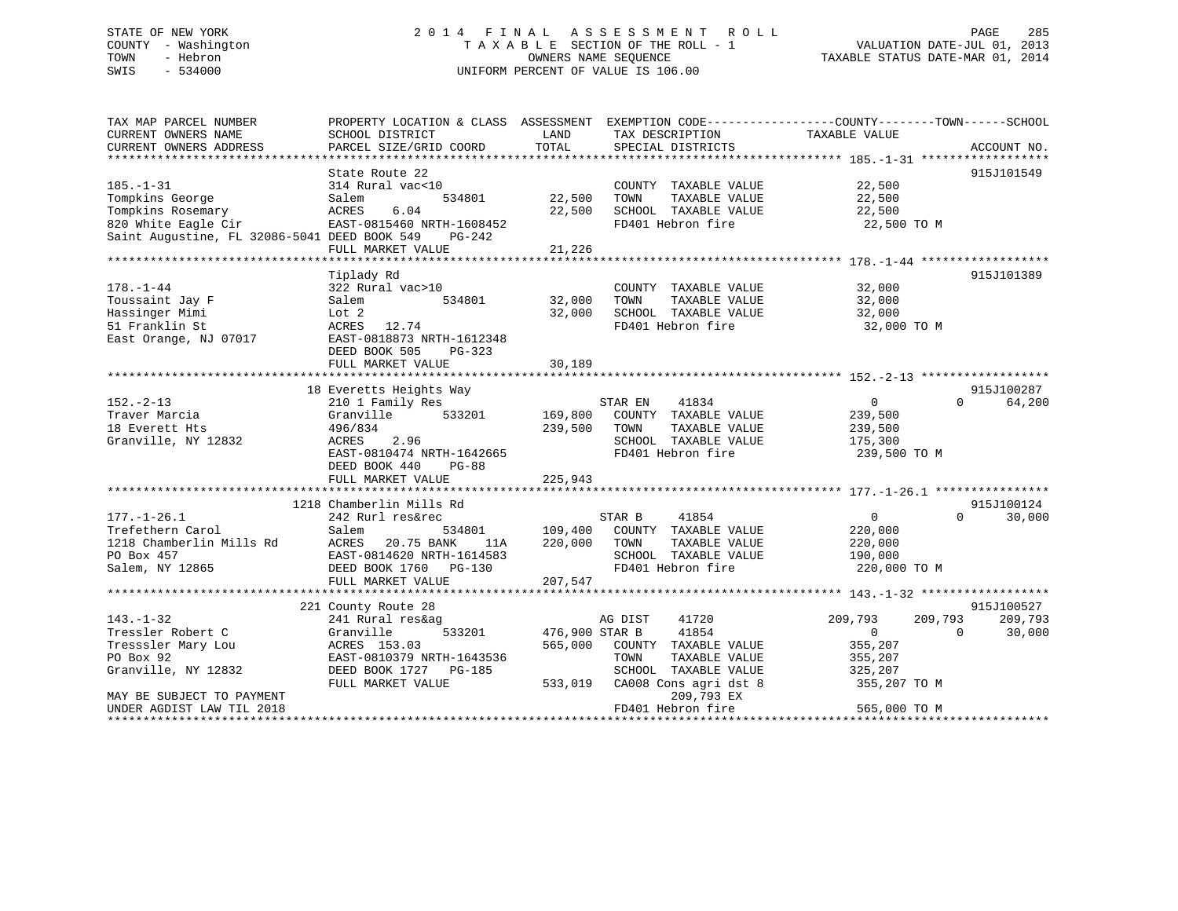STATE OF NEW YORK
COUNTY - Washington
TOWN - Hebron
SWIS - 534000

2014 FINAL ASSESSMENT ROLL
TAXABLE SECTION OF THE ROLL - 1
OWNERS NAME SEQUENCE
UNIFORM PERCENT OF VALUE IS 106.00

VALUATION DATE-JUL 01, 2013
TAXABLE STATUS DATE-MAR 01, 2014

```
TAX MAP PARCEL NUMBER          PROPERTY LOCATION & CLASS  ASSESSMENT  EXEMPTION CODE------------------COUNTY--------TOWN------SCHOOL
CURRENT OWNERS NAME            SCHOOL DISTRICT               LAND      TAX DESCRIPTION             TAXABLE VALUE
CURRENT OWNERS ADDRESS         PARCEL SIZE/GRID COORD       TOTAL      SPECIAL DISTRICTS                                      ACCOUNT NO.
******************************************************************************************************* 185.-1-31 ******************
                               State Route 22                                                                                 915J101549
185.-1-31                      314 Rural vac<10                         COUNTY  TAXABLE VALUE          22,500
Tompkins George                Salem          534801        22,500      TOWN    TAXABLE VALUE          22,500
Tompkins Rosemary              ACRES    6.04                22,500      SCHOOL  TAXABLE VALUE          22,500
820 White Eagle Cir            EAST-0815460 NRTH-1608452                FD401 Hebron fire               22,500 TO M
Saint Augustine, FL 32086-5041 DEED BOOK 549    PG-242
                               FULL MARKET VALUE            21,226
******************************************************************************************************* 178.-1-44 ******************
                               Tiplady Rd                                                                                     915J101389
178.-1-44                      322 Rural vac>10                         COUNTY  TAXABLE VALUE          32,000
Toussaint Jay F                Salem          534801        32,000      TOWN    TAXABLE VALUE          32,000
Hassinger Mimi                 Lot 2                        32,000      SCHOOL  TAXABLE VALUE          32,000
51 Franklin St                 ACRES   12.74                            FD401 Hebron fire               32,000 TO M
East Orange, NJ 07017          EAST-0818873 NRTH-1612348
                               DEED BOOK 505    PG-323
                               FULL MARKET VALUE            30,189
******************************************************************************************************* 152.-2-13 ******************
                            18 Everetts Heights Way                                                                           915J100287
152.-2-13                      210 1 Family Res                         STAR EN    41834                   0             0     64,200
Traver Marcia                  Granville      533201       169,800      COUNTY  TAXABLE VALUE         239,500
18 Everett Hts                 496/834                     239,500      TOWN    TAXABLE VALUE         239,500
Granville, NY 12832            ACRES    2.96                            SCHOOL  TAXABLE VALUE         175,300
                               EAST-0810474 NRTH-1642665                FD401 Hebron fire              239,500 TO M
                               DEED BOOK 440    PG-88
                               FULL MARKET VALUE           225,943
******************************************************************************************************* 177.-1-26.1 ****************
                          1218 Chamberlin Mills Rd                                                                            915J100124
177.-1-26.1                    242 Rurl res&rec                         STAR B     41854                   0             0     30,000
Trefethern Carol               Salem          534801       109,400      COUNTY  TAXABLE VALUE         220,000
1218 Chamberlin Mills Rd       ACRES   20.75 BANK    11A   220,000      TOWN    TAXABLE VALUE         220,000
PO Box 457                     EAST-0814620 NRTH-1614583                SCHOOL  TAXABLE VALUE         190,000
Salem, NY 12865                DEED BOOK 1760   PG-130                  FD401 Hebron fire              220,000 TO M
                               FULL MARKET VALUE           207,547
******************************************************************************************************* 143.-1-32 ******************
                           221 County Route 28                                                                                915J100527
143.-1-32                      241 Rural res&ag                         AG DIST    41720             209,793       209,793    209,793
Tressler Robert C              Granville      533201       476,900 STAR B      41854                   0             0     30,000
Tresssler Mary Lou             ACRES  153.03               565,000      COUNTY  TAXABLE VALUE         355,207
PO Box 92                      EAST-0810379 NRTH-1643536                TOWN    TAXABLE VALUE         355,207
Granville, NY 12832            DEED BOOK 1727   PG-185                  SCHOOL  TAXABLE VALUE         325,207
                               FULL MARKET VALUE           533,019      CA008 Cons agri dst 8          355,207 TO M
MAY BE SUBJECT TO PAYMENT                                                      209,793 EX
UNDER AGDIST LAW TIL 2018                                               FD401 Hebron fire              565,000 TO M
************************************************************************************************************************************
```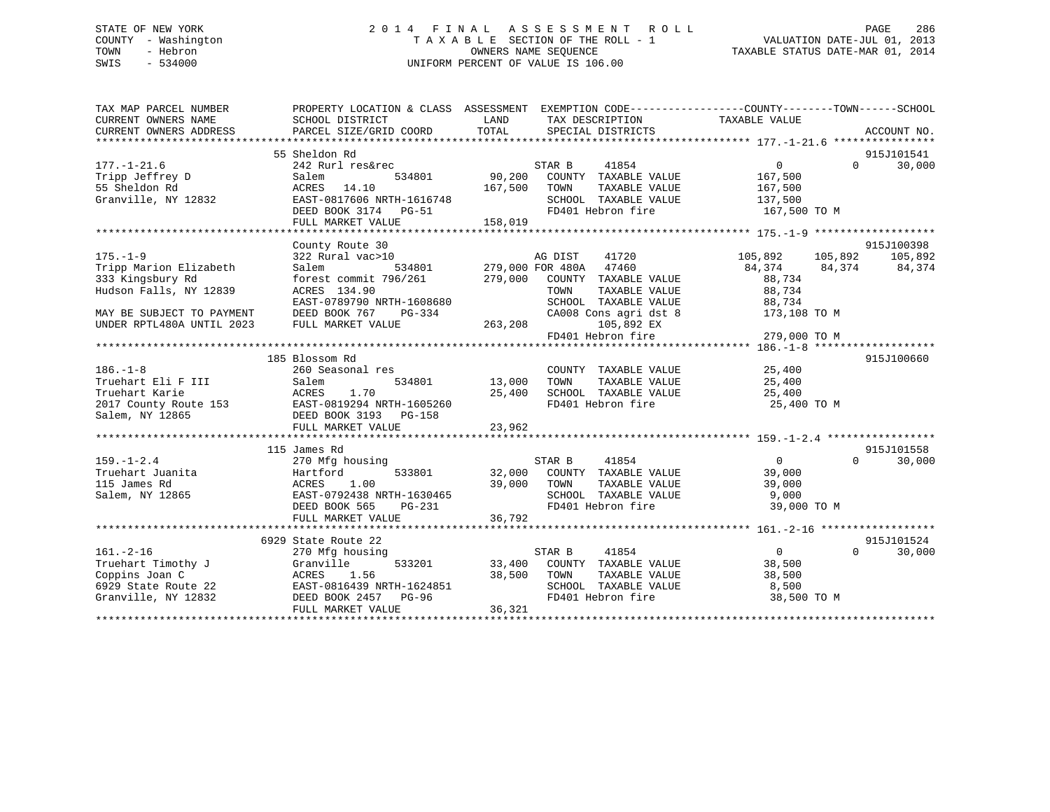STATE OF NEW YORK
COUNTY - Washington
TOWN - Hebron
SWIS - 534000

# 2014 FINAL ASSESSMENT ROLL
TAXABLE SECTION OF THE ROLL - 1
OWNERS NAME SEQUENCE
UNIFORM PERCENT OF VALUE IS 106.00

VALUATION DATE-JUL 01, 2013
TAXABLE STATUS DATE-MAR 01, 2014

```
TAX MAP PARCEL NUMBER          PROPERTY LOCATION & CLASS  ASSESSMENT  EXEMPTION CODE------------------COUNTY--------TOWN------SCHOOL
CURRENT OWNERS NAME            SCHOOL DISTRICT               LAND      TAX DESCRIPTION              TAXABLE VALUE
CURRENT OWNERS ADDRESS         PARCEL SIZE/GRID COORD       TOTAL      SPECIAL DISTRICTS                                     ACCOUNT NO.
******************************************************************************************************* 177.-1-21.6 ****************
                           55 Sheldon Rd                                                                                915J101541
177.-1-21.6                    242 Rurl res&rec                      STAR B     41854                  0          0      30,000
Tripp Jeffrey D                Salem            534801      90,200   COUNTY  TAXABLE VALUE          167,500
55 Sheldon Rd                  ACRES  14.10                167,500   TOWN    TAXABLE VALUE          167,500
Granville, NY 12832            EAST-0817606 NRTH-1616748             SCHOOL  TAXABLE VALUE          137,500
                               DEED BOOK 3174   PG-51                FD401 Hebron fire               167,500 TO M
                               FULL MARKET VALUE           158,019
******************************************************************************************************* 175.-1-9 *******************
                               County Route 30                                                                          915J100398
175.-1-9                       322 Rural vac>10                      AG DIST    41720             105,892    105,892    105,892
Tripp Marion Elizabeth         Salem            534801     279,000 FOR 480A   47460              84,374     84,374     84,374
333 Kingsbury Rd               forest commit 796/261       279,000   COUNTY  TAXABLE VALUE           88,734
Hudson Falls, NY 12839         ACRES 134.90                          TOWN    TAXABLE VALUE           88,734
                               EAST-0789790 NRTH-1608680             SCHOOL  TAXABLE VALUE           88,734
MAY BE SUBJECT TO PAYMENT      DEED BOOK 767    PG-334               CA008 Cons agri dst 8          173,108 TO M
UNDER RPTL480A UNTIL 2023      FULL MARKET VALUE           263,208          105,892 EX
                                                                     FD401 Hebron fire               279,000 TO M
******************************************************************************************************* 186.-1-8 *******************
                           185 Blossom Rd                                                                               915J100660
186.-1-8                       260 Seasonal res                      COUNTY  TAXABLE VALUE           25,400
Truehart Eli F III             Salem            534801      13,000   TOWN    TAXABLE VALUE           25,400
Truehart Karie                 ACRES   1.70                 25,400   SCHOOL  TAXABLE VALUE           25,400
2017 County Route 153          EAST-0819294 NRTH-1605260             FD401 Hebron fire                25,400 TO M
Salem, NY 12865                DEED BOOK 3193   PG-158
                               FULL MARKET VALUE            23,962
******************************************************************************************************* 159.-1-2.4 *****************
                           115 James Rd                                                                                 915J101558
159.-1-2.4                     270 Mfg housing                       STAR B     41854                  0          0      30,000
Truehart Juanita               Hartford         533801      32,000   COUNTY  TAXABLE VALUE           39,000
115 James Rd                   ACRES   1.00                 39,000   TOWN    TAXABLE VALUE           39,000
Salem, NY 12865                EAST-0792438 NRTH-1630465             SCHOOL  TAXABLE VALUE            9,000
                               DEED BOOK 565    PG-231               FD401 Hebron fire                39,000 TO M
                               FULL MARKET VALUE            36,792
******************************************************************************************************* 161.-2-16 ******************
                          6929 State Route 22                                                                           915J101524
161.-2-16                      270 Mfg housing                       STAR B     41854                  0          0      30,000
Truehart Timothy J             Granville        533201      33,400   COUNTY  TAXABLE VALUE           38,500
Coppins Joan C                 ACRES   1.56                 38,500   TOWN    TAXABLE VALUE           38,500
6929 State Route 22            EAST-0816439 NRTH-1624851             SCHOOL  TAXABLE VALUE            8,500
Granville, NY 12832            DEED BOOK 2457   PG-96                FD401 Hebron fire                38,500 TO M
                               FULL MARKET VALUE            36,321
************************************************************************************************************************************
```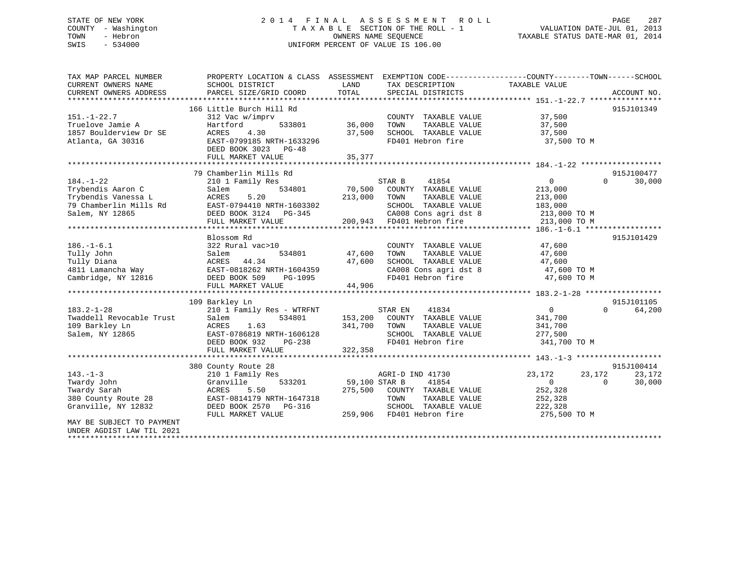STATE OF NEW YORK
COUNTY - Washington
TOWN - Hebron
SWIS - 534000

# 2014 FINAL ASSESSMENT ROLL

TAXABLE SECTION OF THE ROLL - 1
OWNERS NAME SEQUENCE
UNIFORM PERCENT OF VALUE IS 106.00

VALUATION DATE-JUL 01, 2013
TAXABLE STATUS DATE-MAR 01, 2014

```
TAX MAP PARCEL NUMBER          PROPERTY LOCATION & CLASS  ASSESSMENT  EXEMPTION CODE------------------COUNTY--------TOWN------SCHOOL
CURRENT OWNERS NAME            SCHOOL DISTRICT              LAND      TAX DESCRIPTION             TAXABLE VALUE
CURRENT OWNERS ADDRESS         PARCEL SIZE/GRID COORD       TOTAL     SPECIAL DISTRICTS                                    ACCOUNT NO.
******************************************************************************************************* 151.-1-22.7 ****************
                               166 Little Burch Hill Rd                                                                    915J101349
151.-1-22.7                    312 Vac w/imprv                        COUNTY  TAXABLE VALUE           37,500
Truelove Jamie A               Hartford         533801       36,000   TOWN    TAXABLE VALUE           37,500
1857 Boulderview Dr SE         ACRES    4.30                 37,500   SCHOOL  TAXABLE VALUE           37,500
Atlanta, GA 30316              EAST-0799185 NRTH-1633296              FD401 Hebron fire                37,500 TO M
                               DEED BOOK 3023   PG-48
                               FULL MARKET VALUE             35,377
******************************************************************************************************* 184.-1-22 ******************
                               79 Chamberlin Mills Rd                                                                      915J100477
184.-1-22                      210 1 Family Res                       STAR B     41854                 0             0      30,000
Trybendis Aaron C              Salem            534801       70,500   COUNTY  TAXABLE VALUE          213,000
Trybendis Vanessa L            ACRES    5.20                213,000   TOWN    TAXABLE VALUE          213,000
79 Chamberlin Mills Rd         EAST-0794410 NRTH-1603302              SCHOOL  TAXABLE VALUE          183,000
Salem, NY 12865                DEED BOOK 3124   PG-345                CA008 Cons agri dst 8           213,000 TO M
                               FULL MARKET VALUE            200,943   FD401 Hebron fire               213,000 TO M
******************************************************************************************************* 186.-1-6.1 *****************
                               Blossom Rd                                                                                  915J101429
186.-1-6.1                     322 Rural vac>10                       COUNTY  TAXABLE VALUE           47,600
Tully John                     Salem            534801       47,600   TOWN    TAXABLE VALUE           47,600
Tully Diana                    ACRES   44.34                 47,600   SCHOOL  TAXABLE VALUE           47,600
4811 Lamancha Way              EAST-0818262 NRTH-1604359              CA008 Cons agri dst 8            47,600 TO M
Cambridge, NY 12816            DEED BOOK 509    PG-1095               FD401 Hebron fire                47,600 TO M
                               FULL MARKET VALUE             44,906
******************************************************************************************************* 183.2-1-28 *****************
                               109 Barkley Ln                                                                              915J101105
183.2-1-28                     210 1 Family Res - WTRFNT              STAR EN    41834                 0             0      64,200
Twaddell Revocable Trust       Salem            534801      153,200   COUNTY  TAXABLE VALUE          341,700
109 Barkley Ln                 ACRES    1.63                341,700   TOWN    TAXABLE VALUE          341,700
Salem, NY 12865                EAST-0786819 NRTH-1606128              SCHOOL  TAXABLE VALUE          277,500
                               DEED BOOK 932    PG-238                FD401 Hebron fire               341,700 TO M
                               FULL MARKET VALUE            322,358
******************************************************************************************************* 143.-1-3 *******************
                               380 County Route 28                                                                         915J100414
143.-1-3                       210 1 Family Res                       AGRI-D IND 41730            23,172        23,172      23,172
Twardy John                    Granville        533201       59,100   STAR B     41854                 0             0      30,000
Twardy Sarah                   ACRES    5.50                275,500   COUNTY  TAXABLE VALUE          252,328
380 County Route 28            EAST-0814179 NRTH-1647318              TOWN    TAXABLE VALUE          252,328
Granville, NY 12832            DEED BOOK 2570   PG-316                SCHOOL  TAXABLE VALUE          222,328
                               FULL MARKET VALUE            259,906   FD401 Hebron fire               275,500 TO M
MAY BE SUBJECT TO PAYMENT
UNDER AGDIST LAW TIL 2021
************************************************************************************************************************************
```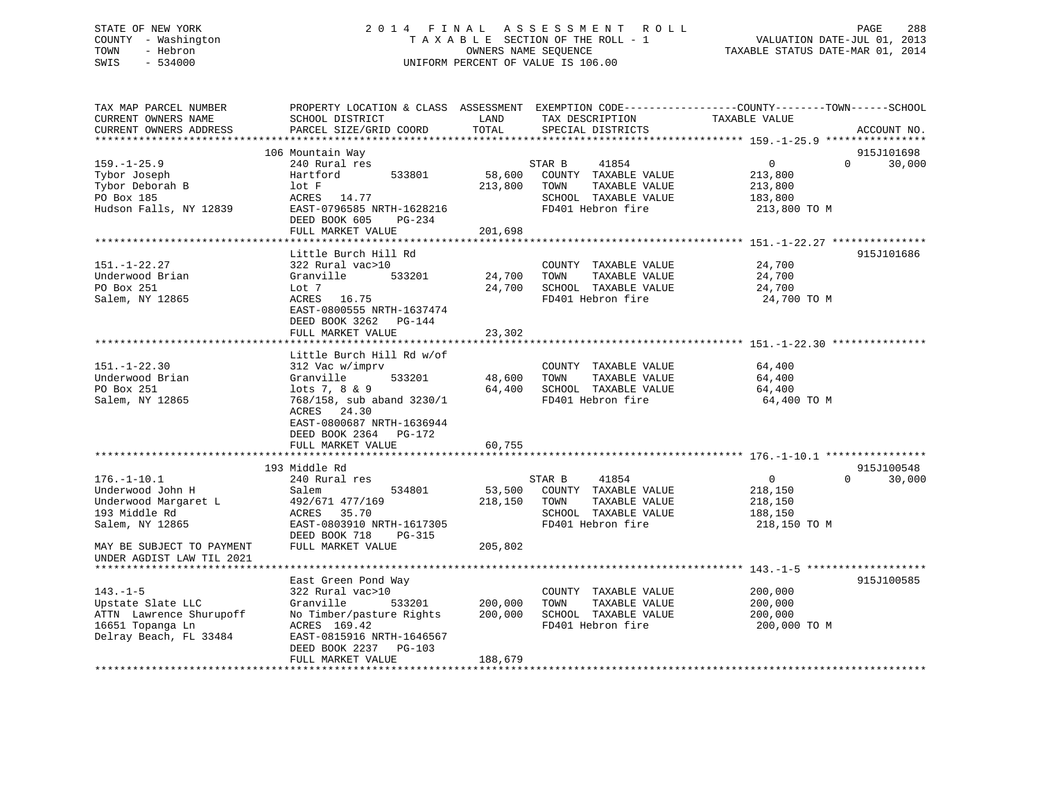STATE OF NEW YORK
COUNTY - Washington
TOWN - Hebron
SWIS - 534000

2014 FINAL ASSESSMENT ROLL
TAXABLE SECTION OF THE ROLL - 1
OWNERS NAME SEQUENCE
UNIFORM PERCENT OF VALUE IS 106.00

VALUATION DATE-JUL 01, 2013
TAXABLE STATUS DATE-MAR 01, 2014

| TAX MAP PARCEL NUMBER / CURRENT OWNERS NAME / CURRENT OWNERS ADDRESS | PROPERTY LOCATION & CLASS / SCHOOL DISTRICT / PARCEL SIZE/GRID COORD | ASSESSMENT LAND / TOTAL | EXEMPTION CODE / TAX DESCRIPTION / SPECIAL DISTRICTS | COUNTY TAXABLE VALUE | TOWN | SCHOOL | ACCOUNT NO. |
|---|---|---|---|---|---|---|---|
| 159.-1-25.9 | 106 Mountain Way | | | | | | 915J101698 |
| 159.-1-25.9 | 240 Rural res | | STAR B 41854 | 0 | 0 | 30,000 | |
| Tybor Joseph | Hartford 533801 | 58,600 | COUNTY TAXABLE VALUE | 213,800 | | | |
| Tybor Deborah B | lot F | 213,800 | TOWN TAXABLE VALUE | 213,800 | | | |
| PO Box 185 | ACRES 14.77 | | SCHOOL TAXABLE VALUE | 183,800 | | | |
| Hudson Falls, NY 12839 | EAST-0796585 NRTH-1628216 | | FD401 Hebron fire | 213,800 TO M | | | |
| | DEED BOOK 605 PG-234 | | | | | | |
| | FULL MARKET VALUE | 201,698 | | | | | |
| 151.-1-22.27 | Little Burch Hill Rd | | | | | | 915J101686 |
| 151.-1-22.27 | 322 Rural vac>10 | | COUNTY TAXABLE VALUE | 24,700 | | | |
| Underwood Brian | Granville 533201 | 24,700 | TOWN TAXABLE VALUE | 24,700 | | | |
| PO Box 251 | Lot 7 | 24,700 | SCHOOL TAXABLE VALUE | 24,700 | | | |
| Salem, NY 12865 | ACRES 16.75 | | FD401 Hebron fire | 24,700 TO M | | | |
| | EAST-0800555 NRTH-1637474 | | | | | | |
| | DEED BOOK 3262 PG-144 | | | | | | |
| | FULL MARKET VALUE | 23,302 | | | | | |
| 151.-1-22.30 | Little Burch Hill Rd w/of | | | | | | |
| 151.-1-22.30 | 312 Vac w/imprv | | COUNTY TAXABLE VALUE | 64,400 | | | |
| Underwood Brian | Granville 533201 | 48,600 | TOWN TAXABLE VALUE | 64,400 | | | |
| PO Box 251 | lots 7, 8 & 9 | 64,400 | SCHOOL TAXABLE VALUE | 64,400 | | | |
| Salem, NY 12865 | 768/158, sub aband 3230/1 | | FD401 Hebron fire | 64,400 TO M | | | |
| | ACRES 24.30 | | | | | | |
| | EAST-0800687 NRTH-1636944 | | | | | | |
| | DEED BOOK 2364 PG-172 | | | | | | |
| | FULL MARKET VALUE | 60,755 | | | | | |
| 176.-1-10.1 | 193 Middle Rd | | | | | | 915J100548 |
| 176.-1-10.1 | 240 Rural res | | STAR B 41854 | 0 | 0 | 30,000 | |
| Underwood John H | Salem 534801 | 53,500 | COUNTY TAXABLE VALUE | 218,150 | | | |
| Underwood Margaret L | 492/671 477/169 | 218,150 | TOWN TAXABLE VALUE | 218,150 | | | |
| 193 Middle Rd | ACRES 35.70 | | SCHOOL TAXABLE VALUE | 188,150 | | | |
| Salem, NY 12865 | EAST-0803910 NRTH-1617305 | | FD401 Hebron fire | 218,150 TO M | | | |
| | DEED BOOK 718 PG-315 | | | | | | |
| MAY BE SUBJECT TO PAYMENT UNDER AGDIST LAW TIL 2021 | FULL MARKET VALUE | 205,802 | | | | | |
| 143.-1-5 | East Green Pond Way | | | | | | 915J100585 |
| 143.-1-5 | 322 Rural vac>10 | | COUNTY TAXABLE VALUE | 200,000 | | | |
| Upstate Slate LLC | Granville 533201 | 200,000 | TOWN TAXABLE VALUE | 200,000 | | | |
| ATTN Lawrence Shurupoff | No Timber/pasture Rights | 200,000 | SCHOOL TAXABLE VALUE | 200,000 | | | |
| 16651 Topanga Ln | ACRES 169.42 | | FD401 Hebron fire | 200,000 TO M | | | |
| Delray Beach, FL 33484 | EAST-0815916 NRTH-1646567 | | | | | | |
| | DEED BOOK 2237 PG-103 | | | | | | |
| | FULL MARKET VALUE | 188,679 | | | | | |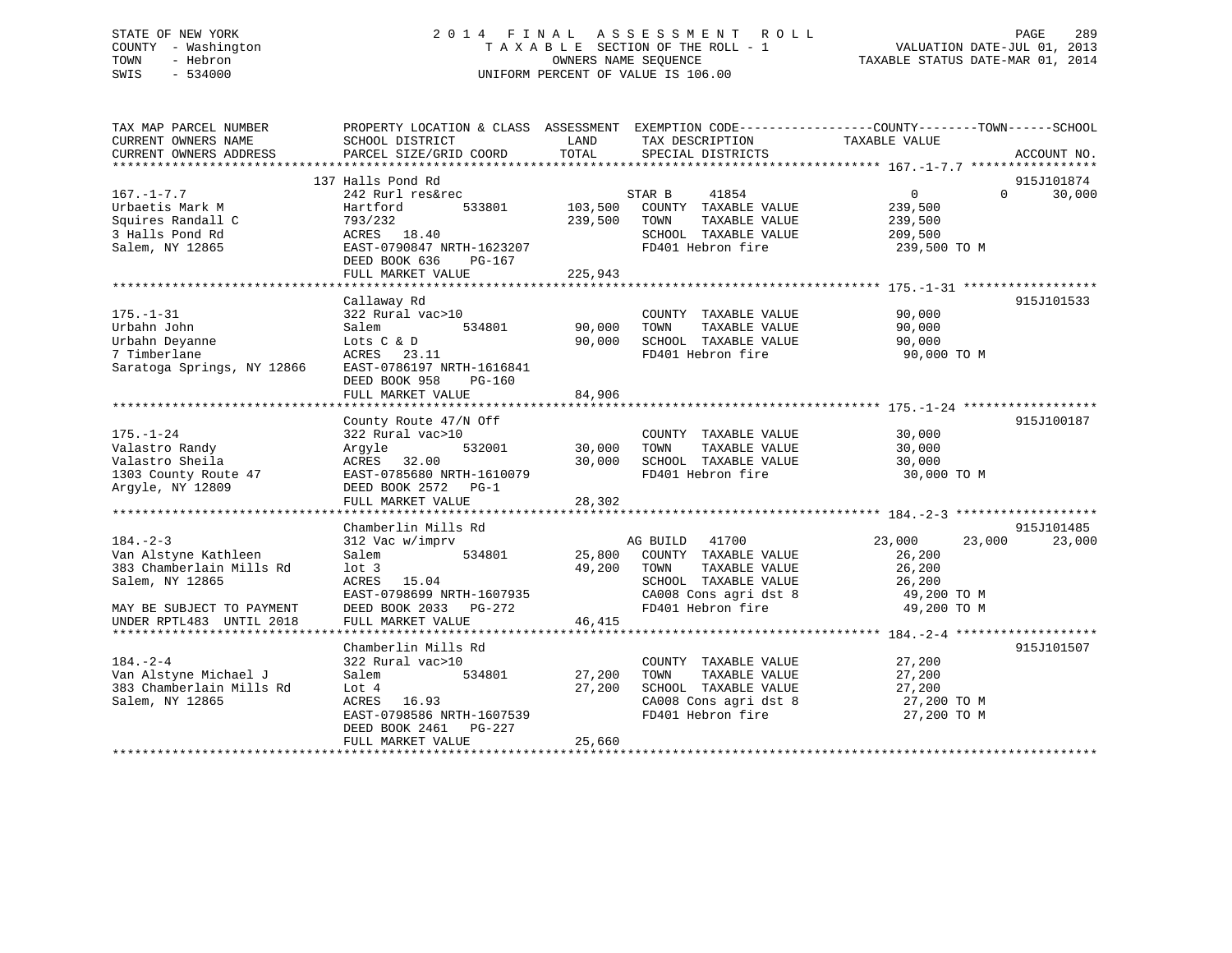STATE OF NEW YORK
COUNTY - Washington
TOWN - Hebron
SWIS - 534000

2014 FINAL ASSESSMENT ROLL
TAXABLE SECTION OF THE ROLL - 1
OWNERS NAME SEQUENCE
UNIFORM PERCENT OF VALUE IS 106.00

VALUATION DATE-JUL 01, 2013
TAXABLE STATUS DATE-MAR 01, 2014

| TAX MAP PARCEL NUMBER / CURRENT OWNERS NAME / CURRENT OWNERS ADDRESS | PROPERTY LOCATION & CLASS / SCHOOL DISTRICT / PARCEL SIZE/GRID COORD | ASSESSMENT LAND / TOTAL | EXEMPTION CODE / TAX DESCRIPTION / SPECIAL DISTRICTS | COUNTY TAXABLE VALUE | TOWN | SCHOOL | ACCOUNT NO. |
|---|---|---|---|---|---|---|---|
| 167.-1-7.7 | 137 Halls Pond Rd | | | | | | 915J101874 |
| 167.-1-7.7 | 242 Rurl res&rec | | STAR B 41854 | 0 | 0 | 30,000 | |
| Urbaetis Mark M | Hartford 533801 | 103,500 | COUNTY TAXABLE VALUE | 239,500 | | | |
| Squires Randall C | 793/232 | 239,500 | TOWN TAXABLE VALUE | 239,500 | | | |
| 3 Halls Pond Rd | ACRES 18.40 | | SCHOOL TAXABLE VALUE | 209,500 | | | |
| Salem, NY 12865 | EAST-0790847 NRTH-1623207 | | FD401 Hebron fire | 239,500 TO M | | | |
| | DEED BOOK 636 PG-167 | | | | | | |
| | FULL MARKET VALUE | 225,943 | | | | | |
| 175.-1-31 | Callaway Rd | | | | | | 915J101533 |
| 175.-1-31 | 322 Rural vac>10 | | COUNTY TAXABLE VALUE | 90,000 | | | |
| Urbahn John | Salem 534801 | 90,000 | TOWN TAXABLE VALUE | 90,000 | | | |
| Urbahn Deyanne | Lots C & D | 90,000 | SCHOOL TAXABLE VALUE | 90,000 | | | |
| 7 Timberlane | ACRES 23.11 | | FD401 Hebron fire | 90,000 TO M | | | |
| Saratoga Springs, NY 12866 | EAST-0786197 NRTH-1616841 | | | | | | |
| | DEED BOOK 958 PG-160 | | | | | | |
| | FULL MARKET VALUE | 84,906 | | | | | |
| 175.-1-24 | County Route 47/N Off | | | | | | 915J100187 |
| 175.-1-24 | 322 Rural vac>10 | | COUNTY TAXABLE VALUE | 30,000 | | | |
| Valastro Randy | Argyle 532001 | 30,000 | TOWN TAXABLE VALUE | 30,000 | | | |
| Valastro Sheila | ACRES 32.00 | 30,000 | SCHOOL TAXABLE VALUE | 30,000 | | | |
| 1303 County Route 47 | EAST-0785680 NRTH-1610079 | | FD401 Hebron fire | 30,000 TO M | | | |
| Argyle, NY 12809 | DEED BOOK 2572 PG-1 | | | | | | |
| | FULL MARKET VALUE | 28,302 | | | | | |
| 184.-2-3 | Chamberlin Mills Rd | | | | | | 915J101485 |
| 184.-2-3 | 312 Vac w/imprv | | AG BUILD 41700 | 23,000 | 23,000 | 23,000 | |
| Van Alstyne Kathleen | Salem 534801 | 25,800 | COUNTY TAXABLE VALUE | 26,200 | | | |
| 383 Chamberlain Mills Rd | lot 3 | 49,200 | TOWN TAXABLE VALUE | 26,200 | | | |
| Salem, NY 12865 | ACRES 15.04 | | SCHOOL TAXABLE VALUE | 26,200 | | | |
| | EAST-0798699 NRTH-1607935 | | CA008 Cons agri dst 8 | 49,200 TO M | | | |
| MAY BE SUBJECT TO PAYMENT | DEED BOOK 2033 PG-272 | | FD401 Hebron fire | 49,200 TO M | | | |
| UNDER RPTL483 UNTIL 2018 | FULL MARKET VALUE | 46,415 | | | | | |
| 184.-2-4 | Chamberlin Mills Rd | | | | | | 915J101507 |
| 184.-2-4 | 322 Rural vac>10 | | COUNTY TAXABLE VALUE | 27,200 | | | |
| Van Alstyne Michael J | Salem 534801 | 27,200 | TOWN TAXABLE VALUE | 27,200 | | | |
| 383 Chamberlain Mills Rd | Lot 4 | 27,200 | SCHOOL TAXABLE VALUE | 27,200 | | | |
| Salem, NY 12865 | ACRES 16.93 | | CA008 Cons agri dst 8 | 27,200 TO M | | | |
| | EAST-0798586 NRTH-1607539 | | FD401 Hebron fire | 27,200 TO M | | | |
| | DEED BOOK 2461 PG-227 | | | | | | |
| | FULL MARKET VALUE | 25,660 | | | | | |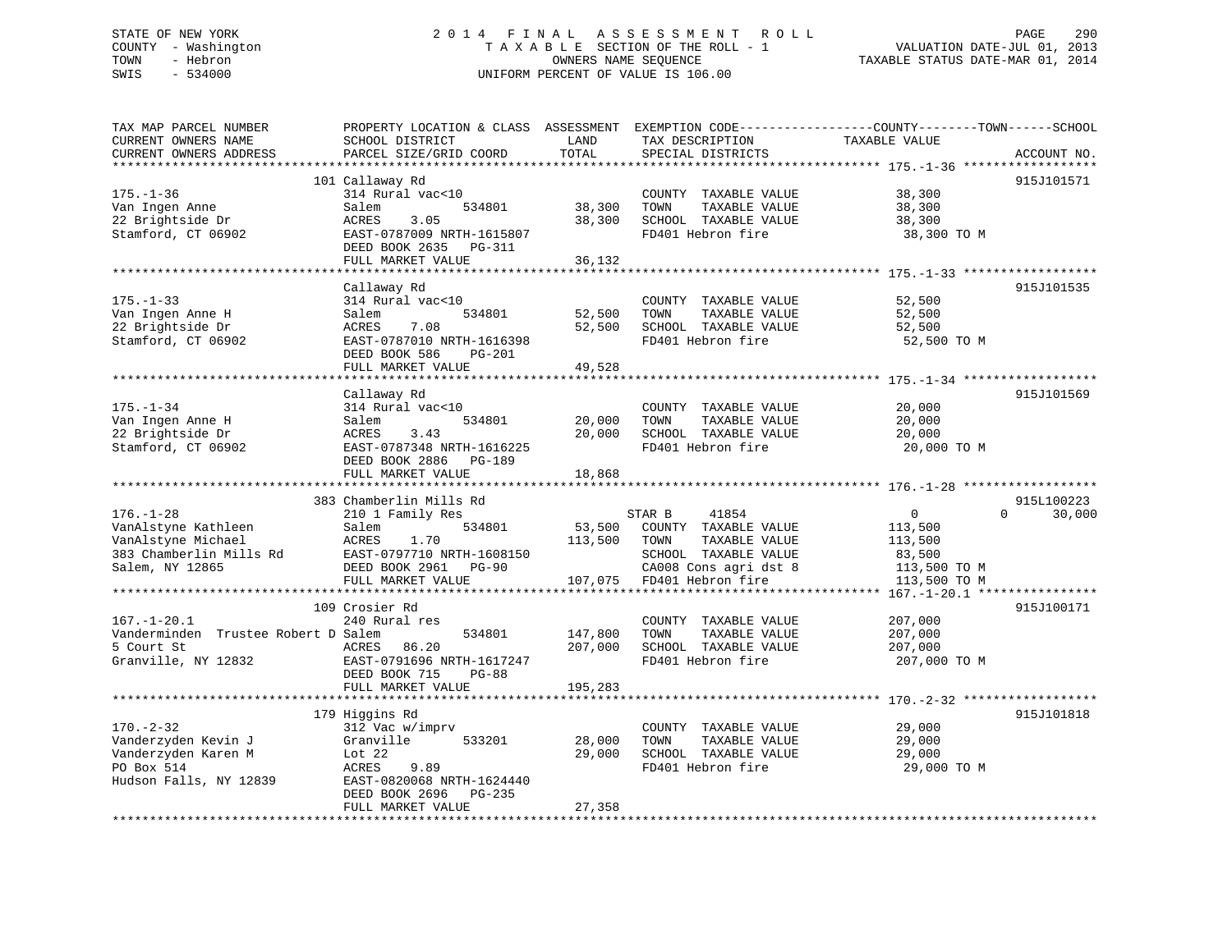STATE OF NEW YORK
COUNTY - Washington
TOWN - Hebron
SWIS - 534000

2014 FINAL ASSESSMENT ROLL
TAXABLE SECTION OF THE ROLL - 1
OWNERS NAME SEQUENCE
UNIFORM PERCENT OF VALUE IS 106.00

VALUATION DATE-JUL 01, 2013
TAXABLE STATUS DATE-MAR 01, 2014

| TAX MAP PARCEL NUMBER / CURRENT OWNERS NAME / CURRENT OWNERS ADDRESS | PROPERTY LOCATION & CLASS / SCHOOL DISTRICT / PARCEL SIZE/GRID COORD | ASSESSMENT LAND / TOTAL | EXEMPTION CODE / TAX DESCRIPTION / SPECIAL DISTRICTS | COUNTY / TOWN / SCHOOL TAXABLE VALUE | ACCOUNT NO. |
|---|---|---|---|---|---|
| **175.-1-36** | 101 Callaway Rd | | | | 915J101571 |
| 175.-1-36 | 314 Rural vac<10 | | COUNTY TAXABLE VALUE | 38,300 | |
| Van Ingen Anne | Salem 534801 | 38,300 | TOWN TAXABLE VALUE | 38,300 | |
| 22 Brightside Dr | ACRES 3.05 | 38,300 | SCHOOL TAXABLE VALUE | 38,300 | |
| Stamford, CT 06902 | EAST-0787009 NRTH-1615807 | | FD401 Hebron fire | 38,300 TO M | |
| | DEED BOOK 2635 PG-311 | | | | |
| | FULL MARKET VALUE | 36,132 | | | |
| **175.-1-33** | Callaway Rd | | | | 915J101535 |
| 175.-1-33 | 314 Rural vac<10 | | COUNTY TAXABLE VALUE | 52,500 | |
| Van Ingen Anne H | Salem 534801 | 52,500 | TOWN TAXABLE VALUE | 52,500 | |
| 22 Brightside Dr | ACRES 7.08 | 52,500 | SCHOOL TAXABLE VALUE | 52,500 | |
| Stamford, CT 06902 | EAST-0787010 NRTH-1616398 | | FD401 Hebron fire | 52,500 TO M | |
| | DEED BOOK 586 PG-201 | | | | |
| | FULL MARKET VALUE | 49,528 | | | |
| **175.-1-34** | Callaway Rd | | | | 915J101569 |
| 175.-1-34 | 314 Rural vac<10 | | COUNTY TAXABLE VALUE | 20,000 | |
| Van Ingen Anne H | Salem 534801 | 20,000 | TOWN TAXABLE VALUE | 20,000 | |
| 22 Brightside Dr | ACRES 3.43 | 20,000 | SCHOOL TAXABLE VALUE | 20,000 | |
| Stamford, CT 06902 | EAST-0787348 NRTH-1616225 | | FD401 Hebron fire | 20,000 TO M | |
| | DEED BOOK 2886 PG-189 | | | | |
| | FULL MARKET VALUE | 18,868 | | | |
| **176.-1-28** | 383 Chamberlin Mills Rd | | | | 915L100223 |
| 176.-1-28 | 210 1 Family Res | | STAR B 41854 | 0 0 30,000 | |
| VanAlstyne Kathleen | Salem 534801 | 53,500 | COUNTY TAXABLE VALUE | 113,500 | |
| VanAlstyne Michael | ACRES 1.70 | 113,500 | TOWN TAXABLE VALUE | 113,500 | |
| 383 Chamberlin Mills Rd | EAST-0797710 NRTH-1608150 | | SCHOOL TAXABLE VALUE | 83,500 | |
| Salem, NY 12865 | DEED BOOK 2961 PG-90 | | CA008 Cons agri dst 8 | 113,500 TO M | |
| | FULL MARKET VALUE | 107,075 | FD401 Hebron fire | 113,500 TO M | |
| **167.-1-20.1** | 109 Crosier Rd | | | | 915J100171 |
| 167.-1-20.1 | 240 Rural res | | COUNTY TAXABLE VALUE | 207,000 | |
| Vanderminden Trustee Robert D | Salem 534801 | 147,800 | TOWN TAXABLE VALUE | 207,000 | |
| 5 Court St | ACRES 86.20 | 207,000 | SCHOOL TAXABLE VALUE | 207,000 | |
| Granville, NY 12832 | EAST-0791696 NRTH-1617247 | | FD401 Hebron fire | 207,000 TO M | |
| | DEED BOOK 715 PG-88 | | | | |
| | FULL MARKET VALUE | 195,283 | | | |
| **170.-2-32** | 179 Higgins Rd | | | | 915J101818 |
| 170.-2-32 | 312 Vac w/imprv | | COUNTY TAXABLE VALUE | 29,000 | |
| Vanderzyden Kevin J | Granville 533201 | 28,000 | TOWN TAXABLE VALUE | 29,000 | |
| Vanderzyden Karen M | Lot 22 | 29,000 | SCHOOL TAXABLE VALUE | 29,000 | |
| PO Box 514 | ACRES 9.89 | | FD401 Hebron fire | 29,000 TO M | |
| Hudson Falls, NY 12839 | EAST-0820068 NRTH-1624440 | | | | |
| | DEED BOOK 2696 PG-235 | | | | |
| | FULL MARKET VALUE | 27,358 | | | |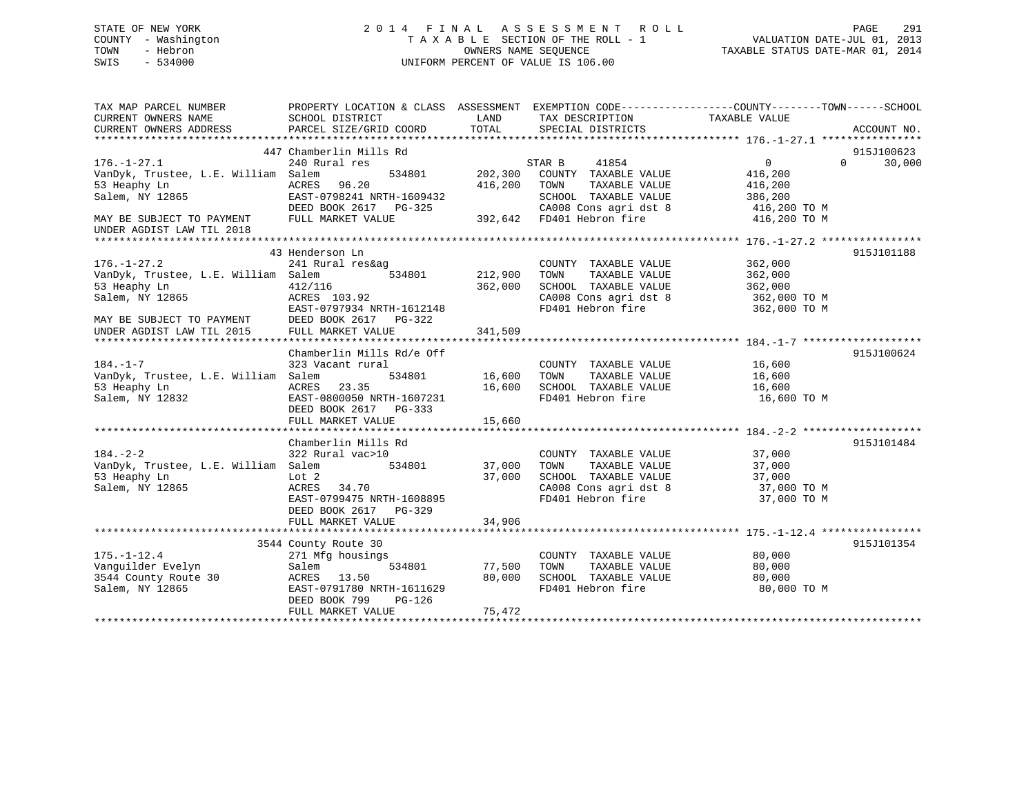STATE OF NEW YORK
COUNTY - Washington
TOWN - Hebron
SWIS - 534000

# 2014 FINAL ASSESSMENT ROLL

TAXABLE SECTION OF THE ROLL - 1
OWNERS NAME SEQUENCE
UNIFORM PERCENT OF VALUE IS 106.00

VALUATION DATE-JUL 01, 2013
TAXABLE STATUS DATE-MAR 01, 2014

```
TAX MAP PARCEL NUMBER          PROPERTY LOCATION & CLASS  ASSESSMENT  EXEMPTION CODE------------------COUNTY--------TOWN------SCHOOL
CURRENT OWNERS NAME            SCHOOL DISTRICT               LAND      TAX DESCRIPTION            TAXABLE VALUE
CURRENT OWNERS ADDRESS         PARCEL SIZE/GRID COORD        TOTAL     SPECIAL DISTRICTS                                   ACCOUNT NO.
************************************************************************************************ 176.-1-27.1 ****************
                               447 Chamberlin Mills Rd                                                                     915J100623
176.-1-27.1                    240 Rural res                           STAR B     41854               0            0      30,000
VanDyk, Trustee, L.E. William  Salem          534801        202,300    COUNTY  TAXABLE VALUE           416,200
53 Heaphy Ln                   ACRES  96.20                 416,200    TOWN    TAXABLE VALUE           416,200
Salem, NY 12865                EAST-0798241 NRTH-1609432               SCHOOL  TAXABLE VALUE           386,200
                               DEED BOOK 2617   PG-325                 CA008 Cons agri dst 8            416,200 TO M
MAY BE SUBJECT TO PAYMENT      FULL MARKET VALUE            392,642    FD401 Hebron fire                416,200 TO M
UNDER AGDIST LAW TIL 2018
************************************************************************************************ 176.-1-27.2 ****************
                               43 Henderson Ln                                                                             915J101188
176.-1-27.2                    241 Rural res&ag                        COUNTY  TAXABLE VALUE           362,000
VanDyk, Trustee, L.E. William  Salem          534801        212,900    TOWN    TAXABLE VALUE           362,000
53 Heaphy Ln                   412/116                      362,000    SCHOOL  TAXABLE VALUE           362,000
Salem, NY 12865                ACRES 103.92                            CA008 Cons agri dst 8            362,000 TO M
                               EAST-0797934 NRTH-1612148               FD401 Hebron fire                362,000 TO M
MAY BE SUBJECT TO PAYMENT      DEED BOOK 2617   PG-322
UNDER AGDIST LAW TIL 2015      FULL MARKET VALUE            341,509
************************************************************************************************ 184.-1-7 *******************
                               Chamberlin Mills Rd/e Off                                                                   915J100624
184.-1-7                       323 Vacant rural                        COUNTY  TAXABLE VALUE            16,600
VanDyk, Trustee, L.E. William  Salem          534801         16,600    TOWN    TAXABLE VALUE            16,600
53 Heaphy Ln                   ACRES  23.35                  16,600    SCHOOL  TAXABLE VALUE            16,600
Salem, NY 12832                EAST-0800050 NRTH-1607231               FD401 Hebron fire                 16,600 TO M
                               DEED BOOK 2617   PG-333
                               FULL MARKET VALUE             15,660
************************************************************************************************ 184.-2-2 *******************
                               Chamberlin Mills Rd                                                                         915J101484
184.-2-2                       322 Rural vac>10                        COUNTY  TAXABLE VALUE            37,000
VanDyk, Trustee, L.E. William  Salem          534801         37,000    TOWN    TAXABLE VALUE            37,000
53 Heaphy Ln                   Lot 2                         37,000    SCHOOL  TAXABLE VALUE            37,000
Salem, NY 12865                ACRES  34.70                            CA008 Cons agri dst 8             37,000 TO M
                               EAST-0799475 NRTH-1608895               FD401 Hebron fire                 37,000 TO M
                               DEED BOOK 2617   PG-329
                               FULL MARKET VALUE             34,906
************************************************************************************************ 175.-1-12.4 ****************
                               3544 County Route 30                                                                        915J101354
175.-1-12.4                    271 Mfg housings                        COUNTY  TAXABLE VALUE            80,000
Vanguilder Evelyn              Salem          534801         77,500    TOWN    TAXABLE VALUE            80,000
3544 County Route 30           ACRES  13.50                  80,000    SCHOOL  TAXABLE VALUE            80,000
Salem, NY 12865                EAST-0791780 NRTH-1611629               FD401 Hebron fire                 80,000 TO M
                               DEED BOOK 799    PG-126
                               FULL MARKET VALUE             75,472
*****************************************************************************************************************************
```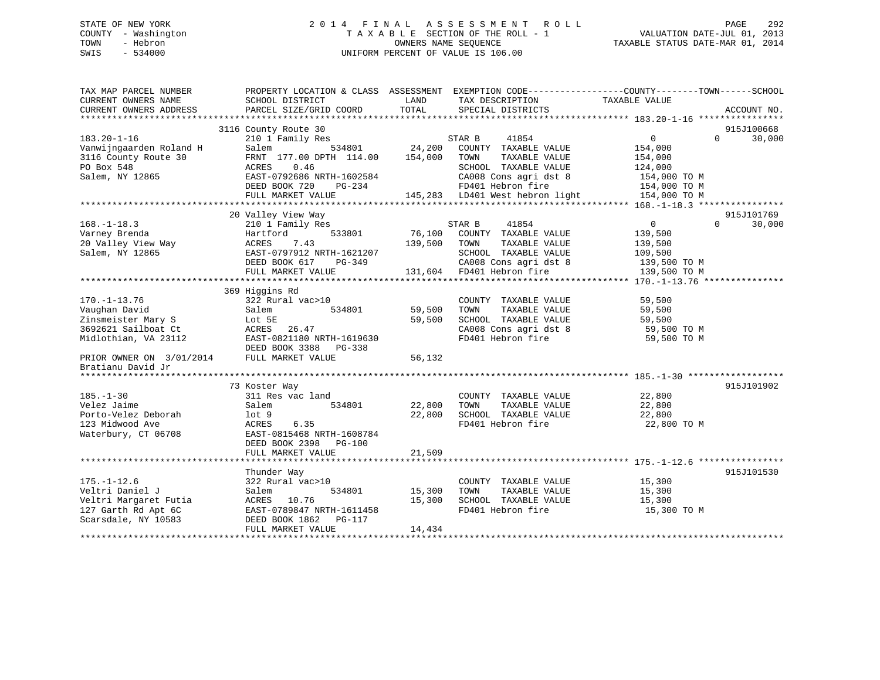STATE OF NEW YORK
COUNTY - Washington
TOWN - Hebron
SWIS - 534000

2014 FINAL ASSESSMENT ROLL
TAXABLE SECTION OF THE ROLL - 1
OWNERS NAME SEQUENCE
UNIFORM PERCENT OF VALUE IS 106.00

VALUATION DATE-JUL 01, 2013
TAXABLE STATUS DATE-MAR 01, 2014

| TAX MAP PARCEL NUMBER / CURRENT OWNERS NAME / CURRENT OWNERS ADDRESS | PROPERTY LOCATION & CLASS / SCHOOL DISTRICT / PARCEL SIZE/GRID COORD | ASSESSMENT LAND / TOTAL | EXEMPTION CODE / TAX DESCRIPTION / SPECIAL DISTRICTS | COUNTY TAXABLE VALUE | TOWN | SCHOOL | ACCOUNT NO. |
|---|---|---|---|---|---|---|---|
| **183.20-1-16** | 3116 County Route 30 | | | | | | 915J100668 |
| 183.20-1-16 | 210 1 Family Res | | STAR B 41854 | 0 | 0 | 30,000 | |
| Vanwijngaarden Roland H | Salem 534801 | 24,200 | COUNTY TAXABLE VALUE | 154,000 | | | |
| 3116 County Route 30 | FRNT 177.00 DPTH 114.00 | 154,000 | TOWN TAXABLE VALUE | 154,000 | | | |
| PO Box 548 | ACRES 0.46 | | SCHOOL TAXABLE VALUE | 124,000 | | | |
| Salem, NY 12865 | EAST-0792686 NRTH-1602584 | | CA008 Cons agri dst 8 | 154,000 TO M | | | |
| | DEED BOOK 720 PG-234 | | FD401 Hebron fire | 154,000 TO M | | | |
| | FULL MARKET VALUE | 145,283 | LD401 West hebron light | 154,000 TO M | | | |
| **168.-1-18.3** | 20 Valley View Way | | | | | | 915J101769 |
| 168.-1-18.3 | 210 1 Family Res | | STAR B 41854 | 0 | 0 | 30,000 | |
| Varney Brenda | Hartford 533801 | 76,100 | COUNTY TAXABLE VALUE | 139,500 | | | |
| 20 Valley View Way | ACRES 7.43 | 139,500 | TOWN TAXABLE VALUE | 139,500 | | | |
| Salem, NY 12865 | EAST-0797912 NRTH-1621207 | | SCHOOL TAXABLE VALUE | 109,500 | | | |
| | DEED BOOK 617 PG-349 | | CA008 Cons agri dst 8 | 139,500 TO M | | | |
| | FULL MARKET VALUE | 131,604 | FD401 Hebron fire | 139,500 TO M | | | |
| **170.-1-13.76** | 369 Higgins Rd | | | | | | |
| 170.-1-13.76 | 322 Rural vac>10 | | COUNTY TAXABLE VALUE | 59,500 | | | |
| Vaughan David | Salem 534801 | 59,500 | TOWN TAXABLE VALUE | 59,500 | | | |
| Zinsmeister Mary S | Lot 5E | 59,500 | SCHOOL TAXABLE VALUE | 59,500 | | | |
| 3692621 Sailboat Ct | ACRES 26.47 | | CA008 Cons agri dst 8 | 59,500 TO M | | | |
| Midlothian, VA 23112 | EAST-0821180 NRTH-1619630 | | FD401 Hebron fire | 59,500 TO M | | | |
| | DEED BOOK 3388 PG-338 | | | | | | |
| PRIOR OWNER ON 3/01/2014 | FULL MARKET VALUE | 56,132 | | | | | |
| Bratianu David Jr | | | | | | | |
| **185.-1-30** | 73 Koster Way | | | | | | 915J101902 |
| 185.-1-30 | 311 Res vac land | | COUNTY TAXABLE VALUE | 22,800 | | | |
| Velez Jaime | Salem 534801 | 22,800 | TOWN TAXABLE VALUE | 22,800 | | | |
| Porto-Velez Deborah | lot 9 | 22,800 | SCHOOL TAXABLE VALUE | 22,800 | | | |
| 123 Midwood Ave | ACRES 6.35 | | FD401 Hebron fire | 22,800 TO M | | | |
| Waterbury, CT 06708 | EAST-0815468 NRTH-1608784 | | | | | | |
| | DEED BOOK 2398 PG-100 | | | | | | |
| | FULL MARKET VALUE | 21,509 | | | | | |
| **175.-1-12.6** | Thunder Way | | | | | | 915J101530 |
| 175.-1-12.6 | 322 Rural vac>10 | | COUNTY TAXABLE VALUE | 15,300 | | | |
| Veltri Daniel J | Salem 534801 | 15,300 | TOWN TAXABLE VALUE | 15,300 | | | |
| Veltri Margaret Futia | ACRES 10.76 | 15,300 | SCHOOL TAXABLE VALUE | 15,300 | | | |
| 127 Garth Rd Apt 6C | EAST-0789847 NRTH-1611458 | | FD401 Hebron fire | 15,300 TO M | | | |
| Scarsdale, NY 10583 | DEED BOOK 1862 PG-117 | | | | | | |
| | FULL MARKET VALUE | 14,434 | | | | | |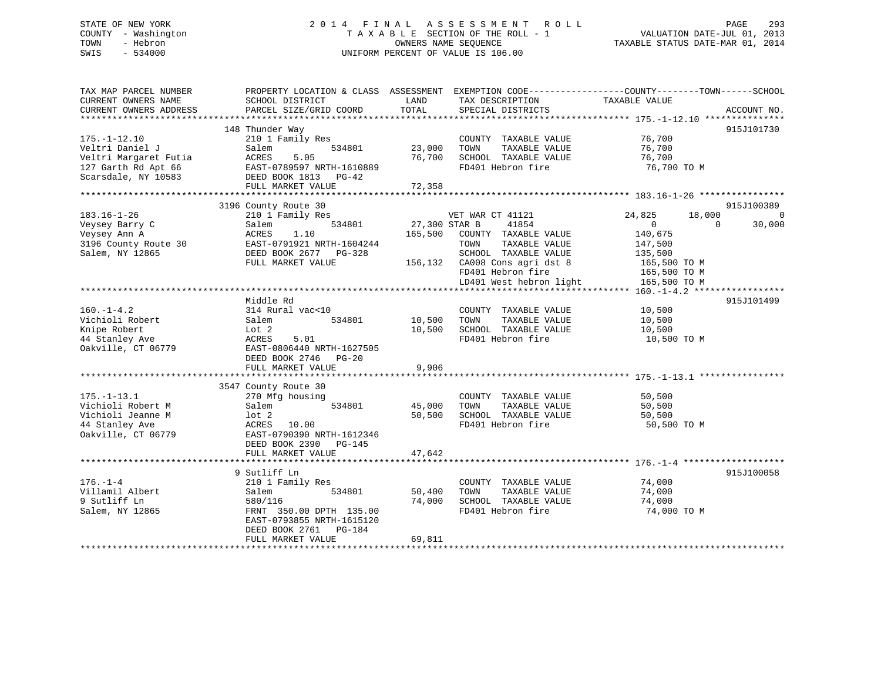STATE OF NEW YORK
COUNTY - Washington
TOWN - Hebron
SWIS - 534000

# 2014 FINAL ASSESSMENT ROLL
TAXABLE SECTION OF THE ROLL - 1
OWNERS NAME SEQUENCE
UNIFORM PERCENT OF VALUE IS 106.00

VALUATION DATE-JUL 01, 2013
TAXABLE STATUS DATE-MAR 01, 2014

| TAX MAP PARCEL NUMBER / CURRENT OWNERS NAME / CURRENT OWNERS ADDRESS | PROPERTY LOCATION & CLASS / SCHOOL DISTRICT / PARCEL SIZE/GRID COORD | ASSESSMENT LAND / TOTAL | EXEMPTION CODE / TAX DESCRIPTION / SPECIAL DISTRICTS | COUNTY | TOWN | SCHOOL | ACCOUNT NO. |
|---|---|---|---|---|---|---|---|
| **175.-1-12.10** | 148 Thunder Way | | | | | | 915J101730 |
| Veltri Daniel J | 210 1 Family Res | | COUNTY TAXABLE VALUE | 76,700 | | | |
| Veltri Margaret Futia | Salem 534801 | 23,000 | TOWN TAXABLE VALUE | | 76,700 | | |
| 127 Garth Rd Apt 66 | ACRES 5.05 | 76,700 | SCHOOL TAXABLE VALUE | | | 76,700 | |
| Scarsdale, NY 10583 | EAST-0789597 NRTH-1610889 | | FD401 Hebron fire | 76,700 TO M | | | |
| | DEED BOOK 1813 PG-42 | | | | | | |
| | FULL MARKET VALUE | 72,358 | | | | | |
| **183.16-1-26** | 3196 County Route 30 | | | | | | 915J100389 |
| Veysey Barry C | 210 1 Family Res | | VET WAR CT 41121 | 24,825 | 18,000 | 0 | |
| Veysey Ann A | Salem 534801 | 27,300 | STAR B 41854 | 0 | 0 | 30,000 | |
| 3196 County Route 30 | ACRES 1.10 | 165,500 | COUNTY TAXABLE VALUE | 140,675 | | | |
| Salem, NY 12865 | EAST-0791921 NRTH-1604244 | | TOWN TAXABLE VALUE | | 147,500 | | |
| | DEED BOOK 2677 PG-328 | | SCHOOL TAXABLE VALUE | | | 135,500 | |
| | FULL MARKET VALUE | 156,132 | CA008 Cons agri dst 8 | 165,500 TO M | | | |
| | | | FD401 Hebron fire | 165,500 TO M | | | |
| | | | LD401 West hebron light | 165,500 TO M | | | |
| **160.-1-4.2** | Middle Rd | | | | | | 915J101499 |
| Vichioli Robert | 314 Rural vac<10 | | COUNTY TAXABLE VALUE | 10,500 | | | |
| Knipe Robert | Salem 534801 | 10,500 | TOWN TAXABLE VALUE | | 10,500 | | |
| 44 Stanley Ave | Lot 2 | 10,500 | SCHOOL TAXABLE VALUE | | | 10,500 | |
| Oakville, CT 06779 | ACRES 5.01 | | FD401 Hebron fire | 10,500 TO M | | | |
| | EAST-0806440 NRTH-1627505 | | | | | | |
| | DEED BOOK 2746 PG-20 | | | | | | |
| | FULL MARKET VALUE | 9,906 | | | | | |
| **175.-1-13.1** | 3547 County Route 30 | | | | | | |
| Vichioli Robert M | 270 Mfg housing | | COUNTY TAXABLE VALUE | 50,500 | | | |
| Vichioli Jeanne M | Salem 534801 | 45,000 | TOWN TAXABLE VALUE | | 50,500 | | |
| 44 Stanley Ave | lot 2 | 50,500 | SCHOOL TAXABLE VALUE | | | 50,500 | |
| Oakville, CT 06779 | ACRES 10.00 | | FD401 Hebron fire | 50,500 TO M | | | |
| | EAST-0790390 NRTH-1612346 | | | | | | |
| | DEED BOOK 2390 PG-145 | | | | | | |
| | FULL MARKET VALUE | 47,642 | | | | | |
| **176.-1-4** | 9 Sutliff Ln | | | | | | 915J100058 |
| Villamil Albert | 210 1 Family Res | | COUNTY TAXABLE VALUE | 74,000 | | | |
| 9 Sutliff Ln | Salem 534801 | 50,400 | TOWN TAXABLE VALUE | | 74,000 | | |
| Salem, NY 12865 | 580/116 | 74,000 | SCHOOL TAXABLE VALUE | | | 74,000 | |
| | FRNT 350.00 DPTH 135.00 | | FD401 Hebron fire | 74,000 TO M | | | |
| | EAST-0793855 NRTH-1615120 | | | | | | |
| | DEED BOOK 2761 PG-184 | | | | | | |
| | FULL MARKET VALUE | 69,811 | | | | | |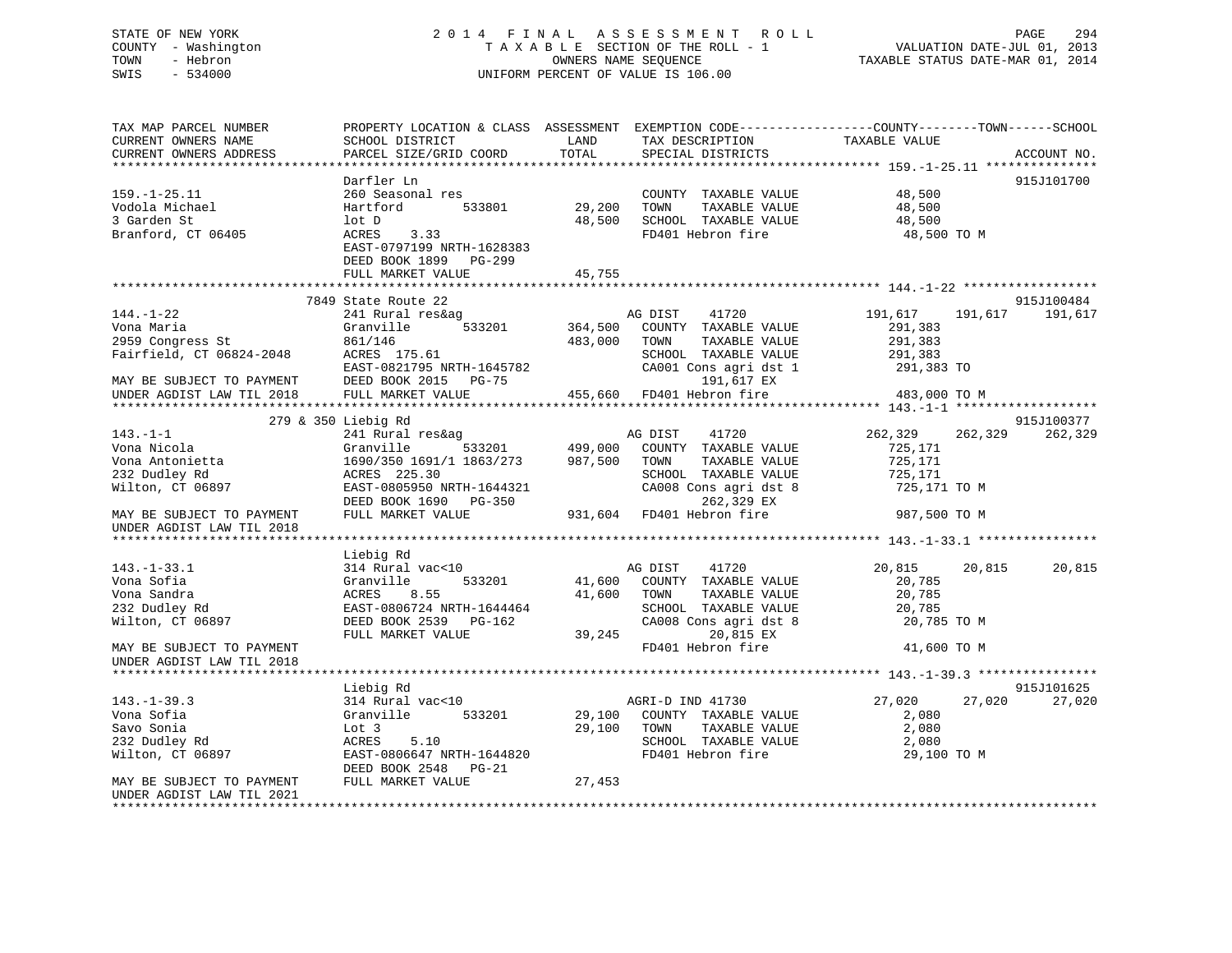STATE OF NEW YORK
COUNTY - Washington
TOWN - Hebron
SWIS - 534000

2014 FINAL ASSESSMENT ROLL
TAXABLE SECTION OF THE ROLL - 1
OWNERS NAME SEQUENCE
UNIFORM PERCENT OF VALUE IS 106.00

VALUATION DATE-JUL 01, 2013
TAXABLE STATUS DATE-MAR 01, 2014

| TAX MAP PARCEL NUMBER / CURRENT OWNERS NAME / CURRENT OWNERS ADDRESS | PROPERTY LOCATION & CLASS / SCHOOL DISTRICT / PARCEL SIZE/GRID COORD | ASSESSMENT LAND | TOTAL | EXEMPTION CODE / TAX DESCRIPTION / SPECIAL DISTRICTS | COUNTY TAXABLE VALUE | TOWN | SCHOOL | ACCOUNT NO. |
|---|---|---|---|---|---|---|---|---|
| **159.-1-25.11** | Darfler Ln | | | | | | | 915J101700 |
| 159.-1-25.11 | 260 Seasonal res | | | COUNTY TAXABLE VALUE | 48,500 | | | |
| Vodola Michael | Hartford 533801 | 29,200 | | TOWN TAXABLE VALUE | 48,500 | | | |
| 3 Garden St | lot D | | 48,500 | SCHOOL TAXABLE VALUE | 48,500 | | | |
| Branford, CT 06405 | ACRES 3.33 | | | FD401 Hebron fire | 48,500 TO M | | | |
| | EAST-0797199 NRTH-1628383 | | | | | | | |
| | DEED BOOK 1899 PG-299 | | | | | | | |
| | FULL MARKET VALUE | | 45,755 | | | | | |
| **144.-1-22** | 7849 State Route 22 | | | | | | | 915J100484 |
| 144.-1-22 | 241 Rural res&ag | | | AG DIST 41720 | 191,617 | 191,617 | 191,617 | |
| Vona Maria | Granville 533201 | 364,500 | | COUNTY TAXABLE VALUE | 291,383 | | | |
| 2959 Congress St | 861/146 | | 483,000 | TOWN TAXABLE VALUE | 291,383 | | | |
| Fairfield, CT 06824-2048 | ACRES 175.61 | | | SCHOOL TAXABLE VALUE | 291,383 | | | |
| | EAST-0821795 NRTH-1645782 | | | CA001 Cons agri dst 1 | 291,383 TO | | | |
| MAY BE SUBJECT TO PAYMENT | DEED BOOK 2015 PG-75 | | | 191,617 EX | | | | |
| UNDER AGDIST LAW TIL 2018 | FULL MARKET VALUE | | 455,660 | FD401 Hebron fire | 483,000 TO M | | | |
| **143.-1-1** | 279 & 350 Liebig Rd | | | | | | | 915J100377 |
| 143.-1-1 | 241 Rural res&ag | | | AG DIST 41720 | 262,329 | 262,329 | 262,329 | |
| Vona Nicola | Granville 533201 | 499,000 | | COUNTY TAXABLE VALUE | 725,171 | | | |
| Vona Antonietta | 1690/350 1691/1 1863/273 | | 987,500 | TOWN TAXABLE VALUE | 725,171 | | | |
| 232 Dudley Rd | ACRES 225.30 | | | SCHOOL TAXABLE VALUE | 725,171 | | | |
| Wilton, CT 06897 | EAST-0805950 NRTH-1644321 | | | CA008 Cons agri dst 8 | 725,171 TO M | | | |
| | DEED BOOK 1690 PG-350 | | | 262,329 EX | | | | |
| MAY BE SUBJECT TO PAYMENT | FULL MARKET VALUE | | 931,604 | FD401 Hebron fire | 987,500 TO M | | | |
| UNDER AGDIST LAW TIL 2018 | | | | | | | | |
| **143.-1-33.1** | Liebig Rd | | | | | | | |
| 143.-1-33.1 | 314 Rural vac<10 | | | AG DIST 41720 | 20,815 | 20,815 | 20,815 | |
| Vona Sofia | Granville 533201 | 41,600 | | COUNTY TAXABLE VALUE | 20,785 | | | |
| Vona Sandra | ACRES 8.55 | | 41,600 | TOWN TAXABLE VALUE | 20,785 | | | |
| 232 Dudley Rd | EAST-0806724 NRTH-1644464 | | | SCHOOL TAXABLE VALUE | 20,785 | | | |
| Wilton, CT 06897 | DEED BOOK 2539 PG-162 | | | CA008 Cons agri dst 8 | 20,785 TO M | | | |
| | FULL MARKET VALUE | | 39,245 | 20,815 EX | | | | |
| MAY BE SUBJECT TO PAYMENT | | | | FD401 Hebron fire | 41,600 TO M | | | |
| UNDER AGDIST LAW TIL 2018 | | | | | | | | |
| **143.-1-39.3** | Liebig Rd | | | | | | | 915J101625 |
| 143.-1-39.3 | 314 Rural vac<10 | | | AGRI-D IND 41730 | 27,020 | 27,020 | 27,020 | |
| Vona Sofia | Granville 533201 | 29,100 | | COUNTY TAXABLE VALUE | 2,080 | | | |
| Savo Sonia | Lot 3 | | 29,100 | TOWN TAXABLE VALUE | 2,080 | | | |
| 232 Dudley Rd | ACRES 5.10 | | | SCHOOL TAXABLE VALUE | 2,080 | | | |
| Wilton, CT 06897 | EAST-0806647 NRTH-1644820 | | | FD401 Hebron fire | 29,100 TO M | | | |
| | DEED BOOK 2548 PG-21 | | | | | | | |
| MAY BE SUBJECT TO PAYMENT | FULL MARKET VALUE | | 27,453 | | | | | |
| UNDER AGDIST LAW TIL 2021 | | | | | | | | |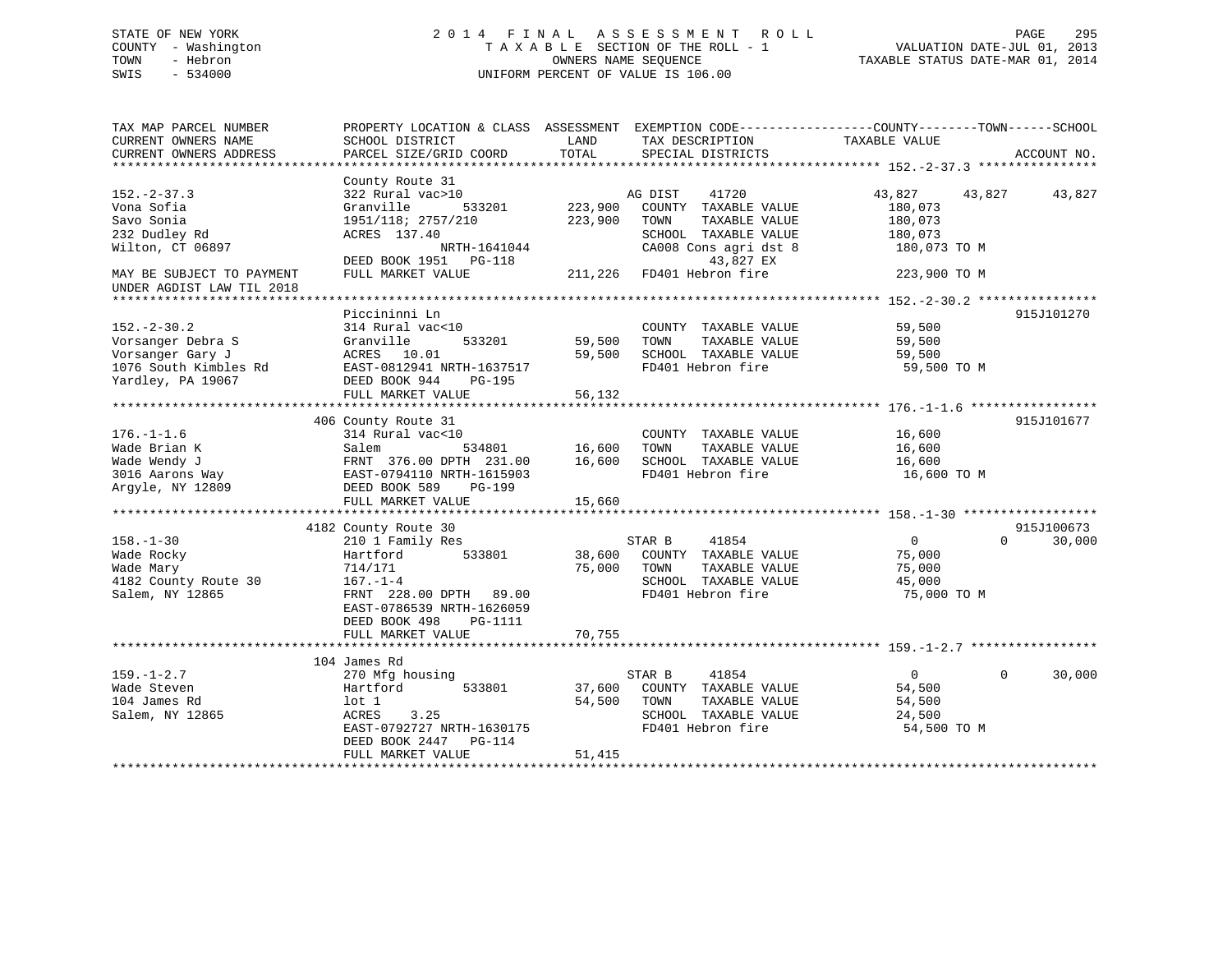STATE OF NEW YORK
COUNTY - Washington
TOWN - Hebron
SWIS - 534000

2014 FINAL ASSESSMENT ROLL
TAXABLE SECTION OF THE ROLL - 1
OWNERS NAME SEQUENCE
UNIFORM PERCENT OF VALUE IS 106.00

VALUATION DATE-JUL 01, 2013
TAXABLE STATUS DATE-MAR 01, 2014

```
TAX MAP PARCEL NUMBER          PROPERTY LOCATION & CLASS  ASSESSMENT  EXEMPTION CODE------------------COUNTY--------TOWN------SCHOOL
CURRENT OWNERS NAME            SCHOOL DISTRICT               LAND      TAX DESCRIPTION            TAXABLE VALUE
CURRENT OWNERS ADDRESS         PARCEL SIZE/GRID COORD        TOTAL     SPECIAL DISTRICTS                                    ACCOUNT NO.
******************************************************************************************************* 152.-2-37.3 ****************
                               County Route 31
152.-2-37.3                    322 Rural vac>10                    AG DIST    41720            43,827      43,827      43,827
Vona Sofia                     Granville        533201   223,900   COUNTY  TAXABLE VALUE        180,073
Savo Sonia                     1951/118; 2757/210        223,900   TOWN    TAXABLE VALUE        180,073
232 Dudley Rd                  ACRES 137.40                        SCHOOL  TAXABLE VALUE        180,073
Wilton, CT 06897                          NRTH-1641044             CA008 Cons agri dst 8         180,073 TO M
                               DEED BOOK 1951   PG-118                     43,827 EX
MAY BE SUBJECT TO PAYMENT      FULL MARKET VALUE         211,226   FD401 Hebron fire             223,900 TO M
UNDER AGDIST LAW TIL 2018
******************************************************************************************************* 152.-2-30.2 ****************
                               Piccininni Ln                                                                            915J101270
152.-2-30.2                    314 Rural vac<10                    COUNTY  TAXABLE VALUE         59,500
Vorsanger Debra S              Granville        533201    59,500   TOWN    TAXABLE VALUE         59,500
Vorsanger Gary J               ACRES  10.01               59,500   SCHOOL  TAXABLE VALUE         59,500
1076 South Kimbles Rd          EAST-0812941 NRTH-1637517           FD401 Hebron fire              59,500 TO M
Yardley, PA 19067              DEED BOOK 944    PG-195
                               FULL MARKET VALUE          56,132
******************************************************************************************************* 176.-1-1.6 *****************
                           406 County Route 31                                                                          915J101677
176.-1-1.6                     314 Rural vac<10                    COUNTY  TAXABLE VALUE         16,600
Wade Brian K                   Salem            534801    16,600   TOWN    TAXABLE VALUE         16,600
Wade Wendy J                   FRNT 376.00 DPTH 231.00    16,600   SCHOOL  TAXABLE VALUE         16,600
3016 Aarons Way                EAST-0794110 NRTH-1615903           FD401 Hebron fire              16,600 TO M
Argyle, NY 12809               DEED BOOK 589    PG-199
                               FULL MARKET VALUE          15,660
******************************************************************************************************* 158.-1-30 ******************
                          4182 County Route 30                                                                          915J100673
158.-1-30                      210 1 Family Res                    STAR B     41854                 0           0      30,000
Wade Rocky                     Hartford         533801    38,600   COUNTY  TAXABLE VALUE         75,000
Wade Mary                      714/171                    75,000   TOWN    TAXABLE VALUE         75,000
4182 County Route 30           167.-1-4                            SCHOOL  TAXABLE VALUE         45,000
Salem, NY 12865                FRNT 228.00 DPTH  89.00             FD401 Hebron fire              75,000 TO M
                               EAST-0786539 NRTH-1626059
                               DEED BOOK 498    PG-1111
                               FULL MARKET VALUE          70,755
******************************************************************************************************* 159.-1-2.7 *****************
                           104 James Rd
159.-1-2.7                     270 Mfg housing                     STAR B     41854                 0           0      30,000
Wade Steven                    Hartford         533801    37,600   COUNTY  TAXABLE VALUE         54,500
104 James Rd                   lot 1                      54,500   TOWN    TAXABLE VALUE         54,500
Salem, NY 12865                ACRES    3.25                       SCHOOL  TAXABLE VALUE         24,500
                               EAST-0792727 NRTH-1630175           FD401 Hebron fire              54,500 TO M
                               DEED BOOK 2447   PG-114
                               FULL MARKET VALUE          51,415
************************************************************************************************************************************
```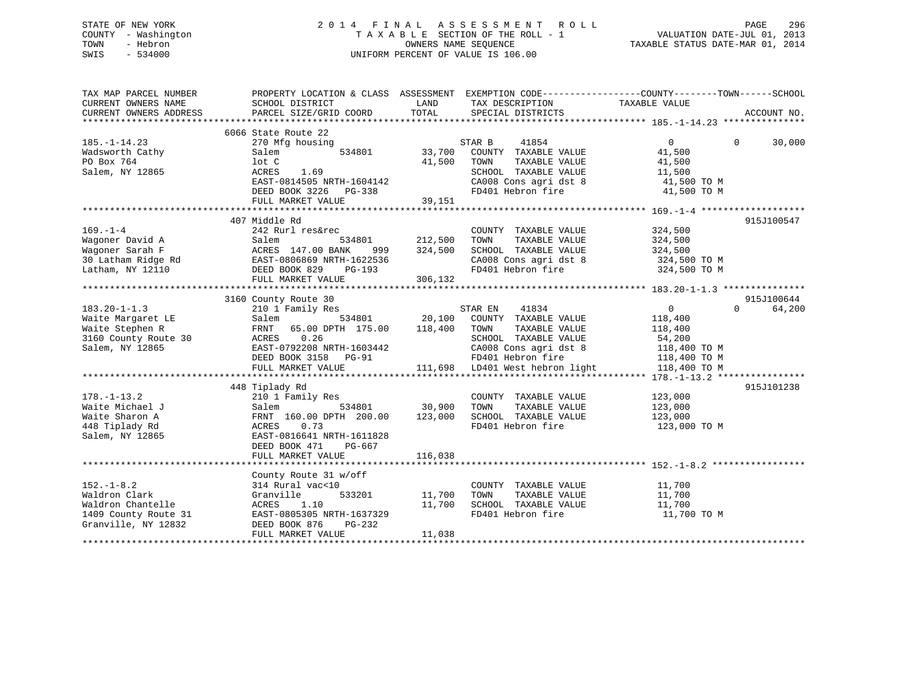STATE OF NEW YORK
COUNTY - Washington
TOWN - Hebron
SWIS - 534000

# 2014 FINAL ASSESSMENT ROLL

TAXABLE SECTION OF THE ROLL - 1
OWNERS NAME SEQUENCE
UNIFORM PERCENT OF VALUE IS 106.00

VALUATION DATE-JUL 01, 2013
TAXABLE STATUS DATE-MAR 01, 2014

```
TAX MAP PARCEL NUMBER         PROPERTY LOCATION & CLASS  ASSESSMENT  EXEMPTION CODE------------------COUNTY--------TOWN------SCHOOL
CURRENT OWNERS NAME           SCHOOL DISTRICT               LAND      TAX DESCRIPTION            TAXABLE VALUE
CURRENT OWNERS ADDRESS        PARCEL SIZE/GRID COORD        TOTAL     SPECIAL DISTRICTS                                    ACCOUNT NO.
******************************************************************************************************* 185.-1-14.23 ***************
                              6066 State Route 22
185.-1-14.23                  270 Mfg housing                         STAR B     41854              0             0      30,000
Wadsworth Cathy               Salem          534801       33,700    COUNTY  TAXABLE VALUE          41,500
PO Box 764                    lot C                       41,500    TOWN    TAXABLE VALUE          41,500
Salem, NY 12865               ACRES    1.69                         SCHOOL  TAXABLE VALUE          11,500
                              EAST-0814505 NRTH-1604142             CA008 Cons agri dst 8           41,500 TO M
                              DEED BOOK 3226   PG-338               FD401 Hebron fire               41,500 TO M
                              FULL MARKET VALUE           39,151
******************************************************************************************************* 169.-1-4 *******************
                              407 Middle Rd                                                                          915J100547
169.-1-4                      242 Rurl res&rec                        COUNTY  TAXABLE VALUE          324,500
Wagoner David A               Salem          534801      212,500    TOWN    TAXABLE VALUE          324,500
Wagoner Sarah F               ACRES  147.00 BANK     999   324,500    SCHOOL  TAXABLE VALUE          324,500
30 Latham Ridge Rd            EAST-0806869 NRTH-1622536             CA008 Cons agri dst 8           324,500 TO M
Latham, NY 12110              DEED BOOK 829    PG-193               FD401 Hebron fire               324,500 TO M
                              FULL MARKET VALUE          306,132
******************************************************************************************************* 183.20-1-1.3 ***************
                              3160 County Route 30                                                                   915J100644
183.20-1-1.3                  210 1 Family Res                        STAR EN    41834              0             0      64,200
Waite Margaret LE             Salem          534801       20,100    COUNTY  TAXABLE VALUE          118,400
Waite Stephen R               FRNT   65.00 DPTH 175.00   118,400    TOWN    TAXABLE VALUE          118,400
3160 County Route 30          ACRES    0.26                         SCHOOL  TAXABLE VALUE          54,200
Salem, NY 12865               EAST-0792208 NRTH-1603442             CA008 Cons agri dst 8           118,400 TO M
                              DEED BOOK 3158   PG-91                FD401 Hebron fire               118,400 TO M
                              FULL MARKET VALUE          111,698    LD401 West hebron light         118,400 TO M
******************************************************************************************************* 178.-1-13.2 ****************
                              448 Tiplady Rd                                                                         915J101238
178.-1-13.2                   210 1 Family Res                        COUNTY  TAXABLE VALUE          123,000
Waite Michael J               Salem          534801       30,900    TOWN    TAXABLE VALUE          123,000
Waite Sharon A                FRNT  160.00 DPTH 200.00   123,000    SCHOOL  TAXABLE VALUE          123,000
448 Tiplady Rd                ACRES    0.73                         FD401 Hebron fire               123,000 TO M
Salem, NY 12865               EAST-0816641 NRTH-1611828
                              DEED BOOK 471    PG-667
                              FULL MARKET VALUE          116,038
******************************************************************************************************* 152.-1-8.2 *****************
                              County Route 31 w/off
152.-1-8.2                    314 Rural vac<10                        COUNTY  TAXABLE VALUE          11,700
Waldron Clark                 Granville      533201       11,700    TOWN    TAXABLE VALUE          11,700
Waldron Chantelle             ACRES    1.10               11,700    SCHOOL  TAXABLE VALUE          11,700
1409 County Route 31          EAST-0805305 NRTH-1637329             FD401 Hebron fire               11,700 TO M
Granville, NY 12832           DEED BOOK 876    PG-232
                              FULL MARKET VALUE           11,038
************************************************************************************************************************************
```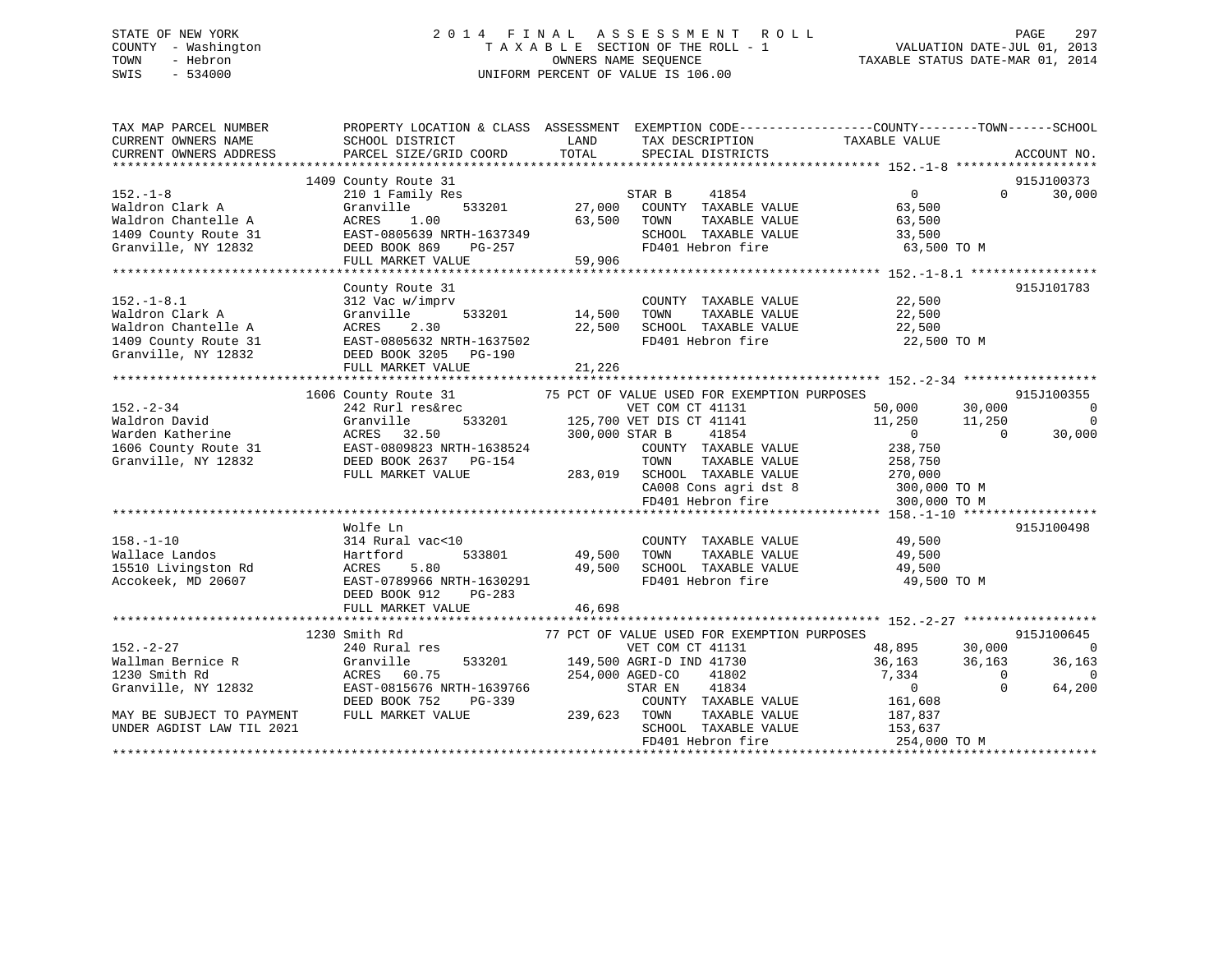STATE OF NEW YORK
COUNTY - Washington
TOWN - Hebron
SWIS - 534000

# 2014 FINAL ASSESSMENT ROLL
TAXABLE SECTION OF THE ROLL - 1
OWNERS NAME SEQUENCE
UNIFORM PERCENT OF VALUE IS 106.00

VALUATION DATE-JUL 01, 2013
TAXABLE STATUS DATE-MAR 01, 2014

| TAX MAP PARCEL NUMBER / CURRENT OWNERS NAME / CURRENT OWNERS ADDRESS | PROPERTY LOCATION & CLASS / SCHOOL DISTRICT / PARCEL SIZE/GRID COORD | ASSESSMENT LAND / TOTAL | EXEMPTION CODE / TAX DESCRIPTION / SPECIAL DISTRICTS | COUNTY TAXABLE VALUE | TOWN | SCHOOL | ACCOUNT NO. |
|---|---|---|---|---|---|---|---|
| **152.-1-8** | 1409 County Route 31 | | | | | | 915J100373 |
| 152.-1-8 | 210 1 Family Res | | STAR B 41854 | 0 | 0 | 30,000 | |
| Waldron Clark A | Granville 533201 | 27,000 | COUNTY TAXABLE VALUE | 63,500 | | | |
| Waldron Chantelle A | ACRES 1.00 | 63,500 | TOWN TAXABLE VALUE | 63,500 | | | |
| 1409 County Route 31 | EAST-0805639 NRTH-1637349 | | SCHOOL TAXABLE VALUE | 33,500 | | | |
| Granville, NY 12832 | DEED BOOK 869 PG-257 | | FD401 Hebron fire | 63,500 TO M | | | |
| | FULL MARKET VALUE | 59,906 | | | | | |
| **152.-1-8.1** | County Route 31 | | | | | | 915J101783 |
| 152.-1-8.1 | 312 Vac w/imprv | | COUNTY TAXABLE VALUE | 22,500 | | | |
| Waldron Clark A | Granville 533201 | 14,500 | TOWN TAXABLE VALUE | 22,500 | | | |
| Waldron Chantelle A | ACRES 2.30 | 22,500 | SCHOOL TAXABLE VALUE | 22,500 | | | |
| 1409 County Route 31 | EAST-0805632 NRTH-1637502 | | FD401 Hebron fire | 22,500 TO M | | | |
| Granville, NY 12832 | DEED BOOK 3205 PG-190 | | | | | | |
| | FULL MARKET VALUE | 21,226 | | | | | |
| **152.-2-34** | 1606 County Route 31 | | 75 PCT OF VALUE USED FOR EXEMPTION PURPOSES | | | | 915J100355 |
| 152.-2-34 | 242 Rurl res&rec | | VET COM CT 41131 | 50,000 | 30,000 | 0 | |
| Waldron David | Granville 533201 | 125,700 | VET DIS CT 41141 | 11,250 | 11,250 | 0 | |
| Warden Katherine | ACRES 32.50 | 300,000 | STAR B 41854 | 0 | 0 | 30,000 | |
| 1606 County Route 31 | EAST-0809823 NRTH-1638524 | | COUNTY TAXABLE VALUE | 238,750 | | | |
| Granville, NY 12832 | DEED BOOK 2637 PG-154 | | TOWN TAXABLE VALUE | 258,750 | | | |
| | FULL MARKET VALUE | 283,019 | SCHOOL TAXABLE VALUE | 270,000 | | | |
| | | | CA008 Cons agri dst 8 | 300,000 TO M | | | |
| | | | FD401 Hebron fire | 300,000 TO M | | | |
| **158.-1-10** | Wolfe Ln | | | | | | 915J100498 |
| 158.-1-10 | 314 Rural vac<10 | | COUNTY TAXABLE VALUE | 49,500 | | | |
| Wallace Landos | Hartford 533801 | 49,500 | TOWN TAXABLE VALUE | 49,500 | | | |
| 15510 Livingston Rd | ACRES 5.80 | 49,500 | SCHOOL TAXABLE VALUE | 49,500 | | | |
| Accokeek, MD 20607 | EAST-0789966 NRTH-1630291 | | FD401 Hebron fire | 49,500 TO M | | | |
| | DEED BOOK 912 PG-283 | | | | | | |
| | FULL MARKET VALUE | 46,698 | | | | | |
| **152.-2-27** | 1230 Smith Rd | | 77 PCT OF VALUE USED FOR EXEMPTION PURPOSES | | | | 915J100645 |
| 152.-2-27 | 240 Rural res | | VET COM CT 41131 | 48,895 | 30,000 | 0 | |
| Wallman Bernice R | Granville 533201 | 149,500 | AGRI-D IND 41730 | 36,163 | 36,163 | 36,163 | |
| 1230 Smith Rd | ACRES 60.75 | 254,000 | AGED-CO 41802 | 7,334 | 0 | 0 | |
| Granville, NY 12832 | EAST-0815676 NRTH-1639766 | | STAR EN 41834 | 0 | 0 | 64,200 | |
| | DEED BOOK 752 PG-339 | | COUNTY TAXABLE VALUE | 161,608 | | | |
| MAY BE SUBJECT TO PAYMENT | FULL MARKET VALUE | 239,623 | TOWN TAXABLE VALUE | 187,837 | | | |
| UNDER AGDIST LAW TIL 2021 | | | SCHOOL TAXABLE VALUE | 153,637 | | | |
| | | | FD401 Hebron fire | 254,000 TO M | | | |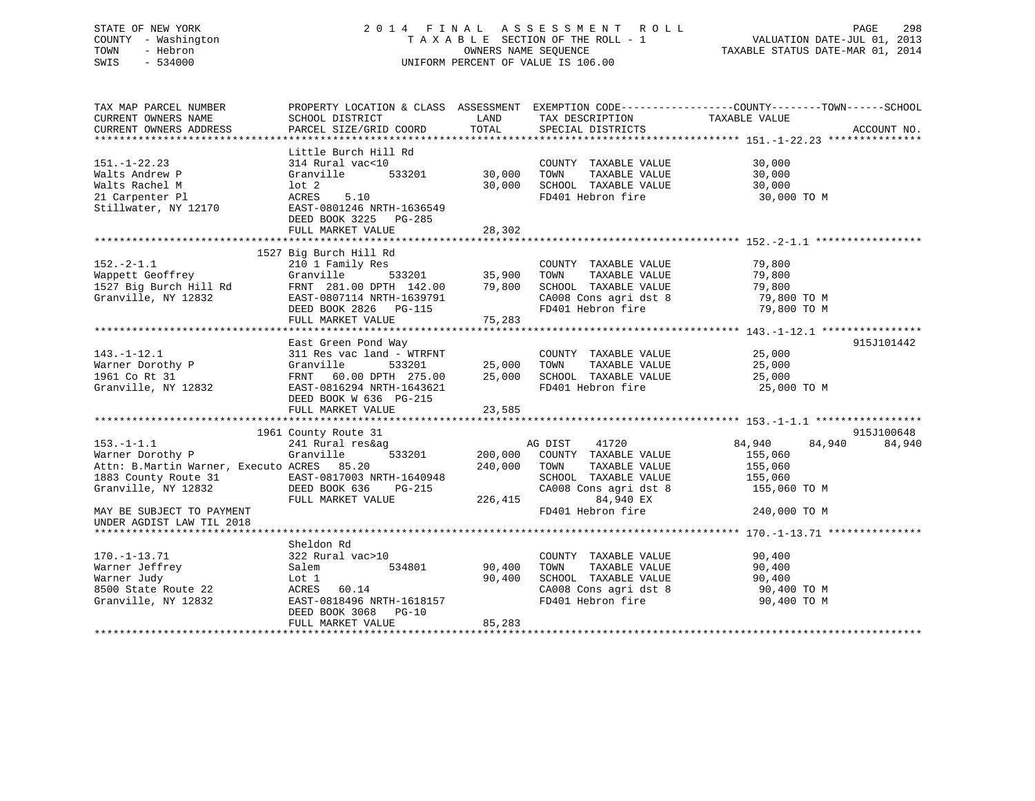STATE OF NEW YORK
COUNTY - Washington
TOWN - Hebron
SWIS - 534000

# 2014 FINAL ASSESSMENT ROLL
TAXABLE SECTION OF THE ROLL - 1
OWNERS NAME SEQUENCE
UNIFORM PERCENT OF VALUE IS 106.00

VALUATION DATE-JUL 01, 2013
TAXABLE STATUS DATE-MAR 01, 2014

```
TAX MAP PARCEL NUMBER          PROPERTY LOCATION & CLASS  ASSESSMENT  EXEMPTION CODE------------------COUNTY--------TOWN------SCHOOL
CURRENT OWNERS NAME            SCHOOL DISTRICT               LAND      TAX DESCRIPTION             TAXABLE VALUE
CURRENT OWNERS ADDRESS         PARCEL SIZE/GRID COORD       TOTAL      SPECIAL DISTRICTS                                    ACCOUNT NO.
******************************************************************************************************* 151.-1-22.23 ***************
                               Little Burch Hill Rd
151.-1-22.23                   314 Rural vac<10                        COUNTY  TAXABLE VALUE           30,000
Walts Andrew P                 Granville       533201       30,000     TOWN    TAXABLE VALUE           30,000
Walts Rachel M                 lot 2                        30,000     SCHOOL  TAXABLE VALUE           30,000
21 Carpenter Pl                ACRES    5.10                           FD401 Hebron fire                30,000 TO M
Stillwater, NY 12170           EAST-0801246 NRTH-1636549
                               DEED BOOK 3225   PG-285
                               FULL MARKET VALUE            28,302
******************************************************************************************************* 152.-2-1.1 *****************
                          1527 Big Burch Hill Rd
152.-2-1.1                     210 1 Family Res                        COUNTY  TAXABLE VALUE           79,800
Wappett Geoffrey               Granville       533201       35,900     TOWN    TAXABLE VALUE           79,800
1527 Big Burch Hill Rd         FRNT  281.00 DPTH  142.00    79,800     SCHOOL  TAXABLE VALUE           79,800
Granville, NY 12832            EAST-0807114 NRTH-1639791               CA008 Cons agri dst 8            79,800 TO M
                               DEED BOOK 2826   PG-115                 FD401 Hebron fire                79,800 TO M
                               FULL MARKET VALUE            75,283
******************************************************************************************************* 143.-1-12.1 ****************
                               East Green Pond Way                                                               915J101442
143.-1-12.1                    311 Res vac land - WTRFNT               COUNTY  TAXABLE VALUE           25,000
Warner Dorothy P               Granville       533201       25,000     TOWN    TAXABLE VALUE           25,000
1961 Co Rt 31                  FRNT   60.00 DPTH  275.00    25,000     SCHOOL  TAXABLE VALUE           25,000
Granville, NY 12832            EAST-0816294 NRTH-1643621               FD401 Hebron fire                25,000 TO M
                               DEED BOOK W 636  PG-215
                               FULL MARKET VALUE            23,585
******************************************************************************************************* 153.-1-1.1 *****************
                          1961 County Route 31                                                                   915J100648
153.-1-1.1                     241 Rural res&ag                        AG DIST     41720           84,940      84,940      84,940
Warner Dorothy P               Granville       533201      200,000     COUNTY  TAXABLE VALUE          155,060
Attn: B.Martin Warner, Executo ACRES   85.20               240,000     TOWN    TAXABLE VALUE          155,060
1883 County Route 31           EAST-0817003 NRTH-1640948               SCHOOL  TAXABLE VALUE          155,060
Granville, NY 12832            DEED BOOK 636    PG-215                 CA008 Cons agri dst 8           155,060 TO M
                               FULL MARKET VALUE           226,415           84,940 EX
MAY BE SUBJECT TO PAYMENT                                              FD401 Hebron fire               240,000 TO M
UNDER AGDIST LAW TIL 2018
******************************************************************************************************* 170.-1-13.71 ***************
                               Sheldon Rd
170.-1-13.71                   322 Rural vac>10                        COUNTY  TAXABLE VALUE           90,400
Warner Jeffrey                 Salem           534801       90,400     TOWN    TAXABLE VALUE           90,400
Warner Judy                    Lot 1                        90,400     SCHOOL  TAXABLE VALUE           90,400
8500 State Route 22            ACRES   60.14                           CA008 Cons agri dst 8            90,400 TO M
Granville, NY 12832            EAST-0818496 NRTH-1618157               FD401 Hebron fire                90,400 TO M
                               DEED BOOK 3068   PG-10
                               FULL MARKET VALUE            85,283
************************************************************************************************************************************
```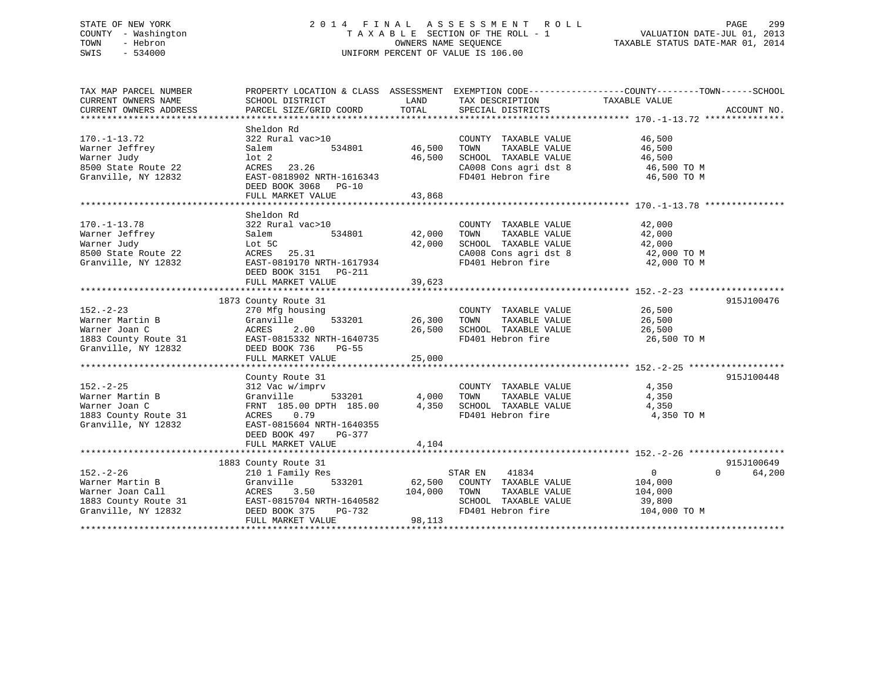STATE OF NEW YORK
COUNTY - Washington
TOWN - Hebron
SWIS - 534000

# 2014 FINAL ASSESSMENT ROLL

TAXABLE SECTION OF THE ROLL - 1
OWNERS NAME SEQUENCE
UNIFORM PERCENT OF VALUE IS 106.00

VALUATION DATE-JUL 01, 2013
TAXABLE STATUS DATE-MAR 01, 2014

| TAX MAP PARCEL NUMBER / CURRENT OWNERS NAME / CURRENT OWNERS ADDRESS | PROPERTY LOCATION & CLASS / SCHOOL DISTRICT / PARCEL SIZE/GRID COORD | ASSESSMENT LAND | ASSESSMENT TOTAL | EXEMPTION CODE / TAX DESCRIPTION / SPECIAL DISTRICTS | COUNTY / TOWN / SCHOOL TAXABLE VALUE | ACCOUNT NO. |
|---|---|---|---|---|---|---|
| **170.-1-13.72** | Sheldon Rd | | | | | |
| 170.-1-13.72 | 322 Rural vac>10 | | | COUNTY TAXABLE VALUE | 46,500 | |
| Warner Jeffrey | Salem 534801 | 46,500 | | TOWN TAXABLE VALUE | 46,500 | |
| Warner Judy | lot 2 | | 46,500 | SCHOOL TAXABLE VALUE | 46,500 | |
| 8500 State Route 22 | ACRES 23.26 | | | CA008 Cons agri dst 8 | 46,500 TO M | |
| Granville, NY 12832 | EAST-0818902 NRTH-1616343 | | | FD401 Hebron fire | 46,500 TO M | |
| | DEED BOOK 3068 PG-10 | | | | | |
| | FULL MARKET VALUE | | 43,868 | | | |
| **170.-1-13.78** | Sheldon Rd | | | | | |
| 170.-1-13.78 | 322 Rural vac>10 | | | COUNTY TAXABLE VALUE | 42,000 | |
| Warner Jeffrey | Salem 534801 | 42,000 | | TOWN TAXABLE VALUE | 42,000 | |
| Warner Judy | Lot 5C | | 42,000 | SCHOOL TAXABLE VALUE | 42,000 | |
| 8500 State Route 22 | ACRES 25.31 | | | CA008 Cons agri dst 8 | 42,000 TO M | |
| Granville, NY 12832 | EAST-0819170 NRTH-1617934 | | | FD401 Hebron fire | 42,000 TO M | |
| | DEED BOOK 3151 PG-211 | | | | | |
| | FULL MARKET VALUE | | 39,623 | | | |
| **152.-2-23** | 1873 County Route 31 | | | | | 915J100476 |
| 152.-2-23 | 270 Mfg housing | | | COUNTY TAXABLE VALUE | 26,500 | |
| Warner Martin B | Granville 533201 | 26,300 | | TOWN TAXABLE VALUE | 26,500 | |
| Warner Joan C | ACRES 2.00 | | 26,500 | SCHOOL TAXABLE VALUE | 26,500 | |
| 1883 County Route 31 | EAST-0815332 NRTH-1640735 | | | FD401 Hebron fire | 26,500 TO M | |
| Granville, NY 12832 | DEED BOOK 736 PG-55 | | | | | |
| | FULL MARKET VALUE | | 25,000 | | | |
| **152.-2-25** | County Route 31 | | | | | 915J100448 |
| 152.-2-25 | 312 Vac w/imprv | | | COUNTY TAXABLE VALUE | 4,350 | |
| Warner Martin B | Granville 533201 | 4,000 | | TOWN TAXABLE VALUE | 4,350 | |
| Warner Joan C | FRNT 185.00 DPTH 185.00 | | 4,350 | SCHOOL TAXABLE VALUE | 4,350 | |
| 1883 County Route 31 | ACRES 0.79 | | | FD401 Hebron fire | 4,350 TO M | |
| Granville, NY 12832 | EAST-0815604 NRTH-1640355 | | | | | |
| | DEED BOOK 497 PG-377 | | | | | |
| | FULL MARKET VALUE | | 4,104 | | | |
| **152.-2-26** | 1883 County Route 31 | | | | | 915J100649 |
| 152.-2-26 | 210 1 Family Res | | | STAR EN 41834 | 0 0 64,200 | |
| Warner Martin B | Granville 533201 | 62,500 | | COUNTY TAXABLE VALUE | 104,000 | |
| Warner Joan Call | ACRES 3.50 | | 104,000 | TOWN TAXABLE VALUE | 104,000 | |
| 1883 County Route 31 | EAST-0815704 NRTH-1640582 | | | SCHOOL TAXABLE VALUE | 39,800 | |
| Granville, NY 12832 | DEED BOOK 375 PG-732 | | | FD401 Hebron fire | 104,000 TO M | |
| | FULL MARKET VALUE | | 98,113 | | | |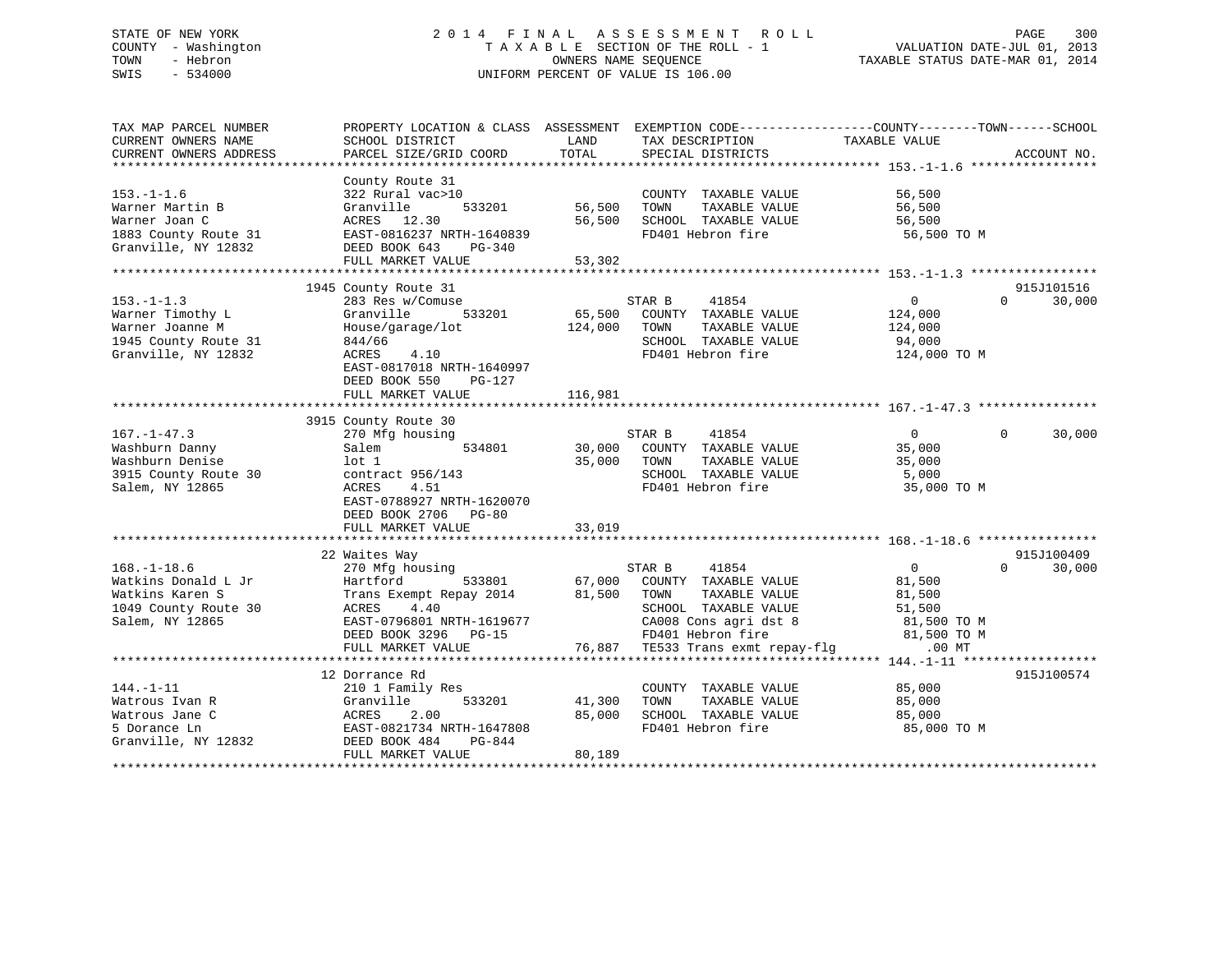STATE OF NEW YORK
COUNTY - Washington
TOWN - Hebron
SWIS - 534000

# 2014 FINAL ASSESSMENT ROLL

TAXABLE SECTION OF THE ROLL - 1
OWNERS NAME SEQUENCE
UNIFORM PERCENT OF VALUE IS 106.00

VALUATION DATE-JUL 01, 2013
TAXABLE STATUS DATE-MAR 01, 2014

| TAX MAP PARCEL NUMBER / CURRENT OWNERS NAME / CURRENT OWNERS ADDRESS | PROPERTY LOCATION & CLASS / SCHOOL DISTRICT / PARCEL SIZE/GRID COORD | ASSESSMENT LAND | TOTAL | EXEMPTION CODE / TAX DESCRIPTION / SPECIAL DISTRICTS | COUNTY / TOWN TAXABLE VALUE | SCHOOL | ACCOUNT NO. |
|---|---|---|---|---|---|---|---|
| **153.-1-1.6** | County Route 31 | | | | | | |
| 153.-1-1.6 | 322 Rural vac>10 | | | COUNTY TAXABLE VALUE | 56,500 | | |
| Warner Martin B | Granville 533201 | 56,500 | | TOWN TAXABLE VALUE | 56,500 | | |
| Warner Joan C | ACRES 12.30 | | 56,500 | SCHOOL TAXABLE VALUE | 56,500 | | |
| 1883 County Route 31 | EAST-0816237 NRTH-1640839 | | | FD401 Hebron fire | 56,500 TO M | | |
| Granville, NY 12832 | DEED BOOK 643 PG-340 | | | | | | |
| | FULL MARKET VALUE | | 53,302 | | | | |
| **153.-1-1.3** | 1945 County Route 31 | | | | | | 915J101516 |
| 153.-1-1.3 | 283 Res w/Comuse | | | STAR B 41854 | 0 / 0 | 30,000 | |
| Warner Timothy L | Granville 533201 | 65,500 | | COUNTY TAXABLE VALUE | 124,000 | | |
| Warner Joanne M | House/garage/lot | | 124,000 | TOWN TAXABLE VALUE | 124,000 | | |
| 1945 County Route 31 | 844/66 | | | SCHOOL TAXABLE VALUE | | 94,000 | |
| Granville, NY 12832 | ACRES 4.10 | | | FD401 Hebron fire | 124,000 TO M | | |
| | EAST-0817018 NRTH-1640997 | | | | | | |
| | DEED BOOK 550 PG-127 | | | | | | |
| | FULL MARKET VALUE | | 116,981 | | | | |
| **167.-1-47.3** | 3915 County Route 30 | | | | | | |
| 167.-1-47.3 | 270 Mfg housing | | | STAR B 41854 | 0 / 0 | 30,000 | |
| Washburn Danny | Salem 534801 | 30,000 | | COUNTY TAXABLE VALUE | 35,000 | | |
| Washburn Denise | lot 1 | | 35,000 | TOWN TAXABLE VALUE | 35,000 | | |
| 3915 County Route 30 | contract 956/143 | | | SCHOOL TAXABLE VALUE | | 5,000 | |
| Salem, NY 12865 | ACRES 4.51 | | | FD401 Hebron fire | 35,000 TO M | | |
| | EAST-0788927 NRTH-1620070 | | | | | | |
| | DEED BOOK 2706 PG-80 | | | | | | |
| | FULL MARKET VALUE | | 33,019 | | | | |
| **168.-1-18.6** | 22 Waites Way | | | | | | 915J100409 |
| 168.-1-18.6 | 270 Mfg housing | | | STAR B 41854 | 0 / 0 | 30,000 | |
| Watkins Donald L Jr | Hartford 533801 | 67,000 | | COUNTY TAXABLE VALUE | 81,500 | | |
| Watkins Karen S | Trans Exempt Repay 2014 | | 81,500 | TOWN TAXABLE VALUE | 81,500 | | |
| 1049 County Route 30 | ACRES 4.40 | | | SCHOOL TAXABLE VALUE | | 51,500 | |
| Salem, NY 12865 | EAST-0796801 NRTH-1619677 | | | CA008 Cons agri dst 8 | 81,500 TO M | | |
| | DEED BOOK 3296 PG-15 | | | FD401 Hebron fire | 81,500 TO M | | |
| | FULL MARKET VALUE | | 76,887 | TE533 Trans exmt repay-flg | .00 MT | | |
| **144.-1-11** | 12 Dorrance Rd | | | | | | 915J100574 |
| 144.-1-11 | 210 1 Family Res | | | COUNTY TAXABLE VALUE | 85,000 | | |
| Watrous Ivan R | Granville 533201 | 41,300 | | TOWN TAXABLE VALUE | 85,000 | | |
| Watrous Jane C | ACRES 2.00 | | 85,000 | SCHOOL TAXABLE VALUE | 85,000 | | |
| 5 Dorance Ln | EAST-0821734 NRTH-1647808 | | | FD401 Hebron fire | 85,000 TO M | | |
| Granville, NY 12832 | DEED BOOK 484 PG-844 | | | | | | |
| | FULL MARKET VALUE | | 80,189 | | | | |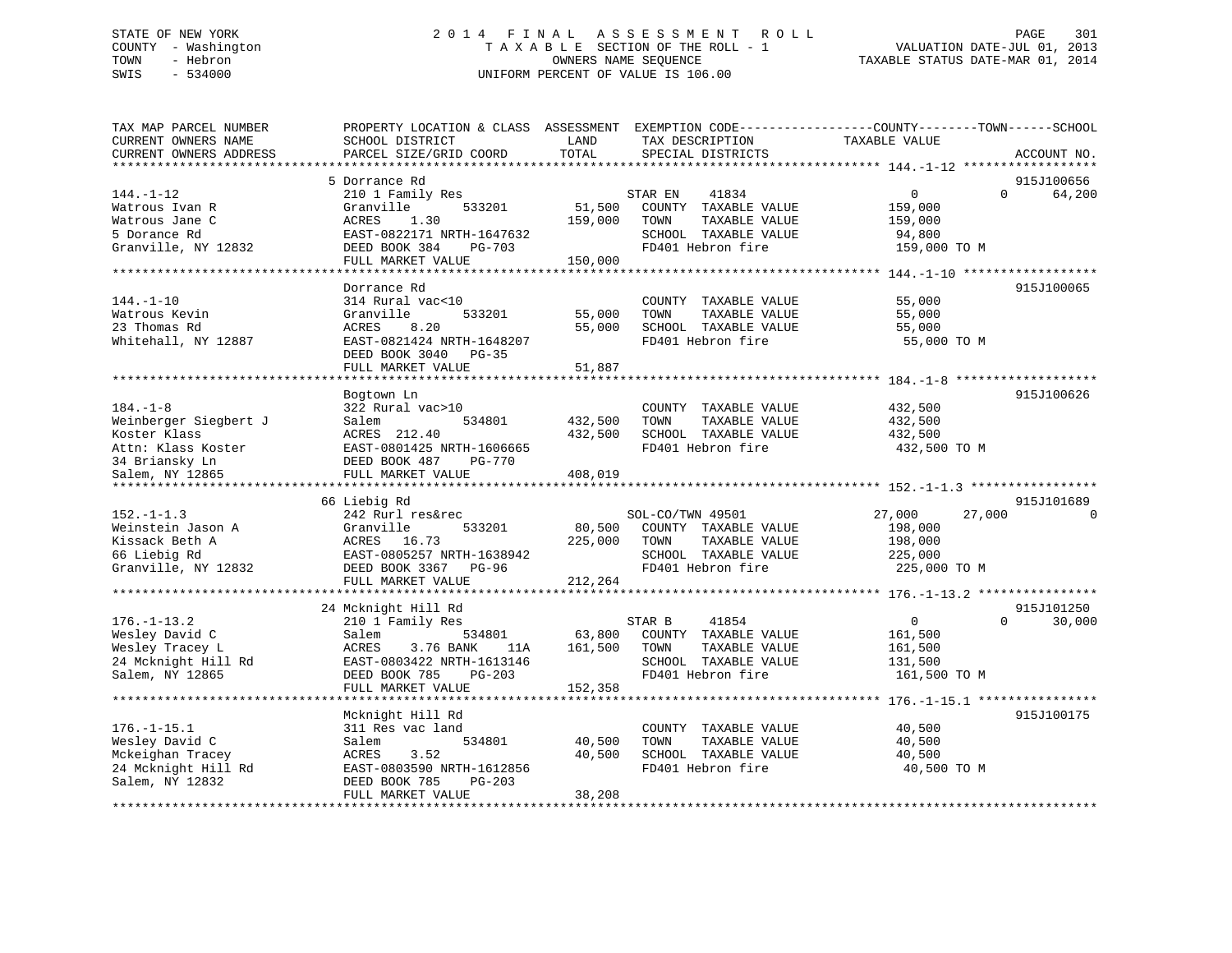STATE OF NEW YORK
COUNTY - Washington
TOWN - Hebron
SWIS - 534000

# 2014 FINAL ASSESSMENT ROLL
TAXABLE SECTION OF THE ROLL - 1
OWNERS NAME SEQUENCE
UNIFORM PERCENT OF VALUE IS 106.00

VALUATION DATE-JUL 01, 2013
TAXABLE STATUS DATE-MAR 01, 2014

```
TAX MAP PARCEL NUMBER          PROPERTY LOCATION & CLASS  ASSESSMENT  EXEMPTION CODE------------------COUNTY--------TOWN------SCHOOL
CURRENT OWNERS NAME            SCHOOL DISTRICT               LAND      TAX DESCRIPTION            TAXABLE VALUE
CURRENT OWNERS ADDRESS         PARCEL SIZE/GRID COORD        TOTAL     SPECIAL DISTRICTS                                      ACCOUNT NO.
******************************************************************************************************* 144.-1-12 ******************
                               5 Dorrance Rd                                                                               915J100656
144.-1-12                      210 1 Family Res                        STAR EN     41834               0             0       64,200
Watrous Ivan R                 Granville        533201        51,500   COUNTY  TAXABLE VALUE         159,000
Watrous Jane C                 ACRES    1.30                 159,000   TOWN    TAXABLE VALUE         159,000
5 Dorance Rd                   EAST-0822171 NRTH-1647632               SCHOOL  TAXABLE VALUE          94,800
Granville, NY 12832            DEED BOOK 384    PG-703                 FD401 Hebron fire             159,000 TO M
                               FULL MARKET VALUE             150,000
******************************************************************************************************* 144.-1-10 ******************
                               Dorrance Rd                                                                                 915J100065
144.-1-10                      314 Rural vac<10                        COUNTY  TAXABLE VALUE          55,000
Watrous Kevin                  Granville        533201        55,000   TOWN    TAXABLE VALUE          55,000
23 Thomas Rd                   ACRES    8.20                  55,000   SCHOOL  TAXABLE VALUE          55,000
Whitehall, NY 12887            EAST-0821424 NRTH-1648207               FD401 Hebron fire              55,000 TO M
                               DEED BOOK 3040   PG-35
                               FULL MARKET VALUE              51,887
******************************************************************************************************* 184.-1-8 *******************
                               Bogtown Ln                                                                                  915J100626
184.-1-8                       322 Rural vac>10                        COUNTY  TAXABLE VALUE         432,500
Weinberger Siegbert J          Salem            534801       432,500   TOWN    TAXABLE VALUE         432,500
Koster Klass                   ACRES  212.40                 432,500   SCHOOL  TAXABLE VALUE         432,500
Attn: Klass Koster             EAST-0801425 NRTH-1606665               FD401 Hebron fire             432,500 TO M
34 Briansky Ln                 DEED BOOK 487    PG-770
Salem, NY 12865                FULL MARKET VALUE             408,019
******************************************************************************************************* 152.-1-1.3 *****************
                               66 Liebig Rd                                                                                915J101689
152.-1-1.3                     242 Rurl res&rec                        SOL-CO/TWN 49501           27,000        27,000             0
Weinstein Jason A              Granville        533201        80,500   COUNTY  TAXABLE VALUE         198,000
Kissack Beth A                 ACRES   16.73                 225,000   TOWN    TAXABLE VALUE         198,000
66 Liebig Rd                   EAST-0805257 NRTH-1638942               SCHOOL  TAXABLE VALUE         225,000
Granville, NY 12832            DEED BOOK 3367   PG-96                  FD401 Hebron fire             225,000 TO M
                               FULL MARKET VALUE             212,264
******************************************************************************************************* 176.-1-13.2 ****************
                               24 Mcknight Hill Rd                                                                         915J101250
176.-1-13.2                    210 1 Family Res                        STAR B      41854               0             0       30,000
Wesley David C                 Salem            534801        63,800   COUNTY  TAXABLE VALUE         161,500
Wesley Tracey L                ACRES    3.76 BANK     11A    161,500   TOWN    TAXABLE VALUE         161,500
24 Mcknight Hill Rd            EAST-0803422 NRTH-1613146               SCHOOL  TAXABLE VALUE         131,500
Salem, NY 12865                DEED BOOK 785    PG-203                 FD401 Hebron fire             161,500 TO M
                               FULL MARKET VALUE             152,358
******************************************************************************************************* 176.-1-15.1 ****************
                               Mcknight Hill Rd                                                                            915J100175
176.-1-15.1                    311 Res vac land                        COUNTY  TAXABLE VALUE          40,500
Wesley David C                 Salem            534801        40,500   TOWN    TAXABLE VALUE          40,500
Mckeighan Tracey               ACRES    3.52                  40,500   SCHOOL  TAXABLE VALUE          40,500
24 Mcknight Hill Rd            EAST-0803590 NRTH-1612856               FD401 Hebron fire              40,500 TO M
Salem, NY 12832                DEED BOOK 785    PG-203
                               FULL MARKET VALUE              38,208
************************************************************************************************************************************
```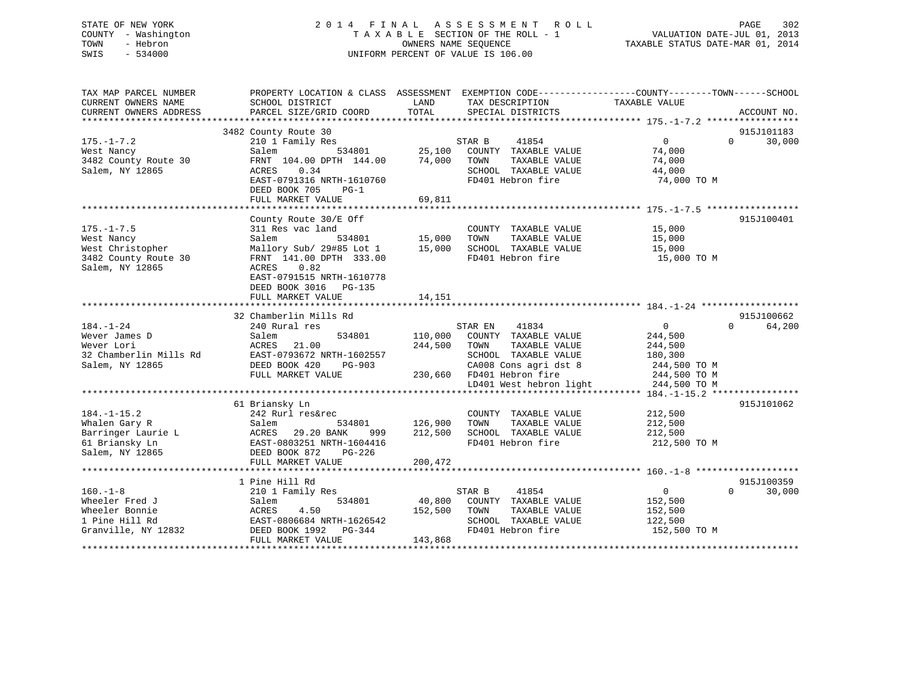STATE OF NEW YORK
COUNTY - Washington
TOWN - Hebron
SWIS - 534000

2014 FINAL ASSESSMENT ROLL
TAXABLE SECTION OF THE ROLL - 1
OWNERS NAME SEQUENCE
UNIFORM PERCENT OF VALUE IS 106.00

VALUATION DATE-JUL 01, 2013
TAXABLE STATUS DATE-MAR 01, 2014

| TAX MAP PARCEL NUMBER / CURRENT OWNERS NAME / CURRENT OWNERS ADDRESS | PROPERTY LOCATION & CLASS / SCHOOL DISTRICT / PARCEL SIZE/GRID COORD | ASSESSMENT LAND / TOTAL | EXEMPTION CODE / TAX DESCRIPTION / SPECIAL DISTRICTS | COUNTY TAXABLE VALUE | TOWN | SCHOOL | ACCOUNT NO. |
|---|---|---|---|---|---|---|---|
| 175.-1-7.2 | 3482 County Route 30 | | | | | | 915J101183 |
| West Nancy | 210 1 Family Res | | STAR B 41854 | 0 | 0 | 30,000 | |
| 3482 County Route 30 | Salem 534801 | 25,100 | COUNTY TAXABLE VALUE | 74,000 | | | |
| Salem, NY 12865 | FRNT 104.00 DPTH 144.00 | 74,000 | TOWN TAXABLE VALUE | 74,000 | | | |
| | ACRES 0.34 | | SCHOOL TAXABLE VALUE | 44,000 | | | |
| | EAST-0791316 NRTH-1610760 | | FD401 Hebron fire | 74,000 TO M | | | |
| | DEED BOOK 705 PG-1 | | | | | | |
| | FULL MARKET VALUE | 69,811 | | | | | |
| 175.-1-7.5 | County Route 30/E Off | | | | | | 915J100401 |
| West Nancy | 311 Res vac land | | COUNTY TAXABLE VALUE | 15,000 | | | |
| West Christopher | Salem 534801 | 15,000 | TOWN TAXABLE VALUE | 15,000 | | | |
| 3482 County Route 30 | Mallory Sub/ 29#85 Lot 1 | 15,000 | SCHOOL TAXABLE VALUE | 15,000 | | | |
| Salem, NY 12865 | FRNT 141.00 DPTH 333.00 | | FD401 Hebron fire | 15,000 TO M | | | |
| | ACRES 0.82 | | | | | | |
| | EAST-0791515 NRTH-1610778 | | | | | | |
| | DEED BOOK 3016 PG-135 | | | | | | |
| | FULL MARKET VALUE | 14,151 | | | | | |
| 184.-1-24 | 32 Chamberlin Mills Rd | | | | | | 915J100662 |
| Wever James D | 240 Rural res | | STAR EN 41834 | 0 | 0 | 64,200 | |
| Wever Lori | Salem 534801 | 110,000 | COUNTY TAXABLE VALUE | 244,500 | | | |
| 32 Chamberlin Mills Rd | ACRES 21.00 | 244,500 | TOWN TAXABLE VALUE | 244,500 | | | |
| Salem, NY 12865 | EAST-0793672 NRTH-1602557 | | SCHOOL TAXABLE VALUE | 180,300 | | | |
| | DEED BOOK 420 PG-903 | | CA008 Cons agri dst 8 | 244,500 TO M | | | |
| | FULL MARKET VALUE | 230,660 | FD401 Hebron fire | 244,500 TO M | | | |
| | | | LD401 West hebron light | 244,500 TO M | | | |
| 184.-1-15.2 | 61 Briansky Ln | | | | | | 915J101062 |
| Whalen Gary R | 242 Rurl res&rec | | COUNTY TAXABLE VALUE | 212,500 | | | |
| Barringer Laurie L | Salem 534801 | 126,900 | TOWN TAXABLE VALUE | 212,500 | | | |
| 61 Briansky Ln | ACRES 29.20 BANK 999 | 212,500 | SCHOOL TAXABLE VALUE | 212,500 | | | |
| Salem, NY 12865 | EAST-0803251 NRTH-1604416 | | FD401 Hebron fire | 212,500 TO M | | | |
| | DEED BOOK 872 PG-226 | | | | | | |
| | FULL MARKET VALUE | 200,472 | | | | | |
| 160.-1-8 | 1 Pine Hill Rd | | | | | | 915J100359 |
| Wheeler Fred J | 210 1 Family Res | | STAR B 41854 | 0 | 0 | 30,000 | |
| Wheeler Bonnie | Salem 534801 | 40,800 | COUNTY TAXABLE VALUE | 152,500 | | | |
| 1 Pine Hill Rd | ACRES 4.50 | 152,500 | TOWN TAXABLE VALUE | 152,500 | | | |
| Granville, NY 12832 | EAST-0806684 NRTH-1626542 | | SCHOOL TAXABLE VALUE | 122,500 | | | |
| | DEED BOOK 1992 PG-344 | | FD401 Hebron fire | 152,500 TO M | | | |
| | FULL MARKET VALUE | 143,868 | | | | | |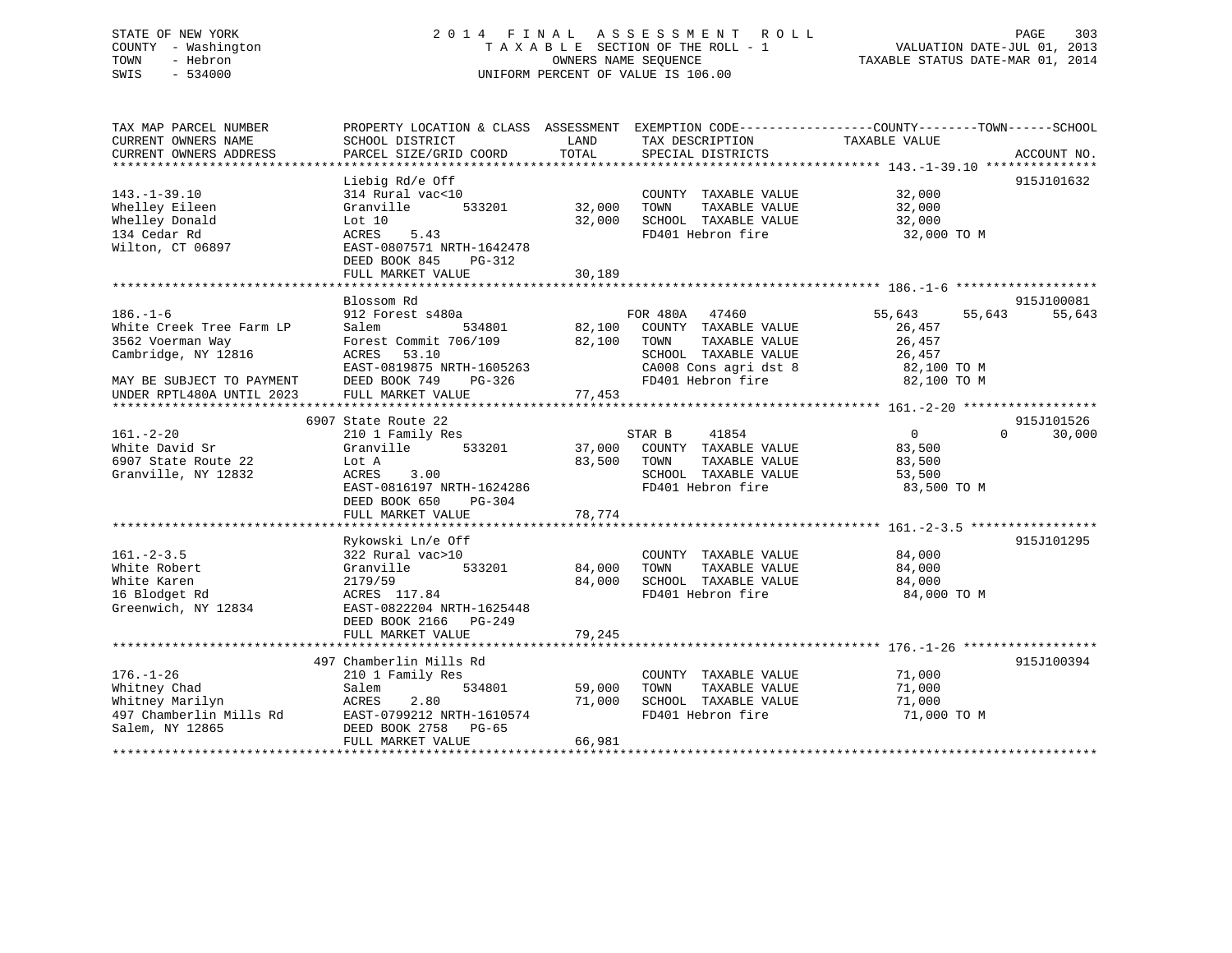STATE OF NEW YORK
COUNTY - Washington
TOWN - Hebron
SWIS - 534000

2014 FINAL ASSESSMENT ROLL
TAXABLE SECTION OF THE ROLL - 1
OWNERS NAME SEQUENCE
UNIFORM PERCENT OF VALUE IS 106.00

VALUATION DATE-JUL 01, 2013
TAXABLE STATUS DATE-MAR 01, 2014

| TAX MAP PARCEL NUMBER / CURRENT OWNERS NAME / CURRENT OWNERS ADDRESS | PROPERTY LOCATION & CLASS / SCHOOL DISTRICT / PARCEL SIZE/GRID COORD | ASSESSMENT LAND / TOTAL | EXEMPTION CODE / TAX DESCRIPTION / SPECIAL DISTRICTS | COUNTY TAXABLE VALUE | TOWN | SCHOOL | ACCOUNT NO. |
|---|---|---|---|---|---|---|---|
| **143.-1-39.10** | Liebig Rd/e Off | | | | | | 915J101632 |
| 143.-1-39.10 | 314 Rural vac<10 | | COUNTY TAXABLE VALUE | 32,000 | | | |
| Whelley Eileen | Granville 533201 | 32,000 | TOWN TAXABLE VALUE | 32,000 | | | |
| Whelley Donald | Lot 10 | 32,000 | SCHOOL TAXABLE VALUE | 32,000 | | | |
| 134 Cedar Rd | ACRES 5.43 | | FD401 Hebron fire | 32,000 TO M | | | |
| Wilton, CT 06897 | EAST-0807571 NRTH-1642478 | | | | | | |
| | DEED BOOK 845 PG-312 | | | | | | |
| | FULL MARKET VALUE | 30,189 | | | | | |
| **186.-1-6** | Blossom Rd | | | | | | 915J100081 |
| 186.-1-6 | 912 Forest s480a | | FOR 480A 47460 | 55,643 | 55,643 | 55,643 | |
| White Creek Tree Farm LP | Salem 534801 | 82,100 | COUNTY TAXABLE VALUE | 26,457 | | | |
| 3562 Voerman Way | Forest Commit 706/109 | 82,100 | TOWN TAXABLE VALUE | 26,457 | | | |
| Cambridge, NY 12816 | ACRES 53.10 | | SCHOOL TAXABLE VALUE | 26,457 | | | |
| | EAST-0819875 NRTH-1605263 | | CA008 Cons agri dst 8 | 82,100 TO M | | | |
| MAY BE SUBJECT TO PAYMENT | DEED BOOK 749 PG-326 | | FD401 Hebron fire | 82,100 TO M | | | |
| UNDER RPTL480A UNTIL 2023 | FULL MARKET VALUE | 77,453 | | | | | |
| **161.-2-20** | 6907 State Route 22 | | | | | | 915J101526 |
| 161.-2-20 | 210 1 Family Res | | STAR B 41854 | 0 | 0 | 30,000 | |
| White David Sr | Granville 533201 | 37,000 | COUNTY TAXABLE VALUE | 83,500 | | | |
| 6907 State Route 22 | Lot A | 83,500 | TOWN TAXABLE VALUE | 83,500 | | | |
| Granville, NY 12832 | ACRES 3.00 | | SCHOOL TAXABLE VALUE | 53,500 | | | |
| | EAST-0816197 NRTH-1624286 | | FD401 Hebron fire | 83,500 TO M | | | |
| | DEED BOOK 650 PG-304 | | | | | | |
| | FULL MARKET VALUE | 78,774 | | | | | |
| **161.-2-3.5** | Rykowski Ln/e Off | | | | | | 915J101295 |
| 161.-2-3.5 | 322 Rural vac>10 | | COUNTY TAXABLE VALUE | 84,000 | | | |
| White Robert | Granville 533201 | 84,000 | TOWN TAXABLE VALUE | 84,000 | | | |
| White Karen | 2179/59 | 84,000 | SCHOOL TAXABLE VALUE | 84,000 | | | |
| 16 Blodget Rd | ACRES 117.84 | | FD401 Hebron fire | 84,000 TO M | | | |
| Greenwich, NY 12834 | EAST-0822204 NRTH-1625448 | | | | | | |
| | DEED BOOK 2166 PG-249 | | | | | | |
| | FULL MARKET VALUE | 79,245 | | | | | |
| **176.-1-26** | 497 Chamberlin Mills Rd | | | | | | 915J100394 |
| 176.-1-26 | 210 1 Family Res | | COUNTY TAXABLE VALUE | 71,000 | | | |
| Whitney Chad | Salem 534801 | 59,000 | TOWN TAXABLE VALUE | 71,000 | | | |
| Whitney Marilyn | ACRES 2.80 | 71,000 | SCHOOL TAXABLE VALUE | 71,000 | | | |
| 497 Chamberlin Mills Rd | EAST-0799212 NRTH-1610574 | | FD401 Hebron fire | 71,000 TO M | | | |
| Salem, NY 12865 | DEED BOOK 2758 PG-65 | | | | | | |
| | FULL MARKET VALUE | 66,981 | | | | | |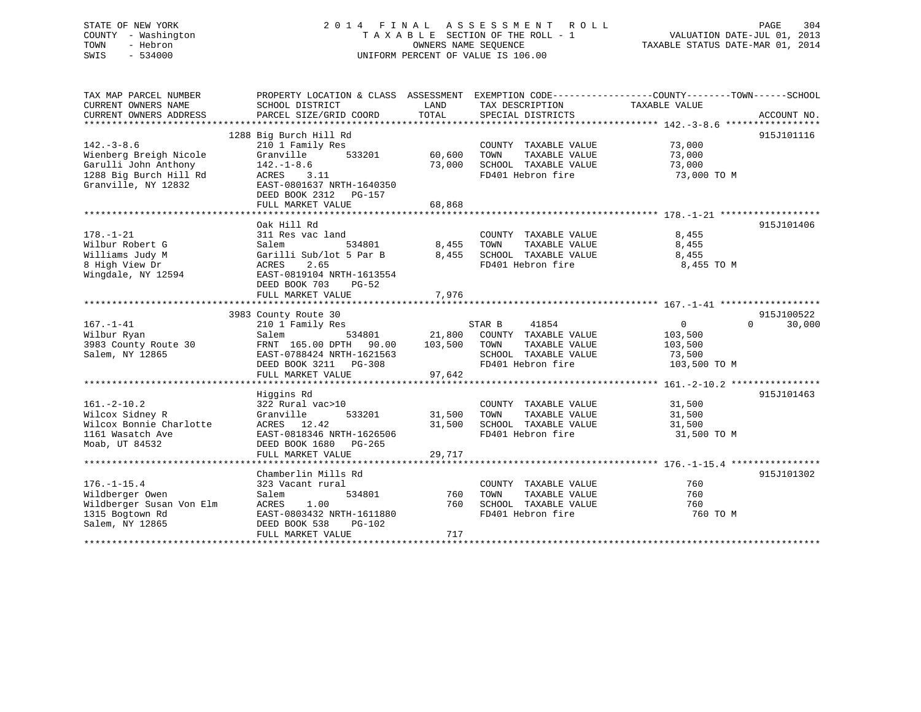STATE OF NEW YORK
COUNTY - Washington
TOWN - Hebron
SWIS - 534000

2 0 1 4 F I N A L A S S E S S M E N T R O L L
T A X A B L E SECTION OF THE ROLL - 1
OWNERS NAME SEQUENCE
UNIFORM PERCENT OF VALUE IS 106.00

VALUATION DATE-JUL 01, 2013
TAXABLE STATUS DATE-MAR 01, 2014

| TAX MAP PARCEL NUMBER / CURRENT OWNERS NAME / CURRENT OWNERS ADDRESS | PROPERTY LOCATION & CLASS / SCHOOL DISTRICT / PARCEL SIZE/GRID COORD | ASSESSMENT LAND / TOTAL | EXEMPTION CODE / TAX DESCRIPTION / SPECIAL DISTRICTS | COUNTY / TOWN / SCHOOL TAXABLE VALUE | ACCOUNT NO. |
|---|---|---|---|---|---|
| 142.-3-8.6 | 1288 Big Burch Hill Rd | | | | 915J101116 |
| 142.-3-8.6 | 210 1 Family Res | | COUNTY TAXABLE VALUE | 73,000 | |
| Wienberg Breigh Nicole | Granville 533201 | 60,600 | TOWN TAXABLE VALUE | 73,000 | |
| Garulli John Anthony | 142.-1-8.6 | 73,000 | SCHOOL TAXABLE VALUE | 73,000 | |
| 1288 Big Burch Hill Rd | ACRES 3.11 | | FD401 Hebron fire | 73,000 TO M | |
| Granville, NY 12832 | EAST-0801637 NRTH-1640350 | | | | |
| | DEED BOOK 2312 PG-157 | | | | |
| | FULL MARKET VALUE | 68,868 | | | |
| 178.-1-21 | Oak Hill Rd | | | | 915J101406 |
| 178.-1-21 | 311 Res vac land | | COUNTY TAXABLE VALUE | 8,455 | |
| Wilbur Robert G | Salem 534801 | 8,455 | TOWN TAXABLE VALUE | 8,455 | |
| Williams Judy M | Garilli Sub/lot 5 Par B | 8,455 | SCHOOL TAXABLE VALUE | 8,455 | |
| 8 High View Dr | ACRES 2.65 | | FD401 Hebron fire | 8,455 TO M | |
| Wingdale, NY 12594 | EAST-0819104 NRTH-1613554 | | | | |
| | DEED BOOK 703 PG-52 | | | | |
| | FULL MARKET VALUE | 7,976 | | | |
| 167.-1-41 | 3983 County Route 30 | | | | 915J100522 |
| 167.-1-41 | 210 1 Family Res | | STAR B 41854 | 0 0 30,000 | |
| Wilbur Ryan | Salem 534801 | 21,800 | COUNTY TAXABLE VALUE | 103,500 | |
| 3983 County Route 30 | FRNT 165.00 DPTH 90.00 | 103,500 | TOWN TAXABLE VALUE | 103,500 | |
| Salem, NY 12865 | EAST-0788424 NRTH-1621563 | | SCHOOL TAXABLE VALUE | 73,500 | |
| | DEED BOOK 3211 PG-308 | | FD401 Hebron fire | 103,500 TO M | |
| | FULL MARKET VALUE | 97,642 | | | |
| 161.-2-10.2 | Higgins Rd | | | | 915J101463 |
| 161.-2-10.2 | 322 Rural vac>10 | | COUNTY TAXABLE VALUE | 31,500 | |
| Wilcox Sidney R | Granville 533201 | 31,500 | TOWN TAXABLE VALUE | 31,500 | |
| Wilcox Bonnie Charlotte | ACRES 12.42 | 31,500 | SCHOOL TAXABLE VALUE | 31,500 | |
| 1161 Wasatch Ave | EAST-0818346 NRTH-1626506 | | FD401 Hebron fire | 31,500 TO M | |
| Moab, UT 84532 | DEED BOOK 1680 PG-265 | | | | |
| | FULL MARKET VALUE | 29,717 | | | |
| 176.-1-15.4 | Chamberlin Mills Rd | | | | 915J101302 |
| 176.-1-15.4 | 323 Vacant rural | | COUNTY TAXABLE VALUE | 760 | |
| Wildberger Owen | Salem 534801 | 760 | TOWN TAXABLE VALUE | 760 | |
| Wildberger Susan Von Elm | ACRES 1.00 | 760 | SCHOOL TAXABLE VALUE | 760 | |
| 1315 Bogtown Rd | EAST-0803432 NRTH-1611880 | | FD401 Hebron fire | 760 TO M | |
| Salem, NY 12865 | DEED BOOK 538 PG-102 | | | | |
| | FULL MARKET VALUE | 717 | | | |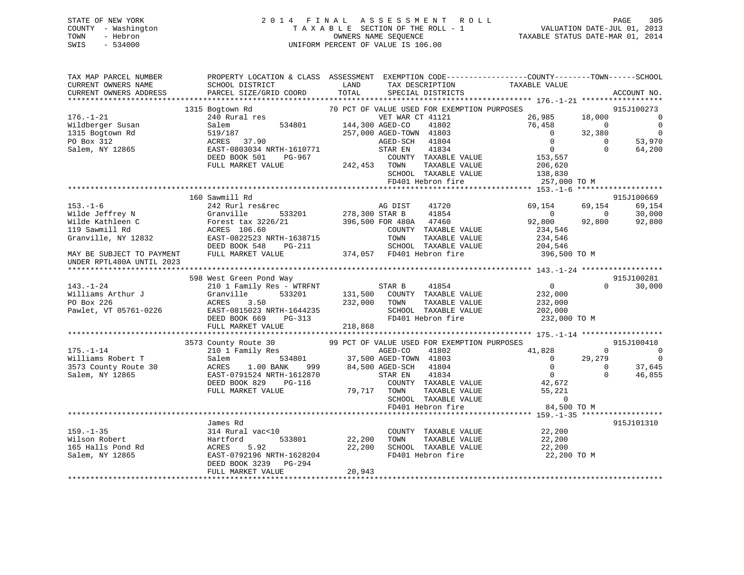STATE OF NEW YORK
COUNTY - Washington
TOWN - Hebron
SWIS - 534000

2014 FINAL ASSESSMENT ROLL
TAXABLE SECTION OF THE ROLL - 1
OWNERS NAME SEQUENCE
UNIFORM PERCENT OF VALUE IS 106.00

VALUATION DATE-JUL 01, 2013
TAXABLE STATUS DATE-MAR 01, 2014

```
TAX MAP PARCEL NUMBER     PROPERTY LOCATION & CLASS  ASSESSMENT  EXEMPTION CODE-----------------COUNTY--------TOWN------SCHOOL
CURRENT OWNERS NAME       SCHOOL DISTRICT               LAND      TAX DESCRIPTION            TAXABLE VALUE
CURRENT OWNERS ADDRESS    PARCEL SIZE/GRID COORD        TOTAL     SPECIAL DISTRICTS                                    ACCOUNT NO.
******************************************************************************************** 176.-1-21 *****************
          1315 Bogtown Rd                      70 PCT OF VALUE USED FOR EXEMPTION PURPOSES                              915J100273
176.-1-21                 240 Rural res                     VET WAR CT 41121               26,985      18,000           0
Wildberger Susan          Salem          534801     144,300 AGED-CO    41802               76,458           0           0
1315 Bogtown Rd           519/187                   257,000 AGED-TOWN  41803                    0      32,380           0
PO Box 312                ACRES  37.90                      AGED-SCH   41804                    0           0      53,970
Salem, NY 12865           EAST-0803034 NRTH-1610771         STAR EN    41834                    0           0      64,200
                          DEED BOOK 501    PG-967             COUNTY  TAXABLE VALUE        153,557
                          FULL MARKET VALUE         242,453   TOWN    TAXABLE VALUE        206,620
                                                              SCHOOL  TAXABLE VALUE        138,830
                                                              FD401 Hebron fire            257,000 TO M
******************************************************************************************** 153.-1-6 ******************
          160 Sawmill Rd                                                                                         915J100669
153.-1-6                  242 Rurl res&rec                  AG DIST    41720               69,154      69,154      69,154
Wilde Jeffrey N           Granville      533201     278,300 STAR B     41854                    0           0      30,000
Wilde Kathleen C          Forest tax 3226/21        396,500 FOR 480A   47460               92,800      92,800      92,800
119 Sawmill Rd            ACRES 106.60                        COUNTY  TAXABLE VALUE        234,546
Granville, NY 12832       EAST-0822523 NRTH-1638715           TOWN    TAXABLE VALUE        234,546
                          DEED BOOK 548    PG-211             SCHOOL  TAXABLE VALUE        204,546
MAY BE SUBJECT TO PAYMENT FULL MARKET VALUE         374,057   FD401 Hebron fire            396,500 TO M
UNDER RPTL480A UNTIL 2023
******************************************************************************************** 143.-1-24 *****************
          598 West Green Pond Way                                                                                915J100281
143.-1-24                 210 1 Family Res - WTRFNT         STAR B     41854                    0           0      30,000
Williams Arthur J         Granville      533201     131,500   COUNTY  TAXABLE VALUE        232,000
PO Box 226                ACRES   3.50              232,000   TOWN    TAXABLE VALUE        232,000
Pawlet, VT 05761-0226     EAST-0815023 NRTH-1644235           SCHOOL  TAXABLE VALUE        202,000
                          DEED BOOK 669    PG-313             FD401 Hebron fire            232,000 TO M
                          FULL MARKET VALUE         218,868
******************************************************************************************** 175.-1-14 *****************
          3573 County Route 30                 99 PCT OF VALUE USED FOR EXEMPTION PURPOSES                              915J100418
175.-1-14                 210 1 Family Res                  AGED-CO    41802               41,828           0           0
Williams Robert T         Salem          534801      37,500 AGED-TOWN  41803                    0      29,279           0
3573 County Route 30      ACRES   1.00 BANK    999   84,500 AGED-SCH   41804                    0           0      37,645
Salem, NY 12865           EAST-0791524 NRTH-1612870         STAR EN    41834                    0           0      46,855
                          DEED BOOK 829    PG-116             COUNTY  TAXABLE VALUE         42,672
                          FULL MARKET VALUE          79,717   TOWN    TAXABLE VALUE         55,221
                                                              SCHOOL  TAXABLE VALUE              0
                                                              FD401 Hebron fire             84,500 TO M
******************************************************************************************** 159.-1-35 *****************
          James Rd                                                                                               915J101310
159.-1-35                 314 Rural vac<10                    COUNTY  TAXABLE VALUE         22,200
Wilson Robert             Hartford       533801      22,200   TOWN    TAXABLE VALUE         22,200
165 Halls Pond Rd         ACRES   5.92               22,200   SCHOOL  TAXABLE VALUE         22,200
Salem, NY 12865           EAST-0792196 NRTH-1628204           FD401 Hebron fire             22,200 TO M
                          DEED BOOK 3239   PG-294
                          FULL MARKET VALUE          20,943
*****************************************************************************************************************************
```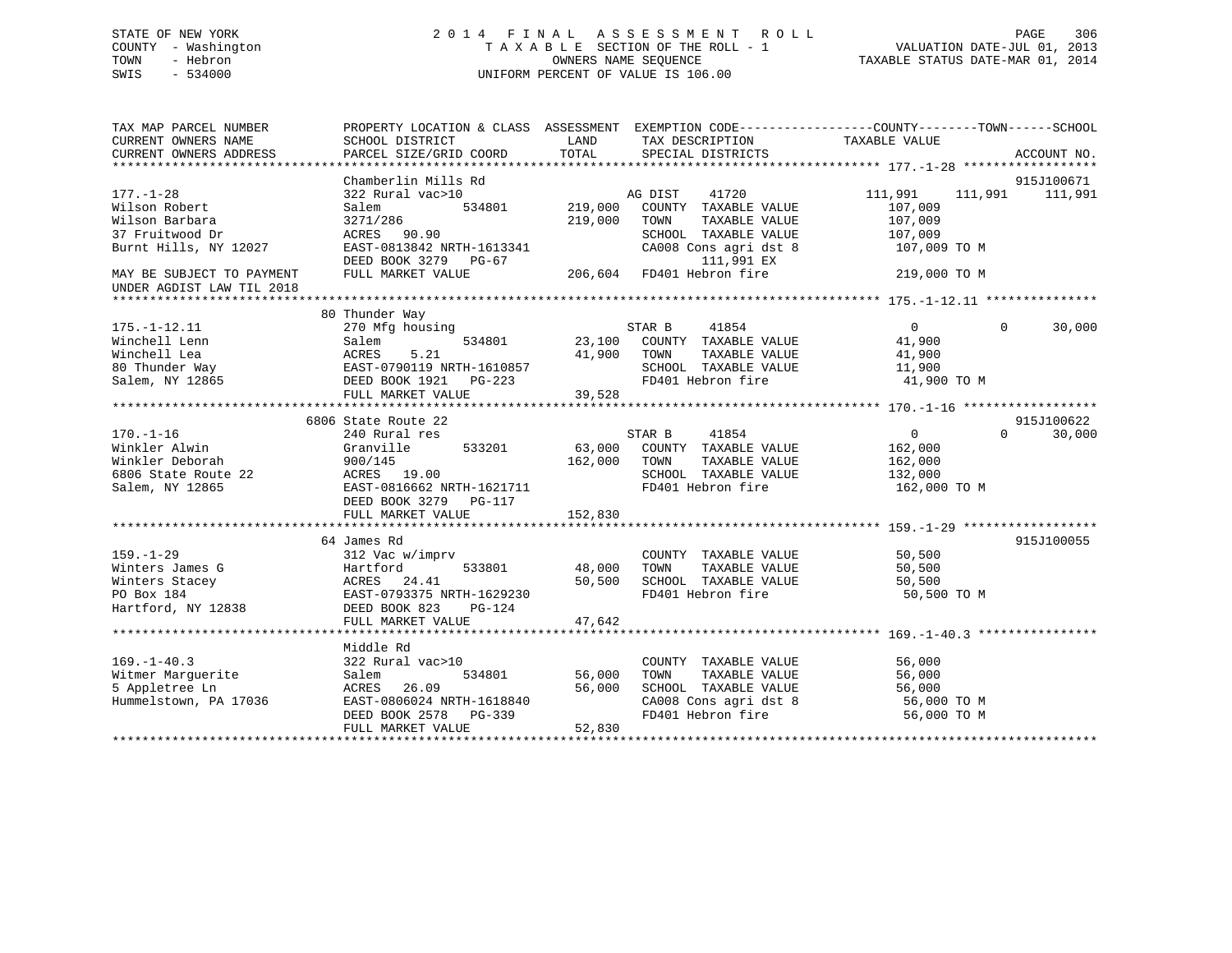STATE OF NEW YORK
COUNTY - Washington
TOWN - Hebron
SWIS - 534000

2014 FINAL ASSESSMENT ROLL
TAXABLE SECTION OF THE ROLL - 1
OWNERS NAME SEQUENCE
UNIFORM PERCENT OF VALUE IS 106.00

VALUATION DATE-JUL 01, 2013
TAXABLE STATUS DATE-MAR 01, 2014

| TAX MAP PARCEL NUMBER / CURRENT OWNERS NAME / CURRENT OWNERS ADDRESS | PROPERTY LOCATION & CLASS / SCHOOL DISTRICT / PARCEL SIZE/GRID COORD | ASSESSMENT LAND / TOTAL | EXEMPTION CODE / TAX DESCRIPTION / SPECIAL DISTRICTS | COUNTY | TOWN | SCHOOL / ACCOUNT NO. |
|---|---|---|---|---|---|---|
| **177.-1-28** | Chamberlin Mills Rd | | | | | 915J100671 |
| 177.-1-28 | 322 Rural vac>10 | | AG DIST 41720 | 111,991 | 111,991 | 111,991 |
| Wilson Robert | Salem 534801 | 219,000 | COUNTY TAXABLE VALUE | 107,009 | | |
| Wilson Barbara | 3271/286 | 219,000 | TOWN TAXABLE VALUE | 107,009 | | |
| 37 Fruitwood Dr | ACRES 90.90 | | SCHOOL TAXABLE VALUE | 107,009 | | |
| Burnt Hills, NY 12027 | EAST-0813842 NRTH-1613341 | | CA008 Cons agri dst 8 | 107,009 TO M | | |
| | DEED BOOK 3279 PG-67 | | 111,991 EX | | | |
| MAY BE SUBJECT TO PAYMENT | FULL MARKET VALUE | 206,604 | FD401 Hebron fire | 219,000 TO M | | |
| UNDER AGDIST LAW TIL 2018 | | | | | | |
| **175.-1-12.11** | 80 Thunder Way | | | | | |
| 175.-1-12.11 | 270 Mfg housing | | STAR B 41854 | 0 | 0 | 30,000 |
| Winchell Lenn | Salem 534801 | 23,100 | COUNTY TAXABLE VALUE | 41,900 | | |
| Winchell Lea | ACRES 5.21 | 41,900 | TOWN TAXABLE VALUE | 41,900 | | |
| 80 Thunder Way | EAST-0790119 NRTH-1610857 | | SCHOOL TAXABLE VALUE | 11,900 | | |
| Salem, NY 12865 | DEED BOOK 1921 PG-223 | | FD401 Hebron fire | 41,900 TO M | | |
| | FULL MARKET VALUE | 39,528 | | | | |
| **170.-1-16** | 6806 State Route 22 | | | | | 915J100622 |
| 170.-1-16 | 240 Rural res | | STAR B 41854 | 0 | 0 | 30,000 |
| Winkler Alwin | Granville 533201 | 63,000 | COUNTY TAXABLE VALUE | 162,000 | | |
| Winkler Deborah | 900/145 | 162,000 | TOWN TAXABLE VALUE | 162,000 | | |
| 6806 State Route 22 | ACRES 19.00 | | SCHOOL TAXABLE VALUE | 132,000 | | |
| Salem, NY 12865 | EAST-0816662 NRTH-1621711 | | FD401 Hebron fire | 162,000 TO M | | |
| | DEED BOOK 3279 PG-117 | | | | | |
| | FULL MARKET VALUE | 152,830 | | | | |
| **159.-1-29** | 64 James Rd | | | | | 915J100055 |
| 159.-1-29 | 312 Vac w/imprv | | COUNTY TAXABLE VALUE | 50,500 | | |
| Winters James G | Hartford 533801 | 48,000 | TOWN TAXABLE VALUE | 50,500 | | |
| Winters Stacey | ACRES 24.41 | 50,500 | SCHOOL TAXABLE VALUE | 50,500 | | |
| PO Box 184 | EAST-0793375 NRTH-1629230 | | FD401 Hebron fire | 50,500 TO M | | |
| Hartford, NY 12838 | DEED BOOK 823 PG-124 | | | | | |
| | FULL MARKET VALUE | 47,642 | | | | |
| **169.-1-40.3** | Middle Rd | | | | | |
| 169.-1-40.3 | 322 Rural vac>10 | | COUNTY TAXABLE VALUE | 56,000 | | |
| Witmer Marguerite | Salem 534801 | 56,000 | TOWN TAXABLE VALUE | 56,000 | | |
| 5 Appletree Ln | ACRES 26.09 | 56,000 | SCHOOL TAXABLE VALUE | 56,000 | | |
| Hummelstown, PA 17036 | EAST-0806024 NRTH-1618840 | | CA008 Cons agri dst 8 | 56,000 TO M | | |
| | DEED BOOK 2578 PG-339 | | FD401 Hebron fire | 56,000 TO M | | |
| | FULL MARKET VALUE | 52,830 | | | | |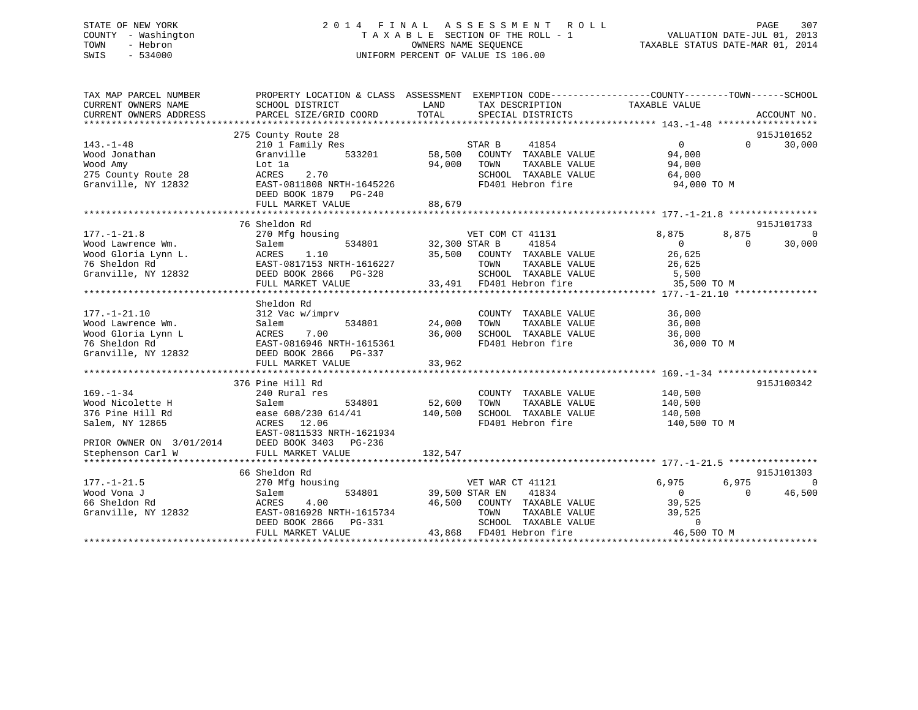STATE OF NEW YORK
COUNTY - Washington
TOWN - Hebron
SWIS - 534000

# 2014 FINAL ASSESSMENT ROLL
TAXABLE SECTION OF THE ROLL - 1
OWNERS NAME SEQUENCE
UNIFORM PERCENT OF VALUE IS 106.00

VALUATION DATE-JUL 01, 2013
TAXABLE STATUS DATE-MAR 01, 2014

| TAX MAP PARCEL NUMBER / CURRENT OWNERS NAME / CURRENT OWNERS ADDRESS | PROPERTY LOCATION & CLASS / SCHOOL DISTRICT / PARCEL SIZE/GRID COORD | ASSESSMENT LAND / TOTAL | EXEMPTION CODE / TAX DESCRIPTION / SPECIAL DISTRICTS | COUNTY TAXABLE VALUE | TOWN | SCHOOL | ACCOUNT NO. |
|---|---|---|---|---|---|---|---|
| 143.-1-48 | 275 County Route 28 | | | | | | 915J101652 |
| Wood Jonathan | 210 1 Family Res | | STAR B 41854 | 0 | 0 | 30,000 | |
| Wood Amy | Granville 533201 | 58,500 | COUNTY TAXABLE VALUE | 94,000 | | | |
| 275 County Route 28 | Lot 1a | 94,000 | TOWN TAXABLE VALUE | 94,000 | | | |
| Granville, NY 12832 | ACRES 2.70 | | SCHOOL TAXABLE VALUE | 64,000 | | | |
| | EAST-0811808 NRTH-1645226 | | FD401 Hebron fire | 94,000 TO M | | | |
| | DEED BOOK 1879 PG-240 | | | | | | |
| | FULL MARKET VALUE | 88,679 | | | | | |
| 177.-1-21.8 | 76 Sheldon Rd | | | | | | 915J101733 |
| Wood Lawrence Wm. | 270 Mfg housing | | VET COM CT 41131 | 8,875 | 8,875 | 0 | |
| Wood Gloria Lynn L. | Salem 534801 | 32,300 | STAR B 41854 | 0 | 0 | 30,000 | |
| 76 Sheldon Rd | ACRES 1.10 | 35,500 | COUNTY TAXABLE VALUE | 26,625 | | | |
| Granville, NY 12832 | EAST-0817153 NRTH-1616227 | | TOWN TAXABLE VALUE | 26,625 | | | |
| | DEED BOOK 2866 PG-328 | | SCHOOL TAXABLE VALUE | 5,500 | | | |
| | FULL MARKET VALUE | 33,491 | FD401 Hebron fire | 35,500 TO M | | | |
| 177.-1-21.10 | Sheldon Rd | | | | | | |
| Wood Lawrence Wm. | 312 Vac w/imprv | | COUNTY TAXABLE VALUE | 36,000 | | | |
| Wood Gloria Lynn L | Salem 534801 | 24,000 | TOWN TAXABLE VALUE | 36,000 | | | |
| 76 Sheldon Rd | ACRES 7.00 | 36,000 | SCHOOL TAXABLE VALUE | 36,000 | | | |
| Granville, NY 12832 | EAST-0816946 NRTH-1615361 | | FD401 Hebron fire | 36,000 TO M | | | |
| | DEED BOOK 2866 PG-337 | | | | | | |
| | FULL MARKET VALUE | 33,962 | | | | | |
| 169.-1-34 | 376 Pine Hill Rd | | | | | | 915J100342 |
| Wood Nicolette H | 240 Rural res | | COUNTY TAXABLE VALUE | 140,500 | | | |
| 376 Pine Hill Rd | Salem 534801 | 52,600 | TOWN TAXABLE VALUE | 140,500 | | | |
| Salem, NY 12865 | ease 608/230 614/41 | 140,500 | SCHOOL TAXABLE VALUE | 140,500 | | | |
| | ACRES 12.06 | | FD401 Hebron fire | 140,500 TO M | | | |
| | EAST-0811533 NRTH-1621934 | | | | | | |
| PRIOR OWNER ON 3/01/2014 | DEED BOOK 3403 PG-236 | | | | | | |
| Stephenson Carl W | FULL MARKET VALUE | 132,547 | | | | | |
| 177.-1-21.5 | 66 Sheldon Rd | | | | | | 915J101303 |
| Wood Vona J | 270 Mfg housing | | VET WAR CT 41121 | 6,975 | 6,975 | 0 | |
| 66 Sheldon Rd | Salem 534801 | 39,500 | STAR EN 41834 | 0 | 0 | 46,500 | |
| Granville, NY 12832 | ACRES 4.00 | 46,500 | COUNTY TAXABLE VALUE | 39,525 | | | |
| | EAST-0816928 NRTH-1615734 | | TOWN TAXABLE VALUE | 39,525 | | | |
| | DEED BOOK 2866 PG-331 | | SCHOOL TAXABLE VALUE | 0 | | | |
| | FULL MARKET VALUE | 43,868 | FD401 Hebron fire | 46,500 TO M | | | |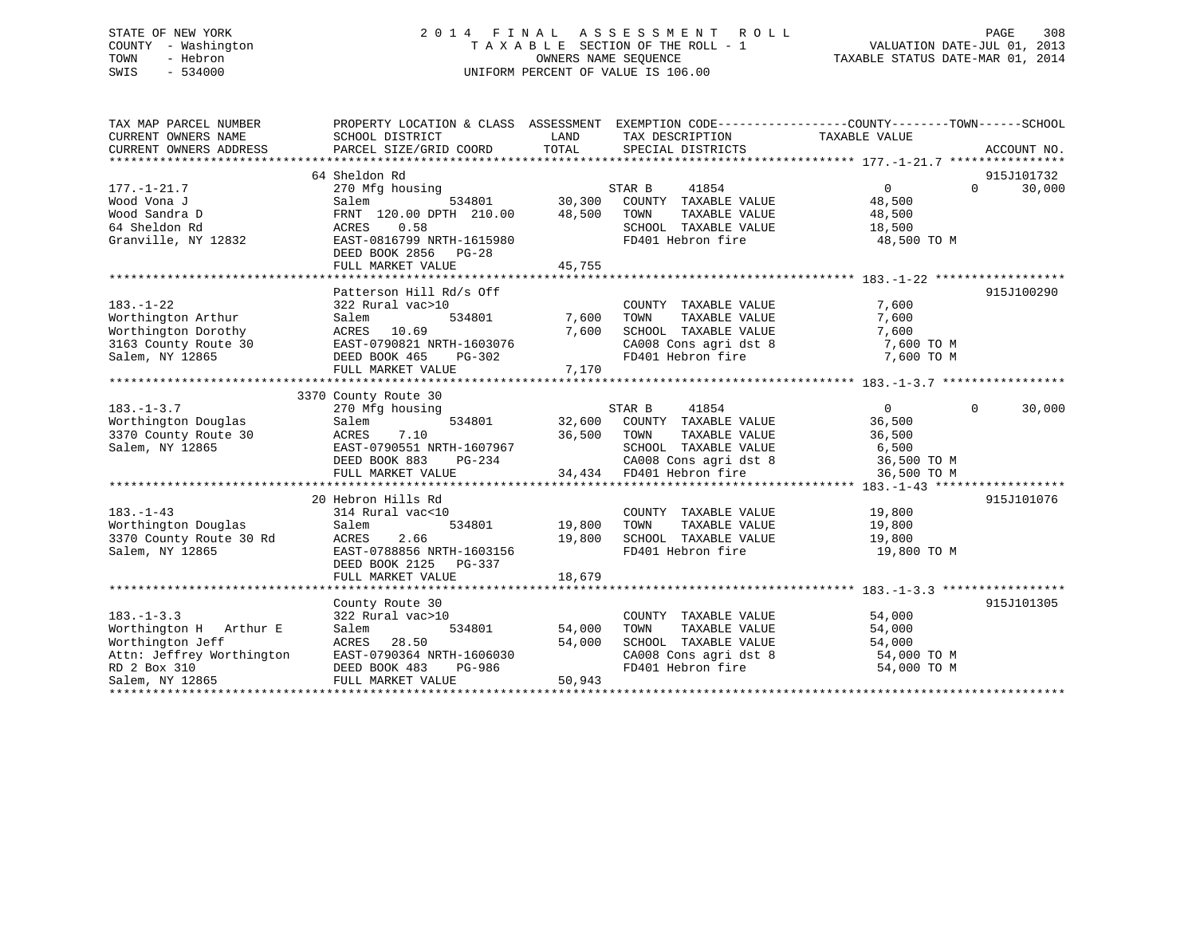STATE OF NEW YORK
COUNTY - Washington
TOWN - Hebron
SWIS - 534000

2014 FINAL ASSESSMENT ROLL
TAXABLE SECTION OF THE ROLL - 1
OWNERS NAME SEQUENCE
UNIFORM PERCENT OF VALUE IS 106.00

VALUATION DATE-JUL 01, 2013
TAXABLE STATUS DATE-MAR 01, 2014

```
TAX MAP PARCEL NUMBER          PROPERTY LOCATION & CLASS  ASSESSMENT  EXEMPTION CODE------------------COUNTY--------TOWN------SCHOOL
CURRENT OWNERS NAME            SCHOOL DISTRICT               LAND      TAX DESCRIPTION             TAXABLE VALUE
CURRENT OWNERS ADDRESS         PARCEL SIZE/GRID COORD        TOTAL     SPECIAL DISTRICTS                                    ACCOUNT NO.
********************************************************************************************** 177.-1-21.7 ****************
                               64 Sheldon Rd                                                                            915J101732
177.-1-21.7                    270 Mfg housing                         STAR B     41854               0             0      30,000
Wood Vona J                    Salem            534801       30,300    COUNTY  TAXABLE VALUE          48,500
Wood Sandra D                  FRNT 120.00 DPTH 210.00       48,500    TOWN    TAXABLE VALUE          48,500
64 Sheldon Rd                  ACRES    0.58                           SCHOOL  TAXABLE VALUE          18,500
Granville, NY 12832            EAST-0816799 NRTH-1615980               FD401 Hebron fire               48,500 TO M
                               DEED BOOK 2856   PG-28
                               FULL MARKET VALUE             45,755
********************************************************************************************** 183.-1-22 ******************
                               Patterson Hill Rd/s Off                                                                  915J100290
183.-1-22                      322 Rural vac>10                        COUNTY  TAXABLE VALUE           7,600
Worthington Arthur             Salem            534801        7,600    TOWN    TAXABLE VALUE           7,600
Worthington Dorothy            ACRES   10.69                  7,600    SCHOOL  TAXABLE VALUE           7,600
3163 County Route 30           EAST-0790821 NRTH-1603076               CA008 Cons agri dst 8            7,600 TO M
Salem, NY 12865                DEED BOOK 465    PG-302                 FD401 Hebron fire                7,600 TO M
                               FULL MARKET VALUE              7,170
********************************************************************************************** 183.-1-3.7 *****************
                               3370 County Route 30
183.-1-3.7                     270 Mfg housing                         STAR B     41854               0             0      30,000
Worthington Douglas            Salem            534801       32,600    COUNTY  TAXABLE VALUE          36,500
3370 County Route 30           ACRES    7.10                 36,500    TOWN    TAXABLE VALUE          36,500
Salem, NY 12865                EAST-0790551 NRTH-1607967               SCHOOL  TAXABLE VALUE           6,500
                               DEED BOOK 883    PG-234                 CA008 Cons agri dst 8           36,500 TO M
                               FULL MARKET VALUE             34,434    FD401 Hebron fire               36,500 TO M
********************************************************************************************** 183.-1-43 ******************
                               20 Hebron Hills Rd                                                                       915J101076
183.-1-43                      314 Rural vac<10                        COUNTY  TAXABLE VALUE          19,800
Worthington Douglas            Salem            534801       19,800    TOWN    TAXABLE VALUE          19,800
3370 County Route 30 Rd        ACRES    2.66                 19,800    SCHOOL  TAXABLE VALUE          19,800
Salem, NY 12865                EAST-0788856 NRTH-1603156               FD401 Hebron fire               19,800 TO M
                               DEED BOOK 2125   PG-337
                               FULL MARKET VALUE             18,679
********************************************************************************************** 183.-1-3.3 *****************
                               County Route 30                                                                          915J101305
183.-1-3.3                     322 Rural vac>10                        COUNTY  TAXABLE VALUE          54,000
Worthington H   Arthur E       Salem            534801       54,000    TOWN    TAXABLE VALUE          54,000
Worthington Jeff               ACRES   28.50                 54,000    SCHOOL  TAXABLE VALUE          54,000
Attn: Jeffrey Worthington      EAST-0790364 NRTH-1606030               CA008 Cons agri dst 8           54,000 TO M
RD 2 Box 310                   DEED BOOK 483    PG-986                 FD401 Hebron fire               54,000 TO M
Salem, NY 12865                FULL MARKET VALUE             50,943
*****************************************************************************************************************************
```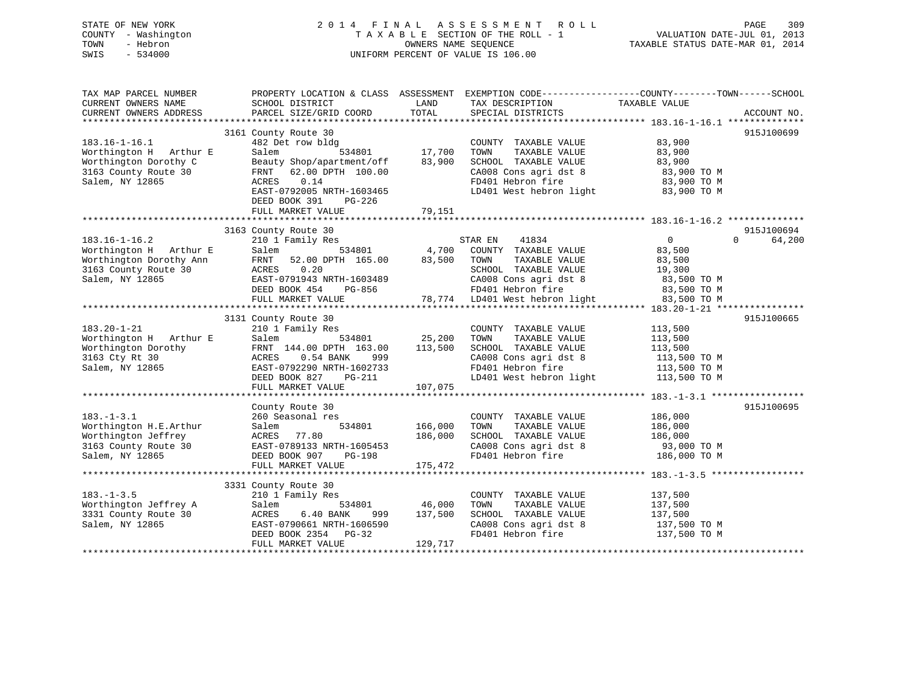STATE OF NEW YORK
COUNTY - Washington
TOWN - Hebron
SWIS - 534000

# 2014 FINAL ASSESSMENT ROLL

TAXABLE SECTION OF THE ROLL - 1
OWNERS NAME SEQUENCE
UNIFORM PERCENT OF VALUE IS 106.00

VALUATION DATE-JUL 01, 2013
TAXABLE STATUS DATE-MAR 01, 2014

```
TAX MAP PARCEL NUMBER          PROPERTY LOCATION & CLASS  ASSESSMENT  EXEMPTION CODE------------------COUNTY--------TOWN------SCHOOL
CURRENT OWNERS NAME            SCHOOL DISTRICT              LAND      TAX DESCRIPTION            TAXABLE VALUE
CURRENT OWNERS ADDRESS         PARCEL SIZE/GRID COORD       TOTAL     SPECIAL DISTRICTS                                  ACCOUNT NO.
******************************************************************************************************** 183.16-1-16.1 **************
                               3161 County Route 30                                                                        915J100699
183.16-1-16.1                  482 Det row bldg                        COUNTY  TAXABLE VALUE            83,900
Worthington H  Arthur E        Salem          534801        17,700     TOWN    TAXABLE VALUE            83,900
Worthington Dorothy C          Beauty Shop/apartment/off    83,900     SCHOOL  TAXABLE VALUE            83,900
3163 County Route 30           FRNT   62.00 DPTH 100.00                CA008 Cons agri dst 8             83,900 TO M
Salem, NY 12865                ACRES    0.14                           FD401 Hebron fire                 83,900 TO M
                               EAST-0792005 NRTH-1603465               LD401 West hebron light           83,900 TO M
                               DEED BOOK 391    PG-226
                               FULL MARKET VALUE            79,151
******************************************************************************************************** 183.16-1-16.2 **************
                               3163 County Route 30                                                                        915J100694
183.16-1-16.2                  210 1 Family Res                        STAR EN    41834              0           0     64,200
Worthington H  Arthur E        Salem          534801         4,700     COUNTY  TAXABLE VALUE            83,500
Worthington Dorothy Ann        FRNT   52.00 DPTH 165.00     83,500     TOWN    TAXABLE VALUE            83,500
3163 County Route 30           ACRES    0.20                           SCHOOL  TAXABLE VALUE            19,300
Salem, NY 12865                EAST-0791943 NRTH-1603489               CA008 Cons agri dst 8             83,500 TO M
                               DEED BOOK 454    PG-856                 FD401 Hebron fire                 83,500 TO M
                               FULL MARKET VALUE            78,774     LD401 West hebron light           83,500 TO M
******************************************************************************************************** 183.20-1-21 ****************
                               3131 County Route 30                                                                        915J100665
183.20-1-21                    210 1 Family Res                        COUNTY  TAXABLE VALUE           113,500
Worthington H  Arthur E        Salem          534801        25,200     TOWN    TAXABLE VALUE           113,500
Worthington Dorothy            FRNT  144.00 DPTH 163.00    113,500     SCHOOL  TAXABLE VALUE           113,500
3163 Cty Rt 30                 ACRES    0.54 BANK    999               CA008 Cons agri dst 8            113,500 TO M
Salem, NY 12865                EAST-0792290 NRTH-1602733               FD401 Hebron fire                113,500 TO M
                               DEED BOOK 827    PG-211                 LD401 West hebron light          113,500 TO M
                               FULL MARKET VALUE           107,075
******************************************************************************************************** 183.-1-3.1 *****************
                               County Route 30                                                                             915J100695
183.-1-3.1                     260 Seasonal res                        COUNTY  TAXABLE VALUE           186,000
Worthington H.E.Arthur         Salem          534801       166,000     TOWN    TAXABLE VALUE           186,000
Worthington Jeffrey            ACRES   77.80               186,000     SCHOOL  TAXABLE VALUE           186,000
3163 County Route 30           EAST-0789133 NRTH-1605453               CA008 Cons agri dst 8             93,000 TO M
Salem, NY 12865                DEED BOOK 907    PG-198                 FD401 Hebron fire                186,000 TO M
                               FULL MARKET VALUE           175,472
******************************************************************************************************** 183.-1-3.5 *****************
                               3331 County Route 30
183.-1-3.5                     210 1 Family Res                        COUNTY  TAXABLE VALUE           137,500
Worthington Jeffrey A          Salem          534801        46,000     TOWN    TAXABLE VALUE           137,500
3331 County Route 30           ACRES    6.40 BANK    999   137,500     SCHOOL  TAXABLE VALUE           137,500
Salem, NY 12865                EAST-0790661 NRTH-1606590               CA008 Cons agri dst 8            137,500 TO M
                               DEED BOOK 2354   PG-32                  FD401 Hebron fire                137,500 TO M
                               FULL MARKET VALUE           129,717
************************************************************************************************************************************
```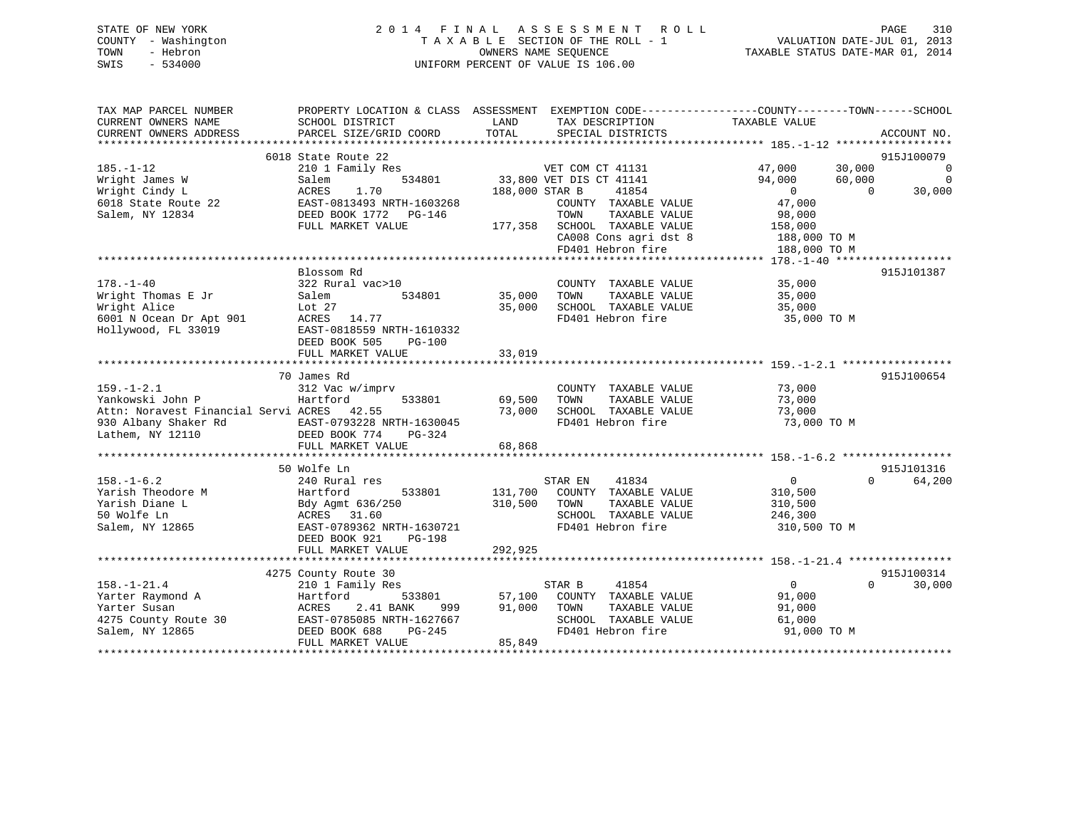STATE OF NEW YORK
COUNTY - Washington
TOWN - Hebron
SWIS - 534000

2014 FINAL ASSESSMENT ROLL
TAXABLE SECTION OF THE ROLL - 1
OWNERS NAME SEQUENCE
UNIFORM PERCENT OF VALUE IS 106.00

VALUATION DATE-JUL 01, 2013
TAXABLE STATUS DATE-MAR 01, 2014

```
TAX MAP PARCEL NUMBER          PROPERTY LOCATION & CLASS  ASSESSMENT  EXEMPTION CODE------------------COUNTY--------TOWN------SCHOOL
CURRENT OWNERS NAME            SCHOOL DISTRICT              LAND      TAX DESCRIPTION            TAXABLE VALUE
CURRENT OWNERS ADDRESS         PARCEL SIZE/GRID COORD       TOTAL     SPECIAL DISTRICTS                                       ACCOUNT NO.
******************************************************************************************************* 185.-1-12 ******************
                    6018 State Route 22                                                                                    915J100079
185.-1-12                      210 1 Family Res                  VET COM CT 41131             47,000      30,000           0
Wright James W                 Salem          534801       33,800 VET DIS CT 41141             94,000      60,000           0
Wright Cindy L                 ACRES    1.70              188,000 STAR B     41854                  0           0      30,000
6018 State Route 22            EAST-0813493 NRTH-1603268           COUNTY  TAXABLE VALUE         47,000
Salem, NY 12834                DEED BOOK 1772   PG-146             TOWN    TAXABLE VALUE         98,000
                               FULL MARKET VALUE         177,358   SCHOOL  TAXABLE VALUE        158,000
                                                                   CA008 Cons agri dst 8        188,000 TO M
                                                                   FD401 Hebron fire            188,000 TO M
******************************************************************************************************* 178.-1-40 ******************
                    Blossom Rd                                                                                             915J101387
178.-1-40                      322 Rural vac>10                    COUNTY  TAXABLE VALUE         35,000
Wright Thomas E Jr             Salem          534801       35,000  TOWN    TAXABLE VALUE         35,000
Wright Alice                   Lot 27                      35,000  SCHOOL  TAXABLE VALUE         35,000
6001 N Ocean Dr Apt 901        ACRES   14.77                       FD401 Hebron fire              35,000 TO M
Hollywood, FL 33019            EAST-0818559 NRTH-1610332
                               DEED BOOK 505    PG-100
                               FULL MARKET VALUE          33,019
******************************************************************************************************* 159.-1-2.1 *****************
                    70 James Rd                                                                                            915J100654
159.-1-2.1                     312 Vac w/imprv                     COUNTY  TAXABLE VALUE         73,000
Yankowski John P               Hartford       533801       69,500  TOWN    TAXABLE VALUE         73,000
Attn: Noravest Financial Servi ACRES   42.55               73,000  SCHOOL  TAXABLE VALUE         73,000
930 Albany Shaker Rd           EAST-0793228 NRTH-1630045           FD401 Hebron fire              73,000 TO M
Lathem, NY 12110               DEED BOOK 774    PG-324
                               FULL MARKET VALUE          68,868
******************************************************************************************************* 158.-1-6.2 *****************
                    50 Wolfe Ln                                                                                            915J101316
158.-1-6.2                     240 Rural res                       STAR EN    41834                  0           0      64,200
Yarish Theodore M              Hartford       533801      131,700  COUNTY  TAXABLE VALUE        310,500
Yarish Diane L                 Bdy Agmt 636/250           310,500  TOWN    TAXABLE VALUE        310,500
50 Wolfe Ln                    ACRES   31.60                       SCHOOL  TAXABLE VALUE        246,300
Salem, NY 12865                EAST-0789362 NRTH-1630721           FD401 Hebron fire             310,500 TO M
                               DEED BOOK 921    PG-198
                               FULL MARKET VALUE         292,925
******************************************************************************************************* 158.-1-21.4 ****************
                    4275 County Route 30                                                                                   915J100314
158.-1-21.4                    210 1 Family Res                    STAR B     41854                  0           0      30,000
Yarter Raymond A               Hartford       533801       57,100  COUNTY  TAXABLE VALUE         91,000
Yarter Susan                   ACRES    2.41 BANK     999  91,000  TOWN    TAXABLE VALUE         91,000
4275 County Route 30           EAST-0785085 NRTH-1627667           SCHOOL  TAXABLE VALUE         61,000
Salem, NY 12865                DEED BOOK 688    PG-245             FD401 Hebron fire              91,000 TO M
                               FULL MARKET VALUE          85,849
************************************************************************************************************************************
```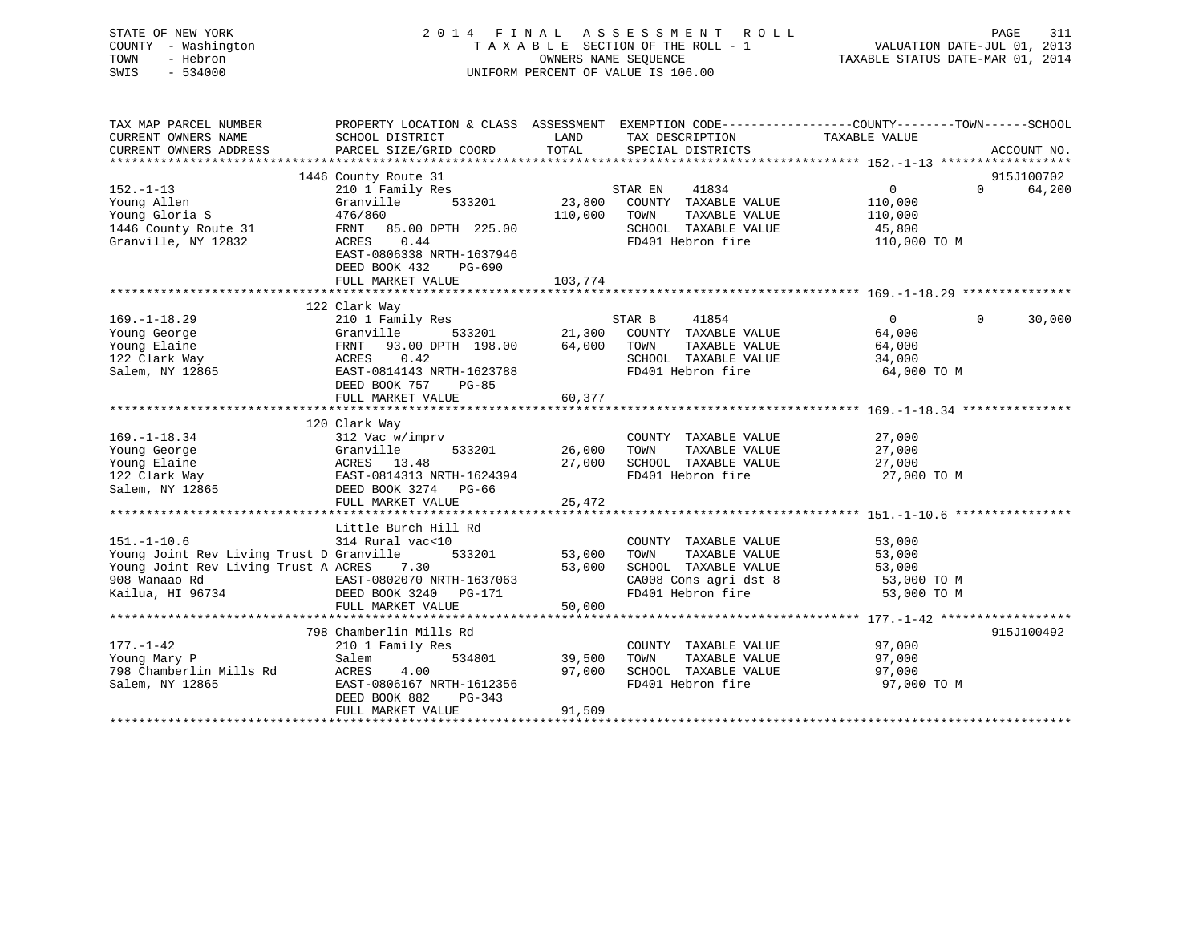STATE OF NEW YORK
COUNTY - Washington
TOWN - Hebron
SWIS - 534000

2014 FINAL ASSESSMENT ROLL
TAXABLE SECTION OF THE ROLL - 1
OWNERS NAME SEQUENCE
UNIFORM PERCENT OF VALUE IS 106.00

VALUATION DATE-JUL 01, 2013
TAXABLE STATUS DATE-MAR 01, 2014

| TAX MAP PARCEL NUMBER / CURRENT OWNERS NAME / CURRENT OWNERS ADDRESS | PROPERTY LOCATION & CLASS / SCHOOL DISTRICT / PARCEL SIZE/GRID COORD | ASSESSMENT LAND / TOTAL | EXEMPTION CODE / TAX DESCRIPTION / SPECIAL DISTRICTS | COUNTY / TOWN / SCHOOL TAXABLE VALUE | ACCOUNT NO. |
|---|---|---|---|---|---|
| 152.-1-13 | 1446 County Route 31 | | | | 915J100702 |
| Young Allen | 210 1 Family Res | | STAR EN 41834 | 0 / 0 / 64,200 | |
| Young Gloria S | Granville 533201 | 23,800 | COUNTY TAXABLE VALUE | 110,000 | |
| 1446 County Route 31 | 476/860 | 110,000 | TOWN TAXABLE VALUE | 110,000 | |
| Granville, NY 12832 | FRNT 85.00 DPTH 225.00 | | SCHOOL TAXABLE VALUE | 45,800 | |
| | ACRES 0.44 | | FD401 Hebron fire | 110,000 TO M | |
| | EAST-0806338 NRTH-1637946 | | | | |
| | DEED BOOK 432 PG-690 | | | | |
| | FULL MARKET VALUE | 103,774 | | | |
| 169.-1-18.29 | 122 Clark Way | | | | |
| Young George | 210 1 Family Res | | STAR B 41854 | 0 / 0 / 30,000 | |
| Young Elaine | Granville 533201 | 21,300 | COUNTY TAXABLE VALUE | 64,000 | |
| 122 Clark Way | FRNT 93.00 DPTH 198.00 | 64,000 | TOWN TAXABLE VALUE | 64,000 | |
| Salem, NY 12865 | ACRES 0.42 | | SCHOOL TAXABLE VALUE | 34,000 | |
| | EAST-0814143 NRTH-1623788 | | FD401 Hebron fire | 64,000 TO M | |
| | DEED BOOK 757 PG-85 | | | | |
| | FULL MARKET VALUE | 60,377 | | | |
| 169.-1-18.34 | 120 Clark Way | | | | |
| Young George | 312 Vac w/imprv | | COUNTY TAXABLE VALUE | 27,000 | |
| Young Elaine | Granville 533201 | 26,000 | TOWN TAXABLE VALUE | 27,000 | |
| 122 Clark Way | ACRES 13.48 | 27,000 | SCHOOL TAXABLE VALUE | 27,000 | |
| Salem, NY 12865 | EAST-0814313 NRTH-1624394 | | FD401 Hebron fire | 27,000 TO M | |
| | DEED BOOK 3274 PG-66 | | | | |
| | FULL MARKET VALUE | 25,472 | | | |
| 151.-1-10.6 | Little Burch Hill Rd | | | | |
| Young Joint Rev Living Trust D | 314 Rural vac<10 | | COUNTY TAXABLE VALUE | 53,000 | |
| Young Joint Rev Living Trust A | Granville 533201 | 53,000 | TOWN TAXABLE VALUE | 53,000 | |
| 908 Wanaao Rd | ACRES 7.30 | 53,000 | SCHOOL TAXABLE VALUE | 53,000 | |
| Kailua, HI 96734 | EAST-0802070 NRTH-1637063 | | CA008 Cons agri dst 8 | 53,000 TO M | |
| | DEED BOOK 3240 PG-171 | | FD401 Hebron fire | 53,000 TO M | |
| | FULL MARKET VALUE | 50,000 | | | |
| 177.-1-42 | 798 Chamberlin Mills Rd | | | | 915J100492 |
| Young Mary P | 210 1 Family Res | | COUNTY TAXABLE VALUE | 97,000 | |
| 798 Chamberlin Mills Rd | Salem 534801 | 39,500 | TOWN TAXABLE VALUE | 97,000 | |
| Salem, NY 12865 | ACRES 4.00 | 97,000 | SCHOOL TAXABLE VALUE | 97,000 | |
| | EAST-0806167 NRTH-1612356 | | FD401 Hebron fire | 97,000 TO M | |
| | DEED BOOK 882 PG-343 | | | | |
| | FULL MARKET VALUE | 91,509 | | | |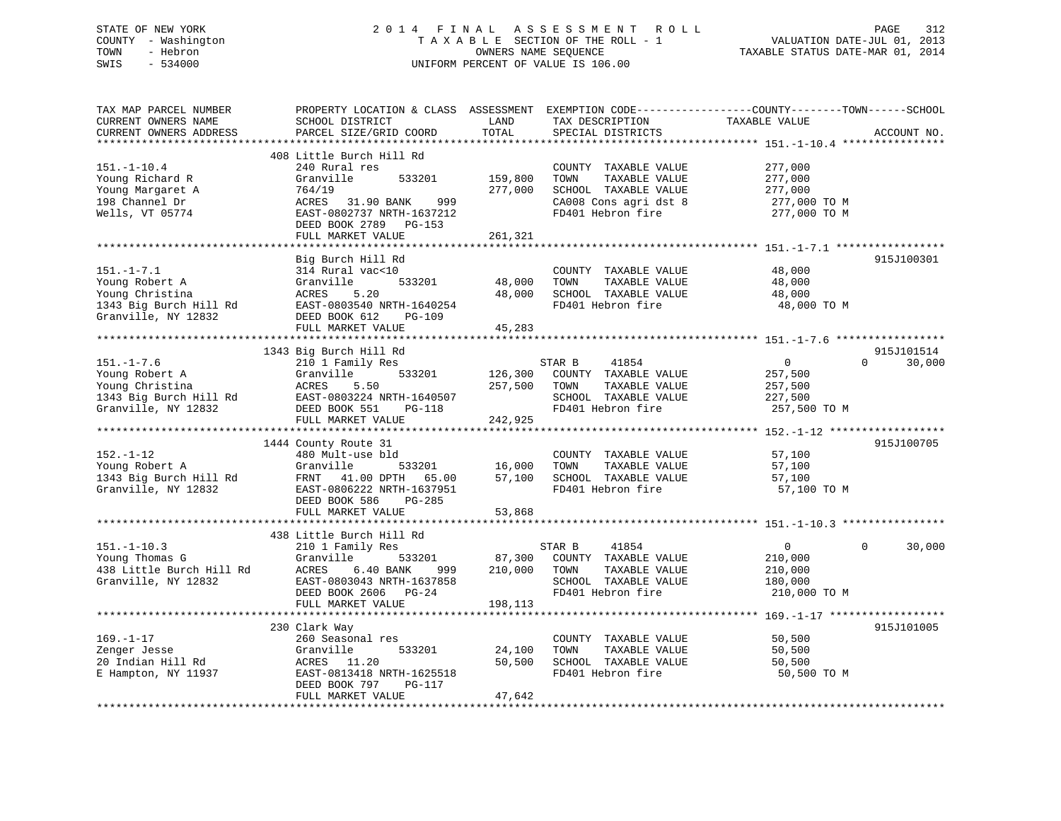STATE OF NEW YORK
COUNTY - Washington
TOWN - Hebron
SWIS - 534000

# 2014 FINAL ASSESSMENT ROLL
TAXABLE SECTION OF THE ROLL - 1
OWNERS NAME SEQUENCE
UNIFORM PERCENT OF VALUE IS 106.00

VALUATION DATE-JUL 01, 2013
TAXABLE STATUS DATE-MAR 01, 2014

| TAX MAP PARCEL NUMBER / CURRENT OWNERS NAME / CURRENT OWNERS ADDRESS | PROPERTY LOCATION & CLASS / SCHOOL DISTRICT / PARCEL SIZE/GRID COORD | ASSESSMENT LAND | TOTAL | EXEMPTION CODE / TAX DESCRIPTION / SPECIAL DISTRICTS | COUNTY | TOWN | SCHOOL | TAXABLE VALUE | ACCOUNT NO. |
|---|---|---|---|---|---|---|---|---|---|
| 151.-1-10.4 | 408 Little Burch Hill Rd | | | | | | | | |
| 151.-1-10.4 | 240 Rural res | | | COUNTY TAXABLE VALUE | | | | 277,000 | |
| Young Richard R | Granville 533201 | 159,800 | | TOWN TAXABLE VALUE | | | | 277,000 | |
| Young Margaret A | 764/19 | | 277,000 | SCHOOL TAXABLE VALUE | | | | 277,000 | |
| 198 Channel Dr | ACRES 31.90 BANK 999 | | | CA008 Cons agri dst 8 | | | | 277,000 TO M | |
| Wells, VT 05774 | EAST-0802737 NRTH-1637212 | | | FD401 Hebron fire | | | | 277,000 TO M | |
| | DEED BOOK 2789 PG-153 | | | | | | | | |
| | FULL MARKET VALUE | | 261,321 | | | | | | |
| 151.-1-7.1 | Big Burch Hill Rd | | | | | | | | 915J100301 |
| 151.-1-7.1 | 314 Rural vac<10 | | | COUNTY TAXABLE VALUE | | | | 48,000 | |
| Young Robert A | Granville 533201 | 48,000 | | TOWN TAXABLE VALUE | | | | 48,000 | |
| Young Christina | ACRES 5.20 | | 48,000 | SCHOOL TAXABLE VALUE | | | | 48,000 | |
| 1343 Big Burch Hill Rd | EAST-0803540 NRTH-1640254 | | | FD401 Hebron fire | | | | 48,000 TO M | |
| Granville, NY 12832 | DEED BOOK 612 PG-109 | | | | | | | | |
| | FULL MARKET VALUE | | 45,283 | | | | | | |
| 151.-1-7.6 | 1343 Big Burch Hill Rd | | | | | | | | 915J101514 |
| 151.-1-7.6 | 210 1 Family Res | | | STAR B 41854 | 0 | 0 | 30,000 | | |
| Young Robert A | Granville 533201 | 126,300 | | COUNTY TAXABLE VALUE | | | | 257,500 | |
| Young Christina | ACRES 5.50 | | 257,500 | TOWN TAXABLE VALUE | | | | 257,500 | |
| 1343 Big Burch Hill Rd | EAST-0803224 NRTH-1640507 | | | SCHOOL TAXABLE VALUE | | | | 227,500 | |
| Granville, NY 12832 | DEED BOOK 551 PG-118 | | | FD401 Hebron fire | | | | 257,500 TO M | |
| | FULL MARKET VALUE | | 242,925 | | | | | | |
| 152.-1-12 | 1444 County Route 31 | | | | | | | | 915J100705 |
| 152.-1-12 | 480 Mult-use bld | | | COUNTY TAXABLE VALUE | | | | 57,100 | |
| Young Robert A | Granville 533201 | 16,000 | | TOWN TAXABLE VALUE | | | | 57,100 | |
| 1343 Big Burch Hill Rd | FRNT 41.00 DPTH 65.00 | | 57,100 | SCHOOL TAXABLE VALUE | | | | 57,100 | |
| Granville, NY 12832 | EAST-0806222 NRTH-1637951 | | | FD401 Hebron fire | | | | 57,100 TO M | |
| | DEED BOOK 586 PG-285 | | | | | | | | |
| | FULL MARKET VALUE | | 53,868 | | | | | | |
| 151.-1-10.3 | 438 Little Burch Hill Rd | | | | | | | | |
| 151.-1-10.3 | 210 1 Family Res | | | STAR B 41854 | 0 | 0 | 30,000 | | |
| Young Thomas G | Granville 533201 | 87,300 | | COUNTY TAXABLE VALUE | | | | 210,000 | |
| 438 Little Burch Hill Rd | ACRES 6.40 BANK 999 | | 210,000 | TOWN TAXABLE VALUE | | | | 210,000 | |
| Granville, NY 12832 | EAST-0803043 NRTH-1637858 | | | SCHOOL TAXABLE VALUE | | | | 180,000 | |
| | DEED BOOK 2606 PG-24 | | | FD401 Hebron fire | | | | 210,000 TO M | |
| | FULL MARKET VALUE | | 198,113 | | | | | | |
| 169.-1-17 | 230 Clark Way | | | | | | | | 915J101005 |
| 169.-1-17 | 260 Seasonal res | | | COUNTY TAXABLE VALUE | | | | 50,500 | |
| Zenger Jesse | Granville 533201 | 24,100 | | TOWN TAXABLE VALUE | | | | 50,500 | |
| 20 Indian Hill Rd | ACRES 11.20 | | 50,500 | SCHOOL TAXABLE VALUE | | | | 50,500 | |
| E Hampton, NY 11937 | EAST-0813418 NRTH-1625518 | | | FD401 Hebron fire | | | | 50,500 TO M | |
| | DEED BOOK 797 PG-117 | | | | | | | | |
| | FULL MARKET VALUE | | 47,642 | | | | | | |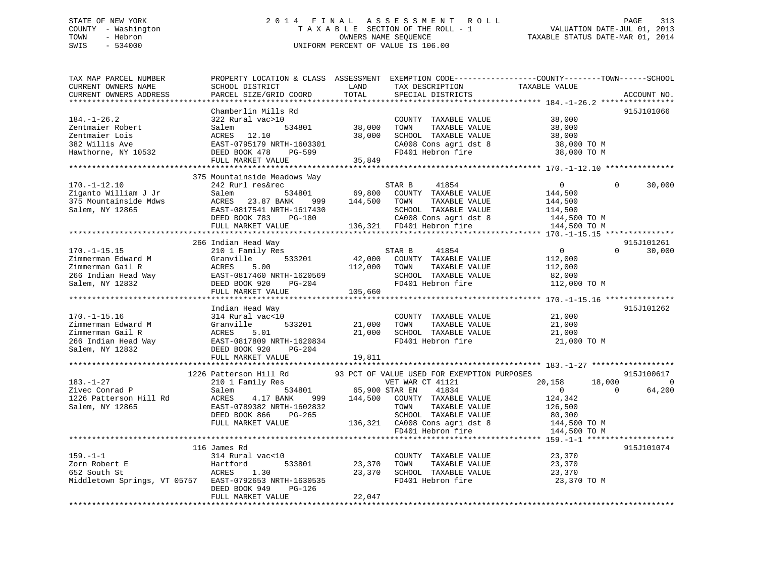STATE OF NEW YORK
COUNTY - Washington
TOWN - Hebron
SWIS - 534000

# 2014 FINAL ASSESSMENT ROLL

TAXABLE SECTION OF THE ROLL - 1
OWNERS NAME SEQUENCE
UNIFORM PERCENT OF VALUE IS 106.00

VALUATION DATE-JUL 01, 2013
TAXABLE STATUS DATE-MAR 01, 2014

```
TAX MAP PARCEL NUMBER          PROPERTY LOCATION & CLASS  ASSESSMENT  EXEMPTION CODE------------------COUNTY--------TOWN------SCHOOL
CURRENT OWNERS NAME            SCHOOL DISTRICT               LAND      TAX DESCRIPTION              TAXABLE VALUE
CURRENT OWNERS ADDRESS         PARCEL SIZE/GRID COORD       TOTAL      SPECIAL DISTRICTS                                      ACCOUNT NO.
******************************************************************************************************* 184.-1-26.2 ****************
                               Chamberlin Mills Rd                                                                     915J101066
184.-1-26.2                    322 Rural vac>10                        COUNTY  TAXABLE VALUE             38,000
Zentmaier Robert               Salem            534801        38,000   TOWN    TAXABLE VALUE             38,000
Zentmaier Lois                 ACRES   12.10                  38,000   SCHOOL  TAXABLE VALUE             38,000
382 Willis Ave                 EAST-0795179 NRTH-1603301               CA008 Cons agri dst 8              38,000 TO M
Hawthorne, NY 10532            DEED BOOK 478     PG-599                FD401 Hebron fire                  38,000 TO M
                               FULL MARKET VALUE              35,849
******************************************************************************************************* 170.-1-12.10 ***************
                               375 Mountainside Meadows Way
170.-1-12.10                   242 Rurl res&rec                        STAR B       41854                  0            0      30,000
Ziganto William J Jr           Salem            534801        69,800   COUNTY  TAXABLE VALUE            144,500
375 Mountainside Mdws          ACRES   23.87 BANK     999    144,500   TOWN    TAXABLE VALUE            144,500
Salem, NY 12865                EAST-0817541 NRTH-1617430               SCHOOL  TAXABLE VALUE            114,500
                               DEED BOOK 783     PG-180                CA008 Cons agri dst 8             144,500 TO M
                               FULL MARKET VALUE             136,321   FD401 Hebron fire                 144,500 TO M
******************************************************************************************************* 170.-1-15.15 ***************
                               266 Indian Head Way                                                                     915J101261
170.-1-15.15                   210 1 Family Res                        STAR B       41854                  0            0      30,000
Zimmerman Edward M             Granville        533201        42,000   COUNTY  TAXABLE VALUE            112,000
Zimmerman Gail R               ACRES    5.00                 112,000   TOWN    TAXABLE VALUE            112,000
266 Indian Head Way            EAST-0817460 NRTH-1620569               SCHOOL  TAXABLE VALUE             82,000
Salem, NY 12832                DEED BOOK 920     PG-204                FD401 Hebron fire                 112,000 TO M
                               FULL MARKET VALUE             105,660
******************************************************************************************************* 170.-1-15.16 ***************
                               Indian Head Way                                                                         915J101262
170.-1-15.16                   314 Rural vac<10                        COUNTY  TAXABLE VALUE             21,000
Zimmerman Edward M             Granville        533201        21,000   TOWN    TAXABLE VALUE             21,000
Zimmerman Gail R               ACRES    5.01                  21,000   SCHOOL  TAXABLE VALUE             21,000
266 Indian Head Way            EAST-0817809 NRTH-1620834               FD401 Hebron fire                  21,000 TO M
Salem, NY 12832                DEED BOOK 920     PG-204
                               FULL MARKET VALUE              19,811
******************************************************************************************************* 183.-1-27 ******************
                               1226 Patterson Hill Rd        93 PCT OF VALUE USED FOR EXEMPTION PURPOSES                915J100617
183.-1-27                      210 1 Family Res                        VET WAR CT 41121              20,158       18,000           0
Zivec Conrad P                 Salem            534801        65,900 STAR EN      41834                  0            0      64,200
1226 Patterson Hill Rd         ACRES    4.17 BANK     999    144,500   COUNTY  TAXABLE VALUE            124,342
Salem, NY 12865                EAST-0789382 NRTH-1602832               TOWN    TAXABLE VALUE            126,500
                               DEED BOOK 866     PG-265                SCHOOL  TAXABLE VALUE             80,300
                               FULL MARKET VALUE             136,321   CA008 Cons agri dst 8             144,500 TO M
                                                                       FD401 Hebron fire                 144,500 TO M
******************************************************************************************************* 159.-1-1 *******************
                               116 James Rd                                                                            915J101074
159.-1-1                       314 Rural vac<10                        COUNTY  TAXABLE VALUE             23,370
Zorn Robert E                  Hartford         533801        23,370   TOWN    TAXABLE VALUE             23,370
652 South St                   ACRES    1.30                  23,370   SCHOOL  TAXABLE VALUE             23,370
Middletown Springs, VT 05757   EAST-0792653 NRTH-1630535               FD401 Hebron fire                  23,370 TO M
                               DEED BOOK 949     PG-126
                               FULL MARKET VALUE              22,047
************************************************************************************************************************************
```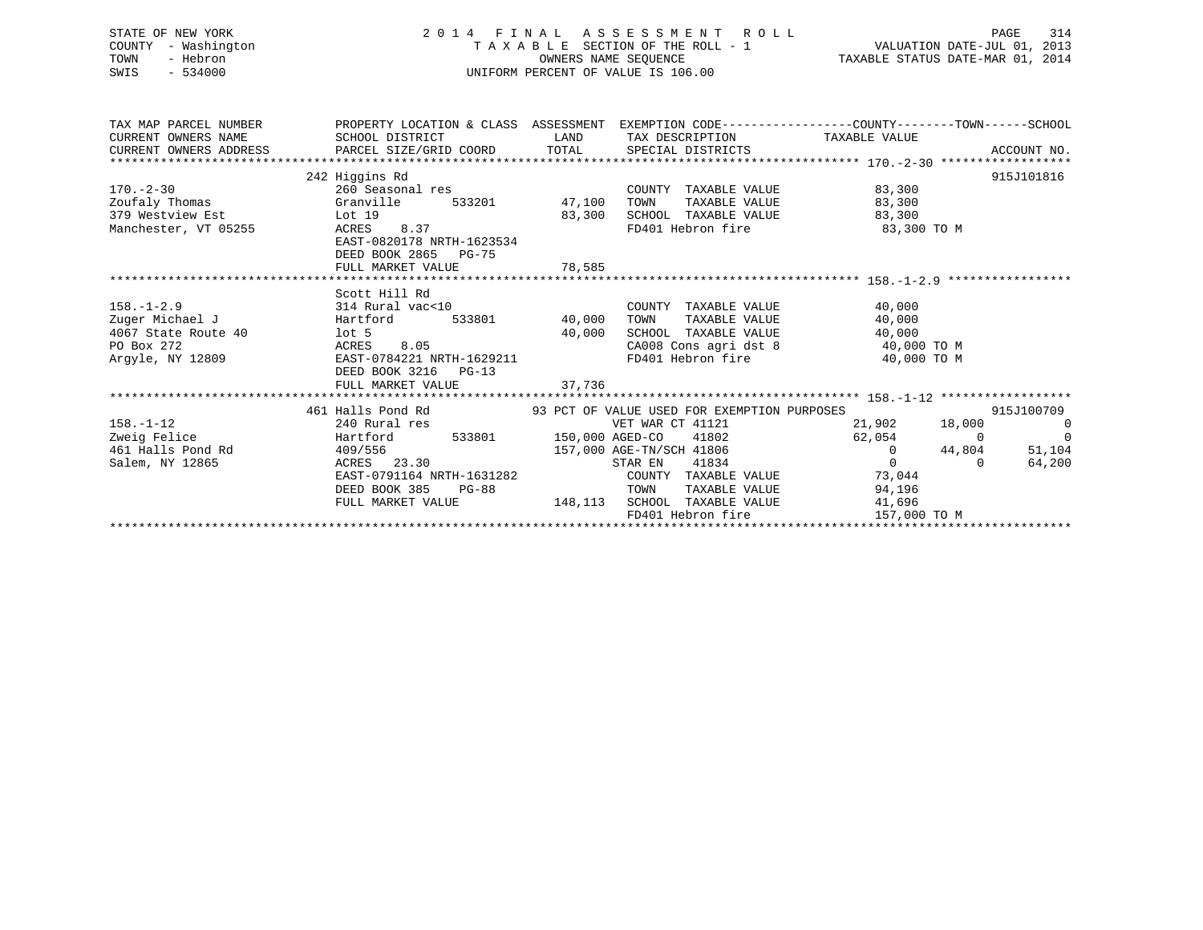STATE OF NEW YORK
COUNTY - Washington
TOWN - Hebron
SWIS - 534000

# 2014 FINAL ASSESSMENT ROLL

TAXABLE SECTION OF THE ROLL - 1
OWNERS NAME SEQUENCE
UNIFORM PERCENT OF VALUE IS 106.00

VALUATION DATE-JUL 01, 2013
TAXABLE STATUS DATE-MAR 01, 2014

```
TAX MAP PARCEL NUMBER          PROPERTY LOCATION & CLASS  ASSESSMENT  EXEMPTION CODE------------------COUNTY--------TOWN------SCHOOL
CURRENT OWNERS NAME            SCHOOL DISTRICT              LAND      TAX DESCRIPTION            TAXABLE VALUE
CURRENT OWNERS ADDRESS         PARCEL SIZE/GRID COORD      TOTAL      SPECIAL DISTRICTS                                     ACCOUNT NO.
******************************************************************************************** 170.-2-30 ******************
                               242 Higgins Rd                                                                        915J101816
170.-2-30                      260 Seasonal res                        COUNTY  TAXABLE VALUE           83,300
Zoufaly Thomas                 Granville      533201      47,100      TOWN    TAXABLE VALUE           83,300
379 Westview Est               Lot 19                     83,300      SCHOOL  TAXABLE VALUE           83,300
Manchester, VT 05255           ACRES    8.37                           FD401 Hebron fire                83,300 TO M
                               EAST-0820178 NRTH-1623534
                               DEED BOOK 2865   PG-75
                               FULL MARKET VALUE          78,585
******************************************************************************************** 158.-1-2.9 *****************
                               Scott Hill Rd
158.-1-2.9                     314 Rural vac<10                        COUNTY  TAXABLE VALUE           40,000
Zuger Michael J                Hartford       533801      40,000      TOWN    TAXABLE VALUE           40,000
4067 State Route 40            lot 5                      40,000      SCHOOL  TAXABLE VALUE           40,000
PO Box 272                     ACRES    8.05                           CA008 Cons agri dst 8            40,000 TO M
Argyle, NY 12809               EAST-0784221 NRTH-1629211               FD401 Hebron fire                40,000 TO M
                               DEED BOOK 3216   PG-13
                               FULL MARKET VALUE          37,736
******************************************************************************************** 158.-1-12 ******************
                               461 Halls Pond Rd            93 PCT OF VALUE USED FOR EXEMPTION PURPOSES              915J100709
158.-1-12                      240 Rural res                    VET WAR CT 41121              21,902       18,000           0
Zweig Felice                   Hartford       533801     150,000 AGED-CO    41802              62,054            0           0
461 Halls Pond Rd              409/556                   157,000 AGE-TN/SCH 41806                   0       44,804      51,104
Salem, NY 12865                ACRES   23.30                     STAR EN    41834                   0            0      64,200
                               EAST-0791164 NRTH-1631282           COUNTY  TAXABLE VALUE           73,044
                               DEED BOOK 385    PG-88              TOWN    TAXABLE VALUE           94,196
                               FULL MARKET VALUE         148,113  SCHOOL  TAXABLE VALUE           41,696
                                                                   FD401 Hebron fire               157,000 TO M
*****************************************************************************************************************************
```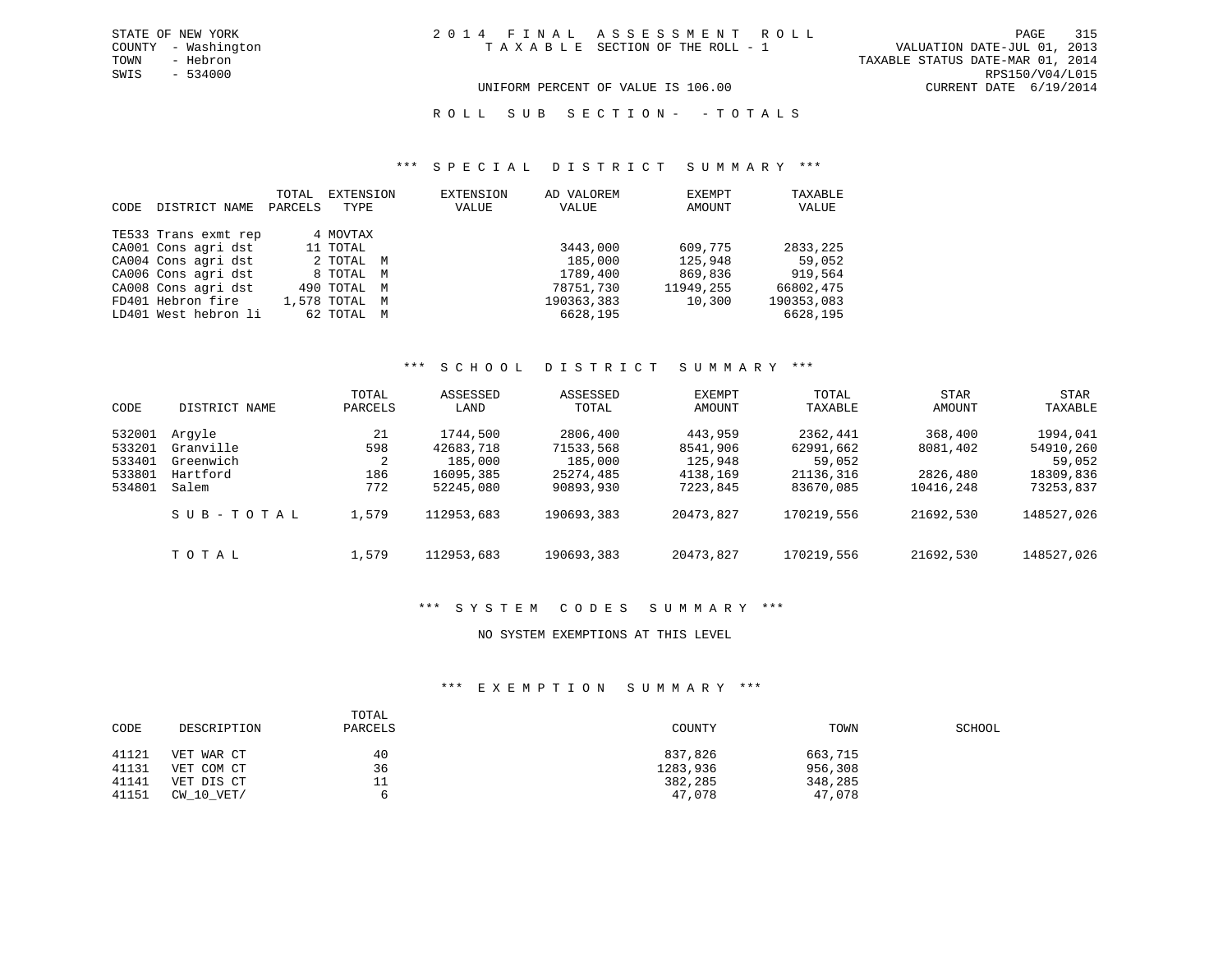STATE OF NEW YORK
COUNTY - Washington
TOWN - Hebron
SWIS - 534000

# 2014 FINAL ASSESSMENT ROLL
TAXABLE SECTION OF THE ROLL - 1

UNIFORM PERCENT OF VALUE IS 106.00

VALUATION DATE-JUL 01, 2013
TAXABLE STATUS DATE-MAR 01, 2014
RPS150/V04/L015
CURRENT DATE 6/19/2014

## ROLL SUB SECTION- - TOTALS

### *** SPECIAL DISTRICT SUMMARY ***

| CODE | DISTRICT NAME | TOTAL PARCELS | EXTENSION TYPE | EXTENSION VALUE | AD VALOREM VALUE | EXEMPT AMOUNT | TAXABLE VALUE |
|---|---|---|---|---|---|---|---|
| TE533 | Trans exmt rep | 4 | MOVTAX | | | | |
| CA001 | Cons agri dst | 11 | TOTAL | | 3443,000 | 609,775 | 2833,225 |
| CA004 | Cons agri dst | 2 | TOTAL M | | 185,000 | 125,948 | 59,052 |
| CA006 | Cons agri dst | 8 | TOTAL M | | 1789,400 | 869,836 | 919,564 |
| CA008 | Cons agri dst | 490 | TOTAL M | | 78751,730 | 11949,255 | 66802,475 |
| FD401 | Hebron fire | 1,578 | TOTAL M | | 190363,383 | 10,300 | 190353,083 |
| LD401 | West hebron li | 62 | TOTAL M | | 6628,195 | | 6628,195 |

### *** SCHOOL DISTRICT SUMMARY ***

| CODE | DISTRICT NAME | TOTAL PARCELS | ASSESSED LAND | ASSESSED TOTAL | EXEMPT AMOUNT | TOTAL TAXABLE | STAR AMOUNT | STAR TAXABLE |
|---|---|---|---|---|---|---|---|---|
| 532001 | Argyle | 21 | 1744,500 | 2806,400 | 443,959 | 2362,441 | 368,400 | 1994,041 |
| 533201 | Granville | 598 | 42683,718 | 71533,568 | 8541,906 | 62991,662 | 8081,402 | 54910,260 |
| 533401 | Greenwich | 2 | 185,000 | 185,000 | 125,948 | 59,052 | | 59,052 |
| 533801 | Hartford | 186 | 16095,385 | 25274,485 | 4138,169 | 21136,316 | 2826,480 | 18309,836 |
| 534801 | Salem | 772 | 52245,080 | 90893,930 | 7223,845 | 83670,085 | 10416,248 | 73253,837 |
| | SUB-TOTAL | 1,579 | 112953,683 | 190693,383 | 20473,827 | 170219,556 | 21692,530 | 148527,026 |
| | TOTAL | 1,579 | 112953,683 | 190693,383 | 20473,827 | 170219,556 | 21692,530 | 148527,026 |

### *** SYSTEM CODES SUMMARY ***

NO SYSTEM EXEMPTIONS AT THIS LEVEL

### *** EXEMPTION SUMMARY ***

| CODE | DESCRIPTION | TOTAL PARCELS | COUNTY | TOWN | SCHOOL |
|---|---|---|---|---|---|
| 41121 | VET WAR CT | 40 | 837,826 | 663,715 | |
| 41131 | VET COM CT | 36 | 1283,936 | 956,308 | |
| 41141 | VET DIS CT | 11 | 382,285 | 348,285 | |
| 41151 | CW_10_VET/ | 6 | 47,078 | 47,078 | |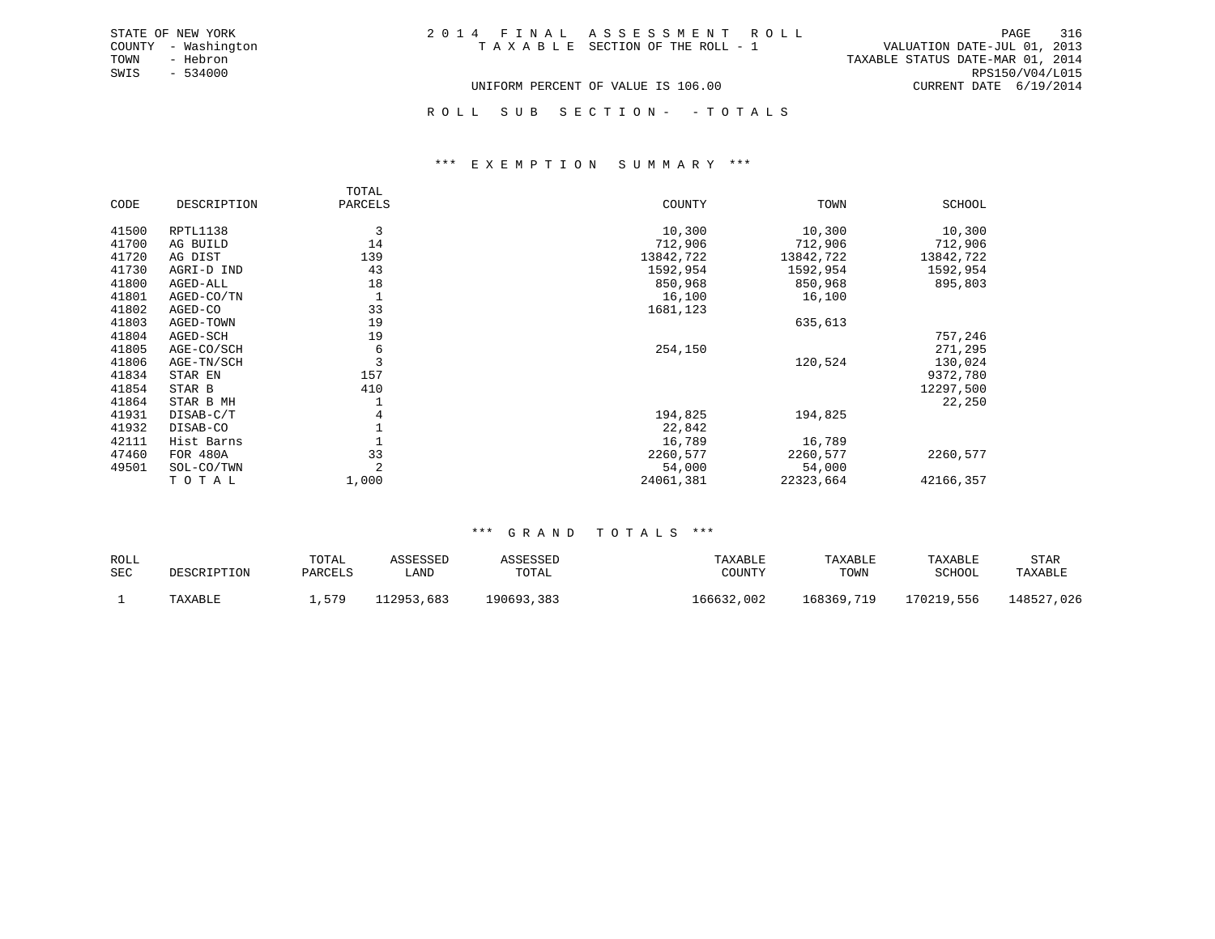STATE OF NEW YORK
COUNTY - Washington
TOWN - Hebron
SWIS - 534000

# 2014 FINAL ASSESSMENT ROLL

TAXABLE SECTION OF THE ROLL - 1

VALUATION DATE-JUL 01, 2013
TAXABLE STATUS DATE-MAR 01, 2014
RPS150/V04/L015
CURRENT DATE 6/19/2014

UNIFORM PERCENT OF VALUE IS 106.00

## ROLL SUB SECTION- - TOTALS

### *** EXEMPTION SUMMARY ***

| CODE | DESCRIPTION | TOTAL PARCELS | COUNTY | TOWN | SCHOOL |
|---|---|---|---|---|---|
| 41500 | RPTL1138 | 3 | 10,300 | 10,300 | 10,300 |
| 41700 | AG BUILD | 14 | 712,906 | 712,906 | 712,906 |
| 41720 | AG DIST | 139 | 13842,722 | 13842,722 | 13842,722 |
| 41730 | AGRI-D IND | 43 | 1592,954 | 1592,954 | 1592,954 |
| 41800 | AGED-ALL | 18 | 850,968 | 850,968 | 895,803 |
| 41801 | AGED-CO/TN | 1 | 16,100 | 16,100 | |
| 41802 | AGED-CO | 33 | 1681,123 | | |
| 41803 | AGED-TOWN | 19 | | 635,613 | |
| 41804 | AGED-SCH | 19 | | | 757,246 |
| 41805 | AGE-CO/SCH | 6 | 254,150 | | 271,295 |
| 41806 | AGE-TN/SCH | 3 | | 120,524 | 130,024 |
| 41834 | STAR EN | 157 | | | 9372,780 |
| 41854 | STAR B | 410 | | | 12297,500 |
| 41864 | STAR B MH | 1 | | | 22,250 |
| 41931 | DISAB-C/T | 4 | 194,825 | 194,825 | |
| 41932 | DISAB-CO | 1 | 22,842 | | |
| 42111 | Hist Barns | 1 | 16,789 | 16,789 | |
| 47460 | FOR 480A | 33 | 2260,577 | 2260,577 | 2260,577 |
| 49501 | SOL-CO/TWN | 2 | 54,000 | 54,000 | |
| | TOTAL | 1,000 | 24061,381 | 22323,664 | 42166,357 |

### *** GRAND TOTALS ***

| ROLL SEC | DESCRIPTION | TOTAL PARCELS | ASSESSED LAND | ASSESSED TOTAL | TAXABLE COUNTY | TAXABLE TOWN | TAXABLE SCHOOL | STAR TAXABLE |
|---|---|---|---|---|---|---|---|---|
| 1 | TAXABLE | 1,579 | 112953,683 | 190693,383 | 166632,002 | 168369,719 | 170219,556 | 148527,026 |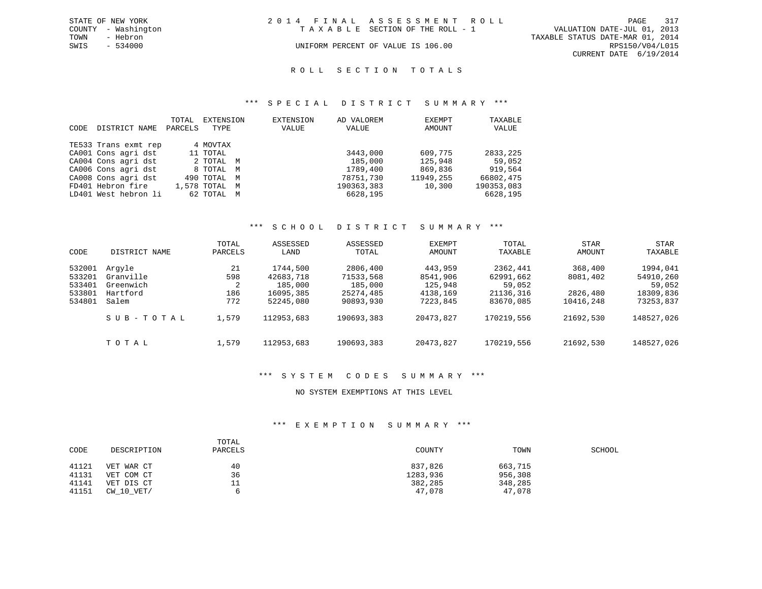STATE OF NEW YORK
COUNTY - Washington
TOWN - Hebron
SWIS - 534000

2014 FINAL ASSESSMENT ROLL
TAXABLE SECTION OF THE ROLL - 1
UNIFORM PERCENT OF VALUE IS 106.00

VALUATION DATE-JUL 01, 2013
TAXABLE STATUS DATE-MAR 01, 2014
RPS150/V04/L015
CURRENT DATE 6/19/2014

## ROLL SECTION TOTALS

### *** SPECIAL DISTRICT SUMMARY ***

| CODE | DISTRICT NAME | TOTAL PARCELS | EXTENSION TYPE | EXTENSION VALUE | AD VALOREM VALUE | EXEMPT AMOUNT | TAXABLE VALUE |
|---|---|---|---|---|---|---|---|
| TE533 | Trans exmt rep | 4 | MOVTAX | | | | |
| CA001 | Cons agri dst | 11 | TOTAL | | 3443,000 | 609,775 | 2833,225 |
| CA004 | Cons agri dst | 2 | TOTAL M | | 185,000 | 125,948 | 59,052 |
| CA006 | Cons agri dst | 8 | TOTAL M | | 1789,400 | 869,836 | 919,564 |
| CA008 | Cons agri dst | 490 | TOTAL M | | 78751,730 | 11949,255 | 66802,475 |
| FD401 | Hebron fire | 1,578 | TOTAL M | | 190363,383 | 10,300 | 190353,083 |
| LD401 | West hebron li | 62 | TOTAL M | | 6628,195 | | 6628,195 |

### *** SCHOOL DISTRICT SUMMARY ***

| CODE | DISTRICT NAME | TOTAL PARCELS | ASSESSED LAND | ASSESSED TOTAL | EXEMPT AMOUNT | TOTAL TAXABLE | STAR AMOUNT | STAR TAXABLE |
|---|---|---|---|---|---|---|---|---|
| 532001 | Argyle | 21 | 1744,500 | 2806,400 | 443,959 | 2362,441 | 368,400 | 1994,041 |
| 533201 | Granville | 598 | 42683,718 | 71533,568 | 8541,906 | 62991,662 | 8081,402 | 54910,260 |
| 533401 | Greenwich | 2 | 185,000 | 185,000 | 125,948 | 59,052 | | 59,052 |
| 533801 | Hartford | 186 | 16095,385 | 25274,485 | 4138,169 | 21136,316 | 2826,480 | 18309,836 |
| 534801 | Salem | 772 | 52245,080 | 90893,930 | 7223,845 | 83670,085 | 10416,248 | 73253,837 |
| | SUB-TOTAL | 1,579 | 112953,683 | 190693,383 | 20473,827 | 170219,556 | 21692,530 | 148527,026 |
| | TOTAL | 1,579 | 112953,683 | 190693,383 | 20473,827 | 170219,556 | 21692,530 | 148527,026 |

### *** SYSTEM CODES SUMMARY ***

NO SYSTEM EXEMPTIONS AT THIS LEVEL

### *** EXEMPTION SUMMARY ***

| CODE | DESCRIPTION | TOTAL PARCELS | COUNTY | TOWN | SCHOOL |
|---|---|---|---|---|---|
| 41121 | VET WAR CT | 40 | 837,826 | 663,715 | |
| 41131 | VET COM CT | 36 | 1283,936 | 956,308 | |
| 41141 | VET DIS CT | 11 | 382,285 | 348,285 | |
| 41151 | CW_10_VET/ | 6 | 47,078 | 47,078 | |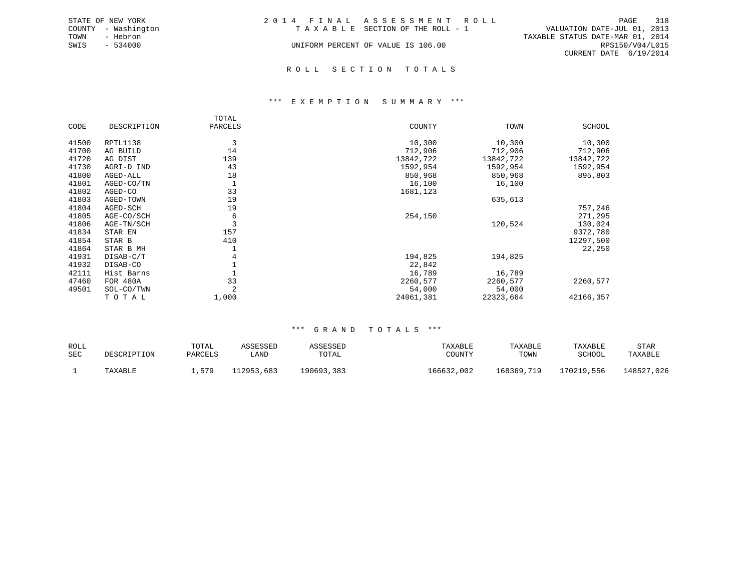STATE OF NEW YORK
COUNTY - Washington
TOWN - Hebron
SWIS - 534000

2 0 1 4 F I N A L A S S E S S M E N T R O L L
T A X A B L E SECTION OF THE ROLL - 1
UNIFORM PERCENT OF VALUE IS 106.00

VALUATION DATE-JUL 01, 2013
TAXABLE STATUS DATE-MAR 01, 2014
RPS150/V04/L015
CURRENT DATE 6/19/2014

## R O L L S E C T I O N T O T A L S

### *** E X E M P T I O N S U M M A R Y ***

| CODE | DESCRIPTION | TOTAL PARCELS | COUNTY | TOWN | SCHOOL |
|---|---|---|---|---|---|
| 41500 | RPTL1138 | 3 | 10,300 | 10,300 | 10,300 |
| 41700 | AG BUILD | 14 | 712,906 | 712,906 | 712,906 |
| 41720 | AG DIST | 139 | 13842,722 | 13842,722 | 13842,722 |
| 41730 | AGRI-D IND | 43 | 1592,954 | 1592,954 | 1592,954 |
| 41800 | AGED-ALL | 18 | 850,968 | 850,968 | 895,803 |
| 41801 | AGED-CO/TN | 1 | 16,100 | 16,100 | |
| 41802 | AGED-CO | 33 | 1681,123 | | |
| 41803 | AGED-TOWN | 19 | | 635,613 | |
| 41804 | AGED-SCH | 19 | | | 757,246 |
| 41805 | AGE-CO/SCH | 6 | 254,150 | | 271,295 |
| 41806 | AGE-TN/SCH | 3 | | 120,524 | 130,024 |
| 41834 | STAR EN | 157 | | | 9372,780 |
| 41854 | STAR B | 410 | | | 12297,500 |
| 41864 | STAR B MH | 1 | | | 22,250 |
| 41931 | DISAB-C/T | 4 | 194,825 | 194,825 | |
| 41932 | DISAB-CO | 1 | 22,842 | | |
| 42111 | Hist Barns | 1 | 16,789 | 16,789 | |
| 47460 | FOR 480A | 33 | 2260,577 | 2260,577 | 2260,577 |
| 49501 | SOL-CO/TWN | 2 | 54,000 | 54,000 | |
| | T O T A L | 1,000 | 24061,381 | 22323,664 | 42166,357 |

### *** G R A N D T O T A L S ***

| ROLL SEC | DESCRIPTION | TOTAL PARCELS | ASSESSED LAND | ASSESSED TOTAL | TAXABLE COUNTY | TAXABLE TOWN | TAXABLE SCHOOL | STAR TAXABLE |
|---|---|---|---|---|---|---|---|---|
| 1 | TAXABLE | 1,579 | 112953,683 | 190693,383 | 166632,002 | 168369,719 | 170219,556 | 148527,026 |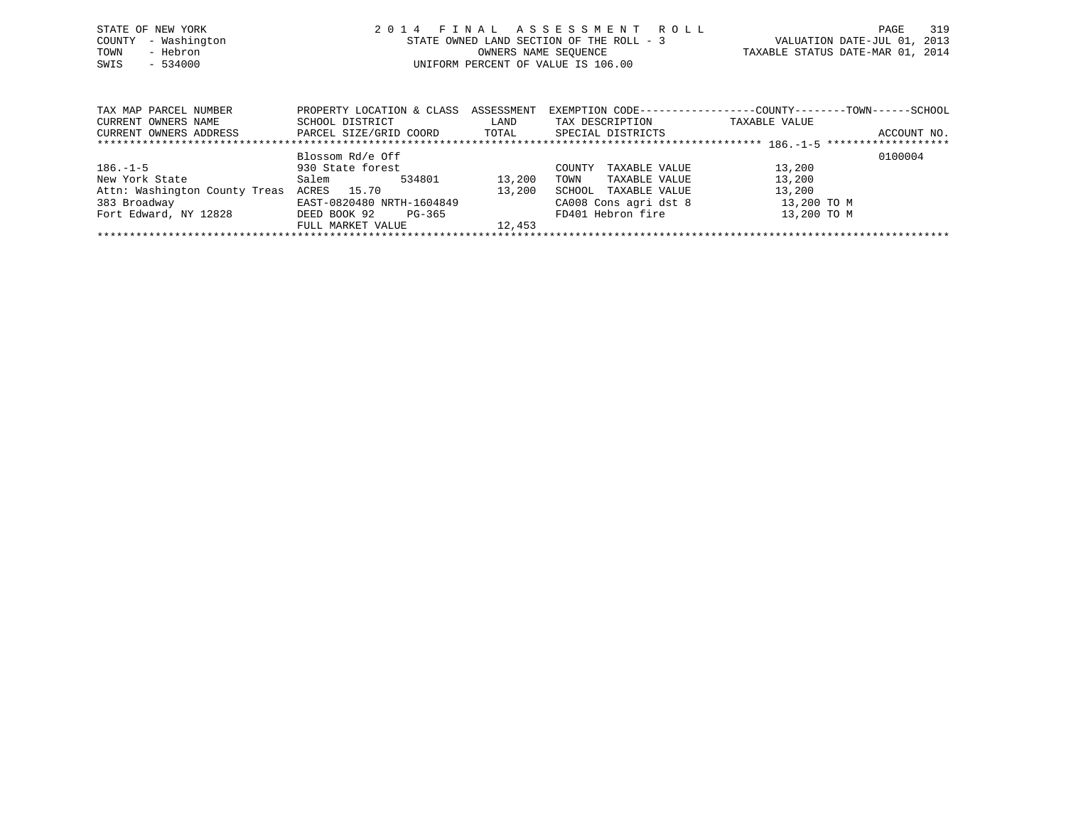STATE OF NEW YORK
COUNTY - Washington
TOWN - Hebron
SWIS - 534000

# 2014 FINAL ASSESSMENT ROLL

STATE OWNED LAND SECTION OF THE ROLL - 3
OWNERS NAME SEQUENCE
UNIFORM PERCENT OF VALUE IS 106.00

VALUATION DATE-JUL 01, 2013
TAXABLE STATUS DATE-MAR 01, 2014

| TAX MAP PARCEL NUMBER / CURRENT OWNERS NAME / CURRENT OWNERS ADDRESS | PROPERTY LOCATION & CLASS / SCHOOL DISTRICT / PARCEL SIZE/GRID COORD | ASSESSMENT LAND / TOTAL | EXEMPTION CODE / TAX DESCRIPTION / SPECIAL DISTRICTS | COUNTY--------TOWN------SCHOOL TAXABLE VALUE | ACCOUNT NO. |
|---|---|---|---|---|---|
| 186.-1-5 | Blossom Rd/e Off | | | | 0100004 |
| 186.-1-5 | 930 State forest | | COUNTY TAXABLE VALUE | 13,200 | |
| New York State | Salem 534801 | 13,200 | TOWN TAXABLE VALUE | 13,200 | |
| Attn: Washington County Treas | ACRES 15.70 | 13,200 | SCHOOL TAXABLE VALUE | 13,200 | |
| 383 Broadway | EAST-0820480 NRTH-1604849 | | CA008 Cons agri dst 8 | 13,200 TO M | |
| Fort Edward, NY 12828 | DEED BOOK 92 PG-365 | | FD401 Hebron fire | 13,200 TO M | |
| | FULL MARKET VALUE | 12,453 | | | |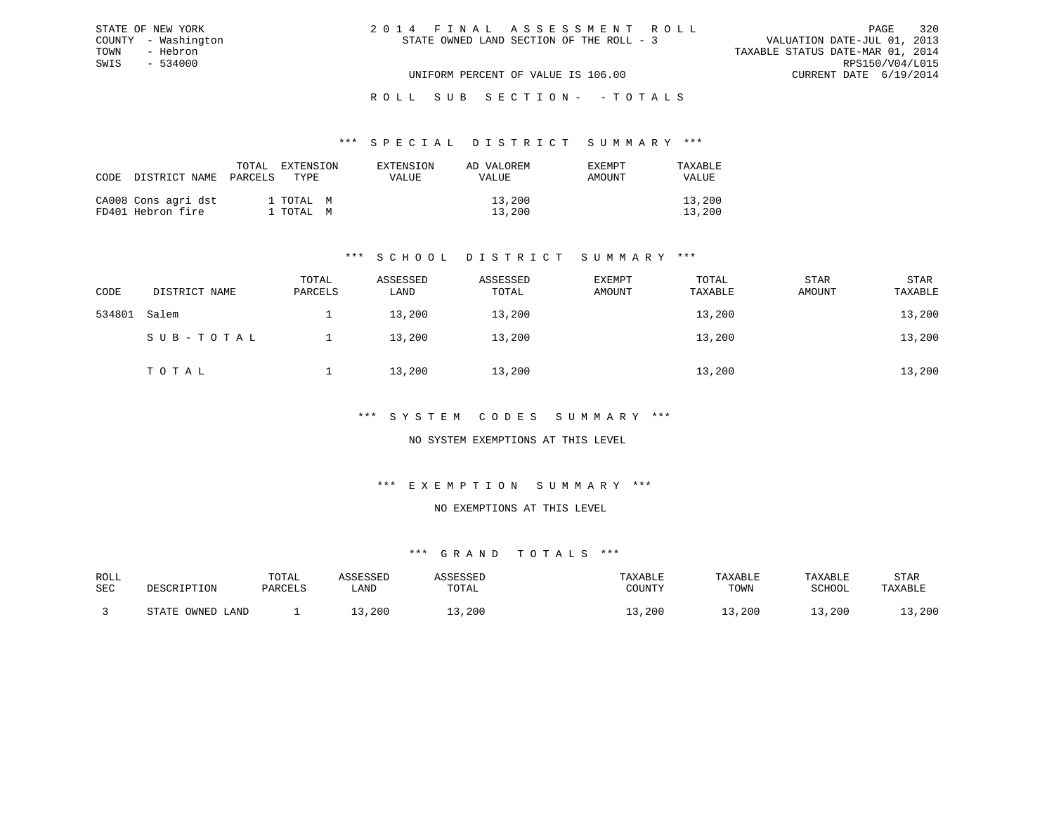STATE OF NEW YORK
COUNTY - Washington
TOWN - Hebron
SWIS - 534000

# 2014 FINAL ASSESSMENT ROLL

STATE OWNED LAND SECTION OF THE ROLL - 3

VALUATION DATE-JUL 01, 2013
TAXABLE STATUS DATE-MAR 01, 2014
RPS150/V04/L015
CURRENT DATE 6/19/2014

UNIFORM PERCENT OF VALUE IS 106.00

## ROLL SUB SECTION- - TOTALS

### *** SPECIAL DISTRICT SUMMARY ***

| CODE | DISTRICT NAME | TOTAL PARCELS | EXTENSION TYPE | EXTENSION VALUE | AD VALOREM VALUE | EXEMPT AMOUNT | TAXABLE VALUE |
|---|---|---|---|---|---|---|---|
| CA008 | Cons agri dst | 1 | TOTAL M | | 13,200 | | 13,200 |
| FD401 | Hebron fire | 1 | TOTAL M | | 13,200 | | 13,200 |

### *** SCHOOL DISTRICT SUMMARY ***

| CODE | DISTRICT NAME | TOTAL PARCELS | ASSESSED LAND | ASSESSED TOTAL | EXEMPT AMOUNT | TOTAL TAXABLE | STAR AMOUNT | STAR TAXABLE |
|---|---|---|---|---|---|---|---|---|
| 534801 | Salem | 1 | 13,200 | 13,200 | | 13,200 | | 13,200 |
| | SUB-TOTAL | 1 | 13,200 | 13,200 | | 13,200 | | 13,200 |
| | TOTAL | 1 | 13,200 | 13,200 | | 13,200 | | 13,200 |

### *** SYSTEM CODES SUMMARY ***

NO SYSTEM EXEMPTIONS AT THIS LEVEL

### *** EXEMPTION SUMMARY ***

NO EXEMPTIONS AT THIS LEVEL

### *** GRAND TOTALS ***

| ROLL SEC | DESCRIPTION | TOTAL PARCELS | ASSESSED LAND | ASSESSED TOTAL | TAXABLE COUNTY | TAXABLE TOWN | TAXABLE SCHOOL | STAR TAXABLE |
|---|---|---|---|---|---|---|---|---|
| 3 | STATE OWNED LAND | 1 | 13,200 | 13,200 | 13,200 | 13,200 | 13,200 | 13,200 |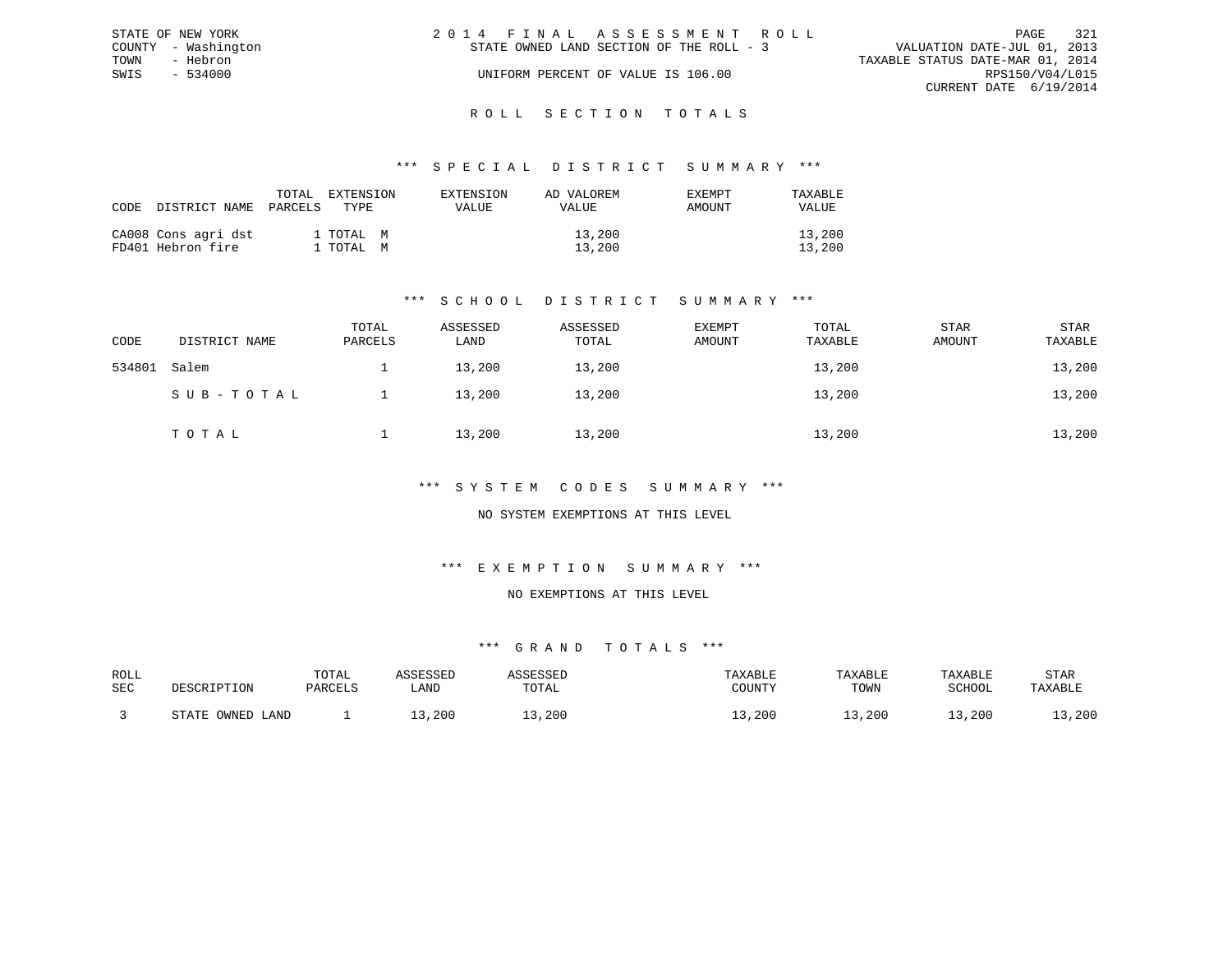STATE OF NEW YORK
COUNTY - Washington
TOWN - Hebron
SWIS - 534000

2014 FINAL ASSESSMENT ROLL
STATE OWNED LAND SECTION OF THE ROLL - 3
UNIFORM PERCENT OF VALUE IS 106.00

VALUATION DATE-JUL 01, 2013
TAXABLE STATUS DATE-MAR 01, 2014
RPS150/V04/L015
CURRENT DATE 6/19/2014

## ROLL SECTION TOTALS

### *** SPECIAL DISTRICT SUMMARY ***

| CODE | DISTRICT NAME | TOTAL PARCELS | EXTENSION TYPE | EXTENSION VALUE | AD VALOREM VALUE | EXEMPT AMOUNT | TAXABLE VALUE |
|---|---|---|---|---|---|---|---|
| CA008 | Cons agri dst | 1 | TOTAL M | | 13,200 | | 13,200 |
| FD401 | Hebron fire | 1 | TOTAL M | | 13,200 | | 13,200 |

### *** SCHOOL DISTRICT SUMMARY ***

| CODE | DISTRICT NAME | TOTAL PARCELS | ASSESSED LAND | ASSESSED TOTAL | EXEMPT AMOUNT | TOTAL TAXABLE | STAR AMOUNT | STAR TAXABLE |
|---|---|---|---|---|---|---|---|---|
| 534801 | Salem | 1 | 13,200 | 13,200 | | 13,200 | | 13,200 |
| | SUB-TOTAL | 1 | 13,200 | 13,200 | | 13,200 | | 13,200 |
| | TOTAL | 1 | 13,200 | 13,200 | | 13,200 | | 13,200 |

### *** SYSTEM CODES SUMMARY ***

NO SYSTEM EXEMPTIONS AT THIS LEVEL

### *** EXEMPTION SUMMARY ***

NO EXEMPTIONS AT THIS LEVEL

### *** GRAND TOTALS ***

| ROLL SEC | DESCRIPTION | TOTAL PARCELS | ASSESSED LAND | ASSESSED TOTAL | TAXABLE COUNTY | TAXABLE TOWN | TAXABLE SCHOOL | STAR TAXABLE |
|---|---|---|---|---|---|---|---|---|
| 3 | STATE OWNED LAND | 1 | 13,200 | 13,200 | 13,200 | 13,200 | 13,200 | 13,200 |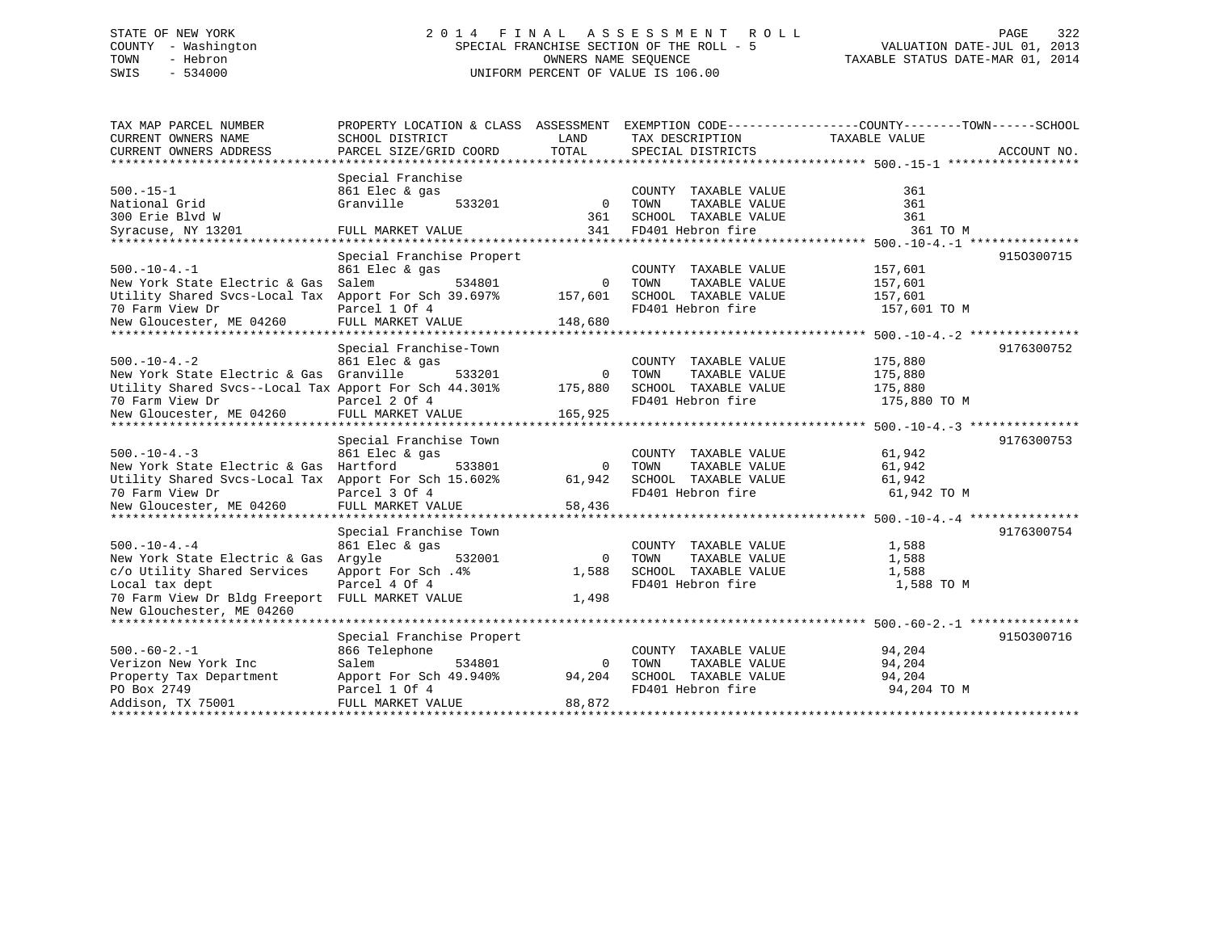STATE OF NEW YORK
COUNTY - Washington
TOWN - Hebron
SWIS - 534000

# 2014 FINAL ASSESSMENT ROLL

SPECIAL FRANCHISE SECTION OF THE ROLL - 5
OWNERS NAME SEQUENCE
UNIFORM PERCENT OF VALUE IS 106.00

VALUATION DATE-JUL 01, 2013
TAXABLE STATUS DATE-MAR 01, 2014

```
TAX MAP PARCEL NUMBER          PROPERTY LOCATION & CLASS  ASSESSMENT  EXEMPTION CODE------------------COUNTY--------TOWN------SCHOOL
CURRENT OWNERS NAME            SCHOOL DISTRICT               LAND      TAX DESCRIPTION            TAXABLE VALUE
CURRENT OWNERS ADDRESS         PARCEL SIZE/GRID COORD       TOTAL      SPECIAL DISTRICTS                                    ACCOUNT NO.
******************************************************************************************************* 500.-15-1 ******************
                               Special Franchise
500.-15-1                      861 Elec & gas                          COUNTY  TAXABLE VALUE              361
National Grid                  Granville       533201          0       TOWN    TAXABLE VALUE              361
300 Erie Blvd W                                              361       SCHOOL  TAXABLE VALUE              361
Syracuse, NY 13201             FULL MARKET VALUE             341       FD401 Hebron fire                   361 TO M
******************************************************************************************************* 500.-10-4.-1 ***************
                               Special Franchise Propert                                                            915O300715
500.-10-4.-1                   861 Elec & gas                          COUNTY  TAXABLE VALUE          157,601
New York State Electric & Gas  Salem           534801          0       TOWN    TAXABLE VALUE          157,601
Utility Shared Svcs-Local Tax  Apport For Sch 39.697%     157,601      SCHOOL  TAXABLE VALUE          157,601
70 Farm View Dr                Parcel 1 Of 4                           FD401 Hebron fire               157,601 TO M
New Gloucester, ME 04260       FULL MARKET VALUE          148,680
******************************************************************************************************* 500.-10-4.-2 ***************
                               Special Franchise-Town                                                               9176300752
500.-10-4.-2                   861 Elec & gas                          COUNTY  TAXABLE VALUE          175,880
New York State Electric & Gas  Granville       533201          0       TOWN    TAXABLE VALUE          175,880
Utility Shared Svcs--Local Tax Apport For Sch 44.301%     175,880      SCHOOL  TAXABLE VALUE          175,880
70 Farm View Dr                Parcel 2 Of 4                           FD401 Hebron fire               175,880 TO M
New Gloucester, ME 04260       FULL MARKET VALUE          165,925
******************************************************************************************************* 500.-10-4.-3 ***************
                               Special Franchise Town                                                               9176300753
500.-10-4.-3                   861 Elec & gas                          COUNTY  TAXABLE VALUE           61,942
New York State Electric & Gas  Hartford        533801          0       TOWN    TAXABLE VALUE           61,942
Utility Shared Svcs-Local Tax  Apport For Sch 15.602%      61,942      SCHOOL  TAXABLE VALUE           61,942
70 Farm View Dr                Parcel 3 Of 4                           FD401 Hebron fire                61,942 TO M
New Gloucester, ME 04260       FULL MARKET VALUE           58,436
******************************************************************************************************* 500.-10-4.-4 ***************
                               Special Franchise Town                                                               9176300754
500.-10-4.-4                   861 Elec & gas                          COUNTY  TAXABLE VALUE            1,588
New York State Electric & Gas  Argyle          532001          0       TOWN    TAXABLE VALUE            1,588
c/o Utility Shared Services    Apport For Sch .4%           1,588      SCHOOL  TAXABLE VALUE            1,588
Local tax dept                 Parcel 4 Of 4                           FD401 Hebron fire                 1,588 TO M
70 Farm View Dr Bldg Freeport  FULL MARKET VALUE            1,498
New Glouchester, ME 04260
******************************************************************************************************* 500.-60-2.-1 ***************
                               Special Franchise Propert                                                            915O300716
500.-60-2.-1                   866 Telephone                           COUNTY  TAXABLE VALUE           94,204
Verizon New York Inc           Salem           534801          0       TOWN    TAXABLE VALUE           94,204
Property Tax Department        Apport For Sch 49.940%      94,204      SCHOOL  TAXABLE VALUE           94,204
PO Box 2749                    Parcel 1 Of 4                           FD401 Hebron fire                94,204 TO M
Addison, TX 75001              FULL MARKET VALUE           88,872
************************************************************************************************************************************
```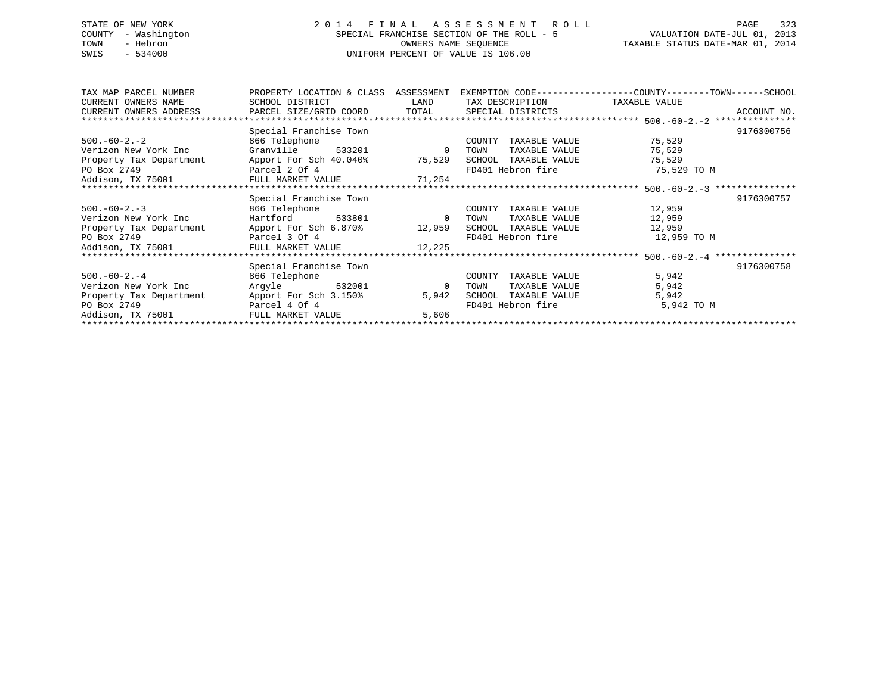STATE OF NEW YORK
COUNTY - Washington
TOWN - Hebron
SWIS - 534000

# 2014 FINAL ASSESSMENT ROLL

SPECIAL FRANCHISE SECTION OF THE ROLL - 5
OWNERS NAME SEQUENCE
UNIFORM PERCENT OF VALUE IS 106.00

VALUATION DATE-JUL 01, 2013
TAXABLE STATUS DATE-MAR 01, 2014

| TAX MAP PARCEL NUMBER / CURRENT OWNERS NAME / CURRENT OWNERS ADDRESS | PROPERTY LOCATION & CLASS / SCHOOL DISTRICT / PARCEL SIZE/GRID COORD | ASSESSMENT LAND | TOTAL | EXEMPTION CODE / TAX DESCRIPTION / SPECIAL DISTRICTS | COUNTY / TOWN / SCHOOL TAXABLE VALUE | ACCOUNT NO. |
|---|---|---|---|---|---|---|
| 500.-60-2.-2 | Special Franchise Town | | | | | 9176300756 |
| | 866 Telephone | | | COUNTY TAXABLE VALUE | 75,529 | |
| Verizon New York Inc | Granville 533201 | 0 | | TOWN TAXABLE VALUE | 75,529 | |
| Property Tax Department | Apport For Sch 40.040% | | 75,529 | SCHOOL TAXABLE VALUE | 75,529 | |
| PO Box 2749 | Parcel 2 Of 4 | | | FD401 Hebron fire | 75,529 TO M | |
| Addison, TX 75001 | FULL MARKET VALUE | | 71,254 | | | |
| 500.-60-2.-3 | Special Franchise Town | | | | | 9176300757 |
| | 866 Telephone | | | COUNTY TAXABLE VALUE | 12,959 | |
| Verizon New York Inc | Hartford 533801 | 0 | | TOWN TAXABLE VALUE | 12,959 | |
| Property Tax Department | Apport For Sch 6.870% | | 12,959 | SCHOOL TAXABLE VALUE | 12,959 | |
| PO Box 2749 | Parcel 3 Of 4 | | | FD401 Hebron fire | 12,959 TO M | |
| Addison, TX 75001 | FULL MARKET VALUE | | 12,225 | | | |
| 500.-60-2.-4 | Special Franchise Town | | | | | 9176300758 |
| | 866 Telephone | | | COUNTY TAXABLE VALUE | 5,942 | |
| Verizon New York Inc | Argyle 532001 | 0 | | TOWN TAXABLE VALUE | 5,942 | |
| Property Tax Department | Apport For Sch 3.150% | | 5,942 | SCHOOL TAXABLE VALUE | 5,942 | |
| PO Box 2749 | Parcel 4 Of 4 | | | FD401 Hebron fire | 5,942 TO M | |
| Addison, TX 75001 | FULL MARKET VALUE | | 5,606 | | | |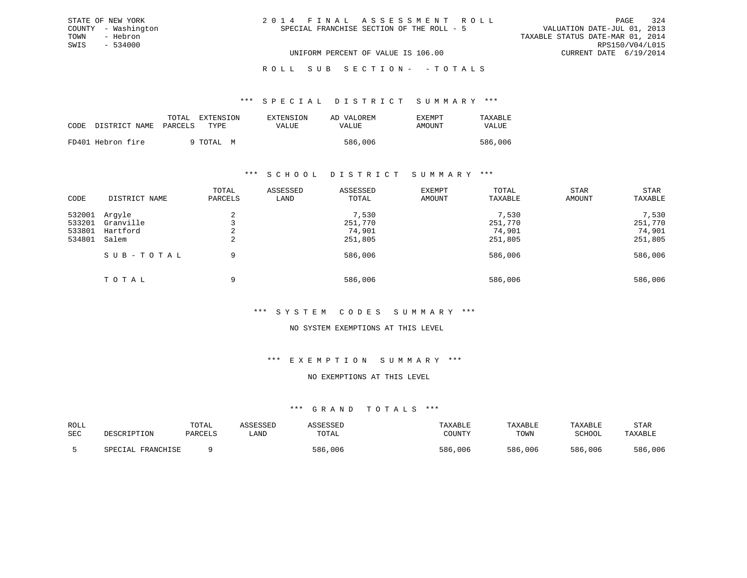STATE OF NEW YORK
COUNTY - Washington
TOWN - Hebron
SWIS - 534000

2 0 1 4 F I N A L A S S E S S M E N T R O L L
SPECIAL FRANCHISE SECTION OF THE ROLL - 5

VALUATION DATE-JUL 01, 2013
TAXABLE STATUS DATE-MAR 01, 2014
RPS150/V04/L015
CURRENT DATE 6/19/2014

UNIFORM PERCENT OF VALUE IS 106.00

R O L L S U B S E C T I O N - - T O T A L S

### *** S P E C I A L D I S T R I C T S U M M A R Y ***

| CODE | DISTRICT NAME | TOTAL PARCELS | EXTENSION TYPE | EXTENSION VALUE | AD VALOREM VALUE | EXEMPT AMOUNT | TAXABLE VALUE |
|---|---|---|---|---|---|---|---|
| FD401 | Hebron fire | 9 | TOTAL M | | 586,006 | | 586,006 |

### *** S C H O O L D I S T R I C T S U M M A R Y ***

| CODE | DISTRICT NAME | TOTAL PARCELS | ASSESSED LAND | ASSESSED TOTAL | EXEMPT AMOUNT | TOTAL TAXABLE | STAR AMOUNT | STAR TAXABLE |
|---|---|---|---|---|---|---|---|---|
| 532001 | Argyle | 2 | | 7,530 | | 7,530 | | 7,530 |
| 533201 | Granville | 3 | | 251,770 | | 251,770 | | 251,770 |
| 533801 | Hartford | 2 | | 74,901 | | 74,901 | | 74,901 |
| 534801 | Salem | 2 | | 251,805 | | 251,805 | | 251,805 |
| | S U B - T O T A L | 9 | | 586,006 | | 586,006 | | 586,006 |
| | T O T A L | 9 | | 586,006 | | 586,006 | | 586,006 |

### *** S Y S T E M C O D E S S U M M A R Y ***

NO SYSTEM EXEMPTIONS AT THIS LEVEL

### *** E X E M P T I O N S U M M A R Y ***

NO EXEMPTIONS AT THIS LEVEL

### *** G R A N D T O T A L S ***

| ROLL SEC | DESCRIPTION | TOTAL PARCELS | ASSESSED LAND | ASSESSED TOTAL | TAXABLE COUNTY | TAXABLE TOWN | TAXABLE SCHOOL | STAR TAXABLE |
|---|---|---|---|---|---|---|---|---|
| 5 | SPECIAL FRANCHISE | 9 | | 586,006 | 586,006 | 586,006 | 586,006 | 586,006 |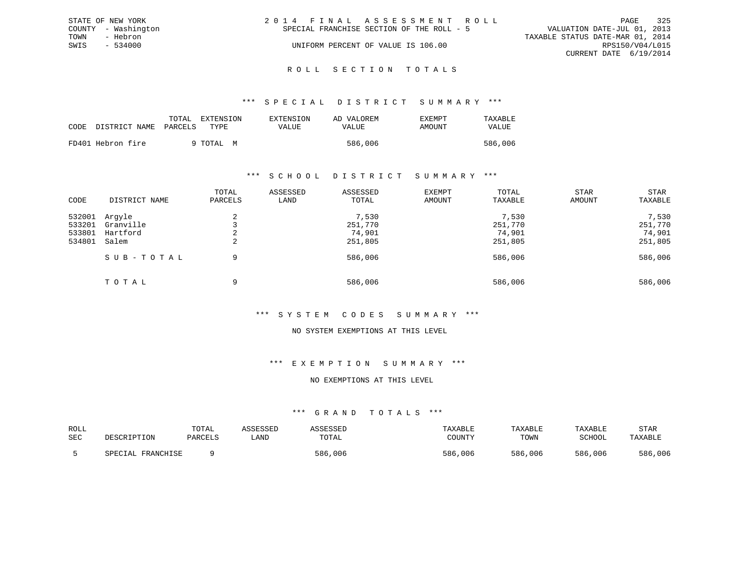STATE OF NEW YORK
COUNTY - Washington
TOWN - Hebron
SWIS - 534000

2 0 1 4 F I N A L A S S E S S M E N T R O L L
SPECIAL FRANCHISE SECTION OF THE ROLL - 5
UNIFORM PERCENT OF VALUE IS 106.00

VALUATION DATE-JUL 01, 2013
TAXABLE STATUS DATE-MAR 01, 2014
RPS150/V04/L015
CURRENT DATE 6/19/2014

## R O L L S E C T I O N T O T A L S

### *** S P E C I A L D I S T R I C T S U M M A R Y ***

| CODE | DISTRICT NAME | TOTAL PARCELS | EXTENSION TYPE | EXTENSION VALUE | AD VALOREM VALUE | EXEMPT AMOUNT | TAXABLE VALUE |
|---|---|---|---|---|---|---|---|
| FD401 | Hebron fire | 9 | TOTAL M | | 586,006 | | 586,006 |

### *** S C H O O L D I S T R I C T S U M M A R Y ***

| CODE | DISTRICT NAME | TOTAL PARCELS | ASSESSED LAND | ASSESSED TOTAL | EXEMPT AMOUNT | TOTAL TAXABLE | STAR AMOUNT | STAR TAXABLE |
|---|---|---|---|---|---|---|---|---|
| 532001 | Argyle | 2 | | 7,530 | | 7,530 | | 7,530 |
| 533201 | Granville | 3 | | 251,770 | | 251,770 | | 251,770 |
| 533801 | Hartford | 2 | | 74,901 | | 74,901 | | 74,901 |
| 534801 | Salem | 2 | | 251,805 | | 251,805 | | 251,805 |
| | S U B - T O T A L | 9 | | 586,006 | | 586,006 | | 586,006 |
| | T O T A L | 9 | | 586,006 | | 586,006 | | 586,006 |

### *** S Y S T E M C O D E S S U M M A R Y ***

NO SYSTEM EXEMPTIONS AT THIS LEVEL

### *** E X E M P T I O N S U M M A R Y ***

NO EXEMPTIONS AT THIS LEVEL

### *** G R A N D T O T A L S ***

| ROLL SEC | DESCRIPTION | TOTAL PARCELS | ASSESSED LAND | ASSESSED TOTAL | TAXABLE COUNTY | TAXABLE TOWN | TAXABLE SCHOOL | STAR TAXABLE |
|---|---|---|---|---|---|---|---|---|
| 5 | SPECIAL FRANCHISE | 9 | | 586,006 | 586,006 | 586,006 | 586,006 | 586,006 |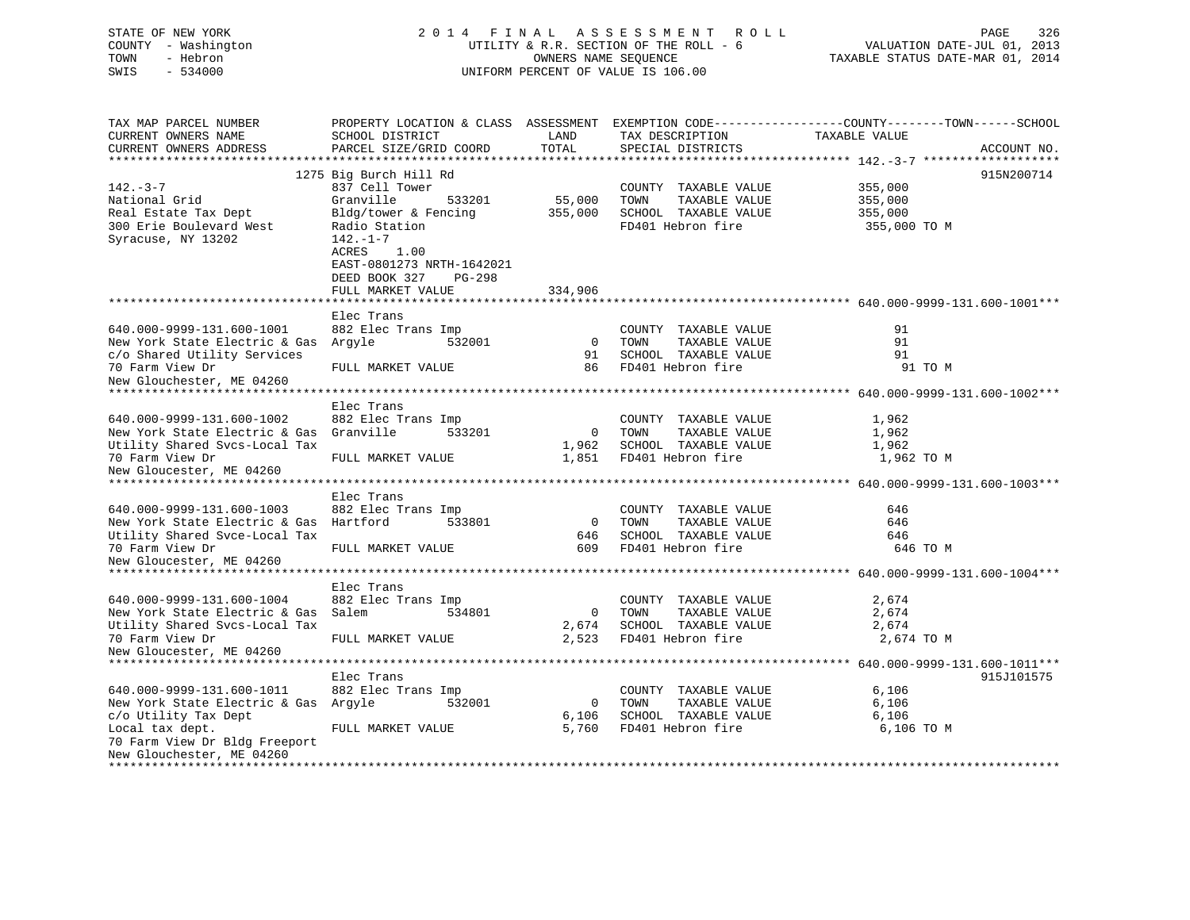STATE OF NEW YORK
COUNTY - Washington
TOWN - Hebron
SWIS - 534000

2014 FINAL ASSESSMENT ROLL
UTILITY & R.R. SECTION OF THE ROLL - 6
OWNERS NAME SEQUENCE
UNIFORM PERCENT OF VALUE IS 106.00

VALUATION DATE-JUL 01, 2013
TAXABLE STATUS DATE-MAR 01, 2014

| TAX MAP PARCEL NUMBER / CURRENT OWNERS NAME / CURRENT OWNERS ADDRESS | PROPERTY LOCATION & CLASS / SCHOOL DISTRICT / PARCEL SIZE/GRID COORD | ASSESSMENT LAND / TOTAL | EXEMPTION CODE / TAX DESCRIPTION / SPECIAL DISTRICTS | COUNTY--------TOWN------SCHOOL TAXABLE VALUE | ACCOUNT NO. |
|---|---|---|---|---|---|
| 142.-3-7 | 1275 Big Burch Hill Rd | | | | 915N200714 |
| National Grid | 837 Cell Tower | | COUNTY TAXABLE VALUE | 355,000 | |
| Real Estate Tax Dept | Granville 533201 | 55,000 | TOWN TAXABLE VALUE | 355,000 | |
| 300 Erie Boulevard West | Bldg/tower & Fencing | 355,000 | SCHOOL TAXABLE VALUE | 355,000 | |
| Syracuse, NY 13202 | Radio Station | | FD401 Hebron fire | 355,000 TO M | |
| | 142.-1-7 | | | | |
| | ACRES 1.00 | | | | |
| | EAST-0801273 NRTH-1642021 | | | | |
| | DEED BOOK 327 PG-298 | | | | |
| | FULL MARKET VALUE | 334,906 | | | |
| 640.000-9999-131.600-1001 | Elec Trans | | | | |
| New York State Electric & Gas | 882 Elec Trans Imp | | COUNTY TAXABLE VALUE | 91 | |
| c/o Shared Utility Services | Argyle 532001 | 0 | TOWN TAXABLE VALUE | 91 | |
| 70 Farm View Dr | | 91 | SCHOOL TAXABLE VALUE | 91 | |
| New Glouchester, ME 04260 | FULL MARKET VALUE | 86 | FD401 Hebron fire | 91 TO M | |
| 640.000-9999-131.600-1002 | Elec Trans | | | | |
| New York State Electric & Gas | 882 Elec Trans Imp | | COUNTY TAXABLE VALUE | 1,962 | |
| Utility Shared Svcs-Local Tax | Granville 533201 | 0 | TOWN TAXABLE VALUE | 1,962 | |
| 70 Farm View Dr | | 1,962 | SCHOOL TAXABLE VALUE | 1,962 | |
| New Gloucester, ME 04260 | FULL MARKET VALUE | 1,851 | FD401 Hebron fire | 1,962 TO M | |
| 640.000-9999-131.600-1003 | Elec Trans | | | | |
| New York State Electric & Gas | 882 Elec Trans Imp | | COUNTY TAXABLE VALUE | 646 | |
| Utility Shared Svce-Local Tax | Hartford 533801 | 0 | TOWN TAXABLE VALUE | 646 | |
| 70 Farm View Dr | | 646 | SCHOOL TAXABLE VALUE | 646 | |
| New Gloucester, ME 04260 | FULL MARKET VALUE | 609 | FD401 Hebron fire | 646 TO M | |
| 640.000-9999-131.600-1004 | Elec Trans | | | | |
| New York State Electric & Gas | 882 Elec Trans Imp | | COUNTY TAXABLE VALUE | 2,674 | |
| Utility Shared Svcs-Local Tax | Salem 534801 | 0 | TOWN TAXABLE VALUE | 2,674 | |
| 70 Farm View Dr | | 2,674 | SCHOOL TAXABLE VALUE | 2,674 | |
| New Gloucester, ME 04260 | FULL MARKET VALUE | 2,523 | FD401 Hebron fire | 2,674 TO M | |
| 640.000-9999-131.600-1011 | Elec Trans | | | | 915J101575 |
| New York State Electric & Gas | 882 Elec Trans Imp | | COUNTY TAXABLE VALUE | 6,106 | |
| c/o Utility Tax Dept | Argyle 532001 | 0 | TOWN TAXABLE VALUE | 6,106 | |
| Local tax dept. | | 6,106 | SCHOOL TAXABLE VALUE | 6,106 | |
| 70 Farm View Dr Bldg Freeport | FULL MARKET VALUE | 5,760 | FD401 Hebron fire | 6,106 TO M | |
| New Glouchester, ME 04260 | | | | | |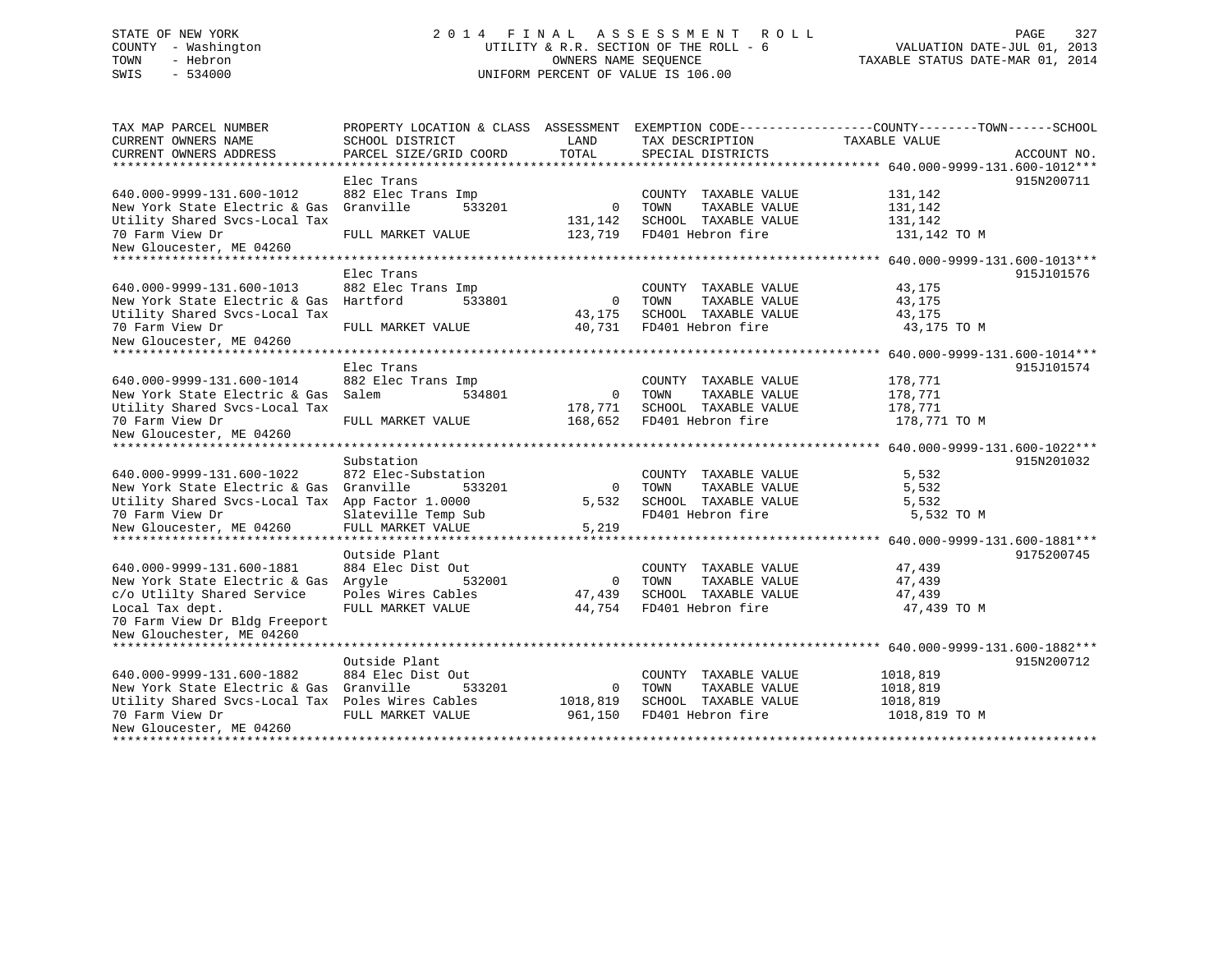STATE OF NEW YORK
COUNTY - Washington
TOWN - Hebron
SWIS - 534000

# 2014 FINAL ASSESSMENT ROLL
UTILITY & R.R. SECTION OF THE ROLL - 6
OWNERS NAME SEQUENCE
UNIFORM PERCENT OF VALUE IS 106.00

VALUATION DATE-JUL 01, 2013
TAXABLE STATUS DATE-MAR 01, 2014

| TAX MAP PARCEL NUMBER / CURRENT OWNERS NAME / CURRENT OWNERS ADDRESS | PROPERTY LOCATION & CLASS / SCHOOL DISTRICT / PARCEL SIZE/GRID COORD | ASSESSMENT LAND / TOTAL | EXEMPTION CODE / TAX DESCRIPTION / SPECIAL DISTRICTS | COUNTY--------TOWN------SCHOOL TAXABLE VALUE | ACCOUNT NO. |
|---|---|---|---|---|---|
| **640.000-9999-131.600-1012** | Elec Trans | | | | 915N200711 |
| 640.000-9999-131.600-1012 | 882 Elec Trans Imp | | COUNTY TAXABLE VALUE | 131,142 | |
| New York State Electric & Gas | Granville 533201 | 0 | TOWN TAXABLE VALUE | 131,142 | |
| Utility Shared Svcs-Local Tax | | 131,142 | SCHOOL TAXABLE VALUE | 131,142 | |
| 70 Farm View Dr | FULL MARKET VALUE | 123,719 | FD401 Hebron fire | 131,142 TO M | |
| New Gloucester, ME 04260 | | | | | |
| **640.000-9999-131.600-1013** | Elec Trans | | | | 915J101576 |
| 640.000-9999-131.600-1013 | 882 Elec Trans Imp | | COUNTY TAXABLE VALUE | 43,175 | |
| New York State Electric & Gas | Hartford 533801 | 0 | TOWN TAXABLE VALUE | 43,175 | |
| Utility Shared Svcs-Local Tax | | 43,175 | SCHOOL TAXABLE VALUE | 43,175 | |
| 70 Farm View Dr | FULL MARKET VALUE | 40,731 | FD401 Hebron fire | 43,175 TO M | |
| New Gloucester, ME 04260 | | | | | |
| **640.000-9999-131.600-1014** | Elec Trans | | | | 915J101574 |
| 640.000-9999-131.600-1014 | 882 Elec Trans Imp | | COUNTY TAXABLE VALUE | 178,771 | |
| New York State Electric & Gas | Salem 534801 | 0 | TOWN TAXABLE VALUE | 178,771 | |
| Utility Shared Svcs-Local Tax | | 178,771 | SCHOOL TAXABLE VALUE | 178,771 | |
| 70 Farm View Dr | FULL MARKET VALUE | 168,652 | FD401 Hebron fire | 178,771 TO M | |
| New Gloucester, ME 04260 | | | | | |
| **640.000-9999-131.600-1022** | Substation | | | | 915N201032 |
| 640.000-9999-131.600-1022 | 872 Elec-Substation | | COUNTY TAXABLE VALUE | 5,532 | |
| New York State Electric & Gas | Granville 533201 | 0 | TOWN TAXABLE VALUE | 5,532 | |
| Utility Shared Svcs-Local Tax | App Factor 1.0000 | 5,532 | SCHOOL TAXABLE VALUE | 5,532 | |
| 70 Farm View Dr | Slateville Temp Sub | | FD401 Hebron fire | 5,532 TO M | |
| New Gloucester, ME 04260 | FULL MARKET VALUE | 5,219 | | | |
| **640.000-9999-131.600-1881** | Outside Plant | | | | 9175200745 |
| 640.000-9999-131.600-1881 | 884 Elec Dist Out | | COUNTY TAXABLE VALUE | 47,439 | |
| New York State Electric & Gas | Argyle 532001 | 0 | TOWN TAXABLE VALUE | 47,439 | |
| c/o Utlilty Shared Service | Poles Wires Cables | 47,439 | SCHOOL TAXABLE VALUE | 47,439 | |
| Local Tax dept. | FULL MARKET VALUE | 44,754 | FD401 Hebron fire | 47,439 TO M | |
| 70 Farm View Dr Bldg Freeport | | | | | |
| New Glouchester, ME 04260 | | | | | |
| **640.000-9999-131.600-1882** | Outside Plant | | | | 915N200712 |
| 640.000-9999-131.600-1882 | 884 Elec Dist Out | | COUNTY TAXABLE VALUE | 1018,819 | |
| New York State Electric & Gas | Granville 533201 | 0 | TOWN TAXABLE VALUE | 1018,819 | |
| Utility Shared Svcs-Local Tax | Poles Wires Cables | 1018,819 | SCHOOL TAXABLE VALUE | 1018,819 | |
| 70 Farm View Dr | FULL MARKET VALUE | 961,150 | FD401 Hebron fire | 1018,819 TO M | |
| New Gloucester, ME 04260 | | | | | |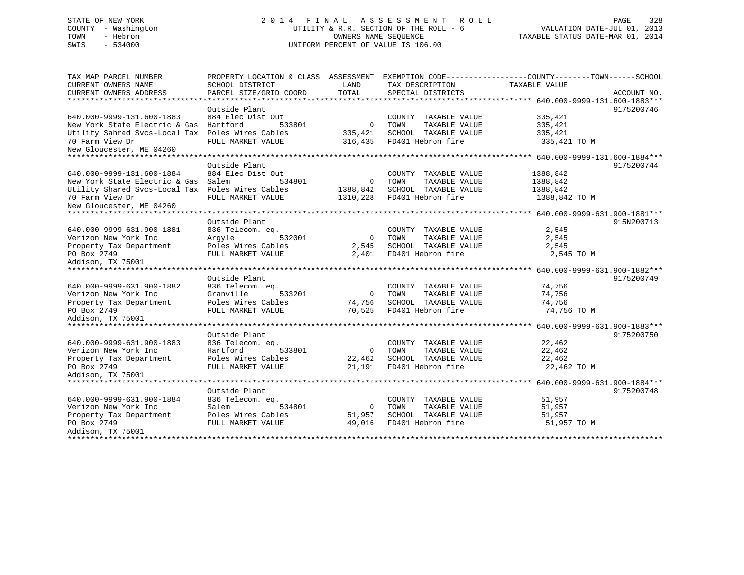STATE OF NEW YORK
COUNTY - Washington
TOWN - Hebron
SWIS - 534000

2 0 1 4 F I N A L A S S E S S M E N T R O L L
UTILITY & R.R. SECTION OF THE ROLL - 6
OWNERS NAME SEQUENCE
UNIFORM PERCENT OF VALUE IS 106.00

VALUATION DATE-JUL 01, 2013
TAXABLE STATUS DATE-MAR 01, 2014

| TAX MAP PARCEL NUMBER / CURRENT OWNERS NAME / CURRENT OWNERS ADDRESS | PROPERTY LOCATION & CLASS / SCHOOL DISTRICT / PARCEL SIZE/GRID COORD | ASSESSMENT LAND / TOTAL | EXEMPTION CODE / TAX DESCRIPTION / SPECIAL DISTRICTS | COUNTY / TOWN / SCHOOL TAXABLE VALUE | ACCOUNT NO. |
|---|---|---|---|---|---|
| **640.000-9999-131.600-1883** | Outside Plant | | | | 9175200746 |
| 640.000-9999-131.600-1883 | 884 Elec Dist Out | | COUNTY TAXABLE VALUE | 335,421 | |
| New York State Electric & Gas | Hartford 533801 | 0 | TOWN TAXABLE VALUE | 335,421 | |
| Utility Sahred Svcs-Local Tax | Poles Wires Cables | 335,421 | SCHOOL TAXABLE VALUE | 335,421 | |
| 70 Farm View Dr | FULL MARKET VALUE | 316,435 | FD401 Hebron fire | 335,421 TO M | |
| New Gloucester, ME 04260 | | | | | |
| **640.000-9999-131.600-1884** | Outside Plant | | | | 9175200744 |
| 640.000-9999-131.600-1884 | 884 Elec Dist Out | | COUNTY TAXABLE VALUE | 1388,842 | |
| New York State Electric & Gas | Salem 534801 | 0 | TOWN TAXABLE VALUE | 1388,842 | |
| Utility Shared Svcs-Local Tax | Poles Wires Cables | 1388,842 | SCHOOL TAXABLE VALUE | 1388,842 | |
| 70 Farm View Dr | FULL MARKET VALUE | 1310,228 | FD401 Hebron fire | 1388,842 TO M | |
| New Gloucester, ME 04260 | | | | | |
| **640.000-9999-631.900-1881** | Outside Plant | | | | 915N200713 |
| 640.000-9999-631.900-1881 | 836 Telecom. eq. | | COUNTY TAXABLE VALUE | 2,545 | |
| Verizon New York Inc | Argyle 532001 | 0 | TOWN TAXABLE VALUE | 2,545 | |
| Property Tax Department | Poles Wires Cables | 2,545 | SCHOOL TAXABLE VALUE | 2,545 | |
| PO Box 2749 | FULL MARKET VALUE | 2,401 | FD401 Hebron fire | 2,545 TO M | |
| Addison, TX 75001 | | | | | |
| **640.000-9999-631.900-1882** | Outside Plant | | | | 9175200749 |
| 640.000-9999-631.900-1882 | 836 Telecom. eq. | | COUNTY TAXABLE VALUE | 74,756 | |
| Verizon New York Inc | Granville 533201 | 0 | TOWN TAXABLE VALUE | 74,756 | |
| Property Tax Department | Poles Wires Cables | 74,756 | SCHOOL TAXABLE VALUE | 74,756 | |
| PO Box 2749 | FULL MARKET VALUE | 70,525 | FD401 Hebron fire | 74,756 TO M | |
| Addison, TX 75001 | | | | | |
| **640.000-9999-631.900-1883** | Outside Plant | | | | 9175200750 |
| 640.000-9999-631.900-1883 | 836 Telecom. eq. | | COUNTY TAXABLE VALUE | 22,462 | |
| Verizon New York Inc | Hartford 533801 | 0 | TOWN TAXABLE VALUE | 22,462 | |
| Property Tax Department | Poles Wires Cables | 22,462 | SCHOOL TAXABLE VALUE | 22,462 | |
| PO Box 2749 | FULL MARKET VALUE | 21,191 | FD401 Hebron fire | 22,462 TO M | |
| Addison, TX 75001 | | | | | |
| **640.000-9999-631.900-1884** | Outside Plant | | | | 9175200748 |
| 640.000-9999-631.900-1884 | 836 Telecom. eq. | | COUNTY TAXABLE VALUE | 51,957 | |
| Verizon New York Inc | Salem 534801 | 0 | TOWN TAXABLE VALUE | 51,957 | |
| Property Tax Department | Poles Wires Cables | 51,957 | SCHOOL TAXABLE VALUE | 51,957 | |
| PO Box 2749 | FULL MARKET VALUE | 49,016 | FD401 Hebron fire | 51,957 TO M | |
| Addison, TX 75001 | | | | | |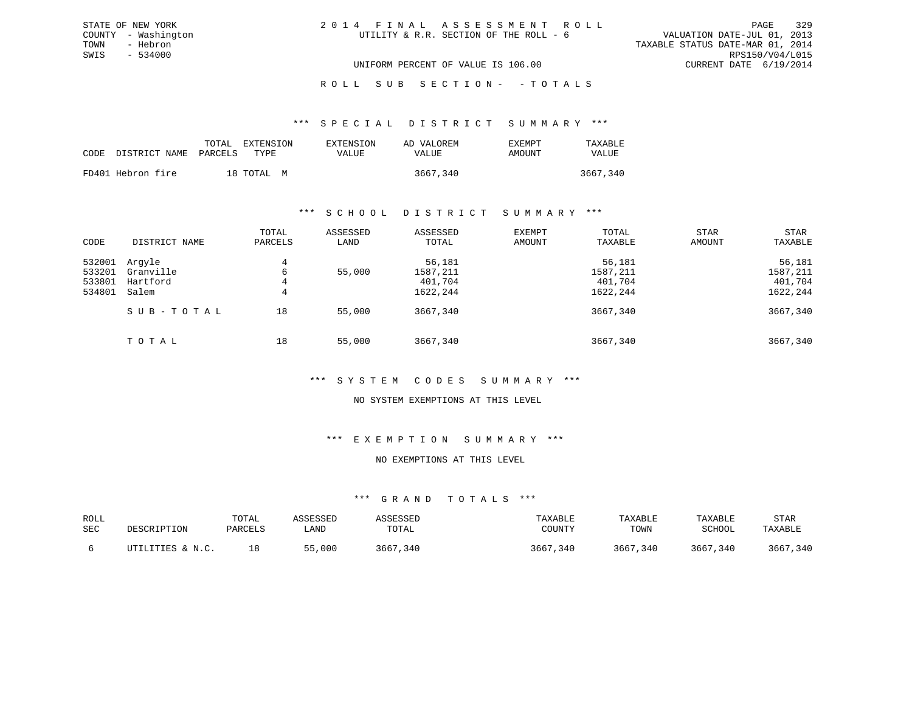STATE OF NEW YORK
COUNTY - Washington
TOWN - Hebron
SWIS - 534000

# 2014 FINAL ASSESSMENT ROLL

UTILITY & R.R. SECTION OF THE ROLL - 6

VALUATION DATE-JUL 01, 2013
TAXABLE STATUS DATE-MAR 01, 2014
RPS150/V04/L015
CURRENT DATE 6/19/2014

UNIFORM PERCENT OF VALUE IS 106.00

## ROLL SUB SECTION- - TOTALS

### *** SPECIAL DISTRICT SUMMARY ***

| CODE | DISTRICT NAME | TOTAL PARCELS | EXTENSION TYPE | EXTENSION VALUE | AD VALOREM VALUE | EXEMPT AMOUNT | TAXABLE VALUE |
|---|---|---|---|---|---|---|---|
| FD401 | Hebron fire | 18 | TOTAL M | | 3667,340 | | 3667,340 |

### *** SCHOOL DISTRICT SUMMARY ***

| CODE | DISTRICT NAME | TOTAL PARCELS | ASSESSED LAND | ASSESSED TOTAL | EXEMPT AMOUNT | TOTAL TAXABLE | STAR AMOUNT | STAR TAXABLE |
|---|---|---|---|---|---|---|---|---|
| 532001 | Argyle | 4 | | 56,181 | | 56,181 | | 56,181 |
| 533201 | Granville | 6 | 55,000 | 1587,211 | | 1587,211 | | 1587,211 |
| 533801 | Hartford | 4 | | 401,704 | | 401,704 | | 401,704 |
| 534801 | Salem | 4 | | 1622,244 | | 1622,244 | | 1622,244 |
| | SUB-TOTAL | 18 | 55,000 | 3667,340 | | 3667,340 | | 3667,340 |
| | TOTAL | 18 | 55,000 | 3667,340 | | 3667,340 | | 3667,340 |

### *** SYSTEM CODES SUMMARY ***

NO SYSTEM EXEMPTIONS AT THIS LEVEL

### *** EXEMPTION SUMMARY ***

NO EXEMPTIONS AT THIS LEVEL

### *** GRAND TOTALS ***

| ROLL SEC | DESCRIPTION | TOTAL PARCELS | ASSESSED LAND | ASSESSED TOTAL | TAXABLE COUNTY | TAXABLE TOWN | TAXABLE SCHOOL | STAR TAXABLE |
|---|---|---|---|---|---|---|---|---|
| 6 | UTILITIES & N.C. | 18 | 55,000 | 3667,340 | 3667,340 | 3667,340 | 3667,340 | 3667,340 |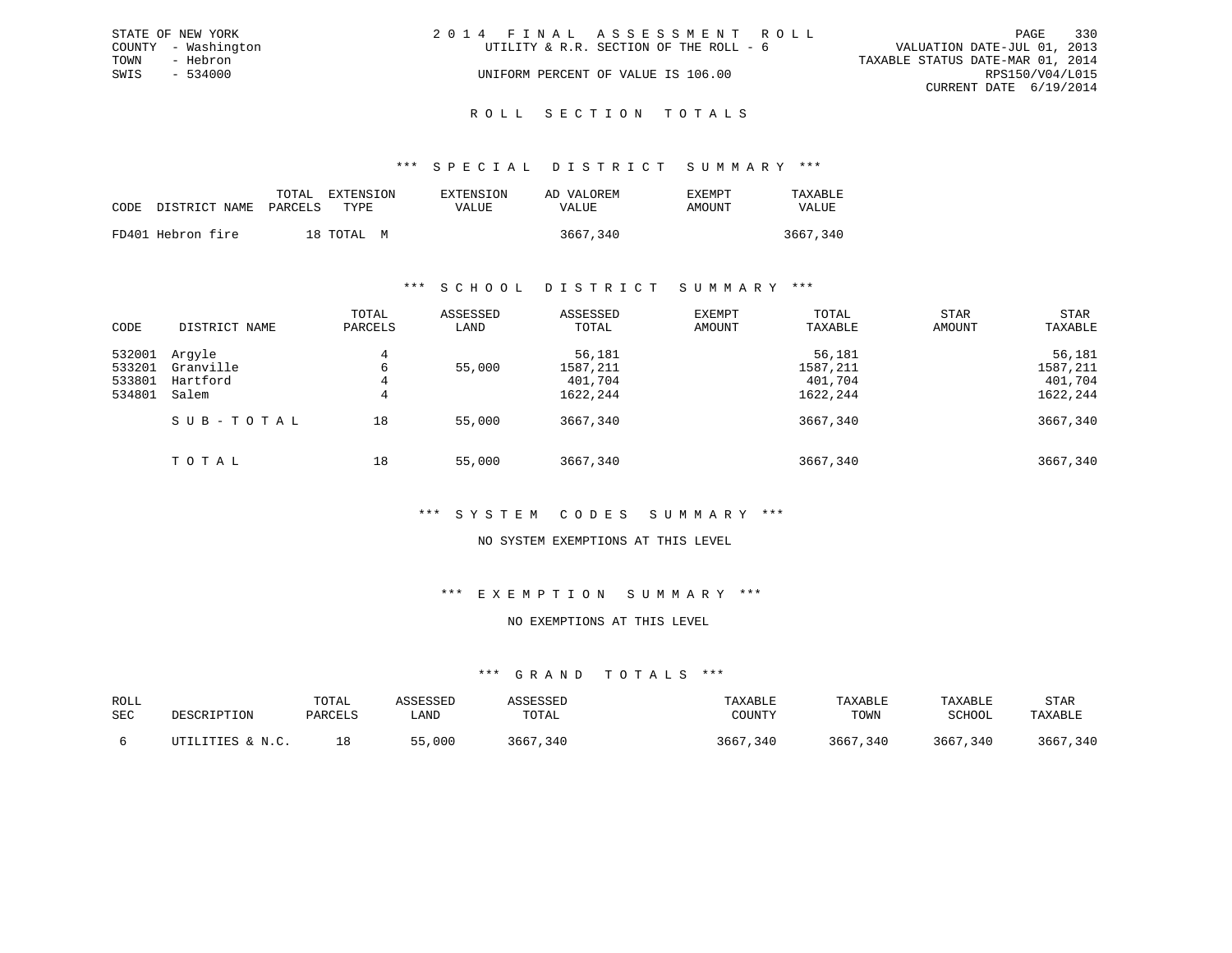STATE OF NEW YORK
COUNTY - Washington
TOWN - Hebron
SWIS - 534000

2 0 1 4 F I N A L A S S E S S M E N T R O L L
UTILITY & R.R. SECTION OF THE ROLL - 6
UNIFORM PERCENT OF VALUE IS 106.00

VALUATION DATE-JUL 01, 2013
TAXABLE STATUS DATE-MAR 01, 2014
RPS150/V04/L015
CURRENT DATE 6/19/2014

## R O L L S E C T I O N T O T A L S

### *** S P E C I A L D I S T R I C T S U M M A R Y ***

| CODE | DISTRICT NAME | TOTAL PARCELS | EXTENSION TYPE | EXTENSION VALUE | AD VALOREM VALUE | EXEMPT AMOUNT | TAXABLE VALUE |
|---|---|---|---|---|---|---|---|
| FD401 | Hebron fire | 18 | TOTAL M | | 3667,340 | | 3667,340 |

### *** S C H O O L D I S T R I C T S U M M A R Y ***

| CODE | DISTRICT NAME | TOTAL PARCELS | ASSESSED LAND | ASSESSED TOTAL | EXEMPT AMOUNT | TOTAL TAXABLE | STAR AMOUNT | STAR TAXABLE |
|---|---|---|---|---|---|---|---|---|
| 532001 | Argyle | 4 | | 56,181 | | 56,181 | | 56,181 |
| 533201 | Granville | 6 | 55,000 | 1587,211 | | 1587,211 | | 1587,211 |
| 533801 | Hartford | 4 | | 401,704 | | 401,704 | | 401,704 |
| 534801 | Salem | 4 | | 1622,244 | | 1622,244 | | 1622,244 |
| | S U B - T O T A L | 18 | 55,000 | 3667,340 | | 3667,340 | | 3667,340 |
| | T O T A L | 18 | 55,000 | 3667,340 | | 3667,340 | | 3667,340 |

### *** S Y S T E M C O D E S S U M M A R Y ***

NO SYSTEM EXEMPTIONS AT THIS LEVEL

### *** E X E M P T I O N S U M M A R Y ***

NO EXEMPTIONS AT THIS LEVEL

### *** G R A N D T O T A L S ***

| ROLL SEC | DESCRIPTION | TOTAL PARCELS | ASSESSED LAND | ASSESSED TOTAL | TAXABLE COUNTY | TAXABLE TOWN | TAXABLE SCHOOL | STAR TAXABLE |
|---|---|---|---|---|---|---|---|---|
| 6 | UTILITIES & N.C. | 18 | 55,000 | 3667,340 | 3667,340 | 3667,340 | 3667,340 | 3667,340 |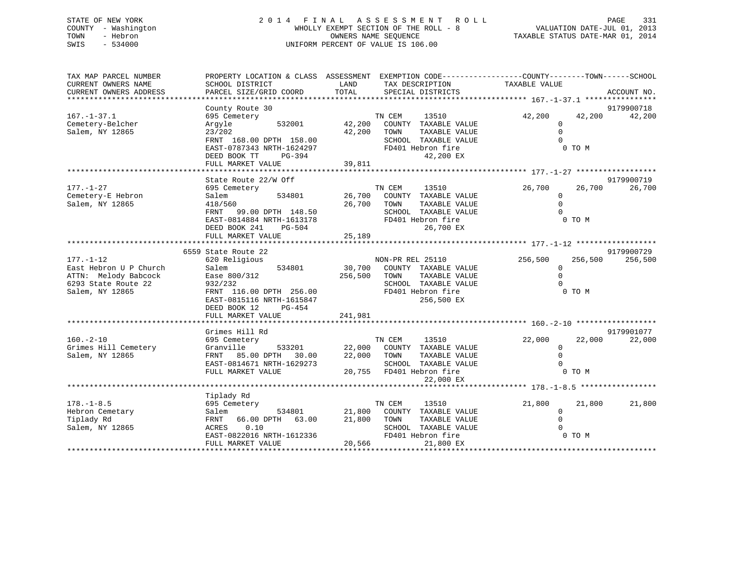STATE OF NEW YORK
COUNTY - Washington
TOWN - Hebron
SWIS - 534000

2014 FINAL ASSESSMENT ROLL
WHOLLY EXEMPT SECTION OF THE ROLL - 8
OWNERS NAME SEQUENCE
UNIFORM PERCENT OF VALUE IS 106.00

VALUATION DATE-JUL 01, 2013
TAXABLE STATUS DATE-MAR 01, 2014

```
TAX MAP PARCEL NUMBER          PROPERTY LOCATION & CLASS  ASSESSMENT  EXEMPTION CODE------------------COUNTY--------TOWN------SCHOOL
CURRENT OWNERS NAME            SCHOOL DISTRICT             LAND        TAX DESCRIPTION              TAXABLE VALUE
CURRENT OWNERS ADDRESS         PARCEL SIZE/GRID COORD      TOTAL       SPECIAL DISTRICTS                                      ACCOUNT NO.
******************************************************************************************************* 167.-1-37.1 ****************
                               County Route 30                                                                              9179900718
167.-1-37.1                    695 Cemetery                            TN CEM      13510              42,200      42,200      42,200
Cemetery-Belcher               Argyle         532001       42,200     COUNTY  TAXABLE VALUE                 0
Salem, NY 12865                23/202                      42,200     TOWN    TAXABLE VALUE                 0
                               FRNT 168.00 DPTH 158.00               SCHOOL  TAXABLE VALUE                 0
                               EAST-0787343 NRTH-1624297             FD401 Hebron fire                     0 TO M
                               DEED BOOK TT     PG-394                     42,200 EX
                               FULL MARKET VALUE           39,811
******************************************************************************************************* 177.-1-27 ******************
                               State Route 22/W Off                                                                         9179900719
177.-1-27                      695 Cemetery                            TN CEM      13510              26,700      26,700      26,700
Cemetery-E Hebron              Salem          534801       26,700     COUNTY  TAXABLE VALUE                 0
Salem, NY 12865                418/560                     26,700     TOWN    TAXABLE VALUE                 0
                               FRNT  99.00 DPTH 148.50               SCHOOL  TAXABLE VALUE                 0
                               EAST-0814884 NRTH-1613178             FD401 Hebron fire                     0 TO M
                               DEED BOOK 241    PG-504                     26,700 EX
                               FULL MARKET VALUE           25,189
******************************************************************************************************* 177.-1-12 ******************
                             6559 State Route 22                                                                            9179900729
177.-1-12                      620 Religious                           NON-PR REL 25110              256,500     256,500     256,500
East Hebron U P Church         Salem          534801       30,700     COUNTY  TAXABLE VALUE                 0
ATTN:  Melody Babcock          Ease 800/312               256,500     TOWN    TAXABLE VALUE                 0
6293 State Route 22            932/232                                SCHOOL  TAXABLE VALUE                 0
Salem, NY 12865                FRNT 116.00 DPTH 256.00               FD401 Hebron fire                     0 TO M
                               EAST-0815116 NRTH-1615847                  256,500 EX
                               DEED BOOK 12     PG-454
                               FULL MARKET VALUE          241,981
******************************************************************************************************* 160.-2-10 ******************
                               Grimes Hill Rd                                                                               9179901077
160.-2-10                      695 Cemetery                            TN CEM      13510              22,000      22,000      22,000
Grimes Hill Cemetery           Granville      533201       22,000     COUNTY  TAXABLE VALUE                 0
Salem, NY 12865                FRNT  85.00 DPTH  30.00     22,000     TOWN    TAXABLE VALUE                 0
                               EAST-0814671 NRTH-1629273             SCHOOL  TAXABLE VALUE                 0
                               FULL MARKET VALUE           20,755     FD401 Hebron fire                     0 TO M
                                                                           22,000 EX
******************************************************************************************************* 178.-1-8.5 *****************
                               Tiplady Rd
178.-1-8.5                     695 Cemetery                            TN CEM      13510              21,800      21,800      21,800
Hebron Cemetary                Salem          534801       21,800     COUNTY  TAXABLE VALUE                 0
Tiplady Rd                     FRNT  66.00 DPTH  63.00     21,800     TOWN    TAXABLE VALUE                 0
Salem, NY 12865                ACRES   0.10                           SCHOOL  TAXABLE VALUE                 0
                               EAST-0822016 NRTH-1612336             FD401 Hebron fire                     0 TO M
                               FULL MARKET VALUE           20,566          21,800 EX
************************************************************************************************************************************
```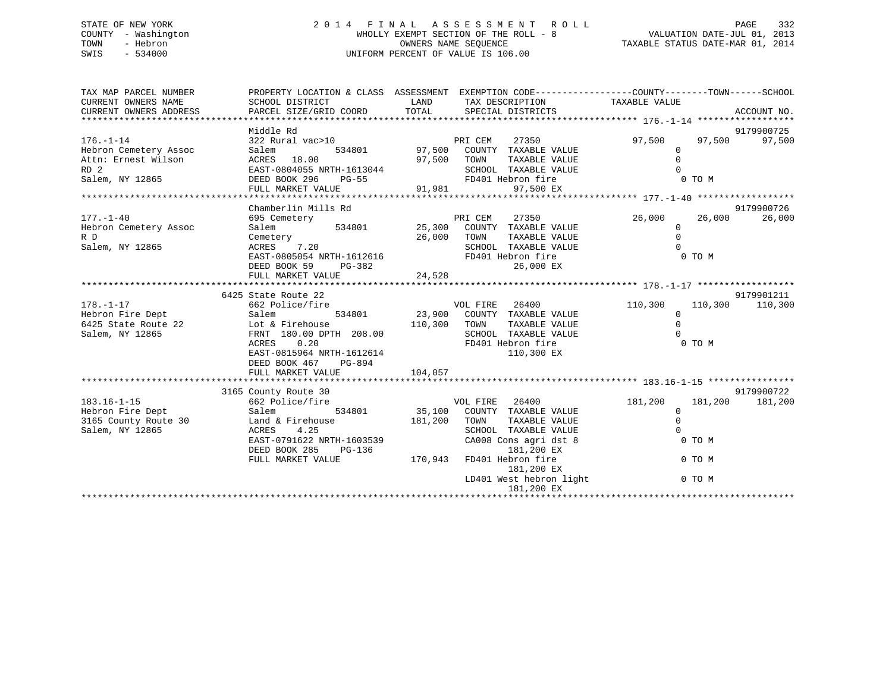STATE OF NEW YORK
COUNTY - Washington
TOWN - Hebron
SWIS - 534000

2014 FINAL ASSESSMENT ROLL
WHOLLY EXEMPT SECTION OF THE ROLL - 8
OWNERS NAME SEQUENCE
UNIFORM PERCENT OF VALUE IS 106.00

VALUATION DATE-JUL 01, 2013
TAXABLE STATUS DATE-MAR 01, 2014

| TAX MAP PARCEL NUMBER / CURRENT OWNERS NAME / CURRENT OWNERS ADDRESS | PROPERTY LOCATION & CLASS / SCHOOL DISTRICT / PARCEL SIZE/GRID COORD | ASSESSMENT LAND / TOTAL | EXEMPTION CODE / TAX DESCRIPTION / SPECIAL DISTRICTS | COUNTY TAXABLE VALUE | TOWN | SCHOOL / ACCOUNT NO. |
|---|---|---|---|---|---|---|
| **176.-1-14** | Middle Rd | | | | | 9179900725 |
| 176.-1-14 | 322 Rural vac>10 | | PRI CEM 27350 | 97,500 | 97,500 | 97,500 |
| Hebron Cemetery Assoc | Salem 534801 | 97,500 | COUNTY TAXABLE VALUE | 0 | | |
| Attn: Ernest Wilson | ACRES 18.00 | 97,500 | TOWN TAXABLE VALUE | 0 | | |
| RD 2 | EAST-0804055 NRTH-1613044 | | SCHOOL TAXABLE VALUE | 0 | | |
| Salem, NY 12865 | DEED BOOK 296 PG-55 | | FD401 Hebron fire | 0 TO M | | |
| | FULL MARKET VALUE | 91,981 | 97,500 EX | | | |
| **177.-1-40** | Chamberlin Mills Rd | | | | | 9179900726 |
| 177.-1-40 | 695 Cemetery | | PRI CEM 27350 | 26,000 | 26,000 | 26,000 |
| Hebron Cemetery Assoc | Salem 534801 | 25,300 | COUNTY TAXABLE VALUE | 0 | | |
| R D | Cemetery | 26,000 | TOWN TAXABLE VALUE | 0 | | |
| Salem, NY 12865 | ACRES 7.20 | | SCHOOL TAXABLE VALUE | 0 | | |
| | EAST-0805054 NRTH-1612616 | | FD401 Hebron fire | 0 TO M | | |
| | DEED BOOK 59 PG-382 | | 26,000 EX | | | |
| | FULL MARKET VALUE | 24,528 | | | | |
| **178.-1-17** | 6425 State Route 22 | | | | | 9179901211 |
| 178.-1-17 | 662 Police/fire | | VOL FIRE 26400 | 110,300 | 110,300 | 110,300 |
| Hebron Fire Dept | Salem 534801 | 23,900 | COUNTY TAXABLE VALUE | 0 | | |
| 6425 State Route 22 | Lot & Firehouse | 110,300 | TOWN TAXABLE VALUE | 0 | | |
| Salem, NY 12865 | FRNT 180.00 DPTH 208.00 | | SCHOOL TAXABLE VALUE | 0 | | |
| | ACRES 0.20 | | FD401 Hebron fire | 0 TO M | | |
| | EAST-0815964 NRTH-1612614 | | 110,300 EX | | | |
| | DEED BOOK 467 PG-894 | | | | | |
| | FULL MARKET VALUE | 104,057 | | | | |
| **183.16-1-15** | 3165 County Route 30 | | | | | 9179900722 |
| 183.16-1-15 | 662 Police/fire | | VOL FIRE 26400 | 181,200 | 181,200 | 181,200 |
| Hebron Fire Dept | Salem 534801 | 35,100 | COUNTY TAXABLE VALUE | 0 | | |
| 3165 County Route 30 | Land & Firehouse | 181,200 | TOWN TAXABLE VALUE | 0 | | |
| Salem, NY 12865 | ACRES 4.25 | | SCHOOL TAXABLE VALUE | 0 | | |
| | EAST-0791622 NRTH-1603539 | | CA008 Cons agri dst 8 | 0 TO M | | |
| | DEED BOOK 285 PG-136 | | 181,200 EX | | | |
| | FULL MARKET VALUE | 170,943 | FD401 Hebron fire | 0 TO M | | |
| | | | 181,200 EX | | | |
| | | | LD401 West hebron light | 0 TO M | | |
| | | | 181,200 EX | | | |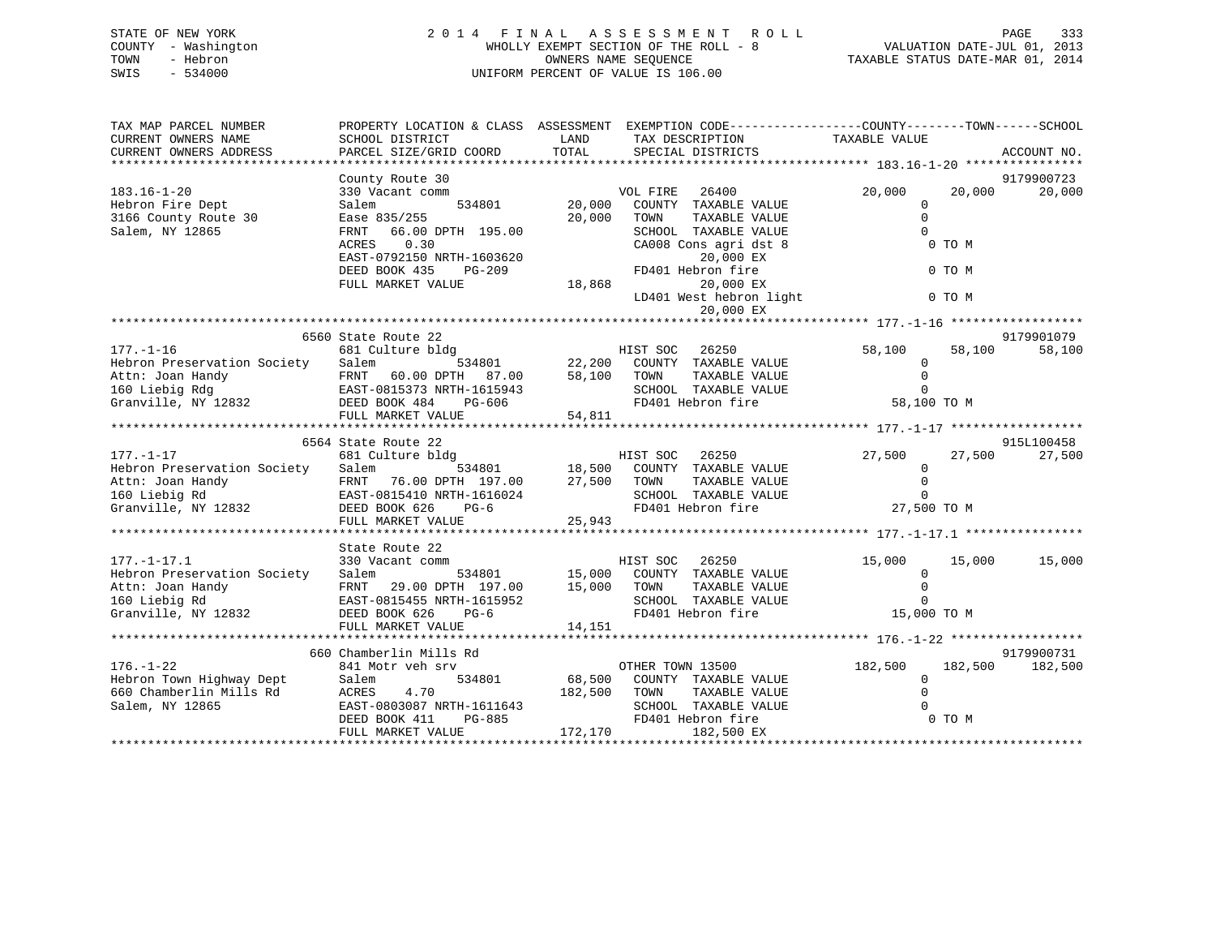STATE OF NEW YORK
COUNTY - Washington
TOWN - Hebron
SWIS - 534000

# 2014 FINAL ASSESSMENT ROLL
WHOLLY EXEMPT SECTION OF THE ROLL - 8
OWNERS NAME SEQUENCE
UNIFORM PERCENT OF VALUE IS 106.00

VALUATION DATE-JUL 01, 2013
TAXABLE STATUS DATE-MAR 01, 2014

```
TAX MAP PARCEL NUMBER          PROPERTY LOCATION & CLASS  ASSESSMENT  EXEMPTION CODE------------------COUNTY--------TOWN------SCHOOL
CURRENT OWNERS NAME            SCHOOL DISTRICT               LAND      TAX DESCRIPTION            TAXABLE VALUE
CURRENT OWNERS ADDRESS         PARCEL SIZE/GRID COORD        TOTAL     SPECIAL DISTRICTS                                    ACCOUNT NO.
******************************************************************************************************* 183.16-1-20 ****************
                               County Route 30                                                                          9179900723
183.16-1-20                    330 Vacant comm                    VOL FIRE   26400                 20,000      20,000      20,000
Hebron Fire Dept               Salem          534801       20,000   COUNTY  TAXABLE VALUE                0
3166 County Route 30           Ease 835/255                20,000   TOWN    TAXABLE VALUE                0
Salem, NY 12865                FRNT   66.00 DPTH  195.00            SCHOOL  TAXABLE VALUE                0
                               ACRES    0.30                        CA008 Cons agri dst 8                   0 TO M
                               EAST-0792150 NRTH-1603620                  20,000 EX
                               DEED BOOK 435     PG-209             FD401 Hebron fire                       0 TO M
                               FULL MARKET VALUE           18,868         20,000 EX
                                                                    LD401 West hebron light                 0 TO M
                                                                          20,000 EX
******************************************************************************************************* 177.-1-16 ******************
                           6560 State Route 22                                                                          9179901079
177.-1-16                      681 Culture bldg                   HIST SOC   26250                 58,100      58,100      58,100
Hebron Preservation Society    Salem          534801       22,200   COUNTY  TAXABLE VALUE                0
Attn: Joan Handy               FRNT   60.00 DPTH   87.00   58,100   TOWN    TAXABLE VALUE                0
160 Liebig Rdg                 EAST-0815373 NRTH-1615943            SCHOOL  TAXABLE VALUE                0
Granville, NY 12832            DEED BOOK 484     PG-606             FD401 Hebron fire                  58,100 TO M
                               FULL MARKET VALUE           54,811
******************************************************************************************************* 177.-1-17 ******************
                           6564 State Route 22                                                                          915L100458
177.-1-17                      681 Culture bldg                   HIST SOC   26250                 27,500      27,500      27,500
Hebron Preservation Society    Salem          534801       18,500   COUNTY  TAXABLE VALUE                0
Attn: Joan Handy               FRNT   76.00 DPTH  197.00   27,500   TOWN    TAXABLE VALUE                0
160 Liebig Rd                  EAST-0815410 NRTH-1616024            SCHOOL  TAXABLE VALUE                0
Granville, NY 12832            DEED BOOK 626     PG-6               FD401 Hebron fire                  27,500 TO M
                               FULL MARKET VALUE           25,943
******************************************************************************************************* 177.-1-17.1 ****************
                               State Route 22
177.-1-17.1                    330 Vacant comm                    HIST SOC   26250                 15,000      15,000      15,000
Hebron Preservation Society    Salem          534801       15,000   COUNTY  TAXABLE VALUE                0
Attn: Joan Handy               FRNT   29.00 DPTH  197.00   15,000   TOWN    TAXABLE VALUE                0
160 Liebig Rd                  EAST-0815455 NRTH-1615952            SCHOOL  TAXABLE VALUE                0
Granville, NY 12832            DEED BOOK 626     PG-6               FD401 Hebron fire                  15,000 TO M
                               FULL MARKET VALUE           14,151
******************************************************************************************************* 176.-1-22 ******************
                            660 Chamberlin Mills Rd                                                                     9179900731
176.-1-22                      841 Motr veh srv                   OTHER TOWN 13500                182,500     182,500     182,500
Hebron Town Highway Dept       Salem          534801       68,500   COUNTY  TAXABLE VALUE                0
660 Chamberlin Mills Rd        ACRES    4.70              182,500   TOWN    TAXABLE VALUE                0
Salem, NY 12865                EAST-0803087 NRTH-1611643            SCHOOL  TAXABLE VALUE                0
                               DEED BOOK 411     PG-885             FD401 Hebron fire                       0 TO M
                               FULL MARKET VALUE          172,170        182,500 EX
************************************************************************************************************************************
```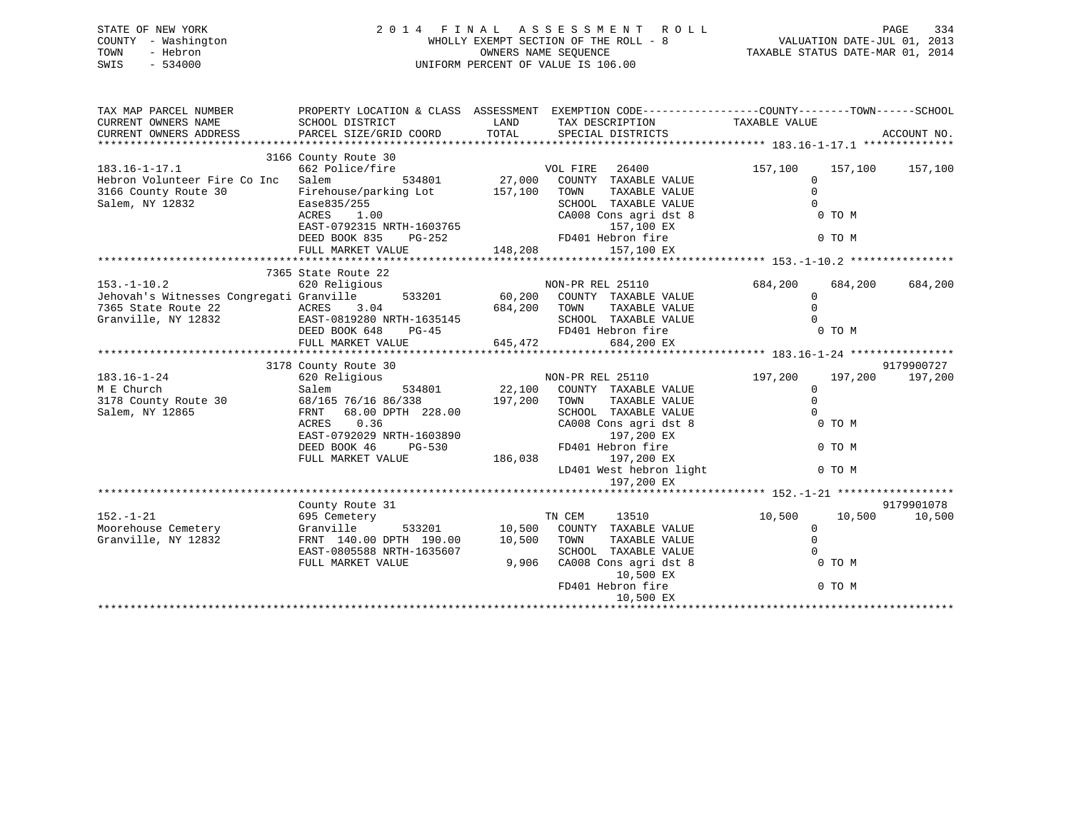STATE OF NEW YORK
COUNTY - Washington
TOWN - Hebron
SWIS - 534000

2014 FINAL ASSESSMENT ROLL
WHOLLY EXEMPT SECTION OF THE ROLL - 8
OWNERS NAME SEQUENCE
UNIFORM PERCENT OF VALUE IS 106.00

VALUATION DATE-JUL 01, 2013
TAXABLE STATUS DATE-MAR 01, 2014

| TAX MAP PARCEL NUMBER / CURRENT OWNERS NAME / CURRENT OWNERS ADDRESS | PROPERTY LOCATION & CLASS / SCHOOL DISTRICT / PARCEL SIZE/GRID COORD | ASSESSMENT LAND / TOTAL | EXEMPTION CODE / TAX DESCRIPTION / SPECIAL DISTRICTS | COUNTY TAXABLE VALUE | TOWN | SCHOOL / ACCOUNT NO. |
|---|---|---|---|---|---|---|
| 183.16-1-17.1 | 3166 County Route 30 | | | | | |
| | 662 Police/fire | | VOL FIRE 26400 | 157,100 | 157,100 | 157,100 |
| Hebron Volunteer Fire Co Inc | Salem 534801 | 27,000 | COUNTY TAXABLE VALUE | 0 | | |
| 3166 County Route 30 | Firehouse/parking Lot | 157,100 | TOWN TAXABLE VALUE | 0 | | |
| Salem, NY 12832 | Ease835/255 | | SCHOOL TAXABLE VALUE | 0 | | |
| | ACRES 1.00 | | CA008 Cons agri dst 8 | 0 TO M | | |
| | EAST-0792315 NRTH-1603765 | | 157,100 EX | | | |
| | DEED BOOK 835 PG-252 | | FD401 Hebron fire | 0 TO M | | |
| | FULL MARKET VALUE | 148,208 | 157,100 EX | | | |
| 153.-1-10.2 | 7365 State Route 22 | | | | | |
| | 620 Religious | | NON-PR REL 25110 | 684,200 | 684,200 | 684,200 |
| Jehovah's Witnesses Congregati | Granville 533201 | 60,200 | COUNTY TAXABLE VALUE | 0 | | |
| 7365 State Route 22 | ACRES 3.04 | 684,200 | TOWN TAXABLE VALUE | 0 | | |
| Granville, NY 12832 | EAST-0819280 NRTH-1635145 | | SCHOOL TAXABLE VALUE | 0 | | |
| | DEED BOOK 648 PG-45 | | FD401 Hebron fire | 0 TO M | | |
| | FULL MARKET VALUE | 645,472 | 684,200 EX | | | |
| 183.16-1-24 | 3178 County Route 30 | | | | | 9179900727 |
| | 620 Religious | | NON-PR REL 25110 | 197,200 | 197,200 | 197,200 |
| M E Church | Salem 534801 | 22,100 | COUNTY TAXABLE VALUE | 0 | | |
| 3178 County Route 30 | 68/165 76/16 86/338 | 197,200 | TOWN TAXABLE VALUE | 0 | | |
| Salem, NY 12865 | FRNT 68.00 DPTH 228.00 | | SCHOOL TAXABLE VALUE | 0 | | |
| | ACRES 0.36 | | CA008 Cons agri dst 8 | 0 TO M | | |
| | EAST-0792029 NRTH-1603890 | | 197,200 EX | | | |
| | DEED BOOK 46 PG-530 | | FD401 Hebron fire | 0 TO M | | |
| | FULL MARKET VALUE | 186,038 | 197,200 EX | | | |
| | | | LD401 West hebron light | 0 TO M | | |
| | | | 197,200 EX | | | |
| 152.-1-21 | County Route 31 | | | | | 9179901078 |
| | 695 Cemetery | | TN CEM 13510 | 10,500 | 10,500 | 10,500 |
| Moorehouse Cemetery | Granville 533201 | 10,500 | COUNTY TAXABLE VALUE | 0 | | |
| Granville, NY 12832 | FRNT 140.00 DPTH 190.00 | 10,500 | TOWN TAXABLE VALUE | 0 | | |
| | EAST-0805588 NRTH-1635607 | | SCHOOL TAXABLE VALUE | 0 | | |
| | FULL MARKET VALUE | 9,906 | CA008 Cons agri dst 8 | 0 TO M | | |
| | | | 10,500 EX | | | |
| | | | FD401 Hebron fire | 0 TO M | | |
| | | | 10,500 EX | | | |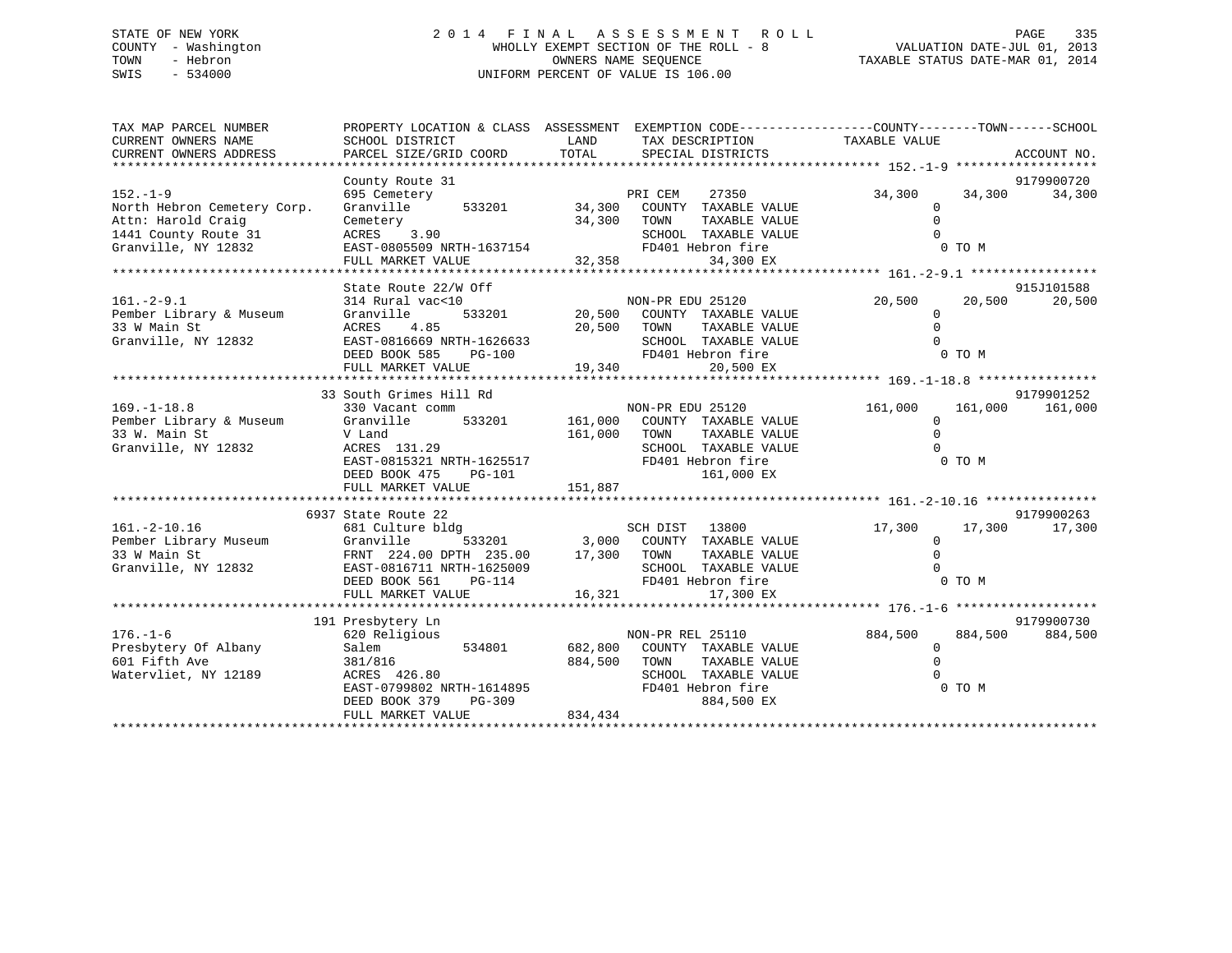STATE OF NEW YORK
COUNTY - Washington
TOWN - Hebron
SWIS - 534000

# 2014 FINAL ASSESSMENT ROLL

WHOLLY EXEMPT SECTION OF THE ROLL - 8
OWNERS NAME SEQUENCE
UNIFORM PERCENT OF VALUE IS 106.00

VALUATION DATE-JUL 01, 2013
TAXABLE STATUS DATE-MAR 01, 2014

| TAX MAP PARCEL NUMBER / CURRENT OWNERS NAME / CURRENT OWNERS ADDRESS | PROPERTY LOCATION & CLASS / SCHOOL DISTRICT / PARCEL SIZE/GRID COORD | ASSESSMENT LAND / TOTAL | EXEMPTION CODE / TAX DESCRIPTION / SPECIAL DISTRICTS | COUNTY TAXABLE VALUE | TOWN | SCHOOL | ACCOUNT NO. |
|---|---|---|---|---|---|---|---|
| 152.-1-9 | County Route 31 | | | | | | 9179900720 |
| | 695 Cemetery | | PRI CEM 27350 | 34,300 | 34,300 | 34,300 | |
| North Hebron Cemetery Corp. | Granville 533201 | 34,300 | COUNTY TAXABLE VALUE | 0 | | | |
| Attn: Harold Craig | Cemetery | 34,300 | TOWN TAXABLE VALUE | 0 | | | |
| 1441 County Route 31 | ACRES 3.90 | | SCHOOL TAXABLE VALUE | 0 | | | |
| Granville, NY 12832 | EAST-0805509 NRTH-1637154 | | FD401 Hebron fire | 0 TO M | | | |
| | FULL MARKET VALUE | 32,358 | 34,300 EX | | | | |
| 161.-2-9.1 | State Route 22/W Off | | | | | | 915J101588 |
| | 314 Rural vac<10 | | NON-PR EDU 25120 | 20,500 | 20,500 | 20,500 | |
| Pember Library & Museum | Granville 533201 | 20,500 | COUNTY TAXABLE VALUE | 0 | | | |
| 33 W Main St | ACRES 4.85 | 20,500 | TOWN TAXABLE VALUE | 0 | | | |
| Granville, NY 12832 | EAST-0816669 NRTH-1626633 | | SCHOOL TAXABLE VALUE | 0 | | | |
| | DEED BOOK 585 PG-100 | | FD401 Hebron fire | 0 TO M | | | |
| | FULL MARKET VALUE | 19,340 | 20,500 EX | | | | |
| 169.-1-18.8 | 33 South Grimes Hill Rd | | | | | | 9179901252 |
| | 330 Vacant comm | | NON-PR EDU 25120 | 161,000 | 161,000 | 161,000 | |
| Pember Library & Museum | Granville 533201 | 161,000 | COUNTY TAXABLE VALUE | 0 | | | |
| 33 W. Main St | V Land | 161,000 | TOWN TAXABLE VALUE | 0 | | | |
| Granville, NY 12832 | ACRES 131.29 | | SCHOOL TAXABLE VALUE | 0 | | | |
| | EAST-0815321 NRTH-1625517 | | FD401 Hebron fire | 0 TO M | | | |
| | DEED BOOK 475 PG-101 | | 161,000 EX | | | | |
| | FULL MARKET VALUE | 151,887 | | | | | |
| 161.-2-10.16 | 6937 State Route 22 | | | | | | 9179900263 |
| | 681 Culture bldg | | SCH DIST 13800 | 17,300 | 17,300 | 17,300 | |
| Pember Library Museum | Granville 533201 | 3,000 | COUNTY TAXABLE VALUE | 0 | | | |
| 33 W Main St | FRNT 224.00 DPTH 235.00 | 17,300 | TOWN TAXABLE VALUE | 0 | | | |
| Granville, NY 12832 | EAST-0816711 NRTH-1625009 | | SCHOOL TAXABLE VALUE | 0 | | | |
| | DEED BOOK 561 PG-114 | | FD401 Hebron fire | 0 TO M | | | |
| | FULL MARKET VALUE | 16,321 | 17,300 EX | | | | |
| 176.-1-6 | 191 Presbytery Ln | | | | | | 9179900730 |
| | 620 Religious | | NON-PR REL 25110 | 884,500 | 884,500 | 884,500 | |
| Presbytery Of Albany | Salem 534801 | 682,800 | COUNTY TAXABLE VALUE | 0 | | | |
| 601 Fifth Ave | 381/816 | 884,500 | TOWN TAXABLE VALUE | 0 | | | |
| Watervliet, NY 12189 | ACRES 426.80 | | SCHOOL TAXABLE VALUE | 0 | | | |
| | EAST-0799802 NRTH-1614895 | | FD401 Hebron fire | 0 TO M | | | |
| | DEED BOOK 379 PG-309 | | 884,500 EX | | | | |
| | FULL MARKET VALUE | 834,434 | | | | | |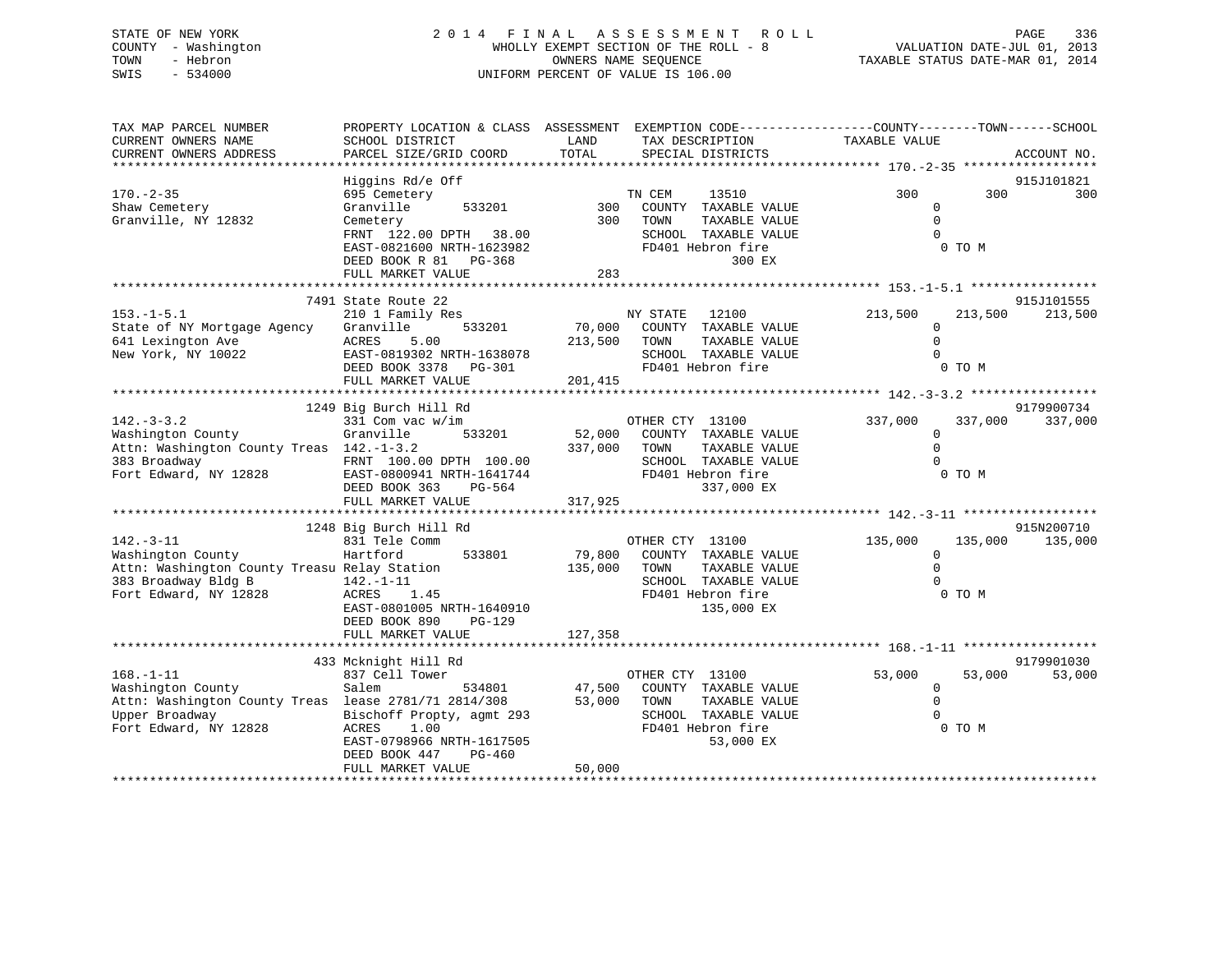STATE OF NEW YORK
COUNTY - Washington
TOWN - Hebron
SWIS - 534000

2014 FINAL ASSESSMENT ROLL
WHOLLY EXEMPT SECTION OF THE ROLL - 8
OWNERS NAME SEQUENCE
UNIFORM PERCENT OF VALUE IS 106.00

VALUATION DATE-JUL 01, 2013
TAXABLE STATUS DATE-MAR 01, 2014

```
TAX MAP PARCEL NUMBER          PROPERTY LOCATION & CLASS  ASSESSMENT  EXEMPTION CODE------------------COUNTY--------TOWN------SCHOOL
CURRENT OWNERS NAME            SCHOOL DISTRICT               LAND      TAX DESCRIPTION             TAXABLE VALUE
CURRENT OWNERS ADDRESS         PARCEL SIZE/GRID COORD       TOTAL      SPECIAL DISTRICTS                                          ACCOUNT NO.
******************************************************************************************************* 170.-2-35 ******************
                               Higgins Rd/e Off                                                                            915J101821
170.-2-35                      695 Cemetery                          TN CEM    13510                     300        300         300
Shaw Cemetery                  Granville        533201         300    COUNTY  TAXABLE VALUE                 0
Granville, NY 12832            Cemetery                        300    TOWN    TAXABLE VALUE                 0
                               FRNT 122.00 DPTH  38.00                SCHOOL  TAXABLE VALUE                 0
                               EAST-0821600 NRTH-1623982               FD401 Hebron fire                      0 TO M
                               DEED BOOK R 81    PG-368                        300 EX
                               FULL MARKET VALUE                283
******************************************************************************************************* 153.-1-5.1 *****************
                        7491 State Route 22                                                                                915J101555
153.-1-5.1                     210 1 Family Res                      NY STATE   12100               213,500    213,500     213,500
State of NY Mortgage Agency    Granville        533201      70,000    COUNTY  TAXABLE VALUE                 0
641 Lexington Ave              ACRES    5.00               213,500    TOWN    TAXABLE VALUE                 0
New York, NY 10022             EAST-0819302 NRTH-1638078              SCHOOL  TAXABLE VALUE                 0
                               DEED BOOK 3378   PG-301                FD401 Hebron fire                      0 TO M
                               FULL MARKET VALUE            201,415
******************************************************************************************************* 142.-3-3.2 *****************
                        1249 Big Burch Hill Rd                                                                             9179900734
142.-3-3.2                     331 Com vac w/im                      OTHER CTY  13100               337,000    337,000     337,000
Washington County              Granville        533201      52,000    COUNTY  TAXABLE VALUE                 0
Attn: Washington County Treas  142.-1-3.2                  337,000    TOWN    TAXABLE VALUE                 0
383 Broadway                   FRNT 100.00 DPTH 100.00                SCHOOL  TAXABLE VALUE                 0
Fort Edward, NY 12828          EAST-0800941 NRTH-1641744              FD401 Hebron fire                      0 TO M
                               DEED BOOK 363     PG-564                      337,000 EX
                               FULL MARKET VALUE            317,925
******************************************************************************************************* 142.-3-11 ******************
                        1248 Big Burch Hill Rd                                                                             915N200710
142.-3-11                      831 Tele Comm                         OTHER CTY  13100               135,000    135,000     135,000
Washington County              Hartford         533801      79,800    COUNTY  TAXABLE VALUE                 0
Attn: Washington County Treasu Relay Station              135,000    TOWN    TAXABLE VALUE                 0
383 Broadway Bldg B            142.-1-11                              SCHOOL  TAXABLE VALUE                 0
Fort Edward, NY 12828          ACRES    1.45                          FD401 Hebron fire                      0 TO M
                               EAST-0801005 NRTH-1640910                     135,000 EX
                               DEED BOOK 890     PG-129
                               FULL MARKET VALUE            127,358
******************************************************************************************************* 168.-1-11 ******************
                         433 Mcknight Hill Rd                                                                              9179901030
168.-1-11                      837 Cell Tower                        OTHER CTY  13100                53,000     53,000      53,000
Washington County              Salem            534801      47,500    COUNTY  TAXABLE VALUE                 0
Attn: Washington County Treas  lease 2781/71 2814/308       53,000    TOWN    TAXABLE VALUE                 0
Upper Broadway                 Bischoff Propty, agmt 293              SCHOOL  TAXABLE VALUE                 0
Fort Edward, NY 12828          ACRES    1.00                          FD401 Hebron fire                      0 TO M
                               EAST-0798966 NRTH-1617505                      53,000 EX
                               DEED BOOK 447     PG-460
                               FULL MARKET VALUE             50,000
************************************************************************************************************************************
```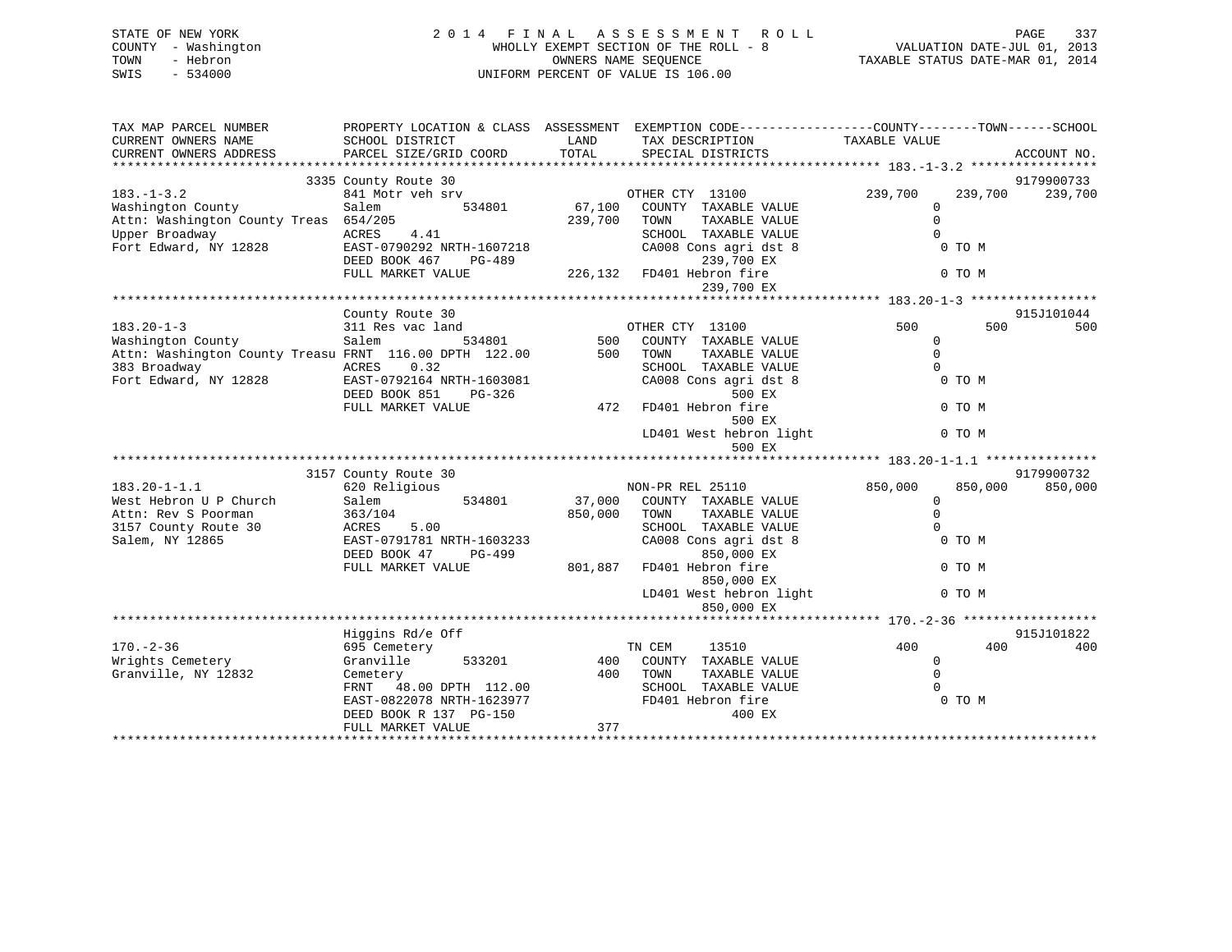STATE OF NEW YORK
COUNTY - Washington
TOWN - Hebron
SWIS - 534000

2014 FINAL ASSESSMENT ROLL
WHOLLY EXEMPT SECTION OF THE ROLL - 8
OWNERS NAME SEQUENCE
UNIFORM PERCENT OF VALUE IS 106.00

VALUATION DATE-JUL 01, 2013
TAXABLE STATUS DATE-MAR 01, 2014

```
TAX MAP PARCEL NUMBER          PROPERTY LOCATION & CLASS  ASSESSMENT  EXEMPTION CODE------------------COUNTY--------TOWN------SCHOOL
CURRENT OWNERS NAME            SCHOOL DISTRICT               LAND      TAX DESCRIPTION              TAXABLE VALUE
CURRENT OWNERS ADDRESS         PARCEL SIZE/GRID COORD       TOTAL      SPECIAL DISTRICTS                                     ACCOUNT NO.
******************************************************************************************************* 183.-1-3.2 *****************
                    3335 County Route 30                                                                                  9179900733
183.-1-3.2                     841 Motr veh srv                         OTHER CTY  13100            239,700     239,700     239,700
Washington County              Salem            534801       67,100   COUNTY  TAXABLE VALUE              0
Attn: Washington County Treas  654/205                      239,700   TOWN    TAXABLE VALUE              0
Upper Broadway                 ACRES    4.41                          SCHOOL  TAXABLE VALUE              0
Fort Edward, NY 12828          EAST-0790292 NRTH-1607218              CA008 Cons agri dst 8               0 TO M
                               DEED BOOK 467    PG-489                        239,700 EX
                               FULL MARKET VALUE            226,132   FD401 Hebron fire                   0 TO M
                                                                              239,700 EX
******************************************************************************************************* 183.20-1-3 *****************
                    County Route 30                                                                                       915J101044
183.20-1-3                     311 Res vac land                         OTHER CTY  13100                500         500         500
Washington County              Salem            534801          500   COUNTY  TAXABLE VALUE              0
Attn: Washington County Treasu FRNT 116.00 DPTH 122.00          500   TOWN    TAXABLE VALUE              0
383 Broadway                   ACRES    0.32                          SCHOOL  TAXABLE VALUE              0
Fort Edward, NY 12828          EAST-0792164 NRTH-1603081              CA008 Cons agri dst 8               0 TO M
                               DEED BOOK 851    PG-326                        500 EX
                               FULL MARKET VALUE                472   FD401 Hebron fire                   0 TO M
                                                                              500 EX
                                                                      LD401 West hebron light             0 TO M
                                                                              500 EX
******************************************************************************************************* 183.20-1-1.1 ***************
                    3157 County Route 30                                                                                  9179900732
183.20-1-1.1                   620 Religious                            NON-PR REL 25110            850,000     850,000     850,000
West Hebron U P Church         Salem            534801       37,000   COUNTY  TAXABLE VALUE              0
Attn: Rev S Poorman            363/104                      850,000   TOWN    TAXABLE VALUE              0
3157 County Route 30           ACRES    5.00                          SCHOOL  TAXABLE VALUE              0
Salem, NY 12865                EAST-0791781 NRTH-1603233              CA008 Cons agri dst 8               0 TO M
                               DEED BOOK 47     PG-499                        850,000 EX
                               FULL MARKET VALUE            801,887   FD401 Hebron fire                   0 TO M
                                                                              850,000 EX
                                                                      LD401 West hebron light             0 TO M
                                                                              850,000 EX
******************************************************************************************************* 170.-2-36 ******************
                    Higgins Rd/e Off                                                                                      915J101822
170.-2-36                      695 Cemetery                             TN CEM     13510                400         400         400
Wrights Cemetery               Granville        533201          400   COUNTY  TAXABLE VALUE              0
Granville, NY 12832            Cemetery                         400   TOWN    TAXABLE VALUE              0
                               FRNT  48.00 DPTH 112.00                SCHOOL  TAXABLE VALUE              0
                               EAST-0822078 NRTH-1623977              FD401 Hebron fire                   0 TO M
                               DEED BOOK R 137  PG-150                        400 EX
                               FULL MARKET VALUE                377
************************************************************************************************************************************
```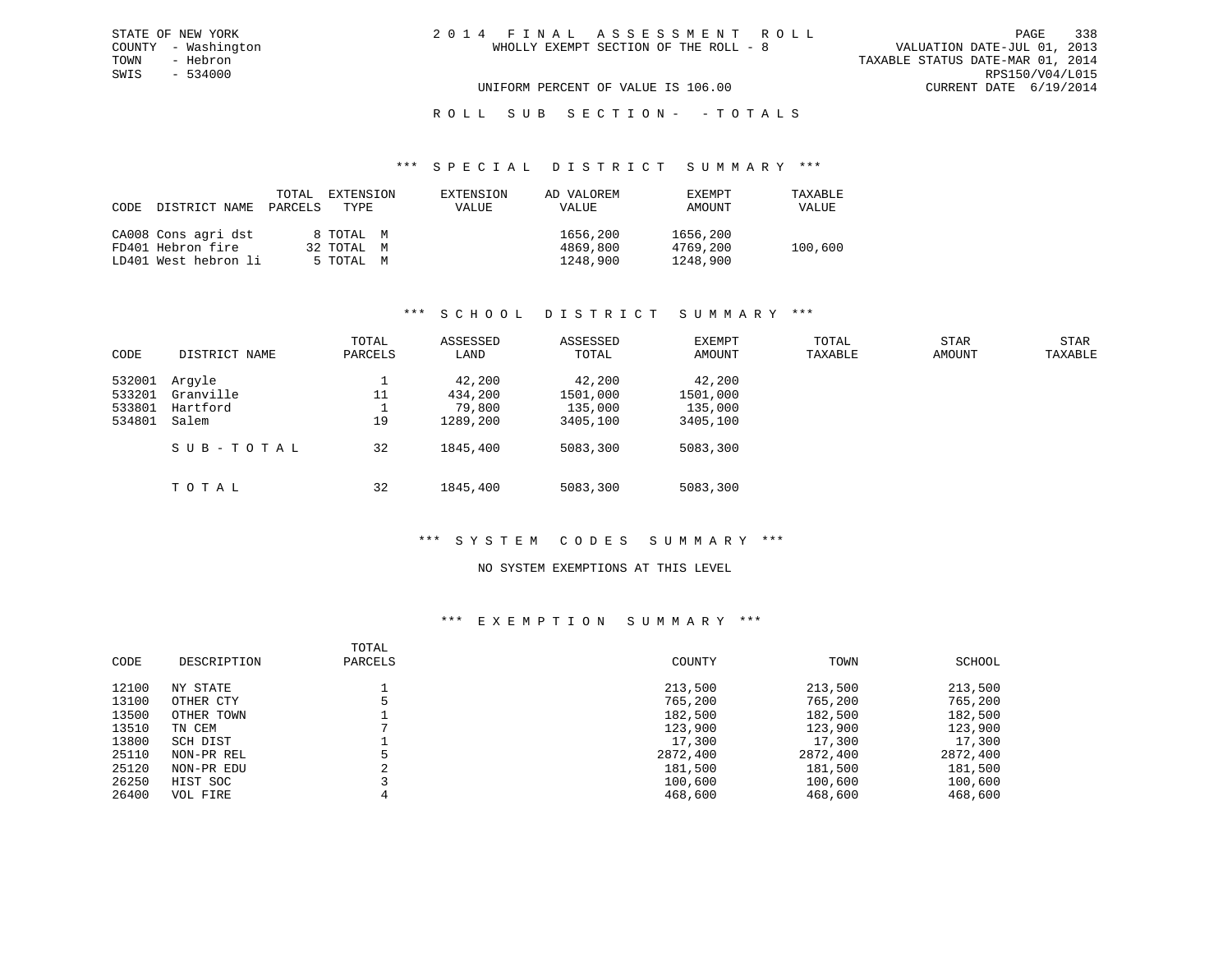STATE OF NEW YORK
COUNTY - Washington
TOWN - Hebron
SWIS - 534000

# 2014 FINAL ASSESSMENT ROLL

WHOLLY EXEMPT SECTION OF THE ROLL - 8

VALUATION DATE-JUL 01, 2013
TAXABLE STATUS DATE-MAR 01, 2014
RPS150/V04/L015
CURRENT DATE 6/19/2014

UNIFORM PERCENT OF VALUE IS 106.00

## ROLL SUB SECTION- -TOTALS

### *** SPECIAL DISTRICT SUMMARY ***

| CODE | DISTRICT NAME | TOTAL PARCELS | EXTENSION TYPE | EXTENSION VALUE | AD VALOREM VALUE | EXEMPT AMOUNT | TAXABLE VALUE |
|---|---|---|---|---|---|---|---|
| CA008 | Cons agri dst | 8 | TOTAL M | | 1656,200 | 1656,200 | |
| FD401 | Hebron fire | 32 | TOTAL M | | 4869,800 | 4769,200 | 100,600 |
| LD401 | West hebron li | 5 | TOTAL M | | 1248,900 | 1248,900 | |

### *** SCHOOL DISTRICT SUMMARY ***

| CODE | DISTRICT NAME | TOTAL PARCELS | ASSESSED LAND | ASSESSED TOTAL | EXEMPT AMOUNT | TOTAL TAXABLE | STAR AMOUNT | STAR TAXABLE |
|---|---|---|---|---|---|---|---|---|
| 532001 | Argyle | 1 | 42,200 | 42,200 | 42,200 | | | |
| 533201 | Granville | 11 | 434,200 | 1501,000 | 1501,000 | | | |
| 533801 | Hartford | 1 | 79,800 | 135,000 | 135,000 | | | |
| 534801 | Salem | 19 | 1289,200 | 3405,100 | 3405,100 | | | |
| | SUB-TOTAL | 32 | 1845,400 | 5083,300 | 5083,300 | | | |
| | TOTAL | 32 | 1845,400 | 5083,300 | 5083,300 | | | |

### *** SYSTEM CODES SUMMARY ***

NO SYSTEM EXEMPTIONS AT THIS LEVEL

### *** EXEMPTION SUMMARY ***

| CODE | DESCRIPTION | TOTAL PARCELS | COUNTY | TOWN | SCHOOL |
|---|---|---|---|---|---|
| 12100 | NY STATE | 1 | 213,500 | 213,500 | 213,500 |
| 13100 | OTHER CTY | 5 | 765,200 | 765,200 | 765,200 |
| 13500 | OTHER TOWN | 1 | 182,500 | 182,500 | 182,500 |
| 13510 | TN CEM | 7 | 123,900 | 123,900 | 123,900 |
| 13800 | SCH DIST | 1 | 17,300 | 17,300 | 17,300 |
| 25110 | NON-PR REL | 5 | 2872,400 | 2872,400 | 2872,400 |
| 25120 | NON-PR EDU | 2 | 181,500 | 181,500 | 181,500 |
| 26250 | HIST SOC | 3 | 100,600 | 100,600 | 100,600 |
| 26400 | VOL FIRE | 4 | 468,600 | 468,600 | 468,600 |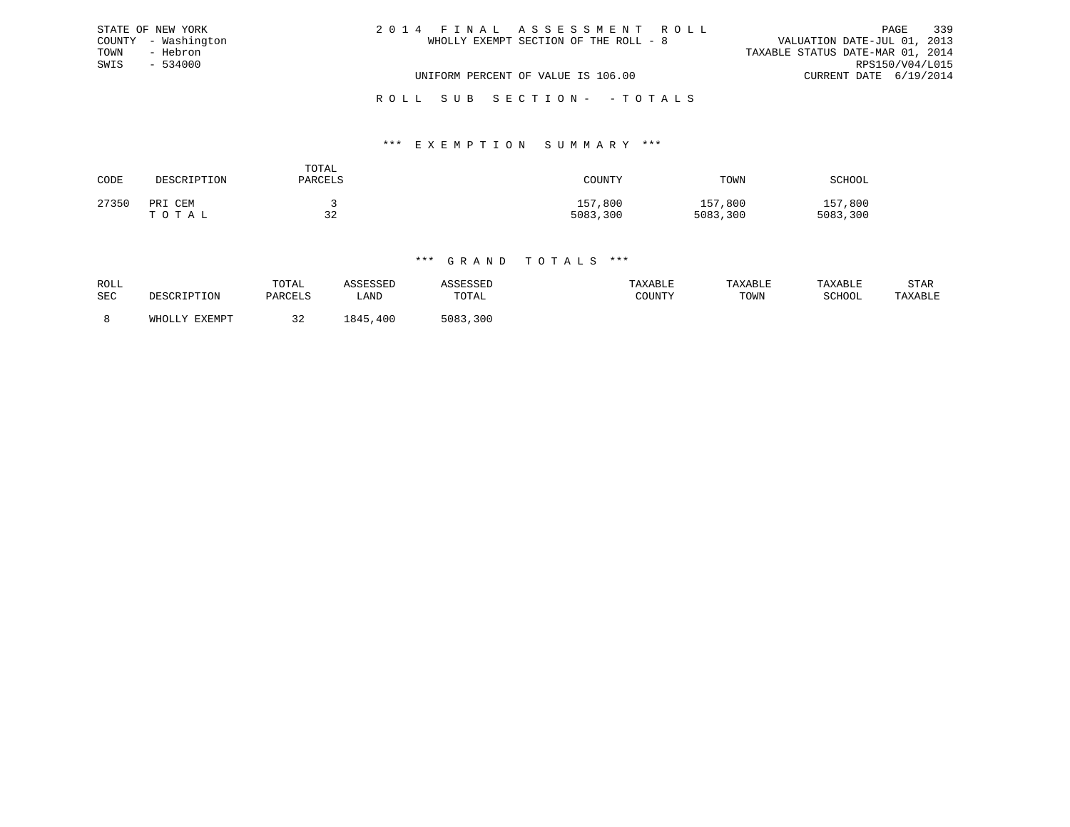STATE OF NEW YORK
COUNTY - Washington
TOWN - Hebron
SWIS - 534000

2 0 1 4 F I N A L A S S E S S M E N T R O L L
WHOLLY EXEMPT SECTION OF THE ROLL - 8

VALUATION DATE-JUL 01, 2013
TAXABLE STATUS DATE-MAR 01, 2014
RPS150/V04/L015
CURRENT DATE 6/19/2014

UNIFORM PERCENT OF VALUE IS 106.00

R O L L S U B S E C T I O N - - T O T A L S

*** E X E M P T I O N S U M M A R Y ***

| CODE | DESCRIPTION | TOTAL PARCELS | COUNTY | TOWN | SCHOOL |
|---|---|---|---|---|---|
| 27350 | PRI CEM | 3 | 157,800 | 157,800 | 157,800 |
| | T O T A L | 32 | 5083,300 | 5083,300 | 5083,300 |

*** G R A N D T O T A L S ***

| ROLL SEC | DESCRIPTION | TOTAL PARCELS | ASSESSED LAND | ASSESSED TOTAL | TAXABLE COUNTY | TAXABLE TOWN | TAXABLE SCHOOL | STAR TAXABLE |
|---|---|---|---|---|---|---|---|---|
| 8 | WHOLLY EXEMPT | 32 | 1845,400 | 5083,300 | | | | |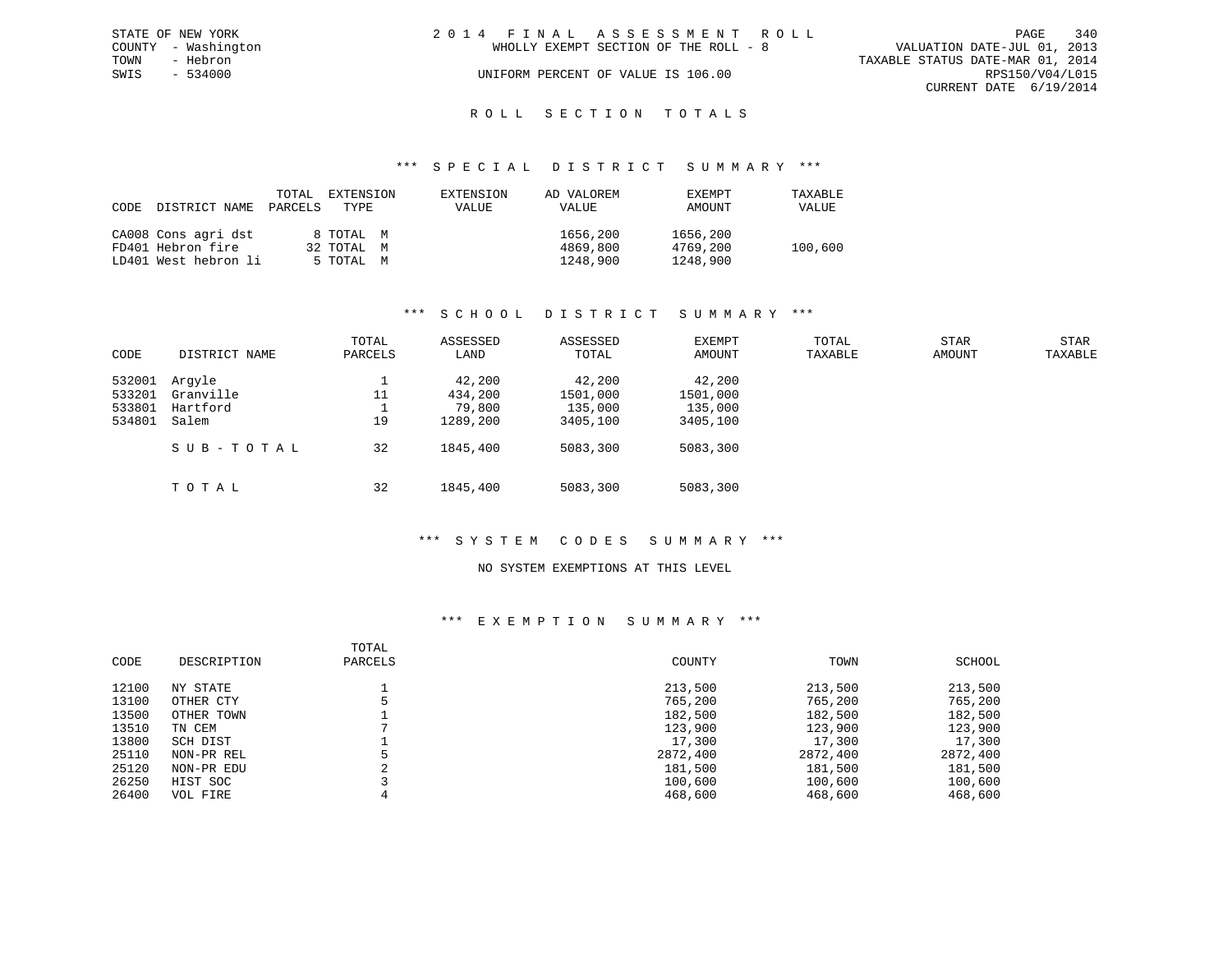STATE OF NEW YORK
COUNTY - Washington
TOWN - Hebron
SWIS - 534000

2 0 1 4 F I N A L A S S E S S M E N T R O L L
WHOLLY EXEMPT SECTION OF THE ROLL - 8
UNIFORM PERCENT OF VALUE IS 106.00

VALUATION DATE-JUL 01, 2013
TAXABLE STATUS DATE-MAR 01, 2014
RPS150/V04/L015
CURRENT DATE 6/19/2014

## R O L L S E C T I O N T O T A L S

### *** S P E C I A L D I S T R I C T S U M M A R Y ***

| CODE | DISTRICT NAME | TOTAL PARCELS | EXTENSION TYPE | EXTENSION VALUE | AD VALOREM VALUE | EXEMPT AMOUNT | TAXABLE VALUE |
|---|---|---|---|---|---|---|---|
| CA008 | Cons agri dst | 8 | TOTAL M | | 1656,200 | 1656,200 | |
| FD401 | Hebron fire | 32 | TOTAL M | | 4869,800 | 4769,200 | 100,600 |
| LD401 | West hebron li | 5 | TOTAL M | | 1248,900 | 1248,900 | |

### *** S C H O O L D I S T R I C T S U M M A R Y ***

| CODE | DISTRICT NAME | TOTAL PARCELS | ASSESSED LAND | ASSESSED TOTAL | EXEMPT AMOUNT | TOTAL TAXABLE | STAR AMOUNT | STAR TAXABLE |
|---|---|---|---|---|---|---|---|---|
| 532001 | Argyle | 1 | 42,200 | 42,200 | 42,200 | | | |
| 533201 | Granville | 11 | 434,200 | 1501,000 | 1501,000 | | | |
| 533801 | Hartford | 1 | 79,800 | 135,000 | 135,000 | | | |
| 534801 | Salem | 19 | 1289,200 | 3405,100 | 3405,100 | | | |
| | S U B - T O T A L | 32 | 1845,400 | 5083,300 | 5083,300 | | | |
| | T O T A L | 32 | 1845,400 | 5083,300 | 5083,300 | | | |

### *** S Y S T E M C O D E S S U M M A R Y ***

NO SYSTEM EXEMPTIONS AT THIS LEVEL

### *** E X E M P T I O N S U M M A R Y ***

| CODE | DESCRIPTION | TOTAL PARCELS | COUNTY | TOWN | SCHOOL |
|---|---|---|---|---|---|
| 12100 | NY STATE | 1 | 213,500 | 213,500 | 213,500 |
| 13100 | OTHER CTY | 5 | 765,200 | 765,200 | 765,200 |
| 13500 | OTHER TOWN | 1 | 182,500 | 182,500 | 182,500 |
| 13510 | TN CEM | 7 | 123,900 | 123,900 | 123,900 |
| 13800 | SCH DIST | 1 | 17,300 | 17,300 | 17,300 |
| 25110 | NON-PR REL | 5 | 2872,400 | 2872,400 | 2872,400 |
| 25120 | NON-PR EDU | 2 | 181,500 | 181,500 | 181,500 |
| 26250 | HIST SOC | 3 | 100,600 | 100,600 | 100,600 |
| 26400 | VOL FIRE | 4 | 468,600 | 468,600 | 468,600 |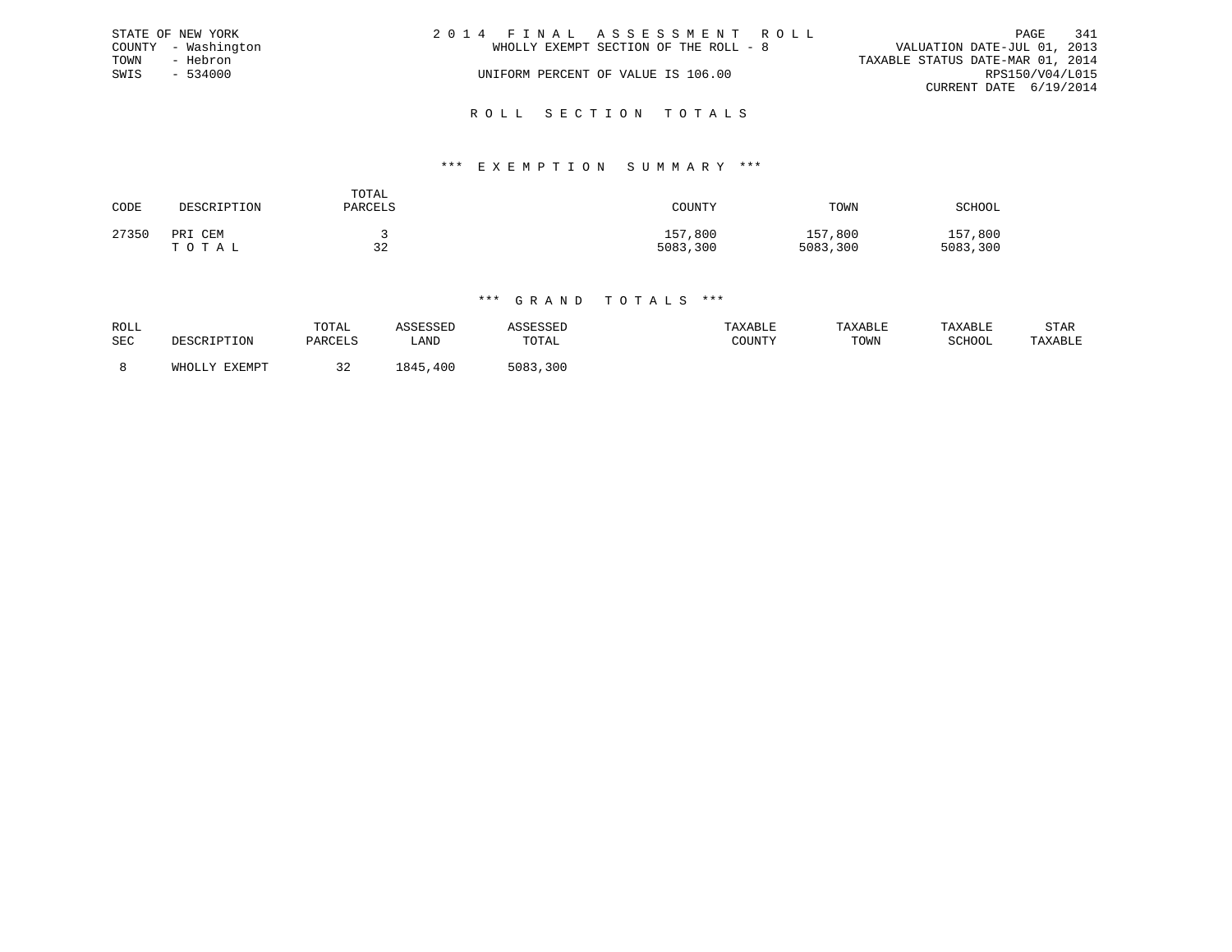STATE OF NEW YORK
COUNTY - Washington
TOWN - Hebron
SWIS - 534000

2014 FINAL ASSESSMENT ROLL
WHOLLY EXEMPT SECTION OF THE ROLL - 8
UNIFORM PERCENT OF VALUE IS 106.00

VALUATION DATE-JUL 01, 2013
TAXABLE STATUS DATE-MAR 01, 2014
RPS150/V04/L015
CURRENT DATE 6/19/2014

## ROLL SECTION TOTALS

### *** EXEMPTION SUMMARY ***

| CODE | DESCRIPTION | TOTAL PARCELS | COUNTY | TOWN | SCHOOL |
|---|---|---|---|---|---|
| 27350 | PRI CEM | 3 | 157,800 | 157,800 | 157,800 |
| | T O T A L | 32 | 5083,300 | 5083,300 | 5083,300 |

### *** GRAND TOTALS ***

| ROLL SEC | DESCRIPTION | TOTAL PARCELS | ASSESSED LAND | ASSESSED TOTAL | TAXABLE COUNTY | TAXABLE TOWN | TAXABLE SCHOOL | STAR TAXABLE |
|---|---|---|---|---|---|---|---|---|
| 8 | WHOLLY EXEMPT | 32 | 1845,400 | 5083,300 | | | | |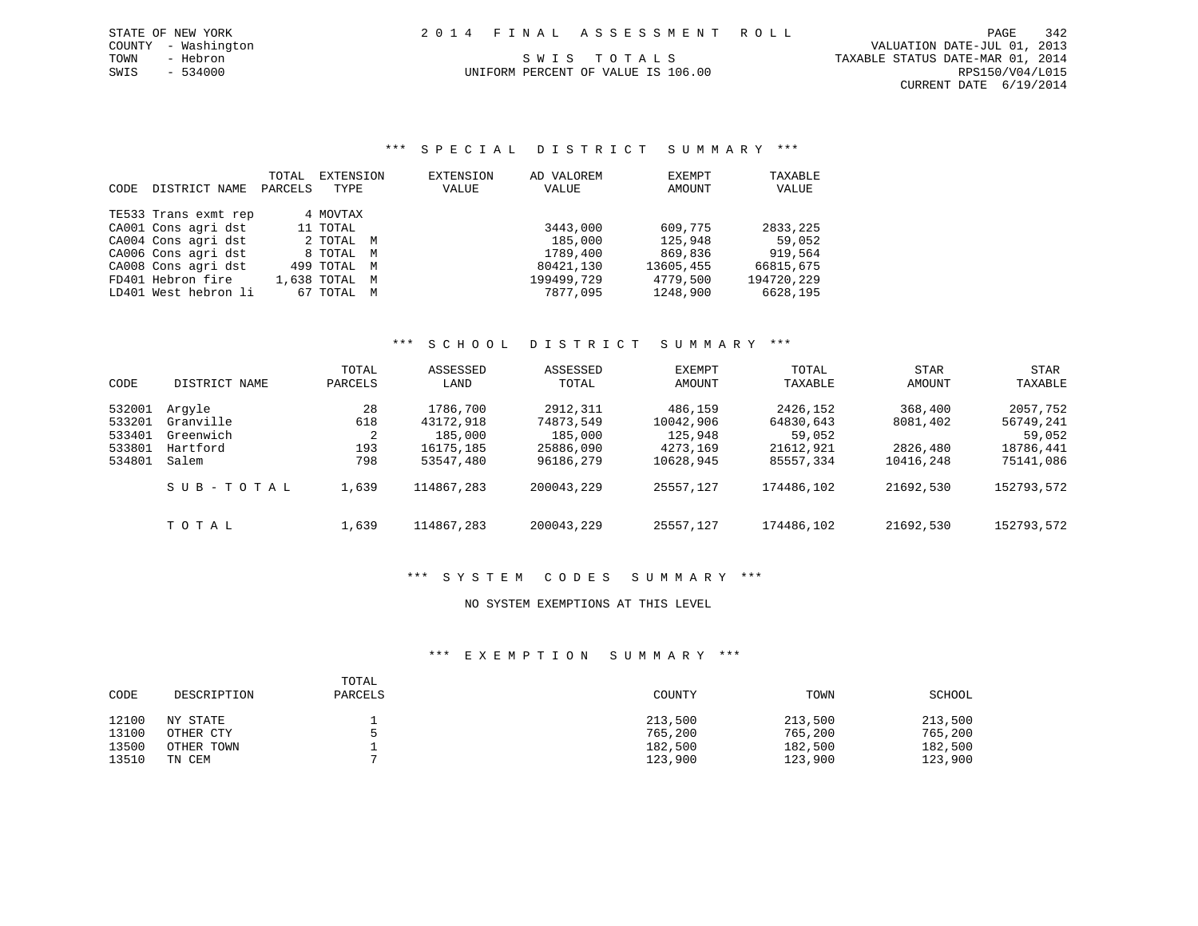STATE OF NEW YORK
COUNTY - Washington
TOWN - Hebron
SWIS - 534000

2014 FINAL ASSESSMENT ROLL

SWIS TOTALS

UNIFORM PERCENT OF VALUE IS 106.00

VALUATION DATE-JUL 01, 2013
TAXABLE STATUS DATE-MAR 01, 2014
RPS150/V04/L015
CURRENT DATE 6/19/2014

### *** SPECIAL DISTRICT SUMMARY ***

| CODE | DISTRICT NAME | TOTAL PARCELS | EXTENSION TYPE | EXTENSION VALUE | AD VALOREM VALUE | EXEMPT AMOUNT | TAXABLE VALUE |
|---|---|---|---|---|---|---|---|
| TE533 | Trans exmt rep | 4 | MOVTAX | | | | |
| CA001 | Cons agri dst | 11 | TOTAL | | 3443,000 | 609,775 | 2833,225 |
| CA004 | Cons agri dst | 2 | TOTAL M | | 185,000 | 125,948 | 59,052 |
| CA006 | Cons agri dst | 8 | TOTAL M | | 1789,400 | 869,836 | 919,564 |
| CA008 | Cons agri dst | 499 | TOTAL M | | 80421,130 | 13605,455 | 66815,675 |
| FD401 | Hebron fire | 1,638 | TOTAL M | | 199499,729 | 4779,500 | 194720,229 |
| LD401 | West hebron li | 67 | TOTAL M | | 7877,095 | 1248,900 | 6628,195 |

### *** SCHOOL DISTRICT SUMMARY ***

| CODE | DISTRICT NAME | TOTAL PARCELS | ASSESSED LAND | ASSESSED TOTAL | EXEMPT AMOUNT | TOTAL TAXABLE | STAR AMOUNT | STAR TAXABLE |
|---|---|---|---|---|---|---|---|---|
| 532001 | Argyle | 28 | 1786,700 | 2912,311 | 486,159 | 2426,152 | 368,400 | 2057,752 |
| 533201 | Granville | 618 | 43172,918 | 74873,549 | 10042,906 | 64830,643 | 8081,402 | 56749,241 |
| 533401 | Greenwich | 2 | 185,000 | 185,000 | 125,948 | 59,052 | | 59,052 |
| 533801 | Hartford | 193 | 16175,185 | 25886,090 | 4273,169 | 21612,921 | 2826,480 | 18786,441 |
| 534801 | Salem | 798 | 53547,480 | 96186,279 | 10628,945 | 85557,334 | 10416,248 | 75141,086 |
| | SUB-TOTAL | 1,639 | 114867,283 | 200043,229 | 25557,127 | 174486,102 | 21692,530 | 152793,572 |
| | TOTAL | 1,639 | 114867,283 | 200043,229 | 25557,127 | 174486,102 | 21692,530 | 152793,572 |

### *** SYSTEM CODES SUMMARY ***

NO SYSTEM EXEMPTIONS AT THIS LEVEL

### *** EXEMPTION SUMMARY ***

| CODE | DESCRIPTION | TOTAL PARCELS | COUNTY | TOWN | SCHOOL |
|---|---|---|---|---|---|
| 12100 | NY STATE | 1 | 213,500 | 213,500 | 213,500 |
| 13100 | OTHER CTY | 5 | 765,200 | 765,200 | 765,200 |
| 13500 | OTHER TOWN | 1 | 182,500 | 182,500 | 182,500 |
| 13510 | TN CEM | 7 | 123,900 | 123,900 | 123,900 |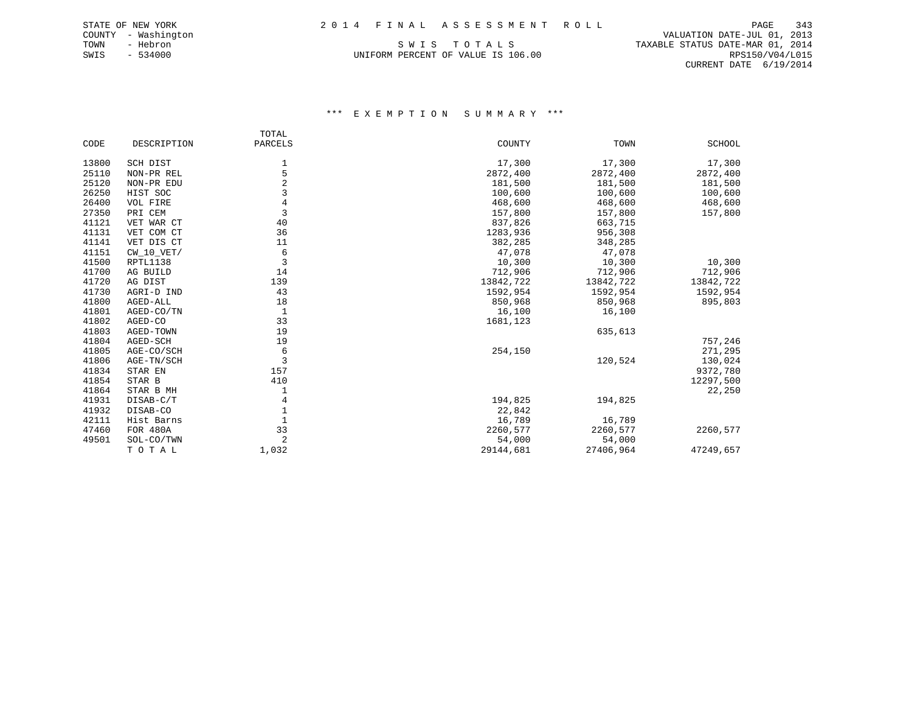STATE OF NEW YORK
COUNTY - Washington
TOWN - Hebron
SWIS - 534000

# 2014 FINAL ASSESSMENT ROLL

S W I S   T O T A L S
UNIFORM PERCENT OF VALUE IS 106.00

VALUATION DATE-JUL 01, 2013
TAXABLE STATUS DATE-MAR 01, 2014
RPS150/V04/L015
CURRENT DATE 6/19/2014

## \*\*\* E X E M P T I O N   S U M M A R Y \*\*\*

| CODE | DESCRIPTION | TOTAL PARCELS | COUNTY | TOWN | SCHOOL |
|---|---|---|---|---|---|
| 13800 | SCH DIST | 1 | 17,300 | 17,300 | 17,300 |
| 25110 | NON-PR REL | 5 | 2872,400 | 2872,400 | 2872,400 |
| 25120 | NON-PR EDU | 2 | 181,500 | 181,500 | 181,500 |
| 26250 | HIST SOC | 3 | 100,600 | 100,600 | 100,600 |
| 26400 | VOL FIRE | 4 | 468,600 | 468,600 | 468,600 |
| 27350 | PRI CEM | 3 | 157,800 | 157,800 | 157,800 |
| 41121 | VET WAR CT | 40 | 837,826 | 663,715 | |
| 41131 | VET COM CT | 36 | 1283,936 | 956,308 | |
| 41141 | VET DIS CT | 11 | 382,285 | 348,285 | |
| 41151 | CW_10_VET/ | 6 | 47,078 | 47,078 | |
| 41500 | RPTL1138 | 3 | 10,300 | 10,300 | 10,300 |
| 41700 | AG BUILD | 14 | 712,906 | 712,906 | 712,906 |
| 41720 | AG DIST | 139 | 13842,722 | 13842,722 | 13842,722 |
| 41730 | AGRI-D IND | 43 | 1592,954 | 1592,954 | 1592,954 |
| 41800 | AGED-ALL | 18 | 850,968 | 850,968 | 895,803 |
| 41801 | AGED-CO/TN | 1 | 16,100 | 16,100 | |
| 41802 | AGED-CO | 33 | 1681,123 | | |
| 41803 | AGED-TOWN | 19 | | 635,613 | |
| 41804 | AGED-SCH | 19 | | | 757,246 |
| 41805 | AGE-CO/SCH | 6 | 254,150 | | 271,295 |
| 41806 | AGE-TN/SCH | 3 | | 120,524 | 130,024 |
| 41834 | STAR EN | 157 | | | 9372,780 |
| 41854 | STAR B | 410 | | | 12297,500 |
| 41864 | STAR B MH | 1 | | | 22,250 |
| 41931 | DISAB-C/T | 4 | 194,825 | 194,825 | |
| 41932 | DISAB-CO | 1 | 22,842 | | |
| 42111 | Hist Barns | 1 | 16,789 | 16,789 | |
| 47460 | FOR 480A | 33 | 2260,577 | 2260,577 | 2260,577 |
| 49501 | SOL-CO/TWN | 2 | 54,000 | 54,000 | |
| | T O T A L | 1,032 | 29144,681 | 27406,964 | 47249,657 |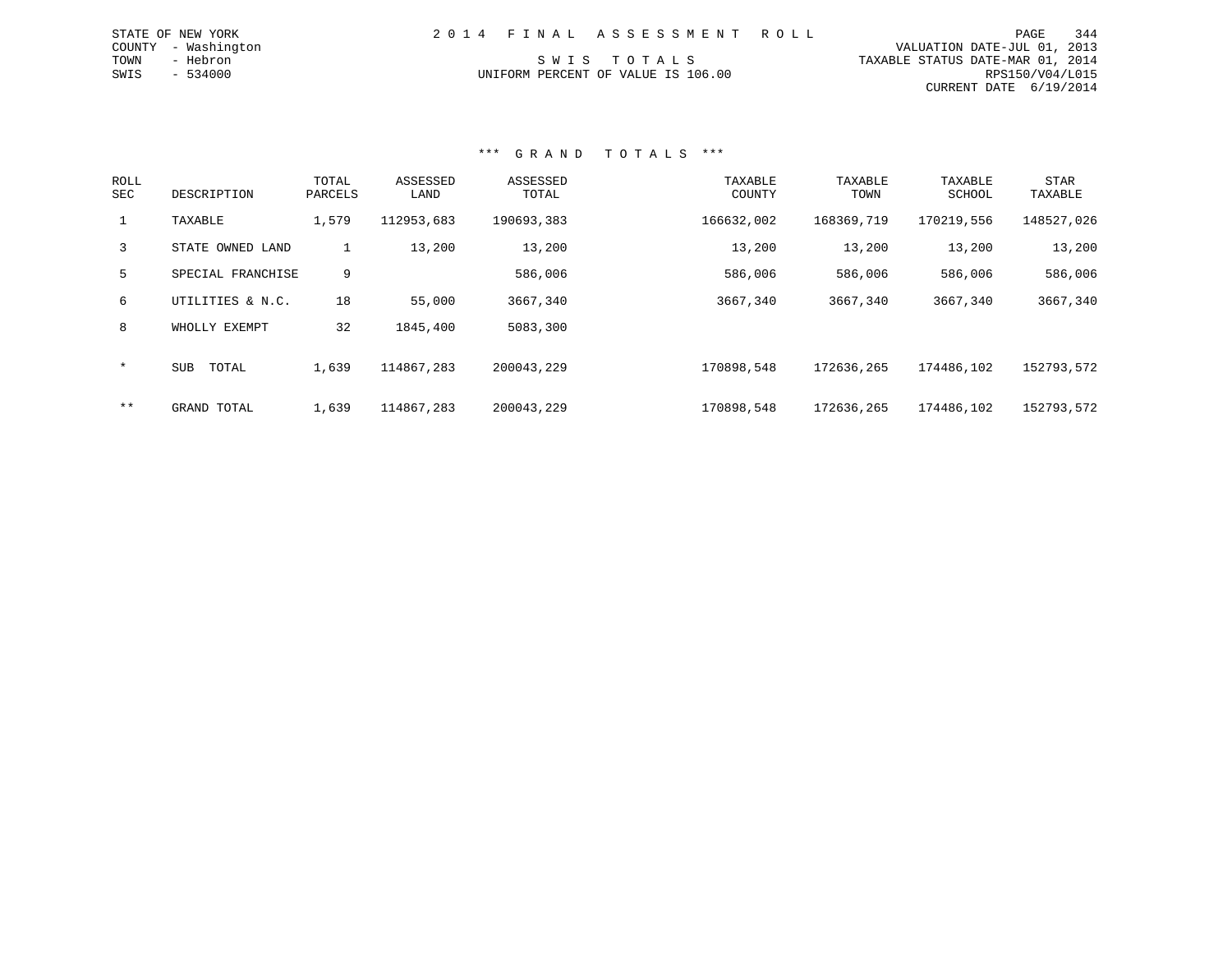STATE OF NEW YORK
COUNTY - Washington
TOWN - Hebron
SWIS - 534000

2014 FINAL ASSESSMENT ROLL

SWIS TOTALS

UNIFORM PERCENT OF VALUE IS 106.00

VALUATION DATE-JUL 01, 2013
TAXABLE STATUS DATE-MAR 01, 2014
RPS150/V04/L015
CURRENT DATE 6/19/2014

## *** GRAND TOTALS ***

| ROLL SEC | DESCRIPTION | TOTAL PARCELS | ASSESSED LAND | ASSESSED TOTAL | TAXABLE COUNTY | TAXABLE TOWN | TAXABLE SCHOOL | STAR TAXABLE |
|---|---|---|---|---|---|---|---|---|
| 1 | TAXABLE | 1,579 | 112953,683 | 190693,383 | 166632,002 | 168369,719 | 170219,556 | 148527,026 |
| 3 | STATE OWNED LAND | 1 | 13,200 | 13,200 | 13,200 | 13,200 | 13,200 | 13,200 |
| 5 | SPECIAL FRANCHISE | 9 | | 586,006 | 586,006 | 586,006 | 586,006 | 586,006 |
| 6 | UTILITIES & N.C. | 18 | 55,000 | 3667,340 | 3667,340 | 3667,340 | 3667,340 | 3667,340 |
| 8 | WHOLLY EXEMPT | 32 | 1845,400 | 5083,300 | | | | |
| * | SUB TOTAL | 1,639 | 114867,283 | 200043,229 | 170898,548 | 172636,265 | 174486,102 | 152793,572 |
| ** | GRAND TOTAL | 1,639 | 114867,283 | 200043,229 | 170898,548 | 172636,265 | 174486,102 | 152793,572 |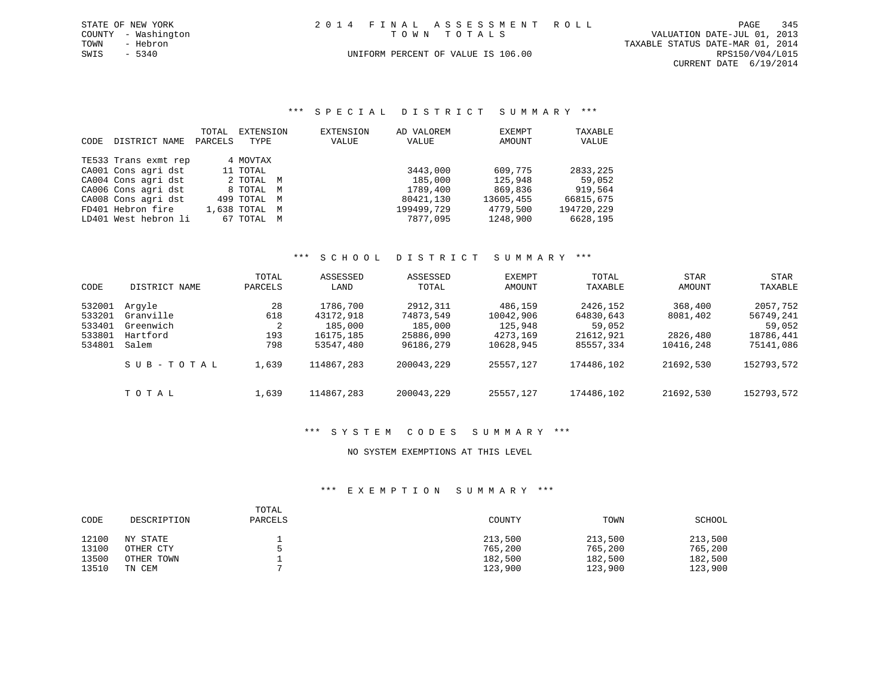STATE OF NEW YORK
COUNTY - Washington
TOWN - Hebron
SWIS - 5340

2 0 1 4 F I N A L A S S E S S M E N T R O L L
T O W N T O T A L S
UNIFORM PERCENT OF VALUE IS 106.00

VALUATION DATE-JUL 01, 2013
TAXABLE STATUS DATE-MAR 01, 2014
RPS150/V04/L015
CURRENT DATE 6/19/2014

### *** S P E C I A L D I S T R I C T S U M M A R Y ***

| CODE | DISTRICT NAME | TOTAL PARCELS | EXTENSION TYPE | EXTENSION VALUE | AD VALOREM VALUE | EXEMPT AMOUNT | TAXABLE VALUE |
|---|---|---|---|---|---|---|---|
| TE533 | Trans exmt rep | 4 | MOVTAX | | | | |
| CA001 | Cons agri dst | 11 | TOTAL | | 3443,000 | 609,775 | 2833,225 |
| CA004 | Cons agri dst | 2 | TOTAL M | | 185,000 | 125,948 | 59,052 |
| CA006 | Cons agri dst | 8 | TOTAL M | | 1789,400 | 869,836 | 919,564 |
| CA008 | Cons agri dst | 499 | TOTAL M | | 80421,130 | 13605,455 | 66815,675 |
| FD401 | Hebron fire | 1,638 | TOTAL M | | 199499,729 | 4779,500 | 194720,229 |
| LD401 | West hebron li | 67 | TOTAL M | | 7877,095 | 1248,900 | 6628,195 |

### *** S C H O O L D I S T R I C T S U M M A R Y ***

| CODE | DISTRICT NAME | TOTAL PARCELS | ASSESSED LAND | ASSESSED TOTAL | EXEMPT AMOUNT | TOTAL TAXABLE | STAR AMOUNT | STAR TAXABLE |
|---|---|---|---|---|---|---|---|---|
| 532001 | Argyle | 28 | 1786,700 | 2912,311 | 486,159 | 2426,152 | 368,400 | 2057,752 |
| 533201 | Granville | 618 | 43172,918 | 74873,549 | 10042,906 | 64830,643 | 8081,402 | 56749,241 |
| 533401 | Greenwich | 2 | 185,000 | 185,000 | 125,948 | 59,052 | | 59,052 |
| 533801 | Hartford | 193 | 16175,185 | 25886,090 | 4273,169 | 21612,921 | 2826,480 | 18786,441 |
| 534801 | Salem | 798 | 53547,480 | 96186,279 | 10628,945 | 85557,334 | 10416,248 | 75141,086 |
| | S U B - T O T A L | 1,639 | 114867,283 | 200043,229 | 25557,127 | 174486,102 | 21692,530 | 152793,572 |
| | T O T A L | 1,639 | 114867,283 | 200043,229 | 25557,127 | 174486,102 | 21692,530 | 152793,572 |

### *** S Y S T E M C O D E S S U M M A R Y ***

NO SYSTEM EXEMPTIONS AT THIS LEVEL

### *** E X E M P T I O N S U M M A R Y ***

| CODE | DESCRIPTION | TOTAL PARCELS | COUNTY | TOWN | SCHOOL |
|---|---|---|---|---|---|
| 12100 | NY STATE | 1 | 213,500 | 213,500 | 213,500 |
| 13100 | OTHER CTY | 5 | 765,200 | 765,200 | 765,200 |
| 13500 | OTHER TOWN | 1 | 182,500 | 182,500 | 182,500 |
| 13510 | TN CEM | 7 | 123,900 | 123,900 | 123,900 |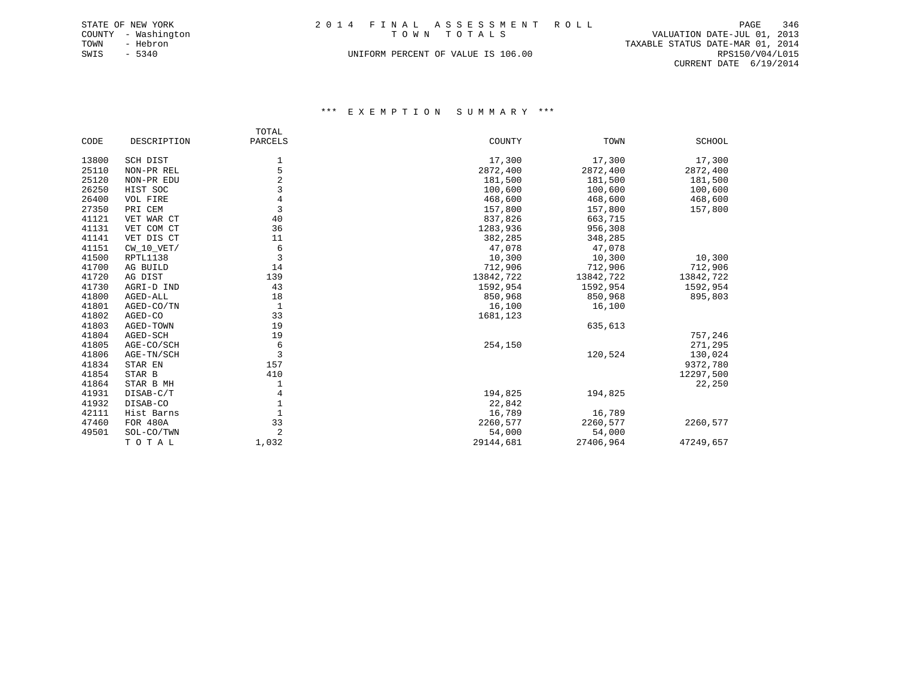STATE OF NEW YORK
COUNTY - Washington
TOWN - Hebron
SWIS - 5340

# 2014 FINAL ASSESSMENT ROLL

TOWN TOTALS

UNIFORM PERCENT OF VALUE IS 106.00

VALUATION DATE-JUL 01, 2013
TAXABLE STATUS DATE-MAR 01, 2014
RPS150/V04/L015
CURRENT DATE 6/19/2014

## *** EXEMPTION SUMMARY ***

| CODE | DESCRIPTION | TOTAL PARCELS | COUNTY | TOWN | SCHOOL |
|---|---|---|---|---|---|
| 13800 | SCH DIST | 1 | 17,300 | 17,300 | 17,300 |
| 25110 | NON-PR REL | 5 | 2872,400 | 2872,400 | 2872,400 |
| 25120 | NON-PR EDU | 2 | 181,500 | 181,500 | 181,500 |
| 26250 | HIST SOC | 3 | 100,600 | 100,600 | 100,600 |
| 26400 | VOL FIRE | 4 | 468,600 | 468,600 | 468,600 |
| 27350 | PRI CEM | 3 | 157,800 | 157,800 | 157,800 |
| 41121 | VET WAR CT | 40 | 837,826 | 663,715 | |
| 41131 | VET COM CT | 36 | 1283,936 | 956,308 | |
| 41141 | VET DIS CT | 11 | 382,285 | 348,285 | |
| 41151 | CW_10_VET/ | 6 | 47,078 | 47,078 | |
| 41500 | RPTL1138 | 3 | 10,300 | 10,300 | 10,300 |
| 41700 | AG BUILD | 14 | 712,906 | 712,906 | 712,906 |
| 41720 | AG DIST | 139 | 13842,722 | 13842,722 | 13842,722 |
| 41730 | AGRI-D IND | 43 | 1592,954 | 1592,954 | 1592,954 |
| 41800 | AGED-ALL | 18 | 850,968 | 850,968 | 895,803 |
| 41801 | AGED-CO/TN | 1 | 16,100 | 16,100 | |
| 41802 | AGED-CO | 33 | 1681,123 | | |
| 41803 | AGED-TOWN | 19 | | 635,613 | |
| 41804 | AGED-SCH | 19 | | | 757,246 |
| 41805 | AGE-CO/SCH | 6 | 254,150 | | 271,295 |
| 41806 | AGE-TN/SCH | 3 | | 120,524 | 130,024 |
| 41834 | STAR EN | 157 | | | 9372,780 |
| 41854 | STAR B | 410 | | | 12297,500 |
| 41864 | STAR B MH | 1 | | | 22,250 |
| 41931 | DISAB-C/T | 4 | 194,825 | 194,825 | |
| 41932 | DISAB-CO | 1 | 22,842 | | |
| 42111 | Hist Barns | 1 | 16,789 | 16,789 | |
| 47460 | FOR 480A | 33 | 2260,577 | 2260,577 | 2260,577 |
| 49501 | SOL-CO/TWN | 2 | 54,000 | 54,000 | |
| | T O T A L | 1,032 | 29144,681 | 27406,964 | 47249,657 |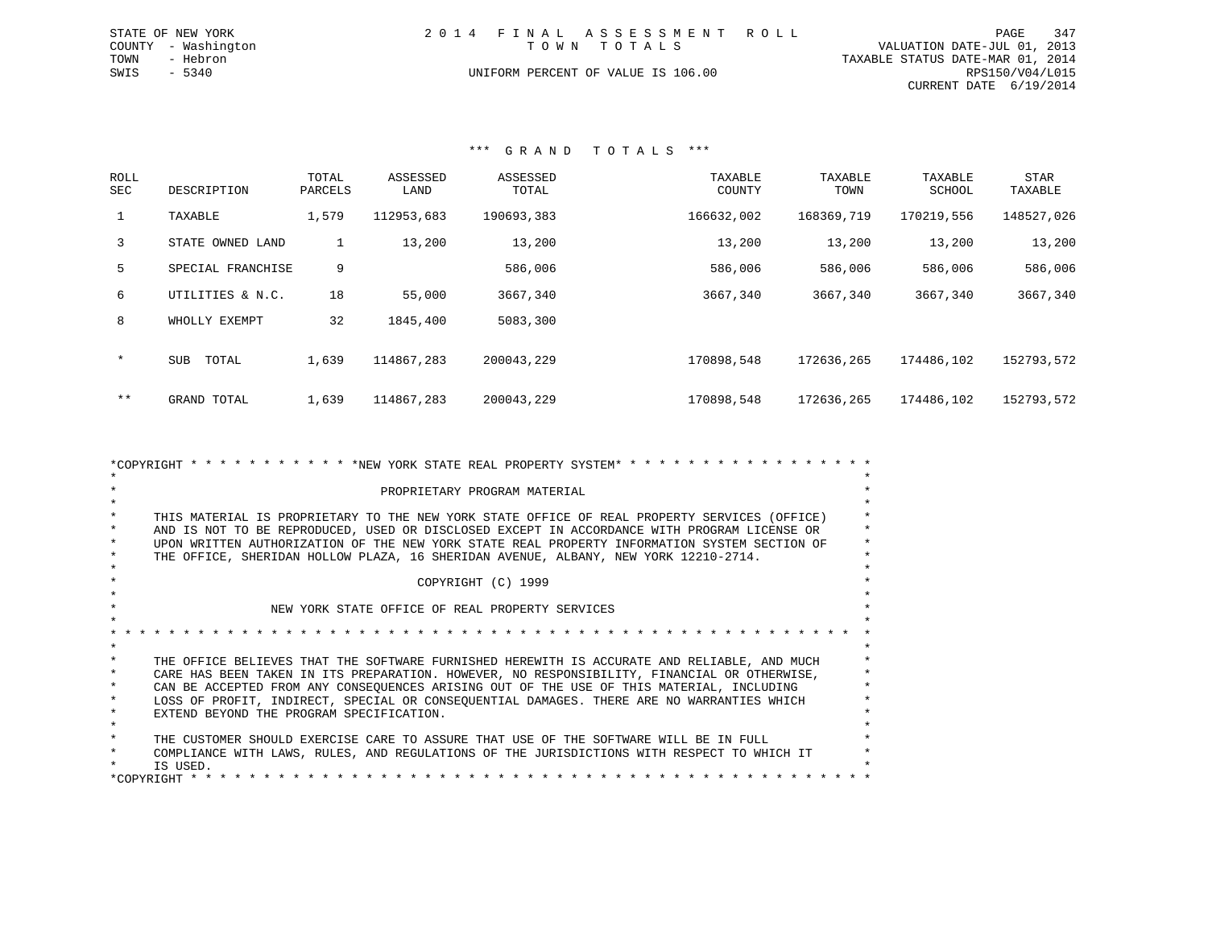STATE OF NEW YORK
COUNTY - Washington
TOWN - Hebron
SWIS - 5340

2014 FINAL ASSESSMENT ROLL
TOWN TOTALS
UNIFORM PERCENT OF VALUE IS 106.00

VALUATION DATE-JUL 01, 2013
TAXABLE STATUS DATE-MAR 01, 2014
RPS150/V04/L015
CURRENT DATE 6/19/2014

## *** GRAND TOTALS ***

| ROLL SEC | DESCRIPTION | TOTAL PARCELS | ASSESSED LAND | ASSESSED TOTAL | TAXABLE COUNTY | TAXABLE TOWN | TAXABLE SCHOOL | STAR TAXABLE |
|---|---|---|---|---|---|---|---|---|
| 1 | TAXABLE | 1,579 | 112953,683 | 190693,383 | 166632,002 | 168369,719 | 170219,556 | 148527,026 |
| 3 | STATE OWNED LAND | 1 | 13,200 | 13,200 | 13,200 | 13,200 | 13,200 | 13,200 |
| 5 | SPECIAL FRANCHISE | 9 | | 586,006 | 586,006 | 586,006 | 586,006 | 586,006 |
| 6 | UTILITIES & N.C. | 18 | 55,000 | 3667,340 | 3667,340 | 3667,340 | 3667,340 | 3667,340 |
| 8 | WHOLLY EXEMPT | 32 | 1845,400 | 5083,300 | | | | |
| * | SUB TOTAL | 1,639 | 114867,283 | 200043,229 | 170898,548 | 172636,265 | 174486,102 | 152793,572 |
| ** | GRAND TOTAL | 1,639 | 114867,283 | 200043,229 | 170898,548 | 172636,265 | 174486,102 | 152793,572 |

```
*COPYRIGHT * * * * * * * * * * * *NEW YORK STATE REAL PROPERTY SYSTEM* * * * * * * * * * * * * * * * * *
*                                                                                                      *
*                                  PROPRIETARY PROGRAM MATERIAL                                        *
*                                                                                                      *
*     THIS MATERIAL IS PROPRIETARY TO THE NEW YORK STATE OFFICE OF REAL PROPERTY SERVICES (OFFICE)     *
*     AND IS NOT TO BE REPRODUCED, USED OR DISCLOSED EXCEPT IN ACCORDANCE WITH PROGRAM LICENSE OR      *
*     UPON WRITTEN AUTHORIZATION OF THE NEW YORK STATE REAL PROPERTY INFORMATION SYSTEM SECTION OF     *
*     THE OFFICE, SHERIDAN HOLLOW PLAZA, 16 SHERIDAN AVENUE, ALBANY, NEW YORK 12210-2714.              *
*                                                                                                      *
*                                       COPYRIGHT (C) 1999                                             *
*                                                                                                      *
*                          NEW YORK STATE OFFICE OF REAL PROPERTY SERVICES                             *
*                                                                                                      *
* * * * * * * * * * * * * * * * * * * * * * * * * * * * * * * * * * * * * * * * * * * * * * * * * * * *
*                                                                                                      *
*     THE OFFICE BELIEVES THAT THE SOFTWARE FURNISHED HEREWITH IS ACCURATE AND RELIABLE, AND MUCH       *
*     CARE HAS BEEN TAKEN IN ITS PREPARATION. HOWEVER, NO RESPONSIBILITY, FINANCIAL OR OTHERWISE,      *
*     CAN BE ACCEPTED FROM ANY CONSEQUENCES ARISING OUT OF THE USE OF THIS MATERIAL, INCLUDING         *
*     LOSS OF PROFIT, INDIRECT, SPECIAL OR CONSEQUENTIAL DAMAGES. THERE ARE NO WARRANTIES WHICH        *
*     EXTEND BEYOND THE PROGRAM SPECIFICATION.                                                         *
*                                                                                                      *
*     THE CUSTOMER SHOULD EXERCISE CARE TO ASSURE THAT USE OF THE SOFTWARE WILL BE IN FULL             *
*     COMPLIANCE WITH LAWS, RULES, AND REGULATIONS OF THE JURISDICTIONS WITH RESPECT TO WHICH IT       *
*     IS USED.                                                                                         *
*COPYRIGHT * * * * * * * * * * * * * * * * * * * * * * * * * * * * * * * * * * * * * * * * * * * * * *
```